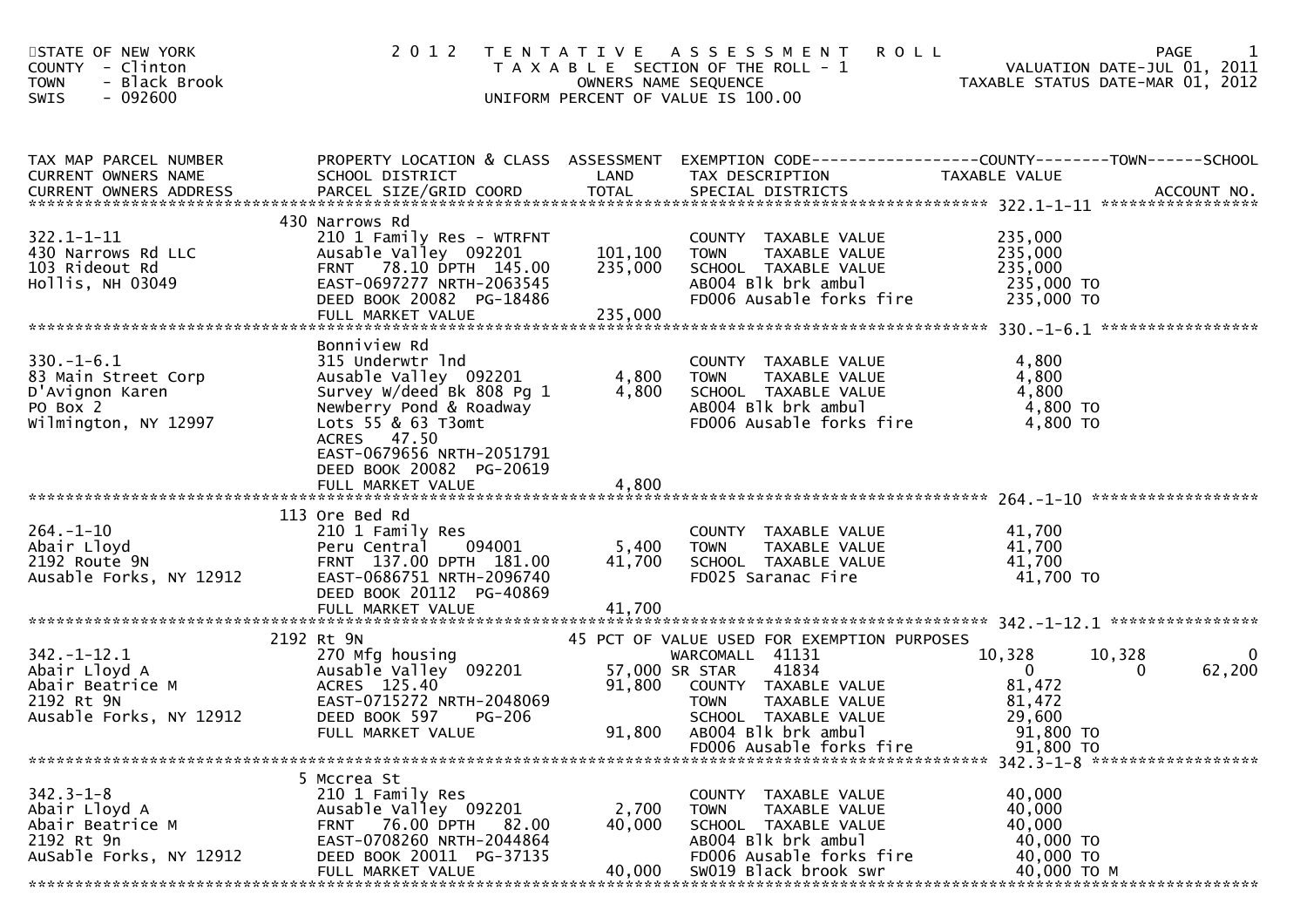STATE OF NEW YORK
COUNTY - Clinton
TOWN - Black Brook
SWIS - 092600

# 2012 TENTATIVE ASSESSMENT ROLL

TAXABLE SECTION OF THE ROLL - 1
OWNERS NAME SEQUENCE
UNIFORM PERCENT OF VALUE IS 100.00

VALUATION DATE-JUL 01, 2011
TAXABLE STATUS DATE-MAR 01, 2012

| TAX MAP PARCEL NUMBER / CURRENT OWNERS NAME / CURRENT OWNERS ADDRESS | PROPERTY LOCATION & CLASS / SCHOOL DISTRICT / PARCEL SIZE/GRID COORD | ASSESSMENT LAND / TOTAL | EXEMPTION CODE / TAX DESCRIPTION / SPECIAL DISTRICTS | COUNTY TAXABLE VALUE | TOWN | SCHOOL | ACCOUNT NO. |
|---|---|---|---|---|---|---|---|
| **322.1-1-11** | 430 Narrows Rd | | | | | | |
| 322.1-1-11 | 210 1 Family Res - WTRFNT | | COUNTY TAXABLE VALUE | 235,000 | | | |
| 430 Narrows Rd LLC | Ausable Valley 092201 | 101,100 | TOWN TAXABLE VALUE | 235,000 | | | |
| 103 Rideout Rd | FRNT 78.10 DPTH 145.00 | 235,000 | SCHOOL TAXABLE VALUE | 235,000 | | | |
| Hollis, NH 03049 | EAST-0697277 NRTH-2063545 | | AB004 Blk brk ambul | 235,000 TO | | | |
| | DEED BOOK 20082 PG-18486 | | FD006 Ausable forks fire | 235,000 TO | | | |
| | FULL MARKET VALUE | 235,000 | | | | | |
| **330.-1-6.1** | Bonniview Rd | | | | | | |
| 330.-1-6.1 | 315 Underwtr lnd | | COUNTY TAXABLE VALUE | 4,800 | | | |
| 83 Main Street Corp | Ausable Valley 092201 | 4,800 | TOWN TAXABLE VALUE | 4,800 | | | |
| D'Avignon Karen | Survey W/deed Bk 808 Pg 1 | 4,800 | SCHOOL TAXABLE VALUE | 4,800 | | | |
| PO Box 2 | Newberry Pond & Roadway | | AB004 Blk brk ambul | 4,800 TO | | | |
| Wilmington, NY 12997 | Lots 55 & 63 T3omt | | FD006 Ausable forks fire | 4,800 TO | | | |
| | ACRES 47.50 | | | | | | |
| | EAST-0679656 NRTH-2051791 | | | | | | |
| | DEED BOOK 20082 PG-20619 | | | | | | |
| | FULL MARKET VALUE | 4,800 | | | | | |
| **264.-1-10** | 113 Ore Bed Rd | | | | | | |
| 264.-1-10 | 210 1 Family Res | | COUNTY TAXABLE VALUE | 41,700 | | | |
| Abair Lloyd | Peru Central 094001 | 5,400 | TOWN TAXABLE VALUE | 41,700 | | | |
| 2192 Route 9N | FRNT 137.00 DPTH 181.00 | 41,700 | SCHOOL TAXABLE VALUE | 41,700 | | | |
| Ausable Forks, NY 12912 | EAST-0686751 NRTH-2096740 | | FD025 Saranac Fire | 41,700 TO | | | |
| | DEED BOOK 20112 PG-40869 | | | | | | |
| | FULL MARKET VALUE | 41,700 | | | | | |
| **342.-1-12.1** | 2192 Rt 9N | | 45 PCT OF VALUE USED FOR EXEMPTION PURPOSES | | | | |
| 342.-1-12.1 | 270 Mfg housing | | WARCOMALL 41131 | 10,328 | 10,328 | 0 | |
| Abair Lloyd A | Ausable Valley 092201 | 57,000 | SR STAR 41834 | 0 | 0 | 62,200 | |
| Abair Beatrice M | ACRES 125.40 | 91,800 | COUNTY TAXABLE VALUE | 81,472 | | | |
| 2192 Rt 9N | EAST-0715272 NRTH-2048069 | | TOWN TAXABLE VALUE | 81,472 | | | |
| Ausable Forks, NY 12912 | DEED BOOK 597 PG-206 | | SCHOOL TAXABLE VALUE | 29,600 | | | |
| | FULL MARKET VALUE | 91,800 | AB004 Blk brk ambul | 91,800 TO | | | |
| | | | FD006 Ausable forks fire | 91,800 TO | | | |
| **342.3-1-8** | 5 Mccrea St | | | | | | |
| 342.3-1-8 | 210 1 Family Res | | COUNTY TAXABLE VALUE | 40,000 | | | |
| Abair Lloyd A | Ausable Valley 092201 | 2,700 | TOWN TAXABLE VALUE | 40,000 | | | |
| Abair Beatrice M | FRNT 76.00 DPTH 82.00 | 40,000 | SCHOOL TAXABLE VALUE | 40,000 | | | |
| 2192 Rt 9n | EAST-0708260 NRTH-2044864 | | AB004 Blk brk ambul | 40,000 TO | | | |
| AuSable Forks, NY 12912 | DEED BOOK 20011 PG-37135 | | FD006 Ausable forks fire | 40,000 TO | | | |
| | FULL MARKET VALUE | 40,000 | SW019 Black brook swr | 40,000 TO M | | | |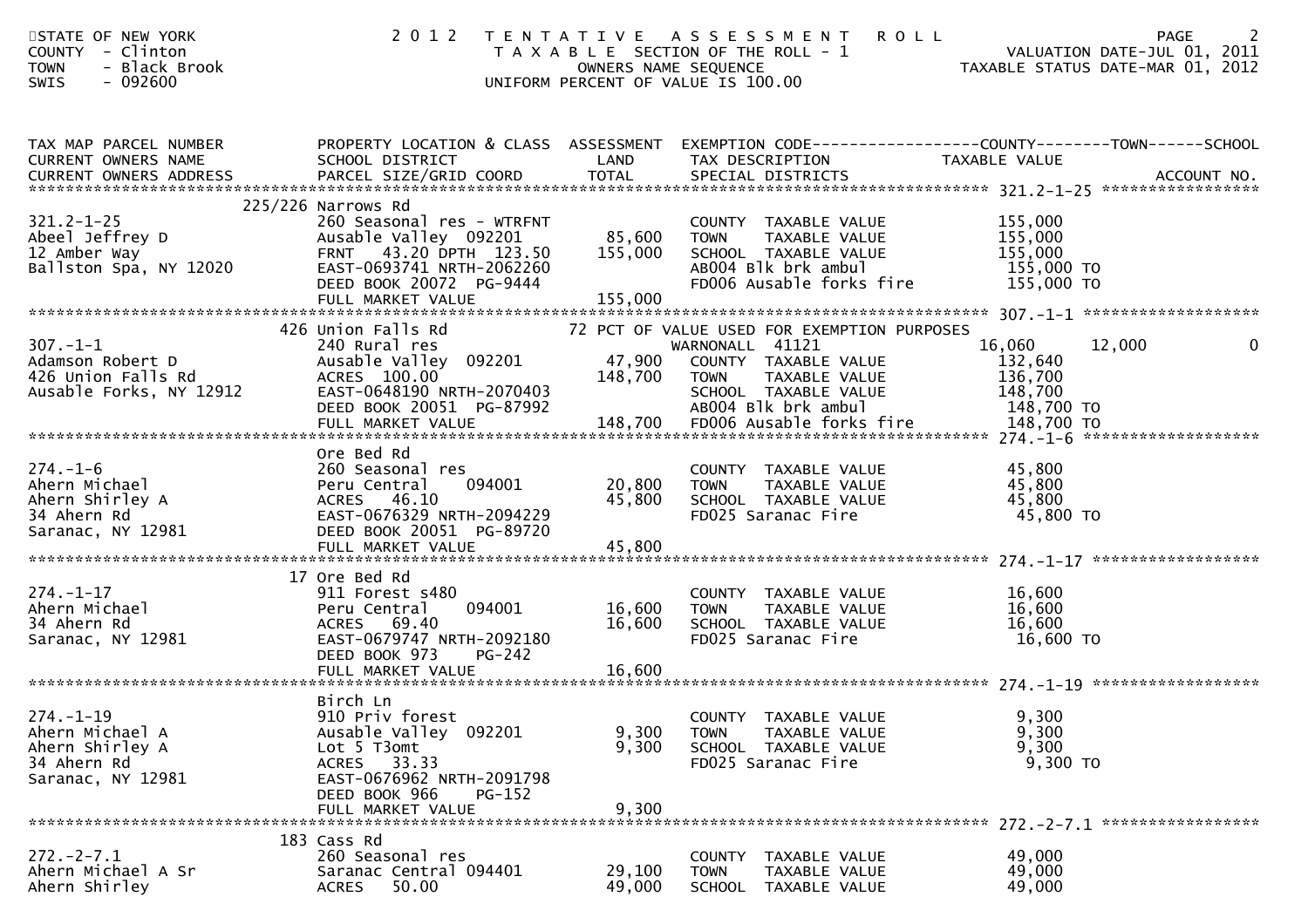STATE OF NEW YORK
COUNTY - Clinton
TOWN - Black Brook
SWIS - 092600

2 0 1 2 T E N T A T I V E A S S E S S M E N T R O L L
T A X A B L E SECTION OF THE ROLL - 1
OWNERS NAME SEQUENCE
UNIFORM PERCENT OF VALUE IS 100.00

VALUATION DATE-JUL 01, 2011
TAXABLE STATUS DATE-MAR 01, 2012

| TAX MAP PARCEL NUMBER / CURRENT OWNERS NAME / CURRENT OWNERS ADDRESS | PROPERTY LOCATION & CLASS / SCHOOL DISTRICT / PARCEL SIZE/GRID COORD | ASSESSMENT LAND | TOTAL | EXEMPTION CODE / TAX DESCRIPTION / SPECIAL DISTRICTS | COUNTY TAXABLE VALUE | TOWN | SCHOOL | ACCOUNT NO. |
|---|---|---|---|---|---|---|---|---|
| 321.2-1-25 | 225/226 Narrows Rd | | | | | | | |
| | 260 Seasonal res - WTRFNT | | | COUNTY TAXABLE VALUE | 155,000 | | | |
| Abeel Jeffrey D | Ausable Valley 092201 | 85,600 | | TOWN TAXABLE VALUE | 155,000 | | | |
| 12 Amber Way | FRNT 43.20 DPTH 123.50 | | 155,000 | SCHOOL TAXABLE VALUE | 155,000 | | | |
| Ballston Spa, NY 12020 | EAST-0693741 NRTH-2062260 | | | AB004 Blk brk ambul | 155,000 TO | | | |
| | DEED BOOK 20072 PG-9444 | | | FD006 Ausable forks fire | 155,000 TO | | | |
| | FULL MARKET VALUE | | 155,000 | | | | | |
| 307.-1-1 | 426 Union Falls Rd | | | 72 PCT OF VALUE USED FOR EXEMPTION PURPOSES | | | | |
| | 240 Rural res | | | WARNONALL 41121 | 16,060 | 12,000 | 0 | |
| Adamson Robert D | Ausable Valley 092201 | 47,900 | | COUNTY TAXABLE VALUE | 132,640 | | | |
| 426 Union Falls Rd | ACRES 100.00 | | 148,700 | TOWN TAXABLE VALUE | 136,700 | | | |
| Ausable Forks, NY 12912 | EAST-0648190 NRTH-2070403 | | | SCHOOL TAXABLE VALUE | 148,700 | | | |
| | DEED BOOK 20051 PG-87992 | | | AB004 Blk brk ambul | 148,700 TO | | | |
| | FULL MARKET VALUE | | 148,700 | FD006 Ausable forks fire | 148,700 TO | | | |
| 274.-1-6 | Ore Bed Rd | | | | | | | |
| | 260 Seasonal res | | | COUNTY TAXABLE VALUE | 45,800 | | | |
| Ahern Michael | Peru Central 094001 | 20,800 | | TOWN TAXABLE VALUE | 45,800 | | | |
| Ahern Shirley A | ACRES 46.10 | | 45,800 | SCHOOL TAXABLE VALUE | 45,800 | | | |
| 34 Ahern Rd | EAST-0676329 NRTH-2094229 | | | FD025 Saranac Fire | 45,800 TO | | | |
| Saranac, NY 12981 | DEED BOOK 20051 PG-89720 | | | | | | | |
| | FULL MARKET VALUE | | 45,800 | | | | | |
| 274.-1-17 | 17 Ore Bed Rd | | | | | | | |
| | 911 Forest s480 | | | COUNTY TAXABLE VALUE | 16,600 | | | |
| Ahern Michael | Peru Central 094001 | 16,600 | | TOWN TAXABLE VALUE | 16,600 | | | |
| 34 Ahern Rd | ACRES 69.40 | | 16,600 | SCHOOL TAXABLE VALUE | 16,600 | | | |
| Saranac, NY 12981 | EAST-0679747 NRTH-2092180 | | | FD025 Saranac Fire | 16,600 TO | | | |
| | DEED BOOK 973 PG-242 | | | | | | | |
| | FULL MARKET VALUE | | 16,600 | | | | | |
| 274.-1-19 | Birch Ln | | | | | | | |
| | 910 Priv forest | | | COUNTY TAXABLE VALUE | 9,300 | | | |
| Ahern Michael A | Ausable Valley 092201 | 9,300 | | TOWN TAXABLE VALUE | 9,300 | | | |
| Ahern Shirley A | Lot 5 T3omt | | 9,300 | SCHOOL TAXABLE VALUE | 9,300 | | | |
| 34 Ahern Rd | ACRES 33.33 | | | FD025 Saranac Fire | 9,300 TO | | | |
| Saranac, NY 12981 | EAST-0676962 NRTH-2091798 | | | | | | | |
| | DEED BOOK 966 PG-152 | | | | | | | |
| | FULL MARKET VALUE | | 9,300 | | | | | |
| 272.-2-7.1 | 183 Cass Rd | | | | | | | |
| | 260 Seasonal res | | | COUNTY TAXABLE VALUE | 49,000 | | | |
| Ahern Michael A Sr | Saranac Central 094401 | 29,100 | | TOWN TAXABLE VALUE | 49,000 | | | |
| Ahern Shirley | ACRES 50.00 | | 49,000 | SCHOOL TAXABLE VALUE | 49,000 | | | |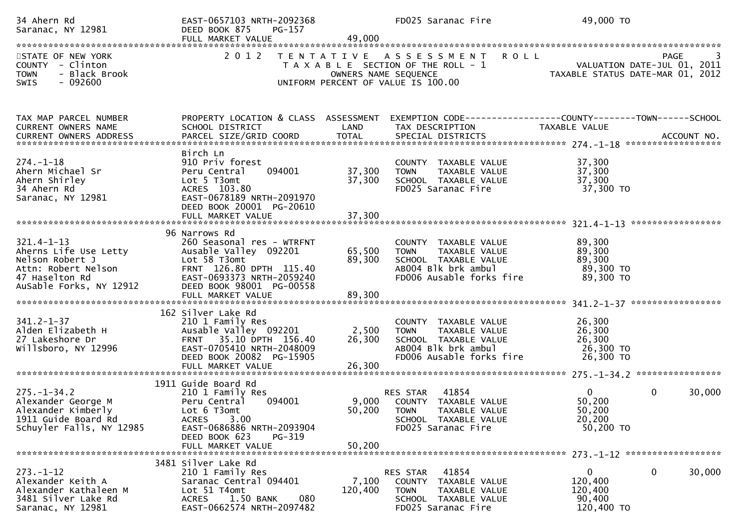34 Ahern Rd | EAST-0657103 NRTH-2092368 | FD025 Saranac Fire | 49,000 TO
Saranac, NY 12981 | DEED BOOK 875 PG-157
FULL MARKET VALUE 49,000

STATE OF NEW YORK
COUNTY - Clinton
TOWN - Black Brook
SWIS - 092600

# 2012 TENTATIVE ASSESSMENT ROLL

TAXABLE SECTION OF THE ROLL - 1
OWNERS NAME SEQUENCE
UNIFORM PERCENT OF VALUE IS 100.00

VALUATION DATE-JUL 01, 2011
TAXABLE STATUS DATE-MAR 01, 2012

| TAX MAP PARCEL NUMBER / CURRENT OWNERS NAME / CURRENT OWNERS ADDRESS | PROPERTY LOCATION & CLASS / SCHOOL DISTRICT / PARCEL SIZE/GRID COORD | ASSESSMENT LAND | TOTAL | EXEMPTION CODE / TAX DESCRIPTION / SPECIAL DISTRICTS | COUNTY TAXABLE VALUE | TOWN | SCHOOL / ACCOUNT NO. |
|---|---|---|---|---|---|---|---|
| 274.-1-18 | Birch Ln | | | | | | |
| 274.-1-18 | 910 Priv forest | | | COUNTY TAXABLE VALUE | 37,300 | | |
| Ahern Michael Sr | Peru Central 094001 | 37,300 | | TOWN TAXABLE VALUE | 37,300 | | |
| Ahern Shirley | Lot 5 T3omt | | 37,300 | SCHOOL TAXABLE VALUE | 37,300 | | |
| 34 Ahern Rd | ACRES 103.80 | | | FD025 Saranac Fire | 37,300 TO | | |
| Saranac, NY 12981 | EAST-0678189 NRTH-2091970 | | | | | | |
| | DEED BOOK 20001 PG-20610 | | | | | | |
| | FULL MARKET VALUE | | 37,300 | | | | |
| 321.4-1-13 | 96 Narrows Rd | | | | | | |
| 321.4-1-13 | 260 Seasonal res - WTRFNT | | | COUNTY TAXABLE VALUE | 89,300 | | |
| Aherns Life Use Letty | Ausable Valley 092201 | 65,500 | | TOWN TAXABLE VALUE | 89,300 | | |
| Nelson Robert J | Lot 58 T3omt | | 89,300 | SCHOOL TAXABLE VALUE | 89,300 | | |
| Attn: Robert Nelson | FRNT 126.80 DPTH 115.40 | | | AB004 Blk brk ambul | 89,300 TO | | |
| 47 Haselton Rd | EAST-0693373 NRTH-2059240 | | | FD006 Ausable forks fire | 89,300 TO | | |
| AuSable Forks, NY 12912 | DEED BOOK 98001 PG-00558 | | | | | | |
| | FULL MARKET VALUE | | 89,300 | | | | |
| 341.2-1-37 | 162 Silver Lake Rd | | | | | | |
| 341.2-1-37 | 210 1 Family Res | | | COUNTY TAXABLE VALUE | 26,300 | | |
| Alden Elizabeth H | Ausable Valley 092201 | 2,500 | | TOWN TAXABLE VALUE | 26,300 | | |
| 27 Lakeshore Dr | FRNT 35.10 DPTH 156.40 | | 26,300 | SCHOOL TAXABLE VALUE | 26,300 | | |
| Willsboro, NY 12996 | EAST-0705410 NRTH-2048009 | | | AB004 Blk brk ambul | 26,300 TO | | |
| | DEED BOOK 20082 PG-15905 | | | FD006 Ausable forks fire | 26,300 TO | | |
| | FULL MARKET VALUE | | 26,300 | | | | |
| 275.-1-34.2 | 1911 Guide Board Rd | | | | | | |
| 275.-1-34.2 | 210 1 Family Res | | | RES STAR 41854 | 0 | 0 | 30,000 |
| Alexander George M | Peru Central 094001 | 9,000 | | COUNTY TAXABLE VALUE | 50,200 | | |
| Alexander Kimberly | Lot 6 T3omt | | 50,200 | TOWN TAXABLE VALUE | 50,200 | | |
| 1911 Guide Board Rd | ACRES 3.00 | | | SCHOOL TAXABLE VALUE | 20,200 | | |
| Schuyler Falls, NY 12985 | EAST-0686886 NRTH-2093904 | | | FD025 Saranac Fire | 50,200 TO | | |
| | DEED BOOK 623 PG-319 | | | | | | |
| | FULL MARKET VALUE | | 50,200 | | | | |
| 273.-1-12 | 3481 Silver Lake Rd | | | | | | |
| 273.-1-12 | 210 1 Family Res | | | RES STAR 41854 | 0 | 0 | 30,000 |
| Alexander Keith A | Saranac Central 094401 | 7,100 | | COUNTY TAXABLE VALUE | 120,400 | | |
| Alexander Kathaleen M | Lot 51 T4omt | | 120,400 | TOWN TAXABLE VALUE | 120,400 | | |
| 3481 Silver Lake Rd | ACRES 1.50 BANK 080 | | | SCHOOL TAXABLE VALUE | 90,400 | | |
| Saranac, NY 12981 | EAST-0662574 NRTH-2097482 | | | FD025 Saranac Fire | 120,400 TO | | |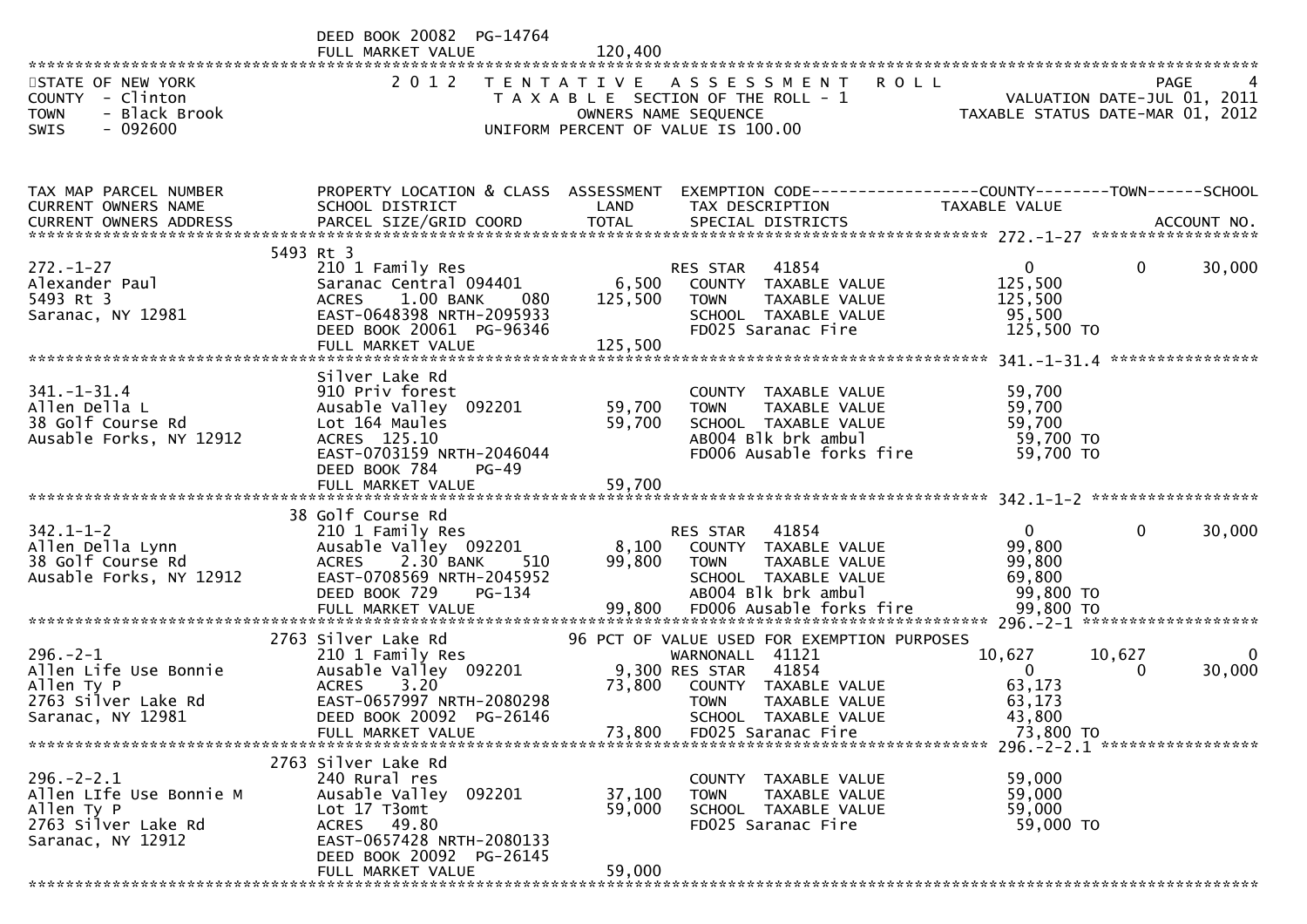DEED BOOK 20082 PG-14764
FULL MARKET VALUE 120,400

STATE OF NEW YORK
COUNTY - Clinton
TOWN - Black Brook
SWIS - 092600

2 0 1 2 T E N T A T I V E A S S E S S M E N T R O L L
T A X A B L E SECTION OF THE ROLL - 1
OWNERS NAME SEQUENCE
UNIFORM PERCENT OF VALUE IS 100.00

VALUATION DATE-JUL 01, 2011
TAXABLE STATUS DATE-MAR 01, 2012

| TAX MAP PARCEL NUMBER / CURRENT OWNERS NAME / CURRENT OWNERS ADDRESS | PROPERTY LOCATION & CLASS / SCHOOL DISTRICT / PARCEL SIZE/GRID COORD | ASSESSMENT LAND / TOTAL | EXEMPTION CODE / TAX DESCRIPTION / SPECIAL DISTRICTS | COUNTY TAXABLE VALUE | TOWN | SCHOOL / ACCOUNT NO. |
|---|---|---|---|---|---|---|
| 272.-1-27 | 5493 Rt 3 | | | | | |
| 272.-1-27 | 210 1 Family Res | | RES STAR 41854 | 0 | 0 | 30,000 |
| Alexander Paul | Saranac Central 094401 | 6,500 | COUNTY TAXABLE VALUE | 125,500 | | |
| 5493 Rt 3 | ACRES 1.00 BANK 080 | 125,500 | TOWN TAXABLE VALUE | 125,500 | | |
| Saranac, NY 12981 | EAST-0648398 NRTH-2095933 | | SCHOOL TAXABLE VALUE | 95,500 | | |
| | DEED BOOK 20061 PG-96346 | | FD025 Saranac Fire | 125,500 TO | | |
| | FULL MARKET VALUE | 125,500 | | | | |
| 341.-1-31.4 | Silver Lake Rd | | | | | |
| 341.-1-31.4 | 910 Priv forest | | COUNTY TAXABLE VALUE | 59,700 | | |
| Allen Della L | Ausable Valley 092201 | 59,700 | TOWN TAXABLE VALUE | 59,700 | | |
| 38 Golf Course Rd | Lot 164 Maules | 59,700 | SCHOOL TAXABLE VALUE | 59,700 | | |
| Ausable Forks, NY 12912 | ACRES 125.10 | | AB004 Blk brk ambul | 59,700 TO | | |
| | EAST-0703159 NRTH-2046044 | | FD006 Ausable forks fire | 59,700 TO | | |
| | DEED BOOK 784 PG-49 | | | | | |
| | FULL MARKET VALUE | 59,700 | | | | |
| 342.1-1-2 | 38 Golf Course Rd | | | | | |
| 342.1-1-2 | 210 1 Family Res | | RES STAR 41854 | 0 | 0 | 30,000 |
| Allen Della Lynn | Ausable Valley 092201 | 8,100 | COUNTY TAXABLE VALUE | 99,800 | | |
| 38 Golf Course Rd | ACRES 2.30 BANK 510 | 99,800 | TOWN TAXABLE VALUE | 99,800 | | |
| Ausable Forks, NY 12912 | EAST-0708569 NRTH-2045952 | | SCHOOL TAXABLE VALUE | 69,800 | | |
| | DEED BOOK 729 PG-134 | | AB004 Blk brk ambul | 99,800 TO | | |
| | FULL MARKET VALUE | 99,800 | FD006 Ausable forks fire | 99,800 TO | | |
| 296.-2-1 | 2763 Silver Lake Rd | | 96 PCT OF VALUE USED FOR EXEMPTION PURPOSES | | | |
| 296.-2-1 | 210 1 Family Res | | WARNONALL 41121 | 10,627 | 10,627 | 0 |
| Allen Life Use Bonnie | Ausable Valley 092201 | 9,300 | RES STAR 41854 | 0 | 0 | 30,000 |
| Allen Ty P | ACRES 3.20 | 73,800 | COUNTY TAXABLE VALUE | 63,173 | | |
| 2763 Silver Lake Rd | EAST-0657997 NRTH-2080298 | | TOWN TAXABLE VALUE | 63,173 | | |
| Saranac, NY 12981 | DEED BOOK 20092 PG-26146 | | SCHOOL TAXABLE VALUE | 43,800 | | |
| | FULL MARKET VALUE | 73,800 | FD025 Saranac Fire | 73,800 TO | | |
| 296.-2-2.1 | 2763 Silver Lake Rd | | | | | |
| 296.-2-2.1 | 240 Rural res | | COUNTY TAXABLE VALUE | 59,000 | | |
| Allen LIfe Use Bonnie M | Ausable Valley 092201 | 37,100 | TOWN TAXABLE VALUE | 59,000 | | |
| Allen Ty P | Lot 17 T3omt | 59,000 | SCHOOL TAXABLE VALUE | 59,000 | | |
| 2763 Silver Lake Rd | ACRES 49.80 | | FD025 Saranac Fire | 59,000 TO | | |
| Saranac, NY 12912 | EAST-0657428 NRTH-2080133 | | | | | |
| | DEED BOOK 20092 PG-26145 | | | | | |
| | FULL MARKET VALUE | 59,000 | | | | |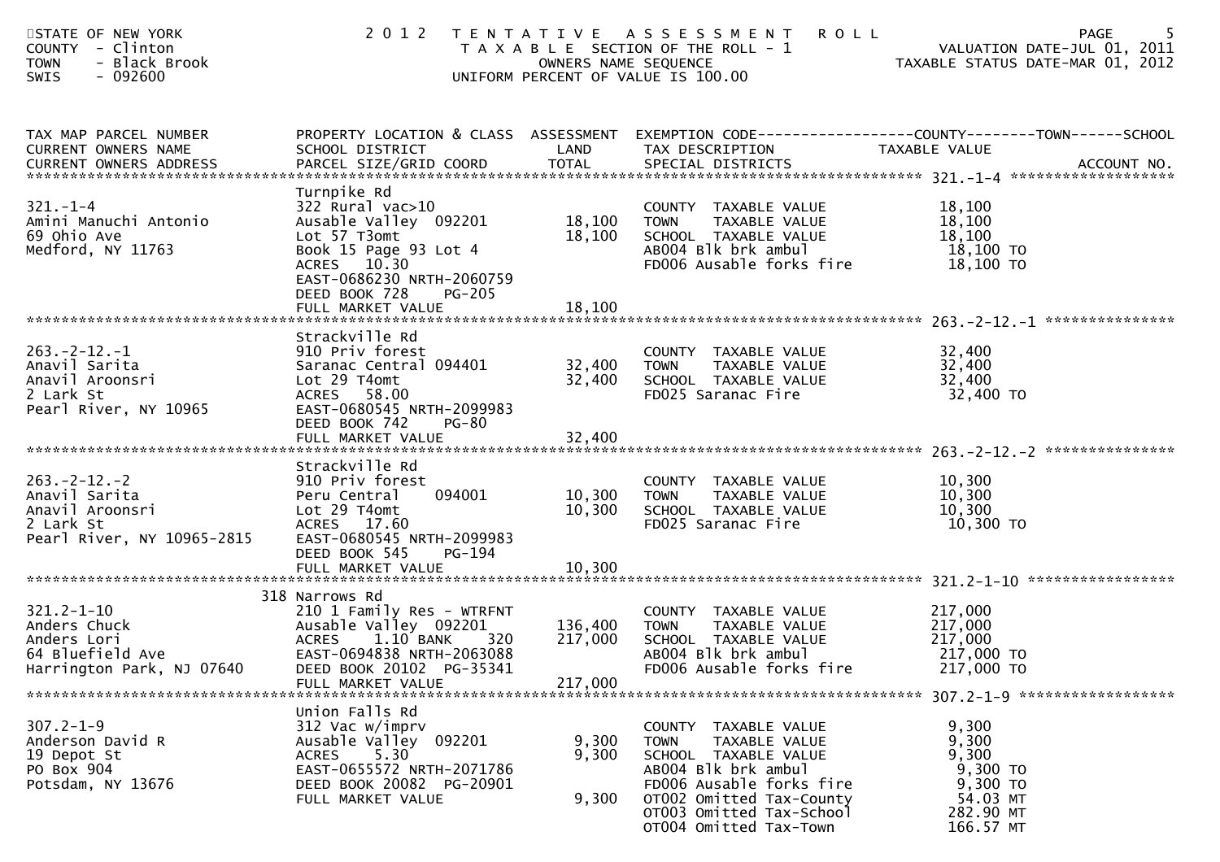STATE OF NEW YORK
COUNTY - Clinton
TOWN - Black Brook
SWIS - 092600

# 2012 TENTATIVE ASSESSMENT ROLL

TAXABLE SECTION OF THE ROLL - 1
OWNERS NAME SEQUENCE
UNIFORM PERCENT OF VALUE IS 100.00

VALUATION DATE-JUL 01, 2011
TAXABLE STATUS DATE-MAR 01, 2012

| TAX MAP PARCEL NUMBER / CURRENT OWNERS NAME / CURRENT OWNERS ADDRESS | PROPERTY LOCATION & CLASS / SCHOOL DISTRICT / PARCEL SIZE/GRID COORD | ASSESSMENT LAND / TOTAL | EXEMPTION CODE / TAX DESCRIPTION / SPECIAL DISTRICTS | TAXABLE VALUE (COUNTY--TOWN--SCHOOL) | ACCOUNT NO. |
|---|---|---|---|---|---|
| **321.-1-4** | Turnpike Rd | | | | |
| 321.-1-4 | 322 Rural vac>10 | | COUNTY TAXABLE VALUE | 18,100 | |
| Amini Manuchi Antonio | Ausable Valley 092201 | 18,100 | TOWN TAXABLE VALUE | 18,100 | |
| 69 Ohio Ave | Lot 57 T3omt | 18,100 | SCHOOL TAXABLE VALUE | 18,100 | |
| Medford, NY 11763 | Book 15 Page 93 Lot 4 | | AB004 Blk brk ambul | 18,100 TO | |
| | ACRES 10.30 | | FD006 Ausable forks fire | 18,100 TO | |
| | EAST-0686230 NRTH-2060759 | | | | |
| | DEED BOOK 728 PG-205 | | | | |
| | FULL MARKET VALUE | 18,100 | | | |
| **263.-2-12.-1** | Strackville Rd | | | | |
| 263.-2-12.-1 | 910 Priv forest | | COUNTY TAXABLE VALUE | 32,400 | |
| Anavil Sarita | Saranac Central 094401 | 32,400 | TOWN TAXABLE VALUE | 32,400 | |
| Anavil Aroonsri | Lot 29 T4omt | 32,400 | SCHOOL TAXABLE VALUE | 32,400 | |
| 2 Lark St | ACRES 58.00 | | FD025 Saranac Fire | 32,400 TO | |
| Pearl River, NY 10965 | EAST-0680545 NRTH-2099983 | | | | |
| | DEED BOOK 742 PG-80 | | | | |
| | FULL MARKET VALUE | 32,400 | | | |
| **263.-2-12.-2** | Strackville Rd | | | | |
| 263.-2-12.-2 | 910 Priv forest | | COUNTY TAXABLE VALUE | 10,300 | |
| Anavil Sarita | Peru Central 094001 | 10,300 | TOWN TAXABLE VALUE | 10,300 | |
| Anavil Aroonsri | Lot 29 T4omt | 10,300 | SCHOOL TAXABLE VALUE | 10,300 | |
| 2 Lark St | ACRES 17.60 | | FD025 Saranac Fire | 10,300 TO | |
| Pearl River, NY 10965-2815 | EAST-0680545 NRTH-2099983 | | | | |
| | DEED BOOK 545 PG-194 | | | | |
| | FULL MARKET VALUE | 10,300 | | | |
| **321.2-1-10** | 318 Narrows Rd | | | | |
| 321.2-1-10 | 210 1 Family Res - WTRFNT | | COUNTY TAXABLE VALUE | 217,000 | |
| Anders Chuck | Ausable Valley 092201 | 136,400 | TOWN TAXABLE VALUE | 217,000 | |
| Anders Lori | ACRES 1.10 BANK 320 | 217,000 | SCHOOL TAXABLE VALUE | 217,000 | |
| 64 Bluefield Ave | EAST-0694838 NRTH-2063088 | | AB004 Blk brk ambul | 217,000 TO | |
| Harrington Park, NJ 07640 | DEED BOOK 20102 PG-35341 | | FD006 Ausable forks fire | 217,000 TO | |
| | FULL MARKET VALUE | 217,000 | | | |
| **307.2-1-9** | Union Falls Rd | | | | |
| 307.2-1-9 | 312 Vac w/imprv | | COUNTY TAXABLE VALUE | 9,300 | |
| Anderson David R | Ausable Valley 092201 | 9,300 | TOWN TAXABLE VALUE | 9,300 | |
| 19 Depot St | ACRES 5.30 | 9,300 | SCHOOL TAXABLE VALUE | 9,300 | |
| PO Box 904 | EAST-0655572 NRTH-2071786 | | AB004 Blk brk ambul | 9,300 TO | |
| Potsdam, NY 13676 | DEED BOOK 20082 PG-20901 | | FD006 Ausable forks fire | 9,300 TO | |
| | FULL MARKET VALUE | 9,300 | OT002 Omitted Tax-County | 54.03 MT | |
| | | | OT003 Omitted Tax-School | 282.90 MT | |
| | | | OT004 Omitted Tax-Town | 166.57 MT | |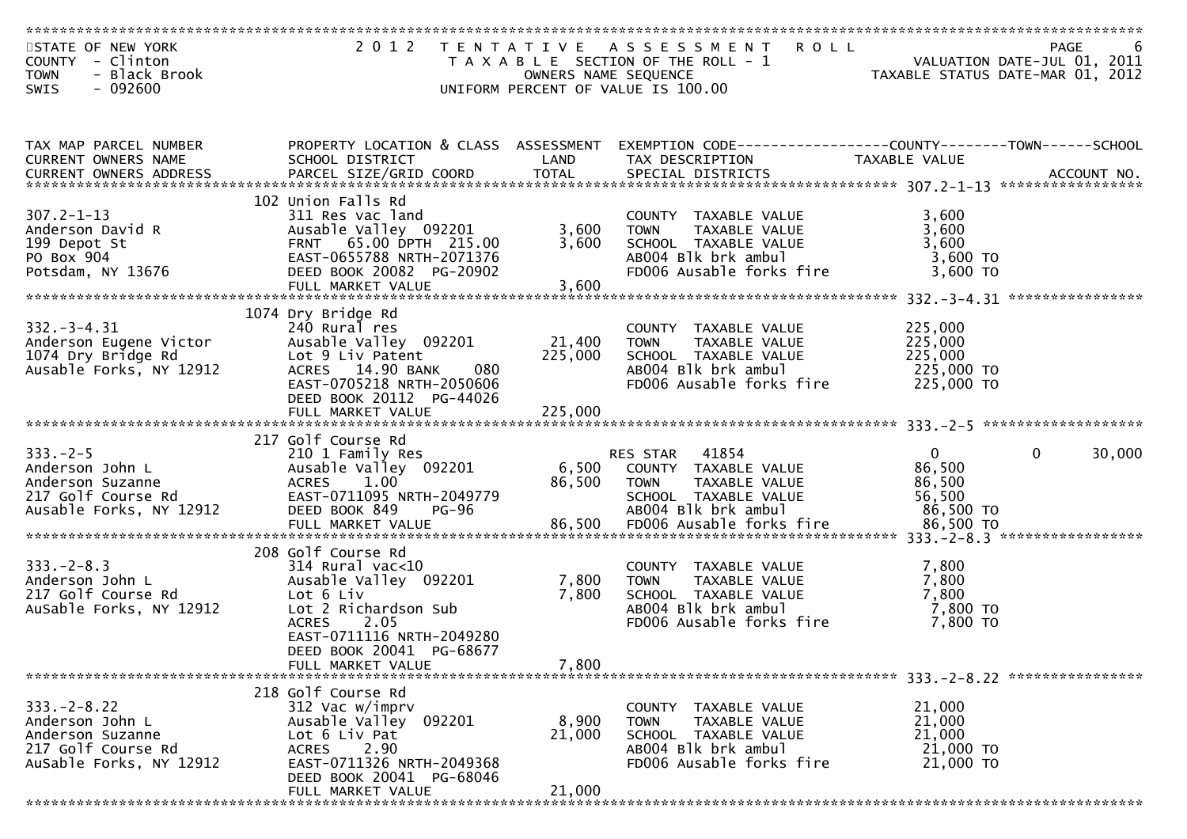STATE OF NEW YORK
COUNTY - Clinton
TOWN - Black Brook
SWIS - 092600

2012 TENTATIVE ASSESSMENT ROLL
TAXABLE SECTION OF THE ROLL - 1
OWNERS NAME SEQUENCE
UNIFORM PERCENT OF VALUE IS 100.00

VALUATION DATE-JUL 01, 2011
TAXABLE STATUS DATE-MAR 01, 2012

| TAX MAP PARCEL NUMBER / CURRENT OWNERS NAME / CURRENT OWNERS ADDRESS | PROPERTY LOCATION & CLASS / SCHOOL DISTRICT / PARCEL SIZE/GRID COORD | ASSESSMENT LAND | ASSESSMENT TOTAL | EXEMPTION CODE / TAX DESCRIPTION / SPECIAL DISTRICTS | COUNTY TAXABLE VALUE | TOWN | SCHOOL |
|---|---|---|---|---|---|---|---|
| **307.2-1-13** | 102 Union Falls Rd | | | | | | |
| 307.2-1-13 | 311 Res vac land | | | COUNTY TAXABLE VALUE | 3,600 | | |
| Anderson David R | Ausable Valley 092201 | 3,600 | | TOWN TAXABLE VALUE | 3,600 | | |
| 199 Depot St | FRNT 65.00 DPTH 215.00 | | 3,600 | SCHOOL TAXABLE VALUE | 3,600 | | |
| PO Box 904 | EAST-0655788 NRTH-2071376 | | | AB004 Blk brk ambul | 3,600 TO | | |
| Potsdam, NY 13676 | DEED BOOK 20082 PG-20902 | | | FD006 Ausable forks fire | 3,600 TO | | |
| | FULL MARKET VALUE | | 3,600 | | | | |
| **332.-3-4.31** | 1074 Dry Bridge Rd | | | | | | |
| 332.-3-4.31 | 240 Rural res | | | COUNTY TAXABLE VALUE | 225,000 | | |
| Anderson Eugene Victor | Ausable Valley 092201 | 21,400 | | TOWN TAXABLE VALUE | 225,000 | | |
| 1074 Dry Bridge Rd | Lot 9 Liv Patent | | 225,000 | SCHOOL TAXABLE VALUE | 225,000 | | |
| Ausable Forks, NY 12912 | ACRES 14.90 BANK 080 | | | AB004 Blk brk ambul | 225,000 TO | | |
| | EAST-0705218 NRTH-2050606 | | | FD006 Ausable forks fire | 225,000 TO | | |
| | DEED BOOK 20112 PG-44026 | | | | | | |
| | FULL MARKET VALUE | | 225,000 | | | | |
| **333.-2-5** | 217 Golf Course Rd | | | | | | |
| 333.-2-5 | 210 1 Family Res | | | RES STAR 41854 | 0 | 0 | 30,000 |
| Anderson John L | Ausable Valley 092201 | 6,500 | | COUNTY TAXABLE VALUE | 86,500 | | |
| Anderson Suzanne | ACRES 1.00 | | 86,500 | TOWN TAXABLE VALUE | 86,500 | | |
| 217 Golf Course Rd | EAST-0711095 NRTH-2049779 | | | SCHOOL TAXABLE VALUE | 56,500 | | |
| Ausable Forks, NY 12912 | DEED BOOK 849 PG-96 | | | AB004 Blk brk ambul | 86,500 TO | | |
| | FULL MARKET VALUE | | 86,500 | FD006 Ausable forks fire | 86,500 TO | | |
| **333.-2-8.3** | 208 Golf Course Rd | | | | | | |
| 333.-2-8.3 | 314 Rural vac<10 | | | COUNTY TAXABLE VALUE | 7,800 | | |
| Anderson John L | Ausable Valley 092201 | 7,800 | | TOWN TAXABLE VALUE | 7,800 | | |
| 217 Golf Course Rd | Lot 6 Liv | | 7,800 | SCHOOL TAXABLE VALUE | 7,800 | | |
| AuSable Forks, NY 12912 | Lot 2 Richardson Sub | | | AB004 Blk brk ambul | 7,800 TO | | |
| | ACRES 2.05 | | | FD006 Ausable forks fire | 7,800 TO | | |
| | EAST-0711116 NRTH-2049280 | | | | | | |
| | DEED BOOK 20041 PG-68677 | | | | | | |
| | FULL MARKET VALUE | | 7,800 | | | | |
| **333.-2-8.22** | 218 Golf Course Rd | | | | | | |
| 333.-2-8.22 | 312 Vac w/imprv | | | COUNTY TAXABLE VALUE | 21,000 | | |
| Anderson John L | Ausable Valley 092201 | 8,900 | | TOWN TAXABLE VALUE | 21,000 | | |
| Anderson Suzanne | Lot 6 Liv Pat | | 21,000 | SCHOOL TAXABLE VALUE | 21,000 | | |
| 217 Golf Course Rd | ACRES 2.90 | | | AB004 Blk brk ambul | 21,000 TO | | |
| AuSable Forks, NY 12912 | EAST-0711326 NRTH-2049368 | | | FD006 Ausable forks fire | 21,000 TO | | |
| | DEED BOOK 20041 PG-68046 | | | | | | |
| | FULL MARKET VALUE | | 21,000 | | | | |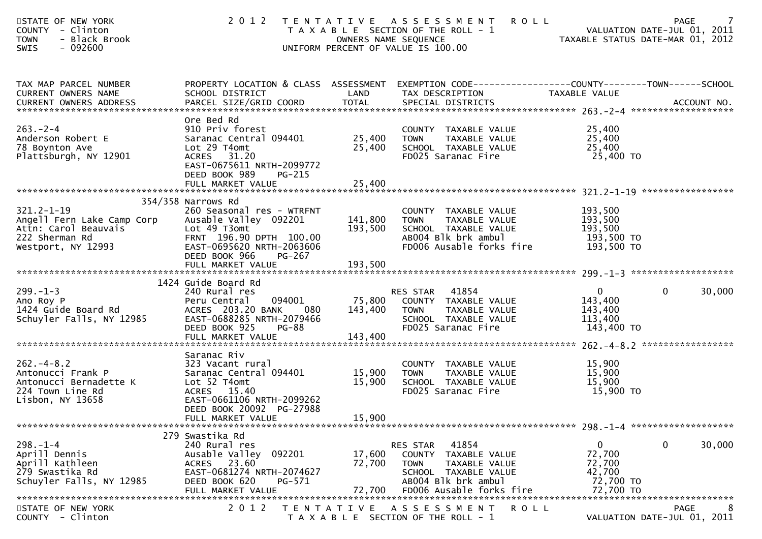STATE OF NEW YORK
COUNTY - Clinton
TOWN - Black Brook
SWIS - 092600

2012 TENTATIVE ASSESSMENT ROLL
TAXABLE SECTION OF THE ROLL - 1
OWNERS NAME SEQUENCE
UNIFORM PERCENT OF VALUE IS 100.00

VALUATION DATE-JUL 01, 2011
TAXABLE STATUS DATE-MAR 01, 2012

| TAX MAP PARCEL NUMBER / CURRENT OWNERS NAME / CURRENT OWNERS ADDRESS | PROPERTY LOCATION & CLASS / SCHOOL DISTRICT / PARCEL SIZE/GRID COORD | ASSESSMENT LAND | ASSESSMENT TOTAL | EXEMPTION CODE / TAX DESCRIPTION / SPECIAL DISTRICTS | COUNTY TAXABLE VALUE | TOWN | SCHOOL |
|---|---|---|---|---|---|---|---|
| **263.-2-4** | Ore Bed Rd | | | | | | |
| 263.-2-4 | 910 Priv forest | | | COUNTY TAXABLE VALUE | 25,400 | | |
| Anderson Robert E | Saranac Central 094401 | 25,400 | | TOWN TAXABLE VALUE | 25,400 | | |
| 78 Boynton Ave | Lot 29 T4omt | | 25,400 | SCHOOL TAXABLE VALUE | 25,400 | | |
| Plattsburgh, NY 12901 | ACRES 31.20 | | | FD025 Saranac Fire | 25,400 TO | | |
| | EAST-0675611 NRTH-2099772 | | | | | | |
| | DEED BOOK 989 PG-215 | | | | | | |
| | FULL MARKET VALUE | | 25,400 | | | | |
| **321.2-1-19** | 354/358 Narrows Rd | | | | | | |
| 321.2-1-19 | 260 Seasonal res - WTRFNT | | | COUNTY TAXABLE VALUE | 193,500 | | |
| Angell Fern Lake Camp Corp | Ausable Valley 092201 | 141,800 | | TOWN TAXABLE VALUE | 193,500 | | |
| Attn: Carol Beauvais | Lot 49 T3omt | | 193,500 | SCHOOL TAXABLE VALUE | 193,500 | | |
| 222 Sherman Rd | FRNT 196.90 DPTH 100.00 | | | AB004 Blk brk ambul | 193,500 TO | | |
| Westport, NY 12993 | EAST-0695620 NRTH-2063606 | | | FD006 Ausable forks fire | 193,500 TO | | |
| | DEED BOOK 966 PG-267 | | | | | | |
| | FULL MARKET VALUE | | 193,500 | | | | |
| **299.-1-3** | 1424 Guide Board Rd | | | | | | |
| 299.-1-3 | 240 Rural res | | | RES STAR 41854 | 0 | 0 | 30,000 |
| Ano Roy P | Peru Central 094001 | 75,800 | | COUNTY TAXABLE VALUE | 143,400 | | |
| 1424 Guide Board Rd | ACRES 203.20 BANK 080 | | 143,400 | TOWN TAXABLE VALUE | 143,400 | | |
| Schuyler Falls, NY 12985 | EAST-0688285 NRTH-2079466 | | | SCHOOL TAXABLE VALUE | 113,400 | | |
| | DEED BOOK 925 PG-88 | | | FD025 Saranac Fire | 143,400 TO | | |
| | FULL MARKET VALUE | | 143,400 | | | | |
| **262.-4-8.2** | Saranac Riv | | | | | | |
| 262.-4-8.2 | 323 Vacant rural | | | COUNTY TAXABLE VALUE | 15,900 | | |
| Antonucci Frank P | Saranac Central 094401 | 15,900 | | TOWN TAXABLE VALUE | 15,900 | | |
| Antonucci Bernadette K | Lot 52 T4omt | | 15,900 | SCHOOL TAXABLE VALUE | 15,900 | | |
| 224 Town Line Rd | ACRES 15.40 | | | FD025 Saranac Fire | 15,900 TO | | |
| Lisbon, NY 13658 | EAST-0661106 NRTH-2099262 | | | | | | |
| | DEED BOOK 20092 PG-27988 | | | | | | |
| | FULL MARKET VALUE | | 15,900 | | | | |
| **298.-1-4** | 279 Swastika Rd | | | | | | |
| 298.-1-4 | 240 Rural res | | | RES STAR 41854 | 0 | 0 | 30,000 |
| Aprill Dennis | Ausable Valley 092201 | 17,600 | | COUNTY TAXABLE VALUE | 72,700 | | |
| Aprill Kathleen | ACRES 23.60 | | 72,700 | TOWN TAXABLE VALUE | 72,700 | | |
| 279 Swastika Rd | EAST-0681274 NRTH-2074627 | | | SCHOOL TAXABLE VALUE | 42,700 | | |
| Schuyler Falls, NY 12985 | DEED BOOK 620 PG-571 | | | AB004 Blk brk ambul | 72,700 TO | | |
| | FULL MARKET VALUE | | 72,700 | FD006 Ausable forks fire | 72,700 TO | | |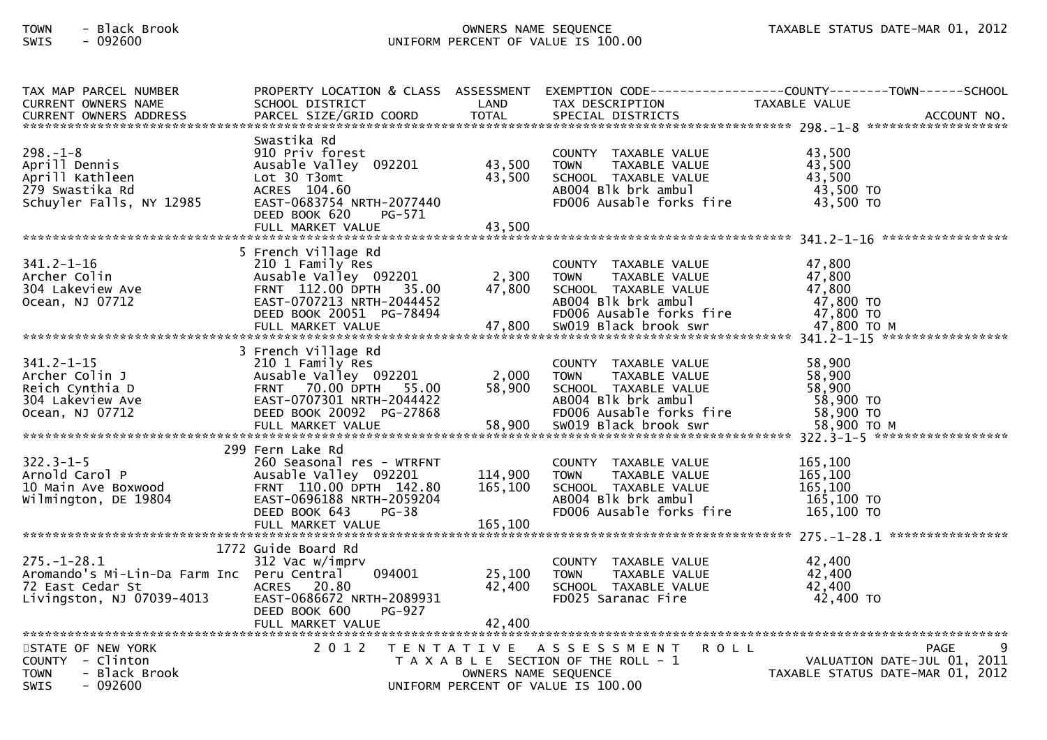| TAX MAP PARCEL NUMBER<br>CURRENT OWNERS NAME<br>CURRENT OWNERS ADDRESS | PROPERTY LOCATION & CLASS<br>SCHOOL DISTRICT<br>PARCEL SIZE/GRID COORD | ASSESSMENT<br>LAND<br>TOTAL | EXEMPTION CODE------COUNTY--------TOWN------SCHOOL<br>TAX DESCRIPTION<br>SPECIAL DISTRICTS | TAXABLE VALUE<br>ACCOUNT NO. |
|---|---|---|---|---|
| **298.-1-8** | | | | |
| | Swastika Rd | | | |
| 298.-1-8 | 910 Priv forest | | COUNTY TAXABLE VALUE | 43,500 |
| Aprill Dennis | Ausable Valley 092201 | 43,500 | TOWN TAXABLE VALUE | 43,500 |
| Aprill Kathleen | Lot 30 T3omt | 43,500 | SCHOOL TAXABLE VALUE | 43,500 |
| 279 Swastika Rd | ACRES 104.60 | | AB004 Blk brk ambul | 43,500 TO |
| Schuyler Falls, NY 12985 | EAST-0683754 NRTH-2077440 | | FD006 Ausable forks fire | 43,500 TO |
| | DEED BOOK 620 PG-571 | | | |
| | FULL MARKET VALUE | 43,500 | | |
| **341.2-1-16** | | | | |
| | 5 French Village Rd | | | |
| 341.2-1-16 | 210 1 Family Res | | COUNTY TAXABLE VALUE | 47,800 |
| Archer Colin | Ausable Valley 092201 | 2,300 | TOWN TAXABLE VALUE | 47,800 |
| 304 Lakeview Ave | FRNT 112.00 DPTH 35.00 | 47,800 | SCHOOL TAXABLE VALUE | 47,800 |
| Ocean, NJ 07712 | EAST-0707213 NRTH-2044452 | | AB004 Blk brk ambul | 47,800 TO |
| | DEED BOOK 20051 PG-78494 | | FD006 Ausable forks fire | 47,800 TO |
| | FULL MARKET VALUE | 47,800 | SW019 Black brook swr | 47,800 TO M |
| **341.2-1-15** | | | | |
| | 3 French Village Rd | | | |
| 341.2-1-15 | 210 1 Family Res | | COUNTY TAXABLE VALUE | 58,900 |
| Archer Colin J | Ausable Valley 092201 | 2,000 | TOWN TAXABLE VALUE | 58,900 |
| Reich Cynthia D | FRNT 70.00 DPTH 55.00 | 58,900 | SCHOOL TAXABLE VALUE | 58,900 |
| 304 Lakeview Ave | EAST-0707301 NRTH-2044422 | | AB004 Blk brk ambul | 58,900 TO |
| Ocean, NJ 07712 | DEED BOOK 20092 PG-27868 | | FD006 Ausable forks fire | 58,900 TO |
| | FULL MARKET VALUE | 58,900 | SW019 Black brook swr | 58,900 TO M |
| **322.3-1-5** | | | | |
| | 299 Fern Lake Rd | | | |
| 322.3-1-5 | 260 Seasonal res - WTRFNT | | COUNTY TAXABLE VALUE | 165,100 |
| Arnold Carol P | Ausable Valley 092201 | 114,900 | TOWN TAXABLE VALUE | 165,100 |
| 10 Main Ave Boxwood | FRNT 110.00 DPTH 142.80 | 165,100 | SCHOOL TAXABLE VALUE | 165,100 |
| Wilmington, DE 19804 | EAST-0696188 NRTH-2059204 | | AB004 Blk brk ambul | 165,100 TO |
| | DEED BOOK 643 PG-38 | | FD006 Ausable forks fire | 165,100 TO |
| | FULL MARKET VALUE | 165,100 | | |
| **275.-1-28.1** | | | | |
| | 1772 Guide Board Rd | | | |
| 275.-1-28.1 | 312 Vac w/imprv | | COUNTY TAXABLE VALUE | 42,400 |
| Aromando's Mi-Lin-Da Farm Inc | Peru Central 094001 | 25,100 | TOWN TAXABLE VALUE | 42,400 |
| 72 East Cedar St | ACRES 20.80 | 42,400 | SCHOOL TAXABLE VALUE | 42,400 |
| Livingston, NJ 07039-4013 | EAST-0686672 NRTH-2089931 | | FD025 Saranac Fire | 42,400 TO |
| | DEED BOOK 600 PG-927 | | | |
| | FULL MARKET VALUE | 42,400 | | |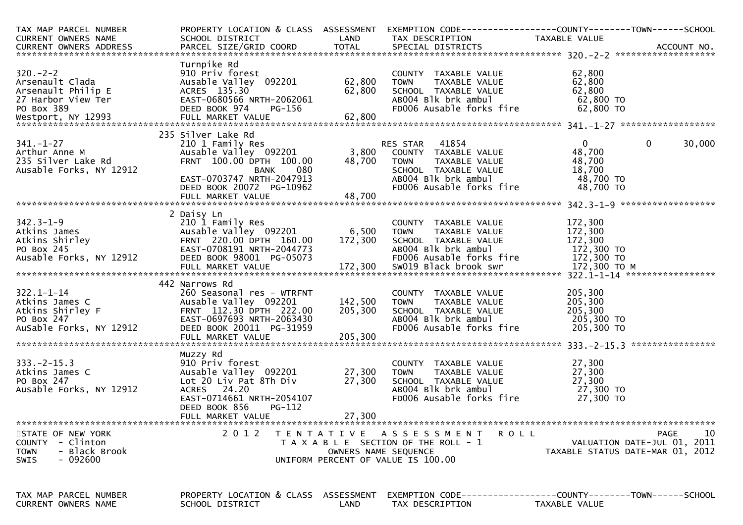| TAX MAP PARCEL NUMBER<br>CURRENT OWNERS NAME<br>CURRENT OWNERS ADDRESS | PROPERTY LOCATION & CLASS<br>SCHOOL DISTRICT<br>PARCEL SIZE/GRID COORD | ASSESSMENT<br>LAND<br>TOTAL | EXEMPTION CODE<br>TAX DESCRIPTION<br>SPECIAL DISTRICTS | COUNTY<br>TAXABLE VALUE | TOWN | SCHOOL<br>ACCOUNT NO. |
|---|---|---|---|---|---|---|
| **320.-2-2** | Turnpike Rd | | | | | |
| 320.-2-2 | 910 Priv forest | | COUNTY TAXABLE VALUE | 62,800 | | |
| Arsenault Clada | Ausable Valley 092201 | 62,800 | TOWN TAXABLE VALUE | 62,800 | | |
| Arsenault Philip E | ACRES 135.30 | 62,800 | SCHOOL TAXABLE VALUE | 62,800 | | |
| 27 Harbor View Ter | EAST-0680566 NRTH-2062061 | | AB004 Blk brk ambul | 62,800 TO | | |
| PO Box 389 | DEED BOOK 974 PG-156 | | FD006 Ausable forks fire | 62,800 TO | | |
| Westport, NY 12993 | FULL MARKET VALUE | 62,800 | | | | |
| **341.-1-27** | 235 Silver Lake Rd | | | | | |
| 341.-1-27 | 210 1 Family Res | | RES STAR 41854 | 0 | 0 | 30,000 |
| Arthur Anne M | Ausable Valley 092201 | 3,800 | COUNTY TAXABLE VALUE | 48,700 | | |
| 235 Silver Lake Rd | FRNT 100.00 DPTH 100.00 | 48,700 | TOWN TAXABLE VALUE | 48,700 | | |
| Ausable Forks, NY 12912 | BANK 080 | | SCHOOL TAXABLE VALUE | 18,700 | | |
| | EAST-0703747 NRTH-2047913 | | AB004 Blk brk ambul | 48,700 TO | | |
| | DEED BOOK 20072 PG-10962 | | FD006 Ausable forks fire | 48,700 TO | | |
| | FULL MARKET VALUE | 48,700 | | | | |
| **342.3-1-9** | 2 Daisy Ln | | | | | |
| 342.3-1-9 | 210 1 Family Res | | COUNTY TAXABLE VALUE | 172,300 | | |
| Atkins James | Ausable Valley 092201 | 6,500 | TOWN TAXABLE VALUE | 172,300 | | |
| Atkins Shirley | FRNT 220.00 DPTH 160.00 | 172,300 | SCHOOL TAXABLE VALUE | 172,300 | | |
| PO Box 245 | EAST-0708191 NRTH-2044773 | | AB004 Blk brk ambul | 172,300 TO | | |
| Ausable Forks, NY 12912 | DEED BOOK 98001 PG-05073 | | FD006 Ausable forks fire | 172,300 TO | | |
| | FULL MARKET VALUE | 172,300 | SW019 Black brook swr | 172,300 TO M | | |
| **322.1-1-14** | 442 Narrows Rd | | | | | |
| 322.1-1-14 | 260 Seasonal res - WTRFNT | | COUNTY TAXABLE VALUE | 205,300 | | |
| Atkins James C | Ausable Valley 092201 | 142,500 | TOWN TAXABLE VALUE | 205,300 | | |
| Atkins Shirley F | FRNT 112.30 DPTH 222.00 | 205,300 | SCHOOL TAXABLE VALUE | 205,300 | | |
| PO Box 247 | EAST-0697693 NRTH-2063430 | | AB004 Blk brk ambul | 205,300 TO | | |
| AuSable Forks, NY 12912 | DEED BOOK 20011 PG-31959 | | FD006 Ausable forks fire | 205,300 TO | | |
| | FULL MARKET VALUE | 205,300 | | | | |
| **333.-2-15.3** | Muzzy Rd | | | | | |
| 333.-2-15.3 | 910 Priv forest | | COUNTY TAXABLE VALUE | 27,300 | | |
| Atkins James C | Ausable Valley 092201 | 27,300 | TOWN TAXABLE VALUE | 27,300 | | |
| PO Box 247 | Lot 20 Liv Pat 8Th Div | 27,300 | SCHOOL TAXABLE VALUE | 27,300 | | |
| Ausable Forks, NY 12912 | ACRES 24.20 | | AB004 Blk brk ambul | 27,300 TO | | |
| | EAST-0714661 NRTH-2054107 | | FD006 Ausable forks fire | 27,300 TO | | |
| | DEED BOOK 856 PG-112 | | | | | |
| | FULL MARKET VALUE | 27,300 | | | | |

STATE OF NEW YORK
COUNTY - Clinton
TOWN - Black Brook
SWIS - 092600

2012 TENTATIVE ASSESSMENT ROLL
TAXABLE SECTION OF THE ROLL - 1
OWNERS NAME SEQUENCE
UNIFORM PERCENT OF VALUE IS 100.00

VALUATION DATE-JUL 01, 2011
TAXABLE STATUS DATE-MAR 01, 2012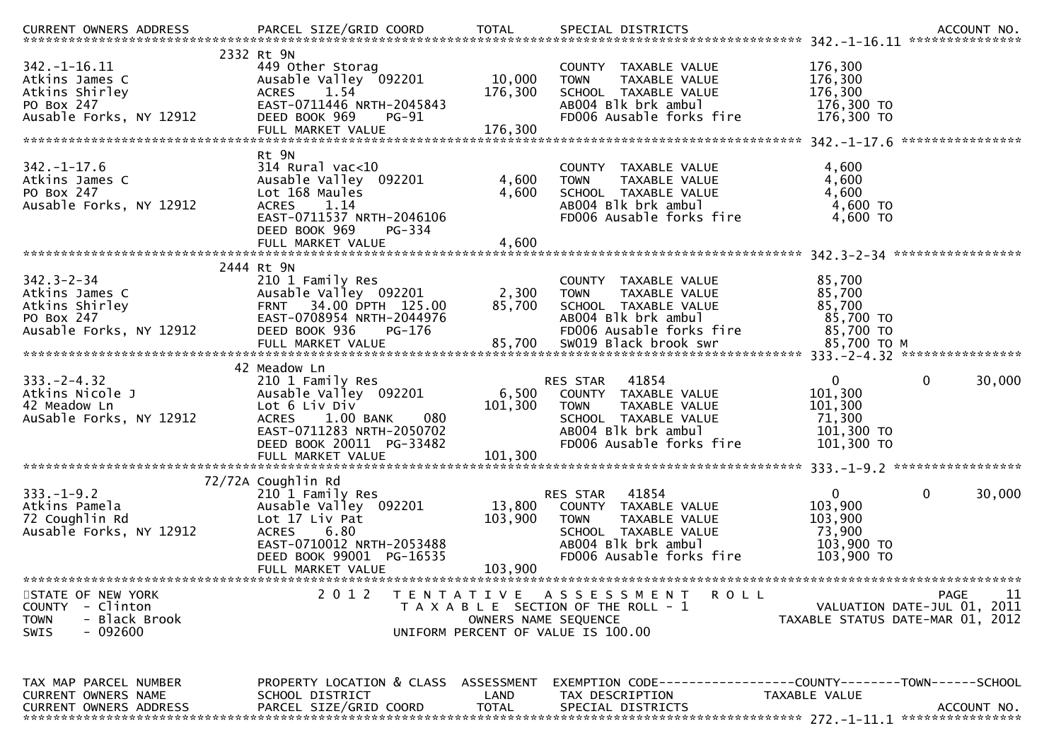| TAX MAP PARCEL NUMBER / CURRENT OWNERS NAME / CURRENT OWNERS ADDRESS | PROPERTY LOCATION & CLASS / SCHOOL DISTRICT / PARCEL SIZE/GRID COORD | ASSESSMENT LAND | TOTAL | EXEMPTION CODE / TAX DESCRIPTION / SPECIAL DISTRICTS | COUNTY TAXABLE VALUE | TOWN | SCHOOL |
|---|---|---|---|---|---|---|---|
| **342.-1-16.11** | 2332 Rt 9N | | | | | | |
| 342.-1-16.11 | 449 Other Storag | | | COUNTY TAXABLE VALUE | 176,300 | | |
| Atkins James C | Ausable Valley 092201 | 10,000 | | TOWN TAXABLE VALUE | 176,300 | | |
| Atkins Shirley | ACRES 1.54 | | 176,300 | SCHOOL TAXABLE VALUE | 176,300 | | |
| PO Box 247 | EAST-0711446 NRTH-2045843 | | | AB004 Blk brk ambul | 176,300 TO | | |
| Ausable Forks, NY 12912 | DEED BOOK 969 PG-91 | | | FD006 Ausable forks fire | 176,300 TO | | |
| | FULL MARKET VALUE | | 176,300 | | | | |
| **342.-1-17.6** | Rt 9N | | | | | | |
| 342.-1-17.6 | 314 Rural vac<10 | | | COUNTY TAXABLE VALUE | 4,600 | | |
| Atkins James C | Ausable Valley 092201 | 4,600 | | TOWN TAXABLE VALUE | 4,600 | | |
| PO Box 247 | Lot 168 Maules | | 4,600 | SCHOOL TAXABLE VALUE | 4,600 | | |
| Ausable Forks, NY 12912 | ACRES 1.14 | | | AB004 Blk brk ambul | 4,600 TO | | |
| | EAST-0711537 NRTH-2046106 | | | FD006 Ausable forks fire | 4,600 TO | | |
| | DEED BOOK 969 PG-334 | | | | | | |
| | FULL MARKET VALUE | | 4,600 | | | | |
| **342.3-2-34** | 2444 Rt 9N | | | | | | |
| 342.3-2-34 | 210 1 Family Res | | | COUNTY TAXABLE VALUE | 85,700 | | |
| Atkins James C | Ausable Valley 092201 | 2,300 | | TOWN TAXABLE VALUE | 85,700 | | |
| Atkins Shirley | FRNT 34.00 DPTH 125.00 | | 85,700 | SCHOOL TAXABLE VALUE | 85,700 | | |
| PO Box 247 | EAST-0708954 NRTH-2044976 | | | AB004 Blk brk ambul | 85,700 TO | | |
| Ausable Forks, NY 12912 | DEED BOOK 936 PG-176 | | | FD006 Ausable forks fire | 85,700 TO | | |
| | FULL MARKET VALUE | | 85,700 | SW019 Black brook swr | 85,700 TO M | | |
| **333.-2-4.32** | 42 Meadow Ln | | | | | | |
| 333.-2-4.32 | 210 1 Family Res | | | RES STAR 41854 | 0 | 0 | 30,000 |
| Atkins Nicole J | Ausable Valley 092201 | 6,500 | | COUNTY TAXABLE VALUE | 101,300 | | |
| 42 Meadow Ln | Lot 6 Liv Div | | 101,300 | TOWN TAXABLE VALUE | 101,300 | | |
| AuSable Forks, NY 12912 | ACRES 1.00 BANK 080 | | | SCHOOL TAXABLE VALUE | 71,300 | | |
| | EAST-0711283 NRTH-2050702 | | | AB004 Blk brk ambul | 101,300 TO | | |
| | DEED BOOK 20011 PG-33482 | | | FD006 Ausable forks fire | 101,300 TO | | |
| | FULL MARKET VALUE | | 101,300 | | | | |
| **333.-1-9.2** | 72/72A Coughlin Rd | | | | | | |
| 333.-1-9.2 | 210 1 Family Res | | | RES STAR 41854 | 0 | 0 | 30,000 |
| Atkins Pamela | Ausable Valley 092201 | 13,800 | | COUNTY TAXABLE VALUE | 103,900 | | |
| 72 Coughlin Rd | Lot 17 Liv Pat | | 103,900 | TOWN TAXABLE VALUE | 103,900 | | |
| Ausable Forks, NY 12912 | ACRES 6.80 | | | SCHOOL TAXABLE VALUE | 73,900 | | |
| | EAST-0710012 NRTH-2053488 | | | AB004 Blk brk ambul | 103,900 TO | | |
| | DEED BOOK 99001 PG-16535 | | | FD006 Ausable forks fire | 103,900 TO | | |
| | FULL MARKET VALUE | | 103,900 | | | | |

STATE OF NEW YORK
COUNTY - Clinton
TOWN - Black Brook
SWIS - 092600

2012 TENTATIVE ASSESSMENT ROLL
TAXABLE SECTION OF THE ROLL - 1
OWNERS NAME SEQUENCE
UNIFORM PERCENT OF VALUE IS 100.00

VALUATION DATE-JUL 01, 2011
TAXABLE STATUS DATE-MAR 01, 2012

| TAX MAP PARCEL NUMBER / CURRENT OWNERS NAME / CURRENT OWNERS ADDRESS | PROPERTY LOCATION & CLASS / SCHOOL DISTRICT / PARCEL SIZE/GRID COORD | ASSESSMENT LAND | TOTAL | EXEMPTION CODE / TAX DESCRIPTION / SPECIAL DISTRICTS | COUNTY TAXABLE VALUE | TOWN | SCHOOL |
|---|---|---|---|---|---|---|---|
| **272.-1-11.1** | | | | | | | |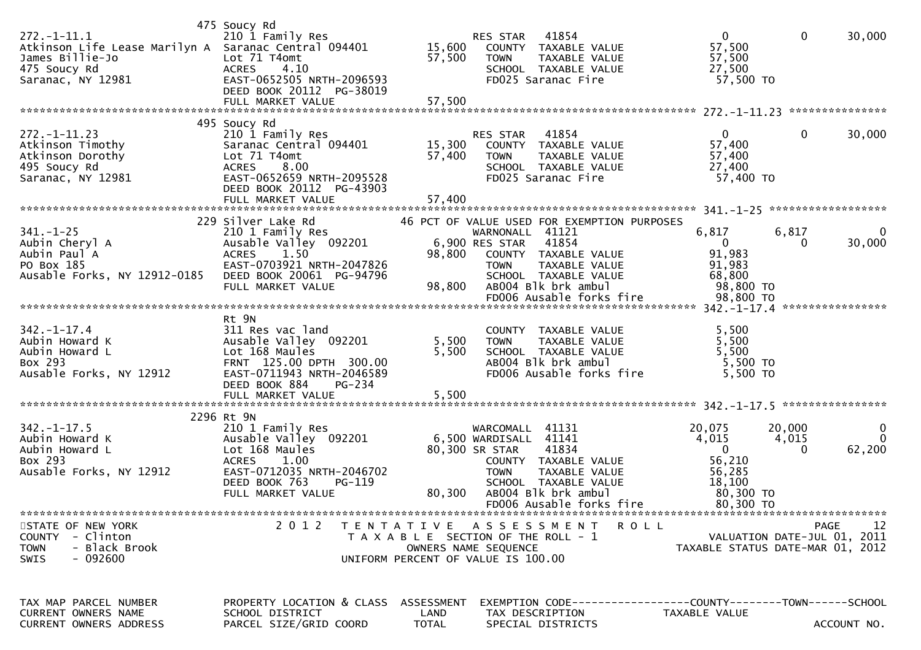| TAX MAP PARCEL NUMBER / CURRENT OWNERS NAME / CURRENT OWNERS ADDRESS | PROPERTY LOCATION & CLASS / SCHOOL DISTRICT / PARCEL SIZE/GRID COORD | ASSESSMENT LAND / TOTAL | EXEMPTION CODE / TAX DESCRIPTION / SPECIAL DISTRICTS | COUNTY TAXABLE VALUE | TOWN | SCHOOL |
|---|---|---|---|---|---|---|
| | 475 Soucy Rd | | | | | |
| 272.-1-11.1 | 210 1 Family Res | | RES STAR 41854 | 0 | 0 | 30,000 |
| Atkinson Life Lease Marilyn A | Saranac Central 094401 | 15,600 | COUNTY TAXABLE VALUE | 57,500 | | |
| James Billie-Jo | Lot 71 T4omt | 57,500 | TOWN TAXABLE VALUE | 57,500 | | |
| 475 Soucy Rd | ACRES 4.10 | | SCHOOL TAXABLE VALUE | 27,500 | | |
| Saranac, NY 12981 | EAST-0652505 NRTH-2096593 | | FD025 Saranac Fire | 57,500 TO | | |
| | DEED BOOK 20112 PG-38019 | | | | | |
| | FULL MARKET VALUE | 57,500 | | | | |
| | 495 Soucy Rd | | | | | 272.-1-11.23 |
| 272.-1-11.23 | 210 1 Family Res | | RES STAR 41854 | 0 | 0 | 30,000 |
| Atkinson Timothy | Saranac Central 094401 | 15,300 | COUNTY TAXABLE VALUE | 57,400 | | |
| Atkinson Dorothy | Lot 71 T4omt | 57,400 | TOWN TAXABLE VALUE | 57,400 | | |
| 495 Soucy Rd | ACRES 8.00 | | SCHOOL TAXABLE VALUE | 27,400 | | |
| Saranac, NY 12981 | EAST-0652659 NRTH-2095528 | | FD025 Saranac Fire | 57,400 TO | | |
| | DEED BOOK 20112 PG-43903 | | | | | |
| | FULL MARKET VALUE | 57,400 | | | | |
| | 229 Silver Lake Rd | | 46 PCT OF VALUE USED FOR EXEMPTION PURPOSES | | | 341.-1-25 |
| 341.-1-25 | 210 1 Family Res | | WARNONALL 41121 | 6,817 | 6,817 | 0 |
| Aubin Cheryl A | Ausable Valley 092201 | 6,900 | RES STAR 41854 | 0 | 0 | 30,000 |
| Aubin Paul A | ACRES 1.50 | 98,800 | COUNTY TAXABLE VALUE | 91,983 | | |
| PO Box 185 | EAST-0703921 NRTH-2047826 | | TOWN TAXABLE VALUE | 91,983 | | |
| Ausable Forks, NY 12912-0185 | DEED BOOK 20061 PG-94796 | | SCHOOL TAXABLE VALUE | 68,800 | | |
| | FULL MARKET VALUE | 98,800 | AB004 Blk brk ambul | 98,800 TO | | |
| | | | FD006 Ausable forks fire | 98,800 TO | | |
| | Rt 9N | | | | | 342.-1-17.4 |
| 342.-1-17.4 | 311 Res vac land | | COUNTY TAXABLE VALUE | 5,500 | | |
| Aubin Howard K | Ausable Valley 092201 | 5,500 | TOWN TAXABLE VALUE | 5,500 | | |
| Aubin Howard L | Lot 168 Maules | 5,500 | SCHOOL TAXABLE VALUE | 5,500 | | |
| Box 293 | FRNT 125.00 DPTH 300.00 | | AB004 Blk brk ambul | 5,500 TO | | |
| Ausable Forks, NY 12912 | EAST-0711943 NRTH-2046589 | | FD006 Ausable forks fire | 5,500 TO | | |
| | DEED BOOK 884 PG-234 | | | | | |
| | FULL MARKET VALUE | 5,500 | | | | |
| | 2296 Rt 9N | | | | | 342.-1-17.5 |
| 342.-1-17.5 | 210 1 Family Res | | WARCOMALL 41131 | 20,075 | 20,000 | 0 |
| Aubin Howard K | Ausable Valley 092201 | 6,500 | WARDISALL 41141 | 4,015 | 4,015 | 0 |
| Aubin Howard L | Lot 168 Maules | 80,300 | SR STAR 41834 | 0 | 0 | 62,200 |
| Box 293 | ACRES 1.00 | | COUNTY TAXABLE VALUE | 56,210 | | |
| Ausable Forks, NY 12912 | EAST-0712035 NRTH-2046702 | | TOWN TAXABLE VALUE | 56,285 | | |
| | DEED BOOK 763 PG-119 | | SCHOOL TAXABLE VALUE | 18,100 | | |
| | FULL MARKET VALUE | 80,300 | AB004 Blk brk ambul | 80,300 TO | | |
| | | | FD006 Ausable forks fire | 80,300 TO | | |

STATE OF NEW YORK
COUNTY - Clinton
TOWN - Black Brook
SWIS - 092600

2012 TENTATIVE ASSESSMENT ROLL
TAXABLE SECTION OF THE ROLL - 1
OWNERS NAME SEQUENCE
UNIFORM PERCENT OF VALUE IS 100.00

VALUATION DATE-JUL 01, 2011
TAXABLE STATUS DATE-MAR 01, 2012

| TAX MAP PARCEL NUMBER | PROPERTY LOCATION & CLASS | ASSESSMENT | EXEMPTION CODE------------------COUNTY--------TOWN------SCHOOL | |
|---|---|---|---|---|
| CURRENT OWNERS NAME | SCHOOL DISTRICT | LAND | TAX DESCRIPTION | TAXABLE VALUE |
| CURRENT OWNERS ADDRESS | PARCEL SIZE/GRID COORD | TOTAL | SPECIAL DISTRICTS | ACCOUNT NO. |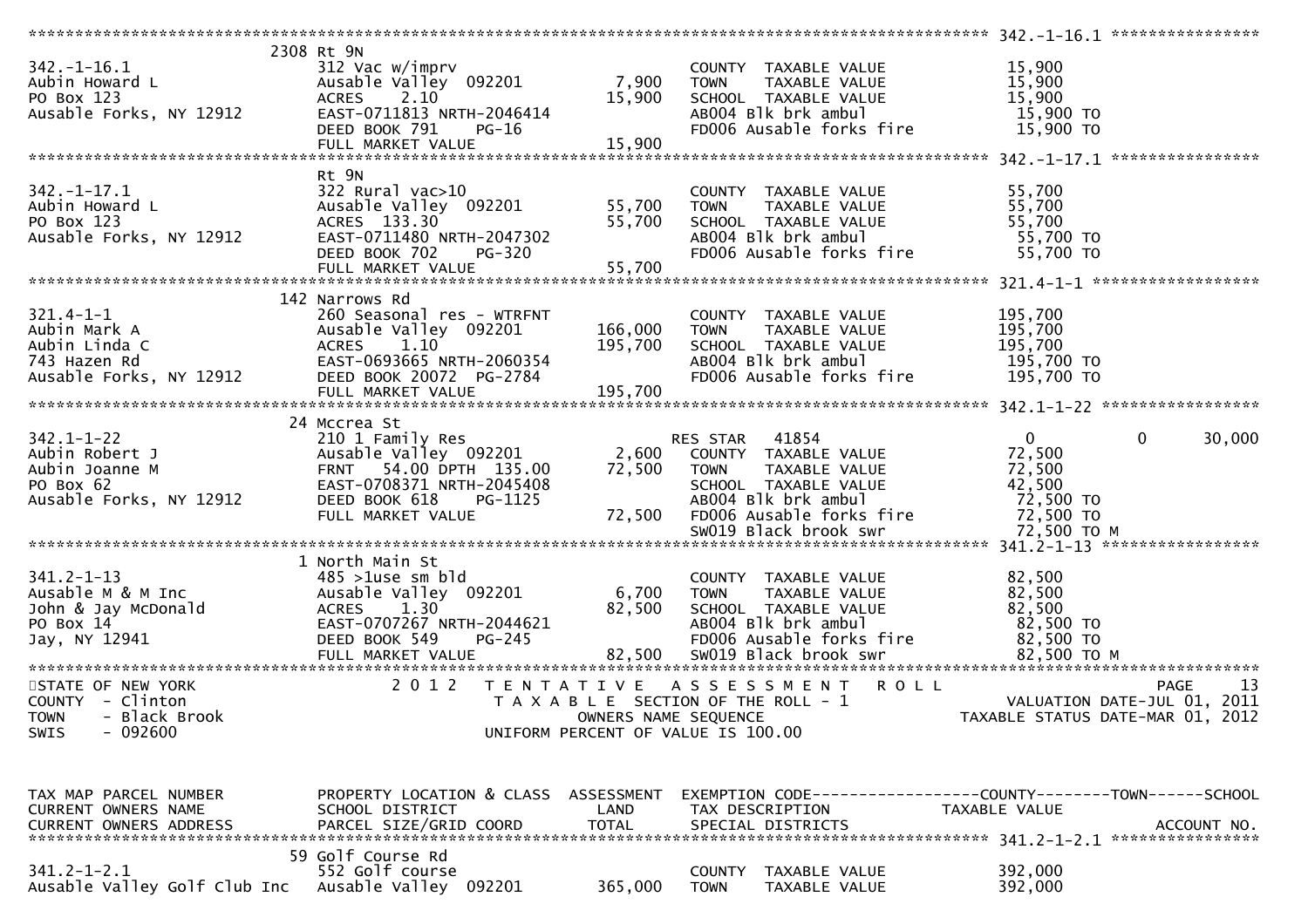```
******************************************************************************************************* 342.-1-16.1 ****************
                          2308 Rt 9N
342.-1-16.1                    312 Vac w/imprv                          COUNTY  TAXABLE VALUE             15,900
Aubin Howard L                 Ausable Valley  092201        7,900     TOWN    TAXABLE VALUE             15,900
PO Box 123                     ACRES    2.10                15,900     SCHOOL  TAXABLE VALUE             15,900
Ausable Forks, NY 12912        EAST-0711813 NRTH-2046414                 AB004 Blk brk ambul                15,900 TO
                               DEED BOOK 791     PG-16                   FD006 Ausable forks fire           15,900 TO
                               FULL MARKET VALUE            15,900
******************************************************************************************************* 342.-1-17.1 ****************
                               Rt 9N
342.-1-17.1                    322 Rural vac>10                         COUNTY  TAXABLE VALUE             55,700
Aubin Howard L                 Ausable Valley  092201       55,700     TOWN    TAXABLE VALUE             55,700
PO Box 123                     ACRES  133.30                55,700     SCHOOL  TAXABLE VALUE             55,700
Ausable Forks, NY 12912        EAST-0711480 NRTH-2047302                 AB004 Blk brk ambul                55,700 TO
                               DEED BOOK 702     PG-320                  FD006 Ausable forks fire           55,700 TO
                               FULL MARKET VALUE            55,700
******************************************************************************************************* 321.4-1-1 ******************
                          142 Narrows Rd
321.4-1-1                      260 Seasonal res - WTRFNT                COUNTY  TAXABLE VALUE            195,700
Aubin Mark A                   Ausable Valley  092201      166,000     TOWN    TAXABLE VALUE            195,700
Aubin Linda C                  ACRES    1.10               195,700     SCHOOL  TAXABLE VALUE            195,700
743 Hazen Rd                   EAST-0693665 NRTH-2060354                 AB004 Blk brk ambul               195,700 TO
Ausable Forks, NY 12912        DEED BOOK 20072  PG-2784                  FD006 Ausable forks fire          195,700 TO
                               FULL MARKET VALUE           195,700
******************************************************************************************************* 342.1-1-22 *****************
                           24 Mccrea St
342.1-1-22                     210 1 Family Res                   RES STAR    41854                    0          0        30,000
Aubin Robert J                 Ausable Valley  092201        2,600     COUNTY  TAXABLE VALUE             72,500
Aubin Joanne M                 FRNT    54.00 DPTH 135.00    72,500     TOWN    TAXABLE VALUE             72,500
PO Box 62                      EAST-0708371 NRTH-2045408                 SCHOOL  TAXABLE VALUE             42,500
Ausable Forks, NY 12912        DEED BOOK 618     PG-1125                 AB004 Blk brk ambul                72,500 TO
                               FULL MARKET VALUE            72,500     FD006 Ausable forks fire           72,500 TO
                                                                         SW019 Black brook swr              72,500 TO M
******************************************************************************************************* 341.2-1-13 *****************
                            1 North Main St
341.2-1-13                     485 >1use sm bld                         COUNTY  TAXABLE VALUE             82,500
Ausable M & M Inc              Ausable Valley  092201        6,700     TOWN    TAXABLE VALUE             82,500
John & Jay McDonald            ACRES    1.30                82,500     SCHOOL  TAXABLE VALUE             82,500
PO Box 14                      EAST-0707267 NRTH-2044621                 AB004 Blk brk ambul                82,500 TO
Jay, NY 12941                  DEED BOOK 549     PG-245                  FD006 Ausable forks fire           82,500 TO
                               FULL MARKET VALUE            82,500     SW019 Black brook swr              82,500 TO M
************************************************************************************************************************************
STATE OF NEW YORK                  2 0 1 2   T E N T A T I V E   A S S E S S M E N T   R O L L                              PAGE    13
COUNTY  - Clinton                            T A X A B L E  SECTION OF THE ROLL - 1                    VALUATION DATE-JUL 01, 2011
TOWN    - Black Brook                               OWNERS NAME SEQUENCE                          TAXABLE STATUS DATE-MAR 01, 2012
SWIS    - 092600                                UNIFORM PERCENT OF VALUE IS 100.00


TAX MAP PARCEL NUMBER          PROPERTY LOCATION & CLASS  ASSESSMENT  EXEMPTION CODE------------------COUNTY--------TOWN------SCHOOL
CURRENT OWNERS NAME            SCHOOL DISTRICT               LAND      TAX DESCRIPTION                TAXABLE VALUE
CURRENT OWNERS ADDRESS         PARCEL SIZE/GRID COORD       TOTAL      SPECIAL DISTRICTS                                    ACCOUNT NO.
******************************************************************************************************* 341.2-1-2.1 ****************
                           59 Golf Course Rd
341.2-1-2.1                    552 Golf course                          COUNTY  TAXABLE VALUE            392,000
Ausable Valley Golf Club Inc   Ausable Valley  092201      365,000     TOWN    TAXABLE VALUE            392,000
```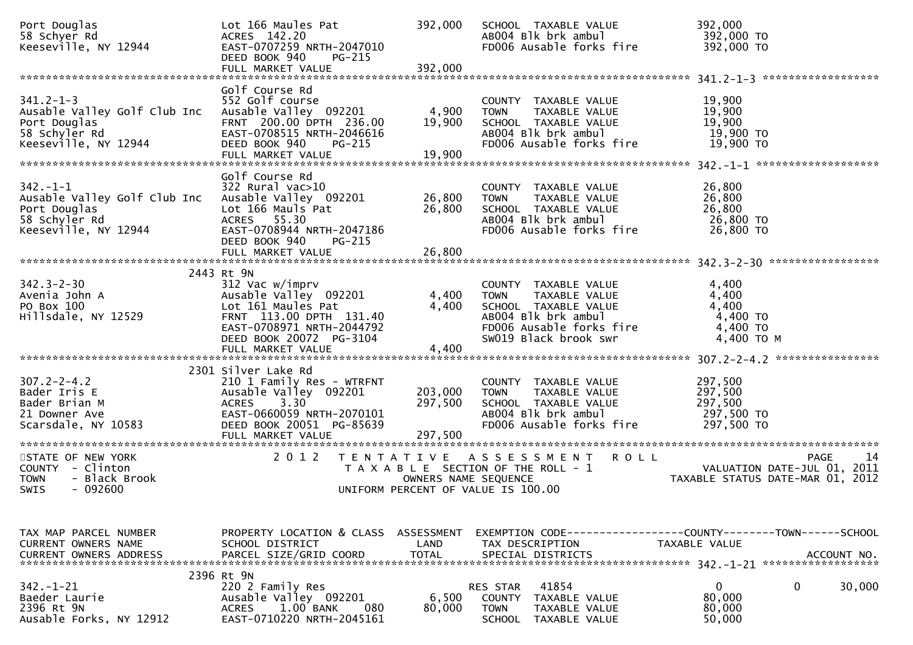```
Port Douglas                   Lot 166 Maules Pat          392,000   SCHOOL  TAXABLE VALUE          392,000
58 Schyer Rd                   ACRES  142.20                          AB004 Blk brk ambul             392,000 TO
Keeseville, NY 12944           EAST-0707259 NRTH-2047010              FD006 Ausable forks fire        392,000 TO
                               DEED BOOK 940    PG-215
                               FULL MARKET VALUE           392,000
******************************************************************************************************* 341.2-1-3 ******************
                               Golf Course Rd
341.2-1-3                      552 Golf course                        COUNTY  TAXABLE VALUE           19,900
Ausable Valley Golf Club Inc   Ausable Valley  092201        4,900    TOWN    TAXABLE VALUE           19,900
Port Douglas                   FRNT  200.00 DPTH  236.00    19,900    SCHOOL  TAXABLE VALUE           19,900
58 Schyler Rd                  EAST-0708515 NRTH-2046616              AB004 Blk brk ambul              19,900 TO
Keeseville, NY 12944           DEED BOOK 940    PG-215                FD006 Ausable forks fire         19,900 TO
                               FULL MARKET VALUE            19,900
******************************************************************************************************* 342.-1-1 *******************
                               Golf Course Rd
342.-1-1                       322 Rural vac>10                       COUNTY  TAXABLE VALUE           26,800
Ausable Valley Golf Club Inc   Ausable Valley  092201       26,800    TOWN    TAXABLE VALUE           26,800
Port Douglas                   Lot 166 Mauls Pat            26,800    SCHOOL  TAXABLE VALUE           26,800
58 Schyler Rd                  ACRES   55.30                          AB004 Blk brk ambul              26,800 TO
Keeseville, NY 12944           EAST-0708944 NRTH-2047186              FD006 Ausable forks fire         26,800 TO
                               DEED BOOK 940    PG-215
                               FULL MARKET VALUE            26,800
******************************************************************************************************* 342.3-2-30 *****************
                          2443 Rt 9N
342.3-2-30                     312 Vac w/imprv                        COUNTY  TAXABLE VALUE            4,400
Avenia John A                  Ausable Valley  092201        4,400    TOWN    TAXABLE VALUE            4,400
PO Box 100                     Lot 161 Maules Pat            4,400    SCHOOL  TAXABLE VALUE            4,400
Hillsdale, NY 12529            FRNT  113.00 DPTH  131.40              AB004 Blk brk ambul               4,400 TO
                               EAST-0708971 NRTH-2044792              FD006 Ausable forks fire          4,400 TO
                               DEED BOOK 20072 PG-3104                SW019 Black brook swr             4,400 TO M
                               FULL MARKET VALUE             4,400
******************************************************************************************************* 307.2-2-4.2 ****************
                          2301 Silver Lake Rd
307.2-2-4.2                    210 1 Family Res - WTRFNT              COUNTY  TAXABLE VALUE          297,500
Bader Iris E                   Ausable Valley  092201      203,000    TOWN    TAXABLE VALUE          297,500
Bader Brian M                  ACRES    3.30               297,500    SCHOOL  TAXABLE VALUE          297,500
21 Downer Ave                  EAST-0660059 NRTH-2070101              AB004 Blk brk ambul             297,500 TO
Scarsdale, NY 10583            DEED BOOK 20051 PG-85639               FD006 Ausable forks fire        297,500 TO
                               FULL MARKET VALUE           297,500
************************************************************************************************************************************
STATE OF NEW YORK                 2 0 1 2   T E N T A T I V E   A S S E S S M E N T   R O L L                          PAGE    14
COUNTY  - Clinton                            T A X A B L E  SECTION OF THE ROLL - 1                 VALUATION DATE-JUL 01, 2011
TOWN    - Black Brook                           OWNERS NAME SEQUENCE                          TAXABLE STATUS DATE-MAR 01, 2012
SWIS    - 092600                           UNIFORM PERCENT OF VALUE IS 100.00


TAX MAP PARCEL NUMBER          PROPERTY LOCATION & CLASS  ASSESSMENT  EXEMPTION CODE------------------COUNTY--------TOWN------SCHOOL
CURRENT OWNERS NAME            SCHOOL DISTRICT               LAND      TAX DESCRIPTION                TAXABLE VALUE
CURRENT OWNERS ADDRESS         PARCEL SIZE/GRID COORD        TOTAL     SPECIAL DISTRICTS                                  ACCOUNT NO.
******************************************************************************************************* 342.-1-21 ******************
                          2396 Rt 9N
342.-1-21                      220 2 Family Res                       RES STAR    41854                  0              0       30,000
Baeder Laurie                  Ausable Valley  092201        6,500    COUNTY  TAXABLE VALUE           80,000
2396 Rt 9N                     ACRES    1.00 BANK     080   80,000    TOWN    TAXABLE VALUE           80,000
Ausable Forks, NY 12912        EAST-0710220 NRTH-2045161              SCHOOL  TAXABLE VALUE           50,000
```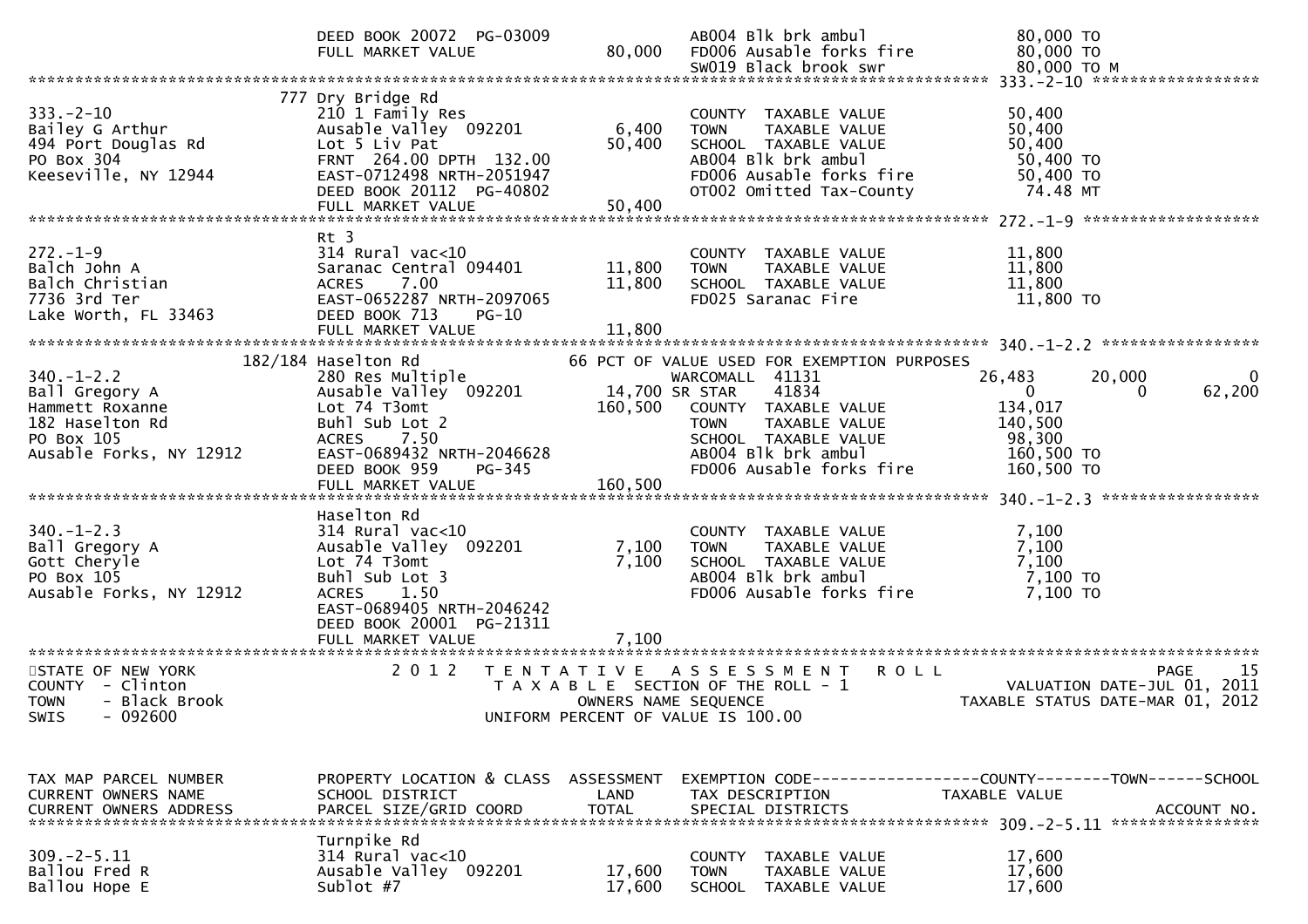```
                              DEED BOOK 20072  PG-03009                    AB004 Blk brk ambul                80,000 TO
                              FULL MARKET VALUE                80,000      FD006 Ausable forks fire           80,000 TO
                                                                           SW019 Black brook swr              80,000 TO M
******************************************************************************************************* 333.-2-10 ******************
                             777 Dry Bridge Rd
333.-2-10                     210 1 Family Res                             COUNTY  TAXABLE VALUE              50,400
Bailey G Arthur               Ausable Valley  092201           6,400       TOWN    TAXABLE VALUE              50,400
494 Port Douglas Rd           Lot 5 Liv Pat                   50,400       SCHOOL  TAXABLE VALUE              50,400
PO Box 304                    FRNT  264.00 DPTH  132.00                    AB004 Blk brk ambul                50,400 TO
Keeseville, NY 12944          EAST-0712498 NRTH-2051947                    FD006 Ausable forks fire           50,400 TO
                              DEED BOOK 20112  PG-40802                    OT002 Omitted Tax-County            74.48 MT
                              FULL MARKET VALUE               50,400
******************************************************************************************************* 272.-1-9 *******************
                             Rt 3
272.-1-9                      314 Rural vac<10                             COUNTY  TAXABLE VALUE              11,800
Balch John A                  Saranac Central 094401          11,800       TOWN    TAXABLE VALUE              11,800
Balch Christian               ACRES    7.00                   11,800       SCHOOL  TAXABLE VALUE              11,800
7736 3rd Ter                  EAST-0652287 NRTH-2097065                    FD025 Saranac Fire                 11,800 TO
Lake Worth, FL 33463          DEED BOOK 713    PG-10
                              FULL MARKET VALUE               11,800
******************************************************************************************************* 340.-1-2.2 *****************
                      182/184 Haselton Rd                      66 PCT OF VALUE USED FOR EXEMPTION PURPOSES
340.-1-2.2                    280 Res Multiple                             WARCOMALL  41131                26,483      20,000          0
Ball Gregory A                Ausable Valley  092201          14,700 SR STAR      41834                     0           0         62,200
Hammett Roxanne               Lot 74 T3omt                   160,500       COUNTY  TAXABLE VALUE             134,017
182 Haselton Rd               Buhl Sub Lot 2                               TOWN    TAXABLE VALUE             140,500
PO Box 105                    ACRES    7.50                                SCHOOL  TAXABLE VALUE              98,300
Ausable Forks, NY 12912       EAST-0689432 NRTH-2046628                    AB004 Blk brk ambul               160,500 TO
                              DEED BOOK 959    PG-345                      FD006 Ausable forks fire          160,500 TO
                              FULL MARKET VALUE              160,500
******************************************************************************************************* 340.-1-2.3 *****************
                             Haselton Rd
340.-1-2.3                    314 Rural vac<10                             COUNTY  TAXABLE VALUE               7,100
Ball Gregory A                Ausable Valley  092201           7,100       TOWN    TAXABLE VALUE               7,100
Gott Cheryle                  Lot 74 T3omt                     7,100       SCHOOL  TAXABLE VALUE               7,100
PO Box 105                    Buhl Sub Lot 3                               AB004 Blk brk ambul                 7,100 TO
Ausable Forks, NY 12912       ACRES    1.50                                FD006 Ausable forks fire            7,100 TO
                              EAST-0689405 NRTH-2046242
                              DEED BOOK 20001  PG-21311
                              FULL MARKET VALUE                7,100
************************************************************************************************************************************
STATE OF NEW YORK                2 0 1 2   T E N T A T I V E   A S S E S S M E N T   R O L L                              PAGE    15
COUNTY  - Clinton                          T A X A B L E  SECTION OF THE ROLL - 1                     VALUATION DATE-JUL 01, 2011
TOWN    - Black Brook                             OWNERS NAME SEQUENCE                              TAXABLE STATUS DATE-MAR 01, 2012
SWIS    - 092600                           UNIFORM PERCENT OF VALUE IS 100.00


TAX MAP PARCEL NUMBER         PROPERTY LOCATION & CLASS  ASSESSMENT  EXEMPTION CODE------------------COUNTY--------TOWN------SCHOOL
CURRENT OWNERS NAME           SCHOOL DISTRICT               LAND      TAX DESCRIPTION             TAXABLE VALUE
CURRENT OWNERS ADDRESS        PARCEL SIZE/GRID COORD       TOTAL      SPECIAL DISTRICTS                                    ACCOUNT NO.
******************************************************************************************************* 309.-2-5.11 ****************
                             Turnpike Rd
309.-2-5.11                   314 Rural vac<10                             COUNTY  TAXABLE VALUE              17,600
Ballou Fred R                 Ausable Valley  092201          17,600       TOWN    TAXABLE VALUE              17,600
Ballou Hope E                 Sublot #7                       17,600       SCHOOL  TAXABLE VALUE              17,600
```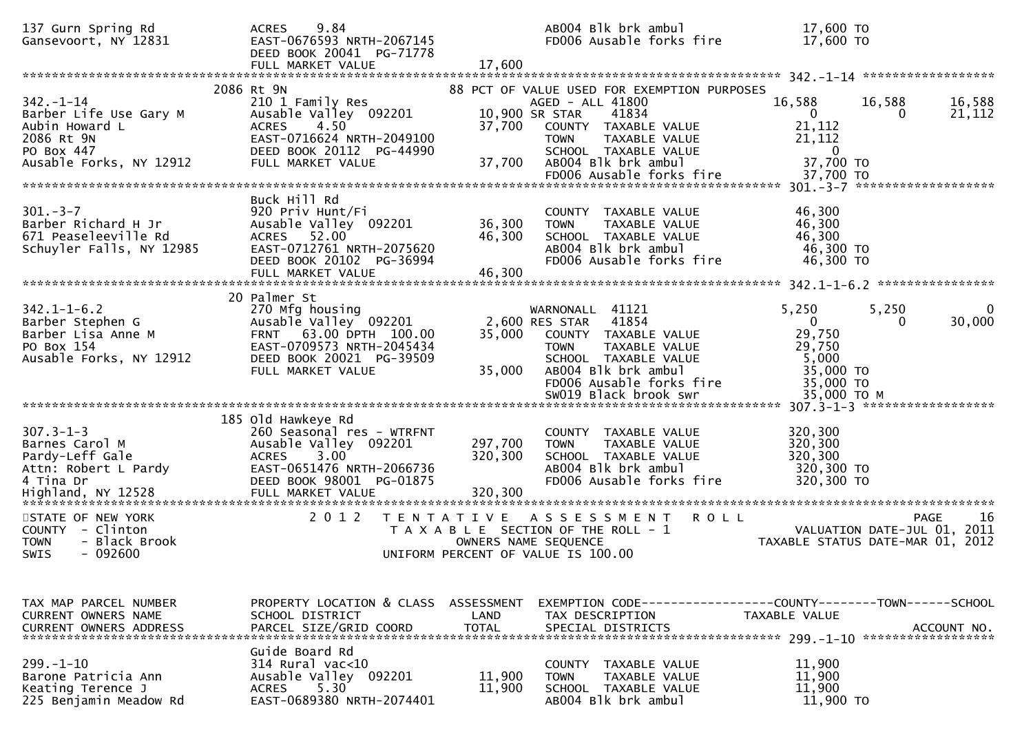```
137 Gurn Spring Rd            ACRES    9.84                            AB004 Blk brk ambul                 17,600 TO
Gansevoort, NY 12831          EAST-0676593 NRTH-2067145                FD006 Ausable forks fire            17,600 TO
                              DEED BOOK 20041  PG-71778
                              FULL MARKET VALUE              17,600
******************************************************************************************************* 342.-1-14 ******************
                          2086 Rt 9N                          88 PCT OF VALUE USED FOR EXEMPTION PURPOSES
342.-1-14                     210 1 Family Res                         AGED - ALL 41800            16,588       16,588      16,588
Barber Life Use Gary M        Ausable Valley  092201        10,900 SR STAR     41834                    0            0      21,112
Aubin Howard L                ACRES    4.50                  37,700    COUNTY  TAXABLE VALUE           21,112
2086 Rt 9N                    EAST-0716624 NRTH-2049100                TOWN    TAXABLE VALUE           21,112
PO Box 447                    DEED BOOK 20112  PG-44990                SCHOOL  TAXABLE VALUE                0
Ausable Forks, NY 12912       FULL MARKET VALUE              37,700    AB004 Blk brk ambul             37,700 TO
                                                                       FD006 Ausable forks fire        37,700 TO
******************************************************************************************************* 301.-3-7 *******************
                              Buck Hill Rd
301.-3-7                      920 Priv Hunt/Fi                         COUNTY  TAXABLE VALUE           46,300
Barber Richard H Jr           Ausable Valley  092201         36,300    TOWN    TAXABLE VALUE           46,300
671 Peaseleeville Rd          ACRES   52.00                  46,300    SCHOOL  TAXABLE VALUE           46,300
Schuyler Falls, NY 12985      EAST-0712761 NRTH-2075620                AB004 Blk brk ambul             46,300 TO
                              DEED BOOK 20102  PG-36994                FD006 Ausable forks fire        46,300 TO
                              FULL MARKET VALUE              46,300
******************************************************************************************************* 342.1-1-6.2 ****************
                           20 Palmer St
342.1-1-6.2                   270 Mfg housing                          WARNONALL  41121             5,250        5,250           0
Barber Stephen G              Ausable Valley  092201          2,600 RES STAR   41854                    0            0      30,000
Barber Lisa Anne M            FRNT   63.00 DPTH 100.00       35,000    COUNTY  TAXABLE VALUE           29,750
PO Box 154                    EAST-0709573 NRTH-2045434                TOWN    TAXABLE VALUE           29,750
Ausable Forks, NY 12912       DEED BOOK 20021  PG-39509                SCHOOL  TAXABLE VALUE            5,000
                              FULL MARKET VALUE              35,000    AB004 Blk brk ambul             35,000 TO
                                                                       FD006 Ausable forks fire        35,000 TO
                                                                       SW019 Black brook swr           35,000 TO M
******************************************************************************************************* 307.3-1-3 ******************
                          185 Old Hawkeye Rd
307.3-1-3                     260 Seasonal res - WTRFNT                COUNTY  TAXABLE VALUE          320,300
Barnes Carol M                Ausable Valley  092201        297,700    TOWN    TAXABLE VALUE          320,300
Pardy-Leff Gale               ACRES    3.00                 320,300    SCHOOL  TAXABLE VALUE          320,300
Attn: Robert L Pardy          EAST-0651476 NRTH-2066736                AB004 Blk brk ambul            320,300 TO
4 Tina Dr                     DEED BOOK 98001  PG-01875                FD006 Ausable forks fire       320,300 TO
Highland, NY 12528            FULL MARKET VALUE             320,300
************************************************************************************************************************************
STATE OF NEW YORK                    2 0 1 2   T E N T A T I V E   A S S E S S M E N T   R O L L                       PAGE    16
COUNTY  - Clinton                          T A X A B L E  SECTION OF THE ROLL - 1                      VALUATION DATE-JUL 01, 2011
TOWN    - Black Brook                          OWNERS NAME SEQUENCE                             TAXABLE STATUS DATE-MAR 01, 2012
SWIS    - 092600                            UNIFORM PERCENT OF VALUE IS 100.00


TAX MAP PARCEL NUMBER         PROPERTY LOCATION & CLASS  ASSESSMENT  EXEMPTION CODE------------------COUNTY--------TOWN------SCHOOL
CURRENT OWNERS NAME           SCHOOL DISTRICT               LAND      TAX DESCRIPTION                TAXABLE VALUE
CURRENT OWNERS ADDRESS        PARCEL SIZE/GRID COORD        TOTAL     SPECIAL DISTRICTS                                  ACCOUNT NO.
******************************************************************************************************* 299.-1-10 ******************
                              Guide Board Rd
299.-1-10                     314 Rural vac<10                         COUNTY  TAXABLE VALUE           11,900
Barone Patricia Ann           Ausable Valley  092201         11,900    TOWN    TAXABLE VALUE           11,900
Keating Terence J             ACRES    5.30                  11,900    SCHOOL  TAXABLE VALUE           11,900
225 Benjamin Meadow Rd        EAST-0689380 NRTH-2074401                AB004 Blk brk ambul             11,900 TO
```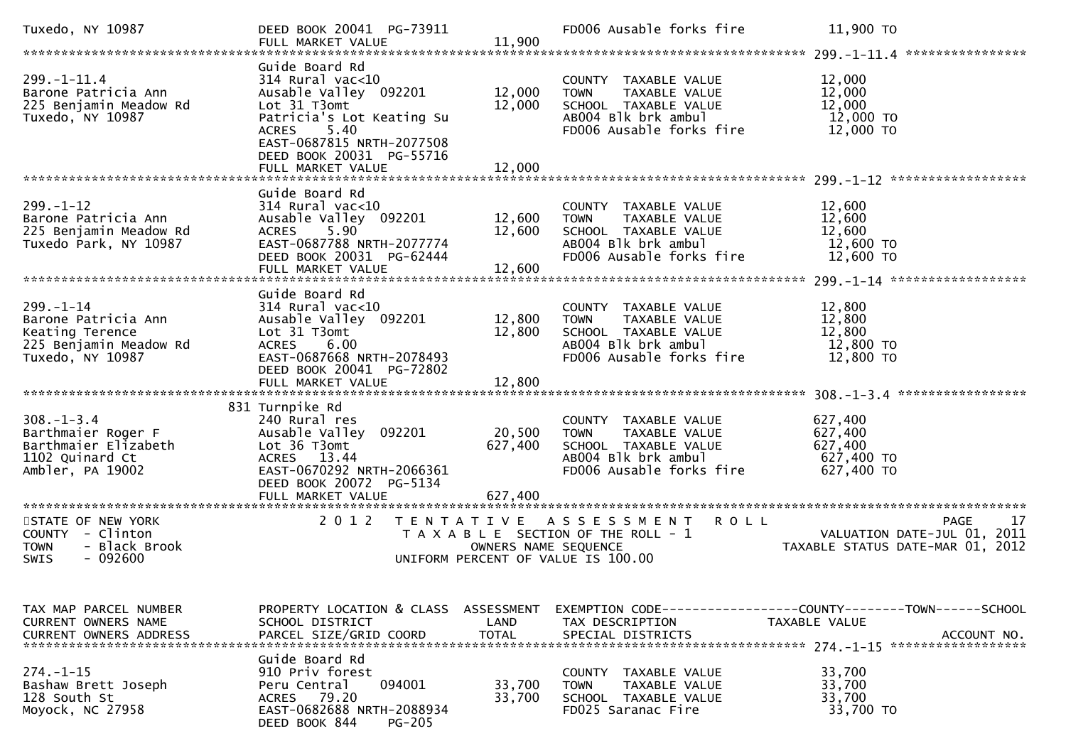```
Tuxedo, NY 10987                DEED BOOK 20041  PG-73911                 FD006 Ausable forks fire         11,900 TO
                                FULL MARKET VALUE              11,900
******************************************************************************************************* 299.-1-11.4 ****************
                                Guide Board Rd
299.-1-11.4                     314 Rural vac<10                          COUNTY  TAXABLE VALUE            12,000
Barone Patricia Ann             Ausable Valley  092201         12,000     TOWN    TAXABLE VALUE            12,000
225 Benjamin Meadow Rd          Lot 31 T3omt                   12,000     SCHOOL  TAXABLE VALUE            12,000
Tuxedo, NY 10987                Patricia's Lot Keating Su                 AB004 Blk brk ambul               12,000 TO
                                ACRES     5.40                            FD006 Ausable forks fire          12,000 TO
                                EAST-0687815 NRTH-2077508
                                DEED BOOK 20031  PG-55716
                                FULL MARKET VALUE              12,000
******************************************************************************************************* 299.-1-12 ******************
                                Guide Board Rd
299.-1-12                       314 Rural vac<10                          COUNTY  TAXABLE VALUE            12,600
Barone Patricia Ann             Ausable Valley  092201         12,600     TOWN    TAXABLE VALUE            12,600
225 Benjamin Meadow Rd          ACRES     5.90                 12,600     SCHOOL  TAXABLE VALUE            12,600
Tuxedo Park, NY 10987           EAST-0687788 NRTH-2077774                 AB004 Blk brk ambul               12,600 TO
                                DEED BOOK 20031  PG-62444                 FD006 Ausable forks fire          12,600 TO
                                FULL MARKET VALUE              12,600
******************************************************************************************************* 299.-1-14 ******************
                                Guide Board Rd
299.-1-14                       314 Rural vac<10                          COUNTY  TAXABLE VALUE            12,800
Barone Patricia Ann             Ausable Valley  092201         12,800     TOWN    TAXABLE VALUE            12,800
Keating Terence                 Lot 31 T3omt                   12,800     SCHOOL  TAXABLE VALUE            12,800
225 Benjamin Meadow Rd          ACRES     6.00                            AB004 Blk brk ambul               12,800 TO
Tuxedo, NY 10987                EAST-0687668 NRTH-2078493                 FD006 Ausable forks fire          12,800 TO
                                DEED BOOK 20041  PG-72802
                                FULL MARKET VALUE              12,800
******************************************************************************************************* 308.-1-3.4 *****************
                            831 Turnpike Rd
308.-1-3.4                      240 Rural res                             COUNTY  TAXABLE VALUE           627,400
Barthmaier Roger F              Ausable Valley  092201         20,500     TOWN    TAXABLE VALUE           627,400
Barthmaier Elizabeth            Lot 36 T3omt                  627,400     SCHOOL  TAXABLE VALUE           627,400
1102 Quinard Ct                 ACRES    13.44                            AB004 Blk brk ambul              627,400 TO
Ambler, PA 19002                EAST-0670292 NRTH-2066361                 FD006 Ausable forks fire         627,400 TO
                                DEED BOOK 20072  PG-5134
                                FULL MARKET VALUE             627,400
************************************************************************************************************************************
STATE OF NEW YORK                2 0 1 2   T E N T A T I V E   A S S E S S M E N T   R O L L                        PAGE    17
COUNTY  - Clinton                           T A X A B L E  SECTION OF THE ROLL - 1                   VALUATION DATE-JUL 01, 2011
TOWN    - Black Brook                            OWNERS NAME SEQUENCE                         TAXABLE STATUS DATE-MAR 01, 2012
SWIS    - 092600                           UNIFORM PERCENT OF VALUE IS 100.00


TAX MAP PARCEL NUMBER           PROPERTY LOCATION & CLASS  ASSESSMENT  EXEMPTION CODE------------------COUNTY--------TOWN------SCHOOL
CURRENT OWNERS NAME             SCHOOL DISTRICT               LAND     TAX DESCRIPTION            TAXABLE VALUE
CURRENT OWNERS ADDRESS          PARCEL SIZE/GRID COORD       TOTAL     SPECIAL DISTRICTS                                ACCOUNT NO.
******************************************************************************************************* 274.-1-15 ******************
                                Guide Board Rd
274.-1-15                       910 Priv forest                           COUNTY  TAXABLE VALUE            33,700
Bashaw Brett Joseph             Peru Central    094001         33,700     TOWN    TAXABLE VALUE            33,700
128 South St                    ACRES    79.20                 33,700     SCHOOL  TAXABLE VALUE            33,700
Moyock, NC 27958                EAST-0682688 NRTH-2088934                 FD025 Saranac Fire                33,700 TO
                                DEED BOOK 844    PG-205
```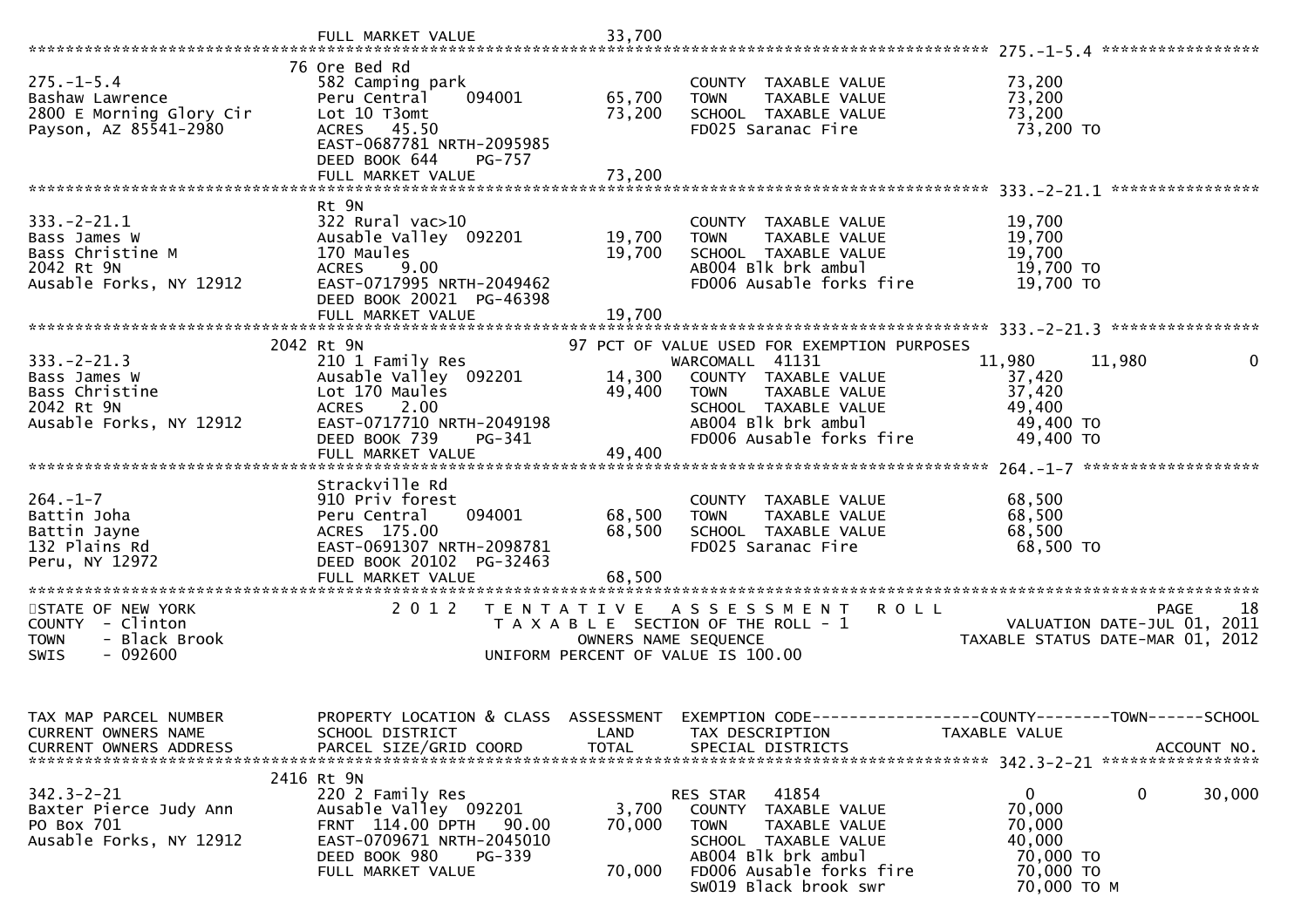```
                                FULL MARKET VALUE              33,700
******************************************************************************************************* 275.-1-5.4 *****************
                               76 Ore Bed Rd
275.-1-5.4                     582 Camping park                          COUNTY  TAXABLE VALUE            73,200
Bashaw Lawrence                Peru Central     094001       65,700      TOWN    TAXABLE VALUE            73,200
2800 E Morning Glory Cir       Lot 10 T3omt                  73,200      SCHOOL  TAXABLE VALUE            73,200
Payson, AZ 85541-2980          ACRES   45.50                             FD025 Saranac Fire                73,200 TO
                               EAST-0687781 NRTH-2095985
                               DEED BOOK 644     PG-757
                               FULL MARKET VALUE             73,200
******************************************************************************************************* 333.-2-21.1 ****************
                               Rt 9N
333.-2-21.1                    322 Rural vac>10                          COUNTY  TAXABLE VALUE            19,700
Bass James W                   Ausable Valley  092201        19,700      TOWN    TAXABLE VALUE            19,700
Bass Christine M               170 Maules                    19,700      SCHOOL  TAXABLE VALUE            19,700
2042 Rt 9N                     ACRES    9.00                             AB004 Blk brk ambul               19,700 TO
Ausable Forks, NY 12912        EAST-0717995 NRTH-2049462                 FD006 Ausable forks fire          19,700 TO
                               DEED BOOK 20021  PG-46398
                               FULL MARKET VALUE             19,700
******************************************************************************************************* 333.-2-21.3 ****************
                            2042 Rt 9N                          97 PCT OF VALUE USED FOR EXEMPTION PURPOSES
333.-2-21.3                    210 1 Family Res                          WARCOMALL  41131                 11,980      11,980           0
Bass James W                   Ausable Valley  092201        14,300      COUNTY  TAXABLE VALUE            37,420
Bass Christine                 Lot 170 Maules                49,400      TOWN    TAXABLE VALUE            37,420
2042 Rt 9N                     ACRES    2.00                             SCHOOL  TAXABLE VALUE            49,400
Ausable Forks, NY 12912        EAST-0717710 NRTH-2049198                 AB004 Blk brk ambul               49,400 TO
                               DEED BOOK 739     PG-341                  FD006 Ausable forks fire          49,400 TO
                               FULL MARKET VALUE             49,400
******************************************************************************************************* 264.-1-7 *******************
                               Strackville Rd
264.-1-7                       910 Priv forest                           COUNTY  TAXABLE VALUE            68,500
Battin Joha                    Peru Central     094001       68,500      TOWN    TAXABLE VALUE            68,500
Battin Jayne                   ACRES  175.00                 68,500      SCHOOL  TAXABLE VALUE            68,500
132 Plains Rd                  EAST-0691307 NRTH-2098781                 FD025 Saranac Fire                68,500 TO
Peru, NY 12972                 DEED BOOK 20102  PG-32463
                               FULL MARKET VALUE             68,500
************************************************************************************************************************************
STATE OF NEW YORK                2 0 1 2   T E N T A T I V E   A S S E S S M E N T   R O L L                              PAGE    18
COUNTY  - Clinton                          T A X A B L E  SECTION OF THE ROLL - 1                       VALUATION DATE-JUL 01, 2011
TOWN    - Black Brook                             OWNERS NAME SEQUENCE                             TAXABLE STATUS DATE-MAR 01, 2012
SWIS    - 092600                             UNIFORM PERCENT OF VALUE IS 100.00


TAX MAP PARCEL NUMBER          PROPERTY LOCATION & CLASS  ASSESSMENT  EXEMPTION CODE------------------COUNTY--------TOWN------SCHOOL
CURRENT OWNERS NAME            SCHOOL DISTRICT               LAND      TAX DESCRIPTION             TAXABLE VALUE
CURRENT OWNERS ADDRESS         PARCEL SIZE/GRID COORD        TOTAL     SPECIAL DISTRICTS                                  ACCOUNT NO.
******************************************************************************************************* 342.3-2-21 *****************
                            2416 Rt 9N
342.3-2-21                     220 2 Family Res                          RES STAR   41854                      0           0      30,000
Baxter Pierce Judy Ann         Ausable Valley  092201         3,700      COUNTY  TAXABLE VALUE            70,000
PO Box 701                     FRNT  114.00 DPTH   90.00     70,000      TOWN    TAXABLE VALUE            70,000
Ausable Forks, NY 12912        EAST-0709671 NRTH-2045010                 SCHOOL  TAXABLE VALUE            40,000
                               DEED BOOK 980     PG-339                  AB004 Blk brk ambul               70,000 TO
                               FULL MARKET VALUE             70,000      FD006 Ausable forks fire          70,000 TO
                                                                         SW019 Black brook swr             70,000 TO M
```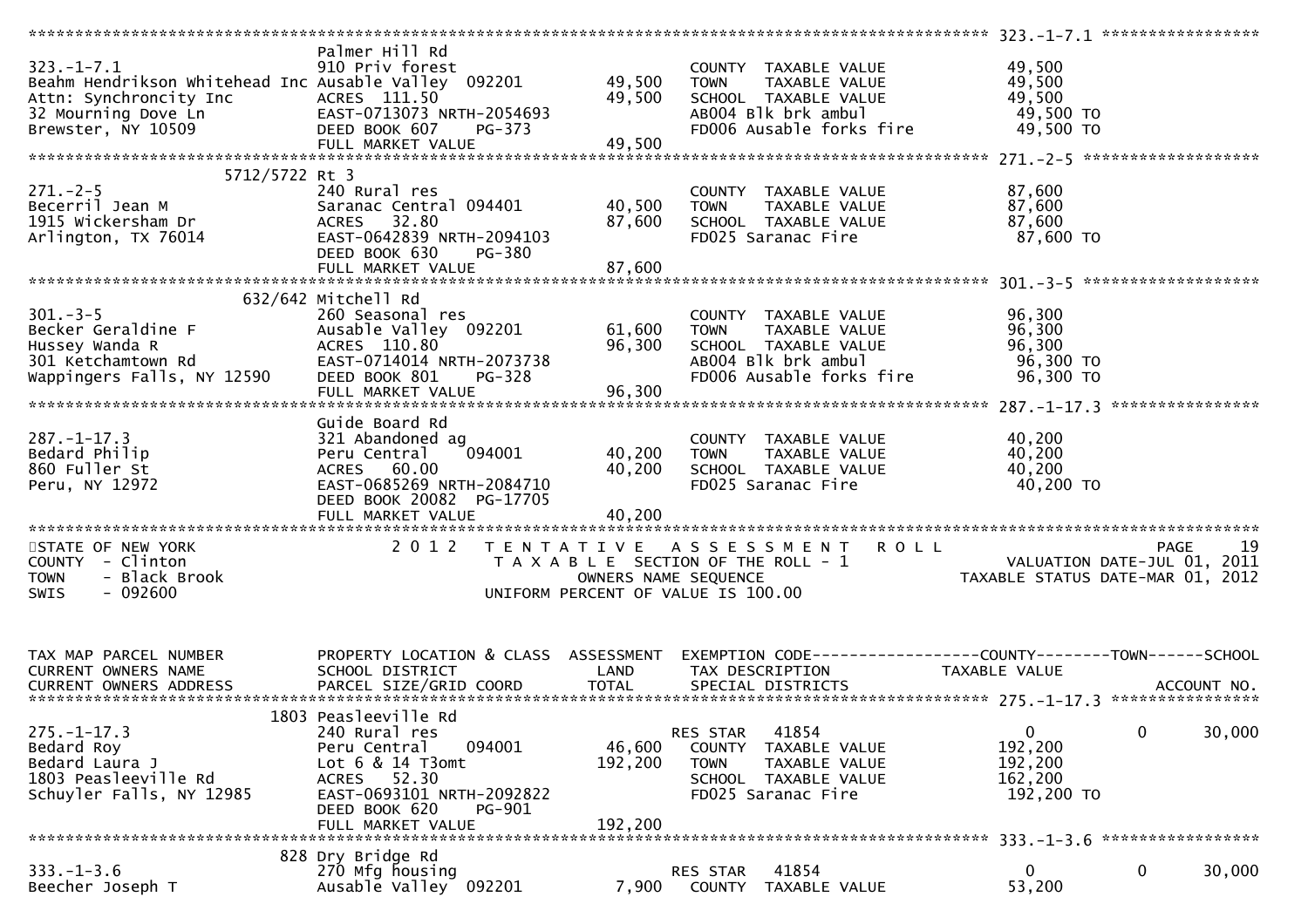```
******************************************************************************************************* 323.-1-7.1 *****************
                              Palmer Hill Rd
323.-1-7.1                    910 Priv forest                         COUNTY  TAXABLE VALUE             49,500
Beahm Hendrikson Whitehead Inc Ausable Valley  092201       49,500    TOWN    TAXABLE VALUE             49,500
Attn: Synchroncity Inc        ACRES  111.50                 49,500    SCHOOL  TAXABLE VALUE             49,500
32 Mourning Dove Ln           EAST-0713073 NRTH-2054693               AB004 Blk brk ambul                49,500 TO
Brewster, NY 10509            DEED BOOK 607    PG-373                 FD006 Ausable forks fire           49,500 TO
                              FULL MARKET VALUE             49,500
******************************************************************************************************* 271.-2-5 *******************
         5712/5722 Rt 3
271.-2-5                      240 Rural res                           COUNTY  TAXABLE VALUE             87,600
Becerril Jean M               Saranac Central 094401        40,500    TOWN    TAXABLE VALUE             87,600
1915 Wickersham Dr            ACRES   32.80                 87,600    SCHOOL  TAXABLE VALUE             87,600
Arlington, TX 76014           EAST-0642839 NRTH-2094103               FD025 Saranac Fire                 87,600 TO
                              DEED BOOK 630    PG-380
                              FULL MARKET VALUE             87,600
******************************************************************************************************* 301.-3-5 *******************
         632/642 Mitchell Rd
301.-3-5                      260 Seasonal res                        COUNTY  TAXABLE VALUE             96,300
Becker Geraldine F            Ausable Valley  092201        61,600    TOWN    TAXABLE VALUE             96,300
Hussey Wanda R                ACRES  110.80                 96,300    SCHOOL  TAXABLE VALUE             96,300
301 Ketchamtown Rd            EAST-0714014 NRTH-2073738               AB004 Blk brk ambul                96,300 TO
Wappingers Falls, NY 12590    DEED BOOK 801    PG-328                 FD006 Ausable forks fire           96,300 TO
                              FULL MARKET VALUE             96,300
******************************************************************************************************* 287.-1-17.3 ****************
                              Guide Board Rd
287.-1-17.3                   321 Abandoned ag                        COUNTY  TAXABLE VALUE             40,200
Bedard Philip                 Peru Central    094001        40,200    TOWN    TAXABLE VALUE             40,200
860 Fuller St                 ACRES   60.00                 40,200    SCHOOL  TAXABLE VALUE             40,200
Peru, NY 12972                EAST-0685269 NRTH-2084710               FD025 Saranac Fire                 40,200 TO
                              DEED BOOK 20082 PG-17705
                              FULL MARKET VALUE             40,200
************************************************************************************************************************************
STATE OF NEW YORK                 2 0 1 2   T E N T A T I V E   A S S E S S M E N T   R O L L                          PAGE    19
COUNTY  - Clinton                          T A X A B L E  SECTION OF THE ROLL - 1                     VALUATION DATE-JUL 01, 2011
TOWN    - Black Brook                           OWNERS NAME SEQUENCE                            TAXABLE STATUS DATE-MAR 01, 2012
SWIS    - 092600                          UNIFORM PERCENT OF VALUE IS 100.00


TAX MAP PARCEL NUMBER          PROPERTY LOCATION & CLASS  ASSESSMENT  EXEMPTION CODE------------------COUNTY--------TOWN------SCHOOL
CURRENT OWNERS NAME            SCHOOL DISTRICT              LAND      TAX DESCRIPTION            TAXABLE VALUE
CURRENT OWNERS ADDRESS         PARCEL SIZE/GRID COORD       TOTAL     SPECIAL DISTRICTS                                   ACCOUNT NO.
******************************************************************************************************* 275.-1-17.3 ****************
         1803 Peasleeville Rd
275.-1-17.3                   240 Rural res                           RES STAR   41854                  0          0      30,000
Bedard Roy                    Peru Central    094001        46,600    COUNTY  TAXABLE VALUE            192,200
Bedard Laura J                Lot 6 & 14 T3omt             192,200    TOWN    TAXABLE VALUE            192,200
1803 Peasleeville Rd          ACRES   52.30                           SCHOOL  TAXABLE VALUE            162,200
Schuyler Falls, NY 12985      EAST-0693101 NRTH-2092822               FD025 Saranac Fire                192,200 TO
                              DEED BOOK 620    PG-901
                              FULL MARKET VALUE            192,200
******************************************************************************************************* 333.-1-3.6 *****************
         828 Dry Bridge Rd
333.-1-3.6                    270 Mfg housing                         RES STAR   41854                  0          0      30,000
Beecher Joseph T              Ausable Valley  092201         7,900    COUNTY  TAXABLE VALUE             53,200
```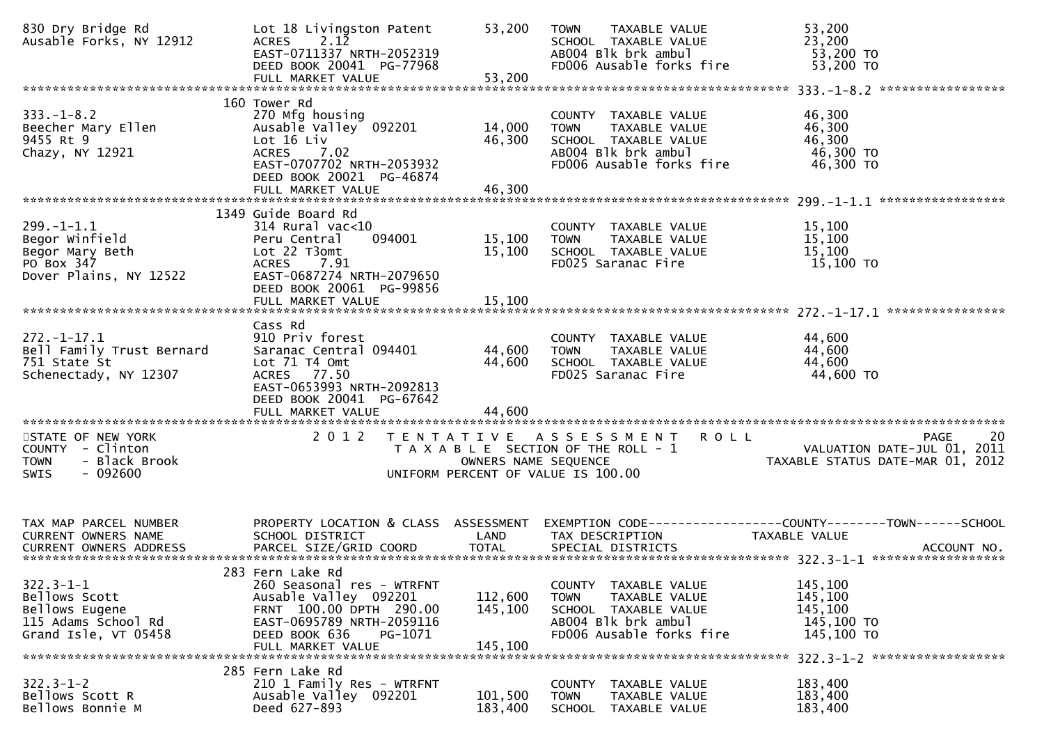```
830 Dry Bridge Rd              Lot 18 Livingston Patent       53,200   TOWN    TAXABLE VALUE              53,200
Ausable Forks, NY 12912        ACRES    2.12                           SCHOOL  TAXABLE VALUE              23,200
                               EAST-0711337 NRTH-2052319               AB004 Blk brk ambul                 53,200 TO
                               DEED BOOK 20041  PG-77968               FD006 Ausable forks fire            53,200 TO
                               FULL MARKET VALUE               53,200
******************************************************************************************************* 333.-1-8.2 *****************
                             160 Tower Rd
333.-1-8.2                     270 Mfg housing                         COUNTY  TAXABLE VALUE              46,300
Beecher Mary Ellen             Ausable Valley  092201         14,000   TOWN    TAXABLE VALUE              46,300
9455 Rt 9                      Lot 16 Liv                     46,300   SCHOOL  TAXABLE VALUE              46,300
Chazy, NY 12921                ACRES    7.02                           AB004 Blk brk ambul                 46,300 TO
                               EAST-0707702 NRTH-2053932               FD006 Ausable forks fire            46,300 TO
                               DEED BOOK 20021  PG-46874
                               FULL MARKET VALUE               46,300
******************************************************************************************************* 299.-1-1.1 *****************
                             1349 Guide Board Rd
299.-1-1.1                     314 Rural vac<10                        COUNTY  TAXABLE VALUE              15,100
Begor Winfield                 Peru Central    094001         15,100   TOWN    TAXABLE VALUE              15,100
Begor Mary Beth                Lot 22 T3omt                   15,100   SCHOOL  TAXABLE VALUE              15,100
PO Box 347                     ACRES    7.91                           FD025 Saranac Fire                  15,100 TO
Dover Plains, NY 12522         EAST-0687274 NRTH-2079650
                               DEED BOOK 20061  PG-99856
                               FULL MARKET VALUE               15,100
******************************************************************************************************* 272.-1-17.1 ****************
                               Cass Rd
272.-1-17.1                    910 Priv forest                         COUNTY  TAXABLE VALUE              44,600
Bell Family Trust Bernard      Saranac Central 094401         44,600   TOWN    TAXABLE VALUE              44,600
751 State St                   Lot 71 T4 Omt                  44,600   SCHOOL  TAXABLE VALUE              44,600
Schenectady, NY 12307          ACRES   77.50                           FD025 Saranac Fire                  44,600 TO
                               EAST-0653993 NRTH-2092813
                               DEED BOOK 20041  PG-67642
                               FULL MARKET VALUE               44,600
************************************************************************************************************************************
STATE OF NEW YORK                    2 0 1 2   T E N T A T I V E   A S S E S S M E N T   R O L L                     PAGE    20
COUNTY  - Clinton                             T A X A B L E SECTION OF THE ROLL - 1                  VALUATION DATE-JUL 01, 2011
TOWN    - Black Brook                            OWNERS NAME SEQUENCE                           TAXABLE STATUS DATE-MAR 01, 2012
SWIS    - 092600                              UNIFORM PERCENT OF VALUE IS 100.00


TAX MAP PARCEL NUMBER          PROPERTY LOCATION & CLASS  ASSESSMENT  EXEMPTION CODE------------------COUNTY--------TOWN------SCHOOL
CURRENT OWNERS NAME            SCHOOL DISTRICT               LAND      TAX DESCRIPTION            TAXABLE VALUE
CURRENT OWNERS ADDRESS         PARCEL SIZE/GRID COORD        TOTAL     SPECIAL DISTRICTS                                 ACCOUNT NO.
******************************************************************************************************* 322.3-1-1 ******************
                             283 Fern Lake Rd
322.3-1-1                      260 Seasonal res - WTRFNT               COUNTY  TAXABLE VALUE             145,100
Bellows Scott                  Ausable Valley  092201        112,600   TOWN    TAXABLE VALUE             145,100
Bellows Eugene                 FRNT  100.00 DPTH  290.00     145,100   SCHOOL  TAXABLE VALUE             145,100
115 Adams School Rd            EAST-0695789 NRTH-2059116               AB004 Blk brk ambul                145,100 TO
Grand Isle, VT 05458           DEED BOOK 636     PG-1071               FD006 Ausable forks fire           145,100 TO
                               FULL MARKET VALUE              145,100
******************************************************************************************************* 322.3-1-2 ******************
                             285 Fern Lake Rd
322.3-1-2                      210 1 Family Res - WTRFNT               COUNTY  TAXABLE VALUE             183,400
Bellows Scott R                Ausable Valley  092201        101,500   TOWN    TAXABLE VALUE             183,400
Bellows Bonnie M               Deed 627-893                  183,400   SCHOOL  TAXABLE VALUE             183,400
```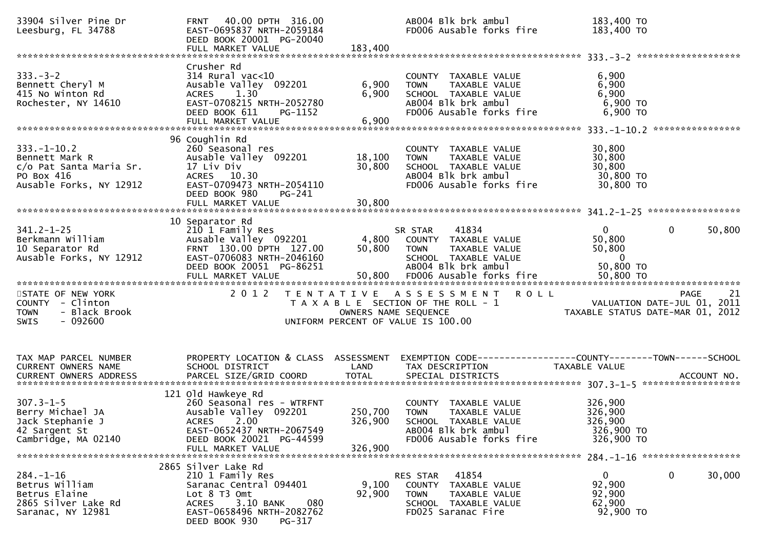```
33904 Silver Pine Dr           FRNT   40.00 DPTH 316.00                AB004 Blk brk ambul              183,400 TO
Leesburg, FL 34788             EAST-0695837 NRTH-2059184               FD006 Ausable forks fire         183,400 TO
                               DEED BOOK 20001  PG-20040
                               FULL MARKET VALUE             183,400
******************************************************************************************************* 333.-3-2 ********************
                               Crusher Rd
333.-3-2                       314 Rural vac<10                        COUNTY  TAXABLE VALUE             6,900
Bennett Cheryl M               Ausable Valley  092201         6,900    TOWN    TAXABLE VALUE             6,900
415 No Winton Rd               ACRES    1.30                  6,900    SCHOOL  TAXABLE VALUE             6,900
Rochester, NY 14610            EAST-0708215 NRTH-2052780               AB004 Blk brk ambul                6,900 TO
                               DEED BOOK 611    PG-1152                FD006 Ausable forks fire           6,900 TO
                               FULL MARKET VALUE               6,900
******************************************************************************************************* 333.-1-10.2 *****************
                            96 Coughlin Rd
333.-1-10.2                    260 Seasonal res                        COUNTY  TAXABLE VALUE            30,800
Bennett Mark R                 Ausable Valley  092201        18,100    TOWN    TAXABLE VALUE            30,800
c/o Pat Santa Maria Sr.        17 Liv Div                    30,800    SCHOOL  TAXABLE VALUE            30,800
PO Box 416                     ACRES   10.30                           AB004 Blk brk ambul               30,800 TO
Ausable Forks, NY 12912        EAST-0709473 NRTH-2054110               FD006 Ausable forks fire          30,800 TO
                               DEED BOOK 980    PG-241
                               FULL MARKET VALUE              30,800
******************************************************************************************************* 341.2-1-25 ******************
                            10 Separator Rd
341.2-1-25                     210 1 Family Res                    SR STAR     41834                     0             0      50,800
Berkmann William               Ausable Valley  092201         4,800    COUNTY  TAXABLE VALUE            50,800
10 Separator Rd                FRNT 130.00 DPTH 127.00       50,800    TOWN    TAXABLE VALUE            50,800
Ausable Forks, NY 12912        EAST-0706083 NRTH-2046160               SCHOOL  TAXABLE VALUE                 0
                               DEED BOOK 20051  PG-86251               AB004 Blk brk ambul               50,800 TO
                               FULL MARKET VALUE              50,800   FD006 Ausable forks fire          50,800 TO
************************************************************************************************************************************
STATE OF NEW YORK                  2 0 1 2   T E N T A T I V E   A S S E S S M E N T   R O L L                          PAGE     21
COUNTY  - Clinton                           T A X A B L E  SECTION OF THE ROLL - 1                      VALUATION DATE-JUL 01, 2011
TOWN    - Black Brook                           OWNERS NAME SEQUENCE                           TAXABLE STATUS DATE-MAR 01, 2012
SWIS    - 092600                            UNIFORM PERCENT OF VALUE IS 100.00


TAX MAP PARCEL NUMBER          PROPERTY LOCATION & CLASS  ASSESSMENT  EXEMPTION CODE------------------COUNTY--------TOWN------SCHOOL
CURRENT OWNERS NAME            SCHOOL DISTRICT               LAND      TAX DESCRIPTION             TAXABLE VALUE
CURRENT OWNERS ADDRESS         PARCEL SIZE/GRID COORD        TOTAL     SPECIAL DISTRICTS                                  ACCOUNT NO.
******************************************************************************************************* 307.3-1-5 *******************
                           121 Old Hawkeye Rd
307.3-1-5                      260 Seasonal res - WTRFNT               COUNTY  TAXABLE VALUE           326,900
Berry Michael JA               Ausable Valley  092201       250,700    TOWN    TAXABLE VALUE           326,900
Jack Stephanie J               ACRES    2.00                326,900    SCHOOL  TAXABLE VALUE           326,900
42 Sargent St                  EAST-0652437 NRTH-2067549               AB004 Blk brk ambul              326,900 TO
Cambridge, MA 02140            DEED BOOK 20021  PG-44599               FD006 Ausable forks fire         326,900 TO
                               FULL MARKET VALUE             326,900
******************************************************************************************************* 284.-1-16 *******************
                          2865 Silver Lake Rd
284.-1-16                      210 1 Family Res                    RES STAR    41854                     0             0      30,000
Betrus William                 Saranac Central 094401         9,100    COUNTY  TAXABLE VALUE            92,900
Betrus Elaine                  Lot 8 T3 Omt                  92,900    TOWN    TAXABLE VALUE            92,900
2865 Silver Lake Rd            ACRES    3.10 BANK     080              SCHOOL  TAXABLE VALUE            62,900
Saranac, NY 12981              EAST-0658496 NRTH-2082762               FD025 Saranac Fire                92,900 TO
                               DEED BOOK 930    PG-317
```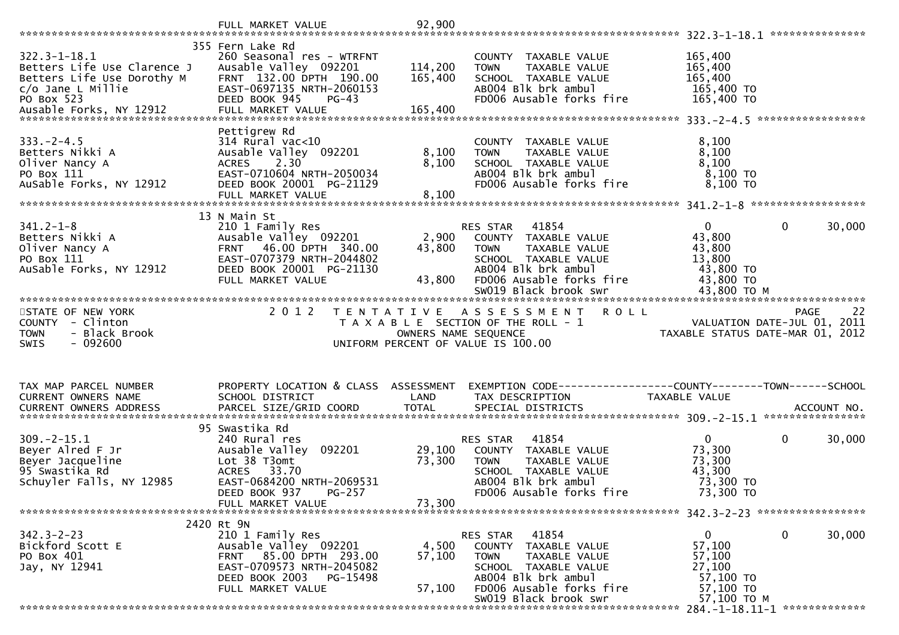| | | | | |
|---|---|---|---|---|
| | FULL MARKET VALUE | 92,900 | | |

**322.3-1-18.1**

| | | | | |
|---|---|---|---|---|
| | 355 Fern Lake Rd | | | |
| 322.3-1-18.1 | 260 Seasonal res - WTRFNT | | COUNTY TAXABLE VALUE | 165,400 |
| Betters Life Use Clarence J | Ausable Valley 092201 | 114,200 | TOWN TAXABLE VALUE | 165,400 |
| Betters Life Use Dorothy M | FRNT 132.00 DPTH 190.00 | 165,400 | SCHOOL TAXABLE VALUE | 165,400 |
| c/o Jane L Millie | EAST-0697135 NRTH-2060153 | | AB004 Blk brk ambul | 165,400 TO |
| PO Box 523 | DEED BOOK 945 PG-43 | | FD006 Ausable forks fire | 165,400 TO |
| Ausable Forks, NY 12912 | FULL MARKET VALUE | 165,400 | | |

**333.-2-4.5**

| | | | | |
|---|---|---|---|---|
| | Pettigrew Rd | | | |
| 333.-2-4.5 | 314 Rural vac<10 | | COUNTY TAXABLE VALUE | 8,100 |
| Betters Nikki A | Ausable Valley 092201 | 8,100 | TOWN TAXABLE VALUE | 8,100 |
| Oliver Nancy A | ACRES 2.30 | 8,100 | SCHOOL TAXABLE VALUE | 8,100 |
| PO Box 111 | EAST-0710604 NRTH-2050034 | | AB004 Blk brk ambul | 8,100 TO |
| AuSable Forks, NY 12912 | DEED BOOK 20001 PG-21129 | | FD006 Ausable forks fire | 8,100 TO |
| | FULL MARKET VALUE | 8,100 | | |

**341.2-1-8**

| | | | | | | |
|---|---|---|---|---|---|---|
| | 13 N Main St | | | | | |
| 341.2-1-8 | 210 1 Family Res | | RES STAR 41854 | 0 | 0 | 30,000 |
| Betters Nikki A | Ausable Valley 092201 | 2,900 | COUNTY TAXABLE VALUE | 43,800 | | |
| Oliver Nancy A | FRNT 46.00 DPTH 340.00 | 43,800 | TOWN TAXABLE VALUE | 43,800 | | |
| PO Box 111 | EAST-0707379 NRTH-2044802 | | SCHOOL TAXABLE VALUE | 13,800 | | |
| AuSable Forks, NY 12912 | DEED BOOK 20001 PG-21130 | | AB004 Blk brk ambul | 43,800 TO | | |
| | FULL MARKET VALUE | 43,800 | FD006 Ausable forks fire | 43,800 TO | | |
| | | | SW019 Black brook swr | 43,800 TO M | | |

STATE OF NEW YORK
COUNTY - Clinton
TOWN - Black Brook
SWIS - 092600

2 0 1 2 TENTATIVE ASSESSMENT ROLL
TAXABLE SECTION OF THE ROLL - 1
OWNERS NAME SEQUENCE
UNIFORM PERCENT OF VALUE IS 100.00

PAGE 22
VALUATION DATE-JUL 01, 2011
TAXABLE STATUS DATE-MAR 01, 2012

| TAX MAP PARCEL NUMBER / CURRENT OWNERS NAME / CURRENT OWNERS ADDRESS | PROPERTY LOCATION & CLASS / SCHOOL DISTRICT / PARCEL SIZE/GRID COORD | ASSESSMENT LAND / TOTAL | EXEMPTION CODE / TAX DESCRIPTION / SPECIAL DISTRICTS | COUNTY / TAXABLE VALUE | TOWN | SCHOOL / ACCOUNT NO. |
|---|---|---|---|---|---|---|
| **309.-2-15.1** | | | | | | |
| | 95 Swastika Rd | | | | | |
| 309.-2-15.1 | 240 Rural res | | RES STAR 41854 | 0 | 0 | 30,000 |
| Beyer Alred F Jr | Ausable Valley 092201 | 29,100 | COUNTY TAXABLE VALUE | 73,300 | | |
| Beyer Jacqueline | Lot 38 T3omt | 73,300 | TOWN TAXABLE VALUE | 73,300 | | |
| 95 Swastika Rd | ACRES 33.70 | | SCHOOL TAXABLE VALUE | 43,300 | | |
| Schuyler Falls, NY 12985 | EAST-0684200 NRTH-2069531 | | AB004 Blk brk ambul | 73,300 TO | | |
| | DEED BOOK 937 PG-257 | | FD006 Ausable forks fire | 73,300 TO | | |
| | FULL MARKET VALUE | 73,300 | | | | |
| **342.3-2-23** | | | | | | |
| | 2420 Rt 9N | | | | | |
| 342.3-2-23 | 210 1 Family Res | | RES STAR 41854 | 0 | 0 | 30,000 |
| Bickford Scott E | Ausable Valley 092201 | 4,500 | COUNTY TAXABLE VALUE | 57,100 | | |
| PO Box 401 | FRNT 85.00 DPTH 293.00 | 57,100 | TOWN TAXABLE VALUE | 57,100 | | |
| Jay, NY 12941 | EAST-0709573 NRTH-2045082 | | SCHOOL TAXABLE VALUE | 27,100 | | |
| | DEED BOOK 2003 PG-15498 | | AB004 Blk brk ambul | 57,100 TO | | |
| | FULL MARKET VALUE | 57,100 | FD006 Ausable forks fire | 57,100 TO | | |
| | | | SW019 Black brook swr | 57,100 TO M | | |

**284.-1-18.11-1**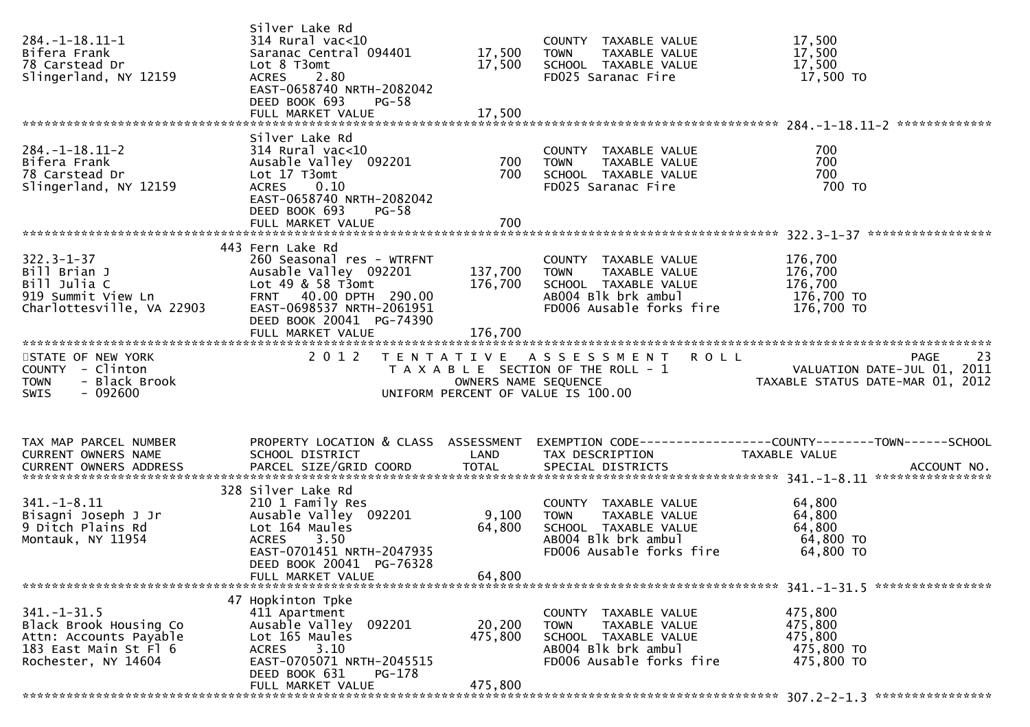| | | | | |
|---|---|---|---|---|
| 284.-1-18.11-1 | Silver Lake Rd | | | |
| Bifera Frank | 314 Rural vac<10 | | COUNTY TAXABLE VALUE | 17,500 |
| 78 Carstead Dr | Saranac Central 094401 | 17,500 | TOWN TAXABLE VALUE | 17,500 |
| Slingerland, NY 12159 | Lot 8 T3omt | 17,500 | SCHOOL TAXABLE VALUE | 17,500 |
| | ACRES 2.80 | | FD025 Saranac Fire | 17,500 TO |
| | EAST-0658740 NRTH-2082042 | | | |
| | DEED BOOK 693 PG-58 | | | |
| | FULL MARKET VALUE | 17,500 | | |

******************************************************************************************************* 284.-1-18.11-2 *************

| | | | | |
|---|---|---|---|---|
| 284.-1-18.11-2 | Silver Lake Rd | | | |
| Bifera Frank | 314 Rural vac<10 | | COUNTY TAXABLE VALUE | 700 |
| 78 Carstead Dr | Ausable Valley 092201 | 700 | TOWN TAXABLE VALUE | 700 |
| Slingerland, NY 12159 | Lot 17 T3omt | 700 | SCHOOL TAXABLE VALUE | 700 |
| | ACRES 0.10 | | FD025 Saranac Fire | 700 TO |
| | EAST-0658740 NRTH-2082042 | | | |
| | DEED BOOK 693 PG-58 | | | |
| | FULL MARKET VALUE | 700 | | |

******************************************************************************************************* 322.3-1-37 *****************

| | | | | |
|---|---|---|---|---|
| 322.3-1-37 | 443 Fern Lake Rd | | | |
| Bill Brian J | 260 Seasonal res - WTRFNT | | COUNTY TAXABLE VALUE | 176,700 |
| Bill Julia C | Ausable Valley 092201 | 137,700 | TOWN TAXABLE VALUE | 176,700 |
| 919 Summit View Ln | Lot 49 & 58 T3omt | 176,700 | SCHOOL TAXABLE VALUE | 176,700 |
| Charlottesville, VA 22903 | FRNT 40.00 DPTH 290.00 | | AB004 Blk brk ambul | 176,700 TO |
| | EAST-0698537 NRTH-2061951 | | FD006 Ausable forks fire | 176,700 TO |
| | DEED BOOK 20041 PG-74390 | | | |
| | FULL MARKET VALUE | 176,700 | | |

*******************************************************************************************************

STATE OF NEW YORK — 2012 TENTATIVE ASSESSMENT ROLL — PAGE 23
COUNTY - Clinton — TAXABLE SECTION OF THE ROLL - 1 — VALUATION DATE-JUL 01, 2011
TOWN - Black Brook — OWNERS NAME SEQUENCE — TAXABLE STATUS DATE-MAR 01, 2012
SWIS - 092600 — UNIFORM PERCENT OF VALUE IS 100.00

| TAX MAP PARCEL NUMBER / CURRENT OWNERS NAME / CURRENT OWNERS ADDRESS | PROPERTY LOCATION & CLASS / SCHOOL DISTRICT / PARCEL SIZE/GRID COORD | ASSESSMENT LAND / TOTAL | EXEMPTION CODE / TAX DESCRIPTION / SPECIAL DISTRICTS | COUNTY--------TOWN------SCHOOL / TAXABLE VALUE / ACCOUNT NO. |
|---|---|---|---|---|

******************************************************************************************************* 341.-1-8.11 ****************

| | | | | |
|---|---|---|---|---|
| 341.-1-8.11 | 328 Silver Lake Rd | | | |
| Bisagni Joseph J Jr | 210 1 Family Res | | COUNTY TAXABLE VALUE | 64,800 |
| 9 Ditch Plains Rd | Ausable Valley 092201 | 9,100 | TOWN TAXABLE VALUE | 64,800 |
| Montauk, NY 11954 | Lot 164 Maules | 64,800 | SCHOOL TAXABLE VALUE | 64,800 |
| | ACRES 3.50 | | AB004 Blk brk ambul | 64,800 TO |
| | EAST-0701451 NRTH-2047935 | | FD006 Ausable forks fire | 64,800 TO |
| | DEED BOOK 20041 PG-76328 | | | |
| | FULL MARKET VALUE | 64,800 | | |

******************************************************************************************************* 341.-1-31.5 ****************

| | | | | |
|---|---|---|---|---|
| 341.-1-31.5 | 47 Hopkinton Tpke | | | |
| Black Brook Housing Co | 411 Apartment | | COUNTY TAXABLE VALUE | 475,800 |
| Attn: Accounts Payable | Ausable Valley 092201 | 20,200 | TOWN TAXABLE VALUE | 475,800 |
| 183 East Main St Fl 6 | Lot 165 Maules | 475,800 | SCHOOL TAXABLE VALUE | 475,800 |
| Rochester, NY 14604 | ACRES 3.10 | | AB004 Blk brk ambul | 475,800 TO |
| | EAST-0705071 NRTH-2045515 | | FD006 Ausable forks fire | 475,800 TO |
| | DEED BOOK 631 PG-178 | | | |
| | FULL MARKET VALUE | 475,800 | | |

******************************************************************************************************* 307.2-2-1.3 ****************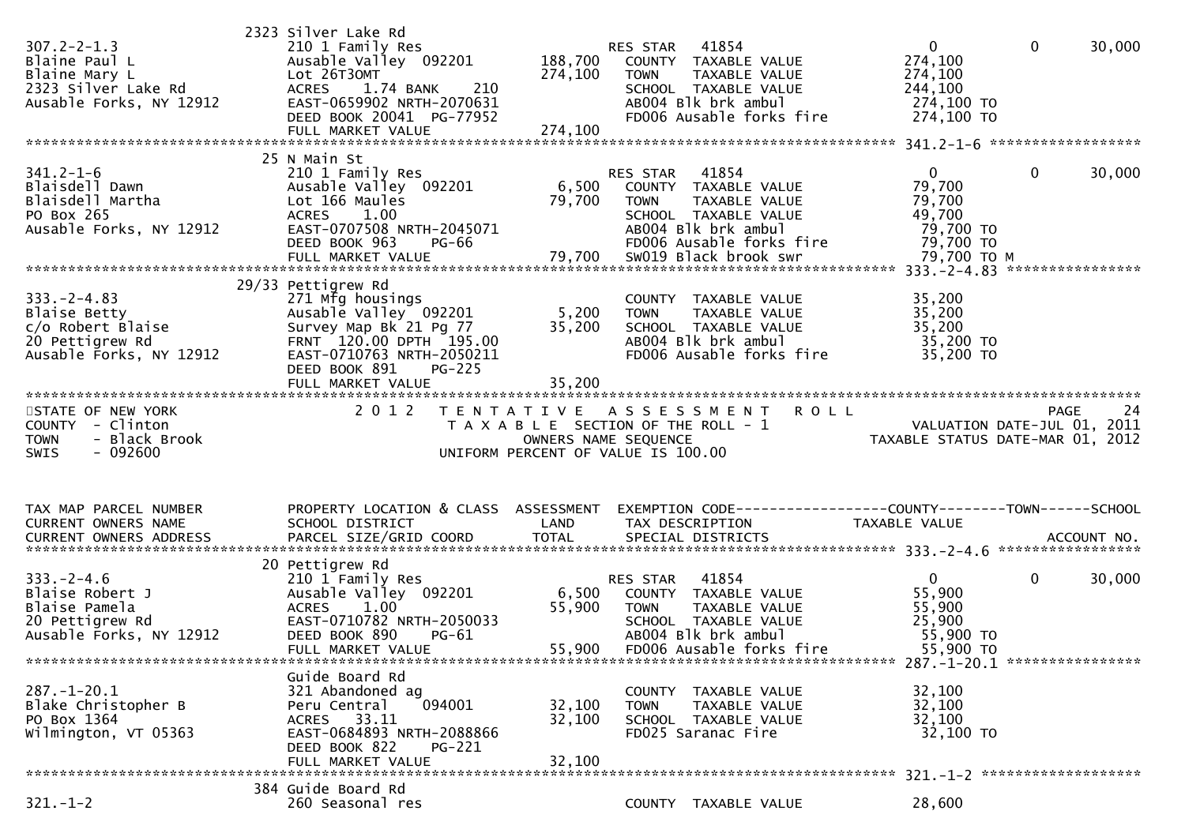```
                              2323 Silver Lake Rd
307.2-2-1.3                   210 1 Family Res                        RES STAR   41854                        0            0       30,000
Blaine Paul L                 Ausable Valley  092201       188,700      COUNTY  TAXABLE VALUE           274,100
Blaine Mary L                 Lot 26T3OMT                  274,100      TOWN    TAXABLE VALUE           274,100
2323 Silver Lake Rd           ACRES    1.74 BANK    210                 SCHOOL  TAXABLE VALUE           244,100
Ausable Forks, NY 12912       EAST-0659902 NRTH-2070631                 AB004 Blk brk ambul              274,100 TO
                              DEED BOOK 20041  PG-77952                 FD006 Ausable forks fire         274,100 TO
                              FULL MARKET VALUE            274,100
******************************************************************************************************* 341.2-1-6 *****************
                              25 N Main St
341.2-1-6                     210 1 Family Res                        RES STAR   41854                        0            0       30,000
Blaisdell Dawn                Ausable Valley  092201         6,500      COUNTY  TAXABLE VALUE            79,700
Blaisdell Martha              Lot 166 Maules                79,700      TOWN    TAXABLE VALUE            79,700
PO Box 265                    ACRES    1.00                             SCHOOL  TAXABLE VALUE            49,700
Ausable Forks, NY 12912       EAST-0707508 NRTH-2045071                 AB004 Blk brk ambul               79,700 TO
                              DEED BOOK 963    PG-66                    FD006 Ausable forks fire          79,700 TO
                              FULL MARKET VALUE             79,700      SW019 Black brook swr             79,700 TO M
******************************************************************************************************* 333.-2-4.83 ***************
                              29/33 Pettigrew Rd
333.-2-4.83                   271 Mfg housings                          COUNTY  TAXABLE VALUE            35,200
Blaise Betty                  Ausable Valley  092201         5,200      TOWN    TAXABLE VALUE            35,200
c/o Robert Blaise             Survey Map Bk 21 Pg 77        35,200      SCHOOL  TAXABLE VALUE            35,200
20 Pettigrew Rd               FRNT  120.00 DPTH  195.00                 AB004 Blk brk ambul               35,200 TO
Ausable Forks, NY 12912       EAST-0710763 NRTH-2050211                 FD006 Ausable forks fire          35,200 TO
                              DEED BOOK 891    PG-225
                              FULL MARKET VALUE             35,200
************************************************************************************************************************************
STATE OF NEW YORK                 2 0 1 2   T E N T A T I V E   A S S E S S M E N T   R O L L                        PAGE     24
COUNTY  - Clinton                           T A X A B L E  SECTION OF THE ROLL - 1                  VALUATION DATE-JUL 01, 2011
TOWN    - Black Brook                              OWNERS NAME SEQUENCE                        TAXABLE STATUS DATE-MAR 01, 2012
SWIS    - 092600                              UNIFORM PERCENT OF VALUE IS 100.00


TAX MAP PARCEL NUMBER         PROPERTY LOCATION & CLASS  ASSESSMENT  EXEMPTION CODE------------------COUNTY--------TOWN------SCHOOL
CURRENT OWNERS NAME           SCHOOL DISTRICT               LAND      TAX DESCRIPTION              TAXABLE VALUE
CURRENT OWNERS ADDRESS        PARCEL SIZE/GRID COORD        TOTAL     SPECIAL DISTRICTS                                    ACCOUNT NO.
******************************************************************************************************* 333.-2-4.6 ****************
                              20 Pettigrew Rd
333.-2-4.6                    210 1 Family Res                        RES STAR   41854                        0            0       30,000
Blaise Robert J               Ausable Valley  092201         6,500      COUNTY  TAXABLE VALUE            55,900
Blaise Pamela                 ACRES    1.00                 55,900      TOWN    TAXABLE VALUE            55,900
20 Pettigrew Rd               EAST-0710782 NRTH-2050033                 SCHOOL  TAXABLE VALUE            25,900
Ausable Forks, NY 12912       DEED BOOK 890    PG-61                    AB004 Blk brk ambul               55,900 TO
                              FULL MARKET VALUE             55,900      FD006 Ausable forks fire          55,900 TO
******************************************************************************************************* 287.-1-20.1 ***************
                              Guide Board Rd
287.-1-20.1                   321 Abandoned ag                          COUNTY  TAXABLE VALUE            32,100
Blake Christopher B           Peru Central    094001        32,100      TOWN    TAXABLE VALUE            32,100
PO Box 1364                   ACRES   33.11                 32,100      SCHOOL  TAXABLE VALUE            32,100
Wilmington, VT 05363          EAST-0684893 NRTH-2088866                 FD025 Saranac Fire                32,100 TO
                              DEED BOOK 822    PG-221
                              FULL MARKET VALUE             32,100
******************************************************************************************************* 321.-1-2 ******************
                              384 Guide Board Rd
321.-1-2                      260 Seasonal res                          COUNTY  TAXABLE VALUE            28,600
```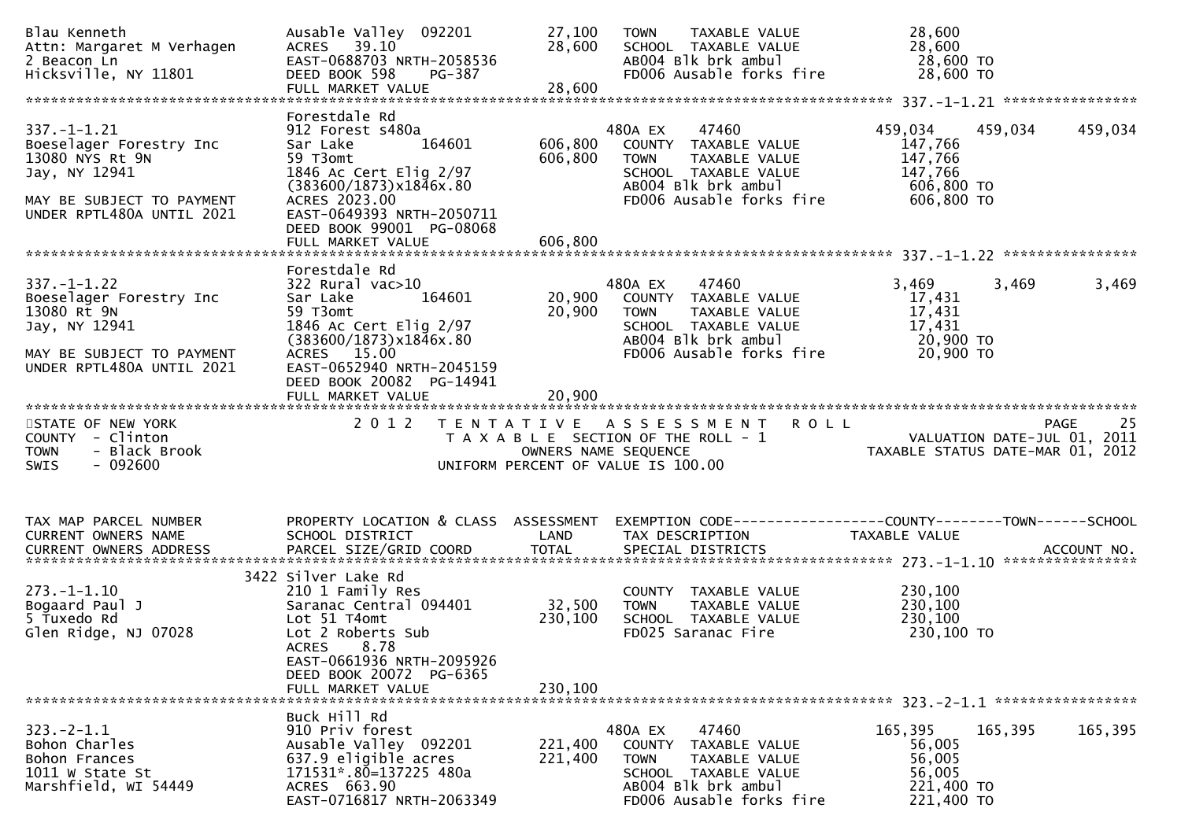```
Blau Kenneth                   Ausable Valley  092201          27,100    TOWN     TAXABLE VALUE                  28,600
Attn: Margaret M Verhagen      ACRES   39.10                   28,600    SCHOOL  TAXABLE VALUE                   28,600
2 Beacon Ln                    EAST-0688703 NRTH-2058536                 AB004 Blk brk ambul                     28,600 TO
Hicksville, NY 11801           DEED BOOK 598     PG-387                  FD006 Ausable forks fire                28,600 TO
                               FULL MARKET VALUE               28,600
******************************************************************************************************* 337.-1-1.21 ****************
                               Forestdale Rd
337.-1-1.21                    912 Forest s480a                          480A EX     47460                  459,034     459,034     459,034
Boeselager Forestry Inc        Sar Lake          164601       606,800    COUNTY  TAXABLE VALUE              147,766
13080 NYS Rt 9N                59 T3omt                       606,800    TOWN     TAXABLE VALUE             147,766
Jay, NY 12941                  1846 Ac Cert Elig 2/97                    SCHOOL  TAXABLE VALUE              147,766
                               (383600/1873)x1846x.80                    AB004 Blk brk ambul                606,800 TO
MAY BE SUBJECT TO PAYMENT      ACRES 2023.00                             FD006 Ausable forks fire           606,800 TO
UNDER RPTL480A UNTIL 2021      EAST-0649393 NRTH-2050711
                               DEED BOOK 99001  PG-08068
                               FULL MARKET VALUE              606,800
******************************************************************************************************* 337.-1-1.22 ****************
                               Forestdale Rd
337.-1-1.22                    322 Rural vac>10                          480A EX     47460                    3,469       3,469       3,469
Boeselager Forestry Inc        Sar Lake          164601        20,900    COUNTY  TAXABLE VALUE               17,431
13080 Rt 9N                    59 T3omt                        20,900    TOWN     TAXABLE VALUE              17,431
Jay, NY 12941                  1846 Ac Cert Elig 2/97                    SCHOOL  TAXABLE VALUE               17,431
                               (383600/1873)x1846x.80                    AB004 Blk brk ambul                 20,900 TO
MAY BE SUBJECT TO PAYMENT      ACRES   15.00                             FD006 Ausable forks fire            20,900 TO
UNDER RPTL480A UNTIL 2021      EAST-0652940 NRTH-2045159
                               DEED BOOK 20082  PG-14941
                               FULL MARKET VALUE               20,900
*************************************************************************************************************************************
STATE OF NEW YORK                 2 0 1 2   T E N T A T I V E   A S S E S S M E N T   R O L L                                PAGE    25
COUNTY  - Clinton                           T A X A B L E  SECTION OF THE ROLL - 1                       VALUATION DATE-JUL 01, 2011
TOWN    - Black Brook                                OWNERS NAME SEQUENCE                            TAXABLE STATUS DATE-MAR 01, 2012
SWIS    - 092600                             UNIFORM PERCENT OF VALUE IS 100.00


TAX MAP PARCEL NUMBER          PROPERTY LOCATION & CLASS  ASSESSMENT  EXEMPTION CODE------------------COUNTY--------TOWN------SCHOOL
CURRENT OWNERS NAME            SCHOOL DISTRICT               LAND     TAX DESCRIPTION               TAXABLE VALUE
CURRENT OWNERS ADDRESS         PARCEL SIZE/GRID COORD        TOTAL    SPECIAL DISTRICTS                                     ACCOUNT NO.
******************************************************************************************************* 273.-1-1.10 ****************
                          3422 Silver Lake Rd
273.-1-1.10                    210 1 Family Res                          COUNTY  TAXABLE VALUE              230,100
Bogaard Paul J                 Saranac Central 094401          32,500    TOWN     TAXABLE VALUE             230,100
5 Tuxedo Rd                    Lot 51 T4omt                   230,100    SCHOOL  TAXABLE VALUE              230,100
Glen Ridge, NJ 07028           Lot 2 Roberts Sub                         FD025 Saranac Fire                 230,100 TO
                               ACRES    8.78
                               EAST-0661936 NRTH-2095926
                               DEED BOOK 20072  PG-6365
                               FULL MARKET VALUE              230,100
******************************************************************************************************* 323.-2-1.1 *****************
                               Buck Hill Rd
323.-2-1.1                     910 Priv forest                           480A EX     47460                  165,395     165,395     165,395
Bohon Charles                  Ausable Valley  092201         221,400    COUNTY  TAXABLE VALUE               56,005
Bohon Frances                  637.9 eligible acres           221,400    TOWN     TAXABLE VALUE              56,005
1011 W State St                171531*.80=137225 480a                    SCHOOL  TAXABLE VALUE               56,005
Marshfield, WI 54449           ACRES  663.90                             AB004 Blk brk ambul                221,400 TO
                               EAST-0716817 NRTH-2063349                 FD006 Ausable forks fire           221,400 TO
```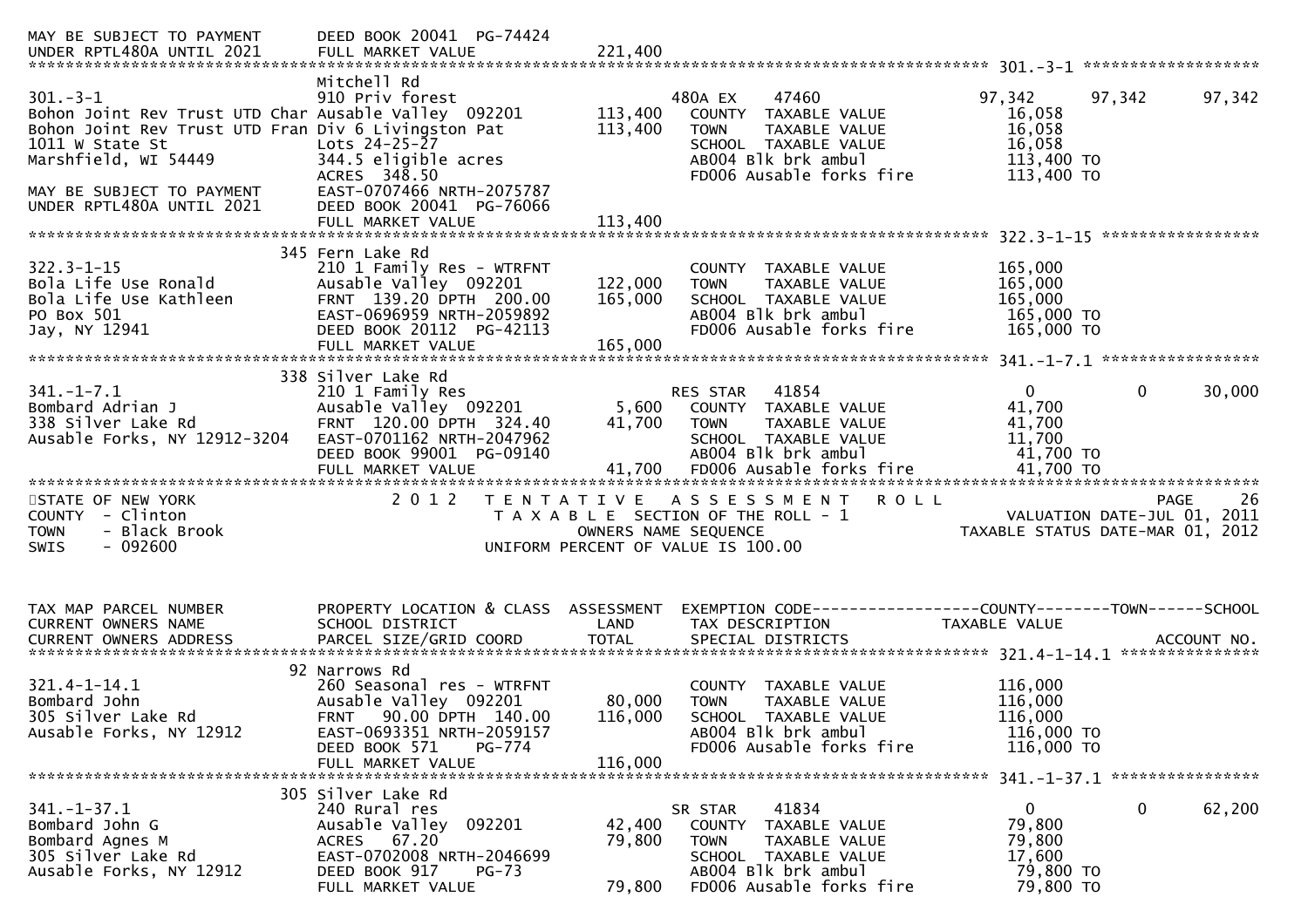```
MAY BE SUBJECT TO PAYMENT      DEED BOOK 20041  PG-74424
UNDER RPTL480A UNTIL 2021      FULL MARKET VALUE              221,400
******************************************************************************************************* 301.-3-1 ******************
                               Mitchell Rd
301.-3-1                       910 Priv forest                      480A EX    47460                97,342      97,342      97,342
Bohon Joint Rev Trust UTD Char Ausable Valley  092201      113,400   COUNTY  TAXABLE VALUE            16,058
Bohon Joint Rev Trust UTD Fran Div 6 Livingston Pat        113,400   TOWN    TAXABLE VALUE            16,058
1011 W State St                Lots 24-25-27                         SCHOOL  TAXABLE VALUE            16,058
Marshfield, WI 54449           344.5 eligible acres                  AB004 Blk brk ambul             113,400 TO
                               ACRES  348.50                         FD006 Ausable forks fire        113,400 TO
MAY BE SUBJECT TO PAYMENT      EAST-0707466 NRTH-2075787
UNDER RPTL480A UNTIL 2021      DEED BOOK 20041  PG-76066
                               FULL MARKET VALUE              113,400
******************************************************************************************************* 322.3-1-15 ****************
                           345 Fern Lake Rd
322.3-1-15                     210 1 Family Res - WTRFNT             COUNTY  TAXABLE VALUE           165,000
Bola Life Use Ronald           Ausable Valley  092201      122,000   TOWN    TAXABLE VALUE           165,000
Bola Life Use Kathleen         FRNT 139.20 DPTH 200.00     165,000   SCHOOL  TAXABLE VALUE           165,000
PO Box 501                     EAST-0696959 NRTH-2059892             AB004 Blk brk ambul             165,000 TO
Jay, NY 12941                  DEED BOOK 20112  PG-42113             FD006 Ausable forks fire        165,000 TO
                               FULL MARKET VALUE              165,000
******************************************************************************************************* 341.-1-7.1 ****************
                           338 Silver Lake Rd
341.-1-7.1                     210 1 Family Res                      RES STAR   41854                     0           0      30,000
Bombard Adrian J               Ausable Valley  092201        5,600   COUNTY  TAXABLE VALUE            41,700
338 Silver Lake Rd             FRNT 120.00 DPTH 324.40      41,700   TOWN    TAXABLE VALUE            41,700
Ausable Forks, NY 12912-3204   EAST-0701162 NRTH-2047962             SCHOOL  TAXABLE VALUE            11,700
                               DEED BOOK 99001  PG-09140             AB004 Blk brk ambul              41,700 TO
                               FULL MARKET VALUE               41,700   FD006 Ausable forks fire       41,700 TO
************************************************************************************************************************************
STATE OF NEW YORK                    2 0 1 2   T E N T A T I V E   A S S E S S M E N T   R O L L                        PAGE    26
COUNTY  - Clinton                         T A X A B L E  SECTION OF THE ROLL - 1                  VALUATION DATE-JUL 01, 2011
TOWN    - Black Brook                           OWNERS NAME SEQUENCE                           TAXABLE STATUS DATE-MAR 01, 2012
SWIS    - 092600                        UNIFORM PERCENT OF VALUE IS 100.00


TAX MAP PARCEL NUMBER          PROPERTY LOCATION & CLASS  ASSESSMENT  EXEMPTION CODE------------------COUNTY--------TOWN------SCHOOL
CURRENT OWNERS NAME            SCHOOL DISTRICT               LAND     TAX DESCRIPTION            TAXABLE VALUE
CURRENT OWNERS ADDRESS         PARCEL SIZE/GRID COORD        TOTAL    SPECIAL DISTRICTS                                    ACCOUNT NO.
******************************************************************************************************* 321.4-1-14.1 ***************
                            92 Narrows Rd
321.4-1-14.1                   260 Seasonal res - WTRFNT             COUNTY  TAXABLE VALUE           116,000
Bombard John                   Ausable Valley  092201       80,000   TOWN    TAXABLE VALUE           116,000
305 Silver Lake Rd             FRNT  90.00 DPTH 140.00     116,000   SCHOOL  TAXABLE VALUE           116,000
Ausable Forks, NY 12912        EAST-0693351 NRTH-2059157             AB004 Blk brk ambul             116,000 TO
                               DEED BOOK 571    PG-774               FD006 Ausable forks fire        116,000 TO
                               FULL MARKET VALUE              116,000
******************************************************************************************************* 341.-1-37.1 ***************
                           305 Silver Lake Rd
341.-1-37.1                    240 Rural res                         SR STAR    41834                     0           0      62,200
Bombard John G                 Ausable Valley  092201       42,400   COUNTY  TAXABLE VALUE            79,800
Bombard Agnes M                ACRES  67.20                 79,800   TOWN    TAXABLE VALUE            79,800
305 Silver Lake Rd             EAST-0702008 NRTH-2046699             SCHOOL  TAXABLE VALUE            17,600
Ausable Forks, NY 12912        DEED BOOK 917    PG-73                AB004 Blk brk ambul              79,800 TO
                               FULL MARKET VALUE               79,800   FD006 Ausable forks fire       79,800 TO
```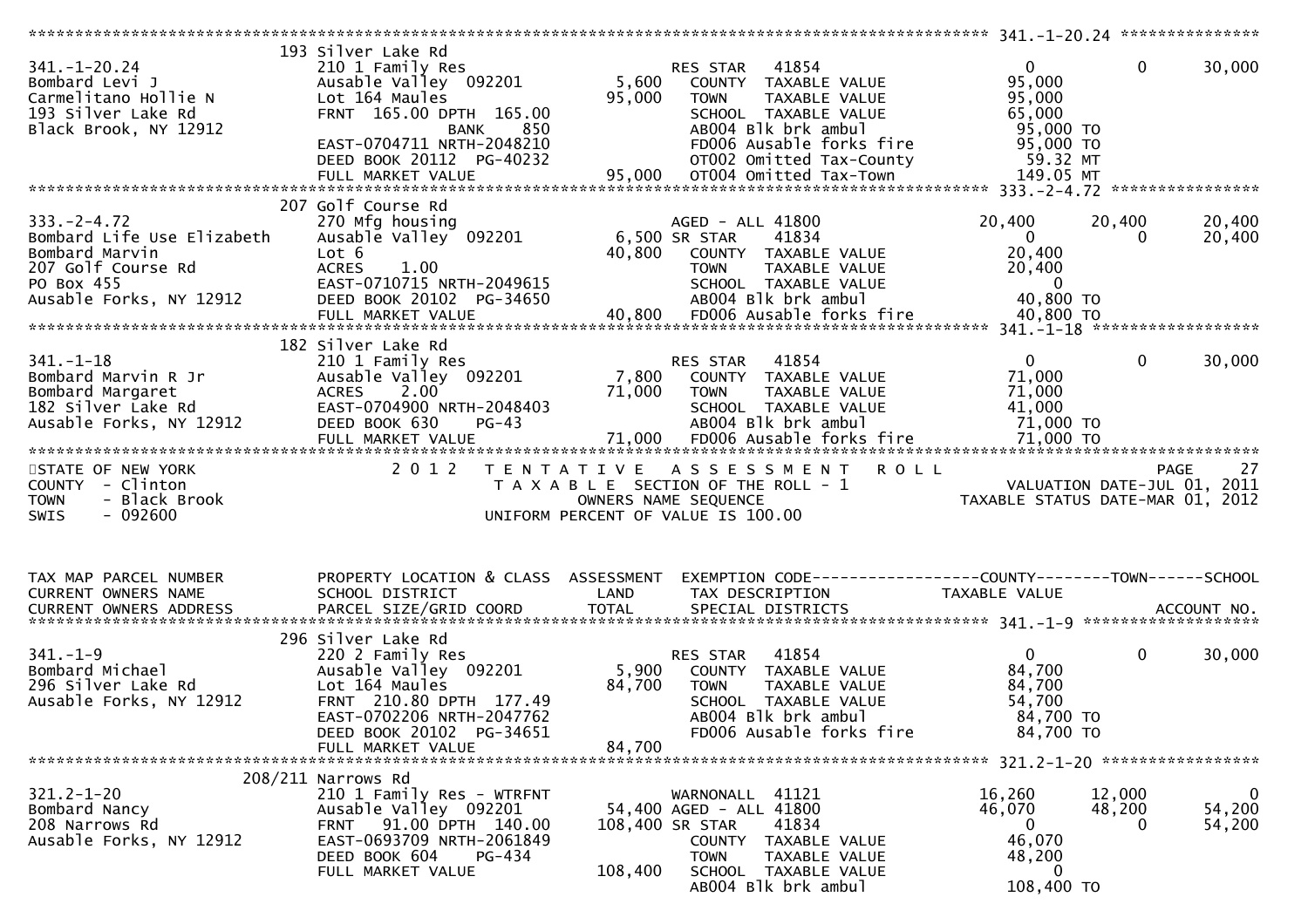```
******************************************************************************************************* 341.-1-20.24 ***************
                              193 Silver Lake Rd
341.-1-20.24                  210 1 Family Res                        RES STAR    41854                       0             0      30,000
Bombard Levi J                Ausable Valley  092201          5,600     COUNTY  TAXABLE VALUE                95,000
Carmelitano Hollie N          Lot 164 Maules                 95,000     TOWN    TAXABLE VALUE                95,000
193 Silver Lake Rd            FRNT  165.00 DPTH  165.00                 SCHOOL  TAXABLE VALUE                65,000
Black Brook, NY 12912                    BANK     850                   AB004 Blk brk ambul                  95,000 TO
                              EAST-0704711 NRTH-2048210                 FD006 Ausable forks fire             95,000 TO
                              DEED BOOK 20112  PG-40232                 OT002 Omitted Tax-County              59.32 MT
                              FULL MARKET VALUE              95,000     OT004 Omitted Tax-Town               149.05 MT
******************************************************************************************************* 333.-2-4.72 ****************
                              207 Golf Course Rd
333.-2-4.72                   270 Mfg housing                         AGED - ALL 41800                   20,400        20,400      20,400
Bombard Life Use Elizabeth    Ausable Valley  092201          6,500 SR STAR     41834                       0             0      20,400
Bombard Marvin                Lot 6                          40,800     COUNTY  TAXABLE VALUE                20,400
207 Golf Course Rd            ACRES     1.00                            TOWN    TAXABLE VALUE                20,400
PO Box 455                    EAST-0710715 NRTH-2049615                 SCHOOL  TAXABLE VALUE                     0
Ausable Forks, NY 12912       DEED BOOK 20102  PG-34650                 AB004 Blk brk ambul                  40,800 TO
                              FULL MARKET VALUE              40,800     FD006 Ausable forks fire             40,800 TO
******************************************************************************************************* 341.-1-18 ******************
                              182 Silver Lake Rd
341.-1-18                     210 1 Family Res                        RES STAR    41854                       0             0      30,000
Bombard Marvin R Jr           Ausable Valley  092201          7,800     COUNTY  TAXABLE VALUE                71,000
Bombard Margaret              ACRES     2.00                 71,000     TOWN    TAXABLE VALUE                71,000
182 Silver Lake Rd            EAST-0704900 NRTH-2048403                 SCHOOL  TAXABLE VALUE                41,000
Ausable Forks, NY 12912       DEED BOOK 630    PG-43                    AB004 Blk brk ambul                  71,000 TO
                              FULL MARKET VALUE              71,000     FD006 Ausable forks fire             71,000 TO
************************************************************************************************************************************
STATE OF NEW YORK                  2 0 1 2   T E N T A T I V E   A S S E S S M E N T   R O L L                          PAGE    27
COUNTY  - Clinton                            T A X A B L E  SECTION OF THE ROLL - 1                   VALUATION DATE-JUL 01, 2011
TOWN    - Black Brook                               OWNERS NAME SEQUENCE                          TAXABLE STATUS DATE-MAR 01, 2012
SWIS    - 092600                             UNIFORM PERCENT OF VALUE IS 100.00


TAX MAP PARCEL NUMBER         PROPERTY LOCATION & CLASS  ASSESSMENT  EXEMPTION CODE------------------COUNTY--------TOWN------SCHOOL
CURRENT OWNERS NAME           SCHOOL DISTRICT               LAND      TAX DESCRIPTION              TAXABLE VALUE
CURRENT OWNERS ADDRESS        PARCEL SIZE/GRID COORD        TOTAL     SPECIAL DISTRICTS                                  ACCOUNT NO.
******************************************************************************************************* 341.-1-9 *******************
                              296 Silver Lake Rd
341.-1-9                      220 2 Family Res                        RES STAR    41854                       0             0      30,000
Bombard Michael               Ausable Valley  092201          5,900     COUNTY  TAXABLE VALUE                84,700
296 Silver Lake Rd            Lot 164 Maules                 84,700     TOWN    TAXABLE VALUE                84,700
Ausable Forks, NY 12912       FRNT  210.80 DPTH  177.49                 SCHOOL  TAXABLE VALUE                54,700
                              EAST-0702206 NRTH-2047762                 AB004 Blk brk ambul                  84,700 TO
                              DEED BOOK 20102  PG-34651                 FD006 Ausable forks fire             84,700 TO
                              FULL MARKET VALUE              84,700
******************************************************************************************************* 321.2-1-20 *****************
                          208/211 Narrows Rd
321.2-1-20                    210 1 Family Res - WTRFNT               WARNONALL  41121                   16,260        12,000           0
Bombard Nancy                 Ausable Valley  092201         54,400 AGED - ALL 41800                   46,070        48,200      54,200
208 Narrows Rd                FRNT   91.00 DPTH  140.00     108,400 SR STAR     41834                       0             0      54,200
Ausable Forks, NY 12912       EAST-0693709 NRTH-2061849                 COUNTY  TAXABLE VALUE                46,070
                              DEED BOOK 604    PG-434                   TOWN    TAXABLE VALUE                48,200
                              FULL MARKET VALUE             108,400     SCHOOL  TAXABLE VALUE                     0
                                                                        AB004 Blk brk ambul                 108,400 TO
```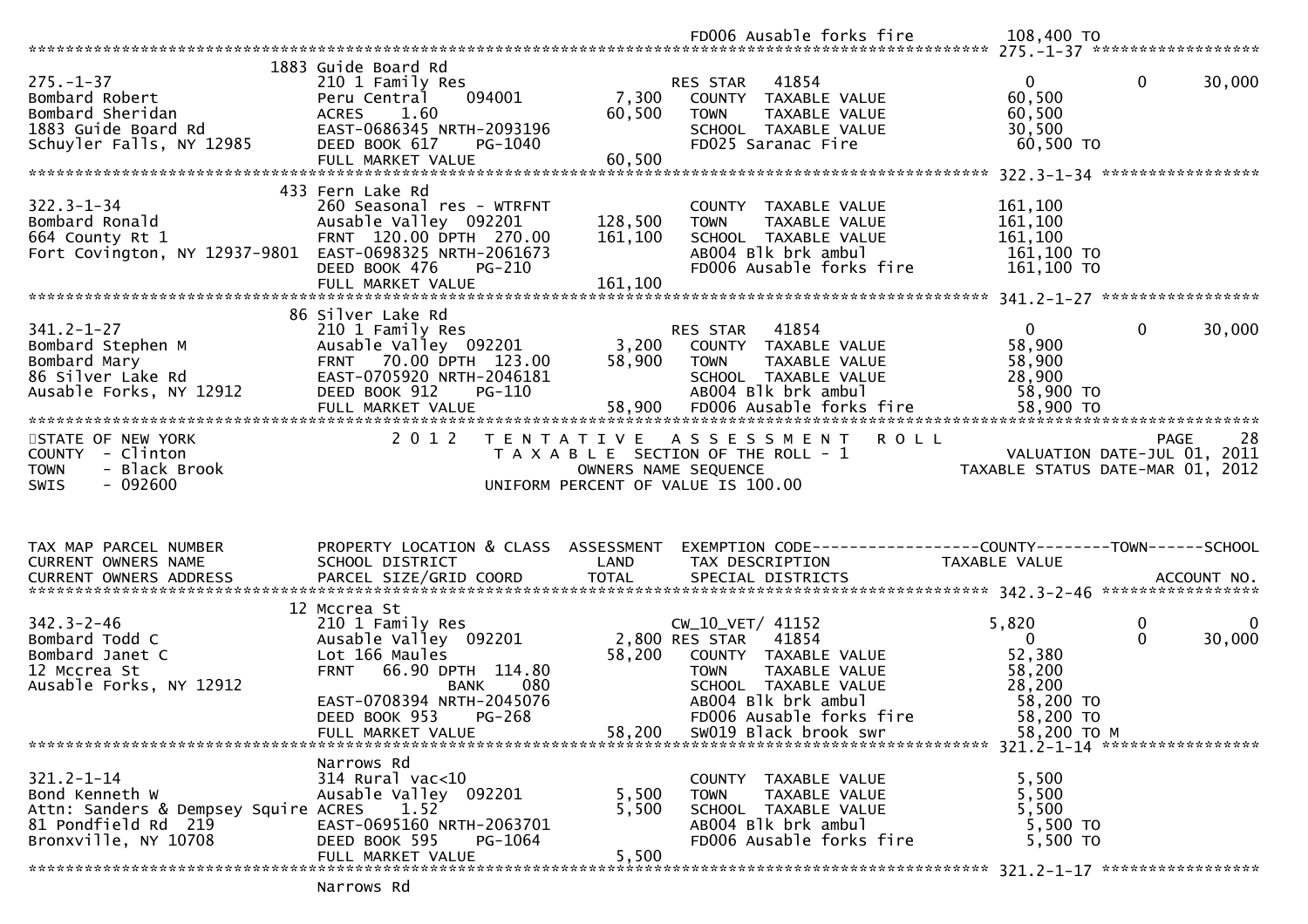| | | | FD006 Ausable forks fire | 108,400 TO | | |
|---|---|---|---|---|---|---|

******************************************************************************************************* 275.-1-37 *****************

| | 1883 Guide Board Rd | | | | | |
|---|---|---|---|---|---|---|
| 275.-1-37 | 210 1 Family Res | | RES STAR 41854 | 0 | 0 | 30,000 |
| Bombard Robert | Peru Central 094001 | 7,300 | COUNTY TAXABLE VALUE | 60,500 | | |
| Bombard Sheridan | ACRES 1.60 | 60,500 | TOWN TAXABLE VALUE | 60,500 | | |
| 1883 Guide Board Rd | EAST-0686345 NRTH-2093196 | | SCHOOL TAXABLE VALUE | 30,500 | | |
| Schuyler Falls, NY 12985 | DEED BOOK 617 PG-1040 | | FD025 Saranac Fire | 60,500 TO | | |
| | FULL MARKET VALUE | 60,500 | | | | |

******************************************************************************************************* 322.3-1-34 *****************

| | 433 Fern Lake Rd | | | | | |
|---|---|---|---|---|---|---|
| 322.3-1-34 | 260 Seasonal res - WTRFNT | | COUNTY TAXABLE VALUE | 161,100 | | |
| Bombard Ronald | Ausable Valley 092201 | 128,500 | TOWN TAXABLE VALUE | 161,100 | | |
| 664 County Rt 1 | FRNT 120.00 DPTH 270.00 | 161,100 | SCHOOL TAXABLE VALUE | 161,100 | | |
| Fort Covington, NY 12937-9801 | EAST-0698325 NRTH-2061673 | | AB004 Blk brk ambul | 161,100 TO | | |
| | DEED BOOK 476 PG-210 | | FD006 Ausable forks fire | 161,100 TO | | |
| | FULL MARKET VALUE | 161,100 | | | | |

******************************************************************************************************* 341.2-1-27 *****************

| | 86 Silver Lake Rd | | | | | |
|---|---|---|---|---|---|---|
| 341.2-1-27 | 210 1 Family Res | | RES STAR 41854 | 0 | 0 | 30,000 |
| Bombard Stephen M | Ausable Valley 092201 | 3,200 | COUNTY TAXABLE VALUE | 58,900 | | |
| Bombard Mary | FRNT 70.00 DPTH 123.00 | 58,900 | TOWN TAXABLE VALUE | 58,900 | | |
| 86 Silver Lake Rd | EAST-0705920 NRTH-2046181 | | SCHOOL TAXABLE VALUE | 28,900 | | |
| Ausable Forks, NY 12912 | DEED BOOK 912 PG-110 | | AB004 Blk brk ambul | 58,900 TO | | |
| | FULL MARKET VALUE | 58,900 | FD006 Ausable forks fire | 58,900 TO | | |

*******************************************************************************************************

STATE OF NEW YORK — 2 0 1 2 TENTATIVE ASSESSMENT ROLL — PAGE 28
COUNTY - Clinton — TAXABLE SECTION OF THE ROLL - 1 — VALUATION DATE-JUL 01, 2011
TOWN - Black Brook — OWNERS NAME SEQUENCE — TAXABLE STATUS DATE-MAR 01, 2012
SWIS - 092600 — UNIFORM PERCENT OF VALUE IS 100.00

| TAX MAP PARCEL NUMBER / CURRENT OWNERS NAME / CURRENT OWNERS ADDRESS | PROPERTY LOCATION & CLASS / SCHOOL DISTRICT / PARCEL SIZE/GRID COORD | ASSESSMENT LAND / TOTAL | EXEMPTION CODE / TAX DESCRIPTION / SPECIAL DISTRICTS | COUNTY TAXABLE VALUE | TOWN | SCHOOL / ACCOUNT NO. |
|---|---|---|---|---|---|---|

******************************************************************************************************* 342.3-2-46 *****************

| | 12 Mccrea St | | | | | |
|---|---|---|---|---|---|---|
| 342.3-2-46 | 210 1 Family Res | | CW_10_VET/ 41152 | 5,820 | 0 | 0 |
| Bombard Todd C | Ausable Valley 092201 | 2,800 | RES STAR 41854 | 0 | 0 | 30,000 |
| Bombard Janet C | Lot 166 Maules | 58,200 | COUNTY TAXABLE VALUE | 52,380 | | |
| 12 Mccrea St | FRNT 66.90 DPTH 114.80 | | TOWN TAXABLE VALUE | 58,200 | | |
| Ausable Forks, NY 12912 | BANK 080 | | SCHOOL TAXABLE VALUE | 28,200 | | |
| | EAST-0708394 NRTH-2045076 | | AB004 Blk brk ambul | 58,200 TO | | |
| | DEED BOOK 953 PG-268 | | FD006 Ausable forks fire | 58,200 TO | | |
| | FULL MARKET VALUE | 58,200 | SW019 Black brook swr | 58,200 TO M | | |

******************************************************************************************************* 321.2-1-14 *****************

| | Narrows Rd | | | | | |
|---|---|---|---|---|---|---|
| 321.2-1-14 | 314 Rural vac<10 | | COUNTY TAXABLE VALUE | 5,500 | | |
| Bond Kenneth W | Ausable Valley 092201 | 5,500 | TOWN TAXABLE VALUE | 5,500 | | |
| Attn: Sanders & Dempsey Squire | ACRES 1.52 | 5,500 | SCHOOL TAXABLE VALUE | 5,500 | | |
| 81 Pondfield Rd 219 | EAST-0695160 NRTH-2063701 | | AB004 Blk brk ambul | 5,500 TO | | |
| Bronxville, NY 10708 | DEED BOOK 595 PG-1064 | | FD006 Ausable forks fire | 5,500 TO | | |
| | FULL MARKET VALUE | 5,500 | | | | |

******************************************************************************************************* 321.2-1-17 *****************

Narrows Rd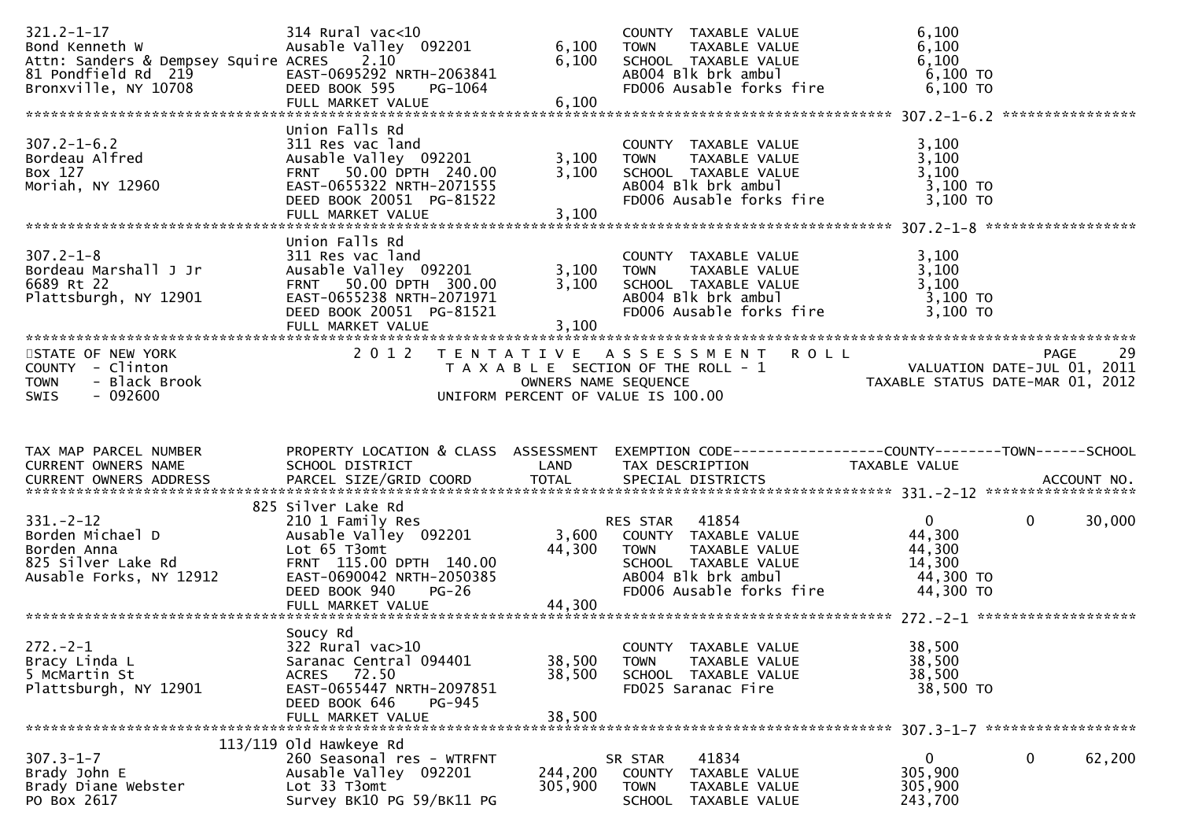```
321.2-1-17                     314 Rural vac<10                       COUNTY  TAXABLE VALUE            6,100
Bond Kenneth W                 Ausable Valley  092201        6,100    TOWN    TAXABLE VALUE            6,100
Attn: Sanders & Dempsey Squire ACRES    2.10                 6,100    SCHOOL  TAXABLE VALUE            6,100
81 Pondfield Rd  219           EAST-0695292 NRTH-2063841              AB004 Blk brk ambul               6,100 TO
Bronxville, NY 10708           DEED BOOK 595    PG-1064               FD006 Ausable forks fire          6,100 TO
                               FULL MARKET VALUE             6,100
******************************************************************************************************* 307.2-1-6.2 ****************
                               Union Falls Rd
307.2-1-6.2                    311 Res vac land                       COUNTY  TAXABLE VALUE            3,100
Bordeau Alfred                 Ausable Valley  092201        3,100    TOWN    TAXABLE VALUE            3,100
Box 127                        FRNT   50.00 DPTH  240.00     3,100    SCHOOL  TAXABLE VALUE            3,100
Moriah, NY 12960               EAST-0655322 NRTH-2071555              AB004 Blk brk ambul               3,100 TO
                               DEED BOOK 20051  PG-81522              FD006 Ausable forks fire          3,100 TO
                               FULL MARKET VALUE             3,100
******************************************************************************************************* 307.2-1-8 ******************
                               Union Falls Rd
307.2-1-8                      311 Res vac land                       COUNTY  TAXABLE VALUE            3,100
Bordeau Marshall J Jr          Ausable Valley  092201        3,100    TOWN    TAXABLE VALUE            3,100
6689 Rt 22                     FRNT   50.00 DPTH  300.00     3,100    SCHOOL  TAXABLE VALUE            3,100
Plattsburgh, NY 12901          EAST-0655238 NRTH-2071971              AB004 Blk brk ambul               3,100 TO
                               DEED BOOK 20051  PG-81521              FD006 Ausable forks fire          3,100 TO
                               FULL MARKET VALUE             3,100
************************************************************************************************************************************
STATE OF NEW YORK              2 0 1 2   T E N T A T I V E   A S S E S S M E N T   R O L L                             PAGE    29
COUNTY  - Clinton                        T A X A B L E  SECTION OF THE ROLL - 1                    VALUATION DATE-JUL 01, 2011
TOWN    - Black Brook                              OWNERS NAME SEQUENCE                           TAXABLE STATUS DATE-MAR 01, 2012
SWIS    - 092600                             UNIFORM PERCENT OF VALUE IS 100.00


TAX MAP PARCEL NUMBER          PROPERTY LOCATION & CLASS  ASSESSMENT  EXEMPTION CODE------------------COUNTY--------TOWN------SCHOOL
CURRENT OWNERS NAME            SCHOOL DISTRICT               LAND     TAX DESCRIPTION             TAXABLE VALUE
CURRENT OWNERS ADDRESS         PARCEL SIZE/GRID COORD        TOTAL    SPECIAL DISTRICTS                                   ACCOUNT NO.
******************************************************************************************************* 331.-2-12 ******************
                           825 Silver Lake Rd
331.-2-12                      210 1 Family Res                       RES STAR   41854                     0             0     30,000
Borden Michael D               Ausable Valley  092201        3,600    COUNTY  TAXABLE VALUE           44,300
Borden Anna                    Lot 65 T3omt                 44,300    TOWN    TAXABLE VALUE           44,300
825 Silver Lake Rd             FRNT  115.00 DPTH  140.00              SCHOOL  TAXABLE VALUE           14,300
Ausable Forks, NY 12912        EAST-0690042 NRTH-2050385              AB004 Blk brk ambul              44,300 TO
                               DEED BOOK 940    PG-26                 FD006 Ausable forks fire         44,300 TO
                               FULL MARKET VALUE            44,300
******************************************************************************************************* 272.-2-1 *******************
                               Soucy Rd
272.-2-1                       322 Rural vac>10                       COUNTY  TAXABLE VALUE           38,500
Bracy Linda L                  Saranac Central 094401       38,500    TOWN    TAXABLE VALUE           38,500
5 McMartin St                  ACRES   72.50                38,500    SCHOOL  TAXABLE VALUE           38,500
Plattsburgh, NY 12901          EAST-0655447 NRTH-2097851              FD025 Saranac Fire               38,500 TO
                               DEED BOOK 646    PG-945
                               FULL MARKET VALUE            38,500
******************************************************************************************************* 307.3-1-7 ******************
                       113/119 Old Hawkeye Rd
307.3-1-7                      260 Seasonal res - WTRFNT              SR STAR    41834                     0             0     62,200
Brady John E                   Ausable Valley  092201      244,200    COUNTY  TAXABLE VALUE          305,900
Brady Diane Webster            Lot 33 T3omt                305,900    TOWN    TAXABLE VALUE          305,900
PO Box 2617                    Survey BK10 PG 59/BK11 PG              SCHOOL  TAXABLE VALUE          243,700
```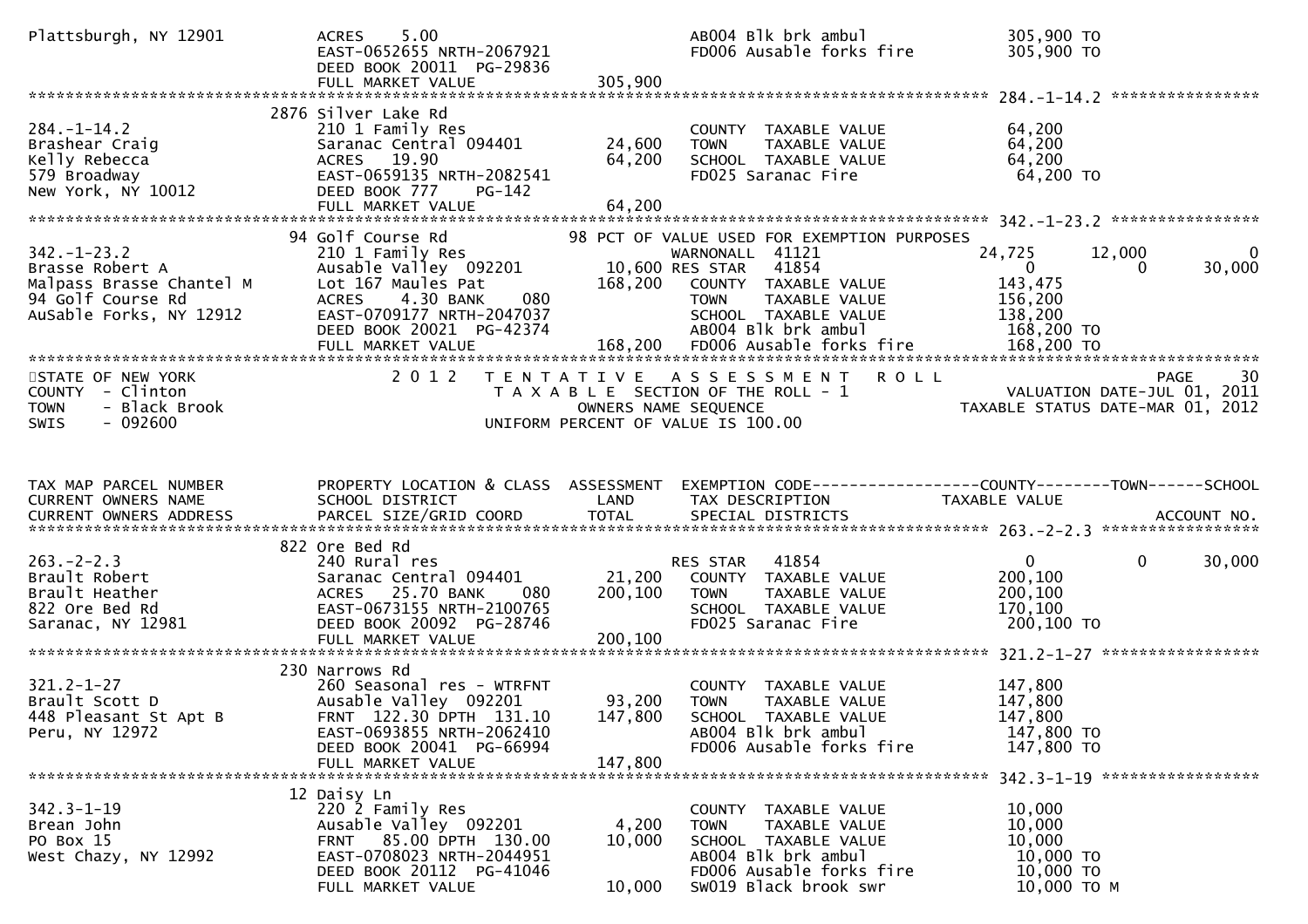```
Plattsburgh, NY 12901          ACRES    5.00                              AB004 Blk brk ambul                305,900 TO
                               EAST-0652655 NRTH-2067921                  FD006 Ausable forks fire           305,900 TO
                               DEED BOOK 20011  PG-29836
                               FULL MARKET VALUE              305,900
******************************************************************************************************* 284.-1-14.2 ****************
                    2876 Silver Lake Rd
284.-1-14.2                    210 1 Family Res                           COUNTY  TAXABLE VALUE               64,200
Brashear Craig                 Saranac Central 094401        24,600       TOWN    TAXABLE VALUE               64,200
Kelly Rebecca                  ACRES   19.90                 64,200       SCHOOL  TAXABLE VALUE               64,200
579 Broadway                   EAST-0659135 NRTH-2082541                  FD025 Saranac Fire                   64,200 TO
New York, NY 10012             DEED BOOK 777    PG-142
                               FULL MARKET VALUE               64,200
******************************************************************************************************* 342.-1-23.2 ****************
                    94 Golf Course Rd                        98 PCT OF VALUE USED FOR EXEMPTION PURPOSES
342.-1-23.2                    210 1 Family Res                           WARNONALL  41121                 24,725        12,000            0
Brasse Robert A                Ausable Valley  092201        10,600 RES STAR    41854                       0             0        30,000
Malpass Brasse Chantel M       Lot 167 Maules Pat           168,200       COUNTY  TAXABLE VALUE              143,475
94 Golf Course Rd              ACRES    4.30 BANK     080                 TOWN    TAXABLE VALUE              156,200
AuSable Forks, NY 12912        EAST-0709177 NRTH-2047037                  SCHOOL  TAXABLE VALUE              138,200
                               DEED BOOK 20021  PG-42374                  AB004 Blk brk ambul                168,200 TO
                               FULL MARKET VALUE              168,200     FD006 Ausable forks fire           168,200 TO
************************************************************************************************************************************
STATE OF NEW YORK                    2 0 1 2   T E N T A T I V E   A S S E S S M E N T   R O L L                        PAGE     30
COUNTY  - Clinton                              T A X A B L E  SECTION OF THE ROLL - 1                    VALUATION DATE-JUL 01, 2011
TOWN    - Black Brook                             OWNERS NAME SEQUENCE                             TAXABLE STATUS DATE-MAR 01, 2012
SWIS    - 092600                              UNIFORM PERCENT OF VALUE IS 100.00


TAX MAP PARCEL NUMBER          PROPERTY LOCATION & CLASS  ASSESSMENT  EXEMPTION CODE------------------COUNTY--------TOWN------SCHOOL
CURRENT OWNERS NAME            SCHOOL DISTRICT               LAND     TAX DESCRIPTION              TAXABLE VALUE
CURRENT OWNERS ADDRESS         PARCEL SIZE/GRID COORD        TOTAL    SPECIAL DISTRICTS                                  ACCOUNT NO.
******************************************************************************************************* 263.-2-2.3 *****************
                    822 Ore Bed Rd
263.-2-2.3                     240 Rural res                              RES STAR    41854                       0             0        30,000
Brault Robert                  Saranac Central 094401        21,200       COUNTY  TAXABLE VALUE              200,100
Brault Heather                 ACRES   25.70 BANK     080   200,100       TOWN    TAXABLE VALUE              200,100
822 Ore Bed Rd                 EAST-0673155 NRTH-2100765                  SCHOOL  TAXABLE VALUE              170,100
Saranac, NY 12981              DEED BOOK 20092  PG-28746                  FD025 Saranac Fire                 200,100 TO
                               FULL MARKET VALUE              200,100
******************************************************************************************************* 321.2-1-27 *****************
                    230 Narrows Rd
321.2-1-27                     260 Seasonal res - WTRFNT                  COUNTY  TAXABLE VALUE              147,800
Brault Scott D                 Ausable Valley  092201        93,200       TOWN    TAXABLE VALUE              147,800
448 Pleasant St Apt B          FRNT  122.30 DPTH  131.10    147,800       SCHOOL  TAXABLE VALUE              147,800
Peru, NY 12972                 EAST-0693855 NRTH-2062410                  AB004 Blk brk ambul                147,800 TO
                               DEED BOOK 20041  PG-66994                  FD006 Ausable forks fire           147,800 TO
                               FULL MARKET VALUE              147,800
******************************************************************************************************* 342.3-1-19 *****************
                    12 Daisy Ln
342.3-1-19                     220 2 Family Res                           COUNTY  TAXABLE VALUE               10,000
Brean John                     Ausable Valley  092201         4,200       TOWN    TAXABLE VALUE               10,000
PO Box 15                      FRNT   85.00 DPTH  130.00     10,000       SCHOOL  TAXABLE VALUE               10,000
West Chazy, NY 12992           EAST-0708023 NRTH-2044951                  AB004 Blk brk ambul                 10,000 TO
                               DEED BOOK 20112  PG-41046                  FD006 Ausable forks fire            10,000 TO
                               FULL MARKET VALUE               10,000     SW019 Black brook swr               10,000 TO M
```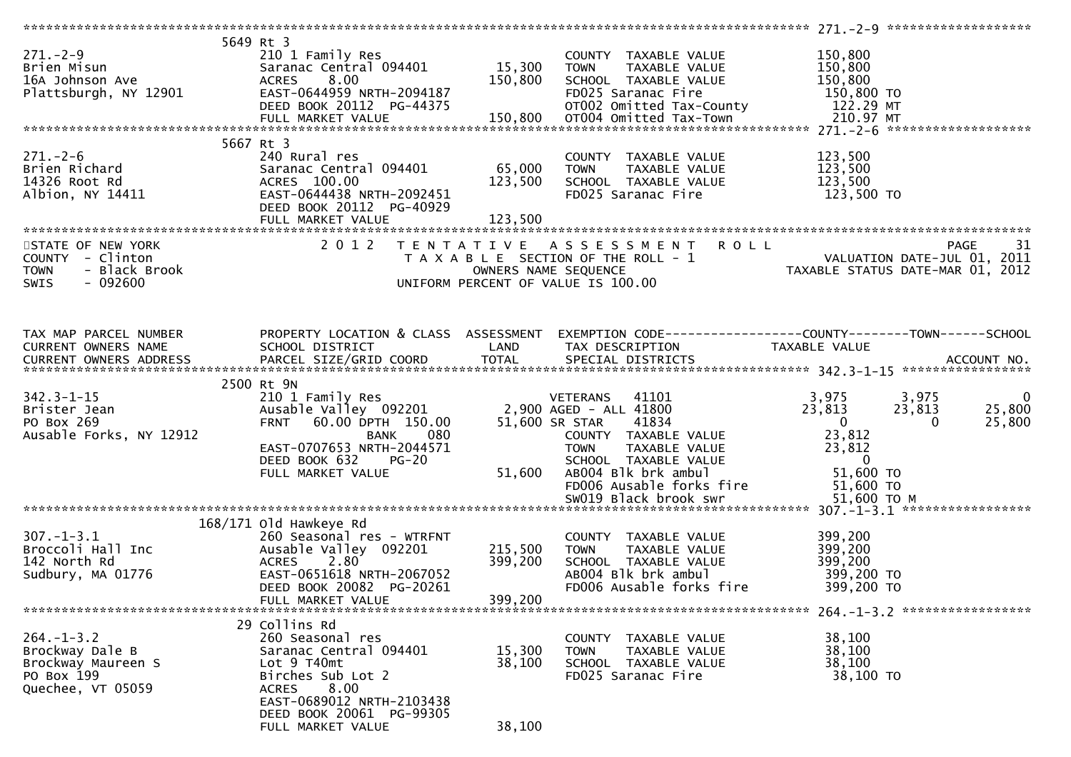```
******************************************************************************************************* 271.-2-9 ******************
                           5649 Rt 3
271.-2-9                        210 1 Family Res                         COUNTY  TAXABLE VALUE           150,800
Brien Misun                     Saranac Central 094401       15,300      TOWN    TAXABLE VALUE           150,800
16A Johnson Ave                 ACRES     8.00              150,800      SCHOOL  TAXABLE VALUE           150,800
Plattsburgh, NY 12901           EAST-0644959 NRTH-2094187               FD025 Saranac Fire               150,800 TO
                                DEED BOOK 20112  PG-44375                OT002 Omitted Tax-County         122.29 MT
                                FULL MARKET VALUE           150,800      OT004 Omitted Tax-Town           210.97 MT
******************************************************************************************************* 271.-2-6 ******************
                           5667 Rt 3
271.-2-6                        240 Rural res                            COUNTY  TAXABLE VALUE           123,500
Brien Richard                   Saranac Central 094401       65,000      TOWN    TAXABLE VALUE           123,500
14326 Root Rd                   ACRES  100.00               123,500      SCHOOL  TAXABLE VALUE           123,500
Albion, NY 14411                EAST-0644438 NRTH-2092451               FD025 Saranac Fire               123,500 TO
                                DEED BOOK 20112  PG-40929
                                FULL MARKET VALUE           123,500
************************************************************************************************************************************
STATE OF NEW YORK                       2 0 1 2   T E N T A T I V E   A S S E S S M E N T   R O L L                          PAGE    31
COUNTY  - Clinton                                  T A X A B L E  SECTION OF THE ROLL - 1                    VALUATION DATE-JUL 01, 2011
TOWN    - Black Brook                                  OWNERS NAME SEQUENCE                           TAXABLE STATUS DATE-MAR 01, 2012
SWIS    - 092600                                 UNIFORM PERCENT OF VALUE IS 100.00


TAX MAP PARCEL NUMBER           PROPERTY LOCATION & CLASS  ASSESSMENT  EXEMPTION CODE------------------COUNTY--------TOWN------SCHOOL
CURRENT OWNERS NAME             SCHOOL DISTRICT               LAND      TAX DESCRIPTION              TAXABLE VALUE
CURRENT OWNERS ADDRESS          PARCEL SIZE/GRID COORD       TOTAL      SPECIAL DISTRICTS                                  ACCOUNT NO.
******************************************************************************************************* 342.3-1-15 ****************
                           2500 Rt 9N
342.3-1-15                      210 1 Family Res                         VETERANS   41101               3,975        3,975           0
Brister Jean                    Ausable Valley  092201        2,900 AGED - ALL 41800                  23,813       23,813      25,800
PO Box 269                      FRNT    60.00 DPTH 150.00    51,600 SR STAR     41834                      0            0      25,800
Ausable Forks, NY 12912                     BANK     080                 COUNTY  TAXABLE VALUE            23,812
                                EAST-0707653 NRTH-2044571                TOWN    TAXABLE VALUE            23,812
                                DEED BOOK 632     PG-20                  SCHOOL  TAXABLE VALUE                 0
                                FULL MARKET VALUE            51,600      AB004 Blk brk ambul              51,600 TO
                                                                         FD006 Ausable forks fire          51,600 TO
                                                                         SW019 Black brook swr             51,600 TO M
******************************************************************************************************* 307.-1-3.1 ****************
                        168/171 Old Hawkeye Rd
307.-1-3.1                      260 Seasonal res - WTRFNT                COUNTY  TAXABLE VALUE           399,200
Broccoli Hall Inc               Ausable Valley  092201      215,500      TOWN    TAXABLE VALUE           399,200
142 North Rd                    ACRES     2.80              399,200      SCHOOL  TAXABLE VALUE           399,200
Sudbury, MA 01776               EAST-0651618 NRTH-2067052                AB004 Blk brk ambul             399,200 TO
                                DEED BOOK 20082  PG-20261                FD006 Ausable forks fire        399,200 TO
                                FULL MARKET VALUE           399,200
******************************************************************************************************* 264.-1-3.2 ****************
                             29 Collins Rd
264.-1-3.2                      260 Seasonal res                         COUNTY  TAXABLE VALUE            38,100
Brockway Dale B                 Saranac Central 094401       15,300      TOWN    TAXABLE VALUE            38,100
Brockway Maureen S              Lot 9 T40mt                  38,100      SCHOOL  TAXABLE VALUE            38,100
PO Box 199                      Birches Sub Lot 2                        FD025 Saranac Fire               38,100 TO
Quechee, VT 05059               ACRES     8.00
                                EAST-0689012 NRTH-2103438
                                DEED BOOK 20061  PG-99305
                                FULL MARKET VALUE            38,100
```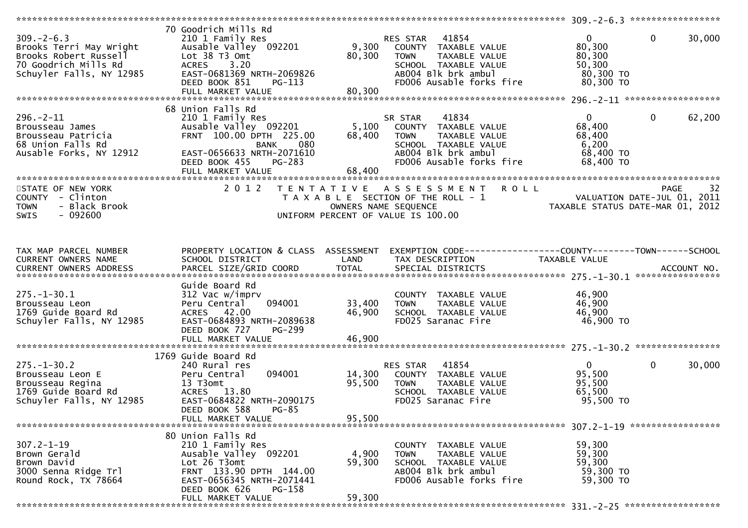```
******************************************************************************************************* 309.-2-6.3 ******************
                    70 Goodrich Mills Rd
309.-2-6.3          210 1 Family Res                       RES STAR   41854              0           0     30,000
Brooks Terri May Wright   Ausable Valley  092201    9,300   COUNTY  TAXABLE VALUE       80,300
Brooks Robert Russell     Lot 38 T3 Omt            80,300   TOWN    TAXABLE VALUE       80,300
70 Goodrich Mills Rd      ACRES    3.20                     SCHOOL  TAXABLE VALUE       50,300
Schuyler Falls, NY 12985  EAST-0681369 NRTH-2069826         AB004 Blk brk ambul          80,300 TO
                          DEED BOOK 851    PG-113           FD006 Ausable forks fire     80,300 TO
                          FULL MARKET VALUE        80,300
******************************************************************************************************* 296.-2-11 *******************
                    68 Union Falls Rd
296.-2-11           210 1 Family Res                       SR STAR    41834              0           0     62,200
Brousseau James           Ausable Valley  092201    5,100   COUNTY  TAXABLE VALUE       68,400
Brousseau Patricia        FRNT 100.00 DPTH 225.00  68,400   TOWN    TAXABLE VALUE       68,400
68 Union Falls Rd                     BANK    080           SCHOOL  TAXABLE VALUE        6,200
Ausable Forks, NY 12912   EAST-0656633 NRTH-2071610         AB004 Blk brk ambul          68,400 TO
                          DEED BOOK 455    PG-283           FD006 Ausable forks fire     68,400 TO
                          FULL MARKET VALUE        68,400
************************************************************************************************************************************
STATE OF NEW YORK               2 0 1 2   T E N T A T I V E   A S S E S S M E N T   R O L L                          PAGE    32
COUNTY  - Clinton                         T A X A B L E  SECTION OF THE ROLL - 1                 VALUATION DATE-JUL 01, 2011
TOWN    - Black Brook                           OWNERS NAME SEQUENCE                       TAXABLE STATUS DATE-MAR 01, 2012
SWIS    - 092600                         UNIFORM PERCENT OF VALUE IS 100.00


TAX MAP PARCEL NUMBER     PROPERTY LOCATION & CLASS  ASSESSMENT  EXEMPTION CODE------------------COUNTY--------TOWN------SCHOOL
CURRENT OWNERS NAME       SCHOOL DISTRICT               LAND      TAX DESCRIPTION             TAXABLE VALUE
CURRENT OWNERS ADDRESS    PARCEL SIZE/GRID COORD       TOTAL      SPECIAL DISTRICTS                                  ACCOUNT NO.
******************************************************************************************************* 275.-1-30.1 ****************
                          Guide Board Rd
275.-1-30.1               312 Vac w/imprv                           COUNTY  TAXABLE VALUE       46,900
Brousseau Leon            Peru Central    094001   33,400   TOWN    TAXABLE VALUE       46,900
1769 Guide Board Rd       ACRES   42.00            46,900   SCHOOL  TAXABLE VALUE       46,900
Schuyler Falls, NY 12985  EAST-0684893 NRTH-2089638         FD025 Saranac Fire           46,900 TO
                          DEED BOOK 727    PG-299
                          FULL MARKET VALUE        46,900
******************************************************************************************************* 275.-1-30.2 ****************
                    1769 Guide Board Rd
275.-1-30.2               240 Rural res                     RES STAR   41854              0           0     30,000
Brousseau Leon E          Peru Central    094001   14,300   COUNTY  TAXABLE VALUE       95,500
Brousseau Regina          13 T3omt                 95,500   TOWN    TAXABLE VALUE       95,500
1769 Guide Board Rd       ACRES   13.80                     SCHOOL  TAXABLE VALUE       65,500
Schuyler Falls, NY 12985  EAST-0684822 NRTH-2090175         FD025 Saranac Fire           95,500 TO
                          DEED BOOK 588    PG-85
                          FULL MARKET VALUE        95,500
******************************************************************************************************* 307.2-1-19 *****************
                    80 Union Falls Rd
307.2-1-19                210 1 Family Res                          COUNTY  TAXABLE VALUE       59,300
Brown Gerald              Ausable Valley  092201    4,900   TOWN    TAXABLE VALUE       59,300
Brown David               Lot 26 T3omt             59,300   SCHOOL  TAXABLE VALUE       59,300
3000 Senna Ridge Trl      FRNT 133.90 DPTH 144.00           AB004 Blk brk ambul          59,300 TO
Round Rock, TX 78664      EAST-0656345 NRTH-2071441         FD006 Ausable forks fire     59,300 TO
                          DEED BOOK 626    PG-158
                          FULL MARKET VALUE        59,300
******************************************************************************************************* 331.-2-25 *******************
```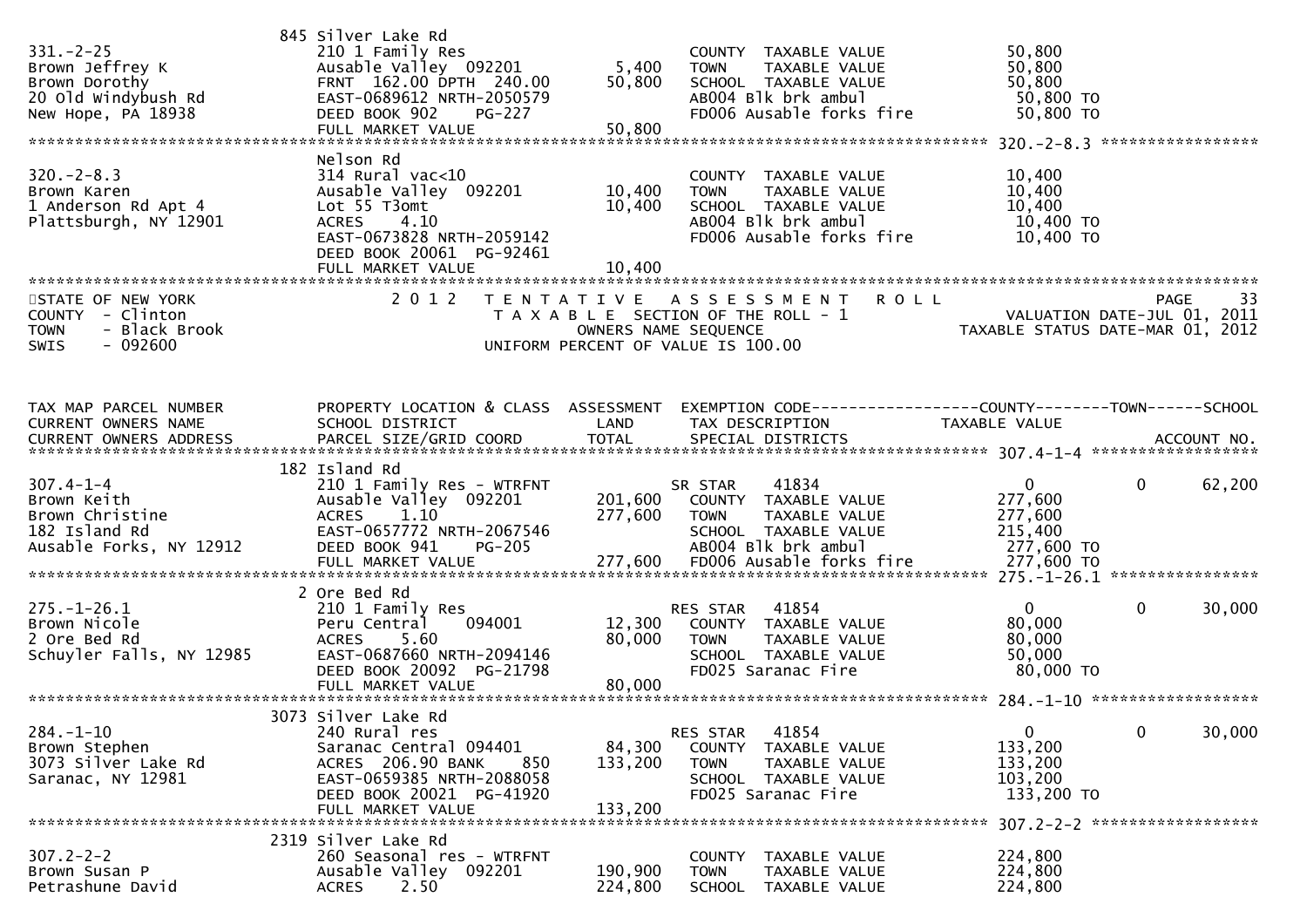| | 845 Silver Lake Rd | | | |
|---|---|---|---|---|
| 331.-2-25 | 210 1 Family Res | | COUNTY TAXABLE VALUE | 50,800 |
| Brown Jeffrey K | Ausable Valley 092201 | 5,400 | TOWN TAXABLE VALUE | 50,800 |
| Brown Dorothy | FRNT 162.00 DPTH 240.00 | 50,800 | SCHOOL TAXABLE VALUE | 50,800 |
| 20 Old Windybush Rd | EAST-0689612 NRTH-2050579 | | AB004 Blk brk ambul | 50,800 TO |
| New Hope, PA 18938 | DEED BOOK 902 PG-227 | | FD006 Ausable forks fire | 50,800 TO |
| | FULL MARKET VALUE | 50,800 | | |

| | Nelson Rd | | | |
|---|---|---|---|---|
| 320.-2-8.3 | 314 Rural vac<10 | | COUNTY TAXABLE VALUE | 10,400 |
| Brown Karen | Ausable Valley 092201 | 10,400 | TOWN TAXABLE VALUE | 10,400 |
| 1 Anderson Rd Apt 4 | Lot 55 T3omt | 10,400 | SCHOOL TAXABLE VALUE | 10,400 |
| Plattsburgh, NY 12901 | ACRES 4.10 | | AB004 Blk brk ambul | 10,400 TO |
| | EAST-0673828 NRTH-2059142 | | FD006 Ausable forks fire | 10,400 TO |
| | DEED BOOK 20061 PG-92461 | | | |
| | FULL MARKET VALUE | 10,400 | | |

STATE OF NEW YORK — COUNTY - Clinton — TOWN - Black Brook — SWIS - 092600

2012 TENTATIVE ASSESSMENT ROLL
TAXABLE SECTION OF THE ROLL - 1
OWNERS NAME SEQUENCE
UNIFORM PERCENT OF VALUE IS 100.00

VALUATION DATE-JUL 01, 2011
TAXABLE STATUS DATE-MAR 01, 2012

| TAX MAP PARCEL NUMBER / CURRENT OWNERS NAME / CURRENT OWNERS ADDRESS | PROPERTY LOCATION & CLASS / SCHOOL DISTRICT / PARCEL SIZE/GRID COORD | ASSESSMENT LAND / TOTAL | EXEMPTION CODE / TAX DESCRIPTION / SPECIAL DISTRICTS | COUNTY TAXABLE VALUE | TOWN | SCHOOL / ACCOUNT NO. |
|---|---|---|---|---|---|---|
| | 182 Island Rd | | | | | |
| 307.4-1-4 | 210 1 Family Res - WTRFNT | | SR STAR 41834 | 0 | 0 | 62,200 |
| Brown Keith | Ausable Valley 092201 | 201,600 | COUNTY TAXABLE VALUE | 277,600 | | |
| Brown Christine | ACRES 1.10 | 277,600 | TOWN TAXABLE VALUE | 277,600 | | |
| 182 Island Rd | EAST-0657772 NRTH-2067546 | | SCHOOL TAXABLE VALUE | 215,400 | | |
| Ausable Forks, NY 12912 | DEED BOOK 941 PG-205 | | AB004 Blk brk ambul | 277,600 TO | | |
| | FULL MARKET VALUE | 277,600 | FD006 Ausable forks fire | 277,600 TO | | |
| | 2 Ore Bed Rd | | | | | |
| 275.-1-26.1 | 210 1 Family Res | | RES STAR 41854 | 0 | 0 | 30,000 |
| Brown Nicole | Peru Central 094001 | 12,300 | COUNTY TAXABLE VALUE | 80,000 | | |
| 2 Ore Bed Rd | ACRES 5.60 | 80,000 | TOWN TAXABLE VALUE | 80,000 | | |
| Schuyler Falls, NY 12985 | EAST-0687660 NRTH-2094146 | | SCHOOL TAXABLE VALUE | 50,000 | | |
| | DEED BOOK 20092 PG-21798 | | FD025 Saranac Fire | 80,000 TO | | |
| | FULL MARKET VALUE | 80,000 | | | | |
| | 3073 Silver Lake Rd | | | | | |
| 284.-1-10 | 240 Rural res | | RES STAR 41854 | 0 | 0 | 30,000 |
| Brown Stephen | Saranac Central 094401 | 84,300 | COUNTY TAXABLE VALUE | 133,200 | | |
| 3073 Silver Lake Rd | ACRES 206.90 BANK 850 | 133,200 | TOWN TAXABLE VALUE | 133,200 | | |
| Saranac, NY 12981 | EAST-0659385 NRTH-2088058 | | SCHOOL TAXABLE VALUE | 103,200 | | |
| | DEED BOOK 20021 PG-41920 | | FD025 Saranac Fire | 133,200 TO | | |
| | FULL MARKET VALUE | 133,200 | | | | |
| | 2319 Silver Lake Rd | | | | | |
| 307.2-2-2 | 260 Seasonal res - WTRFNT | | COUNTY TAXABLE VALUE | 224,800 | | |
| Brown Susan P | Ausable Valley 092201 | 190,900 | TOWN TAXABLE VALUE | 224,800 | | |
| Petrashune David | ACRES 2.50 | 224,800 | SCHOOL TAXABLE VALUE | 224,800 | | |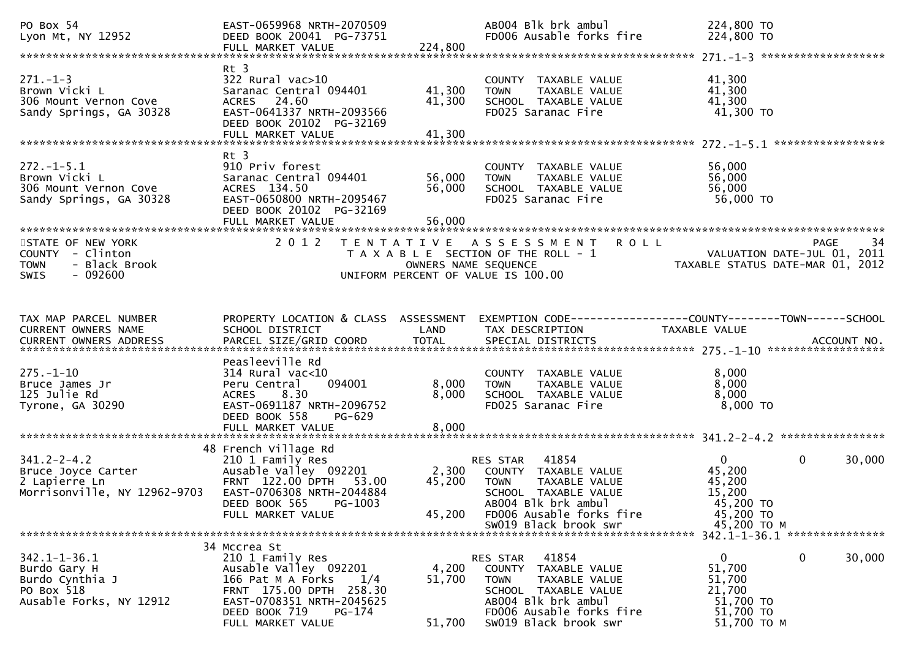```
PO Box 54                        EAST-0659968 NRTH-2070509              AB004 Blk brk ambul             224,800 TO
Lyon Mt, NY 12952                DEED BOOK 20041  PG-73751              FD006 Ausable forks fire        224,800 TO
                                 FULL MARKET VALUE             224,800
******************************************************************************************************* 271.-1-3 ********************
                                 Rt 3
271.-1-3                         322 Rural vac>10                        COUNTY  TAXABLE VALUE           41,300
Brown Vicki L                    Saranac Central 094401       41,300     TOWN    TAXABLE VALUE           41,300
306 Mount Vernon Cove            ACRES   24.60                 41,300     SCHOOL  TAXABLE VALUE           41,300
Sandy Springs, GA 30328          EAST-0641337 NRTH-2093566               FD025 Saranac Fire               41,300 TO
                                 DEED BOOK 20102  PG-32169
                                 FULL MARKET VALUE              41,300
******************************************************************************************************* 272.-1-5.1 ******************
                                 Rt 3
272.-1-5.1                       910 Priv forest                         COUNTY  TAXABLE VALUE           56,000
Brown Vicki L                    Saranac Central 094401       56,000     TOWN    TAXABLE VALUE           56,000
306 Mount Vernon Cove            ACRES  134.50                 56,000     SCHOOL  TAXABLE VALUE           56,000
Sandy Springs, GA 30328          EAST-0650800 NRTH-2095467               FD025 Saranac Fire               56,000 TO
                                 DEED BOOK 20102  PG-32169
                                 FULL MARKET VALUE              56,000
*******************************************************************************************************************************************
STATE OF NEW YORK                2 0 1 2   T E N T A T I V E   A S S E S S M E N T   R O L L                               PAGE     34
COUNTY  - Clinton                          T A X A B L E  SECTION OF THE ROLL - 1                     VALUATION DATE-JUL 01, 2011
TOWN    - Black Brook                              OWNERS NAME SEQUENCE                          TAXABLE STATUS DATE-MAR 01, 2012
SWIS    - 092600                          UNIFORM PERCENT OF VALUE IS 100.00


TAX MAP PARCEL NUMBER            PROPERTY LOCATION & CLASS  ASSESSMENT  EXEMPTION CODE------------------COUNTY--------TOWN------SCHOOL
CURRENT OWNERS NAME              SCHOOL DISTRICT               LAND      TAX DESCRIPTION             TAXABLE VALUE
CURRENT OWNERS ADDRESS           PARCEL SIZE/GRID COORD        TOTAL     SPECIAL DISTRICTS                                      ACCOUNT NO.
******************************************************************************************************* 275.-1-10 *******************
                                 Peasleeville Rd
275.-1-10                        314 Rural vac<10                        COUNTY  TAXABLE VALUE            8,000
Bruce James Jr                   Peru Central    094001        8,000     TOWN    TAXABLE VALUE            8,000
125 Julie Rd                     ACRES    8.30                  8,000     SCHOOL  TAXABLE VALUE            8,000
Tyrone, GA 30290                 EAST-0691187 NRTH-2096752               FD025 Saranac Fire                8,000 TO
                                 DEED BOOK 558    PG-629
                                 FULL MARKET VALUE               8,000
******************************************************************************************************* 341.2-2-4.2 *****************
                              48 French Village Rd
341.2-2-4.2                      210 1 Family Res                        RES STAR   41854                     0           0       30,000
Bruce Joyce Carter               Ausable Valley  092201        2,300     COUNTY  TAXABLE VALUE           45,200
2 Lapierre Ln                    FRNT 122.00 DPTH  53.00       45,200     TOWN    TAXABLE VALUE           45,200
Morrisonville, NY 12962-9703     EAST-0706308 NRTH-2044884               SCHOOL  TAXABLE VALUE           15,200
                                 DEED BOOK 565    PG-1003                AB004 Blk brk ambul              45,200 TO
                                 FULL MARKET VALUE              45,200   FD006 Ausable forks fire         45,200 TO
                                                                         SW019 Black brook swr            45,200 TO M
******************************************************************************************************* 342.1-1-36.1 ****************
                              34 Mccrea St
342.1-1-36.1                     210 1 Family Res                        RES STAR   41854                     0           0       30,000
Burdo Gary H                     Ausable Valley  092201        4,200     COUNTY  TAXABLE VALUE           51,700
Burdo Cynthia J                  166 Pat M A Forks    1/4      51,700     TOWN    TAXABLE VALUE           51,700
PO Box 518                       FRNT 175.00 DPTH 258.30                 SCHOOL  TAXABLE VALUE           21,700
Ausable Forks, NY 12912          EAST-0708351 NRTH-2045625               AB004 Blk brk ambul              51,700 TO
                                 DEED BOOK 719    PG-174                 FD006 Ausable forks fire         51,700 TO
                                 FULL MARKET VALUE              51,700   SW019 Black brook swr            51,700 TO M
```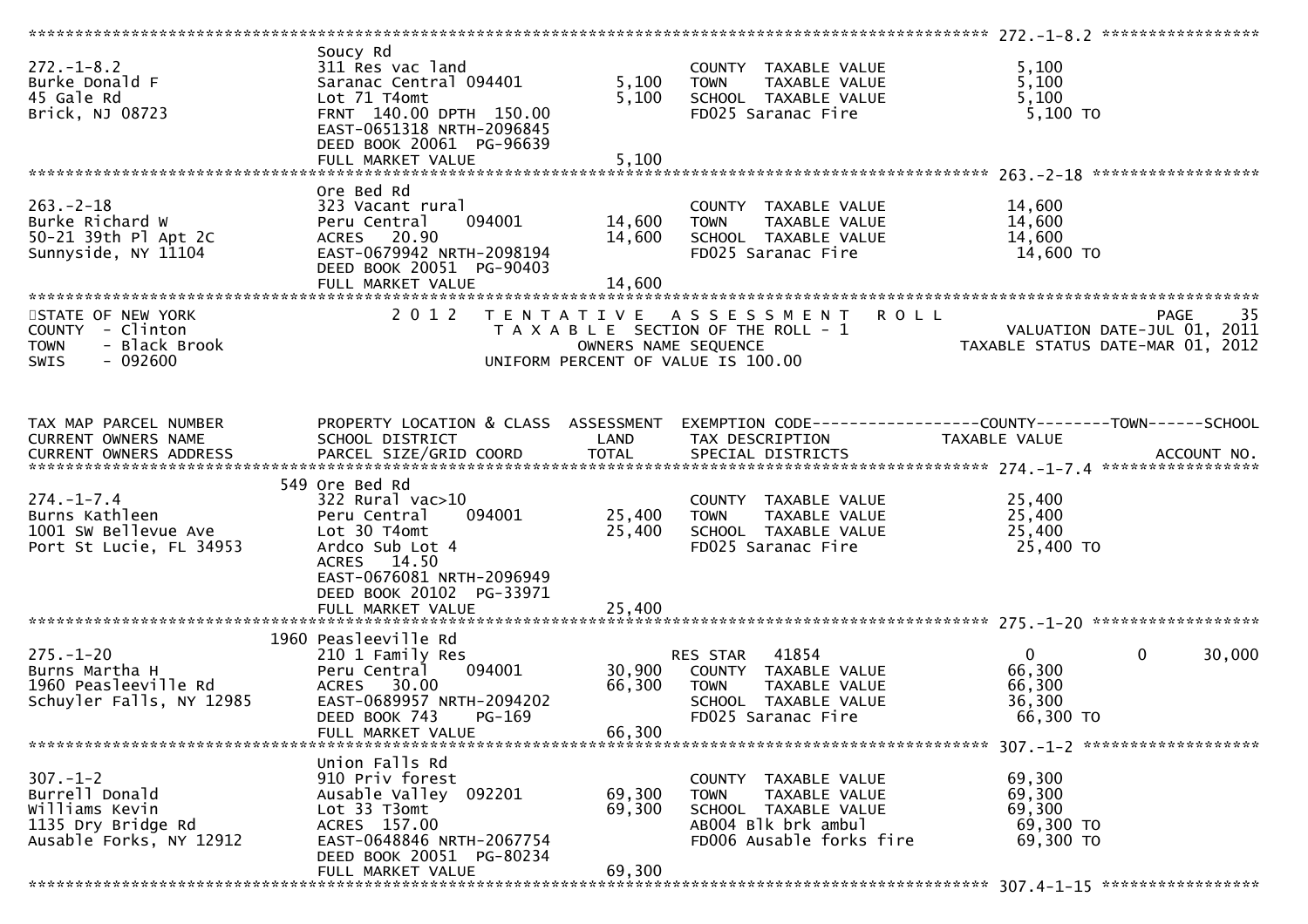```
******************************************************************************************************* 272.-1-8.2 *****************
                              Soucy Rd
272.-1-8.2                    311 Res vac land                      COUNTY  TAXABLE VALUE            5,100
Burke Donald F                Saranac Central 094401         5,100   TOWN    TAXABLE VALUE            5,100
45 Gale Rd                    Lot 71 T4omt                   5,100   SCHOOL  TAXABLE VALUE            5,100
Brick, NJ 08723               FRNT 140.00 DPTH 150.00               FD025 Saranac Fire                5,100 TO
                              EAST-0651318 NRTH-2096845
                              DEED BOOK 20061 PG-96639
                              FULL MARKET VALUE              5,100
******************************************************************************************************* 263.-2-18 ******************
                              Ore Bed Rd
263.-2-18                     323 Vacant rural                      COUNTY  TAXABLE VALUE           14,600
Burke Richard W               Peru Central    094001        14,600   TOWN    TAXABLE VALUE           14,600
50-21 39th Pl Apt 2C          ACRES  20.90                  14,600   SCHOOL  TAXABLE VALUE           14,600
Sunnyside, NY 11104           EAST-0679942 NRTH-2098194             FD025 Saranac Fire               14,600 TO
                              DEED BOOK 20051 PG-90403
                              FULL MARKET VALUE             14,600
************************************************************************************************************************************
STATE OF NEW YORK              2 0 1 2   T E N T A T I V E   A S S E S S M E N T   R O L L                                 PAGE    35
COUNTY  - Clinton                        T A X A B L E  SECTION OF THE ROLL - 1                       VALUATION DATE-JUL 01, 2011
TOWN    - Black Brook                          OWNERS NAME SEQUENCE                              TAXABLE STATUS DATE-MAR 01, 2012
SWIS    - 092600                         UNIFORM PERCENT OF VALUE IS 100.00


TAX MAP PARCEL NUMBER         PROPERTY LOCATION & CLASS  ASSESSMENT  EXEMPTION CODE------------------COUNTY--------TOWN------SCHOOL
CURRENT OWNERS NAME           SCHOOL DISTRICT               LAND     TAX DESCRIPTION              TAXABLE VALUE
CURRENT OWNERS ADDRESS        PARCEL SIZE/GRID COORD        TOTAL    SPECIAL DISTRICTS                                  ACCOUNT NO.
******************************************************************************************************* 274.-1-7.4 *****************
                          549 Ore Bed Rd
274.-1-7.4                    322 Rural vac>10                      COUNTY  TAXABLE VALUE           25,400
Burns Kathleen                Peru Central    094001        25,400   TOWN    TAXABLE VALUE           25,400
1001 SW Bellevue Ave          Lot 30 T4omt                  25,400   SCHOOL  TAXABLE VALUE           25,400
Port St Lucie, FL 34953       Ardco Sub Lot 4                       FD025 Saranac Fire               25,400 TO
                              ACRES  14.50
                              EAST-0676081 NRTH-2096949
                              DEED BOOK 20102 PG-33971
                              FULL MARKET VALUE             25,400
******************************************************************************************************* 275.-1-20 ******************
                         1960 Peasleeville Rd
275.-1-20                     210 1 Family Res                      RES STAR   41854                    0            0      30,000
Burns Martha H                Peru Central    094001        30,900   COUNTY  TAXABLE VALUE           66,300
1960 Peasleeville Rd          ACRES  30.00                  66,300   TOWN    TAXABLE VALUE           66,300
Schuyler Falls, NY 12985      EAST-0689957 NRTH-2094202             SCHOOL  TAXABLE VALUE           36,300
                              DEED BOOK 743    PG-169               FD025 Saranac Fire               66,300 TO
                              FULL MARKET VALUE             66,300
******************************************************************************************************* 307.-1-2 *******************
                              Union Falls Rd
307.-1-2                      910 Priv forest                       COUNTY  TAXABLE VALUE           69,300
Burrell Donald                Ausable Valley  092201        69,300   TOWN    TAXABLE VALUE           69,300
Williams Kevin                Lot 33 T3omt                  69,300   SCHOOL  TAXABLE VALUE           69,300
1135 Dry Bridge Rd            ACRES 157.00                          AB004 Blk brk ambul              69,300 TO
Ausable Forks, NY 12912       EAST-0648846 NRTH-2067754             FD006 Ausable forks fire         69,300 TO
                              DEED BOOK 20051 PG-80234
                              FULL MARKET VALUE             69,300
******************************************************************************************************* 307.4-1-15 *****************
```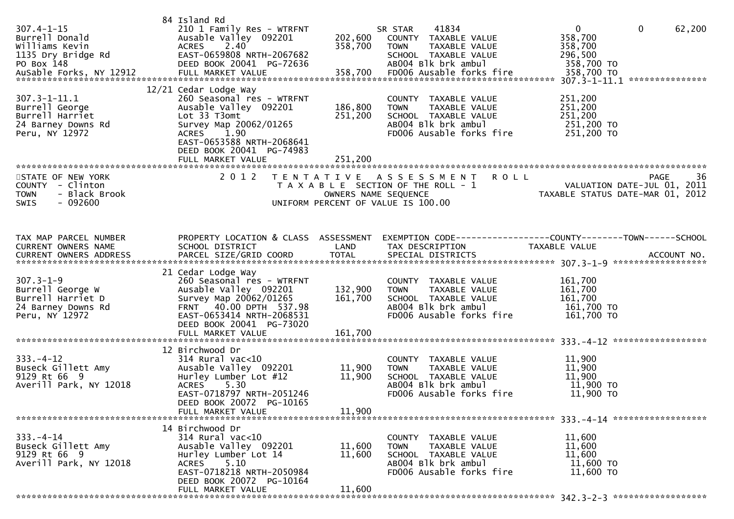| TAX MAP PARCEL NUMBER / CURRENT OWNERS NAME / CURRENT OWNERS ADDRESS | PROPERTY LOCATION & CLASS / SCHOOL DISTRICT / PARCEL SIZE/GRID COORD | ASSESSMENT LAND | ASSESSMENT TOTAL | EXEMPTION CODE / TAX DESCRIPTION / SPECIAL DISTRICTS | COUNTY TAXABLE VALUE | TOWN | SCHOOL |
|---|---|---|---|---|---|---|---|
| 307.4-1-15 | 84 Island Rd | | | | | | |
| Burrell Donald | 210 1 Family Res - WTRFNT | | | SR STAR 41834 | 0 | 0 | 62,200 |
| Williams Kevin | Ausable Valley 092201 | 202,600 | | COUNTY TAXABLE VALUE | 358,700 | | |
| 1135 Dry Bridge Rd | ACRES 2.40 | | 358,700 | TOWN TAXABLE VALUE | 358,700 | | |
| PO Box 148 | EAST-0659808 NRTH-2067682 | | | SCHOOL TAXABLE VALUE | 296,500 | | |
| AuSable Forks, NY 12912 | DEED BOOK 20041 PG-72636 | | | AB004 Blk brk ambul | 358,700 TO | | |
| | FULL MARKET VALUE | | 358,700 | FD006 Ausable forks fire | 358,700 TO | | |
| 307.3-1-11.1 | 12/21 Cedar Lodge Way | | | | | | |
| Burrell George | 260 Seasonal res - WTRFNT | | | COUNTY TAXABLE VALUE | 251,200 | | |
| Burrell Harriet | Ausable Valley 092201 | 186,800 | | TOWN TAXABLE VALUE | 251,200 | | |
| 24 Barney Downs Rd | Lot 33 T3omt | | 251,200 | SCHOOL TAXABLE VALUE | 251,200 | | |
| Peru, NY 12972 | Survey Map 20062/01265 | | | AB004 Blk brk ambul | 251,200 TO | | |
| | ACRES 1.90 | | | FD006 Ausable forks fire | 251,200 TO | | |
| | EAST-0653588 NRTH-2068641 | | | | | | |
| | DEED BOOK 20041 PG-74983 | | | | | | |
| | FULL MARKET VALUE | | 251,200 | | | | |

STATE OF NEW YORK — 2012 TENTATIVE ASSESSMENT ROLL — PAGE 36
COUNTY - Clinton — TAXABLE SECTION OF THE ROLL - 1 — VALUATION DATE-JUL 01, 2011
TOWN - Black Brook — OWNERS NAME SEQUENCE — TAXABLE STATUS DATE-MAR 01, 2012
SWIS - 092600 — UNIFORM PERCENT OF VALUE IS 100.00

| TAX MAP PARCEL NUMBER / CURRENT OWNERS NAME / CURRENT OWNERS ADDRESS | PROPERTY LOCATION & CLASS / SCHOOL DISTRICT / PARCEL SIZE/GRID COORD | ASSESSMENT LAND | ASSESSMENT TOTAL | EXEMPTION CODE / TAX DESCRIPTION / SPECIAL DISTRICTS | COUNTY TAXABLE VALUE | TOWN | SCHOOL / ACCOUNT NO. |
|---|---|---|---|---|---|---|---|
| 307.3-1-9 | 21 Cedar Lodge Way | | | | | | |
| Burrell George W | 260 Seasonal res - WTRFNT | | | COUNTY TAXABLE VALUE | 161,700 | | |
| Burrell Harriet D | Ausable Valley 092201 | 132,900 | | TOWN TAXABLE VALUE | 161,700 | | |
| 24 Barney Downs Rd | Survey Map 20062/01265 | | 161,700 | SCHOOL TAXABLE VALUE | 161,700 | | |
| Peru, NY 12972 | FRNT 40.00 DPTH 537.98 | | | AB004 Blk brk ambul | 161,700 TO | | |
| | EAST-0653414 NRTH-2068531 | | | FD006 Ausable forks fire | 161,700 TO | | |
| | DEED BOOK 20041 PG-73020 | | | | | | |
| | FULL MARKET VALUE | | 161,700 | | | | |
| 333.-4-12 | 12 Birchwood Dr | | | | | | |
| Buseck Gillett Amy | 314 Rural vac<10 | | | COUNTY TAXABLE VALUE | 11,900 | | |
| 9129 Rt 66 9 | Ausable Valley 092201 | 11,900 | | TOWN TAXABLE VALUE | 11,900 | | |
| Averill Park, NY 12018 | Hurley Lumber Lot #12 | | 11,900 | SCHOOL TAXABLE VALUE | 11,900 | | |
| | ACRES 5.30 | | | AB004 Blk brk ambul | 11,900 TO | | |
| | EAST-0718797 NRTH-2051246 | | | FD006 Ausable forks fire | 11,900 TO | | |
| | DEED BOOK 20072 PG-10165 | | | | | | |
| | FULL MARKET VALUE | | 11,900 | | | | |
| 333.-4-14 | 14 Birchwood Dr | | | | | | |
| Buseck Gillett Amy | 314 Rural vac<10 | | | COUNTY TAXABLE VALUE | 11,600 | | |
| 9129 Rt 66 9 | Ausable Valley 092201 | 11,600 | | TOWN TAXABLE VALUE | 11,600 | | |
| Averill Park, NY 12018 | Hurley Lumber Lot 14 | | 11,600 | SCHOOL TAXABLE VALUE | 11,600 | | |
| | ACRES 5.10 | | | AB004 Blk brk ambul | 11,600 TO | | |
| | EAST-0718218 NRTH-2050984 | | | FD006 Ausable forks fire | 11,600 TO | | |
| | DEED BOOK 20072 PG-10164 | | | | | | |
| | FULL MARKET VALUE | | 11,600 | | | | |

342.3-2-3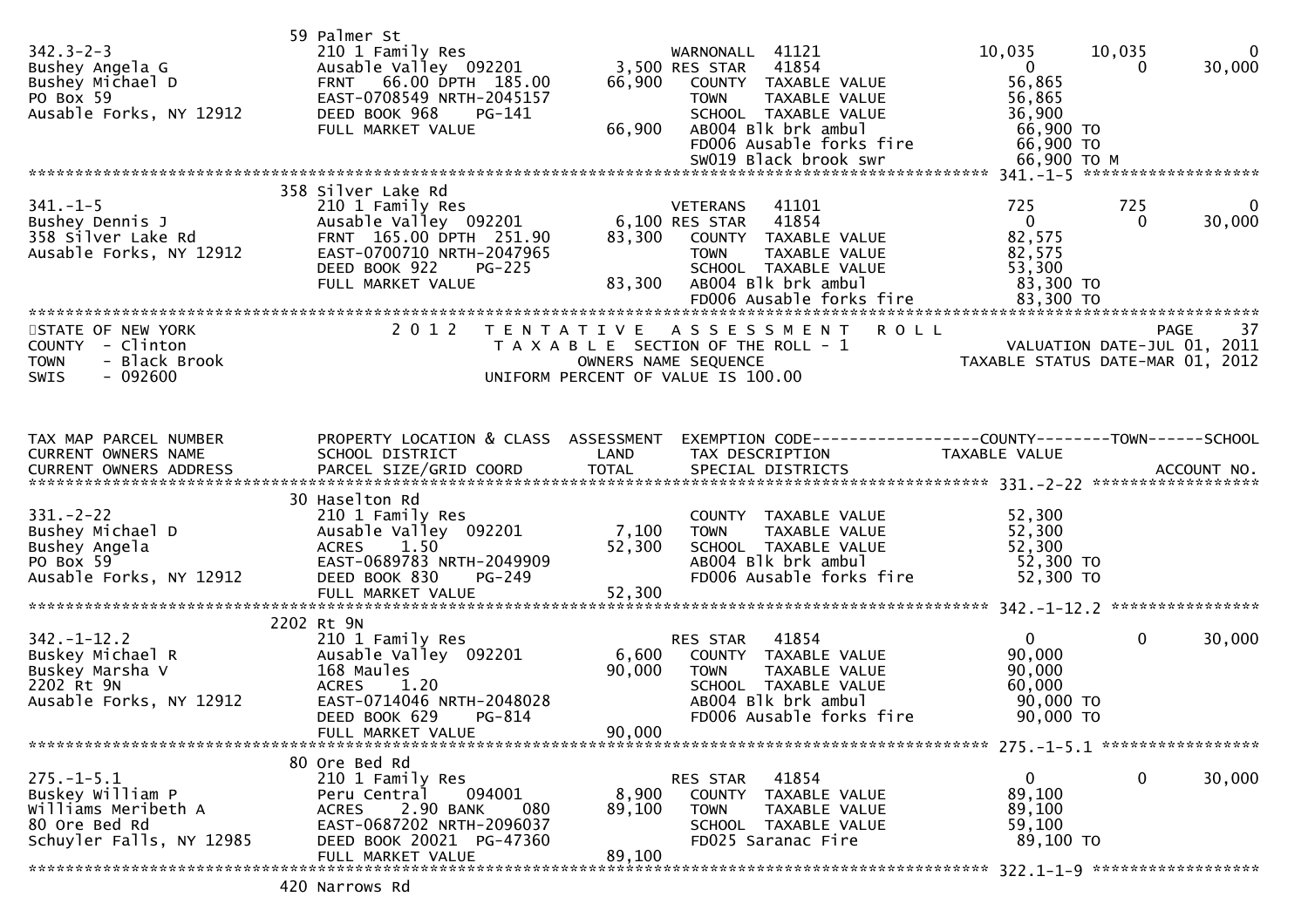```
                                  59 Palmer St
342.3-2-3                         210 1 Family Res                     WARNONALL  41121              10,035      10,035           0
Bushey Angela G                   Ausable Valley  092201        3,500 RES STAR   41854                   0           0      30,000
Bushey Michael D                  FRNT   66.00 DPTH 185.00     66,900    COUNTY  TAXABLE VALUE         56,865
PO Box 59                         EAST-0708549 NRTH-2045157               TOWN    TAXABLE VALUE         56,865
Ausable Forks, NY 12912           DEED BOOK 968     PG-141                SCHOOL  TAXABLE VALUE         36,900
                                  FULL MARKET VALUE            66,900    AB004 Blk brk ambul            66,900 TO
                                                                          FD006 Ausable forks fire       66,900 TO
                                                                          SW019 Black brook swr          66,900 TO M
******************************************************************************************************* 341.-1-5 ******************
                                  358 Silver Lake Rd
341.-1-5                          210 1 Family Res                     VETERANS   41101                 725         725           0
Bushey Dennis J                   Ausable Valley  092201        6,100 RES STAR   41854                   0           0      30,000
358 Silver Lake Rd                FRNT 165.00 DPTH 251.90      83,300    COUNTY  TAXABLE VALUE         82,575
Ausable Forks, NY 12912           EAST-0700710 NRTH-2047965               TOWN    TAXABLE VALUE         82,575
                                  DEED BOOK 922     PG-225                SCHOOL  TAXABLE VALUE         53,300
                                  FULL MARKET VALUE            83,300    AB004 Blk brk ambul            83,300 TO
                                                                          FD006 Ausable forks fire       83,300 TO
************************************************************************************************************************************
STATE OF NEW YORK                 2 0 1 2   T E N T A T I V E   A S S E S S M E N T   R O L L                                PAGE    37
COUNTY  - Clinton                           T A X A B L E  SECTION OF THE ROLL - 1                       VALUATION DATE-JUL 01, 2011
TOWN    - Black Brook                              OWNERS NAME SEQUENCE                           TAXABLE STATUS DATE-MAR 01, 2012
SWIS    - 092600                          UNIFORM PERCENT OF VALUE IS 100.00


TAX MAP PARCEL NUMBER             PROPERTY LOCATION & CLASS  ASSESSMENT  EXEMPTION CODE------------------COUNTY--------TOWN------SCHOOL
CURRENT OWNERS NAME               SCHOOL DISTRICT               LAND      TAX DESCRIPTION                TAXABLE VALUE
CURRENT OWNERS ADDRESS            PARCEL SIZE/GRID COORD        TOTAL     SPECIAL DISTRICTS                                  ACCOUNT NO.
******************************************************************************************************* 331.-2-22 *****************
                                  30 Haselton Rd
331.-2-22                         210 1 Family Res                        COUNTY  TAXABLE VALUE         52,300
Bushey Michael D                  Ausable Valley  092201        7,100    TOWN    TAXABLE VALUE         52,300
Bushey Angela                     ACRES    1.50                52,300    SCHOOL  TAXABLE VALUE         52,300
PO Box 59                         EAST-0689783 NRTH-2049909               AB004 Blk brk ambul            52,300 TO
Ausable Forks, NY 12912           DEED BOOK 830     PG-249                FD006 Ausable forks fire       52,300 TO
                                  FULL MARKET VALUE            52,300
******************************************************************************************************* 342.-1-12.2 ***************
                                  2202 Rt 9N
342.-1-12.2                       210 1 Family Res                     RES STAR   41854                   0           0      30,000
Buskey Michael R                  Ausable Valley  092201        6,600    COUNTY  TAXABLE VALUE         90,000
Buskey Marsha V                   168 Maules                   90,000    TOWN    TAXABLE VALUE         90,000
2202 Rt 9N                        ACRES    1.20                           SCHOOL  TAXABLE VALUE         60,000
Ausable Forks, NY 12912           EAST-0714046 NRTH-2048028               AB004 Blk brk ambul            90,000 TO
                                  DEED BOOK 629     PG-814                FD006 Ausable forks fire       90,000 TO
                                  FULL MARKET VALUE            90,000
******************************************************************************************************* 275.-1-5.1 ****************
                                  80 Ore Bed Rd
275.-1-5.1                        210 1 Family Res                     RES STAR   41854                   0           0      30,000
Buskey William P                  Peru Central    094001        8,900    COUNTY  TAXABLE VALUE         89,100
Williams Meribeth A               ACRES    2.90 BANK    080    89,100    TOWN    TAXABLE VALUE         89,100
80 Ore Bed Rd                     EAST-0687202 NRTH-2096037               SCHOOL  TAXABLE VALUE         59,100
Schuyler Falls, NY 12985          DEED BOOK 20021 PG-47360                FD025 Saranac Fire             89,100 TO
                                  FULL MARKET VALUE            89,100
******************************************************************************************************* 322.1-1-9 *****************
                                  420 Narrows Rd
```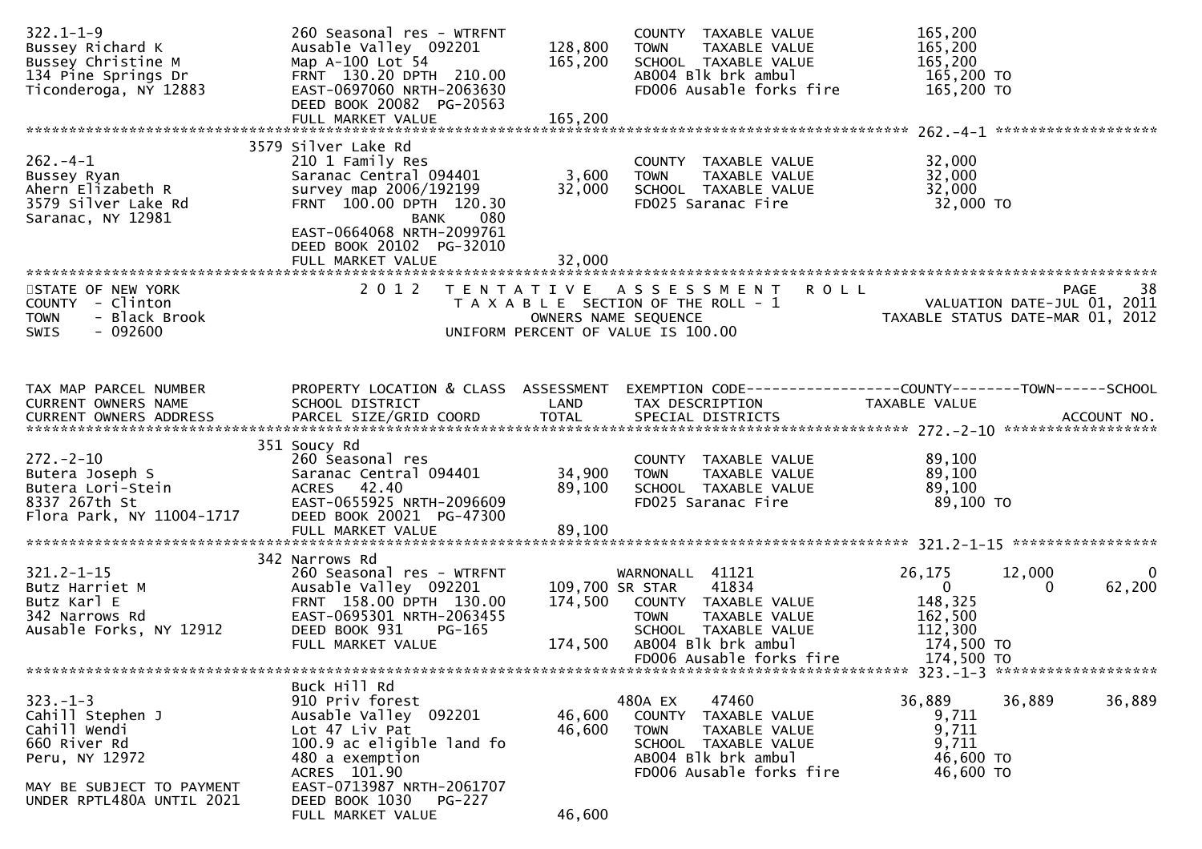```
322.1-1-9                       260 Seasonal res - WTRFNT              COUNTY  TAXABLE VALUE          165,200
Bussey Richard K                Ausable Valley  092201     128,800     TOWN    TAXABLE VALUE          165,200
Bussey Christine M              Map A-100 Lot 54           165,200     SCHOOL  TAXABLE VALUE          165,200
134 Pine Springs Dr             FRNT  130.20 DPTH  210.00              AB004 Blk brk ambul             165,200 TO
Ticonderoga, NY 12883           EAST-0697060 NRTH-2063630              FD006 Ausable forks fire        165,200 TO
                                DEED BOOK 20082  PG-20563
                                FULL MARKET VALUE          165,200
******************************************************************************************************* 262.-4-1 *******************
                           3579 Silver Lake Rd
262.-4-1                        210 1 Family Res                       COUNTY  TAXABLE VALUE           32,000
Bussey Ryan                     Saranac Central 094401       3,600     TOWN    TAXABLE VALUE           32,000
Ahern Elizabeth R               survey map 2006/192199      32,000     SCHOOL  TAXABLE VALUE           32,000
3579 Silver Lake Rd             FRNT  100.00 DPTH  120.30              FD025 Saranac Fire               32,000 TO
Saranac, NY 12981                             BANK     080
                                EAST-0664068 NRTH-2099761
                                DEED BOOK 20102  PG-32010
                                FULL MARKET VALUE           32,000
************************************************************************************************************************************
STATE OF NEW YORK               2 0 1 2   T E N T A T I V E   A S S E S S M E N T   R O L L                              PAGE    38
COUNTY  - Clinton                         T A X A B L E SECTION OF THE ROLL - 1                       VALUATION DATE-JUL 01, 2011
TOWN    - Black Brook                          OWNERS NAME SEQUENCE                           TAXABLE STATUS DATE-MAR 01, 2012
SWIS    - 092600                        UNIFORM PERCENT OF VALUE IS 100.00


TAX MAP PARCEL NUMBER           PROPERTY LOCATION & CLASS  ASSESSMENT  EXEMPTION CODE------------------COUNTY--------TOWN------SCHOOL
CURRENT OWNERS NAME             SCHOOL DISTRICT              LAND      TAX DESCRIPTION             TAXABLE VALUE
CURRENT OWNERS ADDRESS          PARCEL SIZE/GRID COORD       TOTAL     SPECIAL DISTRICTS                                 ACCOUNT NO.
******************************************************************************************************* 272.-2-10 ******************
                            351 Soucy Rd
272.-2-10                       260 Seasonal res                       COUNTY  TAXABLE VALUE           89,100
Butera Joseph S                 Saranac Central 094401      34,900     TOWN    TAXABLE VALUE           89,100
Butera Lori-Stein               ACRES   42.40               89,100     SCHOOL  TAXABLE VALUE           89,100
8337 267th St                   EAST-0655925 NRTH-2096609              FD025 Saranac Fire               89,100 TO
Flora Park, NY 11004-1717       DEED BOOK 20021  PG-47300
                                FULL MARKET VALUE           89,100
******************************************************************************************************* 321.2-1-15 *****************
                            342 Narrows Rd
321.2-1-15                      260 Seasonal res - WTRFNT              WARNONALL  41121             26,175       12,000           0
Butz Harriet M                  Ausable Valley  092201     109,700 SR STAR    41834                  0            0      62,200
Butz Karl E                     FRNT  158.00 DPTH  130.00  174,500     COUNTY  TAXABLE VALUE          148,325
342 Narrows Rd                  EAST-0695301 NRTH-2063455              TOWN    TAXABLE VALUE          162,500
Ausable Forks, NY 12912         DEED BOOK 931     PG-165               SCHOOL  TAXABLE VALUE          112,300
                                FULL MARKET VALUE          174,500     AB004 Blk brk ambul             174,500 TO
                                                                       FD006 Ausable forks fire        174,500 TO
******************************************************************************************************* 323.-1-3 *******************
                                Buck Hill Rd
323.-1-3                        910 Priv forest                        480A EX    47460             36,889       36,889      36,889
Cahill Stephen J                Ausable Valley  092201      46,600     COUNTY  TAXABLE VALUE            9,711
Cahill Wendi                    Lot 47 Liv Pat              46,600     TOWN    TAXABLE VALUE            9,711
660 River Rd                    100.9 ac eligible land fo              SCHOOL  TAXABLE VALUE            9,711
Peru, NY 12972                  480 a exemption                        AB004 Blk brk ambul              46,600 TO
                                ACRES  101.90                          FD006 Ausable forks fire         46,600 TO
MAY BE SUBJECT TO PAYMENT       EAST-0713987 NRTH-2061707
UNDER RPTL480A UNTIL 2021       DEED BOOK 1030    PG-227
                                FULL MARKET VALUE           46,600
```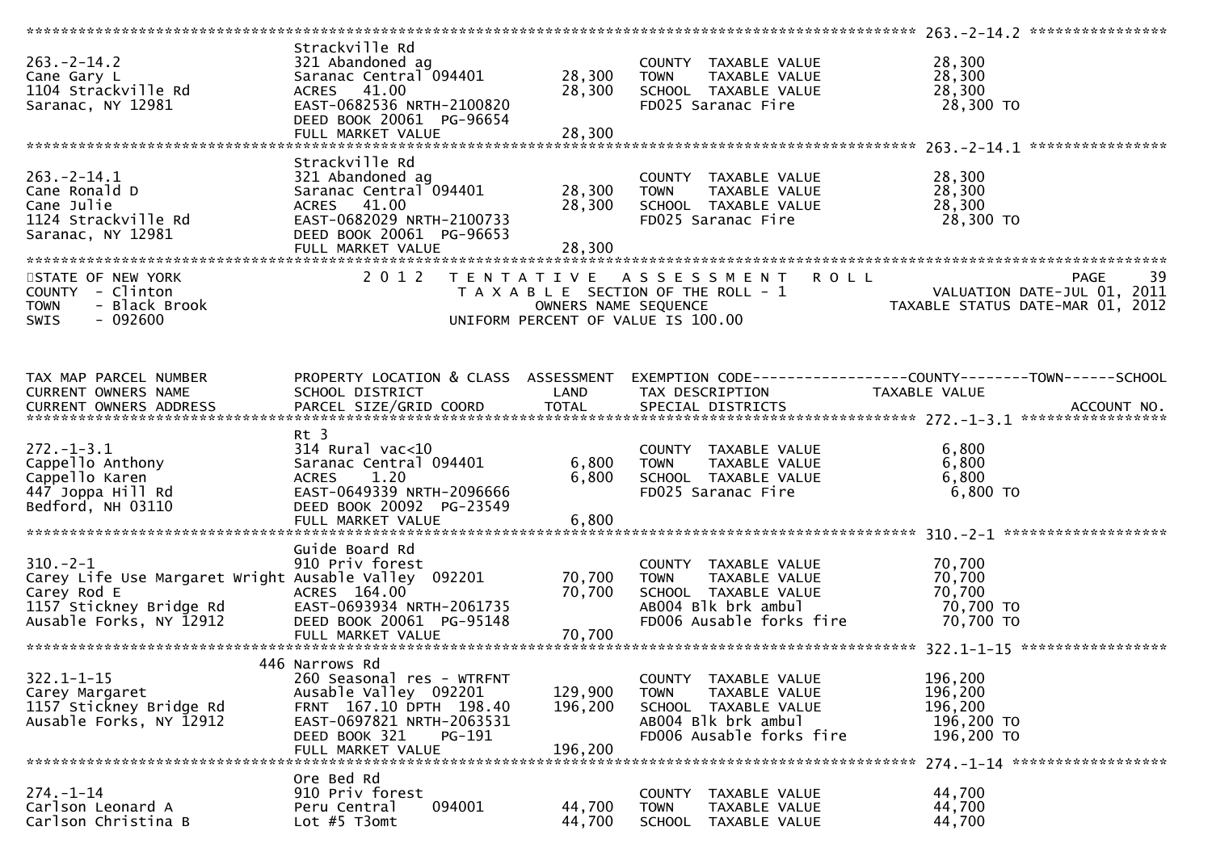```
******************************************************************************************************* 263.-2-14.2 ****************
                                Strackville Rd
263.-2-14.2                     321 Abandoned ag                          COUNTY  TAXABLE VALUE           28,300
Cane Gary L                     Saranac Central 094401      28,300        TOWN    TAXABLE VALUE           28,300
1104 Strackville Rd             ACRES   41.00               28,300        SCHOOL  TAXABLE VALUE           28,300
Saranac, NY 12981               EAST-0682536 NRTH-2100820                 FD025 Saranac Fire               28,300 TO
                                DEED BOOK 20061  PG-96654
                                FULL MARKET VALUE           28,300
******************************************************************************************************* 263.-2-14.1 ****************
                                Strackville Rd
263.-2-14.1                     321 Abandoned ag                          COUNTY  TAXABLE VALUE           28,300
Cane Ronald D                   Saranac Central 094401      28,300        TOWN    TAXABLE VALUE           28,300
Cane Julie                      ACRES   41.00               28,300        SCHOOL  TAXABLE VALUE           28,300
1124 Strackville Rd             EAST-0682029 NRTH-2100733                 FD025 Saranac Fire               28,300 TO
Saranac, NY 12981               DEED BOOK 20061  PG-96653
                                FULL MARKET VALUE           28,300
************************************************************************************************************************************
STATE OF NEW YORK               2 0 1 2   T E N T A T I V E   A S S E S S M E N T   R O L L                              PAGE    39
COUNTY  - Clinton                          T A X A B L E  SECTION OF THE ROLL - 1                    VALUATION DATE-JUL 01, 2011
TOWN    - Black Brook                          OWNERS NAME SEQUENCE                              TAXABLE STATUS DATE-MAR 01, 2012
SWIS    - 092600                          UNIFORM PERCENT OF VALUE IS 100.00


TAX MAP PARCEL NUMBER           PROPERTY LOCATION & CLASS  ASSESSMENT  EXEMPTION CODE------------------COUNTY--------TOWN------SCHOOL
CURRENT OWNERS NAME             SCHOOL DISTRICT               LAND      TAX DESCRIPTION              TAXABLE VALUE
CURRENT OWNERS ADDRESS          PARCEL SIZE/GRID COORD        TOTAL     SPECIAL DISTRICTS                                 ACCOUNT NO.
******************************************************************************************************* 272.-1-3.1 *****************
                                Rt 3
272.-1-3.1                      314 Rural vac<10                          COUNTY  TAXABLE VALUE            6,800
Cappello Anthony                Saranac Central 094401       6,800        TOWN    TAXABLE VALUE            6,800
Cappello Karen                  ACRES    1.20                6,800        SCHOOL  TAXABLE VALUE            6,800
447 Joppa Hill Rd               EAST-0649339 NRTH-2096666                 FD025 Saranac Fire                6,800 TO
Bedford, NH 03110               DEED BOOK 20092  PG-23549
                                FULL MARKET VALUE            6,800
******************************************************************************************************* 310.-2-1 *******************
                                Guide Board Rd
310.-2-1                        910 Priv forest                           COUNTY  TAXABLE VALUE           70,700
Carey Life Use Margaret Wright  Ausable Valley  092201      70,700        TOWN    TAXABLE VALUE           70,700
Carey Rod E                     ACRES  164.00               70,700        SCHOOL  TAXABLE VALUE           70,700
1157 Stickney Bridge Rd         EAST-0693934 NRTH-2061735                 AB004 Blk brk ambul              70,700 TO
Ausable Forks, NY 12912         DEED BOOK 20061  PG-95148                 FD006 Ausable forks fire         70,700 TO
                                FULL MARKET VALUE           70,700
******************************************************************************************************* 322.1-1-15 *****************
                            446 Narrows Rd
322.1-1-15                      260 Seasonal res - WTRFNT                 COUNTY  TAXABLE VALUE          196,200
Carey Margaret                  Ausable Valley  092201     129,900        TOWN    TAXABLE VALUE          196,200
1157 Stickney Bridge Rd         FRNT 167.10 DPTH 198.40    196,200        SCHOOL  TAXABLE VALUE          196,200
Ausable Forks, NY 12912         EAST-0697821 NRTH-2063531                 AB004 Blk brk ambul             196,200 TO
                                DEED BOOK 321    PG-191                   FD006 Ausable forks fire        196,200 TO
                                FULL MARKET VALUE          196,200
******************************************************************************************************* 274.-1-14 ******************
                                Ore Bed Rd
274.-1-14                       910 Priv forest                           COUNTY  TAXABLE VALUE           44,700
Carlson Leonard A               Peru Central    094001      44,700        TOWN    TAXABLE VALUE           44,700
Carlson Christina B             Lot #5 T3omt                44,700        SCHOOL  TAXABLE VALUE           44,700
```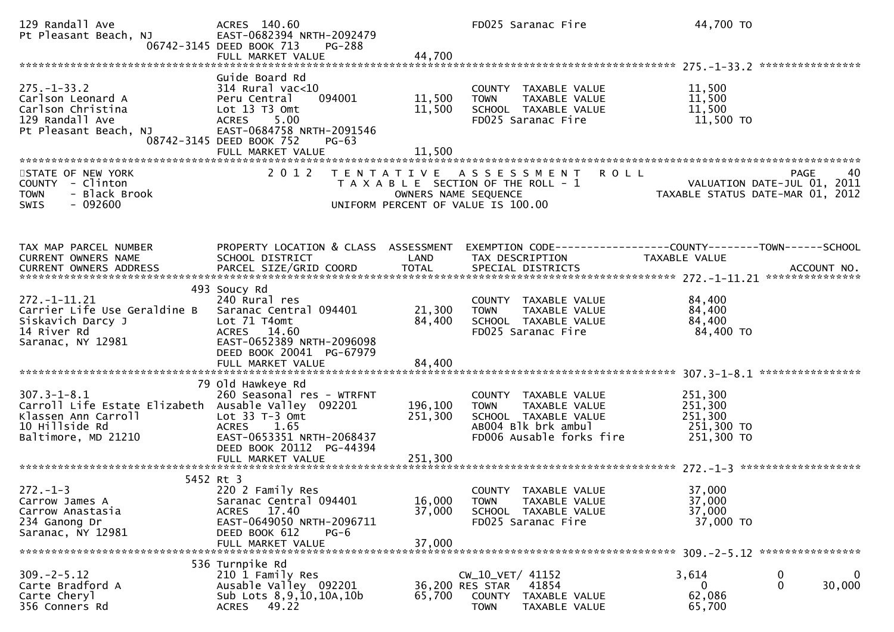```
129 Randall Ave                ACRES 140.60                              FD025 Saranac Fire                44,700 TO
Pt Pleasant Beach, NJ          EAST-0682394 NRTH-2092479
                    06742-3145 DEED BOOK 713     PG-288
                               FULL MARKET VALUE               44,700
******************************************************************************************************* 275.-1-33.2 ****************
                               Guide Board Rd
275.-1-33.2                    314 Rural vac<10                          COUNTY  TAXABLE VALUE             11,500
Carlson Leonard A              Peru Central     094001        11,500     TOWN    TAXABLE VALUE             11,500
Carlson Christina              Lot 13 T3 Omt                  11,500     SCHOOL  TAXABLE VALUE             11,500
129 Randall Ave                ACRES     5.00                            FD025 Saranac Fire                11,500 TO
Pt Pleasant Beach, NJ          EAST-0684758 NRTH-2091546
                    08742-3145 DEED BOOK 752     PG-63
                               FULL MARKET VALUE               11,500
************************************************************************************************************************************
```

STATE OF NEW YORK — COUNTY - Clinton — TOWN - Black Brook — SWIS - 092600

2012 TENTATIVE ASSESSMENT ROLL
TAXABLE SECTION OF THE ROLL - 1
OWNERS NAME SEQUENCE
UNIFORM PERCENT OF VALUE IS 100.00

PAGE 40
VALUATION DATE-JUL 01, 2011
TAXABLE STATUS DATE-MAR 01, 2012

```
TAX MAP PARCEL NUMBER          PROPERTY LOCATION & CLASS  ASSESSMENT  EXEMPTION CODE------------------COUNTY--------TOWN------SCHOOL
CURRENT OWNERS NAME            SCHOOL DISTRICT               LAND      TAX DESCRIPTION             TAXABLE VALUE
CURRENT OWNERS ADDRESS         PARCEL SIZE/GRID COORD       TOTAL      SPECIAL DISTRICTS                                    ACCOUNT NO.
******************************************************************************************************* 272.-1-11.21 ***************
                           493 Soucy Rd
272.-1-11.21                   240 Rural res                             COUNTY  TAXABLE VALUE             84,400
Carrier Life Use Geraldine B   Saranac Central 094401         21,300     TOWN    TAXABLE VALUE             84,400
Siskavich Darcy J              Lot 71 T4omt                   84,400     SCHOOL  TAXABLE VALUE             84,400
14 River Rd                    ACRES    14.60                            FD025 Saranac Fire                84,400 TO
Saranac, NY 12981              EAST-0652389 NRTH-2096098
                               DEED BOOK 20041  PG-67979
                               FULL MARKET VALUE               84,400
******************************************************************************************************* 307.3-1-8.1 ****************
                            79 Old Hawkeye Rd
307.3-1-8.1                    260 Seasonal res - WTRFNT                 COUNTY  TAXABLE VALUE            251,300
Carroll Life Estate Elizabeth  Ausable Valley  092201        196,100     TOWN    TAXABLE VALUE            251,300
Klassen Ann Carroll            Lot 33 T-3 Omt                251,300     SCHOOL  TAXABLE VALUE            251,300
10 Hillside Rd                 ACRES     1.65                            AB004 Blk brk ambul              251,300 TO
Baltimore, MD 21210            EAST-0653351 NRTH-2068437                 FD006 Ausable forks fire         251,300 TO
                               DEED BOOK 20112  PG-44394
                               FULL MARKET VALUE              251,300
******************************************************************************************************* 272.-1-3 *******************
                          5452 Rt 3
272.-1-3                       220 2 Family Res                          COUNTY  TAXABLE VALUE             37,000
Carrow James A                 Saranac Central 094401         16,000     TOWN    TAXABLE VALUE             37,000
Carrow Anastasia               ACRES    17.40                 37,000     SCHOOL  TAXABLE VALUE             37,000
234 Ganong Dr                  EAST-0649050 NRTH-2096711                 FD025 Saranac Fire                37,000 TO
Saranac, NY 12981              DEED BOOK 612     PG-6
                               FULL MARKET VALUE               37,000
******************************************************************************************************* 309.-2-5.12 ****************
                           536 Turnpike Rd
309.-2-5.12                    210 1 Family Res                          CW_10_VET/ 41152                   3,614           0            0
Carte Bradford A               Ausable Valley  092201         36,200 RES STAR   41854                       0           0       30,000
Carte Cheryl                   Sub Lots 8,9,10,10A,10b        65,700     COUNTY  TAXABLE VALUE             62,086
356 Conners Rd                 ACRES    49.22                            TOWN    TAXABLE VALUE             65,700
```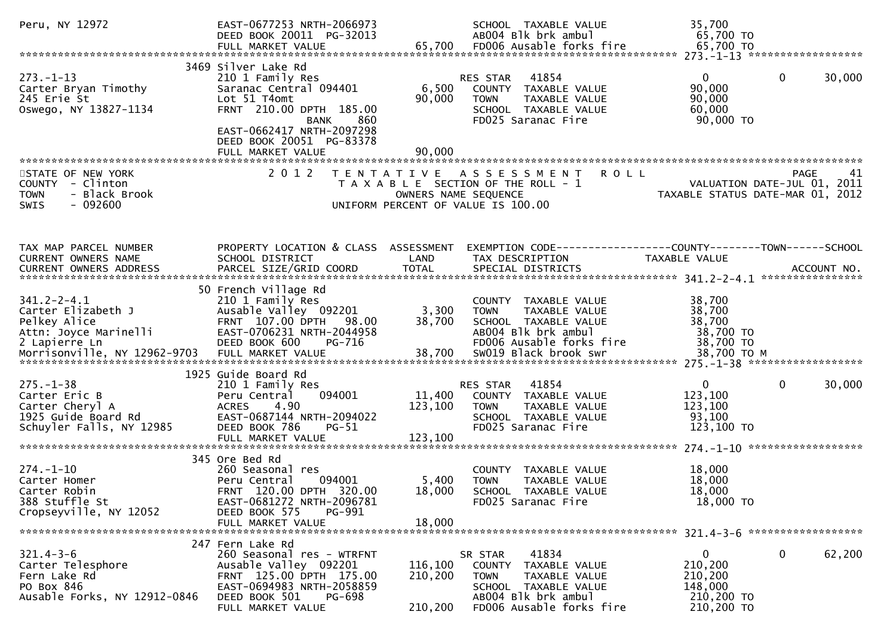```
Peru, NY 12972                 EAST-0677253 NRTH-2066973            SCHOOL  TAXABLE VALUE           35,700
                               DEED BOOK 20011  PG-32013            AB004 Blk brk ambul              65,700 TO
                               FULL MARKET VALUE              65,700  FD006 Ausable forks fire        65,700 TO
******************************************************************************************************* 273.-1-13 ******************
                          3469 Silver Lake Rd
273.-1-13                      210 1 Family Res                     RES STAR   41854                    0           0      30,000
Carter Bryan Timothy           Saranac Central 094401        6,500   COUNTY  TAXABLE VALUE           90,000
245 Erie St                    Lot 51 T4omt                 90,000   TOWN    TAXABLE VALUE           90,000
Oswego, NY 13827-1134          FRNT 210.00 DPTH 185.00              SCHOOL  TAXABLE VALUE           60,000
                                           BANK    860              FD025 Saranac Fire               90,000 TO
                               EAST-0662417 NRTH-2097298
                               DEED BOOK 20051  PG-83378
                               FULL MARKET VALUE              90,000
************************************************************************************************************************************
STATE OF NEW YORK                  2 0 1 2   T E N T A T I V E   A S S E S S M E N T   R O L L                          PAGE     41
COUNTY  - Clinton                         T A X A B L E SECTION OF THE ROLL - 1                     VALUATION DATE-JUL 01, 2011
TOWN    - Black Brook                          OWNERS NAME SEQUENCE                           TAXABLE STATUS DATE-MAR 01, 2012
SWIS    - 092600                      UNIFORM PERCENT OF VALUE IS 100.00


TAX MAP PARCEL NUMBER          PROPERTY LOCATION & CLASS  ASSESSMENT  EXEMPTION CODE------------------COUNTY--------TOWN------SCHOOL
CURRENT OWNERS NAME            SCHOOL DISTRICT               LAND      TAX DESCRIPTION              TAXABLE VALUE
CURRENT OWNERS ADDRESS         PARCEL SIZE/GRID COORD        TOTAL     SPECIAL DISTRICTS                                 ACCOUNT NO.
******************************************************************************************************* 341.2-2-4.1 ****************
                            50 French Village Rd
341.2-2-4.1                    210 1 Family Res                      COUNTY  TAXABLE VALUE           38,700
Carter Elizabeth J             Ausable Valley  092201        3,300   TOWN    TAXABLE VALUE           38,700
Pelkey Alice                   FRNT 107.00 DPTH  98.00      38,700   SCHOOL  TAXABLE VALUE           38,700
Attn: Joyce Marinelli          EAST-0706231 NRTH-2044958             AB004 Blk brk ambul              38,700 TO
2 Lapierre Ln                  DEED BOOK 600    PG-716               FD006 Ausable forks fire         38,700 TO
Morrisonville, NY 12962-9703   FULL MARKET VALUE              38,700  SW019 Black brook swr            38,700 TO M
******************************************************************************************************* 275.-1-38 ******************
                          1925 Guide Board Rd
275.-1-38                      210 1 Family Res                     RES STAR   41854                    0           0      30,000
Carter Eric B                  Peru Central    094001       11,400   COUNTY  TAXABLE VALUE          123,100
Carter Cheryl A                ACRES    4.90               123,100   TOWN    TAXABLE VALUE          123,100
1925 Guide Board Rd            EAST-0687144 NRTH-2094022             SCHOOL  TAXABLE VALUE           93,100
Schuyler Falls, NY 12985       DEED BOOK 786    PG-51                FD025 Saranac Fire              123,100 TO
                               FULL MARKET VALUE             123,100
******************************************************************************************************* 274.-1-10 ******************
                           345 Ore Bed Rd
274.-1-10                      260 Seasonal res                      COUNTY  TAXABLE VALUE           18,000
Carter Homer                   Peru Central    094001        5,400   TOWN    TAXABLE VALUE           18,000
Carter Robin                   FRNT 120.00 DPTH 320.00      18,000   SCHOOL  TAXABLE VALUE           18,000
388 Stuffle St                 EAST-0681272 NRTH-2096781             FD025 Saranac Fire               18,000 TO
Cropseyville, NY 12052         DEED BOOK 575    PG-991
                               FULL MARKET VALUE              18,000
******************************************************************************************************* 321.4-3-6 ******************
                           247 Fern Lake Rd
321.4-3-6                      260 Seasonal res - WTRFNT            SR STAR    41834                    0           0      62,200
Carter Telesphore              Ausable Valley  092201      116,100   COUNTY  TAXABLE VALUE          210,200
Fern Lake Rd                   FRNT 125.00 DPTH 175.00     210,200   TOWN    TAXABLE VALUE          210,200
PO Box 846                     EAST-0694983 NRTH-2058859             SCHOOL  TAXABLE VALUE          148,000
Ausable Forks, NY 12912-0846   DEED BOOK 501    PG-698               AB004 Blk brk ambul             210,200 TO
                               FULL MARKET VALUE             210,200  FD006 Ausable forks fire        210,200 TO
```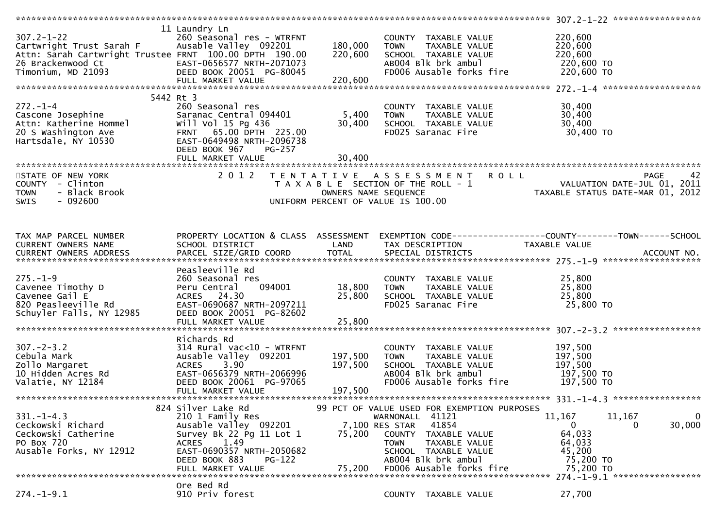```
******************************************************************************************************* 307.2-1-22 *****************
                               11 Laundry Ln
307.2-1-22                     260 Seasonal res - WTRFNT                 COUNTY  TAXABLE VALUE            220,600
Cartwright Trust Sarah F       Ausable Valley  092201        180,000     TOWN    TAXABLE VALUE            220,600
Attn: Sarah Cartwright Trustee FRNT 100.00 DPTH 190.00       220,600     SCHOOL  TAXABLE VALUE            220,600
26 Brackenwood Ct              EAST-0656577 NRTH-2071073                 AB004 Blk brk ambul               220,600 TO
Timonium, MD 21093             DEED BOOK 20051 PG-80045                  FD006 Ausable forks fire          220,600 TO
                               FULL MARKET VALUE             220,600
******************************************************************************************************* 272.-1-4 *******************
                             5442 Rt 3
272.-1-4                       260 Seasonal res                          COUNTY  TAXABLE VALUE             30,400
Cascone Josephine              Saranac Central 094401          5,400     TOWN    TAXABLE VALUE             30,400
Attn: Katherine Hommel         Will Vol 15 Pg 436             30,400     SCHOOL  TAXABLE VALUE             30,400
20 S Washington Ave            FRNT  65.00 DPTH 225.00                   FD025 Saranac Fire                 30,400 TO
Hartsdale, NY 10530            EAST-0649498 NRTH-2096738
                               DEED BOOK 967    PG-257
                               FULL MARKET VALUE              30,400
************************************************************************************************************************************
STATE OF NEW YORK                2 0 1 2   T E N T A T I V E   A S S E S S M E N T   R O L L                              PAGE    42
COUNTY  - Clinton                          T A X A B L E  SECTION OF THE ROLL - 1                       VALUATION DATE-JUL 01, 2011
TOWN    - Black Brook                             OWNERS NAME SEQUENCE                              TAXABLE STATUS DATE-MAR 01, 2012
SWIS    - 092600                          UNIFORM PERCENT OF VALUE IS 100.00


TAX MAP PARCEL NUMBER          PROPERTY LOCATION & CLASS  ASSESSMENT  EXEMPTION CODE------------------COUNTY--------TOWN------SCHOOL
CURRENT OWNERS NAME            SCHOOL DISTRICT               LAND      TAX DESCRIPTION             TAXABLE VALUE
CURRENT OWNERS ADDRESS         PARCEL SIZE/GRID COORD        TOTAL     SPECIAL DISTRICTS                                 ACCOUNT NO.
******************************************************************************************************* 275.-1-9 *******************
                               Peasleeville Rd
275.-1-9                       260 Seasonal res                          COUNTY  TAXABLE VALUE             25,800
Cavenee Timothy D              Peru Central    094001         18,800     TOWN    TAXABLE VALUE             25,800
Cavenee Gail E                 ACRES  24.30                   25,800     SCHOOL  TAXABLE VALUE             25,800
820 Peasleeville Rd            EAST-0690687 NRTH-2097211                 FD025 Saranac Fire                 25,800 TO
Schuyler Falls, NY 12985       DEED BOOK 20051 PG-82602
                               FULL MARKET VALUE              25,800
******************************************************************************************************* 307.-2-3.2 *****************
                               Richards Rd
307.-2-3.2                     314 Rural vac<10 - WTRFNT                 COUNTY  TAXABLE VALUE            197,500
Cebula Mark                    Ausable Valley  092201        197,500     TOWN    TAXABLE VALUE            197,500
Zollo Margaret                 ACRES   3.90                  197,500     SCHOOL  TAXABLE VALUE            197,500
10 Hidden Acres Rd             EAST-0656379 NRTH-2066996                 AB004 Blk brk ambul               197,500 TO
Valatie, NY 12184              DEED BOOK 20061 PG-97065                  FD006 Ausable forks fire          197,500 TO
                               FULL MARKET VALUE             197,500
******************************************************************************************************* 331.-1-4.3 *****************
                              824 Silver Lake Rd          99 PCT OF VALUE USED FOR EXEMPTION PURPOSES
331.-1-4.3                     210 1 Family Res                          WARNONALL  41121             11,167      11,167           0
Ceckowski Richard              Ausable Valley  092201          7,100 RES STAR   41854                  0           0       30,000
Ceckowski Catherine            Survey Bk 22 Pg 11 Lot 1       75,200     COUNTY  TAXABLE VALUE             64,033
PO Box 720                     ACRES   1.49                              TOWN    TAXABLE VALUE             64,033
Ausable Forks, NY 12912        EAST-0690357 NRTH-2050682                 SCHOOL  TAXABLE VALUE             45,200
                               DEED BOOK 883    PG-122                   AB004 Blk brk ambul                75,200 TO
                               FULL MARKET VALUE              75,200     FD006 Ausable forks fire           75,200 TO
******************************************************************************************************* 274.-1-9.1 *****************
                               Ore Bed Rd
274.-1-9.1                     910 Priv forest                           COUNTY  TAXABLE VALUE             27,700
```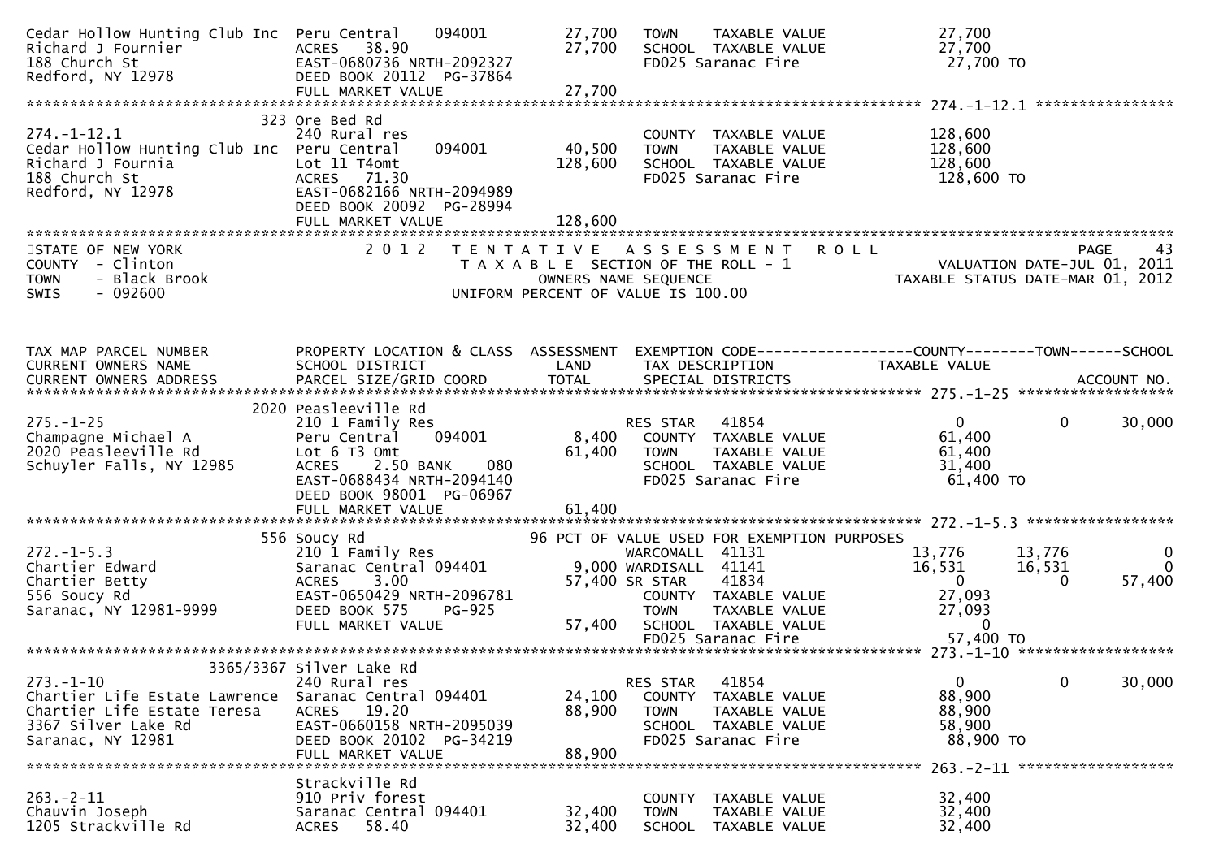| | | | | |
|---|---|---|---|---|
| Cedar Hollow Hunting Club Inc<br>Richard J Fournier<br>188 Church St<br>Redford, NY 12978 | Peru Central 094001<br>ACRES 38.90<br>EAST-0680736 NRTH-2092327<br>DEED BOOK 20112 PG-37864<br>FULL MARKET VALUE | 27,700<br>27,700<br><br><br>27,700 | TOWN TAXABLE VALUE<br>SCHOOL TAXABLE VALUE<br>FD025 Saranac Fire | 27,700<br>27,700<br>27,700 TO |

************************************************************************************************ 274.-1-12.1 ****************

| | | | | |
|---|---|---|---|---|
| 274.-1-12.1<br>Cedar Hollow Hunting Club Inc<br>Richard J Fournia<br>188 Church St<br>Redford, NY 12978 | 323 Ore Bed Rd<br>240 Rural res<br>Peru Central 094001<br>Lot 11 T4omt<br>ACRES 71.30<br>EAST-0682166 NRTH-2094989<br>DEED BOOK 20092 PG-28994<br>FULL MARKET VALUE | <br><br>40,500<br>128,600<br><br><br><br>128,600 | COUNTY TAXABLE VALUE<br>TOWN TAXABLE VALUE<br>SCHOOL TAXABLE VALUE<br>FD025 Saranac Fire | 128,600<br>128,600<br>128,600<br>128,600 TO |

STATE OF NEW YORK
COUNTY - Clinton
TOWN - Black Brook
SWIS - 092600

2 0 1 2 T E N T A T I V E A S S E S S M E N T R O L L
T A X A B L E SECTION OF THE ROLL - 1
OWNERS NAME SEQUENCE
UNIFORM PERCENT OF VALUE IS 100.00

PAGE 43
VALUATION DATE-JUL 01, 2011
TAXABLE STATUS DATE-MAR 01, 2012

| TAX MAP PARCEL NUMBER<br>CURRENT OWNERS NAME<br>CURRENT OWNERS ADDRESS | PROPERTY LOCATION & CLASS<br>SCHOOL DISTRICT<br>PARCEL SIZE/GRID COORD | ASSESSMENT<br>LAND<br>TOTAL | EXEMPTION CODE<br>TAX DESCRIPTION<br>SPECIAL DISTRICTS | COUNTY<br>TAXABLE VALUE | TOWN | SCHOOL<br><br>ACCOUNT NO. |
|---|---|---|---|---|---|---|
| 275.-1-25<br>Champagne Michael A<br>2020 Peasleeville Rd<br>Schuyler Falls, NY 12985 | 2020 Peasleeville Rd<br>210 1 Family Res<br>Peru Central 094001<br>Lot 6 T3 Omt<br>ACRES 2.50 BANK 080<br>EAST-0688434 NRTH-2094140<br>DEED BOOK 98001 PG-06967<br>FULL MARKET VALUE | <br><br>8,400<br>61,400<br><br><br><br>61,400 | RES STAR 41854<br>COUNTY TAXABLE VALUE<br>TOWN TAXABLE VALUE<br>SCHOOL TAXABLE VALUE<br>FD025 Saranac Fire | 0<br>61,400<br>61,400<br>31,400<br>61,400 TO | 0 | 30,000 |
| 272.-1-5.3<br>Chartier Edward<br>Chartier Betty<br>556 Soucy Rd<br>Saranac, NY 12981-9999 | 556 Soucy Rd<br>210 1 Family Res<br>Saranac Central 094401<br>ACRES 3.00<br>EAST-0650429 NRTH-2096781<br>DEED BOOK 575 PG-925<br>FULL MARKET VALUE | 96 PCT OF VALUE USED FOR EXEMPTION PURPOSES<br><br>9,000<br>57,400<br><br><br>57,400 | WARCOMALL 41131<br>WARDISALL 41141<br>SR STAR 41834<br>COUNTY TAXABLE VALUE<br>TOWN TAXABLE VALUE<br>SCHOOL TAXABLE VALUE<br>FD025 Saranac Fire | 13,776<br>16,531<br>0<br>27,093<br>27,093<br>0<br>57,400 TO | 13,776<br>16,531<br>0 | 0<br>0<br>57,400 |
| 273.-1-10<br>Chartier Life Estate Lawrence<br>Chartier Life Estate Teresa<br>3367 Silver Lake Rd<br>Saranac, NY 12981 | 3365/3367 Silver Lake Rd<br>240 Rural res<br>Saranac Central 094401<br>ACRES 19.20<br>EAST-0660158 NRTH-2095039<br>DEED BOOK 20102 PG-34219<br>FULL MARKET VALUE | <br><br>24,100<br>88,900<br><br><br>88,900 | RES STAR 41854<br>COUNTY TAXABLE VALUE<br>TOWN TAXABLE VALUE<br>SCHOOL TAXABLE VALUE<br>FD025 Saranac Fire | 0<br>88,900<br>88,900<br>58,900<br>88,900 TO | 0 | 30,000 |
| 263.-2-11<br>Chauvin Joseph<br>1205 Strackville Rd | Strackville Rd<br>910 Priv forest<br>Saranac Central 094401<br>ACRES 58.40 | <br><br>32,400<br>32,400 | COUNTY TAXABLE VALUE<br>TOWN TAXABLE VALUE<br>SCHOOL TAXABLE VALUE | 32,400<br>32,400<br>32,400 | | |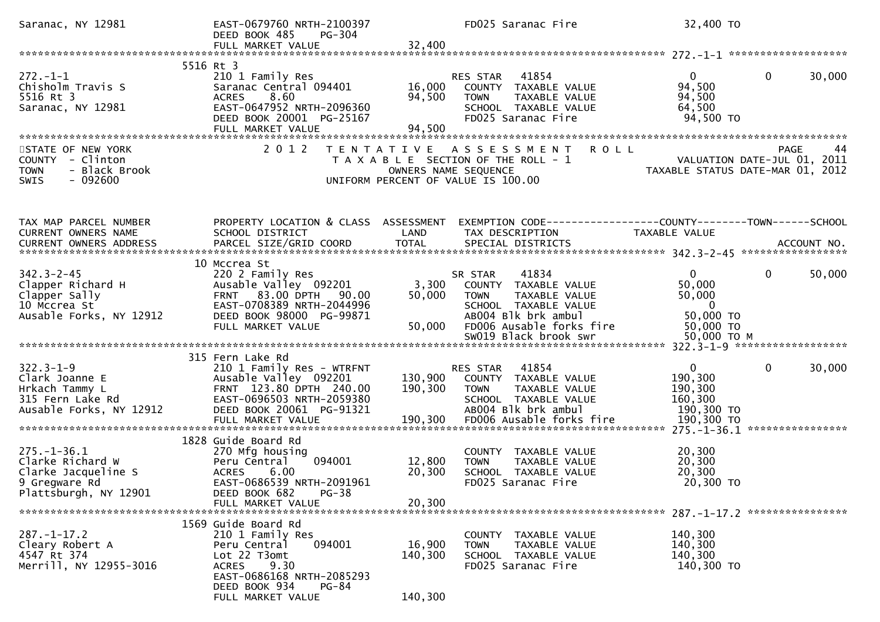```
Saranac, NY 12981              EAST-0679760 NRTH-2100397            FD025 Saranac Fire                  32,400 TO
                               DEED BOOK 485    PG-304
                               FULL MARKET VALUE              32,400
******************************************************************************************************* 272.-1-1 ********************
                            5516 Rt 3
272.-1-1                       210 1 Family Res                     RES STAR    41854                  0              0         30,000
Chisholm Travis S              Saranac Central 094401     16,000    COUNTY  TAXABLE VALUE           94,500
5516 Rt 3                      ACRES      8.60            94,500    TOWN    TAXABLE VALUE           94,500
Saranac, NY 12981              EAST-0647952 NRTH-2096360            SCHOOL  TAXABLE VALUE           64,500
                               DEED BOOK 20001  PG-25167            FD025 Saranac Fire                  94,500 TO
                               FULL MARKET VALUE              94,500
************************************************************************************************************************************
STATE OF NEW YORK              2 0 1 2   T E N T A T I V E   A S S E S S M E N T   R O L L                              PAGE     44
COUNTY  - Clinton                        T A X A B L E SECTION OF THE ROLL - 1                      VALUATION DATE-JUL 01, 2011
TOWN    - Black Brook                         OWNERS NAME SEQUENCE                              TAXABLE STATUS DATE-MAR 01, 2012
SWIS    - 092600                       UNIFORM PERCENT OF VALUE IS 100.00


TAX MAP PARCEL NUMBER          PROPERTY LOCATION & CLASS  ASSESSMENT  EXEMPTION CODE------------------COUNTY--------TOWN------SCHOOL
CURRENT OWNERS NAME            SCHOOL DISTRICT               LAND      TAX DESCRIPTION             TAXABLE VALUE
CURRENT OWNERS ADDRESS         PARCEL SIZE/GRID COORD        TOTAL     SPECIAL DISTRICTS                                  ACCOUNT NO.
******************************************************************************************************* 342.3-2-45 ******************
                            10 Mccrea St
342.3-2-45                     220 2 Family Res                     SR STAR     41834                  0              0         50,000
Clapper Richard H              Ausable Valley  092201      3,300    COUNTY  TAXABLE VALUE           50,000
Clapper Sally                  FRNT   83.00 DPTH   90.00  50,000    TOWN    TAXABLE VALUE           50,000
10 Mccrea St                   EAST-0708389 NRTH-2044996            SCHOOL  TAXABLE VALUE                0
Ausable Forks, NY 12912        DEED BOOK 98000  PG-99871            AB004 Blk brk ambul                 50,000 TO
                               FULL MARKET VALUE              50,000  FD006 Ausable forks fire            50,000 TO
                                                                    SW019 Black brook swr               50,000 TO M
******************************************************************************************************* 322.3-1-9 *******************
                            315 Fern Lake Rd
322.3-1-9                      210 1 Family Res - WTRFNT            RES STAR    41854                  0              0         30,000
Clark Joanne E                 Ausable Valley  092201    130,900    COUNTY  TAXABLE VALUE          190,300
Hrkach Tammy L                 FRNT  123.80 DPTH  240.00 190,300    TOWN    TAXABLE VALUE          190,300
315 Fern Lake Rd               EAST-0696503 NRTH-2059380            SCHOOL  TAXABLE VALUE          160,300
Ausable Forks, NY 12912        DEED BOOK 20061  PG-91321            AB004 Blk brk ambul                190,300 TO
                               FULL MARKET VALUE             190,300  FD006 Ausable forks fire           190,300 TO
******************************************************************************************************* 275.-1-36.1 *****************
                            1828 Guide Board Rd
275.-1-36.1                    270 Mfg housing                      COUNTY  TAXABLE VALUE           20,300
Clarke Richard W               Peru Central    094001     12,800    TOWN    TAXABLE VALUE           20,300
Clarke Jacqueline S            ACRES      6.00            20,300    SCHOOL  TAXABLE VALUE           20,300
9 Gregware Rd                  EAST-0686539 NRTH-2091961            FD025 Saranac Fire                  20,300 TO
Plattsburgh, NY 12901          DEED BOOK 682    PG-38
                               FULL MARKET VALUE              20,300
******************************************************************************************************* 287.-1-17.2 *****************
                            1569 Guide Board Rd
287.-1-17.2                    210 1 Family Res                     COUNTY  TAXABLE VALUE          140,300
Cleary Robert A                Peru Central    094001     16,900    TOWN    TAXABLE VALUE          140,300
4547 Rt 374                    Lot 22 T3omt              140,300    SCHOOL  TAXABLE VALUE          140,300
Merrill, NY 12955-3016         ACRES      9.30                      FD025 Saranac Fire                 140,300 TO
                               EAST-0686168 NRTH-2085293
                               DEED BOOK 934    PG-84
                               FULL MARKET VALUE             140,300
```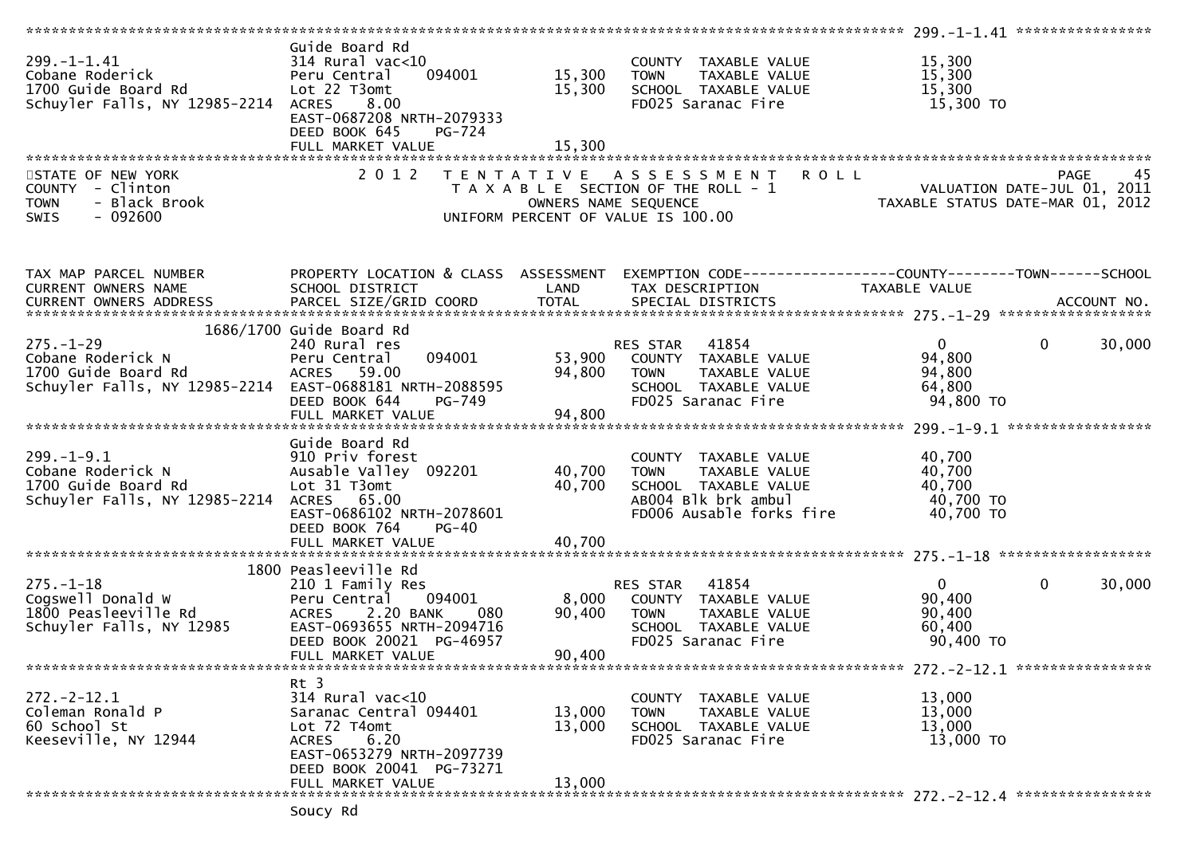| TAX MAP PARCEL NUMBER<br>CURRENT OWNERS NAME<br>CURRENT OWNERS ADDRESS | PROPERTY LOCATION & CLASS<br>SCHOOL DISTRICT<br>PARCEL SIZE/GRID COORD | ASSESSMENT<br>LAND<br>TOTAL | EXEMPTION CODE<br>TAX DESCRIPTION<br>SPECIAL DISTRICTS | COUNTY<br>TAXABLE VALUE | TOWN | SCHOOL<br>ACCOUNT NO. |
|---|---|---|---|---|---|---|
| **299.-1-1.41** | Guide Board Rd | | | | | |
| 299.-1-1.41 | 314 Rural vac<10 | | COUNTY TAXABLE VALUE | 15,300 | | |
| Cobane Roderick | Peru Central 094001 | 15,300 | TOWN TAXABLE VALUE | 15,300 | | |
| 1700 Guide Board Rd | Lot 22 T3omt | 15,300 | SCHOOL TAXABLE VALUE | 15,300 | | |
| Schuyler Falls, NY 12985-2214 | ACRES 8.00 | | FD025 Saranac Fire | 15,300 TO | | |
| | EAST-0687208 NRTH-2079333 | | | | | |
| | DEED BOOK 645 PG-724 | | | | | |
| | FULL MARKET VALUE | 15,300 | | | | |

STATE OF NEW YORK
COUNTY - Clinton
TOWN - Black Brook
SWIS - 092600

2 0 1 2 T E N T A T I V E A S S E S S M E N T R O L L
T A X A B L E SECTION OF THE ROLL - 1
OWNERS NAME SEQUENCE
UNIFORM PERCENT OF VALUE IS 100.00

VALUATION DATE-JUL 01, 2011
TAXABLE STATUS DATE-MAR 01, 2012

| TAX MAP PARCEL NUMBER<br>CURRENT OWNERS NAME<br>CURRENT OWNERS ADDRESS | PROPERTY LOCATION & CLASS<br>SCHOOL DISTRICT<br>PARCEL SIZE/GRID COORD | ASSESSMENT<br>LAND<br>TOTAL | EXEMPTION CODE<br>TAX DESCRIPTION<br>SPECIAL DISTRICTS | COUNTY<br>TAXABLE VALUE | TOWN | SCHOOL<br>ACCOUNT NO. |
|---|---|---|---|---|---|---|
| **275.-1-29** | 1686/1700 Guide Board Rd | | | | | |
| 275.-1-29 | 240 Rural res | | RES STAR 41854 | 0 | 0 | 30,000 |
| Cobane Roderick N | Peru Central 094001 | 53,900 | COUNTY TAXABLE VALUE | 94,800 | | |
| 1700 Guide Board Rd | ACRES 59.00 | 94,800 | TOWN TAXABLE VALUE | 94,800 | | |
| Schuyler Falls, NY 12985-2214 | EAST-0688181 NRTH-2088595 | | SCHOOL TAXABLE VALUE | 64,800 | | |
| | DEED BOOK 644 PG-749 | | FD025 Saranac Fire | 94,800 TO | | |
| | FULL MARKET VALUE | 94,800 | | | | |
| **299.-1-9.1** | Guide Board Rd | | | | | |
| 299.-1-9.1 | 910 Priv forest | | COUNTY TAXABLE VALUE | 40,700 | | |
| Cobane Roderick N | Ausable Valley 092201 | 40,700 | TOWN TAXABLE VALUE | 40,700 | | |
| 1700 Guide Board Rd | Lot 31 T3omt | 40,700 | SCHOOL TAXABLE VALUE | 40,700 | | |
| Schuyler Falls, NY 12985-2214 | ACRES 65.00 | | AB004 Blk brk ambul | 40,700 TO | | |
| | EAST-0686102 NRTH-2078601 | | FD006 Ausable forks fire | 40,700 TO | | |
| | DEED BOOK 764 PG-40 | | | | | |
| | FULL MARKET VALUE | 40,700 | | | | |
| **275.-1-18** | 1800 Peasleeville Rd | | | | | |
| 275.-1-18 | 210 1 Family Res | | RES STAR 41854 | 0 | 0 | 30,000 |
| Cogswell Donald W | Peru Central 094001 | 8,000 | COUNTY TAXABLE VALUE | 90,400 | | |
| 1800 Peasleeville Rd | ACRES 2.20 BANK 080 | 90,400 | TOWN TAXABLE VALUE | 90,400 | | |
| Schuyler Falls, NY 12985 | EAST-0693655 NRTH-2094716 | | SCHOOL TAXABLE VALUE | 60,400 | | |
| | DEED BOOK 20021 PG-46957 | | FD025 Saranac Fire | 90,400 TO | | |
| | FULL MARKET VALUE | 90,400 | | | | |
| **272.-2-12.1** | Rt 3 | | | | | |
| 272.-2-12.1 | 314 Rural vac<10 | | COUNTY TAXABLE VALUE | 13,000 | | |
| Coleman Ronald P | Saranac Central 094401 | 13,000 | TOWN TAXABLE VALUE | 13,000 | | |
| 60 School St | Lot 72 T4omt | 13,000 | SCHOOL TAXABLE VALUE | 13,000 | | |
| Keeseville, NY 12944 | ACRES 6.20 | | FD025 Saranac Fire | 13,000 TO | | |
| | EAST-0653279 NRTH-2097739 | | | | | |
| | DEED BOOK 20041 PG-73271 | | | | | |
| | FULL MARKET VALUE | 13,000 | | | | |
| **272.-2-12.4** | Soucy Rd | | | | | |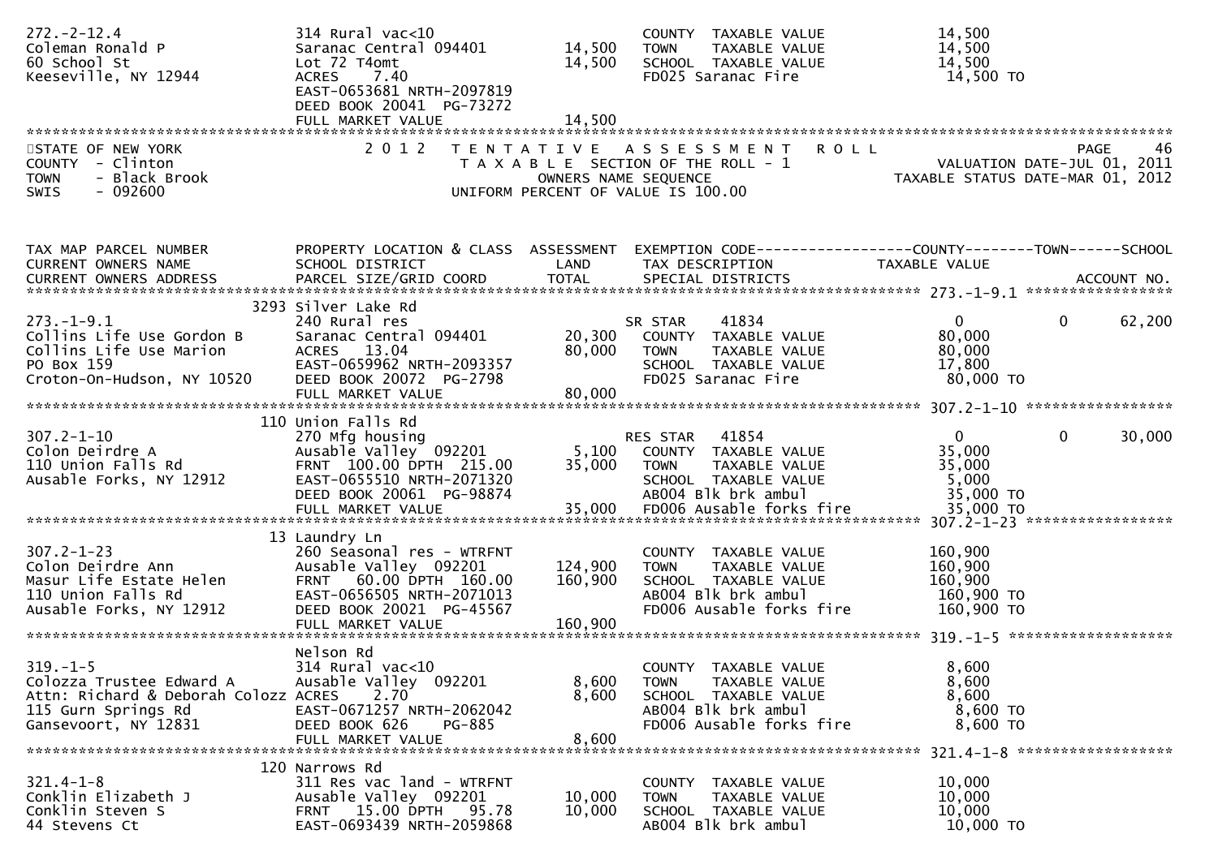| | | | | |
|---|---|---|---|---|
| 272.-2-12.4 | 314 Rural vac<10 | | COUNTY TAXABLE VALUE | 14,500 |
| Coleman Ronald P | Saranac Central 094401 | 14,500 | TOWN TAXABLE VALUE | 14,500 |
| 60 School St | Lot 72 T4omt | 14,500 | SCHOOL TAXABLE VALUE | 14,500 |
| Keeseville, NY 12944 | ACRES 7.40 | | FD025 Saranac Fire | 14,500 TO |
| | EAST-0653681 NRTH-2097819 | | | |
| | DEED BOOK 20041 PG-73272 | | | |
| | FULL MARKET VALUE | 14,500 | | |

STATE OF NEW YORK
COUNTY - Clinton
TOWN - Black Brook
SWIS - 092600

2012 TENTATIVE ASSESSMENT ROLL
TAXABLE SECTION OF THE ROLL - 1
OWNERS NAME SEQUENCE
UNIFORM PERCENT OF VALUE IS 100.00

VALUATION DATE-JUL 01, 2011
TAXABLE STATUS DATE-MAR 01, 2012

| TAX MAP PARCEL NUMBER / CURRENT OWNERS NAME / CURRENT OWNERS ADDRESS | PROPERTY LOCATION & CLASS / SCHOOL DISTRICT / PARCEL SIZE/GRID COORD | ASSESSMENT LAND / TOTAL | EXEMPTION CODE / TAX DESCRIPTION / SPECIAL DISTRICTS | COUNTY TAXABLE VALUE | TOWN | SCHOOL / ACCOUNT NO. |
|---|---|---|---|---|---|---|
| | 3293 Silver Lake Rd | | | | | |
| 273.-1-9.1 | 240 Rural res | | SR STAR 41834 | 0 | 0 | 62,200 |
| Collins Life Use Gordon B | Saranac Central 094401 | 20,300 | COUNTY TAXABLE VALUE | 80,000 | | |
| Collins Life Use Marion | ACRES 13.04 | 80,000 | TOWN TAXABLE VALUE | 80,000 | | |
| PO Box 159 | EAST-0659962 NRTH-2093357 | | SCHOOL TAXABLE VALUE | 17,800 | | |
| Croton-On-Hudson, NY 10520 | DEED BOOK 20072 PG-2798 | | FD025 Saranac Fire | 80,000 TO | | |
| | FULL MARKET VALUE | 80,000 | | | | |
| | 110 Union Falls Rd | | | | | |
| 307.2-1-10 | 270 Mfg housing | | RES STAR 41854 | 0 | 0 | 30,000 |
| Colon Deirdre A | Ausable Valley 092201 | 5,100 | COUNTY TAXABLE VALUE | 35,000 | | |
| 110 Union Falls Rd | FRNT 100.00 DPTH 215.00 | 35,000 | TOWN TAXABLE VALUE | 35,000 | | |
| Ausable Forks, NY 12912 | EAST-0655510 NRTH-2071320 | | SCHOOL TAXABLE VALUE | 5,000 | | |
| | DEED BOOK 20061 PG-98874 | | AB004 Blk brk ambul | 35,000 TO | | |
| | FULL MARKET VALUE | 35,000 | FD006 Ausable forks fire | 35,000 TO | | |
| | 13 Laundry Ln | | | | | |
| 307.2-1-23 | 260 Seasonal res - WTRFNT | | COUNTY TAXABLE VALUE | 160,900 | | |
| Colon Deirdre Ann | Ausable Valley 092201 | 124,900 | TOWN TAXABLE VALUE | 160,900 | | |
| Masur Life Estate Helen | FRNT 60.00 DPTH 160.00 | 160,900 | SCHOOL TAXABLE VALUE | 160,900 | | |
| 110 Union Falls Rd | EAST-0656505 NRTH-2071013 | | AB004 Blk brk ambul | 160,900 TO | | |
| Ausable Forks, NY 12912 | DEED BOOK 20021 PG-45567 | | FD006 Ausable forks fire | 160,900 TO | | |
| | FULL MARKET VALUE | 160,900 | | | | |
| | Nelson Rd | | | | | |
| 319.-1-5 | 314 Rural vac<10 | | COUNTY TAXABLE VALUE | 8,600 | | |
| Colozza Trustee Edward A | Ausable Valley 092201 | 8,600 | TOWN TAXABLE VALUE | 8,600 | | |
| Attn: Richard & Deborah Colozz | ACRES 2.70 | 8,600 | SCHOOL TAXABLE VALUE | 8,600 | | |
| 115 Gurn Springs Rd | EAST-0671257 NRTH-2062042 | | AB004 Blk brk ambul | 8,600 TO | | |
| Gansevoort, NY 12831 | DEED BOOK 626 PG-885 | | FD006 Ausable forks fire | 8,600 TO | | |
| | FULL MARKET VALUE | 8,600 | | | | |
| | 120 Narrows Rd | | | | | |
| 321.4-1-8 | 311 Res vac land - WTRFNT | | COUNTY TAXABLE VALUE | 10,000 | | |
| Conklin Elizabeth J | Ausable Valley 092201 | 10,000 | TOWN TAXABLE VALUE | 10,000 | | |
| Conklin Steven S | FRNT 15.00 DPTH 95.78 | 10,000 | SCHOOL TAXABLE VALUE | 10,000 | | |
| 44 Stevens Ct | EAST-0693439 NRTH-2059868 | | AB004 Blk brk ambul | 10,000 TO | | |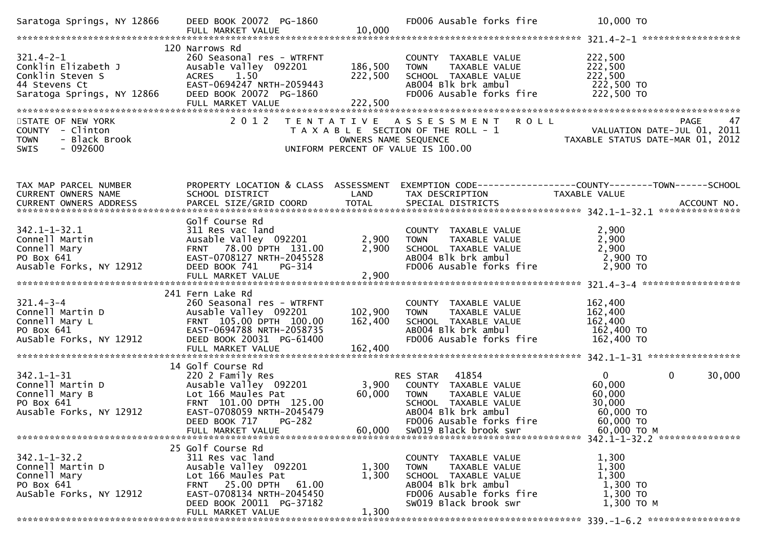```
Saratoga Springs, NY 12866     DEED BOOK 20072  PG-1860              FD006 Ausable forks fire          10,000 TO
                               FULL MARKET VALUE             10,000
******************************************************************************************************* 321.4-2-1 ******************
                             120 Narrows Rd
321.4-2-1                      260 Seasonal res - WTRFNT             COUNTY  TAXABLE VALUE            222,500
Conklin Elizabeth J            Ausable Valley  092201       186,500  TOWN    TAXABLE VALUE            222,500
Conklin Steven S               ACRES    1.50                222,500  SCHOOL  TAXABLE VALUE            222,500
44 Stevens Ct                  EAST-0694247 NRTH-2059443             AB004 Blk brk ambul               222,500 TO
Saratoga Springs, NY 12866     DEED BOOK 20072  PG-1860              FD006 Ausable forks fire          222,500 TO
                               FULL MARKET VALUE            222,500
*************************************************************************************************************************************
STATE OF NEW YORK                2 0 1 2   T E N T A T I V E   A S S E S S M E N T   R O L L                         PAGE    47
COUNTY  - Clinton                          T A X A B L E  SECTION OF THE ROLL - 1                    VALUATION DATE-JUL 01, 2011
TOWN    - Black Brook                             OWNERS NAME SEQUENCE                          TAXABLE STATUS DATE-MAR 01, 2012
SWIS    - 092600                          UNIFORM PERCENT OF VALUE IS 100.00


TAX MAP PARCEL NUMBER          PROPERTY LOCATION & CLASS  ASSESSMENT  EXEMPTION CODE------------------COUNTY--------TOWN------SCHOOL
CURRENT OWNERS NAME            SCHOOL DISTRICT               LAND     TAX DESCRIPTION            TAXABLE VALUE
CURRENT OWNERS ADDRESS         PARCEL SIZE/GRID COORD       TOTAL     SPECIAL DISTRICTS                                  ACCOUNT NO.
******************************************************************************************************* 342.1-1-32.1 ***************
                               Golf Course Rd
342.1-1-32.1                   311 Res vac land                      COUNTY  TAXABLE VALUE              2,900
Connell Martin                 Ausable Valley  092201         2,900  TOWN    TAXABLE VALUE              2,900
Connell Mary                   FRNT   78.00 DPTH 131.00       2,900  SCHOOL  TAXABLE VALUE              2,900
PO Box 641                     EAST-0708127 NRTH-2045528             AB004 Blk brk ambul                 2,900 TO
Ausable Forks, NY 12912        DEED BOOK 741    PG-314               FD006 Ausable forks fire            2,900 TO
                               FULL MARKET VALUE              2,900
******************************************************************************************************* 321.4-3-4 ******************
                             241 Fern Lake Rd
321.4-3-4                      260 Seasonal res - WTRFNT             COUNTY  TAXABLE VALUE            162,400
Connell Martin D               Ausable Valley  092201       102,900  TOWN    TAXABLE VALUE            162,400
Connell Mary L                 FRNT  105.00 DPTH 100.00     162,400  SCHOOL  TAXABLE VALUE            162,400
PO Box 641                     EAST-0694788 NRTH-2058735             AB004 Blk brk ambul               162,400 TO
AuSable Forks, NY 12912        DEED BOOK 20031  PG-61400             FD006 Ausable forks fire          162,400 TO
                               FULL MARKET VALUE            162,400
******************************************************************************************************* 342.1-1-31 *****************
                             14 Golf Course Rd
342.1-1-31                     220 2 Family Res                      RES STAR   41854                   0             0        30,000
Connell Martin D               Ausable Valley  092201         3,900  COUNTY  TAXABLE VALUE             60,000
Connell Mary B                 Lot 166 Maules Pat            60,000  TOWN    TAXABLE VALUE             60,000
PO Box 641                     FRNT  101.00 DPTH 125.00              SCHOOL  TAXABLE VALUE             30,000
Ausable Forks, NY 12912        EAST-0708059 NRTH-2045479             AB004 Blk brk ambul                60,000 TO
                               DEED BOOK 717    PG-282               FD006 Ausable forks fire           60,000 TO
                               FULL MARKET VALUE             60,000  SW019 Black brook swr              60,000 TO M
******************************************************************************************************* 342.1-1-32.2 ***************
                             25 Golf Course Rd
342.1-1-32.2                   311 Res vac land                      COUNTY  TAXABLE VALUE              1,300
Connell Martin D               Ausable Valley  092201         1,300  TOWN    TAXABLE VALUE              1,300
Connell Mary                   Lot 166 Maules Pat             1,300  SCHOOL  TAXABLE VALUE              1,300
PO Box 641                     FRNT   25.00 DPTH  61.00              AB004 Blk brk ambul                 1,300 TO
AuSable Forks, NY 12912        EAST-0708134 NRTH-2045450             FD006 Ausable forks fire            1,300 TO
                               DEED BOOK 20011  PG-37182             SW019 Black brook swr               1,300 TO M
                               FULL MARKET VALUE              1,300
******************************************************************************************************* 339.-1-6.2 *****************
```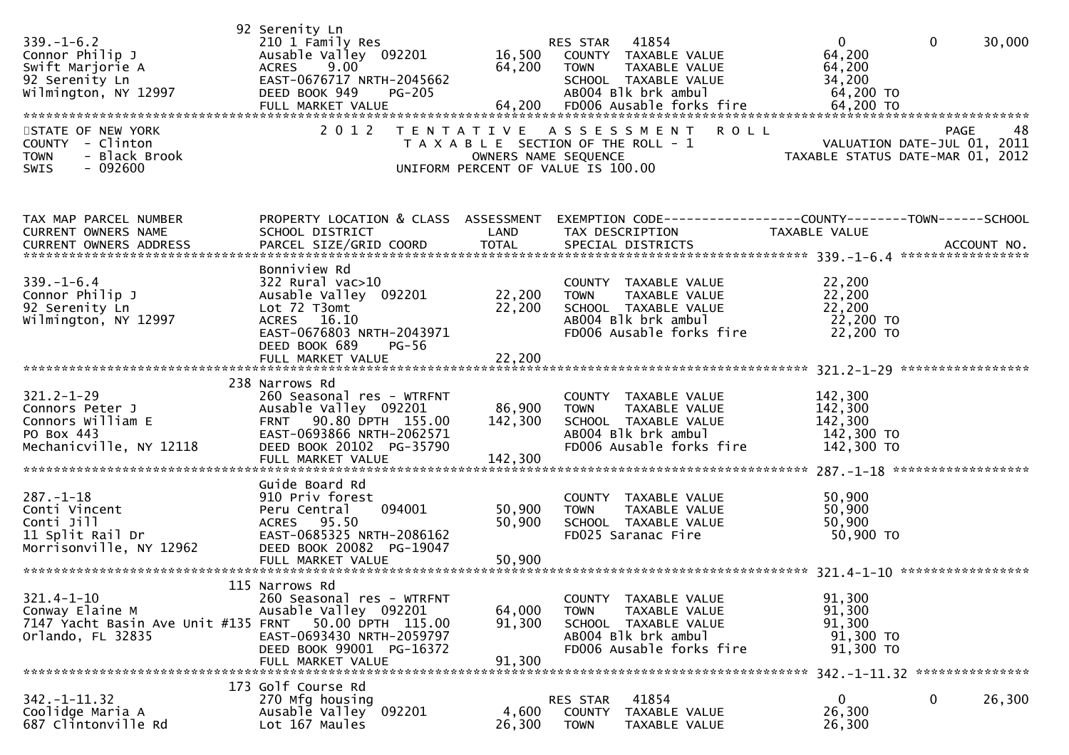| | 92 Serenity Ln | | | | |
|---|---|---|---|---|---|
| 339.-1-6.2 | 210 1 Family Res | | RES STAR 41854 | 0 | 0 30,000 |
| Connor Philip J | Ausable Valley 092201 | 16,500 | COUNTY TAXABLE VALUE | 64,200 | |
| Swift Marjorie A | ACRES 9.00 | 64,200 | TOWN TAXABLE VALUE | 64,200 | |
| 92 Serenity Ln | EAST-0676717 NRTH-2045662 | | SCHOOL TAXABLE VALUE | 34,200 | |
| Wilmington, NY 12997 | DEED BOOK 949 PG-205 | | AB004 Blk brk ambul | 64,200 TO | |
| | FULL MARKET VALUE | 64,200 | FD006 Ausable forks fire | 64,200 TO | |

STATE OF NEW YORK
COUNTY - Clinton
TOWN - Black Brook
SWIS - 092600

2012 TENTATIVE ASSESSMENT ROLL
TAXABLE SECTION OF THE ROLL - 1
OWNERS NAME SEQUENCE
UNIFORM PERCENT OF VALUE IS 100.00

PAGE 48
VALUATION DATE-JUL 01, 2011
TAXABLE STATUS DATE-MAR 01, 2012

| TAX MAP PARCEL NUMBER / CURRENT OWNERS NAME / CURRENT OWNERS ADDRESS | PROPERTY LOCATION & CLASS / SCHOOL DISTRICT / PARCEL SIZE/GRID COORD | ASSESSMENT LAND / TOTAL | EXEMPTION CODE / TAX DESCRIPTION / SPECIAL DISTRICTS | COUNTY--------TOWN------SCHOOL TAXABLE VALUE | ACCOUNT NO. |
|---|---|---|---|---|---|
| **339.-1-6.4** | Bonniview Rd | | | | |
| 339.-1-6.4 | 322 Rural vac>10 | | COUNTY TAXABLE VALUE | 22,200 | |
| Connor Philip J | Ausable Valley 092201 | 22,200 | TOWN TAXABLE VALUE | 22,200 | |
| 92 Serenity Ln | Lot 72 T3omt | 22,200 | SCHOOL TAXABLE VALUE | 22,200 | |
| Wilmington, NY 12997 | ACRES 16.10 | | AB004 Blk brk ambul | 22,200 TO | |
| | EAST-0676803 NRTH-2043971 | | FD006 Ausable forks fire | 22,200 TO | |
| | DEED BOOK 689 PG-56 | | | | |
| | FULL MARKET VALUE | 22,200 | | | |
| **321.2-1-29** | 238 Narrows Rd | | | | |
| 321.2-1-29 | 260 Seasonal res - WTRFNT | | COUNTY TAXABLE VALUE | 142,300 | |
| Connors Peter J | Ausable Valley 092201 | 86,900 | TOWN TAXABLE VALUE | 142,300 | |
| Connors William E | FRNT 90.80 DPTH 155.00 | 142,300 | SCHOOL TAXABLE VALUE | 142,300 | |
| PO Box 443 | EAST-0693866 NRTH-2062571 | | AB004 Blk brk ambul | 142,300 TO | |
| Mechanicville, NY 12118 | DEED BOOK 20102 PG-35790 | | FD006 Ausable forks fire | 142,300 TO | |
| | FULL MARKET VALUE | 142,300 | | | |
| **287.-1-18** | Guide Board Rd | | | | |
| 287.-1-18 | 910 Priv forest | | COUNTY TAXABLE VALUE | 50,900 | |
| Conti Vincent | Peru Central 094001 | 50,900 | TOWN TAXABLE VALUE | 50,900 | |
| Conti Jill | ACRES 95.50 | 50,900 | SCHOOL TAXABLE VALUE | 50,900 | |
| 11 Split Rail Dr | EAST-0685325 NRTH-2086162 | | FD025 Saranac Fire | 50,900 TO | |
| Morrisonville, NY 12962 | DEED BOOK 20082 PG-19047 | | | | |
| | FULL MARKET VALUE | 50,900 | | | |
| **321.4-1-10** | 115 Narrows Rd | | | | |
| 321.4-1-10 | 260 Seasonal res - WTRFNT | | COUNTY TAXABLE VALUE | 91,300 | |
| Conway Elaine M | Ausable Valley 092201 | 64,000 | TOWN TAXABLE VALUE | 91,300 | |
| 7147 Yacht Basin Ave Unit #135 | FRNT 50.00 DPTH 115.00 | 91,300 | SCHOOL TAXABLE VALUE | 91,300 | |
| Orlando, FL 32835 | EAST-0693430 NRTH-2059797 | | AB004 Blk brk ambul | 91,300 TO | |
| | DEED BOOK 99001 PG-16372 | | FD006 Ausable forks fire | 91,300 TO | |
| | FULL MARKET VALUE | 91,300 | | | |
| **342.-1-11.32** | 173 Golf Course Rd | | | | |
| 342.-1-11.32 | 270 Mfg housing | | RES STAR 41854 | 0 | 0 26,300 |
| Coolidge Maria A | Ausable Valley 092201 | 4,600 | COUNTY TAXABLE VALUE | 26,300 | |
| 687 Clintonville Rd | Lot 167 Maules | 26,300 | TOWN TAXABLE VALUE | 26,300 | |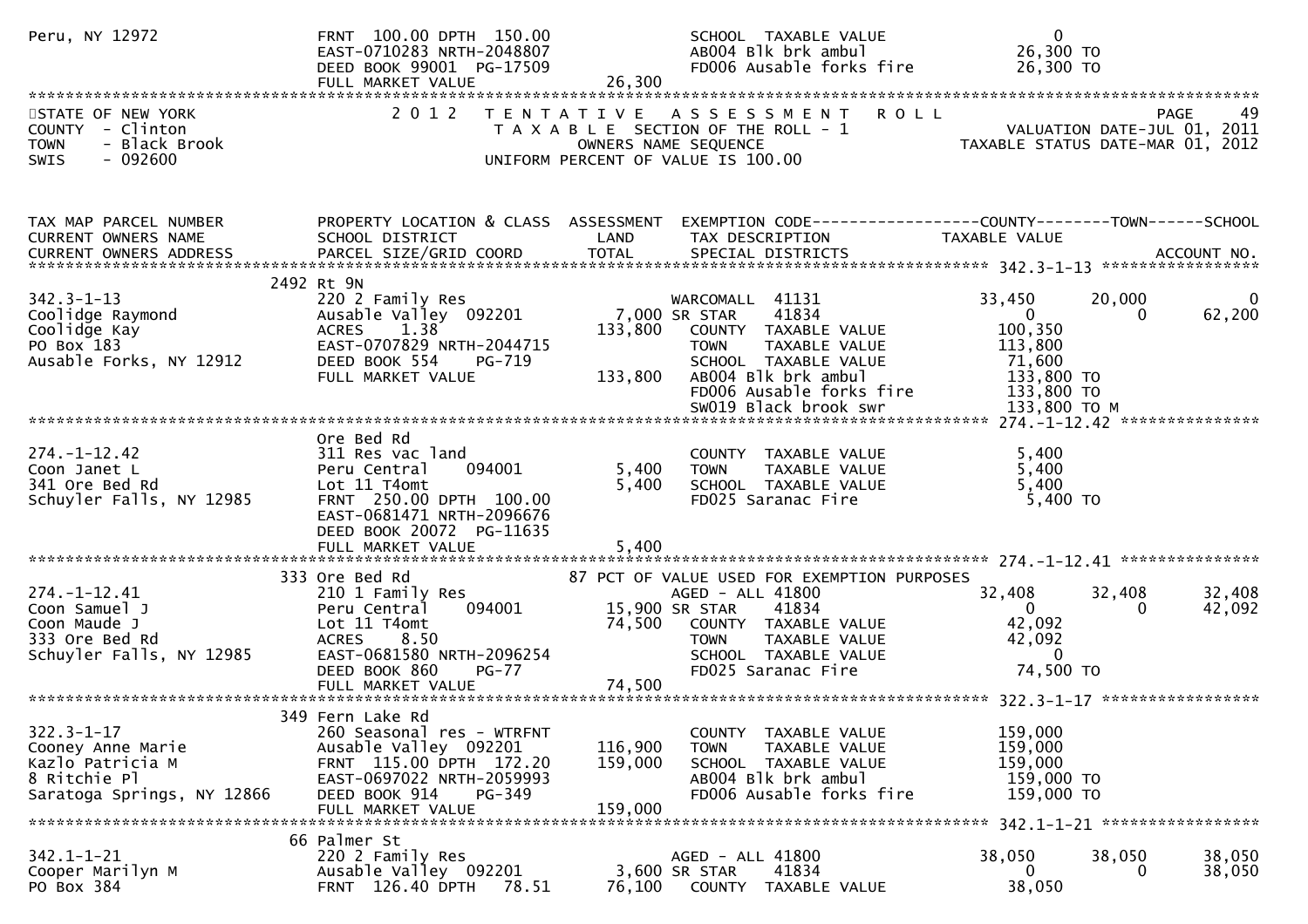```
Peru, NY 12972               FRNT 100.00 DPTH 150.00              SCHOOL  TAXABLE VALUE                0
                             EAST-0710283 NRTH-2048807            AB004 Blk brk ambul             26,300 TO
                             DEED BOOK 99001 PG-17509             FD006 Ausable forks fire        26,300 TO
                             FULL MARKET VALUE            26,300
************************************************************************************************************************************
```

STATE OF NEW YORK — 2012 TENTATIVE ASSESSMENT ROLL — PAGE 49
COUNTY - Clinton — TAXABLE SECTION OF THE ROLL - 1 — VALUATION DATE-JUL 01, 2011
TOWN - Black Brook — OWNERS NAME SEQUENCE — TAXABLE STATUS DATE-MAR 01, 2012
SWIS - 092600 — UNIFORM PERCENT OF VALUE IS 100.00

```
TAX MAP PARCEL NUMBER        PROPERTY LOCATION & CLASS  ASSESSMENT  EXEMPTION CODE------------------COUNTY--------TOWN------SCHOOL
CURRENT OWNERS NAME          SCHOOL DISTRICT               LAND      TAX DESCRIPTION              TAXABLE VALUE
CURRENT OWNERS ADDRESS       PARCEL SIZE/GRID COORD        TOTAL     SPECIAL DISTRICTS                                  ACCOUNT NO.
*********************************************************************************************** 342.3-1-13 ******************
                         2492 Rt 9N
342.3-1-13                   220 2 Family Res                         WARCOMALL  41131              33,450      20,000           0
Coolidge Raymond             Ausable Valley  092201         7,000 SR STAR     41834                   0           0      62,200
Coolidge Kay                 ACRES     1.38               133,800   COUNTY  TAXABLE VALUE          100,350
PO Box 183                   EAST-0707829 NRTH-2044715                TOWN    TAXABLE VALUE          113,800
Ausable Forks, NY 12912      DEED BOOK 554     PG-719                 SCHOOL  TAXABLE VALUE           71,600
                             FULL MARKET VALUE            133,800   AB004 Blk brk ambul             133,800 TO
                                                                      FD006 Ausable forks fire        133,800 TO
                                                                      SW019 Black brook swr           133,800 TO M
*********************************************************************************************** 274.-1-12.42 ****************
                             Ore Bed Rd
274.-1-12.42                 311 Res vac land                         COUNTY  TAXABLE VALUE            5,400
Coon Janet L                 Peru Central     094001        5,400   TOWN    TAXABLE VALUE            5,400
341 Ore Bed Rd               Lot 11 T4omt                    5,400   SCHOOL  TAXABLE VALUE            5,400
Schuyler Falls, NY 12985     FRNT 250.00 DPTH 100.00                  FD025 Saranac Fire                5,400 TO
                             EAST-0681471 NRTH-2096676
                             DEED BOOK 20072 PG-11635
                             FULL MARKET VALUE              5,400
*********************************************************************************************** 274.-1-12.41 ****************
                         333 Ore Bed Rd                      87 PCT OF VALUE USED FOR EXEMPTION PURPOSES
274.-1-12.41                 210 1 Family Res                         AGED - ALL 41800               32,408      32,408      32,408
Coon Samuel J                Peru Central     094001       15,900 SR STAR     41834                   0           0      42,092
Coon Maude J                 Lot 11 T4omt                   74,500   COUNTY  TAXABLE VALUE           42,092
333 Ore Bed Rd               ACRES     8.50                          TOWN    TAXABLE VALUE           42,092
Schuyler Falls, NY 12985     EAST-0681580 NRTH-2096254                SCHOOL  TAXABLE VALUE                0
                             DEED BOOK 860     PG-77                  FD025 Saranac Fire               74,500 TO
                             FULL MARKET VALUE             74,500
*********************************************************************************************** 322.3-1-17 ******************
                         349 Fern Lake Rd
322.3-1-17                   260 Seasonal res - WTRFNT                COUNTY  TAXABLE VALUE          159,000
Cooney Anne Marie            Ausable Valley  092201       116,900   TOWN    TAXABLE VALUE          159,000
Kazlo Patricia M             FRNT 115.00 DPTH 172.20      159,000   SCHOOL  TAXABLE VALUE          159,000
8 Ritchie Pl                 EAST-0697022 NRTH-2059993                AB004 Blk brk ambul             159,000 TO
Saratoga Springs, NY 12866   DEED BOOK 914     PG-349                 FD006 Ausable forks fire        159,000 TO
                             FULL MARKET VALUE            159,000
*********************************************************************************************** 342.1-1-21 ******************
                          66 Palmer St
342.1-1-21                   220 2 Family Res                         AGED - ALL 41800               38,050      38,050      38,050
Cooper Marilyn M             Ausable Valley  092201         3,600 SR STAR     41834                   0           0      38,050
PO Box 384                   FRNT 126.40 DPTH  78.51       76,100   COUNTY  TAXABLE VALUE           38,050
```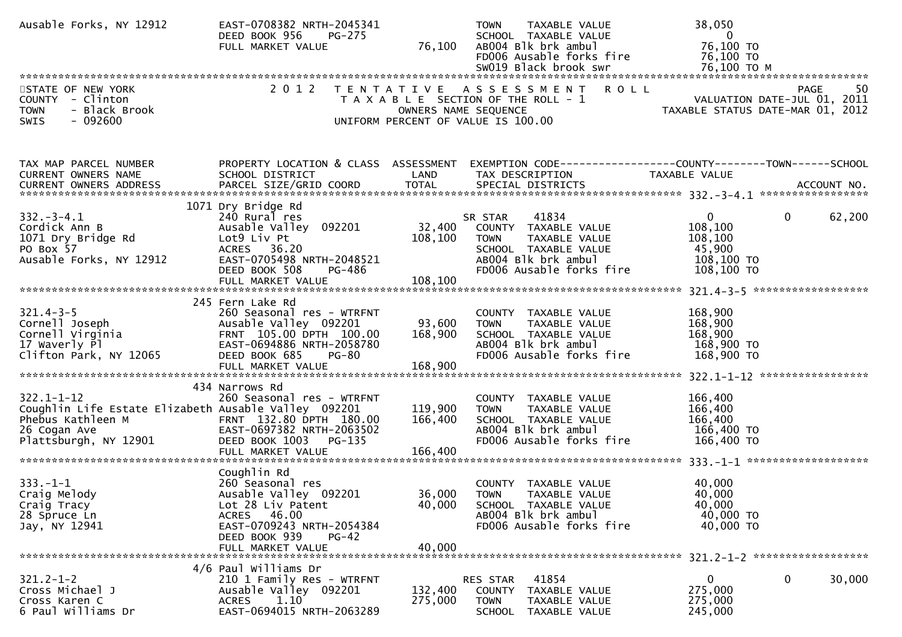```
Ausable Forks, NY 12912        EAST-0708382 NRTH-2045341               TOWN    TAXABLE VALUE              38,050
                               DEED BOOK 956    PG-275                 SCHOOL  TAXABLE VALUE                   0
                               FULL MARKET VALUE              76,100   AB004 Blk brk ambul                76,100 TO
                                                                       FD006 Ausable forks fire           76,100 TO
                                                                       SW019 Black brook swr              76,100 TO M
******************************************************************************************************************************************
STATE OF NEW YORK               2 0 1 2   T E N T A T I V E   A S S E S S M E N T   R O L L                                  PAGE     50
COUNTY  - Clinton                           T A X A B L E SECTION OF THE ROLL - 1                   VALUATION DATE-JUL 01, 2011
TOWN    - Black Brook                             OWNERS NAME SEQUENCE                         TAXABLE STATUS DATE-MAR 01, 2012
SWIS    - 092600                          UNIFORM PERCENT OF VALUE IS 100.00


TAX MAP PARCEL NUMBER          PROPERTY LOCATION & CLASS  ASSESSMENT  EXEMPTION CODE------------------COUNTY--------TOWN------SCHOOL
CURRENT OWNERS NAME            SCHOOL DISTRICT               LAND     TAX DESCRIPTION            TAXABLE VALUE
CURRENT OWNERS ADDRESS         PARCEL SIZE/GRID COORD        TOTAL    SPECIAL DISTRICTS                                  ACCOUNT NO.
****************************************************************************************************** 332.-3-4.1 *****************
                          1071 Dry Bridge Rd
332.-3-4.1                     240 Rural res                          SR STAR     41834                    0          0     62,200
Cordick Ann B                  Ausable Valley  092201         32,400   COUNTY  TAXABLE VALUE             108,100
1071 Dry Bridge Rd             Lot9 Liv Pt                   108,100   TOWN    TAXABLE VALUE             108,100
PO Box 57                      ACRES   36.20                           SCHOOL  TAXABLE VALUE              45,900
Ausable Forks, NY 12912        EAST-0705498 NRTH-2048521               AB004 Blk brk ambul               108,100 TO
                               DEED BOOK 508    PG-486                 FD006 Ausable forks fire          108,100 TO
                               FULL MARKET VALUE             108,100
****************************************************************************************************** 321.4-3-5 ******************
                          245 Fern Lake Rd
321.4-3-5                      260 Seasonal res - WTRFNT               COUNTY  TAXABLE VALUE             168,900
Cornell Joseph                 Ausable Valley  092201         93,600   TOWN    TAXABLE VALUE             168,900
Cornell Virginia               FRNT 105.00 DPTH 100.00       168,900   SCHOOL  TAXABLE VALUE             168,900
17 Waverly Pl                  EAST-0694886 NRTH-2058780               AB004 Blk brk ambul               168,900 TO
Clifton Park, NY 12065         DEED BOOK 685    PG-80                  FD006 Ausable forks fire          168,900 TO
                               FULL MARKET VALUE             168,900
****************************************************************************************************** 322.1-1-12 *****************
                          434 Narrows Rd
322.1-1-12                     260 Seasonal res - WTRFNT               COUNTY  TAXABLE VALUE             166,400
Coughlin Life Estate Elizabeth Ausable Valley  092201        119,900   TOWN    TAXABLE VALUE             166,400
Phebus Kathleen M              FRNT 132.80 DPTH 180.00       166,400   SCHOOL  TAXABLE VALUE             166,400
26 Cogan Ave                   EAST-0697382 NRTH-2063502               AB004 Blk brk ambul               166,400 TO
Plattsburgh, NY 12901          DEED BOOK 1003   PG-135                 FD006 Ausable forks fire          166,400 TO
                               FULL MARKET VALUE             166,400
****************************************************************************************************** 333.-1-1 *******************
                          Coughlin Rd
333.-1-1                       260 Seasonal res                        COUNTY  TAXABLE VALUE              40,000
Craig Melody                   Ausable Valley  092201         36,000   TOWN    TAXABLE VALUE              40,000
Craig Tracy                    Lot 28 Liv Patent              40,000   SCHOOL  TAXABLE VALUE              40,000
28 Spruce Ln                   ACRES   46.00                           AB004 Blk brk ambul                40,000 TO
Jay, NY 12941                  EAST-0709243 NRTH-2054384               FD006 Ausable forks fire           40,000 TO
                               DEED BOOK 939    PG-42
                               FULL MARKET VALUE              40,000
****************************************************************************************************** 321.2-1-2 ******************
                          4/6 Paul Williams Dr
321.2-1-2                      210 1 Family Res - WTRFNT              RES STAR    41854                    0          0     30,000
Cross Michael J                Ausable Valley  092201        132,400   COUNTY  TAXABLE VALUE             275,000
Cross Karen C                  ACRES    1.10                 275,000   TOWN    TAXABLE VALUE             275,000
6 Paul Williams Dr             EAST-0694015 NRTH-2063289               SCHOOL  TAXABLE VALUE             245,000
```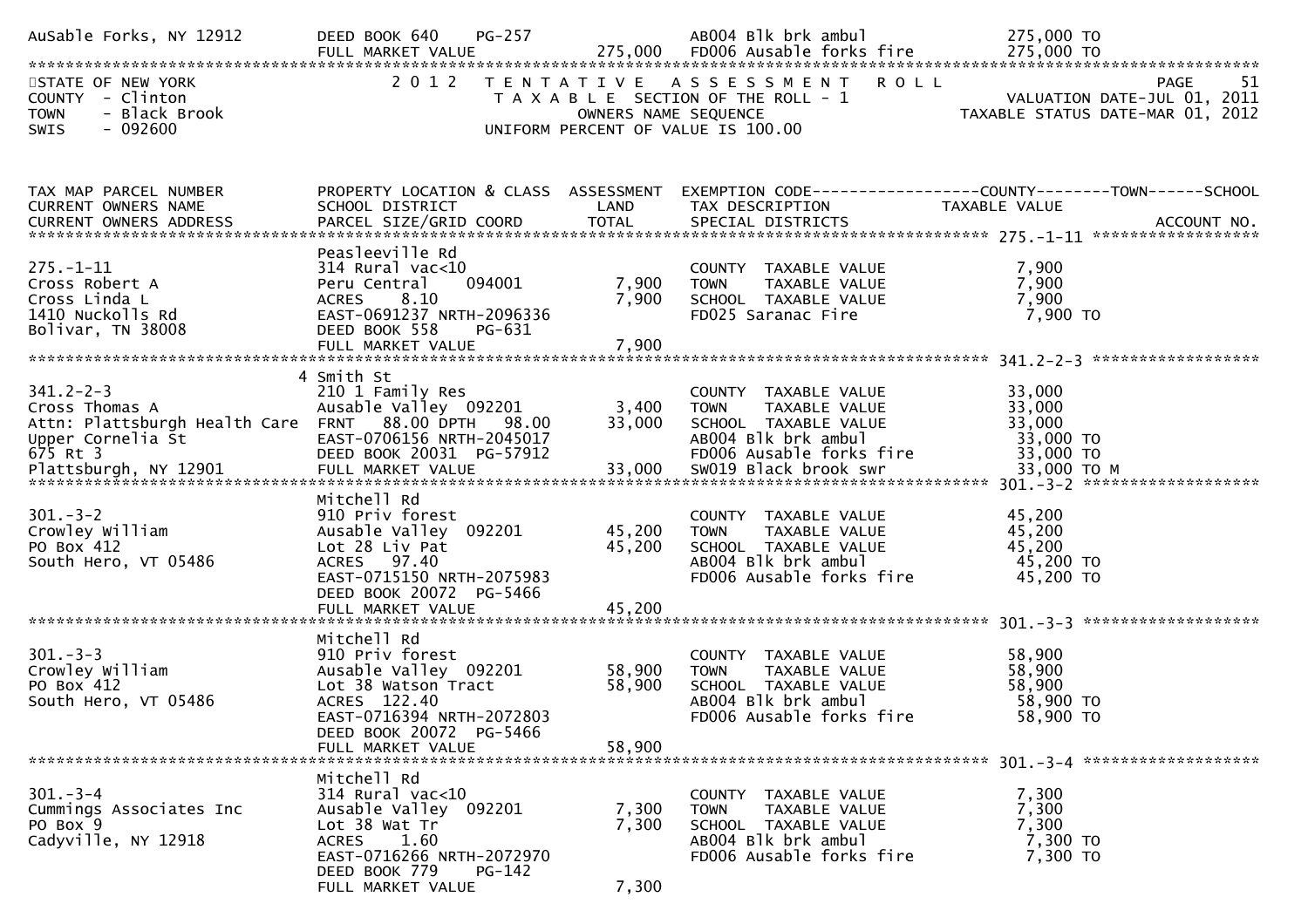| | | | | |
|---|---|---|---|---|
| AuSable Forks, NY 12912 | DEED BOOK 640 PG-257 | | AB004 Blk brk ambul | 275,000 TO |
| | FULL MARKET VALUE | 275,000 | FD006 Ausable forks fire | 275,000 TO |

STATE OF NEW YORK
COUNTY - Clinton
TOWN - Black Brook
SWIS - 092600

2012 TENTATIVE ASSESSMENT ROLL
TAXABLE SECTION OF THE ROLL - 1
OWNERS NAME SEQUENCE
UNIFORM PERCENT OF VALUE IS 100.00

VALUATION DATE-JUL 01, 2011
TAXABLE STATUS DATE-MAR 01, 2012

| TAX MAP PARCEL NUMBER / CURRENT OWNERS NAME / CURRENT OWNERS ADDRESS | PROPERTY LOCATION & CLASS / SCHOOL DISTRICT / PARCEL SIZE/GRID COORD | ASSESSMENT LAND / TOTAL | EXEMPTION CODE / TAX DESCRIPTION / SPECIAL DISTRICTS | COUNTY / TOWN / SCHOOL TAXABLE VALUE | ACCOUNT NO. |
|---|---|---|---|---|---|
| **275.-1-11** | Peasleeville Rd | | | | |
| 275.-1-11 | 314 Rural vac<10 | | COUNTY TAXABLE VALUE | 7,900 | |
| Cross Robert A | Peru Central 094001 | 7,900 | TOWN TAXABLE VALUE | 7,900 | |
| Cross Linda L | ACRES 8.10 | 7,900 | SCHOOL TAXABLE VALUE | 7,900 | |
| 1410 Nuckolls Rd | EAST-0691237 NRTH-2096336 | | FD025 Saranac Fire | 7,900 TO | |
| Bolivar, TN 38008 | DEED BOOK 558 PG-631 | | | | |
| | FULL MARKET VALUE | 7,900 | | | |
| **341.2-2-3** | 4 Smith St | | | | |
| 341.2-2-3 | 210 1 Family Res | | COUNTY TAXABLE VALUE | 33,000 | |
| Cross Thomas A | Ausable Valley 092201 | 3,400 | TOWN TAXABLE VALUE | 33,000 | |
| Attn: Plattsburgh Health Care | FRNT 88.00 DPTH 98.00 | 33,000 | SCHOOL TAXABLE VALUE | 33,000 | |
| Upper Cornelia St | EAST-0706156 NRTH-2045017 | | AB004 Blk brk ambul | 33,000 TO | |
| 675 Rt 3 | DEED BOOK 20031 PG-57912 | | FD006 Ausable forks fire | 33,000 TO | |
| Plattsburgh, NY 12901 | FULL MARKET VALUE | 33,000 | SW019 Black brook swr | 33,000 TO M | |
| **301.-3-2** | Mitchell Rd | | | | |
| 301.-3-2 | 910 Priv forest | | COUNTY TAXABLE VALUE | 45,200 | |
| Crowley William | Ausable Valley 092201 | 45,200 | TOWN TAXABLE VALUE | 45,200 | |
| PO Box 412 | Lot 28 Liv Pat | 45,200 | SCHOOL TAXABLE VALUE | 45,200 | |
| South Hero, VT 05486 | ACRES 97.40 | | AB004 Blk brk ambul | 45,200 TO | |
| | EAST-0715150 NRTH-2075983 | | FD006 Ausable forks fire | 45,200 TO | |
| | DEED BOOK 20072 PG-5466 | | | | |
| | FULL MARKET VALUE | 45,200 | | | |
| **301.-3-3** | Mitchell Rd | | | | |
| 301.-3-3 | 910 Priv forest | | COUNTY TAXABLE VALUE | 58,900 | |
| Crowley William | Ausable Valley 092201 | 58,900 | TOWN TAXABLE VALUE | 58,900 | |
| PO Box 412 | Lot 38 Watson Tract | 58,900 | SCHOOL TAXABLE VALUE | 58,900 | |
| South Hero, VT 05486 | ACRES 122.40 | | AB004 Blk brk ambul | 58,900 TO | |
| | EAST-0716394 NRTH-2072803 | | FD006 Ausable forks fire | 58,900 TO | |
| | DEED BOOK 20072 PG-5466 | | | | |
| | FULL MARKET VALUE | 58,900 | | | |
| **301.-3-4** | Mitchell Rd | | | | |
| 301.-3-4 | 314 Rural vac<10 | | COUNTY TAXABLE VALUE | 7,300 | |
| Cummings Associates Inc | Ausable Valley 092201 | 7,300 | TOWN TAXABLE VALUE | 7,300 | |
| PO Box 9 | Lot 38 Wat Tr | 7,300 | SCHOOL TAXABLE VALUE | 7,300 | |
| Cadyville, NY 12918 | ACRES 1.60 | | AB004 Blk brk ambul | 7,300 TO | |
| | EAST-0716266 NRTH-2072970 | | FD006 Ausable forks fire | 7,300 TO | |
| | DEED BOOK 779 PG-142 | | | | |
| | FULL MARKET VALUE | 7,300 | | | |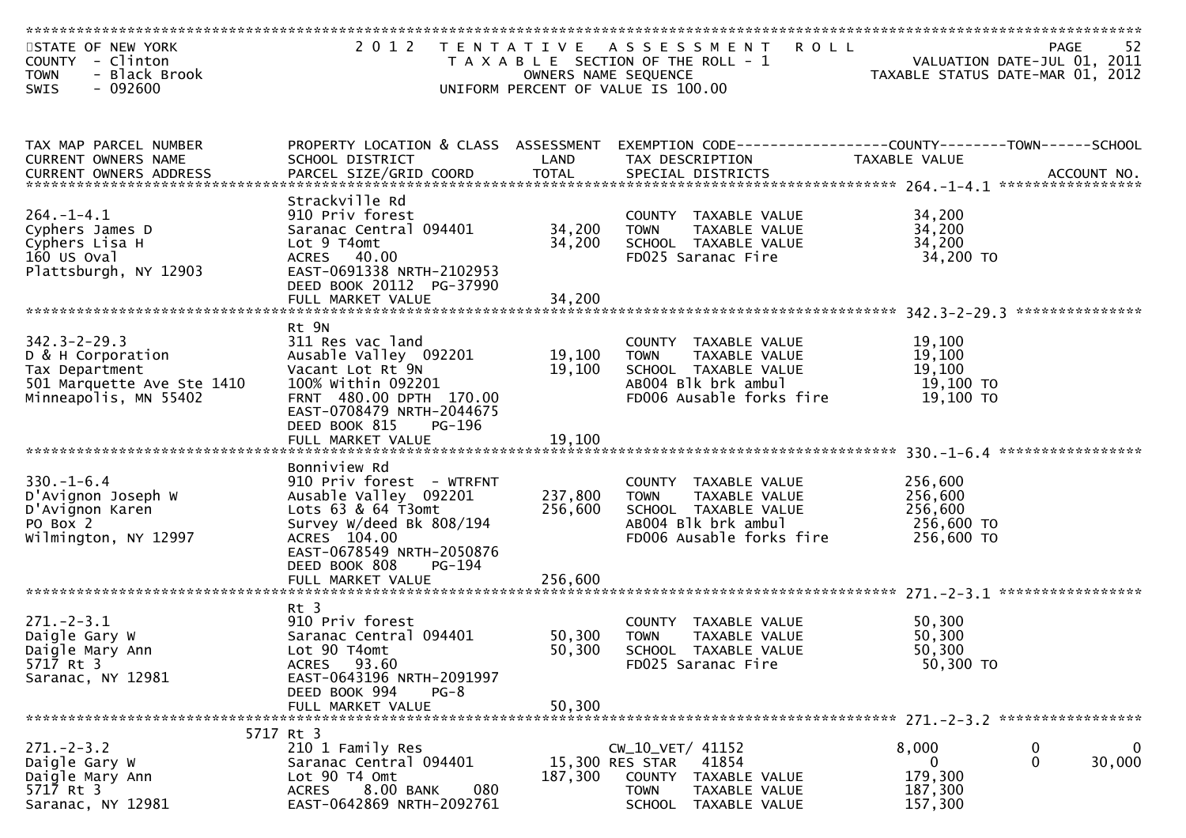STATE OF NEW YORK
COUNTY - Clinton
TOWN - Black Brook
SWIS - 092600

2 0 1 2 T E N T A T I V E A S S E S S M E N T R O L L
T A X A B L E SECTION OF THE ROLL - 1
OWNERS NAME SEQUENCE
UNIFORM PERCENT OF VALUE IS 100.00

VALUATION DATE-JUL 01, 2011
TAXABLE STATUS DATE-MAR 01, 2012

| TAX MAP PARCEL NUMBER / CURRENT OWNERS NAME / CURRENT OWNERS ADDRESS | PROPERTY LOCATION & CLASS / SCHOOL DISTRICT / PARCEL SIZE/GRID COORD | ASSESSMENT LAND / TOTAL | EXEMPTION CODE / TAX DESCRIPTION / SPECIAL DISTRICTS | COUNTY TAXABLE VALUE | TOWN | SCHOOL | ACCOUNT NO. |
|---|---|---|---|---|---|---|---|
| **264.-1-4.1** | Strackville Rd | | | | | | |
| 264.-1-4.1 | 910 Priv forest | | COUNTY TAXABLE VALUE | 34,200 | | | |
| Cyphers James D | Saranac Central 094401 | 34,200 | TOWN TAXABLE VALUE | 34,200 | | | |
| Cyphers Lisa H | Lot 9 T4omt | 34,200 | SCHOOL TAXABLE VALUE | 34,200 | | | |
| 160 US Oval | ACRES 40.00 | | FD025 Saranac Fire | 34,200 TO | | | |
| Plattsburgh, NY 12903 | EAST-0691338 NRTH-2102953 | | | | | | |
| | DEED BOOK 20112 PG-37990 | | | | | | |
| | FULL MARKET VALUE | 34,200 | | | | | |
| **342.3-2-29.3** | Rt 9N | | | | | | |
| 342.3-2-29.3 | 311 Res vac land | | COUNTY TAXABLE VALUE | 19,100 | | | |
| D & H Corporation | Ausable Valley 092201 | 19,100 | TOWN TAXABLE VALUE | 19,100 | | | |
| Tax Department | Vacant Lot Rt 9N | 19,100 | SCHOOL TAXABLE VALUE | 19,100 | | | |
| 501 Marquette Ave Ste 1410 | 100% Within 092201 | | AB004 Blk brk ambul | 19,100 TO | | | |
| Minneapolis, MN 55402 | FRNT 480.00 DPTH 170.00 | | FD006 Ausable forks fire | 19,100 TO | | | |
| | EAST-0708479 NRTH-2044675 | | | | | | |
| | DEED BOOK 815 PG-196 | | | | | | |
| | FULL MARKET VALUE | 19,100 | | | | | |
| **330.-1-6.4** | Bonniview Rd | | | | | | |
| 330.-1-6.4 | 910 Priv forest - WTRFNT | | COUNTY TAXABLE VALUE | 256,600 | | | |
| D'Avignon Joseph W | Ausable Valley 092201 | 237,800 | TOWN TAXABLE VALUE | 256,600 | | | |
| D'Avignon Karen | Lots 63 & 64 T3omt | 256,600 | SCHOOL TAXABLE VALUE | 256,600 | | | |
| PO Box 2 | Survey W/deed Bk 808/194 | | AB004 Blk brk ambul | 256,600 TO | | | |
| Wilmington, NY 12997 | ACRES 104.00 | | FD006 Ausable forks fire | 256,600 TO | | | |
| | EAST-0678549 NRTH-2050876 | | | | | | |
| | DEED BOOK 808 PG-194 | | | | | | |
| | FULL MARKET VALUE | 256,600 | | | | | |
| **271.-2-3.1** | Rt 3 | | | | | | |
| 271.-2-3.1 | 910 Priv forest | | COUNTY TAXABLE VALUE | 50,300 | | | |
| Daigle Gary W | Saranac Central 094401 | 50,300 | TOWN TAXABLE VALUE | 50,300 | | | |
| Daigle Mary Ann | Lot 90 T4omt | 50,300 | SCHOOL TAXABLE VALUE | 50,300 | | | |
| 5717 Rt 3 | ACRES 93.60 | | FD025 Saranac Fire | 50,300 TO | | | |
| Saranac, NY 12981 | EAST-0643196 NRTH-2091997 | | | | | | |
| | DEED BOOK 994 PG-8 | | | | | | |
| | FULL MARKET VALUE | 50,300 | | | | | |
| **271.-2-3.2** | 5717 Rt 3 | | | | | | |
| 271.-2-3.2 | 210 1 Family Res | | CW_10_VET/ 41152 | 8,000 | 0 | 0 | |
| Daigle Gary W | Saranac Central 094401 | 15,300 | RES STAR 41854 | 0 | 0 | 30,000 | |
| Daigle Mary Ann | Lot 90 T4 Omt | 187,300 | COUNTY TAXABLE VALUE | 179,300 | | | |
| 5717 Rt 3 | ACRES 8.00 BANK 080 | | TOWN TAXABLE VALUE | 187,300 | | | |
| Saranac, NY 12981 | EAST-0642869 NRTH-2092761 | | SCHOOL TAXABLE VALUE | 157,300 | | | |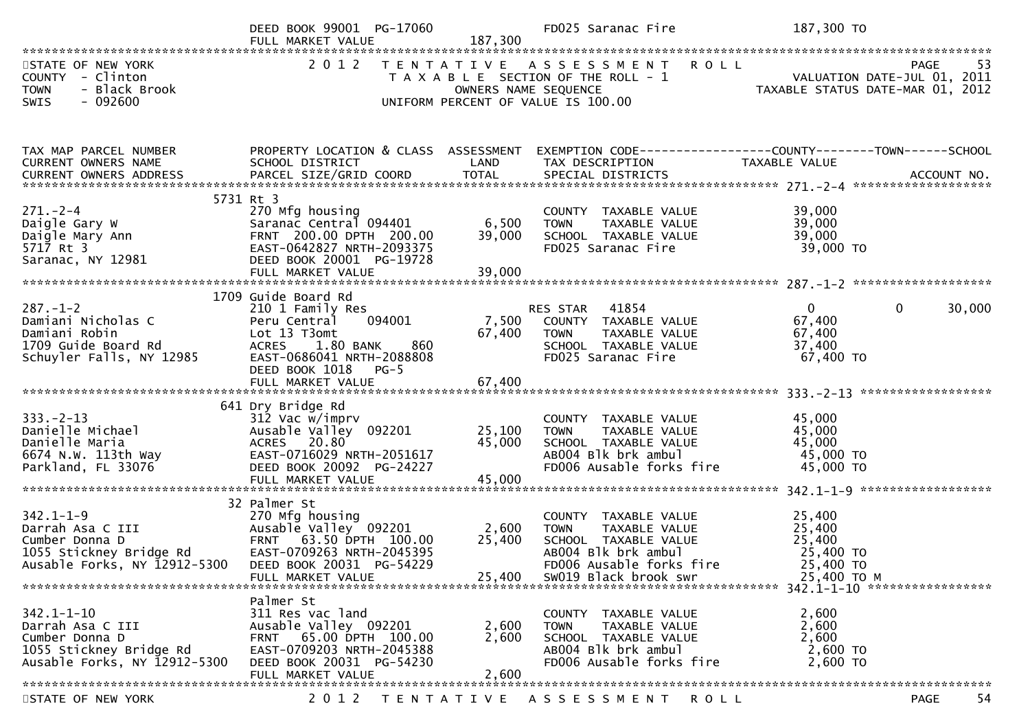| | DEED BOOK 99001 PG-17060 | | FD025 Saranac Fire | 187,300 TO |
|---|---|---|---|---|
| | FULL MARKET VALUE | 187,300 | | |

STATE OF NEW YORK — 2012 TENTATIVE ASSESSMENT ROLL — PAGE 53
COUNTY - Clinton — TAXABLE SECTION OF THE ROLL - 1 — VALUATION DATE-JUL 01, 2011
TOWN - Black Brook — OWNERS NAME SEQUENCE — TAXABLE STATUS DATE-MAR 01, 2012
SWIS - 092600 — UNIFORM PERCENT OF VALUE IS 100.00

| TAX MAP PARCEL NUMBER / CURRENT OWNERS NAME / CURRENT OWNERS ADDRESS | PROPERTY LOCATION & CLASS / SCHOOL DISTRICT / PARCEL SIZE/GRID COORD | ASSESSMENT LAND / TOTAL | EXEMPTION CODE / TAX DESCRIPTION / SPECIAL DISTRICTS | COUNTY TAXABLE VALUE | TOWN | SCHOOL / ACCOUNT NO. |
|---|---|---|---|---|---|---|
| **271.-2-4** | 5731 Rt 3 | | | | | |
| 271.-2-4 | 270 Mfg housing | | COUNTY TAXABLE VALUE | 39,000 | | |
| Daigle Gary W | Saranac Central 094401 | 6,500 | TOWN TAXABLE VALUE | 39,000 | | |
| Daigle Mary Ann | FRNT 200.00 DPTH 200.00 | 39,000 | SCHOOL TAXABLE VALUE | 39,000 | | |
| 5717 Rt 3 | EAST-0642827 NRTH-2093375 | | FD025 Saranac Fire | 39,000 TO | | |
| Saranac, NY 12981 | DEED BOOK 20001 PG-19728 | | | | | |
| | FULL MARKET VALUE | 39,000 | | | | |
| **287.-1-2** | 1709 Guide Board Rd | | | | | |
| 287.-1-2 | 210 1 Family Res | | RES STAR 41854 | 0 | 0 | 30,000 |
| Damiani Nicholas C | Peru Central 094001 | 7,500 | COUNTY TAXABLE VALUE | 67,400 | | |
| Damiani Robin | Lot 13 T3omt | 67,400 | TOWN TAXABLE VALUE | 67,400 | | |
| 1709 Guide Board Rd | ACRES 1.80 BANK 860 | | SCHOOL TAXABLE VALUE | 37,400 | | |
| Schuyler Falls, NY 12985 | EAST-0686041 NRTH-2088808 | | FD025 Saranac Fire | 67,400 TO | | |
| | DEED BOOK 1018 PG-5 | | | | | |
| | FULL MARKET VALUE | 67,400 | | | | |
| **333.-2-13** | 641 Dry Bridge Rd | | | | | |
| 333.-2-13 | 312 Vac w/imprv | | COUNTY TAXABLE VALUE | 45,000 | | |
| Danielle Michael | Ausable Valley 092201 | 25,100 | TOWN TAXABLE VALUE | 45,000 | | |
| Danielle Maria | ACRES 20.80 | 45,000 | SCHOOL TAXABLE VALUE | 45,000 | | |
| 6674 N.W. 113th Way | EAST-0716029 NRTH-2051617 | | AB004 Blk brk ambul | 45,000 TO | | |
| Parkland, FL 33076 | DEED BOOK 20092 PG-24227 | | FD006 Ausable forks fire | 45,000 TO | | |
| | FULL MARKET VALUE | 45,000 | | | | |
| **342.1-1-9** | 32 Palmer St | | | | | |
| 342.1-1-9 | 270 Mfg housing | | COUNTY TAXABLE VALUE | 25,400 | | |
| Darrah Asa C III | Ausable Valley 092201 | 2,600 | TOWN TAXABLE VALUE | 25,400 | | |
| Cumber Donna D | FRNT 63.50 DPTH 100.00 | 25,400 | SCHOOL TAXABLE VALUE | 25,400 | | |
| 1055 Stickney Bridge Rd | EAST-0709263 NRTH-2045395 | | AB004 Blk brk ambul | 25,400 TO | | |
| Ausable Forks, NY 12912-5300 | DEED BOOK 20031 PG-54229 | | FD006 Ausable forks fire | 25,400 TO | | |
| | FULL MARKET VALUE | 25,400 | SW019 Black brook swr | 25,400 TO M | | |
| **342.1-1-10** | Palmer St | | | | | |
| 342.1-1-10 | 311 Res vac land | | COUNTY TAXABLE VALUE | 2,600 | | |
| Darrah Asa C III | Ausable Valley 092201 | 2,600 | TOWN TAXABLE VALUE | 2,600 | | |
| Cumber Donna D | FRNT 65.00 DPTH 100.00 | 2,600 | SCHOOL TAXABLE VALUE | 2,600 | | |
| 1055 Stickney Bridge Rd | EAST-0709203 NRTH-2045388 | | AB004 Blk brk ambul | 2,600 TO | | |
| Ausable Forks, NY 12912-5300 | DEED BOOK 20031 PG-54230 | | FD006 Ausable forks fire | 2,600 TO | | |
| | FULL MARKET VALUE | 2,600 | | | | |

STATE OF NEW YORK — 2012 TENTATIVE ASSESSMENT ROLL — PAGE 54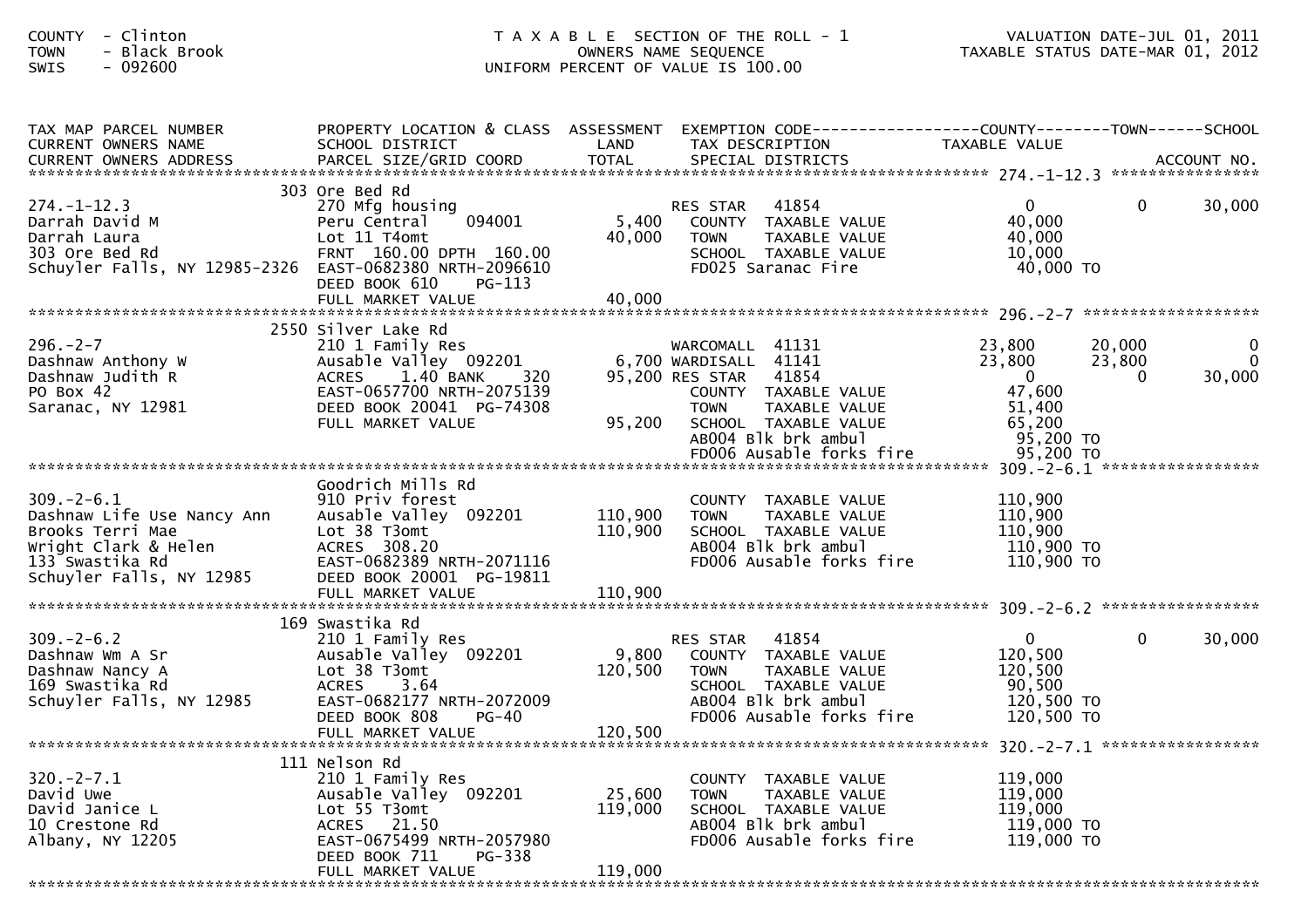COUNTY - Clinton
TOWN - Black Brook
SWIS - 092600

T A X A B L E SECTION OF THE ROLL - 1
OWNERS NAME SEQUENCE
UNIFORM PERCENT OF VALUE IS 100.00

VALUATION DATE-JUL 01, 2011
TAXABLE STATUS DATE-MAR 01, 2012

| TAX MAP PARCEL NUMBER / CURRENT OWNERS NAME / CURRENT OWNERS ADDRESS | PROPERTY LOCATION & CLASS / SCHOOL DISTRICT / PARCEL SIZE/GRID COORD | ASSESSMENT LAND / TOTAL | EXEMPTION CODE / TAX DESCRIPTION / SPECIAL DISTRICTS | COUNTY TAXABLE VALUE | TOWN | SCHOOL / ACCOUNT NO. |
|---|---|---|---|---|---|---|
| **274.-1-12.3** | 303 Ore Bed Rd | | | | | |
| 274.-1-12.3 | 270 Mfg housing | | RES STAR 41854 | 0 | 0 | 30,000 |
| Darrah David M | Peru Central 094001 | 5,400 | COUNTY TAXABLE VALUE | 40,000 | | |
| Darrah Laura | Lot 11 T4omt | 40,000 | TOWN TAXABLE VALUE | 40,000 | | |
| 303 Ore Bed Rd | FRNT 160.00 DPTH 160.00 | | SCHOOL TAXABLE VALUE | 10,000 | | |
| Schuyler Falls, NY 12985-2326 | EAST-0682380 NRTH-2096610 | | FD025 Saranac Fire | 40,000 TO | | |
| | DEED BOOK 610 PG-113 | | | | | |
| | FULL MARKET VALUE | 40,000 | | | | |
| **296.-2-7** | 2550 Silver Lake Rd | | | | | |
| 296.-2-7 | 210 1 Family Res | | WARCOMALL 41131 | 23,800 | 20,000 | 0 |
| Dashnaw Anthony W | Ausable Valley 092201 | 6,700 | WARDISALL 41141 | 23,800 | 23,800 | 0 |
| Dashnaw Judith R | ACRES 1.40 BANK 320 | 95,200 | RES STAR 41854 | 0 | 0 | 30,000 |
| PO Box 42 | EAST-0657700 NRTH-2075139 | | COUNTY TAXABLE VALUE | 47,600 | | |
| Saranac, NY 12981 | DEED BOOK 20041 PG-74308 | | TOWN TAXABLE VALUE | 51,400 | | |
| | FULL MARKET VALUE | 95,200 | SCHOOL TAXABLE VALUE | 65,200 | | |
| | | | AB004 Blk brk ambul | 95,200 TO | | |
| | | | FD006 Ausable forks fire | 95,200 TO | | |
| **309.-2-6.1** | Goodrich Mills Rd | | | | | |
| 309.-2-6.1 | 910 Priv forest | | COUNTY TAXABLE VALUE | 110,900 | | |
| Dashnaw Life Use Nancy Ann | Ausable Valley 092201 | 110,900 | TOWN TAXABLE VALUE | 110,900 | | |
| Brooks Terri Mae | Lot 38 T3omt | 110,900 | SCHOOL TAXABLE VALUE | 110,900 | | |
| Wright Clark & Helen | ACRES 308.20 | | AB004 Blk brk ambul | 110,900 TO | | |
| 133 Swastika Rd | EAST-0682389 NRTH-2071116 | | FD006 Ausable forks fire | 110,900 TO | | |
| Schuyler Falls, NY 12985 | DEED BOOK 20001 PG-19811 | | | | | |
| | FULL MARKET VALUE | 110,900 | | | | |
| **309.-2-6.2** | 169 Swastika Rd | | | | | |
| 309.-2-6.2 | 210 1 Family Res | | RES STAR 41854 | 0 | 0 | 30,000 |
| Dashnaw Wm A Sr | Ausable Valley 092201 | 9,800 | COUNTY TAXABLE VALUE | 120,500 | | |
| Dashnaw Nancy A | Lot 38 T3omt | 120,500 | TOWN TAXABLE VALUE | 120,500 | | |
| 169 Swastika Rd | ACRES 3.64 | | SCHOOL TAXABLE VALUE | 90,500 | | |
| Schuyler Falls, NY 12985 | EAST-0682177 NRTH-2072009 | | AB004 Blk brk ambul | 120,500 TO | | |
| | DEED BOOK 808 PG-40 | | FD006 Ausable forks fire | 120,500 TO | | |
| | FULL MARKET VALUE | 120,500 | | | | |
| **320.-2-7.1** | 111 Nelson Rd | | | | | |
| 320.-2-7.1 | 210 1 Family Res | | COUNTY TAXABLE VALUE | 119,000 | | |
| David Uwe | Ausable Valley 092201 | 25,600 | TOWN TAXABLE VALUE | 119,000 | | |
| David Janice L | Lot 55 T3omt | 119,000 | SCHOOL TAXABLE VALUE | 119,000 | | |
| 10 Crestone Rd | ACRES 21.50 | | AB004 Blk brk ambul | 119,000 TO | | |
| Albany, NY 12205 | EAST-0675499 NRTH-2057980 | | FD006 Ausable forks fire | 119,000 TO | | |
| | DEED BOOK 711 PG-338 | | | | | |
| | FULL MARKET VALUE | 119,000 | | | | |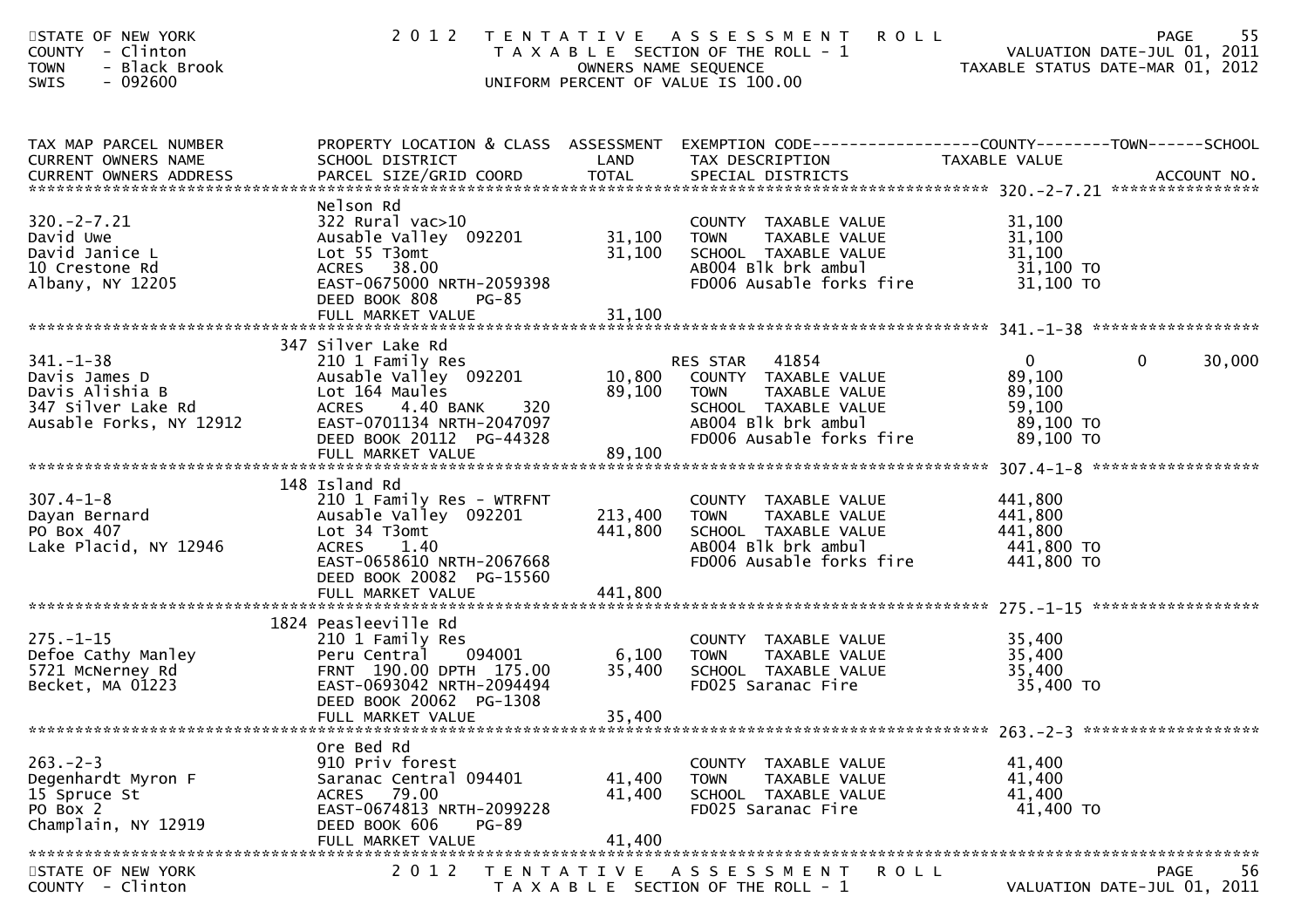STATE OF NEW YORK
COUNTY - Clinton
TOWN - Black Brook
SWIS - 092600

2012 TENTATIVE ASSESSMENT ROLL
TAXABLE SECTION OF THE ROLL - 1
OWNERS NAME SEQUENCE
UNIFORM PERCENT OF VALUE IS 100.00

VALUATION DATE-JUL 01, 2011
TAXABLE STATUS DATE-MAR 01, 2012

| TAX MAP PARCEL NUMBER / CURRENT OWNERS NAME / CURRENT OWNERS ADDRESS | PROPERTY LOCATION & CLASS / SCHOOL DISTRICT / PARCEL SIZE/GRID COORD | ASSESSMENT LAND / TOTAL | EXEMPTION CODE / TAX DESCRIPTION / SPECIAL DISTRICTS | COUNTY TAXABLE VALUE | TOWN | SCHOOL | ACCOUNT NO. |
|---|---|---|---|---|---|---|---|
| **320.-2-7.21** | Nelson Rd | | | | | | |
| 320.-2-7.21 | 322 Rural vac>10 | | COUNTY TAXABLE VALUE | 31,100 | | | |
| David Uwe | Ausable Valley 092201 | 31,100 | TOWN TAXABLE VALUE | 31,100 | | | |
| David Janice L | Lot 55 T3omt | 31,100 | SCHOOL TAXABLE VALUE | 31,100 | | | |
| 10 Crestone Rd | ACRES 38.00 | | AB004 Blk brk ambul | 31,100 TO | | | |
| Albany, NY 12205 | EAST-0675000 NRTH-2059398 | | FD006 Ausable forks fire | 31,100 TO | | | |
| | DEED BOOK 808 PG-85 | | | | | | |
| | FULL MARKET VALUE | 31,100 | | | | | |
| **341.-1-38** | 347 Silver Lake Rd | | | | | | |
| 341.-1-38 | 210 1 Family Res | | RES STAR 41854 | 0 | 0 | 30,000 | |
| Davis James D | Ausable Valley 092201 | 10,800 | COUNTY TAXABLE VALUE | 89,100 | | | |
| Davis Alishia B | Lot 164 Maules | 89,100 | TOWN TAXABLE VALUE | 89,100 | | | |
| 347 Silver Lake Rd | ACRES 4.40 BANK 320 | | SCHOOL TAXABLE VALUE | 59,100 | | | |
| Ausable Forks, NY 12912 | EAST-0701134 NRTH-2047097 | | AB004 Blk brk ambul | 89,100 TO | | | |
| | DEED BOOK 20112 PG-44328 | | FD006 Ausable forks fire | 89,100 TO | | | |
| | FULL MARKET VALUE | 89,100 | | | | | |
| **307.4-1-8** | 148 Island Rd | | | | | | |
| 307.4-1-8 | 210 1 Family Res - WTRFNT | | COUNTY TAXABLE VALUE | 441,800 | | | |
| Dayan Bernard | Ausable Valley 092201 | 213,400 | TOWN TAXABLE VALUE | 441,800 | | | |
| PO Box 407 | Lot 34 T3omt | 441,800 | SCHOOL TAXABLE VALUE | 441,800 | | | |
| Lake Placid, NY 12946 | ACRES 1.40 | | AB004 Blk brk ambul | 441,800 TO | | | |
| | EAST-0658610 NRTH-2067668 | | FD006 Ausable forks fire | 441,800 TO | | | |
| | DEED BOOK 20082 PG-15560 | | | | | | |
| | FULL MARKET VALUE | 441,800 | | | | | |
| **275.-1-15** | 1824 Peasleeville Rd | | | | | | |
| 275.-1-15 | 210 1 Family Res | | COUNTY TAXABLE VALUE | 35,400 | | | |
| Defoe Cathy Manley | Peru Central 094001 | 6,100 | TOWN TAXABLE VALUE | 35,400 | | | |
| 5721 McNerney Rd | FRNT 190.00 DPTH 175.00 | 35,400 | SCHOOL TAXABLE VALUE | 35,400 | | | |
| Becket, MA 01223 | EAST-0693042 NRTH-2094494 | | FD025 Saranac Fire | 35,400 TO | | | |
| | DEED BOOK 20062 PG-1308 | | | | | | |
| | FULL MARKET VALUE | 35,400 | | | | | |
| **263.-2-3** | Ore Bed Rd | | | | | | |
| 263.-2-3 | 910 Priv forest | | COUNTY TAXABLE VALUE | 41,400 | | | |
| Degenhardt Myron F | Saranac Central 094401 | 41,400 | TOWN TAXABLE VALUE | 41,400 | | | |
| 15 Spruce St | ACRES 79.00 | 41,400 | SCHOOL TAXABLE VALUE | 41,400 | | | |
| PO Box 2 | EAST-0674813 NRTH-2099228 | | FD025 Saranac Fire | 41,400 TO | | | |
| Champlain, NY 12919 | DEED BOOK 606 PG-89 | | | | | | |
| | FULL MARKET VALUE | 41,400 | | | | | |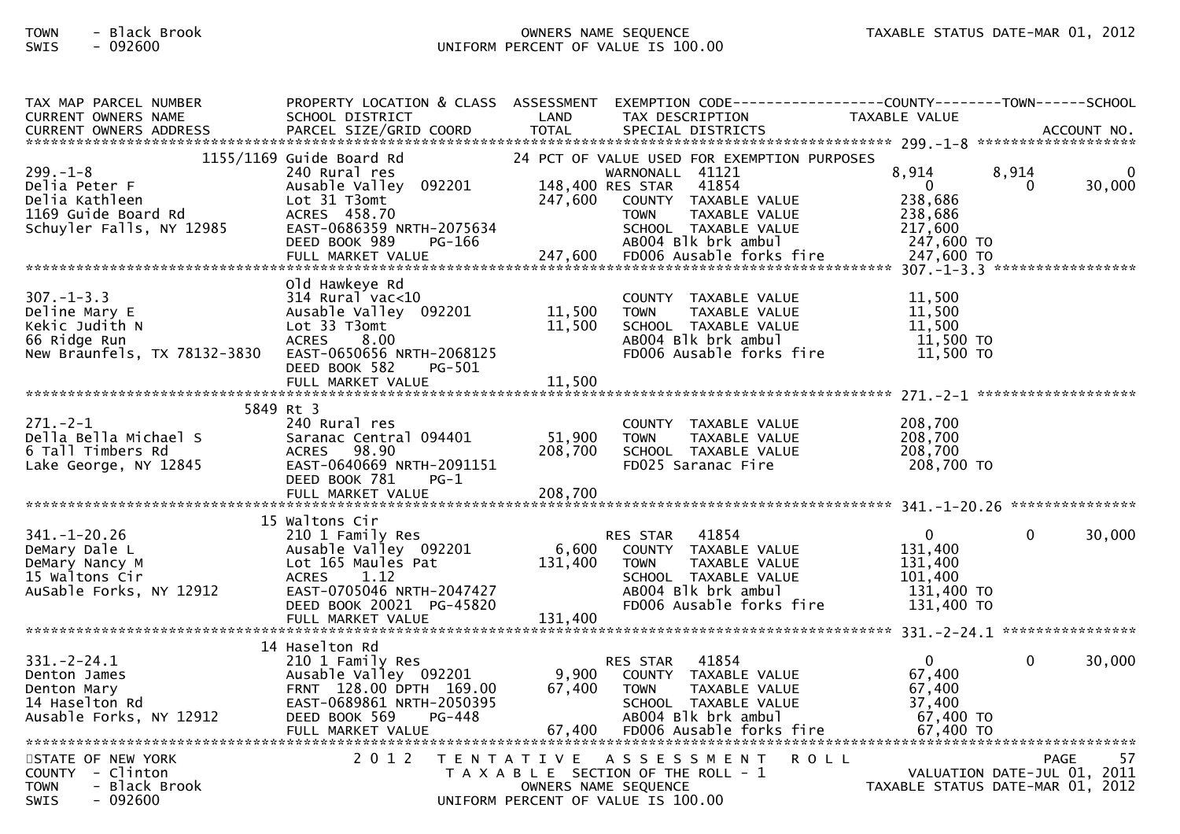| TAX MAP PARCEL NUMBER<br>CURRENT OWNERS NAME<br>CURRENT OWNERS ADDRESS | PROPERTY LOCATION & CLASS<br>SCHOOL DISTRICT<br>PARCEL SIZE/GRID COORD | ASSESSMENT<br>LAND<br>TOTAL | EXEMPTION CODE<br>TAX DESCRIPTION<br>SPECIAL DISTRICTS | COUNTY<br>TAXABLE VALUE | TOWN | SCHOOL<br>ACCOUNT NO. |
|---|---|---|---|---|---|---|
| **299.-1-8** | 1155/1169 Guide Board Rd | | 24 PCT OF VALUE USED FOR EXEMPTION PURPOSES | | | |
| 299.-1-8 | 240 Rural res | | WARNONALL 41121 | 8,914 | 8,914 | 0 |
| Delia Peter F | Ausable Valley 092201 | 148,400 | RES STAR 41854 | 0 | 0 | 30,000 |
| Delia Kathleen | Lot 31 T3omt | 247,600 | COUNTY TAXABLE VALUE | 238,686 | | |
| 1169 Guide Board Rd | ACRES 458.70 | | TOWN TAXABLE VALUE | 238,686 | | |
| Schuyler Falls, NY 12985 | EAST-0686359 NRTH-2075634 | | SCHOOL TAXABLE VALUE | 217,600 | | |
| | DEED BOOK 989 PG-166 | | AB004 Blk brk ambul | 247,600 TO | | |
| | FULL MARKET VALUE | 247,600 | FD006 Ausable forks fire | 247,600 TO | | |
| **307.-1-3.3** | Old Hawkeye Rd | | | | | |
| 307.-1-3.3 | 314 Rural vac<10 | | COUNTY TAXABLE VALUE | 11,500 | | |
| Deline Mary E | Ausable Valley 092201 | 11,500 | TOWN TAXABLE VALUE | 11,500 | | |
| Kekic Judith N | Lot 33 T3omt | 11,500 | SCHOOL TAXABLE VALUE | 11,500 | | |
| 66 Ridge Run | ACRES 8.00 | | AB004 Blk brk ambul | 11,500 TO | | |
| New Braunfels, TX 78132-3830 | EAST-0650656 NRTH-2068125 | | FD006 Ausable forks fire | 11,500 TO | | |
| | DEED BOOK 582 PG-501 | | | | | |
| | FULL MARKET VALUE | 11,500 | | | | |
| **271.-2-1** | 5849 Rt 3 | | | | | |
| 271.-2-1 | 240 Rural res | | COUNTY TAXABLE VALUE | 208,700 | | |
| Della Bella Michael S | Saranac Central 094401 | 51,900 | TOWN TAXABLE VALUE | 208,700 | | |
| 6 Tall Timbers Rd | ACRES 98.90 | 208,700 | SCHOOL TAXABLE VALUE | 208,700 | | |
| Lake George, NY 12845 | EAST-0640669 NRTH-2091151 | | FD025 Saranac Fire | 208,700 TO | | |
| | DEED BOOK 781 PG-1 | | | | | |
| | FULL MARKET VALUE | 208,700 | | | | |
| **341.-1-20.26** | 15 Waltons Cir | | | | | |
| 341.-1-20.26 | 210 1 Family Res | | RES STAR 41854 | 0 | 0 | 30,000 |
| DeMary Dale L | Ausable Valley 092201 | 6,600 | COUNTY TAXABLE VALUE | 131,400 | | |
| DeMary Nancy M | Lot 165 Maules Pat | 131,400 | TOWN TAXABLE VALUE | 131,400 | | |
| 15 Waltons Cir | ACRES 1.12 | | SCHOOL TAXABLE VALUE | 101,400 | | |
| AuSable Forks, NY 12912 | EAST-0705046 NRTH-2047427 | | AB004 Blk brk ambul | 131,400 TO | | |
| | DEED BOOK 20021 PG-45820 | | FD006 Ausable forks fire | 131,400 TO | | |
| | FULL MARKET VALUE | 131,400 | | | | |
| **331.-2-24.1** | 14 Haselton Rd | | | | | |
| 331.-2-24.1 | 210 1 Family Res | | RES STAR 41854 | 0 | 0 | 30,000 |
| Denton James | Ausable Valley 092201 | 9,900 | COUNTY TAXABLE VALUE | 67,400 | | |
| Denton Mary | FRNT 128.00 DPTH 169.00 | 67,400 | TOWN TAXABLE VALUE | 67,400 | | |
| 14 Haselton Rd | EAST-0689861 NRTH-2050395 | | SCHOOL TAXABLE VALUE | 37,400 | | |
| Ausable Forks, NY 12912 | DEED BOOK 569 PG-448 | | AB004 Blk brk ambul | 67,400 TO | | |
| | FULL MARKET VALUE | 67,400 | FD006 Ausable forks fire | 67,400 TO | | |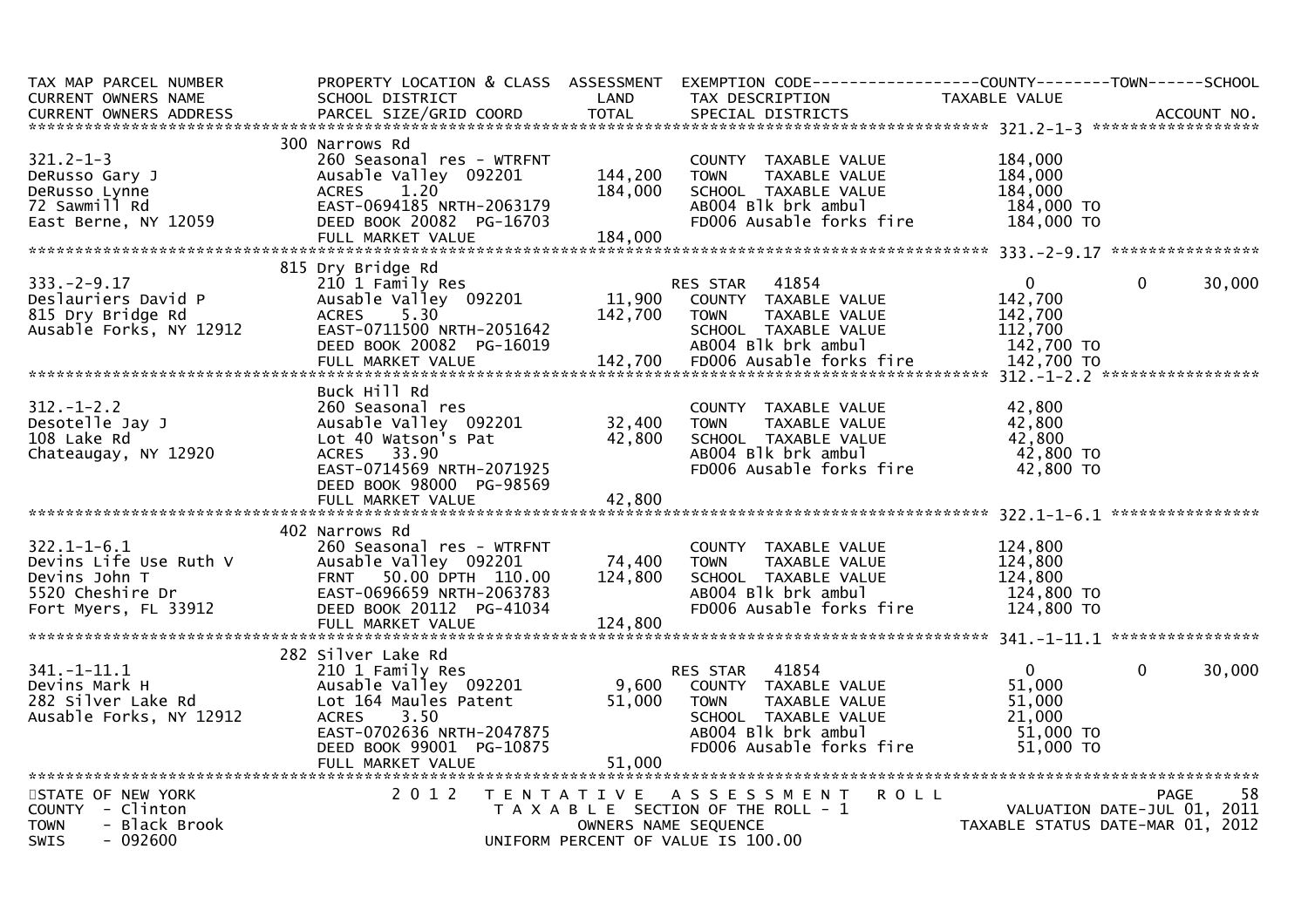```
TAX MAP PARCEL NUMBER          PROPERTY LOCATION & CLASS  ASSESSMENT  EXEMPTION CODE------------------COUNTY--------TOWN------SCHOOL
CURRENT OWNERS NAME            SCHOOL DISTRICT               LAND      TAX DESCRIPTION            TAXABLE VALUE
CURRENT OWNERS ADDRESS         PARCEL SIZE/GRID COORD        TOTAL     SPECIAL DISTRICTS                                    ACCOUNT NO.
*********************************************************************************************** 321.2-1-3 ******************
                               300 Narrows Rd
321.2-1-3                      260 Seasonal res - WTRFNT              COUNTY  TAXABLE VALUE            184,000
DeRusso Gary J                 Ausable Valley  092201      144,200    TOWN    TAXABLE VALUE            184,000
DeRusso Lynne                  ACRES    1.20               184,000    SCHOOL  TAXABLE VALUE            184,000
72 Sawmill Rd                  EAST-0694185 NRTH-2063179              AB004 Blk brk ambul               184,000 TO
East Berne, NY 12059           DEED BOOK 20082  PG-16703              FD006 Ausable forks fire          184,000 TO
                               FULL MARKET VALUE           184,000
*********************************************************************************************** 333.-2-9.17 ****************
                               815 Dry Bridge Rd
333.-2-9.17                    210 1 Family Res                    RES STAR   41854                0            0       30,000
Deslauriers David P            Ausable Valley  092201       11,900    COUNTY  TAXABLE VALUE            142,700
815 Dry Bridge Rd              ACRES    5.30               142,700    TOWN    TAXABLE VALUE            142,700
Ausable Forks, NY 12912        EAST-0711500 NRTH-2051642              SCHOOL  TAXABLE VALUE            112,700
                               DEED BOOK 20082  PG-16019              AB004 Blk brk ambul               142,700 TO
                               FULL MARKET VALUE           142,700    FD006 Ausable forks fire          142,700 TO
*********************************************************************************************** 312.-1-2.2 *****************
                               Buck Hill Rd
312.-1-2.2                     260 Seasonal res                       COUNTY  TAXABLE VALUE             42,800
Desotelle Jay J                Ausable Valley  092201       32,400    TOWN    TAXABLE VALUE             42,800
108 Lake Rd                    Lot 40 Watson's Pat          42,800    SCHOOL  TAXABLE VALUE             42,800
Chateaugay, NY 12920           ACRES   33.90                          AB004 Blk brk ambul                42,800 TO
                               EAST-0714569 NRTH-2071925              FD006 Ausable forks fire           42,800 TO
                               DEED BOOK 98000  PG-98569
                               FULL MARKET VALUE            42,800
*********************************************************************************************** 322.1-1-6.1 ****************
                               402 Narrows Rd
322.1-1-6.1                    260 Seasonal res - WTRFNT              COUNTY  TAXABLE VALUE            124,800
Devins Life Use Ruth V         Ausable Valley  092201       74,400    TOWN    TAXABLE VALUE            124,800
Devins John T                  FRNT   50.00 DPTH 110.00    124,800    SCHOOL  TAXABLE VALUE            124,800
5520 Cheshire Dr               EAST-0696659 NRTH-2063783              AB004 Blk brk ambul               124,800 TO
Fort Myers, FL 33912           DEED BOOK 20112  PG-41034              FD006 Ausable forks fire          124,800 TO
                               FULL MARKET VALUE           124,800
*********************************************************************************************** 341.-1-11.1 ****************
                               282 Silver Lake Rd
341.-1-11.1                    210 1 Family Res                    RES STAR   41854                0            0       30,000
Devins Mark H                  Ausable Valley  092201        9,600    COUNTY  TAXABLE VALUE             51,000
282 Silver Lake Rd             Lot 164 Maules Patent        51,000    TOWN    TAXABLE VALUE             51,000
Ausable Forks, NY 12912        ACRES    3.50                          SCHOOL  TAXABLE VALUE             21,000
                               EAST-0702636 NRTH-2047875              AB004 Blk brk ambul                51,000 TO
                               DEED BOOK 99001  PG-10875              FD006 Ausable forks fire           51,000 TO
                               FULL MARKET VALUE            51,000
******************************************************************************************************************************
STATE OF NEW YORK                   2 0 1 2   T E N T A T I V E   A S S E S S M E N T   R O L L                        PAGE    58
COUNTY  - Clinton                             T A X A B L E  SECTION OF THE ROLL - 1                  VALUATION DATE-JUL 01, 2011
TOWN    - Black Brook                              OWNERS NAME SEQUENCE                          TAXABLE STATUS DATE-MAR 01, 2012
SWIS    - 092600                              UNIFORM PERCENT OF VALUE IS 100.00
```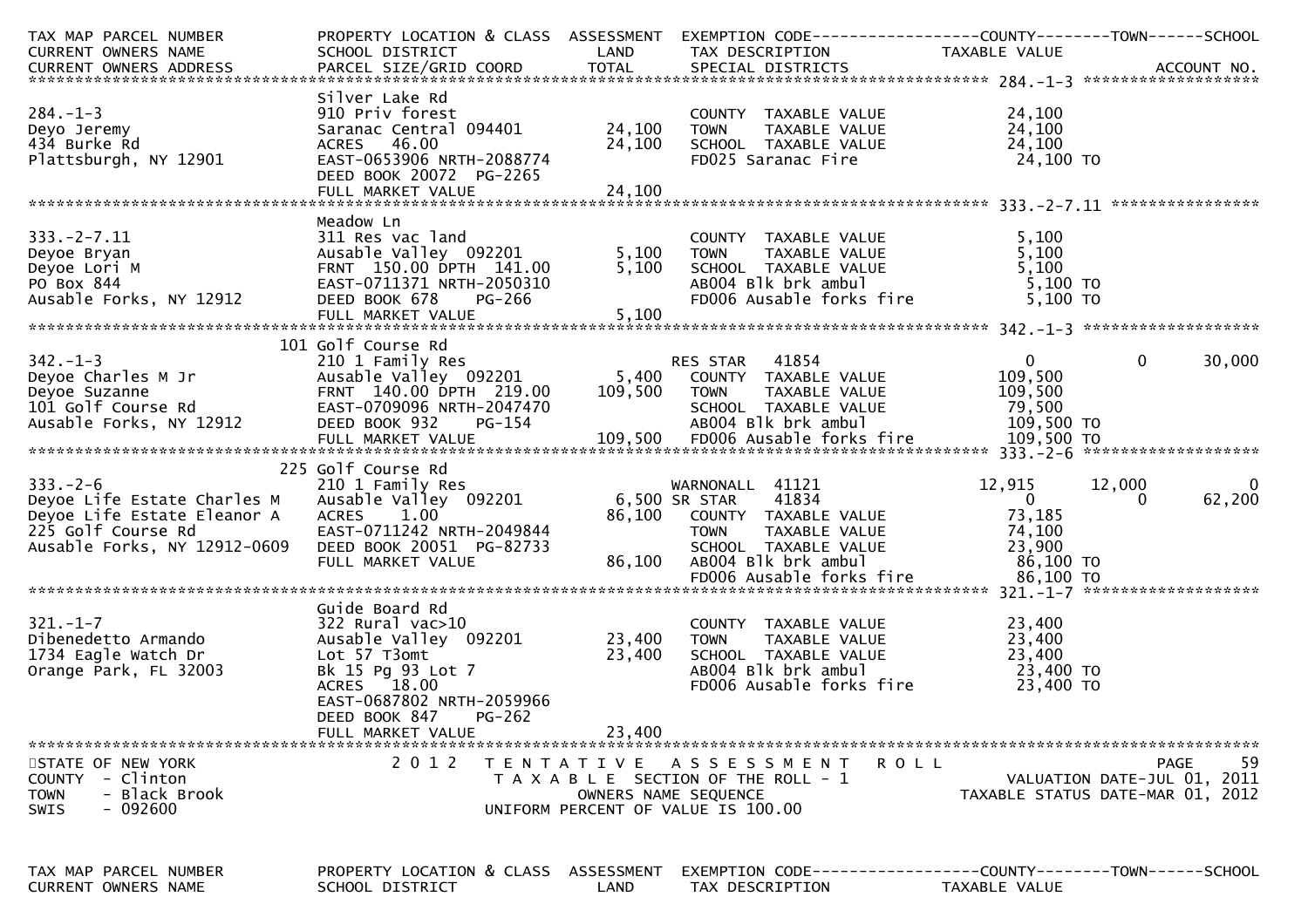| TAX MAP PARCEL NUMBER<br>CURRENT OWNERS NAME<br>CURRENT OWNERS ADDRESS | PROPERTY LOCATION & CLASS<br>SCHOOL DISTRICT<br>PARCEL SIZE/GRID COORD | ASSESSMENT<br>LAND<br>TOTAL | EXEMPTION CODE<br>TAX DESCRIPTION<br>SPECIAL DISTRICTS | COUNTY<br>TAXABLE VALUE | TOWN | SCHOOL<br>ACCOUNT NO. |
|---|---|---|---|---|---|---|
| **284.-1-3** | | | | | | |
| | Silver Lake Rd | | | | | |
| 284.-1-3 | 910 Priv forest | | COUNTY TAXABLE VALUE | 24,100 | | |
| Deyo Jeremy | Saranac Central 094401 | 24,100 | TOWN TAXABLE VALUE | 24,100 | | |
| 434 Burke Rd | ACRES 46.00 | 24,100 | SCHOOL TAXABLE VALUE | 24,100 | | |
| Plattsburgh, NY 12901 | EAST-0653906 NRTH-2088774 | | FD025 Saranac Fire | 24,100 TO | | |
| | DEED BOOK 20072 PG-2265 | | | | | |
| | FULL MARKET VALUE | 24,100 | | | | |
| **333.-2-7.11** | | | | | | |
| | Meadow Ln | | | | | |
| 333.-2-7.11 | 311 Res vac land | | COUNTY TAXABLE VALUE | 5,100 | | |
| Deyoe Bryan | Ausable Valley 092201 | 5,100 | TOWN TAXABLE VALUE | 5,100 | | |
| Deyoe Lori M | FRNT 150.00 DPTH 141.00 | 5,100 | SCHOOL TAXABLE VALUE | 5,100 | | |
| PO Box 844 | EAST-0711371 NRTH-2050310 | | AB004 Blk brk ambul | 5,100 TO | | |
| Ausable Forks, NY 12912 | DEED BOOK 678 PG-266 | | FD006 Ausable forks fire | 5,100 TO | | |
| | FULL MARKET VALUE | 5,100 | | | | |
| **342.-1-3** | | | | | | |
| | 101 Golf Course Rd | | | | | |
| 342.-1-3 | 210 1 Family Res | | RES STAR 41854 | 0 | 0 | 30,000 |
| Deyoe Charles M Jr | Ausable Valley 092201 | 5,400 | COUNTY TAXABLE VALUE | 109,500 | | |
| Deyoe Suzanne | FRNT 140.00 DPTH 219.00 | 109,500 | TOWN TAXABLE VALUE | 109,500 | | |
| 101 Golf Course Rd | EAST-0709096 NRTH-2047470 | | SCHOOL TAXABLE VALUE | 79,500 | | |
| Ausable Forks, NY 12912 | DEED BOOK 932 PG-154 | | AB004 Blk brk ambul | 109,500 TO | | |
| | FULL MARKET VALUE | 109,500 | FD006 Ausable forks fire | 109,500 TO | | |
| **333.-2-6** | | | | | | |
| | 225 Golf Course Rd | | | | | |
| 333.-2-6 | 210 1 Family Res | | WARNONALL 41121 | 12,915 | 12,000 | 0 |
| Deyoe Life Estate Charles M | Ausable Valley 092201 | 6,500 | SR STAR 41834 | 0 | 0 | 62,200 |
| Deyoe Life Estate Eleanor A | ACRES 1.00 | 86,100 | COUNTY TAXABLE VALUE | 73,185 | | |
| 225 Golf Course Rd | EAST-0711242 NRTH-2049844 | | TOWN TAXABLE VALUE | 74,100 | | |
| Ausable Forks, NY 12912-0609 | DEED BOOK 20051 PG-82733 | | SCHOOL TAXABLE VALUE | 23,900 | | |
| | FULL MARKET VALUE | 86,100 | AB004 Blk brk ambul | 86,100 TO | | |
| | | | FD006 Ausable forks fire | 86,100 TO | | |
| **321.-1-7** | | | | | | |
| | Guide Board Rd | | | | | |
| 321.-1-7 | 322 Rural vac>10 | | COUNTY TAXABLE VALUE | 23,400 | | |
| Dibenedetto Armando | Ausable Valley 092201 | 23,400 | TOWN TAXABLE VALUE | 23,400 | | |
| 1734 Eagle Watch Dr | Lot 57 T3omt | 23,400 | SCHOOL TAXABLE VALUE | 23,400 | | |
| Orange Park, FL 32003 | Bk 15 Pg 93 Lot 7 | | AB004 Blk brk ambul | 23,400 TO | | |
| | ACRES 18.00 | | FD006 Ausable forks fire | 23,400 TO | | |
| | EAST-0687802 NRTH-2059966 | | | | | |
| | DEED BOOK 847 PG-262 | | | | | |
| | FULL MARKET VALUE | 23,400 | | | | |

STATE OF NEW YORK — 2012 TENTATIVE ASSESSMENT ROLL
COUNTY - Clinton — TAXABLE SECTION OF THE ROLL - 1 — VALUATION DATE-JUL 01, 2011
TOWN - Black Brook — OWNERS NAME SEQUENCE — TAXABLE STATUS DATE-MAR 01, 2012
SWIS - 092600 — UNIFORM PERCENT OF VALUE IS 100.00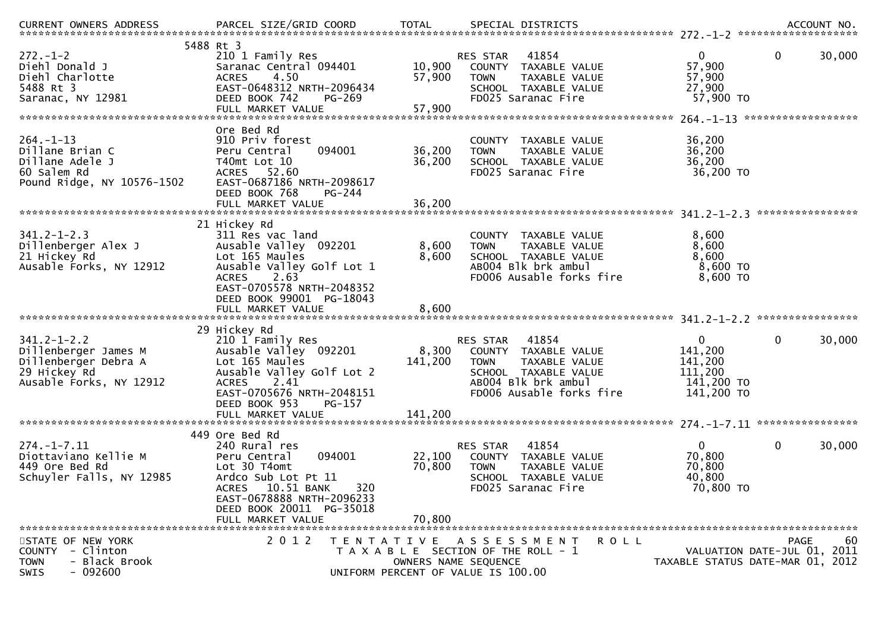| CURRENT OWNERS ADDRESS | PARCEL SIZE/GRID COORD | TOTAL | SPECIAL DISTRICTS | | ACCOUNT NO. |
|---|---|---|---|---|---|
| **272.-1-2** | 5488 Rt 3 | | | | |
| 272.-1-2 | 210 1 Family Res | | RES STAR 41854 | 0 | 0 30,000 |
| Diehl Donald J | Saranac Central 094401 | 10,900 | COUNTY TAXABLE VALUE | 57,900 | |
| Diehl Charlotte | ACRES 4.50 | 57,900 | TOWN TAXABLE VALUE | 57,900 | |
| 5488 Rt 3 | EAST-0648312 NRTH-2096434 | | SCHOOL TAXABLE VALUE | 27,900 | |
| Saranac, NY 12981 | DEED BOOK 742 PG-269 | | FD025 Saranac Fire | 57,900 TO | |
| | FULL MARKET VALUE | 57,900 | | | |
| **264.-1-13** | Ore Bed Rd | | | | |
| 264.-1-13 | 910 Priv forest | | COUNTY TAXABLE VALUE | 36,200 | |
| Dillane Brian C | Peru Central 094001 | 36,200 | TOWN TAXABLE VALUE | 36,200 | |
| Dillane Adele J | T40mt Lot 10 | 36,200 | SCHOOL TAXABLE VALUE | 36,200 | |
| 60 Salem Rd | ACRES 52.60 | | FD025 Saranac Fire | 36,200 TO | |
| Pound Ridge, NY 10576-1502 | EAST-0687186 NRTH-2098617 | | | | |
| | DEED BOOK 768 PG-244 | | | | |
| | FULL MARKET VALUE | 36,200 | | | |
| **341.2-1-2.3** | 21 Hickey Rd | | | | |
| 341.2-1-2.3 | 311 Res vac land | | COUNTY TAXABLE VALUE | 8,600 | |
| Dillenberger Alex J | Ausable Valley 092201 | 8,600 | TOWN TAXABLE VALUE | 8,600 | |
| 21 Hickey Rd | Lot 165 Maules | 8,600 | SCHOOL TAXABLE VALUE | 8,600 | |
| Ausable Forks, NY 12912 | Ausable Valley Golf Lot 1 | | AB004 Blk brk ambul | 8,600 TO | |
| | ACRES 2.63 | | FD006 Ausable forks fire | 8,600 TO | |
| | EAST-0705578 NRTH-2048352 | | | | |
| | DEED BOOK 99001 PG-18043 | | | | |
| | FULL MARKET VALUE | 8,600 | | | |
| **341.2-1-2.2** | 29 Hickey Rd | | | | |
| 341.2-1-2.2 | 210 1 Family Res | | RES STAR 41854 | 0 | 0 30,000 |
| Dillenberger James M | Ausable Valley 092201 | 8,300 | COUNTY TAXABLE VALUE | 141,200 | |
| Dillenberger Debra A | Lot 165 Maules | 141,200 | TOWN TAXABLE VALUE | 141,200 | |
| 29 Hickey Rd | Ausable Valley Golf Lot 2 | | SCHOOL TAXABLE VALUE | 111,200 | |
| Ausable Forks, NY 12912 | ACRES 2.41 | | AB004 Blk brk ambul | 141,200 TO | |
| | EAST-0705676 NRTH-2048151 | | FD006 Ausable forks fire | 141,200 TO | |
| | DEED BOOK 953 PG-157 | | | | |
| | FULL MARKET VALUE | 141,200 | | | |
| **274.-1-7.11** | 449 Ore Bed Rd | | | | |
| 274.-1-7.11 | 240 Rural res | | RES STAR 41854 | 0 | 0 30,000 |
| Diottaviano Kellie M | Peru Central 094001 | 22,100 | COUNTY TAXABLE VALUE | 70,800 | |
| 449 Ore Bed Rd | Lot 30 T4omt | 70,800 | TOWN TAXABLE VALUE | 70,800 | |
| Schuyler Falls, NY 12985 | Ardco Sub Lot Pt 11 | | SCHOOL TAXABLE VALUE | 40,800 | |
| | ACRES 10.51 BANK 320 | | FD025 Saranac Fire | 70,800 TO | |
| | EAST-0678888 NRTH-2096233 | | | | |
| | DEED BOOK 20011 PG-35018 | | | | |
| | FULL MARKET VALUE | 70,800 | | | |

STATE OF NEW YORK
COUNTY - Clinton
TOWN - Black Brook
SWIS - 092600

2 0 1 2 TENTATIVE ASSESSMENT ROLL
TAXABLE SECTION OF THE ROLL - 1
OWNERS NAME SEQUENCE
UNIFORM PERCENT OF VALUE IS 100.00

VALUATION DATE-JUL 01, 2011
TAXABLE STATUS DATE-MAR 01, 2012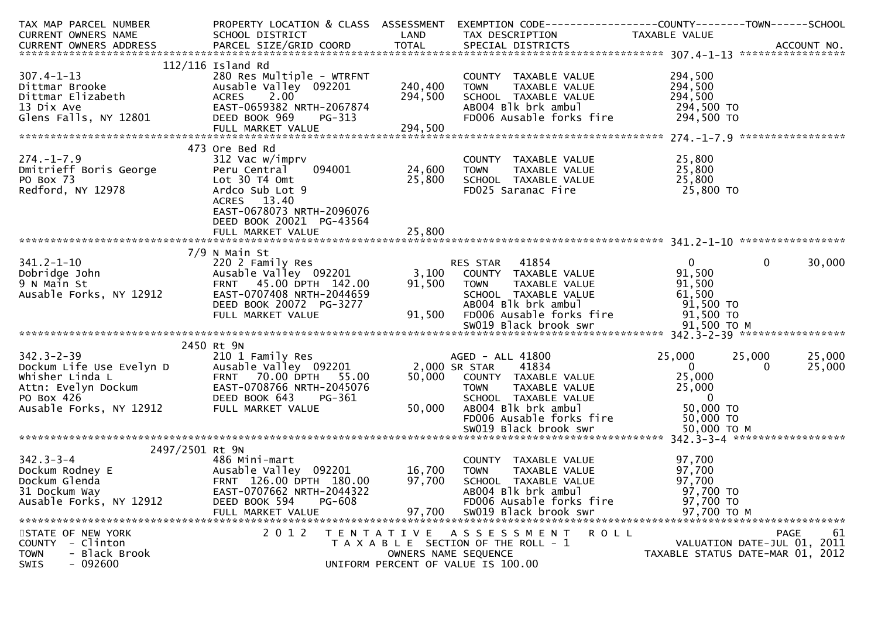| TAX MAP PARCEL NUMBER<br>CURRENT OWNERS NAME<br>CURRENT OWNERS ADDRESS | PROPERTY LOCATION & CLASS<br>SCHOOL DISTRICT<br>PARCEL SIZE/GRID COORD | ASSESSMENT<br>LAND<br>TOTAL | EXEMPTION CODE<br>TAX DESCRIPTION<br>SPECIAL DISTRICTS | COUNTY<br>TAXABLE VALUE | TOWN | SCHOOL<br>ACCOUNT NO. |
|---|---|---|---|---|---|---|
| **307.4-1-13** | 112/116 Island Rd | | | | | |
| 307.4-1-13 | 280 Res Multiple - WTRFNT | | COUNTY TAXABLE VALUE | 294,500 | | |
| Dittmar Brooke | Ausable Valley 092201 | 240,400 | TOWN TAXABLE VALUE | 294,500 | | |
| Dittmar Elizabeth | ACRES 2.00 | 294,500 | SCHOOL TAXABLE VALUE | 294,500 | | |
| 13 Dix Ave | EAST-0659382 NRTH-2067874 | | AB004 Blk brk ambul | 294,500 TO | | |
| Glens Falls, NY 12801 | DEED BOOK 969 PG-313 | | FD006 Ausable forks fire | 294,500 TO | | |
| | FULL MARKET VALUE | 294,500 | | | | |
| **274.-1-7.9** | 473 Ore Bed Rd | | | | | |
| 274.-1-7.9 | 312 Vac w/imprv | | COUNTY TAXABLE VALUE | 25,800 | | |
| Dmitrieff Boris George | Peru Central 094001 | 24,600 | TOWN TAXABLE VALUE | 25,800 | | |
| PO Box 73 | Lot 30 T4 Omt | 25,800 | SCHOOL TAXABLE VALUE | 25,800 | | |
| Redford, NY 12978 | Ardco Sub Lot 9 | | FD025 Saranac Fire | 25,800 TO | | |
| | ACRES 13.40 | | | | | |
| | EAST-0678073 NRTH-2096076 | | | | | |
| | DEED BOOK 20021 PG-43564 | | | | | |
| | FULL MARKET VALUE | 25,800 | | | | |
| **341.2-1-10** | 7/9 N Main St | | | | | |
| 341.2-1-10 | 220 2 Family Res | | RES STAR 41854 | 0 | 0 | 30,000 |
| Dobridge John | Ausable Valley 092201 | 3,100 | COUNTY TAXABLE VALUE | 91,500 | | |
| 9 N Main St | FRNT 45.00 DPTH 142.00 | 91,500 | TOWN TAXABLE VALUE | 91,500 | | |
| Ausable Forks, NY 12912 | EAST-0707408 NRTH-2044659 | | SCHOOL TAXABLE VALUE | 61,500 | | |
| | DEED BOOK 20072 PG-3277 | | AB004 Blk brk ambul | 91,500 TO | | |
| | FULL MARKET VALUE | 91,500 | FD006 Ausable forks fire | 91,500 TO | | |
| | | | SW019 Black brook swr | 91,500 TO M | | |
| **342.3-2-39** | 2450 Rt 9N | | | | | |
| 342.3-2-39 | 210 1 Family Res | | AGED - ALL 41800 | 25,000 | 25,000 | 25,000 |
| Dockum Life Use Evelyn D | Ausable Valley 092201 | 2,000 | SR STAR 41834 | 0 | 0 | 25,000 |
| Whisher Linda L | FRNT 70.00 DPTH 55.00 | 50,000 | COUNTY TAXABLE VALUE | 25,000 | | |
| Attn: Evelyn Dockum | EAST-0708766 NRTH-2045076 | | TOWN TAXABLE VALUE | 25,000 | | |
| PO Box 426 | DEED BOOK 643 PG-361 | | SCHOOL TAXABLE VALUE | 0 | | |
| Ausable Forks, NY 12912 | FULL MARKET VALUE | 50,000 | AB004 Blk brk ambul | 50,000 TO | | |
| | | | FD006 Ausable forks fire | 50,000 TO | | |
| | | | SW019 Black brook swr | 50,000 TO M | | |
| **342.3-3-4** | 2497/2501 Rt 9N | | | | | |
| 342.3-3-4 | 486 Mini-mart | | COUNTY TAXABLE VALUE | 97,700 | | |
| Dockum Rodney E | Ausable Valley 092201 | 16,700 | TOWN TAXABLE VALUE | 97,700 | | |
| Dockum Glenda | FRNT 126.00 DPTH 180.00 | 97,700 | SCHOOL TAXABLE VALUE | 97,700 | | |
| 31 Dockum Way | EAST-0707662 NRTH-2044322 | | AB004 Blk brk ambul | 97,700 TO | | |
| Ausable Forks, NY 12912 | DEED BOOK 594 PG-608 | | FD006 Ausable forks fire | 97,700 TO | | |
| | FULL MARKET VALUE | 97,700 | SW019 Black brook swr | 97,700 TO M | | |

STATE OF NEW YORK
COUNTY - Clinton
TOWN - Black Brook
SWIS - 092600

2012 TENTATIVE ASSESSMENT ROLL
TAXABLE SECTION OF THE ROLL - 1
OWNERS NAME SEQUENCE
UNIFORM PERCENT OF VALUE IS 100.00

VALUATION DATE-JUL 01, 2011
TAXABLE STATUS DATE-MAR 01, 2012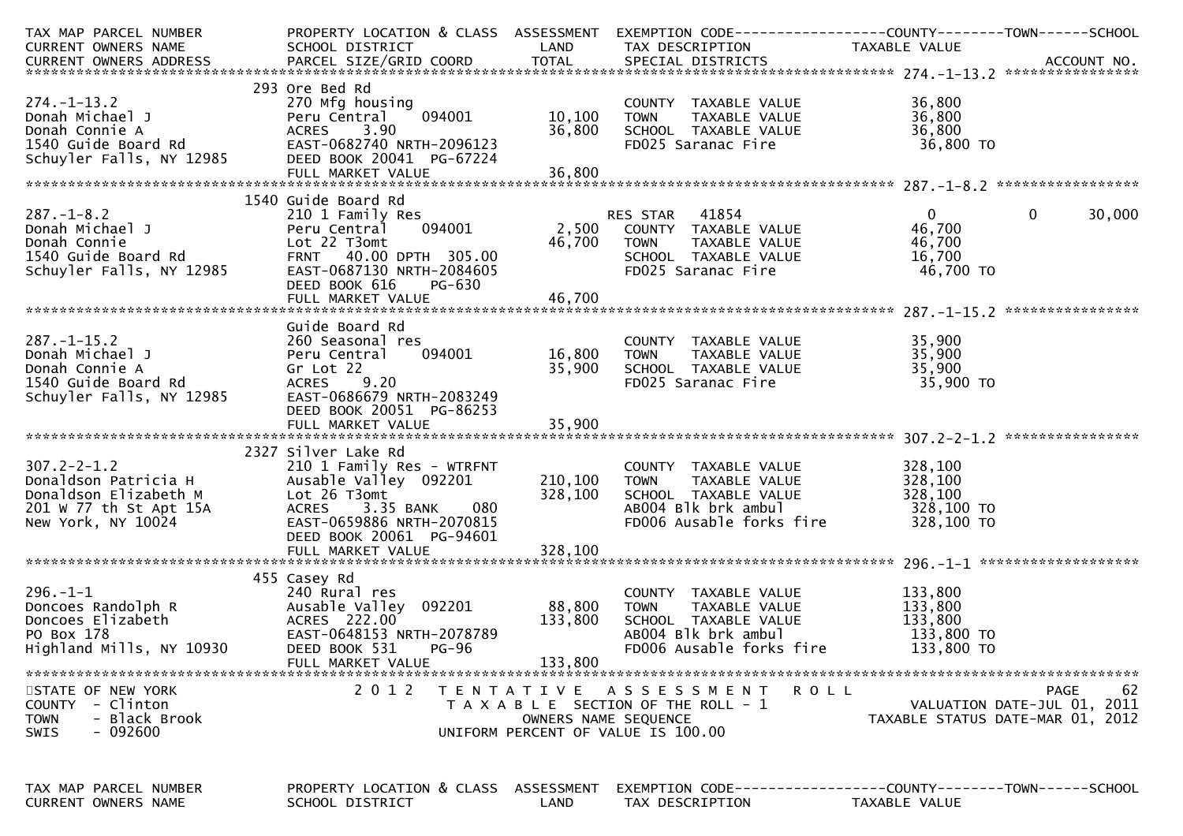| TAX MAP PARCEL NUMBER<br>CURRENT OWNERS NAME<br>CURRENT OWNERS ADDRESS | PROPERTY LOCATION & CLASS<br>SCHOOL DISTRICT<br>PARCEL SIZE/GRID COORD | ASSESSMENT<br>LAND<br>TOTAL | EXEMPTION CODE<br>TAX DESCRIPTION<br>SPECIAL DISTRICTS | COUNTY<br>TAXABLE VALUE | TOWN | SCHOOL<br>ACCOUNT NO. |
|---|---|---|---|---|---|---|
| **274.-1-13.2** | 293 Ore Bed Rd | | | | | |
| 274.-1-13.2 | 270 Mfg housing | | COUNTY TAXABLE VALUE | 36,800 | | |
| Donah Michael J | Peru Central 094001 | 10,100 | TOWN TAXABLE VALUE | 36,800 | | |
| Donah Connie A | ACRES 3.90 | 36,800 | SCHOOL TAXABLE VALUE | 36,800 | | |
| 1540 Guide Board Rd | EAST-0682740 NRTH-2096123 | | FD025 Saranac Fire | 36,800 TO | | |
| Schuyler Falls, NY 12985 | DEED BOOK 20041 PG-67224 | | | | | |
| | FULL MARKET VALUE | 36,800 | | | | |
| **287.-1-8.2** | 1540 Guide Board Rd | | | | | |
| 287.-1-8.2 | 210 1 Family Res | | RES STAR 41854 | 0 | 0 | 30,000 |
| Donah Michael J | Peru Central 094001 | 2,500 | COUNTY TAXABLE VALUE | 46,700 | | |
| Donah Connie | Lot 22 T3omt | 46,700 | TOWN TAXABLE VALUE | 46,700 | | |
| 1540 Guide Board Rd | FRNT 40.00 DPTH 305.00 | | SCHOOL TAXABLE VALUE | 16,700 | | |
| Schuyler Falls, NY 12985 | EAST-0687130 NRTH-2084605 | | FD025 Saranac Fire | 46,700 TO | | |
| | DEED BOOK 616 PG-630 | | | | | |
| | FULL MARKET VALUE | 46,700 | | | | |
| **287.-1-15.2** | Guide Board Rd | | | | | |
| 287.-1-15.2 | 260 Seasonal res | | COUNTY TAXABLE VALUE | 35,900 | | |
| Donah Michael J | Peru Central 094001 | 16,800 | TOWN TAXABLE VALUE | 35,900 | | |
| Donah Connie A | Gr Lot 22 | 35,900 | SCHOOL TAXABLE VALUE | 35,900 | | |
| 1540 Guide Board Rd | ACRES 9.20 | | FD025 Saranac Fire | 35,900 TO | | |
| Schuyler Falls, NY 12985 | EAST-0686679 NRTH-2083249 | | | | | |
| | DEED BOOK 20051 PG-86253 | | | | | |
| | FULL MARKET VALUE | 35,900 | | | | |
| **307.2-2-1.2** | 2327 Silver Lake Rd | | | | | |
| 307.2-2-1.2 | 210 1 Family Res - WTRFNT | | COUNTY TAXABLE VALUE | 328,100 | | |
| Donaldson Patricia H | Ausable Valley 092201 | 210,100 | TOWN TAXABLE VALUE | 328,100 | | |
| Donaldson Elizabeth M | Lot 26 T3omt | 328,100 | SCHOOL TAXABLE VALUE | 328,100 | | |
| 201 W 77 th St Apt 15A | ACRES 3.35 BANK 080 | | AB004 Blk brk ambul | 328,100 TO | | |
| New York, NY 10024 | EAST-0659886 NRTH-2070815 | | FD006 Ausable forks fire | 328,100 TO | | |
| | DEED BOOK 20061 PG-94601 | | | | | |
| | FULL MARKET VALUE | 328,100 | | | | |
| **296.-1-1** | 455 Casey Rd | | | | | |
| 296.-1-1 | 240 Rural res | | COUNTY TAXABLE VALUE | 133,800 | | |
| Doncoes Randolph R | Ausable Valley 092201 | 88,800 | TOWN TAXABLE VALUE | 133,800 | | |
| Doncoes Elizabeth | ACRES 222.00 | 133,800 | SCHOOL TAXABLE VALUE | 133,800 | | |
| PO Box 178 | EAST-0648153 NRTH-2078789 | | AB004 Blk brk ambul | 133,800 TO | | |
| Highland Mills, NY 10930 | DEED BOOK 531 PG-96 | | FD006 Ausable forks fire | 133,800 TO | | |
| | FULL MARKET VALUE | 133,800 | | | | |

STATE OF NEW YORK
COUNTY - Clinton
TOWN - Black Brook
SWIS - 092600

2012 TENTATIVE ASSESSMENT ROLL
TAXABLE SECTION OF THE ROLL - 1
OWNERS NAME SEQUENCE
UNIFORM PERCENT OF VALUE IS 100.00

VALUATION DATE-JUL 01, 2011
TAXABLE STATUS DATE-MAR 01, 2012

| TAX MAP PARCEL NUMBER<br>CURRENT OWNERS NAME | PROPERTY LOCATION & CLASS<br>SCHOOL DISTRICT | ASSESSMENT<br>LAND | EXEMPTION CODE<br>TAX DESCRIPTION | COUNTY<br>TAXABLE VALUE | TOWN | SCHOOL |
|---|---|---|---|---|---|---|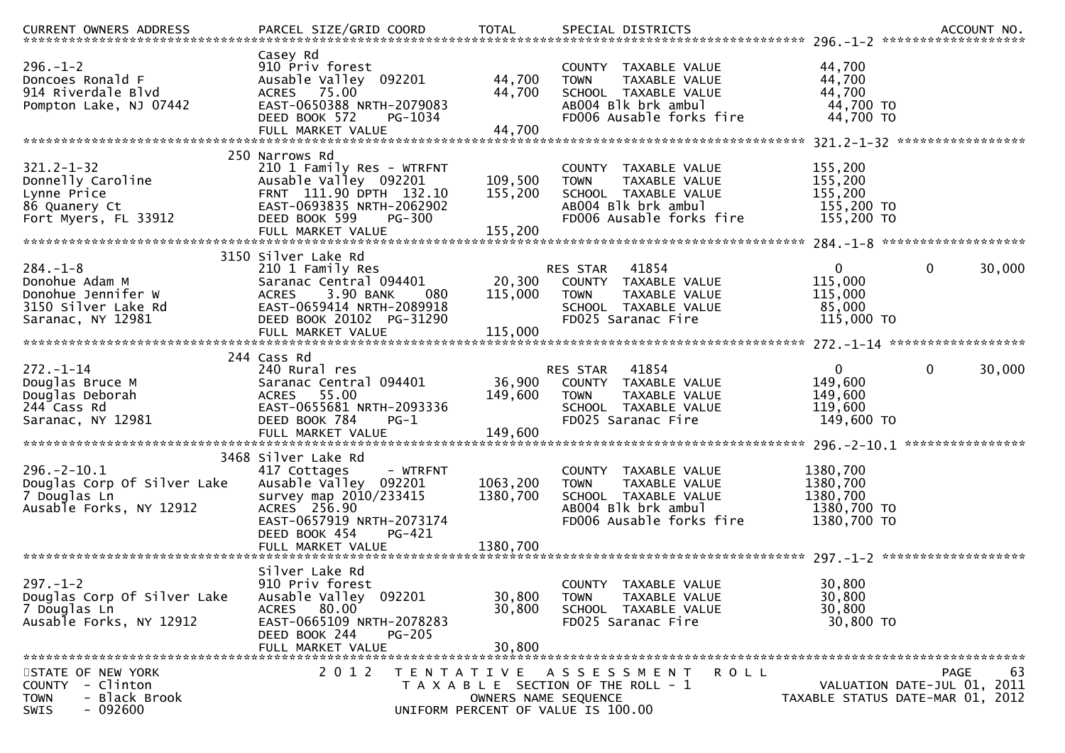| CURRENT OWNERS ADDRESS | PARCEL SIZE/GRID COORD | TOTAL | SPECIAL DISTRICTS | | ACCOUNT NO. |
|---|---|---|---|---|---|
| **296.-1-2** | | | | | |
| | Casey Rd | | | | |
| 296.-1-2 | 910 Priv forest | | COUNTY TAXABLE VALUE | 44,700 | |
| Doncoes Ronald F | Ausable Valley 092201 | 44,700 | TOWN TAXABLE VALUE | 44,700 | |
| 914 Riverdale Blvd | ACRES 75.00 | 44,700 | SCHOOL TAXABLE VALUE | 44,700 | |
| Pompton Lake, NJ 07442 | EAST-0650388 NRTH-2079083 | | AB004 Blk brk ambul | 44,700 TO | |
| | DEED BOOK 572 PG-1034 | | FD006 Ausable forks fire | 44,700 TO | |
| | FULL MARKET VALUE | 44,700 | | | |
| **321.2-1-32** | | | | | |
| | 250 Narrows Rd | | | | |
| 321.2-1-32 | 210 1 Family Res - WTRFNT | | COUNTY TAXABLE VALUE | 155,200 | |
| Donnelly Caroline | Ausable Valley 092201 | 109,500 | TOWN TAXABLE VALUE | 155,200 | |
| Lynne Price | FRNT 111.90 DPTH 132.10 | 155,200 | SCHOOL TAXABLE VALUE | 155,200 | |
| 86 Quanery Ct | EAST-0693835 NRTH-2062902 | | AB004 Blk brk ambul | 155,200 TO | |
| Fort Myers, FL 33912 | DEED BOOK 599 PG-300 | | FD006 Ausable forks fire | 155,200 TO | |
| | FULL MARKET VALUE | 155,200 | | | |
| **284.-1-8** | | | | | |
| | 3150 Silver Lake Rd | | | | |
| 284.-1-8 | 210 1 Family Res | | RES STAR 41854 | 0 | 0 30,000 |
| Donohue Adam M | Saranac Central 094401 | 20,300 | COUNTY TAXABLE VALUE | 115,000 | |
| Donohue Jennifer W | ACRES 3.90 BANK 080 | 115,000 | TOWN TAXABLE VALUE | 115,000 | |
| 3150 Silver Lake Rd | EAST-0659414 NRTH-2089918 | | SCHOOL TAXABLE VALUE | 85,000 | |
| Saranac, NY 12981 | DEED BOOK 20102 PG-31290 | | FD025 Saranac Fire | 115,000 TO | |
| | FULL MARKET VALUE | 115,000 | | | |
| **272.-1-14** | | | | | |
| | 244 Cass Rd | | | | |
| 272.-1-14 | 240 Rural res | | RES STAR 41854 | 0 | 0 30,000 |
| Douglas Bruce M | Saranac Central 094401 | 36,900 | COUNTY TAXABLE VALUE | 149,600 | |
| Douglas Deborah | ACRES 55.00 | 149,600 | TOWN TAXABLE VALUE | 149,600 | |
| 244 Cass Rd | EAST-0655681 NRTH-2093336 | | SCHOOL TAXABLE VALUE | 119,600 | |
| Saranac, NY 12981 | DEED BOOK 784 PG-1 | | FD025 Saranac Fire | 149,600 TO | |
| | FULL MARKET VALUE | 149,600 | | | |
| **296.-2-10.1** | | | | | |
| | 3468 Silver Lake Rd | | | | |
| 296.-2-10.1 | 417 Cottages - WTRFNT | | COUNTY TAXABLE VALUE | 1380,700 | |
| Douglas Corp Of Silver Lake | Ausable Valley 092201 | 1063,200 | TOWN TAXABLE VALUE | 1380,700 | |
| 7 Douglas Ln | survey map 2010/233415 | 1380,700 | SCHOOL TAXABLE VALUE | 1380,700 | |
| Ausable Forks, NY 12912 | ACRES 256.90 | | AB004 Blk brk ambul | 1380,700 TO | |
| | EAST-0657919 NRTH-2073174 | | FD006 Ausable forks fire | 1380,700 TO | |
| | DEED BOOK 454 PG-421 | | | | |
| | FULL MARKET VALUE | 1380,700 | | | |
| **297.-1-2** | | | | | |
| | Silver Lake Rd | | | | |
| 297.-1-2 | 910 Priv forest | | COUNTY TAXABLE VALUE | 30,800 | |
| Douglas Corp Of Silver Lake | Ausable Valley 092201 | 30,800 | TOWN TAXABLE VALUE | 30,800 | |
| 7 Douglas Ln | ACRES 80.00 | 30,800 | SCHOOL TAXABLE VALUE | 30,800 | |
| Ausable Forks, NY 12912 | EAST-0665109 NRTH-2078283 | | FD025 Saranac Fire | 30,800 TO | |
| | DEED BOOK 244 PG-205 | | | | |
| | FULL MARKET VALUE | 30,800 | | | |

STATE OF NEW YORK — 2012 TENTATIVE ASSESSMENT ROLL
COUNTY - Clinton — TAXABLE SECTION OF THE ROLL - 1 — VALUATION DATE-JUL 01, 2011
TOWN - Black Brook — OWNERS NAME SEQUENCE — TAXABLE STATUS DATE-MAR 01, 2012
SWIS - 092600 — UNIFORM PERCENT OF VALUE IS 100.00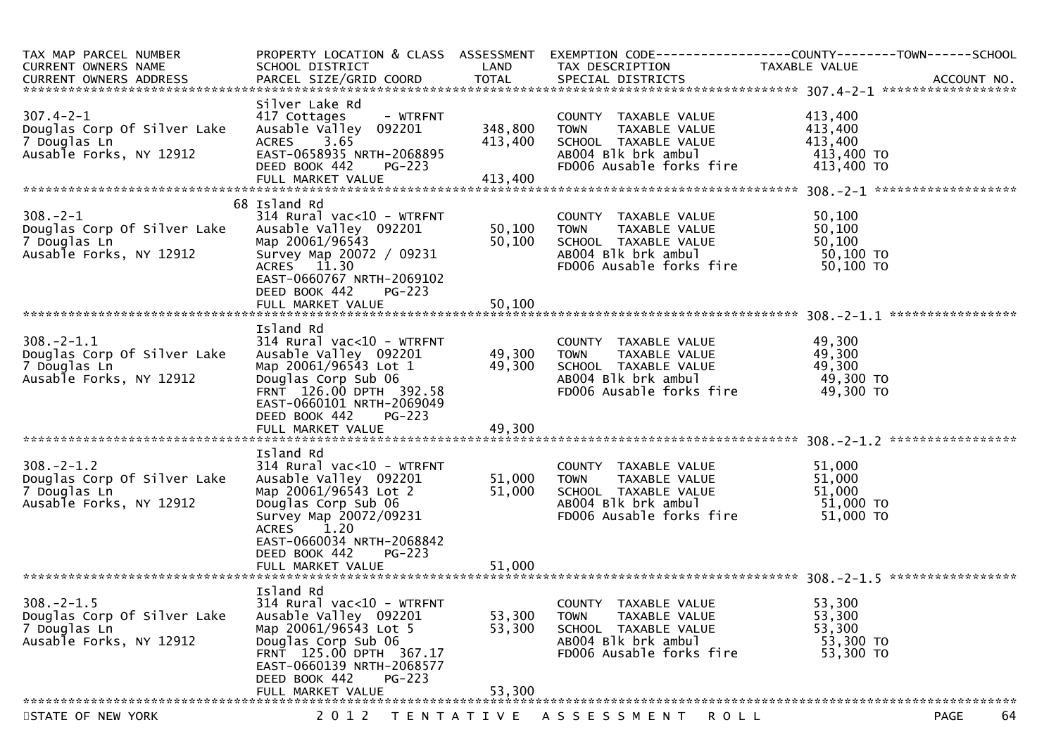| TAX MAP PARCEL NUMBER<br>CURRENT OWNERS NAME<br>CURRENT OWNERS ADDRESS | PROPERTY LOCATION & CLASS<br>SCHOOL DISTRICT<br>PARCEL SIZE/GRID COORD | ASSESSMENT<br>LAND<br>TOTAL | EXEMPTION CODE<br>TAX DESCRIPTION<br>SPECIAL DISTRICTS | COUNTY / TOWN / SCHOOL<br>TAXABLE VALUE | ACCOUNT NO. |
|---|---|---|---|---|---|
| **307.4-2-1** | | | | | |
| 307.4-2-1<br>Douglas Corp Of Silver Lake<br>7 Douglas Ln<br>Ausable Forks, NY 12912 | Silver Lake Rd<br>417 Cottages - WTRFNT<br>Ausable Valley 092201<br>ACRES 3.65<br>EAST-0658935 NRTH-2068895<br>DEED BOOK 442 PG-223<br>FULL MARKET VALUE | <br><br>348,800<br>413,400<br><br><br>413,400 | COUNTY TAXABLE VALUE<br>TOWN TAXABLE VALUE<br>SCHOOL TAXABLE VALUE<br>AB004 Blk brk ambul<br>FD006 Ausable forks fire | 413,400<br>413,400<br>413,400<br>413,400 TO<br>413,400 TO | |
| **308.-2-1** | | | | | |
| 308.-2-1<br>Douglas Corp Of Silver Lake<br>7 Douglas Ln<br>Ausable Forks, NY 12912 | 68 Island Rd<br>314 Rural vac<10 - WTRFNT<br>Ausable Valley 092201<br>Map 20061/96543<br>Survey Map 20072 / 09231<br>ACRES 11.30<br>EAST-0660767 NRTH-2069102<br>DEED BOOK 442 PG-223<br>FULL MARKET VALUE | <br><br>50,100<br>50,100<br><br><br><br><br>50,100 | COUNTY TAXABLE VALUE<br>TOWN TAXABLE VALUE<br>SCHOOL TAXABLE VALUE<br>AB004 Blk brk ambul<br>FD006 Ausable forks fire | 50,100<br>50,100<br>50,100<br>50,100 TO<br>50,100 TO | |
| **308.-2-1.1** | | | | | |
| 308.-2-1.1<br>Douglas Corp Of Silver Lake<br>7 Douglas Ln<br>Ausable Forks, NY 12912 | Island Rd<br>314 Rural vac<10 - WTRFNT<br>Ausable Valley 092201<br>Map 20061/96543 Lot 1<br>Douglas Corp Sub 06<br>FRNT 126.00 DPTH 392.58<br>EAST-0660101 NRTH-2069049<br>DEED BOOK 442 PG-223<br>FULL MARKET VALUE | <br><br>49,300<br>49,300<br><br><br><br><br>49,300 | COUNTY TAXABLE VALUE<br>TOWN TAXABLE VALUE<br>SCHOOL TAXABLE VALUE<br>AB004 Blk brk ambul<br>FD006 Ausable forks fire | 49,300<br>49,300<br>49,300<br>49,300 TO<br>49,300 TO | |
| **308.-2-1.2** | | | | | |
| 308.-2-1.2<br>Douglas Corp Of Silver Lake<br>7 Douglas Ln<br>Ausable Forks, NY 12912 | Island Rd<br>314 Rural vac<10 - WTRFNT<br>Ausable Valley 092201<br>Map 20061/96543 Lot 2<br>Douglas Corp Sub 06<br>Survey Map 20072/09231<br>ACRES 1.20<br>EAST-0660034 NRTH-2068842<br>DEED BOOK 442 PG-223<br>FULL MARKET VALUE | <br><br>51,000<br>51,000<br><br><br><br><br><br>51,000 | COUNTY TAXABLE VALUE<br>TOWN TAXABLE VALUE<br>SCHOOL TAXABLE VALUE<br>AB004 Blk brk ambul<br>FD006 Ausable forks fire | 51,000<br>51,000<br>51,000<br>51,000 TO<br>51,000 TO | |
| **308.-2-1.5** | | | | | |
| 308.-2-1.5<br>Douglas Corp Of Silver Lake<br>7 Douglas Ln<br>Ausable Forks, NY 12912 | Island Rd<br>314 Rural vac<10 - WTRFNT<br>Ausable Valley 092201<br>Map 20061/96543 Lot 5<br>Douglas Corp Sub 06<br>FRNT 125.00 DPTH 367.17<br>EAST-0660139 NRTH-2068577<br>DEED BOOK 442 PG-223<br>FULL MARKET VALUE | <br><br>53,300<br>53,300<br><br><br><br><br>53,300 | COUNTY TAXABLE VALUE<br>TOWN TAXABLE VALUE<br>SCHOOL TAXABLE VALUE<br>AB004 Blk brk ambul<br>FD006 Ausable forks fire | 53,300<br>53,300<br>53,300<br>53,300 TO<br>53,300 TO | |

STATE OF NEW YORK — 2012 TENTATIVE ASSESSMENT ROLL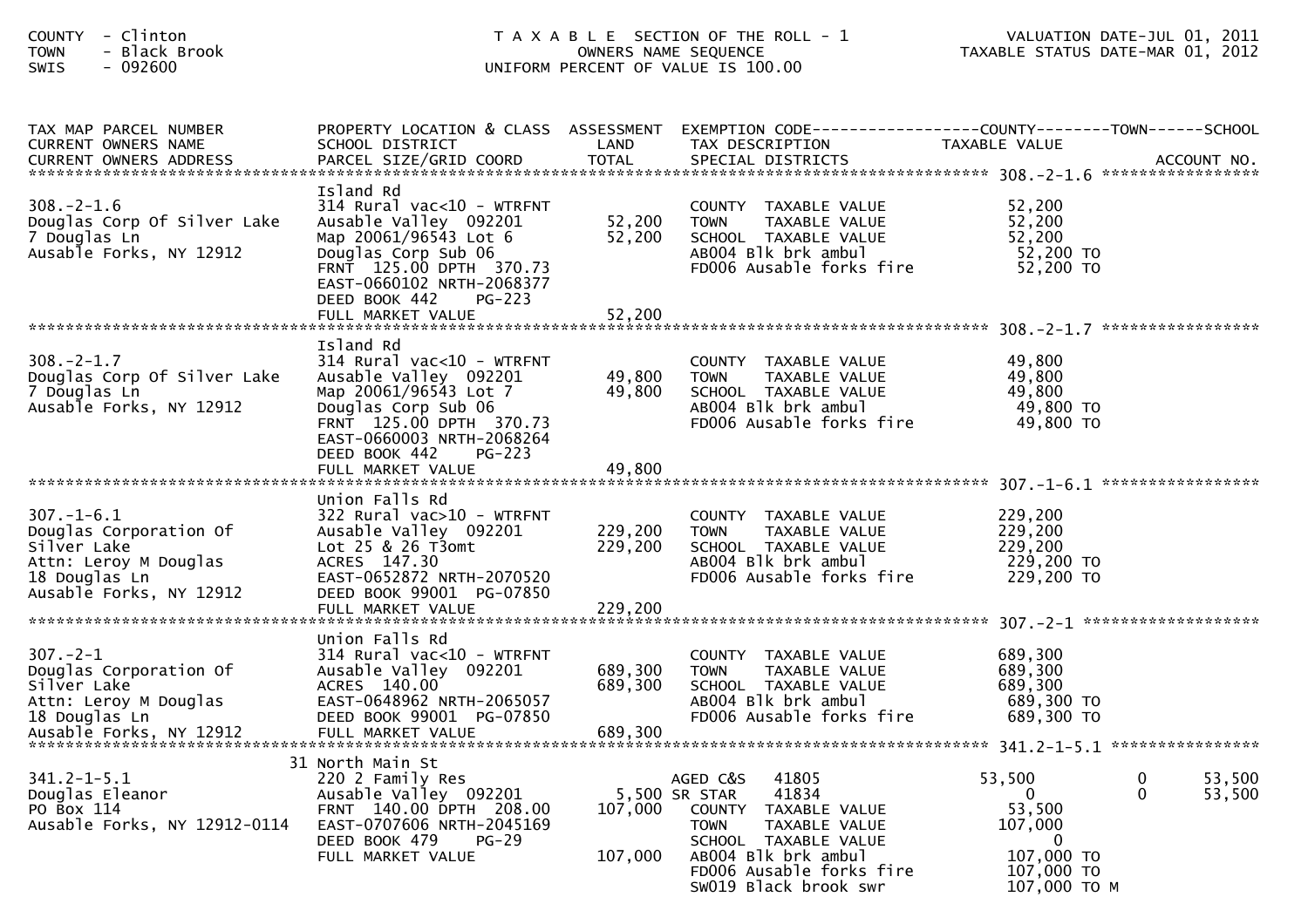COUNTY - Clinton
TOWN - Black Brook
SWIS - 092600

TAXABLE SECTION OF THE ROLL - 1
OWNERS NAME SEQUENCE
UNIFORM PERCENT OF VALUE IS 100.00

VALUATION DATE-JUL 01, 2011
TAXABLE STATUS DATE-MAR 01, 2012

| TAX MAP PARCEL NUMBER / CURRENT OWNERS NAME / CURRENT OWNERS ADDRESS | PROPERTY LOCATION & CLASS / SCHOOL DISTRICT / PARCEL SIZE/GRID COORD | ASSESSMENT LAND / TOTAL | EXEMPTION CODE / TAX DESCRIPTION / SPECIAL DISTRICTS | COUNTY TAXABLE VALUE | TOWN | SCHOOL / ACCOUNT NO. |
|---|---|---|---|---|---|---|
| **308.-2-1.6** | | | | | | |
| 308.-2-1.6 | Island Rd | | | | | |
| Douglas Corp Of Silver Lake | 314 Rural vac<10 - WTRFNT | | COUNTY TAXABLE VALUE | 52,200 | | |
| 7 Douglas Ln | Ausable Valley 092201 | 52,200 | TOWN TAXABLE VALUE | 52,200 | | |
| Ausable Forks, NY 12912 | Map 20061/96543 Lot 6 | 52,200 | SCHOOL TAXABLE VALUE | 52,200 | | |
| | Douglas Corp Sub 06 | | AB004 Blk brk ambul | 52,200 TO | | |
| | FRNT 125.00 DPTH 370.73 | | FD006 Ausable forks fire | 52,200 TO | | |
| | EAST-0660102 NRTH-2068377 | | | | | |
| | DEED BOOK 442 PG-223 | | | | | |
| | FULL MARKET VALUE | 52,200 | | | | |
| **308.-2-1.7** | | | | | | |
| 308.-2-1.7 | Island Rd | | | | | |
| Douglas Corp Of Silver Lake | 314 Rural vac<10 - WTRFNT | | COUNTY TAXABLE VALUE | 49,800 | | |
| 7 Douglas Ln | Ausable Valley 092201 | 49,800 | TOWN TAXABLE VALUE | 49,800 | | |
| Ausable Forks, NY 12912 | Map 20061/96543 Lot 7 | 49,800 | SCHOOL TAXABLE VALUE | 49,800 | | |
| | Douglas Corp Sub 06 | | AB004 Blk brk ambul | 49,800 TO | | |
| | FRNT 125.00 DPTH 370.73 | | FD006 Ausable forks fire | 49,800 TO | | |
| | EAST-0660003 NRTH-2068264 | | | | | |
| | DEED BOOK 442 PG-223 | | | | | |
| | FULL MARKET VALUE | 49,800 | | | | |
| **307.-1-6.1** | | | | | | |
| 307.-1-6.1 | Union Falls Rd | | | | | |
| Douglas Corporation Of | 322 Rural vac>10 - WTRFNT | | COUNTY TAXABLE VALUE | 229,200 | | |
| Silver Lake | Ausable Valley 092201 | 229,200 | TOWN TAXABLE VALUE | 229,200 | | |
| Attn: Leroy M Douglas | Lot 25 & 26 T3omt | 229,200 | SCHOOL TAXABLE VALUE | 229,200 | | |
| 18 Douglas Ln | ACRES 147.30 | | AB004 Blk brk ambul | 229,200 TO | | |
| Ausable Forks, NY 12912 | EAST-0652872 NRTH-2070520 | | FD006 Ausable forks fire | 229,200 TO | | |
| | DEED BOOK 99001 PG-07850 | | | | | |
| | FULL MARKET VALUE | 229,200 | | | | |
| **307.-2-1** | | | | | | |
| 307.-2-1 | Union Falls Rd | | | | | |
| Douglas Corporation Of | 314 Rural vac<10 - WTRFNT | | COUNTY TAXABLE VALUE | 689,300 | | |
| Silver Lake | Ausable Valley 092201 | 689,300 | TOWN TAXABLE VALUE | 689,300 | | |
| Attn: Leroy M Douglas | ACRES 140.00 | 689,300 | SCHOOL TAXABLE VALUE | 689,300 | | |
| 18 Douglas Ln | EAST-0648962 NRTH-2065057 | | AB004 Blk brk ambul | 689,300 TO | | |
| Ausable Forks, NY 12912 | DEED BOOK 99001 PG-07850 | | FD006 Ausable forks fire | 689,300 TO | | |
| | FULL MARKET VALUE | 689,300 | | | | |
| **341.2-1-5.1** | | | | | | |
| 341.2-1-5.1 | 31 North Main St | | | | | |
| Douglas Eleanor | 220 2 Family Res | | AGED C&S 41805 | 53,500 | 0 | 53,500 |
| PO Box 114 | Ausable Valley 092201 | 5,500 | SR STAR 41834 | 0 | 0 | 53,500 |
| Ausable Forks, NY 12912-0114 | FRNT 140.00 DPTH 208.00 | 107,000 | COUNTY TAXABLE VALUE | 53,500 | | |
| | EAST-0707606 NRTH-2045169 | | TOWN TAXABLE VALUE | 107,000 | | |
| | DEED BOOK 479 PG-29 | | SCHOOL TAXABLE VALUE | 0 | | |
| | FULL MARKET VALUE | 107,000 | AB004 Blk brk ambul | 107,000 TO | | |
| | | | FD006 Ausable forks fire | 107,000 TO | | |
| | | | SW019 Black brook swr | 107,000 TO M | | |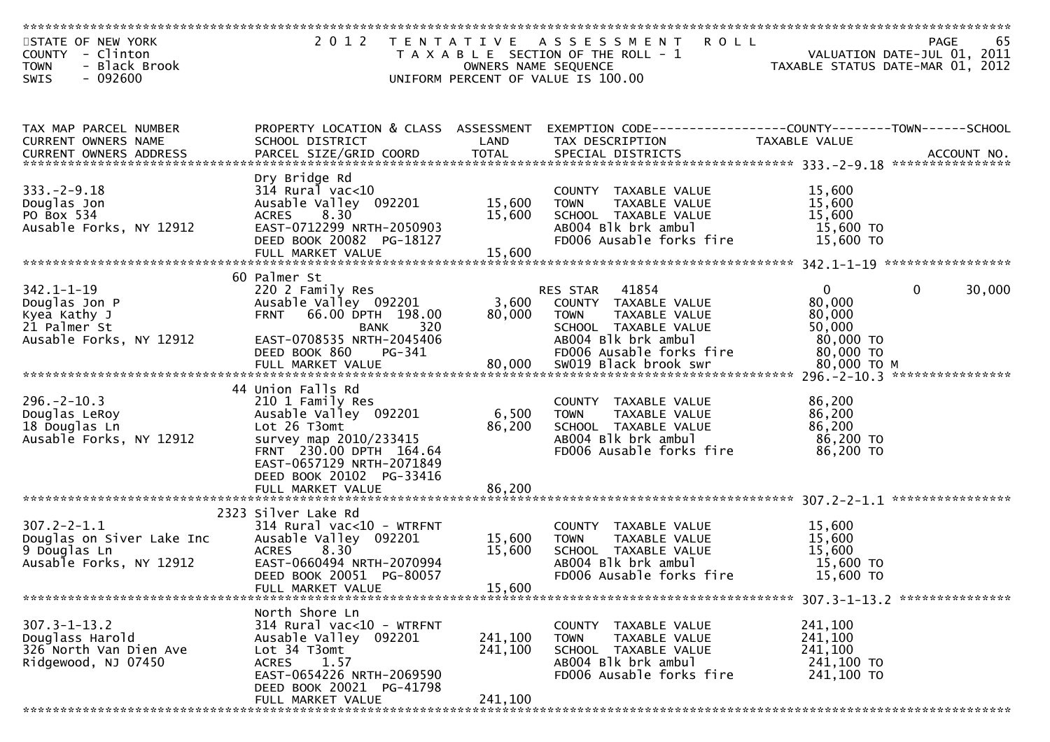STATE OF NEW YORK
COUNTY - Clinton
TOWN - Black Brook
SWIS - 092600

2012 TENTATIVE ASSESSMENT ROLL
TAXABLE SECTION OF THE ROLL - 1
OWNERS NAME SEQUENCE
UNIFORM PERCENT OF VALUE IS 100.00

VALUATION DATE-JUL 01, 2011
TAXABLE STATUS DATE-MAR 01, 2012

| TAX MAP PARCEL NUMBER / CURRENT OWNERS NAME / CURRENT OWNERS ADDRESS | PROPERTY LOCATION & CLASS / SCHOOL DISTRICT / PARCEL SIZE/GRID COORD | ASSESSMENT LAND / TOTAL | EXEMPTION CODE / TAX DESCRIPTION / SPECIAL DISTRICTS | COUNTY TAXABLE VALUE | TOWN | SCHOOL / ACCOUNT NO. |
|---|---|---|---|---|---|---|
| **333.-2-9.18** | Dry Bridge Rd | | | | | |
| 333.-2-9.18 | 314 Rural vac<10 | | COUNTY TAXABLE VALUE | 15,600 | | |
| Douglas Jon | Ausable Valley 092201 | 15,600 | TOWN TAXABLE VALUE | 15,600 | | |
| PO Box 534 | ACRES 8.30 | 15,600 | SCHOOL TAXABLE VALUE | 15,600 | | |
| Ausable Forks, NY 12912 | EAST-0712299 NRTH-2050903 | | AB004 Blk brk ambul | 15,600 TO | | |
| | DEED BOOK 20082 PG-18127 | | FD006 Ausable forks fire | 15,600 TO | | |
| | FULL MARKET VALUE | 15,600 | | | | |
| **342.1-1-19** | 60 Palmer St | | | | | |
| 342.1-1-19 | 220 2 Family Res | | RES STAR 41854 | 0 | 0 | 30,000 |
| Douglas Jon P | Ausable Valley 092201 | 3,600 | COUNTY TAXABLE VALUE | 80,000 | | |
| Kyea Kathy J | FRNT 66.00 DPTH 198.00 | 80,000 | TOWN TAXABLE VALUE | 80,000 | | |
| 21 Palmer St | BANK 320 | | SCHOOL TAXABLE VALUE | 50,000 | | |
| Ausable Forks, NY 12912 | EAST-0708535 NRTH-2045406 | | AB004 Blk brk ambul | 80,000 TO | | |
| | DEED BOOK 860 PG-341 | | FD006 Ausable forks fire | 80,000 TO | | |
| | FULL MARKET VALUE | 80,000 | SW019 Black brook swr | 80,000 TO M | | |
| **296.-2-10.3** | 44 Union Falls Rd | | | | | |
| 296.-2-10.3 | 210 1 Family Res | | COUNTY TAXABLE VALUE | 86,200 | | |
| Douglas LeRoy | Ausable Valley 092201 | 6,500 | TOWN TAXABLE VALUE | 86,200 | | |
| 18 Douglas Ln | Lot 26 T3omt | 86,200 | SCHOOL TAXABLE VALUE | 86,200 | | |
| Ausable Forks, NY 12912 | survey map 2010/233415 | | AB004 Blk brk ambul | 86,200 TO | | |
| | FRNT 230.00 DPTH 164.64 | | FD006 Ausable forks fire | 86,200 TO | | |
| | EAST-0657129 NRTH-2071849 | | | | | |
| | DEED BOOK 20102 PG-33416 | | | | | |
| | FULL MARKET VALUE | 86,200 | | | | |
| **307.2-2-1.1** | 2323 Silver Lake Rd | | | | | |
| 307.2-2-1.1 | 314 Rural vac<10 - WTRFNT | | COUNTY TAXABLE VALUE | 15,600 | | |
| Douglas on Siver Lake Inc | Ausable Valley 092201 | 15,600 | TOWN TAXABLE VALUE | 15,600 | | |
| 9 Douglas Ln | ACRES 8.30 | 15,600 | SCHOOL TAXABLE VALUE | 15,600 | | |
| Ausable Forks, NY 12912 | EAST-0660494 NRTH-2070994 | | AB004 Blk brk ambul | 15,600 TO | | |
| | DEED BOOK 20051 PG-80057 | | FD006 Ausable forks fire | 15,600 TO | | |
| | FULL MARKET VALUE | 15,600 | | | | |
| **307.3-1-13.2** | North Shore Ln | | | | | |
| 307.3-1-13.2 | 314 Rural vac<10 - WTRFNT | | COUNTY TAXABLE VALUE | 241,100 | | |
| Douglass Harold | Ausable Valley 092201 | 241,100 | TOWN TAXABLE VALUE | 241,100 | | |
| 326 North Van Dien Ave | Lot 34 T3omt | 241,100 | SCHOOL TAXABLE VALUE | 241,100 | | |
| Ridgewood, NJ 07450 | ACRES 1.57 | | AB004 Blk brk ambul | 241,100 TO | | |
| | EAST-0654226 NRTH-2069590 | | FD006 Ausable forks fire | 241,100 TO | | |
| | DEED BOOK 20021 PG-41798 | | | | | |
| | FULL MARKET VALUE | 241,100 | | | | |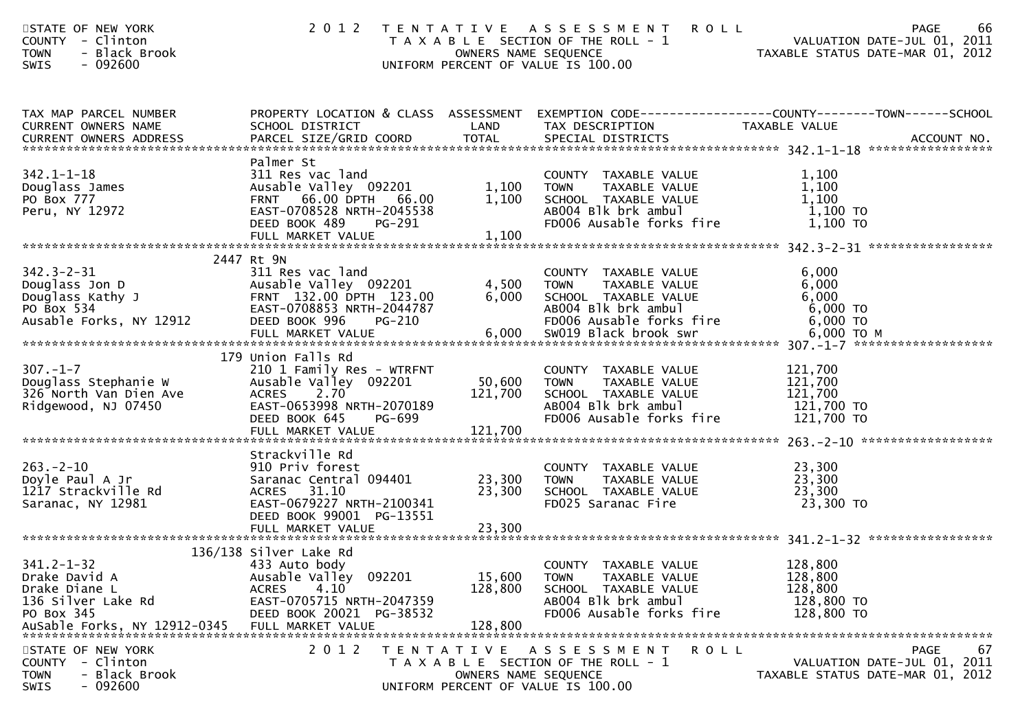| TAX MAP PARCEL NUMBER<br>CURRENT OWNERS NAME<br>CURRENT OWNERS ADDRESS | PROPERTY LOCATION & CLASS<br>SCHOOL DISTRICT<br>PARCEL SIZE/GRID COORD | ASSESSMENT<br>LAND<br>TOTAL | EXEMPTION CODE-----COUNTY-----TOWN-----SCHOOL<br>TAX DESCRIPTION<br>SPECIAL DISTRICTS | TAXABLE VALUE | ACCOUNT NO. |
|---|---|---|---|---|---|
| **342.1-1-18** | Palmer St | | | | |
| 342.1-1-18 | 311 Res vac land | | COUNTY TAXABLE VALUE | 1,100 | |
| Douglass James | Ausable Valley 092201 | 1,100 | TOWN TAXABLE VALUE | 1,100 | |
| PO Box 777 | FRNT 66.00 DPTH 66.00 | 1,100 | SCHOOL TAXABLE VALUE | 1,100 | |
| Peru, NY 12972 | EAST-0708528 NRTH-2045538 | | AB004 Blk brk ambul | 1,100 TO | |
| | DEED BOOK 489 PG-291 | | FD006 Ausable forks fire | 1,100 TO | |
| | FULL MARKET VALUE | 1,100 | | | |
| **342.3-2-31** | 2447 Rt 9N | | | | |
| 342.3-2-31 | 311 Res vac land | | COUNTY TAXABLE VALUE | 6,000 | |
| Douglass Jon D | Ausable Valley 092201 | 4,500 | TOWN TAXABLE VALUE | 6,000 | |
| Douglass Kathy J | FRNT 132.00 DPTH 123.00 | 6,000 | SCHOOL TAXABLE VALUE | 6,000 | |
| PO Box 534 | EAST-0708853 NRTH-2044787 | | AB004 Blk brk ambul | 6,000 TO | |
| Ausable Forks, NY 12912 | DEED BOOK 996 PG-210 | | FD006 Ausable forks fire | 6,000 TO | |
| | FULL MARKET VALUE | 6,000 | SW019 Black brook swr | 6,000 TO M | |
| **307.-1-7** | 179 Union Falls Rd | | | | |
| 307.-1-7 | 210 1 Family Res - WTRFNT | | COUNTY TAXABLE VALUE | 121,700 | |
| Douglass Stephanie W | Ausable Valley 092201 | 50,600 | TOWN TAXABLE VALUE | 121,700 | |
| 326 North Van Dien Ave | ACRES 2.70 | 121,700 | SCHOOL TAXABLE VALUE | 121,700 | |
| Ridgewood, NJ 07450 | EAST-0653998 NRTH-2070189 | | AB004 Blk brk ambul | 121,700 TO | |
| | DEED BOOK 645 PG-699 | | FD006 Ausable forks fire | 121,700 TO | |
| | FULL MARKET VALUE | 121,700 | | | |
| **263.-2-10** | Strackville Rd | | | | |
| 263.-2-10 | 910 Priv forest | | COUNTY TAXABLE VALUE | 23,300 | |
| Doyle Paul A Jr | Saranac Central 094401 | 23,300 | TOWN TAXABLE VALUE | 23,300 | |
| 1217 Strackville Rd | ACRES 31.10 | 23,300 | SCHOOL TAXABLE VALUE | 23,300 | |
| Saranac, NY 12981 | EAST-0679227 NRTH-2100341 | | FD025 Saranac Fire | 23,300 TO | |
| | DEED BOOK 99001 PG-13551 | | | | |
| | FULL MARKET VALUE | 23,300 | | | |
| **341.2-1-32** | 136/138 Silver Lake Rd | | | | |
| 341.2-1-32 | 433 Auto body | | COUNTY TAXABLE VALUE | 128,800 | |
| Drake David A | Ausable Valley 092201 | 15,600 | TOWN TAXABLE VALUE | 128,800 | |
| Drake Diane L | ACRES 4.10 | 128,800 | SCHOOL TAXABLE VALUE | 128,800 | |
| 136 Silver Lake Rd | EAST-0705715 NRTH-2047359 | | AB004 Blk brk ambul | 128,800 TO | |
| PO Box 345 | DEED BOOK 20021 PG-38532 | | FD006 Ausable forks fire | 128,800 TO | |
| AuSable Forks, NY 12912-0345 | FULL MARKET VALUE | 128,800 | | | |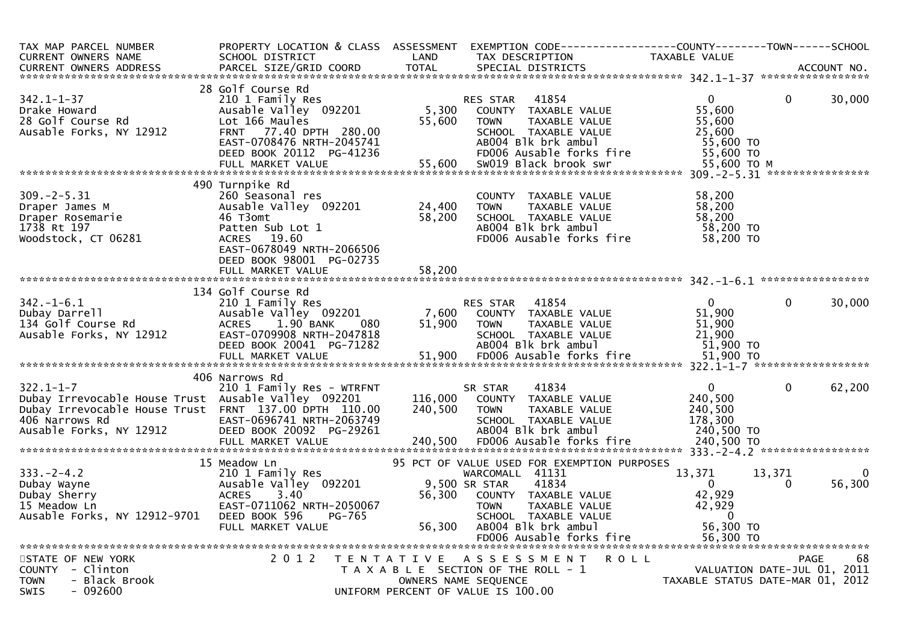```
TAX MAP PARCEL NUMBER          PROPERTY LOCATION & CLASS  ASSESSMENT  EXEMPTION CODE------------------COUNTY--------TOWN------SCHOOL
CURRENT OWNERS NAME            SCHOOL DISTRICT             LAND       TAX DESCRIPTION              TAXABLE VALUE
CURRENT OWNERS ADDRESS         PARCEL SIZE/GRID COORD      TOTAL      SPECIAL DISTRICTS                                       ACCOUNT NO.
******************************************************************************************************* 342.1-1-37 *****************
                               28 Golf Course Rd
342.1-1-37                     210 1 Family Res                       RES STAR    41854                  0            0        30,000
Drake Howard                   Ausable Valley  092201       5,300     COUNTY  TAXABLE VALUE           55,600
28 Golf Course Rd              Lot 166 Maules              55,600     TOWN    TAXABLE VALUE           55,600
Ausable Forks, NY 12912        FRNT   77.40 DPTH  280.00              SCHOOL  TAXABLE VALUE           25,600
                               EAST-0708476 NRTH-2045741              AB004 Blk brk ambul              55,600 TO
                               DEED BOOK 20112  PG-41236              FD006 Ausable forks fire         55,600 TO
                               FULL MARKET VALUE           55,600     SW019 Black brook swr            55,600 TO M
******************************************************************************************************* 309.-2-5.31 ****************
                               490 Turnpike Rd
309.-2-5.31                    260 Seasonal res                       COUNTY  TAXABLE VALUE           58,200
Draper James M                 Ausable Valley  092201      24,400     TOWN    TAXABLE VALUE           58,200
Draper Rosemarie               46 T3omt                    58,200     SCHOOL  TAXABLE VALUE           58,200
1738 Rt 197                    Patten Sub Lot 1                       AB004 Blk brk ambul              58,200 TO
Woodstock, CT 06281            ACRES   19.60                          FD006 Ausable forks fire         58,200 TO
                               EAST-0678049 NRTH-2066506
                               DEED BOOK 98001  PG-02735
                               FULL MARKET VALUE           58,200
******************************************************************************************************* 342.-1-6.1 *****************
                               134 Golf Course Rd
342.-1-6.1                     210 1 Family Res                       RES STAR    41854                  0            0        30,000
Dubay Darrell                  Ausable Valley  092201       7,600     COUNTY  TAXABLE VALUE           51,900
134 Golf Course Rd             ACRES    1.90 BANK    080   51,900     TOWN    TAXABLE VALUE           51,900
Ausable Forks, NY 12912        EAST-0709908 NRTH-2047818              SCHOOL  TAXABLE VALUE           21,900
                               DEED BOOK 20041  PG-71282              AB004 Blk brk ambul              51,900 TO
                               FULL MARKET VALUE           51,900     FD006 Ausable forks fire         51,900 TO
******************************************************************************************************* 322.1-1-7 ******************
                               406 Narrows Rd
322.1-1-7                      210 1 Family Res - WTRFNT              SR STAR     41834                  0            0        62,200
Dubay Irrevocable House Trust  Ausable Valley  092201     116,000     COUNTY  TAXABLE VALUE          240,500
Dubay Irrevocable House Trust  FRNT  137.00 DPTH  110.00  240,500     TOWN    TAXABLE VALUE          240,500
406 Narrows Rd                 EAST-0696741 NRTH-2063749              SCHOOL  TAXABLE VALUE          178,300
Ausable Forks, NY 12912        DEED BOOK 20092  PG-29261              AB004 Blk brk ambul             240,500 TO
                               FULL MARKET VALUE          240,500     FD006 Ausable forks fire        240,500 TO
******************************************************************************************************* 333.-2-4.2 *****************
                               15 Meadow Ln                 95 PCT OF VALUE USED FOR EXEMPTION PURPOSES
333.-2-4.2                     210 1 Family Res                       WARCOMALL   41131             13,371       13,371             0
Dubay Wayne                    Ausable Valley  092201       9,500 SR STAR     41834                  0            0        56,300
Dubay Sherry                   ACRES    3.40               56,300     COUNTY  TAXABLE VALUE           42,929
15 Meadow Ln                   EAST-0711062 NRTH-2050067              TOWN    TAXABLE VALUE           42,929
Ausable Forks, NY 12912-9701   DEED BOOK 596    PG-765                SCHOOL  TAXABLE VALUE                0
                               FULL MARKET VALUE           56,300     AB004 Blk brk ambul              56,300 TO
                                                                      FD006 Ausable forks fire         56,300 TO
************************************************************************************************************************************
STATE OF NEW YORK              2 0 1 2   T E N T A T I V E   A S S E S S M E N T   R O L L                               PAGE    68
COUNTY  - Clinton                        T A X A B L E  SECTION OF THE ROLL - 1                  VALUATION DATE-JUL 01, 2011
TOWN    - Black Brook                          OWNERS NAME SEQUENCE                      TAXABLE STATUS DATE-MAR 01, 2012
SWIS    - 092600                        UNIFORM PERCENT OF VALUE IS 100.00
```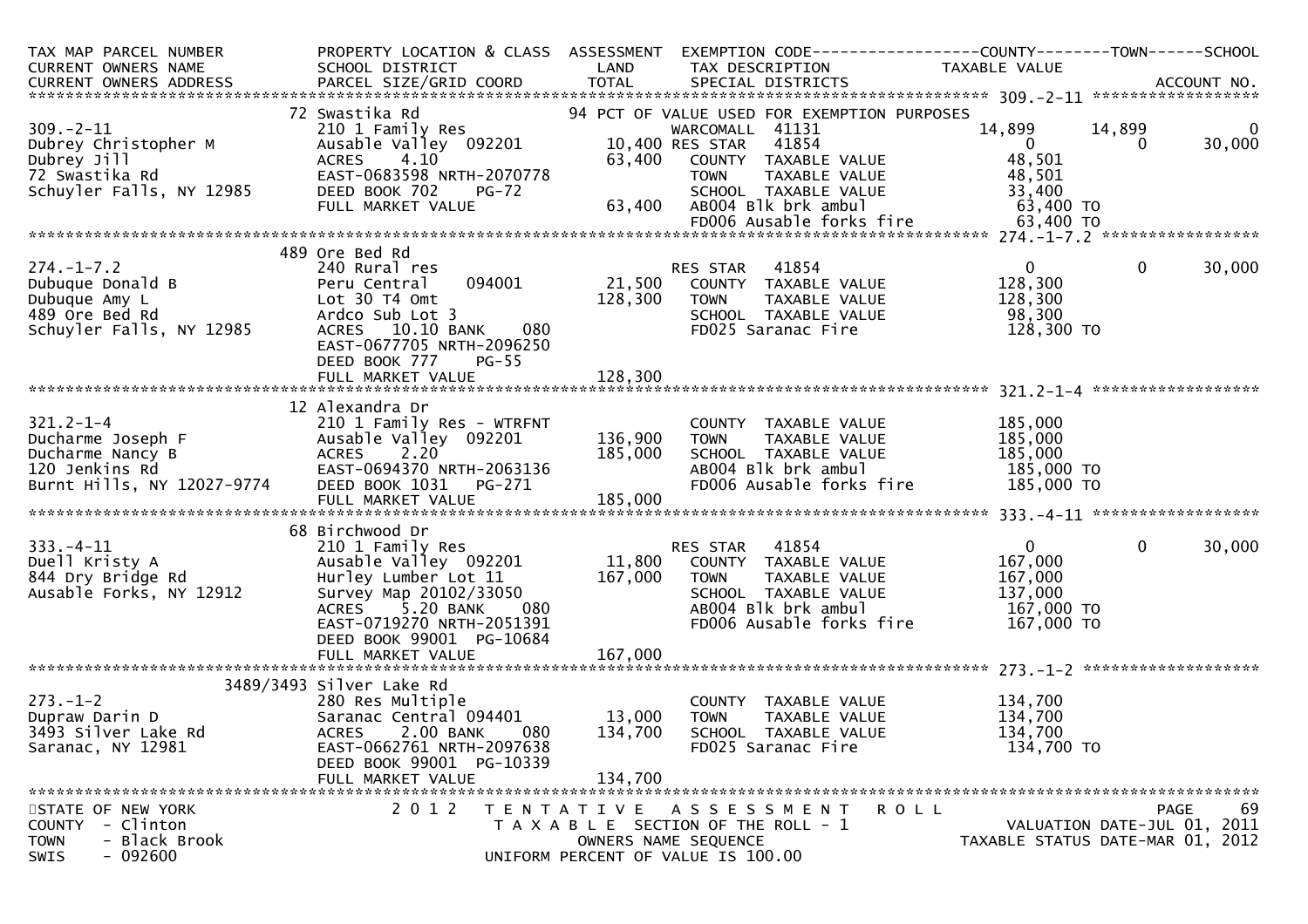```
TAX MAP PARCEL NUMBER          PROPERTY LOCATION & CLASS  ASSESSMENT  EXEMPTION CODE------------------COUNTY--------TOWN------SCHOOL
CURRENT OWNERS NAME            SCHOOL DISTRICT               LAND      TAX DESCRIPTION              TAXABLE VALUE
CURRENT OWNERS ADDRESS         PARCEL SIZE/GRID COORD        TOTAL     SPECIAL DISTRICTS                                        ACCOUNT NO.
******************************************************************************************************* 309.-2-11 ******************
                              72 Swastika Rd                            94 PCT OF VALUE USED FOR EXEMPTION PURPOSES
309.-2-11                     210 1 Family Res                            WARCOMALL  41131            14,899       14,899             0
Dubrey Christopher M          Ausable Valley  092201       10,400 RES STAR   41854                     0            0         30,000
Dubrey Jill                   ACRES     4.10                63,400    COUNTY  TAXABLE VALUE            48,501
72 Swastika Rd                EAST-0683598 NRTH-2070778               TOWN    TAXABLE VALUE            48,501
Schuyler Falls, NY 12985      DEED BOOK 702    PG-72                  SCHOOL  TAXABLE VALUE            33,400
                              FULL MARKET VALUE             63,400    AB004 Blk brk ambul               63,400 TO
                                                                      FD006 Ausable forks fire          63,400 TO
******************************************************************************************************* 274.-1-7.2 *****************
                              489 Ore Bed Rd
274.-1-7.2                    240 Rural res                           RES STAR   41854                     0            0         30,000
Dubuque Donald B              Peru Central     094001      21,500    COUNTY  TAXABLE VALUE           128,300
Dubuque Amy L                 Lot 30 T4 Omt                128,300    TOWN    TAXABLE VALUE           128,300
489 Ore Bed Rd                Ardco Sub Lot 3                         SCHOOL  TAXABLE VALUE            98,300
Schuyler Falls, NY 12985      ACRES    10.10 BANK     080             FD025 Saranac Fire               128,300 TO
                              EAST-0677705 NRTH-2096250
                              DEED BOOK 777    PG-55
                              FULL MARKET VALUE            128,300
******************************************************************************************************* 321.2-1-4 ******************
                              12 Alexandra Dr
321.2-1-4                     210 1 Family Res - WTRFNT               COUNTY  TAXABLE VALUE           185,000
Ducharme Joseph F             Ausable Valley  092201      136,900    TOWN    TAXABLE VALUE           185,000
Ducharme Nancy B              ACRES     2.20               185,000    SCHOOL  TAXABLE VALUE           185,000
120 Jenkins Rd                EAST-0694370 NRTH-2063136               AB004 Blk brk ambul              185,000 TO
Burnt Hills, NY 12027-9774    DEED BOOK 1031   PG-271                 FD006 Ausable forks fire         185,000 TO
                              FULL MARKET VALUE            185,000
******************************************************************************************************* 333.-4-11 ******************
                              68 Birchwood Dr
333.-4-11                     210 1 Family Res                        RES STAR   41854                     0            0         30,000
Duell Kristy A                Ausable Valley  092201       11,800    COUNTY  TAXABLE VALUE           167,000
844 Dry Bridge Rd             Hurley Lumber Lot 11         167,000    TOWN    TAXABLE VALUE           167,000
Ausable Forks, NY 12912       Survey Map 20102/33050                  SCHOOL  TAXABLE VALUE           137,000
                              ACRES     5.20 BANK     080             AB004 Blk brk ambul              167,000 TO
                              EAST-0719270 NRTH-2051391               FD006 Ausable forks fire         167,000 TO
                              DEED BOOK 99001 PG-10684
                              FULL MARKET VALUE            167,000
******************************************************************************************************* 273.-1-2 *******************
                              3489/3493 Silver Lake Rd
273.-1-2                      280 Res Multiple                        COUNTY  TAXABLE VALUE           134,700
Dupraw Darin D                Saranac Central 094401       13,000    TOWN    TAXABLE VALUE           134,700
3493 Silver Lake Rd           ACRES     2.00 BANK     080 134,700    SCHOOL  TAXABLE VALUE           134,700
Saranac, NY 12981             EAST-0662761 NRTH-2097638               FD025 Saranac Fire               134,700 TO
                              DEED BOOK 99001 PG-10339
                              FULL MARKET VALUE            134,700
************************************************************************************************************************************
STATE OF NEW YORK                 2 0 1 2   T E N T A T I V E   A S S E S S M E N T   R O L L                               PAGE    69
COUNTY  - Clinton                              T A X A B L E  SECTION OF THE ROLL - 1                   VALUATION DATE-JUL 01, 2011
TOWN    - Black Brook                                 OWNERS NAME SEQUENCE                            TAXABLE STATUS DATE-MAR 01, 2012
SWIS    - 092600                                UNIFORM PERCENT OF VALUE IS 100.00
```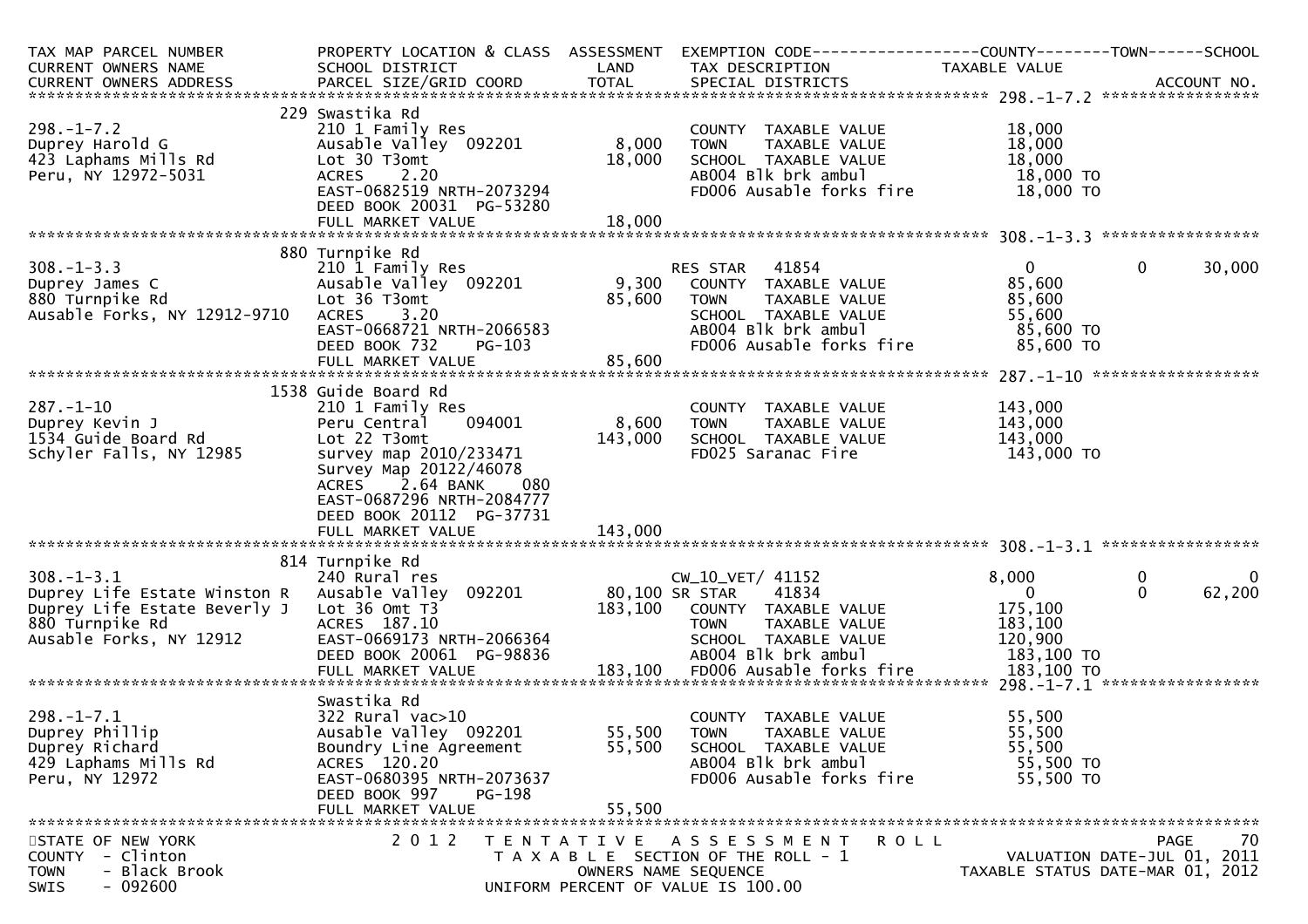| TAX MAP PARCEL NUMBER<br>CURRENT OWNERS NAME<br>CURRENT OWNERS ADDRESS | PROPERTY LOCATION & CLASS<br>SCHOOL DISTRICT<br>PARCEL SIZE/GRID COORD | ASSESSMENT<br>LAND<br>TOTAL | EXEMPTION CODE<br>TAX DESCRIPTION<br>SPECIAL DISTRICTS | COUNTY<br>TAXABLE VALUE | TOWN | SCHOOL<br>ACCOUNT NO. |
|---|---|---|---|---|---|---|
| **298.-1-7.2** | | | | | | |
| | 229 Swastika Rd | | | | | |
| 298.-1-7.2 | 210 1 Family Res | | COUNTY TAXABLE VALUE | 18,000 | | |
| Duprey Harold G | Ausable Valley 092201 | 8,000 | TOWN TAXABLE VALUE | 18,000 | | |
| 423 Laphams Mills Rd | Lot 30 T3omt | 18,000 | SCHOOL TAXABLE VALUE | 18,000 | | |
| Peru, NY 12972-5031 | ACRES 2.20 | | AB004 Blk brk ambul | 18,000 TO | | |
| | EAST-0682519 NRTH-2073294 | | FD006 Ausable forks fire | 18,000 TO | | |
| | DEED BOOK 20031 PG-53280 | | | | | |
| | FULL MARKET VALUE | 18,000 | | | | |
| **308.-1-3.3** | | | | | | |
| | 880 Turnpike Rd | | | | | |
| 308.-1-3.3 | 210 1 Family Res | | RES STAR 41854 | 0 | 0 | 30,000 |
| Duprey James C | Ausable Valley 092201 | 9,300 | COUNTY TAXABLE VALUE | 85,600 | | |
| 880 Turnpike Rd | Lot 36 T3omt | 85,600 | TOWN TAXABLE VALUE | 85,600 | | |
| Ausable Forks, NY 12912-9710 | ACRES 3.20 | | SCHOOL TAXABLE VALUE | 55,600 | | |
| | EAST-0668721 NRTH-2066583 | | AB004 Blk brk ambul | 85,600 TO | | |
| | DEED BOOK 732 PG-103 | | FD006 Ausable forks fire | 85,600 TO | | |
| | FULL MARKET VALUE | 85,600 | | | | |
| **287.-1-10** | | | | | | |
| | 1538 Guide Board Rd | | | | | |
| 287.-1-10 | 210 1 Family Res | | COUNTY TAXABLE VALUE | 143,000 | | |
| Duprey Kevin J | Peru Central 094001 | 8,600 | TOWN TAXABLE VALUE | 143,000 | | |
| 1534 Guide Board Rd | Lot 22 T3omt | 143,000 | SCHOOL TAXABLE VALUE | 143,000 | | |
| Schyler Falls, NY 12985 | survey map 2010/233471 | | FD025 Saranac Fire | 143,000 TO | | |
| | Survey Map 20122/46078 | | | | | |
| | ACRES 2.64 BANK 080 | | | | | |
| | EAST-0687296 NRTH-2084777 | | | | | |
| | DEED BOOK 20112 PG-37731 | | | | | |
| | FULL MARKET VALUE | 143,000 | | | | |
| **308.-1-3.1** | | | | | | |
| | 814 Turnpike Rd | | | | | |
| 308.-1-3.1 | 240 Rural res | | CW_10_VET/ 41152 | 8,000 | 0 | 0 |
| Duprey Life Estate Winston R | Ausable Valley 092201 | 80,100 | SR STAR 41834 | 0 | 0 | 62,200 |
| Duprey Life Estate Beverly J | Lot 36 Omt T3 | 183,100 | COUNTY TAXABLE VALUE | 175,100 | | |
| 880 Turnpike Rd | ACRES 187.10 | | TOWN TAXABLE VALUE | 183,100 | | |
| Ausable Forks, NY 12912 | EAST-0669173 NRTH-2066364 | | SCHOOL TAXABLE VALUE | 120,900 | | |
| | DEED BOOK 20061 PG-98836 | | AB004 Blk brk ambul | 183,100 TO | | |
| | FULL MARKET VALUE | 183,100 | FD006 Ausable forks fire | 183,100 TO | | |
| **298.-1-7.1** | | | | | | |
| | Swastika Rd | | | | | |
| 298.-1-7.1 | 322 Rural vac>10 | | COUNTY TAXABLE VALUE | 55,500 | | |
| Duprey Phillip | Ausable Valley 092201 | 55,500 | TOWN TAXABLE VALUE | 55,500 | | |
| Duprey Richard | Boundry Line Agreement | 55,500 | SCHOOL TAXABLE VALUE | 55,500 | | |
| 429 Laphams Mills Rd | ACRES 120.20 | | AB004 Blk brk ambul | 55,500 TO | | |
| Peru, NY 12972 | EAST-0680395 NRTH-2073637 | | FD006 Ausable forks fire | 55,500 TO | | |
| | DEED BOOK 997 PG-198 | | | | | |
| | FULL MARKET VALUE | 55,500 | | | | |

STATE OF NEW YORK — 2012 TENTATIVE ASSESSMENT ROLL
COUNTY - Clinton — TAXABLE SECTION OF THE ROLL - 1 — VALUATION DATE-JUL 01, 2011
TOWN - Black Brook — OWNERS NAME SEQUENCE — TAXABLE STATUS DATE-MAR 01, 2012
SWIS - 092600 — UNIFORM PERCENT OF VALUE IS 100.00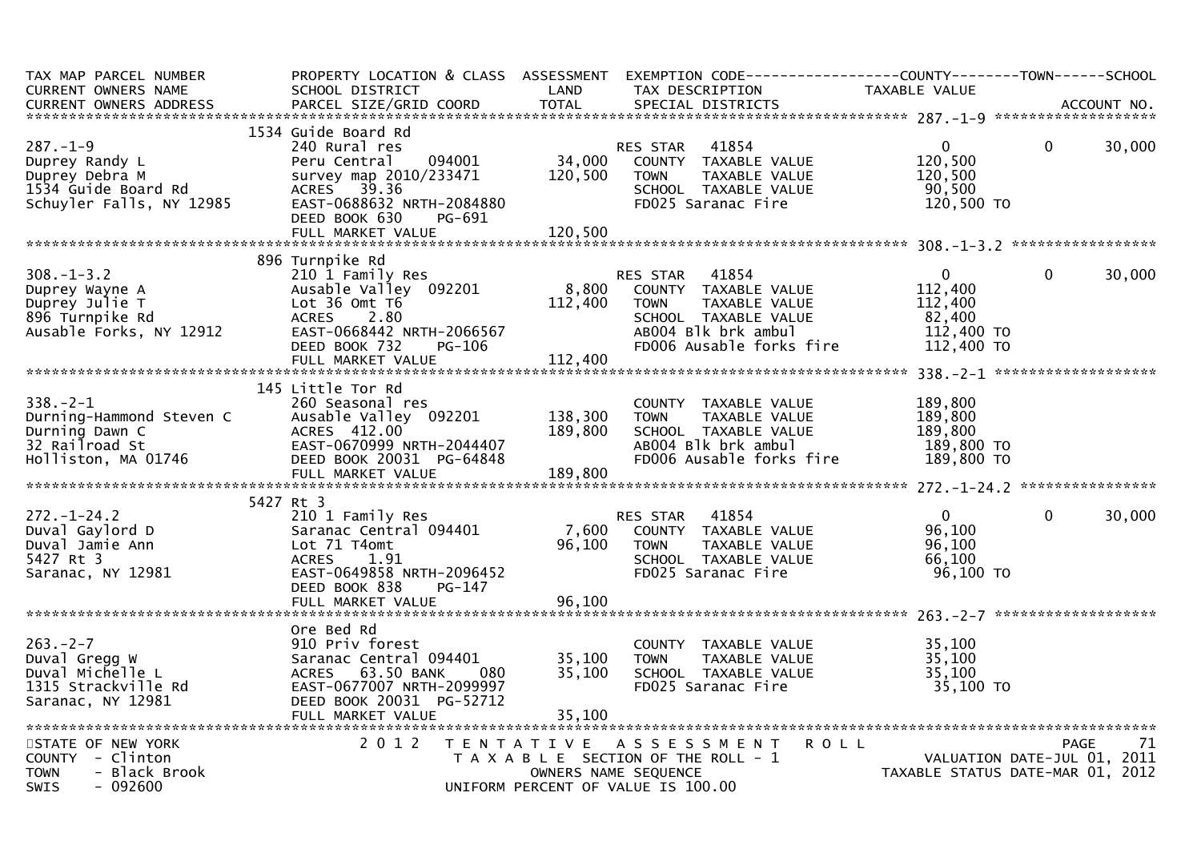| TAX MAP PARCEL NUMBER<br>CURRENT OWNERS NAME<br>CURRENT OWNERS ADDRESS | PROPERTY LOCATION & CLASS<br>SCHOOL DISTRICT<br>PARCEL SIZE/GRID COORD | ASSESSMENT<br>LAND<br>TOTAL | EXEMPTION CODE<br>TAX DESCRIPTION<br>SPECIAL DISTRICTS | COUNTY<br>TAXABLE VALUE | TOWN | SCHOOL<br>ACCOUNT NO. |
|---|---|---|---|---|---|---|
| **287.-1-9** | 1534 Guide Board Rd | | | | | |
| 287.-1-9 | 240 Rural res | | RES STAR 41854 | 0 | 0 | 30,000 |
| Duprey Randy L | Peru Central 094001 | 34,000 | COUNTY TAXABLE VALUE | 120,500 | | |
| Duprey Debra M | survey map 2010/233471 | 120,500 | TOWN TAXABLE VALUE | 120,500 | | |
| 1534 Guide Board Rd | ACRES 39.36 | | SCHOOL TAXABLE VALUE | 90,500 | | |
| Schuyler Falls, NY 12985 | EAST-0688632 NRTH-2084880 | | FD025 Saranac Fire | 120,500 TO | | |
| | DEED BOOK 630 PG-691 | | | | | |
| | FULL MARKET VALUE | 120,500 | | | | |
| **308.-1-3.2** | 896 Turnpike Rd | | | | | |
| 308.-1-3.2 | 210 1 Family Res | | RES STAR 41854 | 0 | 0 | 30,000 |
| Duprey Wayne A | Ausable Valley 092201 | 8,800 | COUNTY TAXABLE VALUE | 112,400 | | |
| Duprey Julie T | Lot 36 Omt T6 | 112,400 | TOWN TAXABLE VALUE | 112,400 | | |
| 896 Turnpike Rd | ACRES 2.80 | | SCHOOL TAXABLE VALUE | 82,400 | | |
| Ausable Forks, NY 12912 | EAST-0668442 NRTH-2066567 | | AB004 Blk brk ambul | 112,400 TO | | |
| | DEED BOOK 732 PG-106 | | FD006 Ausable forks fire | 112,400 TO | | |
| | FULL MARKET VALUE | 112,400 | | | | |
| **338.-2-1** | 145 Little Tor Rd | | | | | |
| 338.-2-1 | 260 Seasonal res | | COUNTY TAXABLE VALUE | 189,800 | | |
| Durning-Hammond Steven C | Ausable Valley 092201 | 138,300 | TOWN TAXABLE VALUE | 189,800 | | |
| Durning Dawn C | ACRES 412.00 | 189,800 | SCHOOL TAXABLE VALUE | 189,800 | | |
| 32 Railroad St | EAST-0670999 NRTH-2044407 | | AB004 Blk brk ambul | 189,800 TO | | |
| Holliston, MA 01746 | DEED BOOK 20031 PG-64848 | | FD006 Ausable forks fire | 189,800 TO | | |
| | FULL MARKET VALUE | 189,800 | | | | |
| **272.-1-24.2** | 5427 Rt 3 | | | | | |
| 272.-1-24.2 | 210 1 Family Res | | RES STAR 41854 | 0 | 0 | 30,000 |
| Duval Gaylord D | Saranac Central 094401 | 7,600 | COUNTY TAXABLE VALUE | 96,100 | | |
| Duval Jamie Ann | Lot 71 T4omt | 96,100 | TOWN TAXABLE VALUE | 96,100 | | |
| 5427 Rt 3 | ACRES 1.91 | | SCHOOL TAXABLE VALUE | 66,100 | | |
| Saranac, NY 12981 | EAST-0649858 NRTH-2096452 | | FD025 Saranac Fire | 96,100 TO | | |
| | DEED BOOK 838 PG-147 | | | | | |
| | FULL MARKET VALUE | 96,100 | | | | |
| **263.-2-7** | Ore Bed Rd | | | | | |
| 263.-2-7 | 910 Priv forest | | COUNTY TAXABLE VALUE | 35,100 | | |
| Duval Gregg W | Saranac Central 094401 | 35,100 | TOWN TAXABLE VALUE | 35,100 | | |
| Duval Michelle L | ACRES 63.50 BANK 080 | 35,100 | SCHOOL TAXABLE VALUE | 35,100 | | |
| 1315 Strackville Rd | EAST-0677007 NRTH-2099997 | | FD025 Saranac Fire | 35,100 TO | | |
| Saranac, NY 12981 | DEED BOOK 20031 PG-52712 | | | | | |
| | FULL MARKET VALUE | 35,100 | | | | |

STATE OF NEW YORK — COUNTY - Clinton — TOWN - Black Brook — SWIS - 092600

2012 TENTATIVE ASSESSMENT ROLL — TAXABLE SECTION OF THE ROLL - 1 — OWNERS NAME SEQUENCE — UNIFORM PERCENT OF VALUE IS 100.00

PAGE 71 — VALUATION DATE-JUL 01, 2011 — TAXABLE STATUS DATE-MAR 01, 2012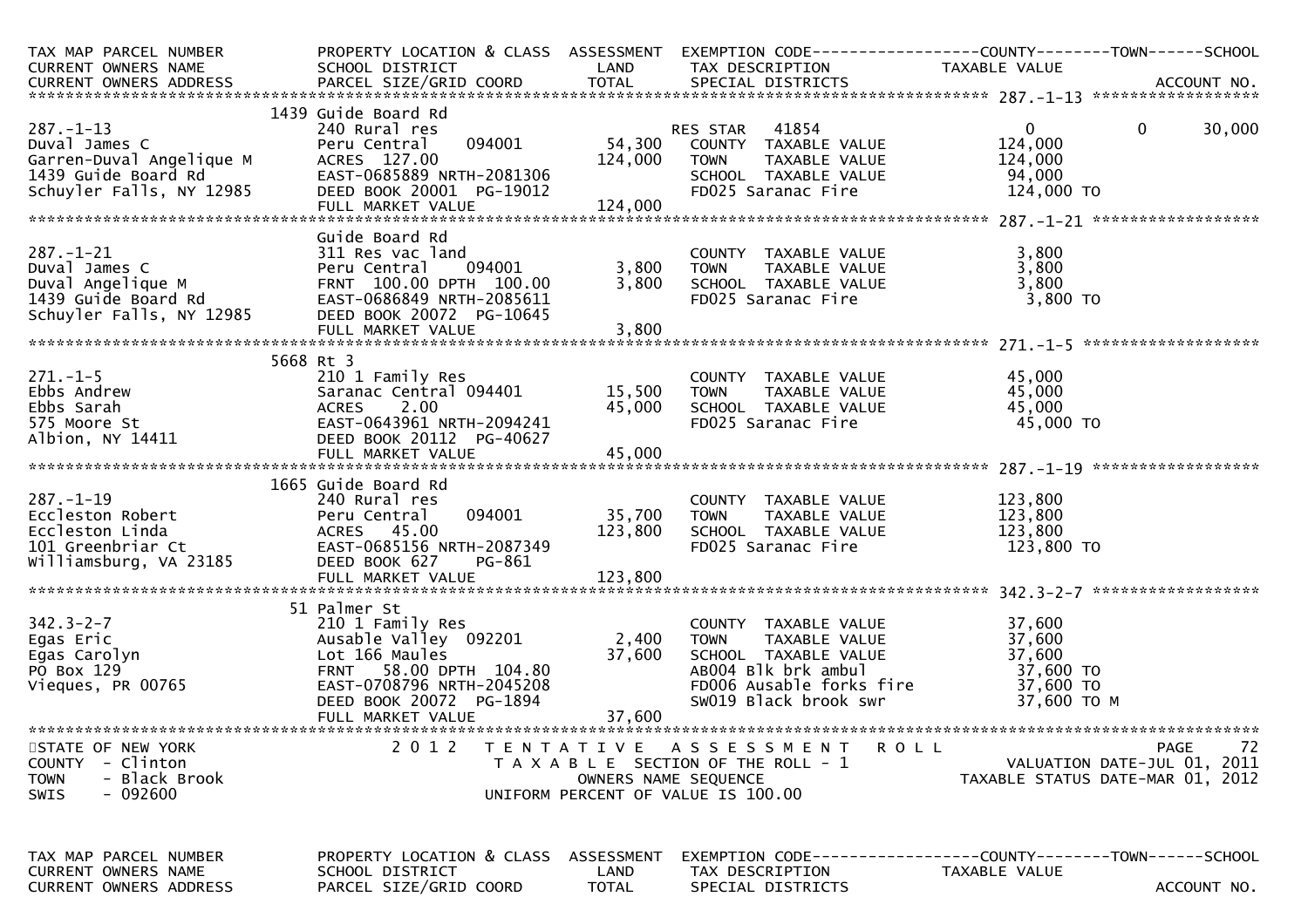| TAX MAP PARCEL NUMBER<br>CURRENT OWNERS NAME<br>CURRENT OWNERS ADDRESS | PROPERTY LOCATION & CLASS<br>SCHOOL DISTRICT<br>PARCEL SIZE/GRID COORD | ASSESSMENT<br>LAND<br>TOTAL | EXEMPTION CODE<br>TAX DESCRIPTION<br>SPECIAL DISTRICTS | COUNTY<br>TAXABLE VALUE | TOWN | SCHOOL<br>ACCOUNT NO. |
|---|---|---|---|---|---|---|
| **287.-1-13** | 1439 Guide Board Rd | | | | | |
| 287.-1-13 | 240 Rural res | | RES STAR 41854 | 0 | 0 | 30,000 |
| Duval James C | Peru Central 094001 | 54,300 | COUNTY TAXABLE VALUE | 124,000 | | |
| Garren-Duval Angelique M | ACRES 127.00 | 124,000 | TOWN TAXABLE VALUE | 124,000 | | |
| 1439 Guide Board Rd | EAST-0685889 NRTH-2081306 | | SCHOOL TAXABLE VALUE | 94,000 | | |
| Schuyler Falls, NY 12985 | DEED BOOK 20001 PG-19012 | | FD025 Saranac Fire | 124,000 TO | | |
| | FULL MARKET VALUE | 124,000 | | | | |
| **287.-1-21** | Guide Board Rd | | | | | |
| 287.-1-21 | 311 Res vac land | | COUNTY TAXABLE VALUE | 3,800 | | |
| Duval James C | Peru Central 094001 | 3,800 | TOWN TAXABLE VALUE | 3,800 | | |
| Duval Angelique M | FRNT 100.00 DPTH 100.00 | 3,800 | SCHOOL TAXABLE VALUE | 3,800 | | |
| 1439 Guide Board Rd | EAST-0686849 NRTH-2085611 | | FD025 Saranac Fire | 3,800 TO | | |
| Schuyler Falls, NY 12985 | DEED BOOK 20072 PG-10645 | | | | | |
| | FULL MARKET VALUE | 3,800 | | | | |
| **271.-1-5** | 5668 Rt 3 | | | | | |
| 271.-1-5 | 210 1 Family Res | | COUNTY TAXABLE VALUE | 45,000 | | |
| Ebbs Andrew | Saranac Central 094401 | 15,500 | TOWN TAXABLE VALUE | 45,000 | | |
| Ebbs Sarah | ACRES 2.00 | 45,000 | SCHOOL TAXABLE VALUE | 45,000 | | |
| 575 Moore St | EAST-0643961 NRTH-2094241 | | FD025 Saranac Fire | 45,000 TO | | |
| Albion, NY 14411 | DEED BOOK 20112 PG-40627 | | | | | |
| | FULL MARKET VALUE | 45,000 | | | | |
| **287.-1-19** | 1665 Guide Board Rd | | | | | |
| 287.-1-19 | 240 Rural res | | COUNTY TAXABLE VALUE | 123,800 | | |
| Eccleston Robert | Peru Central 094001 | 35,700 | TOWN TAXABLE VALUE | 123,800 | | |
| Eccleston Linda | ACRES 45.00 | 123,800 | SCHOOL TAXABLE VALUE | 123,800 | | |
| 101 Greenbriar Ct | EAST-0685156 NRTH-2087349 | | FD025 Saranac Fire | 123,800 TO | | |
| Williamsburg, VA 23185 | DEED BOOK 627 PG-861 | | | | | |
| | FULL MARKET VALUE | 123,800 | | | | |
| **342.3-2-7** | 51 Palmer St | | | | | |
| 342.3-2-7 | 210 1 Family Res | | COUNTY TAXABLE VALUE | 37,600 | | |
| Egas Eric | Ausable Valley 092201 | 2,400 | TOWN TAXABLE VALUE | 37,600 | | |
| Egas Carolyn | Lot 166 Maules | 37,600 | SCHOOL TAXABLE VALUE | 37,600 | | |
| PO Box 129 | FRNT 58.00 DPTH 104.80 | | AB004 Blk brk ambul | 37,600 TO | | |
| Vieques, PR 00765 | EAST-0708796 NRTH-2045208 | | FD006 Ausable forks fire | 37,600 TO | | |
| | DEED BOOK 20072 PG-1894 | | SW019 Black brook swr | 37,600 TO M | | |
| | FULL MARKET VALUE | 37,600 | | | | |

STATE OF NEW YORK
COUNTY - Clinton
TOWN - Black Brook
SWIS - 092600

2 0 1 2 T E N T A T I V E A S S E S S M E N T R O L L
T A X A B L E SECTION OF THE ROLL - 1
OWNERS NAME SEQUENCE
UNIFORM PERCENT OF VALUE IS 100.00

PAGE 72
VALUATION DATE-JUL 01, 2011
TAXABLE STATUS DATE-MAR 01, 2012

| TAX MAP PARCEL NUMBER<br>CURRENT OWNERS NAME<br>CURRENT OWNERS ADDRESS | PROPERTY LOCATION & CLASS<br>SCHOOL DISTRICT<br>PARCEL SIZE/GRID COORD | ASSESSMENT<br>LAND<br>TOTAL | EXEMPTION CODE<br>TAX DESCRIPTION<br>SPECIAL DISTRICTS | COUNTY<br>TAXABLE VALUE | TOWN | SCHOOL<br>ACCOUNT NO. |
|---|---|---|---|---|---|---|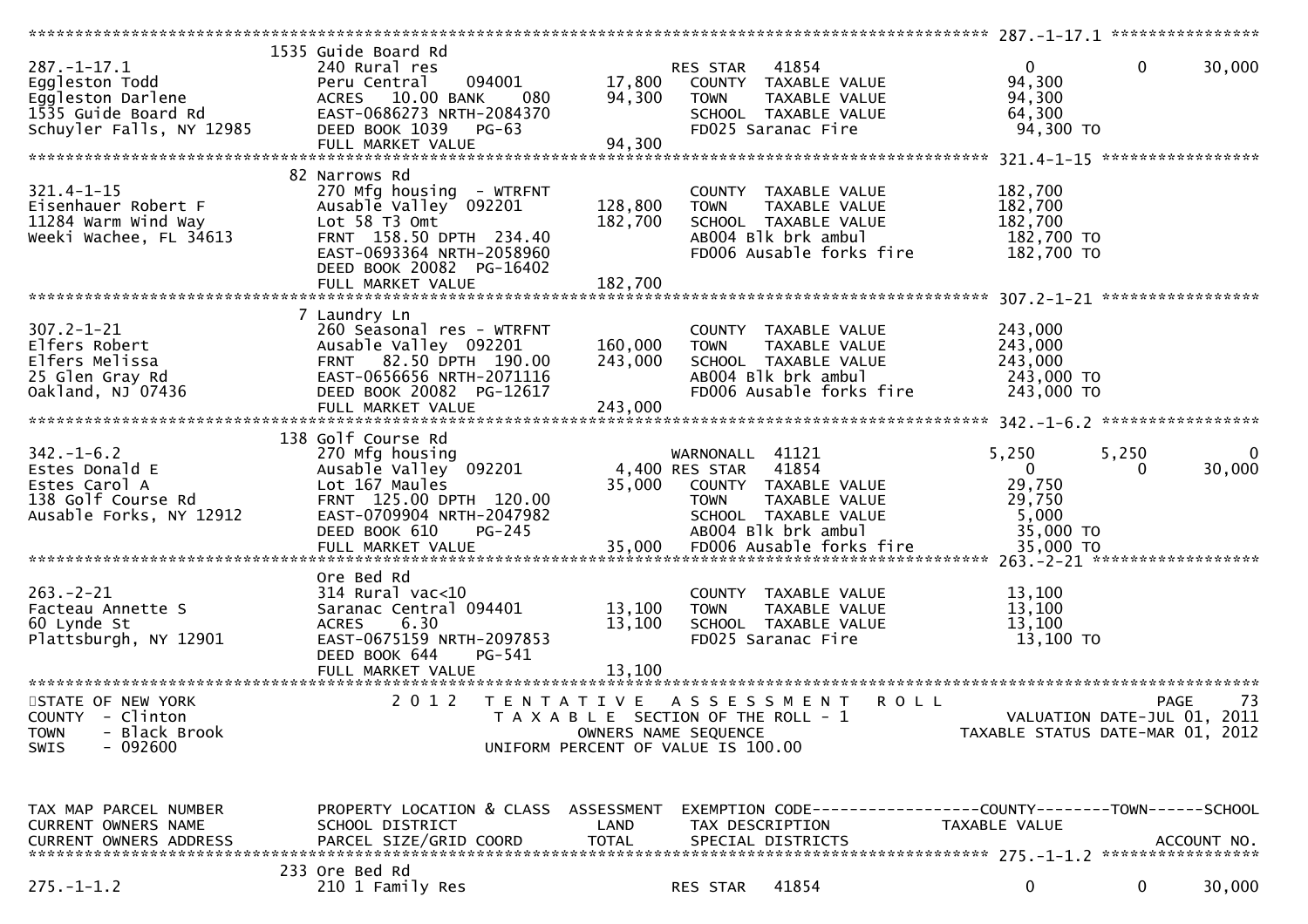```
******************************************************************************************************* 287.-1-17.1 ****************
                       1535 Guide Board Rd
287.-1-17.1              240 Rural res                        RES STAR   41854                    0            0      30,000
Eggleston Todd           Peru Central     094001      17,800   COUNTY  TAXABLE VALUE           94,300
Eggleston Darlene        ACRES   10.00 BANK     080    94,300   TOWN    TAXABLE VALUE           94,300
1535 Guide Board Rd      EAST-0686273 NRTH-2084370             SCHOOL  TAXABLE VALUE           64,300
Schuyler Falls, NY 12985 DEED BOOK 1039   PG-63                 FD025 Saranac Fire               94,300 TO
                         FULL MARKET VALUE              94,300
******************************************************************************************************* 321.4-1-15 *****************
                       82 Narrows Rd
321.4-1-15               270 Mfg housing  - WTRFNT             COUNTY  TAXABLE VALUE          182,700
Eisenhauer Robert F      Ausable Valley  092201      128,800   TOWN    TAXABLE VALUE          182,700
11284 Warm Wind Way      Lot 58 T3 Omt                182,700   SCHOOL  TAXABLE VALUE          182,700
Weeki Wachee, FL 34613   FRNT 158.50 DPTH 234.40               AB004 Blk brk ambul             182,700 TO
                         EAST-0693364 NRTH-2058960             FD006 Ausable forks fire        182,700 TO
                         DEED BOOK 20082  PG-16402
                         FULL MARKET VALUE             182,700
******************************************************************************************************* 307.2-1-21 *****************
                       7 Laundry Ln
307.2-1-21               260 Seasonal res - WTRFNT             COUNTY  TAXABLE VALUE          243,000
Elfers Robert            Ausable Valley  092201      160,000   TOWN    TAXABLE VALUE          243,000
Elfers Melissa           FRNT  82.50 DPTH 190.00      243,000   SCHOOL  TAXABLE VALUE          243,000
25 Glen Gray Rd          EAST-0656656 NRTH-2071116             AB004 Blk brk ambul             243,000 TO
Oakland, NJ 07436        DEED BOOK 20082  PG-12617             FD006 Ausable forks fire        243,000 TO
                         FULL MARKET VALUE             243,000
******************************************************************************************************* 342.-1-6.2 *****************
                       138 Golf Course Rd
342.-1-6.2               270 Mfg housing                      WARNONALL  41121                5,250        5,250           0
Estes Donald E           Ausable Valley  092201        4,400 RES STAR   41854                    0            0      30,000
Estes Carol A            Lot 167 Maules                35,000   COUNTY  TAXABLE VALUE           29,750
138 Golf Course Rd       FRNT 125.00 DPTH 120.00               TOWN    TAXABLE VALUE           29,750
Ausable Forks, NY 12912  EAST-0709904 NRTH-2047982             SCHOOL  TAXABLE VALUE            5,000
                         DEED BOOK 610    PG-245               AB004 Blk brk ambul              35,000 TO
                         FULL MARKET VALUE              35,000  FD006 Ausable forks fire         35,000 TO
******************************************************************************************************* 263.-2-21 ******************
                         Ore Bed Rd
263.-2-21                314 Rural vac<10                      COUNTY  TAXABLE VALUE           13,100
Facteau Annette S        Saranac Central 094401       13,100   TOWN    TAXABLE VALUE           13,100
60 Lynde St              ACRES    6.30                 13,100   SCHOOL  TAXABLE VALUE           13,100
Plattsburgh, NY 12901    EAST-0675159 NRTH-2097853             FD025 Saranac Fire               13,100 TO
                         DEED BOOK 644    PG-541
                         FULL MARKET VALUE              13,100
************************************************************************************************************************************
STATE OF NEW YORK                 2 0 1 2   T E N T A T I V E   A S S E S S M E N T   R O L L                          PAGE    73
COUNTY  - Clinton                          T A X A B L E  SECTION OF THE ROLL - 1                     VALUATION DATE-JUL 01, 2011
TOWN    - Black Brook                          OWNERS NAME SEQUENCE                            TAXABLE STATUS DATE-MAR 01, 2012
SWIS    - 092600                         UNIFORM PERCENT OF VALUE IS 100.00


TAX MAP PARCEL NUMBER    PROPERTY LOCATION & CLASS  ASSESSMENT  EXEMPTION CODE------------------COUNTY--------TOWN------SCHOOL
CURRENT OWNERS NAME      SCHOOL DISTRICT               LAND     TAX DESCRIPTION            TAXABLE VALUE
CURRENT OWNERS ADDRESS   PARCEL SIZE/GRID COORD        TOTAL    SPECIAL DISTRICTS                                    ACCOUNT NO.
******************************************************************************************************* 275.-1-1.2 *****************
                       233 Ore Bed Rd
275.-1-1.2               210 1 Family Res                     RES STAR   41854                    0            0      30,000
```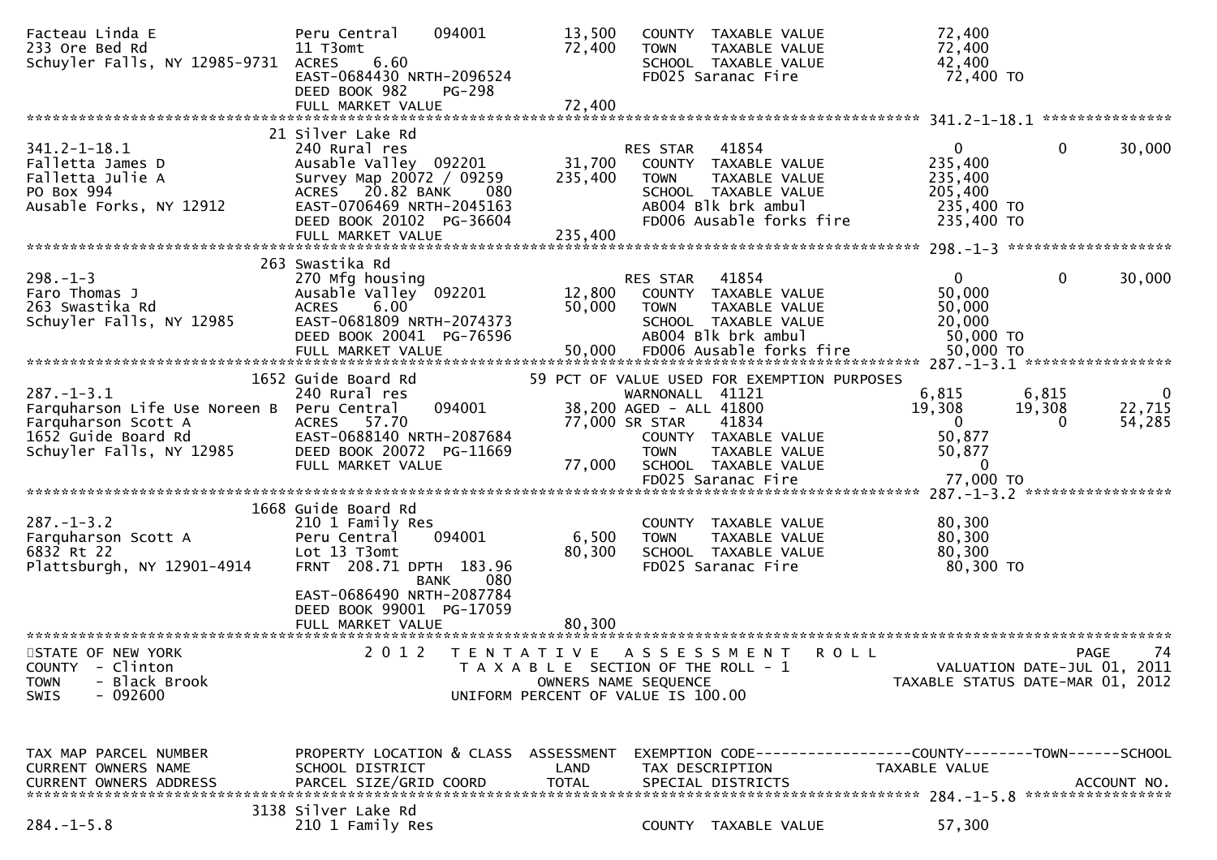```
Facteau Linda E               Peru Central    094001       13,500   COUNTY  TAXABLE VALUE            72,400
233 Ore Bed Rd                11 T3omt                     72,400   TOWN    TAXABLE VALUE            72,400
Schuyler Falls, NY 12985-9731 ACRES    6.60                         SCHOOL  TAXABLE VALUE            42,400
                              EAST-0684430 NRTH-2096524             FD025 Saranac Fire                72,400 TO
                              DEED BOOK 982    PG-298
                              FULL MARKET VALUE            72,400
******************************************************************************************************* 341.2-1-18.1 ***************
                              21 Silver Lake Rd
341.2-1-18.1                  240 Rural res                         RES STAR    41854                    0            0       30,000
Falletta James D              Ausable Valley  092201       31,700   COUNTY  TAXABLE VALUE           235,400
Falletta Julie A              Survey Map 20072 / 09259    235,400   TOWN    TAXABLE VALUE           235,400
PO Box 994                    ACRES   20.82 BANK     080            SCHOOL  TAXABLE VALUE           205,400
Ausable Forks, NY 12912       EAST-0706469 NRTH-2045163             AB004 Blk brk ambul              235,400 TO
                              DEED BOOK 20102  PG-36604             FD006 Ausable forks fire         235,400 TO
                              FULL MARKET VALUE           235,400
******************************************************************************************************* 298.-1-3 *******************
                              263 Swastika Rd
298.-1-3                      270 Mfg housing                       RES STAR    41854                    0            0       30,000
Faro Thomas J                 Ausable Valley  092201       12,800   COUNTY  TAXABLE VALUE            50,000
263 Swastika Rd               ACRES    6.00                50,000   TOWN    TAXABLE VALUE            50,000
Schuyler Falls, NY 12985      EAST-0681809 NRTH-2074373             SCHOOL  TAXABLE VALUE            20,000
                              DEED BOOK 20041  PG-76596             AB004 Blk brk ambul               50,000 TO
                              FULL MARKET VALUE            50,000   FD006 Ausable forks fire          50,000 TO
******************************************************************************************************* 287.-1-3.1 *****************
                              1652 Guide Board Rd           59 PCT OF VALUE USED FOR EXEMPTION PURPOSES
287.-1-3.1                    240 Rural res                         WARNONALL  41121                 6,815        6,815            0
Farquharson Life Use Noreen B Peru Central    094001       38,200 AGED - ALL 41800                  19,308       19,308       22,715
Farquharson Scott A           ACRES   57.70                77,000 SR STAR    41834                       0            0       54,285
1652 Guide Board Rd           EAST-0688140 NRTH-2087684             COUNTY  TAXABLE VALUE            50,877
Schuyler Falls, NY 12985      DEED BOOK 20072  PG-11669             TOWN    TAXABLE VALUE            50,877
                              FULL MARKET VALUE            77,000   SCHOOL  TAXABLE VALUE                 0
                                                                    FD025 Saranac Fire                77,000 TO
******************************************************************************************************* 287.-1-3.2 *****************
                              1668 Guide Board Rd
287.-1-3.2                    210 1 Family Res                      COUNTY  TAXABLE VALUE            80,300
Farquharson Scott A           Peru Central    094001        6,500   TOWN    TAXABLE VALUE            80,300
6832 Rt 22                    Lot 13 T3omt                 80,300   SCHOOL  TAXABLE VALUE            80,300
Plattsburgh, NY 12901-4914    FRNT  208.71 DPTH  183.96             FD025 Saranac Fire                80,300 TO
                                            BANK     080
                              EAST-0686490 NRTH-2087784
                              DEED BOOK 99001  PG-17059
                              FULL MARKET VALUE            80,300
************************************************************************************************************************************
STATE OF NEW YORK                  2 0 1 2   T E N T A T I V E   A S S E S S M E N T   R O L L                        PAGE    74
COUNTY  - Clinton                          T A X A B L E  SECTION OF THE ROLL - 1                   VALUATION DATE-JUL 01, 2011
TOWN    - Black Brook                              OWNERS NAME SEQUENCE                           TAXABLE STATUS DATE-MAR 01, 2012
SWIS    - 092600                            UNIFORM PERCENT OF VALUE IS 100.00


TAX MAP PARCEL NUMBER         PROPERTY LOCATION & CLASS  ASSESSMENT  EXEMPTION CODE------------------COUNTY--------TOWN------SCHOOL
CURRENT OWNERS NAME           SCHOOL DISTRICT               LAND      TAX DESCRIPTION            TAXABLE VALUE
CURRENT OWNERS ADDRESS        PARCEL SIZE/GRID COORD       TOTAL      SPECIAL DISTRICTS                                 ACCOUNT NO.
******************************************************************************************************* 284.-1-5.8 *****************
                              3138 Silver Lake Rd
284.-1-5.8                    210 1 Family Res                      COUNTY  TAXABLE VALUE            57,300
```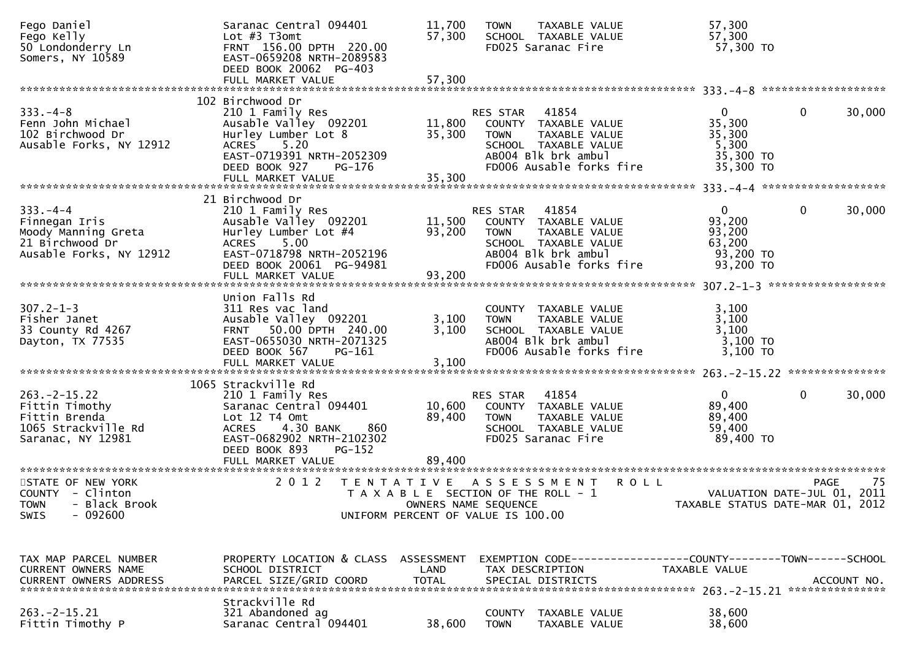```
Fego Daniel                      Saranac Central 094401        11,700    TOWN     TAXABLE VALUE              57,300
Fego Kelly                       Lot #3 T3omt                  57,300    SCHOOL   TAXABLE VALUE              57,300
50 Londonderry Ln                FRNT 156.00 DPTH 220.00                 FD025 Saranac Fire                  57,300 TO
Somers, NY 10589                 EAST-0659208 NRTH-2089583
                                 DEED BOOK 20062  PG-403
                                 FULL MARKET VALUE             57,300
******************************************************************************************************* 333.-4-8 *******************
                                 102 Birchwood Dr
333.-4-8                         210 1 Family Res                         RES STAR   41854                  0              0     30,000
Fenn John Michael                Ausable Valley  092201        11,800    COUNTY  TAXABLE VALUE              35,300
102 Birchwood Dr                 Hurley Lumber Lot 8           35,300    TOWN     TAXABLE VALUE              35,300
Ausable Forks, NY 12912          ACRES     5.20                          SCHOOL   TAXABLE VALUE               5,300
                                 EAST-0719391 NRTH-2052309               AB004 Blk brk ambul                 35,300 TO
                                 DEED BOOK 927     PG-176                FD006 Ausable forks fire            35,300 TO
                                 FULL MARKET VALUE             35,300
******************************************************************************************************* 333.-4-4 *******************
                                 21 Birchwood Dr
333.-4-4                         210 1 Family Res                         RES STAR   41854                  0              0     30,000
Finnegan Iris                    Ausable Valley  092201        11,500    COUNTY  TAXABLE VALUE              93,200
Moody Manning Greta              Hurley Lumber Lot #4          93,200    TOWN     TAXABLE VALUE              93,200
21 Birchwood Dr                  ACRES     5.00                          SCHOOL   TAXABLE VALUE              63,200
Ausable Forks, NY 12912          EAST-0718798 NRTH-2052196               AB004 Blk brk ambul                 93,200 TO
                                 DEED BOOK 20061  PG-94981               FD006 Ausable forks fire            93,200 TO
                                 FULL MARKET VALUE             93,200
******************************************************************************************************* 307.2-1-3 ******************
                                 Union Falls Rd
307.2-1-3                        311 Res vac land                        COUNTY  TAXABLE VALUE               3,100
Fisher Janet                     Ausable Valley  092201         3,100    TOWN     TAXABLE VALUE               3,100
33 County Rd 4267                FRNT   50.00 DPTH 240.00       3,100    SCHOOL   TAXABLE VALUE               3,100
Dayton, TX 77535                 EAST-0655030 NRTH-2071325               AB004 Blk brk ambul                  3,100 TO
                                 DEED BOOK 567     PG-161                FD006 Ausable forks fire             3,100 TO
                                 FULL MARKET VALUE              3,100
******************************************************************************************************* 263.-2-15.22 ***************
                                 1065 Strackville Rd
263.-2-15.22                     210 1 Family Res                         RES STAR   41854                  0              0     30,000
Fittin Timothy                   Saranac Central 094401        10,600    COUNTY  TAXABLE VALUE              89,400
Fittin Brenda                    Lot 12 T4 Omt                 89,400    TOWN     TAXABLE VALUE              89,400
1065 Strackville Rd              ACRES     4.30 BANK     860             SCHOOL   TAXABLE VALUE              59,400
Saranac, NY 12981                EAST-0682902 NRTH-2102302               FD025 Saranac Fire                  89,400 TO
                                 DEED BOOK 893     PG-152
                                 FULL MARKET VALUE             89,400
************************************************************************************************************************************
STATE OF NEW YORK                2 0 1 2   T E N T A T I V E   A S S E S S M E N T   R O L L                          PAGE      75
COUNTY  - Clinton                          T A X A B L E  SECTION OF THE ROLL - 1                      VALUATION DATE-JUL 01, 2011
TOWN    - Black Brook                             OWNERS NAME SEQUENCE                        TAXABLE STATUS DATE-MAR 01, 2012
SWIS    - 092600                           UNIFORM PERCENT OF VALUE IS 100.00


TAX MAP PARCEL NUMBER            PROPERTY LOCATION & CLASS  ASSESSMENT  EXEMPTION CODE------------------COUNTY--------TOWN------SCHOOL
CURRENT OWNERS NAME              SCHOOL DISTRICT               LAND      TAX DESCRIPTION               TAXABLE VALUE
CURRENT OWNERS ADDRESS           PARCEL SIZE/GRID COORD        TOTAL     SPECIAL DISTRICTS                                   ACCOUNT NO.
******************************************************************************************************* 263.-2-15.21 ***************
                                 Strackville Rd
263.-2-15.21                     321 Abandoned ag                        COUNTY  TAXABLE VALUE              38,600
Fittin Timothy P                 Saranac Central 094401        38,600    TOWN     TAXABLE VALUE              38,600
```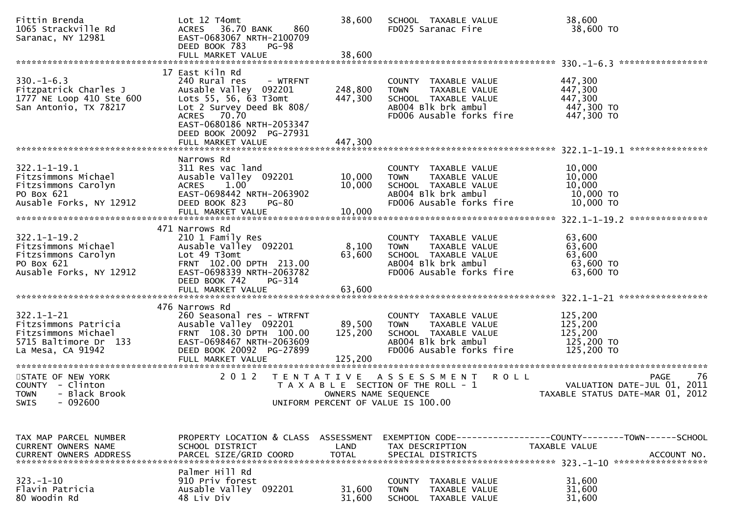```
Fittin Brenda                  Lot 12 T4omt                      38,600   SCHOOL  TAXABLE VALUE            38,600
1065 Strackville Rd            ACRES   36.70 BANK     860                 FD025 Saranac Fire                38,600 TO
Saranac, NY 12981              EAST-0683067 NRTH-2100709
                               DEED BOOK 783     PG-98
                               FULL MARKET VALUE                 38,600
******************************************************************************************************* 330.-1-6.3 *****************
                            17 East Kiln Rd
330.-1-6.3                     240 Rural res     - WTRFNT                 COUNTY  TAXABLE VALUE           447,300
Fitzpatrick Charles J          Ausable Valley  092201          248,800   TOWN    TAXABLE VALUE           447,300
1777 NE Loop 410 Ste 600       Lots 55, 56, 63 T3omt           447,300   SCHOOL  TAXABLE VALUE           447,300
San Antonio, TX 78217          Lot 2 Survey Deed Bk 808/                 AB004 Blk brk ambul              447,300 TO
                               ACRES   70.70                             FD006 Ausable forks fire         447,300 TO
                               EAST-0680186 NRTH-2053347
                               DEED BOOK 20092  PG-27931
                               FULL MARKET VALUE                447,300
******************************************************************************************************* 322.1-1-19.1 ***************
                               Narrows Rd
322.1-1-19.1                   311 Res vac land                          COUNTY  TAXABLE VALUE            10,000
Fitzsimmons Michael            Ausable Valley  092201           10,000   TOWN    TAXABLE VALUE            10,000
Fitzsimmons Carolyn            ACRES    1.00                    10,000   SCHOOL  TAXABLE VALUE            10,000
PO Box 621                     EAST-0698442 NRTH-2063902                 AB004 Blk brk ambul               10,000 TO
Ausable Forks, NY 12912        DEED BOOK 823     PG-80                   FD006 Ausable forks fire          10,000 TO
                               FULL MARKET VALUE                10,000
******************************************************************************************************* 322.1-1-19.2 ***************
                           471 Narrows Rd
322.1-1-19.2                   210 1 Family Res                          COUNTY  TAXABLE VALUE            63,600
Fitzsimmons Michael            Ausable Valley  092201            8,100   TOWN    TAXABLE VALUE            63,600
Fitzsimmons Carolyn            Lot 49 T3omt                     63,600   SCHOOL  TAXABLE VALUE            63,600
PO Box 621                     FRNT  102.00 DPTH  213.00                 AB004 Blk brk ambul               63,600 TO
Ausable Forks, NY 12912        EAST-0698339 NRTH-2063782                 FD006 Ausable forks fire          63,600 TO
                               DEED BOOK 742     PG-314
                               FULL MARKET VALUE                63,600
******************************************************************************************************* 322.1-1-21 *****************
                           476 Narrows Rd
322.1-1-21                     260 Seasonal res - WTRFNT                 COUNTY  TAXABLE VALUE           125,200
Fitzsimmons Patricia           Ausable Valley  092201           89,500   TOWN    TAXABLE VALUE           125,200
Fitzsimmons Michael            FRNT  108.30 DPTH  100.00       125,200   SCHOOL  TAXABLE VALUE           125,200
5715 Baltimore Dr  133         EAST-0698467 NRTH-2063609                 AB004 Blk brk ambul              125,200 TO
La Mesa, CA 91942              DEED BOOK 20092  PG-27899                 FD006 Ausable forks fire         125,200 TO
                               FULL MARKET VALUE               125,200
************************************************************************************************************************************
STATE OF NEW YORK                 2 0 1 2   T E N T A T I V E   A S S E S S M E N T   R O L L                        PAGE    76
COUNTY  - Clinton                            T A X A B L E  SECTION OF THE ROLL - 1                  VALUATION DATE-JUL 01, 2011
TOWN    - Black Brook                              OWNERS NAME SEQUENCE                         TAXABLE STATUS DATE-MAR 01, 2012
SWIS    - 092600                             UNIFORM PERCENT OF VALUE IS 100.00


TAX MAP PARCEL NUMBER          PROPERTY LOCATION & CLASS  ASSESSMENT  EXEMPTION CODE------------------COUNTY--------TOWN------SCHOOL
CURRENT OWNERS NAME            SCHOOL DISTRICT               LAND      TAX DESCRIPTION             TAXABLE VALUE
CURRENT OWNERS ADDRESS         PARCEL SIZE/GRID COORD        TOTAL     SPECIAL DISTRICTS                                ACCOUNT NO.
******************************************************************************************************* 323.-1-10 ******************
                               Palmer Hill Rd
323.-1-10                      910 Priv forest                           COUNTY  TAXABLE VALUE            31,600
Flavin Patricia                Ausable Valley  092201           31,600   TOWN    TAXABLE VALUE            31,600
80 Woodin Rd                   48 Liv Div                       31,600   SCHOOL  TAXABLE VALUE            31,600
```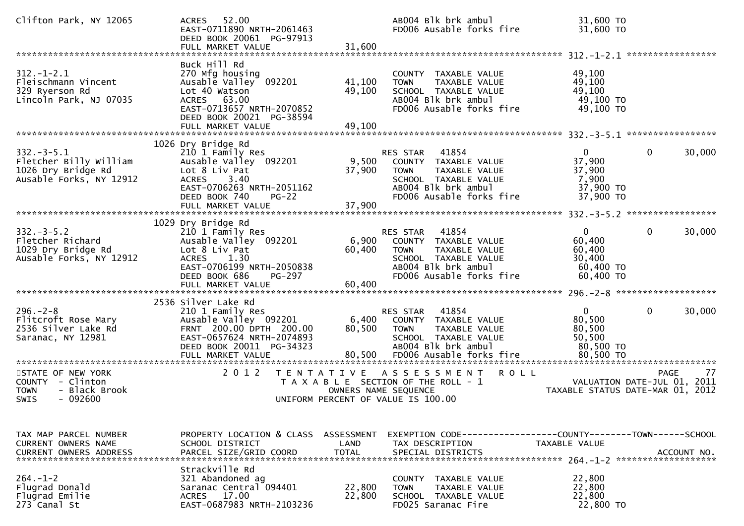```
Clifton Park, NY 12065         ACRES   52.00                           AB004 Blk brk ambul              31,600 TO
                               EAST-0711890 NRTH-2061463               FD006 Ausable forks fire         31,600 TO
                               DEED BOOK 20061 PG-97913
                               FULL MARKET VALUE              31,600
******************************************************************************************************* 312.-1-2.1 *****************
                               Buck Hill Rd
312.-1-2.1                     270 Mfg housing                         COUNTY  TAXABLE VALUE            49,100
Fleischmann Vincent            Ausable Valley  092201        41,100    TOWN    TAXABLE VALUE            49,100
329 Ryerson Rd                 Lot 40 Watson                 49,100    SCHOOL  TAXABLE VALUE            49,100
Lincoln Park, NJ 07035         ACRES   63.00                           AB004 Blk brk ambul              49,100 TO
                               EAST-0713657 NRTH-2070852               FD006 Ausable forks fire         49,100 TO
                               DEED BOOK 20021 PG-38594
                               FULL MARKET VALUE              49,100
******************************************************************************************************* 332.-3-5.1 *****************
                          1026 Dry Bridge Rd
332.-3-5.1                     210 1 Family Res                        RES STAR   41854                 0          0     30,000
Fletcher Billy William         Ausable Valley  092201         9,500    COUNTY  TAXABLE VALUE            37,900
1026 Dry Bridge Rd             Lot 8 Liv Pat                 37,900    TOWN    TAXABLE VALUE            37,900
Ausable Forks, NY 12912        ACRES    3.40                           SCHOOL  TAXABLE VALUE             7,900
                               EAST-0706263 NRTH-2051162               AB004 Blk brk ambul              37,900 TO
                               DEED BOOK 740    PG-22                  FD006 Ausable forks fire         37,900 TO
                               FULL MARKET VALUE              37,900
******************************************************************************************************* 332.-3-5.2 *****************
                          1029 Dry Bridge Rd
332.-3-5.2                     210 1 Family Res                        RES STAR   41854                 0          0     30,000
Fletcher Richard               Ausable Valley  092201         6,900    COUNTY  TAXABLE VALUE            60,400
1029 Dry Bridge Rd             Lot 8 Liv Pat                 60,400    TOWN    TAXABLE VALUE            60,400
Ausable Forks, NY 12912        ACRES    1.30                           SCHOOL  TAXABLE VALUE            30,400
                               EAST-0706199 NRTH-2050838               AB004 Blk brk ambul              60,400 TO
                               DEED BOOK 686    PG-297                 FD006 Ausable forks fire         60,400 TO
                               FULL MARKET VALUE              60,400
******************************************************************************************************* 296.-2-8 *******************
                          2536 Silver Lake Rd
296.-2-8                       210 1 Family Res                        RES STAR   41854                 0          0     30,000
Flitcroft Rose Mary            Ausable Valley  092201         6,400    COUNTY  TAXABLE VALUE            80,500
2536 Silver Lake Rd            FRNT  200.00 DPTH  200.00     80,500    TOWN    TAXABLE VALUE            80,500
Saranac, NY 12981              EAST-0657624 NRTH-2074893               SCHOOL  TAXABLE VALUE            50,500
                               DEED BOOK 20011 PG-34323                AB004 Blk brk ambul              80,500 TO
                               FULL MARKET VALUE              80,500   FD006 Ausable forks fire         80,500 TO
************************************************************************************************************************************
STATE OF NEW YORK                2 0 1 2   T E N T A T I V E   A S S E S S M E N T   R O L L                             PAGE    77
COUNTY  - Clinton                         T A X A B L E  SECTION OF THE ROLL - 1                      VALUATION DATE-JUL 01, 2011
TOWN    - Black Brook                          OWNERS NAME SEQUENCE                             TAXABLE STATUS DATE-MAR 01, 2012
SWIS    - 092600                        UNIFORM PERCENT OF VALUE IS 100.00


TAX MAP PARCEL NUMBER          PROPERTY LOCATION & CLASS  ASSESSMENT  EXEMPTION CODE-----------------COUNTY--------TOWN------SCHOOL
CURRENT OWNERS NAME            SCHOOL DISTRICT               LAND      TAX DESCRIPTION              TAXABLE VALUE
CURRENT OWNERS ADDRESS         PARCEL SIZE/GRID COORD        TOTAL     SPECIAL DISTRICTS                                ACCOUNT NO.
******************************************************************************************************* 264.-1-2 *******************
                               Strackville Rd
264.-1-2                       321 Abandoned ag                        COUNTY  TAXABLE VALUE            22,800
Flugrad Donald                 Saranac Central 094401        22,800    TOWN    TAXABLE VALUE            22,800
Flugrad Emilie                 ACRES   17.00                 22,800    SCHOOL  TAXABLE VALUE            22,800
273 Canal St                   EAST-0687983 NRTH-2103236               FD025 Saranac Fire               22,800 TO
```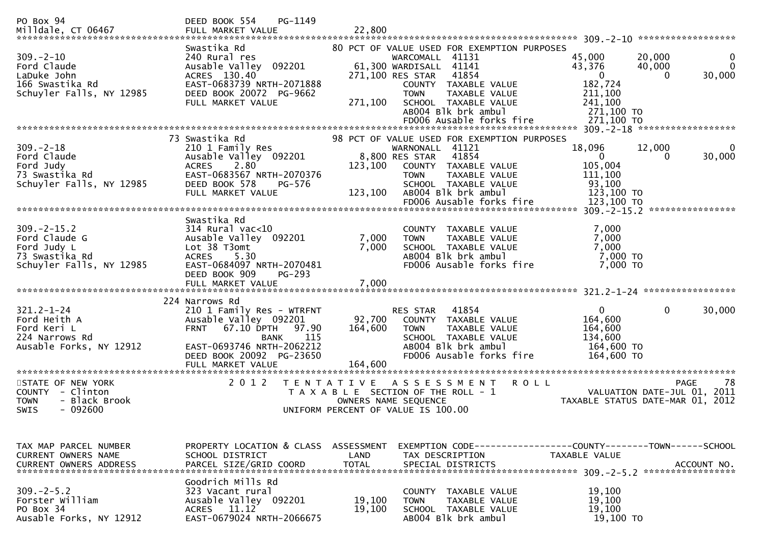```
PO Box 94                      DEED BOOK 554    PG-1149
Milldale, CT 06467             FULL MARKET VALUE                22,800
******************************************************************************************************* 309.-2-10 *****************
                               Swastika Rd                     80 PCT OF VALUE USED FOR EXEMPTION PURPOSES
309.-2-10                      240 Rural res                       WARCOMALL  41131                 45,000      20,000           0
Ford Claude                    Ausable Valley  092201          61,300 WARDISALL  41141              43,376      40,000           0
LaDuke John                    ACRES  130.40                  271,100 RES STAR   41854                   0           0      30,000
166 Swastika Rd                EAST-0683739 NRTH-2071888           COUNTY  TAXABLE VALUE            182,724
Schuyler Falls, NY 12985       DEED BOOK 20072  PG-9662            TOWN    TAXABLE VALUE            211,100
                               FULL MARKET VALUE               271,100  SCHOOL  TAXABLE VALUE       241,100
                                                                   AB004 Blk brk ambul               271,100 TO
                                                                   FD006 Ausable forks fire          271,100 TO
******************************************************************************************************* 309.-2-18 *****************
                            73 Swastika Rd                     98 PCT OF VALUE USED FOR EXEMPTION PURPOSES
309.-2-18                      210 1 Family Res                    WARNONALL  41121                 18,096      12,000           0
Ford Claude                    Ausable Valley  092201           8,800 RES STAR   41854                   0           0      30,000
Ford Judy                      ACRES    2.80                  123,100   COUNTY  TAXABLE VALUE       105,004
73 Swastika Rd                 EAST-0683567 NRTH-2070376           TOWN    TAXABLE VALUE            111,100
Schuyler Falls, NY 12985       DEED BOOK 578    PG-576             SCHOOL  TAXABLE VALUE             93,100
                               FULL MARKET VALUE               123,100  AB004 Blk brk ambul         123,100 TO
                                                                   FD006 Ausable forks fire          123,100 TO
******************************************************************************************************* 309.-2-15.2 ***************
                               Swastika Rd
309.-2-15.2                    314 Rural vac<10                    COUNTY  TAXABLE VALUE              7,000
Ford Claude G                  Ausable Valley  092201           7,000   TOWN    TAXABLE VALUE         7,000
Ford Judy L                    Lot 38 T3omt                     7,000   SCHOOL  TAXABLE VALUE         7,000
73 Swastika Rd                 ACRES    5.30                       AB004 Blk brk ambul                 7,000 TO
Schuyler Falls, NY 12985       EAST-0684097 NRTH-2070481           FD006 Ausable forks fire            7,000 TO
                               DEED BOOK 909    PG-293
                               FULL MARKET VALUE                7,000
******************************************************************************************************* 321.2-1-24 ****************
                           224 Narrows Rd
321.2-1-24                     210 1 Family Res - WTRFNT           RES STAR   41854                      0           0      30,000
Ford Heith A                   Ausable Valley  092201          92,700   COUNTY  TAXABLE VALUE       164,600
Ford Keri L                    FRNT   67.10 DPTH   97.90      164,600   TOWN    TAXABLE VALUE       164,600
224 Narrows Rd                           BANK     115              SCHOOL  TAXABLE VALUE            134,600
Ausable Forks, NY 12912        EAST-0693746 NRTH-2062212           AB004 Blk brk ambul               164,600 TO
                               DEED BOOK 20092  PG-23650           FD006 Ausable forks fire          164,600 TO
                               FULL MARKET VALUE              164,600
*******************************************************************************************************************************
STATE OF NEW YORK                  2 0 1 2   T E N T A T I V E   A S S E S S M E N T   R O L L                         PAGE    78
COUNTY  - Clinton                          T A X A B L E  SECTION OF THE ROLL - 1                    VALUATION DATE-JUL 01, 2011
TOWN    - Black Brook                          OWNERS NAME SEQUENCE                              TAXABLE STATUS DATE-MAR 01, 2012
SWIS    - 092600                          UNIFORM PERCENT OF VALUE IS 100.00


TAX MAP PARCEL NUMBER          PROPERTY LOCATION & CLASS  ASSESSMENT  EXEMPTION CODE------------------COUNTY--------TOWN------SCHOOL
CURRENT OWNERS NAME            SCHOOL DISTRICT               LAND      TAX DESCRIPTION               TAXABLE VALUE
CURRENT OWNERS ADDRESS         PARCEL SIZE/GRID COORD       TOTAL      SPECIAL DISTRICTS                                  ACCOUNT NO.
******************************************************************************************************* 309.-2-5.2 ****************
                               Goodrich Mills Rd
309.-2-5.2                     323 Vacant rural                    COUNTY  TAXABLE VALUE             19,100
Forster William                Ausable Valley  092201          19,100   TOWN    TAXABLE VALUE        19,100
PO Box 34                      ACRES   11.12                   19,100   SCHOOL  TAXABLE VALUE        19,100
Ausable Forks, NY 12912        EAST-0679024 NRTH-2066675           AB004 Blk brk ambul                19,100 TO
```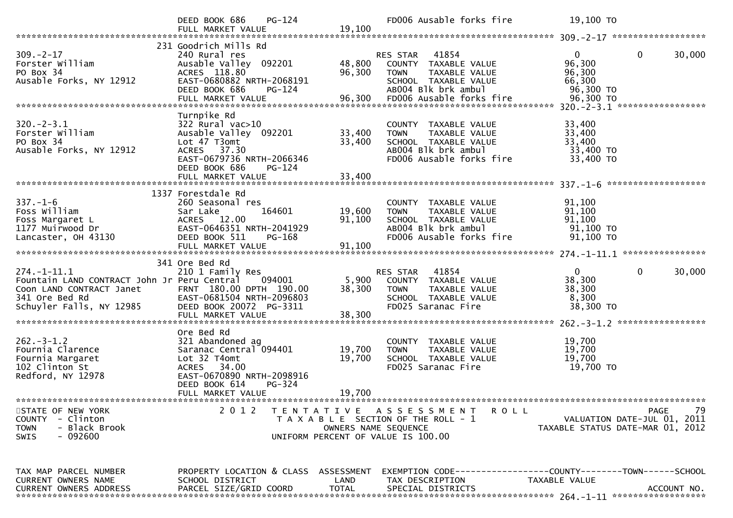| | | | | | | |
|---|---|---|---|---|---|---|
| | DEED BOOK 686 PG-124 | | FD006 Ausable forks fire | 19,100 TO | | |
| | FULL MARKET VALUE | 19,100 | | | | |

******************************************************************************************************** 309.-2-17 *****************

| | | | | | | |
|---|---|---|---|---|---|---|
| | 231 Goodrich Mills Rd | | | | | |
| 309.-2-17 | 240 Rural res | | RES STAR 41854 | 0 | 0 | 30,000 |
| Forster William | Ausable Valley 092201 | 48,800 | COUNTY TAXABLE VALUE | 96,300 | | |
| PO Box 34 | ACRES 118.80 | 96,300 | TOWN TAXABLE VALUE | 96,300 | | |
| Ausable Forks, NY 12912 | EAST-0680882 NRTH-2068191 | | SCHOOL TAXABLE VALUE | 66,300 | | |
| | DEED BOOK 686 PG-124 | | AB004 Blk brk ambul | 96,300 TO | | |
| | FULL MARKET VALUE | 96,300 | FD006 Ausable forks fire | 96,300 TO | | |

******************************************************************************************************** 320.-2-3.1 *****************

| | | | | | | |
|---|---|---|---|---|---|---|
| | Turnpike Rd | | | | | |
| 320.-2-3.1 | 322 Rural vac>10 | | COUNTY TAXABLE VALUE | 33,400 | | |
| Forster William | Ausable Valley 092201 | 33,400 | TOWN TAXABLE VALUE | 33,400 | | |
| PO Box 34 | Lot 47 T3omt | 33,400 | SCHOOL TAXABLE VALUE | 33,400 | | |
| Ausable Forks, NY 12912 | ACRES 37.30 | | AB004 Blk brk ambul | 33,400 TO | | |
| | EAST-0679736 NRTH-2066346 | | FD006 Ausable forks fire | 33,400 TO | | |
| | DEED BOOK 686 PG-124 | | | | | |
| | FULL MARKET VALUE | 33,400 | | | | |

******************************************************************************************************** 337.-1-6 *****************

| | | | | | | |
|---|---|---|---|---|---|---|
| | 1337 Forestdale Rd | | | | | |
| 337.-1-6 | 260 Seasonal res | | COUNTY TAXABLE VALUE | 91,100 | | |
| Foss William | Sar Lake 164601 | 19,600 | TOWN TAXABLE VALUE | 91,100 | | |
| Foss Margaret L | ACRES 12.00 | 91,100 | SCHOOL TAXABLE VALUE | 91,100 | | |
| 1177 Muirwood Dr | EAST-0646351 NRTH-2041929 | | AB004 Blk brk ambul | 91,100 TO | | |
| Lancaster, OH 43130 | DEED BOOK 511 PG-168 | | FD006 Ausable forks fire | 91,100 TO | | |
| | FULL MARKET VALUE | 91,100 | | | | |

******************************************************************************************************** 274.-1-11.1 *****************

| | | | | | | |
|---|---|---|---|---|---|---|
| | 341 Ore Bed Rd | | | | | |
| 274.-1-11.1 | 210 1 Family Res | | RES STAR 41854 | 0 | 0 | 30,000 |
| Fountain LAND CONTRACT John Jr | Peru Central 094001 | 5,900 | COUNTY TAXABLE VALUE | 38,300 | | |
| Coon LAND CONTRACT Janet | FRNT 180.00 DPTH 190.00 | 38,300 | TOWN TAXABLE VALUE | 38,300 | | |
| 341 Ore Bed Rd | EAST-0681504 NRTH-2096803 | | SCHOOL TAXABLE VALUE | 8,300 | | |
| Schuyler Falls, NY 12985 | DEED BOOK 20072 PG-3311 | | FD025 Saranac Fire | 38,300 TO | | |
| | FULL MARKET VALUE | 38,300 | | | | |

******************************************************************************************************** 262.-3-1.2 *****************

| | | | | | | |
|---|---|---|---|---|---|---|
| | Ore Bed Rd | | | | | |
| 262.-3-1.2 | 321 Abandoned ag | | COUNTY TAXABLE VALUE | 19,700 | | |
| Fournia Clarence | Saranac Central 094401 | 19,700 | TOWN TAXABLE VALUE | 19,700 | | |
| Fournia Margaret | Lot 32 T4omt | 19,700 | SCHOOL TAXABLE VALUE | 19,700 | | |
| 102 Clinton St | ACRES 34.00 | | FD025 Saranac Fire | 19,700 TO | | |
| Redford, NY 12978 | EAST-0670890 NRTH-2098916 | | | | | |
| | DEED BOOK 614 PG-324 | | | | | |
| | FULL MARKET VALUE | 19,700 | | | | |

********************************************************************************************************************************

STATE OF NEW YORK
COUNTY - Clinton
TOWN - Black Brook
SWIS - 092600

2 0 1 2 T E N T A T I V E A S S E S S M E N T R O L L
T A X A B L E SECTION OF THE ROLL - 1
OWNERS NAME SEQUENCE
UNIFORM PERCENT OF VALUE IS 100.00

PAGE 79
VALUATION DATE-JUL 01, 2011
TAXABLE STATUS DATE-MAR 01, 2012

| TAX MAP PARCEL NUMBER | PROPERTY LOCATION & CLASS | ASSESSMENT | EXEMPTION CODE------------------COUNTY--------TOWN------SCHOOL | | | |
|---|---|---|---|---|---|---|
| CURRENT OWNERS NAME | SCHOOL DISTRICT | LAND | TAX DESCRIPTION | TAXABLE VALUE | | |
| CURRENT OWNERS ADDRESS | PARCEL SIZE/GRID COORD | TOTAL | SPECIAL DISTRICTS | | | ACCOUNT NO. |

******************************************************************************************************** 264.-1-11 *****************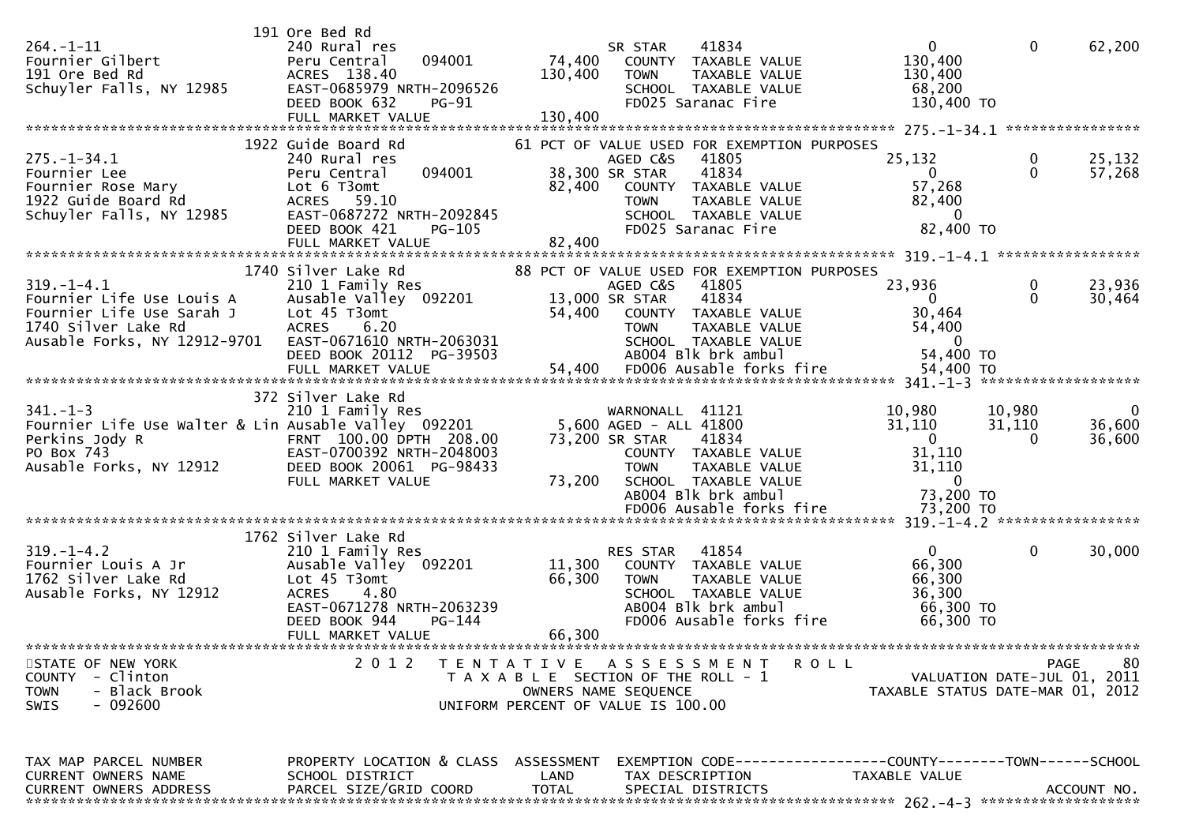```
                              191 Ore Bed Rd
264.-1-11                     240 Rural res                        SR STAR     41834                    0             0        62,200
Fournier Gilbert              Peru Central     094001       74,400   COUNTY  TAXABLE VALUE           130,400
191 Ore Bed Rd                ACRES  138.40                130,400   TOWN    TAXABLE VALUE           130,400
Schuyler Falls, NY 12985      EAST-0685979 NRTH-2096526              SCHOOL  TAXABLE VALUE            68,200
                              DEED BOOK 632    PG-91                 FD025 Saranac Fire              130,400 TO
                              FULL MARKET VALUE            130,400
******************************************************************************************************* 275.-1-34.1 ****************
                              1922 Guide Board Rd         61 PCT OF VALUE USED FOR EXEMPTION PURPOSES
275.-1-34.1                   240 Rural res                        AGED C&S    41805               25,132             0        25,132
Fournier Lee                  Peru Central     094001       38,300 SR STAR     41834                    0             0        57,268
Fournier Rose Mary            Lot 6 T3omt                   82,400   COUNTY  TAXABLE VALUE            57,268
1922 Guide Board Rd           ACRES   59.10                          TOWN    TAXABLE VALUE            82,400
Schuyler Falls, NY 12985      EAST-0687272 NRTH-2092845              SCHOOL  TAXABLE VALUE                 0
                              DEED BOOK 421    PG-105                FD025 Saranac Fire               82,400 TO
                              FULL MARKET VALUE             82,400
******************************************************************************************************* 319.-1-4.1 *****************
                              1740 Silver Lake Rd         88 PCT OF VALUE USED FOR EXEMPTION PURPOSES
319.-1-4.1                    210 1 Family Res                     AGED C&S    41805               23,936             0        23,936
Fournier Life Use Louis A     Ausable Valley  092201        13,000 SR STAR     41834                    0             0        30,464
Fournier Life Use Sarah J     Lot 45 T3omt                  54,400   COUNTY  TAXABLE VALUE            30,464
1740 Silver Lake Rd           ACRES    6.20                          TOWN    TAXABLE VALUE            54,400
Ausable Forks, NY 12912-9701  EAST-0671610 NRTH-2063031              SCHOOL  TAXABLE VALUE                 0
                              DEED BOOK 20112  PG-39503              AB004 Blk brk ambul              54,400 TO
                              FULL MARKET VALUE             54,400   FD006 Ausable forks fire         54,400 TO
******************************************************************************************************* 341.-1-3 *******************
                              372 Silver Lake Rd
341.-1-3                      210 1 Family Res                     WARNONALL  41121                10,980        10,980             0
Fournier Life Use Walter & Lin Ausable Valley  092201        5,600 AGED - ALL 41800                31,110        31,110        36,600
Perkins Jody R                FRNT 100.00 DPTH 208.00       73,200 SR STAR     41834                    0             0        36,600
PO Box 743                    EAST-0700392 NRTH-2048003              COUNTY  TAXABLE VALUE            31,110
Ausable Forks, NY 12912       DEED BOOK 20061  PG-98433              TOWN    TAXABLE VALUE            31,110
                              FULL MARKET VALUE             73,200   SCHOOL  TAXABLE VALUE                 0
                                                                     AB004 Blk brk ambul              73,200 TO
                                                                     FD006 Ausable forks fire         73,200 TO
******************************************************************************************************* 319.-1-4.2 *****************
                              1762 Silver Lake Rd
319.-1-4.2                    210 1 Family Res                     RES STAR    41854                    0             0        30,000
Fournier Louis A Jr           Ausable Valley  092201        11,300   COUNTY  TAXABLE VALUE            66,300
1762 Silver Lake Rd           Lot 45 T3omt                  66,300   TOWN    TAXABLE VALUE            66,300
Ausable Forks, NY 12912       ACRES    4.80                          SCHOOL  TAXABLE VALUE            36,300
                              EAST-0671278 NRTH-2063239              AB004 Blk brk ambul              66,300 TO
                              DEED BOOK 944    PG-144                FD006 Ausable forks fire         66,300 TO
                              FULL MARKET VALUE             66,300
************************************************************************************************************************************
STATE OF NEW YORK                 2 0 1 2   T E N T A T I V E   A S S E S S M E N T   R O L L                              PAGE    80
COUNTY  - Clinton                            T A X A B L E  SECTION OF THE ROLL - 1                       VALUATION DATE-JUL 01, 2011
TOWN    - Black Brook                             OWNERS NAME SEQUENCE                            TAXABLE STATUS DATE-MAR 01, 2012
SWIS    - 092600                           UNIFORM PERCENT OF VALUE IS 100.00


TAX MAP PARCEL NUMBER         PROPERTY LOCATION & CLASS  ASSESSMENT  EXEMPTION CODE------------------COUNTY--------TOWN------SCHOOL
CURRENT OWNERS NAME           SCHOOL DISTRICT               LAND      TAX DESCRIPTION             TAXABLE VALUE
CURRENT OWNERS ADDRESS        PARCEL SIZE/GRID COORD       TOTAL      SPECIAL DISTRICTS                                  ACCOUNT NO.
******************************************************************************************************* 262.-4-3 *******************
```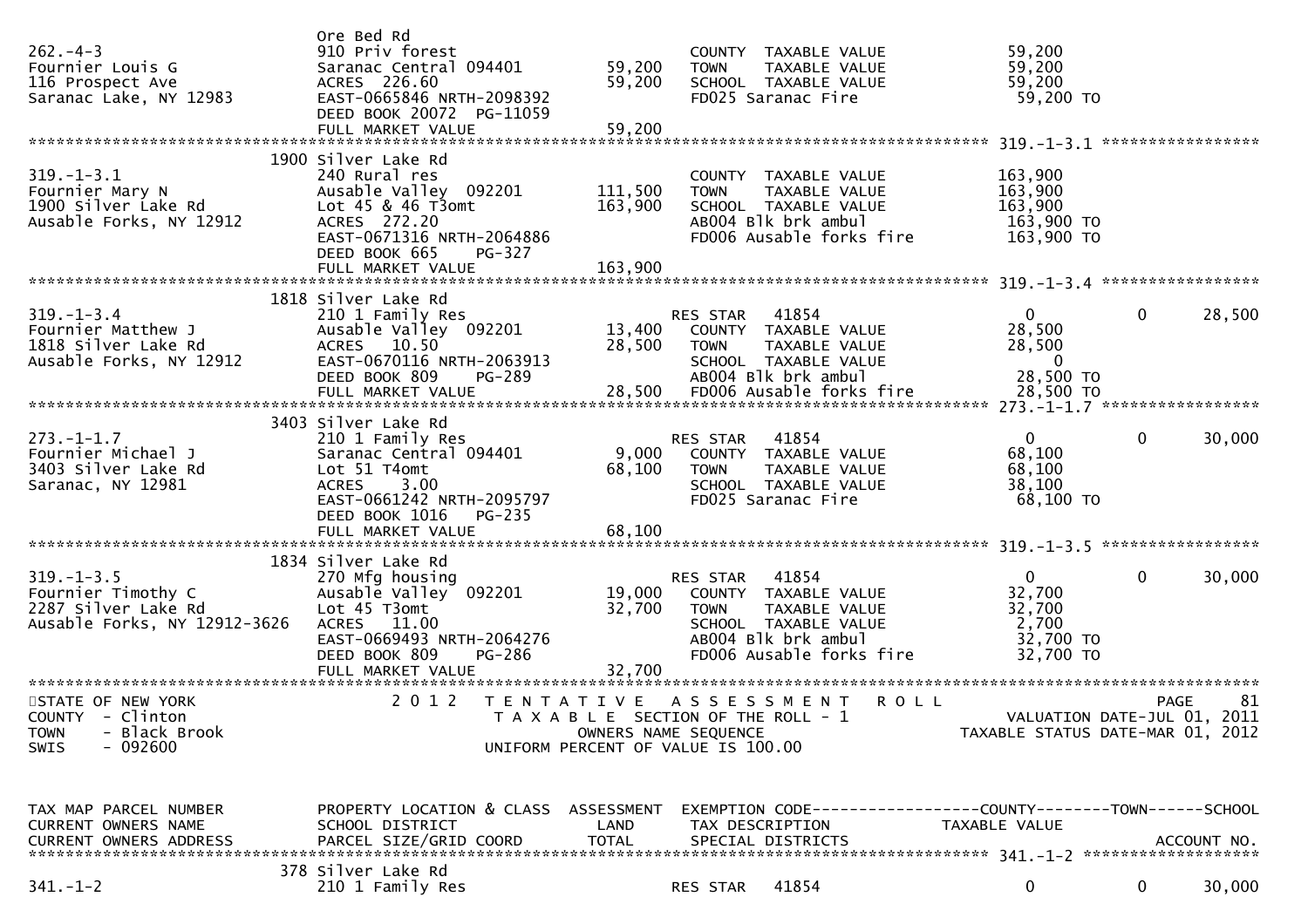| TAX MAP PARCEL NUMBER / CURRENT OWNERS NAME / CURRENT OWNERS ADDRESS | PROPERTY LOCATION & CLASS / SCHOOL DISTRICT / PARCEL SIZE/GRID COORD | ASSESSMENT LAND | ASSESSMENT TOTAL | EXEMPTION CODE / TAX DESCRIPTION / SPECIAL DISTRICTS | COUNTY TAXABLE VALUE | TOWN | SCHOOL |
|---|---|---|---|---|---|---|---|
| 262.-4-3 | Ore Bed Rd | | | | | | |
| Fournier Louis G | 910 Priv forest | | | COUNTY TAXABLE VALUE | 59,200 | | |
| 116 Prospect Ave | Saranac Central 094401 | 59,200 | | TOWN TAXABLE VALUE | 59,200 | | |
| Saranac Lake, NY 12983 | ACRES 226.60 | | 59,200 | SCHOOL TAXABLE VALUE | 59,200 | | |
| | EAST-0665846 NRTH-2098392 | | | FD025 Saranac Fire | 59,200 TO | | |
| | DEED BOOK 20072 PG-11059 | | | | | | |
| | FULL MARKET VALUE | | 59,200 | | | | |
| **319.-1-3.1** | 1900 Silver Lake Rd | | | | | | |
| 319.-1-3.1 | 240 Rural res | | | COUNTY TAXABLE VALUE | 163,900 | | |
| Fournier Mary N | Ausable Valley 092201 | 111,500 | | TOWN TAXABLE VALUE | 163,900 | | |
| 1900 Silver Lake Rd | Lot 45 & 46 T3omt | | 163,900 | SCHOOL TAXABLE VALUE | 163,900 | | |
| Ausable Forks, NY 12912 | ACRES 272.20 | | | AB004 Blk brk ambul | 163,900 TO | | |
| | EAST-0671316 NRTH-2064886 | | | FD006 Ausable forks fire | 163,900 TO | | |
| | DEED BOOK 665 PG-327 | | | | | | |
| | FULL MARKET VALUE | | 163,900 | | | | |
| **319.-1-3.4** | 1818 Silver Lake Rd | | | | | | |
| 319.-1-3.4 | 210 1 Family Res | | | RES STAR 41854 | 0 | 0 | 28,500 |
| Fournier Matthew J | Ausable Valley 092201 | 13,400 | | COUNTY TAXABLE VALUE | 28,500 | | |
| 1818 Silver Lake Rd | ACRES 10.50 | | 28,500 | TOWN TAXABLE VALUE | 28,500 | | |
| Ausable Forks, NY 12912 | EAST-0670116 NRTH-2063913 | | | SCHOOL TAXABLE VALUE | 0 | | |
| | DEED BOOK 809 PG-289 | | | AB004 Blk brk ambul | 28,500 TO | | |
| | FULL MARKET VALUE | | 28,500 | FD006 Ausable forks fire | 28,500 TO | | |
| **273.-1-1.7** | 3403 Silver Lake Rd | | | | | | |
| 273.-1-1.7 | 210 1 Family Res | | | RES STAR 41854 | 0 | 0 | 30,000 |
| Fournier Michael J | Saranac Central 094401 | 9,000 | | COUNTY TAXABLE VALUE | 68,100 | | |
| 3403 Silver Lake Rd | Lot 51 T4omt | | 68,100 | TOWN TAXABLE VALUE | 68,100 | | |
| Saranac, NY 12981 | ACRES 3.00 | | | SCHOOL TAXABLE VALUE | 38,100 | | |
| | EAST-0661242 NRTH-2095797 | | | FD025 Saranac Fire | 68,100 TO | | |
| | DEED BOOK 1016 PG-235 | | | | | | |
| | FULL MARKET VALUE | | 68,100 | | | | |
| **319.-1-3.5** | 1834 Silver Lake Rd | | | | | | |
| 319.-1-3.5 | 270 Mfg housing | | | RES STAR 41854 | 0 | 0 | 30,000 |
| Fournier Timothy C | Ausable Valley 092201 | 19,000 | | COUNTY TAXABLE VALUE | 32,700 | | |
| 2287 Silver Lake Rd | Lot 45 T3omt | | 32,700 | TOWN TAXABLE VALUE | 32,700 | | |
| Ausable Forks, NY 12912-3626 | ACRES 11.00 | | | SCHOOL TAXABLE VALUE | 2,700 | | |
| | EAST-0669493 NRTH-2064276 | | | AB004 Blk brk ambul | 32,700 TO | | |
| | DEED BOOK 809 PG-286 | | | FD006 Ausable forks fire | 32,700 TO | | |
| | FULL MARKET VALUE | | 32,700 | | | | |

STATE OF NEW YORK — 2012 TENTATIVE ASSESSMENT ROLL
COUNTY - Clinton — TAXABLE SECTION OF THE ROLL - 1 — VALUATION DATE-JUL 01, 2011
TOWN - Black Brook — OWNERS NAME SEQUENCE — TAXABLE STATUS DATE-MAR 01, 2012
SWIS - 092600 — UNIFORM PERCENT OF VALUE IS 100.00

| TAX MAP PARCEL NUMBER / CURRENT OWNERS NAME / CURRENT OWNERS ADDRESS | PROPERTY LOCATION & CLASS / SCHOOL DISTRICT / PARCEL SIZE/GRID COORD | ASSESSMENT LAND | ASSESSMENT TOTAL | EXEMPTION CODE / TAX DESCRIPTION / SPECIAL DISTRICTS | COUNTY TAXABLE VALUE | TOWN | SCHOOL / ACCOUNT NO. |
|---|---|---|---|---|---|---|---|
| **341.-1-2** | 378 Silver Lake Rd | | | | | | |
| 341.-1-2 | 210 1 Family Res | | | RES STAR 41854 | 0 | 0 | 30,000 |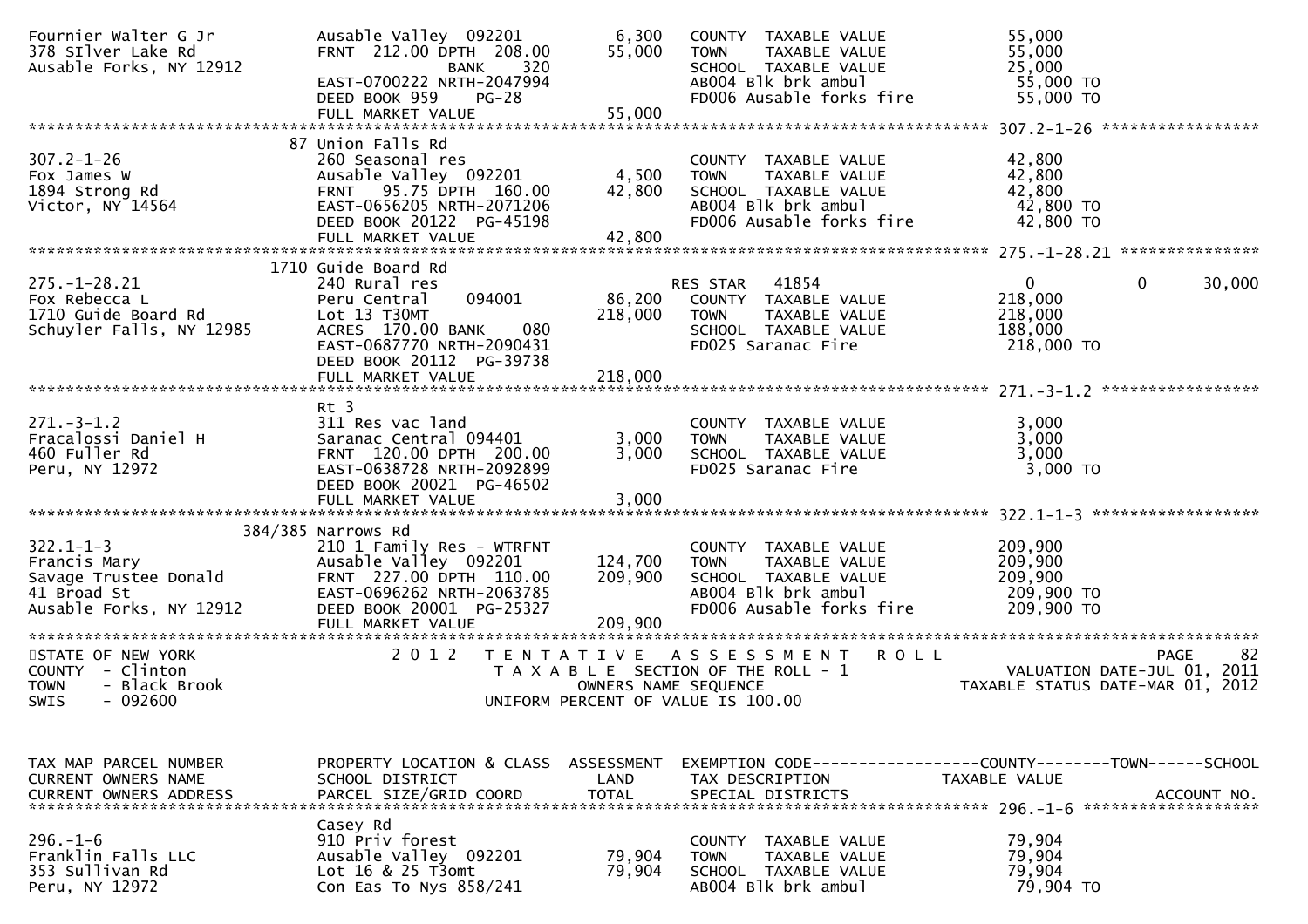```
Fournier Walter G Jr          Ausable Valley  092201         6,300   COUNTY  TAXABLE VALUE              55,000
378 SIlver Lake Rd            FRNT  212.00 DPTH  208.00     55,000   TOWN    TAXABLE VALUE              55,000
Ausable Forks, NY 12912                      BANK    320             SCHOOL  TAXABLE VALUE              25,000
                              EAST-0700222 NRTH-2047994              AB004 Blk brk ambul                 55,000 TO
                              DEED BOOK 959    PG-28                 FD006 Ausable forks fire            55,000 TO
                              FULL MARKET VALUE             55,000
******************************************************************************************************* 307.2-1-26 *****************
                           87 Union Falls Rd
307.2-1-26                    260 Seasonal res                       COUNTY  TAXABLE VALUE              42,800
Fox James W                   Ausable Valley  092201         4,500   TOWN    TAXABLE VALUE              42,800
1894 Strong Rd                FRNT   95.75 DPTH  160.00     42,800   SCHOOL  TAXABLE VALUE              42,800
Victor, NY 14564              EAST-0656205 NRTH-2071206              AB004 Blk brk ambul                 42,800 TO
                              DEED BOOK 20122  PG-45198              FD006 Ausable forks fire            42,800 TO
                              FULL MARKET VALUE             42,800
******************************************************************************************************* 275.-1-28.21 ***************
                         1710 Guide Board Rd
275.-1-28.21                  240 Rural res                          RES STAR   41854                        0             0     30,000
Fox Rebecca L                 Peru Central     094001       86,200   COUNTY  TAXABLE VALUE             218,000
1710 Guide Board Rd           Lot 13 T30MT                 218,000   TOWN    TAXABLE VALUE             218,000
Schuyler Falls, NY 12985      ACRES  170.00 BANK    080              SCHOOL  TAXABLE VALUE             188,000
                              EAST-0687770 NRTH-2090431              FD025 Saranac Fire                 218,000 TO
                              DEED BOOK 20112  PG-39738
                              FULL MARKET VALUE            218,000
******************************************************************************************************* 271.-3-1.2 *****************
                              Rt 3
271.-3-1.2                    311 Res vac land                       COUNTY  TAXABLE VALUE               3,000
Fracalossi Daniel H           Saranac Central 094401         3,000   TOWN    TAXABLE VALUE               3,000
460 Fuller Rd                 FRNT  120.00 DPTH  200.00      3,000   SCHOOL  TAXABLE VALUE               3,000
Peru, NY 12972                EAST-0638728 NRTH-2092899              FD025 Saranac Fire                   3,000 TO
                              DEED BOOK 20021  PG-46502
                              FULL MARKET VALUE              3,000
******************************************************************************************************* 322.1-1-3 ******************
                      384/385 Narrows Rd
322.1-1-3                     210 1 Family Res - WTRFNT              COUNTY  TAXABLE VALUE             209,900
Francis Mary                  Ausable Valley  092201       124,700   TOWN    TAXABLE VALUE             209,900
Savage Trustee Donald         FRNT  227.00 DPTH  110.00    209,900   SCHOOL  TAXABLE VALUE             209,900
41 Broad St                   EAST-0696262 NRTH-2063785              AB004 Blk brk ambul                209,900 TO
Ausable Forks, NY 12912       DEED BOOK 20001  PG-25327              FD006 Ausable forks fire           209,900 TO
                              FULL MARKET VALUE            209,900
************************************************************************************************************************************
STATE OF NEW YORK                  2 0 1 2   T E N T A T I V E   A S S E S S M E N T   R O L L                              PAGE    82
COUNTY  - Clinton                            T A X A B L E  SECTION OF THE ROLL - 1                         VALUATION DATE-JUL 01, 2011
TOWN    - Black Brook                            OWNERS NAME SEQUENCE                                  TAXABLE STATUS DATE-MAR 01, 2012
SWIS    - 092600                          UNIFORM PERCENT OF VALUE IS 100.00


TAX MAP PARCEL NUMBER         PROPERTY LOCATION & CLASS  ASSESSMENT  EXEMPTION CODE------------------COUNTY--------TOWN------SCHOOL
CURRENT OWNERS NAME           SCHOOL DISTRICT               LAND     TAX DESCRIPTION                  TAXABLE VALUE
CURRENT OWNERS ADDRESS        PARCEL SIZE/GRID COORD       TOTAL     SPECIAL DISTRICTS                                   ACCOUNT NO.
******************************************************************************************************* 296.-1-6 *******************
                              Casey Rd
296.-1-6                      910 Priv forest                        COUNTY  TAXABLE VALUE              79,904
Franklin Falls LLC            Ausable Valley  092201        79,904   TOWN    TAXABLE VALUE              79,904
353 Sullivan Rd               Lot 16 & 25 T3omt             79,904   SCHOOL  TAXABLE VALUE              79,904
Peru, NY 12972                Con Eas To Nys 858/241                 AB004 Blk brk ambul                 79,904 TO
```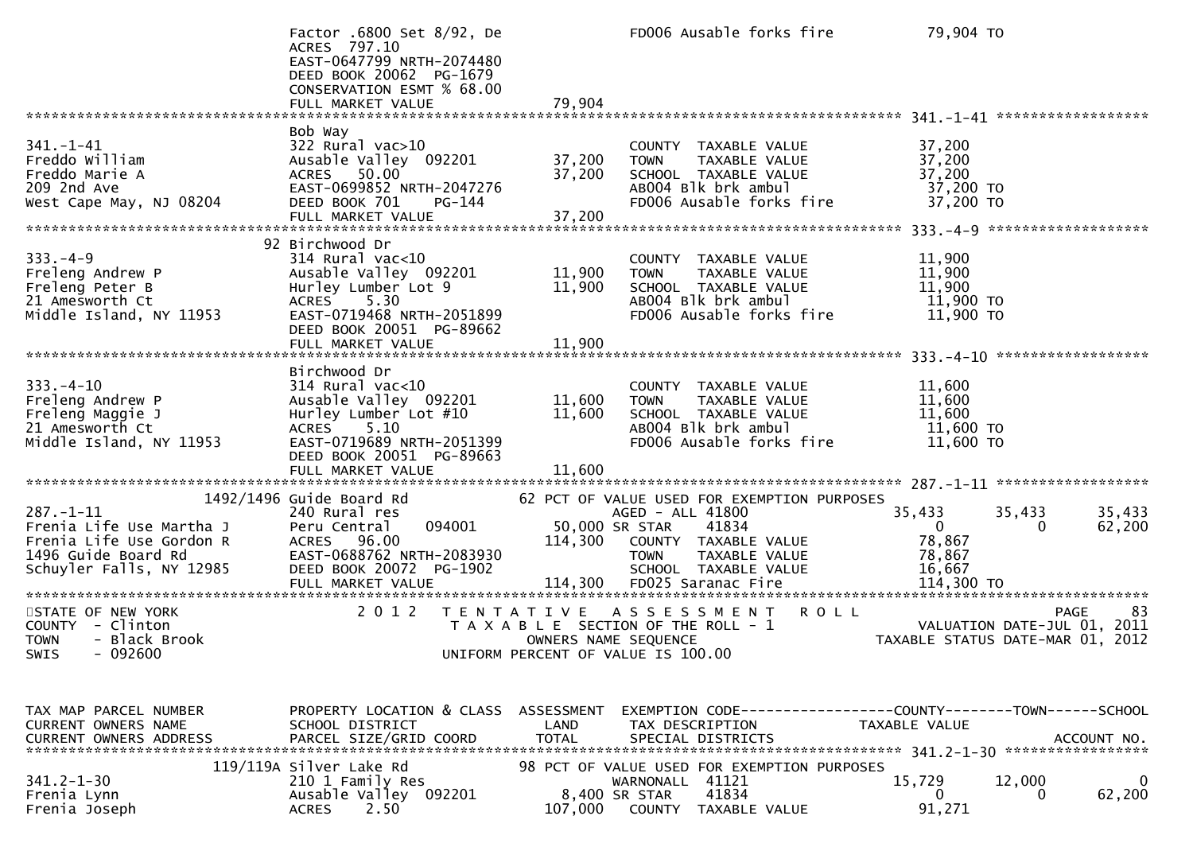```
                         Factor .6800 Set 8/92, De            FD006 Ausable forks fire          79,904 TO
                         ACRES  797.10
                         EAST-0647799 NRTH-2074480
                         DEED BOOK 20062  PG-1679
                         CONSERVATION ESMT % 68.00
                         FULL MARKET VALUE              79,904
******************************************************************************************************* 341.-1-41 ******************
                         Bob Way
341.-1-41                322 Rural vac>10                      COUNTY  TAXABLE VALUE             37,200
Freddo William           Ausable Valley  092201     37,200     TOWN    TAXABLE VALUE             37,200
Freddo Marie A           ACRES   50.00              37,200     SCHOOL  TAXABLE VALUE             37,200
209 2nd Ave              EAST-0699852 NRTH-2047276             AB004 Blk brk ambul               37,200 TO
West Cape May, NJ 08204  DEED BOOK 701    PG-144               FD006 Ausable forks fire          37,200 TO
                         FULL MARKET VALUE              37,200
******************************************************************************************************* 333.-4-9 *******************
                      92 Birchwood Dr
333.-4-9                 314 Rural vac<10                      COUNTY  TAXABLE VALUE             11,900
Freleng Andrew P         Ausable Valley  092201     11,900     TOWN    TAXABLE VALUE             11,900
Freleng Peter B          Hurley Lumber Lot 9        11,900     SCHOOL  TAXABLE VALUE             11,900
21 Amesworth Ct          ACRES    5.30                         AB004 Blk brk ambul               11,900 TO
Middle Island, NY 11953  EAST-0719468 NRTH-2051899             FD006 Ausable forks fire          11,900 TO
                         DEED BOOK 20051  PG-89662
                         FULL MARKET VALUE              11,900
******************************************************************************************************* 333.-4-10 ******************
                         Birchwood Dr
333.-4-10                314 Rural vac<10                      COUNTY  TAXABLE VALUE             11,600
Freleng Andrew P         Ausable Valley  092201     11,600     TOWN    TAXABLE VALUE             11,600
Freleng Maggie J         Hurley Lumber Lot #10      11,600     SCHOOL  TAXABLE VALUE             11,600
21 Amesworth Ct          ACRES    5.10                         AB004 Blk brk ambul               11,600 TO
Middle Island, NY 11953  EAST-0719689 NRTH-2051399             FD006 Ausable forks fire          11,600 TO
                         DEED BOOK 20051  PG-89663
                         FULL MARKET VALUE              11,600
******************************************************************************************************* 287.-1-11 ******************
               1492/1496 Guide Board Rd               62 PCT OF VALUE USED FOR EXEMPTION PURPOSES
287.-1-11                240 Rural res                         AGED - ALL 41800             35,433      35,433      35,433
Frenia Life Use Martha J Peru Central    094001     50,000 SR STAR     41834                     0           0      62,200
Frenia Life Use Gordon R ACRES   96.00             114,300     COUNTY  TAXABLE VALUE             78,867
1496 Guide Board Rd      EAST-0688762 NRTH-2083930             TOWN    TAXABLE VALUE             78,867
Schuyler Falls, NY 12985 DEED BOOK 20072  PG-1902              SCHOOL  TAXABLE VALUE             16,667
                         FULL MARKET VALUE             114,300 FD025 Saranac Fire               114,300 TO
************************************************************************************************************************************
STATE OF NEW YORK              2 0 1 2   T E N T A T I V E   A S S E S S M E N T   R O L L                       PAGE    83
COUNTY  - Clinton                        T A X A B L E SECTION OF THE ROLL - 1                   VALUATION DATE-JUL 01, 2011
TOWN    - Black Brook                         OWNERS NAME SEQUENCE                            TAXABLE STATUS DATE-MAR 01, 2012
SWIS    - 092600                        UNIFORM PERCENT OF VALUE IS 100.00


TAX MAP PARCEL NUMBER    PROPERTY LOCATION & CLASS  ASSESSMENT  EXEMPTION CODE------------------COUNTY--------TOWN------SCHOOL
CURRENT OWNERS NAME      SCHOOL DISTRICT               LAND      TAX DESCRIPTION            TAXABLE VALUE
CURRENT OWNERS ADDRESS   PARCEL SIZE/GRID COORD       TOTAL      SPECIAL DISTRICTS                                  ACCOUNT NO.
******************************************************************************************************* 341.2-1-30 *****************
                 119/119A Silver Lake Rd              98 PCT OF VALUE USED FOR EXEMPTION PURPOSES
341.2-1-30               210 1 Family Res                      WARNONALL  41121             15,729      12,000           0
Frenia Lynn              Ausable Valley  092201      8,400 SR STAR     41834                     0           0      62,200
Frenia Joseph            ACRES    2.50             107,000     COUNTY  TAXABLE VALUE             91,271
```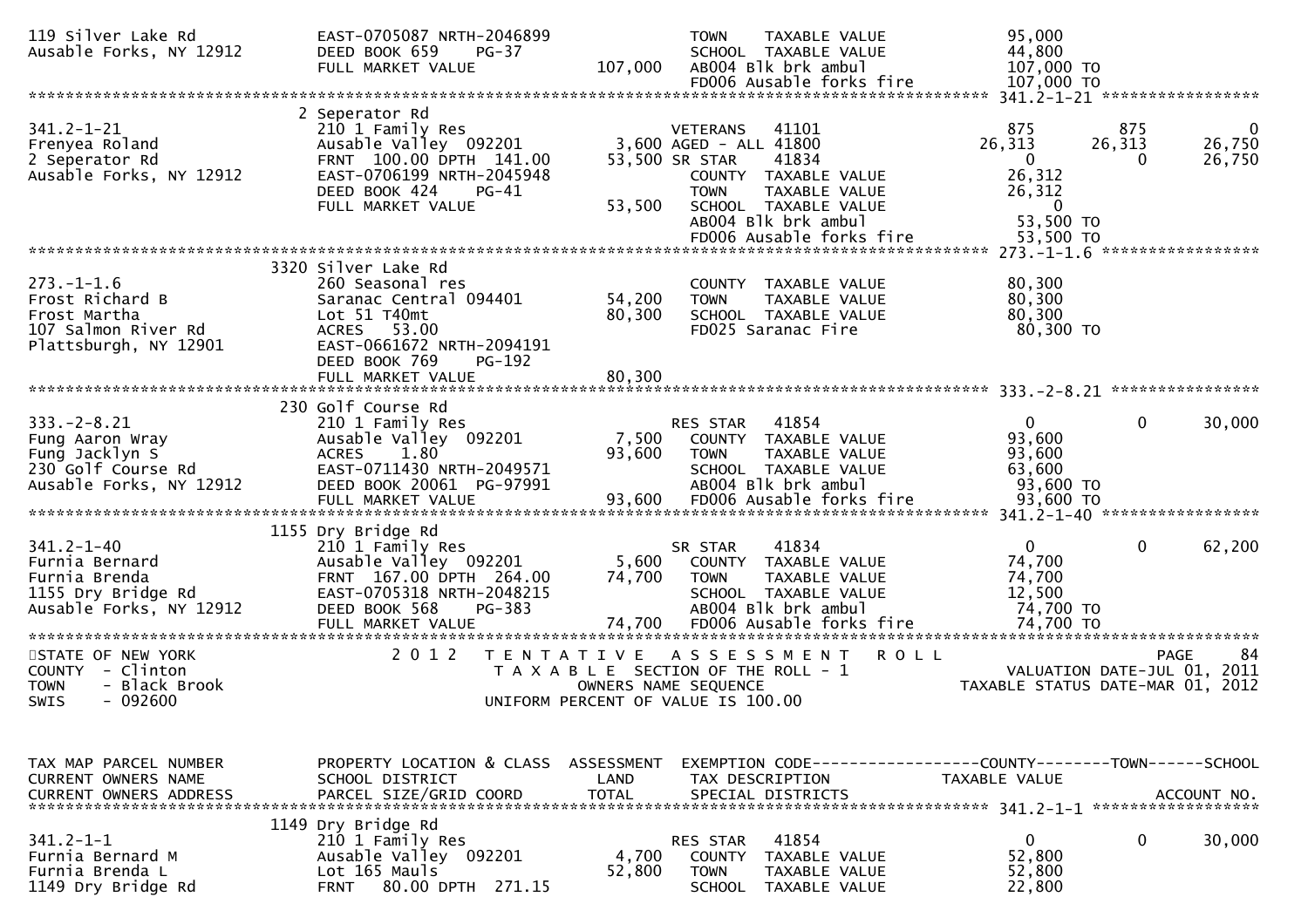```
119 Silver Lake Rd            EAST-0705087 NRTH-2046899              TOWN    TAXABLE VALUE            95,000
Ausable Forks, NY 12912       DEED BOOK 659    PG-37                 SCHOOL  TAXABLE VALUE            44,800
                              FULL MARKET VALUE            107,000   AB004 Blk brk ambul             107,000 TO
                                                                     FD006 Ausable forks fire        107,000 TO
******************************************************************************************************* 341.2-1-21 *****************
                              2 Seperator Rd
341.2-1-21                    210 1 Family Res                       VETERANS   41101                   875        875          0
Frenyea Roland                Ausable Valley  092201       3,600 AGED - ALL 41800                  26,313     26,313     26,750
2 Seperator Rd                FRNT 100.00 DPTH 141.00     53,500 SR STAR    41834                       0          0     26,750
Ausable Forks, NY 12912       EAST-0706199 NRTH-2045948              COUNTY  TAXABLE VALUE            26,312
                              DEED BOOK 424    PG-41                 TOWN    TAXABLE VALUE            26,312
                              FULL MARKET VALUE             53,500   SCHOOL  TAXABLE VALUE                 0
                                                                     AB004 Blk brk ambul              53,500 TO
                                                                     FD006 Ausable forks fire         53,500 TO
******************************************************************************************************* 273.-1-1.6 *****************
                              3320 Silver Lake Rd
273.-1-1.6                    260 Seasonal res                       COUNTY  TAXABLE VALUE            80,300
Frost Richard B               Saranac Central 094401      54,200     TOWN    TAXABLE VALUE            80,300
Frost Martha                  Lot 51 T40mt                80,300     SCHOOL  TAXABLE VALUE            80,300
107 Salmon River Rd           ACRES   53.00                          FD025 Saranac Fire               80,300 TO
Plattsburgh, NY 12901         EAST-0661672 NRTH-2094191
                              DEED BOOK 769    PG-192
                              FULL MARKET VALUE             80,300
******************************************************************************************************* 333.-2-8.21 ****************
                              230 Golf Course Rd
333.-2-8.21                   210 1 Family Res                       RES STAR   41854                       0          0     30,000
Fung Aaron Wray               Ausable Valley  092201       7,500     COUNTY  TAXABLE VALUE            93,600
Fung Jacklyn S                ACRES    1.80               93,600     TOWN    TAXABLE VALUE            93,600
230 Golf Course Rd            EAST-0711430 NRTH-2049571              SCHOOL  TAXABLE VALUE            63,600
Ausable Forks, NY 12912       DEED BOOK 20061 PG-97991               AB004 Blk brk ambul              93,600 TO
                              FULL MARKET VALUE             93,600   FD006 Ausable forks fire         93,600 TO
******************************************************************************************************* 341.2-1-40 *****************
                              1155 Dry Bridge Rd
341.2-1-40                    210 1 Family Res                       SR STAR    41834                       0          0     62,200
Furnia Bernard                Ausable Valley  092201       5,600     COUNTY  TAXABLE VALUE            74,700
Furnia Brenda                 FRNT 167.00 DPTH 264.00     74,700     TOWN    TAXABLE VALUE            74,700
1155 Dry Bridge Rd            EAST-0705318 NRTH-2048215              SCHOOL  TAXABLE VALUE            12,500
Ausable Forks, NY 12912       DEED BOOK 568    PG-383                AB004 Blk brk ambul              74,700 TO
                              FULL MARKET VALUE             74,700   FD006 Ausable forks fire         74,700 TO
*************************************************************************************************************************************
STATE OF NEW YORK                  2 0 1 2   T E N T A T I V E   A S S E S S M E N T   R O L L                        PAGE    84
COUNTY  - Clinton                          T A X A B L E  SECTION OF THE ROLL - 1                     VALUATION DATE-JUL 01, 2011
TOWN    - Black Brook                             OWNERS NAME SEQUENCE                          TAXABLE STATUS DATE-MAR 01, 2012
SWIS    - 092600                           UNIFORM PERCENT OF VALUE IS 100.00


TAX MAP PARCEL NUMBER         PROPERTY LOCATION & CLASS  ASSESSMENT  EXEMPTION CODE------------------COUNTY--------TOWN------SCHOOL
CURRENT OWNERS NAME           SCHOOL DISTRICT               LAND     TAX DESCRIPTION                 TAXABLE VALUE
CURRENT OWNERS ADDRESS        PARCEL SIZE/GRID COORD        TOTAL    SPECIAL DISTRICTS                                   ACCOUNT NO.
******************************************************************************************************* 341.2-1-1 ******************
                              1149 Dry Bridge Rd
341.2-1-1                     210 1 Family Res                       RES STAR   41854                       0          0     30,000
Furnia Bernard M              Ausable Valley  092201       4,700     COUNTY  TAXABLE VALUE            52,800
Furnia Brenda L               Lot 165 Mauls               52,800     TOWN    TAXABLE VALUE            52,800
1149 Dry Bridge Rd            FRNT  80.00 DPTH 271.15                SCHOOL  TAXABLE VALUE            22,800
```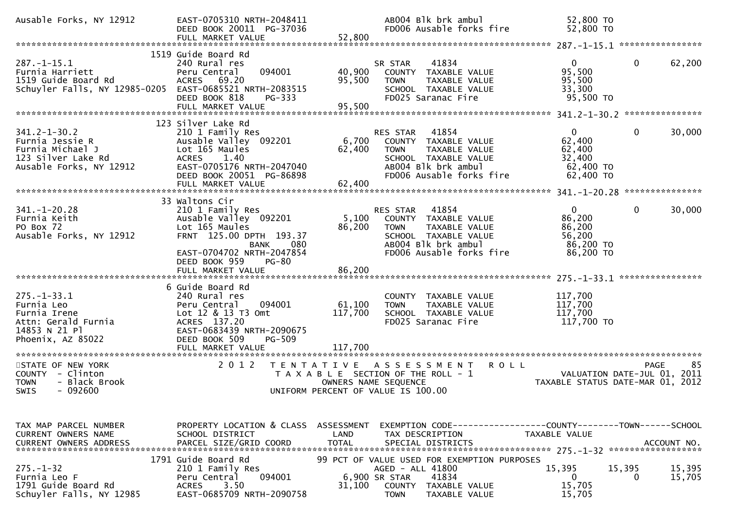```
Ausable Forks, NY 12912        EAST-0705310 NRTH-2048411              AB004 Blk brk ambul             52,800 TO
                               DEED BOOK 20011  PG-37036              FD006 Ausable forks fire        52,800 TO
                               FULL MARKET VALUE               52,800
******************************************************************************************************* 287.-1-15.1 ****************
                          1519 Guide Board Rd
287.-1-15.1                    240 Rural res                            SR STAR     41834                   0           0      62,200
Furnia Harriett                Peru Central      094001       40,900   COUNTY  TAXABLE VALUE           95,500
1519 Guide Board Rd            ACRES   69.20                  95,500   TOWN    TAXABLE VALUE           95,500
Schuyler Falls, NY 12985-0205  EAST-0685521 NRTH-2083515               SCHOOL  TAXABLE VALUE           33,300
                               DEED BOOK 818    PG-333                 FD025 Saranac Fire              95,500 TO
                               FULL MARKET VALUE               95,500
******************************************************************************************************* 341.2-1-30.2 ***************
                          123 Silver Lake Rd
341.2-1-30.2                   210 1 Family Res                         RES STAR    41854                   0           0      30,000
Furnia Jessie R                Ausable Valley  092201          6,700   COUNTY  TAXABLE VALUE           62,400
Furnia Michael J               Lot 165 Maules                 62,400   TOWN    TAXABLE VALUE           62,400
123 Silver Lake Rd             ACRES    1.40                           SCHOOL  TAXABLE VALUE           32,400
Ausable Forks, NY 12912        EAST-0705176 NRTH-2047040               AB004 Blk brk ambul             62,400 TO
                               DEED BOOK 20051  PG-86898               FD006 Ausable forks fire        62,400 TO
                               FULL MARKET VALUE               62,400
******************************************************************************************************* 341.-1-20.28 ***************
                          33 Waltons Cir
341.-1-20.28                   210 1 Family Res                         RES STAR    41854                   0           0      30,000
Furnia Keith                   Ausable Valley  092201          5,100   COUNTY  TAXABLE VALUE           86,200
PO Box 72                      Lot 165 Maules                 86,200   TOWN    TAXABLE VALUE           86,200
Ausable Forks, NY 12912        FRNT  125.00 DPTH  193.37               SCHOOL  TAXABLE VALUE           56,200
                                             BANK     080              AB004 Blk brk ambul             86,200 TO
                               EAST-0704702 NRTH-2047854               FD006 Ausable forks fire        86,200 TO
                               DEED BOOK 959    PG-80
                               FULL MARKET VALUE               86,200
******************************************************************************************************* 275.-1-33.1 ****************
                          6 Guide Board Rd
275.-1-33.1                    240 Rural res                           COUNTY  TAXABLE VALUE          117,700
Furnia Leo                     Peru Central      094001       61,100   TOWN    TAXABLE VALUE          117,700
Furnia Irene                   Lot 12 & 13 T3 Omt            117,700   SCHOOL  TAXABLE VALUE          117,700
Attn: Gerald Furnia            ACRES  137.20                           FD025 Saranac Fire             117,700 TO
14853 N 21 Pl                  EAST-0683439 NRTH-2090675
Phoenix, AZ 85022              DEED BOOK 509    PG-509
                               FULL MARKET VALUE              117,700
************************************************************************************************************************************
STATE OF NEW YORK                     2 0 1 2   T E N T A T I V E   A S S E S S M E N T   R O L L                         PAGE    85
COUNTY  - Clinton                           T A X A B L E  SECTION OF THE ROLL - 1                     VALUATION DATE-JUL 01, 2011
TOWN    - Black Brook                            OWNERS NAME SEQUENCE                             TAXABLE STATUS DATE-MAR 01, 2012
SWIS    - 092600                            UNIFORM PERCENT OF VALUE IS 100.00


TAX MAP PARCEL NUMBER          PROPERTY LOCATION & CLASS  ASSESSMENT  EXEMPTION CODE------------------COUNTY--------TOWN------SCHOOL
CURRENT OWNERS NAME            SCHOOL DISTRICT               LAND      TAX DESCRIPTION                 TAXABLE VALUE
CURRENT OWNERS ADDRESS         PARCEL SIZE/GRID COORD        TOTAL     SPECIAL DISTRICTS                                  ACCOUNT NO.
******************************************************************************************************* 275.-1-32 ******************
                          1791 Guide Board Rd              99 PCT OF VALUE USED FOR EXEMPTION PURPOSES
275.-1-32                      210 1 Family Res                         AGED - ALL 41800               15,395      15,395      15,395
Furnia Leo F                   Peru Central      094001        6,900 SR STAR     41834                   0           0      15,705
1791 Guide Board Rd            ACRES    3.50                  31,100   COUNTY  TAXABLE VALUE           15,705
Schuyler Falls, NY 12985       EAST-0685709 NRTH-2090758               TOWN    TAXABLE VALUE           15,705
```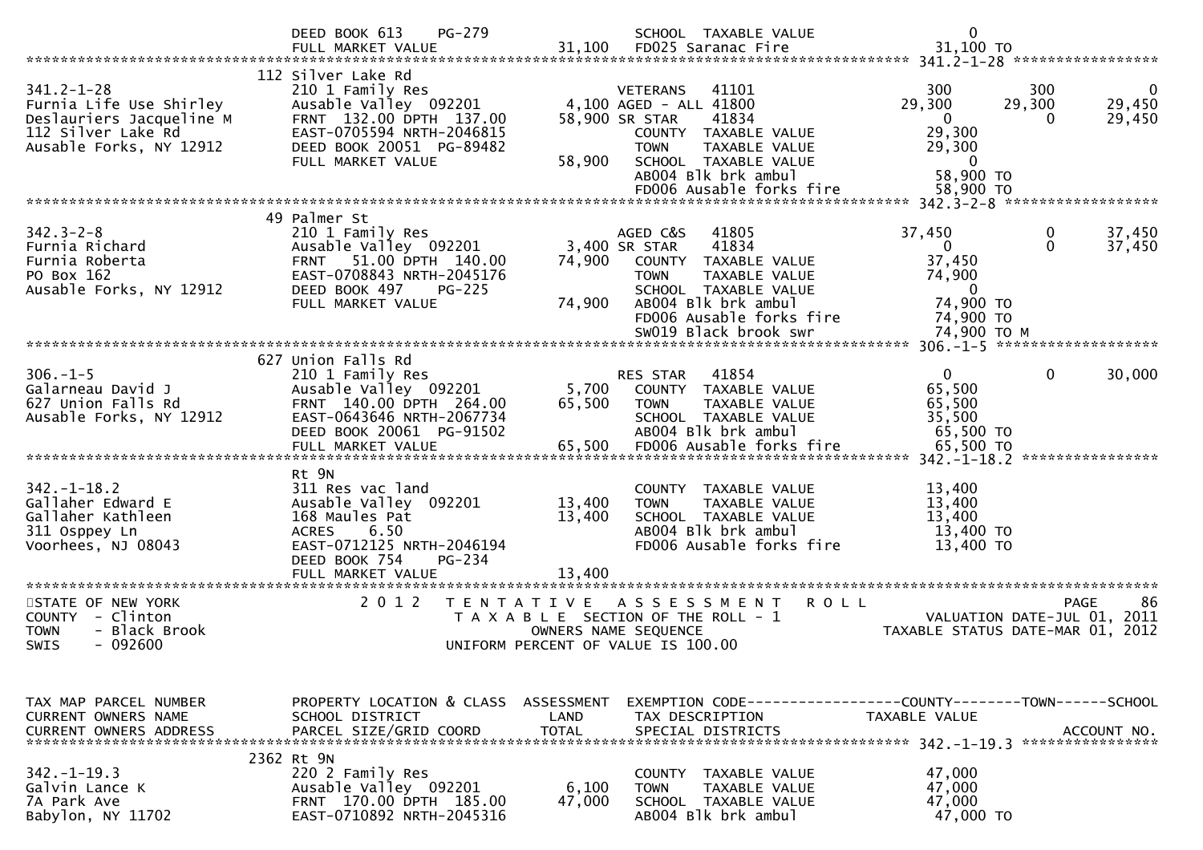```
                              DEED BOOK 613    PG-279                  SCHOOL  TAXABLE VALUE                 0
                              FULL MARKET VALUE            31,100   FD025 Saranac Fire                    31,100 TO
******************************************************************************************************* 341.2-1-28 *****************
                              112 Silver Lake Rd
341.2-1-28                    210 1 Family Res                      VETERANS   41101                   300         300            0
Furnia Life Use Shirley       Ausable Valley  092201         4,100 AGED - ALL 41800                 29,300      29,300       29,450
Deslauriers Jacqueline M      FRNT  132.00 DPTH  137.00     58,900 SR STAR    41834                      0           0       29,450
112 Silver Lake Rd            EAST-0705594 NRTH-2046815             COUNTY  TAXABLE VALUE           29,300
Ausable Forks, NY 12912       DEED BOOK 20051  PG-89482             TOWN    TAXABLE VALUE           29,300
                              FULL MARKET VALUE            58,900   SCHOOL  TAXABLE VALUE                0
                                                                    AB004 Blk brk ambul                58,900 TO
                                                                    FD006 Ausable forks fire           58,900 TO
******************************************************************************************************* 342.3-2-8 ******************
                              49 Palmer St
342.3-2-8                     210 1 Family Res                      AGED C&S   41805                37,450           0       37,450
Furnia Richard                Ausable Valley  092201         3,400 SR STAR    41834                      0           0       37,450
Furnia Roberta                FRNT   51.00 DPTH  140.00     74,900   COUNTY  TAXABLE VALUE           37,450
PO Box 162                    EAST-0708843 NRTH-2045176             TOWN    TAXABLE VALUE           74,900
Ausable Forks, NY 12912       DEED BOOK 497    PG-225               SCHOOL  TAXABLE VALUE                0
                              FULL MARKET VALUE            74,900   AB004 Blk brk ambul                74,900 TO
                                                                    FD006 Ausable forks fire           74,900 TO
                                                                    SW019 Black brook swr              74,900 TO M
******************************************************************************************************* 306.-1-5 *******************
                              627 Union Falls Rd
306.-1-5                      210 1 Family Res                      RES STAR   41854                     0           0       30,000
Galarneau David J             Ausable Valley  092201         5,700   COUNTY  TAXABLE VALUE           65,500
627 Union Falls Rd            FRNT  140.00 DPTH  264.00     65,500   TOWN    TAXABLE VALUE           65,500
Ausable Forks, NY 12912       EAST-0643646 NRTH-2067734             SCHOOL  TAXABLE VALUE           35,500
                              DEED BOOK 20061  PG-91502             AB004 Blk brk ambul                65,500 TO
                              FULL MARKET VALUE            65,500   FD006 Ausable forks fire           65,500 TO
******************************************************************************************************* 342.-1-18.2 ****************
                              Rt 9N
342.-1-18.2                   311 Res vac land                      COUNTY  TAXABLE VALUE           13,400
Gallaher Edward E             Ausable Valley  092201        13,400   TOWN    TAXABLE VALUE           13,400
Gallaher Kathleen             168 Maules Pat                13,400   SCHOOL  TAXABLE VALUE           13,400
311 Osppey Ln                 ACRES    6.50                          AB004 Blk brk ambul                13,400 TO
Voorhees, NJ 08043            EAST-0712125 NRTH-2046194             FD006 Ausable forks fire           13,400 TO
                              DEED BOOK 754    PG-234
                              FULL MARKET VALUE            13,400
************************************************************************************************************************************
STATE OF NEW YORK                2 0 1 2   T E N T A T I V E   A S S E S S M E N T   R O L L                         PAGE      86
COUNTY  - Clinton                          T A X A B L E  SECTION OF THE ROLL - 1                      VALUATION DATE-JUL 01, 2011
TOWN    - Black Brook                           OWNERS NAME SEQUENCE                              TAXABLE STATUS DATE-MAR 01, 2012
SWIS    - 092600                          UNIFORM PERCENT OF VALUE IS 100.00


TAX MAP PARCEL NUMBER         PROPERTY LOCATION & CLASS  ASSESSMENT  EXEMPTION CODE------------------COUNTY--------TOWN------SCHOOL
CURRENT OWNERS NAME           SCHOOL DISTRICT               LAND      TAX DESCRIPTION                 TAXABLE VALUE
CURRENT OWNERS ADDRESS        PARCEL SIZE/GRID COORD        TOTAL     SPECIAL DISTRICTS                                    ACCOUNT NO.
******************************************************************************************************* 342.-1-19.3 ****************
                              2362 Rt 9N
342.-1-19.3                   220 2 Family Res                      COUNTY  TAXABLE VALUE           47,000
Galvin Lance K                Ausable Valley  092201         6,100   TOWN    TAXABLE VALUE           47,000
7A Park Ave                   FRNT  170.00 DPTH  185.00     47,000   SCHOOL  TAXABLE VALUE           47,000
Babylon, NY 11702             EAST-0710892 NRTH-2045316             AB004 Blk brk ambul                47,000 TO
```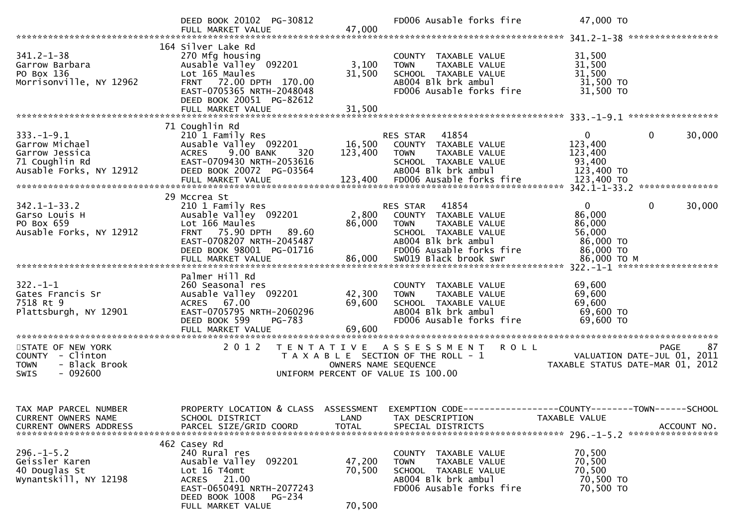```
                               DEED BOOK 20102  PG-30812                    FD006 Ausable forks fire          47,000 TO
                               FULL MARKET VALUE               47,000
******************************************************************************************************* 341.2-1-38 *****************
                            164 Silver Lake Rd
341.2-1-38                     270 Mfg housing                              COUNTY  TAXABLE VALUE            31,500
Garrow Barbara                 Ausable Valley  092201         3,100         TOWN    TAXABLE VALUE            31,500
PO Box 136                     Lot 165 Maules                31,500         SCHOOL  TAXABLE VALUE            31,500
Morrisonville, NY 12962        FRNT  72.00 DPTH 170.00                      AB004 Blk brk ambul               31,500 TO
                               EAST-0705365 NRTH-2048048                    FD006 Ausable forks fire          31,500 TO
                               DEED BOOK 20051  PG-82612
                               FULL MARKET VALUE               31,500
******************************************************************************************************* 333.-1-9.1 *****************
                            71 Coughlin Rd
333.-1-9.1                     210 1 Family Res                             RES STAR   41854                   0             0      30,000
Garrow Michael                 Ausable Valley  092201        16,500         COUNTY  TAXABLE VALUE           123,400
Garrow Jessica                 ACRES     9.00 BANK     320  123,400         TOWN    TAXABLE VALUE           123,400
71 Coughlin Rd                 EAST-0709430 NRTH-2053616                    SCHOOL  TAXABLE VALUE            93,400
Ausable Forks, NY 12912        DEED BOOK 20072  PG-03564                    AB004 Blk brk ambul              123,400 TO
                               FULL MARKET VALUE              123,400       FD006 Ausable forks fire         123,400 TO
******************************************************************************************************* 342.1-1-33.2 ***************
                            29 Mccrea St
342.1-1-33.2                   210 1 Family Res                             RES STAR   41854                   0             0      30,000
Garso Louis H                  Ausable Valley  092201         2,800         COUNTY  TAXABLE VALUE            86,000
PO Box 659                     Lot 166 Maules                86,000         TOWN    TAXABLE VALUE            86,000
Ausable Forks, NY 12912        FRNT  75.90 DPTH  89.60                      SCHOOL  TAXABLE VALUE            56,000
                               EAST-0708207 NRTH-2045487                    AB004 Blk brk ambul               86,000 TO
                               DEED BOOK 98001  PG-01716                    FD006 Ausable forks fire          86,000 TO
                               FULL MARKET VALUE               86,000       SW019 Black brook swr             86,000 TO M
******************************************************************************************************* 322.-1-1 *******************
                               Palmer Hill Rd
322.-1-1                       260 Seasonal res                             COUNTY  TAXABLE VALUE            69,600
Gates Francis Sr               Ausable Valley  092201        42,300         TOWN    TAXABLE VALUE            69,600
7518 Rt 9                      ACRES   67.00                 69,600         SCHOOL  TAXABLE VALUE            69,600
Plattsburgh, NY 12901          EAST-0705795 NRTH-2060296                    AB004 Blk brk ambul               69,600 TO
                               DEED BOOK 599    PG-783                      FD006 Ausable forks fire          69,600 TO
                               FULL MARKET VALUE               69,600
************************************************************************************************************************************
STATE OF NEW YORK                   2 0 1 2   T E N T A T I V E   A S S E S S M E N T   R O L L                          PAGE    87
COUNTY  - Clinton                              T A X A B L E  SECTION OF THE ROLL - 1                    VALUATION DATE-JUL 01, 2011
TOWN    - Black Brook                                OWNERS NAME SEQUENCE                          TAXABLE STATUS DATE-MAR 01, 2012
SWIS    - 092600                                UNIFORM PERCENT OF VALUE IS 100.00


TAX MAP PARCEL NUMBER          PROPERTY LOCATION & CLASS  ASSESSMENT  EXEMPTION CODE------------------COUNTY--------TOWN------SCHOOL
CURRENT OWNERS NAME            SCHOOL DISTRICT               LAND     TAX DESCRIPTION              TAXABLE VALUE
CURRENT OWNERS ADDRESS         PARCEL SIZE/GRID COORD       TOTAL     SPECIAL DISTRICTS                                  ACCOUNT NO.
******************************************************************************************************* 296.-1-5.2 *****************
                            462 Casey Rd
296.-1-5.2                     240 Rural res                                COUNTY  TAXABLE VALUE            70,500
Geissler Karen                 Ausable Valley  092201        47,200         TOWN    TAXABLE VALUE            70,500
40 Douglas St                  Lot 16 T4omt                  70,500         SCHOOL  TAXABLE VALUE            70,500
Wynantskill, NY 12198          ACRES   21.00                                AB004 Blk brk ambul               70,500 TO
                               EAST-0650491 NRTH-2077243                    FD006 Ausable forks fire          70,500 TO
                               DEED BOOK 1008   PG-234
                               FULL MARKET VALUE               70,500
```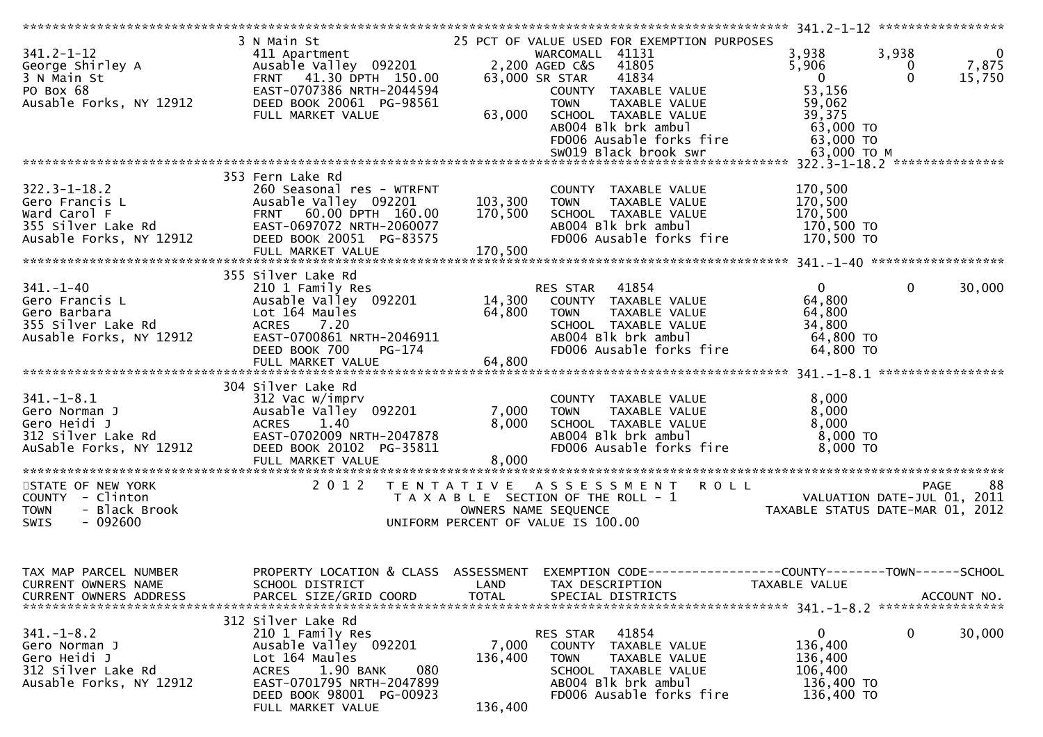```
******************************************************************************************************* 341.2-1-12 *****************
                          3 N Main St                         25 PCT OF VALUE USED FOR EXEMPTION PURPOSES
341.2-1-12                411 Apartment                          WARCOMALL  41131           3,938       3,938            0
George Shirley A          Ausable Valley  092201        2,200 AGED C&S   41805            5,906           0        7,875
3 N Main St               FRNT   41.30 DPTH 150.00     63,000 SR STAR    41834                0           0       15,750
PO Box 68                 EAST-0707386 NRTH-2044594             COUNTY  TAXABLE VALUE        53,156
Ausable Forks, NY 12912   DEED BOOK 20061  PG-98561             TOWN    TAXABLE VALUE        59,062
                          FULL MARKET VALUE            63,000   SCHOOL  TAXABLE VALUE        39,375
                                                                AB004 Blk brk ambul           63,000 TO
                                                                FD006 Ausable forks fire      63,000 TO
                                                                SW019 Black brook swr         63,000 TO M
******************************************************************************************************* 322.3-1-18.2 ***************
                          353 Fern Lake Rd
322.3-1-18.2              260 Seasonal res - WTRFNT             COUNTY  TAXABLE VALUE       170,500
Gero Francis L            Ausable Valley  092201      103,300   TOWN    TAXABLE VALUE       170,500
Ward Carol F              FRNT   60.00 DPTH 160.00    170,500   SCHOOL  TAXABLE VALUE       170,500
355 Silver Lake Rd        EAST-0697072 NRTH-2060077             AB004 Blk brk ambul          170,500 TO
Ausable Forks, NY 12912   DEED BOOK 20051  PG-83575             FD006 Ausable forks fire     170,500 TO
                          FULL MARKET VALUE           170,500
******************************************************************************************************* 341.-1-40 ******************
                          355 Silver Lake Rd
341.-1-40                 210 1 Family Res                      RES STAR   41854                  0           0       30,000
Gero Francis L            Ausable Valley  092201       14,300   COUNTY  TAXABLE VALUE        64,800
Gero Barbara              Lot 164 Maules               64,800   TOWN    TAXABLE VALUE        64,800
355 Silver Lake Rd        ACRES    7.20                         SCHOOL  TAXABLE VALUE        34,800
Ausable Forks, NY 12912   EAST-0700861 NRTH-2046911             AB004 Blk brk ambul           64,800 TO
                          DEED BOOK 700    PG-174               FD006 Ausable forks fire      64,800 TO
                          FULL MARKET VALUE            64,800
******************************************************************************************************* 341.-1-8.1 *****************
                          304 Silver Lake Rd
341.-1-8.1                312 Vac w/imprv                       COUNTY  TAXABLE VALUE         8,000
Gero Norman J             Ausable Valley  092201        7,000   TOWN    TAXABLE VALUE         8,000
Gero Heidi J              ACRES    1.40                  8,000   SCHOOL  TAXABLE VALUE         8,000
312 Silver Lake Rd        EAST-0702009 NRTH-2047878             AB004 Blk brk ambul            8,000 TO
AuSable Forks, NY 12912   DEED BOOK 20102  PG-35811             FD006 Ausable forks fire       8,000 TO
                          FULL MARKET VALUE             8,000
************************************************************************************************************************************
STATE OF NEW YORK                2 0 1 2   T E N T A T I V E   A S S E S S M E N T   R O L L                              PAGE    88
COUNTY  - Clinton                          T A X A B L E  SECTION OF THE ROLL - 1                           VALUATION DATE-JUL 01, 2011
TOWN    - Black Brook                           OWNERS NAME SEQUENCE                                 TAXABLE STATUS DATE-MAR 01, 2012
SWIS    - 092600                           UNIFORM PERCENT OF VALUE IS 100.00


TAX MAP PARCEL NUMBER     PROPERTY LOCATION & CLASS  ASSESSMENT  EXEMPTION CODE------------------COUNTY--------TOWN------SCHOOL
CURRENT OWNERS NAME       SCHOOL DISTRICT               LAND      TAX DESCRIPTION            TAXABLE VALUE
CURRENT OWNERS ADDRESS    PARCEL SIZE/GRID COORD       TOTAL      SPECIAL DISTRICTS                                  ACCOUNT NO.
******************************************************************************************************* 341.-1-8.2 *****************
                          312 Silver Lake Rd
341.-1-8.2                210 1 Family Res                      RES STAR   41854                  0           0       30,000
Gero Norman J             Ausable Valley  092201        7,000   COUNTY  TAXABLE VALUE       136,400
Gero Heidi J              Lot 164 Maules              136,400   TOWN    TAXABLE VALUE       136,400
312 Silver Lake Rd        ACRES    1.90 BANK     080            SCHOOL  TAXABLE VALUE       106,400
Ausable Forks, NY 12912   EAST-0701795 NRTH-2047899             AB004 Blk brk ambul          136,400 TO
                          DEED BOOK 98001  PG-00923             FD006 Ausable forks fire     136,400 TO
                          FULL MARKET VALUE           136,400
```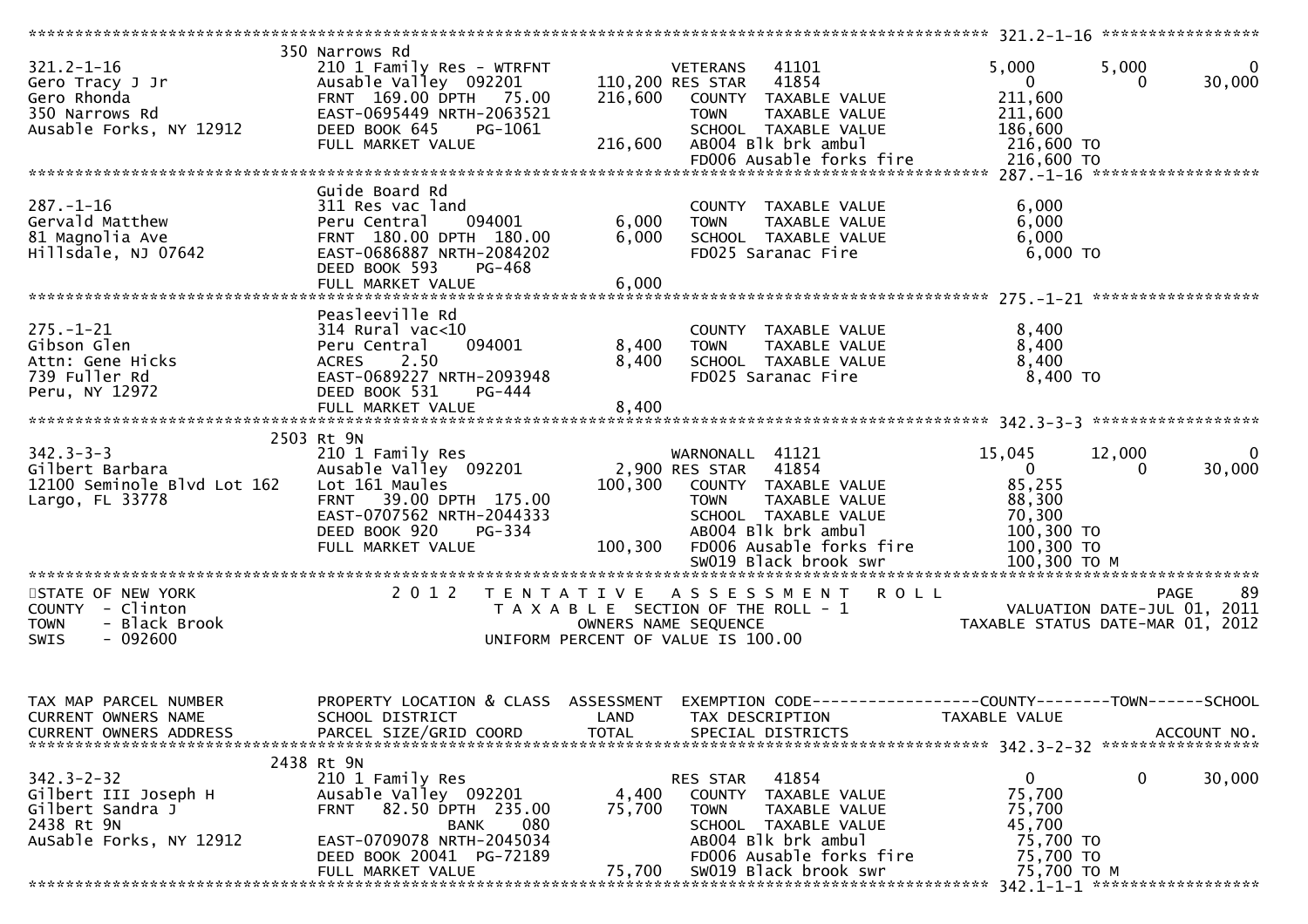```
******************************************************************************************************* 321.2-1-16 *****************
                            350 Narrows Rd
321.2-1-16                  210 1 Family Res - WTRFNT           VETERANS   41101             5,000          5,000             0
Gero Tracy J Jr             Ausable Valley  092201      110,200 RES STAR   41854                 0              0        30,000
Gero Rhonda                 FRNT  169.00 DPTH   75.00   216,600    COUNTY  TAXABLE VALUE       211,600
350 Narrows Rd              EAST-0695449 NRTH-2063521              TOWN    TAXABLE VALUE       211,600
Ausable Forks, NY 12912     DEED BOOK 645     PG-1061              SCHOOL  TAXABLE VALUE       186,600
                            FULL MARKET VALUE           216,600    AB004 Blk brk ambul          216,600 TO
                                                                   FD006 Ausable forks fire     216,600 TO
******************************************************************************************************* 287.-1-16 ******************
                            Guide Board Rd
287.-1-16                   311 Res vac land                       COUNTY  TAXABLE VALUE         6,000
Gervald Matthew             Peru Central      094001      6,000    TOWN    TAXABLE VALUE         6,000
81 Magnolia Ave             FRNT  180.00 DPTH  180.00     6,000    SCHOOL  TAXABLE VALUE         6,000
Hillsdale, NJ 07642         EAST-0686887 NRTH-2084202              FD025 Saranac Fire             6,000 TO
                            DEED BOOK 593     PG-468
                            FULL MARKET VALUE             6,000
******************************************************************************************************* 275.-1-21 ******************
                            Peasleeville Rd
275.-1-21                   314 Rural vac<10                       COUNTY  TAXABLE VALUE         8,400
Gibson Glen                 Peru Central      094001      8,400    TOWN    TAXABLE VALUE         8,400
Attn: Gene Hicks            ACRES     2.50                8,400    SCHOOL  TAXABLE VALUE         8,400
739 Fuller Rd               EAST-0689227 NRTH-2093948              FD025 Saranac Fire             8,400 TO
Peru, NY 12972              DEED BOOK 531     PG-444
                            FULL MARKET VALUE             8,400
******************************************************************************************************* 342.3-3-3 ******************
                           2503 Rt 9N
342.3-3-3                   210 1 Family Res                    WARNONALL  41121            15,045         12,000             0
Gilbert Barbara             Ausable Valley  092201        2,900 RES STAR   41854                 0              0        30,000
12100 Seminole Blvd Lot 162 Lot 161 Maules                100,300    COUNTY  TAXABLE VALUE        85,255
Largo, FL 33778             FRNT   39.00 DPTH  175.00              TOWN    TAXABLE VALUE        88,300
                            EAST-0707562 NRTH-2044333              SCHOOL  TAXABLE VALUE        70,300
                            DEED BOOK 920     PG-334               AB004 Blk brk ambul          100,300 TO
                            FULL MARKET VALUE           100,300    FD006 Ausable forks fire     100,300 TO
                                                                   SW019 Black brook swr        100,300 TO M
************************************************************************************************************************************
STATE OF NEW YORK                2 0 1 2   T E N T A T I V E   A S S E S S M E N T   R O L L                              PAGE    89
COUNTY  - Clinton                             T A X A B L E  SECTION OF THE ROLL - 1                      VALUATION DATE-JUL 01, 2011
TOWN    - Black Brook                            OWNERS NAME SEQUENCE                                 TAXABLE STATUS DATE-MAR 01, 2012
SWIS    - 092600                            UNIFORM PERCENT OF VALUE IS 100.00


TAX MAP PARCEL NUMBER       PROPERTY LOCATION & CLASS  ASSESSMENT  EXEMPTION CODE------------------COUNTY--------TOWN------SCHOOL
CURRENT OWNERS NAME         SCHOOL DISTRICT               LAND      TAX DESCRIPTION             TAXABLE VALUE
CURRENT OWNERS ADDRESS      PARCEL SIZE/GRID COORD        TOTAL     SPECIAL DISTRICTS                                    ACCOUNT NO.
******************************************************************************************************* 342.3-2-32 *****************
                           2438 Rt 9N
342.3-2-32                  210 1 Family Res                    RES STAR   41854                 0              0        30,000
Gilbert III Joseph H        Ausable Valley  092201        4,400    COUNTY  TAXABLE VALUE        75,700
Gilbert Sandra J            FRNT   82.50 DPTH  235.00    75,700    TOWN    TAXABLE VALUE        75,700
2438 Rt 9N                                BANK     080             SCHOOL  TAXABLE VALUE        45,700
AuSable Forks, NY 12912     EAST-0709078 NRTH-2045034              AB004 Blk brk ambul           75,700 TO
                            DEED BOOK 20041 PG-72189               FD006 Ausable forks fire      75,700 TO
                            FULL MARKET VALUE            75,700    SW019 Black brook swr         75,700 TO M
******************************************************************************************************* 342.1-1-1 ******************
```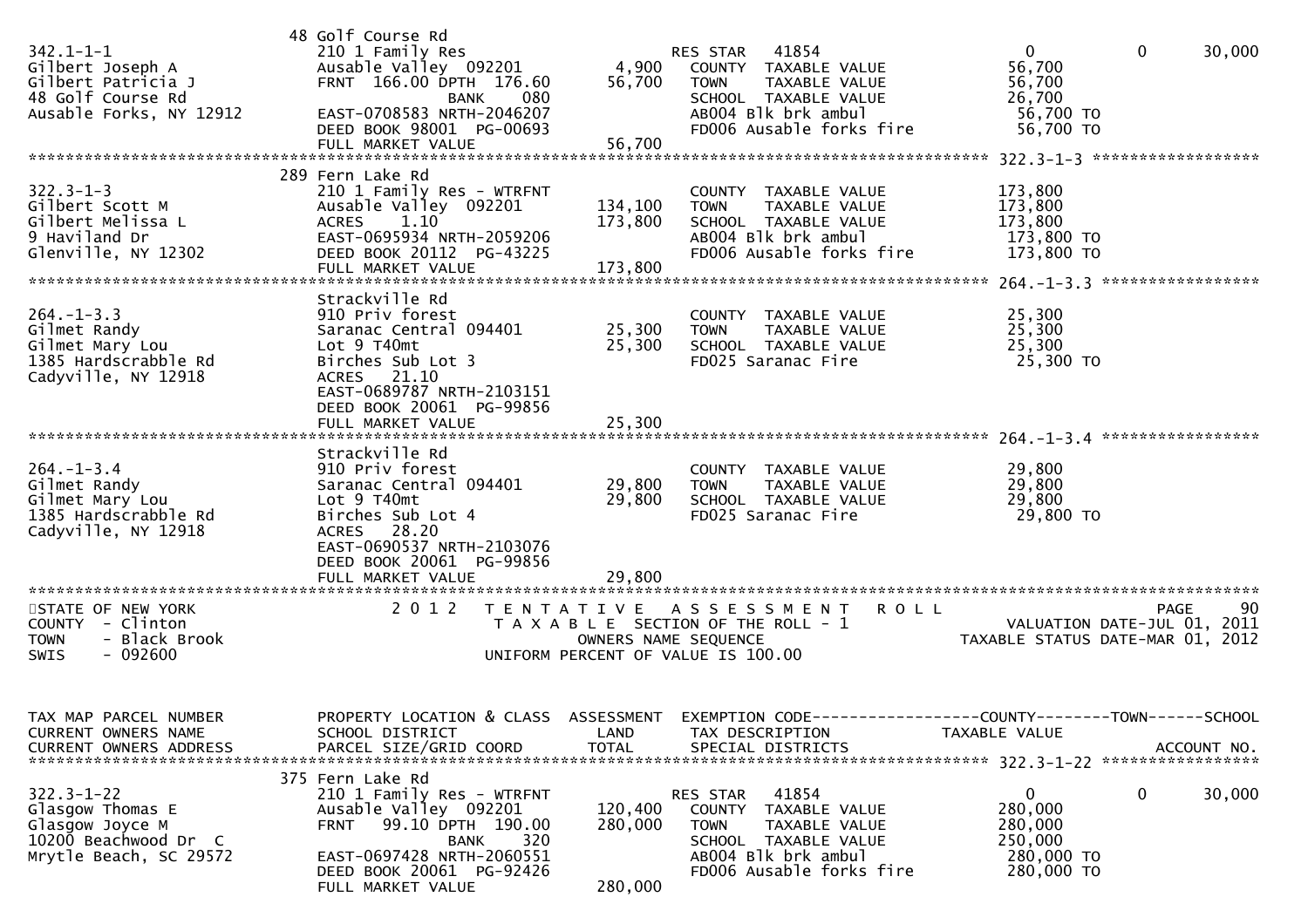```
                                 48 Golf Course Rd
342.1-1-1                        210 1 Family Res                   RES STAR   41854                      0          0       30,000
Gilbert Joseph A                 Ausable Valley  092201       4,900   COUNTY  TAXABLE VALUE          56,700
Gilbert Patricia J               FRNT  166.00 DPTH  176.60   56,700   TOWN    TAXABLE VALUE          56,700
48 Golf Course Rd                             BANK     080            SCHOOL  TAXABLE VALUE          26,700
Ausable Forks, NY 12912          EAST-0708583 NRTH-2046207            AB004 Blk brk ambul             56,700 TO
                                 DEED BOOK 98001  PG-00693            FD006 Ausable forks fire        56,700 TO
                                 FULL MARKET VALUE           56,700
******************************************************************************************************* 322.3-1-3 ******************
                                 289 Fern Lake Rd
322.3-1-3                        210 1 Family Res - WTRFNT            COUNTY  TAXABLE VALUE         173,800
Gilbert Scott M                  Ausable Valley  092201     134,100   TOWN    TAXABLE VALUE         173,800
Gilbert Melissa L                ACRES    1.10              173,800   SCHOOL  TAXABLE VALUE         173,800
9 Haviland Dr                    EAST-0695934 NRTH-2059206            AB004 Blk brk ambul            173,800 TO
Glenville, NY 12302              DEED BOOK 20112  PG-43225            FD006 Ausable forks fire       173,800 TO
                                 FULL MARKET VALUE          173,800
******************************************************************************************************* 264.-1-3.3 *****************
                                 Strackville Rd
264.-1-3.3                       910 Priv forest                      COUNTY  TAXABLE VALUE          25,300
Gilmet Randy                     Saranac Central 094401      25,300   TOWN    TAXABLE VALUE          25,300
Gilmet Mary Lou                  Lot 9 T40mt                 25,300   SCHOOL  TAXABLE VALUE          25,300
1385 Hardscrabble Rd             Birches Sub Lot 3                    FD025 Saranac Fire              25,300 TO
Cadyville, NY 12918              ACRES   21.10
                                 EAST-0689787 NRTH-2103151
                                 DEED BOOK 20061  PG-99856
                                 FULL MARKET VALUE           25,300
******************************************************************************************************* 264.-1-3.4 *****************
                                 Strackville Rd
264.-1-3.4                       910 Priv forest                      COUNTY  TAXABLE VALUE          29,800
Gilmet Randy                     Saranac Central 094401      29,800   TOWN    TAXABLE VALUE          29,800
Gilmet Mary Lou                  Lot 9 T40mt                 29,800   SCHOOL  TAXABLE VALUE          29,800
1385 Hardscrabble Rd             Birches Sub Lot 4                    FD025 Saranac Fire              29,800 TO
Cadyville, NY 12918              ACRES   28.20
                                 EAST-0690537 NRTH-2103076
                                 DEED BOOK 20061  PG-99856
                                 FULL MARKET VALUE           29,800
************************************************************************************************************************************
STATE OF NEW YORK                2 0 1 2   T E N T A T I V E   A S S E S S M E N T   R O L L                            PAGE     90
COUNTY  - Clinton                           T A X A B L E  SECTION OF THE ROLL - 1                     VALUATION DATE-JUL 01, 2011
TOWN    - Black Brook                             OWNERS NAME SEQUENCE                          TAXABLE STATUS DATE-MAR 01, 2012
SWIS    - 092600                              UNIFORM PERCENT OF VALUE IS 100.00



TAX MAP PARCEL NUMBER            PROPERTY LOCATION & CLASS  ASSESSMENT  EXEMPTION CODE------------------COUNTY--------TOWN------SCHOOL
CURRENT OWNERS NAME              SCHOOL DISTRICT               LAND     TAX DESCRIPTION              TAXABLE VALUE
CURRENT OWNERS ADDRESS           PARCEL SIZE/GRID COORD        TOTAL    SPECIAL DISTRICTS                                 ACCOUNT NO.
******************************************************************************************************* 322.3-1-22 *****************
                                 375 Fern Lake Rd
322.3-1-22                       210 1 Family Res - WTRFNT            RES STAR   41854                      0          0       30,000
Glasgow Thomas E                 Ausable Valley  092201     120,400   COUNTY  TAXABLE VALUE         280,000
Glasgow Joyce M                  FRNT   99.10 DPTH  190.00  280,000   TOWN    TAXABLE VALUE         280,000
10200 Beachwood Dr  C                         BANK     320            SCHOOL  TAXABLE VALUE         250,000
Mrytle Beach, SC 29572           EAST-0697428 NRTH-2060551            AB004 Blk brk ambul            280,000 TO
                                 DEED BOOK 20061  PG-92426            FD006 Ausable forks fire       280,000 TO
                                 FULL MARKET VALUE          280,000
```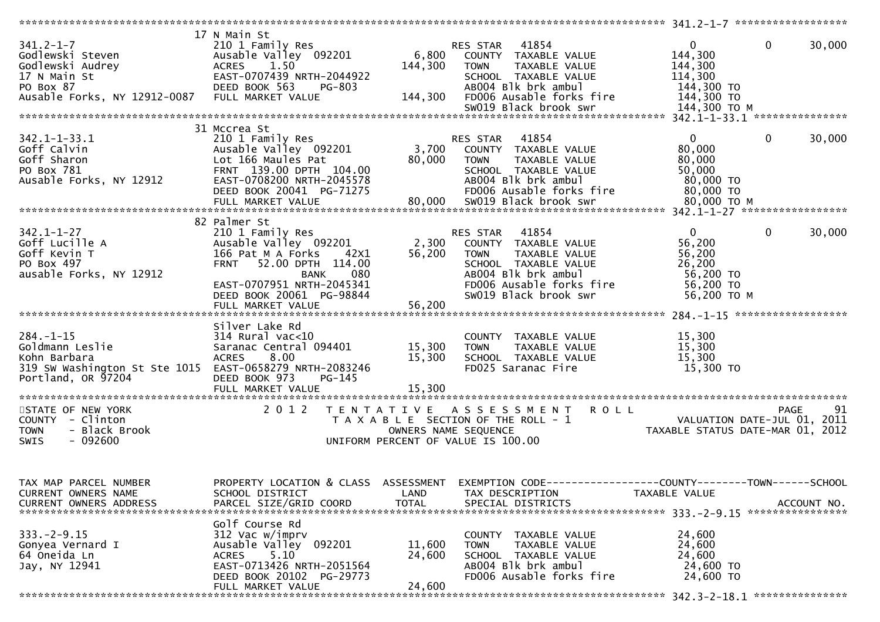```
******************************************************************************************************* 341.2-1-7 ******************
                              17 N Main St
341.2-1-7                     210 1 Family Res                      RES STAR   41854                   0            0       30,000
Godlewski Steven              Ausable Valley  092201        6,800   COUNTY  TAXABLE VALUE          144,300
Godlewski Audrey              ACRES    1.50               144,300   TOWN    TAXABLE VALUE          144,300
17 N Main St                  EAST-0707439 NRTH-2044922             SCHOOL  TAXABLE VALUE          114,300
PO Box 87                     DEED BOOK 563    PG-803               AB004 Blk brk ambul             144,300 TO
Ausable Forks, NY 12912-0087  FULL MARKET VALUE           144,300   FD006 Ausable forks fire        144,300 TO
                                                                    SW019 Black brook swr           144,300 TO M
******************************************************************************************************* 342.1-1-33.1 ***************
                              31 Mccrea St
342.1-1-33.1                  210 1 Family Res                      RES STAR   41854                   0            0       30,000
Goff Calvin                   Ausable Valley  092201        3,700   COUNTY  TAXABLE VALUE           80,000
Goff Sharon                   Lot 166 Maules Pat           80,000   TOWN    TAXABLE VALUE           80,000
PO Box 781                    FRNT  139.00 DPTH  104.00             SCHOOL  TAXABLE VALUE           50,000
Ausable Forks, NY 12912       EAST-0708200 NRTH-2045578             AB004 Blk brk ambul              80,000 TO
                              DEED BOOK 20041  PG-71275             FD006 Ausable forks fire         80,000 TO
                              FULL MARKET VALUE            80,000   SW019 Black brook swr            80,000 TO M
******************************************************************************************************* 342.1-1-27 *****************
                              82 Palmer St
342.1-1-27                    210 1 Family Res                      RES STAR   41854                   0            0       30,000
Goff Lucille A                Ausable Valley  092201        2,300   COUNTY  TAXABLE VALUE           56,200
Goff Kevin T                  166 Pat M A Forks    42X1    56,200   TOWN    TAXABLE VALUE           56,200
PO Box 497                    FRNT   52.00 DPTH  114.00             SCHOOL  TAXABLE VALUE           26,200
ausable Forks, NY 12912                       BANK     080          AB004 Blk brk ambul              56,200 TO
                              EAST-0707951 NRTH-2045341             FD006 Ausable forks fire         56,200 TO
                              DEED BOOK 20061  PG-98844             SW019 Black brook swr            56,200 TO M
                              FULL MARKET VALUE            56,200
******************************************************************************************************* 284.-1-15 ******************
                              Silver Lake Rd
284.-1-15                     314 Rural vac<10                      COUNTY  TAXABLE VALUE           15,300
Goldmann Leslie               Saranac Central 094401       15,300   TOWN    TAXABLE VALUE           15,300
Kohn Barbara                  ACRES    8.00                15,300   SCHOOL  TAXABLE VALUE           15,300
319 SW Washington St Ste 1015 EAST-0658279 NRTH-2083246             FD025 Saranac Fire               15,300 TO
Portland, OR 97204            DEED BOOK 973    PG-145
                              FULL MARKET VALUE            15,300
************************************************************************************************************************************
STATE OF NEW YORK                2 0 1 2   T E N T A T I V E   A S S E S S M E N T   R O L L                             PAGE    91
COUNTY  - Clinton                          T A X A B L E  SECTION OF THE ROLL - 1                       VALUATION DATE-JUL 01, 2011
TOWN    - Black Brook                           OWNERS NAME SEQUENCE                               TAXABLE STATUS DATE-MAR 01, 2012
SWIS    - 092600                          UNIFORM PERCENT OF VALUE IS 100.00


TAX MAP PARCEL NUMBER         PROPERTY LOCATION & CLASS  ASSESSMENT  EXEMPTION CODE------------------COUNTY--------TOWN------SCHOOL
CURRENT OWNERS NAME           SCHOOL DISTRICT               LAND      TAX DESCRIPTION             TAXABLE VALUE
CURRENT OWNERS ADDRESS        PARCEL SIZE/GRID COORD       TOTAL      SPECIAL DISTRICTS                                  ACCOUNT NO.
******************************************************************************************************* 333.-2-9.15 ****************
                              Golf Course Rd
333.-2-9.15                   312 Vac w/imprv                       COUNTY  TAXABLE VALUE           24,600
Gonyea Vernard I              Ausable Valley  092201       11,600   TOWN    TAXABLE VALUE           24,600
64 Oneida Ln                  ACRES    5.10                24,600   SCHOOL  TAXABLE VALUE           24,600
Jay, NY 12941                 EAST-0713426 NRTH-2051564             AB004 Blk brk ambul              24,600 TO
                              DEED BOOK 20102  PG-29773             FD006 Ausable forks fire         24,600 TO
                              FULL MARKET VALUE            24,600
******************************************************************************************************* 342.3-2-18.1 ***************
```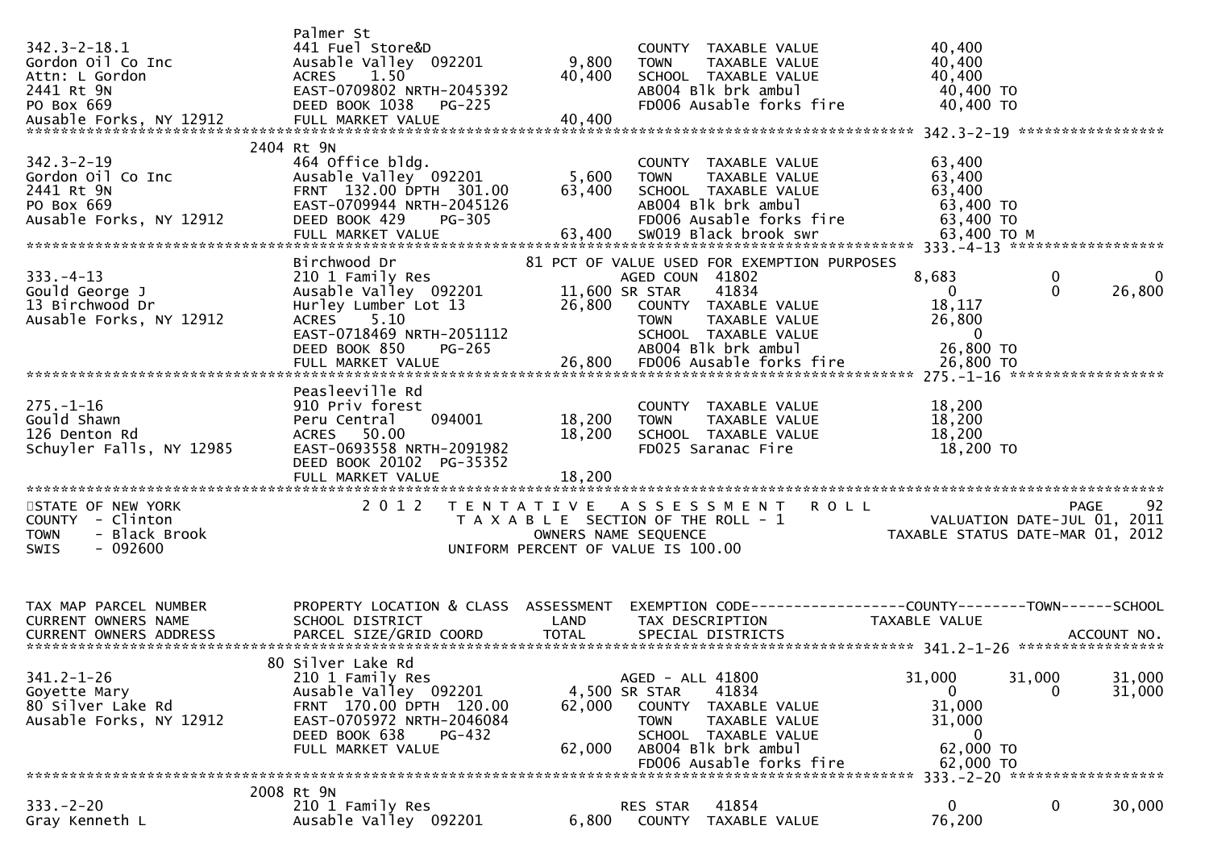```
                                Palmer St
342.3-2-18.1                    441 Fuel Store&D                         COUNTY  TAXABLE VALUE            40,400
Gordon Oil Co Inc               Ausable Valley  092201      9,800      TOWN    TAXABLE VALUE            40,400
Attn: L Gordon                  ACRES    1.50              40,400      SCHOOL  TAXABLE VALUE            40,400
2441 Rt 9N                      EAST-0709802 NRTH-2045392               AB004 Blk brk ambul               40,400 TO
PO Box 669                      DEED BOOK 1038   PG-225                 FD006 Ausable forks fire          40,400 TO
Ausable Forks, NY 12912         FULL MARKET VALUE          40,400
******************************************************************************************************* 342.3-2-19 *****************
                           2404 Rt 9N
342.3-2-19                      464 Office bldg.                         COUNTY  TAXABLE VALUE            63,400
Gordon Oil Co Inc               Ausable Valley  092201      5,600      TOWN    TAXABLE VALUE            63,400
2441 Rt 9N                      FRNT  132.00 DPTH  301.00  63,400      SCHOOL  TAXABLE VALUE            63,400
PO Box 669                      EAST-0709944 NRTH-2045126               AB004 Blk brk ambul               63,400 TO
Ausable Forks, NY 12912         DEED BOOK 429    PG-305                 FD006 Ausable forks fire          63,400 TO
                                FULL MARKET VALUE          63,400      SW019 Black brook swr             63,400 TO M
******************************************************************************************************* 333.-4-13 ******************
                                Birchwood Dr                     81 PCT OF VALUE USED FOR EXEMPTION PURPOSES
333.-4-13                       210 1 Family Res                         AGED COUN  41802                  8,683            0            0
Gould George J                  Ausable Valley  092201     11,600 SR STAR     41834                      0            0       26,800
13 Birchwood Dr                 Hurley Lumber Lot 13       26,800      COUNTY  TAXABLE VALUE            18,117
Ausable Forks, NY 12912         ACRES    5.10                          TOWN    TAXABLE VALUE            26,800
                                EAST-0718469 NRTH-2051112               SCHOOL  TAXABLE VALUE                 0
                                DEED BOOK 850    PG-265                 AB004 Blk brk ambul               26,800 TO
                                FULL MARKET VALUE          26,800      FD006 Ausable forks fire          26,800 TO
******************************************************************************************************* 275.-1-16 ******************
                                Peasleeville Rd
275.-1-16                       910 Priv forest                          COUNTY  TAXABLE VALUE            18,200
Gould Shawn                     Peru Central    094001     18,200      TOWN    TAXABLE VALUE            18,200
126 Denton Rd                   ACRES   50.00              18,200      SCHOOL  TAXABLE VALUE            18,200
Schuyler Falls, NY 12985        EAST-0693558 NRTH-2091982               FD025 Saranac Fire                18,200 TO
                                DEED BOOK 20102  PG-35352
                                FULL MARKET VALUE          18,200
************************************************************************************************************************************
STATE OF NEW YORK                 2 0 1 2   T E N T A T I V E   A S S E S S M E N T   R O L L                          PAGE     92
COUNTY  - Clinton                           T A X A B L E  SECTION OF THE ROLL - 1                      VALUATION DATE-JUL 01, 2011
TOWN    - Black Brook                             OWNERS NAME SEQUENCE                            TAXABLE STATUS DATE-MAR 01, 2012
SWIS    - 092600                            UNIFORM PERCENT OF VALUE IS 100.00


TAX MAP PARCEL NUMBER           PROPERTY LOCATION & CLASS  ASSESSMENT  EXEMPTION CODE------------------COUNTY--------TOWN------SCHOOL
CURRENT OWNERS NAME             SCHOOL DISTRICT              LAND      TAX DESCRIPTION             TAXABLE VALUE
CURRENT OWNERS ADDRESS          PARCEL SIZE/GRID COORD      TOTAL      SPECIAL DISTRICTS                                 ACCOUNT NO.
******************************************************************************************************* 341.2-1-26 *****************
                             80 Silver Lake Rd
341.2-1-26                      210 1 Family Res                         AGED - ALL 41800                 31,000       31,000       31,000
Goyette Mary                    Ausable Valley  092201      4,500 SR STAR     41834                      0            0       31,000
80 Silver Lake Rd               FRNT  170.00 DPTH  120.00  62,000      COUNTY  TAXABLE VALUE            31,000
Ausable Forks, NY 12912         EAST-0705972 NRTH-2046084               TOWN    TAXABLE VALUE            31,000
                                DEED BOOK 638    PG-432                 SCHOOL  TAXABLE VALUE                 0
                                FULL MARKET VALUE          62,000      AB004 Blk brk ambul               62,000 TO
                                                                       FD006 Ausable forks fire          62,000 TO
******************************************************************************************************* 333.-2-20 ******************
                           2008 Rt 9N
333.-2-20                       210 1 Family Res                         RES STAR   41854                      0            0       30,000
Gray Kenneth L                  Ausable Valley  092201      6,800      COUNTY  TAXABLE VALUE            76,200
```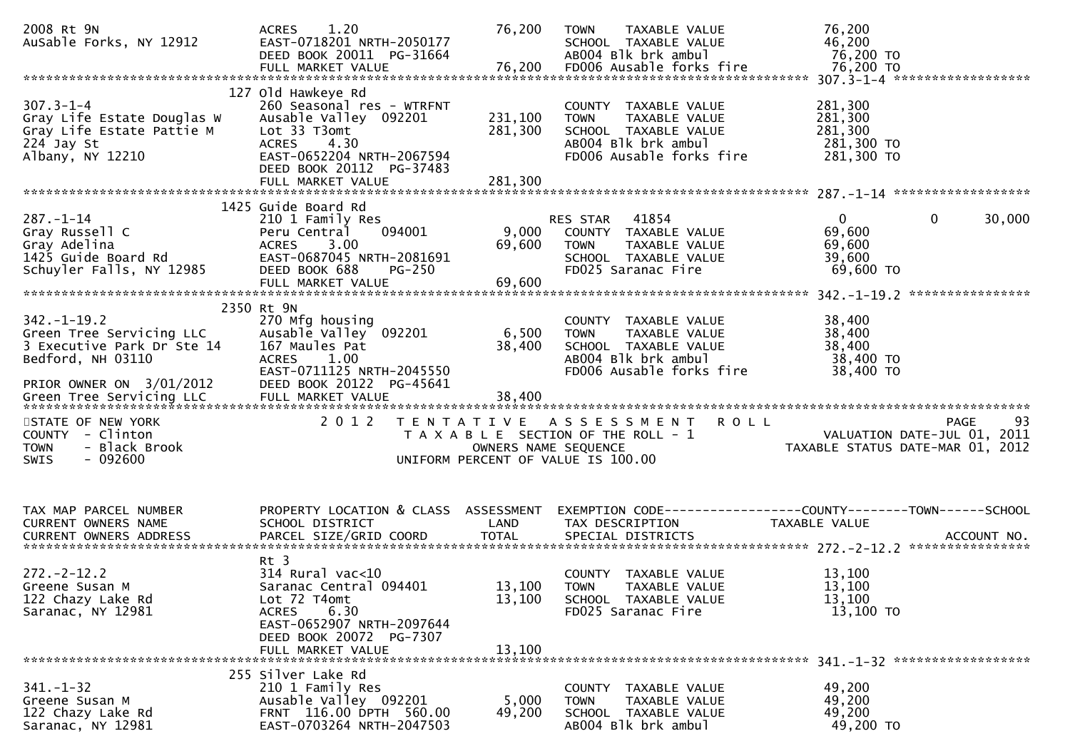```
2008 Rt 9N                       ACRES      1.20                 76,200    TOWN    TAXABLE VALUE               76,200
AuSable Forks, NY 12912          EAST-0718201 NRTH-2050177                 SCHOOL  TAXABLE VALUE               46,200
                                 DEED BOOK 20011  PG-31664                 AB004 Blk brk ambul                 76,200 TO
                                 FULL MARKET VALUE              76,200     FD006 Ausable forks fire            76,200 TO
******************************************************************************************************* 307.3-1-4 ******************
                               127 Old Hawkeye Rd
307.3-1-4                        260 Seasonal res - WTRFNT                 COUNTY  TAXABLE VALUE              281,300
Gray Life Estate Douglas W       Ausable Valley  092201        231,100     TOWN    TAXABLE VALUE              281,300
Gray Life Estate Pattie M        Lot 33 T3omt                  281,300     SCHOOL  TAXABLE VALUE              281,300
224 Jay St                       ACRES      4.30                           AB004 Blk brk ambul                281,300 TO
Albany, NY 12210                 EAST-0652204 NRTH-2067594                 FD006 Ausable forks fire           281,300 TO
                                 DEED BOOK 20112  PG-37483
                                 FULL MARKET VALUE             281,300
******************************************************************************************************* 287.-1-14 ******************
                              1425 Guide Board Rd
287.-1-14                        210 1 Family Res                           RES STAR   41854                        0           0     30,000
Gray Russell C                   Peru Central    094001          9,000     COUNTY  TAXABLE VALUE               69,600
Gray Adelina                     ACRES      3.00                69,600     TOWN    TAXABLE VALUE               69,600
1425 Guide Board Rd              EAST-0687045 NRTH-2081691                 SCHOOL  TAXABLE VALUE               39,600
Schuyler Falls, NY 12985         DEED BOOK 688    PG-250                   FD025 Saranac Fire                  69,600 TO
                                 FULL MARKET VALUE              69,600
******************************************************************************************************* 342.-1-19.2 ****************
                              2350 Rt 9N
342.-1-19.2                      270 Mfg housing                           COUNTY  TAXABLE VALUE               38,400
Green Tree Servicing LLC         Ausable Valley  092201          6,500     TOWN    TAXABLE VALUE               38,400
3 Executive Park Dr Ste 14       167 Maules Pat                 38,400     SCHOOL  TAXABLE VALUE               38,400
Bedford, NH 03110                ACRES      1.00                           AB004 Blk brk ambul                 38,400 TO
                                 EAST-0711125 NRTH-2045550                 FD006 Ausable forks fire            38,400 TO
PRIOR OWNER ON  3/01/2012        DEED BOOK 20122  PG-45641
Green Tree Servicing LLC         FULL MARKET VALUE              38,400
************************************************************************************************************************************
STATE OF NEW YORK                  2 0 1 2   T E N T A T I V E   A S S E S S M E N T   R O L L                            PAGE     93
COUNTY  - Clinton                            T A X A B L E  SECTION OF THE ROLL - 1                       VALUATION DATE-JUL 01, 2011
TOWN    - Black Brook                               OWNERS NAME SEQUENCE                            TAXABLE STATUS DATE-MAR 01, 2012
SWIS    - 092600                               UNIFORM PERCENT OF VALUE IS 100.00


TAX MAP PARCEL NUMBER            PROPERTY LOCATION & CLASS  ASSESSMENT  EXEMPTION CODE------------------COUNTY--------TOWN------SCHOOL
CURRENT OWNERS NAME              SCHOOL DISTRICT               LAND      TAX DESCRIPTION            TAXABLE VALUE
CURRENT OWNERS ADDRESS           PARCEL SIZE/GRID COORD        TOTAL     SPECIAL DISTRICTS                                  ACCOUNT NO.
******************************************************************************************************* 272.-2-12.2 ****************
                                 Rt 3
272.-2-12.2                      314 Rural vac<10                          COUNTY  TAXABLE VALUE               13,100
Greene Susan M                   Saranac Central 094401         13,100     TOWN    TAXABLE VALUE               13,100
122 Chazy Lake Rd                Lot 72 T4omt                   13,100     SCHOOL  TAXABLE VALUE               13,100
Saranac, NY 12981                ACRES      6.30                           FD025 Saranac Fire                  13,100 TO
                                 EAST-0652907 NRTH-2097644
                                 DEED BOOK 20072  PG-7307
                                 FULL MARKET VALUE              13,100
******************************************************************************************************* 341.-1-32 ******************
                               255 Silver Lake Rd
341.-1-32                        210 1 Family Res                          COUNTY  TAXABLE VALUE               49,200
Greene Susan M                   Ausable Valley  092201          5,000     TOWN    TAXABLE VALUE               49,200
122 Chazy Lake Rd                FRNT  116.00 DPTH  560.00      49,200     SCHOOL  TAXABLE VALUE               49,200
Saranac, NY 12981                EAST-0703264 NRTH-2047503                 AB004 Blk brk ambul                 49,200 TO
```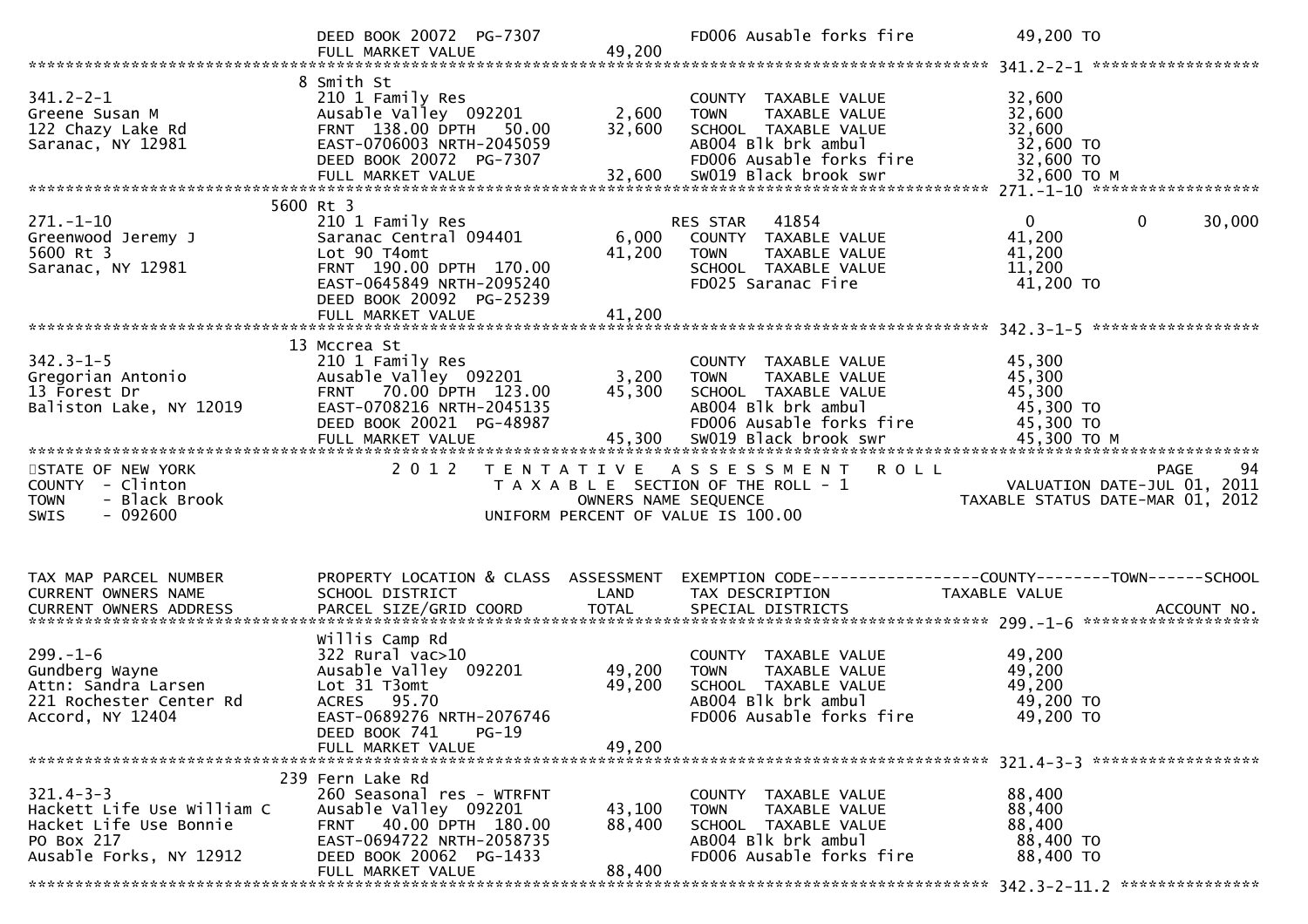```
                              DEED BOOK 20072  PG-7307                           FD006 Ausable forks fire          49,200 TO
                              FULL MARKET VALUE                  49,200
******************************************************************************************************* 341.2-2-1 *****************
                              8 Smith St
341.2-2-1                     210 1 Family Res                                   COUNTY  TAXABLE VALUE             32,600
Greene Susan M                Ausable Valley  092201             2,600           TOWN    TAXABLE VALUE             32,600
122 Chazy Lake Rd             FRNT  138.00 DPTH   50.00         32,600           SCHOOL  TAXABLE VALUE             32,600
Saranac, NY 12981             EAST-0706003 NRTH-2045059                          AB004 Blk brk ambul                32,600 TO
                              DEED BOOK 20072  PG-7307                           FD006 Ausable forks fire           32,600 TO
                              FULL MARKET VALUE                 32,600           SW019 Black brook swr              32,600 TO M
******************************************************************************************************* 271.-1-10 *****************
                         5600 Rt 3
271.-1-10                     210 1 Family Res                                   RES STAR   41854                    0          0      30,000
Greenwood Jeremy J            Saranac Central 094401             6,000           COUNTY  TAXABLE VALUE             41,200
5600 Rt 3                     Lot 90 T4omt                      41,200           TOWN    TAXABLE VALUE             41,200
Saranac, NY 12981             FRNT  190.00 DPTH  170.00                          SCHOOL  TAXABLE VALUE             11,200
                              EAST-0645849 NRTH-2095240                          FD025 Saranac Fire                 41,200 TO
                              DEED BOOK 20092  PG-25239
                              FULL MARKET VALUE                 41,200
******************************************************************************************************* 342.3-1-5 *****************
                              13 Mccrea St
342.3-1-5                     210 1 Family Res                                   COUNTY  TAXABLE VALUE             45,300
Gregorian Antonio             Ausable Valley  092201             3,200           TOWN    TAXABLE VALUE             45,300
13 Forest Dr                  FRNT   70.00 DPTH  123.00         45,300           SCHOOL  TAXABLE VALUE             45,300
Baliston Lake, NY 12019       EAST-0708216 NRTH-2045135                          AB004 Blk brk ambul                45,300 TO
                              DEED BOOK 20021  PG-48987                          FD006 Ausable forks fire           45,300 TO
                              FULL MARKET VALUE                 45,300           SW019 Black brook swr              45,300 TO M
************************************************************************************************************************************
STATE OF NEW YORK                 2 0 1 2   T E N T A T I V E   A S S E S S M E N T   R O L L                                PAGE    94
COUNTY  - Clinton                          T A X A B L E  SECTION OF THE ROLL - 1                      VALUATION DATE-JUL 01, 2011
TOWN    - Black Brook                             OWNERS NAME SEQUENCE                              TAXABLE STATUS DATE-MAR 01, 2012
SWIS    - 092600                            UNIFORM PERCENT OF VALUE IS 100.00


TAX MAP PARCEL NUMBER         PROPERTY LOCATION & CLASS  ASSESSMENT  EXEMPTION CODE------------------COUNTY--------TOWN------SCHOOL
CURRENT OWNERS NAME           SCHOOL DISTRICT               LAND      TAX DESCRIPTION              TAXABLE VALUE
CURRENT OWNERS ADDRESS        PARCEL SIZE/GRID COORD        TOTAL     SPECIAL DISTRICTS                                    ACCOUNT NO.
******************************************************************************************************* 299.-1-6 ******************
                              Willis Camp Rd
299.-1-6                      322 Rural vac>10                                   COUNTY  TAXABLE VALUE             49,200
Gundberg Wayne                Ausable Valley  092201            49,200           TOWN    TAXABLE VALUE             49,200
Attn: Sandra Larsen           Lot 31 T3omt                      49,200           SCHOOL  TAXABLE VALUE             49,200
221 Rochester Center Rd       ACRES   95.70                                      AB004 Blk brk ambul                49,200 TO
Accord, NY 12404              EAST-0689276 NRTH-2076746                          FD006 Ausable forks fire           49,200 TO
                              DEED BOOK 741     PG-19
                              FULL MARKET VALUE                 49,200
******************************************************************************************************* 321.4-3-3 *****************
                              239 Fern Lake Rd
321.4-3-3                     260 Seasonal res - WTRFNT                          COUNTY  TAXABLE VALUE             88,400
Hackett Life Use William C    Ausable Valley  092201            43,100           TOWN    TAXABLE VALUE             88,400
Hacket Life Use Bonnie        FRNT   40.00 DPTH  180.00         88,400           SCHOOL  TAXABLE VALUE             88,400
PO Box 217                    EAST-0694722 NRTH-2058735                          AB004 Blk brk ambul                88,400 TO
Ausable Forks, NY 12912       DEED BOOK 20062  PG-1433                           FD006 Ausable forks fire           88,400 TO
                              FULL MARKET VALUE                 88,400
******************************************************************************************************* 342.3-2-11.2 **************
```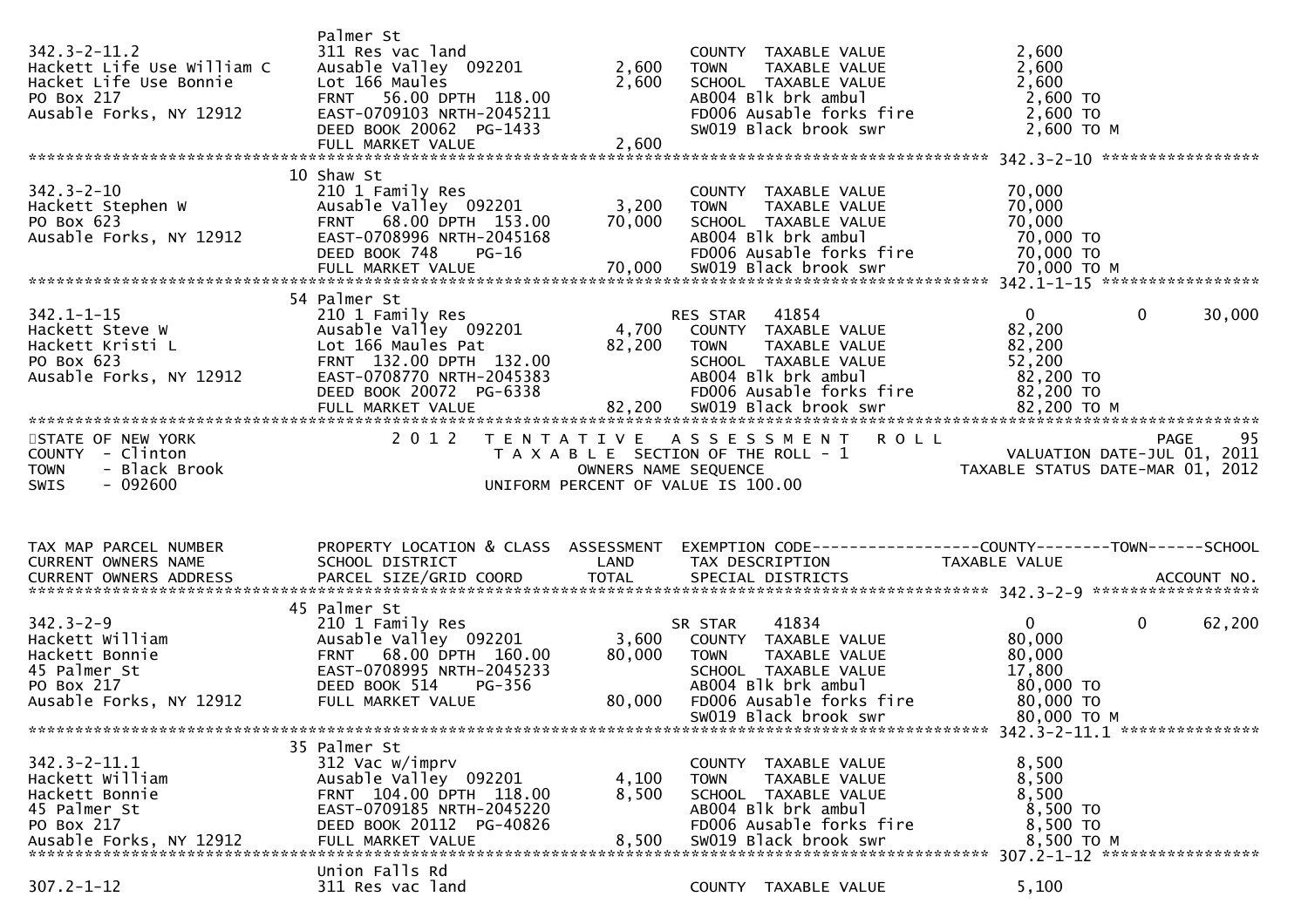```
                                  Palmer St
342.3-2-11.2                      311 Res vac land                          COUNTY  TAXABLE VALUE              2,600
Hackett Life Use William C        Ausable Valley  092201        2,600       TOWN    TAXABLE VALUE              2,600
Hacket Life Use Bonnie            Lot 166 Maules                2,600       SCHOOL  TAXABLE VALUE              2,600
PO Box 217                        FRNT   56.00 DPTH  118.00                 AB004 Blk brk ambul                 2,600 TO
Ausable Forks, NY 12912           EAST-0709103 NRTH-2045211                 FD006 Ausable forks fire            2,600 TO
                                  DEED BOOK 20062  PG-1433                  SW019 Black brook swr               2,600 TO M
                                  FULL MARKET VALUE             2,600
******************************************************************************************************* 342.3-2-10 *****************
                                  10 Shaw St
342.3-2-10                        210 1 Family Res                          COUNTY  TAXABLE VALUE             70,000
Hackett Stephen W                 Ausable Valley  092201        3,200       TOWN    TAXABLE VALUE             70,000
PO Box 623                        FRNT   68.00 DPTH  153.00    70,000       SCHOOL  TAXABLE VALUE             70,000
Ausable Forks, NY 12912           EAST-0708996 NRTH-2045168                 AB004 Blk brk ambul                70,000 TO
                                  DEED BOOK 748    PG-16                    FD006 Ausable forks fire           70,000 TO
                                  FULL MARKET VALUE            70,000       SW019 Black brook swr              70,000 TO M
******************************************************************************************************* 342.1-1-15 *****************
                                  54 Palmer St
342.1-1-15                        210 1 Family Res                          RES STAR   41854                       0            0       30,000
Hackett Steve W                   Ausable Valley  092201        4,700       COUNTY  TAXABLE VALUE             82,200
Hackett Kristi L                  Lot 166 Maules Pat           82,200       TOWN    TAXABLE VALUE             82,200
PO Box 623                        FRNT  132.00 DPTH  132.00                 SCHOOL  TAXABLE VALUE             52,200
Ausable Forks, NY 12912           EAST-0708770 NRTH-2045383                 AB004 Blk brk ambul                82,200 TO
                                  DEED BOOK 20072  PG-6338                  FD006 Ausable forks fire           82,200 TO
                                  FULL MARKET VALUE            82,200       SW019 Black brook swr              82,200 TO M
************************************************************************************************************************************
STATE OF NEW YORK                 2 0 1 2   T E N T A T I V E   A S S E S S M E N T   R O L L                          PAGE     95
COUNTY  - Clinton                           T A X A B L E  SECTION OF THE ROLL - 1                        VALUATION DATE-JUL 01, 2011
TOWN    - Black Brook                                 OWNERS NAME SEQUENCE                            TAXABLE STATUS DATE-MAR 01, 2012
SWIS    - 092600                                UNIFORM PERCENT OF VALUE IS 100.00


TAX MAP PARCEL NUMBER             PROPERTY LOCATION & CLASS  ASSESSMENT  EXEMPTION CODE------------------COUNTY--------TOWN------SCHOOL
CURRENT OWNERS NAME               SCHOOL DISTRICT               LAND      TAX DESCRIPTION            TAXABLE VALUE
CURRENT OWNERS ADDRESS            PARCEL SIZE/GRID COORD        TOTAL     SPECIAL DISTRICTS                                  ACCOUNT NO.
******************************************************************************************************* 342.3-2-9 ******************
                                  45 Palmer St
342.3-2-9                         210 1 Family Res                          SR STAR    41834                       0            0       62,200
Hackett William                   Ausable Valley  092201        3,600       COUNTY  TAXABLE VALUE             80,000
Hackett Bonnie                    FRNT   68.00 DPTH  160.00    80,000       TOWN    TAXABLE VALUE             80,000
45 Palmer St                      EAST-0708995 NRTH-2045233                 SCHOOL  TAXABLE VALUE             17,800
PO Box 217                        DEED BOOK 514    PG-356                   AB004 Blk brk ambul                80,000 TO
Ausable Forks, NY 12912           FULL MARKET VALUE            80,000       FD006 Ausable forks fire           80,000 TO
                                                                            SW019 Black brook swr              80,000 TO M
******************************************************************************************************* 342.3-2-11.1 ***************
                                  35 Palmer St
342.3-2-11.1                      312 Vac w/imprv                           COUNTY  TAXABLE VALUE              8,500
Hackett William                   Ausable Valley  092201        4,100       TOWN    TAXABLE VALUE              8,500
Hackett Bonnie                    FRNT  104.00 DPTH  118.00     8,500       SCHOOL  TAXABLE VALUE              8,500
45 Palmer St                      EAST-0709185 NRTH-2045220                 AB004 Blk brk ambul                 8,500 TO
PO Box 217                        DEED BOOK 20112  PG-40826                 FD006 Ausable forks fire            8,500 TO
Ausable Forks, NY 12912           FULL MARKET VALUE             8,500       SW019 Black brook swr               8,500 TO M
******************************************************************************************************* 307.2-1-12 *****************
                                  Union Falls Rd
307.2-1-12                        311 Res vac land                          COUNTY  TAXABLE VALUE              5,100
```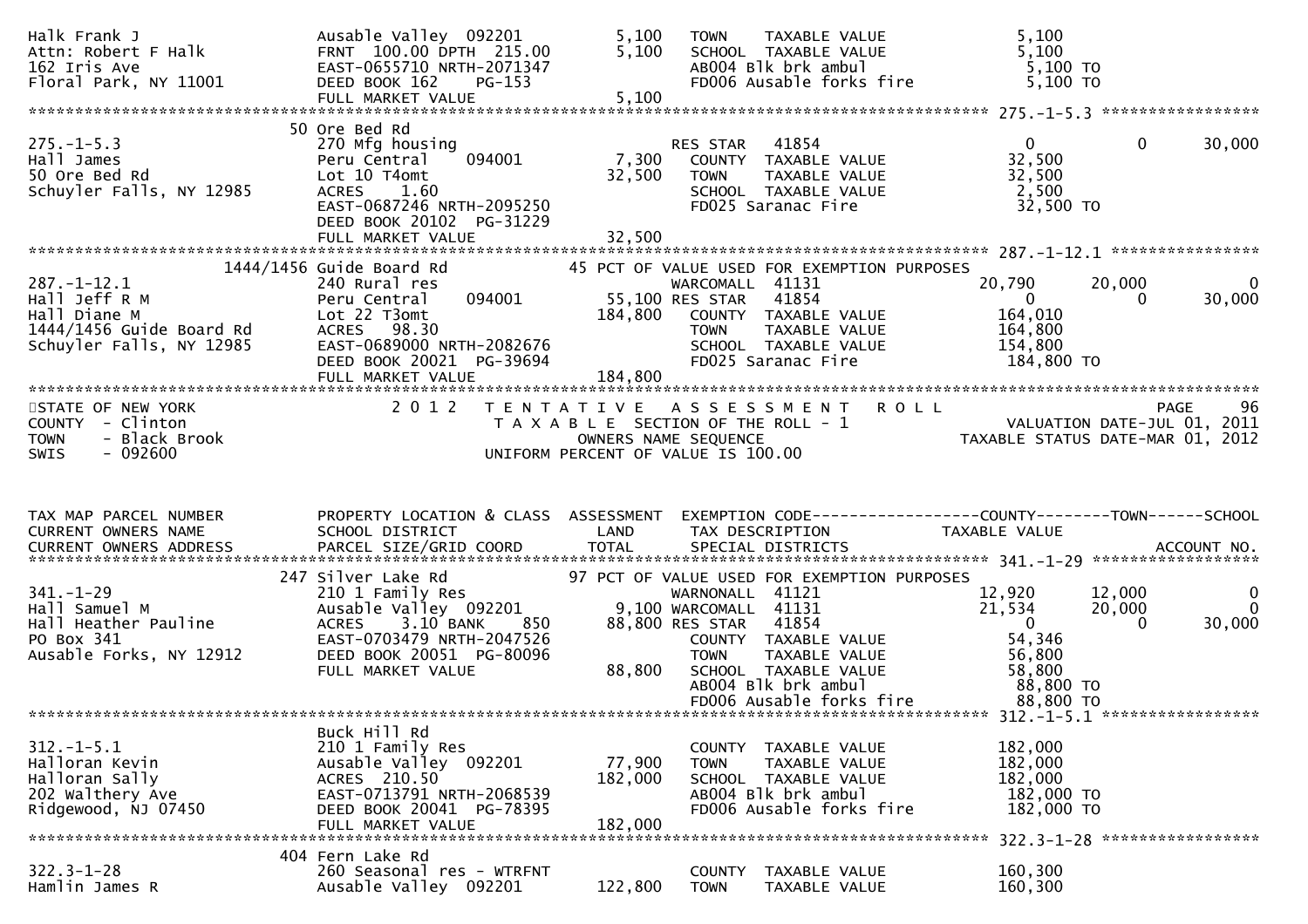```
Halk Frank J                   Ausable Valley  092201        5,100    TOWN     TAXABLE VALUE              5,100
Attn: Robert F Halk            FRNT 100.00 DPTH 215.00       5,100    SCHOOL   TAXABLE VALUE              5,100
162 Iris Ave                   EAST-0655710 NRTH-2071347              AB004 Blk brk ambul                  5,100 TO
Floral Park, NY 11001          DEED BOOK 162     PG-153               FD006 Ausable forks fire             5,100 TO
                               FULL MARKET VALUE             5,100
******************************************************************************************************* 275.-1-5.3 *****************
                            50 Ore Bed Rd
275.-1-5.3                     270 Mfg housing                        RES STAR    41854                    0            0       30,000
Hall James                     Peru Central     094001       7,300    COUNTY   TAXABLE VALUE             32,500
50 Ore Bed Rd                  Lot 10 T4omt                 32,500    TOWN     TAXABLE VALUE             32,500
Schuyler Falls, NY 12985       ACRES     1.60                         SCHOOL   TAXABLE VALUE              2,500
                               EAST-0687246 NRTH-2095250              FD025 Saranac Fire                  32,500 TO
                               DEED BOOK 20102   PG-31229
                               FULL MARKET VALUE            32,500
******************************************************************************************************* 287.-1-12.1 ****************
                         1444/1456 Guide Board Rd             45 PCT OF VALUE USED FOR EXEMPTION PURPOSES
287.-1-12.1                    240 Rural res                          WARCOMALL   41131               20,790       20,000            0
Hall Jeff R M                  Peru Central     094001      55,100 RES STAR   41854                    0            0       30,000
Hall Diane M                   Lot 22 T3omt                184,800    COUNTY   TAXABLE VALUE            164,010
1444/1456 Guide Board Rd       ACRES    98.30                         TOWN     TAXABLE VALUE            164,800
Schuyler Falls, NY 12985       EAST-0689000 NRTH-2082676              SCHOOL   TAXABLE VALUE            154,800
                               DEED BOOK 20021   PG-39694             FD025 Saranac Fire                 184,800 TO
                               FULL MARKET VALUE           184,800
************************************************************************************************************************************
STATE OF NEW YORK                  2 0 1 2   T E N T A T I V E   A S S E S S M E N T   R O L L                            PAGE    96
COUNTY  - Clinton                            T A X A B L E  SECTION OF THE ROLL - 1                    VALUATION DATE-JUL 01, 2011
TOWN    - Black Brook                              OWNERS NAME SEQUENCE                           TAXABLE STATUS DATE-MAR 01, 2012
SWIS    - 092600                            UNIFORM PERCENT OF VALUE IS 100.00


TAX MAP PARCEL NUMBER          PROPERTY LOCATION & CLASS  ASSESSMENT  EXEMPTION CODE------------------COUNTY--------TOWN------SCHOOL
CURRENT OWNERS NAME            SCHOOL DISTRICT               LAND      TAX DESCRIPTION            TAXABLE VALUE
CURRENT OWNERS ADDRESS         PARCEL SIZE/GRID COORD        TOTAL     SPECIAL DISTRICTS                                  ACCOUNT NO.
******************************************************************************************************* 341.-1-29 ******************
                           247 Silver Lake Rd                 97 PCT OF VALUE USED FOR EXEMPTION PURPOSES
341.-1-29                      210 1 Family Res                       WARNONALL   41121               12,920       12,000            0
Hall Samuel M                  Ausable Valley  092201        9,100 WARCOMALL  41131               21,534       20,000            0
Hall Heather Pauline           ACRES     3.10 BANK     850    88,800 RES STAR   41854                    0            0       30,000
PO Box 341                     EAST-0703479 NRTH-2047526              COUNTY   TAXABLE VALUE             54,346
Ausable Forks, NY 12912        DEED BOOK 20051   PG-80096             TOWN     TAXABLE VALUE             56,800
                               FULL MARKET VALUE            88,800    SCHOOL   TAXABLE VALUE             58,800
                                                                      AB004 Blk brk ambul                 88,800 TO
                                                                      FD006 Ausable forks fire            88,800 TO
******************************************************************************************************* 312.-1-5.1 *****************
                               Buck Hill Rd
312.-1-5.1                     210 1 Family Res                       COUNTY   TAXABLE VALUE            182,000
Halloran Kevin                 Ausable Valley  092201       77,900    TOWN     TAXABLE VALUE            182,000
Halloran Sally                 ACRES   210.50              182,000    SCHOOL   TAXABLE VALUE            182,000
202 Walthery Ave               EAST-0713791 NRTH-2068539              AB004 Blk brk ambul                182,000 TO
Ridgewood, NJ 07450            DEED BOOK 20041   PG-78395             FD006 Ausable forks fire           182,000 TO
                               FULL MARKET VALUE           182,000
******************************************************************************************************* 322.3-1-28 *****************
                           404 Fern Lake Rd
322.3-1-28                     260 Seasonal res - WTRFNT              COUNTY   TAXABLE VALUE            160,300
Hamlin James R                 Ausable Valley  092201      122,800    TOWN     TAXABLE VALUE            160,300
```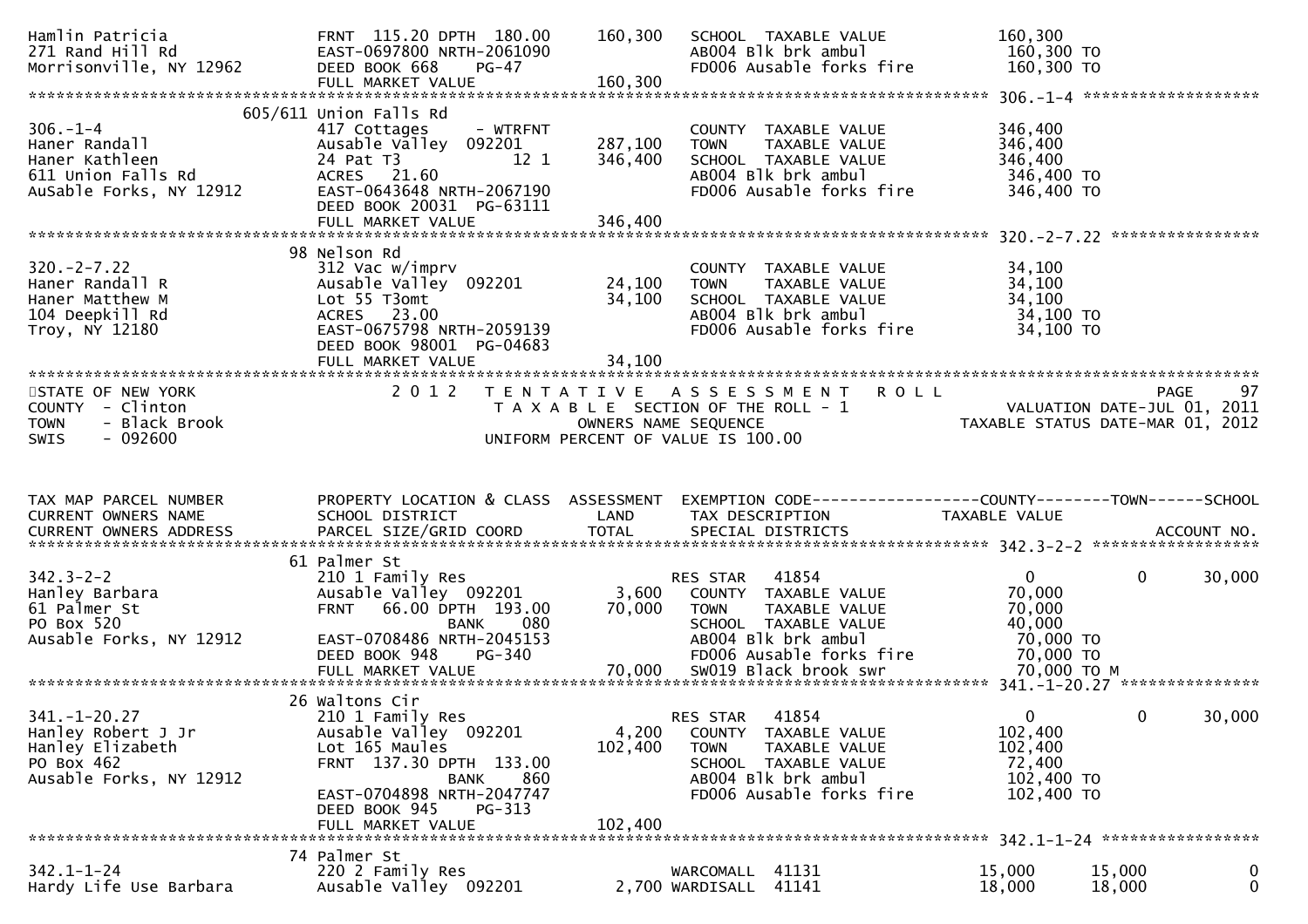```
Hamlin Patricia                  FRNT 115.20 DPTH 180.00      160,300    SCHOOL  TAXABLE VALUE            160,300
271 Rand Hill Rd                 EAST-0697800 NRTH-2061090               AB004 Blk brk ambul               160,300 TO
Morrisonville, NY 12962          DEED BOOK 668     PG-47                 FD006 Ausable forks fire          160,300 TO
                                 FULL MARKET VALUE            160,300
******************************************************************************************************* 306.-1-4 *******************
                         605/611 Union Falls Rd
306.-1-4                         417 Cottages      - WTRFNT              COUNTY  TAXABLE VALUE            346,400
Haner Randall                    Ausable Valley  092201       287,100    TOWN    TAXABLE VALUE            346,400
Haner Kathleen                   24 Pat T3               12 1 346,400    SCHOOL  TAXABLE VALUE            346,400
611 Union Falls Rd               ACRES   21.60                           AB004 Blk brk ambul               346,400 TO
AuSable Forks, NY 12912          EAST-0643648 NRTH-2067190               FD006 Ausable forks fire          346,400 TO
                                 DEED BOOK 20031  PG-63111
                                 FULL MARKET VALUE            346,400
******************************************************************************************************* 320.-2-7.22 ****************
                         98 Nelson Rd
320.-2-7.22                      312 Vac w/imprv                         COUNTY  TAXABLE VALUE             34,100
Haner Randall R                  Ausable Valley  092201        24,100    TOWN    TAXABLE VALUE             34,100
Haner Matthew M                  Lot 55 T3omt                  34,100    SCHOOL  TAXABLE VALUE             34,100
104 Deepkill Rd                  ACRES   23.00                           AB004 Blk brk ambul                34,100 TO
Troy, NY 12180                   EAST-0675798 NRTH-2059139               FD006 Ausable forks fire           34,100 TO
                                 DEED BOOK 98001  PG-04683
                                 FULL MARKET VALUE             34,100
************************************************************************************************************************************
STATE OF NEW YORK                2 0 1 2   T E N T A T I V E   A S S E S S M E N T   R O L L                          PAGE    97
COUNTY  - Clinton                           T A X A B L E SECTION OF THE ROLL - 1                  VALUATION DATE-JUL 01, 2011
TOWN    - Black Brook                             OWNERS NAME SEQUENCE                        TAXABLE STATUS DATE-MAR 01, 2012
SWIS    - 092600                            UNIFORM PERCENT OF VALUE IS 100.00


TAX MAP PARCEL NUMBER            PROPERTY LOCATION & CLASS  ASSESSMENT  EXEMPTION CODE------------------COUNTY--------TOWN------SCHOOL
CURRENT OWNERS NAME              SCHOOL DISTRICT               LAND      TAX DESCRIPTION            TAXABLE VALUE
CURRENT OWNERS ADDRESS           PARCEL SIZE/GRID COORD        TOTAL     SPECIAL DISTRICTS                                  ACCOUNT NO.
******************************************************************************************************* 342.3-2-2 ******************
                         61 Palmer St
342.3-2-2                        210 1 Family Res                        RES STAR   41854                    0            0     30,000
Hanley Barbara                   Ausable Valley  092201         3,600    COUNTY  TAXABLE VALUE             70,000
61 Palmer St                     FRNT   66.00 DPTH 193.00      70,000    TOWN    TAXABLE VALUE             70,000
PO Box 520                                     BANK     080              SCHOOL  TAXABLE VALUE             40,000
Ausable Forks, NY 12912          EAST-0708486 NRTH-2045153               AB004 Blk brk ambul                70,000 TO
                                 DEED BOOK 948     PG-340                FD006 Ausable forks fire           70,000 TO
                                 FULL MARKET VALUE             70,000    SW019 Black brook swr              70,000 TO M
******************************************************************************************************* 341.-1-20.27 ***************
                         26 Waltons Cir
341.-1-20.27                     210 1 Family Res                        RES STAR   41854                    0            0     30,000
Hanley Robert J Jr               Ausable Valley  092201         4,200    COUNTY  TAXABLE VALUE            102,400
Hanley Elizabeth                 Lot 165 Maules               102,400    TOWN    TAXABLE VALUE            102,400
PO Box 462                       FRNT 137.30 DPTH 133.00                 SCHOOL  TAXABLE VALUE             72,400
Ausable Forks, NY 12912                        BANK     860              AB004 Blk brk ambul               102,400 TO
                                 EAST-0704898 NRTH-2047747               FD006 Ausable forks fire          102,400 TO
                                 DEED BOOK 945     PG-313
                                 FULL MARKET VALUE            102,400
******************************************************************************************************* 342.1-1-24 *****************
                         74 Palmer St
342.1-1-24                       220 2 Family Res                        WARCOMALL  41131               15,000       15,000          0
Hardy Life Use Barbara           Ausable Valley  092201         2,700    WARDISALL  41141               18,000       18,000          0
```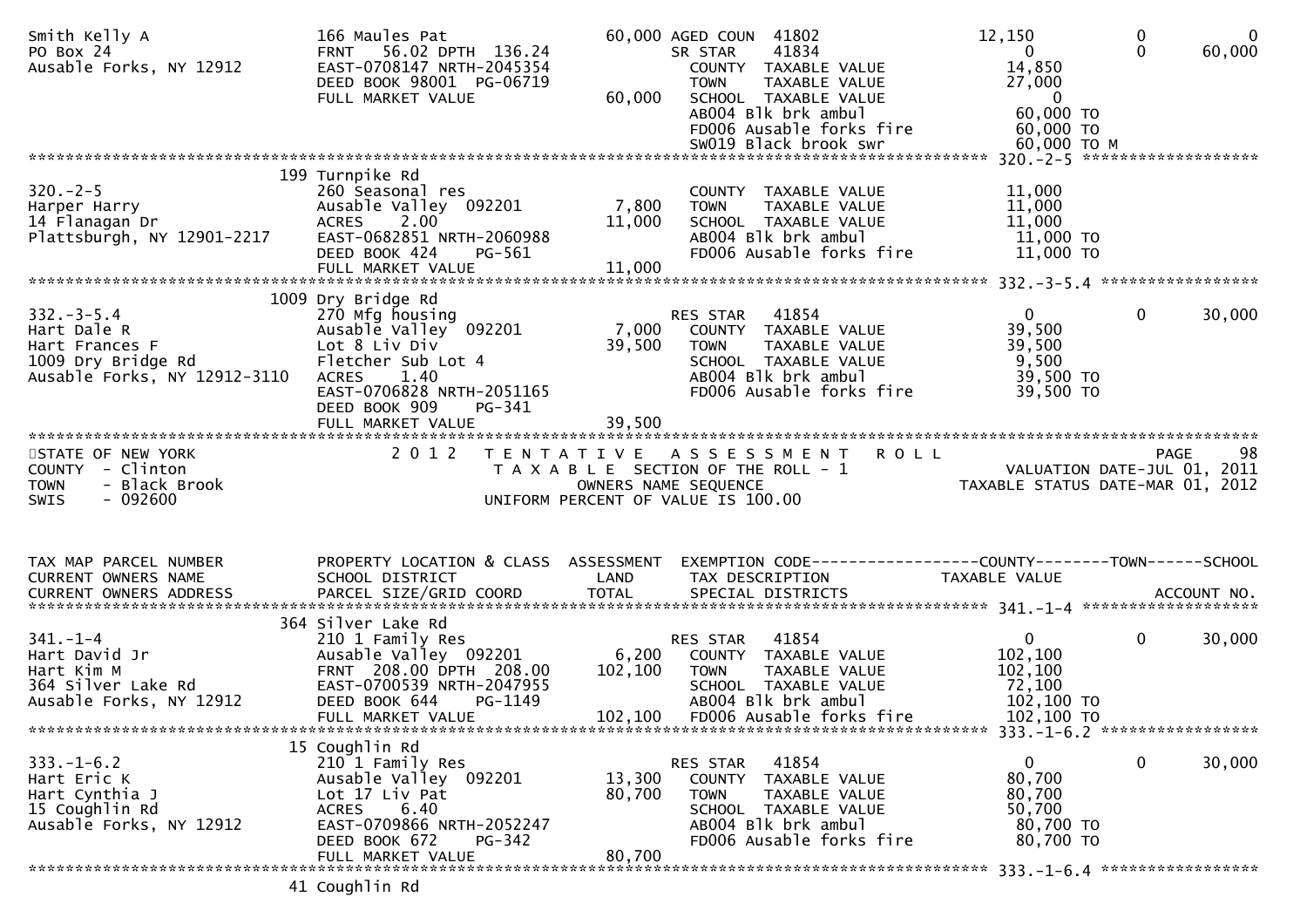```
Smith Kelly A                  166 Maules Pat                    60,000 AGED COUN  41802              12,150          0              0
PO Box 24                      FRNT   56.02 DPTH  136.24                SR STAR    41834                   0          0         60,000
Ausable Forks, NY 12912        EAST-0708147 NRTH-2045354                  COUNTY  TAXABLE VALUE          14,850
                               DEED BOOK 98001  PG-06719                  TOWN    TAXABLE VALUE          27,000
                               FULL MARKET VALUE                 60,000   SCHOOL  TAXABLE VALUE               0
                                                                          AB004 Blk brk ambul            60,000 TO
                                                                          FD006 Ausable forks fire       60,000 TO
                                                                          SW019 Black brook swr          60,000 TO M
******************************************************************************************************* 320.-2-5 ******************
                               199 Turnpike Rd
320.-2-5                       260 Seasonal res                           COUNTY  TAXABLE VALUE          11,000
Harper Harry                   Ausable Valley  092201             7,800   TOWN    TAXABLE VALUE          11,000
14 Flanagan Dr                 ACRES     2.00                    11,000   SCHOOL  TAXABLE VALUE          11,000
Plattsburgh, NY 12901-2217     EAST-0682851 NRTH-2060988                  AB004 Blk brk ambul            11,000 TO
                               DEED BOOK 424    PG-561                    FD006 Ausable forks fire       11,000 TO
                               FULL MARKET VALUE                 11,000
******************************************************************************************************* 332.-3-5.4 ****************
                               1009 Dry Bridge Rd
332.-3-5.4                     270 Mfg housing                            RES STAR   41854                   0          0         30,000
Hart Dale R                    Ausable Valley  092201             7,000   COUNTY  TAXABLE VALUE          39,500
Hart Frances F                 Lot 8 Liv Div                     39,500   TOWN    TAXABLE VALUE          39,500
1009 Dry Bridge Rd             Fletcher Sub Lot 4                         SCHOOL  TAXABLE VALUE           9,500
Ausable Forks, NY 12912-3110   ACRES     1.40                             AB004 Blk brk ambul            39,500 TO
                               EAST-0706828 NRTH-2051165                  FD006 Ausable forks fire       39,500 TO
                               DEED BOOK 909    PG-341
                               FULL MARKET VALUE                 39,500
***********************************************************************************************************************************
STATE OF NEW YORK                2 0 1 2   T E N T A T I V E   A S S E S S M E N T   R O L L                              PAGE    98
COUNTY  - Clinton                          T A X A B L E  SECTION OF THE ROLL - 1                      VALUATION DATE-JUL 01, 2011
TOWN    - Black Brook                            OWNERS NAME SEQUENCE                            TAXABLE STATUS DATE-MAR 01, 2012
SWIS    - 092600                           UNIFORM PERCENT OF VALUE IS 100.00


TAX MAP PARCEL NUMBER          PROPERTY LOCATION & CLASS  ASSESSMENT  EXEMPTION CODE------------------COUNTY--------TOWN------SCHOOL
CURRENT OWNERS NAME            SCHOOL DISTRICT               LAND     TAX DESCRIPTION              TAXABLE VALUE
CURRENT OWNERS ADDRESS         PARCEL SIZE/GRID COORD        TOTAL    SPECIAL DISTRICTS                                 ACCOUNT NO.
******************************************************************************************************* 341.-1-4 ******************
                               364 Silver Lake Rd
341.-1-4                       210 1 Family Res                           RES STAR   41854                   0          0         30,000
Hart David Jr                  Ausable Valley  092201             6,200   COUNTY  TAXABLE VALUE         102,100
Hart Kim M                     FRNT  208.00 DPTH  208.00        102,100   TOWN    TAXABLE VALUE         102,100
364 Silver Lake Rd             EAST-0700539 NRTH-2047955                  SCHOOL  TAXABLE VALUE          72,100
Ausable Forks, NY 12912        DEED BOOK 644    PG-1149                   AB004 Blk brk ambul           102,100 TO
                               FULL MARKET VALUE                102,100   FD006 Ausable forks fire      102,100 TO
******************************************************************************************************* 333.-1-6.2 ****************
                               15 Coughlin Rd
333.-1-6.2                     210 1 Family Res                           RES STAR   41854                   0          0         30,000
Hart Eric K                    Ausable Valley  092201            13,300   COUNTY  TAXABLE VALUE          80,700
Hart Cynthia J                 Lot 17 Liv Pat                    80,700   TOWN    TAXABLE VALUE          80,700
15 Coughlin Rd                 ACRES     6.40                             SCHOOL  TAXABLE VALUE          50,700
Ausable Forks, NY 12912        EAST-0709866 NRTH-2052247                  AB004 Blk brk ambul            80,700 TO
                               DEED BOOK 672    PG-342                    FD006 Ausable forks fire       80,700 TO
                               FULL MARKET VALUE                 80,700
******************************************************************************************************* 333.-1-6.4 ****************
                               41 Coughlin Rd
```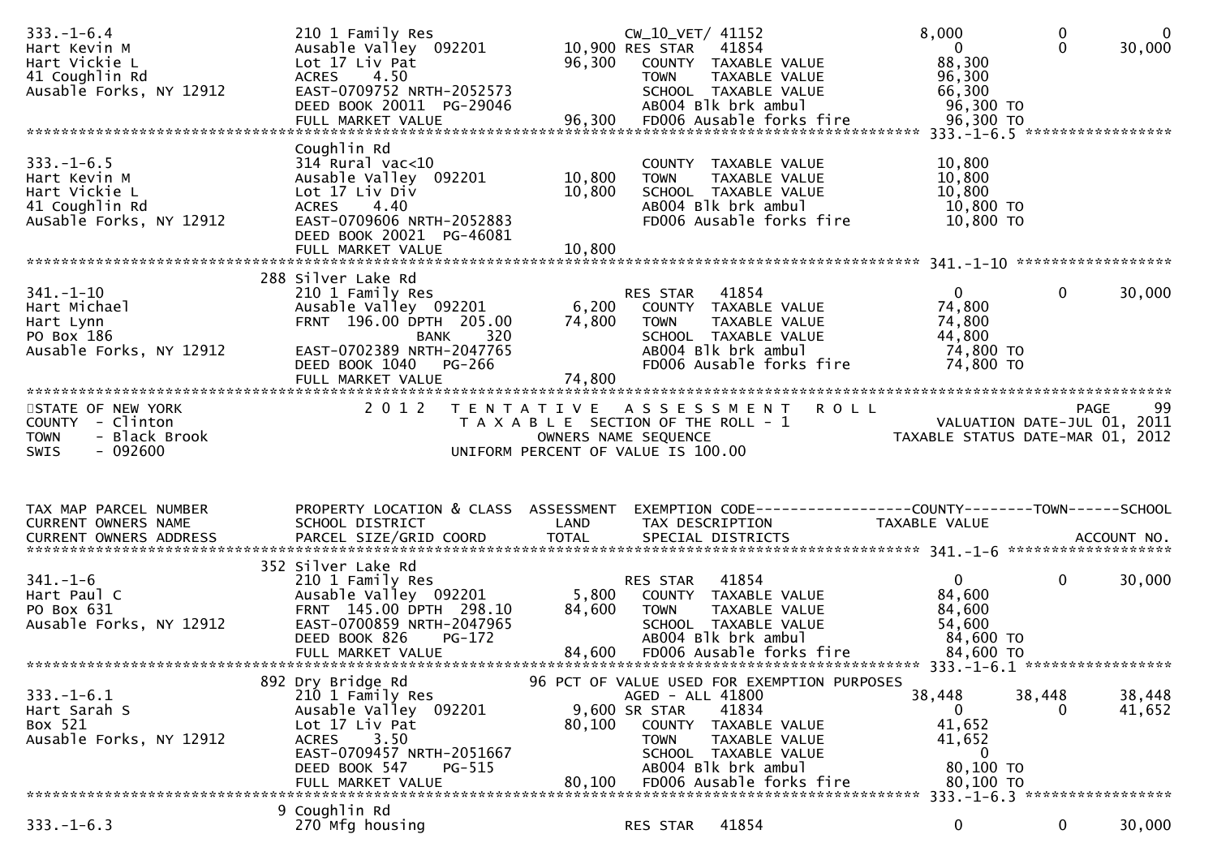```
333.-1-6.4                      210 1 Family Res                     CW_10_VET/ 41152              8,000          0             0
Hart Kevin M                    Ausable Valley  092201         10,900 RES STAR   41854                  0          0        30,000
Hart Vickie L                   Lot 17 Liv Pat                 96,300   COUNTY  TAXABLE VALUE          88,300
41 Coughlin Rd                  ACRES    4.50                            TOWN    TAXABLE VALUE          96,300
Ausable Forks, NY 12912         EAST-0709752 NRTH-2052573                SCHOOL  TAXABLE VALUE          66,300
                                DEED BOOK 20011  PG-29046                AB004 Blk brk ambul            96,300 TO
                                FULL MARKET VALUE              96,300   FD006 Ausable forks fire       96,300 TO
******************************************************************************************************* 333.-1-6.5 *****************
                                Coughlin Rd
333.-1-6.5                      314 Rural vac<10                         COUNTY  TAXABLE VALUE          10,800
Hart Kevin M                    Ausable Valley  092201         10,800   TOWN    TAXABLE VALUE          10,800
Hart Vickie L                   Lot 17 Liv Div                 10,800   SCHOOL  TAXABLE VALUE          10,800
41 Coughlin Rd                  ACRES    4.40                            AB004 Blk brk ambul            10,800 TO
AuSable Forks, NY 12912         EAST-0709606 NRTH-2052883                FD006 Ausable forks fire       10,800 TO
                                DEED BOOK 20021  PG-46081
                                FULL MARKET VALUE              10,800
******************************************************************************************************* 341.-1-10 ******************
                              288 Silver Lake Rd
341.-1-10                       210 1 Family Res                         RES STAR   41854                  0          0        30,000
Hart Michael                    Ausable Valley  092201          6,200   COUNTY  TAXABLE VALUE          74,800
Hart Lynn                       FRNT 196.00 DPTH 205.00        74,800   TOWN    TAXABLE VALUE          74,800
PO Box 186                                    BANK    320                SCHOOL  TAXABLE VALUE          44,800
Ausable Forks, NY 12912         EAST-0702389 NRTH-2047765                AB004 Blk brk ambul            74,800 TO
                                DEED BOOK 1040   PG-266                  FD006 Ausable forks fire       74,800 TO
                                FULL MARKET VALUE              74,800
************************************************************************************************************************************
STATE OF NEW YORK                2 0 1 2   T E N T A T I V E   A S S E S S M E N T   R O L L                          PAGE     99
COUNTY  - Clinton                          T A X A B L E  SECTION OF THE ROLL - 1                   VALUATION DATE-JUL 01, 2011
TOWN    - Black Brook                           OWNERS NAME SEQUENCE                           TAXABLE STATUS DATE-MAR 01, 2012
SWIS    - 092600                          UNIFORM PERCENT OF VALUE IS 100.00


TAX MAP PARCEL NUMBER           PROPERTY LOCATION & CLASS  ASSESSMENT  EXEMPTION CODE------------------COUNTY--------TOWN------SCHOOL
CURRENT OWNERS NAME             SCHOOL DISTRICT                 LAND   TAX DESCRIPTION                  TAXABLE VALUE
CURRENT OWNERS ADDRESS          PARCEL SIZE/GRID COORD         TOTAL   SPECIAL DISTRICTS                                    ACCOUNT NO.
******************************************************************************************************* 341.-1-6 *******************
                              352 Silver Lake Rd
341.-1-6                        210 1 Family Res                         RES STAR   41854                  0          0        30,000
Hart Paul C                     Ausable Valley  092201          5,800   COUNTY  TAXABLE VALUE          84,600
PO Box 631                      FRNT 145.00 DPTH 298.10        84,600   TOWN    TAXABLE VALUE          84,600
Ausable Forks, NY 12912         EAST-0700859 NRTH-2047965                SCHOOL  TAXABLE VALUE          54,600
                                DEED BOOK 826    PG-172                  AB004 Blk brk ambul            84,600 TO
                                FULL MARKET VALUE              84,600   FD006 Ausable forks fire       84,600 TO
******************************************************************************************************* 333.-1-6.1 *****************
                              892 Dry Bridge Rd                96 PCT OF VALUE USED FOR EXEMPTION PURPOSES
333.-1-6.1                      210 1 Family Res                         AGED - ALL 41800             38,448     38,448        38,448
Hart Sarah S                    Ausable Valley  092201          9,600 SR STAR    41834                  0          0        41,652
Box 521                         Lot 17 Liv Pat                 80,100   COUNTY  TAXABLE VALUE          41,652
Ausable Forks, NY 12912         ACRES    3.50                            TOWN    TAXABLE VALUE          41,652
                                EAST-0709457 NRTH-2051667                SCHOOL  TAXABLE VALUE               0
                                DEED BOOK 547    PG-515                  AB004 Blk brk ambul            80,100 TO
                                FULL MARKET VALUE              80,100   FD006 Ausable forks fire       80,100 TO
******************************************************************************************************* 333.-1-6.3 *****************
                                9 Coughlin Rd
333.-1-6.3                      270 Mfg housing                          RES STAR   41854                  0          0        30,000
```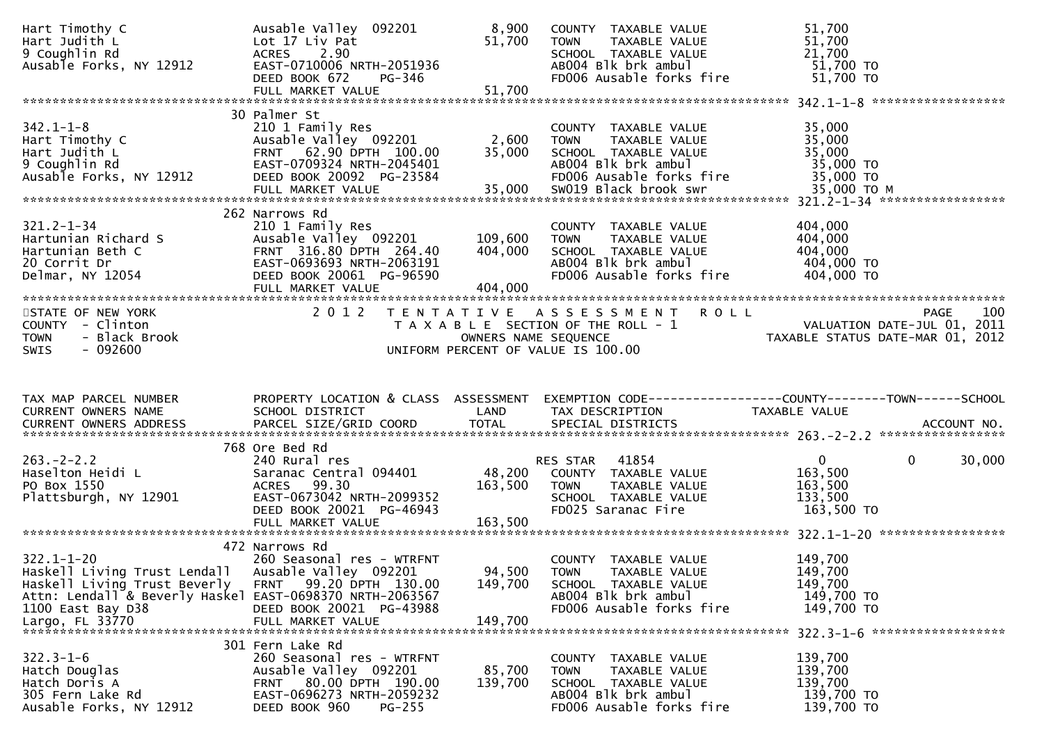```
Hart Timothy C                 Ausable Valley  092201          8,900   COUNTY  TAXABLE VALUE              51,700
Hart Judith L                  Lot 17 Liv Pat                 51,700   TOWN    TAXABLE VALUE              51,700
9 Coughlin Rd                  ACRES    2.90                           SCHOOL  TAXABLE VALUE              21,700
Ausable Forks, NY 12912        EAST-0710006 NRTH-2051936               AB004 Blk brk ambul                 51,700 TO
                               DEED BOOK 672    PG-346                 FD006 Ausable forks fire            51,700 TO
                               FULL MARKET VALUE              51,700
******************************************************************************************************* 342.1-1-8 ******************
                               30 Palmer St
342.1-1-8                      210 1 Family Res                        COUNTY  TAXABLE VALUE              35,000
Hart Timothy C                 Ausable Valley  092201          2,600   TOWN    TAXABLE VALUE              35,000
Hart Judith L                  FRNT   62.90 DPTH 100.00       35,000   SCHOOL  TAXABLE VALUE              35,000
9 Coughlin Rd                  EAST-0709324 NRTH-2045401               AB004 Blk brk ambul                 35,000 TO
Ausable Forks, NY 12912        DEED BOOK 20092  PG-23584               FD006 Ausable forks fire            35,000 TO
                               FULL MARKET VALUE              35,000   SW019 Black brook swr               35,000 TO M
******************************************************************************************************* 321.2-1-34 *****************
                               262 Narrows Rd
321.2-1-34                     210 1 Family Res                        COUNTY  TAXABLE VALUE             404,000
Hartunian Richard S            Ausable Valley  092201        109,600   TOWN    TAXABLE VALUE             404,000
Hartunian Beth C               FRNT  316.80 DPTH 264.40      404,000   SCHOOL  TAXABLE VALUE             404,000
20 Corrit Dr                   EAST-0693693 NRTH-2063191               AB004 Blk brk ambul                404,000 TO
Delmar, NY 12054               DEED BOOK 20061  PG-96590               FD006 Ausable forks fire           404,000 TO
                               FULL MARKET VALUE             404,000
************************************************************************************************************************************
STATE OF NEW YORK              2 0 1 2   T E N T A T I V E   A S S E S S M E N T   R O L L                           PAGE    100
COUNTY  - Clinton                        T A X A B L E  SECTION OF THE ROLL - 1                          VALUATION DATE-JUL 01, 2011
TOWN    - Black Brook                           OWNERS NAME SEQUENCE                               TAXABLE STATUS DATE-MAR 01, 2012
SWIS    - 092600                          UNIFORM PERCENT OF VALUE IS 100.00


TAX MAP PARCEL NUMBER          PROPERTY LOCATION & CLASS  ASSESSMENT  EXEMPTION CODE------------------COUNTY--------TOWN------SCHOOL
CURRENT OWNERS NAME            SCHOOL DISTRICT               LAND      TAX DESCRIPTION            TAXABLE VALUE
CURRENT OWNERS ADDRESS         PARCEL SIZE/GRID COORD        TOTAL     SPECIAL DISTRICTS                                 ACCOUNT NO.
******************************************************************************************************* 263.-2-2.2 *****************
                               768 Ore Bed Rd
263.-2-2.2                     240 Rural res                           RES STAR   41854                    0            0      30,000
Haselton Heidi L               Saranac Central 094401         48,200   COUNTY  TAXABLE VALUE             163,500
PO Box 1550                    ACRES   99.30                 163,500   TOWN    TAXABLE VALUE             163,500
Plattsburgh, NY 12901          EAST-0673042 NRTH-2099352               SCHOOL  TAXABLE VALUE             133,500
                               DEED BOOK 20021  PG-46943               FD025 Saranac Fire                 163,500 TO
                               FULL MARKET VALUE             163,500
******************************************************************************************************* 322.1-1-20 *****************
                               472 Narrows Rd
322.1-1-20                     260 Seasonal res - WTRFNT               COUNTY  TAXABLE VALUE             149,700
Haskell Living Trust Lendall   Ausable Valley  092201         94,500   TOWN    TAXABLE VALUE             149,700
Haskell Living Trust Beverly   FRNT   99.20 DPTH 130.00      149,700   SCHOOL  TAXABLE VALUE             149,700
Attn: Lendall & Beverly Haskel EAST-0698370 NRTH-2063567               AB004 Blk brk ambul                149,700 TO
1100 East Bay D38              DEED BOOK 20021  PG-43988               FD006 Ausable forks fire           149,700 TO
Largo, FL 33770                FULL MARKET VALUE             149,700
******************************************************************************************************* 322.3-1-6 ******************
                               301 Fern Lake Rd
322.3-1-6                      260 Seasonal res - WTRFNT               COUNTY  TAXABLE VALUE             139,700
Hatch Douglas                  Ausable Valley  092201         85,700   TOWN    TAXABLE VALUE             139,700
Hatch Doris A                  FRNT   80.00 DPTH 190.00      139,700   SCHOOL  TAXABLE VALUE             139,700
305 Fern Lake Rd               EAST-0696273 NRTH-2059232               AB004 Blk brk ambul                139,700 TO
Ausable Forks, NY 12912        DEED BOOK 960    PG-255                 FD006 Ausable forks fire           139,700 TO
```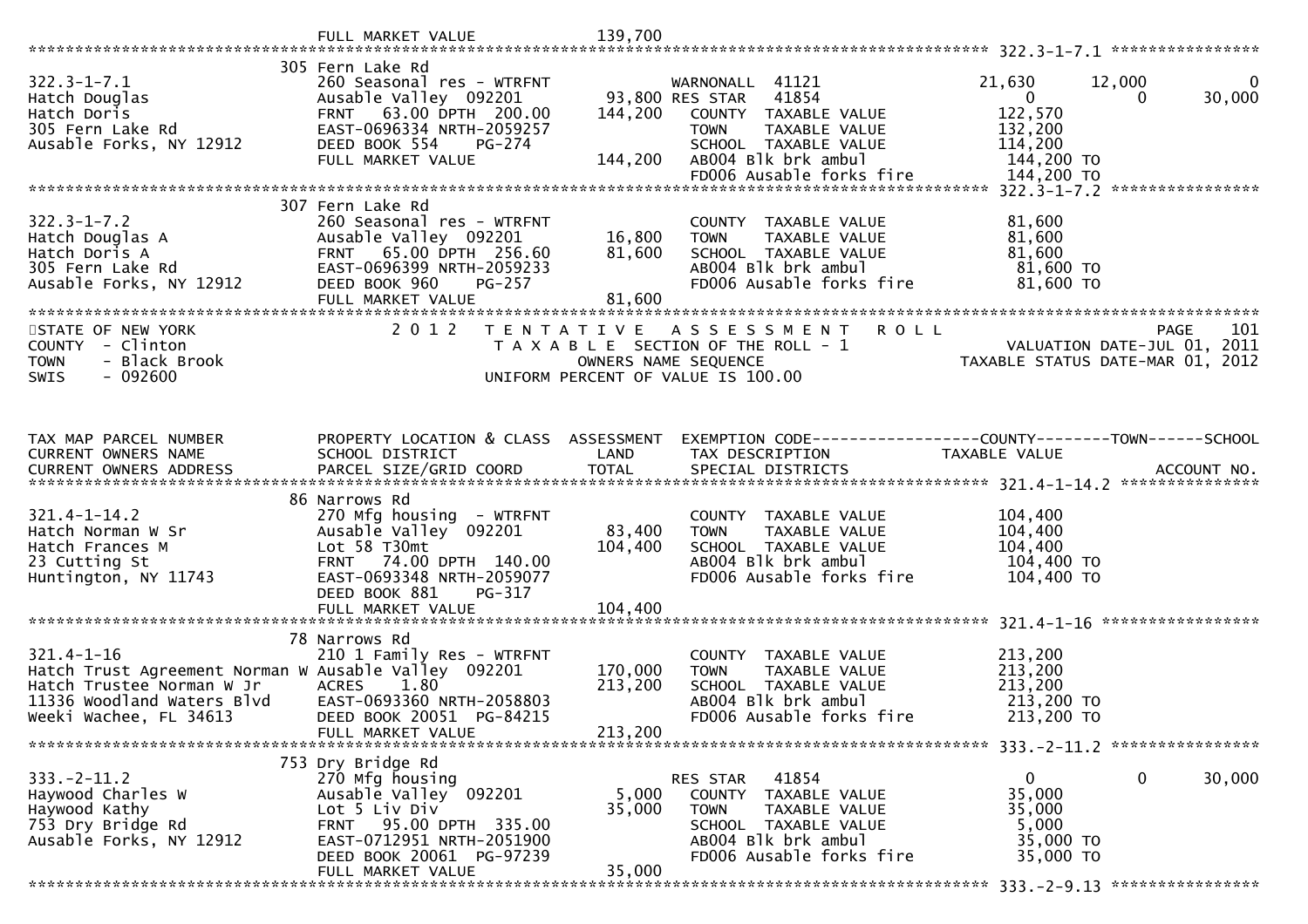FULL MARKET VALUE 139,700

******************************************************************************************************* 322.3-1-7.1 ****************

| | | | | | |
|---|---|---|---|---|---|
| 322.3-1-7.1 | 305 Fern Lake Rd | | | | |
| Hatch Douglas | 260 Seasonal res - WTRFNT | | WARNONALL 41121 | 21,630 12,000 | 0 |
| Hatch Doris | Ausable Valley 092201 | 93,800 | RES STAR 41854 | 0 0 | 30,000 |
| 305 Fern Lake Rd | FRNT 63.00 DPTH 200.00 | 144,200 | COUNTY TAXABLE VALUE | 122,570 | |
| Ausable Forks, NY 12912 | EAST-0696334 NRTH-2059257 | | TOWN TAXABLE VALUE | 132,200 | |
| | DEED BOOK 554 PG-274 | | SCHOOL TAXABLE VALUE | 114,200 | |
| | FULL MARKET VALUE | 144,200 | AB004 Blk brk ambul | 144,200 TO | |
| | | | FD006 Ausable forks fire | 144,200 TO | |

******************************************************************************************************* 322.3-1-7.2 ****************

| | | | | |
|---|---|---|---|---|
| 322.3-1-7.2 | 307 Fern Lake Rd | | | |
| Hatch Douglas A | 260 Seasonal res - WTRFNT | | COUNTY TAXABLE VALUE | 81,600 |
| Hatch Doris A | Ausable Valley 092201 | 16,800 | TOWN TAXABLE VALUE | 81,600 |
| 305 Fern Lake Rd | FRNT 65.00 DPTH 256.60 | 81,600 | SCHOOL TAXABLE VALUE | 81,600 |
| Ausable Forks, NY 12912 | EAST-0696399 NRTH-2059233 | | AB004 Blk brk ambul | 81,600 TO |
| | DEED BOOK 960 PG-257 | | FD006 Ausable forks fire | 81,600 TO |
| | FULL MARKET VALUE | 81,600 | | |

*******************************************************************************************************

STATE OF NEW YORK — 2012 TENTATIVE ASSESSMENT ROLL — PAGE 101
COUNTY - Clinton — TAXABLE SECTION OF THE ROLL - 1 — VALUATION DATE-JUL 01, 2011
TOWN - Black Brook — OWNERS NAME SEQUENCE — TAXABLE STATUS DATE-MAR 01, 2012
SWIS - 092600 — UNIFORM PERCENT OF VALUE IS 100.00

| TAX MAP PARCEL NUMBER / CURRENT OWNERS NAME / CURRENT OWNERS ADDRESS | PROPERTY LOCATION & CLASS / SCHOOL DISTRICT / PARCEL SIZE/GRID COORD | ASSESSMENT LAND / TOTAL | EXEMPTION CODE / TAX DESCRIPTION / SPECIAL DISTRICTS | COUNTY--------TOWN------SCHOOL TAXABLE VALUE | ACCOUNT NO. |
|---|---|---|---|---|---|

******************************************************************************************************* 321.4-1-14.2 ****************

| | | | | |
|---|---|---|---|---|
| 321.4-1-14.2 | 86 Narrows Rd | | | |
| Hatch Norman W Sr | 270 Mfg housing - WTRFNT | | COUNTY TAXABLE VALUE | 104,400 |
| Hatch Frances M | Ausable Valley 092201 | 83,400 | TOWN TAXABLE VALUE | 104,400 |
| 23 Cutting St | Lot 58 T30mt | 104,400 | SCHOOL TAXABLE VALUE | 104,400 |
| Huntington, NY 11743 | FRNT 74.00 DPTH 140.00 | | AB004 Blk brk ambul | 104,400 TO |
| | EAST-0693348 NRTH-2059077 | | FD006 Ausable forks fire | 104,400 TO |
| | DEED BOOK 881 PG-317 | | | |
| | FULL MARKET VALUE | 104,400 | | |

******************************************************************************************************* 321.4-1-16 *****************

| | | | | |
|---|---|---|---|---|
| 321.4-1-16 | 78 Narrows Rd | | | |
| Hatch Trust Agreement Norman W | 210 1 Family Res - WTRFNT | | COUNTY TAXABLE VALUE | 213,200 |
| Hatch Trustee Norman W Jr | Ausable Valley 092201 | 170,000 | TOWN TAXABLE VALUE | 213,200 |
| 11336 Woodland Waters Blvd | ACRES 1.80 | 213,200 | SCHOOL TAXABLE VALUE | 213,200 |
| Weeki Wachee, FL 34613 | EAST-0693360 NRTH-2058803 | | AB004 Blk brk ambul | 213,200 TO |
| | DEED BOOK 20051 PG-84215 | | FD006 Ausable forks fire | 213,200 TO |
| | FULL MARKET VALUE | 213,200 | | |

******************************************************************************************************* 333.-2-11.2 ****************

| | | | | | |
|---|---|---|---|---|---|
| 333.-2-11.2 | 753 Dry Bridge Rd | | | | |
| Haywood Charles W | 270 Mfg housing | | RES STAR 41854 | 0 0 | 30,000 |
| Haywood Kathy | Ausable Valley 092201 | 5,000 | COUNTY TAXABLE VALUE | 35,000 | |
| 753 Dry Bridge Rd | Lot 5 Liv Div | 35,000 | TOWN TAXABLE VALUE | 35,000 | |
| Ausable Forks, NY 12912 | FRNT 95.00 DPTH 335.00 | | SCHOOL TAXABLE VALUE | 5,000 | |
| | EAST-0712951 NRTH-2051900 | | AB004 Blk brk ambul | 35,000 TO | |
| | DEED BOOK 20061 PG-97239 | | FD006 Ausable forks fire | 35,000 TO | |
| | FULL MARKET VALUE | 35,000 | | | |

******************************************************************************************************* 333.-2-9.13 ****************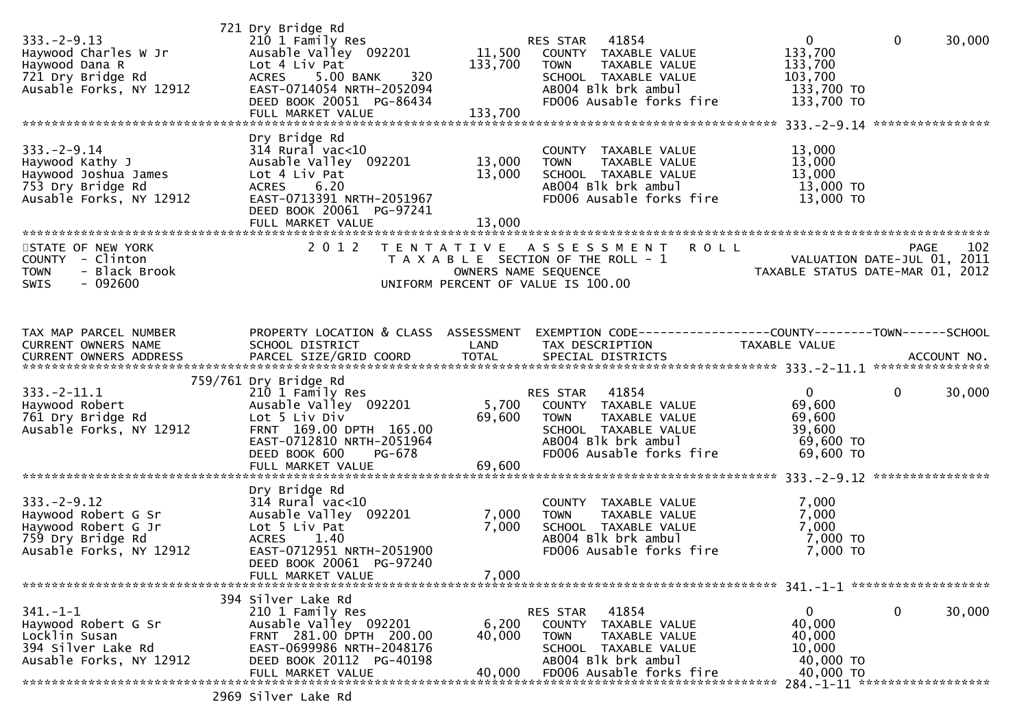```
                           721 Dry Bridge Rd
333.-2-9.13                210 1 Family Res                    RES STAR   41854                    0          0      30,000
Haywood Charles W Jr       Ausable Valley  092201      11,500   COUNTY  TAXABLE VALUE          133,700
Haywood Dana R             Lot 4 Liv Pat              133,700   TOWN    TAXABLE VALUE          133,700
721 Dry Bridge Rd          ACRES    5.00 BANK    320            SCHOOL  TAXABLE VALUE          103,700
Ausable Forks, NY 12912    EAST-0714054 NRTH-2052094            AB004 Blk brk ambul             133,700 TO
                           DEED BOOK 20051  PG-86434            FD006 Ausable forks fire        133,700 TO
                           FULL MARKET VALUE          133,700
******************************************************************************************************* 333.-2-9.14 ****************
                           Dry Bridge Rd
333.-2-9.14                314 Rural vac<10                     COUNTY  TAXABLE VALUE           13,000
Haywood Kathy J            Ausable Valley  092201      13,000   TOWN    TAXABLE VALUE           13,000
Haywood Joshua James       Lot 4 Liv Pat               13,000   SCHOOL  TAXABLE VALUE           13,000
753 Dry Bridge Rd          ACRES    6.20                        AB004 Blk brk ambul              13,000 TO
Ausable Forks, NY 12912    EAST-0713391 NRTH-2051967            FD006 Ausable forks fire         13,000 TO
                           DEED BOOK 20061  PG-97241
                           FULL MARKET VALUE           13,000
************************************************************************************************************************************
STATE OF NEW YORK                 2 0 1 2   T E N T A T I V E   A S S E S S M E N T   R O L L                              PAGE    102
COUNTY  - Clinton                             T A X A B L E  SECTION OF THE ROLL - 1                    VALUATION DATE-JUL 01, 2011
TOWN    - Black Brook                             OWNERS NAME SEQUENCE                            TAXABLE STATUS DATE-MAR 01, 2012
SWIS    - 092600                          UNIFORM PERCENT OF VALUE IS 100.00


TAX MAP PARCEL NUMBER          PROPERTY LOCATION & CLASS  ASSESSMENT  EXEMPTION CODE------------------COUNTY--------TOWN------SCHOOL
CURRENT OWNERS NAME            SCHOOL DISTRICT               LAND      TAX DESCRIPTION              TAXABLE VALUE
CURRENT OWNERS ADDRESS         PARCEL SIZE/GRID COORD        TOTAL     SPECIAL DISTRICTS                                 ACCOUNT NO.
******************************************************************************************************* 333.-2-11.1 ****************
                           759/761 Dry Bridge Rd
333.-2-11.1                210 1 Family Res                    RES STAR   41854                    0          0      30,000
Haywood Robert             Ausable Valley  092201       5,700   COUNTY  TAXABLE VALUE           69,600
761 Dry Bridge Rd          Lot 5 Liv Div               69,600   TOWN    TAXABLE VALUE           69,600
Ausable Forks, NY 12912    FRNT 169.00 DPTH 165.00              SCHOOL  TAXABLE VALUE           39,600
                           EAST-0712810 NRTH-2051964            AB004 Blk brk ambul              69,600 TO
                           DEED BOOK 600    PG-678              FD006 Ausable forks fire         69,600 TO
                           FULL MARKET VALUE           69,600
******************************************************************************************************* 333.-2-9.12 ****************
                           Dry Bridge Rd
333.-2-9.12                314 Rural vac<10                     COUNTY  TAXABLE VALUE            7,000
Haywood Robert G Sr        Ausable Valley  092201       7,000   TOWN    TAXABLE VALUE            7,000
Haywood Robert G Jr        Lot 5 Liv Pat                7,000   SCHOOL  TAXABLE VALUE            7,000
759 Dry Bridge Rd          ACRES    1.40                        AB004 Blk brk ambul               7,000 TO
Ausable Forks, NY 12912    EAST-0712951 NRTH-2051900            FD006 Ausable forks fire          7,000 TO
                           DEED BOOK 20061  PG-97240
                           FULL MARKET VALUE            7,000
******************************************************************************************************* 341.-1-1 *******************
                           394 Silver Lake Rd
341.-1-1                   210 1 Family Res                    RES STAR   41854                    0          0      30,000
Haywood Robert G Sr        Ausable Valley  092201       6,200   COUNTY  TAXABLE VALUE           40,000
Locklin Susan              FRNT 281.00 DPTH 200.00     40,000   TOWN    TAXABLE VALUE           40,000
394 Silver Lake Rd         EAST-0699986 NRTH-2048176            SCHOOL  TAXABLE VALUE           10,000
Ausable Forks, NY 12912    DEED BOOK 20112  PG-40198            AB004 Blk brk ambul              40,000 TO
                           FULL MARKET VALUE           40,000   FD006 Ausable forks fire         40,000 TO
******************************************************************************************************* 284.-1-11 ******************
                           2969 Silver Lake Rd
```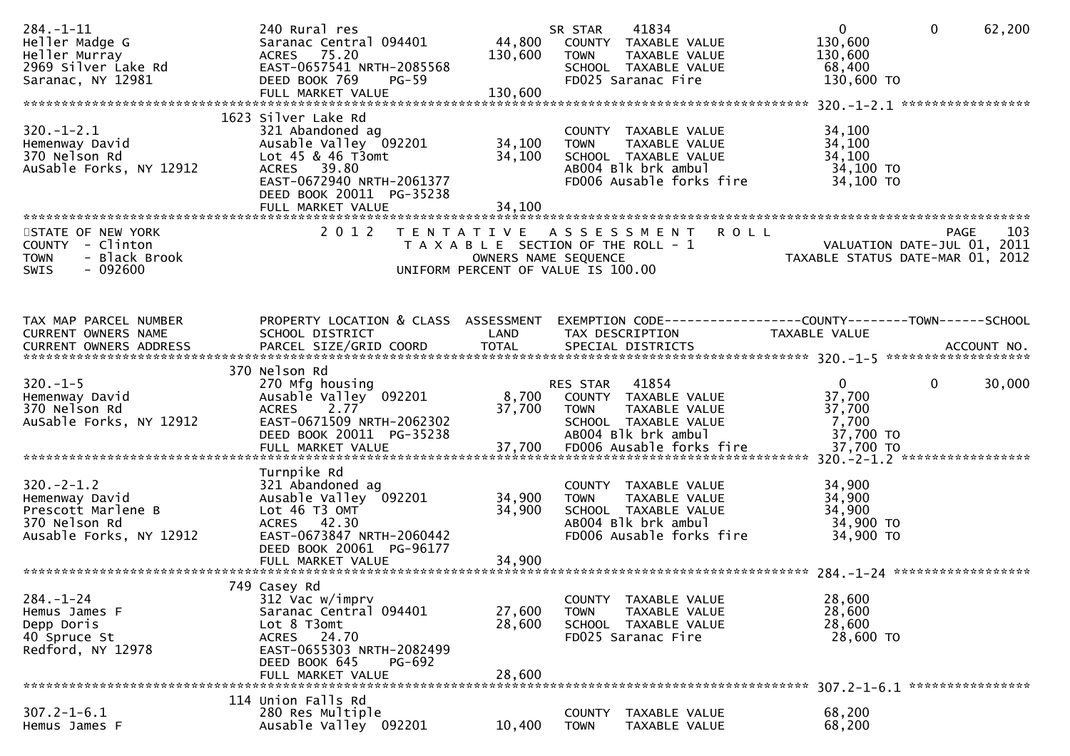```
284.-1-11                      240 Rural res                         SR STAR    41834                 0            0       62,200
Heller Madge G                 Saranac Central 094401       44,800   COUNTY  TAXABLE VALUE           130,600
Heller Murray                  ACRES   75.20               130,600   TOWN    TAXABLE VALUE           130,600
2969 Silver Lake Rd            EAST-0657541 NRTH-2085568             SCHOOL  TAXABLE VALUE            68,400
Saranac, NY 12981              DEED BOOK 769    PG-59                FD025 Saranac Fire              130,600 TO
                               FULL MARKET VALUE           130,600
******************************************************************************************************* 320.-1-2.1 *****************
                          1623 Silver Lake Rd
320.-1-2.1                     321 Abandoned ag                      COUNTY  TAXABLE VALUE            34,100
Hemenway David                 Ausable Valley  092201       34,100   TOWN    TAXABLE VALUE            34,100
370 Nelson Rd                  Lot 45 & 46 T3omt            34,100   SCHOOL  TAXABLE VALUE            34,100
AuSable Forks, NY 12912        ACRES   39.80                         AB004 Blk brk ambul              34,100 TO
                               EAST-0672940 NRTH-2061377             FD006 Ausable forks fire         34,100 TO
                               DEED BOOK 20011  PG-35238
                               FULL MARKET VALUE            34,100
************************************************************************************************************************************
STATE OF NEW YORK                  2 0 1 2   T E N T A T I V E   A S S E S S M E N T   R O L L                              PAGE    103
COUNTY  - Clinton                             T A X A B L E  SECTION OF THE ROLL - 1                      VALUATION DATE-JUL 01, 2011
TOWN    - Black Brook                                 OWNERS NAME SEQUENCE                           TAXABLE STATUS DATE-MAR 01, 2012
SWIS    - 092600                                UNIFORM PERCENT OF VALUE IS 100.00



TAX MAP PARCEL NUMBER          PROPERTY LOCATION & CLASS  ASSESSMENT  EXEMPTION CODE------------------COUNTY--------TOWN------SCHOOL
CURRENT OWNERS NAME            SCHOOL DISTRICT               LAND     TAX DESCRIPTION              TAXABLE VALUE
CURRENT OWNERS ADDRESS         PARCEL SIZE/GRID COORD        TOTAL    SPECIAL DISTRICTS                                  ACCOUNT NO.
******************************************************************************************************* 320.-1-5 *******************
                           370 Nelson Rd
320.-1-5                       270 Mfg housing                       RES STAR   41854                 0            0       30,000
Hemenway David                 Ausable Valley  092201        8,700   COUNTY  TAXABLE VALUE            37,700
370 Nelson Rd                  ACRES    2.77                37,700   TOWN    TAXABLE VALUE            37,700
AuSable Forks, NY 12912        EAST-0671509 NRTH-2062302             SCHOOL  TAXABLE VALUE             7,700
                               DEED BOOK 20011  PG-35238             AB004 Blk brk ambul              37,700 TO
                               FULL MARKET VALUE            37,700   FD006 Ausable forks fire         37,700 TO
******************************************************************************************************* 320.-2-1.2 *****************
                               Turnpike Rd
320.-2-1.2                     321 Abandoned ag                      COUNTY  TAXABLE VALUE            34,900
Hemenway David                 Ausable Valley  092201       34,900   TOWN    TAXABLE VALUE            34,900
Prescott Marlene B             Lot 46 T3 OMT                34,900   SCHOOL  TAXABLE VALUE            34,900
370 Nelson Rd                  ACRES   42.30                         AB004 Blk brk ambul              34,900 TO
Ausable Forks, NY 12912        EAST-0673847 NRTH-2060442             FD006 Ausable forks fire         34,900 TO
                               DEED BOOK 20061  PG-96177
                               FULL MARKET VALUE            34,900
******************************************************************************************************* 284.-1-24 ******************
                           749 Casey Rd
284.-1-24                      312 Vac w/imprv                       COUNTY  TAXABLE VALUE            28,600
Hemus James F                  Saranac Central 094401       27,600   TOWN    TAXABLE VALUE            28,600
Depp Doris                     Lot 8 T3omt                  28,600   SCHOOL  TAXABLE VALUE            28,600
40 Spruce St                   ACRES   24.70                         FD025 Saranac Fire               28,600 TO
Redford, NY 12978              EAST-0655303 NRTH-2082499
                               DEED BOOK 645    PG-692
                               FULL MARKET VALUE            28,600
******************************************************************************************************* 307.2-1-6.1 ****************
                           114 Union Falls Rd
307.2-1-6.1                    280 Res Multiple                      COUNTY  TAXABLE VALUE            68,200
Hemus James F                  Ausable Valley  092201       10,400   TOWN    TAXABLE VALUE            68,200
```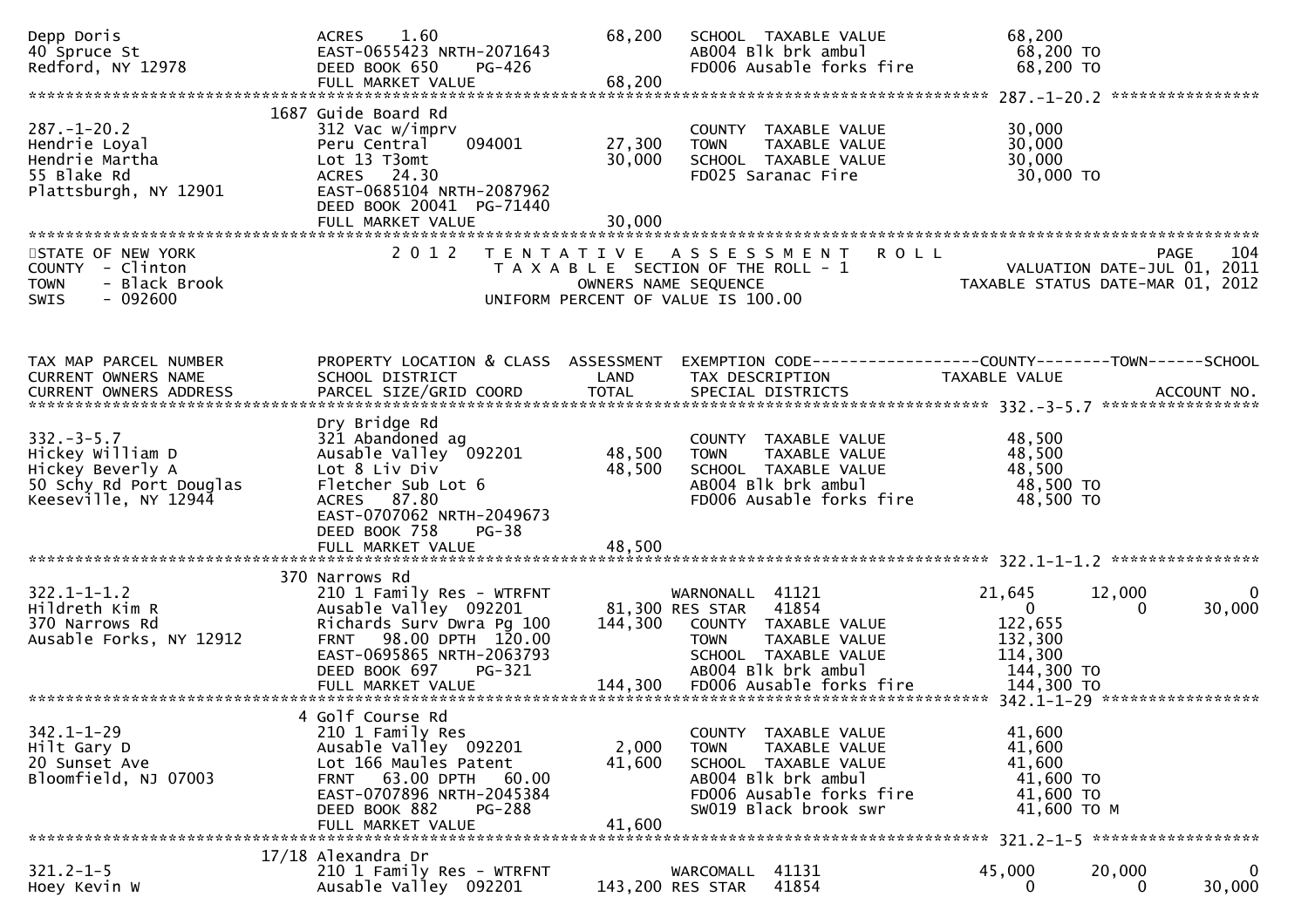```
Depp Doris                        ACRES    1.60                  68,200   SCHOOL  TAXABLE VALUE              68,200
40 Spruce St                      EAST-0655423 NRTH-2071643               AB004 Blk brk ambul                 68,200 TO
Redford, NY 12978                 DEED BOOK 650    PG-426                 FD006 Ausable forks fire            68,200 TO
                                  FULL MARKET VALUE                68,200
******************************************************************************************************* 287.-1-20.2 ****************
                              1687 Guide Board Rd
287.-1-20.2                       312 Vac w/imprv                         COUNTY  TAXABLE VALUE              30,000
Hendrie Loyal                     Peru Central     094001        27,300   TOWN    TAXABLE VALUE              30,000
Hendrie Martha                    Lot 13 T3omt                   30,000   SCHOOL  TAXABLE VALUE              30,000
55 Blake Rd                       ACRES   24.30                           FD025 Saranac Fire                  30,000 TO
Plattsburgh, NY 12901             EAST-0685104 NRTH-2087962
                                  DEED BOOK 20041  PG-71440
                                  FULL MARKET VALUE                30,000
************************************************************************************************************************************
STATE OF NEW YORK                 2 0 1 2   T E N T A T I V E   A S S E S S M E N T   R O L L                          PAGE    104
COUNTY  - Clinton                          T A X A B L E SECTION OF THE ROLL - 1                   VALUATION DATE-JUL 01, 2011
TOWN    - Black Brook                             OWNERS NAME SEQUENCE                         TAXABLE STATUS DATE-MAR 01, 2012
SWIS    - 092600                          UNIFORM PERCENT OF VALUE IS 100.00


TAX MAP PARCEL NUMBER             PROPERTY LOCATION & CLASS  ASSESSMENT  EXEMPTION CODE------------------COUNTY--------TOWN------SCHOOL
CURRENT OWNERS NAME               SCHOOL DISTRICT               LAND      TAX DESCRIPTION              TAXABLE VALUE
CURRENT OWNERS ADDRESS            PARCEL SIZE/GRID COORD        TOTAL     SPECIAL DISTRICTS                                  ACCOUNT NO.
******************************************************************************************************* 332.-3-5.7 *****************
                                  Dry Bridge Rd
332.-3-5.7                        321 Abandoned ag                        COUNTY  TAXABLE VALUE              48,500
Hickey William D                  Ausable Valley  092201         48,500   TOWN    TAXABLE VALUE              48,500
Hickey Beverly A                  Lot 8 Liv Div                  48,500   SCHOOL  TAXABLE VALUE              48,500
50 Schy Rd Port Douglas           Fletcher Sub Lot 6                      AB004 Blk brk ambul                 48,500 TO
Keeseville, NY 12944              ACRES   87.80                           FD006 Ausable forks fire            48,500 TO
                                  EAST-0707062 NRTH-2049673
                                  DEED BOOK 758    PG-38
                                  FULL MARKET VALUE                48,500
******************************************************************************************************* 322.1-1-1.2 ****************
                               370 Narrows Rd
322.1-1-1.2                       210 1 Family Res - WTRFNT               WARNONALL  41121              21,645       12,000           0
Hildreth Kim R                    Ausable Valley  092201          81,300 RES STAR   41854                   0            0      30,000
370 Narrows Rd                    Richards Surv Dwra Pg 100      144,300   COUNTY  TAXABLE VALUE             122,655
Ausable Forks, NY 12912           FRNT   98.00 DPTH 120.00                TOWN    TAXABLE VALUE             132,300
                                  EAST-0695865 NRTH-2063793               SCHOOL  TAXABLE VALUE             114,300
                                  DEED BOOK 697    PG-321                 AB004 Blk brk ambul                144,300 TO
                                  FULL MARKET VALUE               144,300   FD006 Ausable forks fire           144,300 TO
******************************************************************************************************* 342.1-1-29 *****************
                                 4 Golf Course Rd
342.1-1-29                        210 1 Family Res                        COUNTY  TAXABLE VALUE              41,600
Hilt Gary D                       Ausable Valley  092201          2,000   TOWN    TAXABLE VALUE              41,600
20 Sunset Ave                     Lot 166 Maules Patent          41,600   SCHOOL  TAXABLE VALUE              41,600
Bloomfield, NJ 07003              FRNT   63.00 DPTH  60.00                AB004 Blk brk ambul                 41,600 TO
                                  EAST-0707896 NRTH-2045384               FD006 Ausable forks fire            41,600 TO
                                  DEED BOOK 882    PG-288                 SW019 Black brook swr               41,600 TO M
                                  FULL MARKET VALUE                41,600
******************************************************************************************************* 321.2-1-5 ******************
                             17/18 Alexandra Dr
321.2-1-5                         210 1 Family Res - WTRFNT               WARCOMALL  41131              45,000       20,000           0
Hoey Kevin W                      Ausable Valley  092201         143,200 RES STAR   41854                   0            0      30,000
```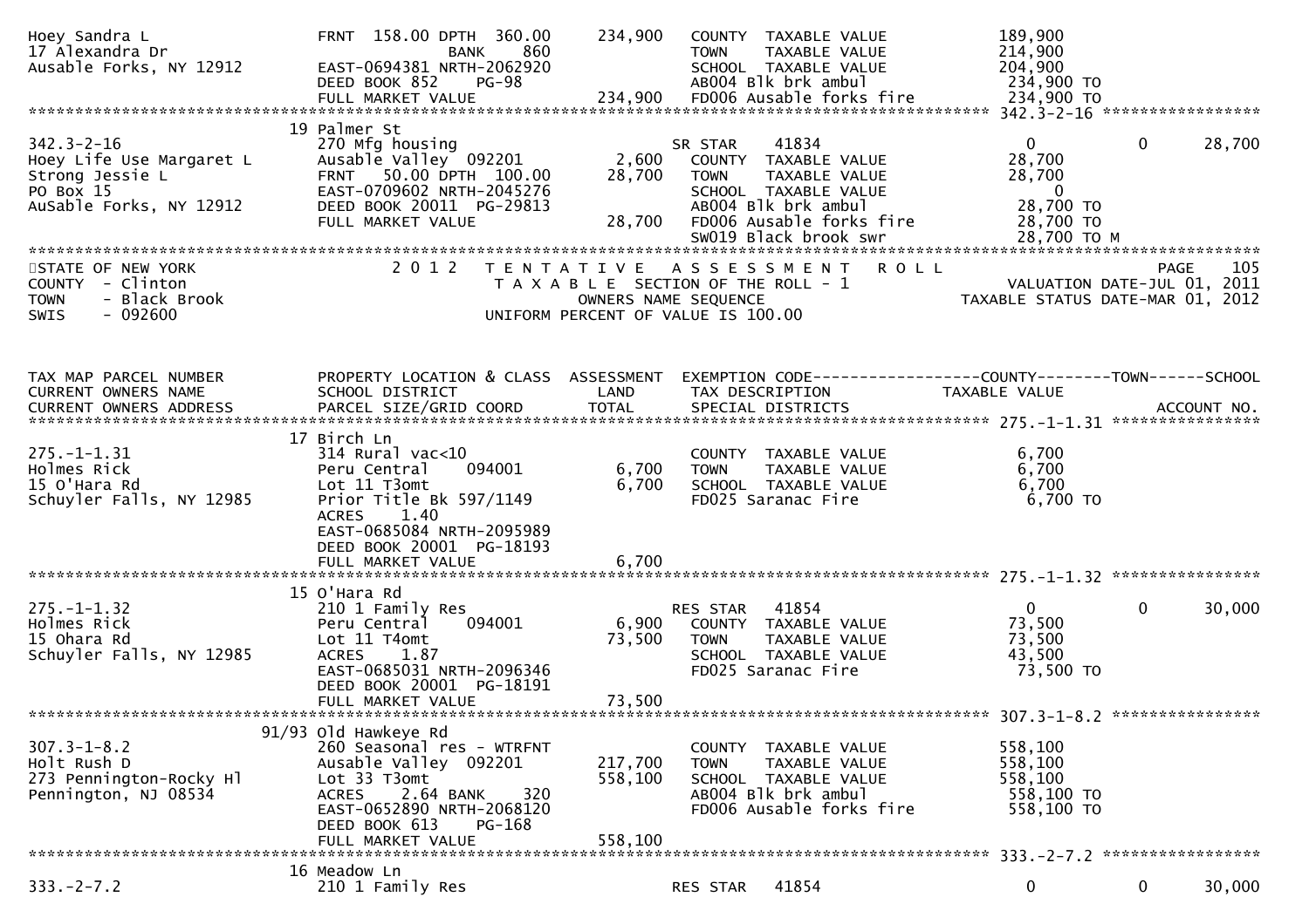```
Hoey Sandra L                  FRNT 158.00 DPTH 360.00     234,900   COUNTY  TAXABLE VALUE            189,900
17 Alexandra Dr                          BANK     860                TOWN    TAXABLE VALUE            214,900
Ausable Forks, NY 12912        EAST-0694381 NRTH-2062920             SCHOOL  TAXABLE VALUE            204,900
                               DEED BOOK 852     PG-98               AB004 Blk brk ambul               234,900 TO
                               FULL MARKET VALUE           234,900   FD006 Ausable forks fire          234,900 TO
******************************************************************************************************* 342.3-2-16 *****************
                               19 Palmer St
342.3-2-16                     270 Mfg housing                       SR STAR     41834                     0             0      28,700
Hoey Life Use Margaret L       Ausable Valley  092201        2,600   COUNTY  TAXABLE VALUE             28,700
Strong Jessie L                FRNT  50.00 DPTH 100.00      28,700   TOWN    TAXABLE VALUE             28,700
PO Box 15                      EAST-0709602 NRTH-2045276             SCHOOL  TAXABLE VALUE                  0
AuSable Forks, NY 12912        DEED BOOK 20011 PG-29813              AB004 Blk brk ambul                28,700 TO
                               FULL MARKET VALUE            28,700   FD006 Ausable forks fire           28,700 TO
                                                                     SW019 Black brook swr              28,700 TO M
************************************************************************************************************************************
STATE OF NEW YORK              2 0 1 2   T E N T A T I V E   A S S E S S M E N T   R O L L                              PAGE    105
COUNTY  - Clinton                         T A X A B L E SECTION OF THE ROLL - 1                     VALUATION DATE-JUL 01, 2011
TOWN    - Black Brook                          OWNERS NAME SEQUENCE                               TAXABLE STATUS DATE-MAR 01, 2012
SWIS    - 092600                          UNIFORM PERCENT OF VALUE IS 100.00


TAX MAP PARCEL NUMBER          PROPERTY LOCATION & CLASS  ASSESSMENT  EXEMPTION CODE------------------COUNTY--------TOWN------SCHOOL
CURRENT OWNERS NAME            SCHOOL DISTRICT               LAND      TAX DESCRIPTION             TAXABLE VALUE
CURRENT OWNERS ADDRESS         PARCEL SIZE/GRID COORD        TOTAL     SPECIAL DISTRICTS                                  ACCOUNT NO.
******************************************************************************************************* 275.-1-1.31 ****************
                               17 Birch Ln
275.-1-1.31                    314 Rural vac<10                      COUNTY  TAXABLE VALUE              6,700
Holmes Rick                    Peru Central    094001        6,700   TOWN    TAXABLE VALUE              6,700
15 O'Hara Rd                   Lot 11 T3omt                  6,700   SCHOOL  TAXABLE VALUE              6,700
Schuyler Falls, NY 12985       Prior Title Bk 597/1149               FD025 Saranac Fire                  6,700 TO
                               ACRES     1.40
                               EAST-0685084 NRTH-2095989
                               DEED BOOK 20001 PG-18193
                               FULL MARKET VALUE             6,700
******************************************************************************************************* 275.-1-1.32 ****************
                               15 O'Hara Rd
275.-1-1.32                    210 1 Family Res                      RES STAR    41854                     0             0      30,000
Holmes Rick                    Peru Central    094001        6,900   COUNTY  TAXABLE VALUE             73,500
15 Ohara Rd                    Lot 11 T4omt                 73,500   TOWN    TAXABLE VALUE             73,500
Schuyler Falls, NY 12985       ACRES     1.87                        SCHOOL  TAXABLE VALUE             43,500
                               EAST-0685031 NRTH-2096346             FD025 Saranac Fire                 73,500 TO
                               DEED BOOK 20001 PG-18191
                               FULL MARKET VALUE            73,500
******************************************************************************************************* 307.3-1-8.2 ****************
                               91/93 Old Hawkeye Rd
307.3-1-8.2                    260 Seasonal res - WTRFNT             COUNTY  TAXABLE VALUE            558,100
Holt Rush D                    Ausable Valley  092201      217,700   TOWN    TAXABLE VALUE            558,100
273 Pennington-Rocky Hl        Lot 33 T3omt                558,100   SCHOOL  TAXABLE VALUE            558,100
Pennington, NJ 08534           ACRES     2.64 BANK     320           AB004 Blk brk ambul               558,100 TO
                               EAST-0652890 NRTH-2068120             FD006 Ausable forks fire          558,100 TO
                               DEED BOOK 613     PG-168
                               FULL MARKET VALUE           558,100
******************************************************************************************************* 333.-2-7.2 *****************
                               16 Meadow Ln
333.-2-7.2                     210 1 Family Res                      RES STAR    41854                     0             0      30,000
```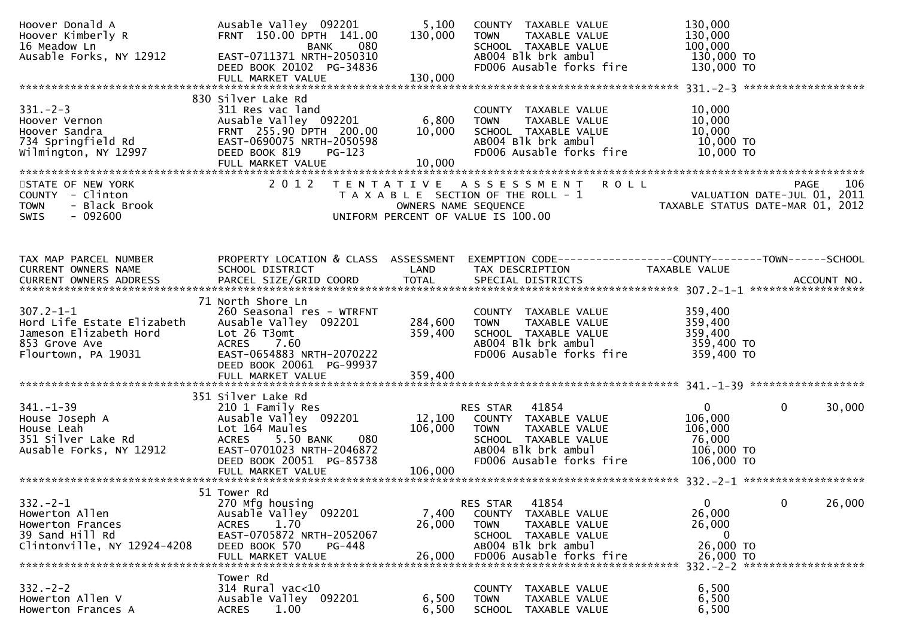```
Hoover Donald A               Ausable Valley  092201        5,100   COUNTY  TAXABLE VALUE            130,000
Hoover Kimberly R             FRNT 150.00 DPTH 141.00     130,000   TOWN    TAXABLE VALUE            130,000
16 Meadow Ln                                BANK     080            SCHOOL  TAXABLE VALUE            100,000
Ausable Forks, NY 12912       EAST-0711371 NRTH-2050310             AB004 Blk brk ambul               130,000 TO
                              DEED BOOK 20102 PG-34836              FD006 Ausable forks fire          130,000 TO
                              FULL MARKET VALUE           130,000
******************************************************************************************************* 331.-2-3 ******************
                              830 Silver Lake Rd
331.-2-3                      311 Res vac land                      COUNTY  TAXABLE VALUE             10,000
Hoover Vernon                 Ausable Valley  092201        6,800   TOWN    TAXABLE VALUE             10,000
Hoover Sandra                 FRNT 255.90 DPTH 200.00      10,000   SCHOOL  TAXABLE VALUE             10,000
734 Springfield Rd            EAST-0690075 NRTH-2050598             AB004 Blk brk ambul                10,000 TO
Wilmington, NY 12997          DEED BOOK 819    PG-123               FD006 Ausable forks fire           10,000 TO
                              FULL MARKET VALUE            10,000
************************************************************************************************************************************
STATE OF NEW YORK                2 0 1 2   T E N T A T I V E   A S S E S S M E N T   R O L L                                PAGE   106
COUNTY  - Clinton                          T A X A B L E  SECTION OF THE ROLL - 1                          VALUATION DATE-JUL 01, 2011
TOWN    - Black Brook                           OWNERS NAME SEQUENCE                                TAXABLE STATUS DATE-MAR 01, 2012
SWIS    - 092600                          UNIFORM PERCENT OF VALUE IS 100.00


TAX MAP PARCEL NUMBER          PROPERTY LOCATION & CLASS  ASSESSMENT  EXEMPTION CODE------------------COUNTY--------TOWN------SCHOOL
CURRENT OWNERS NAME            SCHOOL DISTRICT               LAND      TAX DESCRIPTION            TAXABLE VALUE
CURRENT OWNERS ADDRESS         PARCEL SIZE/GRID COORD        TOTAL     SPECIAL DISTRICTS                                  ACCOUNT NO.
******************************************************************************************************* 307.2-1-1 ******************
                              71 North Shore Ln
307.2-1-1                     260 Seasonal res - WTRFNT             COUNTY  TAXABLE VALUE            359,400
Hord Life Estate Elizabeth    Ausable Valley  092201      284,600   TOWN    TAXABLE VALUE            359,400
Jameson Elizabeth Hord        Lot 26 T3omt                359,400   SCHOOL  TAXABLE VALUE            359,400
853 Grove Ave                 ACRES    7.60                         AB004 Blk brk ambul               359,400 TO
Flourtown, PA 19031           EAST-0654883 NRTH-2070222             FD006 Ausable forks fire          359,400 TO
                              DEED BOOK 20061 PG-99937
                              FULL MARKET VALUE           359,400
******************************************************************************************************* 341.-1-39 ******************
                              351 Silver Lake Rd
341.-1-39                     210 1 Family Res                      RES STAR   41854                    0            0       30,000
House Joseph A                Ausable Valley  092201       12,100   COUNTY  TAXABLE VALUE            106,000
House Leah                    Lot 164 Maules              106,000   TOWN    TAXABLE VALUE            106,000
351 Silver Lake Rd            ACRES    5.50 BANK     080            SCHOOL  TAXABLE VALUE             76,000
Ausable Forks, NY 12912       EAST-0701023 NRTH-2046872             AB004 Blk brk ambul               106,000 TO
                              DEED BOOK 20051 PG-85738              FD006 Ausable forks fire          106,000 TO
                              FULL MARKET VALUE           106,000
******************************************************************************************************* 332.-2-1 ******************
                              51 Tower Rd
332.-2-1                      270 Mfg housing                       RES STAR   41854                    0            0       26,000
Howerton Allen                Ausable Valley  092201        7,400   COUNTY  TAXABLE VALUE             26,000
Howerton Frances              ACRES    1.70                26,000   TOWN    TAXABLE VALUE             26,000
39 Sand Hill Rd               EAST-0705872 NRTH-2052067             SCHOOL  TAXABLE VALUE                  0
Clintonville, NY 12924-4208   DEED BOOK 570    PG-448               AB004 Blk brk ambul                26,000 TO
                              FULL MARKET VALUE            26,000   FD006 Ausable forks fire           26,000 TO
******************************************************************************************************* 332.-2-2 ******************
                              Tower Rd
332.-2-2                      314 Rural vac<10                      COUNTY  TAXABLE VALUE              6,500
Howerton Allen V              Ausable Valley  092201        6,500   TOWN    TAXABLE VALUE              6,500
Howerton Frances A            ACRES    1.00                 6,500   SCHOOL  TAXABLE VALUE              6,500
```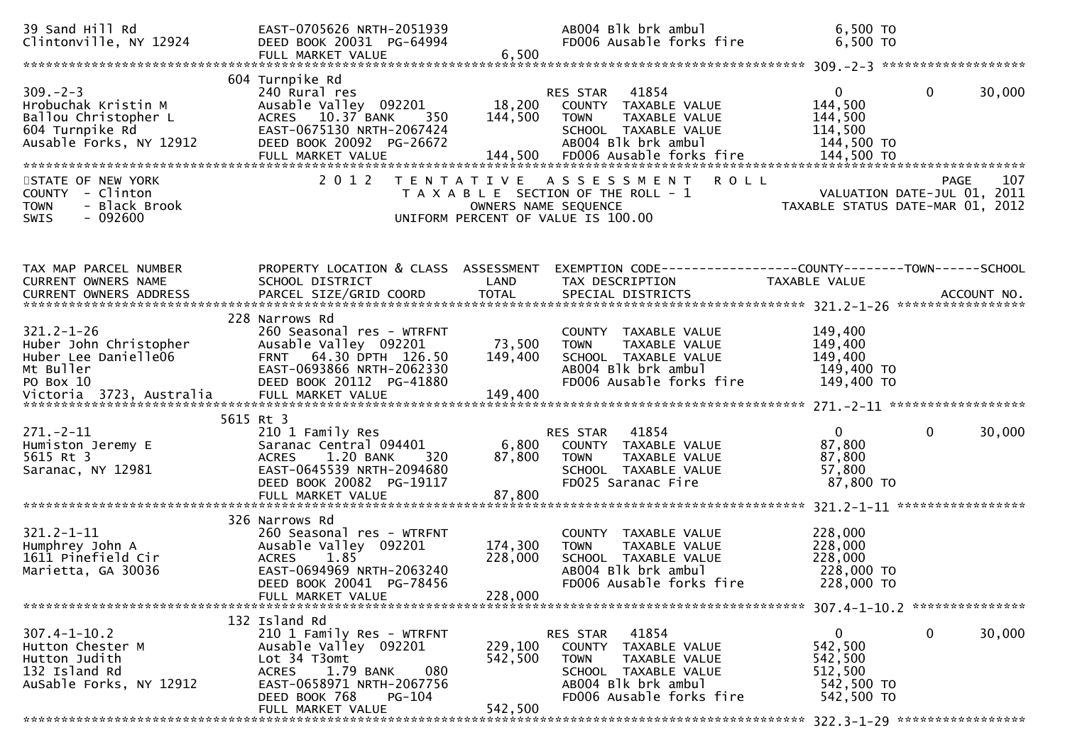```
39 Sand Hill Rd                EAST-0705626 NRTH-2051939               AB004 Blk brk ambul                 6,500 TO
Clintonville, NY 12924         DEED BOOK 20031  PG-64994               FD006 Ausable forks fire            6,500 TO
                               FULL MARKET VALUE              6,500
******************************************************************************************************* 309.-2-3 *******************
                             604 Turnpike Rd
309.-2-3                       240 Rural res                          RES STAR    41854                     0            0       30,000
Hrobuchak Kristin M            Ausable Valley  092201        18,200    COUNTY  TAXABLE VALUE           144,500
Ballou Christopher L           ACRES   10.37 BANK    350    144,500    TOWN    TAXABLE VALUE           144,500
604 Turnpike Rd                EAST-0675130 NRTH-2067424               SCHOOL  TAXABLE VALUE           114,500
Ausable Forks, NY 12912        DEED BOOK 20092  PG-26672               AB004 Blk brk ambul               144,500 TO
                               FULL MARKET VALUE            144,500    FD006 Ausable forks fire          144,500 TO
*************************************************************************************************************************************
STATE OF NEW YORK                 2 0 1 2   T E N T A T I V E   A S S E S S M E N T   R O L L                        PAGE    107
COUNTY  - Clinton                         T A X A B L E  SECTION OF THE ROLL - 1                       VALUATION DATE-JUL 01, 2011
TOWN    - Black Brook                           OWNERS NAME SEQUENCE                              TAXABLE STATUS DATE-MAR 01, 2012
SWIS    - 092600                          UNIFORM PERCENT OF VALUE IS 100.00


TAX MAP PARCEL NUMBER          PROPERTY LOCATION & CLASS  ASSESSMENT  EXEMPTION CODE------------------COUNTY--------TOWN------SCHOOL
CURRENT OWNERS NAME            SCHOOL DISTRICT              LAND      TAX DESCRIPTION               TAXABLE VALUE
CURRENT OWNERS ADDRESS         PARCEL SIZE/GRID COORD       TOTAL     SPECIAL DISTRICTS                                 ACCOUNT NO.
******************************************************************************************************* 321.2-1-26 *****************
                             228 Narrows Rd
321.2-1-26                     260 Seasonal res - WTRFNT               COUNTY  TAXABLE VALUE           149,400
Huber John Christopher         Ausable Valley  092201        73,500    TOWN    TAXABLE VALUE           149,400
Huber Lee Danielle06           FRNT   64.30 DPTH 126.50     149,400    SCHOOL  TAXABLE VALUE           149,400
Mt Buller                      EAST-0693866 NRTH-2062330               AB004 Blk brk ambul               149,400 TO
PO Box 10                      DEED BOOK 20112  PG-41880               FD006 Ausable forks fire          149,400 TO
Victoria  3723, Australia      FULL MARKET VALUE            149,400
******************************************************************************************************* 271.-2-11 ******************
                             5615 Rt 3
271.-2-11                      210 1 Family Res                       RES STAR    41854                     0            0       30,000
Humiston Jeremy E              Saranac Central 094401         6,800    COUNTY  TAXABLE VALUE            87,800
5615 Rt 3                      ACRES    1.20 BANK    320     87,800    TOWN    TAXABLE VALUE            87,800
Saranac, NY 12981              EAST-0645539 NRTH-2094680               SCHOOL  TAXABLE VALUE            57,800
                               DEED BOOK 20082  PG-19117               FD025 Saranac Fire                 87,800 TO
                               FULL MARKET VALUE             87,800
******************************************************************************************************* 321.2-1-11 *****************
                             326 Narrows Rd
321.2-1-11                     260 Seasonal res - WTRFNT               COUNTY  TAXABLE VALUE           228,000
Humphrey John A                Ausable Valley  092201       174,300    TOWN    TAXABLE VALUE           228,000
1611 Pinefield Cir             ACRES    1.85                228,000    SCHOOL  TAXABLE VALUE           228,000
Marietta, GA 30036             EAST-0694969 NRTH-2063240               AB004 Blk brk ambul               228,000 TO
                               DEED BOOK 20041  PG-78456               FD006 Ausable forks fire          228,000 TO
                               FULL MARKET VALUE            228,000
******************************************************************************************************* 307.4-1-10.2 ***************
                             132 Island Rd
307.4-1-10.2                   210 1 Family Res - WTRFNT              RES STAR    41854                     0            0       30,000
Hutton Chester M               Ausable Valley  092201       229,100    COUNTY  TAXABLE VALUE           542,500
Hutton Judith                  Lot 34 T3omt                 542,500    TOWN    TAXABLE VALUE           542,500
132 Island Rd                  ACRES    1.79 BANK    080               SCHOOL  TAXABLE VALUE           512,500
AuSable Forks, NY 12912        EAST-0658971 NRTH-2067756               AB004 Blk brk ambul               542,500 TO
                               DEED BOOK 768    PG-104                 FD006 Ausable forks fire          542,500 TO
                               FULL MARKET VALUE            542,500
******************************************************************************************************* 322.3-1-29 *****************
```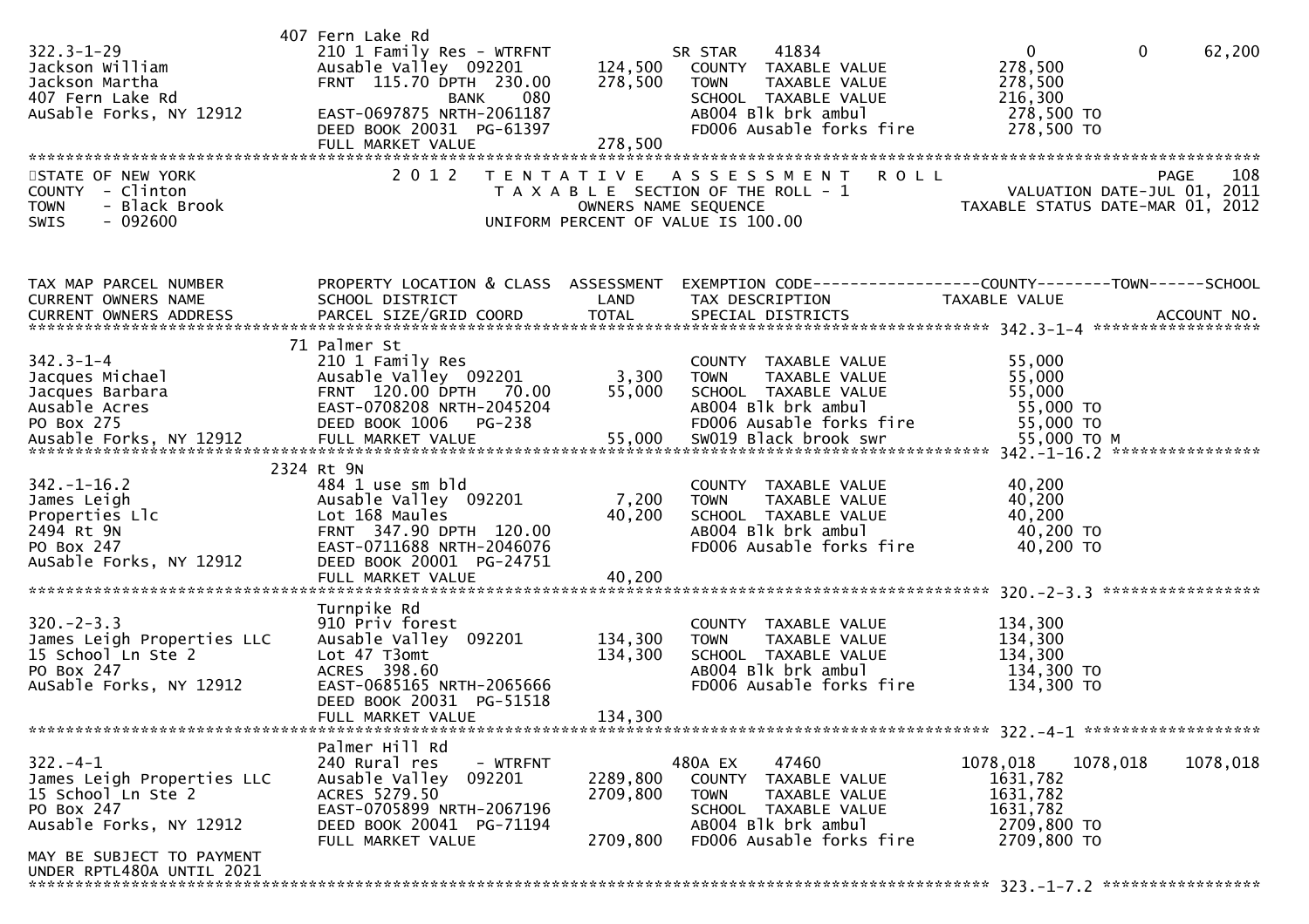```
                             407 Fern Lake Rd
322.3-1-29                   210 1 Family Res - WTRFNT           SR STAR     41834                    0             0       62,200
Jackson William              Ausable Valley  092201      124,500   COUNTY  TAXABLE VALUE          278,500
Jackson Martha               FRNT 115.70 DPTH 230.00     278,500   TOWN    TAXABLE VALUE          278,500
407 Fern Lake Rd                            BANK    080              SCHOOL  TAXABLE VALUE          216,300
AuSable Forks, NY 12912      EAST-0697875 NRTH-2061187             AB004 Blk brk ambul             278,500 TO
                             DEED BOOK 20031  PG-61397             FD006 Ausable forks fire        278,500 TO
                             FULL MARKET VALUE           278,500
************************************************************************************************************************************
STATE OF NEW YORK                  2 0 1 2   T E N T A T I V E   A S S E S S M E N T   R O L L                          PAGE    108
COUNTY  - Clinton                           T A X A B L E  SECTION OF THE ROLL - 1                  VALUATION DATE-JUL 01, 2011
TOWN    - Black Brook                            OWNERS NAME SEQUENCE                          TAXABLE STATUS DATE-MAR 01, 2012
SWIS    - 092600                          UNIFORM PERCENT OF VALUE IS 100.00


TAX MAP PARCEL NUMBER        PROPERTY LOCATION & CLASS  ASSESSMENT  EXEMPTION CODE------------------COUNTY--------TOWN------SCHOOL
CURRENT OWNERS NAME          SCHOOL DISTRICT               LAND      TAX DESCRIPTION               TAXABLE VALUE
CURRENT OWNERS ADDRESS       PARCEL SIZE/GRID COORD        TOTAL     SPECIAL DISTRICTS                                   ACCOUNT NO.
******************************************************************************************************* 342.3-1-4 *******************
                             71 Palmer St
342.3-1-4                    210 1 Family Res                        COUNTY  TAXABLE VALUE           55,000
Jacques Michael              Ausable Valley  092201        3,300     TOWN    TAXABLE VALUE           55,000
Jacques Barbara              FRNT 120.00 DPTH  70.00      55,000     SCHOOL  TAXABLE VALUE           55,000
Ausable Acres                EAST-0708208 NRTH-2045204               AB004 Blk brk ambul              55,000 TO
PO Box 275                   DEED BOOK 1006   PG-238                 FD006 Ausable forks fire         55,000 TO
Ausable Forks, NY 12912      FULL MARKET VALUE            55,000     SW019 Black brook swr            55,000 TO M
******************************************************************************************************* 342.-1-16.2 *****************
                             2324 Rt 9N
342.-1-16.2                  484 1 use sm bld                        COUNTY  TAXABLE VALUE           40,200
James Leigh                  Ausable Valley  092201        7,200     TOWN    TAXABLE VALUE           40,200
Properties Llc               Lot 168 Maules               40,200     SCHOOL  TAXABLE VALUE           40,200
2494 Rt 9N                   FRNT 347.90 DPTH 120.00                 AB004 Blk brk ambul              40,200 TO
PO Box 247                   EAST-0711688 NRTH-2046076               FD006 Ausable forks fire         40,200 TO
AuSable Forks, NY 12912      DEED BOOK 20001  PG-24751
                             FULL MARKET VALUE            40,200
******************************************************************************************************* 320.-2-3.3 ******************
                             Turnpike Rd
320.-2-3.3                   910 Priv forest                         COUNTY  TAXABLE VALUE          134,300
James Leigh Properties LLC   Ausable Valley  092201      134,300     TOWN    TAXABLE VALUE          134,300
15 School Ln Ste 2           Lot 47 T3omt                134,300     SCHOOL  TAXABLE VALUE          134,300
PO Box 247                   ACRES  398.60                           AB004 Blk brk ambul             134,300 TO
AuSable Forks, NY 12912      EAST-0685165 NRTH-2065666               FD006 Ausable forks fire        134,300 TO
                             DEED BOOK 20031  PG-51518
                             FULL MARKET VALUE           134,300
******************************************************************************************************* 322.-4-1 ********************
                             Palmer Hill Rd
322.-4-1                     240 Rural res     - WTRFNT              480A EX     47460          1078,018    1078,018    1078,018
James Leigh Properties LLC   Ausable Valley  092201     2289,800     COUNTY  TAXABLE VALUE         1631,782
15 School Ln Ste 2           ACRES 5279.50              2709,800     TOWN    TAXABLE VALUE         1631,782
PO Box 247                   EAST-0705899 NRTH-2067196               SCHOOL  TAXABLE VALUE         1631,782
Ausable Forks, NY 12912      DEED BOOK 20041  PG-71194               AB004 Blk brk ambul            2709,800 TO
                             FULL MARKET VALUE          2709,800     FD006 Ausable forks fire       2709,800 TO
MAY BE SUBJECT TO PAYMENT
UNDER RPTL480A UNTIL 2021
******************************************************************************************************* 323.-1-7.2 ******************
```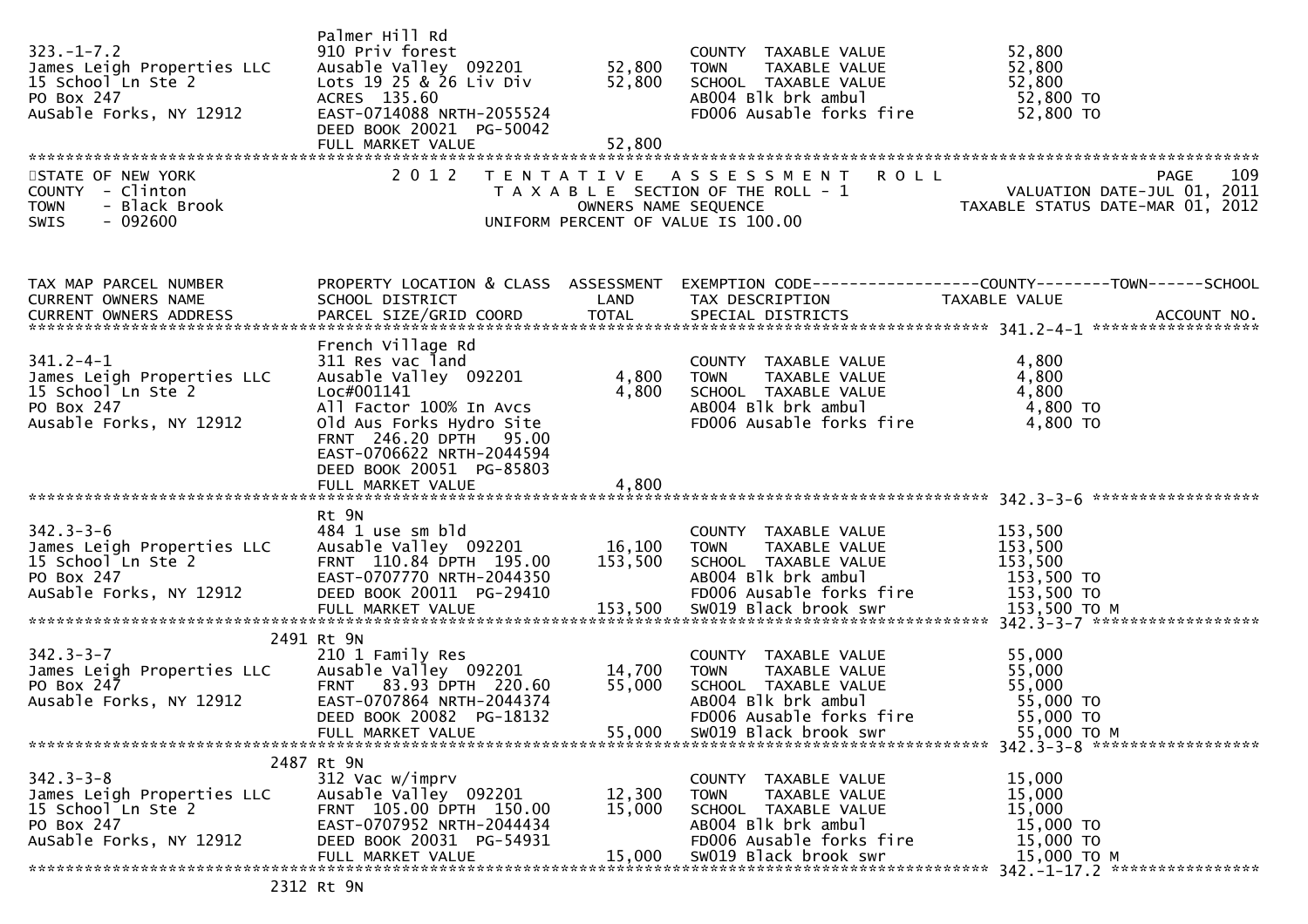| | | | | |
|---|---|---|---|---|
| 323.-1-7.2 | Palmer Hill Rd | | | |
| James Leigh Properties LLC | 910 Priv forest | | COUNTY TAXABLE VALUE | 52,800 |
| 15 School Ln Ste 2 | Ausable Valley 092201 | 52,800 | TOWN TAXABLE VALUE | 52,800 |
| PO Box 247 | Lots 19 25 & 26 Liv Div | 52,800 | SCHOOL TAXABLE VALUE | 52,800 |
| AuSable Forks, NY 12912 | ACRES 135.60 | | AB004 Blk brk ambul | 52,800 TO |
| | EAST-0714088 NRTH-2055524 | | FD006 Ausable forks fire | 52,800 TO |
| | DEED BOOK 20021 PG-50042 | | | |
| | FULL MARKET VALUE | 52,800 | | |

STATE OF NEW YORK — COUNTY - Clinton — TOWN - Black Brook — SWIS - 092600

2012 TENTATIVE ASSESSMENT ROLL — TAXABLE SECTION OF THE ROLL - 1 — OWNERS NAME SEQUENCE — UNIFORM PERCENT OF VALUE IS 100.00

PAGE 109 — VALUATION DATE-JUL 01, 2011 — TAXABLE STATUS DATE-MAR 01, 2012

| TAX MAP PARCEL NUMBER / CURRENT OWNERS NAME / CURRENT OWNERS ADDRESS | PROPERTY LOCATION & CLASS / SCHOOL DISTRICT / PARCEL SIZE/GRID COORD | ASSESSMENT LAND / TOTAL | EXEMPTION CODE / TAX DESCRIPTION / SPECIAL DISTRICTS | COUNTY--TOWN--SCHOOL TAXABLE VALUE / ACCOUNT NO. |
|---|---|---|---|---|
| **341.2-4-1** | French Village Rd | | | |
| 341.2-4-1 | 311 Res vac land | | COUNTY TAXABLE VALUE | 4,800 |
| James Leigh Properties LLC | Ausable Valley 092201 | 4,800 | TOWN TAXABLE VALUE | 4,800 |
| 15 School Ln Ste 2 | Loc#001141 | 4,800 | SCHOOL TAXABLE VALUE | 4,800 |
| PO Box 247 | All Factor 100% In Avcs | | AB004 Blk brk ambul | 4,800 TO |
| Ausable Forks, NY 12912 | Old Aus Forks Hydro Site | | FD006 Ausable forks fire | 4,800 TO |
| | FRNT 246.20 DPTH 95.00 | | | |
| | EAST-0706622 NRTH-2044594 | | | |
| | DEED BOOK 20051 PG-85803 | | | |
| | FULL MARKET VALUE | 4,800 | | |
| **342.3-3-6** | Rt 9N | | | |
| 342.3-3-6 | 484 1 use sm bld | | COUNTY TAXABLE VALUE | 153,500 |
| James Leigh Properties LLC | Ausable Valley 092201 | 16,100 | TOWN TAXABLE VALUE | 153,500 |
| 15 School Ln Ste 2 | FRNT 110.84 DPTH 195.00 | 153,500 | SCHOOL TAXABLE VALUE | 153,500 |
| PO Box 247 | EAST-0707770 NRTH-2044350 | | AB004 Blk brk ambul | 153,500 TO |
| AuSable Forks, NY 12912 | DEED BOOK 20011 PG-29410 | | FD006 Ausable forks fire | 153,500 TO |
| | FULL MARKET VALUE | 153,500 | SW019 Black brook swr | 153,500 TO M |
| **342.3-3-7** | 2491 Rt 9N | | | |
| 342.3-3-7 | 210 1 Family Res | | COUNTY TAXABLE VALUE | 55,000 |
| James Leigh Properties LLC | Ausable Valley 092201 | 14,700 | TOWN TAXABLE VALUE | 55,000 |
| PO Box 247 | FRNT 83.93 DPTH 220.60 | 55,000 | SCHOOL TAXABLE VALUE | 55,000 |
| Ausable Forks, NY 12912 | EAST-0707864 NRTH-2044374 | | AB004 Blk brk ambul | 55,000 TO |
| | DEED BOOK 20082 PG-18132 | | FD006 Ausable forks fire | 55,000 TO |
| | FULL MARKET VALUE | 55,000 | SW019 Black brook swr | 55,000 TO M |
| **342.3-3-8** | 2487 Rt 9N | | | |
| 342.3-3-8 | 312 Vac w/imprv | | COUNTY TAXABLE VALUE | 15,000 |
| James Leigh Properties LLC | Ausable Valley 092201 | 12,300 | TOWN TAXABLE VALUE | 15,000 |
| 15 School Ln Ste 2 | FRNT 105.00 DPTH 150.00 | 15,000 | SCHOOL TAXABLE VALUE | 15,000 |
| PO Box 247 | EAST-0707952 NRTH-2044434 | | AB004 Blk brk ambul | 15,000 TO |
| AuSable Forks, NY 12912 | DEED BOOK 20031 PG-54931 | | FD006 Ausable forks fire | 15,000 TO |
| | FULL MARKET VALUE | 15,000 | SW019 Black brook swr | 15,000 TO M |
| **342.-1-17.2** | 2312 Rt 9N | | | |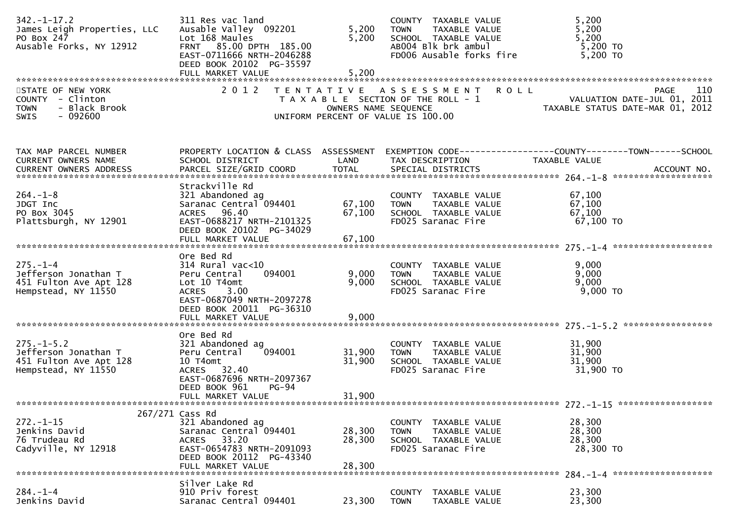```
342.-1-17.2                   311 Res vac land                         COUNTY  TAXABLE VALUE             5,200
James Leigh Properties, LLC   Ausable Valley  092201          5,200    TOWN    TAXABLE VALUE             5,200
PO Box 247                    Lot 168 Maules                  5,200    SCHOOL  TAXABLE VALUE             5,200
Ausable Forks, NY 12912       FRNT   85.00 DPTH  185.00                AB004 Blk brk ambul                5,200 TO
                              EAST-0711666 NRTH-2046288                FD006 Ausable forks fire           5,200 TO
                              DEED BOOK 20102  PG-35597
                              FULL MARKET VALUE               5,200
******************************************************************************************************************************
STATE OF NEW YORK                2 0 1 2   T E N T A T I V E   A S S E S S M E N T   R O L L                          PAGE   110
COUNTY  - Clinton                          T A X A B L E  SECTION OF THE ROLL - 1                   VALUATION DATE-JUL 01, 2011
TOWN    - Black Brook                             OWNERS NAME SEQUENCE                         TAXABLE STATUS DATE-MAR 01, 2012
SWIS    - 092600                          UNIFORM PERCENT OF VALUE IS 100.00


TAX MAP PARCEL NUMBER         PROPERTY LOCATION & CLASS  ASSESSMENT  EXEMPTION CODE------------------COUNTY--------TOWN------SCHOOL
CURRENT OWNERS NAME           SCHOOL DISTRICT               LAND     TAX DESCRIPTION              TAXABLE VALUE
CURRENT OWNERS ADDRESS        PARCEL SIZE/GRID COORD       TOTAL     SPECIAL DISTRICTS                                  ACCOUNT NO.
*********************************************************************************************** 264.-1-8 *******************
                              Strackville Rd
264.-1-8                      321 Abandoned ag                         COUNTY  TAXABLE VALUE            67,100
JDGT Inc                      Saranac Central 094401         67,100    TOWN    TAXABLE VALUE            67,100
PO Box 3045                   ACRES   96.40                  67,100    SCHOOL  TAXABLE VALUE            67,100
Plattsburgh, NY 12901         EAST-0688217 NRTH-2101325                FD025 Saranac Fire                67,100 TO
                              DEED BOOK 20102  PG-34029
                              FULL MARKET VALUE              67,100
*********************************************************************************************** 275.-1-4 *******************
                              Ore Bed Rd
275.-1-4                      314 Rural vac<10                         COUNTY  TAXABLE VALUE             9,000
Jefferson Jonathan T          Peru Central    094001          9,000    TOWN    TAXABLE VALUE             9,000
451 Fulton Ave Apt 128        Lot 10 T4omt                    9,000    SCHOOL  TAXABLE VALUE             9,000
Hempstead, NY 11550           ACRES    3.00                            FD025 Saranac Fire                 9,000 TO
                              EAST-0687049 NRTH-2097278
                              DEED BOOK 20011  PG-36310
                              FULL MARKET VALUE               9,000
*********************************************************************************************** 275.-1-5.2 *****************
                              Ore Bed Rd
275.-1-5.2                    321 Abandoned ag                         COUNTY  TAXABLE VALUE            31,900
Jefferson Jonathan T          Peru Central    094001         31,900    TOWN    TAXABLE VALUE            31,900
451 Fulton Ave Apt 128        10 T4omt                       31,900    SCHOOL  TAXABLE VALUE            31,900
Hempstead, NY 11550           ACRES   32.40                            FD025 Saranac Fire                31,900 TO
                              EAST-0687696 NRTH-2097367
                              DEED BOOK 961    PG-94
                              FULL MARKET VALUE              31,900
*********************************************************************************************** 272.-1-15 ******************
                      267/271 Cass Rd
272.-1-15                     321 Abandoned ag                         COUNTY  TAXABLE VALUE            28,300
Jenkins David                 Saranac Central 094401         28,300    TOWN    TAXABLE VALUE            28,300
76 Trudeau Rd                 ACRES   33.20                  28,300    SCHOOL  TAXABLE VALUE            28,300
Cadyville, NY 12918           EAST-0654783 NRTH-2091093                FD025 Saranac Fire                28,300 TO
                              DEED BOOK 20112  PG-43340
                              FULL MARKET VALUE              28,300
*********************************************************************************************** 284.-1-4 *******************
                              Silver Lake Rd
284.-1-4                      910 Priv forest                          COUNTY  TAXABLE VALUE            23,300
Jenkins David                 Saranac Central 094401         23,300    TOWN    TAXABLE VALUE            23,300
```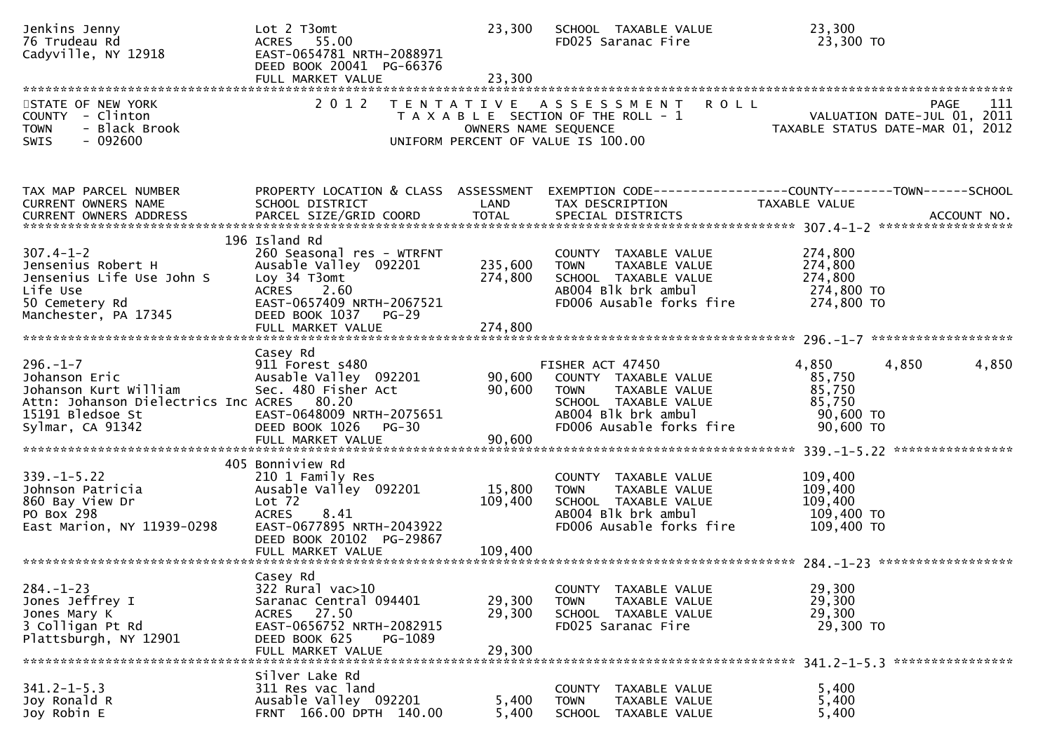| | | | | |
|---|---|---|---|---|
| Jenkins Jenny<br>76 Trudeau Rd<br>Cadyville, NY 12918 | Lot 2 T3omt<br>ACRES 55.00<br>EAST-0654781 NRTH-2088971<br>DEED BOOK 20041 PG-66376<br>FULL MARKET VALUE | 23,300<br><br><br><br>23,300 | SCHOOL TAXABLE VALUE<br>FD025 Saranac Fire | 23,300<br>23,300 TO |

STATE OF NEW YORK
COUNTY - Clinton
TOWN - Black Brook
SWIS - 092600

2 0 1 2 TENTATIVE ASSESSMENT ROLL
TAXABLE SECTION OF THE ROLL - 1
OWNERS NAME SEQUENCE
UNIFORM PERCENT OF VALUE IS 100.00

PAGE 111
VALUATION DATE-JUL 01, 2011
TAXABLE STATUS DATE-MAR 01, 2012

| TAX MAP PARCEL NUMBER<br>CURRENT OWNERS NAME<br>CURRENT OWNERS ADDRESS | PROPERTY LOCATION & CLASS<br>SCHOOL DISTRICT<br>PARCEL SIZE/GRID COORD | ASSESSMENT<br>LAND<br>TOTAL | EXEMPTION CODE<br>TAX DESCRIPTION<br>SPECIAL DISTRICTS | COUNTY | TOWN | SCHOOL<br>TAXABLE VALUE<br>ACCOUNT NO. |
|---|---|---|---|---|---|---|
| **307.4-1-2** | | | | | | |
| 307.4-1-2<br>Jensenius Robert H<br>Jensenius Life Use John S<br>Life Use<br>50 Cemetery Rd<br>Manchester, PA 17345 | 196 Island Rd<br>260 Seasonal res - WTRFNT<br>Ausable Valley 092201<br>Loy 34 T3omt<br>ACRES 2.60<br>EAST-0657409 NRTH-2067521<br>DEED BOOK 1037 PG-29<br>FULL MARKET VALUE | <br><br>235,600<br>274,800<br><br><br><br>274,800 | COUNTY TAXABLE VALUE<br>TOWN TAXABLE VALUE<br>SCHOOL TAXABLE VALUE<br>AB004 Blk brk ambul<br>FD006 Ausable forks fire | 274,800<br>274,800<br>274,800<br>274,800 TO<br>274,800 TO | | |
| **296.-1-7** | | | | | | |
| 296.-1-7<br>Johanson Eric<br>Johanson Kurt William<br>Attn: Johanson Dielectrics Inc<br>15191 Bledsoe St<br>Sylmar, CA 91342 | Casey Rd<br>911 Forest s480<br>Ausable Valley 092201<br>Sec. 480 Fisher Act<br>ACRES 80.20<br>EAST-0648009 NRTH-2075651<br>DEED BOOK 1026 PG-30<br>FULL MARKET VALUE | <br><br>90,600<br>90,600<br><br><br><br>90,600 | FISHER ACT 47450<br>COUNTY TAXABLE VALUE<br>TOWN TAXABLE VALUE<br>SCHOOL TAXABLE VALUE<br>AB004 Blk brk ambul<br>FD006 Ausable forks fire | 4,850<br>85,750<br>85,750<br>85,750<br>90,600 TO<br>90,600 TO | 4,850 | 4,850 |
| **339.-1-5.22** | | | | | | |
| 339.-1-5.22<br>Johnson Patricia<br>860 Bay View Dr<br>PO Box 298<br>East Marion, NY 11939-0298 | 405 Bonniview Rd<br>210 1 Family Res<br>Ausable Valley 092201<br>Lot 72<br>ACRES 8.41<br>EAST-0677895 NRTH-2043922<br>DEED BOOK 20102 PG-29867<br>FULL MARKET VALUE | <br><br>15,800<br>109,400<br><br><br><br>109,400 | COUNTY TAXABLE VALUE<br>TOWN TAXABLE VALUE<br>SCHOOL TAXABLE VALUE<br>AB004 Blk brk ambul<br>FD006 Ausable forks fire | 109,400<br>109,400<br>109,400<br>109,400 TO<br>109,400 TO | | |
| **284.-1-23** | | | | | | |
| 284.-1-23<br>Jones Jeffrey I<br>Jones Mary K<br>3 Colligan Pt Rd<br>Plattsburgh, NY 12901 | Casey Rd<br>322 Rural vac>10<br>Saranac Central 094401<br>ACRES 27.50<br>EAST-0656752 NRTH-2082915<br>DEED BOOK 625 PG-1089<br>FULL MARKET VALUE | <br><br>29,300<br>29,300<br><br><br>29,300 | COUNTY TAXABLE VALUE<br>TOWN TAXABLE VALUE<br>SCHOOL TAXABLE VALUE<br>FD025 Saranac Fire | 29,300<br>29,300<br>29,300<br>29,300 TO | | |
| **341.2-1-5.3** | | | | | | |
| 341.2-1-5.3<br>Joy Ronald R<br>Joy Robin E | Silver Lake Rd<br>311 Res vac land<br>Ausable Valley 092201<br>FRNT 166.00 DPTH 140.00 | <br><br>5,400<br>5,400 | COUNTY TAXABLE VALUE<br>TOWN TAXABLE VALUE<br>SCHOOL TAXABLE VALUE | 5,400<br>5,400<br>5,400 | | |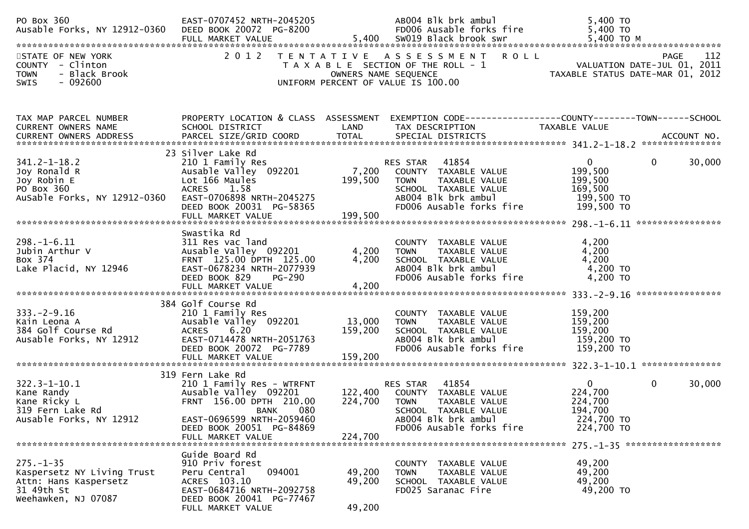PO Box 360 | EAST-0707452 NRTH-2045205 | | AB004 Blk brk ambul | 5,400 TO
Ausable Forks, NY 12912-0360 | DEED BOOK 20072 PG-8200 | | FD006 Ausable forks fire | 5,400 TO
| FULL MARKET VALUE | 5,400 | SW019 Black brook swr | 5,400 TO M

STATE OF NEW YORK — 2012 TENTATIVE ASSESSMENT ROLL — PAGE 112
COUNTY - Clinton — TAXABLE SECTION OF THE ROLL - 1 — VALUATION DATE-JUL 01, 2011
TOWN - Black Brook — OWNERS NAME SEQUENCE — TAXABLE STATUS DATE-MAR 01, 2012
SWIS - 092600 — UNIFORM PERCENT OF VALUE IS 100.00

| TAX MAP PARCEL NUMBER / CURRENT OWNERS NAME / CURRENT OWNERS ADDRESS | PROPERTY LOCATION & CLASS / SCHOOL DISTRICT / PARCEL SIZE/GRID COORD | ASSESSMENT LAND / TOTAL | EXEMPTION CODE / TAX DESCRIPTION / SPECIAL DISTRICTS | COUNTY TAXABLE VALUE | TOWN | SCHOOL |
|---|---|---|---|---|---|---|
| **341.2-1-18.2** | 23 Silver Lake Rd | | | | | |
| 341.2-1-18.2 | 210 1 Family Res | | RES STAR 41854 | 0 | 0 | 30,000 |
| Joy Ronald R | Ausable Valley 092201 | 7,200 | COUNTY TAXABLE VALUE | 199,500 | | |
| Joy Robin E | Lot 166 Maules | 199,500 | TOWN TAXABLE VALUE | 199,500 | | |
| PO Box 360 | ACRES 1.58 | | SCHOOL TAXABLE VALUE | 169,500 | | |
| AuSable Forks, NY 12912-0360 | EAST-0706898 NRTH-2045275 | | AB004 Blk brk ambul | 199,500 TO | | |
| | DEED BOOK 20031 PG-58365 | | FD006 Ausable forks fire | 199,500 TO | | |
| | FULL MARKET VALUE | 199,500 | | | | |
| **298.-1-6.11** | Swastika Rd | | | | | |
| 298.-1-6.11 | 311 Res vac land | | COUNTY TAXABLE VALUE | 4,200 | | |
| Jubin Arthur V | Ausable Valley 092201 | 4,200 | TOWN TAXABLE VALUE | 4,200 | | |
| Box 374 | FRNT 125.00 DPTH 125.00 | 4,200 | SCHOOL TAXABLE VALUE | 4,200 | | |
| Lake Placid, NY 12946 | EAST-0678234 NRTH-2077939 | | AB004 Blk brk ambul | 4,200 TO | | |
| | DEED BOOK 829 PG-290 | | FD006 Ausable forks fire | 4,200 TO | | |
| | FULL MARKET VALUE | 4,200 | | | | |
| **333.-2-9.16** | 384 Golf Course Rd | | | | | |
| 333.-2-9.16 | 210 1 Family Res | | COUNTY TAXABLE VALUE | 159,200 | | |
| Kain Leona A | Ausable Valley 092201 | 13,000 | TOWN TAXABLE VALUE | 159,200 | | |
| 384 Golf Course Rd | ACRES 6.20 | 159,200 | SCHOOL TAXABLE VALUE | 159,200 | | |
| Ausable Forks, NY 12912 | EAST-0714478 NRTH-2051763 | | AB004 Blk brk ambul | 159,200 TO | | |
| | DEED BOOK 20072 PG-7789 | | FD006 Ausable forks fire | 159,200 TO | | |
| | FULL MARKET VALUE | 159,200 | | | | |
| **322.3-1-10.1** | 319 Fern Lake Rd | | | | | |
| 322.3-1-10.1 | 210 1 Family Res - WTRFNT | | RES STAR 41854 | 0 | 0 | 30,000 |
| Kane Randy | Ausable Valley 092201 | 122,400 | COUNTY TAXABLE VALUE | 224,700 | | |
| Kane Ricky L | FRNT 156.00 DPTH 210.00 | 224,700 | TOWN TAXABLE VALUE | 224,700 | | |
| 319 Fern Lake Rd | BANK 080 | | SCHOOL TAXABLE VALUE | 194,700 | | |
| Ausable Forks, NY 12912 | EAST-0696599 NRTH-2059460 | | AB004 Blk brk ambul | 224,700 TO | | |
| | DEED BOOK 20051 PG-84869 | | FD006 Ausable forks fire | 224,700 TO | | |
| | FULL MARKET VALUE | 224,700 | | | | |
| **275.-1-35** | Guide Board Rd | | | | | |
| 275.-1-35 | 910 Priv forest | | COUNTY TAXABLE VALUE | 49,200 | | |
| Kaspersetz NY Living Trust | Peru Central 094001 | 49,200 | TOWN TAXABLE VALUE | 49,200 | | |
| Attn: Hans Kaspersetz | ACRES 103.10 | 49,200 | SCHOOL TAXABLE VALUE | 49,200 | | |
| 31 49th St | EAST-0684716 NRTH-2092758 | | FD025 Saranac Fire | 49,200 TO | | |
| Weehawken, NJ 07087 | DEED BOOK 20041 PG-77467 | | | | | |
| | FULL MARKET VALUE | 49,200 | | | | |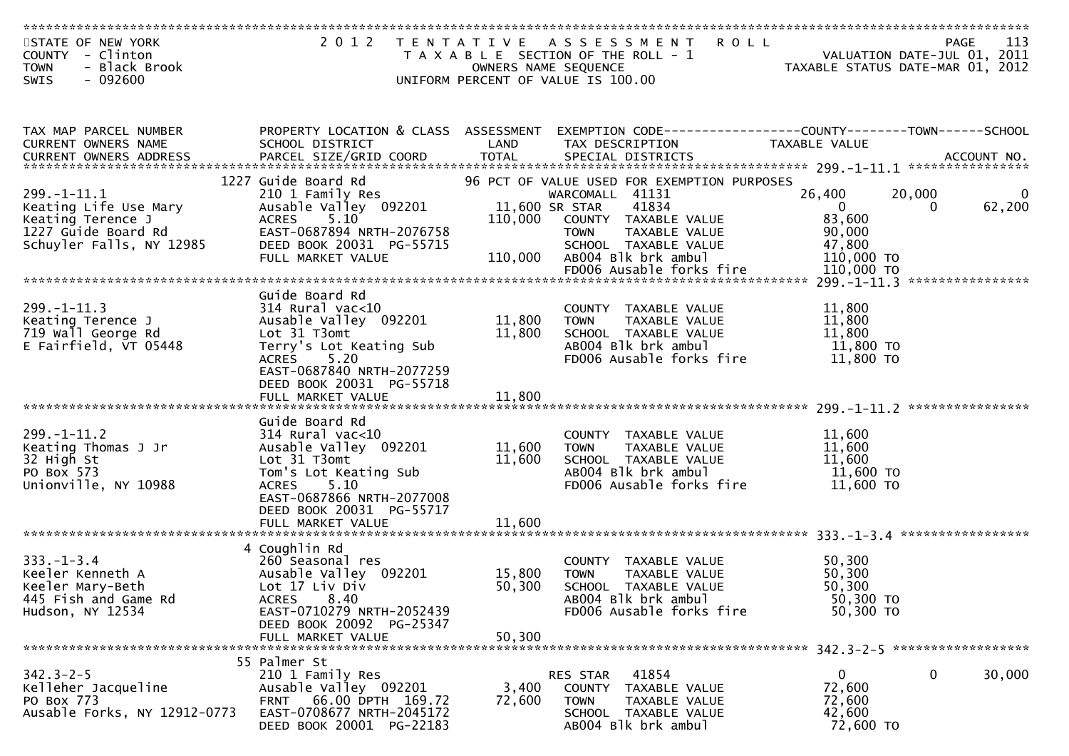STATE OF NEW YORK
COUNTY - Clinton
TOWN - Black Brook
SWIS - 092600

2012 TENTATIVE ASSESSMENT ROLL
TAXABLE SECTION OF THE ROLL - 1
OWNERS NAME SEQUENCE
UNIFORM PERCENT OF VALUE IS 100.00

PAGE 113
VALUATION DATE-JUL 01, 2011
TAXABLE STATUS DATE-MAR 01, 2012

| TAX MAP PARCEL NUMBER / CURRENT OWNERS NAME / CURRENT OWNERS ADDRESS | PROPERTY LOCATION & CLASS / SCHOOL DISTRICT / PARCEL SIZE/GRID COORD | ASSESSMENT LAND | ASSESSMENT TOTAL | EXEMPTION CODE / TAX DESCRIPTION / SPECIAL DISTRICTS | COUNTY TAXABLE VALUE | TOWN | SCHOOL | ACCOUNT NO. |
|---|---|---|---|---|---|---|---|---|
| **299.-1-11.1** | 1227 Guide Board Rd | | | 96 PCT OF VALUE USED FOR EXEMPTION PURPOSES | | | | |
| 299.-1-11.1 | 210 1 Family Res | | | WARCOMALL 41131 | 26,400 | 20,000 | 0 | |
| Keating Life Use Mary | Ausable Valley 092201 | 11,600 | | SR STAR 41834 | 0 | 0 | 62,200 | |
| Keating Terence J | ACRES 5.10 | | 110,000 | COUNTY TAXABLE VALUE | 83,600 | | | |
| 1227 Guide Board Rd | EAST-0687894 NRTH-2076758 | | | TOWN TAXABLE VALUE | 90,000 | | | |
| Schuyler Falls, NY 12985 | DEED BOOK 20031 PG-55715 | | | SCHOOL TAXABLE VALUE | 47,800 | | | |
| | FULL MARKET VALUE | | 110,000 | AB004 Blk brk ambul | 110,000 TO | | | |
| | | | | FD006 Ausable forks fire | 110,000 TO | | | |
| **299.-1-11.3** | Guide Board Rd | | | | | | | |
| 299.-1-11.3 | 314 Rural vac<10 | | | COUNTY TAXABLE VALUE | 11,800 | | | |
| Keating Terence J | Ausable Valley 092201 | 11,800 | | TOWN TAXABLE VALUE | 11,800 | | | |
| 719 Wall George Rd | Lot 31 T3omt | | 11,800 | SCHOOL TAXABLE VALUE | 11,800 | | | |
| E Fairfield, VT 05448 | Terry's Lot Keating Sub | | | AB004 Blk brk ambul | 11,800 TO | | | |
| | ACRES 5.20 | | | FD006 Ausable forks fire | 11,800 TO | | | |
| | EAST-0687840 NRTH-2077259 | | | | | | | |
| | DEED BOOK 20031 PG-55718 | | | | | | | |
| | FULL MARKET VALUE | | 11,800 | | | | | |
| **299.-1-11.2** | Guide Board Rd | | | | | | | |
| 299.-1-11.2 | 314 Rural vac<10 | | | COUNTY TAXABLE VALUE | 11,600 | | | |
| Keating Thomas J Jr | Ausable Valley 092201 | 11,600 | | TOWN TAXABLE VALUE | 11,600 | | | |
| 32 High St | Lot 31 T3omt | | 11,600 | SCHOOL TAXABLE VALUE | 11,600 | | | |
| PO Box 573 | Tom's Lot Keating Sub | | | AB004 Blk brk ambul | 11,600 TO | | | |
| Unionville, NY 10988 | ACRES 5.10 | | | FD006 Ausable forks fire | 11,600 TO | | | |
| | EAST-0687866 NRTH-2077008 | | | | | | | |
| | DEED BOOK 20031 PG-55717 | | | | | | | |
| | FULL MARKET VALUE | | 11,600 | | | | | |
| **333.-1-3.4** | 4 Coughlin Rd | | | | | | | |
| 333.-1-3.4 | 260 Seasonal res | | | COUNTY TAXABLE VALUE | 50,300 | | | |
| Keeler Kenneth A | Ausable Valley 092201 | 15,800 | | TOWN TAXABLE VALUE | 50,300 | | | |
| Keeler Mary-Beth | Lot 17 Liv Div | | 50,300 | SCHOOL TAXABLE VALUE | 50,300 | | | |
| 445 Fish and Game Rd | ACRES 8.40 | | | AB004 Blk brk ambul | 50,300 TO | | | |
| Hudson, NY 12534 | EAST-0710279 NRTH-2052439 | | | FD006 Ausable forks fire | 50,300 TO | | | |
| | DEED BOOK 20092 PG-25347 | | | | | | | |
| | FULL MARKET VALUE | | 50,300 | | | | | |
| **342.3-2-5** | 55 Palmer St | | | | | | | |
| 342.3-2-5 | 210 1 Family Res | | | RES STAR 41854 | 0 | 0 | 30,000 | |
| Kelleher Jacqueline | Ausable Valley 092201 | 3,400 | | COUNTY TAXABLE VALUE | 72,600 | | | |
| PO Box 773 | FRNT 66.00 DPTH 169.72 | | 72,600 | TOWN TAXABLE VALUE | 72,600 | | | |
| Ausable Forks, NY 12912-0773 | EAST-0708677 NRTH-2045172 | | | SCHOOL TAXABLE VALUE | 42,600 | | | |
| | DEED BOOK 20001 PG-22183 | | | AB004 Blk brk ambul | 72,600 TO | | | |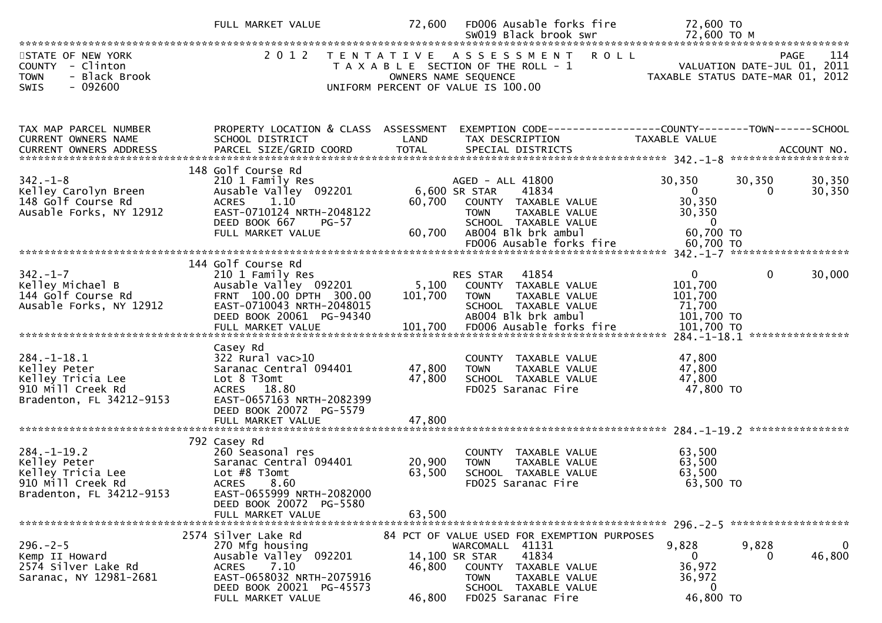| | FULL MARKET VALUE | 72,600 | FD006 Ausable forks fire | 72,600 TO | | |
|---|---|---|---|---|---|---|
| | | | SW019 Black brook swr | 72,600 TO M | | |

STATE OF NEW YORK
COUNTY - Clinton
TOWN - Black Brook
SWIS - 092600

2012 TENTATIVE ASSESSMENT ROLL
TAXABLE SECTION OF THE ROLL - 1
OWNERS NAME SEQUENCE
UNIFORM PERCENT OF VALUE IS 100.00

PAGE 114
VALUATION DATE-JUL 01, 2011
TAXABLE STATUS DATE-MAR 01, 2012

| TAX MAP PARCEL NUMBER / CURRENT OWNERS NAME / CURRENT OWNERS ADDRESS | PROPERTY LOCATION & CLASS / SCHOOL DISTRICT / PARCEL SIZE/GRID COORD | ASSESSMENT LAND / TOTAL | EXEMPTION CODE / TAX DESCRIPTION / SPECIAL DISTRICTS | COUNTY TAXABLE VALUE | TOWN | SCHOOL / ACCOUNT NO. |
|---|---|---|---|---|---|---|
| **342.-1-8** | 148 Golf Course Rd | | | | | |
| 342.-1-8 | 210 1 Family Res | | AGED - ALL 41800 | 30,350 | 30,350 | 30,350 |
| Kelley Carolyn Breen | Ausable Valley 092201 | 6,600 | SR STAR 41834 | 0 | 0 | 30,350 |
| 148 Golf Course Rd | ACRES 1.10 | 60,700 | COUNTY TAXABLE VALUE | 30,350 | | |
| Ausable Forks, NY 12912 | EAST-0710124 NRTH-2048122 | | TOWN TAXABLE VALUE | 30,350 | | |
| | DEED BOOK 667 PG-57 | | SCHOOL TAXABLE VALUE | 0 | | |
| | FULL MARKET VALUE | 60,700 | AB004 Blk brk ambul | 60,700 TO | | |
| | | | FD006 Ausable forks fire | 60,700 TO | | |
| **342.-1-7** | 144 Golf Course Rd | | | | | |
| 342.-1-7 | 210 1 Family Res | | RES STAR 41854 | 0 | 0 | 30,000 |
| Kelley Michael B | Ausable Valley 092201 | 5,100 | COUNTY TAXABLE VALUE | 101,700 | | |
| 144 Golf Course Rd | FRNT 100.00 DPTH 300.00 | 101,700 | TOWN TAXABLE VALUE | 101,700 | | |
| Ausable Forks, NY 12912 | EAST-0710043 NRTH-2048015 | | SCHOOL TAXABLE VALUE | 71,700 | | |
| | DEED BOOK 20061 PG-94340 | | AB004 Blk brk ambul | 101,700 TO | | |
| | FULL MARKET VALUE | 101,700 | FD006 Ausable forks fire | 101,700 TO | | |
| **284.-1-18.1** | Casey Rd | | | | | |
| 284.-1-18.1 | 322 Rural vac>10 | | COUNTY TAXABLE VALUE | 47,800 | | |
| Kelley Peter | Saranac Central 094401 | 47,800 | TOWN TAXABLE VALUE | 47,800 | | |
| Kelley Tricia Lee | Lot 8 T3omt | 47,800 | SCHOOL TAXABLE VALUE | 47,800 | | |
| 910 Mill Creek Rd | ACRES 18.80 | | FD025 Saranac Fire | 47,800 TO | | |
| Bradenton, FL 34212-9153 | EAST-0657163 NRTH-2082399 | | | | | |
| | DEED BOOK 20072 PG-5579 | | | | | |
| | FULL MARKET VALUE | 47,800 | | | | |
| **284.-1-19.2** | 792 Casey Rd | | | | | |
| 284.-1-19.2 | 260 Seasonal res | | COUNTY TAXABLE VALUE | 63,500 | | |
| Kelley Peter | Saranac Central 094401 | 20,900 | TOWN TAXABLE VALUE | 63,500 | | |
| Kelley Tricia Lee | Lot #8 T3omt | 63,500 | SCHOOL TAXABLE VALUE | 63,500 | | |
| 910 Mill Creek Rd | ACRES 8.60 | | FD025 Saranac Fire | 63,500 TO | | |
| Bradenton, FL 34212-9153 | EAST-0655999 NRTH-2082000 | | | | | |
| | DEED BOOK 20072 PG-5580 | | | | | |
| | FULL MARKET VALUE | 63,500 | | | | |
| **296.-2-5** | 2574 Silver Lake Rd | | 84 PCT OF VALUE USED FOR EXEMPTION PURPOSES | | | |
| 296.-2-5 | 270 Mfg housing | | WARCOMALL 41131 | 9,828 | 9,828 | 0 |
| Kemp II Howard | Ausable Valley 092201 | 14,100 | SR STAR 41834 | 0 | 0 | 46,800 |
| 2574 Silver Lake Rd | ACRES 7.10 | 46,800 | COUNTY TAXABLE VALUE | 36,972 | | |
| Saranac, NY 12981-2681 | EAST-0658032 NRTH-2075916 | | TOWN TAXABLE VALUE | 36,972 | | |
| | DEED BOOK 20021 PG-45573 | | SCHOOL TAXABLE VALUE | 0 | | |
| | FULL MARKET VALUE | 46,800 | FD025 Saranac Fire | 46,800 TO | | |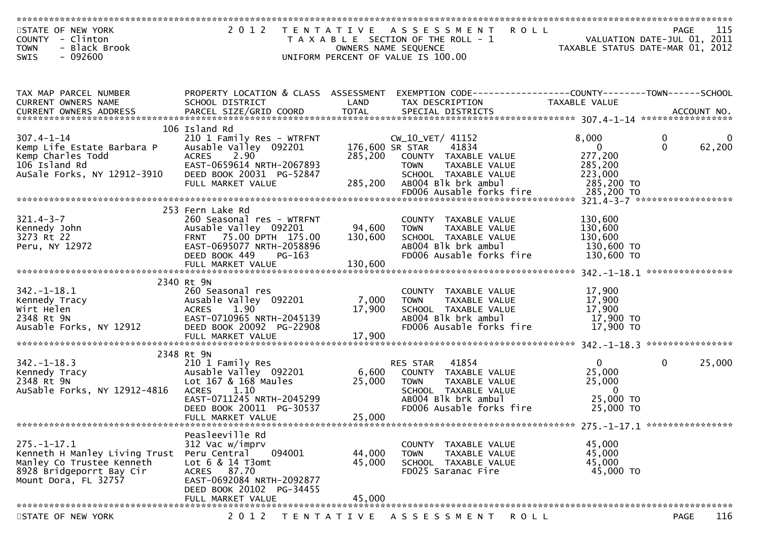STATE OF NEW YORK — 2012 TENTATIVE ASSESSMENT ROLL — PAGE 115

COUNTY - Clinton — TAXABLE SECTION OF THE ROLL - 1 — VALUATION DATE-JUL 01, 2011

TOWN - Black Brook — OWNERS NAME SEQUENCE — TAXABLE STATUS DATE-MAR 01, 2012

SWIS - 092600 — UNIFORM PERCENT OF VALUE IS 100.00

| TAX MAP PARCEL NUMBER / CURRENT OWNERS NAME / CURRENT OWNERS ADDRESS | PROPERTY LOCATION & CLASS / SCHOOL DISTRICT / PARCEL SIZE/GRID COORD | ASSESSMENT LAND | ASSESSMENT TOTAL | EXEMPTION CODE / TAX DESCRIPTION / SPECIAL DISTRICTS | COUNTY TAXABLE VALUE | TOWN | SCHOOL |
|---|---|---|---|---|---|---|---|
| **307.4-1-14** | 106 Island Rd | | | | | | |
| 307.4-1-14 | 210 1 Family Res - WTRFNT | | | CW_10_VET/ 41152 | 8,000 | 0 | 0 |
| Kemp Life Estate Barbara P | Ausable Valley 092201 | 176,600 | | SR STAR 41834 | 0 | 0 | 62,200 |
| Kemp Charles Todd | ACRES 2.90 | | 285,200 | COUNTY TAXABLE VALUE | 277,200 | | |
| 106 Island Rd | EAST-0659614 NRTH-2067893 | | | TOWN TAXABLE VALUE | 285,200 | | |
| AuSale Forks, NY 12912-3910 | DEED BOOK 20031 PG-52847 | | | SCHOOL TAXABLE VALUE | 223,000 | | |
| | FULL MARKET VALUE | | 285,200 | AB004 Blk brk ambul | 285,200 TO | | |
| | | | | FD006 Ausable forks fire | 285,200 TO | | |
| **321.4-3-7** | 253 Fern Lake Rd | | | | | | |
| 321.4-3-7 | 260 Seasonal res - WTRFNT | | | COUNTY TAXABLE VALUE | 130,600 | | |
| Kennedy John | Ausable Valley 092201 | 94,600 | | TOWN TAXABLE VALUE | 130,600 | | |
| 3273 Rt 22 | FRNT 75.00 DPTH 175.00 | | 130,600 | SCHOOL TAXABLE VALUE | 130,600 | | |
| Peru, NY 12972 | EAST-0695077 NRTH-2058896 | | | AB004 Blk brk ambul | 130,600 TO | | |
| | DEED BOOK 449 PG-163 | | | FD006 Ausable forks fire | 130,600 TO | | |
| | FULL MARKET VALUE | | 130,600 | | | | |
| **342.-1-18.1** | 2340 Rt 9N | | | | | | |
| 342.-1-18.1 | 260 Seasonal res | | | COUNTY TAXABLE VALUE | 17,900 | | |
| Kennedy Tracy | Ausable Valley 092201 | 7,000 | | TOWN TAXABLE VALUE | 17,900 | | |
| Wirt Helen | ACRES 1.90 | | 17,900 | SCHOOL TAXABLE VALUE | 17,900 | | |
| 2348 Rt 9N | EAST-0710965 NRTH-2045139 | | | AB004 Blk brk ambul | 17,900 TO | | |
| Ausable Forks, NY 12912 | DEED BOOK 20092 PG-22908 | | | FD006 Ausable forks fire | 17,900 TO | | |
| | FULL MARKET VALUE | | 17,900 | | | | |
| **342.-1-18.3** | 2348 Rt 9N | | | | | | |
| 342.-1-18.3 | 210 1 Family Res | | | RES STAR 41854 | 0 | 0 | 25,000 |
| Kennedy Tracy | Ausable Valley 092201 | 6,600 | | COUNTY TAXABLE VALUE | 25,000 | | |
| 2348 Rt 9N | Lot 167 & 168 Maules | | 25,000 | TOWN TAXABLE VALUE | 25,000 | | |
| AuSable Forks, NY 12912-4816 | ACRES 1.10 | | | SCHOOL TAXABLE VALUE | 0 | | |
| | EAST-0711245 NRTH-2045299 | | | AB004 Blk brk ambul | 25,000 TO | | |
| | DEED BOOK 20011 PG-30537 | | | FD006 Ausable forks fire | 25,000 TO | | |
| | FULL MARKET VALUE | | 25,000 | | | | |
| **275.-1-17.1** | Peasleeville Rd | | | | | | |
| 275.-1-17.1 | 312 Vac w/imprv | | | COUNTY TAXABLE VALUE | 45,000 | | |
| Kenneth H Manley Living Trust | Peru Central 094001 | 44,000 | | TOWN TAXABLE VALUE | 45,000 | | |
| Manley Co Trustee Kenneth | Lot 6 & 14 T3omt | | 45,000 | SCHOOL TAXABLE VALUE | 45,000 | | |
| 8928 Bridgeporrt Bay Cir | ACRES 87.70 | | | FD025 Saranac Fire | 45,000 TO | | |
| Mount Dora, FL 32757 | EAST-0692084 NRTH-2092877 | | | | | | |
| | DEED BOOK 20102 PG-34455 | | | | | | |
| | FULL MARKET VALUE | | 45,000 | | | | |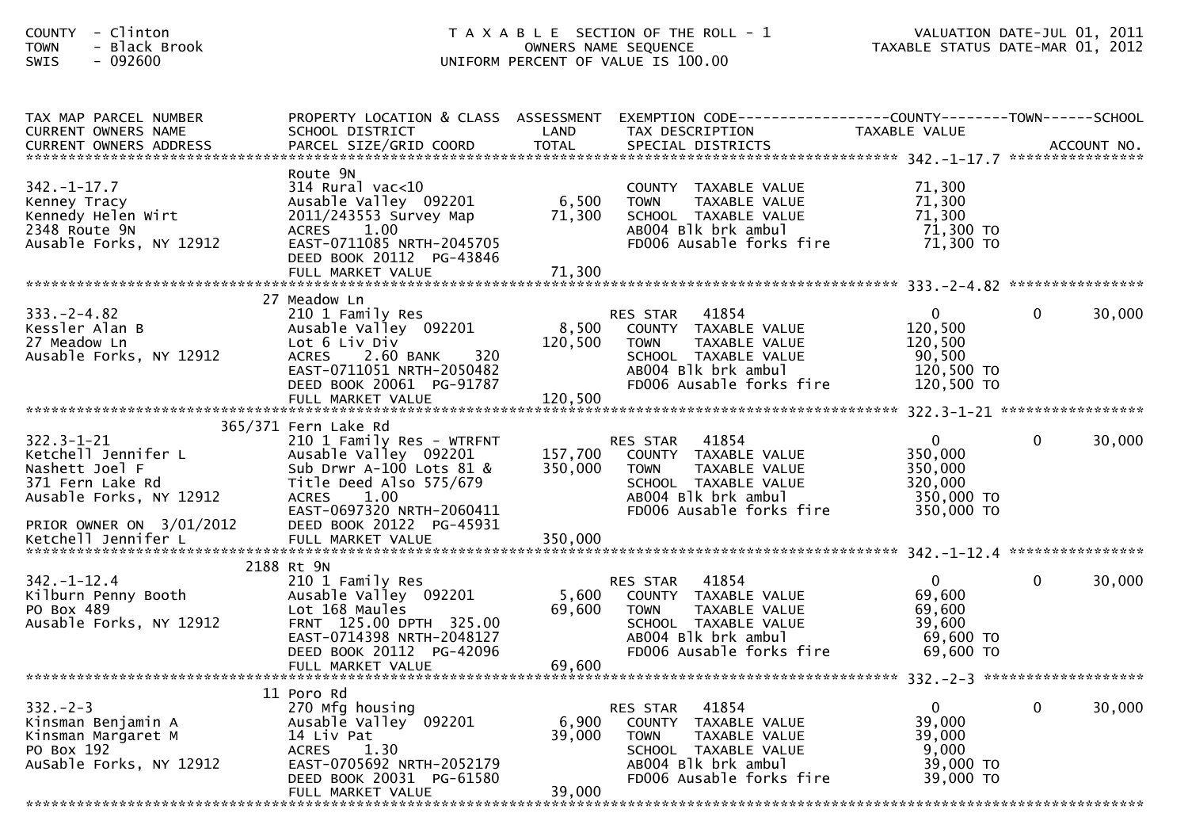COUNTY - Clinton
TOWN - Black Brook
SWIS - 092600

T A X A B L E SECTION OF THE ROLL - 1
OWNERS NAME SEQUENCE
UNIFORM PERCENT OF VALUE IS 100.00

VALUATION DATE-JUL 01, 2011
TAXABLE STATUS DATE-MAR 01, 2012

| TAX MAP PARCEL NUMBER / CURRENT OWNERS NAME / CURRENT OWNERS ADDRESS | PROPERTY LOCATION & CLASS / SCHOOL DISTRICT / PARCEL SIZE/GRID COORD | ASSESSMENT LAND / TOTAL | EXEMPTION CODE / TAX DESCRIPTION / SPECIAL DISTRICTS | COUNTY TAXABLE VALUE | TOWN | SCHOOL / ACCOUNT NO. |
|---|---|---|---|---|---|---|
| **342.-1-17.7** | Route 9N | | | | | |
| 342.-1-17.7 | 314 Rural vac<10 | | COUNTY TAXABLE VALUE | 71,300 | | |
| Kenney Tracy | Ausable Valley 092201 | 6,500 | TOWN TAXABLE VALUE | 71,300 | | |
| Kennedy Helen Wirt | 2011/243553 Survey Map | 71,300 | SCHOOL TAXABLE VALUE | 71,300 | | |
| 2348 Route 9N | ACRES 1.00 | | AB004 Blk brk ambul | 71,300 TO | | |
| Ausable Forks, NY 12912 | EAST-0711085 NRTH-2045705 | | FD006 Ausable forks fire | 71,300 TO | | |
| | DEED BOOK 20112 PG-43846 | | | | | |
| | FULL MARKET VALUE | 71,300 | | | | |
| **333.-2-4.82** | 27 Meadow Ln | | | | | |
| 333.-2-4.82 | 210 1 Family Res | | RES STAR 41854 | 0 | 0 | 30,000 |
| Kessler Alan B | Ausable Valley 092201 | 8,500 | COUNTY TAXABLE VALUE | 120,500 | | |
| 27 Meadow Ln | Lot 6 Liv Div | 120,500 | TOWN TAXABLE VALUE | 120,500 | | |
| Ausable Forks, NY 12912 | ACRES 2.60 BANK 320 | | SCHOOL TAXABLE VALUE | 90,500 | | |
| | EAST-0711051 NRTH-2050482 | | AB004 Blk brk ambul | 120,500 TO | | |
| | DEED BOOK 20061 PG-91787 | | FD006 Ausable forks fire | 120,500 TO | | |
| | FULL MARKET VALUE | 120,500 | | | | |
| **322.3-1-21** | 365/371 Fern Lake Rd | | | | | |
| 322.3-1-21 | 210 1 Family Res - WTRFNT | | RES STAR 41854 | 0 | 0 | 30,000 |
| Ketchell Jennifer L | Ausable Valley 092201 | 157,700 | COUNTY TAXABLE VALUE | 350,000 | | |
| Nashett Joel F | Sub Drwr A-100 Lots 81 & | 350,000 | TOWN TAXABLE VALUE | 350,000 | | |
| 371 Fern Lake Rd | Title Deed Also 575/679 | | SCHOOL TAXABLE VALUE | 320,000 | | |
| Ausable Forks, NY 12912 | ACRES 1.00 | | AB004 Blk brk ambul | 350,000 TO | | |
| | EAST-0697320 NRTH-2060411 | | FD006 Ausable forks fire | 350,000 TO | | |
| PRIOR OWNER ON 3/01/2012 | DEED BOOK 20122 PG-45931 | | | | | |
| Ketchell Jennifer L | FULL MARKET VALUE | 350,000 | | | | |
| **342.-1-12.4** | 2188 Rt 9N | | | | | |
| 342.-1-12.4 | 210 1 Family Res | | RES STAR 41854 | 0 | 0 | 30,000 |
| Kilburn Penny Booth | Ausable Valley 092201 | 5,600 | COUNTY TAXABLE VALUE | 69,600 | | |
| PO Box 489 | Lot 168 Maules | 69,600 | TOWN TAXABLE VALUE | 69,600 | | |
| Ausable Forks, NY 12912 | FRNT 125.00 DPTH 325.00 | | SCHOOL TAXABLE VALUE | 39,600 | | |
| | EAST-0714398 NRTH-2048127 | | AB004 Blk brk ambul | 69,600 TO | | |
| | DEED BOOK 20112 PG-42096 | | FD006 Ausable forks fire | 69,600 TO | | |
| | FULL MARKET VALUE | 69,600 | | | | |
| **332.-2-3** | 11 Poro Rd | | | | | |
| 332.-2-3 | 270 Mfg housing | | RES STAR 41854 | 0 | 0 | 30,000 |
| Kinsman Benjamin A | Ausable Valley 092201 | 6,900 | COUNTY TAXABLE VALUE | 39,000 | | |
| Kinsman Margaret M | 14 Liv Pat | 39,000 | TOWN TAXABLE VALUE | 39,000 | | |
| PO Box 192 | ACRES 1.30 | | SCHOOL TAXABLE VALUE | 9,000 | | |
| AuSable Forks, NY 12912 | EAST-0705692 NRTH-2052179 | | AB004 Blk brk ambul | 39,000 TO | | |
| | DEED BOOK 20031 PG-61580 | | FD006 Ausable forks fire | 39,000 TO | | |
| | FULL MARKET VALUE | 39,000 | | | | |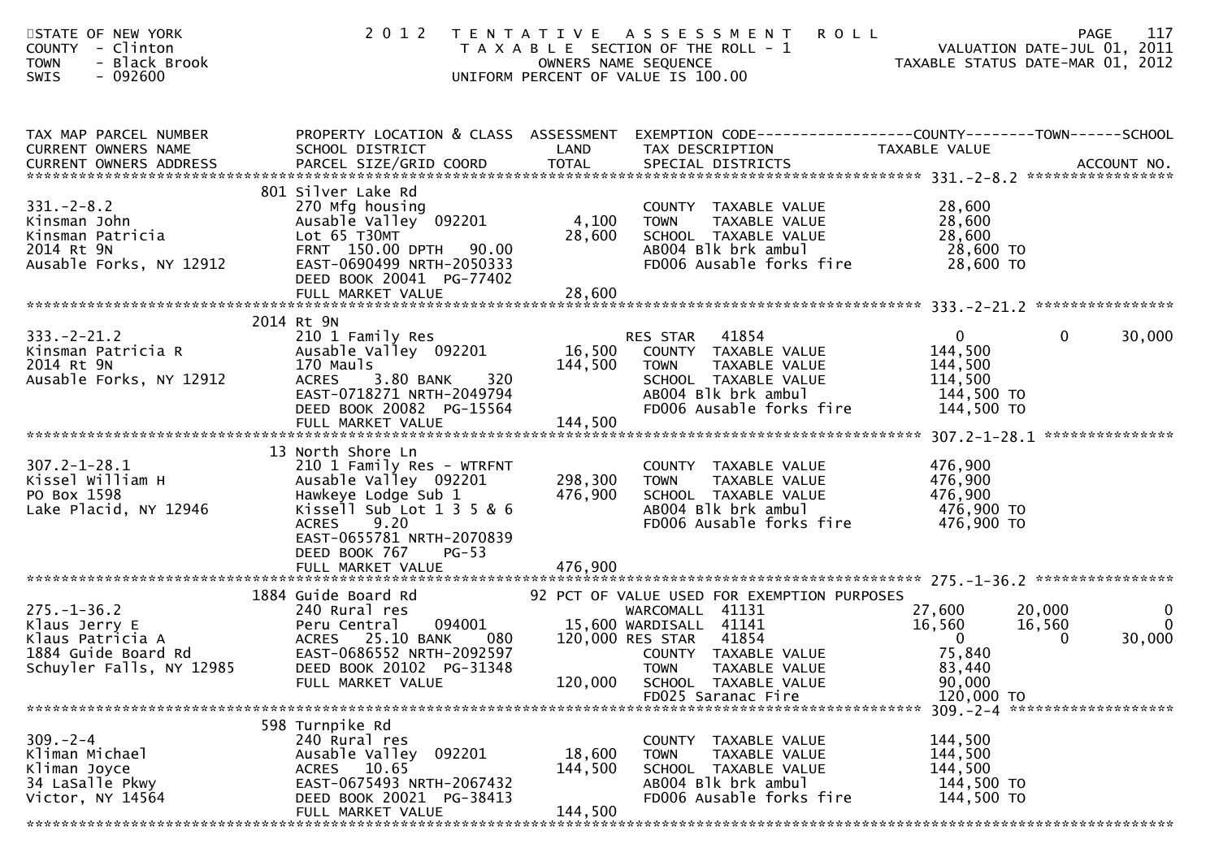STATE OF NEW YORK
COUNTY - Clinton
TOWN - Black Brook
SWIS - 092600

2012 TENTATIVE ASSESSMENT ROLL
TAXABLE SECTION OF THE ROLL - 1
OWNERS NAME SEQUENCE
UNIFORM PERCENT OF VALUE IS 100.00

VALUATION DATE-JUL 01, 2011
TAXABLE STATUS DATE-MAR 01, 2012

```
TAX MAP PARCEL NUMBER          PROPERTY LOCATION & CLASS  ASSESSMENT  EXEMPTION CODE------------------COUNTY--------TOWN------SCHOOL
CURRENT OWNERS NAME            SCHOOL DISTRICT              LAND      TAX DESCRIPTION             TAXABLE VALUE
CURRENT OWNERS ADDRESS         PARCEL SIZE/GRID COORD       TOTAL     SPECIAL DISTRICTS                                    ACCOUNT NO.
****************************************************************************************************** 331.-2-8.2 *****************
                          801 Silver Lake Rd
331.-2-8.2                     270 Mfg housing                        COUNTY  TAXABLE VALUE            28,600
Kinsman John                   Ausable Valley  092201        4,100    TOWN    TAXABLE VALUE            28,600
Kinsman Patricia               Lot 65 T30MT                 28,600    SCHOOL  TAXABLE VALUE            28,600
2014 Rt 9N                     FRNT 150.00 DPTH  90.00                AB004 Blk brk ambul               28,600 TO
Ausable Forks, NY 12912        EAST-0690499 NRTH-2050333              FD006 Ausable forks fire          28,600 TO
                               DEED BOOK 20041  PG-77402
                               FULL MARKET VALUE            28,600
****************************************************************************************************** 333.-2-21.2 ****************
                          2014 Rt 9N
333.-2-21.2                    210 1 Family Res                       RES STAR   41854                 0            0        30,000
Kinsman Patricia R             Ausable Valley  092201       16,500    COUNTY  TAXABLE VALUE           144,500
2014 Rt 9N                     170 Mauls                   144,500    TOWN    TAXABLE VALUE           144,500
Ausable Forks, NY 12912        ACRES    3.80 BANK    320              SCHOOL  TAXABLE VALUE           114,500
                               EAST-0718271 NRTH-2049794              AB004 Blk brk ambul              144,500 TO
                               DEED BOOK 20082  PG-15564              FD006 Ausable forks fire         144,500 TO
                               FULL MARKET VALUE           144,500
****************************************************************************************************** 307.2-1-28.1 ***************
                          13 North Shore Ln
307.2-1-28.1                   210 1 Family Res - WTRFNT              COUNTY  TAXABLE VALUE           476,900
Kissel William H               Ausable Valley  092201      298,300    TOWN    TAXABLE VALUE           476,900
PO Box 1598                    Hawkeye Lodge Sub 1         476,900    SCHOOL  TAXABLE VALUE           476,900
Lake Placid, NY 12946          Kissell Sub Lot 1 3 5 & 6              AB004 Blk brk ambul              476,900 TO
                               ACRES    9.20                          FD006 Ausable forks fire         476,900 TO
                               EAST-0655781 NRTH-2070839
                               DEED BOOK 767    PG-53
                               FULL MARKET VALUE           476,900
****************************************************************************************************** 275.-1-36.2 ****************
                          1884 Guide Board Rd               92 PCT OF VALUE USED FOR EXEMPTION PURPOSES
275.-1-36.2                    240 Rural res                          WARCOMALL  41131            27,600       20,000             0
Klaus Jerry E                  Peru Central    094001       15,600    WARDISALL  41141            16,560       16,560             0
Klaus Patricia A               ACRES   25.10 BANK    080   120,000    RES STAR   41854                 0            0        30,000
1884 Guide Board Rd            EAST-0686552 NRTH-2092597              COUNTY  TAXABLE VALUE            75,840
Schuyler Falls, NY 12985       DEED BOOK 20102  PG-31348              TOWN    TAXABLE VALUE            83,440
                               FULL MARKET VALUE           120,000    SCHOOL  TAXABLE VALUE            90,000
                                                                      FD025 Saranac Fire               120,000 TO
****************************************************************************************************** 309.-2-4 *******************
                          598 Turnpike Rd
309.-2-4                       240 Rural res                          COUNTY  TAXABLE VALUE           144,500
Kliman Michael                 Ausable Valley  092201       18,600    TOWN    TAXABLE VALUE           144,500
Kliman Joyce                   ACRES   10.65               144,500    SCHOOL  TAXABLE VALUE           144,500
34 LaSalle Pkwy                EAST-0675493 NRTH-2067432              AB004 Blk brk ambul              144,500 TO
Victor, NY 14564               DEED BOOK 20021  PG-38413              FD006 Ausable forks fire         144,500 TO
                               FULL MARKET VALUE           144,500
************************************************************************************************************************************
```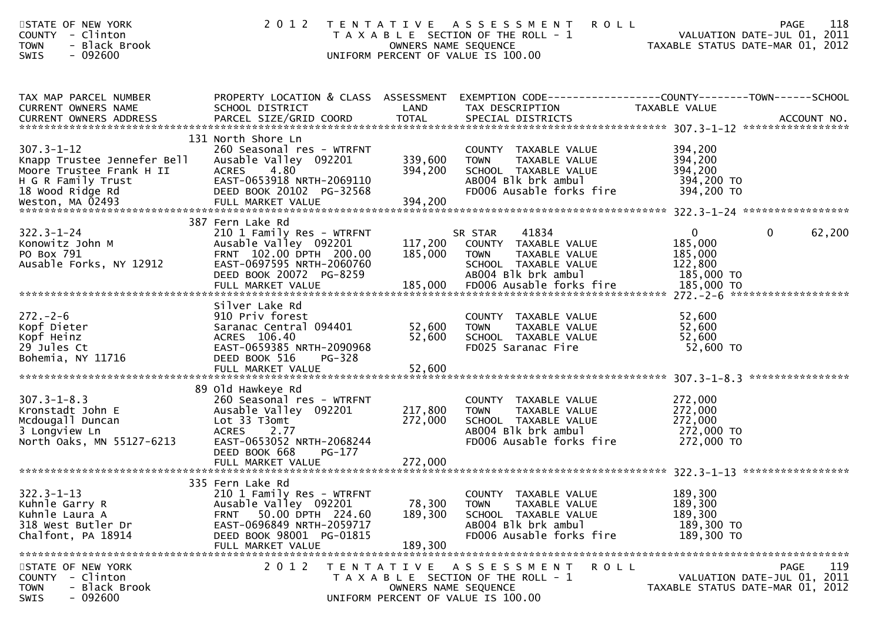| TAX MAP PARCEL NUMBER<br>CURRENT OWNERS NAME<br>CURRENT OWNERS ADDRESS | PROPERTY LOCATION & CLASS<br>SCHOOL DISTRICT<br>PARCEL SIZE/GRID COORD | ASSESSMENT<br>LAND<br>TOTAL | EXEMPTION CODE<br>TAX DESCRIPTION<br>SPECIAL DISTRICTS | COUNTY<br>TAXABLE VALUE | TOWN | SCHOOL<br>ACCOUNT NO. |
|---|---|---|---|---|---|---|
| **307.3-1-12** | 131 North Shore Ln | | | | | |
| 307.3-1-12 | 260 Seasonal res - WTRFNT | | COUNTY TAXABLE VALUE | 394,200 | | |
| Knapp Trustee Jennefer Bell | Ausable Valley 092201 | 339,600 | TOWN TAXABLE VALUE | 394,200 | | |
| Moore Trustee Frank H II | ACRES 4.80 | 394,200 | SCHOOL TAXABLE VALUE | 394,200 | | |
| H G R Family Trust | EAST-0653918 NRTH-2069110 | | AB004 Blk brk ambul | 394,200 TO | | |
| 18 Wood Ridge Rd | DEED BOOK 20102 PG-32568 | | FD006 Ausable forks fire | 394,200 TO | | |
| Weston, MA 02493 | FULL MARKET VALUE | 394,200 | | | | |
| **322.3-1-24** | 387 Fern Lake Rd | | | | | |
| 322.3-1-24 | 210 1 Family Res - WTRFNT | | SR STAR 41834 | 0 | 0 | 62,200 |
| Konowitz John M | Ausable Valley 092201 | 117,200 | COUNTY TAXABLE VALUE | 185,000 | | |
| PO Box 791 | FRNT 102.00 DPTH 200.00 | 185,000 | TOWN TAXABLE VALUE | 185,000 | | |
| Ausable Forks, NY 12912 | EAST-0697595 NRTH-2060760 | | SCHOOL TAXABLE VALUE | 122,800 | | |
| | DEED BOOK 20072 PG-8259 | | AB004 Blk brk ambul | 185,000 TO | | |
| | FULL MARKET VALUE | 185,000 | FD006 Ausable forks fire | 185,000 TO | | |
| **272.-2-6** | Silver Lake Rd | | | | | |
| 272.-2-6 | 910 Priv forest | | COUNTY TAXABLE VALUE | 52,600 | | |
| Kopf Dieter | Saranac Central 094401 | 52,600 | TOWN TAXABLE VALUE | 52,600 | | |
| Kopf Heinz | ACRES 106.40 | 52,600 | SCHOOL TAXABLE VALUE | 52,600 | | |
| 29 Jules Ct | EAST-0659385 NRTH-2090968 | | FD025 Saranac Fire | 52,600 TO | | |
| Bohemia, NY 11716 | DEED BOOK 516 PG-328 | | | | | |
| | FULL MARKET VALUE | 52,600 | | | | |
| **307.3-1-8.3** | 89 Old Hawkeye Rd | | | | | |
| 307.3-1-8.3 | 260 Seasonal res - WTRFNT | | COUNTY TAXABLE VALUE | 272,000 | | |
| Kronstadt John E | Ausable Valley 092201 | 217,800 | TOWN TAXABLE VALUE | 272,000 | | |
| Mcdougall Duncan | Lot 33 T3omt | 272,000 | SCHOOL TAXABLE VALUE | 272,000 | | |
| 3 Longview Ln | ACRES 2.77 | | AB004 Blk brk ambul | 272,000 TO | | |
| North Oaks, MN 55127-6213 | EAST-0653052 NRTH-2068244 | | FD006 Ausable forks fire | 272,000 TO | | |
| | DEED BOOK 668 PG-177 | | | | | |
| | FULL MARKET VALUE | 272,000 | | | | |
| **322.3-1-13** | 335 Fern Lake Rd | | | | | |
| 322.3-1-13 | 210 1 Family Res - WTRFNT | | COUNTY TAXABLE VALUE | 189,300 | | |
| Kuhnle Garry R | Ausable Valley 092201 | 78,300 | TOWN TAXABLE VALUE | 189,300 | | |
| Kuhnle Laura A | FRNT 50.00 DPTH 224.60 | 189,300 | SCHOOL TAXABLE VALUE | 189,300 | | |
| 318 West Butler Dr | EAST-0696849 NRTH-2059717 | | AB004 Blk brk ambul | 189,300 TO | | |
| Chalfont, PA 18914 | DEED BOOK 98001 PG-01815 | | FD006 Ausable forks fire | 189,300 TO | | |
| | FULL MARKET VALUE | 189,300 | | | | |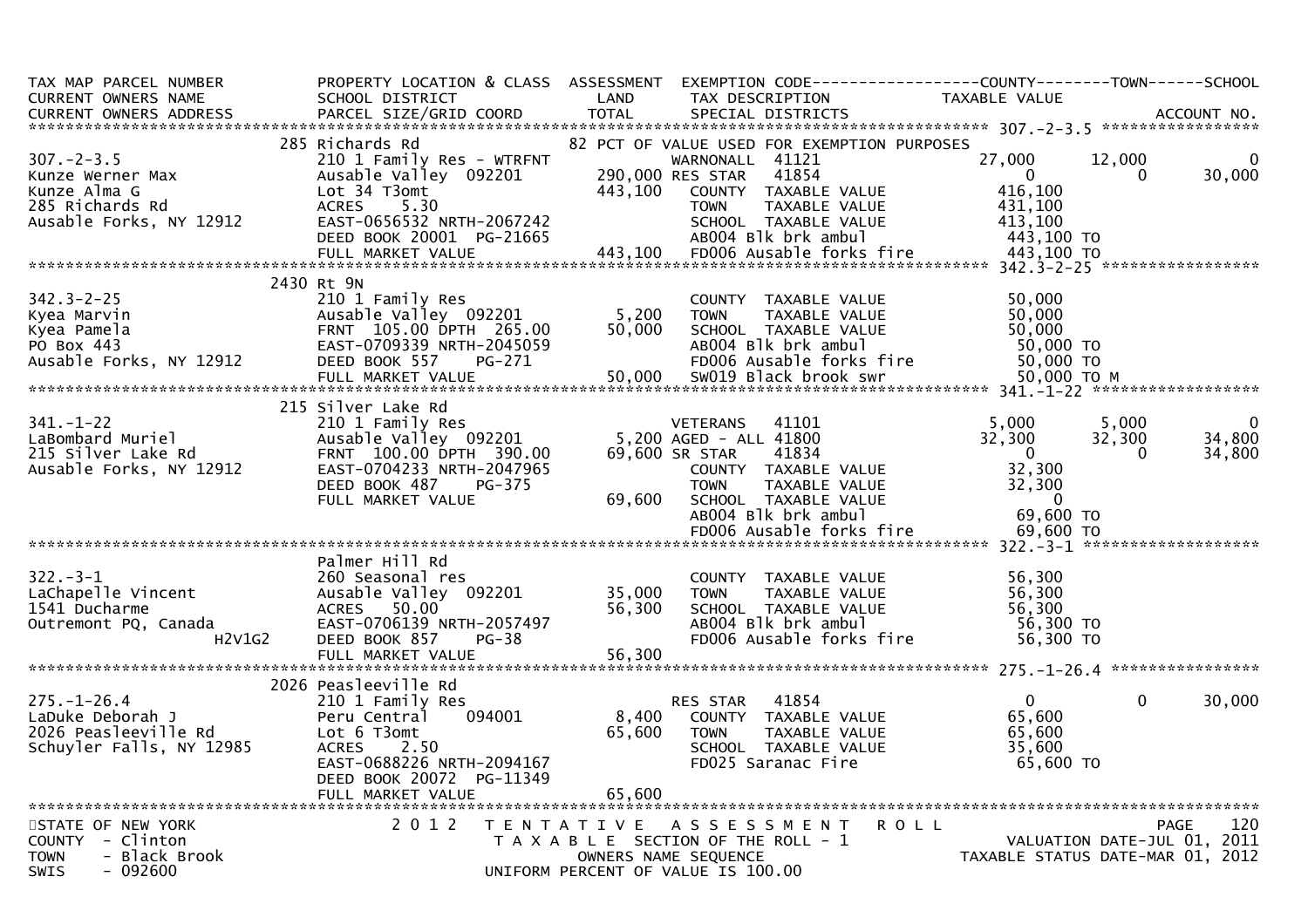| TAX MAP PARCEL NUMBER<br>CURRENT OWNERS NAME<br>CURRENT OWNERS ADDRESS | PROPERTY LOCATION & CLASS<br>SCHOOL DISTRICT<br>PARCEL SIZE/GRID COORD | ASSESSMENT<br>LAND<br>TOTAL | EXEMPTION CODE<br>TAX DESCRIPTION<br>SPECIAL DISTRICTS | COUNTY<br>TAXABLE VALUE | TOWN | SCHOOL<br><br>ACCOUNT NO. |
|---|---|---|---|---|---|---|
| **307.-2-3.5** | 285 Richards Rd | | 82 PCT OF VALUE USED FOR EXEMPTION PURPOSES | | | |
| 307.-2-3.5 | 210 1 Family Res - WTRFNT | | WARNONALL 41121 | 27,000 | 12,000 | 0 |
| Kunze Werner Max | Ausable Valley 092201 | 290,000 | RES STAR 41854 | 0 | 0 | 30,000 |
| Kunze Alma G | Lot 34 T3omt | 443,100 | COUNTY TAXABLE VALUE | 416,100 | | |
| 285 Richards Rd | ACRES 5.30 | | TOWN TAXABLE VALUE | 431,100 | | |
| Ausable Forks, NY 12912 | EAST-0656532 NRTH-2067242 | | SCHOOL TAXABLE VALUE | 413,100 | | |
| | DEED BOOK 20001 PG-21665 | | AB004 Blk brk ambul | 443,100 TO | | |
| | FULL MARKET VALUE | 443,100 | FD006 Ausable forks fire | 443,100 TO | | |
| **342.3-2-25** | 2430 Rt 9N | | | | | |
| 342.3-2-25 | 210 1 Family Res | | COUNTY TAXABLE VALUE | 50,000 | | |
| Kyea Marvin | Ausable Valley 092201 | 5,200 | TOWN TAXABLE VALUE | 50,000 | | |
| Kyea Pamela | FRNT 105.00 DPTH 265.00 | 50,000 | SCHOOL TAXABLE VALUE | 50,000 | | |
| PO Box 443 | EAST-0709339 NRTH-2045059 | | AB004 Blk brk ambul | 50,000 TO | | |
| Ausable Forks, NY 12912 | DEED BOOK 557 PG-271 | | FD006 Ausable forks fire | 50,000 TO | | |
| | FULL MARKET VALUE | 50,000 | SW019 Black brook swr | 50,000 TO M | | |
| **341.-1-22** | 215 Silver Lake Rd | | | | | |
| 341.-1-22 | 210 1 Family Res | | VETERANS 41101 | 5,000 | 5,000 | 0 |
| LaBombard Muriel | Ausable Valley 092201 | 5,200 | AGED - ALL 41800 | 32,300 | 32,300 | 34,800 |
| 215 Silver Lake Rd | FRNT 100.00 DPTH 390.00 | 69,600 | SR STAR 41834 | 0 | 0 | 34,800 |
| Ausable Forks, NY 12912 | EAST-0704233 NRTH-2047965 | | COUNTY TAXABLE VALUE | 32,300 | | |
| | DEED BOOK 487 PG-375 | | TOWN TAXABLE VALUE | 32,300 | | |
| | FULL MARKET VALUE | 69,600 | SCHOOL TAXABLE VALUE | 0 | | |
| | | | AB004 Blk brk ambul | 69,600 TO | | |
| | | | FD006 Ausable forks fire | 69,600 TO | | |
| **322.-3-1** | Palmer Hill Rd | | | | | |
| 322.-3-1 | 260 Seasonal res | | COUNTY TAXABLE VALUE | 56,300 | | |
| LaChapelle Vincent | Ausable Valley 092201 | 35,000 | TOWN TAXABLE VALUE | 56,300 | | |
| 1541 Ducharme | ACRES 50.00 | 56,300 | SCHOOL TAXABLE VALUE | 56,300 | | |
| Outremont PQ, Canada | EAST-0706139 NRTH-2057497 | | AB004 Blk brk ambul | 56,300 TO | | |
| H2V1G2 | DEED BOOK 857 PG-38 | | FD006 Ausable forks fire | 56,300 TO | | |
| | FULL MARKET VALUE | 56,300 | | | | |
| **275.-1-26.4** | 2026 Peasleeville Rd | | | | | |
| 275.-1-26.4 | 210 1 Family Res | | RES STAR 41854 | 0 | 0 | 30,000 |
| LaDuke Deborah J | Peru Central 094001 | 8,400 | COUNTY TAXABLE VALUE | 65,600 | | |
| 2026 Peasleeville Rd | Lot 6 T3omt | 65,600 | TOWN TAXABLE VALUE | 65,600 | | |
| Schuyler Falls, NY 12985 | ACRES 2.50 | | SCHOOL TAXABLE VALUE | 35,600 | | |
| | EAST-0688226 NRTH-2094167 | | FD025 Saranac Fire | 65,600 TO | | |
| | DEED BOOK 20072 PG-11349 | | | | | |
| | FULL MARKET VALUE | 65,600 | | | | |

STATE OF NEW YORK
COUNTY - Clinton
TOWN - Black Brook
SWIS - 092600

2012 TENTATIVE ASSESSMENT ROLL
TAXABLE SECTION OF THE ROLL - 1
OWNERS NAME SEQUENCE
UNIFORM PERCENT OF VALUE IS 100.00

VALUATION DATE-JUL 01, 2011
TAXABLE STATUS DATE-MAR 01, 2012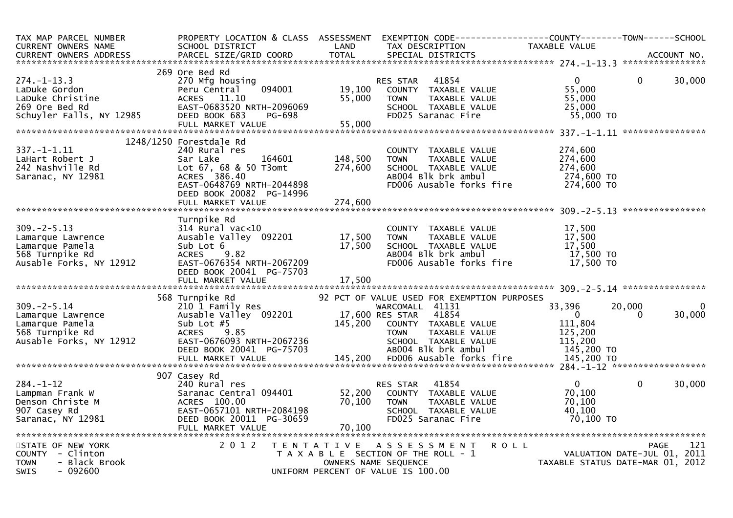| TAX MAP PARCEL NUMBER<br>CURRENT OWNERS NAME<br>CURRENT OWNERS ADDRESS | PROPERTY LOCATION & CLASS<br>SCHOOL DISTRICT<br>PARCEL SIZE/GRID COORD | ASSESSMENT<br>LAND<br>TOTAL | EXEMPTION CODE<br>TAX DESCRIPTION<br>SPECIAL DISTRICTS | COUNTY<br>TAXABLE VALUE | TOWN | SCHOOL<br>ACCOUNT NO. |
|---|---|---|---|---|---|---|
| **274.-1-13.3** | 269 Ore Bed Rd | | | | | |
| 274.-1-13.3 | 270 Mfg housing | | RES STAR 41854 | 0 | 0 | 30,000 |
| LaDuke Gordon | Peru Central 094001 | 19,100 | COUNTY TAXABLE VALUE | 55,000 | | |
| LaDuke Christine | ACRES 11.10 | 55,000 | TOWN TAXABLE VALUE | 55,000 | | |
| 269 Ore Bed Rd | EAST-0683520 NRTH-2096069 | | SCHOOL TAXABLE VALUE | 25,000 | | |
| Schuyler Falls, NY 12985 | DEED BOOK 683 PG-698 | | FD025 Saranac Fire | 55,000 TO | | |
| | FULL MARKET VALUE | 55,000 | | | | |
| **337.-1-1.11** | 1248/1250 Forestdale Rd | | | | | |
| 337.-1-1.11 | 240 Rural res | | COUNTY TAXABLE VALUE | 274,600 | | |
| LaHart Robert J | Sar Lake 164601 | 148,500 | TOWN TAXABLE VALUE | 274,600 | | |
| 242 Nashville Rd | Lot 67, 68 & 50 T3omt | 274,600 | SCHOOL TAXABLE VALUE | 274,600 | | |
| Saranac, NY 12981 | ACRES 386.40 | | AB004 Blk brk ambul | 274,600 TO | | |
| | EAST-0648769 NRTH-2044898 | | FD006 Ausable forks fire | 274,600 TO | | |
| | DEED BOOK 20082 PG-14996 | | | | | |
| | FULL MARKET VALUE | 274,600 | | | | |
| **309.-2-5.13** | Turnpike Rd | | | | | |
| 309.-2-5.13 | 314 Rural vac<10 | | COUNTY TAXABLE VALUE | 17,500 | | |
| Lamarque Lawrence | Ausable Valley 092201 | 17,500 | TOWN TAXABLE VALUE | 17,500 | | |
| Lamarque Pamela | Sub Lot 6 | 17,500 | SCHOOL TAXABLE VALUE | 17,500 | | |
| 568 Turnpike Rd | ACRES 9.82 | | AB004 Blk brk ambul | 17,500 TO | | |
| Ausable Forks, NY 12912 | EAST-0676354 NRTH-2067209 | | FD006 Ausable forks fire | 17,500 TO | | |
| | DEED BOOK 20041 PG-75703 | | | | | |
| | FULL MARKET VALUE | 17,500 | | | | |
| **309.-2-5.14** | 568 Turnpike Rd | | 92 PCT OF VALUE USED FOR EXEMPTION PURPOSES | | | |
| 309.-2-5.14 | 210 1 Family Res | | WARCOMALL 41131 | 33,396 | 20,000 | 0 |
| Lamarque Lawrence | Ausable Valley 092201 | 17,600 | RES STAR 41854 | 0 | 0 | 30,000 |
| Lamarque Pamela | Sub Lot #5 | 145,200 | COUNTY TAXABLE VALUE | 111,804 | | |
| 568 Turnpike Rd | ACRES 9.85 | | TOWN TAXABLE VALUE | 125,200 | | |
| Ausable Forks, NY 12912 | EAST-0676093 NRTH-2067236 | | SCHOOL TAXABLE VALUE | 115,200 | | |
| | DEED BOOK 20041 PG-75703 | | AB004 Blk brk ambul | 145,200 TO | | |
| | FULL MARKET VALUE | 145,200 | FD006 Ausable forks fire | 145,200 TO | | |
| **284.-1-12** | 907 Casey Rd | | | | | |
| 284.-1-12 | 240 Rural res | | RES STAR 41854 | 0 | 0 | 30,000 |
| Lampman Frank W | Saranac Central 094401 | 52,200 | COUNTY TAXABLE VALUE | 70,100 | | |
| Denson Christe M | ACRES 100.00 | 70,100 | TOWN TAXABLE VALUE | 70,100 | | |
| 907 Casey Rd | EAST-0657101 NRTH-2084198 | | SCHOOL TAXABLE VALUE | 40,100 | | |
| Saranac, NY 12981 | DEED BOOK 20011 PG-30659 | | FD025 Saranac Fire | 70,100 TO | | |
| | FULL MARKET VALUE | 70,100 | | | | |

STATE OF NEW YORK
COUNTY - Clinton
TOWN - Black Brook
SWIS - 092600

2012 TENTATIVE ASSESSMENT ROLL
TAXABLE SECTION OF THE ROLL - 1
OWNERS NAME SEQUENCE
UNIFORM PERCENT OF VALUE IS 100.00

VALUATION DATE-JUL 01, 2011
TAXABLE STATUS DATE-MAR 01, 2012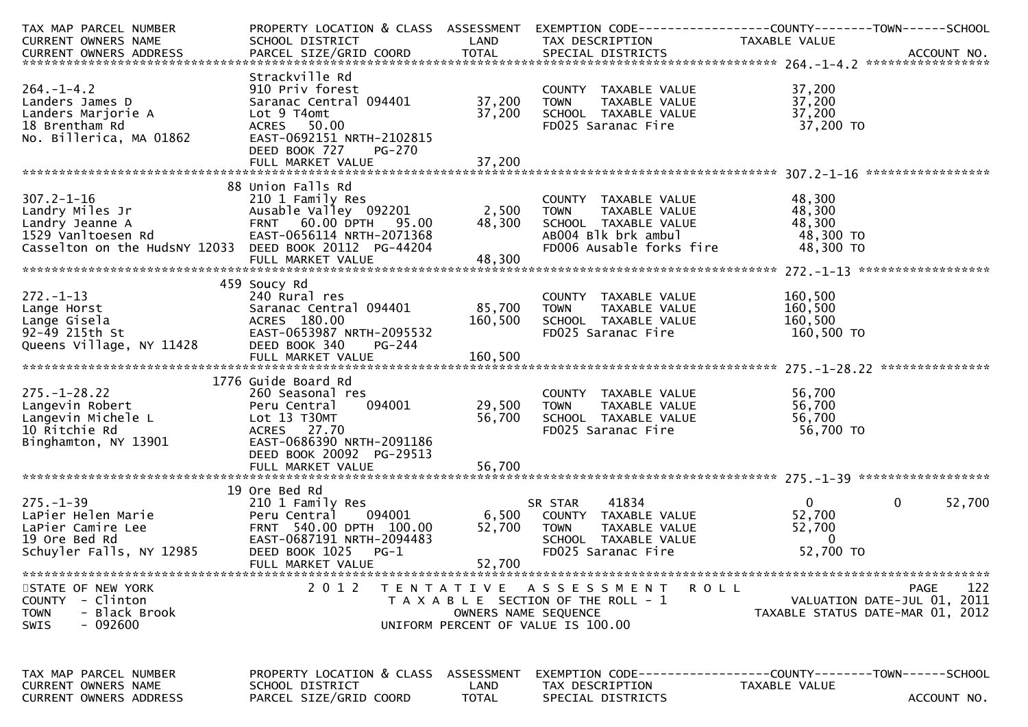| TAX MAP PARCEL NUMBER<br>CURRENT OWNERS NAME<br>CURRENT OWNERS ADDRESS | PROPERTY LOCATION & CLASS<br>SCHOOL DISTRICT<br>PARCEL SIZE/GRID COORD | ASSESSMENT<br>LAND<br>TOTAL | EXEMPTION CODE<br>TAX DESCRIPTION<br>SPECIAL DISTRICTS | COUNTY<br>TAXABLE VALUE | TOWN | SCHOOL<br>ACCOUNT NO. |
|---|---|---|---|---|---|---|
| **264.-1-4.2** | Strackville Rd | | | | | |
| 264.-1-4.2 | 910 Priv forest | | COUNTY TAXABLE VALUE | 37,200 | | |
| Landers James D | Saranac Central 094401 | 37,200 | TOWN TAXABLE VALUE | 37,200 | | |
| Landers Marjorie A | Lot 9 T4omt | 37,200 | SCHOOL TAXABLE VALUE | 37,200 | | |
| 18 Brentham Rd | ACRES 50.00 | | FD025 Saranac Fire | 37,200 TO | | |
| No. Billerica, MA 01862 | EAST-0692151 NRTH-2102815 | | | | | |
| | DEED BOOK 727 PG-270 | | | | | |
| | FULL MARKET VALUE | 37,200 | | | | |
| **307.2-1-16** | 88 Union Falls Rd | | | | | |
| 307.2-1-16 | 210 1 Family Res | | COUNTY TAXABLE VALUE | 48,300 | | |
| Landry Miles Jr | Ausable Valley 092201 | 2,500 | TOWN TAXABLE VALUE | 48,300 | | |
| Landry Jeanne A | FRNT 60.00 DPTH 95.00 | 48,300 | SCHOOL TAXABLE VALUE | 48,300 | | |
| 1529 Vanltoesen Rd | EAST-0656114 NRTH-2071368 | | AB004 Blk brk ambul | 48,300 TO | | |
| Casselton on the HudsNY 12033 | DEED BOOK 20112 PG-44204 | | FD006 Ausable forks fire | 48,300 TO | | |
| | FULL MARKET VALUE | 48,300 | | | | |
| **272.-1-13** | 459 Soucy Rd | | | | | |
| 272.-1-13 | 240 Rural res | | COUNTY TAXABLE VALUE | 160,500 | | |
| Lange Horst | Saranac Central 094401 | 85,700 | TOWN TAXABLE VALUE | 160,500 | | |
| Lange Gisela | ACRES 180.00 | 160,500 | SCHOOL TAXABLE VALUE | 160,500 | | |
| 92-49 215th St | EAST-0653987 NRTH-2095532 | | FD025 Saranac Fire | 160,500 TO | | |
| Queens Village, NY 11428 | DEED BOOK 340 PG-244 | | | | | |
| | FULL MARKET VALUE | 160,500 | | | | |
| **275.-1-28.22** | 1776 Guide Board Rd | | | | | |
| 275.-1-28.22 | 260 Seasonal res | | COUNTY TAXABLE VALUE | 56,700 | | |
| Langevin Robert | Peru Central 094001 | 29,500 | TOWN TAXABLE VALUE | 56,700 | | |
| Langevin Michele L | Lot 13 T30MT | 56,700 | SCHOOL TAXABLE VALUE | 56,700 | | |
| 10 Ritchie Rd | ACRES 27.70 | | FD025 Saranac Fire | 56,700 TO | | |
| Binghamton, NY 13901 | EAST-0686390 NRTH-2091186 | | | | | |
| | DEED BOOK 20092 PG-29513 | | | | | |
| | FULL MARKET VALUE | 56,700 | | | | |
| **275.-1-39** | 19 Ore Bed Rd | | | | | |
| 275.-1-39 | 210 1 Family Res | | SR STAR 41834 | 0 | 0 | 52,700 |
| LaPier Helen Marie | Peru Central 094001 | 6,500 | COUNTY TAXABLE VALUE | 52,700 | | |
| LaPier Camire Lee | FRNT 540.00 DPTH 100.00 | 52,700 | TOWN TAXABLE VALUE | 52,700 | | |
| 19 Ore Bed Rd | EAST-0687191 NRTH-2094483 | | SCHOOL TAXABLE VALUE | 0 | | |
| Schuyler Falls, NY 12985 | DEED BOOK 1025 PG-1 | | FD025 Saranac Fire | 52,700 TO | | |
| | FULL MARKET VALUE | 52,700 | | | | |

STATE OF NEW YORK
COUNTY - Clinton
TOWN - Black Brook
SWIS - 092600

2012 TENTATIVE ASSESSMENT ROLL
TAXABLE SECTION OF THE ROLL - 1
OWNERS NAME SEQUENCE
UNIFORM PERCENT OF VALUE IS 100.00

PAGE 122
VALUATION DATE-JUL 01, 2011
TAXABLE STATUS DATE-MAR 01, 2012

| TAX MAP PARCEL NUMBER<br>CURRENT OWNERS NAME<br>CURRENT OWNERS ADDRESS | PROPERTY LOCATION & CLASS<br>SCHOOL DISTRICT<br>PARCEL SIZE/GRID COORD | ASSESSMENT<br>LAND<br>TOTAL | EXEMPTION CODE<br>TAX DESCRIPTION<br>SPECIAL DISTRICTS | COUNTY<br>TAXABLE VALUE | TOWN | SCHOOL<br>ACCOUNT NO. |
|---|---|---|---|---|---|---|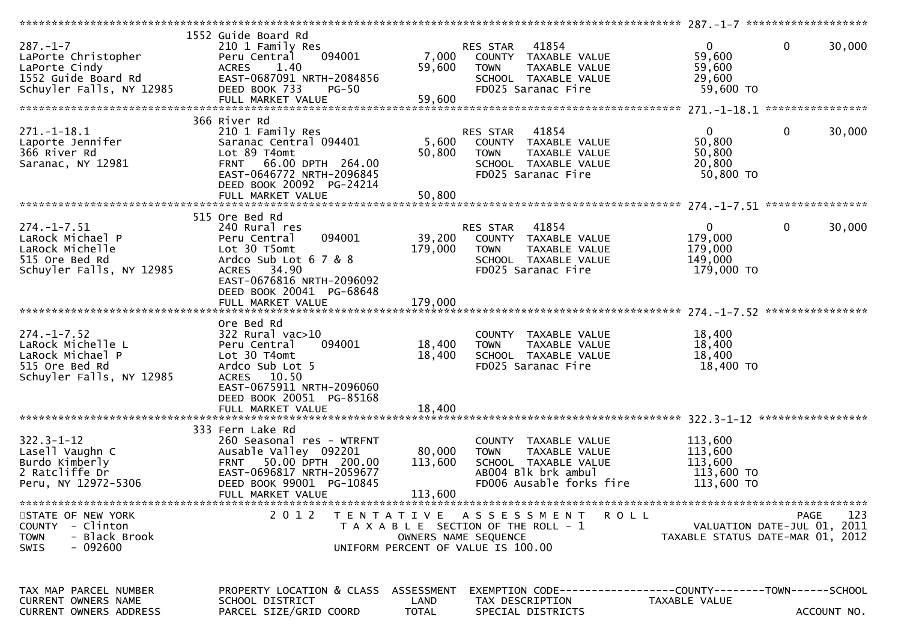STATE OF NEW YORK
COUNTY - Clinton
TOWN - Black Brook
SWIS - 092600

2012 TENTATIVE ASSESSMENT ROLL
TAXABLE SECTION OF THE ROLL - 1
OWNERS NAME SEQUENCE
UNIFORM PERCENT OF VALUE IS 100.00

VALUATION DATE-JUL 01, 2011
TAXABLE STATUS DATE-MAR 01, 2012

| TAX MAP PARCEL NUMBER / CURRENT OWNERS NAME / CURRENT OWNERS ADDRESS | PROPERTY LOCATION & CLASS / SCHOOL DISTRICT / PARCEL SIZE/GRID COORD | ASSESSMENT LAND | ASSESSMENT TOTAL | EXEMPTION CODE / TAX DESCRIPTION / SPECIAL DISTRICTS | COUNTY TAXABLE VALUE | TOWN | SCHOOL / ACCOUNT NO. |
|---|---|---|---|---|---|---|---|
| **287.-1-7** | 1552 Guide Board Rd | | | | | | |
| 287.-1-7 | 210 1 Family Res | | | RES STAR 41854 | 0 | 0 | 30,000 |
| LaPorte Christopher | Peru Central 094001 | 7,000 | | COUNTY TAXABLE VALUE | 59,600 | | |
| LaPorte Cindy | ACRES 1.40 | | 59,600 | TOWN TAXABLE VALUE | 59,600 | | |
| 1552 Guide Board Rd | EAST-0687091 NRTH-2084856 | | | SCHOOL TAXABLE VALUE | 29,600 | | |
| Schuyler Falls, NY 12985 | DEED BOOK 733 PG-50 | | | FD025 Saranac Fire | 59,600 TO | | |
| | FULL MARKET VALUE | | 59,600 | | | | |
| **271.-1-18.1** | 366 River Rd | | | | | | |
| 271.-1-18.1 | 210 1 Family Res | | | RES STAR 41854 | 0 | 0 | 30,000 |
| Laporte Jennifer | Saranac Central 094401 | 5,600 | | COUNTY TAXABLE VALUE | 50,800 | | |
| 366 River Rd | Lot 89 T4omt | | 50,800 | TOWN TAXABLE VALUE | 50,800 | | |
| Saranac, NY 12981 | FRNT 66.00 DPTH 264.00 | | | SCHOOL TAXABLE VALUE | 20,800 | | |
| | EAST-0646772 NRTH-2096845 | | | FD025 Saranac Fire | 50,800 TO | | |
| | DEED BOOK 20092 PG-24214 | | | | | | |
| | FULL MARKET VALUE | | 50,800 | | | | |
| **274.-1-7.51** | 515 Ore Bed Rd | | | | | | |
| 274.-1-7.51 | 240 Rural res | | | RES STAR 41854 | 0 | 0 | 30,000 |
| LaRock Michael P | Peru Central 094001 | 39,200 | | COUNTY TAXABLE VALUE | 179,000 | | |
| LaRock Michelle | Lot 30 T5omt | | 179,000 | TOWN TAXABLE VALUE | 179,000 | | |
| 515 Ore Bed Rd | Ardco Sub Lot 6 7 & 8 | | | SCHOOL TAXABLE VALUE | 149,000 | | |
| Schuyler Falls, NY 12985 | ACRES 34.90 | | | FD025 Saranac Fire | 179,000 TO | | |
| | EAST-0676816 NRTH-2096092 | | | | | | |
| | DEED BOOK 20041 PG-68648 | | | | | | |
| | FULL MARKET VALUE | | 179,000 | | | | |
| **274.-1-7.52** | Ore Bed Rd | | | | | | |
| 274.-1-7.52 | 322 Rural vac>10 | | | COUNTY TAXABLE VALUE | 18,400 | | |
| LaRock Michelle L | Peru Central 094001 | 18,400 | | TOWN TAXABLE VALUE | 18,400 | | |
| LaRock Michael P | Lot 30 T4omt | | 18,400 | SCHOOL TAXABLE VALUE | 18,400 | | |
| 515 Ore Bed Rd | Ardco Sub Lot 5 | | | FD025 Saranac Fire | 18,400 TO | | |
| Schuyler Falls, NY 12985 | ACRES 10.50 | | | | | | |
| | EAST-0675911 NRTH-2096060 | | | | | | |
| | DEED BOOK 20051 PG-85168 | | | | | | |
| | FULL MARKET VALUE | | 18,400 | | | | |
| **322.3-1-12** | 333 Fern Lake Rd | | | | | | |
| 322.3-1-12 | 260 Seasonal res - WTRFNT | | | COUNTY TAXABLE VALUE | 113,600 | | |
| Lasell Vaughn C | Ausable Valley 092201 | 80,000 | | TOWN TAXABLE VALUE | 113,600 | | |
| Burdo Kimberly | FRNT 50.00 DPTH 200.00 | | 113,600 | SCHOOL TAXABLE VALUE | 113,600 | | |
| 2 Ratcliffe Dr | EAST-0696817 NRTH-2059677 | | | AB004 Blk brk ambul | 113,600 TO | | |
| Peru, NY 12972-5306 | DEED BOOK 99001 PG-10845 | | | FD006 Ausable forks fire | 113,600 TO | | |
| | FULL MARKET VALUE | | 113,600 | | | | |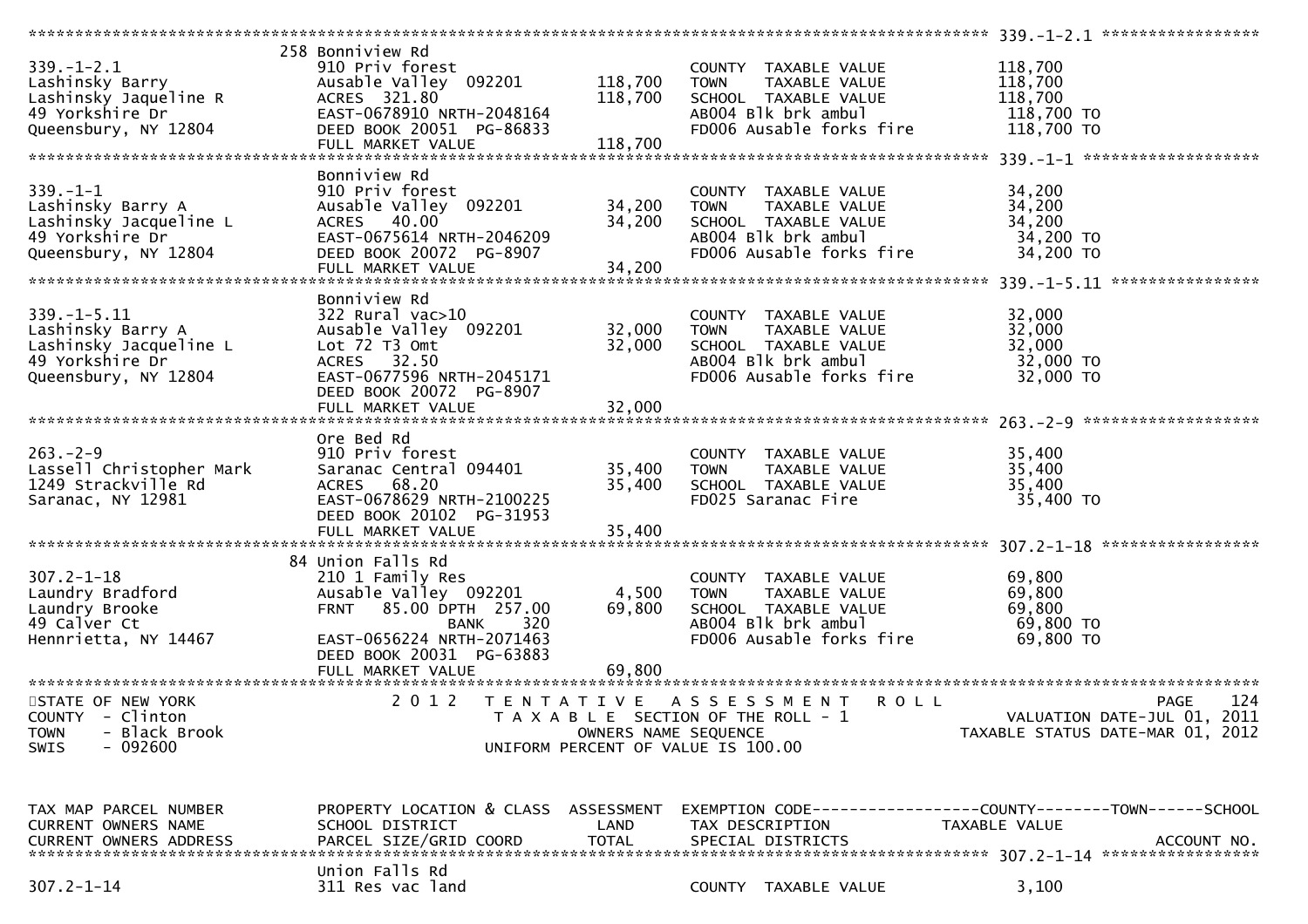```
******************************************************************************************************* 339.-1-2.1 *****************
                               258 Bonniview Rd
339.-1-2.1                     910 Priv forest                        COUNTY  TAXABLE VALUE            118,700
Lashinsky Barry                Ausable Valley  092201     118,700     TOWN    TAXABLE VALUE            118,700
Lashinsky Jaqueline R          ACRES  321.80              118,700     SCHOOL  TAXABLE VALUE            118,700
49 Yorkshire Dr                EAST-0678910 NRTH-2048164              AB004 Blk brk ambul               118,700 TO
Queensbury, NY 12804           DEED BOOK 20051  PG-86833              FD006 Ausable forks fire          118,700 TO
                               FULL MARKET VALUE          118,700
******************************************************************************************************* 339.-1-1 *******************
                               Bonniview Rd
339.-1-1                       910 Priv forest                        COUNTY  TAXABLE VALUE             34,200
Lashinsky Barry A              Ausable Valley  092201      34,200     TOWN    TAXABLE VALUE             34,200
Lashinsky Jacqueline L         ACRES   40.00               34,200     SCHOOL  TAXABLE VALUE             34,200
49 Yorkshire Dr                EAST-0675614 NRTH-2046209              AB004 Blk brk ambul                34,200 TO
Queensbury, NY 12804           DEED BOOK 20072  PG-8907               FD006 Ausable forks fire           34,200 TO
                               FULL MARKET VALUE           34,200
******************************************************************************************************* 339.-1-5.11 ****************
                               Bonniview Rd
339.-1-5.11                    322 Rural vac>10                       COUNTY  TAXABLE VALUE             32,000
Lashinsky Barry A              Ausable Valley  092201      32,000     TOWN    TAXABLE VALUE             32,000
Lashinsky Jacqueline L         Lot 72 T3 Omt               32,000     SCHOOL  TAXABLE VALUE             32,000
49 Yorkshire Dr                ACRES   32.50                          AB004 Blk brk ambul                32,000 TO
Queensbury, NY 12804           EAST-0677596 NRTH-2045171              FD006 Ausable forks fire           32,000 TO
                               DEED BOOK 20072  PG-8907
                               FULL MARKET VALUE           32,000
******************************************************************************************************* 263.-2-9 *******************
                               Ore Bed Rd
263.-2-9                       910 Priv forest                        COUNTY  TAXABLE VALUE             35,400
Lassell Christopher Mark       Saranac Central 094401      35,400     TOWN    TAXABLE VALUE             35,400
1249 Strackville Rd            ACRES   68.20               35,400     SCHOOL  TAXABLE VALUE             35,400
Saranac, NY 12981              EAST-0678629 NRTH-2100225              FD025 Saranac Fire                 35,400 TO
                               DEED BOOK 20102  PG-31953
                               FULL MARKET VALUE           35,400
******************************************************************************************************* 307.2-1-18 *****************
                               84 Union Falls Rd
307.2-1-18                     210 1 Family Res                       COUNTY  TAXABLE VALUE             69,800
Laundry Bradford               Ausable Valley  092201       4,500     TOWN    TAXABLE VALUE             69,800
Laundry Brooke                 FRNT   85.00 DPTH 257.00    69,800     SCHOOL  TAXABLE VALUE             69,800
49 Calver Ct                               BANK     320               AB004 Blk brk ambul                69,800 TO
Henrietta, NY 14467            EAST-0656224 NRTH-2071463              FD006 Ausable forks fire           69,800 TO
                               DEED BOOK 20031  PG-63883
                               FULL MARKET VALUE           69,800
************************************************************************************************************************************
STATE OF NEW YORK                 2 0 1 2   T E N T A T I V E   A S S E S S M E N T   R O L L                            PAGE   124
COUNTY  - Clinton                           T A X A B L E  SECTION OF THE ROLL - 1                       VALUATION DATE-JUL 01, 2011
TOWN    - Black Brook                              OWNERS NAME SEQUENCE                             TAXABLE STATUS DATE-MAR 01, 2012
SWIS    - 092600                            UNIFORM PERCENT OF VALUE IS 100.00


TAX MAP PARCEL NUMBER          PROPERTY LOCATION & CLASS  ASSESSMENT  EXEMPTION CODE------------------COUNTY--------TOWN------SCHOOL
CURRENT OWNERS NAME            SCHOOL DISTRICT              LAND      TAX DESCRIPTION              TAXABLE VALUE
CURRENT OWNERS ADDRESS         PARCEL SIZE/GRID COORD       TOTAL     SPECIAL DISTRICTS                                  ACCOUNT NO.
******************************************************************************************************* 307.2-1-14 *****************
                               Union Falls Rd
307.2-1-14                     311 Res vac land                       COUNTY  TAXABLE VALUE              3,100
```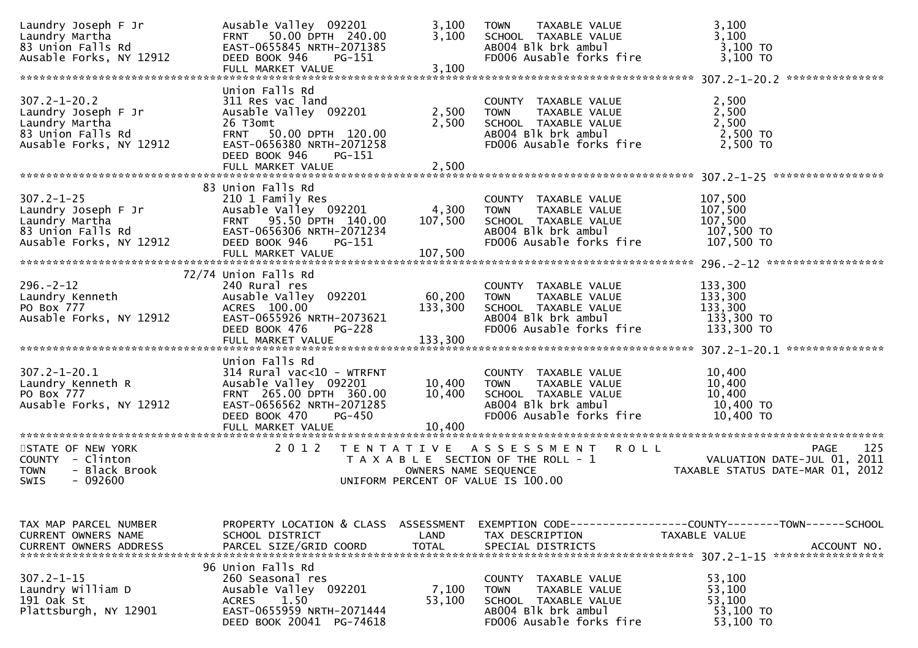```
Laundry Joseph F Jr           Ausable Valley  092201         3,100   TOWN    TAXABLE VALUE                3,100
Laundry Martha                FRNT   50.00 DPTH  240.00      3,100   SCHOOL  TAXABLE VALUE                3,100
83 Union Falls Rd             EAST-0655845 NRTH-2071385              AB004 Blk brk ambul                   3,100 TO
Ausable Forks, NY 12912       DEED BOOK 946    PG-151                FD006 Ausable forks fire              3,100 TO
                              FULL MARKET VALUE              3,100
******************************************************************************************************* 307.2-1-20.2 ***************
                              Union Falls Rd
307.2-1-20.2                  311 Res vac land                       COUNTY  TAXABLE VALUE                2,500
Laundry Joseph F Jr           Ausable Valley  092201         2,500   TOWN    TAXABLE VALUE                2,500
Laundry Martha                26 T3omt                       2,500   SCHOOL  TAXABLE VALUE                2,500
83 Union Falls Rd             FRNT   50.00 DPTH  120.00              AB004 Blk brk ambul                   2,500 TO
Ausable Forks, NY 12912       EAST-0656380 NRTH-2071258              FD006 Ausable forks fire              2,500 TO
                              DEED BOOK 946    PG-151
                              FULL MARKET VALUE              2,500
******************************************************************************************************* 307.2-1-25 *****************
                           83 Union Falls Rd
307.2-1-25                    210 1 Family Res                       COUNTY  TAXABLE VALUE              107,500
Laundry Joseph F Jr           Ausable Valley  092201         4,300   TOWN    TAXABLE VALUE              107,500
Laundry Martha                FRNT   95.50 DPTH  140.00    107,500   SCHOOL  TAXABLE VALUE              107,500
83 Union Falls Rd             EAST-0656306 NRTH-2071234              AB004 Blk brk ambul                 107,500 TO
Ausable Forks, NY 12912       DEED BOOK 946    PG-151                FD006 Ausable forks fire            107,500 TO
                              FULL MARKET VALUE            107,500
******************************************************************************************************* 296.-2-12 ******************
                        72/74 Union Falls Rd
296.-2-12                     240 Rural res                          COUNTY  TAXABLE VALUE              133,300
Laundry Kenneth               Ausable Valley  092201        60,200   TOWN    TAXABLE VALUE              133,300
PO Box 777                    ACRES  100.00                133,300   SCHOOL  TAXABLE VALUE              133,300
Ausable Forks, NY 12912       EAST-0655926 NRTH-2073621              AB004 Blk brk ambul                 133,300 TO
                              DEED BOOK 476    PG-228                FD006 Ausable forks fire            133,300 TO
                              FULL MARKET VALUE            133,300
******************************************************************************************************* 307.2-1-20.1 ***************
                              Union Falls Rd
307.2-1-20.1                  314 Rural vac<10 - WTRFNT              COUNTY  TAXABLE VALUE               10,400
Laundry Kenneth R             Ausable Valley  092201        10,400   TOWN    TAXABLE VALUE               10,400
PO Box 777                    FRNT  265.00 DPTH  360.00     10,400   SCHOOL  TAXABLE VALUE               10,400
Ausable Forks, NY 12912       EAST-0656562 NRTH-2071285              AB004 Blk brk ambul                  10,400 TO
                              DEED BOOK 470    PG-450                FD006 Ausable forks fire             10,400 TO
                              FULL MARKET VALUE             10,400
************************************************************************************************************************************
STATE OF NEW YORK                2 0 1 2   T E N T A T I V E   A S S E S S M E N T   R O L L                          PAGE    125
COUNTY  - Clinton                          T A X A B L E  SECTION OF THE ROLL - 1                    VALUATION DATE-JUL 01, 2011
TOWN    - Black Brook                           OWNERS NAME SEQUENCE                            TAXABLE STATUS DATE-MAR 01, 2012
SWIS    - 092600                          UNIFORM PERCENT OF VALUE IS 100.00


TAX MAP PARCEL NUMBER         PROPERTY LOCATION & CLASS  ASSESSMENT  EXEMPTION CODE------------------COUNTY--------TOWN------SCHOOL
CURRENT OWNERS NAME           SCHOOL DISTRICT               LAND      TAX DESCRIPTION             TAXABLE VALUE
CURRENT OWNERS ADDRESS        PARCEL SIZE/GRID COORD        TOTAL     SPECIAL DISTRICTS                                  ACCOUNT NO.
******************************************************************************************************* 307.2-1-15 *****************
                           96 Union Falls Rd
307.2-1-15                    260 Seasonal res                       COUNTY  TAXABLE VALUE               53,100
Laundry William D             Ausable Valley  092201         7,100   TOWN    TAXABLE VALUE               53,100
191 Oak St                    ACRES    1.50                 53,100   SCHOOL  TAXABLE VALUE               53,100
Plattsburgh, NY 12901         EAST-0655959 NRTH-2071444              AB004 Blk brk ambul                  53,100 TO
                              DEED BOOK 20041  PG-74618              FD006 Ausable forks fire             53,100 TO
```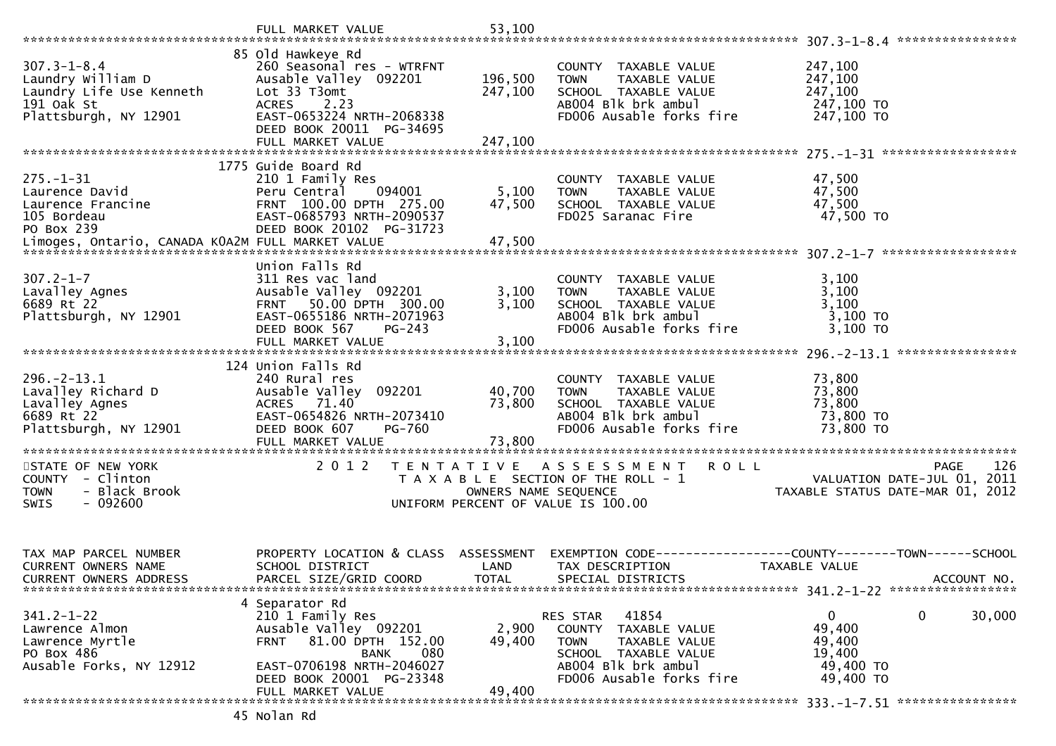```
                              FULL MARKET VALUE             53,100
******************************************************************************************************* 307.3-1-8.4 *****************
                          85 Old Hawkeye Rd
307.3-1-8.4                260 Seasonal res - WTRFNT              COUNTY  TAXABLE VALUE            247,100
Laundry William D          Ausable Valley  092201     196,500     TOWN    TAXABLE VALUE            247,100
Laundry Life Use Kenneth   Lot 33 T3omt               247,100     SCHOOL  TAXABLE VALUE            247,100
191 Oak St                 ACRES    2.23                          AB004 Blk brk ambul               247,100 TO
Plattsburgh, NY 12901      EAST-0653224 NRTH-2068338              FD006 Ausable forks fire          247,100 TO
                           DEED BOOK 20011 PG-34695
                           FULL MARKET VALUE          247,100
******************************************************************************************************* 275.-1-31 *******************
                         1775 Guide Board Rd
275.-1-31                  210 1 Family Res                       COUNTY  TAXABLE VALUE             47,500
Laurence David             Peru Central    094001       5,100     TOWN    TAXABLE VALUE             47,500
Laurence Francine          FRNT 100.00 DPTH 275.00     47,500     SCHOOL  TAXABLE VALUE             47,500
105 Bordeau                EAST-0685793 NRTH-2090537              FD025 Saranac Fire                 47,500 TO
PO Box 239                 DEED BOOK 20102 PG-31723
Limoges, Ontario, CANADA K0A2M FULL MARKET VALUE        47,500
******************************************************************************************************* 307.2-1-7 *******************
                           Union Falls Rd
307.2-1-7                  311 Res vac land                       COUNTY  TAXABLE VALUE              3,100
Lavalley Agnes             Ausable Valley  092201       3,100     TOWN    TAXABLE VALUE              3,100
6689 Rt 22                 FRNT  50.00 DPTH 300.00      3,100     SCHOOL  TAXABLE VALUE              3,100
Plattsburgh, NY 12901      EAST-0655186 NRTH-2071963              AB004 Blk brk ambul                 3,100 TO
                           DEED BOOK 567    PG-243                FD006 Ausable forks fire            3,100 TO
                           FULL MARKET VALUE            3,100
******************************************************************************************************* 296.-2-13.1 *****************
                         124 Union Falls Rd
296.-2-13.1                240 Rural res                          COUNTY  TAXABLE VALUE             73,800
Lavalley Richard D         Ausable Valley  092201      40,700     TOWN    TAXABLE VALUE             73,800
Lavalley Agnes             ACRES   71.40               73,800     SCHOOL  TAXABLE VALUE             73,800
6689 Rt 22                 EAST-0654826 NRTH-2073410              AB004 Blk brk ambul                73,800 TO
Plattsburgh, NY 12901      DEED BOOK 607    PG-760                FD006 Ausable forks fire           73,800 TO
                           FULL MARKET VALUE           73,800
*************************************************************************************************************************************
STATE OF NEW YORK                 2 0 1 2   T E N T A T I V E   A S S E S S M E N T   R O L L                            PAGE    126
COUNTY  - Clinton                             T A X A B L E SECTION OF THE ROLL - 1                    VALUATION DATE-JUL 01, 2011
TOWN    - Black Brook                             OWNERS NAME SEQUENCE                            TAXABLE STATUS DATE-MAR 01, 2012
SWIS    - 092600                              UNIFORM PERCENT OF VALUE IS 100.00


TAX MAP PARCEL NUMBER      PROPERTY LOCATION & CLASS  ASSESSMENT  EXEMPTION CODE------------------COUNTY--------TOWN------SCHOOL
CURRENT OWNERS NAME        SCHOOL DISTRICT               LAND     TAX DESCRIPTION              TAXABLE VALUE
CURRENT OWNERS ADDRESS     PARCEL SIZE/GRID COORD       TOTAL     SPECIAL DISTRICTS                                   ACCOUNT NO.
******************************************************************************************************* 341.2-1-22 ******************
                           4 Separator Rd
341.2-1-22                 210 1 Family Res                       RES STAR    41854                  0             0      30,000
Lawrence Almon             Ausable Valley  092201       2,900     COUNTY  TAXABLE VALUE             49,400
Lawrence Myrtle            FRNT  81.00 DPTH 152.00     49,400     TOWN    TAXABLE VALUE             49,400
PO Box 486                              BANK     080              SCHOOL  TAXABLE VALUE             19,400
Ausable Forks, NY 12912    EAST-0706198 NRTH-2046027              AB004 Blk brk ambul                49,400 TO
                           DEED BOOK 20001 PG-23348               FD006 Ausable forks fire           49,400 TO
                           FULL MARKET VALUE           49,400
******************************************************************************************************* 333.-1-7.51 *****************
                          45 Nolan Rd
```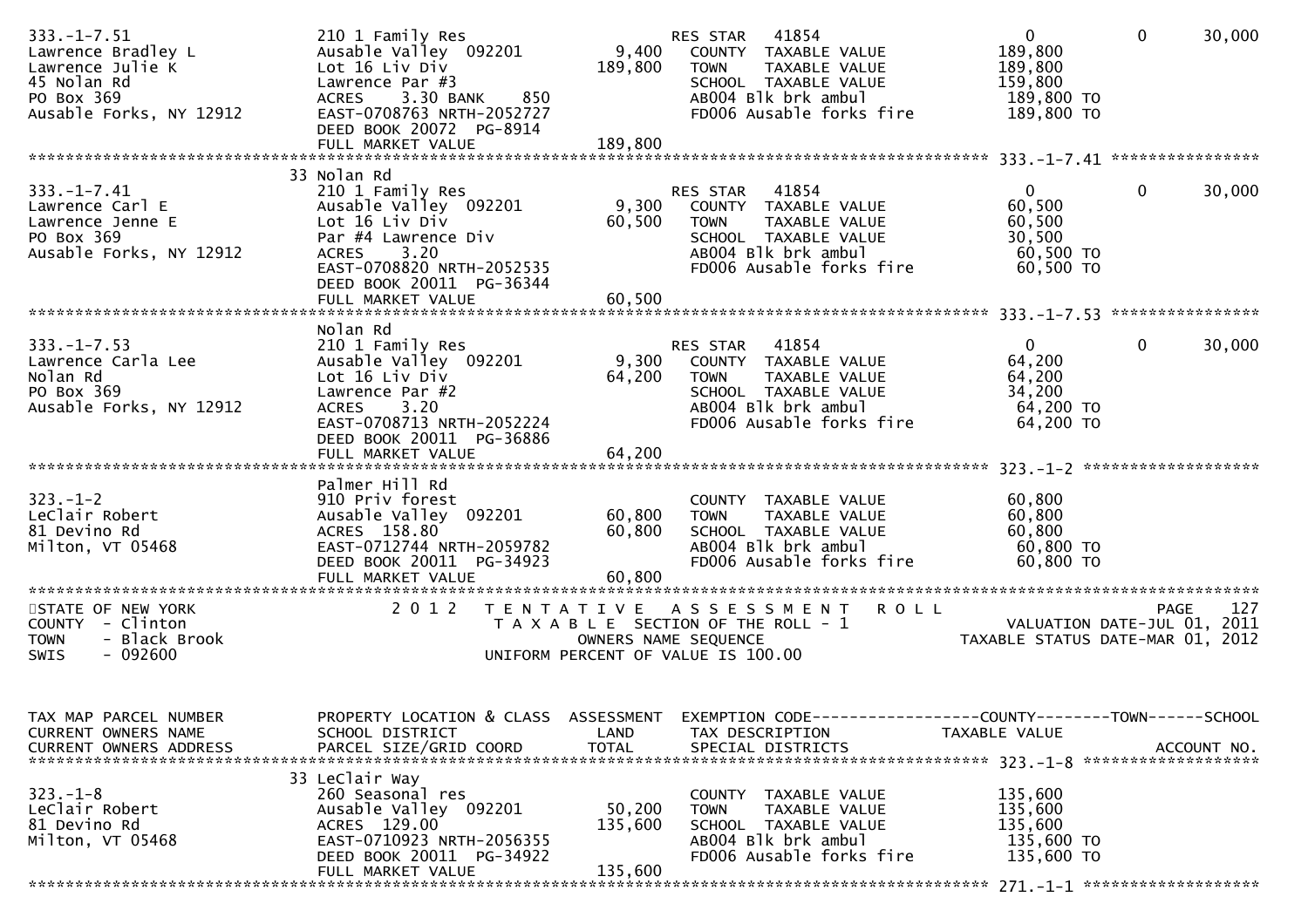```
333.-1-7.51          210 1 Family Res                     RES STAR   41854                       0           0      30,000
Lawrence Bradley L   Ausable Valley  092201      9,400   COUNTY  TAXABLE VALUE          189,800
Lawrence Julie K     Lot 16 Liv Div            189,800   TOWN    TAXABLE VALUE          189,800
45 Nolan Rd          Lawrence Par #3                     SCHOOL  TAXABLE VALUE          159,800
PO Box 369           ACRES    3.30 BANK    850           AB004 Blk brk ambul            189,800 TO
Ausable Forks, NY 12912  EAST-0708763 NRTH-2052727       FD006 Ausable forks fire       189,800 TO
                     DEED BOOK 20072  PG-8914
                     FULL MARKET VALUE         189,800
******************************************************************************************** 333.-1-7.41 ****************
                     33 Nolan Rd
333.-1-7.41          210 1 Family Res                     RES STAR   41854                       0           0      30,000
Lawrence Carl E      Ausable Valley  092201      9,300   COUNTY  TAXABLE VALUE           60,500
Lawrence Jenne E     Lot 16 Liv Div             60,500   TOWN    TAXABLE VALUE           60,500
PO Box 369           Par #4 Lawrence Div                 SCHOOL  TAXABLE VALUE           30,500
Ausable Forks, NY 12912  ACRES    3.20                   AB004 Blk brk ambul             60,500 TO
                     EAST-0708820 NRTH-2052535           FD006 Ausable forks fire        60,500 TO
                     DEED BOOK 20011  PG-36344
                     FULL MARKET VALUE          60,500
******************************************************************************************** 333.-1-7.53 ****************
                     Nolan Rd
333.-1-7.53          210 1 Family Res                     RES STAR   41854                       0           0      30,000
Lawrence Carla Lee   Ausable Valley  092201      9,300   COUNTY  TAXABLE VALUE           64,200
Nolan Rd             Lot 16 Liv Div             64,200   TOWN    TAXABLE VALUE           64,200
PO Box 369           Lawrence Par #2                     SCHOOL  TAXABLE VALUE           34,200
Ausable Forks, NY 12912  ACRES    3.20                   AB004 Blk brk ambul             64,200 TO
                     EAST-0708713 NRTH-2052224           FD006 Ausable forks fire        64,200 TO
                     DEED BOOK 20011  PG-36886
                     FULL MARKET VALUE          64,200
******************************************************************************************** 323.-1-2 *******************
                     Palmer Hill Rd
323.-1-2             910 Priv forest                     COUNTY  TAXABLE VALUE           60,800
LeClair Robert       Ausable Valley  092201     60,800   TOWN    TAXABLE VALUE           60,800
81 Devino Rd         ACRES  158.80              60,800   SCHOOL  TAXABLE VALUE           60,800
Milton, VT 05468     EAST-0712744 NRTH-2059782           AB004 Blk brk ambul             60,800 TO
                     DEED BOOK 20011  PG-34923           FD006 Ausable forks fire        60,800 TO
                     FULL MARKET VALUE          60,800
**************************************************************************************************************************
STATE OF NEW YORK              2 0 1 2   T E N T A T I V E   A S S E S S M E N T   R O L L                    PAGE    127
COUNTY  - Clinton                    T A X A B L E  SECTION OF THE ROLL - 1                  VALUATION DATE-JUL 01, 2011
TOWN    - Black Brook                     OWNERS NAME SEQUENCE                         TAXABLE STATUS DATE-MAR 01, 2012
SWIS    - 092600                    UNIFORM PERCENT OF VALUE IS 100.00


TAX MAP PARCEL NUMBER     PROPERTY LOCATION & CLASS  ASSESSMENT  EXEMPTION CODE------------------COUNTY--------TOWN------SCHOOL
CURRENT OWNERS NAME       SCHOOL DISTRICT               LAND      TAX DESCRIPTION            TAXABLE VALUE
CURRENT OWNERS ADDRESS    PARCEL SIZE/GRID COORD        TOTAL     SPECIAL DISTRICTS                                 ACCOUNT NO.
******************************************************************************************** 323.-1-8 *******************
                     33 LeClair Way
323.-1-8             260 Seasonal res                    COUNTY  TAXABLE VALUE          135,600
LeClair Robert       Ausable Valley  092201     50,200   TOWN    TAXABLE VALUE          135,600
81 Devino Rd         ACRES  129.00             135,600   SCHOOL  TAXABLE VALUE          135,600
Milton, VT 05468     EAST-0710923 NRTH-2056355           AB004 Blk brk ambul            135,600 TO
                     DEED BOOK 20011  PG-34922           FD006 Ausable forks fire       135,600 TO
                     FULL MARKET VALUE         135,600
******************************************************************************************** 271.-1-1 *******************
```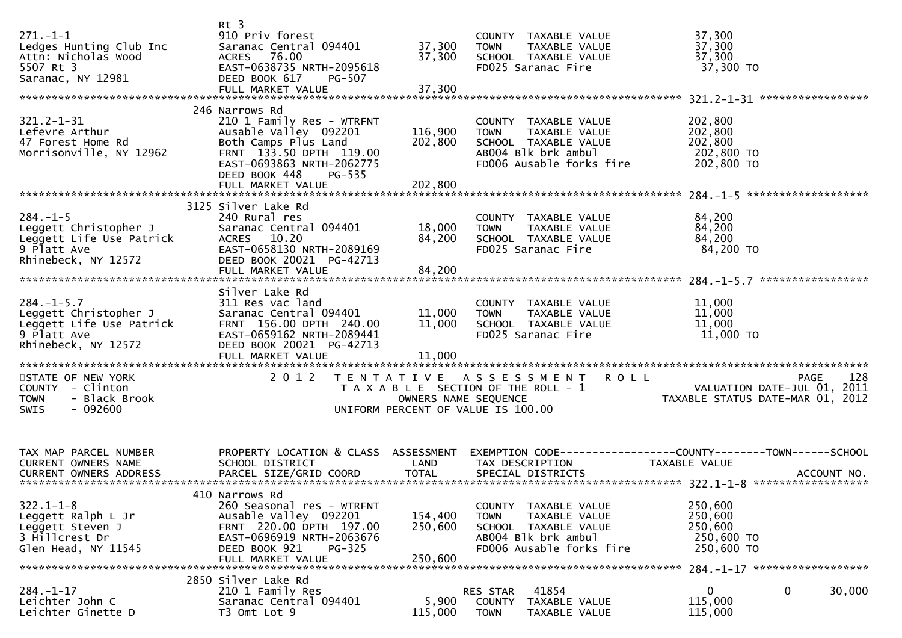```
                                Rt 3
271.-1-1                        910 Priv forest                           COUNTY  TAXABLE VALUE             37,300
Ledges Hunting Club Inc         Saranac Central 094401      37,300     TOWN    TAXABLE VALUE             37,300
Attn: Nicholas Wood             ACRES   76.00               37,300     SCHOOL  TAXABLE VALUE             37,300
5507 Rt 3                       EAST-0638735 NRTH-2095618              FD025 Saranac Fire                  37,300 TO
Saranac, NY 12981               DEED BOOK 617     PG-507
                                FULL MARKET VALUE           37,300
******************************************************************************************************* 321.2-1-31 *****************
                            246 Narrows Rd
321.2-1-31                      210 1 Family Res - WTRFNT                 COUNTY  TAXABLE VALUE            202,800
Lefevre Arthur                  Ausable Valley  092201     116,900     TOWN    TAXABLE VALUE            202,800
47 Forest Home Rd               Both Camps Plus Land       202,800     SCHOOL  TAXABLE VALUE            202,800
Morrisonville, NY 12962         FRNT  133.50 DPTH 119.00               AB004 Blk brk ambul                202,800 TO
                                EAST-0693863 NRTH-2062775              FD006 Ausable forks fire           202,800 TO
                                DEED BOOK 448     PG-535
                                FULL MARKET VALUE          202,800
******************************************************************************************************* 284.-1-5 *******************
                            3125 Silver Lake Rd
284.-1-5                        240 Rural res                             COUNTY  TAXABLE VALUE             84,200
Leggett Christopher J           Saranac Central 094401      18,000     TOWN    TAXABLE VALUE             84,200
Leggett Life Use Patrick        ACRES   10.20               84,200     SCHOOL  TAXABLE VALUE             84,200
9 Platt Ave                     EAST-0658130 NRTH-2089169              FD025 Saranac Fire                  84,200 TO
Rhinebeck, NY 12572             DEED BOOK 20021  PG-42713
                                FULL MARKET VALUE           84,200
******************************************************************************************************* 284.-1-5.7 *****************
                                Silver Lake Rd
284.-1-5.7                      311 Res vac land                          COUNTY  TAXABLE VALUE             11,000
Leggett Christopher J           Saranac Central 094401      11,000     TOWN    TAXABLE VALUE             11,000
Leggett Life Use Patrick        FRNT  156.00 DPTH 240.00    11,000     SCHOOL  TAXABLE VALUE             11,000
9 Platt Ave                     EAST-0659162 NRTH-2089441              FD025 Saranac Fire                  11,000 TO
Rhinebeck, NY 12572             DEED BOOK 20021  PG-42713
                                FULL MARKET VALUE           11,000
************************************************************************************************************************************
STATE OF NEW YORK                 2 0 1 2   T E N T A T I V E   A S S E S S M E N T   R O L L                          PAGE    128
COUNTY  - Clinton                             T A X A B L E  SECTION OF THE ROLL - 1                    VALUATION DATE-JUL 01, 2011
TOWN    - Black Brook                                 OWNERS NAME SEQUENCE                         TAXABLE STATUS DATE-MAR 01, 2012
SWIS    - 092600                                UNIFORM PERCENT OF VALUE IS 100.00


TAX MAP PARCEL NUMBER           PROPERTY LOCATION & CLASS  ASSESSMENT  EXEMPTION CODE------------------COUNTY--------TOWN------SCHOOL
CURRENT OWNERS NAME             SCHOOL DISTRICT               LAND     TAX DESCRIPTION              TAXABLE VALUE
CURRENT OWNERS ADDRESS          PARCEL SIZE/GRID COORD        TOTAL    SPECIAL DISTRICTS                                 ACCOUNT NO.
******************************************************************************************************* 322.1-1-8 ******************
                            410 Narrows Rd
322.1-1-8                       260 Seasonal res - WTRFNT                 COUNTY  TAXABLE VALUE            250,600
Leggett Ralph L Jr              Ausable Valley  092201     154,400     TOWN    TAXABLE VALUE            250,600
Leggett Steven J                FRNT  220.00 DPTH 197.00   250,600     SCHOOL  TAXABLE VALUE            250,600
3 Hillcrest Dr                  EAST-0696919 NRTH-2063676              AB004 Blk brk ambul                250,600 TO
Glen Head, NY 11545             DEED BOOK 921     PG-325               FD006 Ausable forks fire           250,600 TO
                                FULL MARKET VALUE          250,600
******************************************************************************************************* 284.-1-17 ******************
                            2850 Silver Lake Rd
284.-1-17                       210 1 Family Res                       RES STAR   41854                      0             0      30,000
Leichter John C                 Saranac Central 094401       5,900     COUNTY  TAXABLE VALUE            115,000
Leichter Ginette D              T3 Omt Lot 9               115,000     TOWN    TAXABLE VALUE            115,000
```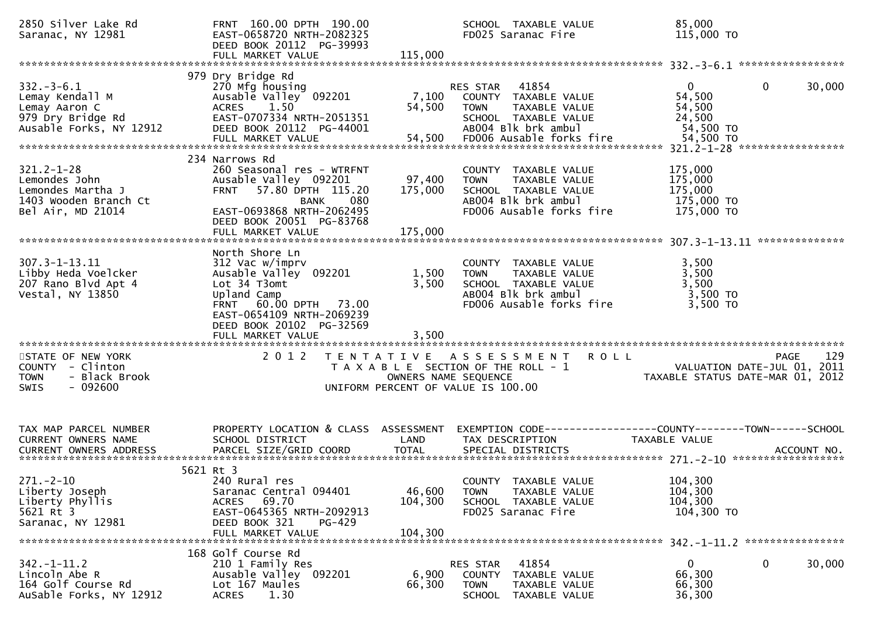```
2850 Silver Lake Rd             FRNT 160.00 DPTH 190.00               SCHOOL  TAXABLE VALUE              85,000
Saranac, NY 12981               EAST-0658720 NRTH-2082325             FD025 Saranac Fire                115,000 TO
                                DEED BOOK 20112  PG-39993
                                FULL MARKET VALUE                115,000
******************************************************************************************************* 332.-3-6.1 *****************
                             979 Dry Bridge Rd
332.-3-6.1                      270 Mfg housing                       RES STAR   41854                     0            0       30,000
Lemay Kendall M                 Ausable Valley  092201          7,100   COUNTY  TAXABLE VALUE              54,500
Lemay Aaron C                   ACRES    1.50                  54,500   TOWN    TAXABLE VALUE              54,500
979 Dry Bridge Rd               EAST-0707334 NRTH-2051351             SCHOOL  TAXABLE VALUE              24,500
Ausable Forks, NY 12912         DEED BOOK 20112  PG-44001             AB004 Blk brk ambul                 54,500 TO
                                FULL MARKET VALUE               54,500   FD006 Ausable forks fire            54,500 TO
******************************************************************************************************* 321.2-1-28 *****************
                             234 Narrows Rd
321.2-1-28                      260 Seasonal res - WTRFNT             COUNTY  TAXABLE VALUE             175,000
Lemondes John                   Ausable Valley  092201         97,400   TOWN    TAXABLE VALUE             175,000
Lemondes Martha J               FRNT   57.80 DPTH 115.20      175,000   SCHOOL  TAXABLE VALUE             175,000
1403 Wooden Branch Ct                      BANK     080                AB004 Blk brk ambul                175,000 TO
Bel Air, MD 21014               EAST-0693868 NRTH-2062495             FD006 Ausable forks fire           175,000 TO
                                DEED BOOK 20051  PG-83768
                                FULL MARKET VALUE              175,000
******************************************************************************************************* 307.3-1-13.11 **************
                                North Shore Ln
307.3-1-13.11                   312 Vac w/imprv                       COUNTY  TAXABLE VALUE               3,500
Libby Heda Voelcker             Ausable Valley  092201          1,500   TOWN    TAXABLE VALUE               3,500
207 Rano Blvd Apt 4             Lot 34 T3omt                    3,500   SCHOOL  TAXABLE VALUE               3,500
Vestal, NY 13850                Upland Camp                            AB004 Blk brk ambul                  3,500 TO
                                FRNT   60.00 DPTH  73.00              FD006 Ausable forks fire             3,500 TO
                                EAST-0654109 NRTH-2069239
                                DEED BOOK 20102  PG-32569
                                FULL MARKET VALUE                3,500
************************************************************************************************************************************
STATE OF NEW YORK                   2 0 1 2   T E N T A T I V E   A S S E S S M E N T   R O L L                          PAGE    129
COUNTY  - Clinton                            T A X A B L E  SECTION OF THE ROLL - 1                      VALUATION DATE-JUL 01, 2011
TOWN    - Black Brook                             OWNERS NAME SEQUENCE                              TAXABLE STATUS DATE-MAR 01, 2012
SWIS    - 092600                             UNIFORM PERCENT OF VALUE IS 100.00


TAX MAP PARCEL NUMBER           PROPERTY LOCATION & CLASS  ASSESSMENT  EXEMPTION CODE------------------COUNTY--------TOWN------SCHOOL
CURRENT OWNERS NAME             SCHOOL DISTRICT               LAND      TAX DESCRIPTION               TAXABLE VALUE
CURRENT OWNERS ADDRESS          PARCEL SIZE/GRID COORD        TOTAL     SPECIAL DISTRICTS                                  ACCOUNT NO.
******************************************************************************************************* 271.-2-10 ******************
                           5621 Rt 3
271.-2-10                       240 Rural res                         COUNTY  TAXABLE VALUE             104,300
Liberty Joseph                  Saranac Central 094401         46,600   TOWN    TAXABLE VALUE             104,300
Liberty Phyllis                 ACRES   69.70                 104,300   SCHOOL  TAXABLE VALUE             104,300
5621 Rt 3                       EAST-0645365 NRTH-2092913             FD025 Saranac Fire                104,300 TO
Saranac, NY 12981               DEED BOOK 321    PG-429
                                FULL MARKET VALUE              104,300
******************************************************************************************************* 342.-1-11.2 ****************
                             168 Golf Course Rd
342.-1-11.2                     210 1 Family Res                      RES STAR   41854                     0            0       30,000
Lincoln Abe R                   Ausable Valley  092201          6,900   COUNTY  TAXABLE VALUE              66,300
164 Golf Course Rd              Lot 167 Maules                 66,300   TOWN    TAXABLE VALUE              66,300
AuSable Forks, NY 12912         ACRES    1.30                          SCHOOL  TAXABLE VALUE              36,300
```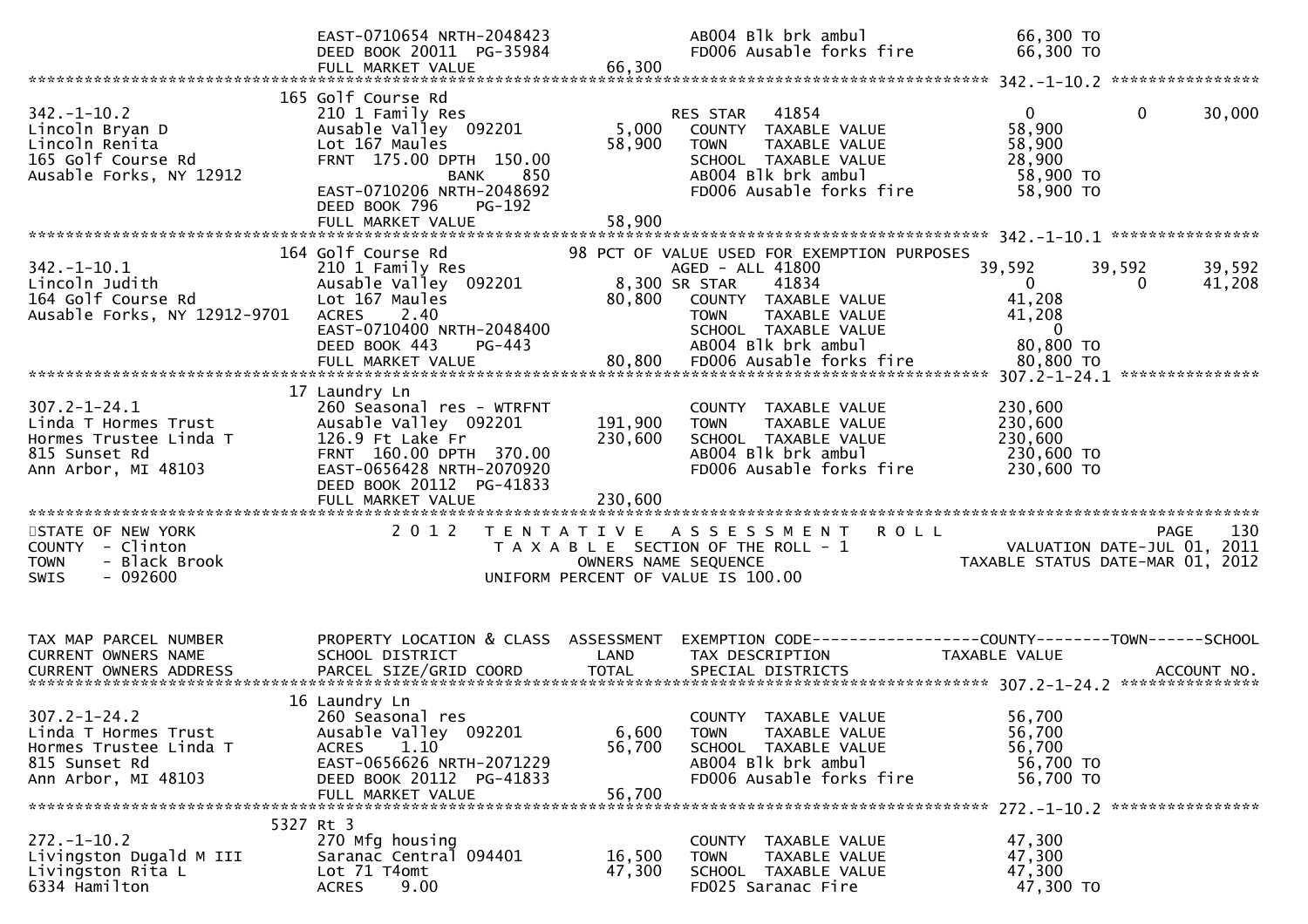```
                               EAST-0710654 NRTH-2048423               AB004 Blk brk ambul              66,300 TO
                               DEED BOOK 20011  PG-35984               FD006 Ausable forks fire         66,300 TO
                               FULL MARKET VALUE              66,300
******************************************************************************************************* 342.-1-10.2 ****************
                           165 Golf Course Rd
342.-1-10.2                    210 1 Family Res                   RES STAR   41854                  0           0       30,000
Lincoln Bryan D                Ausable Valley  092201       5,000   COUNTY  TAXABLE VALUE         58,900
Lincoln Renita                 Lot 167 Maules              58,900   TOWN    TAXABLE VALUE         58,900
165 Golf Course Rd             FRNT  175.00 DPTH  150.00            SCHOOL  TAXABLE VALUE         28,900
Ausable Forks, NY 12912                   BANK    850               AB004 Blk brk ambul            58,900 TO
                               EAST-0710206 NRTH-2048692            FD006 Ausable forks fire       58,900 TO
                               DEED BOOK 796    PG-192
                               FULL MARKET VALUE              58,900
******************************************************************************************************* 342.-1-10.1 ****************
                           164 Golf Course Rd            98 PCT OF VALUE USED FOR EXEMPTION PURPOSES
342.-1-10.1                    210 1 Family Res                   AGED - ALL 41800            39,592       39,592       39,592
Lincoln Judith                 Ausable Valley  092201       8,300 SR STAR     41834                 0           0       41,208
164 Golf Course Rd             Lot 167 Maules              80,800   COUNTY  TAXABLE VALUE         41,208
Ausable Forks, NY 12912-9701   ACRES     2.40                       TOWN    TAXABLE VALUE         41,208
                               EAST-0710400 NRTH-2048400            SCHOOL  TAXABLE VALUE              0
                               DEED BOOK 443    PG-443              AB004 Blk brk ambul            80,800 TO
                               FULL MARKET VALUE              80,800   FD006 Ausable forks fire       80,800 TO
******************************************************************************************************* 307.2-1-24.1 ***************
                            17 Laundry Ln
307.2-1-24.1                   260 Seasonal res - WTRFNT            COUNTY  TAXABLE VALUE        230,600
Linda T Hormes Trust           Ausable Valley  092201     191,900   TOWN    TAXABLE VALUE        230,600
Hormes Trustee Linda T         126.9 Ft Lake Fr           230,600   SCHOOL  TAXABLE VALUE        230,600
815 Sunset Rd                  FRNT  160.00 DPTH  370.00            AB004 Blk brk ambul           230,600 TO
Ann Arbor, MI 48103            EAST-0656428 NRTH-2070920            FD006 Ausable forks fire      230,600 TO
                               DEED BOOK 20112  PG-41833
                               FULL MARKET VALUE             230,600
************************************************************************************************************************************
STATE OF NEW YORK                2 0 1 2   T E N T A T I V E   A S S E S S M E N T   R O L L                          PAGE    130
COUNTY  - Clinton                       T A X A B L E  SECTION OF THE ROLL - 1                       VALUATION DATE-JUL 01, 2011
TOWN    - Black Brook                          OWNERS NAME SEQUENCE                           TAXABLE STATUS DATE-MAR 01, 2012
SWIS    - 092600                        UNIFORM PERCENT OF VALUE IS 100.00


TAX MAP PARCEL NUMBER          PROPERTY LOCATION & CLASS  ASSESSMENT  EXEMPTION CODE------------------COUNTY--------TOWN------SCHOOL
CURRENT OWNERS NAME            SCHOOL DISTRICT               LAND      TAX DESCRIPTION             TAXABLE VALUE
CURRENT OWNERS ADDRESS         PARCEL SIZE/GRID COORD        TOTAL     SPECIAL DISTRICTS                                 ACCOUNT NO.
******************************************************************************************************* 307.2-1-24.2 ***************
                            16 Laundry Ln
307.2-1-24.2                   260 Seasonal res                     COUNTY  TAXABLE VALUE         56,700
Linda T Hormes Trust           Ausable Valley  092201       6,600   TOWN    TAXABLE VALUE         56,700
Hormes Trustee Linda T         ACRES     1.10              56,700   SCHOOL  TAXABLE VALUE         56,700
815 Sunset Rd                  EAST-0656626 NRTH-2071229            AB004 Blk brk ambul            56,700 TO
Ann Arbor, MI 48103            DEED BOOK 20112  PG-41833            FD006 Ausable forks fire       56,700 TO
                               FULL MARKET VALUE              56,700
******************************************************************************************************* 272.-1-10.2 ****************
                          5327 Rt 3
272.-1-10.2                    270 Mfg housing                      COUNTY  TAXABLE VALUE         47,300
Livingston Dugald M III        Saranac Central 094401      16,500   TOWN    TAXABLE VALUE         47,300
Livingston Rita L              Lot 71 T4omt                47,300   SCHOOL  TAXABLE VALUE         47,300
6334 Hamilton                  ACRES     9.00                       FD025 Saranac Fire             47,300 TO
```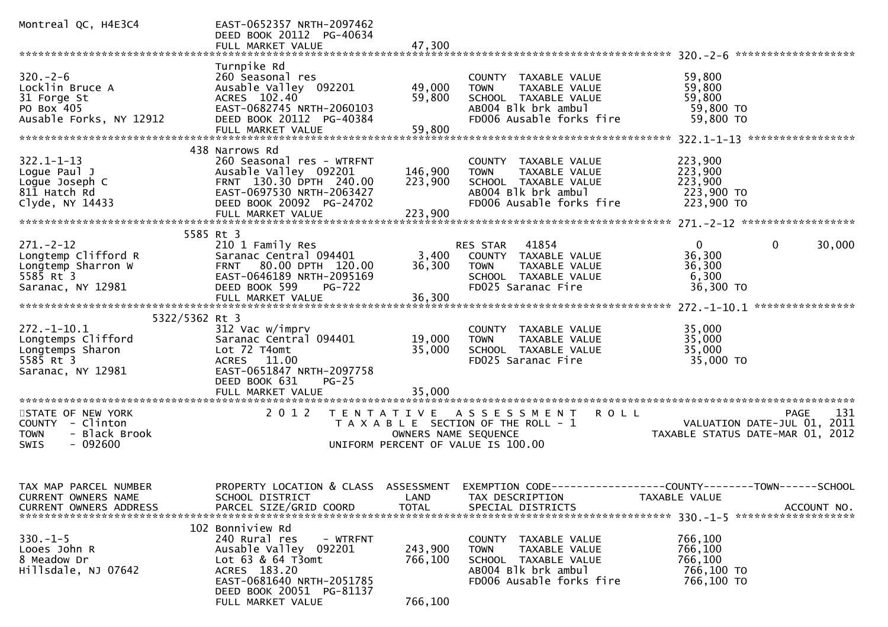```
Montreal QC, H4E3C4            EAST-0652357 NRTH-2097462
                               DEED BOOK 20112  PG-40634
                               FULL MARKET VALUE              47,300
******************************************************************************************************* 320.-2-6 ******************
                               Turnpike Rd
320.-2-6                       260 Seasonal res                          COUNTY  TAXABLE VALUE          59,800
Locklin Bruce A                Ausable Valley  092201        49,000      TOWN    TAXABLE VALUE          59,800
31 Forge St                    ACRES  102.40                 59,800      SCHOOL  TAXABLE VALUE          59,800
PO Box 405                     EAST-0682745 NRTH-2060103                 AB004 Blk brk ambul             59,800 TO
Ausable Forks, NY 12912        DEED BOOK 20112  PG-40384                 FD006 Ausable forks fire        59,800 TO
                               FULL MARKET VALUE              59,800
******************************************************************************************************* 322.1-1-13 ****************
                           438 Narrows Rd
322.1-1-13                     260 Seasonal res - WTRFNT                 COUNTY  TAXABLE VALUE         223,900
Logue Paul J                   Ausable Valley  092201       146,900      TOWN    TAXABLE VALUE         223,900
Logue Joseph C                 FRNT  130.30 DPTH  240.00    223,900      SCHOOL  TAXABLE VALUE         223,900
811 Hatch Rd                   EAST-0697530 NRTH-2063427                 AB004 Blk brk ambul            223,900 TO
Clyde, NY 14433                DEED BOOK 20092  PG-24702                 FD006 Ausable forks fire       223,900 TO
                               FULL MARKET VALUE             223,900
******************************************************************************************************* 271.-2-12 *****************
                          5585 Rt 3
271.-2-12                      210 1 Family Res                          RES STAR   41854                    0           0     30,000
Longtemp Clifford R            Saranac Central 094401         3,400      COUNTY  TAXABLE VALUE          36,300
Longtemp Sharron W             FRNT   80.00 DPTH  120.00     36,300      TOWN    TAXABLE VALUE          36,300
5585 Rt 3                      EAST-0646189 NRTH-2095169                 SCHOOL  TAXABLE VALUE           6,300
Saranac, NY 12981              DEED BOOK 599    PG-722                   FD025 Saranac Fire              36,300 TO
                               FULL MARKET VALUE              36,300
******************************************************************************************************* 272.-1-10.1 ***************
                     5322/5362 Rt 3
272.-1-10.1                    312 Vac w/imprv                           COUNTY  TAXABLE VALUE          35,000
Longtemps Clifford             Saranac Central 094401        19,000      TOWN    TAXABLE VALUE          35,000
Longtemps Sharon               Lot 72 T4omt                  35,000      SCHOOL  TAXABLE VALUE          35,000
5585 Rt 3                      ACRES   11.00                             FD025 Saranac Fire              35,000 TO
Saranac, NY 12981              EAST-0651847 NRTH-2097758
                               DEED BOOK 631    PG-25
                               FULL MARKET VALUE              35,000
************************************************************************************************************************************
STATE OF NEW YORK                 2 0 1 2   T E N T A T I V E   A S S E S S M E N T   R O L L                           PAGE    131
COUNTY  - Clinton                          T A X A B L E  SECTION OF THE ROLL - 1                        VALUATION DATE-JUL 01, 2011
TOWN    - Black Brook                          OWNERS NAME SEQUENCE                                 TAXABLE STATUS DATE-MAR 01, 2012
SWIS    - 092600                          UNIFORM PERCENT OF VALUE IS 100.00


TAX MAP PARCEL NUMBER          PROPERTY LOCATION & CLASS  ASSESSMENT  EXEMPTION CODE------------------COUNTY--------TOWN------SCHOOL
CURRENT OWNERS NAME            SCHOOL DISTRICT               LAND      TAX DESCRIPTION              TAXABLE VALUE
CURRENT OWNERS ADDRESS         PARCEL SIZE/GRID COORD       TOTAL      SPECIAL DISTRICTS                                ACCOUNT NO.
******************************************************************************************************* 330.-1-5 ******************
                           102 Bonniview Rd
330.-1-5                       240 Rural res     - WTRFNT                COUNTY  TAXABLE VALUE         766,100
Looes John R                   Ausable Valley  092201       243,900      TOWN    TAXABLE VALUE         766,100
8 Meadow Dr                    Lot 63 & 64 T3omt            766,100      SCHOOL  TAXABLE VALUE         766,100
Hillsdale, NJ 07642            ACRES  183.20                             AB004 Blk brk ambul            766,100 TO
                               EAST-0681640 NRTH-2051785                 FD006 Ausable forks fire       766,100 TO
                               DEED BOOK 20051  PG-81137
                               FULL MARKET VALUE             766,100
```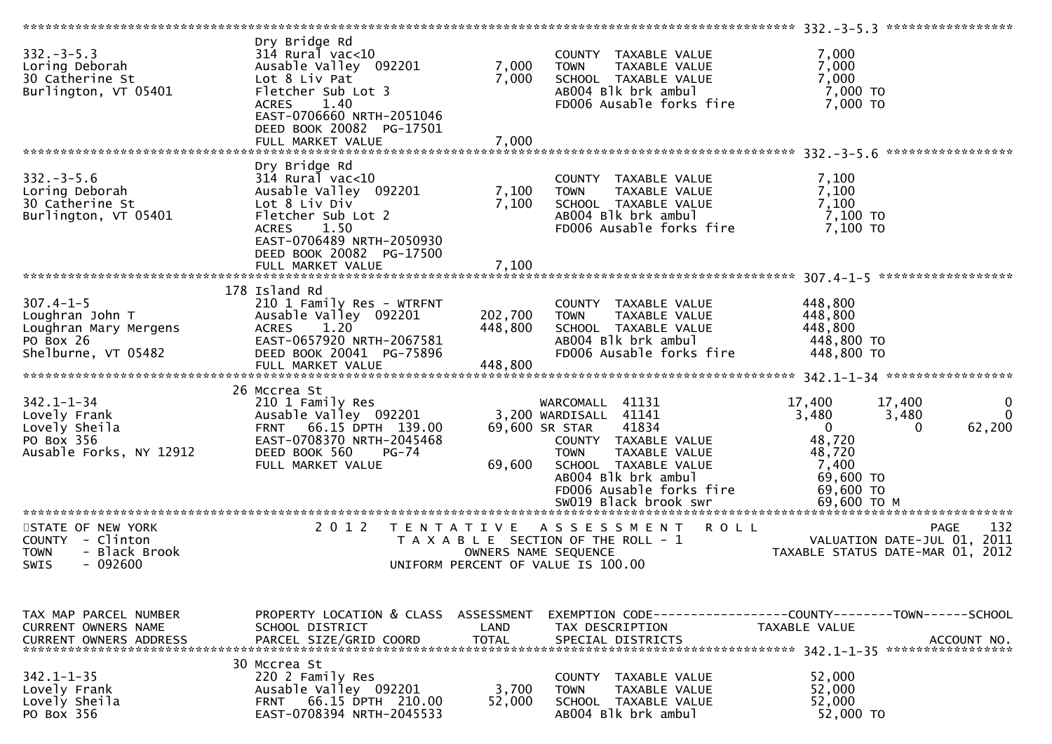```
******************************************************************************************************* 332.-3-5.3 *****************
                              Dry Bridge Rd
332.-3-5.3                    314 Rural vac<10                       COUNTY  TAXABLE VALUE            7,000
Loring Deborah                Ausable Valley  092201      7,000      TOWN    TAXABLE VALUE            7,000
30 Catherine St               Lot 8 Liv Pat               7,000      SCHOOL  TAXABLE VALUE            7,000
Burlington, VT 05401          Fletcher Sub Lot 3                     AB004 Blk brk ambul               7,000 TO
                              ACRES    1.40                          FD006 Ausable forks fire          7,000 TO
                              EAST-0706660 NRTH-2051046
                              DEED BOOK 20082  PG-17501
                              FULL MARKET VALUE           7,000
******************************************************************************************************* 332.-3-5.6 *****************
                              Dry Bridge Rd
332.-3-5.6                    314 Rural vac<10                       COUNTY  TAXABLE VALUE            7,100
Loring Deborah                Ausable Valley  092201      7,100      TOWN    TAXABLE VALUE            7,100
30 Catherine St               Lot 8 Liv Div               7,100      SCHOOL  TAXABLE VALUE            7,100
Burlington, VT 05401          Fletcher Sub Lot 2                     AB004 Blk brk ambul               7,100 TO
                              ACRES    1.50                          FD006 Ausable forks fire          7,100 TO
                              EAST-0706489 NRTH-2050930
                              DEED BOOK 20082  PG-17500
                              FULL MARKET VALUE           7,100
******************************************************************************************************* 307.4-1-5 ******************
                          178 Island Rd
307.4-1-5                     210 1 Family Res - WTRFNT              COUNTY  TAXABLE VALUE          448,800
Loughran John T               Ausable Valley  092201    202,700      TOWN    TAXABLE VALUE          448,800
Loughran Mary Mergens         ACRES    1.20             448,800      SCHOOL  TAXABLE VALUE          448,800
PO Box 26                     EAST-0657920 NRTH-2067581              AB004 Blk brk ambul             448,800 TO
Shelburne, VT 05482           DEED BOOK 20041  PG-75896              FD006 Ausable forks fire        448,800 TO
                              FULL MARKET VALUE         448,800
******************************************************************************************************* 342.1-1-34 *****************
                           26 Mccrea St
342.1-1-34                    210 1 Family Res                 WARCOMALL  41131              17,400        17,400             0
Lovely Frank                  Ausable Valley  092201      3,200 WARDISALL  41141               3,480         3,480             0
Lovely Sheila                 FRNT   66.15 DPTH 139.00   69,600 SR STAR    41834                   0             0        62,200
PO Box 356                    EAST-0708370 NRTH-2045468              COUNTY  TAXABLE VALUE           48,720
Ausable Forks, NY 12912       DEED BOOK 560    PG-74                 TOWN    TAXABLE VALUE           48,720
                              FULL MARKET VALUE          69,600      SCHOOL  TAXABLE VALUE            7,400
                                                                     AB004 Blk brk ambul              69,600 TO
                                                                     FD006 Ausable forks fire         69,600 TO
                                                                     SW019 Black brook swr            69,600 TO M
************************************************************************************************************************************
STATE OF NEW YORK                   2 0 1 2   T E N T A T I V E   A S S E S S M E N T   R O L L                           PAGE   132
COUNTY  - Clinton                          T A X A B L E  SECTION OF THE ROLL - 1                        VALUATION DATE-JUL 01, 2011
TOWN    - Black Brook                            OWNERS NAME SEQUENCE                              TAXABLE STATUS DATE-MAR 01, 2012
SWIS    - 092600                         UNIFORM PERCENT OF VALUE IS 100.00


TAX MAP PARCEL NUMBER         PROPERTY LOCATION & CLASS  ASSESSMENT  EXEMPTION CODE------------------COUNTY--------TOWN------SCHOOL
CURRENT OWNERS NAME           SCHOOL DISTRICT               LAND      TAX DESCRIPTION            TAXABLE VALUE
CURRENT OWNERS ADDRESS        PARCEL SIZE/GRID COORD       TOTAL      SPECIAL DISTRICTS                                 ACCOUNT NO.
******************************************************************************************************* 342.1-1-35 *****************
                           30 Mccrea St
342.1-1-35                    220 2 Family Res                       COUNTY  TAXABLE VALUE           52,000
Lovely Frank                  Ausable Valley  092201      3,700      TOWN    TAXABLE VALUE           52,000
Lovely Sheila                 FRNT   66.15 DPTH 210.00   52,000      SCHOOL  TAXABLE VALUE           52,000
PO Box 356                    EAST-0708394 NRTH-2045533              AB004 Blk brk ambul              52,000 TO
```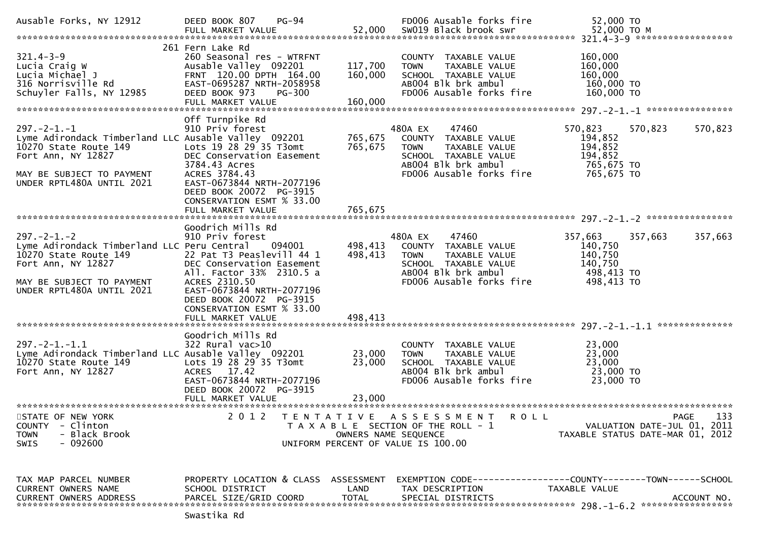```
Ausable Forks, NY 12912        DEED BOOK 807    PG-94                      FD006 Ausable forks fire          52,000 TO
                               FULL MARKET VALUE              52,000       SW019 Black brook swr             52,000 TO M
******************************************************************************************************* 321.4-3-9 *****************
                             261 Fern Lake Rd
321.4-3-9                      260 Seasonal res - WTRFNT                   COUNTY  TAXABLE VALUE            160,000
Lucia Craig W                  Ausable Valley  092201        117,700       TOWN    TAXABLE VALUE            160,000
Lucia Michael J                FRNT  120.00 DPTH  164.00     160,000       SCHOOL  TAXABLE VALUE            160,000
316 Norrisville Rd             EAST-0695287 NRTH-2058958                   AB004 Blk brk ambul               160,000 TO
Schuyler Falls, NY 12985       DEED BOOK 973    PG-300                     FD006 Ausable forks fire          160,000 TO
                               FULL MARKET VALUE             160,000
******************************************************************************************************* 297.-2-1.-1 ***************
                               Off Turnpike Rd
297.-2-1.-1                    910 Priv forest                             480A EX      47460             570,823     570,823     570,823
Lyme Adirondack Timberland LLC Ausable Valley  092201        765,675       COUNTY  TAXABLE VALUE            194,852
10270 State Route 149          Lots 19 28 29 35 T3omt        765,675       TOWN    TAXABLE VALUE            194,852
Fort Ann, NY 12827             DEC Conservation Easement                   SCHOOL  TAXABLE VALUE            194,852
                               3784.43 Acres                               AB004 Blk brk ambul               765,675 TO
MAY BE SUBJECT TO PAYMENT      ACRES 3784.43                               FD006 Ausable forks fire          765,675 TO
UNDER RPTL480A UNTIL 2021      EAST-0673844 NRTH-2077196
                               DEED BOOK 20072  PG-3915
                               CONSERVATION ESMT % 33.00
                               FULL MARKET VALUE             765,675
******************************************************************************************************* 297.-2-1.-2 ***************
                               Goodrich Mills Rd
297.-2-1.-2                    910 Priv forest                             480A EX      47460             357,663     357,663     357,663
Lyme Adirondack Timberland LLC Peru Central    094001        498,413       COUNTY  TAXABLE VALUE            140,750
10270 State Route 149          22 Pat T3 Peaslevill 44 1     498,413       TOWN    TAXABLE VALUE            140,750
Fort Ann, NY 12827             DEC Conservation Easement                   SCHOOL  TAXABLE VALUE            140,750
                               All. Factor 33%  2310.5 a                   AB004 Blk brk ambul               498,413 TO
MAY BE SUBJECT TO PAYMENT      ACRES 2310.50                               FD006 Ausable forks fire          498,413 TO
UNDER RPTL480A UNTIL 2021      EAST-0673844 NRTH-2077196
                               DEED BOOK 20072  PG-3915
                               CONSERVATION ESMT % 33.00
                               FULL MARKET VALUE             498,413
******************************************************************************************************* 297.-2-1.-1.1 *************
                               Goodrich Mills Rd
297.-2-1.-1.1                  322 Rural vac>10                            COUNTY  TAXABLE VALUE             23,000
Lyme Adirondack Timberland LLC Ausable Valley  092201         23,000       TOWN    TAXABLE VALUE             23,000
10270 State Route 149          Lots 19 28 29 35 T3omt         23,000       SCHOOL  TAXABLE VALUE             23,000
Fort Ann, NY 12827             ACRES   17.42                               AB004 Blk brk ambul                23,000 TO
                               EAST-0673844 NRTH-2077196                   FD006 Ausable forks fire           23,000 TO
                               DEED BOOK 20072  PG-3915
                               FULL MARKET VALUE              23,000
************************************************************************************************************************************
STATE OF NEW YORK                 2 0 1 2   T E N T A T I V E   A S S E S S M E N T   R O L L                          PAGE    133
COUNTY  - Clinton                            T A X A B L E  SECTION OF THE ROLL - 1                        VALUATION DATE-JUL 01, 2011
TOWN    - Black Brook                           OWNERS NAME SEQUENCE                              TAXABLE STATUS DATE-MAR 01, 2012
SWIS    - 092600                           UNIFORM PERCENT OF VALUE IS 100.00


TAX MAP PARCEL NUMBER          PROPERTY LOCATION & CLASS  ASSESSMENT  EXEMPTION CODE------------------COUNTY--------TOWN------SCHOOL
CURRENT OWNERS NAME            SCHOOL DISTRICT               LAND      TAX DESCRIPTION            TAXABLE VALUE
CURRENT OWNERS ADDRESS         PARCEL SIZE/GRID COORD        TOTAL     SPECIAL DISTRICTS                                  ACCOUNT NO.
******************************************************************************************************* 298.-1-6.2 ****************
                               Swastika Rd
```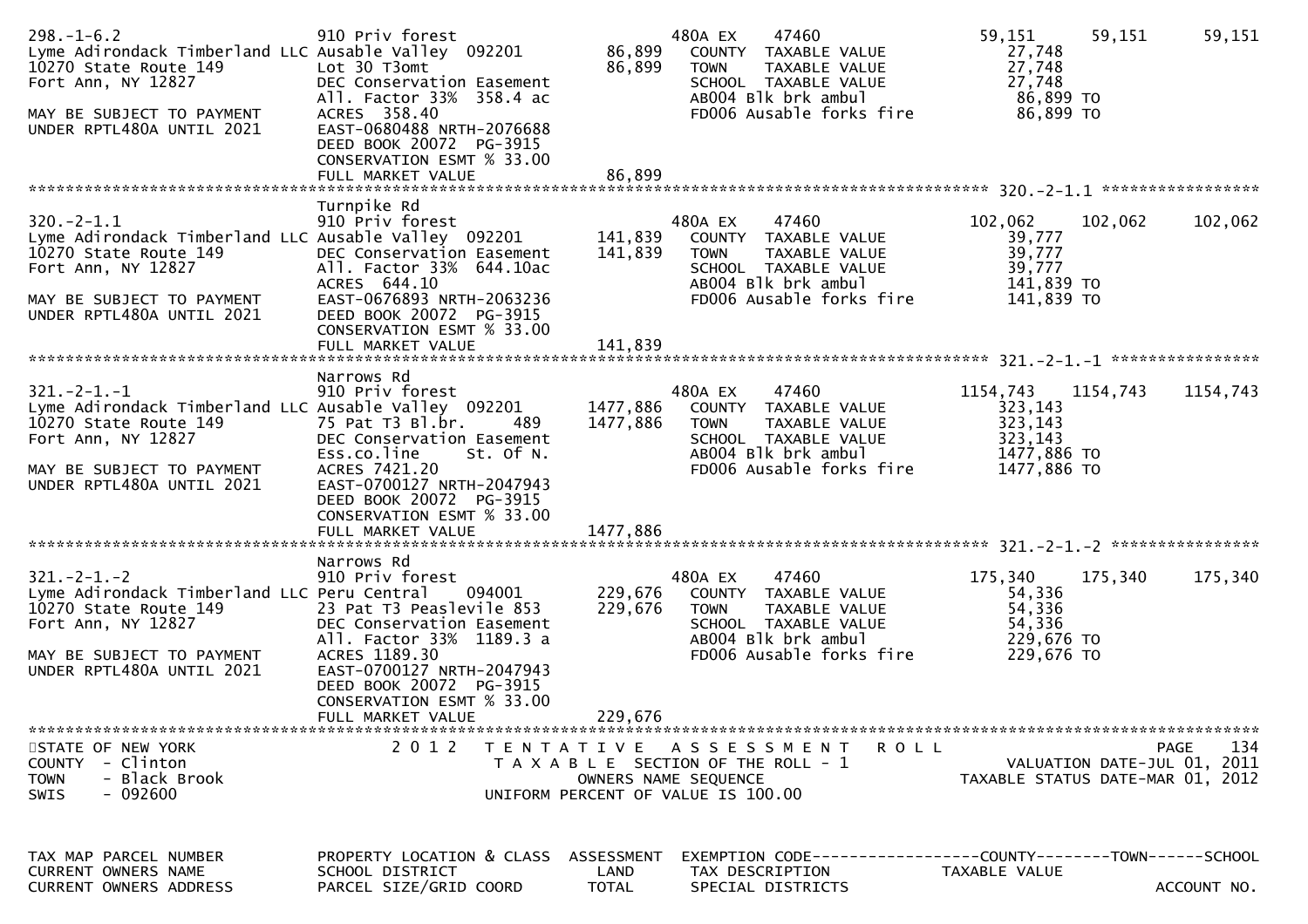```
298.-1-6.2                     910 Priv forest                       480A EX     47460               59,151     59,151      59,151
Lyme Adirondack Timberland LLC Ausable Valley  092201       86,899   COUNTY  TAXABLE VALUE            27,748
10270 State Route 149          Lot 30 T3omt                 86,899   TOWN    TAXABLE VALUE            27,748
Fort Ann, NY 12827             DEC Conservation Easement             SCHOOL  TAXABLE VALUE            27,748
                               All. Factor 33%  358.4 ac             AB004 Blk brk ambul              86,899 TO
MAY BE SUBJECT TO PAYMENT      ACRES  358.40                         FD006 Ausable forks fire         86,899 TO
UNDER RPTL480A UNTIL 2021      EAST-0680488 NRTH-2076688
                               DEED BOOK 20072  PG-3915
                               CONSERVATION ESMT % 33.00
                               FULL MARKET VALUE            86,899
******************************************************************************************************* 320.-2-1.1 *****************
                               Turnpike Rd
320.-2-1.1                     910 Priv forest                       480A EX     47460              102,062    102,062     102,062
Lyme Adirondack Timberland LLC Ausable Valley  092201      141,839   COUNTY  TAXABLE VALUE            39,777
10270 State Route 149          DEC Conservation Easement   141,839   TOWN    TAXABLE VALUE            39,777
Fort Ann, NY 12827             All. Factor 33%  644.10ac             SCHOOL  TAXABLE VALUE            39,777
                               ACRES  644.10                         AB004 Blk brk ambul             141,839 TO
MAY BE SUBJECT TO PAYMENT      EAST-0676893 NRTH-2063236             FD006 Ausable forks fire        141,839 TO
UNDER RPTL480A UNTIL 2021      DEED BOOK 20072  PG-3915
                               CONSERVATION ESMT % 33.00
                               FULL MARKET VALUE           141,839
******************************************************************************************************* 321.-2-1.-1 ****************
                               Narrows Rd
321.-2-1.-1                    910 Priv forest                       480A EX     47460             1154,743   1154,743    1154,743
Lyme Adirondack Timberland LLC Ausable Valley  092201     1477,886   COUNTY  TAXABLE VALUE           323,143
10270 State Route 149          75 Pat T3 Bl.br.    489    1477,886   TOWN    TAXABLE VALUE           323,143
Fort Ann, NY 12827             DEC Conservation Easement             SCHOOL  TAXABLE VALUE           323,143
                               Ess.co.line     St. Of N.             AB004 Blk brk ambul            1477,886 TO
MAY BE SUBJECT TO PAYMENT      ACRES 7421.20                         FD006 Ausable forks fire       1477,886 TO
UNDER RPTL480A UNTIL 2021      EAST-0700127 NRTH-2047943
                               DEED BOOK 20072  PG-3915
                               CONSERVATION ESMT % 33.00
                               FULL MARKET VALUE          1477,886
******************************************************************************************************* 321.-2-1.-2 ****************
                               Narrows Rd
321.-2-1.-2                    910 Priv forest                       480A EX     47460              175,340    175,340     175,340
Lyme Adirondack Timberland LLC Peru Central    094001      229,676   COUNTY  TAXABLE VALUE            54,336
10270 State Route 149          23 Pat T3 Peaslevile 853    229,676   TOWN    TAXABLE VALUE            54,336
Fort Ann, NY 12827             DEC Conservation Easement             SCHOOL  TAXABLE VALUE            54,336
                               All. Factor 33%  1189.3 a             AB004 Blk brk ambul             229,676 TO
MAY BE SUBJECT TO PAYMENT      ACRES 1189.30                         FD006 Ausable forks fire        229,676 TO
UNDER RPTL480A UNTIL 2021      EAST-0700127 NRTH-2047943
                               DEED BOOK 20072  PG-3915
                               CONSERVATION ESMT % 33.00
                               FULL MARKET VALUE           229,676
************************************************************************************************************************************
STATE OF NEW YORK                 2 0 1 2   T E N T A T I V E   A S S E S S M E N T   R O L L                           PAGE    134
COUNTY  - Clinton                           T A X A B L E  SECTION OF THE ROLL - 1                      VALUATION DATE-JUL 01, 2011
TOWN    - Black Brook                             OWNERS NAME SEQUENCE                          TAXABLE STATUS DATE-MAR 01, 2012
SWIS    - 092600                            UNIFORM PERCENT OF VALUE IS 100.00


TAX MAP PARCEL NUMBER          PROPERTY LOCATION & CLASS  ASSESSMENT  EXEMPTION CODE------------------COUNTY--------TOWN------SCHOOL
CURRENT OWNERS NAME            SCHOOL DISTRICT               LAND      TAX DESCRIPTION             TAXABLE VALUE
CURRENT OWNERS ADDRESS         PARCEL SIZE/GRID COORD       TOTAL      SPECIAL DISTRICTS                                  ACCOUNT NO.
```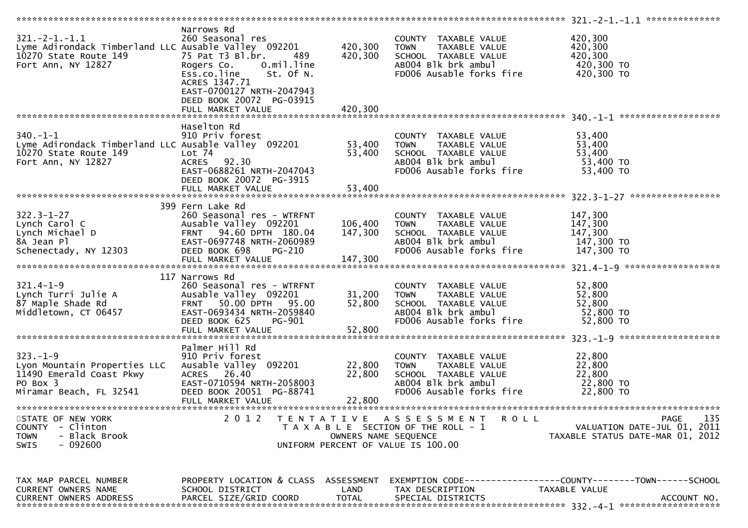```
******************************************************************************************************* 321.-2-1.-1.1 **************
                               Narrows Rd
321.-2-1.-1.1                  260 Seasonal res                     COUNTY  TAXABLE VALUE          420,300
Lyme Adirondack Timberland LLC Ausable Valley  092201    420,300    TOWN    TAXABLE VALUE          420,300
10270 State Route 149          75 Pat T3 Bl.br.    489    420,300    SCHOOL  TAXABLE VALUE          420,300
Fort Ann, NY 12827             Rogers Co.     O.mil.line            AB004 Blk brk ambul             420,300 TO
                               Ess.co.line     St. Of N.            FD006 Ausable forks fire        420,300 TO
                               ACRES 1347.71
                               EAST-0700127 NRTH-2047943
                               DEED BOOK 20072  PG-03915
                               FULL MARKET VALUE            420,300
******************************************************************************************************* 340.-1-1 *******************
                               Haselton Rd
340.-1-1                       910 Priv forest                      COUNTY  TAXABLE VALUE           53,400
Lyme Adirondack Timberland LLC Ausable Valley  092201     53,400    TOWN    TAXABLE VALUE           53,400
10270 State Route 149          Lot 74                      53,400    SCHOOL  TAXABLE VALUE           53,400
Fort Ann, NY 12827             ACRES   92.30                        AB004 Blk brk ambul              53,400 TO
                               EAST-0688261 NRTH-2047043            FD006 Ausable forks fire         53,400 TO
                               DEED BOOK 20072  PG-3915
                               FULL MARKET VALUE             53,400
******************************************************************************************************* 322.3-1-27 *****************
                           399 Fern Lake Rd
322.3-1-27                     260 Seasonal res - WTRFNT            COUNTY  TAXABLE VALUE          147,300
Lynch Carol C                  Ausable Valley  092201    106,400    TOWN    TAXABLE VALUE          147,300
Lynch Michael D                FRNT   94.60 DPTH  180.04  147,300    SCHOOL  TAXABLE VALUE          147,300
8A Jean Pl                     EAST-0697748 NRTH-2060989            AB004 Blk brk ambul             147,300 TO
Schenectady, NY 12303          DEED BOOK 698     PG-210             FD006 Ausable forks fire        147,300 TO
                               FULL MARKET VALUE            147,300
******************************************************************************************************* 321.4-1-9 ******************
                           117 Narrows Rd
321.4-1-9                      260 Seasonal res - WTRFNT            COUNTY  TAXABLE VALUE           52,800
Lynch Turri Julie A            Ausable Valley  092201     31,200    TOWN    TAXABLE VALUE           52,800
87 Maple Shade Rd              FRNT   50.00 DPTH   95.00   52,800    SCHOOL  TAXABLE VALUE           52,800
Middletown, CT 06457           EAST-0693434 NRTH-2059840            AB004 Blk brk ambul              52,800 TO
                               DEED BOOK 625     PG-901             FD006 Ausable forks fire         52,800 TO
                               FULL MARKET VALUE             52,800
******************************************************************************************************* 323.-1-9 *******************
                               Palmer Hill Rd
323.-1-9                       910 Priv forest                      COUNTY  TAXABLE VALUE           22,800
Lyon Mountain Properties LLC   Ausable Valley  092201     22,800    TOWN    TAXABLE VALUE           22,800
11490 Emerald Coast Pkwy       ACRES   26.40                22,800    SCHOOL  TAXABLE VALUE           22,800
PO Box 3                       EAST-0710594 NRTH-2058003            AB004 Blk brk ambul              22,800 TO
Miramar Beach, FL 32541        DEED BOOK 20051  PG-88741            FD006 Ausable forks fire         22,800 TO
                               FULL MARKET VALUE             22,800
************************************************************************************************************************************
STATE OF NEW YORK              2 0 1 2   T E N T A T I V E   A S S E S S M E N T   R O L L                          PAGE    135
COUNTY  - Clinton                    T A X A B L E  SECTION OF THE ROLL - 1                    VALUATION DATE-JUL 01, 2011
TOWN    - Black Brook                         OWNERS NAME SEQUENCE                        TAXABLE STATUS DATE-MAR 01, 2012
SWIS    - 092600                        UNIFORM PERCENT OF VALUE IS 100.00


TAX MAP PARCEL NUMBER          PROPERTY LOCATION & CLASS  ASSESSMENT  EXEMPTION CODE------------------COUNTY--------TOWN------SCHOOL
CURRENT OWNERS NAME            SCHOOL DISTRICT               LAND      TAX DESCRIPTION             TAXABLE VALUE
CURRENT OWNERS ADDRESS         PARCEL SIZE/GRID COORD       TOTAL      SPECIAL DISTRICTS                                   ACCOUNT NO.
******************************************************************************************************* 332.-4-1 *******************
```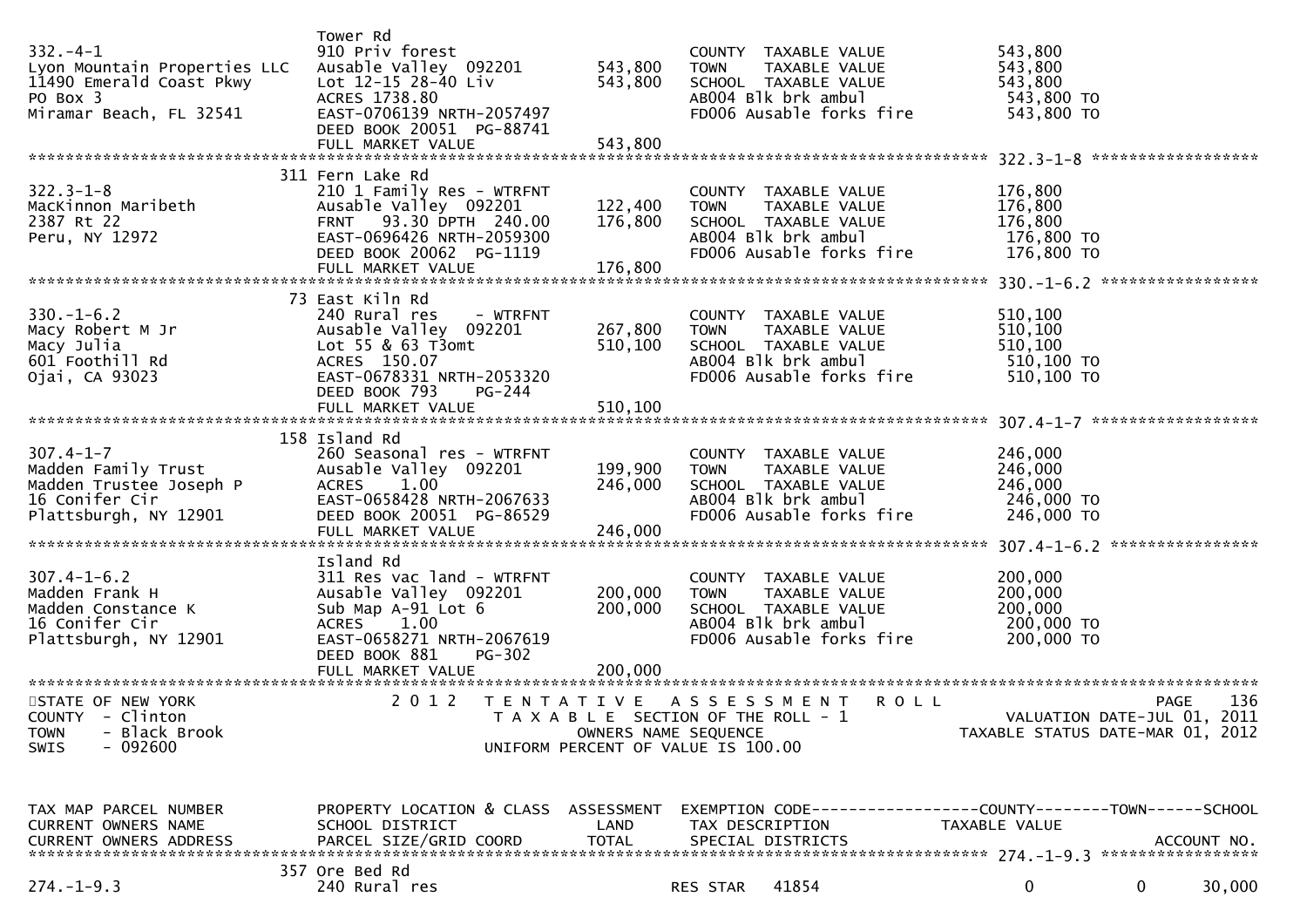```
                                  Tower Rd
332.-4-1                          910 Priv forest                          COUNTY  TAXABLE VALUE             543,800
Lyon Mountain Properties LLC      Ausable Valley  092201        543,800    TOWN    TAXABLE VALUE             543,800
11490 Emerald Coast Pkwy          Lot 12-15 28-40 Liv           543,800    SCHOOL  TAXABLE VALUE             543,800
PO Box 3                          ACRES 1738.80                            AB004 Blk brk ambul                543,800 TO
Miramar Beach, FL 32541           EAST-0706139 NRTH-2057497                FD006 Ausable forks fire           543,800 TO
                                  DEED BOOK 20051  PG-88741
                                  FULL MARKET VALUE             543,800
******************************************************************************************************* 322.3-1-8 ******************
                                  311 Fern Lake Rd
322.3-1-8                         210 1 Family Res - WTRFNT                COUNTY  TAXABLE VALUE             176,800
MacKinnon Maribeth                Ausable Valley  092201        122,400    TOWN    TAXABLE VALUE             176,800
2387 Rt 22                        FRNT   93.30 DPTH  240.00     176,800    SCHOOL  TAXABLE VALUE             176,800
Peru, NY 12972                    EAST-0696426 NRTH-2059300                AB004 Blk brk ambul                176,800 TO
                                  DEED BOOK 20062  PG-1119                 FD006 Ausable forks fire           176,800 TO
                                  FULL MARKET VALUE             176,800
******************************************************************************************************* 330.-1-6.2 *****************
                                  73 East Kiln Rd
330.-1-6.2                        240 Rural res     - WTRFNT               COUNTY  TAXABLE VALUE             510,100
Macy Robert M Jr                  Ausable Valley  092201        267,800    TOWN    TAXABLE VALUE             510,100
Macy Julia                        Lot 55 & 63 T3omt             510,100    SCHOOL  TAXABLE VALUE             510,100
601 Foothill Rd                   ACRES  150.07                            AB004 Blk brk ambul                510,100 TO
Ojai, CA 93023                    EAST-0678331 NRTH-2053320                FD006 Ausable forks fire           510,100 TO
                                  DEED BOOK 793    PG-244
                                  FULL MARKET VALUE             510,100
******************************************************************************************************* 307.4-1-7 ******************
                                  158 Island Rd
307.4-1-7                         260 Seasonal res - WTRFNT                COUNTY  TAXABLE VALUE             246,000
Madden Family Trust               Ausable Valley  092201        199,900    TOWN    TAXABLE VALUE             246,000
Madden Trustee Joseph P           ACRES    1.00                 246,000    SCHOOL  TAXABLE VALUE             246,000
16 Conifer Cir                    EAST-0658428 NRTH-2067633                AB004 Blk brk ambul                246,000 TO
Plattsburgh, NY 12901             DEED BOOK 20051  PG-86529                FD006 Ausable forks fire           246,000 TO
                                  FULL MARKET VALUE             246,000
******************************************************************************************************* 307.4-1-6.2 ****************
                                  Island Rd
307.4-1-6.2                       311 Res vac land - WTRFNT                COUNTY  TAXABLE VALUE             200,000
Madden Frank H                    Ausable Valley  092201        200,000    TOWN    TAXABLE VALUE             200,000
Madden Constance K                Sub Map A-91 Lot 6            200,000    SCHOOL  TAXABLE VALUE             200,000
16 Conifer Cir                    ACRES    1.00                            AB004 Blk brk ambul                200,000 TO
Plattsburgh, NY 12901             EAST-0658271 NRTH-2067619                FD006 Ausable forks fire           200,000 TO
                                  DEED BOOK 881    PG-302
                                  FULL MARKET VALUE             200,000
************************************************************************************************************************************
STATE OF NEW YORK                 2 0 1 2   T E N T A T I V E   A S S E S S M E N T   R O L L                          PAGE    136
COUNTY  - Clinton                           T A X A B L E  SECTION OF THE ROLL - 1                      VALUATION DATE-JUL 01, 2011
TOWN    - Black Brook                             OWNERS NAME SEQUENCE                             TAXABLE STATUS DATE-MAR 01, 2012
SWIS    - 092600                          UNIFORM PERCENT OF VALUE IS 100.00


TAX MAP PARCEL NUMBER             PROPERTY LOCATION & CLASS  ASSESSMENT  EXEMPTION CODE------------------COUNTY--------TOWN------SCHOOL
CURRENT OWNERS NAME               SCHOOL DISTRICT               LAND     TAX DESCRIPTION             TAXABLE VALUE
CURRENT OWNERS ADDRESS            PARCEL SIZE/GRID COORD       TOTAL     SPECIAL DISTRICTS                                   ACCOUNT NO.
******************************************************************************************************* 274.-1-9.3 *****************
                                  357 Ore Bed Rd
274.-1-9.3                        240 Rural res                            RES STAR    41854                   0           0      30,000
```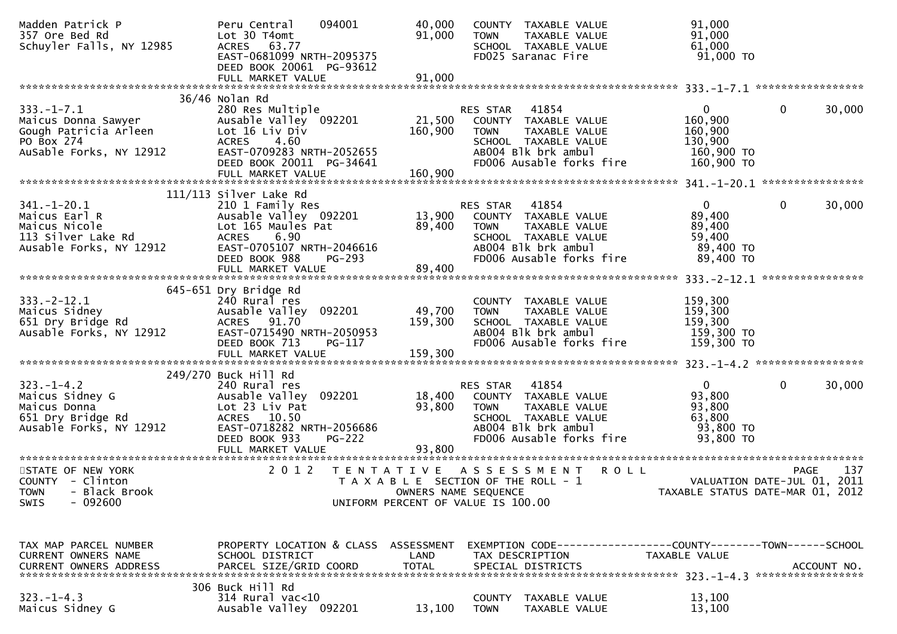```
Madden Patrick P               Peru Central    094001        40,000   COUNTY  TAXABLE VALUE              91,000
357 Ore Bed Rd                 Lot 30 T4omt                  91,000   TOWN    TAXABLE VALUE              91,000
Schuyler Falls, NY 12985       ACRES  63.77                           SCHOOL  TAXABLE VALUE              61,000
                               EAST-0681099 NRTH-2095375              FD025 Saranac Fire                  91,000 TO
                               DEED BOOK 20061  PG-93612
                               FULL MARKET VALUE             91,000
******************************************************************************************************* 333.-1-7.1 *****************
                     36/46 Nolan Rd
333.-1-7.1                     280 Res Multiple                        RES STAR   41854                    0            0      30,000
Maicus Donna Sawyer            Ausable Valley  092201        21,500   COUNTY  TAXABLE VALUE             160,900
Gough Patricia Arleen          Lot 16 Liv Div               160,900   TOWN    TAXABLE VALUE             160,900
PO Box 274                     ACRES    4.60                          SCHOOL  TAXABLE VALUE             130,900
AuSable Forks, NY 12912        EAST-0709283 NRTH-2052655              AB004 Blk brk ambul                160,900 TO
                               DEED BOOK 20011  PG-34641              FD006 Ausable forks fire           160,900 TO
                               FULL MARKET VALUE            160,900
******************************************************************************************************* 341.-1-20.1 ****************
                     111/113 Silver Lake Rd
341.-1-20.1                    210 1 Family Res                        RES STAR   41854                    0            0      30,000
Maicus Earl R                  Ausable Valley  092201        13,900   COUNTY  TAXABLE VALUE              89,400
Maicus Nicole                  Lot 165 Maules Pat            89,400   TOWN    TAXABLE VALUE              89,400
113 Silver Lake Rd             ACRES    6.90                          SCHOOL  TAXABLE VALUE              59,400
Ausable Forks, NY 12912        EAST-0705107 NRTH-2046616              AB004 Blk brk ambul                 89,400 TO
                               DEED BOOK 988    PG-293                FD006 Ausable forks fire            89,400 TO
                               FULL MARKET VALUE             89,400
******************************************************************************************************* 333.-2-12.1 ****************
                     645-651 Dry Bridge Rd
333.-2-12.1                    240 Rural res                          COUNTY  TAXABLE VALUE             159,300
Maicus Sidney                  Ausable Valley  092201        49,700   TOWN    TAXABLE VALUE             159,300
651 Dry Bridge Rd              ACRES  91.70                 159,300   SCHOOL  TAXABLE VALUE             159,300
Ausable Forks, NY 12912        EAST-0715490 NRTH-2050953              AB004 Blk brk ambul                159,300 TO
                               DEED BOOK 713    PG-117                FD006 Ausable forks fire           159,300 TO
                               FULL MARKET VALUE            159,300
******************************************************************************************************* 323.-1-4.2 *****************
                     249/270 Buck Hill Rd
323.-1-4.2                     240 Rural res                           RES STAR   41854                    0            0      30,000
Maicus Sidney G                Ausable Valley  092201        18,400   COUNTY  TAXABLE VALUE              93,800
Maicus Donna                   Lot 23 Liv Pat                93,800   TOWN    TAXABLE VALUE              93,800
651 Dry Bridge Rd              ACRES  10.50                           SCHOOL  TAXABLE VALUE              63,800
Ausable Forks, NY 12912        EAST-0718282 NRTH-2056686              AB004 Blk brk ambul                 93,800 TO
                               DEED BOOK 933    PG-222                FD006 Ausable forks fire            93,800 TO
                               FULL MARKET VALUE             93,800
************************************************************************************************************************************
STATE OF NEW YORK                  2 0 1 2   T E N T A T I V E   A S S E S S M E N T   R O L L                          PAGE   137
COUNTY  - Clinton                            T A X A B L E  SECTION OF THE ROLL - 1                      VALUATION DATE-JUL 01, 2011
TOWN    - Black Brook                              OWNERS NAME SEQUENCE                            TAXABLE STATUS DATE-MAR 01, 2012
SWIS    - 092600                             UNIFORM PERCENT OF VALUE IS 100.00


TAX MAP PARCEL NUMBER          PROPERTY LOCATION & CLASS  ASSESSMENT  EXEMPTION CODE------------------COUNTY--------TOWN------SCHOOL
CURRENT OWNERS NAME            SCHOOL DISTRICT               LAND      TAX DESCRIPTION                TAXABLE VALUE
CURRENT OWNERS ADDRESS         PARCEL SIZE/GRID COORD       TOTAL      SPECIAL DISTRICTS                                   ACCOUNT NO.
******************************************************************************************************* 323.-1-4.3 *****************
                     306 Buck Hill Rd
323.-1-4.3                     314 Rural vac<10                       COUNTY  TAXABLE VALUE              13,100
Maicus Sidney G                Ausable Valley  092201        13,100   TOWN    TAXABLE VALUE              13,100
```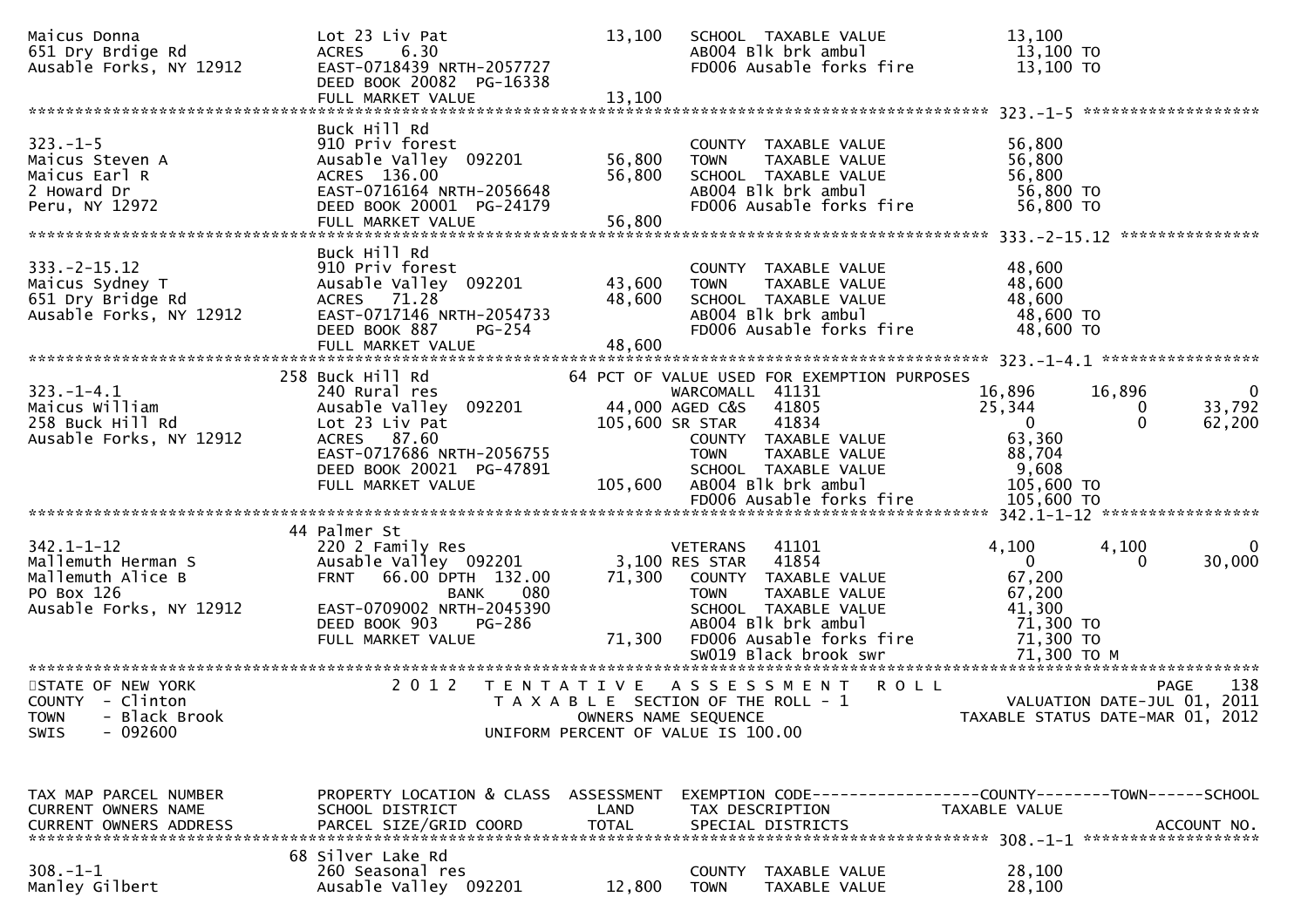```
Maicus Donna                    Lot 23 Liv Pat                  13,100   SCHOOL  TAXABLE VALUE              13,100
651 Dry Brdige Rd               ACRES    6.30                            AB004 Blk brk ambul                 13,100 TO
Ausable Forks, NY 12912         EAST-0718439 NRTH-2057727                FD006 Ausable forks fire            13,100 TO
                                DEED BOOK 20082  PG-16338
                                FULL MARKET VALUE               13,100
******************************************************************************************************* 323.-1-5 ******************
                                Buck Hill Rd
323.-1-5                        910 Priv forest                          COUNTY  TAXABLE VALUE              56,800
Maicus Steven A                 Ausable Valley  092201          56,800   TOWN    TAXABLE VALUE              56,800
Maicus Earl R                   ACRES  136.00                   56,800   SCHOOL  TAXABLE VALUE              56,800
2 Howard Dr                     EAST-0716164 NRTH-2056648                AB004 Blk brk ambul                 56,800 TO
Peru, NY 12972                  DEED BOOK 20001  PG-24179                FD006 Ausable forks fire            56,800 TO
                                FULL MARKET VALUE               56,800
******************************************************************************************************* 333.-2-15.12 **************
                                Buck Hill Rd
333.-2-15.12                    910 Priv forest                          COUNTY  TAXABLE VALUE              48,600
Maicus Sydney T                 Ausable Valley  092201          43,600   TOWN    TAXABLE VALUE              48,600
651 Dry Bridge Rd               ACRES   71.28                   48,600   SCHOOL  TAXABLE VALUE              48,600
Ausable Forks, NY 12912         EAST-0717146 NRTH-2054733                AB004 Blk brk ambul                 48,600 TO
                                DEED BOOK 887    PG-254                  FD006 Ausable forks fire            48,600 TO
                                FULL MARKET VALUE               48,600
******************************************************************************************************* 323.-1-4.1 ****************
                             258 Buck Hill Rd                64 PCT OF VALUE USED FOR EXEMPTION PURPOSES
323.-1-4.1                      240 Rural res                            WARCOMALL  41131                  16,896     16,896          0
Maicus William                  Ausable Valley  092201          44,000 AGED C&S   41805                    25,344          0     33,792
258 Buck Hill Rd                Lot 23 Liv Pat                 105,600 SR STAR    41834                         0          0     62,200
Ausable Forks, NY 12912         ACRES   87.60                            COUNTY  TAXABLE VALUE              63,360
                                EAST-0717686 NRTH-2056755                TOWN    TAXABLE VALUE              88,704
                                DEED BOOK 20021  PG-47891                SCHOOL  TAXABLE VALUE               9,608
                                FULL MARKET VALUE              105,600   AB004 Blk brk ambul                105,600 TO
                                                                         FD006 Ausable forks fire           105,600 TO
******************************************************************************************************* 342.1-1-12 ****************
                             44 Palmer St
342.1-1-12                      220 2 Family Res                         VETERANS   41101                   4,100      4,100          0
Mallemuth Herman S              Ausable Valley  092201           3,100 RES STAR   41854                         0          0     30,000
Mallemuth Alice B               FRNT   66.00 DPTH  132.00       71,300   COUNTY  TAXABLE VALUE              67,200
PO Box 126                                      BANK     080             TOWN    TAXABLE VALUE              67,200
Ausable Forks, NY 12912         EAST-0709002 NRTH-2045390                SCHOOL  TAXABLE VALUE              41,300
                                DEED BOOK 903    PG-286                  AB004 Blk brk ambul                 71,300 TO
                                FULL MARKET VALUE               71,300   FD006 Ausable forks fire            71,300 TO
                                                                         SW019 Black brook swr               71,300 TO M
************************************************************************************************************************************
STATE OF NEW YORK               2 0 1 2   T E N T A T I V E   A S S E S S M E N T   R O L L                                PAGE   138
COUNTY  - Clinton                          T A X A B L E  SECTION OF THE ROLL - 1                      VALUATION DATE-JUL 01, 2011
TOWN    - Black Brook                             OWNERS NAME SEQUENCE                            TAXABLE STATUS DATE-MAR 01, 2012
SWIS    - 092600                          UNIFORM PERCENT OF VALUE IS 100.00


TAX MAP PARCEL NUMBER           PROPERTY LOCATION & CLASS  ASSESSMENT  EXEMPTION CODE------------------COUNTY--------TOWN------SCHOOL
CURRENT OWNERS NAME             SCHOOL DISTRICT               LAND      TAX DESCRIPTION             TAXABLE VALUE
CURRENT OWNERS ADDRESS          PARCEL SIZE/GRID COORD       TOTAL      SPECIAL DISTRICTS                                  ACCOUNT NO.
******************************************************************************************************* 308.-1-1 ******************
                             68 Silver Lake Rd
308.-1-1                        260 Seasonal res                         COUNTY  TAXABLE VALUE              28,100
Manley Gilbert                  Ausable Valley  092201          12,800   TOWN    TAXABLE VALUE              28,100
```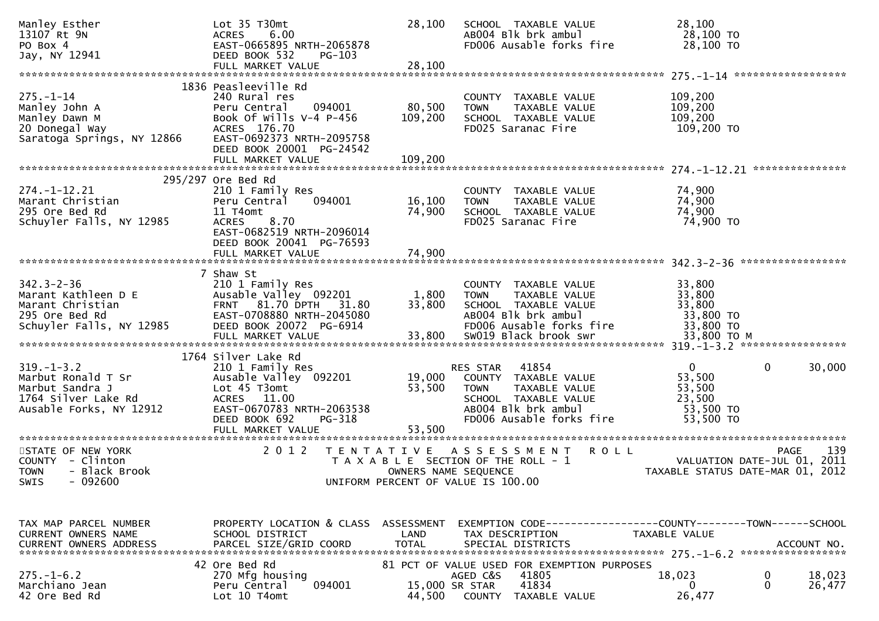```
Manley Esther                  Lot 35 T30mt                  28,100   SCHOOL  TAXABLE VALUE            28,100
13107 Rt 9N                    ACRES     6.00                          AB004 Blk brk ambul               28,100 TO
PO Box 4                       EAST-0665895 NRTH-2065878               FD006 Ausable forks fire          28,100 TO
Jay, NY 12941                  DEED BOOK 532    PG-103
                               FULL MARKET VALUE              28,100
******************************************************************************************************* 275.-1-14 ******************
                         1836 Peasleeville Rd
275.-1-14                      240 Rural res                           COUNTY  TAXABLE VALUE           109,200
Manley John A                  Peru Central     094001        80,500   TOWN    TAXABLE VALUE           109,200
Manley Dawn M                  Book Of Wills V-4 P-456       109,200   SCHOOL  TAXABLE VALUE           109,200
20 Donegal Way                 ACRES  176.70                           FD025 Saranac Fire               109,200 TO
Saratoga Springs, NY 12866     EAST-0692373 NRTH-2095758
                               DEED BOOK 20001  PG-24542
                               FULL MARKET VALUE             109,200
******************************************************************************************************* 274.-1-12.21 ***************
                      295/297 Ore Bed Rd
274.-1-12.21                   210 1 Family Res                        COUNTY  TAXABLE VALUE            74,900
Marant Christian               Peru Central     094001        16,100   TOWN    TAXABLE VALUE            74,900
295 Ore Bed Rd                 11 T4omt                       74,900   SCHOOL  TAXABLE VALUE            74,900
Schuyler Falls, NY 12985       ACRES     8.70                          FD025 Saranac Fire                74,900 TO
                               EAST-0682519 NRTH-2096014
                               DEED BOOK 20041  PG-76593
                               FULL MARKET VALUE              74,900
******************************************************************************************************* 342.3-2-36 *****************
                            7 Shaw St
342.3-2-36                     210 1 Family Res                        COUNTY  TAXABLE VALUE            33,800
Marant Kathleen D E            Ausable Valley  092201          1,800   TOWN    TAXABLE VALUE            33,800
Marant Christian               FRNT   81.70 DPTH   31.80      33,800   SCHOOL  TAXABLE VALUE            33,800
295 Ore Bed Rd                 EAST-0708880 NRTH-2045080               AB004 Blk brk ambul               33,800 TO
Schuyler Falls, NY 12985       DEED BOOK 20072  PG-6914                FD006 Ausable forks fire          33,800 TO
                               FULL MARKET VALUE              33,800   SW019 Black brook swr             33,800 TO M
******************************************************************************************************* 319.-1-3.2 *****************
                         1764 Silver Lake Rd
319.-1-3.2                     210 1 Family Res                        RES STAR   41854                       0          0     30,000
Marbut Ronald T Sr             Ausable Valley  092201         19,000   COUNTY  TAXABLE VALUE            53,500
Marbut Sandra J                Lot 45 T3omt                   53,500   TOWN    TAXABLE VALUE            53,500
1764 Silver Lake Rd            ACRES    11.00                          SCHOOL  TAXABLE VALUE            23,500
Ausable Forks, NY 12912        EAST-0670783 NRTH-2063538               AB004 Blk brk ambul               53,500 TO
                               DEED BOOK 692    PG-318                 FD006 Ausable forks fire          53,500 TO
                               FULL MARKET VALUE              53,500
************************************************************************************************************************************
STATE OF NEW YORK                 2 0 1 2   T E N T A T I V E   A S S E S S M E N T   R O L L                              PAGE   139
COUNTY  - Clinton                           T A X A B L E  SECTION OF THE ROLL - 1                   VALUATION DATE-JUL 01, 2011
TOWN    - Black Brook                              OWNERS NAME SEQUENCE                         TAXABLE STATUS DATE-MAR 01, 2012
SWIS    - 092600                               UNIFORM PERCENT OF VALUE IS 100.00


TAX MAP PARCEL NUMBER          PROPERTY LOCATION & CLASS  ASSESSMENT  EXEMPTION CODE------------------COUNTY--------TOWN------SCHOOL
CURRENT OWNERS NAME            SCHOOL DISTRICT               LAND      TAX DESCRIPTION              TAXABLE VALUE
CURRENT OWNERS ADDRESS         PARCEL SIZE/GRID COORD       TOTAL      SPECIAL DISTRICTS                                 ACCOUNT NO.
******************************************************************************************************* 275.-1-6.2 *****************
                           42 Ore Bed Rd                   81 PCT OF VALUE USED FOR EXEMPTION PURPOSES
275.-1-6.2                     270 Mfg housing                          AGED C&S   41805                  18,023          0     18,023
Marchiano Jean                 Peru Central     094001        15,000 SR STAR   41834                       0          0     26,477
42 Ore Bed Rd                  Lot 10 T4omt                   44,500   COUNTY  TAXABLE VALUE            26,477
```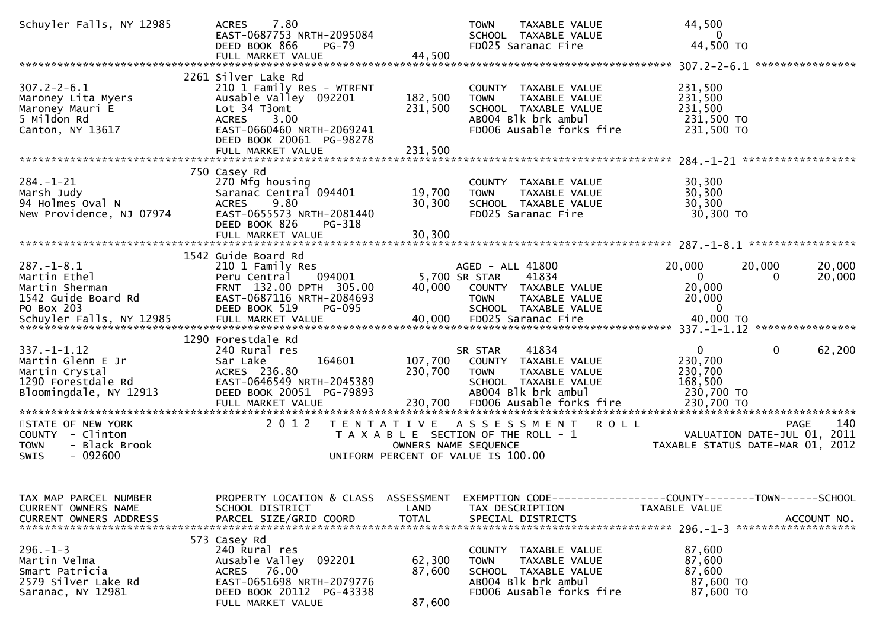```
Schuyler Falls, NY 12985      ACRES    7.80                                  TOWN    TAXABLE VALUE              44,500
                              EAST-0687753 NRTH-2095084                      SCHOOL  TAXABLE VALUE                   0
                              DEED BOOK 866    PG-79                         FD025 Saranac Fire                  44,500 TO
                              FULL MARKET VALUE                  44,500
******************************************************************************************************* 307.2-2-6.1 ****************
                          2261 Silver Lake Rd
307.2-2-6.1                   210 1 Family Res - WTRFNT                      COUNTY  TAXABLE VALUE             231,500
Maroney Lita Myers            Ausable Valley  092201       182,500           TOWN    TAXABLE VALUE             231,500
Maroney Mauri E               Lot 34 T3omt                 231,500           SCHOOL  TAXABLE VALUE             231,500
5 Mildon Rd                   ACRES    3.00                                  AB004 Blk brk ambul                231,500 TO
Canton, NY 13617              EAST-0660460 NRTH-2069241                      FD006 Ausable forks fire           231,500 TO
                              DEED BOOK 20061  PG-98278
                              FULL MARKET VALUE                 231,500
******************************************************************************************************* 284.-1-21 ******************
                          750 Casey Rd
284.-1-21                     270 Mfg housing                                COUNTY  TAXABLE VALUE              30,300
Marsh Judy                    Saranac Central 094401        19,700           TOWN    TAXABLE VALUE              30,300
94 Holmes Oval N              ACRES    9.80                 30,300           SCHOOL  TAXABLE VALUE              30,300
New Providence, NJ 07974      EAST-0655573 NRTH-2081440                      FD025 Saranac Fire                  30,300 TO
                              DEED BOOK 826    PG-318
                              FULL MARKET VALUE                  30,300
******************************************************************************************************* 287.-1-8.1 *****************
                          1542 Guide Board Rd
287.-1-8.1                    210 1 Family Res                               AGED - ALL 41800              20,000     20,000     20,000
Martin Ethel                  Peru Central    094001         5,700 SR STAR     41834                    0          0     20,000
Martin Sherman                FRNT 132.00 DPTH 305.00       40,000   COUNTY  TAXABLE VALUE              20,000
1542 Guide Board Rd           EAST-0687116 NRTH-2084693                TOWN    TAXABLE VALUE              20,000
PO Box 203                    DEED BOOK 519    PG-095                  SCHOOL  TAXABLE VALUE                   0
Schuyler Falls, NY 12985      FULL MARKET VALUE                  40,000   FD025 Saranac Fire                  40,000 TO
******************************************************************************************************* 337.-1-1.12 ****************
                          1290 Forestdale Rd
337.-1-1.12                   240 Rural res                                  SR STAR     41834                    0          0     62,200
Martin Glenn E Jr             Sar Lake        164601       107,700   COUNTY  TAXABLE VALUE             230,700
Martin Crystal                ACRES  236.80                230,700   TOWN    TAXABLE VALUE             230,700
1290 Forestdale Rd            EAST-0646549 NRTH-2045389                SCHOOL  TAXABLE VALUE             168,500
Bloomingdale, NY 12913        DEED BOOK 20051  PG-79893                AB004 Blk brk ambul                230,700 TO
                              FULL MARKET VALUE                 230,700   FD006 Ausable forks fire           230,700 TO
************************************************************************************************************************************
STATE OF NEW YORK                2 0 1 2   T E N T A T I V E   A S S E S S M E N T   R O L L                          PAGE    140
COUNTY  - Clinton                          T A X A B L E  SECTION OF THE ROLL - 1                    VALUATION DATE-JUL 01, 2011
TOWN    - Black Brook                             OWNERS NAME SEQUENCE                         TAXABLE STATUS DATE-MAR 01, 2012
SWIS    - 092600                            UNIFORM PERCENT OF VALUE IS 100.00


TAX MAP PARCEL NUMBER         PROPERTY LOCATION & CLASS  ASSESSMENT  EXEMPTION CODE------------------COUNTY--------TOWN------SCHOOL
CURRENT OWNERS NAME           SCHOOL DISTRICT               LAND      TAX DESCRIPTION             TAXABLE VALUE
CURRENT OWNERS ADDRESS        PARCEL SIZE/GRID COORD        TOTAL     SPECIAL DISTRICTS                                 ACCOUNT NO.
******************************************************************************************************* 296.-1-3 *******************
                          573 Casey Rd
296.-1-3                      240 Rural res                                  COUNTY  TAXABLE VALUE              87,600
Martin Velma                  Ausable Valley  092201        62,300   TOWN    TAXABLE VALUE              87,600
Smart Patricia                ACRES   76.00                 87,600   SCHOOL  TAXABLE VALUE              87,600
2579 Silver Lake Rd           EAST-0651698 NRTH-2079776                AB004 Blk brk ambul                 87,600 TO
Saranac, NY 12981             DEED BOOK 20112  PG-43338                FD006 Ausable forks fire            87,600 TO
                              FULL MARKET VALUE                  87,600
```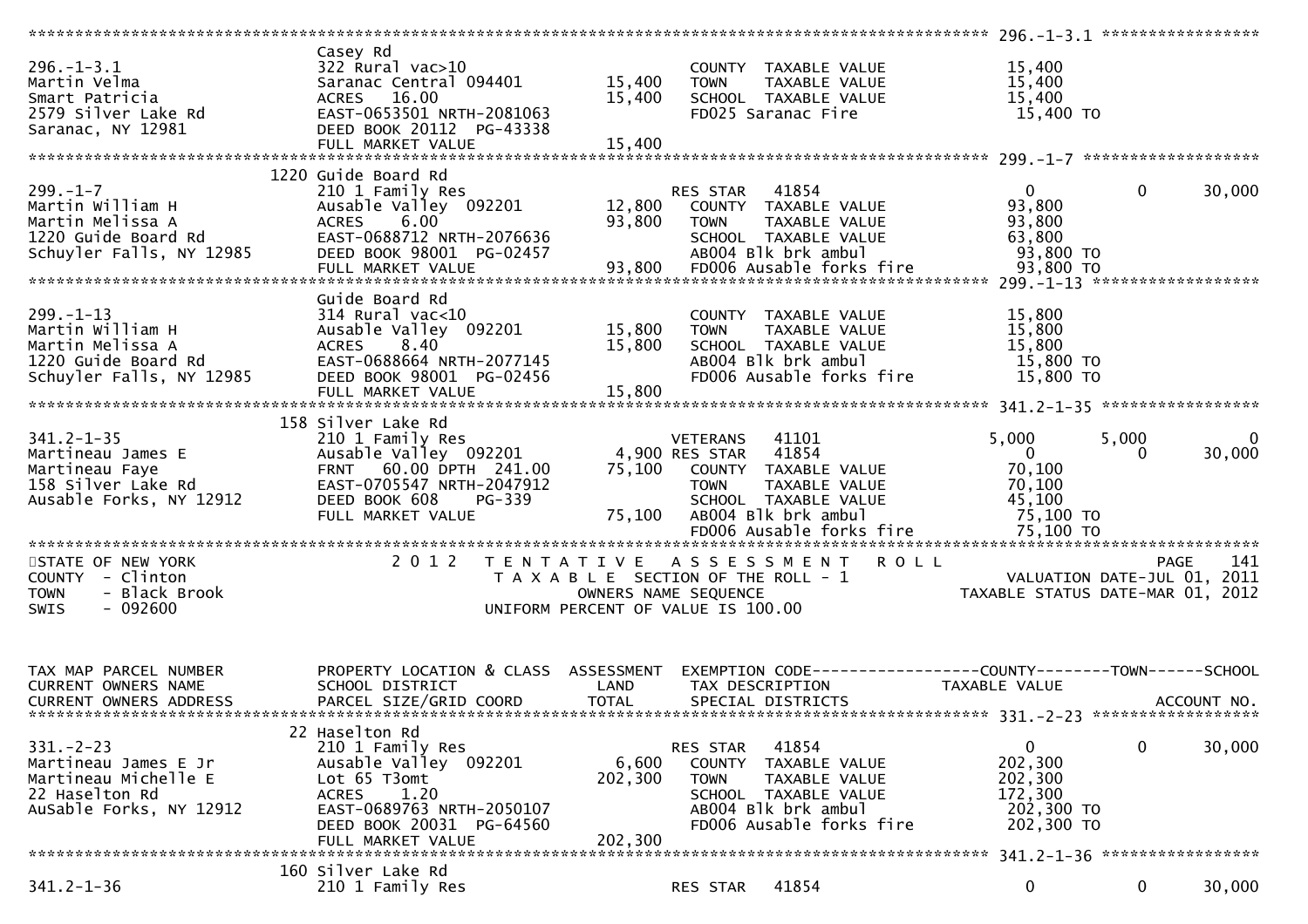```
******************************************************************************************************* 296.-1-3.1 *****************
                    Casey Rd
296.-1-3.1          322 Rural vac>10                         COUNTY  TAXABLE VALUE            15,400
Martin Velma        Saranac Central 094401      15,400       TOWN    TAXABLE VALUE            15,400
Smart Patricia      ACRES   16.00               15,400       SCHOOL  TAXABLE VALUE            15,400
2579 Silver Lake Rd EAST-0653501 NRTH-2081063                FD025 Saranac Fire                15,400 TO
Saranac, NY 12981   DEED BOOK 20112 PG-43338
                    FULL MARKET VALUE           15,400
******************************************************************************************************* 299.-1-7 *******************
                    1220 Guide Board Rd
299.-1-7            210 1 Family Res                         RES STAR    41854               0            0        30,000
Martin William H    Ausable Valley  092201      12,800       COUNTY  TAXABLE VALUE            93,800
Martin Melissa A    ACRES    6.00               93,800       TOWN    TAXABLE VALUE            93,800
1220 Guide Board Rd EAST-0688712 NRTH-2076636                SCHOOL  TAXABLE VALUE            63,800
Schuyler Falls, NY 12985 DEED BOOK 98001 PG-02457            AB004 Blk brk ambul               93,800 TO
                    FULL MARKET VALUE           93,800       FD006 Ausable forks fire          93,800 TO
******************************************************************************************************* 299.-1-13 ******************
                    Guide Board Rd
299.-1-13           314 Rural vac<10                         COUNTY  TAXABLE VALUE            15,800
Martin William H    Ausable Valley  092201      15,800       TOWN    TAXABLE VALUE            15,800
Martin Melissa A    ACRES    8.40               15,800       SCHOOL  TAXABLE VALUE            15,800
1220 Guide Board Rd EAST-0688664 NRTH-2077145                AB004 Blk brk ambul               15,800 TO
Schuyler Falls, NY 12985 DEED BOOK 98001 PG-02456            FD006 Ausable forks fire          15,800 TO
                    FULL MARKET VALUE           15,800
******************************************************************************************************* 341.2-1-35 *****************
                    158 Silver Lake Rd
341.2-1-35          210 1 Family Res                         VETERANS    41101            5,000        5,000            0
Martineau James E   Ausable Valley  092201       4,900 RES STAR  41854                       0            0        30,000
Martineau Faye      FRNT   60.00 DPTH 241.00    75,100       COUNTY  TAXABLE VALUE            70,100
158 Silver Lake Rd  EAST-0705547 NRTH-2047912                TOWN    TAXABLE VALUE            70,100
Ausable Forks, NY 12912 DEED BOOK 608  PG-339                SCHOOL  TAXABLE VALUE            45,100
                    FULL MARKET VALUE           75,100       AB004 Blk brk ambul               75,100 TO
                                                             FD006 Ausable forks fire          75,100 TO
************************************************************************************************************************************
STATE OF NEW YORK              2 0 1 2   T E N T A T I V E   A S S E S S M E N T   R O L L                         PAGE    141
COUNTY  - Clinton                        T A X A B L E  SECTION OF THE ROLL - 1                  VALUATION DATE-JUL 01, 2011
TOWN    - Black Brook                          OWNERS NAME SEQUENCE                         TAXABLE STATUS DATE-MAR 01, 2012
SWIS    - 092600                         UNIFORM PERCENT OF VALUE IS 100.00


TAX MAP PARCEL NUMBER    PROPERTY LOCATION & CLASS  ASSESSMENT  EXEMPTION CODE------------------COUNTY--------TOWN------SCHOOL
CURRENT OWNERS NAME      SCHOOL DISTRICT              LAND      TAX DESCRIPTION             TAXABLE VALUE
CURRENT OWNERS ADDRESS   PARCEL SIZE/GRID COORD       TOTAL     SPECIAL DISTRICTS                                 ACCOUNT NO.
******************************************************************************************************* 331.-2-23 ******************
                    22 Haselton Rd
331.-2-23           210 1 Family Res                         RES STAR    41854               0            0        30,000
Martineau James E Jr Ausable Valley  092201      6,600       COUNTY  TAXABLE VALUE           202,300
Martineau Michelle E Lot 65 T3omt              202,300       TOWN    TAXABLE VALUE           202,300
22 Haselton Rd      ACRES    1.20                            SCHOOL  TAXABLE VALUE           172,300
AuSable Forks, NY 12912 EAST-0689763 NRTH-2050107            AB004 Blk brk ambul              202,300 TO
                    DEED BOOK 20031 PG-64560                 FD006 Ausable forks fire         202,300 TO
                    FULL MARKET VALUE          202,300
******************************************************************************************************* 341.2-1-36 *****************
                    160 Silver Lake Rd
341.2-1-36          210 1 Family Res                         RES STAR    41854               0            0        30,000
```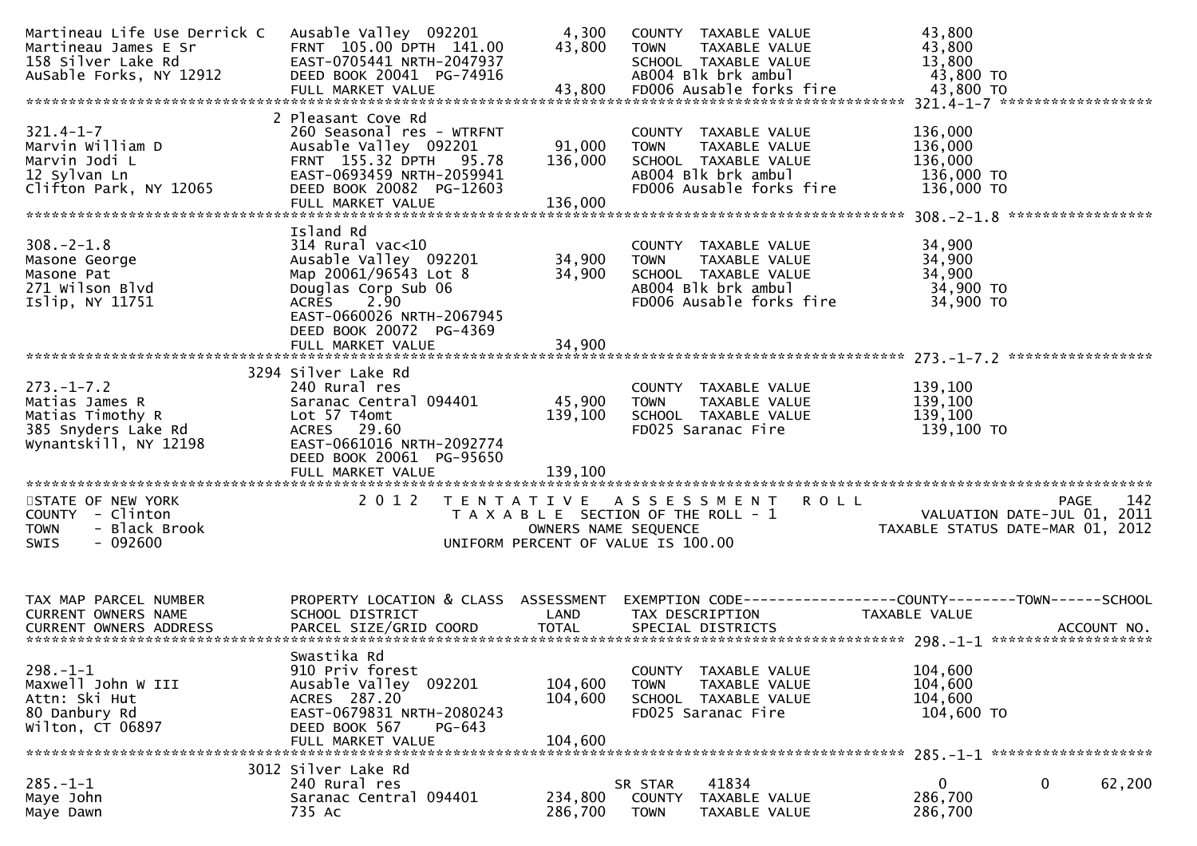```
Martineau Life Use Derrick C   Ausable Valley  092201          4,300   COUNTY  TAXABLE VALUE             43,800
Martineau James E Sr           FRNT  105.00 DPTH  141.00      43,800   TOWN    TAXABLE VALUE             43,800
158 Silver Lake Rd             EAST-0705441 NRTH-2047937               SCHOOL  TAXABLE VALUE             13,800
AuSable Forks, NY 12912        DEED BOOK 20041  PG-74916               AB004 Blk brk ambul                43,800 TO
                               FULL MARKET VALUE              43,800   FD006 Ausable forks fire           43,800 TO
******************************************************************************************************* 321.4-1-7 ******************
                             2 Pleasant Cove Rd
321.4-1-7                      260 Seasonal res - WTRFNT               COUNTY  TAXABLE VALUE            136,000
Marvin William D               Ausable Valley  092201         91,000   TOWN    TAXABLE VALUE            136,000
Marvin Jodi L                  FRNT  155.32 DPTH   95.78     136,000   SCHOOL  TAXABLE VALUE            136,000
12 Sylvan Ln                   EAST-0693459 NRTH-2059941               AB004 Blk brk ambul               136,000 TO
Clifton Park, NY 12065         DEED BOOK 20082  PG-12603               FD006 Ausable forks fire          136,000 TO
                               FULL MARKET VALUE             136,000
******************************************************************************************************* 308.-2-1.8 *****************
                               Island Rd
308.-2-1.8                     314 Rural vac<10                        COUNTY  TAXABLE VALUE             34,900
Masone George                  Ausable Valley  092201         34,900   TOWN    TAXABLE VALUE             34,900
Masone Pat                     Map 20061/96543 Lot 8          34,900   SCHOOL  TAXABLE VALUE             34,900
271 Wilson Blvd                Douglas Corp Sub 06                     AB004 Blk brk ambul                34,900 TO
Islip, NY 11751                ACRES    2.90                           FD006 Ausable forks fire           34,900 TO
                               EAST-0660026 NRTH-2067945
                               DEED BOOK 20072  PG-4369
                               FULL MARKET VALUE              34,900
******************************************************************************************************* 273.-1-7.2 *****************
                          3294 Silver Lake Rd
273.-1-7.2                     240 Rural res                           COUNTY  TAXABLE VALUE            139,100
Matias James R                 Saranac Central 094401         45,900   TOWN    TAXABLE VALUE            139,100
Matias Timothy R               Lot 57 T4omt                  139,100   SCHOOL  TAXABLE VALUE            139,100
385 Snyders Lake Rd            ACRES   29.60                           FD025 Saranac Fire                139,100 TO
Wynantskill, NY 12198          EAST-0661016 NRTH-2092774
                               DEED BOOK 20061  PG-95650
                               FULL MARKET VALUE             139,100
************************************************************************************************************************************
STATE OF NEW YORK                  2 0 1 2   T E N T A T I V E   A S S E S S M E N T   R O L L                          PAGE    142
COUNTY  - Clinton                              T A X A B L E  SECTION OF THE ROLL - 1                  VALUATION DATE-JUL 01, 2011
TOWN    - Black Brook                               OWNERS NAME SEQUENCE                            TAXABLE STATUS DATE-MAR 01, 2012
SWIS    - 092600                              UNIFORM PERCENT OF VALUE IS 100.00


TAX MAP PARCEL NUMBER          PROPERTY LOCATION & CLASS  ASSESSMENT  EXEMPTION CODE------------------COUNTY--------TOWN------SCHOOL
CURRENT OWNERS NAME            SCHOOL DISTRICT               LAND      TAX DESCRIPTION             TAXABLE VALUE
CURRENT OWNERS ADDRESS         PARCEL SIZE/GRID COORD        TOTAL     SPECIAL DISTRICTS                                  ACCOUNT NO.
******************************************************************************************************* 298.-1-1 *******************
                               Swastika Rd
298.-1-1                       910 Priv forest                         COUNTY  TAXABLE VALUE            104,600
Maxwell John W III             Ausable Valley  092201        104,600   TOWN    TAXABLE VALUE            104,600
Attn: Ski Hut                  ACRES  287.20                 104,600   SCHOOL  TAXABLE VALUE            104,600
80 Danbury Rd                  EAST-0679831 NRTH-2080243               FD025 Saranac Fire                104,600 TO
Wilton, CT 06897               DEED BOOK 567    PG-643
                               FULL MARKET VALUE             104,600
******************************************************************************************************* 285.-1-1 *******************
                          3012 Silver Lake Rd
285.-1-1                       240 Rural res                           SR STAR     41834                   0            0      62,200
Maye John                      Saranac Central 094401        234,800   COUNTY  TAXABLE VALUE            286,700
Maye Dawn                      735 Ac                        286,700   TOWN    TAXABLE VALUE            286,700
```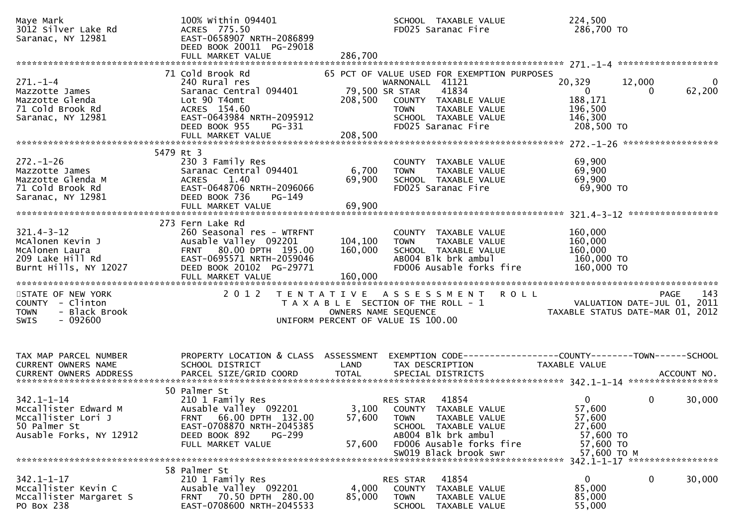```
Maye Mark                      100% Within 094401                         SCHOOL  TAXABLE VALUE            224,500
3012 Silver Lake Rd            ACRES  775.50                              FD025 Saranac Fire                286,700 TO
Saranac, NY 12981              EAST-0658907 NRTH-2086899
                               DEED BOOK 20011  PG-29018
                               FULL MARKET VALUE             286,700
******************************************************************************************************* 271.-1-4 ******************
                            71 Cold Brook Rd                 65 PCT OF VALUE USED FOR EXEMPTION PURPOSES
271.-1-4                       240 Rural res                         WARNONALL  41121              20,329      12,000            0
Mazzotte James                 Saranac Central 094401         79,500 SR STAR    41834                   0           0       62,200
Mazzotte Glenda                Lot 90 T4omt                  208,500   COUNTY  TAXABLE VALUE        188,171
71 Cold Brook Rd               ACRES  154.60                           TOWN    TAXABLE VALUE        196,500
Saranac, NY 12981              EAST-0643984 NRTH-2095912               SCHOOL  TAXABLE VALUE        146,300
                               DEED BOOK 955    PG-331                 FD025 Saranac Fire            208,500 TO
                               FULL MARKET VALUE             208,500
******************************************************************************************************* 272.-1-26 *****************
                          5479 Rt 3
272.-1-26                      230 3 Family Res                        COUNTY  TAXABLE VALUE         69,900
Mazzotte James                 Saranac Central 094401          6,700   TOWN    TAXABLE VALUE         69,900
Mazzotte Glenda M              ACRES    1.40                  69,900   SCHOOL  TAXABLE VALUE         69,900
71 Cold Brook Rd               EAST-0648706 NRTH-2096066               FD025 Saranac Fire             69,900 TO
Saranac, NY 12981              DEED BOOK 736    PG-149
                               FULL MARKET VALUE              69,900
******************************************************************************************************* 321.4-3-12 ****************
                           273 Fern Lake Rd
321.4-3-12                     260 Seasonal res - WTRFNT               COUNTY  TAXABLE VALUE        160,000
McAlonen Kevin J               Ausable Valley  092201        104,100   TOWN    TAXABLE VALUE        160,000
McAlonen Laura                 FRNT   80.00 DPTH 195.00      160,000   SCHOOL  TAXABLE VALUE        160,000
209 Lake Hill Rd               EAST-0695571 NRTH-2059046               AB004 Blk brk ambul           160,000 TO
Burnt Hills, NY 12027          DEED BOOK 20102  PG-29771               FD006 Ausable forks fire      160,000 TO
                               FULL MARKET VALUE             160,000
************************************************************************************************************************************
STATE OF NEW YORK                2 0 1 2   T E N T A T I V E   A S S E S S M E N T   R O L L                          PAGE   143
COUNTY  - Clinton                          T A X A B L E  SECTION OF THE ROLL - 1                    VALUATION DATE-JUL 01, 2011
TOWN    - Black Brook                           OWNERS NAME SEQUENCE                             TAXABLE STATUS DATE-MAR 01, 2012
SWIS    - 092600                          UNIFORM PERCENT OF VALUE IS 100.00


TAX MAP PARCEL NUMBER          PROPERTY LOCATION & CLASS  ASSESSMENT  EXEMPTION CODE------------------COUNTY--------TOWN------SCHOOL
CURRENT OWNERS NAME            SCHOOL DISTRICT               LAND      TAX DESCRIPTION             TAXABLE VALUE
CURRENT OWNERS ADDRESS         PARCEL SIZE/GRID COORD        TOTAL     SPECIAL DISTRICTS                                 ACCOUNT NO.
******************************************************************************************************* 342.1-1-14 ****************
                            50 Palmer St
342.1-1-14                     210 1 Family Res                        RES STAR   41854                  0            0       30,000
Mccallister Edward M           Ausable Valley  092201          3,100   COUNTY  TAXABLE VALUE         57,600
Mccallister Lori J             FRNT   66.00 DPTH 132.00       57,600   TOWN    TAXABLE VALUE         57,600
50 Palmer St                   EAST-0708870 NRTH-2045385               SCHOOL  TAXABLE VALUE         27,600
Ausable Forks, NY 12912        DEED BOOK 892    PG-299                 AB004 Blk brk ambul            57,600 TO
                               FULL MARKET VALUE              57,600   FD006 Ausable forks fire       57,600 TO
                                                                       SW019 Black brook swr          57,600 TO M
******************************************************************************************************* 342.1-1-17 ****************
                            58 Palmer St
342.1-1-17                     210 1 Family Res                        RES STAR   41854                  0            0       30,000
Mccallister Kevin C            Ausable Valley  092201          4,000   COUNTY  TAXABLE VALUE         85,000
Mccallister Margaret S         FRNT   70.50 DPTH 280.00       85,000   TOWN    TAXABLE VALUE         85,000
PO Box 238                     EAST-0708600 NRTH-2045533               SCHOOL  TAXABLE VALUE         55,000
```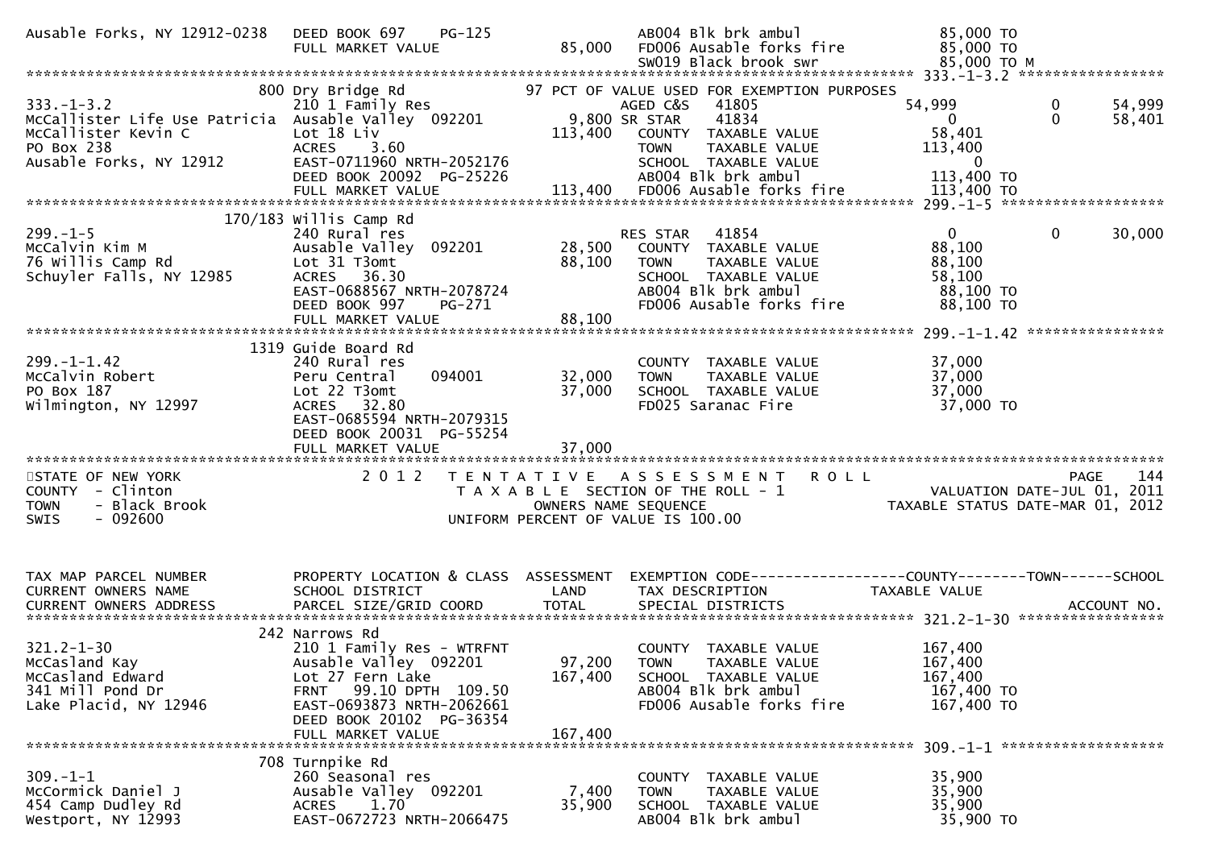```
Ausable Forks, NY 12912-0238   DEED BOOK 697     PG-125                  AB004 Blk brk ambul              85,000 TO
                               FULL MARKET VALUE              85,000     FD006 Ausable forks fire         85,000 TO
                                                                         SW019 Black brook swr            85,000 TO M
******************************************************************************************************* 333.-1-3.2 ****************
                              800 Dry Bridge Rd              97 PCT OF VALUE USED FOR EXEMPTION PURPOSES
333.-1-3.2                     210 1 Family Res                      AGED C&S    41805             54,999           0        54,999
McCallister Life Use Patricia  Ausable Valley  092201        9,800 SR STAR     41834                  0             0        58,401
McCallister Kevin C            Lot 18 Liv                   113,400   COUNTY  TAXABLE VALUE             58,401
PO Box 238                     ACRES     3.60                          TOWN    TAXABLE VALUE            113,400
Ausable Forks, NY 12912        EAST-0711960 NRTH-2052176               SCHOOL  TAXABLE VALUE                  0
                               DEED BOOK 20092  PG-25226               AB004 Blk brk ambul              113,400 TO
                               FULL MARKET VALUE             113,400   FD006 Ausable forks fire         113,400 TO
******************************************************************************************************* 299.-1-5 ******************
                          170/183 Willis Camp Rd
299.-1-5                       240 Rural res                          RES STAR    41854                  0             0        30,000
McCalvin Kim M                 Ausable Valley  092201        28,500   COUNTY  TAXABLE VALUE             88,100
76 Willis Camp Rd              Lot 31 T3omt                  88,100   TOWN    TAXABLE VALUE             88,100
Schuyler Falls, NY 12985       ACRES    36.30                         SCHOOL  TAXABLE VALUE             58,100
                               EAST-0688567 NRTH-2078724              AB004 Blk brk ambul               88,100 TO
                               DEED BOOK 997     PG-271               FD006 Ausable forks fire          88,100 TO
                               FULL MARKET VALUE              88,100
******************************************************************************************************* 299.-1-1.42 ***************
                             1319 Guide Board Rd
299.-1-1.42                    240 Rural res                          COUNTY  TAXABLE VALUE             37,000
McCalvin Robert                Peru Central     094001       32,000   TOWN    TAXABLE VALUE             37,000
PO Box 187                     Lot 22 T3omt                  37,000   SCHOOL  TAXABLE VALUE             37,000
Wilmington, NY 12997           ACRES    32.80                         FD025 Saranac Fire                37,000 TO
                               EAST-0685594 NRTH-2079315
                               DEED BOOK 20031  PG-55254
                               FULL MARKET VALUE              37,000
************************************************************************************************************************************
STATE OF NEW YORK                  2 0 1 2   T E N T A T I V E   A S S E S S M E N T   R O L L                       PAGE    144
COUNTY  - Clinton                            T A X A B L E  SECTION OF THE ROLL - 1                    VALUATION DATE-JUL 01, 2011
TOWN    - Black Brook                           OWNERS NAME SEQUENCE                             TAXABLE STATUS DATE-MAR 01, 2012
SWIS    - 092600                          UNIFORM PERCENT OF VALUE IS 100.00


TAX MAP PARCEL NUMBER          PROPERTY LOCATION & CLASS  ASSESSMENT  EXEMPTION CODE------------------COUNTY--------TOWN------SCHOOL
CURRENT OWNERS NAME            SCHOOL DISTRICT               LAND      TAX DESCRIPTION            TAXABLE VALUE
CURRENT OWNERS ADDRESS         PARCEL SIZE/GRID COORD        TOTAL     SPECIAL DISTRICTS                                  ACCOUNT NO.
******************************************************************************************************* 321.2-1-30 ****************
                              242 Narrows Rd
321.2-1-30                     210 1 Family Res - WTRFNT               COUNTY  TAXABLE VALUE            167,400
McCasland Kay                  Ausable Valley  092201        97,200    TOWN    TAXABLE VALUE            167,400
McCasland Edward               Lot 27 Fern Lake             167,400    SCHOOL  TAXABLE VALUE            167,400
341 Mill Pond Dr               FRNT    99.10 DPTH 109.50               AB004 Blk brk ambul              167,400 TO
Lake Placid, NY 12946          EAST-0693873 NRTH-2062661               FD006 Ausable forks fire         167,400 TO
                               DEED BOOK 20102  PG-36354
                               FULL MARKET VALUE             167,400
******************************************************************************************************* 309.-1-1 ******************
                              708 Turnpike Rd
309.-1-1                       260 Seasonal res                        COUNTY  TAXABLE VALUE             35,900
McCormick Daniel J             Ausable Valley  092201         7,400    TOWN    TAXABLE VALUE             35,900
454 Camp Dudley Rd             ACRES     1.70                35,900    SCHOOL  TAXABLE VALUE             35,900
Westport, NY 12993             EAST-0672723 NRTH-2066475               AB004 Blk brk ambul               35,900 TO
```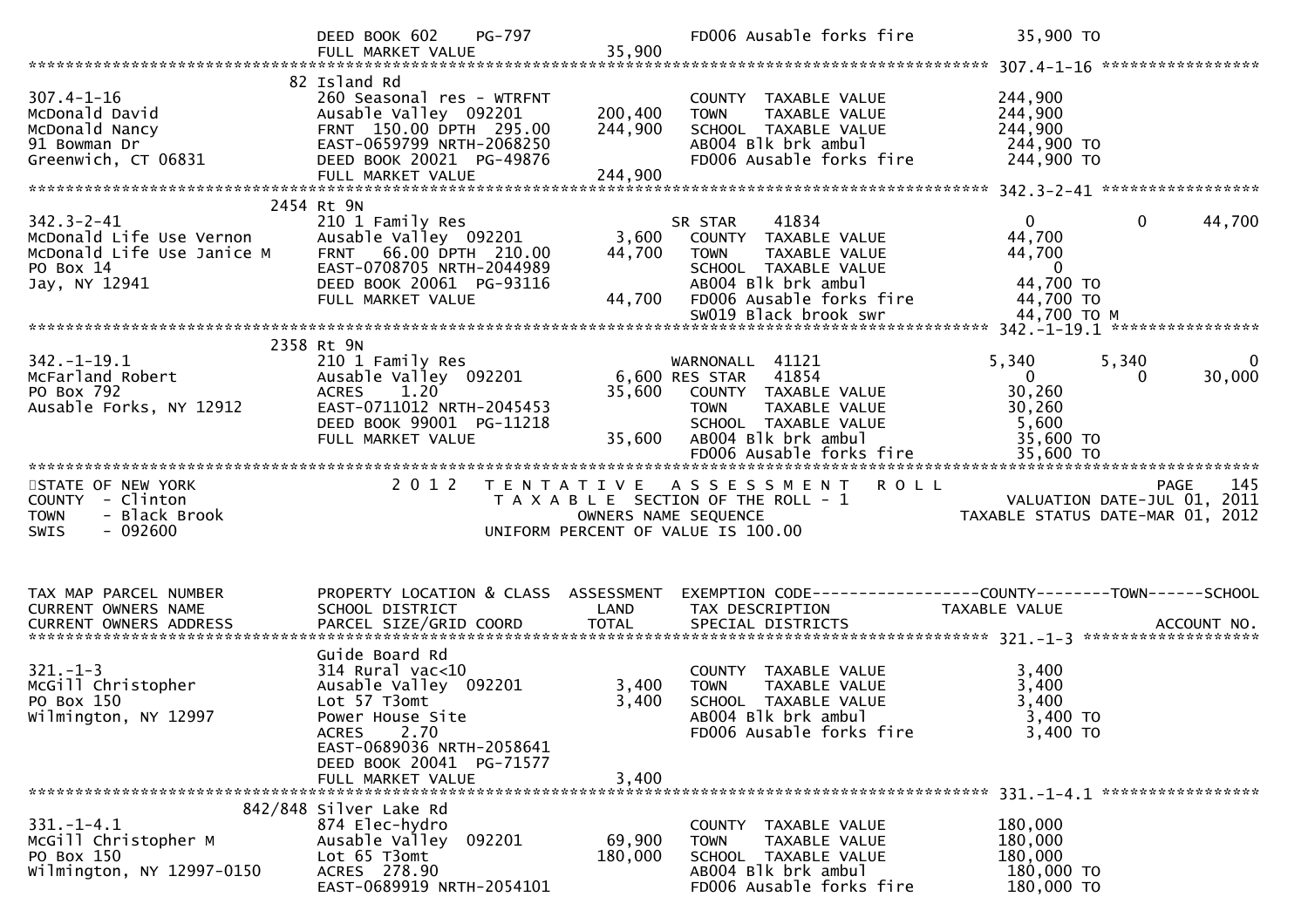```
                              DEED BOOK 602    PG-797                     FD006 Ausable forks fire          35,900 TO
                              FULL MARKET VALUE              35,900
******************************************************************************************************* 307.4-1-16 *****************
                            82 Island Rd
307.4-1-16                    260 Seasonal res - WTRFNT                   COUNTY  TAXABLE VALUE            244,900
McDonald David                Ausable Valley  092201        200,400      TOWN    TAXABLE VALUE            244,900
McDonald Nancy                FRNT  150.00 DPTH  295.00     244,900      SCHOOL  TAXABLE VALUE            244,900
91 Bowman Dr                  EAST-0659799 NRTH-2068250                   AB004 Blk brk ambul               244,900 TO
Greenwich, CT 06831           DEED BOOK 20021  PG-49876                   FD006 Ausable forks fire          244,900 TO
                              FULL MARKET VALUE             244,900
******************************************************************************************************* 342.3-2-41 *****************
                          2454 Rt 9N
342.3-2-41                    210 1 Family Res                            SR STAR     41834                 0             0       44,700
McDonald Life Use Vernon      Ausable Valley  092201          3,600      COUNTY  TAXABLE VALUE             44,700
McDonald Life Use Janice M    FRNT   66.00 DPTH  210.00      44,700      TOWN    TAXABLE VALUE             44,700
PO Box 14                     EAST-0708705 NRTH-2044989                   SCHOOL  TAXABLE VALUE                  0
Jay, NY 12941                 DEED BOOK 20061  PG-93116                   AB004 Blk brk ambul                44,700 TO
                              FULL MARKET VALUE              44,700      FD006 Ausable forks fire           44,700 TO
                                                                          SW019 Black brook swr              44,700 TO M
******************************************************************************************************* 342.-1-19.1 ****************
                          2358 Rt 9N
342.-1-19.1                   210 1 Family Res                            WARNONALL  41121              5,340         5,340            0
McFarland Robert              Ausable Valley  092201          6,600 RES STAR   41854                  0             0       30,000
PO Box 792                    ACRES    1.20                  35,600      COUNTY  TAXABLE VALUE             30,260
Ausable Forks, NY 12912       EAST-0711012 NRTH-2045453                   TOWN    TAXABLE VALUE             30,260
                              DEED BOOK 99001  PG-11218                   SCHOOL  TAXABLE VALUE              5,600
                              FULL MARKET VALUE              35,600      AB004 Blk brk ambul                35,600 TO
                                                                          FD006 Ausable forks fire           35,600 TO
************************************************************************************************************************************
STATE OF NEW YORK                  2 0 1 2   T E N T A T I V E   A S S E S S M E N T   R O L L                               PAGE    145
COUNTY  - Clinton                            T A X A B L E  SECTION OF THE ROLL - 1                      VALUATION DATE-JUL 01, 2011
TOWN    - Black Brook                              OWNERS NAME SEQUENCE                            TAXABLE STATUS DATE-MAR 01, 2012
SWIS    - 092600                            UNIFORM PERCENT OF VALUE IS 100.00


TAX MAP PARCEL NUMBER         PROPERTY LOCATION & CLASS  ASSESSMENT  EXEMPTION CODE------------------COUNTY--------TOWN------SCHOOL
CURRENT OWNERS NAME           SCHOOL DISTRICT               LAND      TAX DESCRIPTION                 TAXABLE VALUE
CURRENT OWNERS ADDRESS        PARCEL SIZE/GRID COORD        TOTAL     SPECIAL DISTRICTS                                   ACCOUNT NO.
******************************************************************************************************* 321.-1-3 *******************
                              Guide Board Rd
321.-1-3                      314 Rural vac<10                            COUNTY  TAXABLE VALUE              3,400
McGill Christopher            Ausable Valley  092201          3,400      TOWN    TAXABLE VALUE              3,400
PO Box 150                    Lot 57 T3omt                    3,400      SCHOOL  TAXABLE VALUE              3,400
Wilmington, NY 12997          Power House Site                            AB004 Blk brk ambul                 3,400 TO
                              ACRES    2.70                               FD006 Ausable forks fire            3,400 TO
                              EAST-0689036 NRTH-2058641
                              DEED BOOK 20041  PG-71577
                              FULL MARKET VALUE               3,400
******************************************************************************************************* 331.-1-4.1 *****************
                       842/848 Silver Lake Rd
331.-1-4.1                    874 Elec-hydro                              COUNTY  TAXABLE VALUE            180,000
McGill Christopher M          Ausable Valley  092201         69,900      TOWN    TAXABLE VALUE            180,000
PO Box 150                    Lot 65 T3omt                  180,000      SCHOOL  TAXABLE VALUE            180,000
Wilmington, NY 12997-0150     ACRES  278.90                               AB004 Blk brk ambul               180,000 TO
                              EAST-0689919 NRTH-2054101                   FD006 Ausable forks fire          180,000 TO
```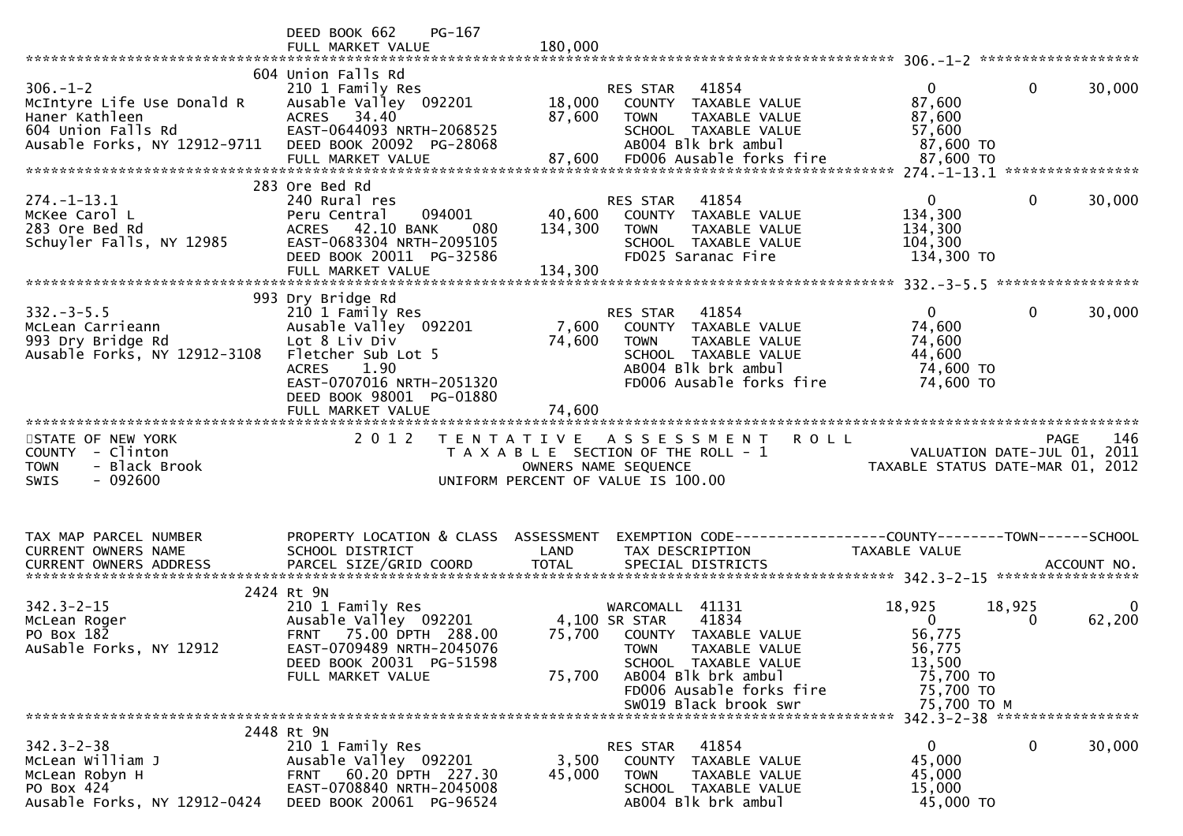```
                              DEED BOOK 662     PG-167
                              FULL MARKET VALUE              180,000
******************************************************************************************************* 306.-1-2 ******************
                              604 Union Falls Rd
306.-1-2                      210 1 Family Res                        RES STAR   41854                 0             0        30,000
McIntyre Life Use Donald R    Ausable Valley  092201        18,000     COUNTY  TAXABLE VALUE          87,600
Haner Kathleen                ACRES   34.40                 87,600     TOWN    TAXABLE VALUE          87,600
604 Union Falls Rd            EAST-0644093 NRTH-2068525                SCHOOL  TAXABLE VALUE          57,600
Ausable Forks, NY 12912-9711  DEED BOOK 20092  PG-28068                AB004 Blk brk ambul            87,600 TO
                              FULL MARKET VALUE             87,600     FD006 Ausable forks fire       87,600 TO
******************************************************************************************************* 274.-1-13.1 ***************
                              283 Ore Bed Rd
274.-1-13.1                   240 Rural res                           RES STAR   41854                 0             0        30,000
McKee Carol L                 Peru Central     094001       40,600     COUNTY  TAXABLE VALUE         134,300
283 Ore Bed Rd                ACRES   42.10 BANK     080   134,300     TOWN    TAXABLE VALUE         134,300
Schuyler Falls, NY 12985      EAST-0683304 NRTH-2095105                SCHOOL  TAXABLE VALUE         104,300
                              DEED BOOK 20011  PG-32586                FD025 Saranac Fire            134,300 TO
                              FULL MARKET VALUE            134,300
******************************************************************************************************* 332.-3-5.5 ****************
                              993 Dry Bridge Rd
332.-3-5.5                    210 1 Family Res                        RES STAR   41854                 0             0        30,000
McLean Carrieann              Ausable Valley  092201         7,600     COUNTY  TAXABLE VALUE          74,600
993 Dry Bridge Rd             Lot 8 Liv Div                 74,600     TOWN    TAXABLE VALUE          74,600
Ausable Forks, NY 12912-3108  Fletcher Sub Lot 5                       SCHOOL  TAXABLE VALUE          44,600
                              ACRES    1.90                            AB004 Blk brk ambul            74,600 TO
                              EAST-0707016 NRTH-2051320                FD006 Ausable forks fire       74,600 TO
                              DEED BOOK 98001  PG-01880
                              FULL MARKET VALUE             74,600
************************************************************************************************************************************
STATE OF NEW YORK                 2 0 1 2   T E N T A T I V E   A S S E S S M E N T   R O L L                          PAGE    146
COUNTY  - Clinton                           T A X A B L E  SECTION OF THE ROLL - 1                     VALUATION DATE-JUL 01, 2011
TOWN    - Black Brook                             OWNERS NAME SEQUENCE                          TAXABLE STATUS DATE-MAR 01, 2012
SWIS    - 092600                             UNIFORM PERCENT OF VALUE IS 100.00


TAX MAP PARCEL NUMBER         PROPERTY LOCATION & CLASS  ASSESSMENT  EXEMPTION CODE------------------COUNTY--------TOWN------SCHOOL
CURRENT OWNERS NAME           SCHOOL DISTRICT               LAND      TAX DESCRIPTION               TAXABLE VALUE
CURRENT OWNERS ADDRESS        PARCEL SIZE/GRID COORD        TOTAL     SPECIAL DISTRICTS                                  ACCOUNT NO.
******************************************************************************************************* 342.3-2-15 ****************
                              2424 Rt 9N
342.3-2-15                    210 1 Family Res                        WARCOMALL  41131             18,925        18,925            0
McLean Roger                  Ausable Valley  092201         4,100 SR STAR    41834                 0             0        62,200
PO Box 182                    FRNT   75.00 DPTH  288.00     75,700     COUNTY  TAXABLE VALUE          56,775
AuSable Forks, NY 12912       EAST-0709489 NRTH-2045076                TOWN    TAXABLE VALUE          56,775
                              DEED BOOK 20031  PG-51598                SCHOOL  TAXABLE VALUE          13,500
                              FULL MARKET VALUE             75,700     AB004 Blk brk ambul            75,700 TO
                                                                       FD006 Ausable forks fire       75,700 TO
                                                                       SW019 Black brook swr          75,700 TO M
******************************************************************************************************* 342.3-2-38 ****************
                              2448 Rt 9N
342.3-2-38                    210 1 Family Res                        RES STAR   41854                 0             0        30,000
McLean William J              Ausable Valley  092201         3,500     COUNTY  TAXABLE VALUE          45,000
McLean Robyn H                FRNT   60.20 DPTH  227.30     45,000     TOWN    TAXABLE VALUE          45,000
PO Box 424                    EAST-0708840 NRTH-2045008                SCHOOL  TAXABLE VALUE          15,000
Ausable Forks, NY 12912-0424  DEED BOOK 20061  PG-96524                AB004 Blk brk ambul            45,000 TO
```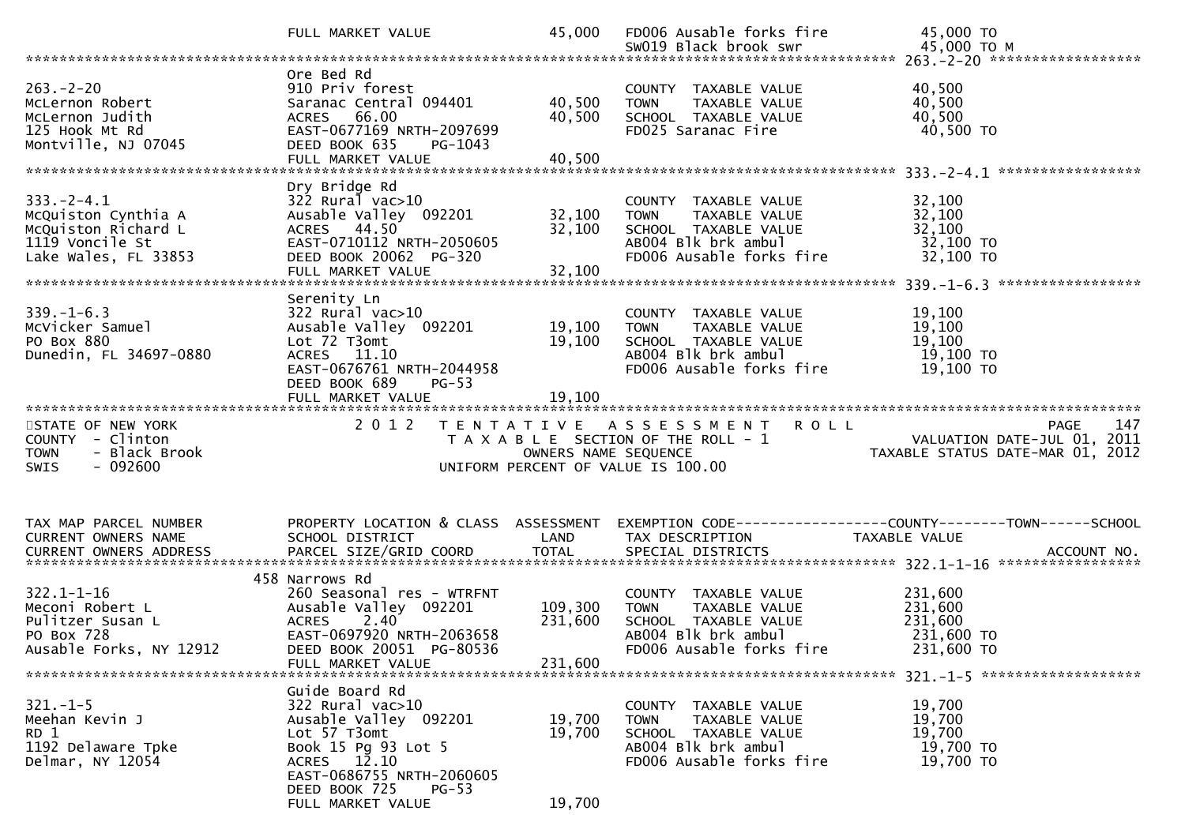```
                              FULL MARKET VALUE             45,000   FD006 Ausable forks fire          45,000 TO
                                                                     SW019 Black brook swr             45,000 TO M
******************************************************************************************************* 263.-2-20 ******************
                              Ore Bed Rd
263.-2-20                     910 Priv forest                        COUNTY  TAXABLE VALUE             40,500
McLernon Robert               Saranac Central 094401        40,500   TOWN    TAXABLE VALUE             40,500
McLernon Judith               ACRES   66.00                 40,500   SCHOOL  TAXABLE VALUE             40,500
125 Hook Mt Rd                EAST-0677169 NRTH-2097699              FD025 Saranac Fire                 40,500 TO
Montville, NJ 07045           DEED BOOK 635     PG-1043
                              FULL MARKET VALUE             40,500
******************************************************************************************************* 333.-2-4.1 *****************
                              Dry Bridge Rd
333.-2-4.1                    322 Rural vac>10                       COUNTY  TAXABLE VALUE             32,100
McQuiston Cynthia A           Ausable Valley  092201        32,100   TOWN    TAXABLE VALUE             32,100
McQuiston Richard L           ACRES   44.50                 32,100   SCHOOL  TAXABLE VALUE             32,100
1119 Voncile St               EAST-0710112 NRTH-2050605              AB004 Blk brk ambul                32,100 TO
Lake Wales, FL 33853          DEED BOOK 20062  PG-320                FD006 Ausable forks fire           32,100 TO
                              FULL MARKET VALUE             32,100
******************************************************************************************************* 339.-1-6.3 *****************
                              Serenity Ln
339.-1-6.3                    322 Rural vac>10                       COUNTY  TAXABLE VALUE             19,100
McVicker Samuel               Ausable Valley  092201        19,100   TOWN    TAXABLE VALUE             19,100
PO Box 880                    Lot 72 T3omt                  19,100   SCHOOL  TAXABLE VALUE             19,100
Dunedin, FL 34697-0880        ACRES   11.10                          AB004 Blk brk ambul                19,100 TO
                              EAST-0676761 NRTH-2044958              FD006 Ausable forks fire           19,100 TO
                              DEED BOOK 689     PG-53
                              FULL MARKET VALUE             19,100
************************************************************************************************************************************
STATE OF NEW YORK                2 0 1 2   T E N T A T I V E   A S S E S S M E N T   R O L L                            PAGE    147
COUNTY  - Clinton                           T A X A B L E  SECTION OF THE ROLL - 1                   VALUATION DATE-JUL 01, 2011
TOWN    - Black Brook                            OWNERS NAME SEQUENCE                          TAXABLE STATUS DATE-MAR 01, 2012
SWIS    - 092600                           UNIFORM PERCENT OF VALUE IS 100.00


TAX MAP PARCEL NUMBER         PROPERTY LOCATION & CLASS  ASSESSMENT  EXEMPTION CODE------------------COUNTY--------TOWN------SCHOOL
CURRENT OWNERS NAME           SCHOOL DISTRICT               LAND     TAX DESCRIPTION              TAXABLE VALUE
CURRENT OWNERS ADDRESS        PARCEL SIZE/GRID COORD        TOTAL    SPECIAL DISTRICTS                                 ACCOUNT NO.
******************************************************************************************************* 322.1-1-16 *****************
                         458 Narrows Rd
322.1-1-16                    260 Seasonal res - WTRFNT              COUNTY  TAXABLE VALUE            231,600
Meconi Robert L               Ausable Valley  092201       109,300   TOWN    TAXABLE VALUE            231,600
Pulitzer Susan L              ACRES    2.40                231,600   SCHOOL  TAXABLE VALUE            231,600
PO Box 728                    EAST-0697920 NRTH-2063658              AB004 Blk brk ambul               231,600 TO
Ausable Forks, NY 12912       DEED BOOK 20051  PG-80536              FD006 Ausable forks fire          231,600 TO
                              FULL MARKET VALUE            231,600
******************************************************************************************************* 321.-1-5 *******************
                              Guide Board Rd
321.-1-5                      322 Rural vac>10                       COUNTY  TAXABLE VALUE             19,700
Meehan Kevin J                Ausable Valley  092201        19,700   TOWN    TAXABLE VALUE             19,700
RD 1                          Lot 57 T3omt                  19,700   SCHOOL  TAXABLE VALUE             19,700
1192 Delaware Tpke            Book 15 Pg 93 Lot 5                    AB004 Blk brk ambul                19,700 TO
Delmar, NY 12054              ACRES   12.10                          FD006 Ausable forks fire           19,700 TO
                              EAST-0686755 NRTH-2060605
                              DEED BOOK 725     PG-53
                              FULL MARKET VALUE             19,700
```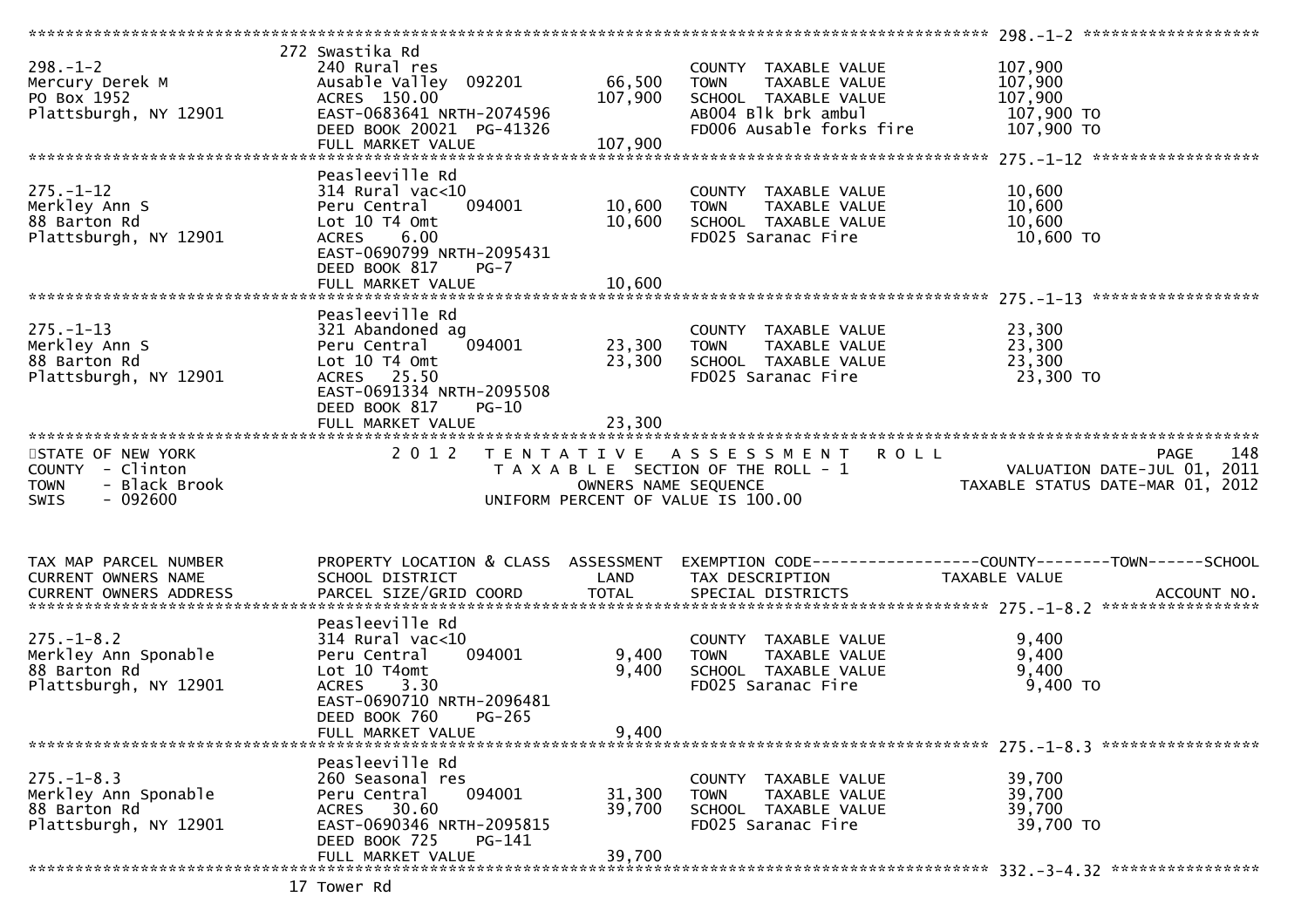```
******************************************************************************************************* 298.-1-2 ********************
                               272 Swastika Rd
298.-1-2                       240 Rural res                            COUNTY  TAXABLE VALUE            107,900
Mercury Derek M                Ausable Valley  092201        66,500     TOWN    TAXABLE VALUE            107,900
PO Box 1952                    ACRES  150.00                107,900     SCHOOL  TAXABLE VALUE            107,900
Plattsburgh, NY 12901          EAST-0683641 NRTH-2074596                AB004 Blk brk ambul               107,900 TO
                               DEED BOOK 20021  PG-41326                FD006 Ausable forks fire          107,900 TO
                               FULL MARKET VALUE            107,900
******************************************************************************************************* 275.-1-12 *******************
                               Peasleeville Rd
275.-1-12                      314 Rural vac<10                         COUNTY  TAXABLE VALUE             10,600
Merkley Ann S                  Peru Central    094001        10,600     TOWN    TAXABLE VALUE             10,600
88 Barton Rd                   Lot 10 T4 Omt                 10,600     SCHOOL  TAXABLE VALUE             10,600
Plattsburgh, NY 12901          ACRES    6.00                            FD025 Saranac Fire                 10,600 TO
                               EAST-0690799 NRTH-2095431
                               DEED BOOK 817    PG-7
                               FULL MARKET VALUE             10,600
******************************************************************************************************* 275.-1-13 *******************
                               Peasleeville Rd
275.-1-13                      321 Abandoned ag                         COUNTY  TAXABLE VALUE             23,300
Merkley Ann S                  Peru Central    094001        23,300     TOWN    TAXABLE VALUE             23,300
88 Barton Rd                   Lot 10 T4 Omt                 23,300     SCHOOL  TAXABLE VALUE             23,300
Plattsburgh, NY 12901          ACRES   25.50                            FD025 Saranac Fire                 23,300 TO
                               EAST-0691334 NRTH-2095508
                               DEED BOOK 817    PG-10
                               FULL MARKET VALUE             23,300
*************************************************************************************************************************************
STATE OF NEW YORK                2012  TENTATIVE ASSESSMENT ROLL                                                  PAGE    148
COUNTY  - Clinton                      T A X A B L E SECTION OF THE ROLL - 1                        VALUATION DATE-JUL 01, 2011
TOWN    - Black Brook                           OWNERS NAME SEQUENCE                          TAXABLE STATUS DATE-MAR 01, 2012
SWIS    - 092600                          UNIFORM PERCENT OF VALUE IS 100.00


TAX MAP PARCEL NUMBER          PROPERTY LOCATION & CLASS  ASSESSMENT  EXEMPTION CODE------------------COUNTY--------TOWN------SCHOOL
CURRENT OWNERS NAME            SCHOOL DISTRICT               LAND     TAX DESCRIPTION            TAXABLE VALUE
CURRENT OWNERS ADDRESS         PARCEL SIZE/GRID COORD        TOTAL    SPECIAL DISTRICTS                                  ACCOUNT NO.
******************************************************************************************************* 275.-1-8.2 ******************
                               Peasleeville Rd
275.-1-8.2                     314 Rural vac<10                         COUNTY  TAXABLE VALUE              9,400
Merkley Ann Sponable           Peru Central    094001         9,400     TOWN    TAXABLE VALUE              9,400
88 Barton Rd                   Lot 10 T4omt                   9,400     SCHOOL  TAXABLE VALUE              9,400
Plattsburgh, NY 12901          ACRES    3.30                            FD025 Saranac Fire                  9,400 TO
                               EAST-0690710 NRTH-2096481
                               DEED BOOK 760    PG-265
                               FULL MARKET VALUE              9,400
******************************************************************************************************* 275.-1-8.3 ******************
                               Peasleeville Rd
275.-1-8.3                     260 Seasonal res                         COUNTY  TAXABLE VALUE             39,700
Merkley Ann Sponable           Peru Central    094001        31,300     TOWN    TAXABLE VALUE             39,700
88 Barton Rd                   ACRES   30.60                 39,700     SCHOOL  TAXABLE VALUE             39,700
Plattsburgh, NY 12901          EAST-0690346 NRTH-2095815                FD025 Saranac Fire                 39,700 TO
                               DEED BOOK 725    PG-141
                               FULL MARKET VALUE             39,700
******************************************************************************************************* 332.-3-4.32 *****************
                               17 Tower Rd
```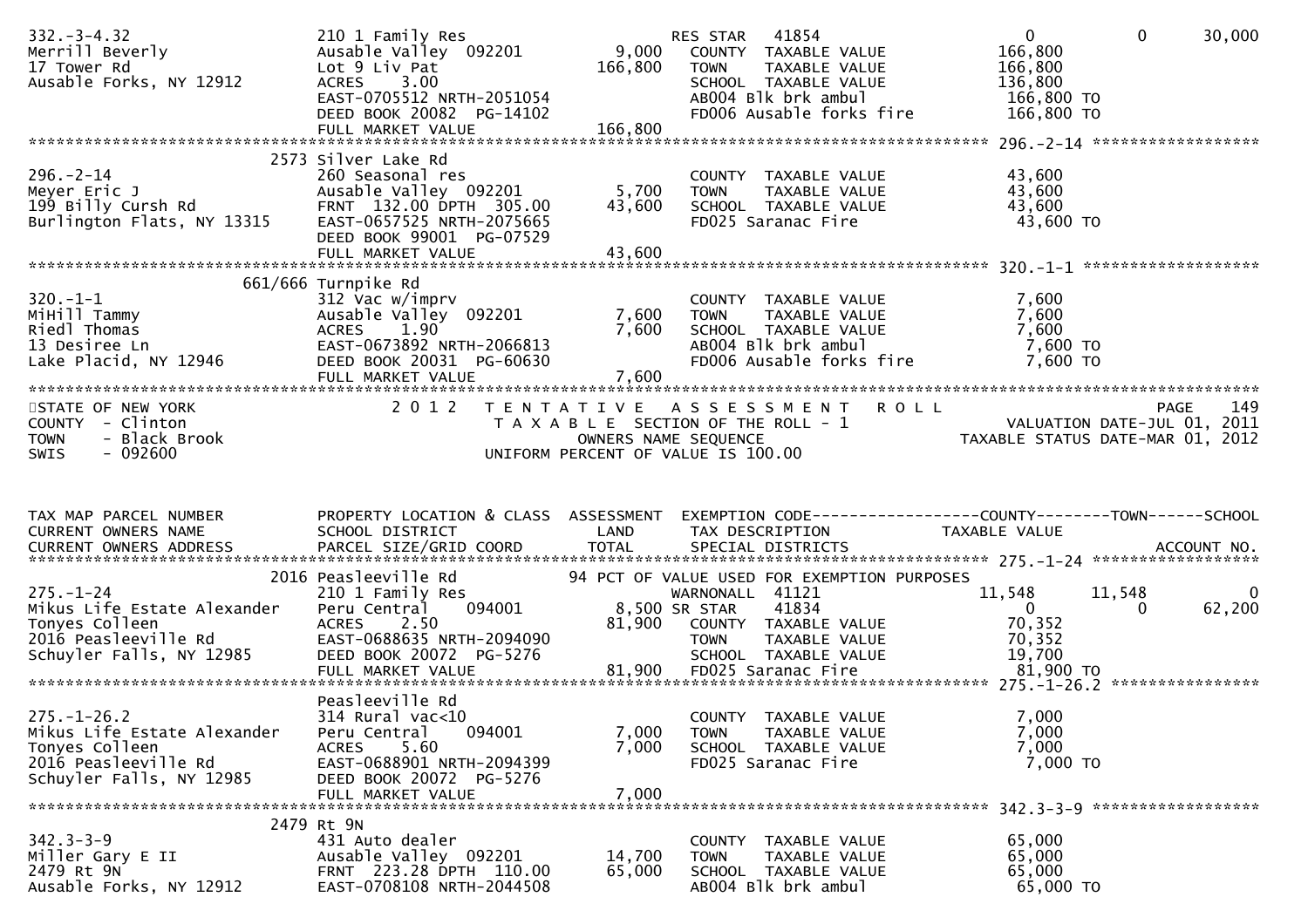```
332.-3-4.32                     210 1 Family Res                   RES STAR   41854                    0          0     30,000
Merrill Beverly                 Ausable Valley  092201      9,000   COUNTY  TAXABLE VALUE           166,800
17 Tower Rd                     Lot 9 Liv Pat             166,800   TOWN    TAXABLE VALUE           166,800
Ausable Forks, NY 12912         ACRES    3.00                       SCHOOL  TAXABLE VALUE           136,800
                                EAST-0705512 NRTH-2051054           AB004 Blk brk ambul              166,800 TO
                                DEED BOOK 20082  PG-14102           FD006 Ausable forks fire         166,800 TO
                                FULL MARKET VALUE         166,800
******************************************************************************************************* 296.-2-14 ******************
                            2573 Silver Lake Rd
296.-2-14                       260 Seasonal res                    COUNTY  TAXABLE VALUE            43,600
Meyer Eric J                    Ausable Valley  092201      5,700   TOWN    TAXABLE VALUE            43,600
199 Billy Cursh Rd              FRNT 132.00 DPTH 305.00    43,600   SCHOOL  TAXABLE VALUE            43,600
Burlington Flats, NY 13315      EAST-0657525 NRTH-2075665           FD025 Saranac Fire                43,600 TO
                                DEED BOOK 99001  PG-07529
                                FULL MARKET VALUE          43,600
******************************************************************************************************* 320.-1-1 *******************
                            661/666 Turnpike Rd
320.-1-1                        312 Vac w/imprv                     COUNTY  TAXABLE VALUE             7,600
MiHill Tammy                    Ausable Valley  092201      7,600   TOWN    TAXABLE VALUE             7,600
Riedl Thomas                    ACRES    1.90               7,600   SCHOOL  TAXABLE VALUE             7,600
13 Desiree Ln                   EAST-0673892 NRTH-2066813           AB004 Blk brk ambul                7,600 TO
Lake Placid, NY 12946           DEED BOOK 20031  PG-60630           FD006 Ausable forks fire           7,600 TO
                                FULL MARKET VALUE           7,600
************************************************************************************************************************************
STATE OF NEW YORK                 2 0 1 2   T E N T A T I V E   A S S E S S M E N T   R O L L                          PAGE    149
COUNTY  - Clinton                           T A X A B L E  SECTION OF THE ROLL - 1                     VALUATION DATE-JUL 01, 2011
TOWN    - Black Brook                          OWNERS NAME SEQUENCE                                TAXABLE STATUS DATE-MAR 01, 2012
SWIS    - 092600                        UNIFORM PERCENT OF VALUE IS 100.00


TAX MAP PARCEL NUMBER           PROPERTY LOCATION & CLASS  ASSESSMENT  EXEMPTION CODE------------------COUNTY--------TOWN------SCHOOL
CURRENT OWNERS NAME             SCHOOL DISTRICT               LAND     TAX DESCRIPTION             TAXABLE VALUE
CURRENT OWNERS ADDRESS          PARCEL SIZE/GRID COORD        TOTAL    SPECIAL DISTRICTS                                 ACCOUNT NO.
******************************************************************************************************* 275.-1-24 ******************
                            2016 Peasleeville Rd          94 PCT OF VALUE USED FOR EXEMPTION PURPOSES
275.-1-24                       210 1 Family Res                   WARNONALL  41121                 11,548     11,548          0
Mikus Life Estate Alexander     Peru Central    094001      8,500 SR STAR    41834                      0          0     62,200
Tonyes Colleen                  ACRES    2.50              81,900   COUNTY  TAXABLE VALUE            70,352
2016 Peasleeville Rd            EAST-0688635 NRTH-2094090           TOWN    TAXABLE VALUE            70,352
Schuyler Falls, NY 12985        DEED BOOK 20072  PG-5276            SCHOOL  TAXABLE VALUE            19,700
                                FULL MARKET VALUE          81,900   FD025 Saranac Fire                81,900 TO
******************************************************************************************************* 275.-1-26.2 ****************
                                Peasleeville Rd
275.-1-26.2                     314 Rural vac<10                    COUNTY  TAXABLE VALUE             7,000
Mikus Life Estate Alexander     Peru Central    094001      7,000   TOWN    TAXABLE VALUE             7,000
Tonyes Colleen                  ACRES    5.60               7,000   SCHOOL  TAXABLE VALUE             7,000
2016 Peasleeville Rd            EAST-0688901 NRTH-2094399           FD025 Saranac Fire                 7,000 TO
Schuyler Falls, NY 12985        DEED BOOK 20072  PG-5276
                                FULL MARKET VALUE           7,000
******************************************************************************************************* 342.3-3-9 ******************
                            2479 Rt 9N
342.3-3-9                       431 Auto dealer                     COUNTY  TAXABLE VALUE            65,000
Miller Gary E II                Ausable Valley  092201     14,700   TOWN    TAXABLE VALUE            65,000
2479 Rt 9N                      FRNT 223.28 DPTH 110.00    65,000   SCHOOL  TAXABLE VALUE            65,000
Ausable Forks, NY 12912         EAST-0708108 NRTH-2044508           AB004 Blk brk ambul               65,000 TO
```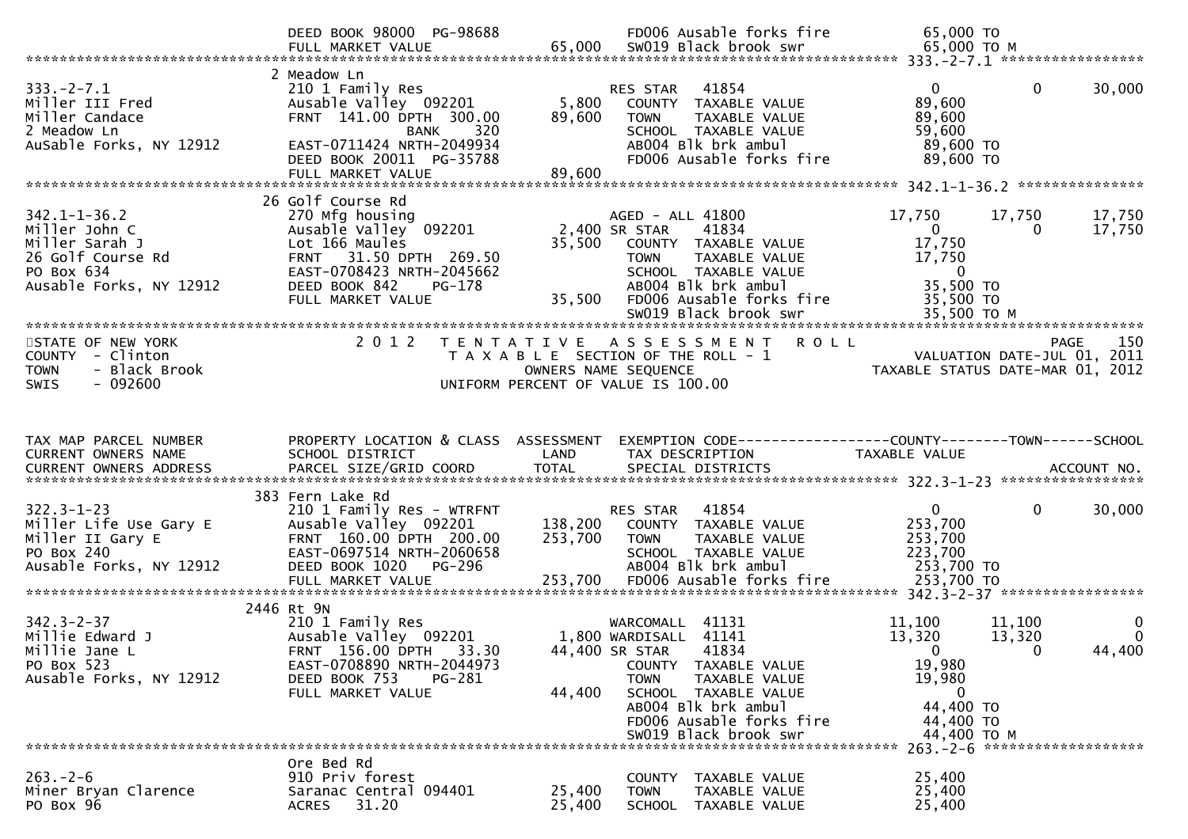```
                             DEED BOOK 98000  PG-98688            FD006 Ausable forks fire            65,000 TO
                             FULL MARKET VALUE              65,000   SW019 Black brook swr               65,000 TO M
******************************************************************************************************* 333.-2-7.1 *****************
                             2 Meadow Ln
333.-2-7.1                   210 1 Family Res                     RES STAR    41854                    0             0       30,000
Miller III Fred              Ausable Valley  092201        5,800    COUNTY  TAXABLE VALUE          89,600
Miller Candace               FRNT 141.00 DPTH  300.00     89,600    TOWN    TAXABLE VALUE          89,600
2 Meadow Ln                                  BANK    320            SCHOOL  TAXABLE VALUE          59,600
AuSable Forks, NY 12912      EAST-0711424 NRTH-2049934              AB004 Blk brk ambul             89,600 TO
                             DEED BOOK 20011  PG-35788              FD006 Ausable forks fire        89,600 TO
                             FULL MARKET VALUE              89,600
******************************************************************************************************* 342.1-1-36.2 ***************
                             26 Golf Course Rd
342.1-1-36.2                 270 Mfg housing                      AGED - ALL 41800               17,750        17,750       17,750
Miller John C                Ausable Valley  092201        2,400 SR STAR     41834                    0             0       17,750
Miller Sarah J               Lot 166 Maules                35,500    COUNTY  TAXABLE VALUE          17,750
26 Golf Course Rd            FRNT  31.50 DPTH  269.50                TOWN    TAXABLE VALUE          17,750
PO Box 634                   EAST-0708423 NRTH-2045662               SCHOOL  TAXABLE VALUE               0
Ausable Forks, NY 12912      DEED BOOK 842    PG-178                 AB004 Blk brk ambul             35,500 TO
                             FULL MARKET VALUE              35,500   FD006 Ausable forks fire        35,500 TO
                                                                     SW019 Black brook swr           35,500 TO M
************************************************************************************************************************************
STATE OF NEW YORK                2 0 1 2   T E N T A T I V E   A S S E S S M E N T   R O L L                              PAGE    150
COUNTY  - Clinton                          T A X A B L E  SECTION OF THE ROLL - 1                      VALUATION DATE-JUL 01, 2011
TOWN    - Black Brook                              OWNERS NAME SEQUENCE                             TAXABLE STATUS DATE-MAR 01, 2012
SWIS    - 092600                           UNIFORM PERCENT OF VALUE IS 100.00


TAX MAP PARCEL NUMBER        PROPERTY LOCATION & CLASS  ASSESSMENT  EXEMPTION CODE------------------COUNTY--------TOWN------SCHOOL
CURRENT OWNERS NAME          SCHOOL DISTRICT              LAND      TAX DESCRIPTION             TAXABLE VALUE
CURRENT OWNERS ADDRESS       PARCEL SIZE/GRID COORD       TOTAL     SPECIAL DISTRICTS                                   ACCOUNT NO.
******************************************************************************************************* 322.3-1-23 *****************
                             383 Fern Lake Rd
322.3-1-23                   210 1 Family Res - WTRFNT            RES STAR    41854                    0             0       30,000
Miller Life Use Gary E       Ausable Valley  092201      138,200    COUNTY  TAXABLE VALUE         253,700
Miller II Gary E             FRNT 160.00 DPTH  200.00    253,700    TOWN    TAXABLE VALUE         253,700
PO Box 240                   EAST-0697514 NRTH-2060658               SCHOOL  TAXABLE VALUE         223,700
Ausable Forks, NY 12912      DEED BOOK 1020   PG-296                 AB004 Blk brk ambul            253,700 TO
                             FULL MARKET VALUE             253,700   FD006 Ausable forks fire       253,700 TO
******************************************************************************************************* 342.3-2-37 *****************
                             2446 Rt 9N
342.3-2-37                   210 1 Family Res                     WARCOMALL  41131               11,100        11,100            0
Millie Edward J              Ausable Valley  092201        1,800 WARDISALL  41141               13,320        13,320            0
Millie Jane L                FRNT 156.00 DPTH   33.30     44,400 SR STAR     41834                    0             0       44,400
PO Box 523                   EAST-0708890 NRTH-2044973               COUNTY  TAXABLE VALUE          19,980
Ausable Forks, NY 12912      DEED BOOK 753    PG-281                 TOWN    TAXABLE VALUE          19,980
                             FULL MARKET VALUE              44,400   SCHOOL  TAXABLE VALUE               0
                                                                     AB004 Blk brk ambul             44,400 TO
                                                                     FD006 Ausable forks fire        44,400 TO
                                                                     SW019 Black brook swr           44,400 TO M
******************************************************************************************************* 263.-2-6 *******************
                             Ore Bed Rd
263.-2-6                     910 Priv forest                         COUNTY  TAXABLE VALUE          25,400
Miner Bryan Clarence         Saranac Central 094401       25,400     TOWN    TAXABLE VALUE          25,400
PO Box 96                    ACRES   31.20                25,400     SCHOOL  TAXABLE VALUE          25,400
```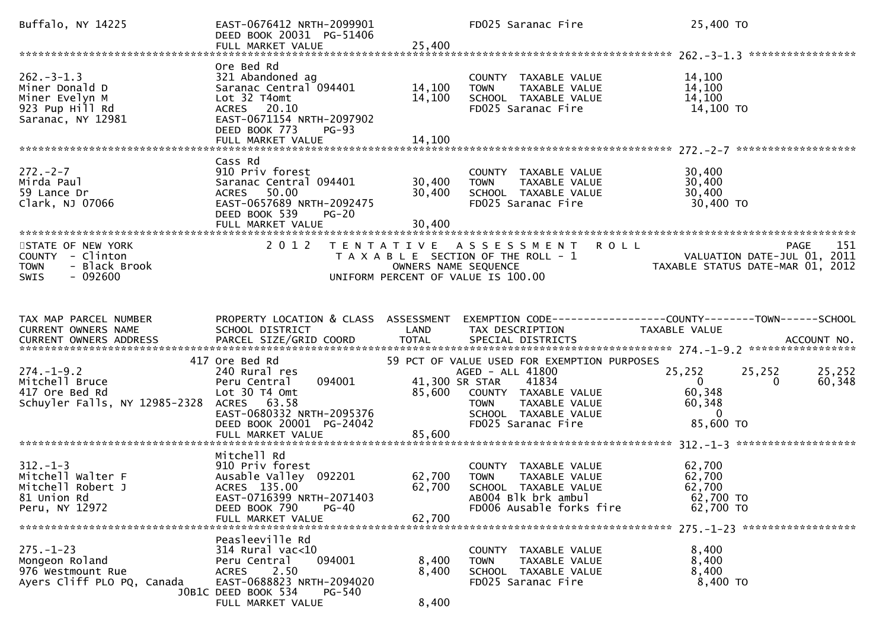```
Buffalo, NY 14225              EAST-0676412 NRTH-2099901              FD025 Saranac Fire               25,400 TO
                               DEED BOOK 20031  PG-51406
                               FULL MARKET VALUE               25,400
******************************************************************************************************* 262.-3-1.3 *****************
                               Ore Bed Rd
262.-3-1.3                     321 Abandoned ag                        COUNTY  TAXABLE VALUE            14,100
Miner Donald D                 Saranac Central 094401       14,100     TOWN    TAXABLE VALUE            14,100
Miner Evelyn M                 Lot 32 T4omt                 14,100     SCHOOL  TAXABLE VALUE            14,100
923 Pup Hill Rd                ACRES   20.10                           FD025 Saranac Fire               14,100 TO
Saranac, NY 12981              EAST-0671154 NRTH-2097902
                               DEED BOOK 773    PG-93
                               FULL MARKET VALUE               14,100
******************************************************************************************************* 272.-2-7 *******************
                               Cass Rd
272.-2-7                       910 Priv forest                         COUNTY  TAXABLE VALUE            30,400
Mirda Paul                     Saranac Central 094401       30,400     TOWN    TAXABLE VALUE            30,400
59 Lance Dr                    ACRES   50.00                30,400     SCHOOL  TAXABLE VALUE            30,400
Clark, NJ 07066                EAST-0657689 NRTH-2092475               FD025 Saranac Fire               30,400 TO
                               DEED BOOK 539    PG-20
                               FULL MARKET VALUE               30,400
************************************************************************************************************************************
STATE OF NEW YORK                   2 0 1 2   T E N T A T I V E   A S S E S S M E N T   R O L L                       PAGE    151
COUNTY  - Clinton                         T A X A B L E  SECTION OF THE ROLL - 1                      VALUATION DATE-JUL 01, 2011
TOWN    - Black Brook                         OWNERS NAME SEQUENCE                               TAXABLE STATUS DATE-MAR 01, 2012
SWIS    - 092600                        UNIFORM PERCENT OF VALUE IS 100.00


TAX MAP PARCEL NUMBER          PROPERTY LOCATION & CLASS  ASSESSMENT  EXEMPTION CODE------------------COUNTY--------TOWN------SCHOOL
CURRENT OWNERS NAME            SCHOOL DISTRICT               LAND      TAX DESCRIPTION              TAXABLE VALUE
CURRENT OWNERS ADDRESS         PARCEL SIZE/GRID COORD        TOTAL     SPECIAL DISTRICTS                                 ACCOUNT NO.
******************************************************************************************************* 274.-1-9.2 *****************
                           417 Ore Bed Rd                       59 PCT OF VALUE USED FOR EXEMPTION PURPOSES
274.-1-9.2                     240 Rural res                           AGED - ALL 41800             25,252        25,252        25,252
Mitchell Bruce                 Peru Central     094001       41,300 SR STAR     41834                 0             0         60,348
417 Ore Bed Rd                 Lot 30 T4 Omt                85,600     COUNTY  TAXABLE VALUE            60,348
Schuyler Falls, NY 12985-2328  ACRES   63.58                           TOWN    TAXABLE VALUE            60,348
                               EAST-0680332 NRTH-2095376               SCHOOL  TAXABLE VALUE                 0
                               DEED BOOK 20001  PG-24042               FD025 Saranac Fire               85,600 TO
                               FULL MARKET VALUE               85,600
******************************************************************************************************* 312.-1-3 *******************
                               Mitchell Rd
312.-1-3                       910 Priv forest                         COUNTY  TAXABLE VALUE            62,700
Mitchell Walter F              Ausable Valley  092201       62,700     TOWN    TAXABLE VALUE            62,700
Mitchell Robert J              ACRES  135.00                62,700     SCHOOL  TAXABLE VALUE            62,700
81 Union Rd                    EAST-0716399 NRTH-2071403               AB004 Blk brk ambul              62,700 TO
Peru, NY 12972                 DEED BOOK 790    PG-40                  FD006 Ausable forks fire         62,700 TO
                               FULL MARKET VALUE               62,700
******************************************************************************************************* 275.-1-23 ******************
                               Peasleeville Rd
275.-1-23                      314 Rural vac<10                        COUNTY  TAXABLE VALUE             8,400
Mongeon Roland                 Peru Central     094001        8,400    TOWN    TAXABLE VALUE             8,400
976 Westmount Rue              ACRES    2.50                 8,400     SCHOOL  TAXABLE VALUE             8,400
Ayers Cliff PLO PQ, Canada     EAST-0688823 NRTH-2094020               FD025 Saranac Fire                8,400 TO
                        J0B1C  DEED BOOK 534    PG-540
                               FULL MARKET VALUE                8,400
```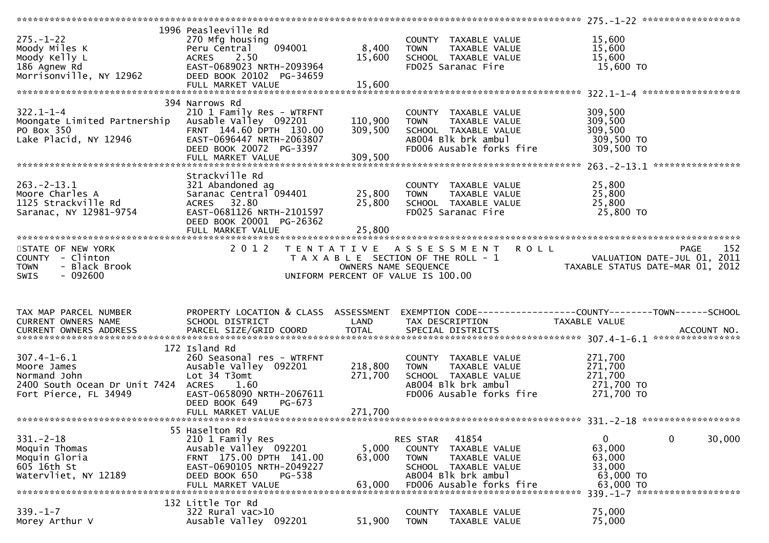```
******************************************************************************************************* 275.-1-22 ******************
                              1996 Peasleeville Rd
275.-1-22                     270 Mfg housing                         COUNTY  TAXABLE VALUE            15,600
Moody Miles K                 Peru Central     094001         8,400   TOWN    TAXABLE VALUE            15,600
Moody Kelly L                 ACRES    2.50                  15,600   SCHOOL  TAXABLE VALUE            15,600
186 Agnew Rd                  EAST-0689023 NRTH-2093964               FD025 Saranac Fire                15,600 TO
Morrisonville, NY 12962       DEED BOOK 20102  PG-34659
                              FULL MARKET VALUE              15,600
******************************************************************************************************* 322.1-1-4 ******************
                              394 Narrows Rd
322.1-1-4                     210 1 Family Res - WTRFNT               COUNTY  TAXABLE VALUE           309,500
Moongate Limited Partnership  Ausable Valley  092201        110,900   TOWN    TAXABLE VALUE           309,500
PO Box 350                    FRNT  144.60 DPTH  130.00     309,500   SCHOOL  TAXABLE VALUE           309,500
Lake Placid, NY 12946         EAST-0696447 NRTH-2063807               AB004 Blk brk ambul              309,500 TO
                              DEED BOOK 20072  PG-3397                FD006 Ausable forks fire         309,500 TO
                              FULL MARKET VALUE             309,500
******************************************************************************************************* 263.-2-13.1 ****************
                              Strackville Rd
263.-2-13.1                   321 Abandoned ag                        COUNTY  TAXABLE VALUE            25,800
Moore Charles A               Saranac Central 094401         25,800   TOWN    TAXABLE VALUE            25,800
1125 Strackville Rd           ACRES   32.80                  25,800   SCHOOL  TAXABLE VALUE            25,800
Saranac, NY 12981-9754        EAST-0681126 NRTH-2101597               FD025 Saranac Fire                25,800 TO
                              DEED BOOK 20001  PG-26362
                              FULL MARKET VALUE              25,800
************************************************************************************************************************************
STATE OF NEW YORK                 2 0 1 2   T E N T A T I V E   A S S E S S M E N T   R O L L                          PAGE   152
COUNTY  - Clinton                           T A X A B L E  SECTION OF THE ROLL - 1                    VALUATION DATE-JUL 01, 2011
TOWN    - Black Brook                           OWNERS NAME SEQUENCE                            TAXABLE STATUS DATE-MAR 01, 2012
SWIS    - 092600                           UNIFORM PERCENT OF VALUE IS 100.00


TAX MAP PARCEL NUMBER         PROPERTY LOCATION & CLASS  ASSESSMENT  EXEMPTION CODE------------------COUNTY--------TOWN------SCHOOL
CURRENT OWNERS NAME           SCHOOL DISTRICT               LAND      TAX DESCRIPTION             TAXABLE VALUE
CURRENT OWNERS ADDRESS        PARCEL SIZE/GRID COORD        TOTAL     SPECIAL DISTRICTS                                 ACCOUNT NO.
******************************************************************************************************* 307.4-1-6.1 ****************
                              172 Island Rd
307.4-1-6.1                   260 Seasonal res - WTRFNT               COUNTY  TAXABLE VALUE           271,700
Moore James                   Ausable Valley  092201        218,800   TOWN    TAXABLE VALUE           271,700
Normand John                  Lot 34 T3omt                  271,700   SCHOOL  TAXABLE VALUE           271,700
2400 South Ocean Dr Unit 7424 ACRES    1.60                           AB004 Blk brk ambul              271,700 TO
Fort Pierce, FL 34949         EAST-0658090 NRTH-2067611               FD006 Ausable forks fire         271,700 TO
                              DEED BOOK 649    PG-673
                              FULL MARKET VALUE             271,700
******************************************************************************************************* 331.-2-18 ******************
                              55 Haselton Rd
331.-2-18                     210 1 Family Res                        RES STAR   41854                      0            0       30,000
Moquin Thomas                 Ausable Valley  092201          5,000   COUNTY  TAXABLE VALUE            63,000
Moquin Gloria                 FRNT  175.00 DPTH  141.00      63,000   TOWN    TAXABLE VALUE            63,000
605 16th St                   EAST-0690105 NRTH-2049227               SCHOOL  TAXABLE VALUE            33,000
Watervliet, NY 12189          DEED BOOK 650    PG-538                 AB004 Blk brk ambul               63,000 TO
                              FULL MARKET VALUE              63,000   FD006 Ausable forks fire          63,000 TO
******************************************************************************************************* 339.-1-7 *******************
                              132 Little Tor Rd
339.-1-7                      322 Rural vac>10                        COUNTY  TAXABLE VALUE            75,000
Morey Arthur V                Ausable Valley  092201         51,900   TOWN    TAXABLE VALUE            75,000
```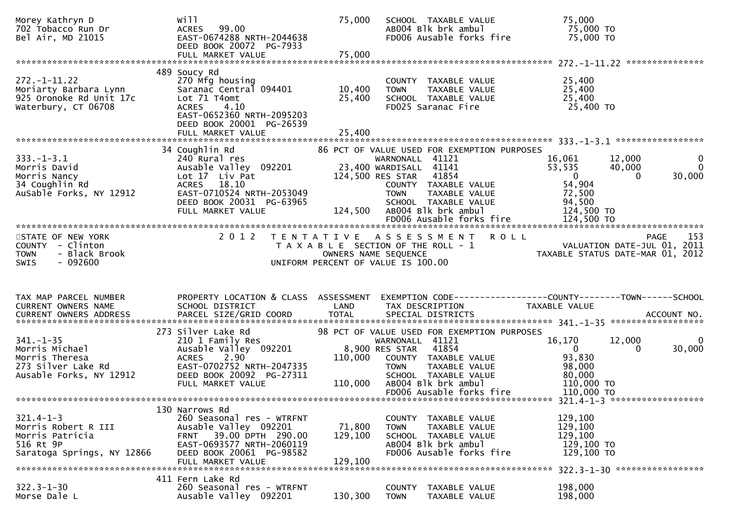```
Morey Kathryn D                Will                              75,000   SCHOOL  TAXABLE VALUE            75,000
702 Tobacco Run Dr             ACRES   99.00                              AB004 Blk brk ambul               75,000 TO
Bel Air, MD 21015              EAST-0674288 NRTH-2044638                  FD006 Ausable forks fire          75,000 TO
                               DEED BOOK 20072  PG-7933
                               FULL MARKET VALUE                 75,000
******************************************************************************************************* 272.-1-11.22 ***************
                             489 Soucy Rd
272.-1-11.22                   270 Mfg housing                            COUNTY  TAXABLE VALUE            25,400
Moriarty Barbara Lynn          Saranac Central 094401            10,400   TOWN    TAXABLE VALUE            25,400
925 Oronoke Rd Unit 17c        Lot 71 T4omt                      25,400   SCHOOL  TAXABLE VALUE            25,400
Waterbury, CT 06708            ACRES    4.10                              FD025 Saranac Fire                25,400 TO
                               EAST-0652360 NRTH-2095203
                               DEED BOOK 20001  PG-26539
                               FULL MARKET VALUE                 25,400
******************************************************************************************************* 333.-1-3.1 *****************
                             34 Coughlin Rd                      86 PCT OF VALUE USED FOR EXEMPTION PURPOSES
333.-1-3.1                     240 Rural res                              WARNONALL  41121               16,061     12,000          0
Morris David                   Ausable Valley  092201          23,400 WARDISALL  41141               53,535     40,000          0
Morris Nancy                   Lot 17  Liv Pat                124,500 RES STAR   41854                    0          0     30,000
34 Coughlin Rd                 ACRES   18.10                              COUNTY  TAXABLE VALUE            54,904
AuSable Forks, NY 12912        EAST-0710524 NRTH-2053049                  TOWN    TAXABLE VALUE            72,500
                               DEED BOOK 20031  PG-63965                  SCHOOL  TAXABLE VALUE            94,500
                               FULL MARKET VALUE                124,500   AB004 Blk brk ambul              124,500 TO
                                                                          FD006 Ausable forks fire         124,500 TO
************************************************************************************************************************************
STATE OF NEW YORK                 2 0 1 2   T E N T A T I V E   A S S E S S M E N T   R O L L                          PAGE    153
COUNTY  - Clinton                           T A X A B L E  SECTION OF THE ROLL - 1                      VALUATION DATE-JUL 01, 2011
TOWN    - Black Brook                           OWNERS NAME SEQUENCE                               TAXABLE STATUS DATE-MAR 01, 2012
SWIS    - 092600                            UNIFORM PERCENT OF VALUE IS 100.00


TAX MAP PARCEL NUMBER          PROPERTY LOCATION & CLASS  ASSESSMENT  EXEMPTION CODE------------------COUNTY--------TOWN------SCHOOL
CURRENT OWNERS NAME            SCHOOL DISTRICT               LAND      TAX DESCRIPTION               TAXABLE VALUE
CURRENT OWNERS ADDRESS         PARCEL SIZE/GRID COORD        TOTAL     SPECIAL DISTRICTS                                  ACCOUNT NO.
******************************************************************************************************* 341.-1-35 ******************
                             273 Silver Lake Rd                  98 PCT OF VALUE USED FOR EXEMPTION PURPOSES
341.-1-35                      210 1 Family Res                           WARNONALL  41121               16,170     12,000          0
Morris Michael                 Ausable Valley  092201           8,900 RES STAR   41854                    0          0     30,000
Morris Theresa                 ACRES    2.90                    110,000   COUNTY  TAXABLE VALUE            93,830
273 Silver Lake Rd             EAST-0702752 NRTH-2047335                  TOWN    TAXABLE VALUE            98,000
Ausable Forks, NY 12912        DEED BOOK 20092  PG-27311                  SCHOOL  TAXABLE VALUE            80,000
                               FULL MARKET VALUE                110,000   AB004 Blk brk ambul              110,000 TO
                                                                          FD006 Ausable forks fire         110,000 TO
******************************************************************************************************* 321.4-1-3 ******************
                             130 Narrows Rd
321.4-1-3                      260 Seasonal res - WTRFNT                  COUNTY  TAXABLE VALUE           129,100
Morris Robert R III            Ausable Valley  092201           71,800    TOWN    TAXABLE VALUE           129,100
Morris Patricia                FRNT   39.00 DPTH 290.00        129,100    SCHOOL  TAXABLE VALUE           129,100
516 Rt 9P                      EAST-0693577 NRTH-2060119                  AB004 Blk brk ambul              129,100 TO
Saratoga Springs, NY 12866     DEED BOOK 20061  PG-98582                  FD006 Ausable forks fire         129,100 TO
                               FULL MARKET VALUE                129,100
******************************************************************************************************* 322.3-1-30 *****************
                             411 Fern Lake Rd
322.3-1-30                     260 Seasonal res - WTRFNT                  COUNTY  TAXABLE VALUE           198,000
Morse Dale L                   Ausable Valley  092201          130,300    TOWN    TAXABLE VALUE           198,000
```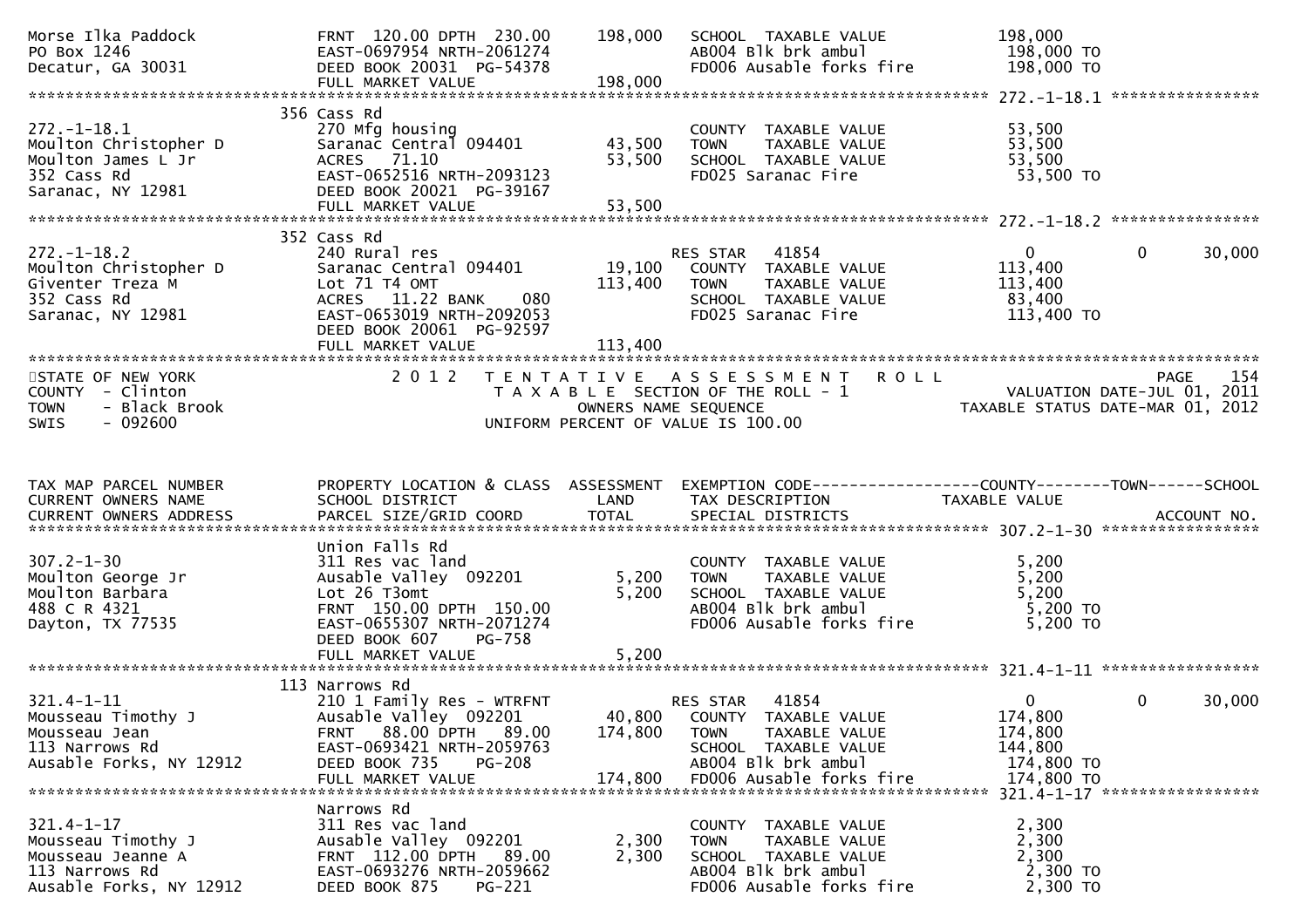```
Morse Ilka Paddock              FRNT 120.00 DPTH 230.00      198,000   SCHOOL  TAXABLE VALUE            198,000
PO Box 1246                     EAST-0697954 NRTH-2061274               AB004 Blk brk ambul               198,000 TO
Decatur, GA 30031               DEED BOOK 20031 PG-54378                FD006 Ausable forks fire          198,000 TO
                                FULL MARKET VALUE            198,000
******************************************************************************************************* 272.-1-18.1 ****************
                                356 Cass Rd
272.-1-18.1                     270 Mfg housing                         COUNTY  TAXABLE VALUE             53,500
Moulton Christopher D           Saranac Central 094401        43,500   TOWN    TAXABLE VALUE             53,500
Moulton James L Jr              ACRES   71.10                 53,500   SCHOOL  TAXABLE VALUE             53,500
352 Cass Rd                     EAST-0652516 NRTH-2093123               FD025 Saranac Fire                 53,500 TO
Saranac, NY 12981               DEED BOOK 20021 PG-39167
                                FULL MARKET VALUE             53,500
******************************************************************************************************* 272.-1-18.2 ****************
                                352 Cass Rd
272.-1-18.2                     240 Rural res                           RES STAR   41854                       0            0      30,000
Moulton Christopher D           Saranac Central 094401        19,100   COUNTY  TAXABLE VALUE            113,400
Giventer Treza M                Lot 71 T4 OMT                113,400   TOWN    TAXABLE VALUE            113,400
352 Cass Rd                     ACRES   11.22 BANK     080              SCHOOL  TAXABLE VALUE             83,400
Saranac, NY 12981               EAST-0653019 NRTH-2092053               FD025 Saranac Fire                113,400 TO
                                DEED BOOK 20061 PG-92597
                                FULL MARKET VALUE            113,400
************************************************************************************************************************************
STATE OF NEW YORK                2 0 1 2   T E N T A T I V E   A S S E S S M E N T   R O L L                            PAGE    154
COUNTY  - Clinton                      T A X A B L E SECTION OF THE ROLL - 1                         VALUATION DATE-JUL 01, 2011
TOWN    - Black Brook                            OWNERS NAME SEQUENCE                            TAXABLE STATUS DATE-MAR 01, 2012
SWIS    - 092600                        UNIFORM PERCENT OF VALUE IS 100.00


TAX MAP PARCEL NUMBER           PROPERTY LOCATION & CLASS  ASSESSMENT  EXEMPTION CODE------------------COUNTY--------TOWN------SCHOOL
CURRENT OWNERS NAME             SCHOOL DISTRICT               LAND     TAX DESCRIPTION               TAXABLE VALUE
CURRENT OWNERS ADDRESS          PARCEL SIZE/GRID COORD        TOTAL    SPECIAL DISTRICTS                                  ACCOUNT NO.
******************************************************************************************************* 307.2-1-30 *****************
                                Union Falls Rd
307.2-1-30                      311 Res vac land                        COUNTY  TAXABLE VALUE              5,200
Moulton George Jr               Ausable Valley  092201         5,200   TOWN    TAXABLE VALUE              5,200
Moulton Barbara                 Lot 26 T3omt                   5,200   SCHOOL  TAXABLE VALUE              5,200
488 C R 4321                    FRNT 150.00 DPTH 150.00                 AB004 Blk brk ambul                 5,200 TO
Dayton, TX 77535                EAST-0655307 NRTH-2071274               FD006 Ausable forks fire            5,200 TO
                                DEED BOOK 607     PG-758
                                FULL MARKET VALUE              5,200
******************************************************************************************************* 321.4-1-11 *****************
                                113 Narrows Rd
321.4-1-11                      210 1 Family Res - WTRFNT               RES STAR   41854                       0            0      30,000
Mousseau Timothy J              Ausable Valley  092201        40,800   COUNTY  TAXABLE VALUE            174,800
Mousseau Jean                   FRNT  88.00 DPTH  89.00      174,800   TOWN    TAXABLE VALUE            174,800
113 Narrows Rd                  EAST-0693421 NRTH-2059763               SCHOOL  TAXABLE VALUE            144,800
Ausable Forks, NY 12912         DEED BOOK 735     PG-208                AB004 Blk brk ambul               174,800 TO
                                FULL MARKET VALUE            174,800   FD006 Ausable forks fire          174,800 TO
******************************************************************************************************* 321.4-1-17 *****************
                                Narrows Rd
321.4-1-17                      311 Res vac land                        COUNTY  TAXABLE VALUE              2,300
Mousseau Timothy J              Ausable Valley  092201         2,300   TOWN    TAXABLE VALUE              2,300
Mousseau Jeanne A               FRNT 112.00 DPTH  89.00        2,300   SCHOOL  TAXABLE VALUE              2,300
113 Narrows Rd                  EAST-0693276 NRTH-2059662               AB004 Blk brk ambul                 2,300 TO
Ausable Forks, NY 12912         DEED BOOK 875     PG-221                FD006 Ausable forks fire            2,300 TO
```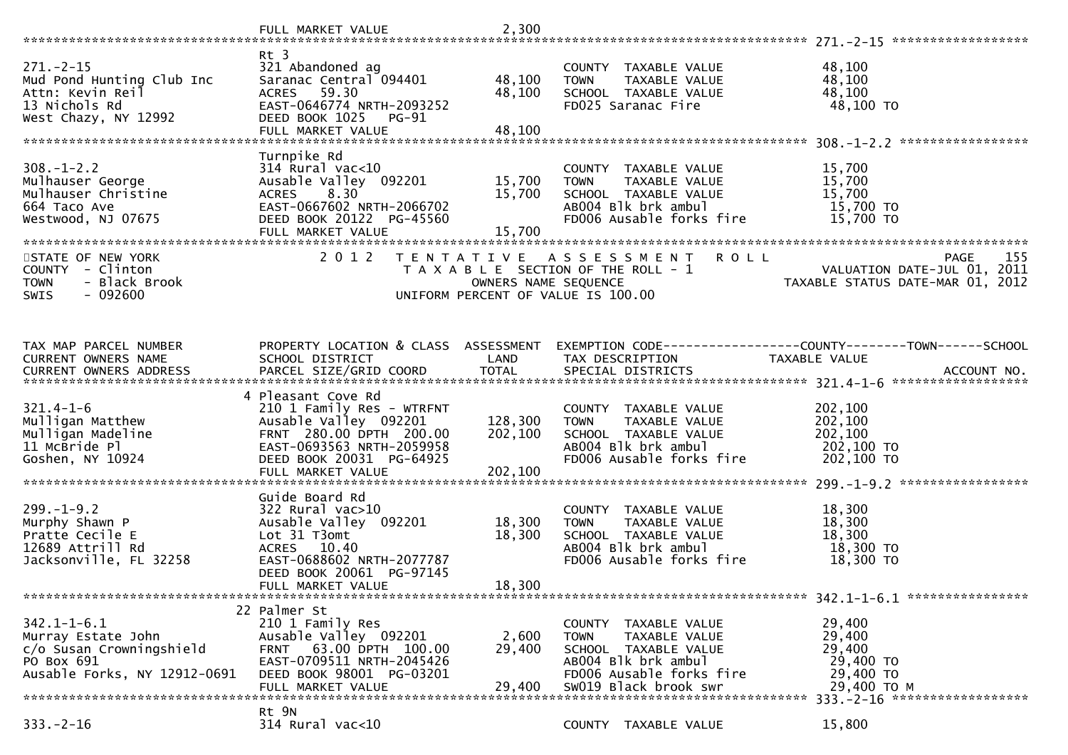FULL MARKET VALUE 2,300

\*\*\* 271.-2-15 \*\*\*

| | | | | |
|---|---|---|---|---|
| 271.-2-15 | Rt 3 | | | |
| Mud Pond Hunting Club Inc | 321 Abandoned ag | | COUNTY TAXABLE VALUE | 48,100 |
| Attn: Kevin Reil | Saranac Central 094401 | 48,100 | TOWN TAXABLE VALUE | 48,100 |
| 13 Nichols Rd | ACRES 59.30 | 48,100 | SCHOOL TAXABLE VALUE | 48,100 |
| West Chazy, NY 12992 | EAST-0646774 NRTH-2093252 | | FD025 Saranac Fire | 48,100 TO |
| | DEED BOOK 1025 PG-91 | | | |
| | FULL MARKET VALUE | 48,100 | | |

\*\*\* 308.-1-2.2 \*\*\*

| | | | | |
|---|---|---|---|---|
| 308.-1-2.2 | Turnpike Rd | | | |
| Mulhauser George | 314 Rural vac<10 | | COUNTY TAXABLE VALUE | 15,700 |
| Mulhauser Christine | Ausable Valley 092201 | 15,700 | TOWN TAXABLE VALUE | 15,700 |
| 664 Taco Ave | ACRES 8.30 | 15,700 | SCHOOL TAXABLE VALUE | 15,700 |
| Westwood, NJ 07675 | EAST-0667602 NRTH-2066702 | | AB004 Blk brk ambul | 15,700 TO |
| | DEED BOOK 20122 PG-45560 | | FD006 Ausable forks fire | 15,700 TO |
| | FULL MARKET VALUE | 15,700 | | |

STATE OF NEW YORK
COUNTY - Clinton
TOWN - Black Brook
SWIS - 092600

2 0 1 2 TENTATIVE ASSESSMENT ROLL
TAXABLE SECTION OF THE ROLL - 1
OWNERS NAME SEQUENCE
UNIFORM PERCENT OF VALUE IS 100.00

PAGE 155
VALUATION DATE-JUL 01, 2011
TAXABLE STATUS DATE-MAR 01, 2012

| TAX MAP PARCEL NUMBER / CURRENT OWNERS NAME / CURRENT OWNERS ADDRESS | PROPERTY LOCATION & CLASS / SCHOOL DISTRICT / PARCEL SIZE/GRID COORD | ASSESSMENT LAND / TOTAL | EXEMPTION CODE---COUNTY---TOWN---SCHOOL / TAX DESCRIPTION / SPECIAL DISTRICTS | TAXABLE VALUE / ACCOUNT NO. |
|---|---|---|---|---|
| **321.4-1-6** | 4 Pleasant Cove Rd | | | |
| 321.4-1-6 | 210 1 Family Res - WTRFNT | | COUNTY TAXABLE VALUE | 202,100 |
| Mulligan Matthew | Ausable Valley 092201 | 128,300 | TOWN TAXABLE VALUE | 202,100 |
| Mulligan Madeline | FRNT 280.00 DPTH 200.00 | 202,100 | SCHOOL TAXABLE VALUE | 202,100 |
| 11 McBride Pl | EAST-0693563 NRTH-2059958 | | AB004 Blk brk ambul | 202,100 TO |
| Goshen, NY 10924 | DEED BOOK 20031 PG-64925 | | FD006 Ausable forks fire | 202,100 TO |
| | FULL MARKET VALUE | 202,100 | | |
| **299.-1-9.2** | Guide Board Rd | | | |
| 299.-1-9.2 | 322 Rural vac>10 | | COUNTY TAXABLE VALUE | 18,300 |
| Murphy Shawn P | Ausable Valley 092201 | 18,300 | TOWN TAXABLE VALUE | 18,300 |
| Pratte Cecile E | Lot 31 T3omt | 18,300 | SCHOOL TAXABLE VALUE | 18,300 |
| 12689 Attrill Rd | ACRES 10.40 | | AB004 Blk brk ambul | 18,300 TO |
| Jacksonville, FL 32258 | EAST-0688602 NRTH-2077787 | | FD006 Ausable forks fire | 18,300 TO |
| | DEED BOOK 20061 PG-97145 | | | |
| | FULL MARKET VALUE | 18,300 | | |
| **342.1-1-6.1** | 22 Palmer St | | | |
| 342.1-1-6.1 | 210 1 Family Res | | COUNTY TAXABLE VALUE | 29,400 |
| Murray Estate John | Ausable Valley 092201 | 2,600 | TOWN TAXABLE VALUE | 29,400 |
| c/o Susan Crowningshield | FRNT 63.00 DPTH 100.00 | 29,400 | SCHOOL TAXABLE VALUE | 29,400 |
| PO Box 691 | EAST-0709511 NRTH-2045426 | | AB004 Blk brk ambul | 29,400 TO |
| Ausable Forks, NY 12912-0691 | DEED BOOK 98001 PG-03201 | | FD006 Ausable forks fire | 29,400 TO |
| | FULL MARKET VALUE | 29,400 | SW019 Black brook swr | 29,400 TO M |
| **333.-2-16** | Rt 9N | | | |
| 333.-2-16 | 314 Rural vac<10 | | COUNTY TAXABLE VALUE | 15,800 |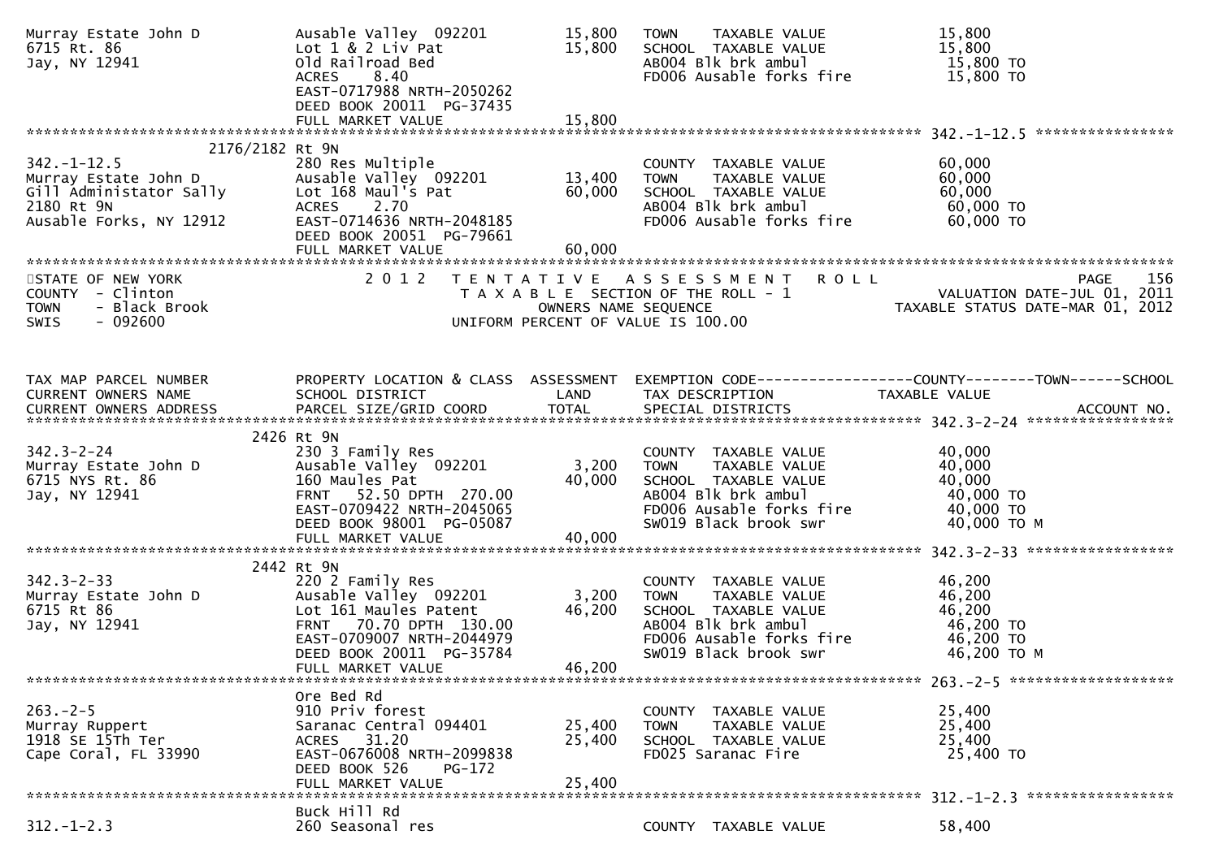```
Murray Estate John D          Ausable Valley  092201       15,800   TOWN    TAXABLE VALUE              15,800
6715 Rt. 86                   Lot 1 & 2 Liv Pat            15,800   SCHOOL  TAXABLE VALUE              15,800
Jay, NY 12941                 Old Railroad Bed                      AB004 Blk brk ambul                  15,800 TO
                              ACRES     8.40                        FD006 Ausable forks fire             15,800 TO
                              EAST-0717988 NRTH-2050262
                              DEED BOOK 20011  PG-37435
                              FULL MARKET VALUE            15,800
******************************************************************************************************* 342.-1-12.5 ****************
              2176/2182 Rt 9N
342.-1-12.5                   280 Res Multiple                      COUNTY  TAXABLE VALUE              60,000
Murray Estate John D          Ausable Valley  092201       13,400   TOWN    TAXABLE VALUE              60,000
Gill Administator Sally       Lot 168 Maul's Pat           60,000   SCHOOL  TAXABLE VALUE              60,000
2180 Rt 9N                    ACRES     2.70                        AB004 Blk brk ambul                  60,000 TO
Ausable Forks, NY 12912       EAST-0714636 NRTH-2048185             FD006 Ausable forks fire             60,000 TO
                              DEED BOOK 20051  PG-79661
                              FULL MARKET VALUE            60,000
************************************************************************************************************************************
STATE OF NEW YORK                 2 0 1 2   T E N T A T I V E   A S S E S S M E N T   R O L L                          PAGE    156
COUNTY  - Clinton                          T A X A B L E  SECTION OF THE ROLL - 1                       VALUATION DATE-JUL 01, 2011
TOWN    - Black Brook                           OWNERS NAME SEQUENCE                               TAXABLE STATUS DATE-MAR 01, 2012
SWIS    - 092600                          UNIFORM PERCENT OF VALUE IS 100.00


TAX MAP PARCEL NUMBER         PROPERTY LOCATION & CLASS  ASSESSMENT  EXEMPTION CODE------------------COUNTY--------TOWN------SCHOOL
CURRENT OWNERS NAME           SCHOOL DISTRICT               LAND      TAX DESCRIPTION             TAXABLE VALUE
CURRENT OWNERS ADDRESS        PARCEL SIZE/GRID COORD        TOTAL     SPECIAL DISTRICTS                                 ACCOUNT NO.
******************************************************************************************************* 342.3-2-24 *****************
              2426 Rt 9N
342.3-2-24                    230 3 Family Res                      COUNTY  TAXABLE VALUE              40,000
Murray Estate John D          Ausable Valley  092201        3,200   TOWN    TAXABLE VALUE              40,000
6715 NYS Rt. 86               160 Maules Pat               40,000   SCHOOL  TAXABLE VALUE              40,000
Jay, NY 12941                 FRNT   52.50 DPTH  270.00             AB004 Blk brk ambul                  40,000 TO
                              EAST-0709422 NRTH-2045065             FD006 Ausable forks fire             40,000 TO
                              DEED BOOK 98001  PG-05087             SW019 Black brook swr                40,000 TO M
                              FULL MARKET VALUE            40,000
******************************************************************************************************* 342.3-2-33 *****************
              2442 Rt 9N
342.3-2-33                    220 2 Family Res                      COUNTY  TAXABLE VALUE              46,200
Murray Estate John D          Ausable Valley  092201        3,200   TOWN    TAXABLE VALUE              46,200
6715 Rt 86                    Lot 161 Maules Patent        46,200   SCHOOL  TAXABLE VALUE              46,200
Jay, NY 12941                 FRNT   70.70 DPTH  130.00             AB004 Blk brk ambul                  46,200 TO
                              EAST-0709007 NRTH-2044979             FD006 Ausable forks fire             46,200 TO
                              DEED BOOK 20011  PG-35784             SW019 Black brook swr                46,200 TO M
                              FULL MARKET VALUE            46,200
******************************************************************************************************* 263.-2-5 *******************
              Ore Bed Rd
263.-2-5                      910 Priv forest                       COUNTY  TAXABLE VALUE              25,400
Murray Ruppert                Saranac Central 094401       25,400   TOWN    TAXABLE VALUE              25,400
1918 SE 15Th Ter              ACRES    31.20               25,400   SCHOOL  TAXABLE VALUE              25,400
Cape Coral, FL 33990          EAST-0676008 NRTH-2099838             FD025 Saranac Fire                   25,400 TO
                              DEED BOOK 526    PG-172
                              FULL MARKET VALUE            25,400
******************************************************************************************************* 312.-1-2.3 *****************
              Buck Hill Rd
312.-1-2.3                    260 Seasonal res                      COUNTY  TAXABLE VALUE              58,400
```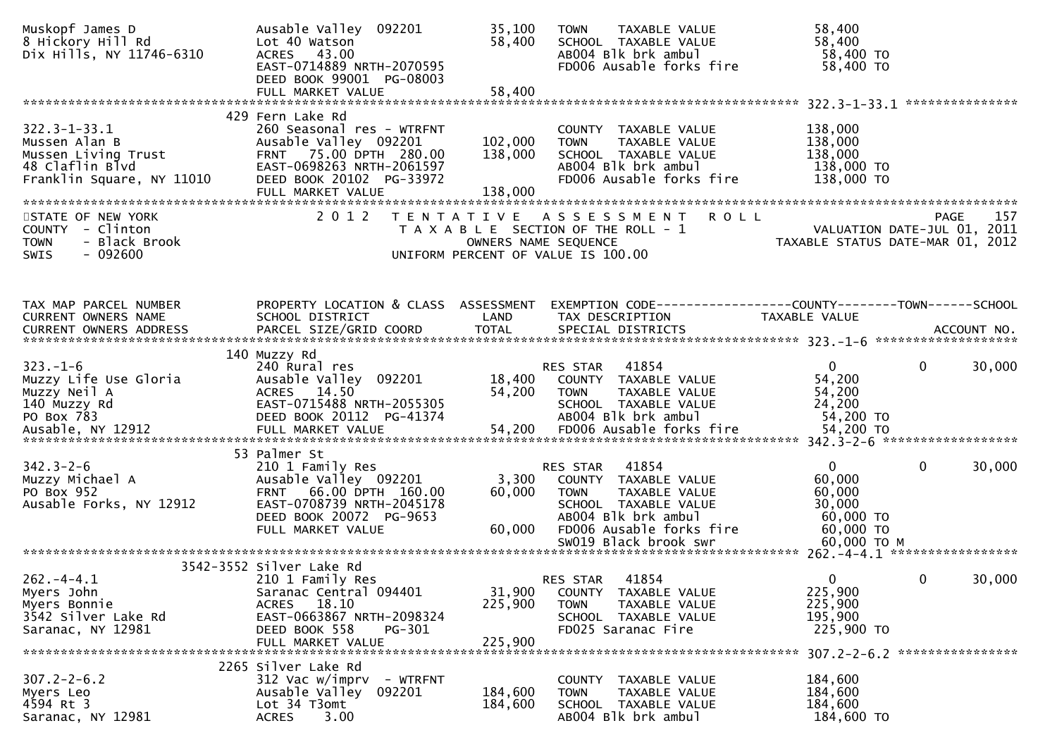```
Muskopf James D                Ausable Valley  092201         35,100    TOWN     TAXABLE VALUE                58,400
8 Hickory Hill Rd              Lot 40 Watson                  58,400    SCHOOL  TAXABLE VALUE                58,400
Dix Hills, NY 11746-6310       ACRES   43.00                            AB004 Blk brk ambul                   58,400 TO
                               EAST-0714889 NRTH-2070595                FD006 Ausable forks fire              58,400 TO
                               DEED BOOK 99001  PG-08003
                               FULL MARKET VALUE              58,400
******************************************************************************************************* 322.3-1-33.1 ***************
                            429 Fern Lake Rd
322.3-1-33.1                   260 Seasonal res - WTRFNT                COUNTY  TAXABLE VALUE               138,000
Mussen Alan B                  Ausable Valley  092201        102,000    TOWN     TAXABLE VALUE              138,000
Mussen Living Trust            FRNT   75.00 DPTH  280.00     138,000    SCHOOL  TAXABLE VALUE               138,000
48 Claflin Blvd                EAST-0698263 NRTH-2061597                AB004 Blk brk ambul                  138,000 TO
Franklin Square, NY 11010      DEED BOOK 20102  PG-33972                FD006 Ausable forks fire             138,000 TO
                               FULL MARKET VALUE             138,000
************************************************************************************************************************************
STATE OF NEW YORK                2 0 1 2   T E N T A T I V E   A S S E S S M E N T   R O L L                          PAGE    157
COUNTY  - Clinton                          T A X A B L E  SECTION OF THE ROLL - 1                        VALUATION DATE-JUL 01, 2011
TOWN    - Black Brook                            OWNERS NAME SEQUENCE                               TAXABLE STATUS DATE-MAR 01, 2012
SWIS    - 092600                         UNIFORM PERCENT OF VALUE IS 100.00


TAX MAP PARCEL NUMBER          PROPERTY LOCATION & CLASS  ASSESSMENT  EXEMPTION CODE------------------COUNTY--------TOWN------SCHOOL
CURRENT OWNERS NAME            SCHOOL DISTRICT               LAND      TAX DESCRIPTION              TAXABLE VALUE
CURRENT OWNERS ADDRESS         PARCEL SIZE/GRID COORD        TOTAL     SPECIAL DISTRICTS                                  ACCOUNT NO.
******************************************************************************************************* 323.-1-6 *******************
                            140 Muzzy Rd
323.-1-6                       240 Rural res                            RES STAR   41854                    0            0      30,000
Muzzy Life Use Gloria          Ausable Valley  092201         18,400    COUNTY  TAXABLE VALUE               54,200
Muzzy Neil A                   ACRES   14.50                  54,200    TOWN     TAXABLE VALUE              54,200
140 Muzzy Rd                   EAST-0715488 NRTH-2055305                SCHOOL  TAXABLE VALUE               24,200
PO Box 783                     DEED BOOK 20112  PG-41374                AB004 Blk brk ambul                   54,200 TO
Ausable, NY 12912              FULL MARKET VALUE              54,200    FD006 Ausable forks fire              54,200 TO
******************************************************************************************************* 342.3-2-6 ******************
                            53 Palmer St
342.3-2-6                      210 1 Family Res                         RES STAR   41854                    0            0      30,000
Muzzy Michael A                Ausable Valley  092201          3,300    COUNTY  TAXABLE VALUE               60,000
PO Box 952                     FRNT   66.00 DPTH  160.00      60,000    TOWN     TAXABLE VALUE              60,000
Ausable Forks, NY 12912        EAST-0708739 NRTH-2045178                SCHOOL  TAXABLE VALUE               30,000
                               DEED BOOK 20072  PG-9653                 AB004 Blk brk ambul                   60,000 TO
                               FULL MARKET VALUE              60,000    FD006 Ausable forks fire              60,000 TO
                                                                        SW019 Black brook swr                 60,000 TO M
******************************************************************************************************* 262.-4-4.1 *****************
                          3542-3552 Silver Lake Rd
262.-4-4.1                     210 1 Family Res                         RES STAR   41854                    0            0      30,000
Myers John                     Saranac Central 094401         31,900    COUNTY  TAXABLE VALUE              225,900
Myers Bonnie                   ACRES   18.10                 225,900    TOWN     TAXABLE VALUE             225,900
3542 Silver Lake Rd            EAST-0663867 NRTH-2098324                SCHOOL  TAXABLE VALUE              195,900
Saranac, NY 12981              DEED BOOK 558      PG-301                FD025 Saranac Fire                   225,900 TO
                               FULL MARKET VALUE             225,900
******************************************************************************************************* 307.2-2-6.2 ****************
                          2265 Silver Lake Rd
307.2-2-6.2                    312 Vac w/imprv  - WTRFNT                COUNTY  TAXABLE VALUE              184,600
Myers Leo                      Ausable Valley  092201        184,600    TOWN     TAXABLE VALUE             184,600
4594 Rt 3                      Lot 34 T3omt                  184,600    SCHOOL  TAXABLE VALUE              184,600
Saranac, NY 12981              ACRES    3.00                            AB004 Blk brk ambul                  184,600 TO
```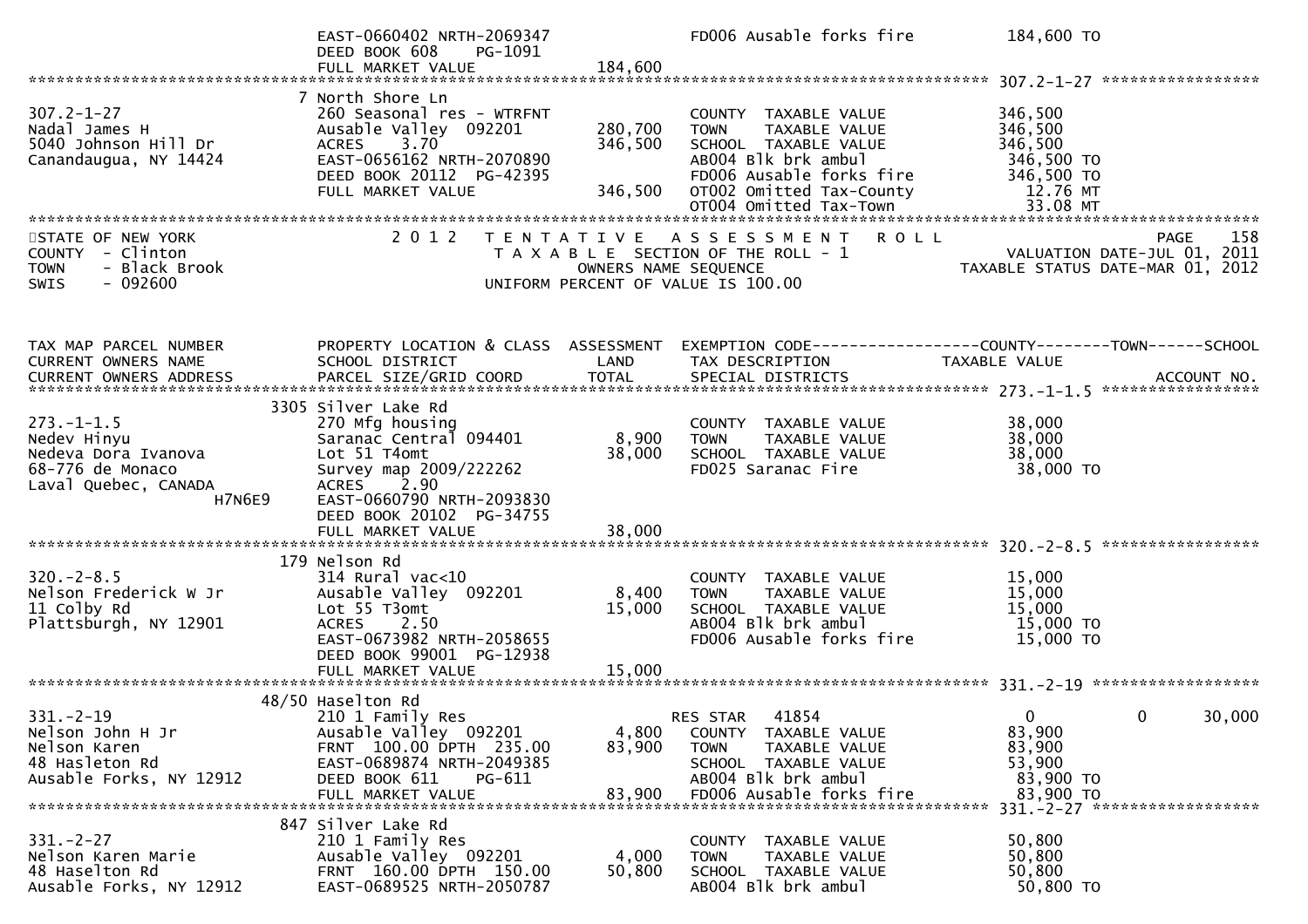```
                             EAST-0660402 NRTH-2069347                  FD006 Ausable forks fire         184,600 TO
                             DEED BOOK 608     PG-1091
                             FULL MARKET VALUE            184,600
******************************************************************************************************* 307.2-1-27 *****************
                           7 North Shore Ln
307.2-1-27                   260 Seasonal res - WTRFNT                  COUNTY  TAXABLE VALUE            346,500
Nadal James H                Ausable Valley  092201       280,700       TOWN    TAXABLE VALUE            346,500
5040 Johnson Hill Dr         ACRES    3.70                346,500       SCHOOL  TAXABLE VALUE            346,500
Canandaugua, NY 14424        EAST-0656162 NRTH-2070890                  AB004 Blk brk ambul               346,500 TO
                             DEED BOOK 20112  PG-42395                  FD006 Ausable forks fire          346,500 TO
                             FULL MARKET VALUE            346,500       OT002 Omitted Tax-County            12.76 MT
                                                                        OT004 Omitted Tax-Town              33.08 MT
************************************************************************************************************************************
STATE OF NEW YORK                 2 0 1 2   T E N T A T I V E   A S S E S S M E N T   R O L L                         PAGE    158
COUNTY  - Clinton                            T A X A B L E SECTION OF THE ROLL - 1                      VALUATION DATE-JUL 01, 2011
TOWN    - Black Brook                              OWNERS NAME SEQUENCE                           TAXABLE STATUS DATE-MAR 01, 2012
SWIS    - 092600                            UNIFORM PERCENT OF VALUE IS 100.00


TAX MAP PARCEL NUMBER          PROPERTY LOCATION & CLASS  ASSESSMENT  EXEMPTION CODE------------------COUNTY--------TOWN------SCHOOL
CURRENT OWNERS NAME            SCHOOL DISTRICT               LAND      TAX DESCRIPTION              TAXABLE VALUE
CURRENT OWNERS ADDRESS         PARCEL SIZE/GRID COORD        TOTAL     SPECIAL DISTRICTS                                  ACCOUNT NO.
******************************************************************************************************* 273.-1-1.5 *****************
                          3305 Silver Lake Rd
273.-1-1.5                   270 Mfg housing                            COUNTY  TAXABLE VALUE             38,000
Nedev Hinyu                  Saranac Central 094401        8,900        TOWN    TAXABLE VALUE             38,000
Nedeva Dora Ivanova          Lot 51 T4omt                 38,000        SCHOOL  TAXABLE VALUE             38,000
68-776 de Monaco             Survey map 2009/222262                     FD025 Saranac Fire                 38,000 TO
Laval Quebec, CANADA         ACRES    2.90
                   H7N6E9    EAST-0660790 NRTH-2093830
                             DEED BOOK 20102  PG-34755
                             FULL MARKET VALUE             38,000
******************************************************************************************************* 320.-2-8.5 *****************
                           179 Nelson Rd
320.-2-8.5                   314 Rural vac<10                           COUNTY  TAXABLE VALUE             15,000
Nelson Frederick W Jr        Ausable Valley  092201        8,400        TOWN    TAXABLE VALUE             15,000
11 Colby Rd                  Lot 55 T3omt                 15,000        SCHOOL  TAXABLE VALUE             15,000
Plattsburgh, NY 12901        ACRES    2.50                              AB004 Blk brk ambul                15,000 TO
                             EAST-0673982 NRTH-2058655                  FD006 Ausable forks fire           15,000 TO
                             DEED BOOK 99001  PG-12938
                             FULL MARKET VALUE             15,000
******************************************************************************************************* 331.-2-19 ******************
                         48/50 Haselton Rd
331.-2-19                    210 1 Family Res                           RES STAR   41854                    0             0     30,000
Nelson John H Jr             Ausable Valley  092201        4,800        COUNTY  TAXABLE VALUE             83,900
Nelson Karen                 FRNT 100.00 DPTH 235.00      83,900        TOWN    TAXABLE VALUE             83,900
48 Hasleton Rd               EAST-0689874 NRTH-2049385                  SCHOOL  TAXABLE VALUE             53,900
Ausable Forks, NY 12912      DEED BOOK 611     PG-611                   AB004 Blk brk ambul                83,900 TO
                             FULL MARKET VALUE             83,900       FD006 Ausable forks fire           83,900 TO
******************************************************************************************************* 331.-2-27 ******************
                           847 Silver Lake Rd
331.-2-27                    210 1 Family Res                           COUNTY  TAXABLE VALUE             50,800
Nelson Karen Marie           Ausable Valley  092201        4,000        TOWN    TAXABLE VALUE             50,800
48 Haselton Rd               FRNT 160.00 DPTH 150.00      50,800        SCHOOL  TAXABLE VALUE             50,800
Ausable Forks, NY 12912      EAST-0689525 NRTH-2050787                  AB004 Blk brk ambul                50,800 TO
```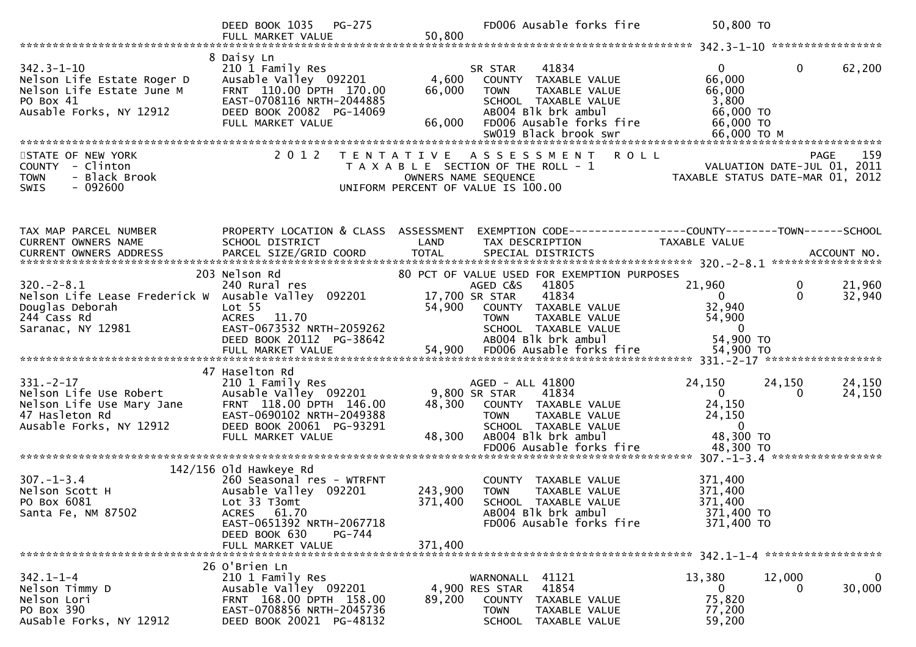```
                            DEED BOOK 1035   PG-275                   FD006 Ausable forks fire            50,800 TO
                            FULL MARKET VALUE              50,800
******************************************************************************************************* 342.3-1-10 *****************
                          8 Daisy Ln
342.3-1-10                  210 1 Family Res                      SR STAR      41834                  0           0        62,200
Nelson Life Estate Roger D  Ausable Valley  092201        4,600    COUNTY  TAXABLE VALUE              66,000
Nelson Life Estate June M   FRNT 110.00 DPTH 170.00      66,000    TOWN    TAXABLE VALUE              66,000
PO Box 41                   EAST-0708116 NRTH-2044885              SCHOOL  TAXABLE VALUE               3,800
Ausable Forks, NY 12912     DEED BOOK 20082 PG-14069               AB004 Blk brk ambul                66,000 TO
                            FULL MARKET VALUE              66,000  FD006 Ausable forks fire           66,000 TO
                                                                   SW019 Black brook swr              66,000 TO M
************************************************************************************************************************************
STATE OF NEW YORK                  2 0 1 2   T E N T A T I V E   A S S E S S M E N T   R O L L                          PAGE    159
COUNTY  - Clinton                        T A X A B L E  SECTION OF THE ROLL - 1                      VALUATION DATE-JUL 01, 2011
TOWN    - Black Brook                          OWNERS NAME SEQUENCE                            TAXABLE STATUS DATE-MAR 01, 2012
SWIS    - 092600                        UNIFORM PERCENT OF VALUE IS 100.00


TAX MAP PARCEL NUMBER        PROPERTY LOCATION & CLASS  ASSESSMENT  EXEMPTION CODE------------------COUNTY--------TOWN------SCHOOL
CURRENT OWNERS NAME          SCHOOL DISTRICT              LAND      TAX DESCRIPTION            TAXABLE VALUE
CURRENT OWNERS ADDRESS       PARCEL SIZE/GRID COORD       TOTAL     SPECIAL DISTRICTS                                   ACCOUNT NO.
******************************************************************************************************* 320.-2-8.1 *****************
                          203 Nelson Rd                           80 PCT OF VALUE USED FOR EXEMPTION PURPOSES
320.-2-8.1                  240 Rural res                          AGED C&S     41805             21,960           0        21,960
Nelson Life Lease Frederick W  Ausable Valley  092201     17,700 SR STAR      41834                  0           0        32,940
Douglas Deborah             Lot 55                        54,900   COUNTY  TAXABLE VALUE              32,940
244 Cass Rd                 ACRES   11.70                          TOWN    TAXABLE VALUE              54,900
Saranac, NY 12981           EAST-0673532 NRTH-2059262              SCHOOL  TAXABLE VALUE                   0
                            DEED BOOK 20112 PG-38642               AB004 Blk brk ambul                54,900 TO
                            FULL MARKET VALUE              54,900  FD006 Ausable forks fire           54,900 TO
******************************************************************************************************* 331.-2-17 ******************
                          47 Haselton Rd
331.-2-17                   210 1 Family Res                       AGED - ALL 41800                24,150      24,150        24,150
Nelson Life Use Robert      Ausable Valley  092201        9,800 SR STAR      41834                  0           0        24,150
Nelson Life Use Mary Jane   FRNT 118.00 DPTH 146.00      48,300    COUNTY  TAXABLE VALUE              24,150
47 Hasleton Rd              EAST-0690102 NRTH-2049388              TOWN    TAXABLE VALUE              24,150
Ausable Forks, NY 12912     DEED BOOK 20061 PG-93291               SCHOOL  TAXABLE VALUE                   0
                            FULL MARKET VALUE              48,300  AB004 Blk brk ambul                48,300 TO
                                                                   FD006 Ausable forks fire           48,300 TO
******************************************************************************************************* 307.-1-3.4 *****************
                      142/156 Old Hawkeye Rd
307.-1-3.4                  260 Seasonal res - WTRFNT              COUNTY  TAXABLE VALUE             371,400
Nelson Scott H              Ausable Valley  092201      243,900    TOWN    TAXABLE VALUE             371,400
PO Box 6081                 Lot 33 T3omt                371,400    SCHOOL  TAXABLE VALUE             371,400
Santa Fe, NM 87502          ACRES   61.70                          AB004 Blk brk ambul               371,400 TO
                            EAST-0651392 NRTH-2067718              FD006 Ausable forks fire          371,400 TO
                            DEED BOOK 630    PG-744
                            FULL MARKET VALUE             371,400
******************************************************************************************************* 342.1-1-4 ******************
                          26 O'Brien Ln
342.1-1-4                   210 1 Family Res                       WARNONALL  41121                13,380      12,000             0
Nelson Timmy D              Ausable Valley  092201        4,900 RES STAR     41854                  0           0        30,000
Nelson Lori                 FRNT 168.00 DPTH 158.00      89,200    COUNTY  TAXABLE VALUE              75,820
PO Box 390                  EAST-0708856 NRTH-2045736              TOWN    TAXABLE VALUE              77,200
AuSable Forks, NY 12912     DEED BOOK 20021 PG-48132               SCHOOL  TAXABLE VALUE              59,200
```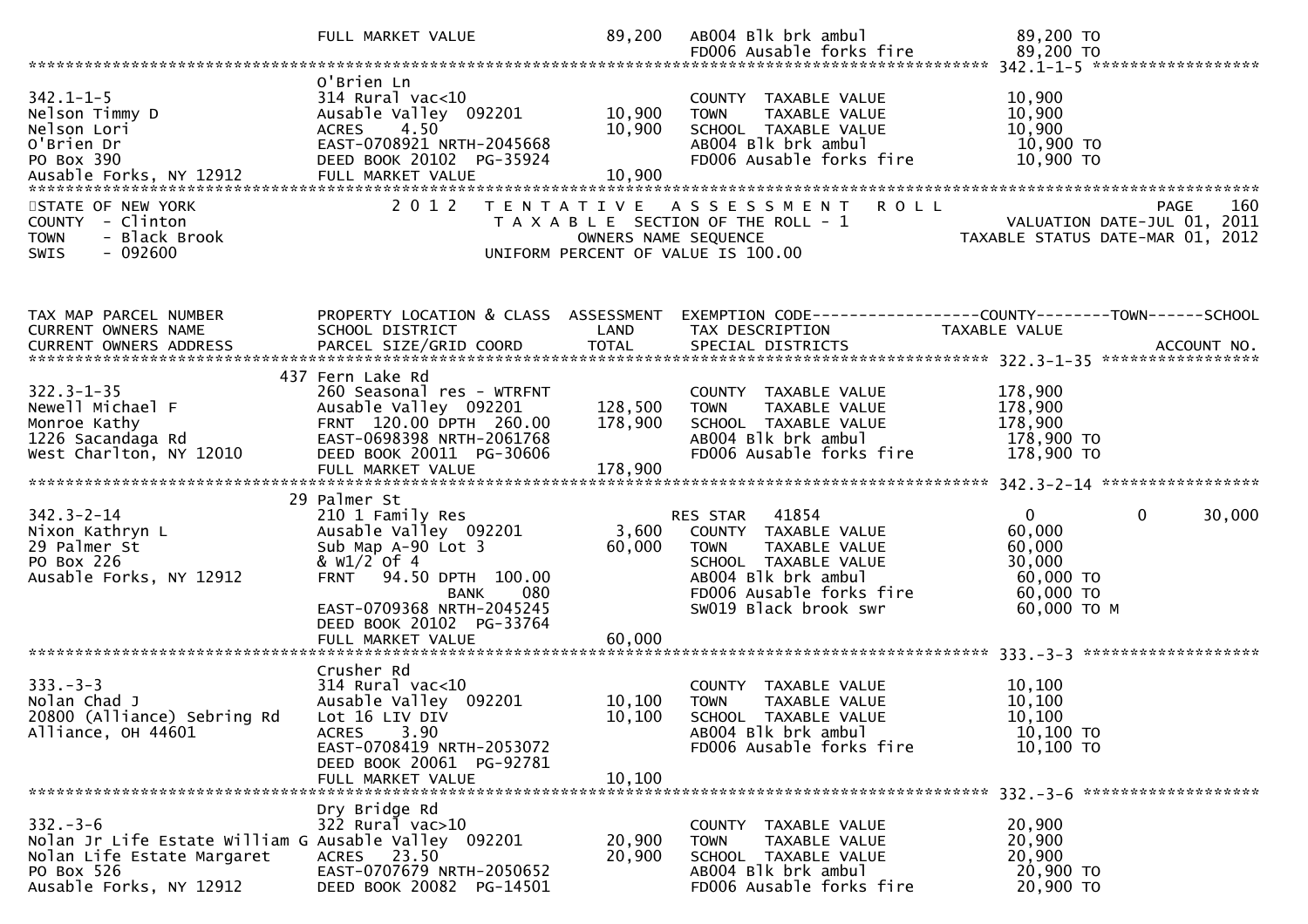```
                               FULL MARKET VALUE              89,200   AB004 Blk brk ambul                 89,200 TO
                                                                       FD006 Ausable forks fire            89,200 TO
******************************************************************************************************* 342.1-1-5 ******************
                               O'Brien Ln
342.1-1-5                      314 Rural vac<10                        COUNTY  TAXABLE VALUE              10,900
Nelson Timmy D                 Ausable Valley  092201        10,900    TOWN    TAXABLE VALUE              10,900
Nelson Lori                    ACRES    4.50                 10,900    SCHOOL  TAXABLE VALUE              10,900
O'Brien Dr                     EAST-0708921 NRTH-2045668               AB004 Blk brk ambul                 10,900 TO
PO Box 390                     DEED BOOK 20102  PG-35924               FD006 Ausable forks fire            10,900 TO
Ausable Forks, NY 12912        FULL MARKET VALUE             10,900
************************************************************************************************************************************
STATE OF NEW YORK               2 0 1 2   T E N T A T I V E   A S S E S S M E N T   R O L L                           PAGE    160
COUNTY  - Clinton                         T A X A B L E  SECTION OF THE ROLL - 1                        VALUATION DATE-JUL 01, 2011
TOWN    - Black Brook                           OWNERS NAME SEQUENCE                                 TAXABLE STATUS DATE-MAR 01, 2012
SWIS    - 092600                          UNIFORM PERCENT OF VALUE IS 100.00


TAX MAP PARCEL NUMBER          PROPERTY LOCATION & CLASS  ASSESSMENT  EXEMPTION CODE------------------COUNTY--------TOWN------SCHOOL
CURRENT OWNERS NAME            SCHOOL DISTRICT               LAND      TAX DESCRIPTION              TAXABLE VALUE
CURRENT OWNERS ADDRESS         PARCEL SIZE/GRID COORD        TOTAL     SPECIAL DISTRICTS                                 ACCOUNT NO.
******************************************************************************************************* 322.3-1-35 *****************
                           437 Fern Lake Rd
322.3-1-35                     260 Seasonal res - WTRFNT               COUNTY  TAXABLE VALUE             178,900
Newell Michael F               Ausable Valley  092201       128,500    TOWN    TAXABLE VALUE             178,900
Monroe Kathy                   FRNT 120.00 DPTH 260.00      178,900    SCHOOL  TAXABLE VALUE             178,900
1226 Sacandaga Rd              EAST-0698398 NRTH-2061768               AB004 Blk brk ambul                178,900 TO
West Charlton, NY 12010        DEED BOOK 20011  PG-30606               FD006 Ausable forks fire           178,900 TO
                               FULL MARKET VALUE            178,900
******************************************************************************************************* 342.3-2-14 *****************
                            29 Palmer St
342.3-2-14                     210 1 Family Res                        RES STAR   41854                    0             0      30,000
Nixon Kathryn L                Ausable Valley  092201         3,600    COUNTY  TAXABLE VALUE              60,000
29 Palmer St                   Sub Map A-90 Lot 3            60,000    TOWN    TAXABLE VALUE              60,000
PO Box 226                     & W1/2 Of 4                             SCHOOL  TAXABLE VALUE              30,000
Ausable Forks, NY 12912        FRNT   94.50 DPTH 100.00                AB004 Blk brk ambul                 60,000 TO
                                              BANK     080             FD006 Ausable forks fire            60,000 TO
                               EAST-0709368 NRTH-2045245               SW019 Black brook swr               60,000 TO M
                               DEED BOOK 20102  PG-33764
                               FULL MARKET VALUE             60,000
******************************************************************************************************* 333.-3-3 *******************
                               Crusher Rd
333.-3-3                       314 Rural vac<10                        COUNTY  TAXABLE VALUE              10,100
Nolan Chad J                   Ausable Valley  092201        10,100    TOWN    TAXABLE VALUE              10,100
20800 (Alliance) Sebring Rd    Lot 16 LIV DIV                10,100    SCHOOL  TAXABLE VALUE              10,100
Alliance, OH 44601             ACRES    3.90                           AB004 Blk brk ambul                 10,100 TO
                               EAST-0708419 NRTH-2053072               FD006 Ausable forks fire            10,100 TO
                               DEED BOOK 20061  PG-92781
                               FULL MARKET VALUE             10,100
******************************************************************************************************* 332.-3-6 *******************
                               Dry Bridge Rd
332.-3-6                       322 Rural vac>10                        COUNTY  TAXABLE VALUE              20,900
Nolan Jr Life Estate William G Ausable Valley  092201        20,900    TOWN    TAXABLE VALUE              20,900
Nolan Life Estate Margaret     ACRES   23.50                 20,900    SCHOOL  TAXABLE VALUE              20,900
PO Box 526                     EAST-0707679 NRTH-2050652               AB004 Blk brk ambul                 20,900 TO
Ausable Forks, NY 12912        DEED BOOK 20082  PG-14501               FD006 Ausable forks fire            20,900 TO
```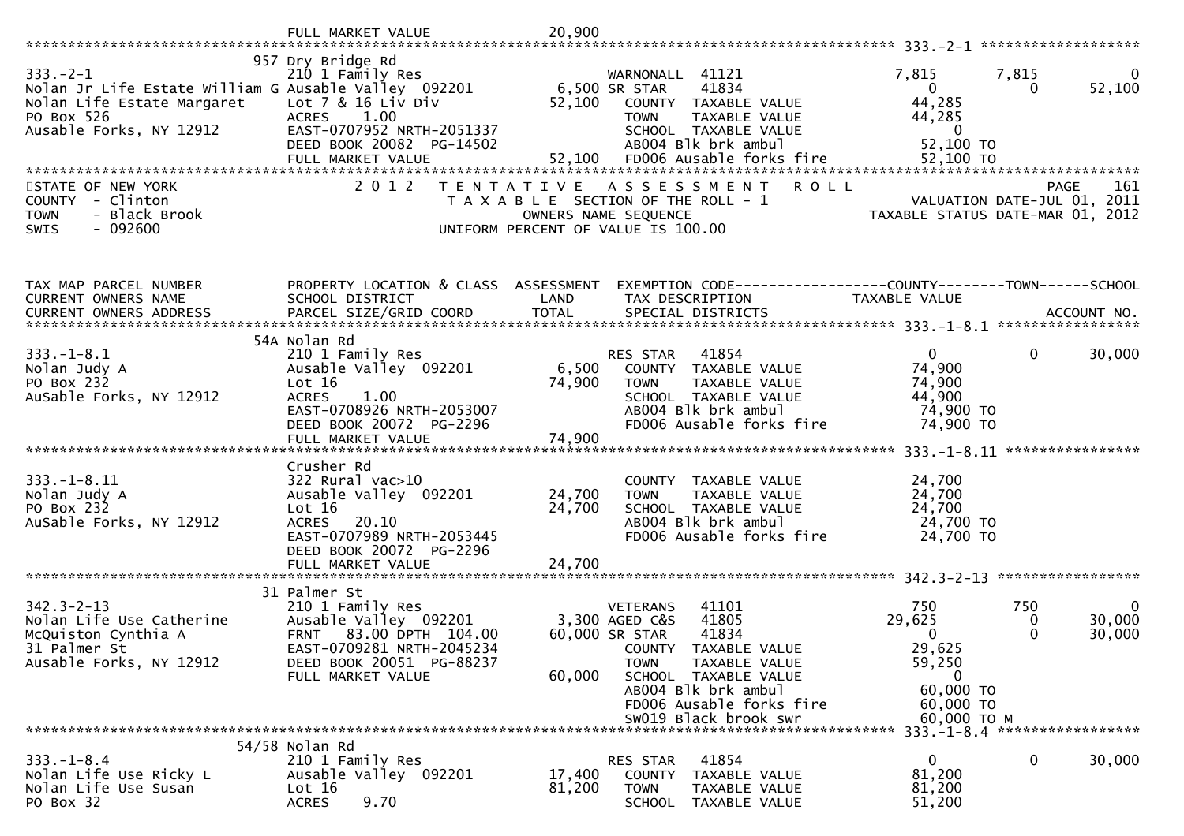```
                                    FULL MARKET VALUE               20,900
******************************************************************************************************* 333.-2-1 ******************
                               957 Dry Bridge Rd
333.-2-1                       210 1 Family Res                    WARNONALL  41121                  7,815        7,815           0
Nolan Jr Life Estate William G Ausable Valley  092201       6,500 SR STAR    41834                      0            0      52,100
Nolan Life Estate Margaret     Lot 7 & 16 Liv Div          52,100    COUNTY  TAXABLE VALUE           44,285
PO Box 526                     ACRES    1.00                          TOWN    TAXABLE VALUE           44,285
Ausable Forks, NY 12912        EAST-0707952 NRTH-2051337              SCHOOL  TAXABLE VALUE                0
                               DEED BOOK 20082  PG-14502              AB004 Blk brk ambul             52,100 TO
                               FULL MARKET VALUE           52,100     FD006 Ausable forks fire        52,100 TO
************************************************************************************************************************************
STATE OF NEW YORK                2 0 1 2   T E N T A T I V E   A S S E S S M E N T   R O L L                            PAGE   161
COUNTY  - Clinton                       T A X A B L E SECTION OF THE ROLL - 1                      VALUATION DATE-JUL 01, 2011
TOWN    - Black Brook                          OWNERS NAME SEQUENCE                          TAXABLE STATUS DATE-MAR 01, 2012
SWIS    - 092600                        UNIFORM PERCENT OF VALUE IS 100.00


TAX MAP PARCEL NUMBER          PROPERTY LOCATION & CLASS  ASSESSMENT  EXEMPTION CODE------------------COUNTY--------TOWN------SCHOOL
CURRENT OWNERS NAME            SCHOOL DISTRICT              LAND      TAX DESCRIPTION             TAXABLE VALUE
CURRENT OWNERS ADDRESS         PARCEL SIZE/GRID COORD       TOTAL     SPECIAL DISTRICTS                                   ACCOUNT NO.
******************************************************************************************************* 333.-1-8.1 ****************
                               54A Nolan Rd
333.-1-8.1                     210 1 Family Res                    RES STAR   41854                      0            0      30,000
Nolan Judy A                   Ausable Valley  092201       6,500    COUNTY  TAXABLE VALUE           74,900
PO Box 232                     Lot 16                      74,900    TOWN    TAXABLE VALUE           74,900
AuSable Forks, NY 12912        ACRES    1.00                          SCHOOL  TAXABLE VALUE           44,900
                               EAST-0708926 NRTH-2053007              AB004 Blk brk ambul             74,900 TO
                               DEED BOOK 20072  PG-2296               FD006 Ausable forks fire        74,900 TO
                               FULL MARKET VALUE           74,900
******************************************************************************************************* 333.-1-8.11 ***************
                               Crusher Rd
333.-1-8.11                    322 Rural vac>10                       COUNTY  TAXABLE VALUE           24,700
Nolan Judy A                   Ausable Valley  092201      24,700    TOWN    TAXABLE VALUE           24,700
PO Box 232                     Lot 16                      24,700    SCHOOL  TAXABLE VALUE           24,700
AuSable Forks, NY 12912        ACRES   20.10                          AB004 Blk brk ambul             24,700 TO
                               EAST-0707989 NRTH-2053445              FD006 Ausable forks fire        24,700 TO
                               DEED BOOK 20072  PG-2296
                               FULL MARKET VALUE           24,700
******************************************************************************************************* 342.3-2-13 ****************
                               31 Palmer St
342.3-2-13                     210 1 Family Res                    VETERANS   41101                    750          750           0
Nolan Life Use Catherine       Ausable Valley  092201       3,300 AGED C&S   41805                 29,625            0      30,000
McQuiston Cynthia A            FRNT   83.00 DPTH 104.00    60,000 SR STAR    41834                      0            0      30,000
31 Palmer St                   EAST-0709281 NRTH-2045234              COUNTY  TAXABLE VALUE           29,625
Ausable Forks, NY 12912        DEED BOOK 20051  PG-88237              TOWN    TAXABLE VALUE           59,250
                               FULL MARKET VALUE           60,000    SCHOOL  TAXABLE VALUE                0
                                                                      AB004 Blk brk ambul             60,000 TO
                                                                      FD006 Ausable forks fire        60,000 TO
                                                                      SW019 Black brook swr           60,000 TO M
******************************************************************************************************* 333.-1-8.4 ****************
                               54/58 Nolan Rd
333.-1-8.4                     210 1 Family Res                    RES STAR   41854                      0            0      30,000
Nolan Life Use Ricky L         Ausable Valley  092201      17,400    COUNTY  TAXABLE VALUE           81,200
Nolan Life Use Susan           Lot 16                      81,200    TOWN    TAXABLE VALUE           81,200
PO Box 32                      ACRES    9.70                          SCHOOL  TAXABLE VALUE           51,200
```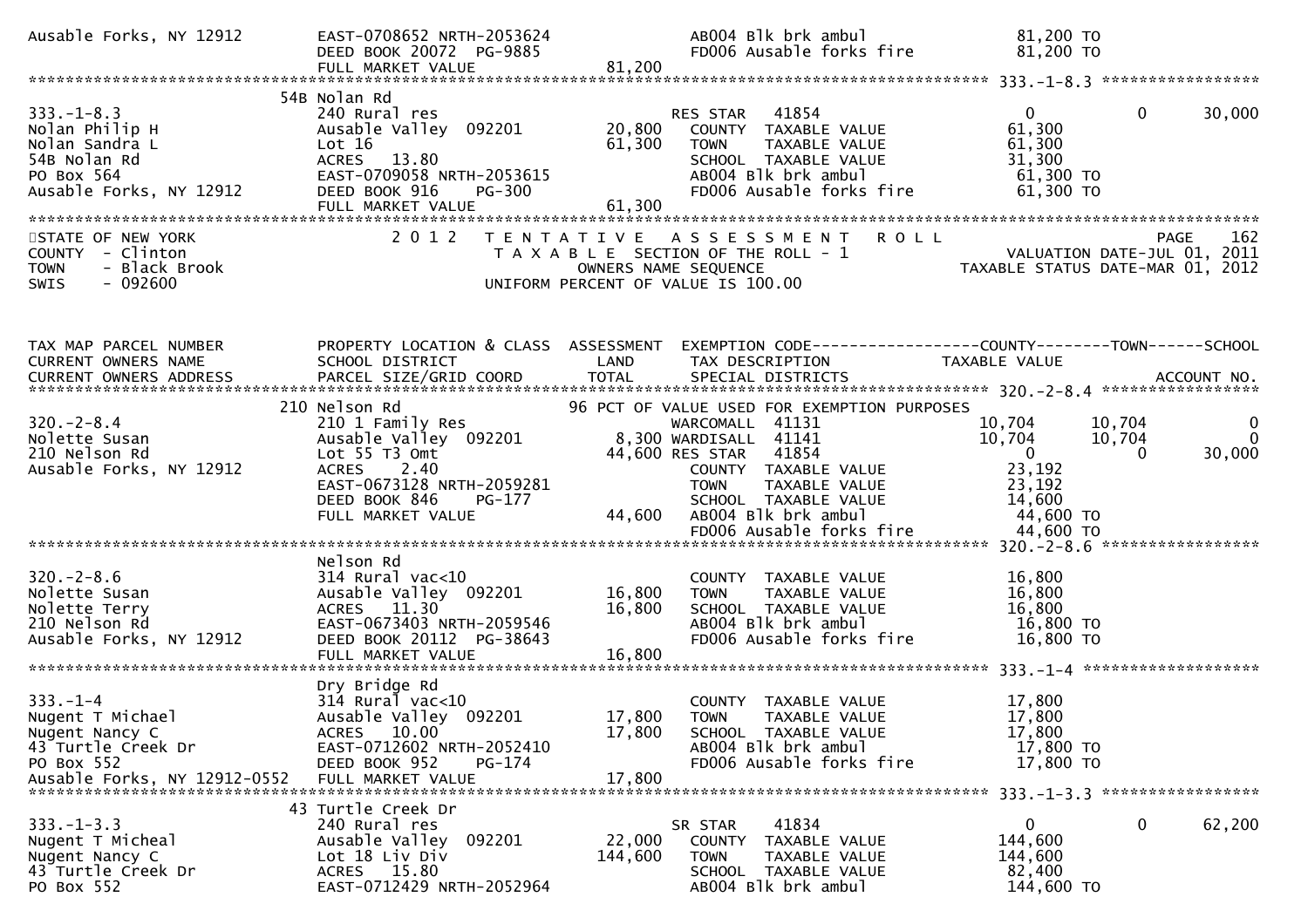```
Ausable Forks, NY 12912      EAST-0708652 NRTH-2053624              AB004 Blk brk ambul              81,200 TO
                             DEED BOOK 20072  PG-9885               FD006 Ausable forks fire         81,200 TO
                             FULL MARKET VALUE              81,200
******************************************************************************************************* 333.-1-8.3 *****************
                           54B Nolan Rd
333.-1-8.3                   240 Rural res                       RES STAR   41854                     0             0      30,000
Nolan Philip H               Ausable Valley  092201      20,800    COUNTY  TAXABLE VALUE          61,300
Nolan Sandra L               Lot 16                      61,300    TOWN    TAXABLE VALUE          61,300
54B Nolan Rd                 ACRES   13.80                         SCHOOL  TAXABLE VALUE          31,300
PO Box 564                   EAST-0709058 NRTH-2053615              AB004 Blk brk ambul              61,300 TO
Ausable Forks, NY 12912      DEED BOOK 916    PG-300                FD006 Ausable forks fire         61,300 TO
                             FULL MARKET VALUE              61,300
*************************************************************************************************************************************
STATE OF NEW YORK                2 0 1 2   T E N T A T I V E   A S S E S S M E N T   R O L L                              PAGE   162
COUNTY  - Clinton                           T A X A B L E  SECTION OF THE ROLL - 1                    VALUATION DATE-JUL 01, 2011
TOWN    - Black Brook                              OWNERS NAME SEQUENCE                           TAXABLE STATUS DATE-MAR 01, 2012
SWIS    - 092600                            UNIFORM PERCENT OF VALUE IS 100.00


TAX MAP PARCEL NUMBER          PROPERTY LOCATION & CLASS  ASSESSMENT  EXEMPTION CODE------------------COUNTY--------TOWN------SCHOOL
CURRENT OWNERS NAME            SCHOOL DISTRICT               LAND      TAX DESCRIPTION             TAXABLE VALUE
CURRENT OWNERS ADDRESS         PARCEL SIZE/GRID COORD        TOTAL     SPECIAL DISTRICTS                                     ACCOUNT NO.
******************************************************************************************************* 320.-2-8.4 *****************
                           210 Nelson Rd                          96 PCT OF VALUE USED FOR EXEMPTION PURPOSES
320.-2-8.4                   210 1 Family Res                        WARCOMALL  41131                10,704        10,704            0
Nolette Susan                Ausable Valley  092201       8,300 WARDISALL  41141                10,704        10,704            0
210 Nelson Rd                Lot 55 T3 Omt                44,600 RES STAR   41854                     0             0        30,000
Ausable Forks, NY 12912      ACRES    2.40                         COUNTY  TAXABLE VALUE          23,192
                             EAST-0673128 NRTH-2059281             TOWN    TAXABLE VALUE          23,192
                             DEED BOOK 846    PG-177                SCHOOL  TAXABLE VALUE          14,600
                             FULL MARKET VALUE              44,600  AB004 Blk brk ambul              44,600 TO
                                                                    FD006 Ausable forks fire         44,600 TO
******************************************************************************************************* 320.-2-8.6 *****************
                             Nelson Rd
320.-2-8.6                   314 Rural vac<10                       COUNTY  TAXABLE VALUE          16,800
Nolette Susan                Ausable Valley  092201      16,800    TOWN    TAXABLE VALUE          16,800
Nolette Terry                ACRES   11.30                 16,800    SCHOOL  TAXABLE VALUE          16,800
210 Nelson Rd                EAST-0673403 NRTH-2059546              AB004 Blk brk ambul              16,800 TO
Ausable Forks, NY 12912      DEED BOOK 20112  PG-38643              FD006 Ausable forks fire         16,800 TO
                             FULL MARKET VALUE              16,800
******************************************************************************************************* 333.-1-4 *******************
                             Dry Bridge Rd
333.-1-4                     314 Rural vac<10                       COUNTY  TAXABLE VALUE          17,800
Nugent T Michael             Ausable Valley  092201      17,800    TOWN    TAXABLE VALUE          17,800
Nugent Nancy C               ACRES   10.00                 17,800    SCHOOL  TAXABLE VALUE          17,800
43 Turtle Creek Dr           EAST-0712602 NRTH-2052410              AB004 Blk brk ambul              17,800 TO
PO Box 552                   DEED BOOK 952    PG-174                FD006 Ausable forks fire         17,800 TO
Ausable Forks, NY 12912-0552 FULL MARKET VALUE              17,800
******************************************************************************************************* 333.-1-3.3 *****************
                           43 Turtle Creek Dr
333.-1-3.3                   240 Rural res                       SR STAR    41834                     0             0      62,200
Nugent T Micheal             Ausable Valley  092201      22,000    COUNTY  TAXABLE VALUE         144,600
Nugent Nancy C               Lot 18 Liv Div             144,600    TOWN    TAXABLE VALUE         144,600
43 Turtle Creek Dr           ACRES   15.80                         SCHOOL  TAXABLE VALUE          82,400
PO Box 552                   EAST-0712429 NRTH-2052964              AB004 Blk brk ambul             144,600 TO
```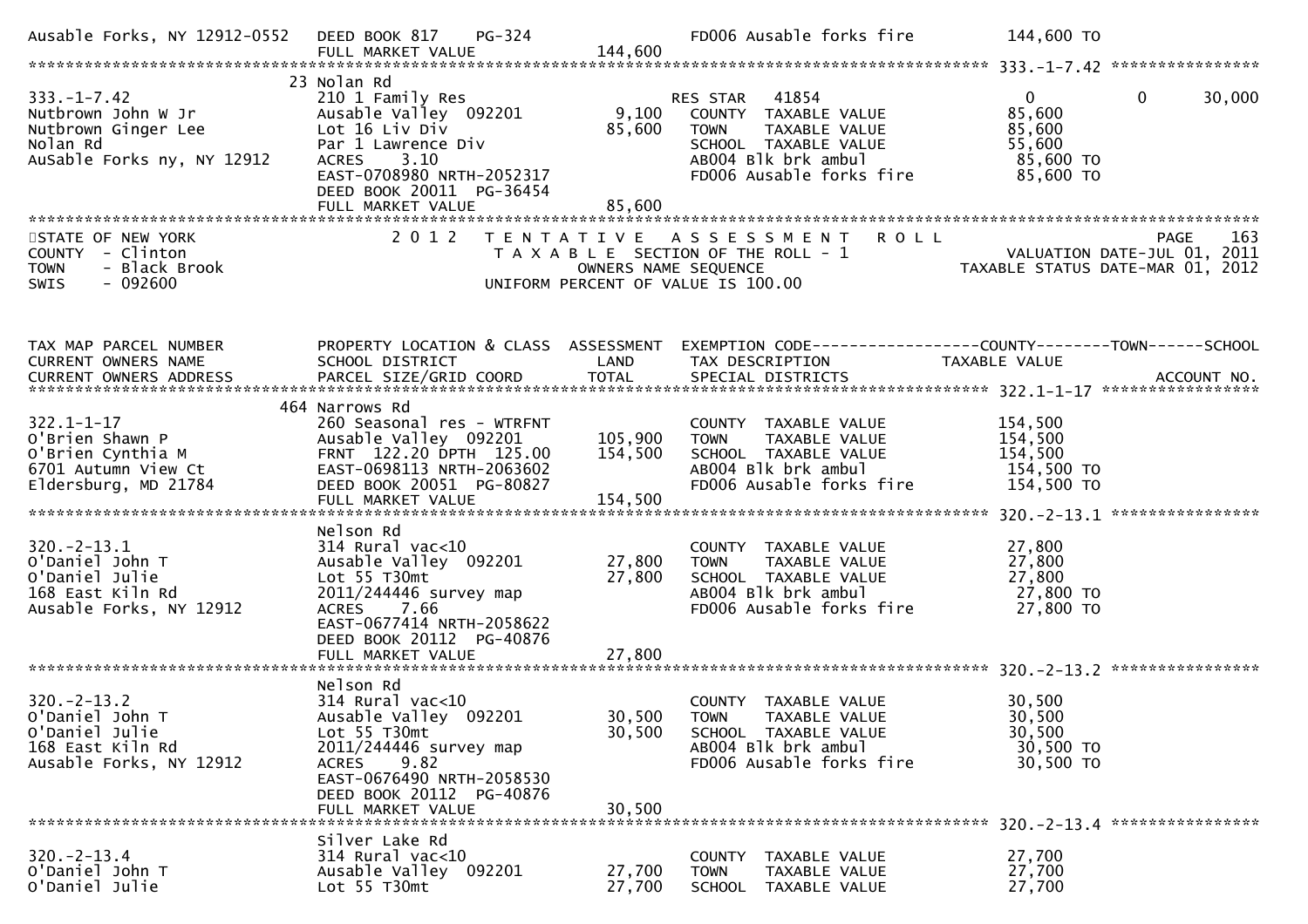```
Ausable Forks, NY 12912-0552   DEED BOOK 817     PG-324                      FD006 Ausable forks fire          144,600 TO
                               FULL MARKET VALUE              144,600
******************************************************************************************************* 333.-1-7.42 ****************
                               23 Nolan Rd
333.-1-7.42                    210 1 Family Res                       RES STAR   41854                 0           0       30,000
Nutbrown John W Jr             Ausable Valley  092201          9,100    COUNTY  TAXABLE VALUE          85,600
Nutbrown Ginger Lee            Lot 16 Liv Div                 85,600    TOWN    TAXABLE VALUE          85,600
Nolan Rd                       Par 1 Lawrence Div                       SCHOOL  TAXABLE VALUE          55,600
AuSable Forks ny, NY 12912     ACRES    3.10                            AB004 Blk brk ambul             85,600 TO
                               EAST-0708980 NRTH-2052317                FD006 Ausable forks fire        85,600 TO
                               DEED BOOK 20011  PG-36454
                               FULL MARKET VALUE               85,600
*********************************************************************************************************************************
STATE OF NEW YORK              2 0 1 2   T E N T A T I V E   A S S E S S M E N T   R O L L                              PAGE    163
COUNTY  - Clinton                          T A X A B L E  SECTION OF THE ROLL - 1                      VALUATION DATE-JUL 01, 2011
TOWN    - Black Brook                           OWNERS NAME SEQUENCE                              TAXABLE STATUS DATE-MAR 01, 2012
SWIS    - 092600                           UNIFORM PERCENT OF VALUE IS 100.00


TAX MAP PARCEL NUMBER          PROPERTY LOCATION & CLASS  ASSESSMENT  EXEMPTION CODE------------------COUNTY--------TOWN------SCHOOL
CURRENT OWNERS NAME            SCHOOL DISTRICT               LAND      TAX DESCRIPTION              TAXABLE VALUE
CURRENT OWNERS ADDRESS         PARCEL SIZE/GRID COORD        TOTAL     SPECIAL DISTRICTS                                 ACCOUNT NO.
******************************************************************************************************* 322.1-1-17 *****************
                               464 Narrows Rd
322.1-1-17                     260 Seasonal res - WTRFNT                COUNTY  TAXABLE VALUE         154,500
O'Brien Shawn P                Ausable Valley  092201        105,900    TOWN    TAXABLE VALUE         154,500
O'Brien Cynthia M              FRNT  122.20 DPTH  125.00     154,500    SCHOOL  TAXABLE VALUE         154,500
6701 Autumn View Ct            EAST-0698113 NRTH-2063602                AB004 Blk brk ambul            154,500 TO
Eldersburg, MD 21784           DEED BOOK 20051  PG-80827                FD006 Ausable forks fire       154,500 TO
                               FULL MARKET VALUE              154,500
******************************************************************************************************* 320.-2-13.1 ****************
                               Nelson Rd
320.-2-13.1                    314 Rural vac<10                         COUNTY  TAXABLE VALUE          27,800
O'Daniel John T                Ausable Valley  092201         27,800    TOWN    TAXABLE VALUE          27,800
O'Daniel Julie                 Lot 55 T30mt                   27,800    SCHOOL  TAXABLE VALUE          27,800
168 East Kiln Rd               2011/244446 survey map                   AB004 Blk brk ambul             27,800 TO
Ausable Forks, NY 12912        ACRES    7.66                            FD006 Ausable forks fire        27,800 TO
                               EAST-0677414 NRTH-2058622
                               DEED BOOK 20112  PG-40876
                               FULL MARKET VALUE               27,800
******************************************************************************************************* 320.-2-13.2 ****************
                               Nelson Rd
320.-2-13.2                    314 Rural vac<10                         COUNTY  TAXABLE VALUE          30,500
O'Daniel John T                Ausable Valley  092201         30,500    TOWN    TAXABLE VALUE          30,500
O'Daniel Julie                 Lot 55 T30mt                   30,500    SCHOOL  TAXABLE VALUE          30,500
168 East Kiln Rd               2011/244446 survey map                   AB004 Blk brk ambul             30,500 TO
Ausable Forks, NY 12912        ACRES    9.82                            FD006 Ausable forks fire        30,500 TO
                               EAST-0676490 NRTH-2058530
                               DEED BOOK 20112  PG-40876
                               FULL MARKET VALUE               30,500
******************************************************************************************************* 320.-2-13.4 ****************
                               Silver Lake Rd
320.-2-13.4                    314 Rural vac<10                         COUNTY  TAXABLE VALUE          27,700
O'Daniel John T                Ausable Valley  092201         27,700    TOWN    TAXABLE VALUE          27,700
O'Daniel Julie                 Lot 55 T30mt                   27,700    SCHOOL  TAXABLE VALUE          27,700
```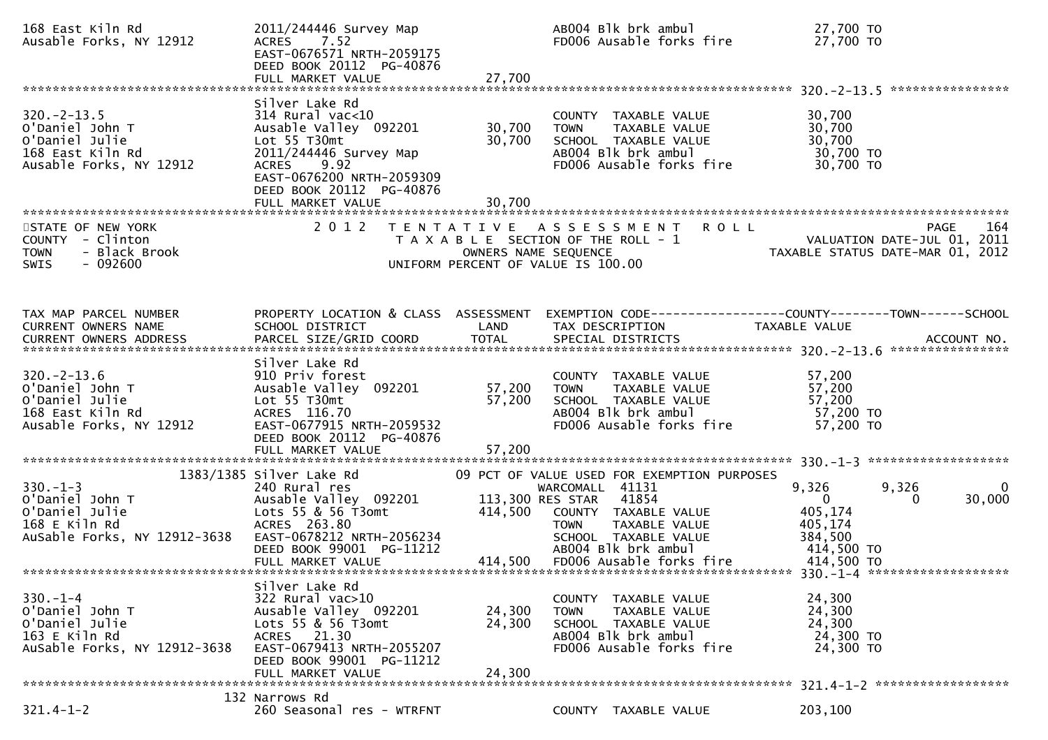```
168 East Kiln Rd               2011/244446 Survey Map                    AB004 Blk brk ambul               27,700 TO
Ausable Forks, NY 12912        ACRES    7.52                             FD006 Ausable forks fire          27,700 TO
                               EAST-0676571 NRTH-2059175
                               DEED BOOK 20112  PG-40876
                               FULL MARKET VALUE              27,700
******************************************************************************************************* 320.-2-13.5 ****************
                               Silver Lake Rd
320.-2-13.5                    314 Rural vac<10                          COUNTY  TAXABLE VALUE             30,700
O'Daniel John T                Ausable Valley  092201         30,700     TOWN    TAXABLE VALUE             30,700
O'Daniel Julie                 Lot 55 T30mt                   30,700     SCHOOL  TAXABLE VALUE             30,700
168 East Kiln Rd               2011/244446 Survey Map                    AB004 Blk brk ambul               30,700 TO
Ausable Forks, NY 12912        ACRES    9.92                             FD006 Ausable forks fire          30,700 TO
                               EAST-0676200 NRTH-2059309
                               DEED BOOK 20112  PG-40876
                               FULL MARKET VALUE              30,700
************************************************************************************************************************************
STATE OF NEW YORK                   2 0 1 2   T E N T A T I V E   A S S E S S M E N T   R O L L                             PAGE    164
COUNTY  - Clinton                             T A X A B L E  SECTION OF THE ROLL - 1                       VALUATION DATE-JUL 01, 2011
TOWN    - Black Brook                              OWNERS NAME SEQUENCE                              TAXABLE STATUS DATE-MAR 01, 2012
SWIS    - 092600                              UNIFORM PERCENT OF VALUE IS 100.00


TAX MAP PARCEL NUMBER          PROPERTY LOCATION & CLASS  ASSESSMENT  EXEMPTION CODE------------------COUNTY--------TOWN------SCHOOL
CURRENT OWNERS NAME            SCHOOL DISTRICT               LAND      TAX DESCRIPTION            TAXABLE VALUE
CURRENT OWNERS ADDRESS         PARCEL SIZE/GRID COORD        TOTAL     SPECIAL DISTRICTS                                 ACCOUNT NO.
******************************************************************************************************* 320.-2-13.6 ****************
                               Silver Lake Rd
320.-2-13.6                    910 Priv forest                           COUNTY  TAXABLE VALUE             57,200
O'Daniel John T                Ausable Valley  092201         57,200     TOWN    TAXABLE VALUE             57,200
O'Daniel Julie                 Lot 55 T30mt                   57,200     SCHOOL  TAXABLE VALUE             57,200
168 East Kiln Rd               ACRES  116.70                             AB004 Blk brk ambul               57,200 TO
Ausable Forks, NY 12912        EAST-0677915 NRTH-2059532                 FD006 Ausable forks fire          57,200 TO
                               DEED BOOK 20112  PG-40876
                               FULL MARKET VALUE              57,200
******************************************************************************************************* 330.-1-3 *******************
                     1383/1385 Silver Lake Rd                09 PCT OF VALUE USED FOR EXEMPTION PURPOSES
330.-1-3                       240 Rural res                       WARCOMALL  41131               9,326        9,326             0
O'Daniel John T                Ausable Valley  092201        113,300 RES STAR   41854                   0            0        30,000
O'Daniel Julie                 Lots 55 & 56 T3omt            414,500   COUNTY  TAXABLE VALUE           405,174
168 E Kiln Rd                  ACRES  263.80                             TOWN    TAXABLE VALUE           405,174
AuSable Forks, NY 12912-3638   EAST-0678212 NRTH-2056234                 SCHOOL  TAXABLE VALUE           384,500
                               DEED BOOK 99001  PG-11212                 AB004 Blk brk ambul              414,500 TO
                               FULL MARKET VALUE             414,500     FD006 Ausable forks fire         414,500 TO
******************************************************************************************************* 330.-1-4 *******************
                               Silver Lake Rd
330.-1-4                       322 Rural vac>10                          COUNTY  TAXABLE VALUE             24,300
O'Daniel John T                Ausable Valley  092201         24,300     TOWN    TAXABLE VALUE             24,300
O'Daniel Julie                 Lots 55 & 56 T3omt             24,300     SCHOOL  TAXABLE VALUE             24,300
163 E Kiln Rd                  ACRES   21.30                             AB004 Blk brk ambul               24,300 TO
AuSable Forks, NY 12912-3638   EAST-0679413 NRTH-2055207                 FD006 Ausable forks fire          24,300 TO
                               DEED BOOK 99001  PG-11212
                               FULL MARKET VALUE              24,300
******************************************************************************************************* 321.4-1-2 ******************
                           132 Narrows Rd
321.4-1-2                      260 Seasonal res - WTRFNT                 COUNTY  TAXABLE VALUE            203,100
```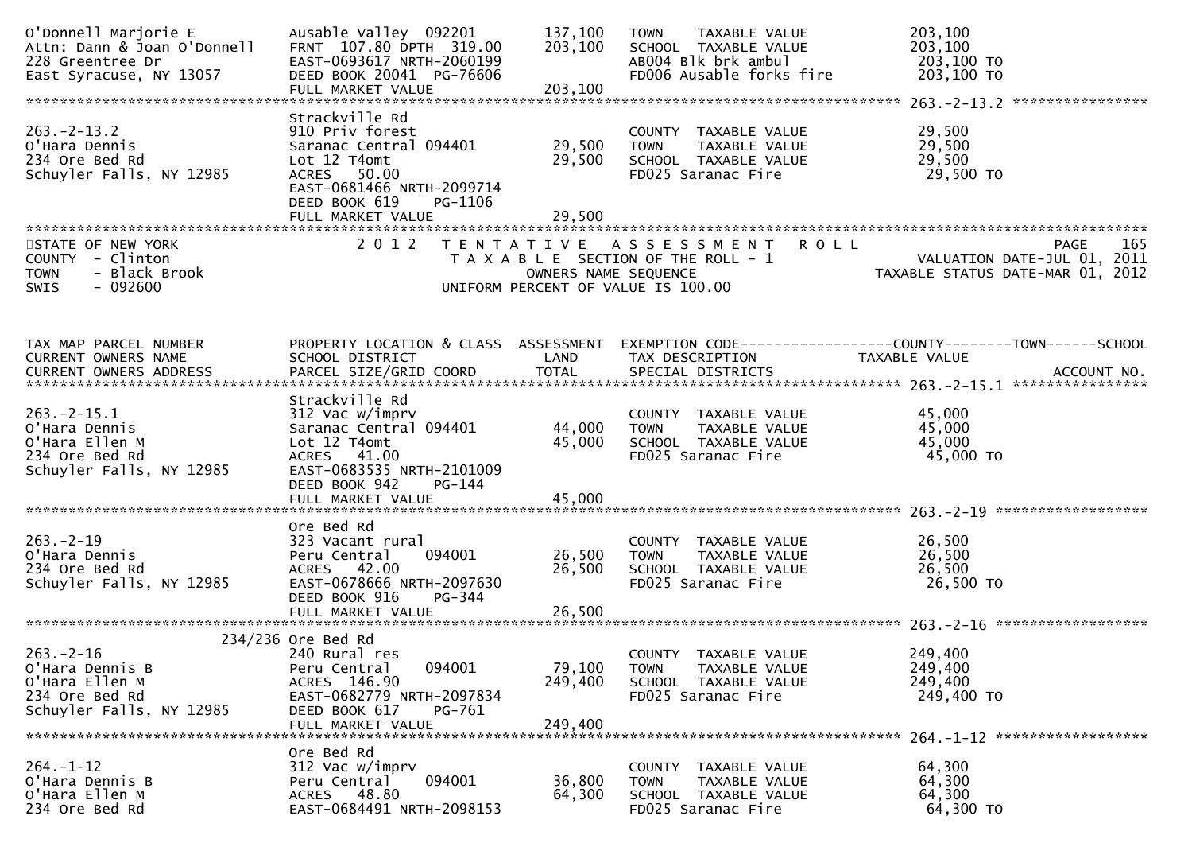```
O'Donnell Marjorie E            Ausable Valley  092201        137,100   TOWN     TAXABLE VALUE              203,100
Attn: Dann & Joan O'Donnell     FRNT  107.80 DPTH  319.00     203,100   SCHOOL  TAXABLE VALUE              203,100
228 Greentree Dr                EAST-0693617 NRTH-2060199               AB004 Blk brk ambul                 203,100 TO
East Syracuse, NY 13057         DEED BOOK 20041  PG-76606               FD006 Ausable forks fire            203,100 TO
                                FULL MARKET VALUE             203,100
******************************************************************************************************* 263.-2-13.2 ****************
                                Strackville Rd
263.-2-13.2                     910 Priv forest                          COUNTY  TAXABLE VALUE              29,500
O'Hara Dennis                   Saranac Central 094401         29,500   TOWN     TAXABLE VALUE              29,500
234 Ore Bed Rd                  Lot 12 T4omt                   29,500   SCHOOL  TAXABLE VALUE              29,500
Schuyler Falls, NY 12985        ACRES   50.00                           FD025 Saranac Fire                  29,500 TO
                                EAST-0681466 NRTH-2099714
                                DEED BOOK 619     PG-1106
                                FULL MARKET VALUE              29,500
************************************************************************************************************************************
STATE OF NEW YORK                2 0 1 2   T E N T A T I V E   A S S E S S M E N T   R O L L                       PAGE    165
COUNTY  - Clinton                          T A X A B L E  SECTION OF THE ROLL - 1                    VALUATION DATE-JUL 01, 2011
TOWN    - Black Brook                             OWNERS NAME SEQUENCE                          TAXABLE STATUS DATE-MAR 01, 2012
SWIS    - 092600                          UNIFORM PERCENT OF VALUE IS 100.00


TAX MAP PARCEL NUMBER           PROPERTY LOCATION & CLASS  ASSESSMENT  EXEMPTION CODE------------------COUNTY--------TOWN------SCHOOL
CURRENT OWNERS NAME             SCHOOL DISTRICT               LAND      TAX DESCRIPTION                 TAXABLE VALUE
CURRENT OWNERS ADDRESS          PARCEL SIZE/GRID COORD        TOTAL     SPECIAL DISTRICTS                                   ACCOUNT NO.
******************************************************************************************************* 263.-2-15.1 ****************
                                Strackville Rd
263.-2-15.1                     312 Vac w/imprv                          COUNTY  TAXABLE VALUE              45,000
O'Hara Dennis                   Saranac Central 094401         44,000   TOWN     TAXABLE VALUE              45,000
O'Hara Ellen M                  Lot 12 T4omt                   45,000   SCHOOL  TAXABLE VALUE              45,000
234 Ore Bed Rd                  ACRES   41.00                           FD025 Saranac Fire                  45,000 TO
Schuyler Falls, NY 12985        EAST-0683535 NRTH-2101009
                                DEED BOOK 942     PG-144
                                FULL MARKET VALUE              45,000
******************************************************************************************************* 263.-2-19 ******************
                                Ore Bed Rd
263.-2-19                       323 Vacant rural                         COUNTY  TAXABLE VALUE              26,500
O'Hara Dennis                   Peru Central     094001        26,500   TOWN     TAXABLE VALUE              26,500
234 Ore Bed Rd                  ACRES   42.00                  26,500   SCHOOL  TAXABLE VALUE              26,500
Schuyler Falls, NY 12985        EAST-0678666 NRTH-2097630               FD025 Saranac Fire                  26,500 TO
                                DEED BOOK 916     PG-344
                                FULL MARKET VALUE              26,500
******************************************************************************************************* 263.-2-16 ******************
                        234/236 Ore Bed Rd
263.-2-16                       240 Rural res                            COUNTY  TAXABLE VALUE             249,400
O'Hara Dennis B                 Peru Central     094001        79,100   TOWN     TAXABLE VALUE             249,400
O'Hara Ellen M                  ACRES  146.90                 249,400   SCHOOL  TAXABLE VALUE             249,400
234 Ore Bed Rd                  EAST-0682779 NRTH-2097834               FD025 Saranac Fire                 249,400 TO
Schuyler Falls, NY 12985        DEED BOOK 617     PG-761
                                FULL MARKET VALUE             249,400
******************************************************************************************************* 264.-1-12 ******************
                                Ore Bed Rd
264.-1-12                       312 Vac w/imprv                          COUNTY  TAXABLE VALUE              64,300
O'Hara Dennis B                 Peru Central     094001        36,800   TOWN     TAXABLE VALUE              64,300
O'Hara Ellen M                  ACRES   48.80                  64,300   SCHOOL  TAXABLE VALUE              64,300
234 Ore Bed Rd                  EAST-0684491 NRTH-2098153               FD025 Saranac Fire                  64,300 TO
```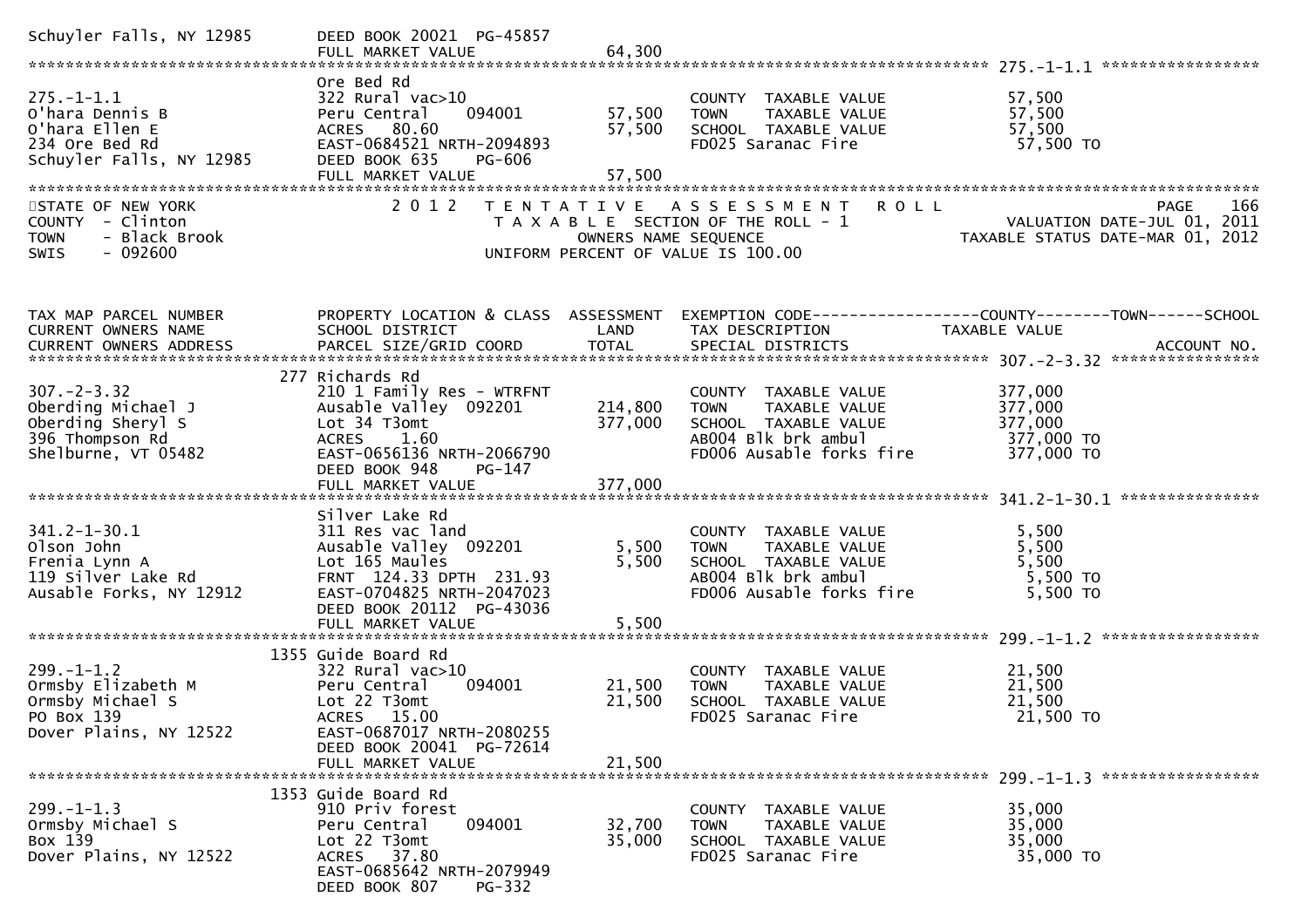```
Schuyler Falls, NY 12985       DEED BOOK 20021  PG-45857
                               FULL MARKET VALUE              64,300
******************************************************************************************************* 275.-1-1.1 *****************
                               Ore Bed Rd
275.-1-1.1                     322 Rural vac>10                         COUNTY  TAXABLE VALUE            57,500
O'hara Dennis B                Peru Central     094001        57,500   TOWN    TAXABLE VALUE            57,500
O'hara Ellen E                 ACRES   80.60                  57,500   SCHOOL  TAXABLE VALUE            57,500
234 Ore Bed Rd                 EAST-0684521 NRTH-2094893                FD025 Saranac Fire                57,500 TO
Schuyler Falls, NY 12985       DEED BOOK 635    PG-606
                               FULL MARKET VALUE              57,500
************************************************************************************************************************************
```

```
STATE OF NEW YORK                 2 0 1 2   T E N T A T I V E   A S S E S S M E N T   R O L L                          PAGE   166
COUNTY  - Clinton                           T A X A B L E  SECTION OF THE ROLL - 1                  VALUATION DATE-JUL 01, 2011
TOWN    - Black Brook                            OWNERS NAME SEQUENCE                            TAXABLE STATUS DATE-MAR 01, 2012
SWIS    - 092600                          UNIFORM PERCENT OF VALUE IS 100.00
```

```
TAX MAP PARCEL NUMBER          PROPERTY LOCATION & CLASS  ASSESSMENT  EXEMPTION CODE------------------COUNTY--------TOWN------SCHOOL
CURRENT OWNERS NAME            SCHOOL DISTRICT               LAND      TAX DESCRIPTION             TAXABLE VALUE
CURRENT OWNERS ADDRESS         PARCEL SIZE/GRID COORD        TOTAL     SPECIAL DISTRICTS                                    ACCOUNT NO.
******************************************************************************************************* 307.-2-3.32 ****************
                           277 Richards Rd
307.-2-3.32                    210 1 Family Res - WTRFNT                COUNTY  TAXABLE VALUE           377,000
Oberding Michael J             Ausable Valley  092201        214,800   TOWN    TAXABLE VALUE           377,000
Oberding Sheryl S              Lot 34 T3omt                  377,000   SCHOOL  TAXABLE VALUE           377,000
396 Thompson Rd                ACRES    1.60                            AB004 Blk brk ambul              377,000 TO
Shelburne, VT 05482            EAST-0656136 NRTH-2066790                FD006 Ausable forks fire         377,000 TO
                               DEED BOOK 948    PG-147
                               FULL MARKET VALUE             377,000
******************************************************************************************************* 341.2-1-30.1 ***************
                               Silver Lake Rd
341.2-1-30.1                   311 Res vac land                         COUNTY  TAXABLE VALUE             5,500
Olson John                     Ausable Valley  092201          5,500   TOWN    TAXABLE VALUE             5,500
Frenia Lynn A                  Lot 165 Maules                   5,500   SCHOOL  TAXABLE VALUE             5,500
119 Silver Lake Rd             FRNT 124.33 DPTH 231.93                  AB004 Blk brk ambul                5,500 TO
Ausable Forks, NY 12912        EAST-0704825 NRTH-2047023                FD006 Ausable forks fire           5,500 TO
                               DEED BOOK 20112  PG-43036
                               FULL MARKET VALUE               5,500
******************************************************************************************************* 299.-1-1.2 *****************
                          1355 Guide Board Rd
299.-1-1.2                     322 Rural vac>10                         COUNTY  TAXABLE VALUE            21,500
Ormsby Elizabeth M             Peru Central     094001        21,500   TOWN    TAXABLE VALUE            21,500
Ormsby Michael S               Lot 22 T3omt                   21,500   SCHOOL  TAXABLE VALUE            21,500
PO Box 139                     ACRES   15.00                            FD025 Saranac Fire                21,500 TO
Dover Plains, NY 12522         EAST-0687017 NRTH-2080255
                               DEED BOOK 20041  PG-72614
                               FULL MARKET VALUE              21,500
******************************************************************************************************* 299.-1-1.3 *****************
                          1353 Guide Board Rd
299.-1-1.3                     910 Priv forest                          COUNTY  TAXABLE VALUE            35,000
Ormsby Michael S               Peru Central     094001        32,700   TOWN    TAXABLE VALUE            35,000
Box 139                        Lot 22 T3omt                   35,000   SCHOOL  TAXABLE VALUE            35,000
Dover Plains, NY 12522         ACRES   37.80                            FD025 Saranac Fire                35,000 TO
                               EAST-0685642 NRTH-2079949
                               DEED BOOK 807    PG-332
```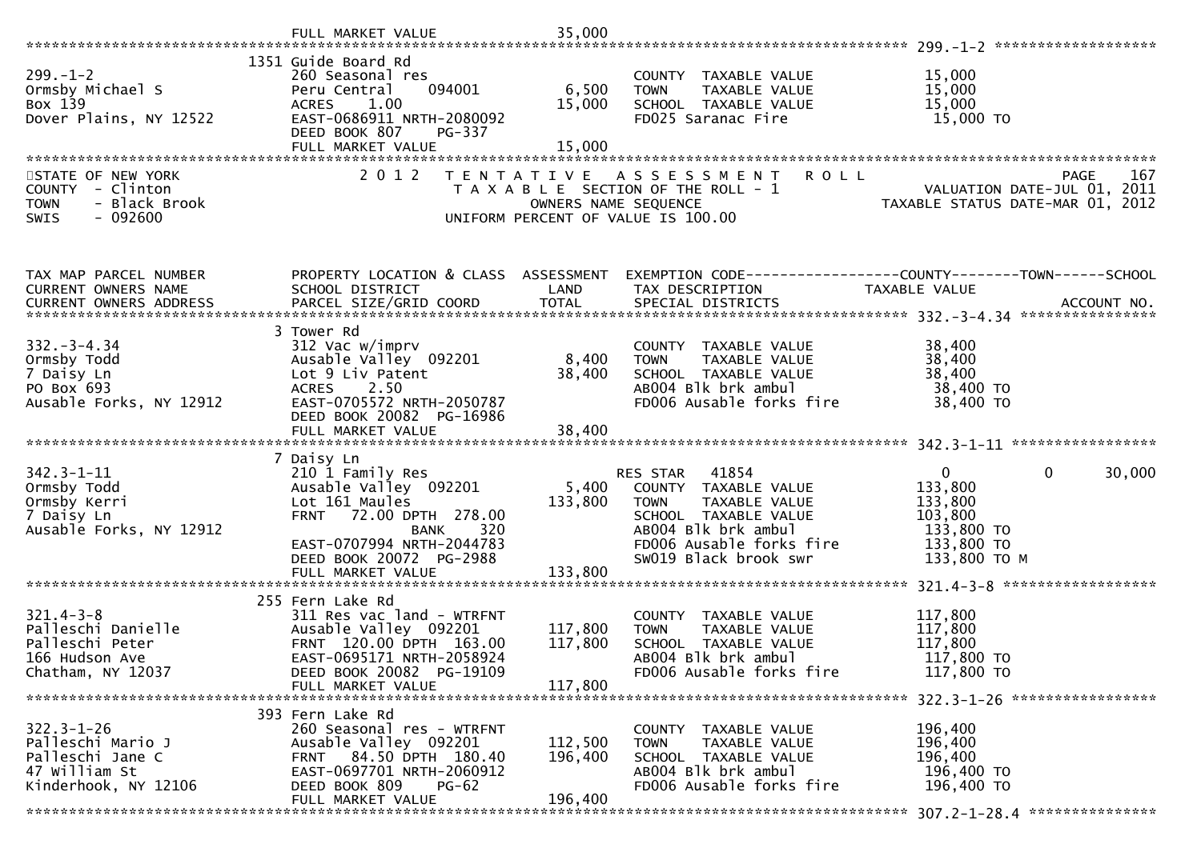```
                               FULL MARKET VALUE              35,000
******************************************************************************************************* 299.-1-2 ********************
                              1351 Guide Board Rd
299.-1-2                       260 Seasonal res                        COUNTY  TAXABLE VALUE           15,000
Ormsby Michael S               Peru Central    094001        6,500     TOWN    TAXABLE VALUE           15,000
Box 139                        ACRES    1.00                15,000     SCHOOL  TAXABLE VALUE           15,000
Dover Plains, NY 12522         EAST-0686911 NRTH-2080092               FD025 Saranac Fire                15,000 TO
                               DEED BOOK 807    PG-337
                               FULL MARKET VALUE              15,000
**************************************************************************************************************************************
```

STATE OF NEW YORK — 2 0 1 2 TENTATIVE ASSESSMENT ROLL — PAGE 167
COUNTY - Clinton — T A X A B L E SECTION OF THE ROLL - 1 — VALUATION DATE-JUL 01, 2011
TOWN - Black Brook — OWNERS NAME SEQUENCE — TAXABLE STATUS DATE-MAR 01, 2012
SWIS - 092600 — UNIFORM PERCENT OF VALUE IS 100.00

```
TAX MAP PARCEL NUMBER          PROPERTY LOCATION & CLASS  ASSESSMENT  EXEMPTION CODE-----------------COUNTY--------TOWN------SCHOOL
CURRENT OWNERS NAME            SCHOOL DISTRICT               LAND      TAX DESCRIPTION               TAXABLE VALUE
CURRENT OWNERS ADDRESS         PARCEL SIZE/GRID COORD        TOTAL     SPECIAL DISTRICTS                                  ACCOUNT NO.
******************************************************************************************************* 332.-3-4.34 ****************
                               3 Tower Rd
332.-3-4.34                    312 Vac w/imprv                         COUNTY  TAXABLE VALUE           38,400
Ormsby Todd                    Ausable Valley  092201        8,400     TOWN    TAXABLE VALUE           38,400
7 Daisy Ln                     Lot 9 Liv Patent             38,400     SCHOOL  TAXABLE VALUE           38,400
PO Box 693                     ACRES    2.50                           AB004 Blk brk ambul               38,400 TO
Ausable Forks, NY 12912        EAST-0705572 NRTH-2050787               FD006 Ausable forks fire          38,400 TO
                               DEED BOOK 20082 PG-16986
                               FULL MARKET VALUE              38,400
******************************************************************************************************* 342.3-1-11 *****************
                               7 Daisy Ln
342.3-1-11                     210 1 Family Res                        RES STAR   41854                     0            0      30,000
Ormsby Todd                    Ausable Valley  092201        5,400     COUNTY  TAXABLE VALUE          133,800
Ormsby Kerri                   Lot 161 Maules              133,800     TOWN    TAXABLE VALUE          133,800
7 Daisy Ln                     FRNT   72.00 DPTH 278.00                SCHOOL  TAXABLE VALUE          103,800
Ausable Forks, NY 12912                  BANK     320                  AB004 Blk brk ambul              133,800 TO
                               EAST-0707994 NRTH-2044783               FD006 Ausable forks fire         133,800 TO
                               DEED BOOK 20072 PG-2988                 SW019 Black brook swr            133,800 TO M
                               FULL MARKET VALUE             133,800
******************************************************************************************************* 321.4-3-8 ******************
                               255 Fern Lake Rd
321.4-3-8                      311 Res vac land - WTRFNT               COUNTY  TAXABLE VALUE          117,800
Palleschi Danielle             Ausable Valley  092201      117,800     TOWN    TAXABLE VALUE          117,800
Palleschi Peter                FRNT  120.00 DPTH 163.00    117,800     SCHOOL  TAXABLE VALUE          117,800
166 Hudson Ave                 EAST-0695171 NRTH-2058924               AB004 Blk brk ambul              117,800 TO
Chatham, NY 12037              DEED BOOK 20082 PG-19109                FD006 Ausable forks fire         117,800 TO
                               FULL MARKET VALUE             117,800
******************************************************************************************************* 322.3-1-26 *****************
                               393 Fern Lake Rd
322.3-1-26                     260 Seasonal res - WTRFNT               COUNTY  TAXABLE VALUE          196,400
Palleschi Mario J              Ausable Valley  092201      112,500     TOWN    TAXABLE VALUE          196,400
Palleschi Jane C               FRNT   84.50 DPTH 180.40    196,400     SCHOOL  TAXABLE VALUE          196,400
47 William St                  EAST-0697701 NRTH-2060912               AB004 Blk brk ambul              196,400 TO
Kinderhook, NY 12106           DEED BOOK 809    PG-62                  FD006 Ausable forks fire         196,400 TO
                               FULL MARKET VALUE             196,400
******************************************************************************************************* 307.2-1-28.4 ***************
```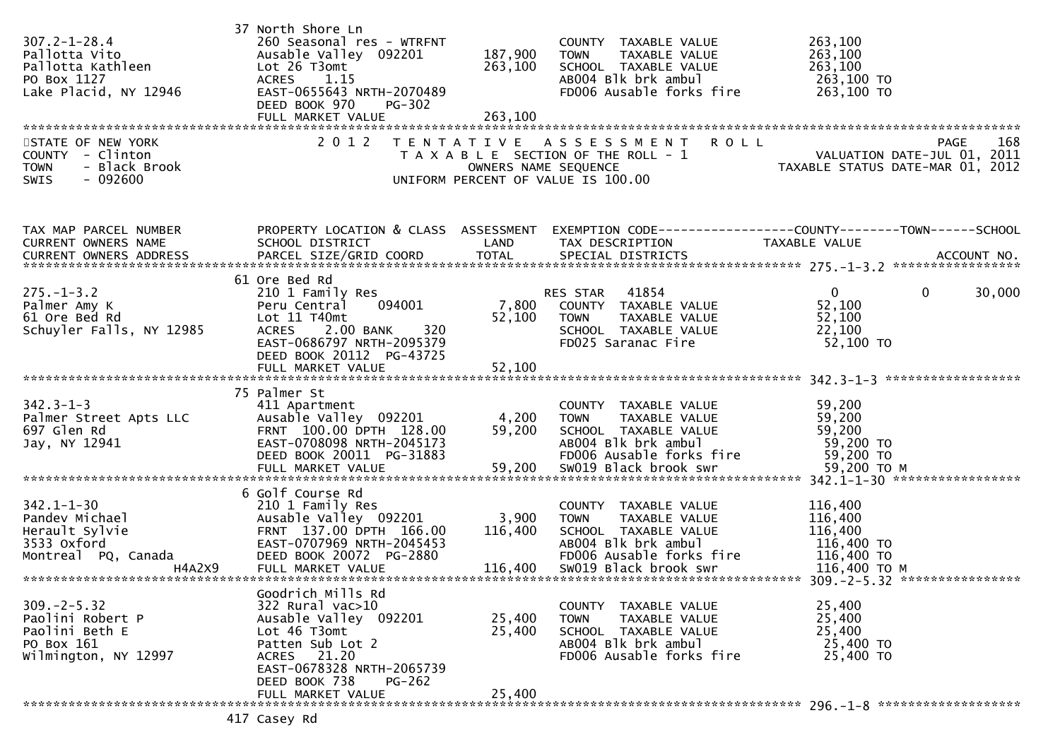```
                              37 North Shore Ln
307.2-1-28.4                  260 Seasonal res - WTRFNT            COUNTY  TAXABLE VALUE            263,100
Pallotta Vito                 Ausable Valley  092201    187,900    TOWN    TAXABLE VALUE            263,100
Pallotta Kathleen             Lot 26 T3omt              263,100    SCHOOL  TAXABLE VALUE            263,100
PO Box 1127                   ACRES    1.15                        AB004 Blk brk ambul               263,100 TO
Lake Placid, NY 12946         EAST-0655643 NRTH-2070489            FD006 Ausable forks fire          263,100 TO
                              DEED BOOK 970    PG-302
                              FULL MARKET VALUE         263,100
******************************************************************************************************************************
STATE OF NEW YORK               2 0 1 2   T E N T A T I V E   A S S E S S M E N T   R O L L                         PAGE    168
COUNTY  - Clinton                        T A X A B L E  SECTION OF THE ROLL - 1                 VALUATION DATE-JUL 01, 2011
TOWN    - Black Brook                          OWNERS NAME SEQUENCE                       TAXABLE STATUS DATE-MAR 01, 2012
SWIS    - 092600                         UNIFORM PERCENT OF VALUE IS 100.00


TAX MAP PARCEL NUMBER         PROPERTY LOCATION & CLASS  ASSESSMENT  EXEMPTION CODE------------------COUNTY--------TOWN------SCHOOL
CURRENT OWNERS NAME           SCHOOL DISTRICT               LAND     TAX DESCRIPTION               TAXABLE VALUE
CURRENT OWNERS ADDRESS        PARCEL SIZE/GRID COORD        TOTAL    SPECIAL DISTRICTS                                   ACCOUNT NO.
*************************************************************************************************** 275.-1-3.2 *****************
                              61 Ore Bed Rd
275.-1-3.2                    210 1 Family Res                    RES STAR   41854                  0            0       30,000
Palmer Amy K                  Peru Central    094001      7,800    COUNTY  TAXABLE VALUE             52,100
61 Ore Bed Rd                 Lot 11 T40mt               52,100    TOWN    TAXABLE VALUE             52,100
Schuyler Falls, NY 12985      ACRES    2.00 BANK    320            SCHOOL  TAXABLE VALUE             22,100
                              EAST-0686797 NRTH-2095379            FD025 Saranac Fire                 52,100 TO
                              DEED BOOK 20112  PG-43725
                              FULL MARKET VALUE          52,100
*************************************************************************************************** 342.3-1-3 ******************
                              75 Palmer St
342.3-1-3                     411 Apartment                        COUNTY  TAXABLE VALUE             59,200
Palmer Street Apts LLC        Ausable Valley  092201      4,200    TOWN    TAXABLE VALUE             59,200
697 Glen Rd                   FRNT 100.00 DPTH 128.00    59,200    SCHOOL  TAXABLE VALUE             59,200
Jay, NY 12941                 EAST-0708098 NRTH-2045173            AB004 Blk brk ambul                59,200 TO
                              DEED BOOK 20011  PG-31883            FD006 Ausable forks fire           59,200 TO
                              FULL MARKET VALUE          59,200    SW019 Black brook swr              59,200 TO M
*************************************************************************************************** 342.1-1-30 *****************
                              6 Golf Course Rd
342.1-1-30                    210 1 Family Res                     COUNTY  TAXABLE VALUE            116,400
Pandev Michael                Ausable Valley  092201      3,900    TOWN    TAXABLE VALUE            116,400
Herault Sylvie                FRNT 137.00 DPTH 166.00   116,400    SCHOOL  TAXABLE VALUE            116,400
3533 Oxford                   EAST-0707969 NRTH-2045453            AB004 Blk brk ambul               116,400 TO
Montreal  PQ, Canada          DEED BOOK 20072  PG-2880             FD006 Ausable forks fire          116,400 TO
                     H4A2X9   FULL MARKET VALUE         116,400    SW019 Black brook swr             116,400 TO M
*************************************************************************************************** 309.-2-5.32 ****************
                              Goodrich Mills Rd
309.-2-5.32                   322 Rural vac>10                     COUNTY  TAXABLE VALUE             25,400
Paolini Robert P              Ausable Valley  092201     25,400    TOWN    TAXABLE VALUE             25,400
Paolini Beth E                Lot 46 T3omt               25,400    SCHOOL  TAXABLE VALUE             25,400
PO Box 161                    Patten Sub Lot 2                     AB004 Blk brk ambul                25,400 TO
Wilmington, NY 12997          ACRES   21.20                        FD006 Ausable forks fire           25,400 TO
                              EAST-0678328 NRTH-2065739
                              DEED BOOK 738    PG-262
                              FULL MARKET VALUE          25,400
*************************************************************************************************** 296.-1-8 *******************
                              417 Casey Rd
```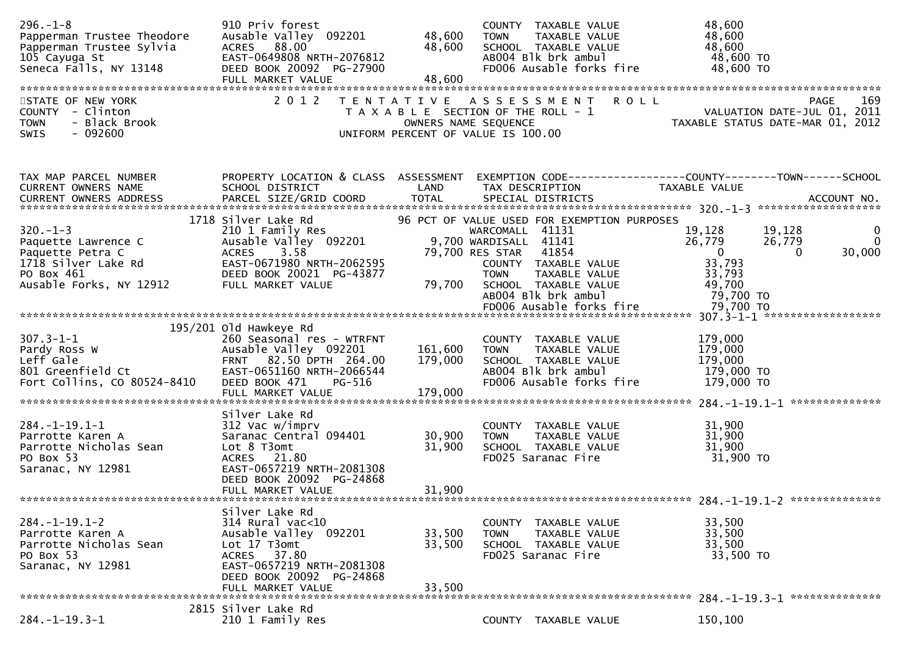```
296.-1-8                       910 Priv forest                          COUNTY  TAXABLE VALUE            48,600
Papperman Trustee Theodore     Ausable Valley  092201       48,600      TOWN    TAXABLE VALUE            48,600
Papperman Trustee Sylvia       ACRES  88.00                 48,600      SCHOOL  TAXABLE VALUE            48,600
105 Cayuga St                  EAST-0649808 NRTH-2076812                AB004 Blk brk ambul               48,600 TO
Seneca Falls, NY 13148         DEED BOOK 20092 PG-27900                 FD006 Ausable forks fire          48,600 TO
                               FULL MARKET VALUE            48,600
******************************************************************************************************************************
STATE OF NEW YORK              2 0 1 2   T E N T A T I V E   A S S E S S M E N T   R O L L                          PAGE    169
COUNTY  - Clinton                        T A X A B L E SECTION OF THE ROLL - 1                         VALUATION DATE-JUL 01, 2011
TOWN    - Black Brook                          OWNERS NAME SEQUENCE                               TAXABLE STATUS DATE-MAR 01, 2012
SWIS    - 092600                        UNIFORM PERCENT OF VALUE IS 100.00


TAX MAP PARCEL NUMBER          PROPERTY LOCATION & CLASS  ASSESSMENT  EXEMPTION CODE------------------COUNTY--------TOWN------SCHOOL
CURRENT OWNERS NAME            SCHOOL DISTRICT               LAND      TAX DESCRIPTION               TAXABLE VALUE
CURRENT OWNERS ADDRESS         PARCEL SIZE/GRID COORD        TOTAL     SPECIAL DISTRICTS                                 ACCOUNT NO.
****************************************************************************************************** 320.-1-3 ******************
                           1718 Silver Lake Rd                96 PCT OF VALUE USED FOR EXEMPTION PURPOSES
320.-1-3                       210 1 Family Res                        WARCOMALL  41131               19,128       19,128            0
Paquette Lawrence C            Ausable Valley  092201        9,700 WARDISALL  41141               26,779       26,779            0
Paquette Petra C               ACRES    3.58                79,700 RES STAR    41854                   0            0       30,000
1718 Silver Lake Rd            EAST-0671980 NRTH-2062595               COUNTY  TAXABLE VALUE            33,793
PO Box 461                     DEED BOOK 20021 PG-43877                TOWN    TAXABLE VALUE            33,793
Ausable Forks, NY 12912        FULL MARKET VALUE            79,700     SCHOOL  TAXABLE VALUE            49,700
                                                                       AB004 Blk brk ambul               79,700 TO
                                                                       FD006 Ausable forks fire          79,700 TO
****************************************************************************************************** 307.3-1-1 *****************
                       195/201 Old Hawkeye Rd
307.3-1-1                      260 Seasonal res - WTRFNT               COUNTY  TAXABLE VALUE           179,000
Pardy Ross W                   Ausable Valley  092201      161,600     TOWN    TAXABLE VALUE           179,000
Leff Gale                      FRNT   82.50 DPTH 264.00    179,000     SCHOOL  TAXABLE VALUE           179,000
801 Greenfield Ct              EAST-0651160 NRTH-2066544               AB004 Blk brk ambul              179,000 TO
Fort Collins, CO 80524-8410    DEED BOOK 471    PG-516                 FD006 Ausable forks fire         179,000 TO
                               FULL MARKET VALUE           179,000
****************************************************************************************************** 284.-1-19.1-1 *************
                               Silver Lake Rd
284.-1-19.1-1                  312 Vac w/imprv                         COUNTY  TAXABLE VALUE            31,900
Parrotte Karen A               Saranac Central 094401       30,900     TOWN    TAXABLE VALUE            31,900
Parrotte Nicholas Sean         Lot 8 T3omt                  31,900     SCHOOL  TAXABLE VALUE            31,900
PO Box 53                      ACRES   21.80                           FD025 Saranac Fire                31,900 TO
Saranac, NY 12981              EAST-0657219 NRTH-2081308
                               DEED BOOK 20092 PG-24868
                               FULL MARKET VALUE            31,900
****************************************************************************************************** 284.-1-19.1-2 *************
                               Silver Lake Rd
284.-1-19.1-2                  314 Rural vac<10                        COUNTY  TAXABLE VALUE            33,500
Parrotte Karen A               Ausable Valley  092201       33,500     TOWN    TAXABLE VALUE            33,500
Parrotte Nicholas Sean         Lot 17 T3omt                 33,500     SCHOOL  TAXABLE VALUE            33,500
PO Box 53                      ACRES   37.80                           FD025 Saranac Fire                33,500 TO
Saranac, NY 12981              EAST-0657219 NRTH-2081308
                               DEED BOOK 20092 PG-24868
                               FULL MARKET VALUE            33,500
****************************************************************************************************** 284.-1-19.3-1 *************
                          2815 Silver Lake Rd
284.-1-19.3-1                  210 1 Family Res                        COUNTY  TAXABLE VALUE           150,100
```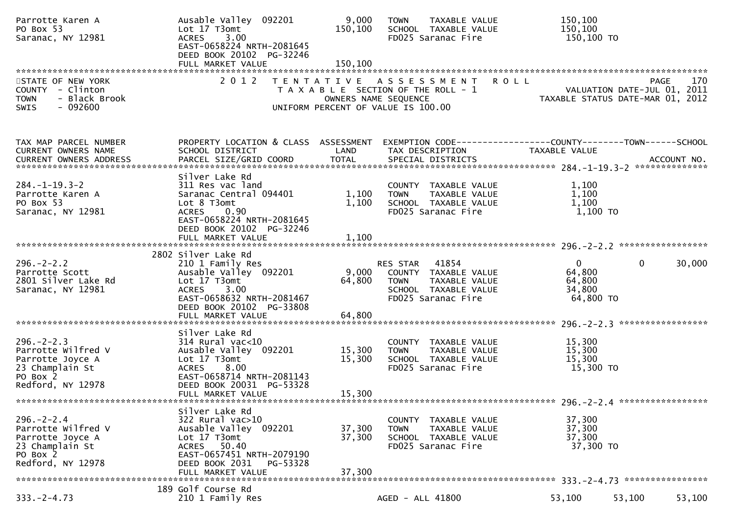```
Parrotte Karen A              Ausable Valley  092201          9,000   TOWN    TAXABLE VALUE              150,100
PO Box 53                     Lot 17 T3omt                  150,100   SCHOOL  TAXABLE VALUE              150,100
Saranac, NY 12981             ACRES    3.00                           FD025 Saranac Fire                  150,100 TO
                              EAST-0658224 NRTH-2081645
                              DEED BOOK 20102  PG-32246
                              FULL MARKET VALUE             150,100
******************************************************************************************************************************************
STATE OF NEW YORK                   2 0 1 2   T E N T A T I V E   A S S E S S M E N T   R O L L                                 PAGE    170
COUNTY  - Clinton                           T A X A B L E SECTION OF THE ROLL - 1                               VALUATION DATE-JUL 01, 2011
TOWN    - Black Brook                              OWNERS NAME SEQUENCE                                     TAXABLE STATUS DATE-MAR 01, 2012
SWIS    - 092600                          UNIFORM PERCENT OF VALUE IS 100.00


TAX MAP PARCEL NUMBER         PROPERTY LOCATION & CLASS  ASSESSMENT  EXEMPTION CODE------------------COUNTY--------TOWN------SCHOOL
CURRENT OWNERS NAME           SCHOOL DISTRICT               LAND      TAX DESCRIPTION            TAXABLE VALUE
CURRENT OWNERS ADDRESS        PARCEL SIZE/GRID COORD        TOTAL     SPECIAL DISTRICTS                                    ACCOUNT NO.
******************************************************************************************************* 284.-1-19.3-2 **************
                              Silver Lake Rd
284.-1-19.3-2                 311 Res vac land                        COUNTY  TAXABLE VALUE                1,100
Parrotte Karen A              Saranac Central 094401          1,100   TOWN    TAXABLE VALUE                1,100
PO Box 53                     Lot 8 T3omt                     1,100   SCHOOL  TAXABLE VALUE                1,100
Saranac, NY 12981             ACRES    0.90                           FD025 Saranac Fire                    1,100 TO
                              EAST-0658224 NRTH-2081645
                              DEED BOOK 20102  PG-32246
                              FULL MARKET VALUE               1,100
******************************************************************************************************* 296.-2-2.2 *****************
                         2802 Silver Lake Rd
296.-2-2.2                    210 1 Family Res                        RES STAR    41854                    0             0     30,000
Parrotte Scott                Ausable Valley  092201          9,000   COUNTY  TAXABLE VALUE               64,800
2801 Silver Lake Rd           Lot 17 T3omt                   64,800   TOWN    TAXABLE VALUE               64,800
Saranac, NY 12981             ACRES    3.00                           SCHOOL  TAXABLE VALUE               34,800
                              EAST-0658632 NRTH-2081467               FD025 Saranac Fire                   64,800 TO
                              DEED BOOK 20102  PG-33808
                              FULL MARKET VALUE              64,800
******************************************************************************************************* 296.-2-2.3 *****************
                              Silver Lake Rd
296.-2-2.3                    314 Rural vac<10                        COUNTY  TAXABLE VALUE               15,300
Parrotte Wilfred V            Ausable Valley  092201         15,300   TOWN    TAXABLE VALUE               15,300
Parrotte Joyce A              Lot 17 T3omt                   15,300   SCHOOL  TAXABLE VALUE               15,300
23 Champlain St               ACRES    8.00                           FD025 Saranac Fire                   15,300 TO
PO Box 2                      EAST-0658714 NRTH-2081143
Redford, NY 12978             DEED BOOK 20031  PG-53328
                              FULL MARKET VALUE              15,300
******************************************************************************************************* 296.-2-2.4 *****************
                              Silver Lake Rd
296.-2-2.4                    322 Rural vac>10                        COUNTY  TAXABLE VALUE               37,300
Parrotte Wilfred V            Ausable Valley  092201         37,300   TOWN    TAXABLE VALUE               37,300
Parrotte Joyce A              Lot 17 T3omt                   37,300   SCHOOL  TAXABLE VALUE               37,300
23 Champlain St               ACRES   50.40                           FD025 Saranac Fire                   37,300 TO
PO Box 2                      EAST-0657451 NRTH-2079190
Redford, NY 12978             DEED BOOK 2031   PG-53328
                              FULL MARKET VALUE              37,300
******************************************************************************************************* 333.-2-4.73 ****************
                          189 Golf Course Rd
333.-2-4.73                   210 1 Family Res                        AGED - ALL 41800                53,100        53,100     53,100
```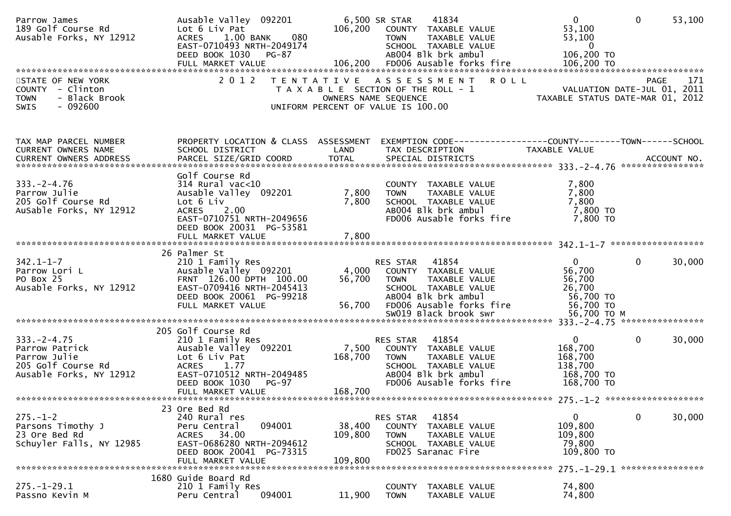```
Parrow James                   Ausable Valley  092201         6,500 SR STAR     41834                      0           0       53,100
189 Golf Course Rd             Lot 6 Liv Pat                106,200   COUNTY  TAXABLE VALUE            53,100
Ausable Forks, NY 12912        ACRES    1.00 BANK    080               TOWN    TAXABLE VALUE            53,100
                               EAST-0710493 NRTH-2049174               SCHOOL  TAXABLE VALUE                 0
                               DEED BOOK 1030   PG-87                  AB004 Blk brk ambul             106,200 TO
                               FULL MARKET VALUE            106,200   FD006 Ausable forks fire        106,200 TO
******************************************************************************************************************************************
STATE OF NEW YORK              2 0 1 2   T E N T A T I V E   A S S E S S M E N T   R O L L                               PAGE    171
COUNTY  - Clinton                        T A X A B L E  SECTION OF THE ROLL - 1                       VALUATION DATE-JUL 01, 2011
TOWN    - Black Brook                           OWNERS NAME SEQUENCE                               TAXABLE STATUS DATE-MAR 01, 2012
SWIS    - 092600                         UNIFORM PERCENT OF VALUE IS 100.00


TAX MAP PARCEL NUMBER          PROPERTY LOCATION & CLASS  ASSESSMENT  EXEMPTION CODE------------------COUNTY--------TOWN------SCHOOL
CURRENT OWNERS NAME            SCHOOL DISTRICT               LAND      TAX DESCRIPTION              TAXABLE VALUE
CURRENT OWNERS ADDRESS         PARCEL SIZE/GRID COORD        TOTAL     SPECIAL DISTRICTS                                    ACCOUNT NO.
**************************************************************************************************** 333.-2-4.76 ****************
                               Golf Course Rd
333.-2-4.76                    314 Rural vac<10                        COUNTY  TAXABLE VALUE             7,800
Parrow Julie                   Ausable Valley  092201         7,800   TOWN    TAXABLE VALUE             7,800
205 Golf Course Rd             Lot 6 Liv                      7,800   SCHOOL  TAXABLE VALUE             7,800
AuSable Forks, NY 12912        ACRES    2.00                           AB004 Blk brk ambul               7,800 TO
                               EAST-0710751 NRTH-2049656               FD006 Ausable forks fire          7,800 TO
                               DEED BOOK 20031  PG-53581
                               FULL MARKET VALUE              7,800
**************************************************************************************************** 342.1-1-7 ******************
                               26 Palmer St
342.1-1-7                      210 1 Family Res                        RES STAR     41854                  0           0       30,000
Parrow Lori L                  Ausable Valley  092201         4,000   COUNTY  TAXABLE VALUE            56,700
PO Box 25                      FRNT  126.00 DPTH  100.00     56,700   TOWN    TAXABLE VALUE            56,700
Ausable Forks, NY 12912        EAST-0709416 NRTH-2045413               SCHOOL  TAXABLE VALUE            26,700
                               DEED BOOK 20061  PG-99218               AB004 Blk brk ambul              56,700 TO
                               FULL MARKET VALUE             56,700   FD006 Ausable forks fire         56,700 TO
                                                                       SW019 Black brook swr            56,700 TO M
**************************************************************************************************** 333.-2-4.75 ****************
                               205 Golf Course Rd
333.-2-4.75                    210 1 Family Res                        RES STAR     41854                  0           0       30,000
Parrow Patrick                 Ausable Valley  092201         7,500   COUNTY  TAXABLE VALUE           168,700
Parrow Julie                   Lot 6 Liv Pat                168,700   TOWN    TAXABLE VALUE           168,700
205 Golf Course Rd             ACRES    1.77                           SCHOOL  TAXABLE VALUE           138,700
Ausable Forks, NY 12912        EAST-0710512 NRTH-2049485               AB004 Blk brk ambul             168,700 TO
                               DEED BOOK 1030   PG-97                  FD006 Ausable forks fire        168,700 TO
                               FULL MARKET VALUE            168,700
**************************************************************************************************** 275.-1-2 *******************
                               23 Ore Bed Rd
275.-1-2                       240 Rural res                           RES STAR     41854                  0           0       30,000
Parsons Timothy J              Peru Central    094001        38,400   COUNTY  TAXABLE VALUE           109,800
23 Ore Bed Rd                  ACRES   34.00                109,800   TOWN    TAXABLE VALUE           109,800
Schuyler Falls, NY 12985       EAST-0686280 NRTH-2094612               SCHOOL  TAXABLE VALUE            79,800
                               DEED BOOK 20041  PG-73315               FD025 Saranac Fire              109,800 TO
                               FULL MARKET VALUE            109,800
**************************************************************************************************** 275.-1-29.1 ****************
                               1680 Guide Board Rd
275.-1-29.1                    210 1 Family Res                        COUNTY  TAXABLE VALUE            74,800
Passno Kevin M                 Peru Central    094001        11,900   TOWN    TAXABLE VALUE            74,800
```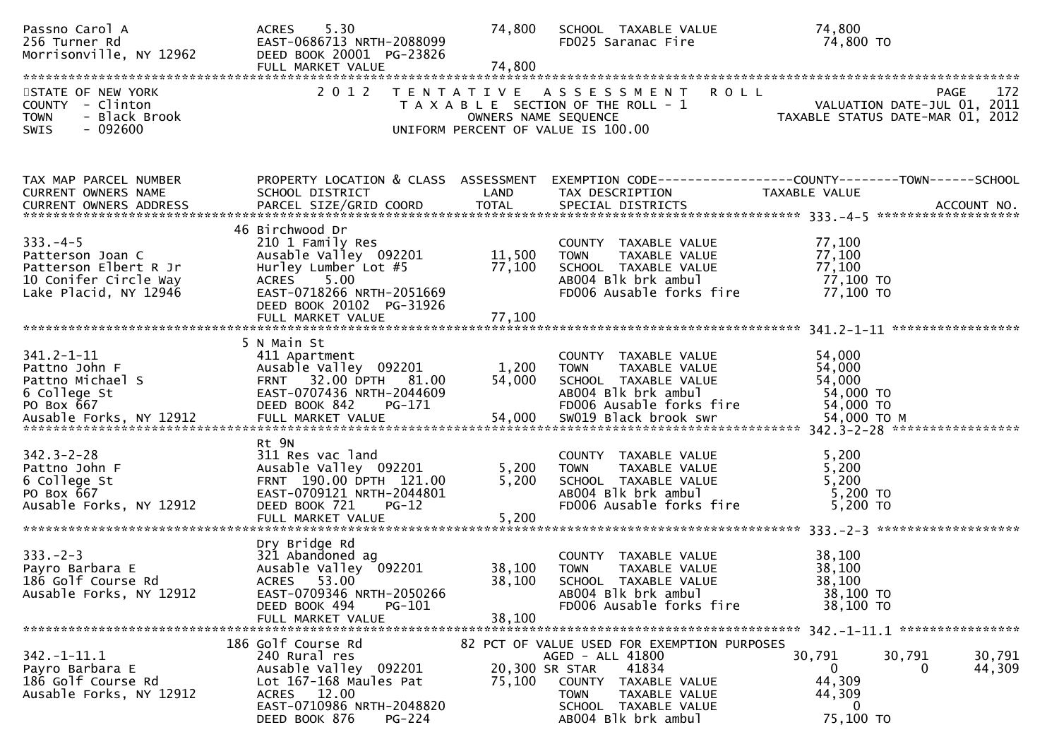```
Passno Carol A                 ACRES     5.30                  74,800   SCHOOL  TAXABLE VALUE             74,800
256 Turner Rd                  EAST-0686713 NRTH-2088099                FD025 Saranac Fire                  74,800 TO
Morrisonville, NY 12962        DEED BOOK 20001  PG-23826
                               FULL MARKET VALUE                74,800
******************************************************************************************************************************************
STATE OF NEW YORK                   2 0 1 2   T E N T A T I V E   A S S E S S M E N T   R O L L                                PAGE    172
COUNTY  - Clinton                             T A X A B L E SECTION OF THE ROLL - 1                          VALUATION DATE-JUL 01, 2011
TOWN    - Black Brook                                OWNERS NAME SEQUENCE                                  TAXABLE STATUS DATE-MAR 01, 2012
SWIS    - 092600                              UNIFORM PERCENT OF VALUE IS 100.00


TAX MAP PARCEL NUMBER          PROPERTY LOCATION & CLASS  ASSESSMENT  EXEMPTION CODE------------------COUNTY--------TOWN------SCHOOL
CURRENT OWNERS NAME            SCHOOL DISTRICT               LAND     TAX DESCRIPTION            TAXABLE VALUE
CURRENT OWNERS ADDRESS         PARCEL SIZE/GRID COORD        TOTAL    SPECIAL DISTRICTS                                   ACCOUNT NO.
******************************************************************************************************* 333.-4-5 *******************
                               46 Birchwood Dr
333.-4-5                       210 1 Family Res                         COUNTY  TAXABLE VALUE             77,100
Patterson Joan C               Ausable Valley  092201          11,500   TOWN    TAXABLE VALUE             77,100
Patterson Elbert R Jr          Hurley Lumber Lot #5            77,100   SCHOOL  TAXABLE VALUE             77,100
10 Conifer Circle Way          ACRES     5.00                           AB004 Blk brk ambul                 77,100 TO
Lake Placid, NY 12946          EAST-0718266 NRTH-2051669                FD006 Ausable forks fire            77,100 TO
                               DEED BOOK 20102  PG-31926
                               FULL MARKET VALUE                77,100
******************************************************************************************************* 341.2-1-11 *****************
                               5 N Main St
341.2-1-11                     411 Apartment                            COUNTY  TAXABLE VALUE             54,000
Pattno John F                  Ausable Valley  092201           1,200   TOWN    TAXABLE VALUE             54,000
Pattno Michael S               FRNT   32.00 DPTH   81.00       54,000   SCHOOL  TAXABLE VALUE             54,000
6 College St                   EAST-0707436 NRTH-2044609                AB004 Blk brk ambul                 54,000 TO
PO Box 667                     DEED BOOK 842     PG-171                 FD006 Ausable forks fire            54,000 TO
Ausable Forks, NY 12912        FULL MARKET VALUE                54,000  SW019 Black brook swr               54,000 TO M
******************************************************************************************************* 342.3-2-28 *****************
                               Rt 9N
342.3-2-28                     311 Res vac land                         COUNTY  TAXABLE VALUE              5,200
Pattno John F                  Ausable Valley  092201           5,200   TOWN    TAXABLE VALUE              5,200
6 College St                   FRNT  190.00 DPTH  121.00        5,200   SCHOOL  TAXABLE VALUE              5,200
PO Box 667                     EAST-0709121 NRTH-2044801                AB004 Blk brk ambul                  5,200 TO
Ausable Forks, NY 12912        DEED BOOK 721     PG-12                  FD006 Ausable forks fire             5,200 TO
                               FULL MARKET VALUE                 5,200
******************************************************************************************************* 333.-2-3 *******************
                               Dry Bridge Rd
333.-2-3                       321 Abandoned ag                         COUNTY  TAXABLE VALUE             38,100
Payro Barbara E                Ausable Valley  092201          38,100   TOWN    TAXABLE VALUE             38,100
186 Golf Course Rd             ACRES    53.00                  38,100   SCHOOL  TAXABLE VALUE             38,100
Ausable Forks, NY 12912        EAST-0709346 NRTH-2050266                AB004 Blk brk ambul                 38,100 TO
                               DEED BOOK 494     PG-101                 FD006 Ausable forks fire            38,100 TO
                               FULL MARKET VALUE                38,100
******************************************************************************************************* 342.-1-11.1 ****************
                               186 Golf Course Rd              82 PCT OF VALUE USED FOR EXEMPTION PURPOSES
342.-1-11.1                    240 Rural res                            AGED - ALL 41800          30,791        30,791        30,791
Payro Barbara E                Ausable Valley  092201          20,300 SR STAR        41834             0             0        44,309
186 Golf Course Rd             Lot 167-168 Maules Pat          75,100   COUNTY  TAXABLE VALUE             44,309
Ausable Forks, NY 12912        ACRES    12.00                           TOWN    TAXABLE VALUE             44,309
                               EAST-0710986 NRTH-2048820                SCHOOL  TAXABLE VALUE                  0
                               DEED BOOK 876     PG-224                 AB004 Blk brk ambul                 75,100 TO
```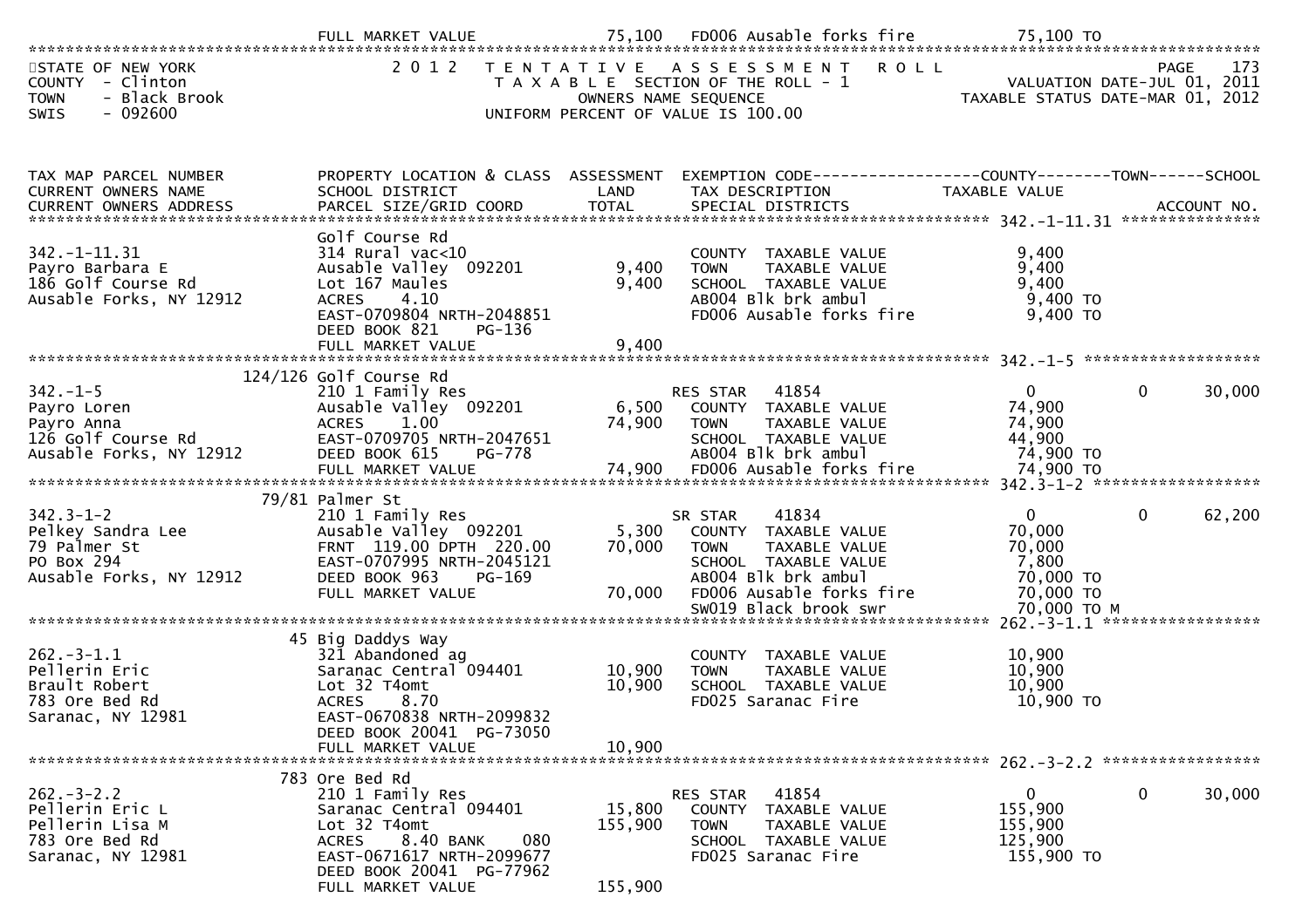FULL MARKET VALUE 75,100 FD006 Ausable forks fire 75,100 TO

STATE OF NEW YORK — 2012 TENTATIVE ASSESSMENT ROLL — PAGE 173
COUNTY - Clinton — TAXABLE SECTION OF THE ROLL - 1 — VALUATION DATE-JUL 01, 2011
TOWN - Black Brook — OWNERS NAME SEQUENCE — TAXABLE STATUS DATE-MAR 01, 2012
SWIS - 092600 — UNIFORM PERCENT OF VALUE IS 100.00

| TAX MAP PARCEL NUMBER / CURRENT OWNERS NAME / CURRENT OWNERS ADDRESS | PROPERTY LOCATION & CLASS / SCHOOL DISTRICT / PARCEL SIZE/GRID COORD | ASSESSMENT LAND / TOTAL | EXEMPTION CODE / TAX DESCRIPTION / SPECIAL DISTRICTS | COUNTY TAXABLE VALUE | TOWN | SCHOOL / ACCOUNT NO. |
|---|---|---|---|---|---|---|
| **342.-1-11.31** | Golf Course Rd | | | | | |
| 342.-1-11.31 | 314 Rural vac<10 | | COUNTY TAXABLE VALUE | 9,400 | | |
| Payro Barbara E | Ausable Valley 092201 | 9,400 | TOWN TAXABLE VALUE | 9,400 | | |
| 186 Golf Course Rd | Lot 167 Maules | 9,400 | SCHOOL TAXABLE VALUE | 9,400 | | |
| Ausable Forks, NY 12912 | ACRES 4.10 | | AB004 Blk brk ambul | 9,400 TO | | |
| | EAST-0709804 NRTH-2048851 | | FD006 Ausable forks fire | 9,400 TO | | |
| | DEED BOOK 821 PG-136 | | | | | |
| | FULL MARKET VALUE | 9,400 | | | | |
| **342.-1-5** | 124/126 Golf Course Rd | | | | | |
| 342.-1-5 | 210 1 Family Res | | RES STAR 41854 | 0 | 0 | 30,000 |
| Payro Loren | Ausable Valley 092201 | 6,500 | COUNTY TAXABLE VALUE | 74,900 | | |
| Payro Anna | ACRES 1.00 | 74,900 | TOWN TAXABLE VALUE | 74,900 | | |
| 126 Golf Course Rd | EAST-0709705 NRTH-2047651 | | SCHOOL TAXABLE VALUE | 44,900 | | |
| Ausable Forks, NY 12912 | DEED BOOK 615 PG-778 | | AB004 Blk brk ambul | 74,900 TO | | |
| | FULL MARKET VALUE | 74,900 | FD006 Ausable forks fire | 74,900 TO | | |
| **342.3-1-2** | 79/81 Palmer St | | | | | |
| 342.3-1-2 | 210 1 Family Res | | SR STAR 41834 | 0 | 0 | 62,200 |
| Pelkey Sandra Lee | Ausable Valley 092201 | 5,300 | COUNTY TAXABLE VALUE | 70,000 | | |
| 79 Palmer St | FRNT 119.00 DPTH 220.00 | 70,000 | TOWN TAXABLE VALUE | 70,000 | | |
| PO Box 294 | EAST-0707995 NRTH-2045121 | | SCHOOL TAXABLE VALUE | 7,800 | | |
| Ausable Forks, NY 12912 | DEED BOOK 963 PG-169 | | AB004 Blk brk ambul | 70,000 TO | | |
| | FULL MARKET VALUE | 70,000 | FD006 Ausable forks fire | 70,000 TO | | |
| | | | SW019 Black brook swr | 70,000 TO M | | |
| **262.-3-1.1** | 45 Big Daddys Way | | | | | |
| 262.-3-1.1 | 321 Abandoned ag | | COUNTY TAXABLE VALUE | 10,900 | | |
| Pellerin Eric | Saranac Central 094401 | 10,900 | TOWN TAXABLE VALUE | 10,900 | | |
| Brault Robert | Lot 32 T4omt | 10,900 | SCHOOL TAXABLE VALUE | 10,900 | | |
| 783 Ore Bed Rd | ACRES 8.70 | | FD025 Saranac Fire | 10,900 TO | | |
| Saranac, NY 12981 | EAST-0670838 NRTH-2099832 | | | | | |
| | DEED BOOK 20041 PG-73050 | | | | | |
| | FULL MARKET VALUE | 10,900 | | | | |
| **262.-3-2.2** | 783 Ore Bed Rd | | | | | |
| 262.-3-2.2 | 210 1 Family Res | | RES STAR 41854 | 0 | 0 | 30,000 |
| Pellerin Eric L | Saranac Central 094401 | 15,800 | COUNTY TAXABLE VALUE | 155,900 | | |
| Pellerin Lisa M | Lot 32 T4omt | 155,900 | TOWN TAXABLE VALUE | 155,900 | | |
| 783 Ore Bed Rd | ACRES 8.40 BANK 080 | | SCHOOL TAXABLE VALUE | 125,900 | | |
| Saranac, NY 12981 | EAST-0671617 NRTH-2099677 | | FD025 Saranac Fire | 155,900 TO | | |
| | DEED BOOK 20041 PG-77962 | | | | | |
| | FULL MARKET VALUE | 155,900 | | | | |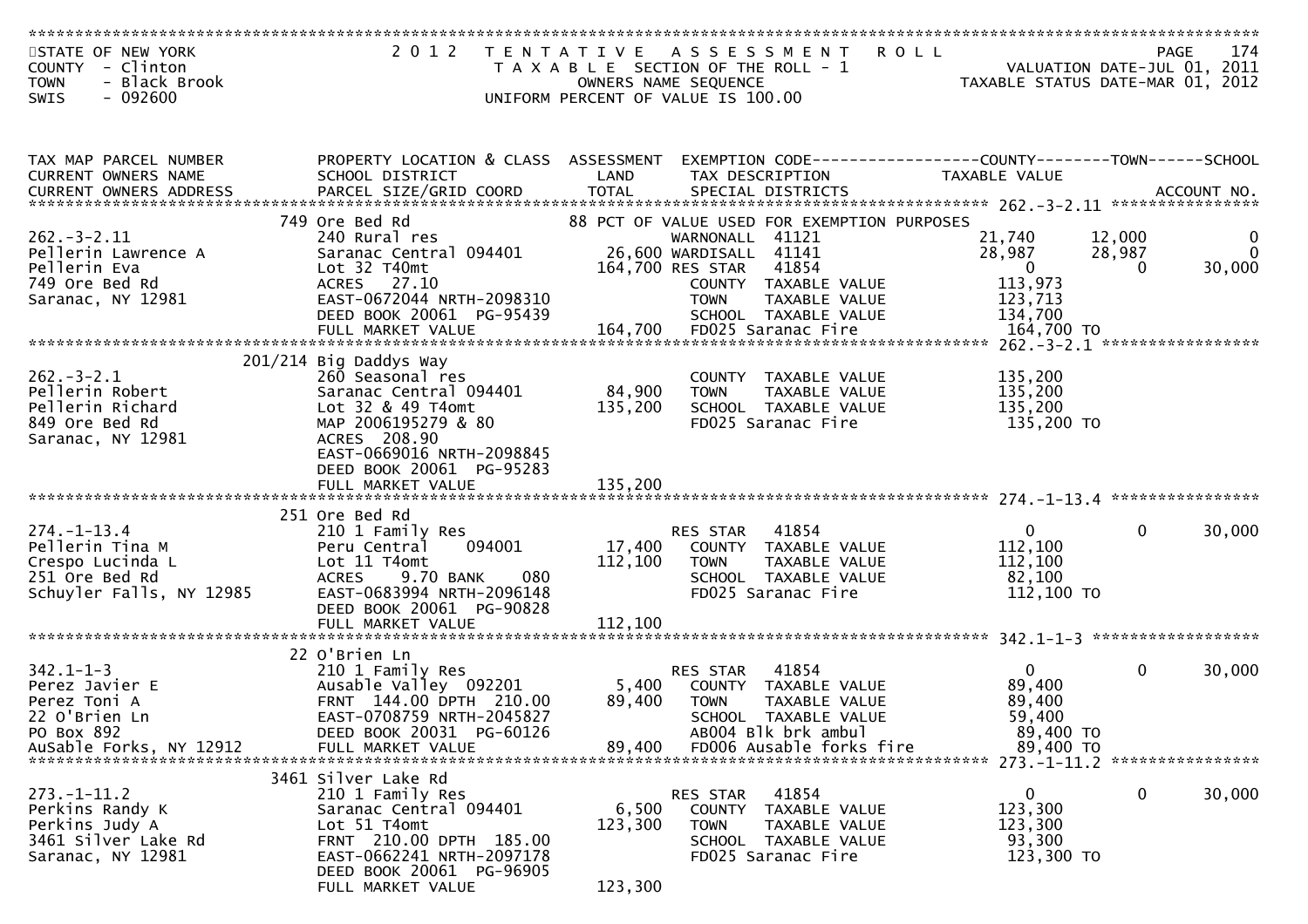STATE OF NEW YORK
COUNTY - Clinton
TOWN - Black Brook
SWIS - 092600

2012 TENTATIVE ASSESSMENT ROLL
TAXABLE SECTION OF THE ROLL - 1
OWNERS NAME SEQUENCE
UNIFORM PERCENT OF VALUE IS 100.00

PAGE 174
VALUATION DATE-JUL 01, 2011
TAXABLE STATUS DATE-MAR 01, 2012

| TAX MAP PARCEL NUMBER / CURRENT OWNERS NAME / CURRENT OWNERS ADDRESS | PROPERTY LOCATION & CLASS / SCHOOL DISTRICT / PARCEL SIZE/GRID COORD | ASSESSMENT LAND / TOTAL | EXEMPTION CODE / TAX DESCRIPTION / SPECIAL DISTRICTS | COUNTY TAXABLE VALUE | TOWN | SCHOOL / ACCOUNT NO. |
|---|---|---|---|---|---|---|
| **262.-3-2.11** | 749 Ore Bed Rd | | 88 PCT OF VALUE USED FOR EXEMPTION PURPOSES | | | |
| 262.-3-2.11 | 240 Rural res | | WARNONALL 41121 | 21,740 | 12,000 | 0 |
| Pellerin Lawrence A | Saranac Central 094401 | 26,600 | WARDISALL 41141 | 28,987 | 28,987 | 0 |
| Pellerin Eva | Lot 32 T40mt | 164,700 | RES STAR 41854 | 0 | 0 | 30,000 |
| 749 Ore Bed Rd | ACRES 27.10 | | COUNTY TAXABLE VALUE | 113,973 | | |
| Saranac, NY 12981 | EAST-0672044 NRTH-2098310 | | TOWN TAXABLE VALUE | 123,713 | | |
| | DEED BOOK 20061 PG-95439 | | SCHOOL TAXABLE VALUE | 134,700 | | |
| | FULL MARKET VALUE | 164,700 | FD025 Saranac Fire | 164,700 TO | | |
| **262.-3-2.1** | 201/214 Big Daddys Way | | | | | |
| 262.-3-2.1 | 260 Seasonal res | | COUNTY TAXABLE VALUE | 135,200 | | |
| Pellerin Robert | Saranac Central 094401 | 84,900 | TOWN TAXABLE VALUE | 135,200 | | |
| Pellerin Richard | Lot 32 & 49 T4omt | 135,200 | SCHOOL TAXABLE VALUE | 135,200 | | |
| 849 Ore Bed Rd | MAP 2006195279 & 80 | | FD025 Saranac Fire | 135,200 TO | | |
| Saranac, NY 12981 | ACRES 208.90 | | | | | |
| | EAST-0669016 NRTH-2098845 | | | | | |
| | DEED BOOK 20061 PG-95283 | | | | | |
| | FULL MARKET VALUE | 135,200 | | | | |
| **274.-1-13.4** | 251 Ore Bed Rd | | | | | |
| 274.-1-13.4 | 210 1 Family Res | | RES STAR 41854 | 0 | 0 | 30,000 |
| Pellerin Tina M | Peru Central 094001 | 17,400 | COUNTY TAXABLE VALUE | 112,100 | | |
| Crespo Lucinda L | Lot 11 T4omt | 112,100 | TOWN TAXABLE VALUE | 112,100 | | |
| 251 Ore Bed Rd | ACRES 9.70 BANK 080 | | SCHOOL TAXABLE VALUE | 82,100 | | |
| Schuyler Falls, NY 12985 | EAST-0683994 NRTH-2096148 | | FD025 Saranac Fire | 112,100 TO | | |
| | DEED BOOK 20061 PG-90828 | | | | | |
| | FULL MARKET VALUE | 112,100 | | | | |
| **342.1-1-3** | 22 O'Brien Ln | | | | | |
| 342.1-1-3 | 210 1 Family Res | | RES STAR 41854 | 0 | 0 | 30,000 |
| Perez Javier E | Ausable Valley 092201 | 5,400 | COUNTY TAXABLE VALUE | 89,400 | | |
| Perez Toni A | FRNT 144.00 DPTH 210.00 | 89,400 | TOWN TAXABLE VALUE | 89,400 | | |
| 22 O'Brien Ln | EAST-0708759 NRTH-2045827 | | SCHOOL TAXABLE VALUE | 59,400 | | |
| PO Box 892 | DEED BOOK 20031 PG-60126 | | AB004 Blk brk ambul | 89,400 TO | | |
| AuSable Forks, NY 12912 | FULL MARKET VALUE | 89,400 | FD006 Ausable forks fire | 89,400 TO | | |
| **273.-1-11.2** | 3461 Silver Lake Rd | | | | | |
| 273.-1-11.2 | 210 1 Family Res | | RES STAR 41854 | 0 | 0 | 30,000 |
| Perkins Randy K | Saranac Central 094401 | 6,500 | COUNTY TAXABLE VALUE | 123,300 | | |
| Perkins Judy A | Lot 51 T4omt | 123,300 | TOWN TAXABLE VALUE | 123,300 | | |
| 3461 Silver Lake Rd | FRNT 210.00 DPTH 185.00 | | SCHOOL TAXABLE VALUE | 93,300 | | |
| Saranac, NY 12981 | EAST-0662241 NRTH-2097178 | | FD025 Saranac Fire | 123,300 TO | | |
| | DEED BOOK 20061 PG-96905 | | | | | |
| | FULL MARKET VALUE | 123,300 | | | | |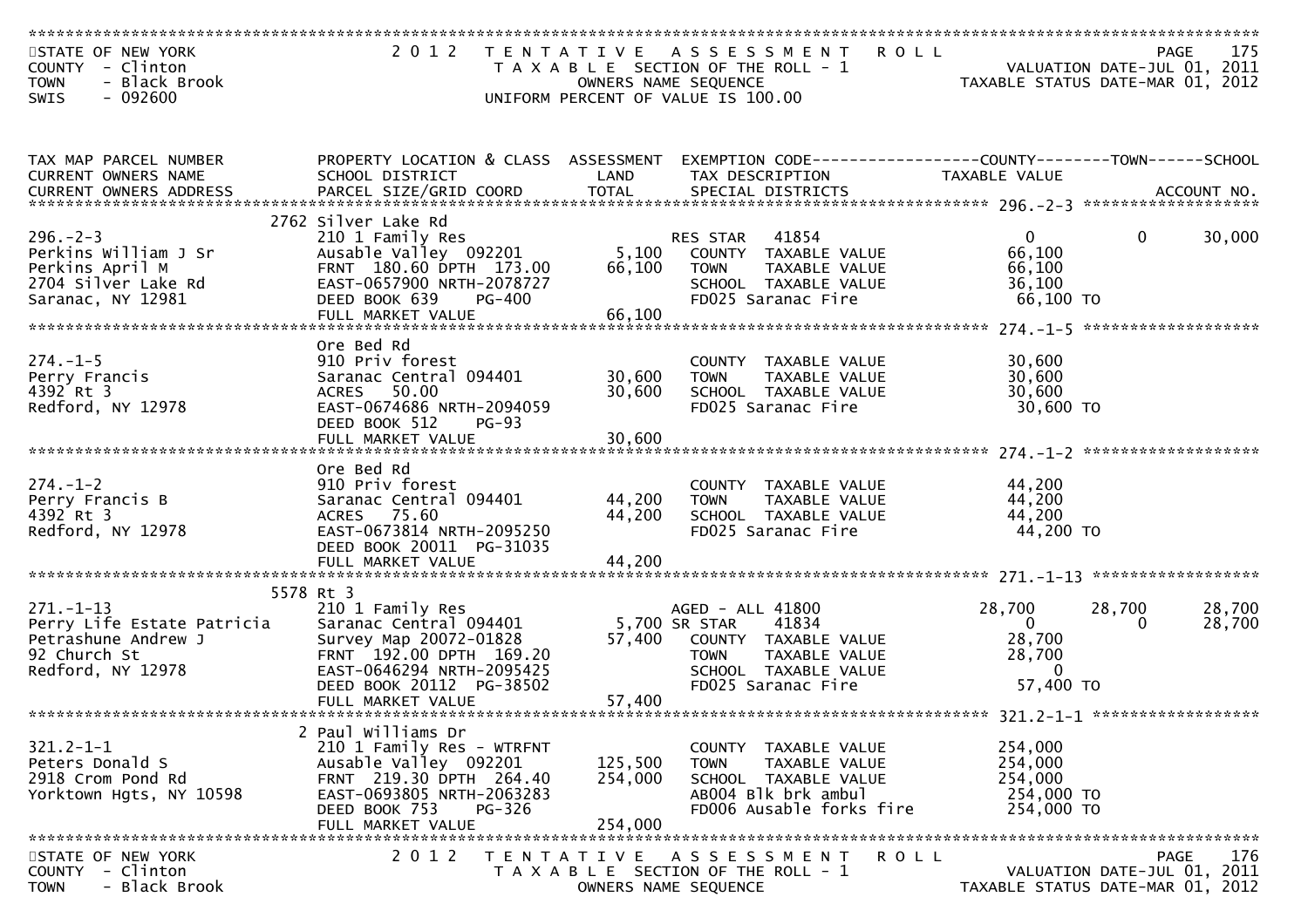STATE OF NEW YORK — 2012 TENTATIVE ASSESSMENT ROLL
COUNTY - Clinton — TAXABLE SECTION OF THE ROLL - 1 — VALUATION DATE-JUL 01, 2011
TOWN - Black Brook — OWNERS NAME SEQUENCE — TAXABLE STATUS DATE-MAR 01, 2012
SWIS - 092600 — UNIFORM PERCENT OF VALUE IS 100.00

| TAX MAP PARCEL NUMBER / CURRENT OWNERS NAME / CURRENT OWNERS ADDRESS | PROPERTY LOCATION & CLASS / SCHOOL DISTRICT / PARCEL SIZE/GRID COORD | ASSESSMENT LAND | TOTAL | EXEMPTION CODE / TAX DESCRIPTION / SPECIAL DISTRICTS | COUNTY TAXABLE VALUE | TOWN | SCHOOL |
|---|---|---|---|---|---|---|---|
| **296.-2-3** | 2762 Silver Lake Rd | | | | | | |
| 296.-2-3 | 210 1 Family Res | | | RES STAR 41854 | 0 | 0 | 30,000 |
| Perkins William J Sr | Ausable Valley 092201 | 5,100 | | COUNTY TAXABLE VALUE | 66,100 | | |
| Perkins April M | FRNT 180.60 DPTH 173.00 | | 66,100 | TOWN TAXABLE VALUE | 66,100 | | |
| 2704 Silver Lake Rd | EAST-0657900 NRTH-2078727 | | | SCHOOL TAXABLE VALUE | 36,100 | | |
| Saranac, NY 12981 | DEED BOOK 639 PG-400 | | | FD025 Saranac Fire | 66,100 TO | | |
| | FULL MARKET VALUE | | 66,100 | | | | |
| **274.-1-5** | Ore Bed Rd | | | | | | |
| 274.-1-5 | 910 Priv forest | | | COUNTY TAXABLE VALUE | 30,600 | | |
| Perry Francis | Saranac Central 094401 | 30,600 | | TOWN TAXABLE VALUE | 30,600 | | |
| 4392 Rt 3 | ACRES 50.00 | | 30,600 | SCHOOL TAXABLE VALUE | 30,600 | | |
| Redford, NY 12978 | EAST-0674686 NRTH-2094059 | | | FD025 Saranac Fire | 30,600 TO | | |
| | DEED BOOK 512 PG-93 | | | | | | |
| | FULL MARKET VALUE | | 30,600 | | | | |
| **274.-1-2** | Ore Bed Rd | | | | | | |
| 274.-1-2 | 910 Priv forest | | | COUNTY TAXABLE VALUE | 44,200 | | |
| Perry Francis B | Saranac Central 094401 | 44,200 | | TOWN TAXABLE VALUE | 44,200 | | |
| 4392 Rt 3 | ACRES 75.60 | | 44,200 | SCHOOL TAXABLE VALUE | 44,200 | | |
| Redford, NY 12978 | EAST-0673814 NRTH-2095250 | | | FD025 Saranac Fire | 44,200 TO | | |
| | DEED BOOK 20011 PG-31035 | | | | | | |
| | FULL MARKET VALUE | | 44,200 | | | | |
| **271.-1-13** | 5578 Rt 3 | | | | | | |
| 271.-1-13 | 210 1 Family Res | | | AGED - ALL 41800 | 28,700 | 28,700 | 28,700 |
| Perry Life Estate Patricia | Saranac Central 094401 | 5,700 | | SR STAR 41834 | 0 | 0 | 28,700 |
| Petrashune Andrew J | Survey Map 20072-01828 | | 57,400 | COUNTY TAXABLE VALUE | 28,700 | | |
| 92 Church St | FRNT 192.00 DPTH 169.20 | | | TOWN TAXABLE VALUE | 28,700 | | |
| Redford, NY 12978 | EAST-0646294 NRTH-2095425 | | | SCHOOL TAXABLE VALUE | 0 | | |
| | DEED BOOK 20112 PG-38502 | | | FD025 Saranac Fire | 57,400 TO | | |
| | FULL MARKET VALUE | | 57,400 | | | | |
| **321.2-1-1** | 2 Paul Williams Dr | | | | | | |
| 321.2-1-1 | 210 1 Family Res - WTRFNT | | | COUNTY TAXABLE VALUE | 254,000 | | |
| Peters Donald S | Ausable Valley 092201 | 125,500 | | TOWN TAXABLE VALUE | 254,000 | | |
| 2918 Crom Pond Rd | FRNT 219.30 DPTH 264.40 | | 254,000 | SCHOOL TAXABLE VALUE | 254,000 | | |
| Yorktown Hgts, NY 10598 | EAST-0693805 NRTH-2063283 | | | AB004 Blk brk ambul | 254,000 TO | | |
| | DEED BOOK 753 PG-326 | | | FD006 Ausable forks fire | 254,000 TO | | |
| | FULL MARKET VALUE | | 254,000 | | | | |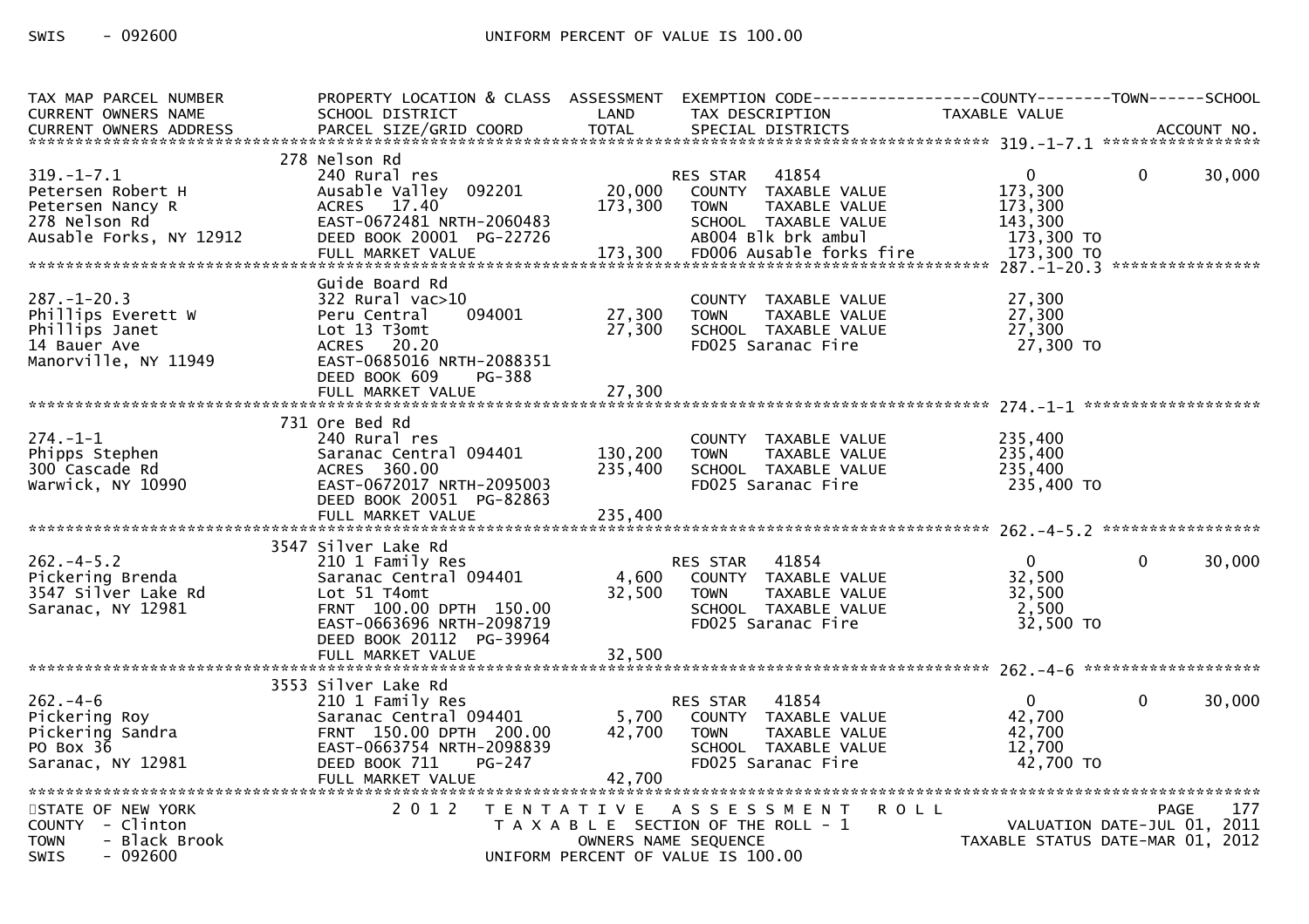| TAX MAP PARCEL NUMBER<br>CURRENT OWNERS NAME<br>CURRENT OWNERS ADDRESS | PROPERTY LOCATION & CLASS<br>SCHOOL DISTRICT<br>PARCEL SIZE/GRID COORD | ASSESSMENT<br>LAND<br>TOTAL | EXEMPTION CODE<br>TAX DESCRIPTION<br>SPECIAL DISTRICTS | COUNTY<br>TAXABLE VALUE | TOWN | SCHOOL<br>ACCOUNT NO. |
|---|---|---|---|---|---|---|
| **319.-1-7.1** | 278 Nelson Rd | | | | | |
| 319.-1-7.1 | 240 Rural res | | RES STAR 41854 | 0 | 0 | 30,000 |
| Petersen Robert H | Ausable Valley 092201 | 20,000 | COUNTY TAXABLE VALUE | 173,300 | | |
| Petersen Nancy R | ACRES 17.40 | 173,300 | TOWN TAXABLE VALUE | 173,300 | | |
| 278 Nelson Rd | EAST-0672481 NRTH-2060483 | | SCHOOL TAXABLE VALUE | 143,300 | | |
| Ausable Forks, NY 12912 | DEED BOOK 20001 PG-22726 | | AB004 Blk brk ambul | 173,300 TO | | |
| | FULL MARKET VALUE | 173,300 | FD006 Ausable forks fire | 173,300 TO | | |
| **287.-1-20.3** | Guide Board Rd | | | | | |
| 287.-1-20.3 | 322 Rural vac>10 | | COUNTY TAXABLE VALUE | 27,300 | | |
| Phillips Everett W | Peru Central 094001 | 27,300 | TOWN TAXABLE VALUE | 27,300 | | |
| Phillips Janet | Lot 13 T3omt | 27,300 | SCHOOL TAXABLE VALUE | 27,300 | | |
| 14 Bauer Ave | ACRES 20.20 | | FD025 Saranac Fire | 27,300 TO | | |
| Manorville, NY 11949 | EAST-0685016 NRTH-2088351 | | | | | |
| | DEED BOOK 609 PG-388 | | | | | |
| | FULL MARKET VALUE | 27,300 | | | | |
| **274.-1-1** | 731 Ore Bed Rd | | | | | |
| 274.-1-1 | 240 Rural res | | COUNTY TAXABLE VALUE | 235,400 | | |
| Phipps Stephen | Saranac Central 094401 | 130,200 | TOWN TAXABLE VALUE | 235,400 | | |
| 300 Cascade Rd | ACRES 360.00 | 235,400 | SCHOOL TAXABLE VALUE | 235,400 | | |
| Warwick, NY 10990 | EAST-0672017 NRTH-2095003 | | FD025 Saranac Fire | 235,400 TO | | |
| | DEED BOOK 20051 PG-82863 | | | | | |
| | FULL MARKET VALUE | 235,400 | | | | |
| **262.-4-5.2** | 3547 Silver Lake Rd | | | | | |
| 262.-4-5.2 | 210 1 Family Res | | RES STAR 41854 | 0 | 0 | 30,000 |
| Pickering Brenda | Saranac Central 094401 | 4,600 | COUNTY TAXABLE VALUE | 32,500 | | |
| 3547 Silver Lake Rd | Lot 51 T4omt | 32,500 | TOWN TAXABLE VALUE | 32,500 | | |
| Saranac, NY 12981 | FRNT 100.00 DPTH 150.00 | | SCHOOL TAXABLE VALUE | 2,500 | | |
| | EAST-0663696 NRTH-2098719 | | FD025 Saranac Fire | 32,500 TO | | |
| | DEED BOOK 20112 PG-39964 | | | | | |
| | FULL MARKET VALUE | 32,500 | | | | |
| **262.-4-6** | 3553 Silver Lake Rd | | | | | |
| 262.-4-6 | 210 1 Family Res | | RES STAR 41854 | 0 | 0 | 30,000 |
| Pickering Roy | Saranac Central 094401 | 5,700 | COUNTY TAXABLE VALUE | 42,700 | | |
| Pickering Sandra | FRNT 150.00 DPTH 200.00 | 42,700 | TOWN TAXABLE VALUE | 42,700 | | |
| PO Box 36 | EAST-0663754 NRTH-2098839 | | SCHOOL TAXABLE VALUE | 12,700 | | |
| Saranac, NY 12981 | DEED BOOK 711 PG-247 | | FD025 Saranac Fire | 42,700 TO | | |
| | FULL MARKET VALUE | 42,700 | | | | |

STATE OF NEW YORK — 2012 TENTATIVE ASSESSMENT ROLL
COUNTY - Clinton — TAXABLE SECTION OF THE ROLL - 1 — VALUATION DATE-JUL 01, 2011
TOWN - Black Brook — OWNERS NAME SEQUENCE — TAXABLE STATUS DATE-MAR 01, 2012
SWIS - 092600 — UNIFORM PERCENT OF VALUE IS 100.00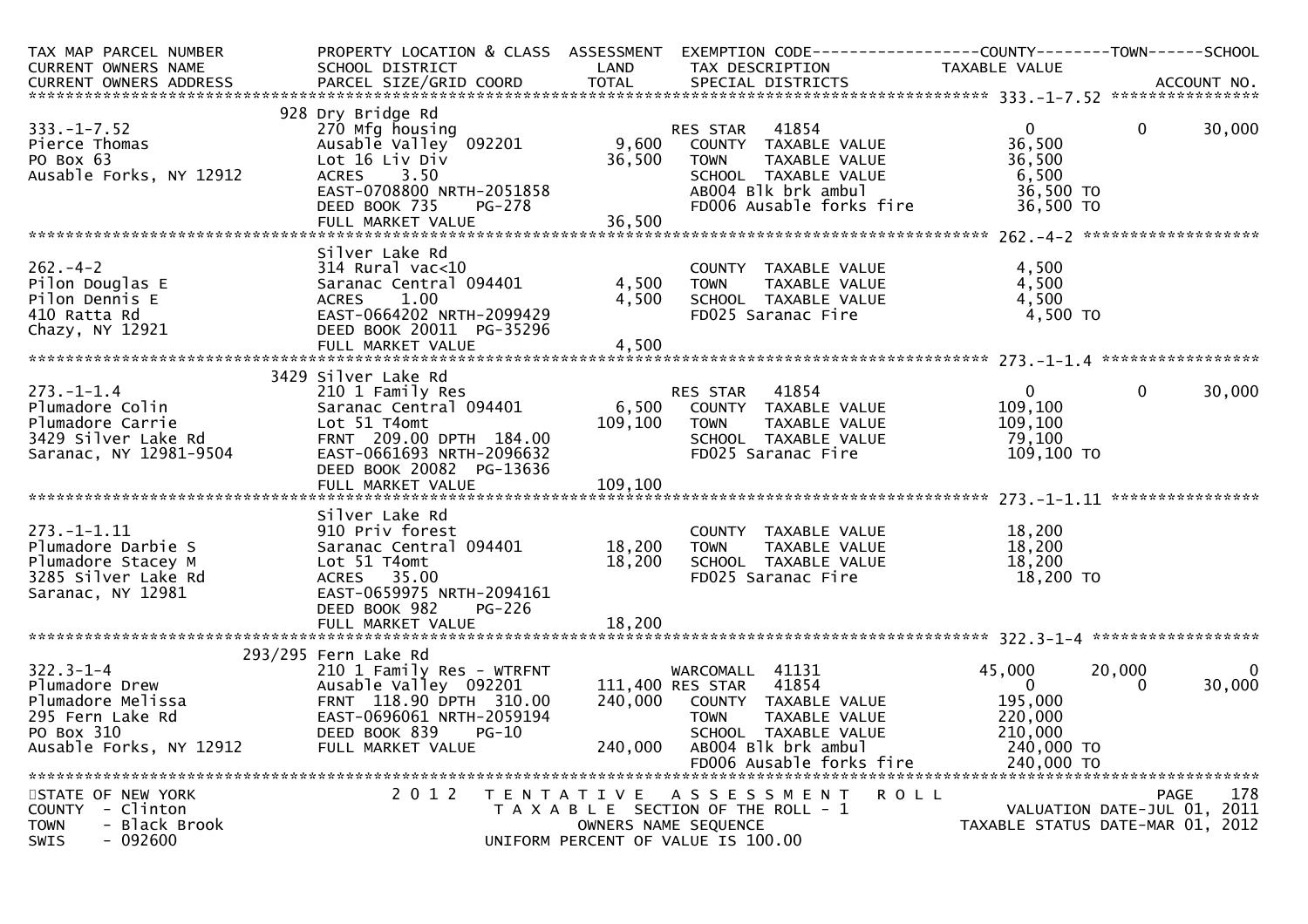```
TAX MAP PARCEL NUMBER          PROPERTY LOCATION & CLASS  ASSESSMENT  EXEMPTION CODE------------------COUNTY--------TOWN------SCHOOL
CURRENT OWNERS NAME            SCHOOL DISTRICT               LAND      TAX DESCRIPTION            TAXABLE VALUE
CURRENT OWNERS ADDRESS         PARCEL SIZE/GRID COORD        TOTAL     SPECIAL DISTRICTS                                    ACCOUNT NO.
******************************************************************************************************* 333.-1-7.52 ****************
                            928 Dry Bridge Rd
333.-1-7.52                    270 Mfg housing                         RES STAR   41854             0            0        30,000
Pierce Thomas                  Ausable Valley  092201        9,600     COUNTY  TAXABLE VALUE          36,500
PO Box 63                      Lot 16 Liv Div               36,500     TOWN    TAXABLE VALUE          36,500
Ausable Forks, NY 12912        ACRES     3.50                          SCHOOL  TAXABLE VALUE           6,500
                               EAST-0708800 NRTH-2051858               AB004 Blk brk ambul            36,500 TO
                               DEED BOOK 735    PG-278                 FD006 Ausable forks fire       36,500 TO
                               FULL MARKET VALUE            36,500
******************************************************************************************************* 262.-4-2 *******************
                               Silver Lake Rd
262.-4-2                       314 Rural vac<10                        COUNTY  TAXABLE VALUE           4,500
Pilon Douglas E                Saranac Central 094401        4,500     TOWN    TAXABLE VALUE           4,500
Pilon Dennis E                 ACRES     1.00                4,500     SCHOOL  TAXABLE VALUE           4,500
410 Ratta Rd                   EAST-0664202 NRTH-2099429               FD025 Saranac Fire              4,500 TO
Chazy, NY 12921                DEED BOOK 20011 PG-35296
                               FULL MARKET VALUE             4,500
******************************************************************************************************* 273.-1-1.4 *****************
                            3429 Silver Lake Rd
273.-1-1.4                     210 1 Family Res                        RES STAR   41854             0            0        30,000
Plumadore Colin                Saranac Central 094401        6,500     COUNTY  TAXABLE VALUE         109,100
Plumadore Carrie               Lot 51 T4omt                109,100     TOWN    TAXABLE VALUE         109,100
3429 Silver Lake Rd            FRNT 209.00 DPTH 184.00                 SCHOOL  TAXABLE VALUE          79,100
Saranac, NY 12981-9504         EAST-0661693 NRTH-2096632               FD025 Saranac Fire            109,100 TO
                               DEED BOOK 20082 PG-13636
                               FULL MARKET VALUE           109,100
******************************************************************************************************* 273.-1-1.11 ****************
                               Silver Lake Rd
273.-1-1.11                    910 Priv forest                         COUNTY  TAXABLE VALUE          18,200
Plumadore Darbie S             Saranac Central 094401       18,200     TOWN    TAXABLE VALUE          18,200
Plumadore Stacey M             Lot 51 T4omt                 18,200     SCHOOL  TAXABLE VALUE          18,200
3285 Silver Lake Rd            ACRES    35.00                          FD025 Saranac Fire             18,200 TO
Saranac, NY 12981              EAST-0659975 NRTH-2094161
                               DEED BOOK 982    PG-226
                               FULL MARKET VALUE            18,200
******************************************************************************************************* 322.3-1-4 ******************
                        293/295 Fern Lake Rd
322.3-1-4                      210 1 Family Res - WTRFNT               WARCOMALL  41131        45,000       20,000             0
Plumadore Drew                 Ausable Valley  092201      111,400 RES STAR   41854             0            0        30,000
Plumadore Melissa              FRNT 118.90 DPTH 310.00     240,000     COUNTY  TAXABLE VALUE         195,000
295 Fern Lake Rd               EAST-0696061 NRTH-2059194               TOWN    TAXABLE VALUE         220,000
PO Box 310                     DEED BOOK 839    PG-10                  SCHOOL  TAXABLE VALUE         210,000
Ausable Forks, NY 12912        FULL MARKET VALUE           240,000     AB004 Blk brk ambul           240,000 TO
                                                                       FD006 Ausable forks fire      240,000 TO
************************************************************************************************************************************
STATE OF NEW YORK                  2 0 1 2   T E N T A T I V E   A S S E S S M E N T   R O L L                          PAGE    178
COUNTY  - Clinton                         T A X A B L E  SECTION OF THE ROLL - 1                      VALUATION DATE-JUL 01, 2011
TOWN    - Black Brook                           OWNERS NAME SEQUENCE                           TAXABLE STATUS DATE-MAR 01, 2012
SWIS    - 092600                         UNIFORM PERCENT OF VALUE IS 100.00
```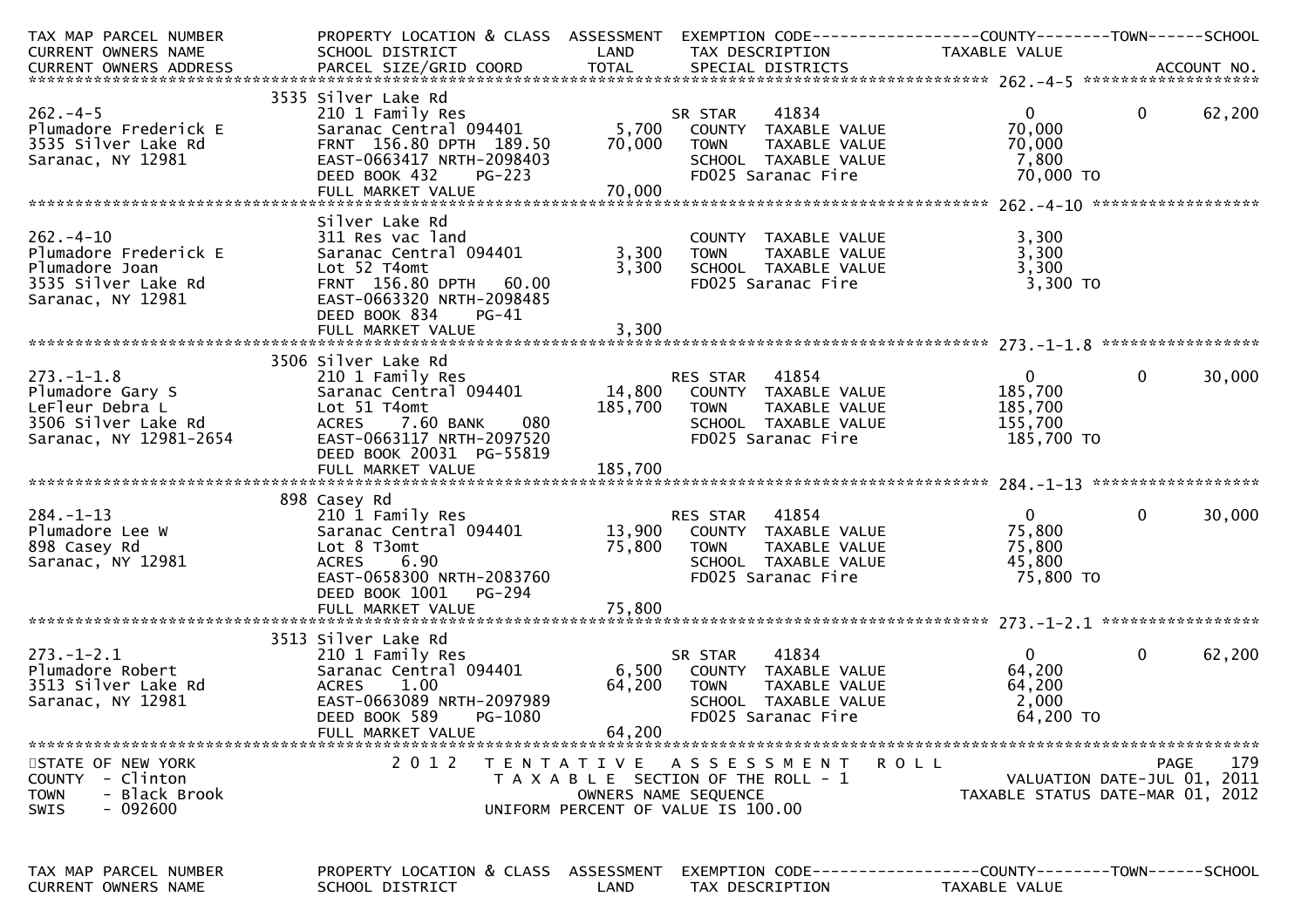| TAX MAP PARCEL NUMBER<br>CURRENT OWNERS NAME<br>CURRENT OWNERS ADDRESS | PROPERTY LOCATION & CLASS<br>SCHOOL DISTRICT<br>PARCEL SIZE/GRID COORD | ASSESSMENT<br>LAND<br>TOTAL | EXEMPTION CODE<br>TAX DESCRIPTION<br>SPECIAL DISTRICTS | COUNTY<br>TAXABLE VALUE | TOWN | SCHOOL<br>ACCOUNT NO. |
|---|---|---|---|---|---|---|
| 262.-4-5 | 3535 Silver Lake Rd | | | | | |
| 262.-4-5 | 210 1 Family Res | | SR STAR 41834 | 0 | 0 | 62,200 |
| Plumadore Frederick E | Saranac Central 094401 | 5,700 | COUNTY TAXABLE VALUE | 70,000 | | |
| 3535 Silver Lake Rd | FRNT 156.80 DPTH 189.50 | 70,000 | TOWN TAXABLE VALUE | 70,000 | | |
| Saranac, NY 12981 | EAST-0663417 NRTH-2098403 | | SCHOOL TAXABLE VALUE | 7,800 | | |
| | DEED BOOK 432 PG-223 | | FD025 Saranac Fire | 70,000 TO | | |
| | FULL MARKET VALUE | 70,000 | | | | |
| 262.-4-10 | Silver Lake Rd | | | | | |
| 262.-4-10 | 311 Res vac land | | COUNTY TAXABLE VALUE | 3,300 | | |
| Plumadore Frederick E | Saranac Central 094401 | 3,300 | TOWN TAXABLE VALUE | 3,300 | | |
| Plumadore Joan | Lot 52 T4omt | 3,300 | SCHOOL TAXABLE VALUE | 3,300 | | |
| 3535 Silver Lake Rd | FRNT 156.80 DPTH 60.00 | | FD025 Saranac Fire | 3,300 TO | | |
| Saranac, NY 12981 | EAST-0663320 NRTH-2098485 | | | | | |
| | DEED BOOK 834 PG-41 | | | | | |
| | FULL MARKET VALUE | 3,300 | | | | |
| 273.-1-1.8 | 3506 Silver Lake Rd | | | | | |
| 273.-1-1.8 | 210 1 Family Res | | RES STAR 41854 | 0 | 0 | 30,000 |
| Plumadore Gary S | Saranac Central 094401 | 14,800 | COUNTY TAXABLE VALUE | 185,700 | | |
| LeFleur Debra L | Lot 51 T4omt | 185,700 | TOWN TAXABLE VALUE | 185,700 | | |
| 3506 Silver Lake Rd | ACRES 7.60 BANK 080 | | SCHOOL TAXABLE VALUE | 155,700 | | |
| Saranac, NY 12981-2654 | EAST-0663117 NRTH-2097520 | | FD025 Saranac Fire | 185,700 TO | | |
| | DEED BOOK 20031 PG-55819 | | | | | |
| | FULL MARKET VALUE | 185,700 | | | | |
| 284.-1-13 | 898 Casey Rd | | | | | |
| 284.-1-13 | 210 1 Family Res | | RES STAR 41854 | 0 | 0 | 30,000 |
| Plumadore Lee W | Saranac Central 094401 | 13,900 | COUNTY TAXABLE VALUE | 75,800 | | |
| 898 Casey Rd | Lot 8 T3omt | 75,800 | TOWN TAXABLE VALUE | 75,800 | | |
| Saranac, NY 12981 | ACRES 6.90 | | SCHOOL TAXABLE VALUE | 45,800 | | |
| | EAST-0658300 NRTH-2083760 | | FD025 Saranac Fire | 75,800 TO | | |
| | DEED BOOK 1001 PG-294 | | | | | |
| | FULL MARKET VALUE | 75,800 | | | | |
| 273.-1-2.1 | 3513 Silver Lake Rd | | | | | |
| 273.-1-2.1 | 210 1 Family Res | | SR STAR 41834 | 0 | 0 | 62,200 |
| Plumadore Robert | Saranac Central 094401 | 6,500 | COUNTY TAXABLE VALUE | 64,200 | | |
| 3513 Silver Lake Rd | ACRES 1.00 | 64,200 | TOWN TAXABLE VALUE | 64,200 | | |
| Saranac, NY 12981 | EAST-0663089 NRTH-2097989 | | SCHOOL TAXABLE VALUE | 2,000 | | |
| | DEED BOOK 589 PG-1080 | | FD025 Saranac Fire | 64,200 TO | | |
| | FULL MARKET VALUE | 64,200 | | | | |

STATE OF NEW YORK
COUNTY - Clinton
TOWN - Black Brook
SWIS - 092600

2 0 1 2 TENTATIVE ASSESSMENT ROLL
TAXABLE SECTION OF THE ROLL - 1
OWNERS NAME SEQUENCE
UNIFORM PERCENT OF VALUE IS 100.00

VALUATION DATE-JUL 01, 2011
TAXABLE STATUS DATE-MAR 01, 2012

TAX MAP PARCEL NUMBER PROPERTY LOCATION & CLASS ASSESSMENT EXEMPTION CODE------------------COUNTY--------TOWN------SCHOOL
CURRENT OWNERS NAME SCHOOL DISTRICT LAND TAX DESCRIPTION TAXABLE VALUE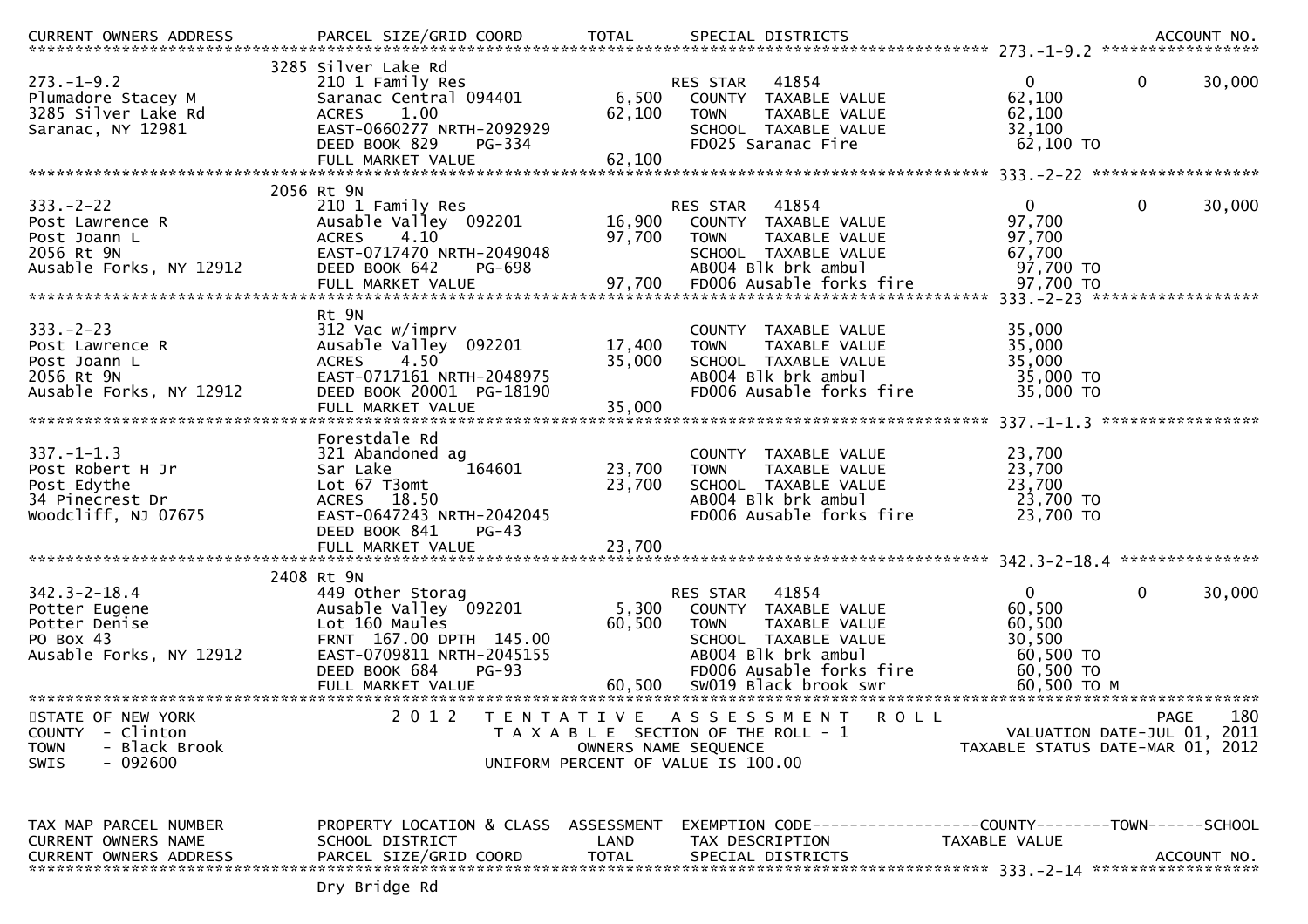| CURRENT OWNERS ADDRESS | PARCEL SIZE/GRID COORD | TOTAL | SPECIAL DISTRICTS | | | ACCOUNT NO. |
|---|---|---|---|---|---|---|
| ********************* 273.-1-9.2 ***************** | | | | | | |
| | 3285 Silver Lake Rd | | | | | |
| 273.-1-9.2 | 210 1 Family Res | | RES STAR 41854 | 0 | 0 | 30,000 |
| Plumadore Stacey M | Saranac Central 094401 | 6,500 | COUNTY TAXABLE VALUE | 62,100 | | |
| 3285 Silver Lake Rd | ACRES 1.00 | 62,100 | TOWN TAXABLE VALUE | 62,100 | | |
| Saranac, NY 12981 | EAST-0660277 NRTH-2092929 | | SCHOOL TAXABLE VALUE | 32,100 | | |
| | DEED BOOK 829 PG-334 | | FD025 Saranac Fire | 62,100 TO | | |
| | FULL MARKET VALUE | 62,100 | | | | |
| ********************* 333.-2-22 ***************** | | | | | | |
| | 2056 Rt 9N | | | | | |
| 333.-2-22 | 210 1 Family Res | | RES STAR 41854 | 0 | 0 | 30,000 |
| Post Lawrence R | Ausable Valley 092201 | 16,900 | COUNTY TAXABLE VALUE | 97,700 | | |
| Post Joann L | ACRES 4.10 | 97,700 | TOWN TAXABLE VALUE | 97,700 | | |
| 2056 Rt 9N | EAST-0717470 NRTH-2049048 | | SCHOOL TAXABLE VALUE | 67,700 | | |
| Ausable Forks, NY 12912 | DEED BOOK 642 PG-698 | | AB004 Blk brk ambul | 97,700 TO | | |
| | FULL MARKET VALUE | 97,700 | FD006 Ausable forks fire | 97,700 TO | | |
| ********************* 333.-2-23 ***************** | | | | | | |
| | Rt 9N | | | | | |
| 333.-2-23 | 312 Vac w/imprv | | COUNTY TAXABLE VALUE | 35,000 | | |
| Post Lawrence R | Ausable Valley 092201 | 17,400 | TOWN TAXABLE VALUE | 35,000 | | |
| Post Joann L | ACRES 4.50 | 35,000 | SCHOOL TAXABLE VALUE | 35,000 | | |
| 2056 Rt 9N | EAST-0717161 NRTH-2048975 | | AB004 Blk brk ambul | 35,000 TO | | |
| Ausable Forks, NY 12912 | DEED BOOK 20001 PG-18190 | | FD006 Ausable forks fire | 35,000 TO | | |
| | FULL MARKET VALUE | 35,000 | | | | |
| ********************* 337.-1-1.3 ***************** | | | | | | |
| | Forestdale Rd | | | | | |
| 337.-1-1.3 | 321 Abandoned ag | | COUNTY TAXABLE VALUE | 23,700 | | |
| Post Robert H Jr | Sar Lake 164601 | 23,700 | TOWN TAXABLE VALUE | 23,700 | | |
| Post Edythe | Lot 67 T3omt | 23,700 | SCHOOL TAXABLE VALUE | 23,700 | | |
| 34 Pinecrest Dr | ACRES 18.50 | | AB004 Blk brk ambul | 23,700 TO | | |
| Woodcliff, NJ 07675 | EAST-0647243 NRTH-2042045 | | FD006 Ausable forks fire | 23,700 TO | | |
| | DEED BOOK 841 PG-43 | | | | | |
| | FULL MARKET VALUE | 23,700 | | | | |
| ********************* 342.3-2-18.4 *************** | | | | | | |
| | 2408 Rt 9N | | | | | |
| 342.3-2-18.4 | 449 Other Storag | | RES STAR 41854 | 0 | 0 | 30,000 |
| Potter Eugene | Ausable Valley 092201 | 5,300 | COUNTY TAXABLE VALUE | 60,500 | | |
| Potter Denise | Lot 160 Maules | 60,500 | TOWN TAXABLE VALUE | 60,500 | | |
| PO Box 43 | FRNT 167.00 DPTH 145.00 | | SCHOOL TAXABLE VALUE | 30,500 | | |
| Ausable Forks, NY 12912 | EAST-0709811 NRTH-2045155 | | AB004 Blk brk ambul | 60,500 TO | | |
| | DEED BOOK 684 PG-93 | | FD006 Ausable forks fire | 60,500 TO | | |
| | FULL MARKET VALUE | 60,500 | SW019 Black brook swr | 60,500 TO M | | |

STATE OF NEW YORK
COUNTY - Clinton
TOWN - Black Brook
SWIS - 092600

2 0 1 2 TENTATIVE ASSESSMENT ROLL
TAXABLE SECTION OF THE ROLL - 1
OWNERS NAME SEQUENCE
UNIFORM PERCENT OF VALUE IS 100.00

VALUATION DATE-JUL 01, 2011
TAXABLE STATUS DATE-MAR 01, 2012

| TAX MAP PARCEL NUMBER | PROPERTY LOCATION & CLASS | ASSESSMENT | EXEMPTION CODE------------------COUNTY--------TOWN------SCHOOL | | | |
|---|---|---|---|---|---|---|
| CURRENT OWNERS NAME | SCHOOL DISTRICT | LAND | TAX DESCRIPTION | TAXABLE VALUE | | |
| CURRENT OWNERS ADDRESS | PARCEL SIZE/GRID COORD | TOTAL | SPECIAL DISTRICTS | | | ACCOUNT NO. |
| ********************* 333.-2-14 ***************** | | | | | | |
| | Dry Bridge Rd | | | | | |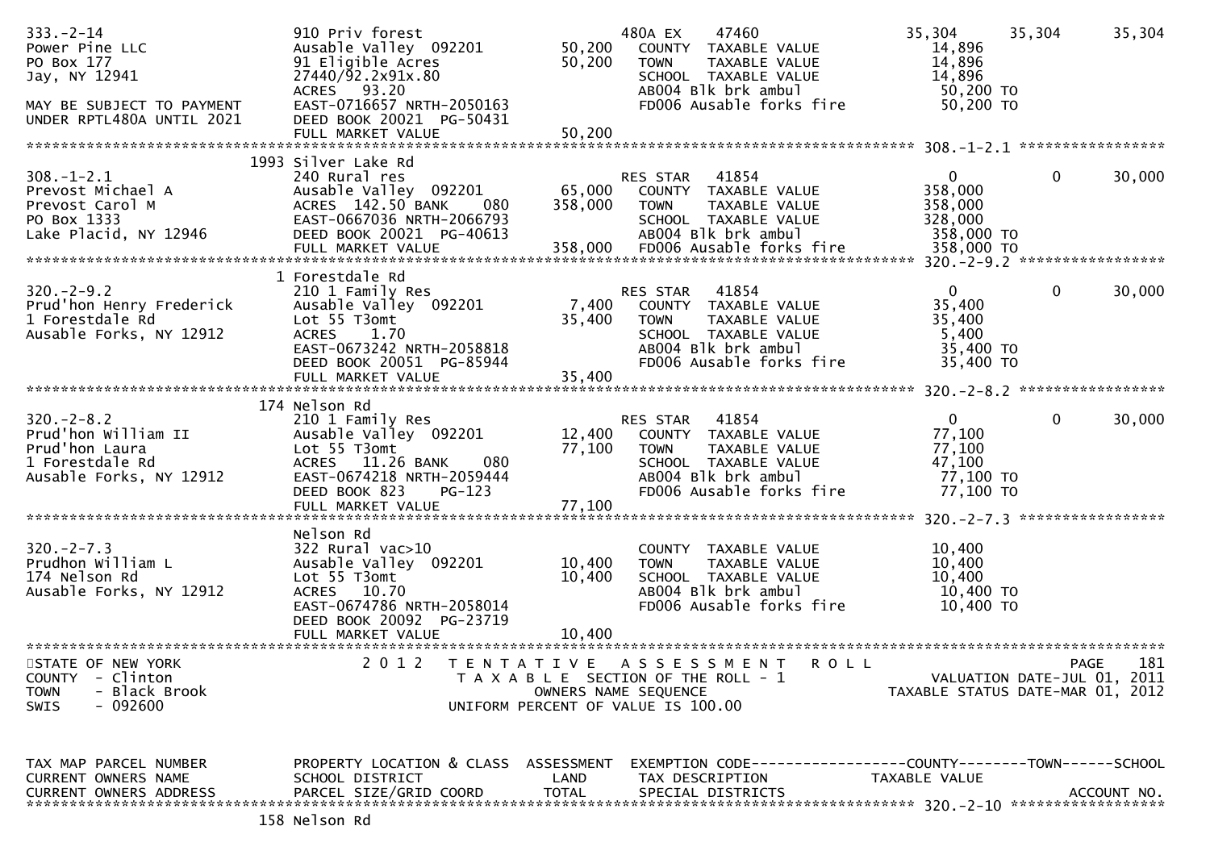```
333.-2-14                      910 Priv forest                          480A EX      47460               35,304      35,304      35,304
Power Pine LLC                 Ausable Valley  092201         50,200    COUNTY  TAXABLE VALUE             14,896
PO Box 177                     91 Eligible Acres              50,200    TOWN    TAXABLE VALUE             14,896
Jay, NY 12941                  27440/92.2x91x.80                        SCHOOL  TAXABLE VALUE             14,896
                               ACRES   93.20                            AB004 Blk brk ambul                50,200 TO
MAY BE SUBJECT TO PAYMENT      EAST-0716657 NRTH-2050163                FD006 Ausable forks fire           50,200 TO
UNDER RPTL480A UNTIL 2021      DEED BOOK 20021  PG-50431
                               FULL MARKET VALUE              50,200
******************************************************************************************************* 308.-1-2.1 *****************
                             1993 Silver Lake Rd
308.-1-2.1                     240 Rural res                            RES STAR     41854                    0           0      30,000
Prevost Michael A              Ausable Valley  092201         65,000    COUNTY  TAXABLE VALUE            358,000
Prevost Carol M                ACRES  142.50 BANK     080    358,000    TOWN    TAXABLE VALUE            358,000
PO Box 1333                    EAST-0667036 NRTH-2066793                SCHOOL  TAXABLE VALUE            328,000
Lake Placid, NY 12946          DEED BOOK 20021  PG-40613                AB004 Blk brk ambul               358,000 TO
                               FULL MARKET VALUE             358,000    FD006 Ausable forks fire          358,000 TO
******************************************************************************************************* 320.-2-9.2 *****************
                             1 Forestdale Rd
320.-2-9.2                     210 1 Family Res                         RES STAR     41854                    0           0      30,000
Prud'hon Henry Frederick       Ausable Valley  092201          7,400    COUNTY  TAXABLE VALUE             35,400
1 Forestdale Rd                Lot 55 T3omt                   35,400    TOWN    TAXABLE VALUE             35,400
Ausable Forks, NY 12912        ACRES    1.70                            SCHOOL  TAXABLE VALUE              5,400
                               EAST-0673242 NRTH-2058818                AB004 Blk brk ambul                35,400 TO
                               DEED BOOK 20051  PG-85944                FD006 Ausable forks fire           35,400 TO
                               FULL MARKET VALUE              35,400
******************************************************************************************************* 320.-2-8.2 *****************
                             174 Nelson Rd
320.-2-8.2                     210 1 Family Res                         RES STAR     41854                    0           0      30,000
Prud'hon William II            Ausable Valley  092201         12,400    COUNTY  TAXABLE VALUE             77,100
Prud'hon Laura                 Lot 55 T3omt                   77,100    TOWN    TAXABLE VALUE             77,100
1 Forestdale Rd                ACRES   11.26 BANK     080               SCHOOL  TAXABLE VALUE             47,100
Ausable Forks, NY 12912        EAST-0674218 NRTH-2059444                AB004 Blk brk ambul                77,100 TO
                               DEED BOOK 823    PG-123                  FD006 Ausable forks fire           77,100 TO
                               FULL MARKET VALUE              77,100
******************************************************************************************************* 320.-2-7.3 *****************
                               Nelson Rd
320.-2-7.3                     322 Rural vac>10                         COUNTY  TAXABLE VALUE             10,400
Prudhon William L              Ausable Valley  092201         10,400    TOWN    TAXABLE VALUE             10,400
174 Nelson Rd                  Lot 55 T3omt                   10,400    SCHOOL  TAXABLE VALUE             10,400
Ausable Forks, NY 12912        ACRES   10.70                            AB004 Blk brk ambul                10,400 TO
                               EAST-0674786 NRTH-2058014                FD006 Ausable forks fire           10,400 TO
                               DEED BOOK 20092  PG-23719
                               FULL MARKET VALUE              10,400
************************************************************************************************************************************
STATE OF NEW YORK                2 0 1 2   T E N T A T I V E   A S S E S S M E N T   R O L L                          PAGE   181
COUNTY  - Clinton                          T A X A B L E  SECTION OF THE ROLL - 1                     VALUATION DATE-JUL 01, 2011
TOWN    - Black Brook                           OWNERS NAME SEQUENCE                            TAXABLE STATUS DATE-MAR 01, 2012
SWIS    - 092600                         UNIFORM PERCENT OF VALUE IS 100.00


TAX MAP PARCEL NUMBER          PROPERTY LOCATION & CLASS  ASSESSMENT  EXEMPTION CODE------------------COUNTY--------TOWN------SCHOOL
CURRENT OWNERS NAME            SCHOOL DISTRICT               LAND      TAX DESCRIPTION             TAXABLE VALUE
CURRENT OWNERS ADDRESS         PARCEL SIZE/GRID COORD        TOTAL     SPECIAL DISTRICTS                                  ACCOUNT NO.
******************************************************************************************************* 320.-2-10 ******************
                             158 Nelson Rd
```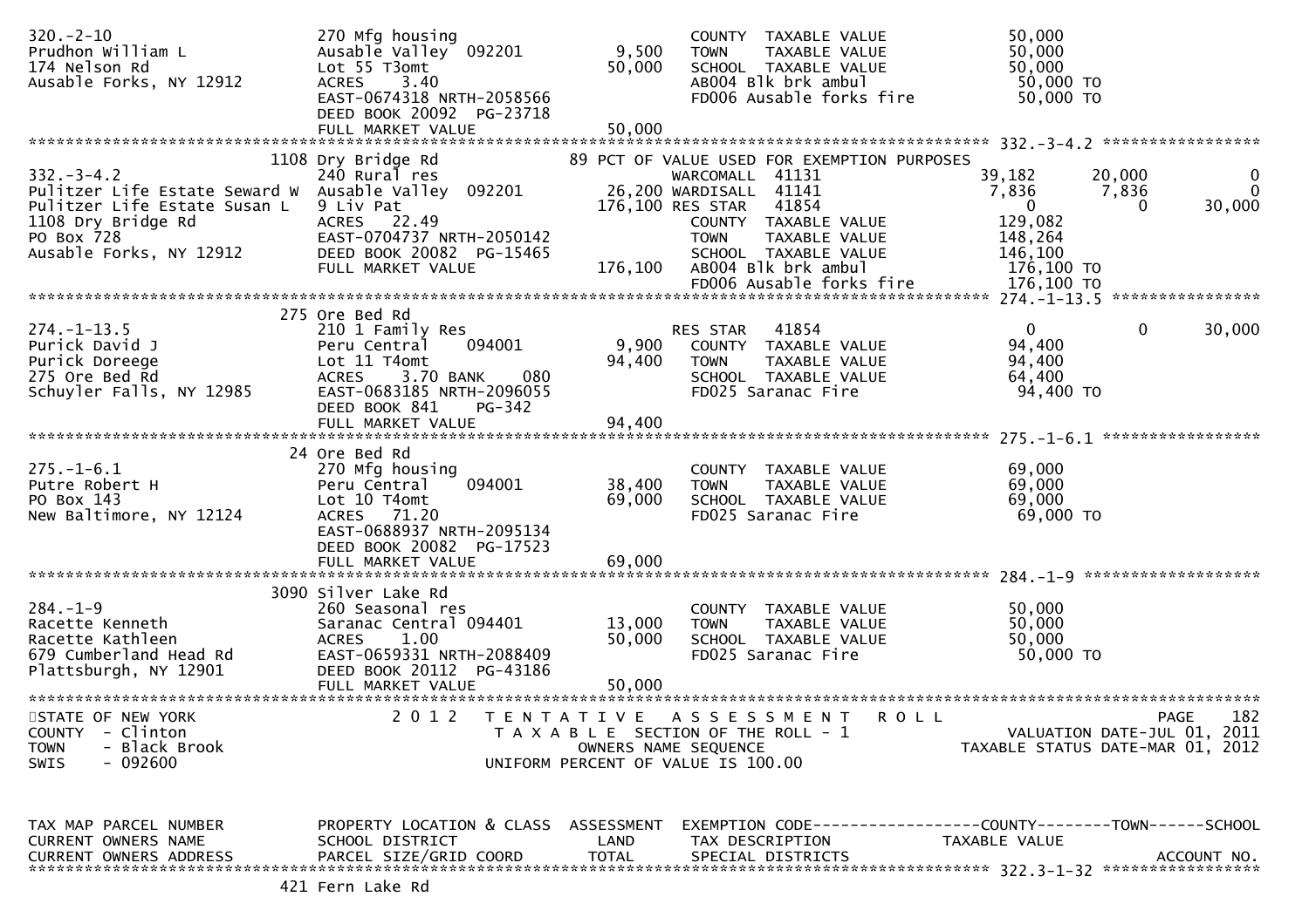```
320.-2-10                      270 Mfg housing                            COUNTY  TAXABLE VALUE              50,000
Prudhon William L              Ausable Valley  092201         9,500       TOWN    TAXABLE VALUE              50,000
174 Nelson Rd                  Lot 55 T3omt                  50,000       SCHOOL  TAXABLE VALUE              50,000
Ausable Forks, NY 12912        ACRES    3.40                              AB004 Blk brk ambul                 50,000 TO
                               EAST-0674318 NRTH-2058566                  FD006 Ausable forks fire            50,000 TO
                               DEED BOOK 20092  PG-23718
                               FULL MARKET VALUE             50,000
******************************************************************************************************* 332.-3-4.2 *****************
                          1108 Dry Bridge Rd                  89 PCT OF VALUE USED FOR EXEMPTION PURPOSES
332.-3-4.2                     240 Rural res                              WARCOMALL  41131                 39,182       20,000             0
Pulitzer Life Estate Seward W  Ausable Valley  092201        26,200 WARDISALL  41141                   7,836        7,836             0
Pulitzer Life Estate Susan L   9 Liv Pat                    176,100 RES STAR   41854                       0            0        30,000
1108 Dry Bridge Rd             ACRES   22.49                              COUNTY  TAXABLE VALUE             129,082
PO Box 728                     EAST-0704737 NRTH-2050142                  TOWN    TAXABLE VALUE             148,264
Ausable Forks, NY 12912        DEED BOOK 20082  PG-15465                  SCHOOL  TAXABLE VALUE             146,100
                               FULL MARKET VALUE            176,100       AB004 Blk brk ambul                176,100 TO
                                                                          FD006 Ausable forks fire           176,100 TO
******************************************************************************************************* 274.-1-13.5 ****************
                          275 Ore Bed Rd
274.-1-13.5                    210 1 Family Res                           RES STAR   41854                       0            0        30,000
Purick David J                 Peru Central    094001         9,900       COUNTY  TAXABLE VALUE              94,400
Purick Doreege                 Lot 11 T4omt                  94,400       TOWN    TAXABLE VALUE              94,400
275 Ore Bed Rd                 ACRES    3.70 BANK     080                 SCHOOL  TAXABLE VALUE              64,400
Schuyler Falls, NY 12985       EAST-0683185 NRTH-2096055                  FD025 Saranac Fire                  94,400 TO
                               DEED BOOK 841     PG-342
                               FULL MARKET VALUE             94,400
******************************************************************************************************* 275.-1-6.1 *****************
                          24 Ore Bed Rd
275.-1-6.1                     270 Mfg housing                            COUNTY  TAXABLE VALUE              69,000
Putre Robert H                 Peru Central    094001        38,400       TOWN    TAXABLE VALUE              69,000
PO Box 143                     Lot 10 T4omt                  69,000       SCHOOL  TAXABLE VALUE              69,000
New Baltimore, NY 12124        ACRES   71.20                              FD025 Saranac Fire                  69,000 TO
                               EAST-0688937 NRTH-2095134
                               DEED BOOK 20082  PG-17523
                               FULL MARKET VALUE             69,000
******************************************************************************************************* 284.-1-9 *******************
                          3090 Silver Lake Rd
284.-1-9                       260 Seasonal res                           COUNTY  TAXABLE VALUE              50,000
Racette Kenneth                Saranac Central 094401        13,000       TOWN    TAXABLE VALUE              50,000
Racette Kathleen               ACRES    1.00                 50,000       SCHOOL  TAXABLE VALUE              50,000
679 Cumberland Head Rd         EAST-0659331 NRTH-2088409                  FD025 Saranac Fire                  50,000 TO
Plattsburgh, NY 12901          DEED BOOK 20112  PG-43186
                               FULL MARKET VALUE             50,000
************************************************************************************************************************************
STATE OF NEW YORK                  2 0 1 2   T E N T A T I V E   A S S E S S M E N T   R O L L                                PAGE   182
COUNTY  - Clinton                            T A X A B L E  SECTION OF THE ROLL - 1                         VALUATION DATE-JUL 01, 2011
TOWN    - Black Brook                             OWNERS NAME SEQUENCE                                 TAXABLE STATUS DATE-MAR 01, 2012
SWIS    - 092600                            UNIFORM PERCENT OF VALUE IS 100.00


TAX MAP PARCEL NUMBER          PROPERTY LOCATION & CLASS  ASSESSMENT  EXEMPTION CODE------------------COUNTY--------TOWN------SCHOOL
CURRENT OWNERS NAME            SCHOOL DISTRICT               LAND      TAX DESCRIPTION              TAXABLE VALUE
CURRENT OWNERS ADDRESS         PARCEL SIZE/GRID COORD        TOTAL     SPECIAL DISTRICTS                                   ACCOUNT NO.
******************************************************************************************************* 322.3-1-32 *****************
                          421 Fern Lake Rd
```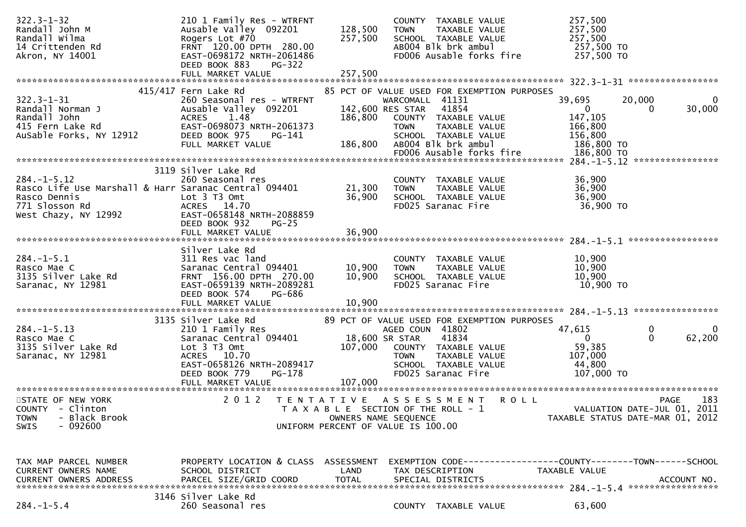```
322.3-1-32                        210 1 Family Res - WTRFNT                COUNTY  TAXABLE VALUE            257,500
Randall John M                    Ausable Valley  092201      128,500      TOWN    TAXABLE VALUE            257,500
Randall Wilma                     Rogers Lot #70              257,500      SCHOOL  TAXABLE VALUE            257,500
14 Crittenden Rd                  FRNT  120.00 DPTH  280.00                AB004 Blk brk ambul               257,500 TO
Akron, NY 14001                   EAST-0698172 NRTH-2061486                FD006 Ausable forks fire          257,500 TO
                                  DEED BOOK 883     PG-322
                                  FULL MARKET VALUE           257,500
******************************************************************************************************* 322.3-1-31 *****************
                      415/417 Fern Lake Rd                       85 PCT OF VALUE USED FOR EXEMPTION PURPOSES
322.3-1-31                        260 Seasonal res - WTRFNT                WARCOMALL  41131                39,695        20,000             0
Randall Norman J                  Ausable Valley  092201      142,600 RES STAR   41854                      0             0        30,000
Randall John                      ACRES    1.48               186,800      COUNTY  TAXABLE VALUE            147,105
415 Fern Lake Rd                  EAST-0698073 NRTH-2061373                TOWN    TAXABLE VALUE            166,800
AuSable Forks, NY 12912           DEED BOOK 975     PG-141                 SCHOOL  TAXABLE VALUE            156,800
                                  FULL MARKET VALUE           186,800      AB004 Blk brk ambul               186,800 TO
                                                                           FD006 Ausable forks fire          186,800 TO
******************************************************************************************************* 284.-1-5.12 ****************
                      3119 Silver Lake Rd
284.-1-5.12                       260 Seasonal res                         COUNTY  TAXABLE VALUE             36,900
Rasco Life Use Marshall & Harr Saranac Central 094401          21,300      TOWN    TAXABLE VALUE             36,900
Rasco Dennis                      Lot 3 T3 Omt                 36,900      SCHOOL  TAXABLE VALUE             36,900
771 Slosson Rd                    ACRES   14.70                            FD025 Saranac Fire                 36,900 TO
West Chazy, NY 12992              EAST-0658148 NRTH-2088859
                                  DEED BOOK 932     PG-25
                                  FULL MARKET VALUE            36,900
******************************************************************************************************* 284.-1-5.1 *****************
                                  Silver Lake Rd
284.-1-5.1                        311 Res vac land                         COUNTY  TAXABLE VALUE             10,900
Rasco Mae C                       Saranac Central 094401       10,900      TOWN    TAXABLE VALUE             10,900
3135 Silver Lake Rd               FRNT  156.00 DPTH  270.00    10,900      SCHOOL  TAXABLE VALUE             10,900
Saranac, NY 12981                 EAST-0659139 NRTH-2089281                FD025 Saranac Fire                 10,900 TO
                                  DEED BOOK 574     PG-686
                                  FULL MARKET VALUE            10,900
******************************************************************************************************* 284.-1-5.13 ****************
                      3135 Silver Lake Rd                        89 PCT OF VALUE USED FOR EXEMPTION PURPOSES
284.-1-5.13                       210 1 Family Res                         AGED COUN  41802                47,615             0             0
Rasco Mae C                       Saranac Central 094401       18,600 SR STAR    41834                      0             0        62,200
3135 Silver Lake Rd               Lot 3 T3 Omt                107,000      COUNTY  TAXABLE VALUE             59,385
Saranac, NY 12981                 ACRES   10.70                            TOWN    TAXABLE VALUE            107,000
                                  EAST-0658126 NRTH-2089417                SCHOOL  TAXABLE VALUE             44,800
                                  DEED BOOK 779     PG-178                 FD025 Saranac Fire                107,000 TO
                                  FULL MARKET VALUE           107,000
************************************************************************************************************************************
STATE OF NEW YORK                 2 0 1 2   T E N T A T I V E   A S S E S S M E N T   R O L L                              PAGE    183
COUNTY  - Clinton                           T A X A B L E  SECTION OF THE ROLL - 1                          VALUATION DATE-JUL 01, 2011
TOWN    - Black Brook                               OWNERS NAME SEQUENCE                               TAXABLE STATUS DATE-MAR 01, 2012
SWIS    - 092600                                UNIFORM PERCENT OF VALUE IS 100.00


TAX MAP PARCEL NUMBER             PROPERTY LOCATION & CLASS  ASSESSMENT  EXEMPTION CODE------------------COUNTY--------TOWN------SCHOOL
CURRENT OWNERS NAME               SCHOOL DISTRICT               LAND      TAX DESCRIPTION             TAXABLE VALUE
CURRENT OWNERS ADDRESS            PARCEL SIZE/GRID COORD        TOTAL     SPECIAL DISTRICTS                                 ACCOUNT NO.
******************************************************************************************************* 284.-1-5.4 *****************
                      3146 Silver Lake Rd
284.-1-5.4                        260 Seasonal res                         COUNTY  TAXABLE VALUE             63,600
```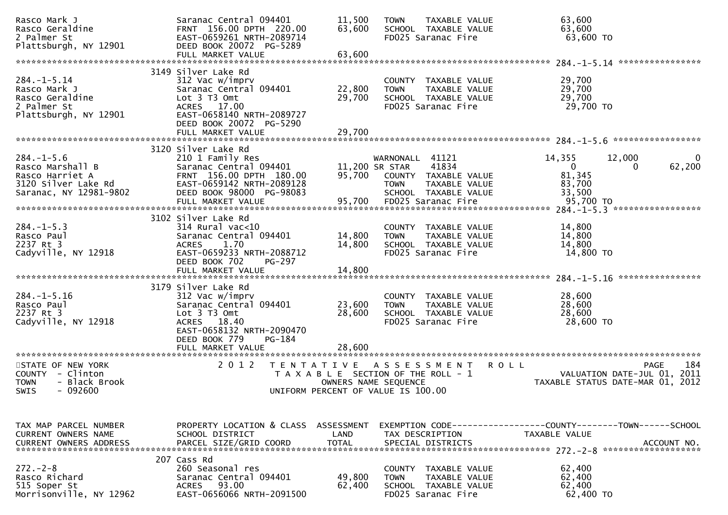```
Rasco Mark J                      Saranac Central 094401      11,500    TOWN     TAXABLE VALUE            63,600
Rasco Geraldine                   FRNT 156.00 DPTH 220.00     63,600    SCHOOL  TAXABLE VALUE            63,600
2 Palmer St                       EAST-0659261 NRTH-2089714             FD025 Saranac Fire                 63,600 TO
Plattsburgh, NY 12901             DEED BOOK 20072  PG-5289
                                  FULL MARKET VALUE           63,600
******************************************************************************************************* 284.-1-5.14 ****************
                              3149 Silver Lake Rd
284.-1-5.14                       312 Vac w/imprv                       COUNTY  TAXABLE VALUE            29,700
Rasco Mark J                      Saranac Central 094401      22,800    TOWN     TAXABLE VALUE            29,700
Rasco Geraldine                   Lot 3 T3 Omt                29,700    SCHOOL  TAXABLE VALUE            29,700
2 Palmer St                       ACRES  17.00                          FD025 Saranac Fire                 29,700 TO
Plattsburgh, NY 12901             EAST-0658140 NRTH-2089727
                                  DEED BOOK 20072  PG-5290
                                  FULL MARKET VALUE           29,700
******************************************************************************************************* 284.-1-5.6 *****************
                              3120 Silver Lake Rd
284.-1-5.6                        210 1 Family Res                      WARNONALL  41121             14,355      12,000          0
Rasco Marshall B                  Saranac Central 094401      11,200 SR STAR     41834                  0           0     62,200
Rasco Harriet A                   FRNT 156.00 DPTH 180.00     95,700    COUNTY  TAXABLE VALUE            81,345
3120 Silver Lake Rd               EAST-0659142 NRTH-2089128             TOWN     TAXABLE VALUE            83,700
Saranac, NY 12981-9802            DEED BOOK 98000  PG-98083             SCHOOL  TAXABLE VALUE            33,500
                                  FULL MARKET VALUE           95,700    FD025 Saranac Fire                 95,700 TO
******************************************************************************************************* 284.-1-5.3 *****************
                              3102 Silver Lake Rd
284.-1-5.3                        314 Rural vac<10                      COUNTY  TAXABLE VALUE            14,800
Rasco Paul                        Saranac Central 094401      14,800    TOWN     TAXABLE VALUE            14,800
2237 Rt 3                         ACRES   1.70                14,800    SCHOOL  TAXABLE VALUE            14,800
Cadyville, NY 12918               EAST-0659233 NRTH-2088712             FD025 Saranac Fire                 14,800 TO
                                  DEED BOOK 702    PG-297
                                  FULL MARKET VALUE           14,800
******************************************************************************************************* 284.-1-5.16 ****************
                              3179 Silver Lake Rd
284.-1-5.16                       312 Vac w/imprv                       COUNTY  TAXABLE VALUE            28,600
Rasco Paul                        Saranac Central 094401      23,600    TOWN     TAXABLE VALUE            28,600
2237 Rt 3                         Lot 3 T3 Omt                28,600    SCHOOL  TAXABLE VALUE            28,600
Cadyville, NY 12918               ACRES  18.40                          FD025 Saranac Fire                 28,600 TO
                                  EAST-0658132 NRTH-2090470
                                  DEED BOOK 779    PG-184
                                  FULL MARKET VALUE           28,600
************************************************************************************************************************************
STATE OF NEW YORK                 2 0 1 2   T E N T A T I V E   A S S E S S M E N T   R O L L                          PAGE   184
COUNTY  - Clinton                          T A X A B L E  SECTION OF THE ROLL - 1                    VALUATION DATE-JUL 01, 2011
TOWN    - Black Brook                           OWNERS NAME SEQUENCE                          TAXABLE STATUS DATE-MAR 01, 2012
SWIS    - 092600                       UNIFORM PERCENT OF VALUE IS 100.00


TAX MAP PARCEL NUMBER             PROPERTY LOCATION & CLASS  ASSESSMENT  EXEMPTION CODE------------------COUNTY--------TOWN------SCHOOL
CURRENT OWNERS NAME               SCHOOL DISTRICT              LAND      TAX DESCRIPTION              TAXABLE VALUE
CURRENT OWNERS ADDRESS            PARCEL SIZE/GRID COORD       TOTAL     SPECIAL DISTRICTS                                ACCOUNT NO.
******************************************************************************************************* 272.-2-8 *******************
                              207 Cass Rd
272.-2-8                          260 Seasonal res                      COUNTY  TAXABLE VALUE            62,400
Rasco Richard                     Saranac Central 094401      49,800    TOWN     TAXABLE VALUE            62,400
515 Soper St                      ACRES  93.00                62,400    SCHOOL  TAXABLE VALUE            62,400
Morrisonville, NY 12962           EAST-0656066 NRTH-2091500             FD025 Saranac Fire                 62,400 TO
```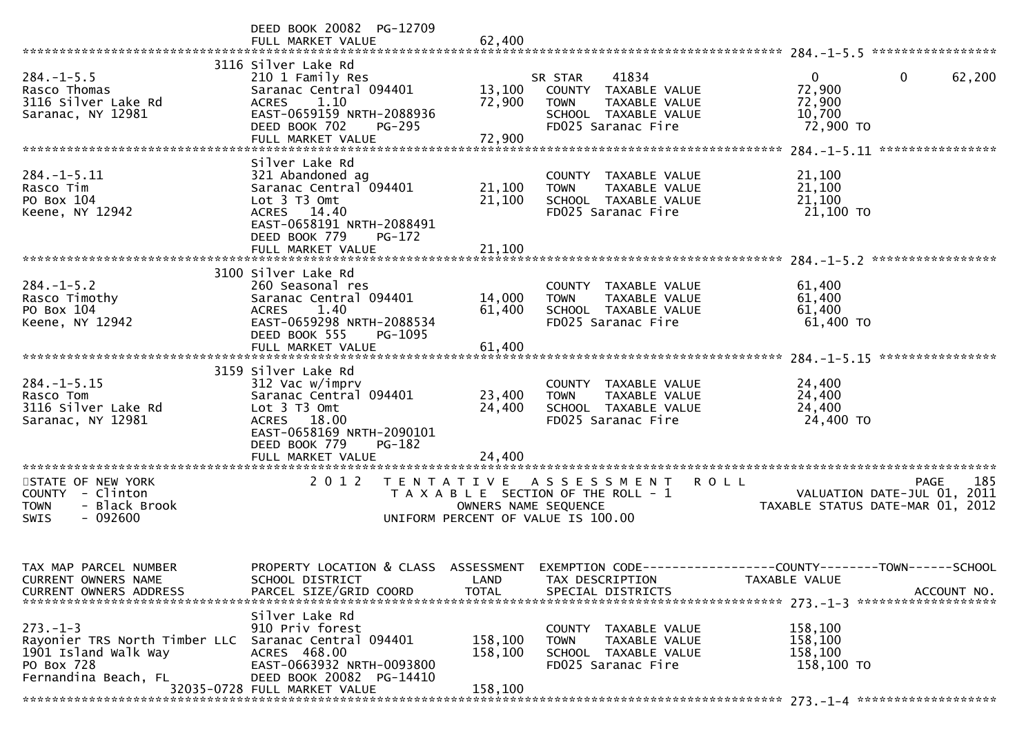```
                             DEED BOOK 20082  PG-12709
                             FULL MARKET VALUE             62,400
******************************************************************************************************* 284.-1-5.5 *****************
                          3116 Silver Lake Rd
284.-1-5.5                   210 1 Family Res                    SR STAR     41834                  0             0        62,200
Rasco Thomas                 Saranac Central 094401     13,100   COUNTY  TAXABLE VALUE             72,900
3116 Silver Lake Rd          ACRES    1.10              72,900   TOWN    TAXABLE VALUE             72,900
Saranac, NY 12981            EAST-0659159 NRTH-2088936           SCHOOL  TAXABLE VALUE             10,700
                             DEED BOOK 702     PG-295            FD025 Saranac Fire                 72,900 TO
                             FULL MARKET VALUE             72,900
******************************************************************************************************* 284.-1-5.11 ****************
                             Silver Lake Rd
284.-1-5.11                  321 Abandoned ag                    COUNTY  TAXABLE VALUE             21,100
Rasco Tim                    Saranac Central 094401     21,100   TOWN    TAXABLE VALUE             21,100
PO Box 104                   Lot 3 T3 Omt               21,100   SCHOOL  TAXABLE VALUE             21,100
Keene, NY 12942              ACRES   14.40                       FD025 Saranac Fire                 21,100 TO
                             EAST-0658191 NRTH-2088491
                             DEED BOOK 779     PG-172
                             FULL MARKET VALUE             21,100
******************************************************************************************************* 284.-1-5.2 *****************
                          3100 Silver Lake Rd
284.-1-5.2                   260 Seasonal res                    COUNTY  TAXABLE VALUE             61,400
Rasco Timothy                Saranac Central 094401     14,000   TOWN    TAXABLE VALUE             61,400
PO Box 104                   ACRES    1.40              61,400   SCHOOL  TAXABLE VALUE             61,400
Keene, NY 12942              EAST-0659298 NRTH-2088534           FD025 Saranac Fire                 61,400 TO
                             DEED BOOK 555     PG-1095
                             FULL MARKET VALUE             61,400
******************************************************************************************************* 284.-1-5.15 ****************
                          3159 Silver Lake Rd
284.-1-5.15                  312 Vac w/imprv                     COUNTY  TAXABLE VALUE             24,400
Rasco Tom                    Saranac Central 094401     23,400   TOWN    TAXABLE VALUE             24,400
3116 Silver Lake Rd          Lot 3 T3 Omt               24,400   SCHOOL  TAXABLE VALUE             24,400
Saranac, NY 12981            ACRES   18.00                       FD025 Saranac Fire                 24,400 TO
                             EAST-0658169 NRTH-2090101
                             DEED BOOK 779     PG-182
                             FULL MARKET VALUE             24,400
************************************************************************************************************************************
STATE OF NEW YORK                 2 0 1 2   T E N T A T I V E   A S S E S S M E N T   R O L L                        PAGE   185
COUNTY  - Clinton                           T A X A B L E  SECTION OF THE ROLL - 1                    VALUATION DATE-JUL 01, 2011
TOWN    - Black Brook                              OWNERS NAME SEQUENCE                          TAXABLE STATUS DATE-MAR 01, 2012
SWIS    - 092600                            UNIFORM PERCENT OF VALUE IS 100.00



TAX MAP PARCEL NUMBER        PROPERTY LOCATION & CLASS  ASSESSMENT  EXEMPTION CODE------------------COUNTY--------TOWN------SCHOOL
CURRENT OWNERS NAME          SCHOOL DISTRICT              LAND      TAX DESCRIPTION               TAXABLE VALUE
CURRENT OWNERS ADDRESS       PARCEL SIZE/GRID COORD       TOTAL     SPECIAL DISTRICTS                                    ACCOUNT NO.
******************************************************************************************************* 273.-1-3 *******************
                             Silver Lake Rd
273.-1-3                     910 Priv forest                     COUNTY  TAXABLE VALUE            158,100
Rayonier TRS North Timber LLC  Saranac Central 094401   158,100   TOWN    TAXABLE VALUE            158,100
1901 Island Walk Way         ACRES  468.00             158,100   SCHOOL  TAXABLE VALUE            158,100
PO Box 728                   EAST-0663932 NRTH-0093800           FD025 Saranac Fire                158,100 TO
Fernandina Beach, FL         DEED BOOK 20082  PG-14410
                  32035-0728 FULL MARKET VALUE            158,100
******************************************************************************************************* 273.-1-4 *******************
```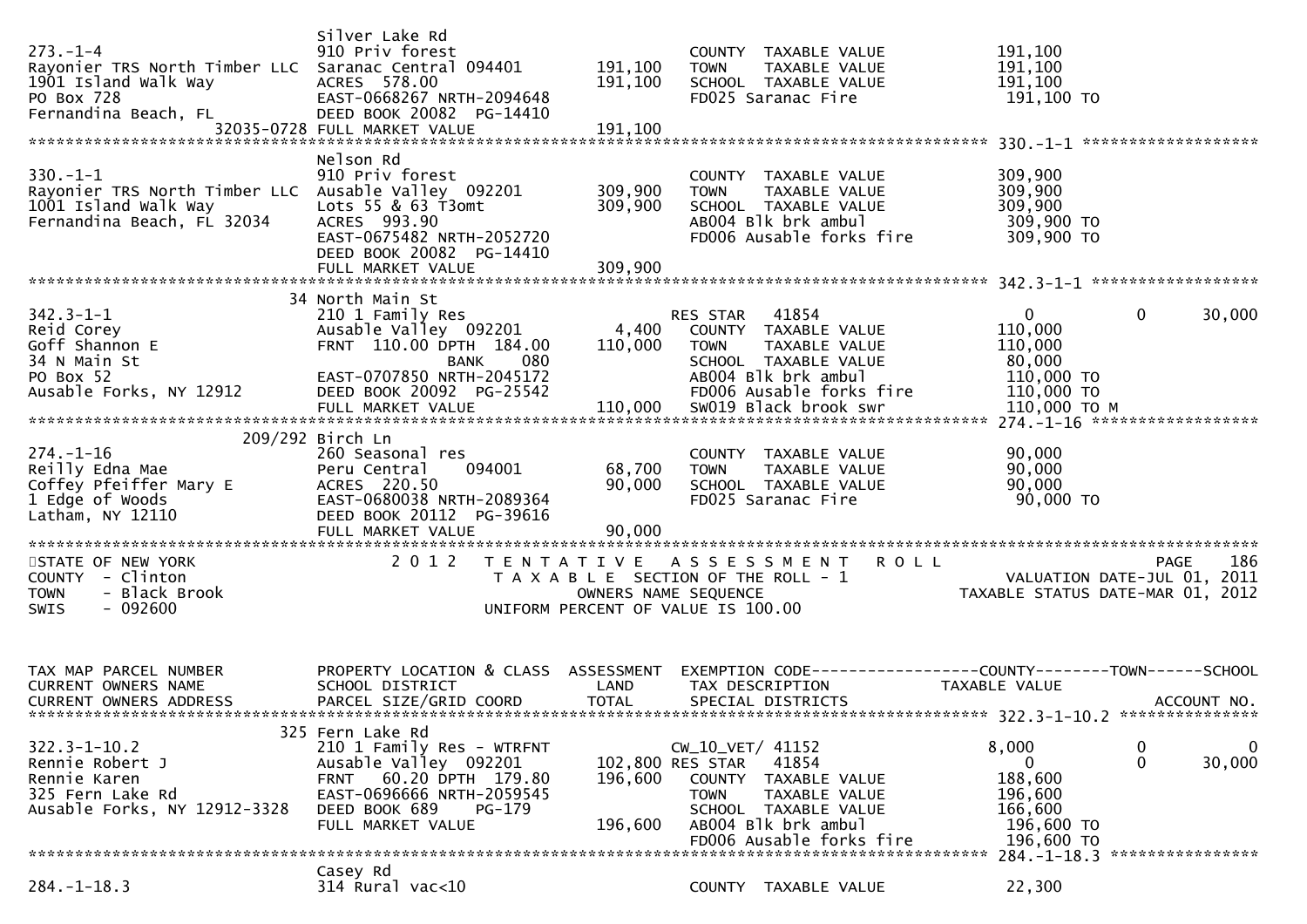```
                              Silver Lake Rd
273.-1-4                      910 Priv forest                          COUNTY  TAXABLE VALUE            191,100
Rayonier TRS North Timber LLC  Saranac Central 094401      191,100     TOWN    TAXABLE VALUE            191,100
1901 Island Walk Way          ACRES  578.00                191,100     SCHOOL  TAXABLE VALUE            191,100
PO Box 728                    EAST-0668267 NRTH-2094648                FD025 Saranac Fire                191,100 TO
Fernandina Beach, FL          DEED BOOK 20082  PG-14410
                   32035-0728 FULL MARKET VALUE            191,100
******************************************************************************************************* 330.-1-1 ******************
                              Nelson Rd
330.-1-1                      910 Priv forest                          COUNTY  TAXABLE VALUE            309,900
Rayonier TRS North Timber LLC  Ausable Valley  092201      309,900     TOWN    TAXABLE VALUE            309,900
1001 Island Walk Way          Lots 55 & 63 T3omt           309,900     SCHOOL  TAXABLE VALUE            309,900
Fernandina Beach, FL 32034    ACRES  993.90                            AB004 Blk brk ambul               309,900 TO
                              EAST-0675482 NRTH-2052720                FD006 Ausable forks fire          309,900 TO
                              DEED BOOK 20082  PG-14410
                              FULL MARKET VALUE            309,900
******************************************************************************************************* 342.3-1-1 *****************
                           34 North Main St
342.3-1-1                     210 1 Family Res                         RES STAR   41854                       0           0      30,000
Reid Corey                    Ausable Valley  092201         4,400     COUNTY  TAXABLE VALUE            110,000
Goff Shannon E                FRNT  110.00 DPTH  184.00    110,000     TOWN    TAXABLE VALUE            110,000
34 N Main St                              BANK     080                 SCHOOL  TAXABLE VALUE             80,000
PO Box 52                     EAST-0707850 NRTH-2045172                AB004 Blk brk ambul               110,000 TO
Ausable Forks, NY 12912       DEED BOOK 20092  PG-25542                FD006 Ausable forks fire          110,000 TO
                              FULL MARKET VALUE            110,000     SW019 Black brook swr             110,000 TO M
******************************************************************************************************* 274.-1-16 *****************
                      209/292 Birch Ln
274.-1-16                     260 Seasonal res                         COUNTY  TAXABLE VALUE             90,000
Reilly Edna Mae               Peru Central     094001       68,700     TOWN    TAXABLE VALUE             90,000
Coffey Pfeiffer Mary E        ACRES  220.50                 90,000     SCHOOL  TAXABLE VALUE             90,000
1 Edge of Woods               EAST-0680038 NRTH-2089364                FD025 Saranac Fire                 90,000 TO
Latham, NY 12110              DEED BOOK 20112  PG-39616
                              FULL MARKET VALUE             90,000
************************************************************************************************************************************
STATE OF NEW YORK              2 0 1 2   T E N T A T I V E   A S S E S S M E N T   R O L L                               PAGE    186
COUNTY  - Clinton                          T A X A B L E  SECTION OF THE ROLL - 1                      VALUATION DATE-JUL 01, 2011
TOWN    - Black Brook                         OWNERS NAME SEQUENCE                              TAXABLE STATUS DATE-MAR 01, 2012
SWIS    - 092600                          UNIFORM PERCENT OF VALUE IS 100.00


TAX MAP PARCEL NUMBER         PROPERTY LOCATION & CLASS  ASSESSMENT  EXEMPTION CODE------------------COUNTY--------TOWN------SCHOOL
CURRENT OWNERS NAME           SCHOOL DISTRICT               LAND      TAX DESCRIPTION            TAXABLE VALUE
CURRENT OWNERS ADDRESS        PARCEL SIZE/GRID COORD        TOTAL     SPECIAL DISTRICTS                                    ACCOUNT NO.
******************************************************************************************************* 322.3-1-10.2 **************
                          325 Fern Lake Rd
322.3-1-10.2                  210 1 Family Res - WTRFNT                CW_10_VET/ 41152                 8,000           0           0
Rennie Robert J               Ausable Valley  092201       102,800 RES STAR   41854                       0           0      30,000
Rennie Karen                  FRNT   60.20 DPTH  179.80    196,600     COUNTY  TAXABLE VALUE            188,600
325 Fern Lake Rd              EAST-0696666 NRTH-2059545                TOWN    TAXABLE VALUE            196,600
Ausable Forks, NY 12912-3328  DEED BOOK 689    PG-179                  SCHOOL  TAXABLE VALUE            166,600
                              FULL MARKET VALUE            196,600     AB004 Blk brk ambul               196,600 TO
                                                                       FD006 Ausable forks fire          196,600 TO
******************************************************************************************************* 284.-1-18.3 ***************
                              Casey Rd
284.-1-18.3                   314 Rural vac<10                         COUNTY  TAXABLE VALUE             22,300
```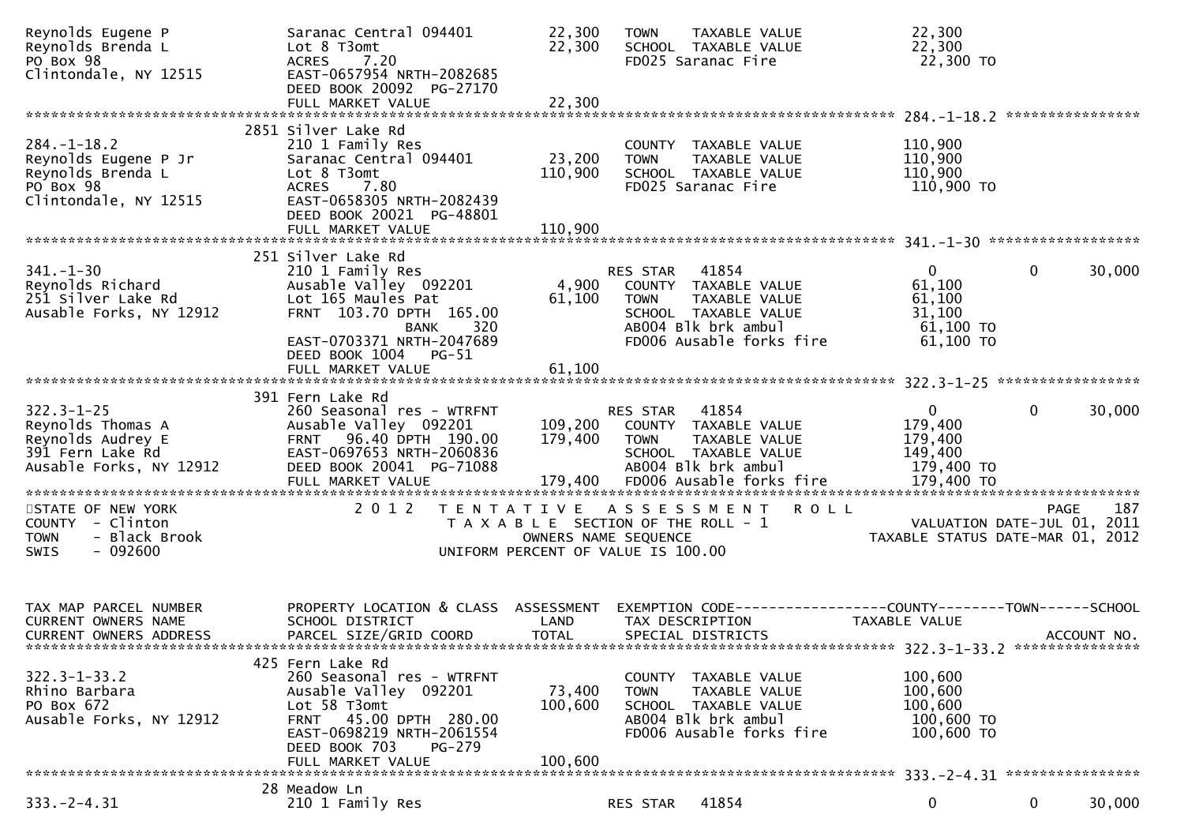```
Reynolds Eugene P             Saranac Central 094401       22,300   TOWN    TAXABLE VALUE              22,300
Reynolds Brenda L             Lot 8 T3omt                  22,300   SCHOOL  TAXABLE VALUE              22,300
PO Box 98                     ACRES    7.20                         FD025 Saranac Fire                  22,300 TO
Clintondale, NY 12515         EAST-0657954 NRTH-2082685
                              DEED BOOK 20092  PG-27170
                              FULL MARKET VALUE            22,300
******************************************************************************************************* 284.-1-18.2 ****************
                              2851 Silver Lake Rd
284.-1-18.2                   210 1 Family Res                      COUNTY  TAXABLE VALUE             110,900
Reynolds Eugene P Jr          Saranac Central 094401       23,200   TOWN    TAXABLE VALUE             110,900
Reynolds Brenda L             Lot 8 T3omt                 110,900   SCHOOL  TAXABLE VALUE             110,900
PO Box 98                     ACRES    7.80                         FD025 Saranac Fire                 110,900 TO
Clintondale, NY 12515         EAST-0658305 NRTH-2082439
                              DEED BOOK 20021  PG-48801
                              FULL MARKET VALUE           110,900
******************************************************************************************************* 341.-1-30 ******************
                              251 Silver Lake Rd
341.-1-30                     210 1 Family Res                      RES STAR   41854                   0             0       30,000
Reynolds Richard              Ausable Valley  092201        4,900   COUNTY  TAXABLE VALUE              61,100
251 Silver Lake Rd            Lot 165 Maules Pat           61,100   TOWN    TAXABLE VALUE              61,100
Ausable Forks, NY 12912       FRNT  103.70 DPTH  165.00             SCHOOL  TAXABLE VALUE              31,100
                                           BANK     320             AB004 Blk brk ambul                 61,100 TO
                              EAST-0703371 NRTH-2047689             FD006 Ausable forks fire            61,100 TO
                              DEED BOOK 1004    PG-51
                              FULL MARKET VALUE            61,100
******************************************************************************************************* 322.3-1-25 *****************
                              391 Fern Lake Rd
322.3-1-25                    260 Seasonal res - WTRFNT             RES STAR   41854                   0             0       30,000
Reynolds Thomas A             Ausable Valley  092201      109,200   COUNTY  TAXABLE VALUE             179,400
Reynolds Audrey E             FRNT   96.40 DPTH  190.00   179,400   TOWN    TAXABLE VALUE             179,400
391 Fern Lake Rd              EAST-0697653 NRTH-2060836             SCHOOL  TAXABLE VALUE             149,400
Ausable Forks, NY 12912       DEED BOOK 20041  PG-71088             AB004 Blk brk ambul                179,400 TO
                              FULL MARKET VALUE           179,400   FD006 Ausable forks fire           179,400 TO
**************************************************************************************************************************************
STATE OF NEW YORK                   2 0 1 2   T E N T A T I V E   A S S E S S M E N T   R O L L                          PAGE    187
COUNTY  - Clinton                           T A X A B L E  SECTION OF THE ROLL - 1                      VALUATION DATE-JUL 01, 2011
TOWN    - Black Brook                            OWNERS NAME SEQUENCE                              TAXABLE STATUS DATE-MAR 01, 2012
SWIS    - 092600                          UNIFORM PERCENT OF VALUE IS 100.00


TAX MAP PARCEL NUMBER         PROPERTY LOCATION & CLASS  ASSESSMENT  EXEMPTION CODE------------------COUNTY--------TOWN------SCHOOL
CURRENT OWNERS NAME           SCHOOL DISTRICT               LAND     TAX DESCRIPTION              TAXABLE VALUE
CURRENT OWNERS ADDRESS        PARCEL SIZE/GRID COORD        TOTAL    SPECIAL DISTRICTS                                   ACCOUNT NO.
******************************************************************************************************* 322.3-1-33.2 ***************
                              425 Fern Lake Rd
322.3-1-33.2                  260 Seasonal res - WTRFNT             COUNTY  TAXABLE VALUE             100,600
Rhino Barbara                 Ausable Valley  092201       73,400   TOWN    TAXABLE VALUE             100,600
PO Box 672                    Lot 58 T3omt                100,600   SCHOOL  TAXABLE VALUE             100,600
Ausable Forks, NY 12912       FRNT   45.00 DPTH  280.00             AB004 Blk brk ambul                100,600 TO
                              EAST-0698219 NRTH-2061554             FD006 Ausable forks fire           100,600 TO
                              DEED BOOK 703     PG-279
                              FULL MARKET VALUE           100,600
******************************************************************************************************* 333.-2-4.31 ****************
                              28 Meadow Ln
333.-2-4.31                   210 1 Family Res                      RES STAR   41854                   0             0       30,000
```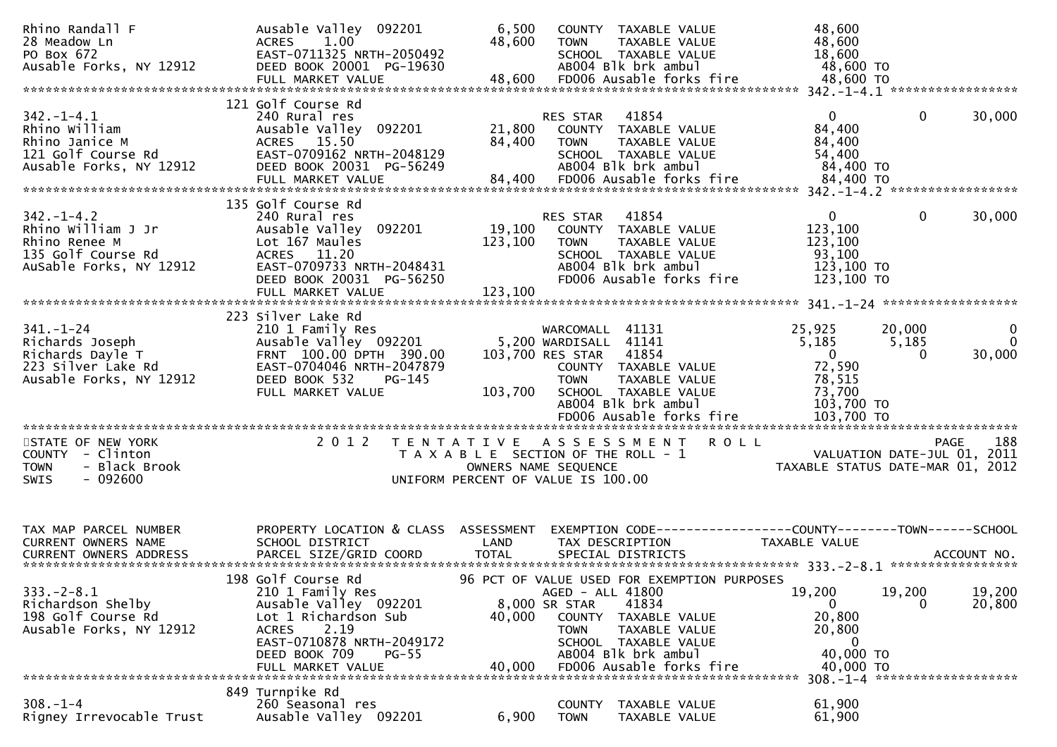```
Rhino Randall F                Ausable Valley  092201         6,500   COUNTY  TAXABLE VALUE             48,600
28 Meadow Ln                   ACRES    1.00                 48,600   TOWN    TAXABLE VALUE             48,600
PO Box 672                     EAST-0711325 NRTH-2050492               SCHOOL  TAXABLE VALUE             18,600
Ausable Forks, NY 12912        DEED BOOK 20001  PG-19630               AB004 Blk brk ambul                48,600 TO
                               FULL MARKET VALUE             48,600   FD006 Ausable forks fire           48,600 TO
******************************************************************************************************* 342.-1-4.1 *****************
                               121 Golf Course Rd
342.-1-4.1                     240 Rural res                           RES STAR    41854                   0            0       30,000
Rhino William                  Ausable Valley  092201        21,800   COUNTY  TAXABLE VALUE             84,400
Rhino Janice M                 ACRES   15.50                 84,400   TOWN    TAXABLE VALUE             84,400
121 Golf Course Rd             EAST-0709162 NRTH-2048129               SCHOOL  TAXABLE VALUE             54,400
Ausable Forks, NY 12912        DEED BOOK 20031  PG-56249               AB004 Blk brk ambul                84,400 TO
                               FULL MARKET VALUE             84,400   FD006 Ausable forks fire           84,400 TO
******************************************************************************************************* 342.-1-4.2 *****************
                               135 Golf Course Rd
342.-1-4.2                     240 Rural res                           RES STAR    41854                   0            0       30,000
Rhino William J Jr             Ausable Valley  092201        19,100   COUNTY  TAXABLE VALUE            123,100
Rhino Renee M                  Lot 167 Maules               123,100   TOWN    TAXABLE VALUE            123,100
135 Golf Course Rd             ACRES   11.20                           SCHOOL  TAXABLE VALUE             93,100
AuSable Forks, NY 12912        EAST-0709733 NRTH-2048431               AB004 Blk brk ambul               123,100 TO
                               DEED BOOK 20031  PG-56250               FD006 Ausable forks fire          123,100 TO
                               FULL MARKET VALUE            123,100
******************************************************************************************************* 341.-1-24 ******************
                               223 Silver Lake Rd
341.-1-24                      210 1 Family Res                        WARCOMALL  41131               25,925       20,000            0
Richards Joseph                Ausable Valley  092201         5,200 WARDISALL  41141                5,185        5,185            0
Richards Dayle T               FRNT 100.00 DPTH 390.00      103,700 RES STAR   41854                    0            0       30,000
223 Silver Lake Rd             EAST-0704046 NRTH-2047879               COUNTY  TAXABLE VALUE             72,590
Ausable Forks, NY 12912        DEED BOOK 532    PG-145                 TOWN    TAXABLE VALUE             78,515
                               FULL MARKET VALUE            103,700   SCHOOL  TAXABLE VALUE             73,700
                                                                       AB004 Blk brk ambul               103,700 TO
                                                                       FD006 Ausable forks fire          103,700 TO
************************************************************************************************************************************
STATE OF NEW YORK                  2 0 1 2   T E N T A T I V E   A S S E S S M E N T   R O L L                              PAGE   188
COUNTY  - Clinton                            T A X A B L E  SECTION OF THE ROLL - 1                        VALUATION DATE-JUL 01, 2011
TOWN    - Black Brook                           OWNERS NAME SEQUENCE                                TAXABLE STATUS DATE-MAR 01, 2012
SWIS    - 092600                           UNIFORM PERCENT OF VALUE IS 100.00


TAX MAP PARCEL NUMBER          PROPERTY LOCATION & CLASS  ASSESSMENT  EXEMPTION CODE------------------COUNTY--------TOWN------SCHOOL
CURRENT OWNERS NAME            SCHOOL DISTRICT               LAND      TAX DESCRIPTION              TAXABLE VALUE
CURRENT OWNERS ADDRESS         PARCEL SIZE/GRID COORD        TOTAL     SPECIAL DISTRICTS                                   ACCOUNT NO.
******************************************************************************************************* 333.-2-8.1 *****************
                               198 Golf Course Rd           96 PCT OF VALUE USED FOR EXEMPTION PURPOSES
333.-2-8.1                     210 1 Family Res                        AGED - ALL 41800                19,200       19,200       19,200
Richardson Shelby              Ausable Valley  092201         8,000 SR STAR    41834                    0            0       20,800
198 Golf Course Rd             Lot 1 Richardson Sub          40,000   COUNTY  TAXABLE VALUE             20,800
Ausable Forks, NY 12912        ACRES    2.19                           TOWN    TAXABLE VALUE             20,800
                               EAST-0710878 NRTH-2049172               SCHOOL  TAXABLE VALUE                  0
                               DEED BOOK 709    PG-55                  AB004 Blk brk ambul                40,000 TO
                               FULL MARKET VALUE             40,000   FD006 Ausable forks fire           40,000 TO
******************************************************************************************************* 308.-1-4 *******************
                               849 Turnpike Rd
308.-1-4                       260 Seasonal res                        COUNTY  TAXABLE VALUE             61,900
Rigney Irrevocable Trust       Ausable Valley  092201         6,900   TOWN    TAXABLE VALUE             61,900
```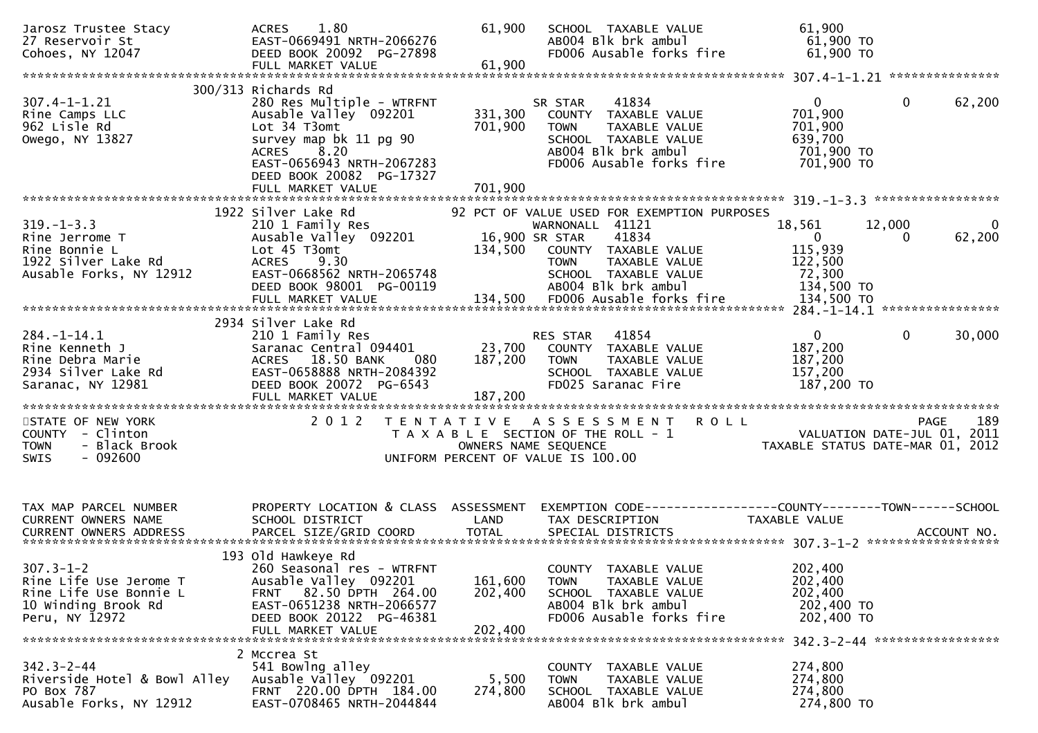```
Jarosz Trustee Stacy           ACRES    1.80                   61,900    SCHOOL  TAXABLE VALUE               61,900
27 Reservoir St                EAST-0669491 NRTH-2066276                 AB004 Blk brk ambul                   61,900 TO
Cohoes, NY 12047               DEED BOOK 20092  PG-27898                 FD006 Ausable forks fire              61,900 TO
                               FULL MARKET VALUE                61,900
******************************************************************************************************* 307.4-1-1.21 ***************
                            300/313 Richards Rd
307.4-1-1.21                   280 Res Multiple - WTRFNT                 SR STAR      41834                  0            0      62,200
Rine Camps LLC                 Ausable Valley  092201        331,300    COUNTY  TAXABLE VALUE              701,900
962 Lisle Rd                   Lot 34 T3omt                  701,900    TOWN    TAXABLE VALUE              701,900
Owego, NY 13827                survey map bk 11 pg 90                    SCHOOL  TAXABLE VALUE              639,700
                               ACRES    8.20                             AB004 Blk brk ambul                  701,900 TO
                               EAST-0656943 NRTH-2067283                 FD006 Ausable forks fire             701,900 TO
                               DEED BOOK 20082  PG-17327
                               FULL MARKET VALUE               701,900
******************************************************************************************************* 319.-1-3.3 *****************
                            1922 Silver Lake Rd              92 PCT OF VALUE USED FOR EXEMPTION PURPOSES
319.-1-3.3                     210 1 Family Res                          WARNONALL  41121               18,561       12,000            0
Rine Jerrome T                 Ausable Valley  092201         16,900 SR STAR      41834                  0            0      62,200
Rine Bonnie L                  Lot 45 T3omt                  134,500    COUNTY  TAXABLE VALUE              115,939
1922 Silver Lake Rd            ACRES    9.30                             TOWN    TAXABLE VALUE              122,500
Ausable Forks, NY 12912        EAST-0668562 NRTH-2065748                 SCHOOL  TAXABLE VALUE               72,300
                               DEED BOOK 98001  PG-00119                 AB004 Blk brk ambul                  134,500 TO
                               FULL MARKET VALUE               134,500   FD006 Ausable forks fire             134,500 TO
******************************************************************************************************* 284.-1-14.1 ****************
                            2934 Silver Lake Rd
284.-1-14.1                    210 1 Family Res                          RES STAR     41854                  0            0      30,000
Rine Kenneth J                 Saranac Central 094401         23,700    COUNTY  TAXABLE VALUE              187,200
Rine Debra Marie               ACRES   18.50 BANK     080    187,200    TOWN    TAXABLE VALUE              187,200
2934 Silver Lake Rd            EAST-0658888 NRTH-2084392                 SCHOOL  TAXABLE VALUE              157,200
Saranac, NY 12981              DEED BOOK 20072  PG-6543                  FD025 Saranac Fire                   187,200 TO
                               FULL MARKET VALUE               187,200
************************************************************************************************************************************
STATE OF NEW YORK                   2 0 1 2   T E N T A T I V E   A S S E S S M E N T   R O L L                          PAGE    189
COUNTY  - Clinton                          T A X A B L E  SECTION OF THE ROLL - 1                      VALUATION DATE-JUL 01, 2011
TOWN    - Black Brook                          OWNERS NAME SEQUENCE                               TAXABLE STATUS DATE-MAR 01, 2012
SWIS    - 092600                        UNIFORM PERCENT OF VALUE IS 100.00


TAX MAP PARCEL NUMBER          PROPERTY LOCATION & CLASS  ASSESSMENT  EXEMPTION CODE------------------COUNTY--------TOWN------SCHOOL
CURRENT OWNERS NAME            SCHOOL DISTRICT               LAND      TAX DESCRIPTION             TAXABLE VALUE
CURRENT OWNERS ADDRESS         PARCEL SIZE/GRID COORD        TOTAL     SPECIAL DISTRICTS                                  ACCOUNT NO.
******************************************************************************************************* 307.3-1-2 ******************
                            193 Old Hawkeye Rd
307.3-1-2                      260 Seasonal res - WTRFNT                 COUNTY  TAXABLE VALUE              202,400
Rine Life Use Jerome T         Ausable Valley  092201        161,600    TOWN    TAXABLE VALUE              202,400
Rine Life Use Bonnie L         FRNT   82.50 DPTH 264.00      202,400    SCHOOL  TAXABLE VALUE              202,400
10 Winding Brook Rd            EAST-0651238 NRTH-2066577                 AB004 Blk brk ambul                  202,400 TO
Peru, NY 12972                 DEED BOOK 20122  PG-46381                 FD006 Ausable forks fire             202,400 TO
                               FULL MARKET VALUE               202,400
******************************************************************************************************* 342.3-2-44 *****************
                            2 Mccrea St
342.3-2-44                     541 Bowlng alley                          COUNTY  TAXABLE VALUE              274,800
Riverside Hotel & Bowl Alley   Ausable Valley  092201          5,500    TOWN    TAXABLE VALUE              274,800
PO Box 787                     FRNT  220.00 DPTH 184.00      274,800    SCHOOL  TAXABLE VALUE              274,800
Ausable Forks, NY 12912        EAST-0708465 NRTH-2044844                 AB004 Blk brk ambul                  274,800 TO
```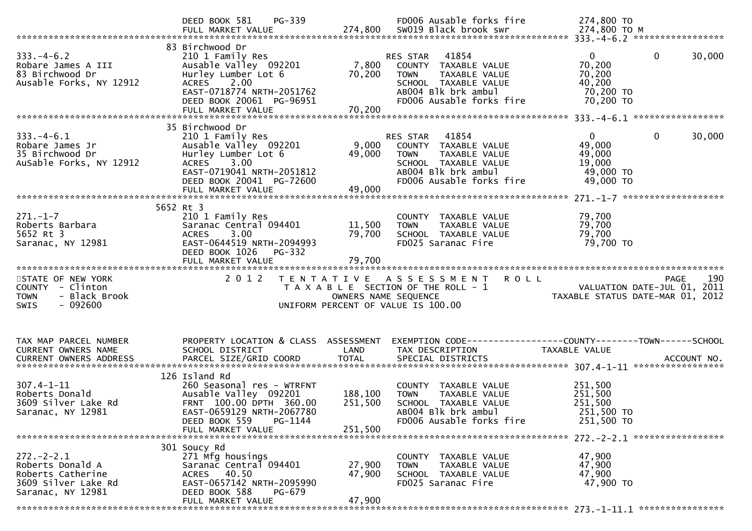```
                              DEED BOOK 581    PG-339                  FD006 Ausable forks fire          274,800 TO
                              FULL MARKET VALUE            274,800   SW019 Black brook swr              274,800 TO M
******************************************************************************************************* 333.-4-6.2 *****************
                              83 Birchwood Dr
333.-4-6.2                    210 1 Family Res                       RES STAR   41854                    0           0      30,000
Robare James A III            Ausable Valley  092201         7,800   COUNTY  TAXABLE VALUE             70,200
83 Birchwood Dr               Hurley Lumber Lot 6           70,200   TOWN    TAXABLE VALUE             70,200
Ausable Forks, NY 12912       ACRES    2.00                          SCHOOL  TAXABLE VALUE             40,200
                              EAST-0718774 NRTH-2051762              AB004 Blk brk ambul                70,200 TO
                              DEED BOOK 20061  PG-96951              FD006 Ausable forks fire           70,200 TO
                              FULL MARKET VALUE             70,200
******************************************************************************************************* 333.-4-6.1 *****************
                              35 Birchwood Dr
333.-4-6.1                    210 1 Family Res                       RES STAR   41854                    0           0      30,000
Robare James Jr               Ausable Valley  092201         9,000   COUNTY  TAXABLE VALUE             49,000
35 Birchwood Dr               Hurley Lumber Lot 6           49,000   TOWN    TAXABLE VALUE             49,000
AuSable Forks, NY 12912       ACRES    3.00                          SCHOOL  TAXABLE VALUE             19,000
                              EAST-0719041 NRTH-2051812              AB004 Blk brk ambul                49,000 TO
                              DEED BOOK 20041  PG-72600              FD006 Ausable forks fire           49,000 TO
                              FULL MARKET VALUE             49,000
******************************************************************************************************* 271.-1-7 *******************
                              5652 Rt 3
271.-1-7                      210 1 Family Res                       COUNTY  TAXABLE VALUE             79,700
Roberts Barbara               Saranac Central 094401        11,500   TOWN    TAXABLE VALUE             79,700
5652 Rt 3                     ACRES    3.00                 79,700   SCHOOL  TAXABLE VALUE             79,700
Saranac, NY 12981             EAST-0644519 NRTH-2094993              FD025 Saranac Fire                 79,700 TO
                              DEED BOOK 1026   PG-332
                              FULL MARKET VALUE             79,700
************************************************************************************************************************************
STATE OF NEW YORK                   2 0 1 2   T E N T A T I V E   A S S E S S M E N T   R O L L                          PAGE    190
COUNTY  - Clinton                          T A X A B L E  SECTION OF THE ROLL - 1                         VALUATION DATE-JUL 01, 2011
TOWN    - Black Brook                           OWNERS NAME SEQUENCE                               TAXABLE STATUS DATE-MAR 01, 2012
SWIS    - 092600                           UNIFORM PERCENT OF VALUE IS 100.00


TAX MAP PARCEL NUMBER         PROPERTY LOCATION & CLASS  ASSESSMENT  EXEMPTION CODE------------------COUNTY--------TOWN------SCHOOL
CURRENT OWNERS NAME           SCHOOL DISTRICT               LAND      TAX DESCRIPTION                TAXABLE VALUE
CURRENT OWNERS ADDRESS        PARCEL SIZE/GRID COORD        TOTAL     SPECIAL DISTRICTS                                  ACCOUNT NO.
******************************************************************************************************* 307.4-1-11 *****************
                              126 Island Rd
307.4-1-11                    260 Seasonal res - WTRFNT              COUNTY  TAXABLE VALUE            251,500
Roberts Donald                Ausable Valley  092201       188,100   TOWN    TAXABLE VALUE            251,500
3609 Silver Lake Rd           FRNT 100.00 DPTH 360.00      251,500   SCHOOL  TAXABLE VALUE            251,500
Saranac, NY 12981             EAST-0659129 NRTH-2067780              AB004 Blk brk ambul               251,500 TO
                              DEED BOOK 559    PG-1144               FD006 Ausable forks fire          251,500 TO
                              FULL MARKET VALUE            251,500
******************************************************************************************************* 272.-2-2.1 *****************
                              301 Soucy Rd
272.-2-2.1                    271 Mfg housings                       COUNTY  TAXABLE VALUE             47,900
Roberts Donald A              Saranac Central 094401        27,900   TOWN    TAXABLE VALUE             47,900
Roberts Catherine             ACRES   40.50                 47,900   SCHOOL  TAXABLE VALUE             47,900
3609 Silver Lake Rd           EAST-0657142 NRTH-2095990              FD025 Saranac Fire                 47,900 TO
Saranac, NY 12981             DEED BOOK 588    PG-679
                              FULL MARKET VALUE             47,900
******************************************************************************************************* 273.-1-11.1 ****************
```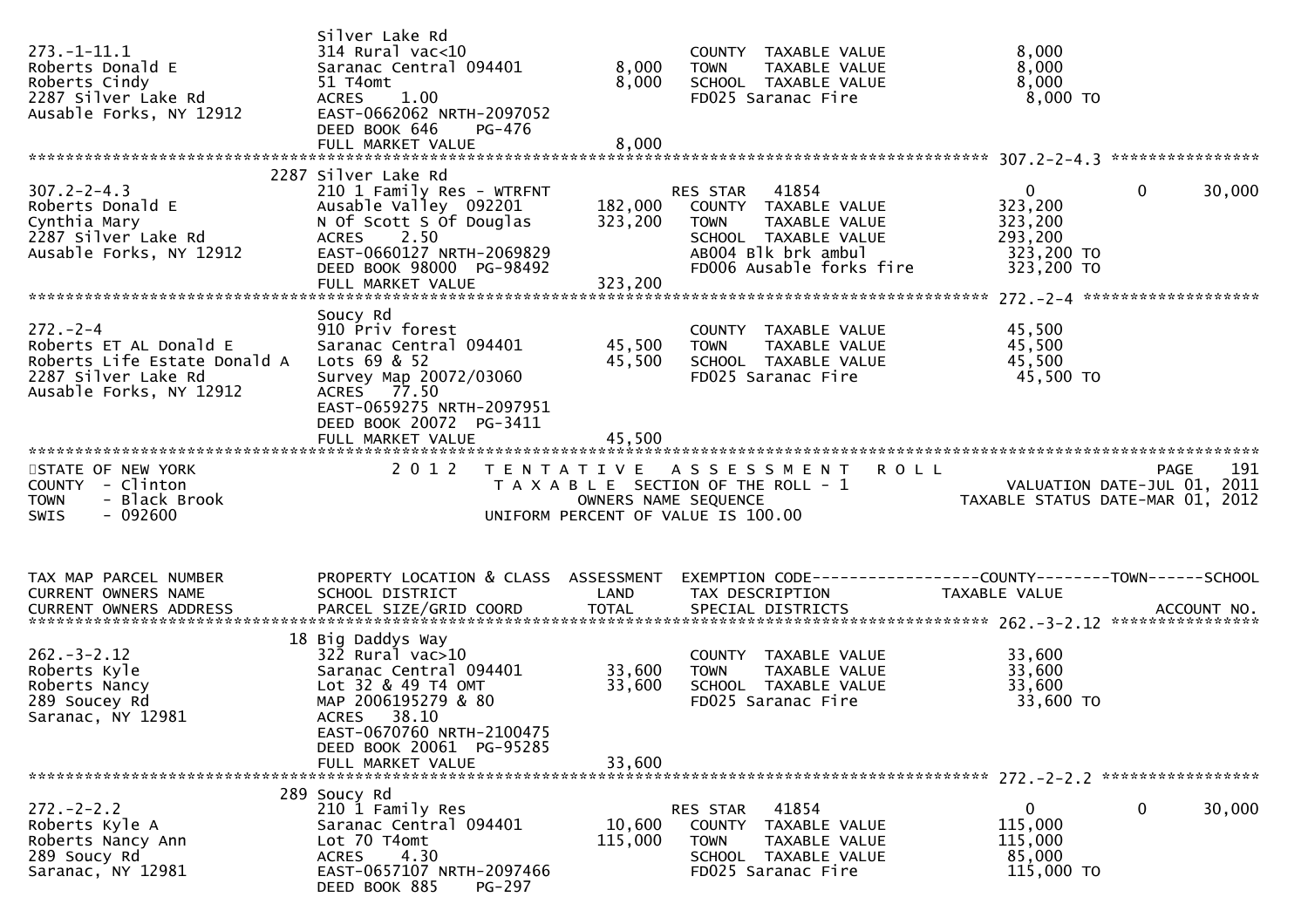| TAX MAP PARCEL NUMBER<br>CURRENT OWNERS NAME<br>CURRENT OWNERS ADDRESS | PROPERTY LOCATION & CLASS<br>SCHOOL DISTRICT<br>PARCEL SIZE/GRID COORD | ASSESSMENT<br>LAND<br>TOTAL | EXEMPTION CODE<br>TAX DESCRIPTION<br>SPECIAL DISTRICTS | COUNTY<br>TAXABLE VALUE | TOWN | SCHOOL<br>ACCOUNT NO. |
|---|---|---|---|---|---|---|
| 273.-1-11.1 | Silver Lake Rd | | | | | |
| Roberts Donald E | 314 Rural vac<10 | | COUNTY TAXABLE VALUE | 8,000 | | |
| Roberts Cindy | Saranac Central 094401 | 8,000 | TOWN TAXABLE VALUE | 8,000 | | |
| 2287 Silver Lake Rd | 51 T4omt | 8,000 | SCHOOL TAXABLE VALUE | 8,000 | | |
| Ausable Forks, NY 12912 | ACRES 1.00 | | FD025 Saranac Fire | 8,000 TO | | |
| | EAST-0662062 NRTH-2097052 | | | | | |
| | DEED BOOK 646 PG-476 | | | | | |
| | FULL MARKET VALUE | 8,000 | | | | |
| 307.2-2-4.3 | 2287 Silver Lake Rd | | | | | |
| Roberts Donald E | 210 1 Family Res - WTRFNT | | RES STAR 41854 | 0 | 0 | 30,000 |
| Cynthia Mary | Ausable Valley 092201 | 182,000 | COUNTY TAXABLE VALUE | 323,200 | | |
| 2287 Silver Lake Rd | N Of Scott S Of Douglas | 323,200 | TOWN TAXABLE VALUE | 323,200 | | |
| Ausable Forks, NY 12912 | ACRES 2.50 | | SCHOOL TAXABLE VALUE | 293,200 | | |
| | EAST-0660127 NRTH-2069829 | | AB004 Blk brk ambul | 323,200 TO | | |
| | DEED BOOK 98000 PG-98492 | | FD006 Ausable forks fire | 323,200 TO | | |
| | FULL MARKET VALUE | 323,200 | | | | |
| 272.-2-4 | Soucy Rd | | | | | |
| Roberts ET AL Donald E | 910 Priv forest | | COUNTY TAXABLE VALUE | 45,500 | | |
| Roberts Life Estate Donald A | Saranac Central 094401 | 45,500 | TOWN TAXABLE VALUE | 45,500 | | |
| 2287 Silver Lake Rd | Lots 69 & 52 | 45,500 | SCHOOL TAXABLE VALUE | 45,500 | | |
| Ausable Forks, NY 12912 | Survey Map 20072/03060 | | FD025 Saranac Fire | 45,500 TO | | |
| | ACRES 77.50 | | | | | |
| | EAST-0659275 NRTH-2097951 | | | | | |
| | DEED BOOK 20072 PG-3411 | | | | | |
| | FULL MARKET VALUE | 45,500 | | | | |

STATE OF NEW YORK — COUNTY - Clinton — TOWN - Black Brook — SWIS - 092600

2012 TENTATIVE ASSESSMENT ROLL — TAXABLE SECTION OF THE ROLL - 1 — OWNERS NAME SEQUENCE — UNIFORM PERCENT OF VALUE IS 100.00

VALUATION DATE-JUL 01, 2011 — TAXABLE STATUS DATE-MAR 01, 2012

| TAX MAP PARCEL NUMBER<br>CURRENT OWNERS NAME<br>CURRENT OWNERS ADDRESS | PROPERTY LOCATION & CLASS<br>SCHOOL DISTRICT<br>PARCEL SIZE/GRID COORD | ASSESSMENT<br>LAND<br>TOTAL | EXEMPTION CODE<br>TAX DESCRIPTION<br>SPECIAL DISTRICTS | COUNTY<br>TAXABLE VALUE | TOWN | SCHOOL<br>ACCOUNT NO. |
|---|---|---|---|---|---|---|
| 262.-3-2.12 | 18 Big Daddys Way | | | | | |
| Roberts Kyle | 322 Rural vac>10 | | COUNTY TAXABLE VALUE | 33,600 | | |
| Roberts Nancy | Saranac Central 094401 | 33,600 | TOWN TAXABLE VALUE | 33,600 | | |
| 289 Soucey Rd | Lot 32 & 49 T4 OMT | 33,600 | SCHOOL TAXABLE VALUE | 33,600 | | |
| Saranac, NY 12981 | MAP 2006195279 & 80 | | FD025 Saranac Fire | 33,600 TO | | |
| | ACRES 38.10 | | | | | |
| | EAST-0670760 NRTH-2100475 | | | | | |
| | DEED BOOK 20061 PG-95285 | | | | | |
| | FULL MARKET VALUE | 33,600 | | | | |
| 272.-2-2.2 | 289 Soucy Rd | | | | | |
| Roberts Kyle A | 210 1 Family Res | | RES STAR 41854 | 0 | 0 | 30,000 |
| Roberts Nancy Ann | Saranac Central 094401 | 10,600 | COUNTY TAXABLE VALUE | 115,000 | | |
| 289 Soucy Rd | Lot 70 T4omt | 115,000 | TOWN TAXABLE VALUE | 115,000 | | |
| Saranac, NY 12981 | ACRES 4.30 | | SCHOOL TAXABLE VALUE | 85,000 | | |
| | EAST-0657107 NRTH-2097466 | | FD025 Saranac Fire | 115,000 TO | | |
| | DEED BOOK 885 PG-297 | | | | | |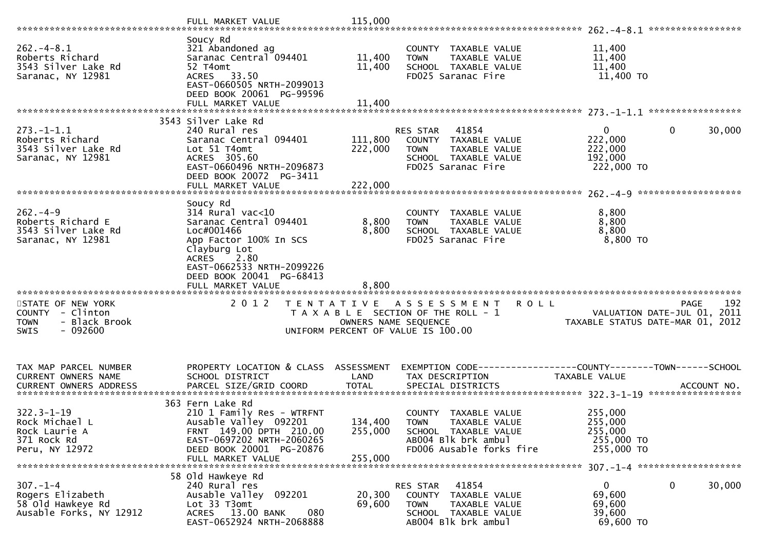```
                              FULL MARKET VALUE            115,000
******************************************************************************************************* 262.-4-8.1 *****************
                              Soucy Rd
262.-4-8.1                    321 Abandoned ag                           COUNTY  TAXABLE VALUE              11,400
Roberts Richard               Saranac Central 094401        11,400       TOWN    TAXABLE VALUE              11,400
3543 Silver Lake Rd           52 T4omt                      11,400       SCHOOL  TAXABLE VALUE              11,400
Saranac, NY 12981             ACRES   33.50                              FD025 Saranac Fire                  11,400 TO
                              EAST-0660505 NRTH-2099013
                              DEED BOOK 20061  PG-99596
                              FULL MARKET VALUE             11,400
******************************************************************************************************* 273.-1-1.1 *****************
                         3543 Silver Lake Rd
273.-1-1.1                    240 Rural res                              RES STAR    41854                   0            0      30,000
Roberts Richard               Saranac Central 094401       111,800       COUNTY  TAXABLE VALUE             222,000
3543 Silver Lake Rd           Lot 51 T4omt                 222,000       TOWN    TAXABLE VALUE             222,000
Saranac, NY 12981             ACRES  305.60                              SCHOOL  TAXABLE VALUE             192,000
                              EAST-0660496 NRTH-2096873                  FD025 Saranac Fire                 222,000 TO
                              DEED BOOK 20072  PG-3411
                              FULL MARKET VALUE            222,000
******************************************************************************************************* 262.-4-9 *******************
                              Soucy Rd
262.-4-9                      314 Rural vac<10                           COUNTY  TAXABLE VALUE               8,800
Roberts Richard E             Saranac Central 094401         8,800       TOWN    TAXABLE VALUE               8,800
3543 Silver Lake Rd           Loc#001466                     8,800       SCHOOL  TAXABLE VALUE               8,800
Saranac, NY 12981             App Factor 100% In SCS                     FD025 Saranac Fire                   8,800 TO
                              Clayburg Lot
                              ACRES    2.80
                              EAST-0662533 NRTH-2099226
                              DEED BOOK 20041  PG-68413
                              FULL MARKET VALUE              8,800
************************************************************************************************************************************
STATE OF NEW YORK                2 0 1 2   T E N T A T I V E   A S S E S S M E N T   R O L L                            PAGE    192
COUNTY  - Clinton                         T A X A B L E  SECTION OF THE ROLL - 1                       VALUATION DATE-JUL 01, 2011
TOWN    - Black Brook                          OWNERS NAME SEQUENCE                               TAXABLE STATUS DATE-MAR 01, 2012
SWIS    - 092600                          UNIFORM PERCENT OF VALUE IS 100.00


TAX MAP PARCEL NUMBER         PROPERTY LOCATION & CLASS  ASSESSMENT  EXEMPTION CODE------------------COUNTY--------TOWN------SCHOOL
CURRENT OWNERS NAME           SCHOOL DISTRICT               LAND      TAX DESCRIPTION            TAXABLE VALUE
CURRENT OWNERS ADDRESS        PARCEL SIZE/GRID COORD        TOTAL     SPECIAL DISTRICTS                                  ACCOUNT NO.
******************************************************************************************************* 322.3-1-19 *****************
                          363 Fern Lake Rd
322.3-1-19                    210 1 Family Res - WTRFNT                  COUNTY  TAXABLE VALUE             255,000
Rock Michael L                Ausable Valley  092201       134,400       TOWN    TAXABLE VALUE             255,000
Rock Laurie A                 FRNT 149.00 DPTH 210.00      255,000       SCHOOL  TAXABLE VALUE             255,000
371 Rock Rd                   EAST-0697202 NRTH-2060265                  AB004 Blk brk ambul                255,000 TO
Peru, NY 12972                DEED BOOK 20001  PG-20876                  FD006 Ausable forks fire           255,000 TO
                              FULL MARKET VALUE            255,000
******************************************************************************************************* 307.-1-4 *******************
                           58 Old Hawkeye Rd
307.-1-4                      240 Rural res                              RES STAR    41854                   0            0      30,000
Rogers Elizabeth              Ausable Valley  092201        20,300       COUNTY  TAXABLE VALUE              69,600
58 Old Hawkeye Rd             Lot 33 T3omt                  69,600       TOWN    TAXABLE VALUE              69,600
Ausable Forks, NY 12912       ACRES   13.00 BANK     080                 SCHOOL  TAXABLE VALUE              39,600
                              EAST-0652924 NRTH-2068888                  AB004 Blk brk ambul                 69,600 TO
```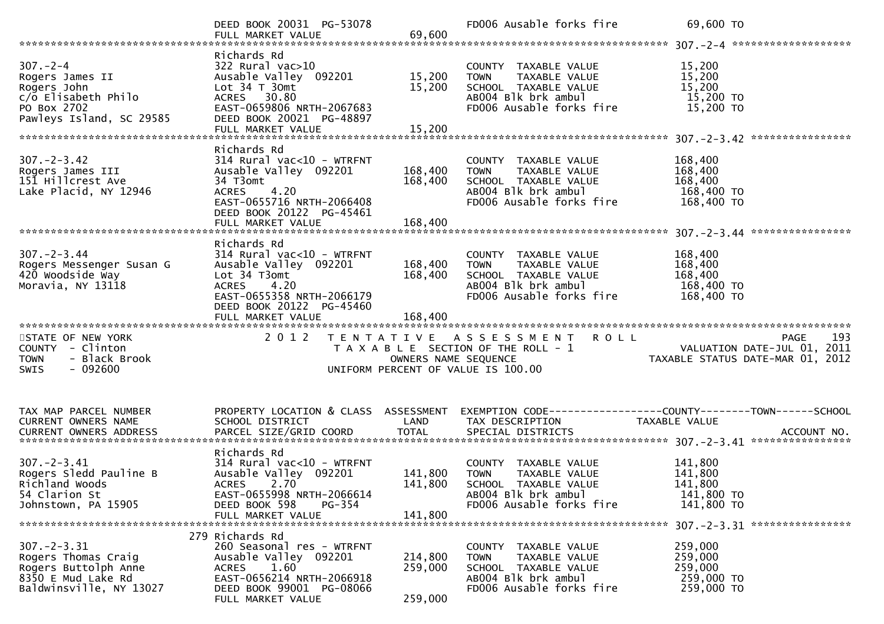DEED BOOK 20031 PG-53078 FD006 Ausable forks fire 69,600 TO
FULL MARKET VALUE 69,600

******************************************************************************************************* 307.-2-4 *******************

| TAX MAP PARCEL NUMBER / CURRENT OWNERS NAME / CURRENT OWNERS ADDRESS | PROPERTY LOCATION & CLASS / SCHOOL DISTRICT / PARCEL SIZE/GRID COORD | ASSESSMENT LAND | ASSESSMENT TOTAL | EXEMPTION CODE / TAX DESCRIPTION / SPECIAL DISTRICTS | TAXABLE VALUE |
|---|---|---|---|---|---|
| 307.-2-4 | Richards Rd | | | | |
| Rogers James II | 322 Rural vac>10 | | | COUNTY TAXABLE VALUE | 15,200 |
| Rogers John | Ausable Valley 092201 | 15,200 | | TOWN TAXABLE VALUE | 15,200 |
| c/o Elisabeth Philo | Lot 34 T 30mt | | 15,200 | SCHOOL TAXABLE VALUE | 15,200 |
| PO Box 2702 | ACRES 30.80 | | | AB004 Blk brk ambul | 15,200 TO |
| Pawleys Island, SC 29585 | EAST-0659806 NRTH-2067683 | | | FD006 Ausable forks fire | 15,200 TO |
| | DEED BOOK 20021 PG-48897 | | | | |
| | FULL MARKET VALUE | | 15,200 | | |

******************************************************************************************************* 307.-2-3.42 ****************

| TAX MAP PARCEL NUMBER / CURRENT OWNERS NAME / CURRENT OWNERS ADDRESS | PROPERTY LOCATION & CLASS / SCHOOL DISTRICT / PARCEL SIZE/GRID COORD | ASSESSMENT LAND | ASSESSMENT TOTAL | EXEMPTION CODE / TAX DESCRIPTION / SPECIAL DISTRICTS | TAXABLE VALUE |
|---|---|---|---|---|---|
| 307.-2-3.42 | Richards Rd | | | | |
| Rogers James III | 314 Rural vac<10 - WTRFNT | | | COUNTY TAXABLE VALUE | 168,400 |
| 151 Hillcrest Ave | Ausable Valley 092201 | 168,400 | | TOWN TAXABLE VALUE | 168,400 |
| Lake Placid, NY 12946 | 34 T3omt | | 168,400 | SCHOOL TAXABLE VALUE | 168,400 |
| | ACRES 4.20 | | | AB004 Blk brk ambul | 168,400 TO |
| | EAST-0655716 NRTH-2066408 | | | FD006 Ausable forks fire | 168,400 TO |
| | DEED BOOK 20122 PG-45461 | | | | |
| | FULL MARKET VALUE | | 168,400 | | |

******************************************************************************************************* 307.-2-3.44 ****************

| TAX MAP PARCEL NUMBER / CURRENT OWNERS NAME / CURRENT OWNERS ADDRESS | PROPERTY LOCATION & CLASS / SCHOOL DISTRICT / PARCEL SIZE/GRID COORD | ASSESSMENT LAND | ASSESSMENT TOTAL | EXEMPTION CODE / TAX DESCRIPTION / SPECIAL DISTRICTS | TAXABLE VALUE |
|---|---|---|---|---|---|
| 307.-2-3.44 | Richards Rd | | | | |
| Rogers Messenger Susan G | 314 Rural vac<10 - WTRFNT | | | COUNTY TAXABLE VALUE | 168,400 |
| 420 Woodside Way | Ausable Valley 092201 | 168,400 | | TOWN TAXABLE VALUE | 168,400 |
| Moravia, NY 13118 | Lot 34 T3omt | | 168,400 | SCHOOL TAXABLE VALUE | 168,400 |
| | ACRES 4.20 | | | AB004 Blk brk ambul | 168,400 TO |
| | EAST-0655358 NRTH-2066179 | | | FD006 Ausable forks fire | 168,400 TO |
| | DEED BOOK 20122 PG-45460 | | | | |
| | FULL MARKET VALUE | | 168,400 | | |

*******************************************************************************************************************************

STATE OF NEW YORK — 2012 TENTATIVE ASSESSMENT ROLL — PAGE 193
COUNTY - Clinton — TAXABLE SECTION OF THE ROLL - 1 — VALUATION DATE-JUL 01, 2011
TOWN - Black Brook — OWNERS NAME SEQUENCE — TAXABLE STATUS DATE-MAR 01, 2012
SWIS - 092600 — UNIFORM PERCENT OF VALUE IS 100.00

| TAX MAP PARCEL NUMBER / CURRENT OWNERS NAME / CURRENT OWNERS ADDRESS | PROPERTY LOCATION & CLASS / SCHOOL DISTRICT / PARCEL SIZE/GRID COORD | ASSESSMENT LAND | ASSESSMENT TOTAL | EXEMPTION CODE / TAX DESCRIPTION / SPECIAL DISTRICTS | TAXABLE VALUE (COUNTY / TOWN / SCHOOL) | ACCOUNT NO. |
|---|---|---|---|---|---|---|
| **307.-2-3.41** | | | | | | |
| 307.-2-3.41 | Richards Rd | | | | | |
| Rogers Sledd Pauline B | 314 Rural vac<10 - WTRFNT | | | COUNTY TAXABLE VALUE | 141,800 | |
| Richland Woods | Ausable Valley 092201 | 141,800 | | TOWN TAXABLE VALUE | 141,800 | |
| 54 Clarion St | ACRES 2.70 | | 141,800 | SCHOOL TAXABLE VALUE | 141,800 | |
| Johnstown, PA 15905 | EAST-0655998 NRTH-2066614 | | | AB004 Blk brk ambul | 141,800 TO | |
| | DEED BOOK 598 PG-354 | | | FD006 Ausable forks fire | 141,800 TO | |
| | FULL MARKET VALUE | | 141,800 | | | |
| **307.-2-3.31** | | | | | | |
| 307.-2-3.31 | 279 Richards Rd | | | | | |
| Rogers Thomas Craig | 260 Seasonal res - WTRFNT | | | COUNTY TAXABLE VALUE | 259,000 | |
| Rogers Buttolph Anne | Ausable Valley 092201 | 214,800 | | TOWN TAXABLE VALUE | 259,000 | |
| 8350 E Mud Lake Rd | ACRES 1.60 | | 259,000 | SCHOOL TAXABLE VALUE | 259,000 | |
| Baldwinsville, NY 13027 | EAST-0656214 NRTH-2066918 | | | AB004 Blk brk ambul | 259,000 TO | |
| | DEED BOOK 99001 PG-08066 | | | FD006 Ausable forks fire | 259,000 TO | |
| | FULL MARKET VALUE | | 259,000 | | | |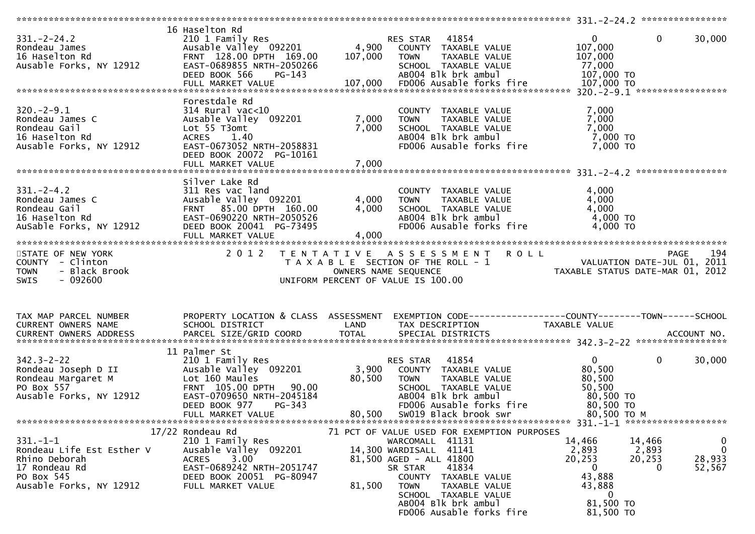******************************************************************************************************* 331.-2-24.2 ****************

| | 16 Haselton Rd | | | |
|---|---|---|---|---|
| 331.-2-24.2 | 210 1 Family Res | | RES STAR 41854 | 0 0 30,000 |
| Rondeau James | Ausable Valley 092201 | 4,900 | COUNTY TAXABLE VALUE | 107,000 |
| 16 Haselton Rd | FRNT 128.00 DPTH 169.00 | 107,000 | TOWN TAXABLE VALUE | 107,000 |
| Ausable Forks, NY 12912 | EAST-0689855 NRTH-2050266 | | SCHOOL TAXABLE VALUE | 77,000 |
| | DEED BOOK 566 PG-143 | | AB004 Blk brk ambul | 107,000 TO |
| | FULL MARKET VALUE | 107,000 | FD006 Ausable forks fire | 107,000 TO |

******************************************************************************************************* 320.-2-9.1 *****************

| | Forestdale Rd | | | |
|---|---|---|---|---|
| 320.-2-9.1 | 314 Rural vac<10 | | COUNTY TAXABLE VALUE | 7,000 |
| Rondeau James C | Ausable Valley 092201 | 7,000 | TOWN TAXABLE VALUE | 7,000 |
| Rondeau Gail | Lot 55 T3omt | 7,000 | SCHOOL TAXABLE VALUE | 7,000 |
| 16 Haselton Rd | ACRES 1.40 | | AB004 Blk brk ambul | 7,000 TO |
| Ausable Forks, NY 12912 | EAST-0673052 NRTH-2058831 | | FD006 Ausable forks fire | 7,000 TO |
| | DEED BOOK 20072 PG-10161 | | | |
| | FULL MARKET VALUE | 7,000 | | |

******************************************************************************************************* 331.-2-4.2 *****************

| | Silver Lake Rd | | | |
|---|---|---|---|---|
| 331.-2-4.2 | 311 Res vac land | | COUNTY TAXABLE VALUE | 4,000 |
| Rondeau James C | Ausable Valley 092201 | 4,000 | TOWN TAXABLE VALUE | 4,000 |
| Rondeau Gail | FRNT 85.00 DPTH 160.00 | 4,000 | SCHOOL TAXABLE VALUE | 4,000 |
| 16 Haselton Rd | EAST-0690220 NRTH-2050526 | | AB004 Blk brk ambul | 4,000 TO |
| AuSable Forks, NY 12912 | DEED BOOK 20041 PG-73495 | | FD006 Ausable forks fire | 4,000 TO |
| | FULL MARKET VALUE | 4,000 | | |

************************************************************************************************************************************

STATE OF NEW YORK — 2012 TENTATIVE ASSESSMENT ROLL — PAGE 194
COUNTY - Clinton — TAXABLE SECTION OF THE ROLL - 1 — VALUATION DATE-JUL 01, 2011
TOWN - Black Brook — OWNERS NAME SEQUENCE — TAXABLE STATUS DATE-MAR 01, 2012
SWIS - 092600 — UNIFORM PERCENT OF VALUE IS 100.00

| TAX MAP PARCEL NUMBER / CURRENT OWNERS NAME / CURRENT OWNERS ADDRESS | PROPERTY LOCATION & CLASS / SCHOOL DISTRICT / PARCEL SIZE/GRID COORD | ASSESSMENT LAND / TOTAL | EXEMPTION CODE / TAX DESCRIPTION / SPECIAL DISTRICTS | COUNTY / TOWN / SCHOOL TAXABLE VALUE / ACCOUNT NO. |
|---|---|---|---|---|

******************************************************************************************************* 342.3-2-22 *****************

| | 11 Palmer St | | | |
|---|---|---|---|---|
| 342.3-2-22 | 210 1 Family Res | | RES STAR 41854 | 0 0 30,000 |
| Rondeau Joseph D II | Ausable Valley 092201 | 3,900 | COUNTY TAXABLE VALUE | 80,500 |
| Rondeau Margaret M | Lot 160 Maules | 80,500 | TOWN TAXABLE VALUE | 80,500 |
| PO Box 557 | FRNT 105.00 DPTH 90.00 | | SCHOOL TAXABLE VALUE | 50,500 |
| Ausable Forks, NY 12912 | EAST-0709650 NRTH-2045184 | | AB004 Blk brk ambul | 80,500 TO |
| | DEED BOOK 977 PG-343 | | FD006 Ausable forks fire | 80,500 TO |
| | FULL MARKET VALUE | 80,500 | SW019 Black brook swr | 80,500 TO M |

******************************************************************************************************* 331.-1-1 *******************

| | 17/22 Rondeau Rd | | 71 PCT OF VALUE USED FOR EXEMPTION PURPOSES | |
|---|---|---|---|---|
| 331.-1-1 | 210 1 Family Res | | WARCOMALL 41131 | 14,466 14,466 0 |
| Rondeau Life Est Esther V | Ausable Valley 092201 | 14,300 | WARDISALL 41141 | 2,893 2,893 0 |
| Rhino Deborah | ACRES 3.00 | 81,500 | AGED - ALL 41800 | 20,253 20,253 28,933 |
| 17 Rondeau Rd | EAST-0689242 NRTH-2051747 | | SR STAR 41834 | 0 0 52,567 |
| PO Box 545 | DEED BOOK 20051 PG-80947 | | COUNTY TAXABLE VALUE | 43,888 |
| Ausable Forks, NY 12912 | FULL MARKET VALUE | 81,500 | TOWN TAXABLE VALUE | 43,888 |
| | | | SCHOOL TAXABLE VALUE | 0 |
| | | | AB004 Blk brk ambul | 81,500 TO |
| | | | FD006 Ausable forks fire | 81,500 TO |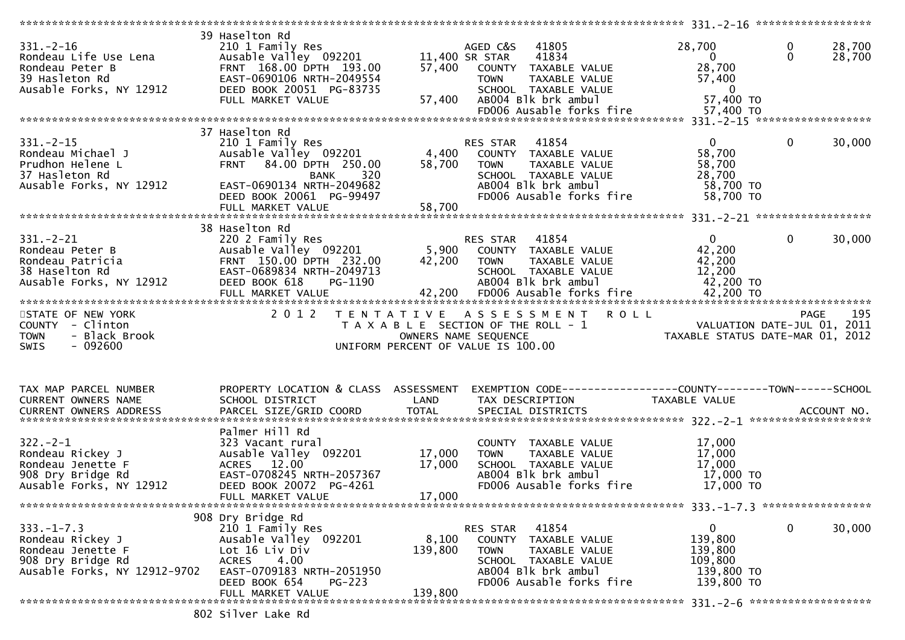```
******************************************************************************************************* 331.-2-16 ******************
                              39 Haselton Rd
331.-2-16                    210 1 Family Res                      AGED C&S    41805              28,700            0          28,700
Rondeau Life Use Lena        Ausable Valley  092201         11,400 SR STAR     41834                   0            0          28,700
Rondeau Peter B              FRNT  168.00 DPTH  193.00       57,400   COUNTY  TAXABLE VALUE          28,700
39 Hasleton Rd               EAST-0690106 NRTH-2049554                TOWN    TAXABLE VALUE          57,400
Ausable Forks, NY 12912      DEED BOOK 20051  PG-83735                SCHOOL  TAXABLE VALUE               0
                             FULL MARKET VALUE               57,400   AB004 Blk brk ambul             57,400 TO
                                                                      FD006 Ausable forks fire        57,400 TO
******************************************************************************************************* 331.-2-15 ******************
                              37 Haselton Rd
331.-2-15                    210 1 Family Res                      RES STAR    41854                   0            0          30,000
Rondeau Michael J            Ausable Valley  092201          4,400   COUNTY  TAXABLE VALUE          58,700
Prudhon Helene L             FRNT   84.00 DPTH  250.00       58,700   TOWN    TAXABLE VALUE          58,700
37 Hasleton Rd                              BANK     320               SCHOOL  TAXABLE VALUE          28,700
Ausable Forks, NY 12912      EAST-0690134 NRTH-2049682                AB004 Blk brk ambul             58,700 TO
                             DEED BOOK 20061  PG-99497                FD006 Ausable forks fire        58,700 TO
                             FULL MARKET VALUE               58,700
******************************************************************************************************* 331.-2-21 ******************
                              38 Haselton Rd
331.-2-21                    220 2 Family Res                      RES STAR    41854                   0            0          30,000
Rondeau Peter B              Ausable Valley  092201          5,900   COUNTY  TAXABLE VALUE          42,200
Rondeau Patricia             FRNT  150.00 DPTH  232.00       42,200   TOWN    TAXABLE VALUE          42,200
38 Haselton Rd               EAST-0689834 NRTH-2049713                SCHOOL  TAXABLE VALUE          12,200
Ausable Forks, NY 12912      DEED BOOK 618     PG-1190                AB004 Blk brk ambul             42,200 TO
                             FULL MARKET VALUE               42,200   FD006 Ausable forks fire        42,200 TO
************************************************************************************************************************************
STATE OF NEW YORK                2 0 1 2   T E N T A T I V E   A S S E S S M E N T   R O L L                            PAGE    195
COUNTY  - Clinton                          T A X A B L E  SECTION OF THE ROLL - 1                       VALUATION DATE-JUL 01, 2011
TOWN    - Black Brook                            OWNERS NAME SEQUENCE                            TAXABLE STATUS DATE-MAR 01, 2012
SWIS    - 092600                          UNIFORM PERCENT OF VALUE IS 100.00


TAX MAP PARCEL NUMBER        PROPERTY LOCATION & CLASS  ASSESSMENT  EXEMPTION CODE------------------COUNTY--------TOWN------SCHOOL
CURRENT OWNERS NAME          SCHOOL DISTRICT               LAND      TAX DESCRIPTION             TAXABLE VALUE
CURRENT OWNERS ADDRESS       PARCEL SIZE/GRID COORD        TOTAL     SPECIAL DISTRICTS                                    ACCOUNT NO.
******************************************************************************************************* 322.-2-1 *******************
                             Palmer Hill Rd
322.-2-1                     323 Vacant rural                         COUNTY  TAXABLE VALUE          17,000
Rondeau Rickey J             Ausable Valley  092201         17,000   TOWN    TAXABLE VALUE          17,000
Rondeau Jenette F            ACRES   12.00                   17,000   SCHOOL  TAXABLE VALUE          17,000
908 Dry Bridge Rd            EAST-0708245 NRTH-2057367                AB004 Blk brk ambul             17,000 TO
Ausable Forks, NY 12912      DEED BOOK 20072  PG-4261                 FD006 Ausable forks fire        17,000 TO
                             FULL MARKET VALUE               17,000
******************************************************************************************************* 333.-1-7.3 *****************
                              908 Dry Bridge Rd
333.-1-7.3                   210 1 Family Res                      RES STAR    41854                   0            0          30,000
Rondeau Rickey J             Ausable Valley  092201          8,100   COUNTY  TAXABLE VALUE         139,800
Rondeau Jenette F            Lot 16 Liv Div                 139,800   TOWN    TAXABLE VALUE         139,800
908 Dry Bridge Rd            ACRES    4.00                             SCHOOL  TAXABLE VALUE         109,800
Ausable Forks, NY 12912-9702 EAST-0709183 NRTH-2051950                AB004 Blk brk ambul            139,800 TO
                             DEED BOOK 654     PG-223                 FD006 Ausable forks fire       139,800 TO
                             FULL MARKET VALUE              139,800
******************************************************************************************************* 331.-2-6 *******************
                              802 Silver Lake Rd
```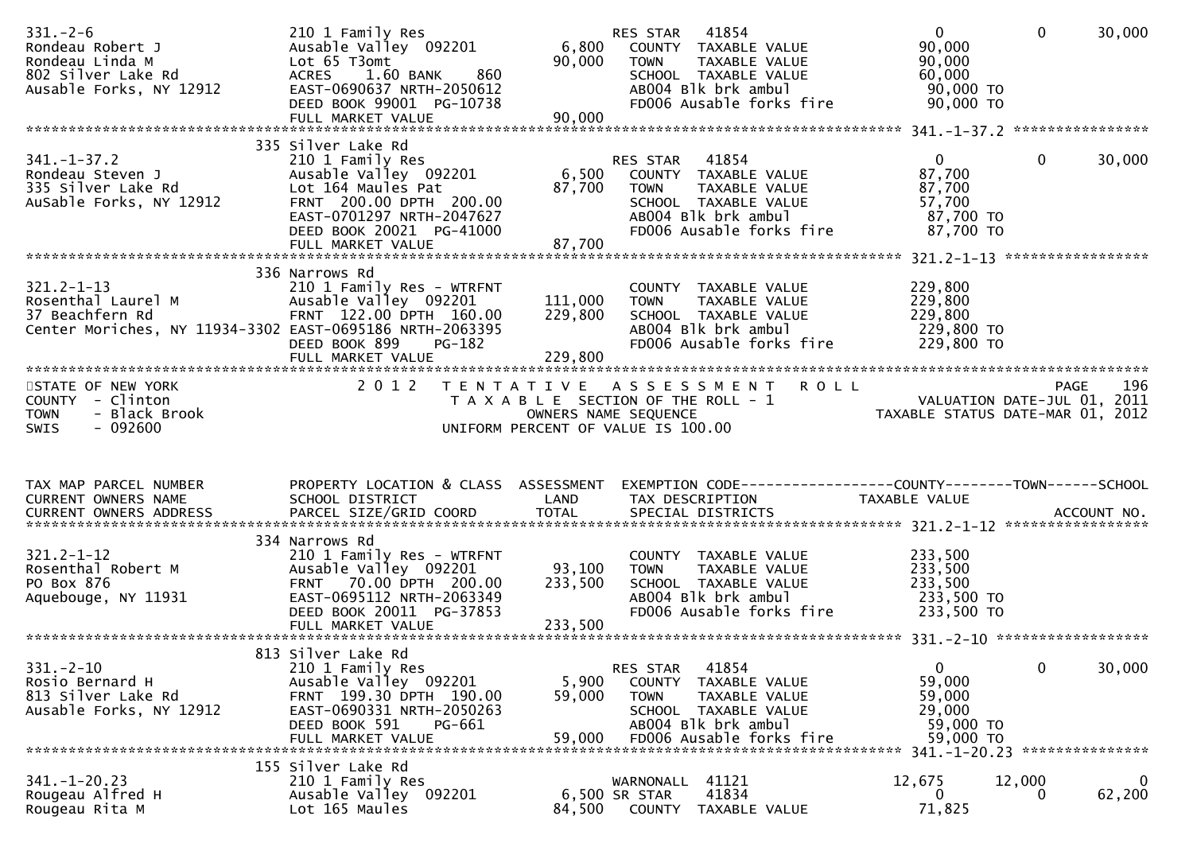```
331.-2-6                       210 1 Family Res                    RES STAR   41854                     0           0      30,000
Rondeau Robert J               Ausable Valley  092201       6,800    COUNTY  TAXABLE VALUE            90,000
Rondeau Linda M                Lot 65 T3omt                90,000    TOWN    TAXABLE VALUE            90,000
802 Silver Lake Rd             ACRES    1.60 BANK     860            SCHOOL  TAXABLE VALUE            60,000
Ausable Forks, NY 12912        EAST-0690637 NRTH-2050612             AB004 Blk brk ambul               90,000 TO
                               DEED BOOK 99001  PG-10738             FD006 Ausable forks fire          90,000 TO
                               FULL MARKET VALUE           90,000
******************************************************************************************************* 341.-1-37.2 ****************
                            335 Silver Lake Rd
341.-1-37.2                    210 1 Family Res                    RES STAR   41854                     0           0      30,000
Rondeau Steven J               Ausable Valley  092201       6,500    COUNTY  TAXABLE VALUE            87,700
335 Silver Lake Rd             Lot 164 Maules Pat          87,700    TOWN    TAXABLE VALUE            87,700
AuSable Forks, NY 12912        FRNT  200.00 DPTH  200.00             SCHOOL  TAXABLE VALUE            57,700
                               EAST-0701297 NRTH-2047627             AB004 Blk brk ambul               87,700 TO
                               DEED BOOK 20021  PG-41000             FD006 Ausable forks fire          87,700 TO
                               FULL MARKET VALUE           87,700
******************************************************************************************************* 321.2-1-13 *****************
                            336 Narrows Rd
321.2-1-13                     210 1 Family Res - WTRFNT             COUNTY  TAXABLE VALUE           229,800
Rosenthal Laurel M             Ausable Valley  092201     111,000    TOWN    TAXABLE VALUE           229,800
37 Beachfern Rd                FRNT  122.00 DPTH  160.00  229,800    SCHOOL  TAXABLE VALUE           229,800
Center Moriches, NY 11934-3302 EAST-0695186 NRTH-2063395             AB004 Blk brk ambul              229,800 TO
                               DEED BOOK 899    PG-182               FD006 Ausable forks fire         229,800 TO
                               FULL MARKET VALUE          229,800
************************************************************************************************************************************
STATE OF NEW YORK                 2 0 1 2   T E N T A T I V E   A S S E S S M E N T   R O L L                          PAGE   196
COUNTY  - Clinton                          T A X A B L E  SECTION OF THE ROLL - 1                      VALUATION DATE-JUL 01, 2011
TOWN    - Black Brook                            OWNERS NAME SEQUENCE                            TAXABLE STATUS DATE-MAR 01, 2012
SWIS    - 092600                         UNIFORM PERCENT OF VALUE IS 100.00


TAX MAP PARCEL NUMBER          PROPERTY LOCATION & CLASS  ASSESSMENT  EXEMPTION CODE------------------COUNTY--------TOWN------SCHOOL
CURRENT OWNERS NAME            SCHOOL DISTRICT               LAND      TAX DESCRIPTION               TAXABLE VALUE
CURRENT OWNERS ADDRESS         PARCEL SIZE/GRID COORD        TOTAL     SPECIAL DISTRICTS                                ACCOUNT NO.
******************************************************************************************************* 321.2-1-12 *****************
                            334 Narrows Rd
321.2-1-12                     210 1 Family Res - WTRFNT             COUNTY  TAXABLE VALUE           233,500
Rosenthal Robert M             Ausable Valley  092201      93,100    TOWN    TAXABLE VALUE           233,500
PO Box 876                     FRNT   70.00 DPTH  200.00  233,500    SCHOOL  TAXABLE VALUE           233,500
Aquebouge, NY 11931            EAST-0695112 NRTH-2063349             AB004 Blk brk ambul              233,500 TO
                               DEED BOOK 20011  PG-37853             FD006 Ausable forks fire         233,500 TO
                               FULL MARKET VALUE          233,500
******************************************************************************************************* 331.-2-10 ******************
                            813 Silver Lake Rd
331.-2-10                      210 1 Family Res                    RES STAR   41854                     0           0      30,000
Rosio Bernard H                Ausable Valley  092201       5,900    COUNTY  TAXABLE VALUE            59,000
813 Silver Lake Rd             FRNT  199.30 DPTH  190.00   59,000    TOWN    TAXABLE VALUE            59,000
Ausable Forks, NY 12912        EAST-0690331 NRTH-2050263             SCHOOL  TAXABLE VALUE            29,000
                               DEED BOOK 591    PG-661               AB004 Blk brk ambul               59,000 TO
                               FULL MARKET VALUE           59,000    FD006 Ausable forks fire          59,000 TO
******************************************************************************************************* 341.-1-20.23 ***************
                            155 Silver Lake Rd
341.-1-20.23                   210 1 Family Res                    WARNONALL  41121                12,675      12,000           0
Rougeau Alfred H               Ausable Valley  092201       6,500 SR STAR    41834                     0           0      62,200
Rougeau Rita M                 Lot 165 Maules              84,500    COUNTY  TAXABLE VALUE            71,825
```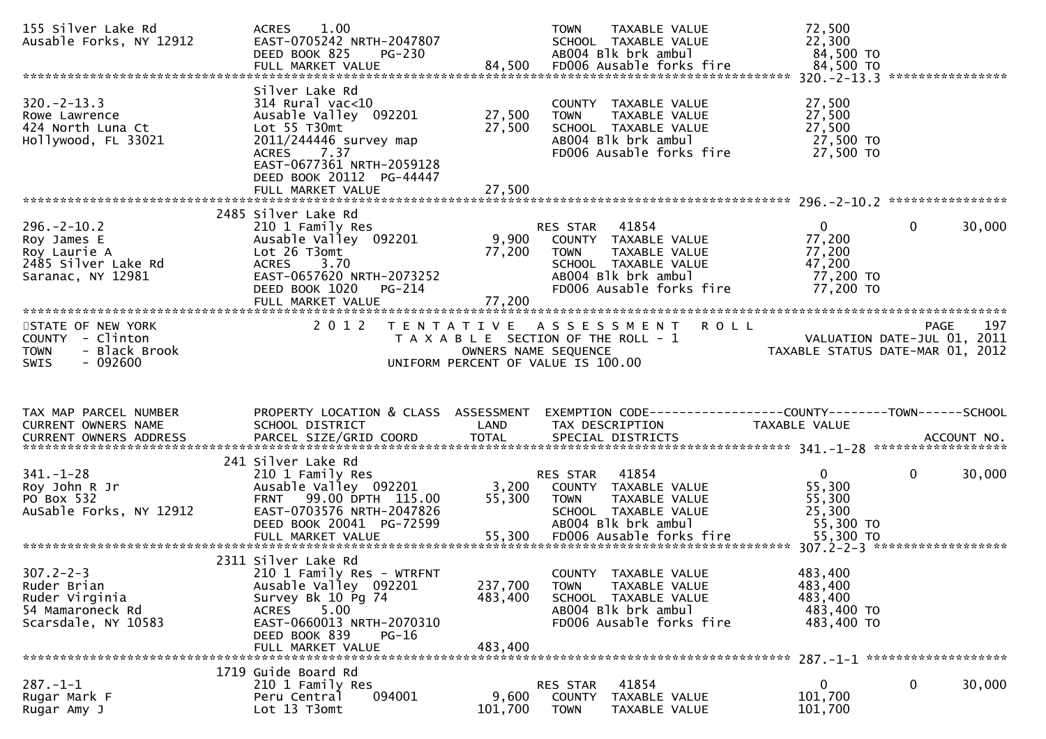```
155 Silver Lake Rd             ACRES     1.00                              TOWN    TAXABLE VALUE              72,500
Ausable Forks, NY 12912        EAST-0705242 NRTH-2047807                   SCHOOL  TAXABLE VALUE              22,300
                               DEED BOOK 825     PG-230                    AB004 Blk brk ambul                 84,500 TO
                               FULL MARKET VALUE                  84,500   FD006 Ausable forks fire            84,500 TO
******************************************************************************************************* 320.-2-13.3 ****************
                               Silver Lake Rd
320.-2-13.3                    314 Rural vac<10                            COUNTY  TAXABLE VALUE              27,500
Rowe Lawrence                  Ausable Valley  092201         27,500       TOWN    TAXABLE VALUE              27,500
424 North Luna Ct              Lot 55 T30mt                   27,500       SCHOOL  TAXABLE VALUE              27,500
Hollywood, FL 33021            2011/244446 survey map                      AB004 Blk brk ambul                 27,500 TO
                               ACRES     7.37                              FD006 Ausable forks fire            27,500 TO
                               EAST-0677361 NRTH-2059128
                               DEED BOOK 20112  PG-44447
                               FULL MARKET VALUE                  27,500
******************************************************************************************************* 296.-2-10.2 ****************
                           2485 Silver Lake Rd
296.-2-10.2                    210 1 Family Res                            RES STAR   41854                    0             0      30,000
Roy James E                    Ausable Valley  092201          9,900       COUNTY  TAXABLE VALUE              77,200
Roy Laurie A                   Lot 26 T3omt                   77,200       TOWN    TAXABLE VALUE              77,200
2485 Silver Lake Rd            ACRES     3.70                              SCHOOL  TAXABLE VALUE              47,200
Saranac, NY 12981              EAST-0657620 NRTH-2073252                   AB004 Blk brk ambul                 77,200 TO
                               DEED BOOK 1020    PG-214                    FD006 Ausable forks fire            77,200 TO
                               FULL MARKET VALUE                  77,200
************************************************************************************************************************************
STATE OF NEW YORK                 2 0 1 2   T E N T A T I V E   A S S E S S M E N T   R O L L                               PAGE    197
COUNTY  - Clinton                            T A X A B L E  SECTION OF THE ROLL - 1                          VALUATION DATE-JUL 01, 2011
TOWN    - Black Brook                              OWNERS NAME SEQUENCE                                  TAXABLE STATUS DATE-MAR 01, 2012
SWIS    - 092600                            UNIFORM PERCENT OF VALUE IS 100.00


TAX MAP PARCEL NUMBER          PROPERTY LOCATION & CLASS  ASSESSMENT  EXEMPTION CODE------------------COUNTY--------TOWN------SCHOOL
CURRENT OWNERS NAME            SCHOOL DISTRICT               LAND      TAX DESCRIPTION              TAXABLE VALUE
CURRENT OWNERS ADDRESS         PARCEL SIZE/GRID COORD        TOTAL     SPECIAL DISTRICTS                                     ACCOUNT NO.
******************************************************************************************************* 341.-1-28 ******************
                            241 Silver Lake Rd
341.-1-28                      210 1 Family Res                            RES STAR   41854                    0             0      30,000
Roy John R Jr                  Ausable Valley  092201          3,200       COUNTY  TAXABLE VALUE              55,300
PO Box 532                     FRNT    99.00 DPTH 115.00      55,300       TOWN    TAXABLE VALUE              55,300
AuSable Forks, NY 12912        EAST-0703576 NRTH-2047826                   SCHOOL  TAXABLE VALUE              25,300
                               DEED BOOK 20041  PG-72599                   AB004 Blk brk ambul                 55,300 TO
                               FULL MARKET VALUE                  55,300   FD006 Ausable forks fire            55,300 TO
******************************************************************************************************* 307.2-2-3 ******************
                           2311 Silver Lake Rd
307.2-2-3                      210 1 Family Res - WTRFNT                   COUNTY  TAXABLE VALUE             483,400
Ruder Brian                    Ausable Valley  092201        237,700       TOWN    TAXABLE VALUE             483,400
Ruder Virginia                 Survey Bk 10 Pg 74            483,400       SCHOOL  TAXABLE VALUE             483,400
54 Mamaroneck Rd               ACRES     5.00                              AB004 Blk brk ambul                483,400 TO
Scarsdale, NY 10583            EAST-0660013 NRTH-2070310                   FD006 Ausable forks fire           483,400 TO
                               DEED BOOK 839     PG-16
                               FULL MARKET VALUE                 483,400
******************************************************************************************************* 287.-1-1 *******************
                           1719 Guide Board Rd
287.-1-1                       210 1 Family Res                            RES STAR   41854                    0             0      30,000
Rugar Mark F                   Peru Central    094001          9,600       COUNTY  TAXABLE VALUE             101,700
Rugar Amy J                    Lot 13 T3omt                  101,700       TOWN    TAXABLE VALUE             101,700
```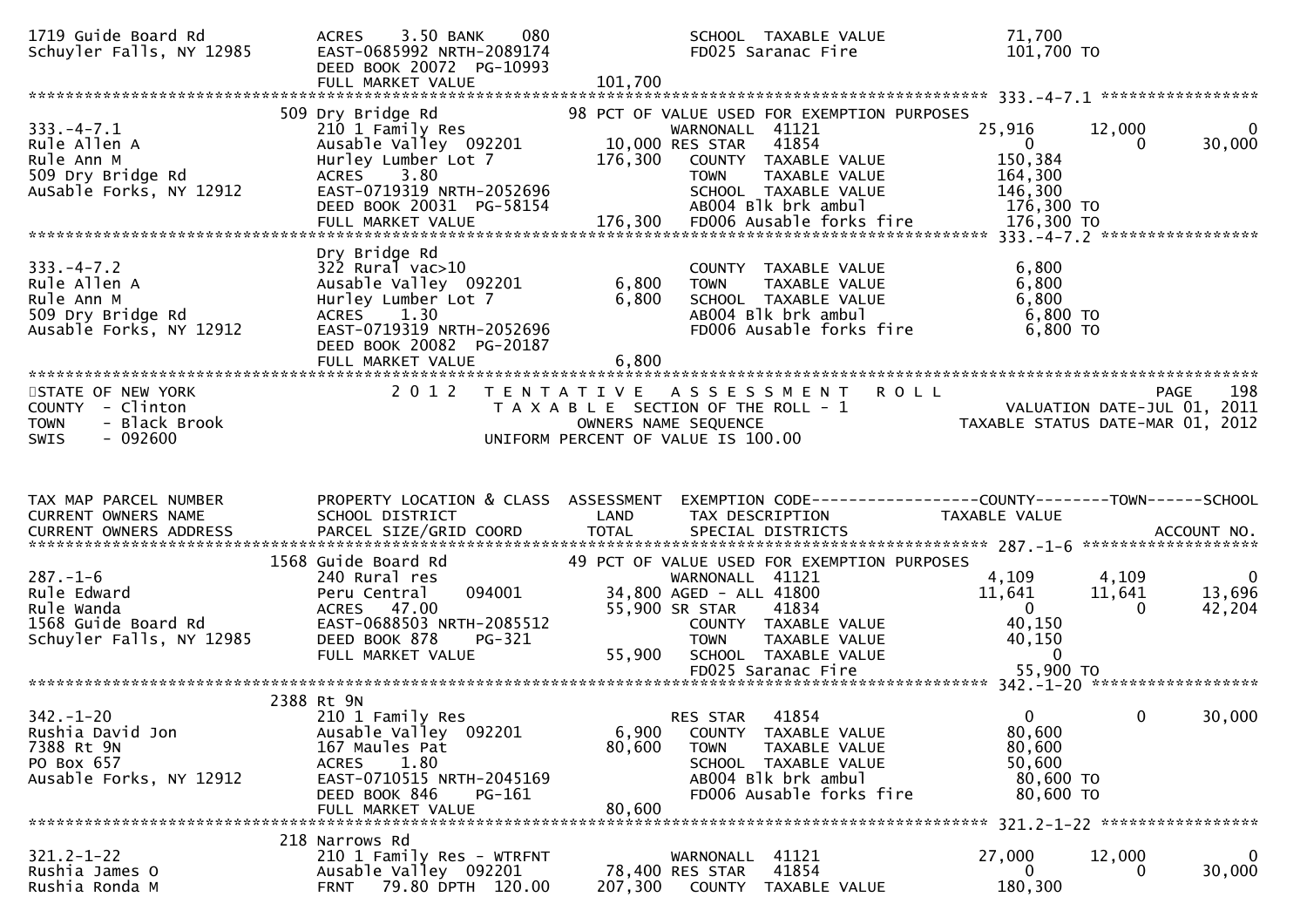```
1719 Guide Board Rd            ACRES    3.50 BANK    080               SCHOOL  TAXABLE VALUE                71,700
Schuyler Falls, NY 12985       EAST-0685992 NRTH-2089174               FD025 Saranac Fire                   101,700 TO
                               DEED BOOK 20072  PG-10993
                               FULL MARKET VALUE              101,700
******************************************************************************************************* 333.-4-7.1 *****************
                             509 Dry Bridge Rd                  98 PCT OF VALUE USED FOR EXEMPTION PURPOSES
333.-4-7.1                     210 1 Family Res                        WARNONALL  41121                25,916       12,000             0
Rule Allen A                   Ausable Valley  092201         10,000 RES STAR    41854                      0            0        30,000
Rule Ann M                     Hurley Lumber Lot 7           176,300   COUNTY  TAXABLE VALUE               150,384
509 Dry Bridge Rd              ACRES    3.80                           TOWN    TAXABLE VALUE               164,300
AuSable Forks, NY 12912        EAST-0719319 NRTH-2052696               SCHOOL  TAXABLE VALUE               146,300
                               DEED BOOK 20031  PG-58154               AB004 Blk brk ambul                  176,300 TO
                               FULL MARKET VALUE              176,300  FD006 Ausable forks fire             176,300 TO
******************************************************************************************************* 333.-4-7.2 *****************
                               Dry Bridge Rd
333.-4-7.2                     322 Rural vac>10                        COUNTY  TAXABLE VALUE                 6,800
Rule Allen A                   Ausable Valley  092201          6,800   TOWN    TAXABLE VALUE                 6,800
Rule Ann M                     Hurley Lumber Lot 7             6,800   SCHOOL  TAXABLE VALUE                 6,800
509 Dry Bridge Rd              ACRES    1.30                           AB004 Blk brk ambul                    6,800 TO
Ausable Forks, NY 12912        EAST-0719319 NRTH-2052696               FD006 Ausable forks fire               6,800 TO
                               DEED BOOK 20082  PG-20187
                               FULL MARKET VALUE                6,800
************************************************************************************************************************************
STATE OF NEW YORK                2 0 1 2   T E N T A T I V E   A S S E S S M E N T   R O L L                               PAGE    198
COUNTY  - Clinton                          T A X A B L E  SECTION OF THE ROLL - 1                          VALUATION DATE-JUL 01, 2011
TOWN    - Black Brook                         OWNERS NAME SEQUENCE                              TAXABLE STATUS DATE-MAR 01, 2012
SWIS    - 092600                          UNIFORM PERCENT OF VALUE IS 100.00


TAX MAP PARCEL NUMBER          PROPERTY LOCATION & CLASS  ASSESSMENT  EXEMPTION CODE------------------COUNTY--------TOWN------SCHOOL
CURRENT OWNERS NAME            SCHOOL DISTRICT               LAND      TAX DESCRIPTION              TAXABLE VALUE
CURRENT OWNERS ADDRESS         PARCEL SIZE/GRID COORD        TOTAL     SPECIAL DISTRICTS                                    ACCOUNT NO.
******************************************************************************************************* 287.-1-6 *******************
                            1568 Guide Board Rd                 49 PCT OF VALUE USED FOR EXEMPTION PURPOSES
287.-1-6                       240 Rural res                           WARNONALL  41121                 4,109        4,109             0
Rule Edward                    Peru Central    094001         34,800 AGED - ALL 41800                  11,641       11,641        13,696
Rule Wanda                     ACRES   47.00                  55,900 SR STAR    41834                       0            0        42,204
1568 Guide Board Rd            EAST-0688503 NRTH-2085512               COUNTY  TAXABLE VALUE                40,150
Schuyler Falls, NY 12985       DEED BOOK 878    PG-321                 TOWN    TAXABLE VALUE                40,150
                               FULL MARKET VALUE               55,900  SCHOOL  TAXABLE VALUE                     0
                                                                       FD025 Saranac Fire                    55,900 TO
******************************************************************************************************* 342.-1-20 ******************
                            2388 Rt 9N
342.-1-20                      210 1 Family Res                        RES STAR    41854                        0            0        30,000
Rushia David Jon               Ausable Valley  092201          6,900   COUNTY  TAXABLE VALUE                80,600
7388 Rt 9N                     167 Maules Pat                 80,600   TOWN    TAXABLE VALUE                80,600
PO Box 657                     ACRES    1.80                           SCHOOL  TAXABLE VALUE                50,600
Ausable Forks, NY 12912        EAST-0710515 NRTH-2045169               AB004 Blk brk ambul                   80,600 TO
                               DEED BOOK 846    PG-161                 FD006 Ausable forks fire              80,600 TO
                               FULL MARKET VALUE               80,600
******************************************************************************************************* 321.2-1-22 *****************
                             218 Narrows Rd
321.2-1-22                     210 1 Family Res - WTRFNT               WARNONALL  41121                27,000       12,000             0
Rushia James O                 Ausable Valley  092201         78,400 RES STAR    41854                      0            0        30,000
Rushia Ronda M                 FRNT   79.80 DPTH  120.00     207,300   COUNTY  TAXABLE VALUE               180,300
```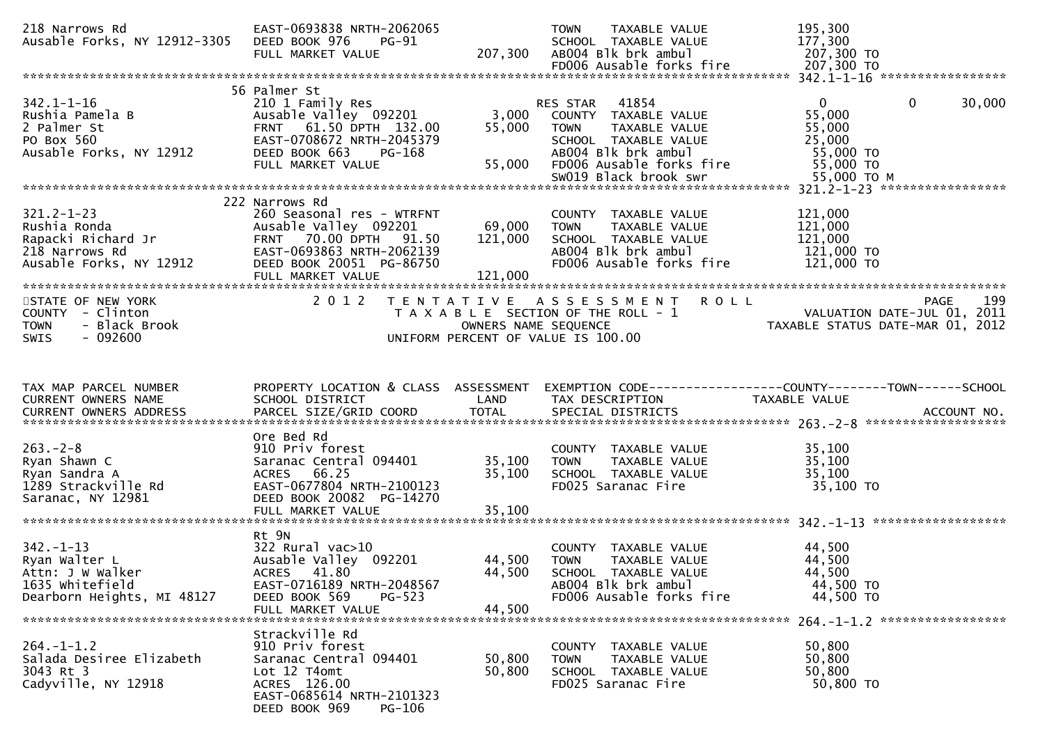```
218 Narrows Rd                  EAST-0693838 NRTH-2062065               TOWN    TAXABLE VALUE            195,300
Ausable Forks, NY 12912-3305    DEED BOOK 976    PG-91                  SCHOOL  TAXABLE VALUE            177,300
                                FULL MARKET VALUE           207,300     AB004 Blk brk ambul               207,300 TO
                                                                        FD006 Ausable forks fire          207,300 TO
******************************************************************************************************* 342.1-1-16 *****************
                                56 Palmer St
342.1-1-16                      210 1 Family Res                        RES STAR   41854                  0            0       30,000
Rushia Pamela B                 Ausable Valley  092201        3,000     COUNTY  TAXABLE VALUE            55,000
2 Palmer St                     FRNT   61.50 DPTH  132.00    55,000     TOWN    TAXABLE VALUE            55,000
PO Box 560                      EAST-0708672 NRTH-2045379               SCHOOL  TAXABLE VALUE            25,000
Ausable Forks, NY 12912         DEED BOOK 663    PG-168                 AB004 Blk brk ambul               55,000 TO
                                FULL MARKET VALUE            55,000     FD006 Ausable forks fire          55,000 TO
                                                                        SW019 Black brook swr             55,000 TO M
******************************************************************************************************* 321.2-1-23 *****************
                                222 Narrows Rd
321.2-1-23                      260 Seasonal res - WTRFNT               COUNTY  TAXABLE VALUE            121,000
Rushia Ronda                    Ausable Valley  092201       69,000     TOWN    TAXABLE VALUE            121,000
Rapacki Richard Jr              FRNT   70.00 DPTH   91.50   121,000     SCHOOL  TAXABLE VALUE            121,000
218 Narrows Rd                  EAST-0693863 NRTH-2062139               AB004 Blk brk ambul               121,000 TO
Ausable Forks, NY 12912         DEED BOOK 20051  PG-86750               FD006 Ausable forks fire          121,000 TO
                                FULL MARKET VALUE           121,000
************************************************************************************************************************************
STATE OF NEW YORK               2 0 1 2   T E N T A T I V E   A S S E S S M E N T   R O L L                          PAGE    199
COUNTY  - Clinton                     T A X A B L E  SECTION OF THE ROLL - 1                    VALUATION DATE-JUL 01, 2011
TOWN    - Black Brook                       OWNERS NAME SEQUENCE                           TAXABLE STATUS DATE-MAR 01, 2012
SWIS    - 092600                     UNIFORM PERCENT OF VALUE IS 100.00


TAX MAP PARCEL NUMBER           PROPERTY LOCATION & CLASS  ASSESSMENT  EXEMPTION CODE------------------COUNTY--------TOWN------SCHOOL
CURRENT OWNERS NAME             SCHOOL DISTRICT               LAND      TAX DESCRIPTION              TAXABLE VALUE
CURRENT OWNERS ADDRESS          PARCEL SIZE/GRID COORD        TOTAL     SPECIAL DISTRICTS                                 ACCOUNT NO.
******************************************************************************************************* 263.-2-8 *******************
                                Ore Bed Rd
263.-2-8                        910 Priv forest                         COUNTY  TAXABLE VALUE            35,100
Ryan Shawn C                    Saranac Central 094401       35,100     TOWN    TAXABLE VALUE            35,100
Ryan Sandra A                   ACRES   66.25                35,100     SCHOOL  TAXABLE VALUE            35,100
1289 Strackville Rd             EAST-0677804 NRTH-2100123               FD025 Saranac Fire                35,100 TO
Saranac, NY 12981               DEED BOOK 20082  PG-14270
                                FULL MARKET VALUE            35,100
******************************************************************************************************* 342.-1-13 ******************
                                Rt 9N
342.-1-13                       322 Rural vac>10                        COUNTY  TAXABLE VALUE            44,500
Ryan Walter L                   Ausable Valley  092201       44,500     TOWN    TAXABLE VALUE            44,500
Attn: J W Walker                ACRES   41.80                44,500     SCHOOL  TAXABLE VALUE            44,500
1635 Whitefield                 EAST-0716189 NRTH-2048567               AB004 Blk brk ambul               44,500 TO
Dearborn Heights, MI 48127      DEED BOOK 569    PG-523                 FD006 Ausable forks fire          44,500 TO
                                FULL MARKET VALUE            44,500
******************************************************************************************************* 264.-1-1.2 *****************
                                Strackville Rd
264.-1-1.2                      910 Priv forest                         COUNTY  TAXABLE VALUE            50,800
Salada Desiree Elizabeth        Saranac Central 094401       50,800     TOWN    TAXABLE VALUE            50,800
3043 Rt 3                       Lot 12 T4omt                 50,800     SCHOOL  TAXABLE VALUE            50,800
Cadyville, NY 12918             ACRES  126.00                           FD025 Saranac Fire                50,800 TO
                                EAST-0685614 NRTH-2101323
                                DEED BOOK 969    PG-106
```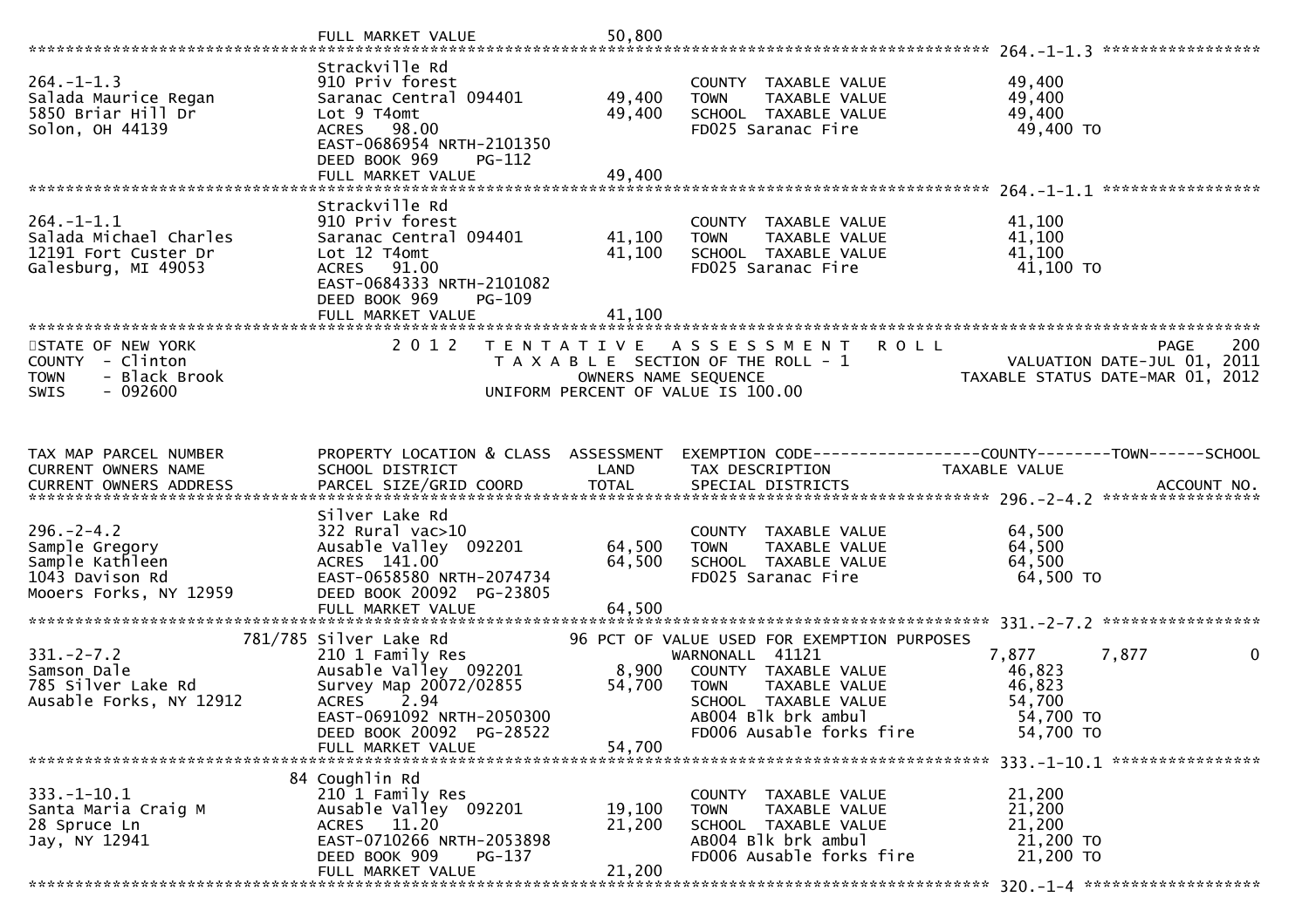FULL MARKET VALUE 50,800

******************************************************************************************************* 264.-1-1.3 *****************

| | | | | |
|---|---|---|---|---|
| 264.-1-1.3 | Strackville Rd | | | |
| Salada Maurice Regan | 910 Priv forest | | COUNTY TAXABLE VALUE | 49,400 |
| 5850 Briar Hill Dr | Saranac Central 094401 | 49,400 | TOWN TAXABLE VALUE | 49,400 |
| Solon, OH 44139 | Lot 9 T4omt | 49,400 | SCHOOL TAXABLE VALUE | 49,400 |
| | ACRES 98.00 | | FD025 Saranac Fire | 49,400 TO |
| | EAST-0686954 NRTH-2101350 | | | |
| | DEED BOOK 969 PG-112 | | | |
| | FULL MARKET VALUE | 49,400 | | |

******************************************************************************************************* 264.-1-1.1 *****************

| | | | | |
|---|---|---|---|---|
| 264.-1-1.1 | Strackville Rd | | | |
| Salada Michael Charles | 910 Priv forest | | COUNTY TAXABLE VALUE | 41,100 |
| 12191 Fort Custer Dr | Saranac Central 094401 | 41,100 | TOWN TAXABLE VALUE | 41,100 |
| Galesburg, MI 49053 | Lot 12 T4omt | 41,100 | SCHOOL TAXABLE VALUE | 41,100 |
| | ACRES 91.00 | | FD025 Saranac Fire | 41,100 TO |
| | EAST-0684333 NRTH-2101082 | | | |
| | DEED BOOK 969 PG-109 | | | |
| | FULL MARKET VALUE | 41,100 | | |

STATE OF NEW YORK — 2012 TENTATIVE ASSESSMENT ROLL — PAGE 200
COUNTY - Clinton — TAXABLE SECTION OF THE ROLL - 1 — VALUATION DATE-JUL 01, 2011
TOWN - Black Brook — OWNERS NAME SEQUENCE — TAXABLE STATUS DATE-MAR 01, 2012
SWIS - 092600 — UNIFORM PERCENT OF VALUE IS 100.00

| TAX MAP PARCEL NUMBER / CURRENT OWNERS NAME / CURRENT OWNERS ADDRESS | PROPERTY LOCATION & CLASS / SCHOOL DISTRICT / PARCEL SIZE/GRID COORD | ASSESSMENT LAND / TOTAL | EXEMPTION CODE / TAX DESCRIPTION / SPECIAL DISTRICTS | COUNTY | TOWN | SCHOOL / ACCOUNT NO. |
|---|---|---|---|---|---|---|

******************************************************************************************************* 296.-2-4.2 *****************

| | | | | | | |
|---|---|---|---|---|---|---|
| 296.-2-4.2 | Silver Lake Rd | | | | | |
| Sample Gregory | 322 Rural vac>10 | | COUNTY TAXABLE VALUE | 64,500 | | |
| Sample Kathleen | Ausable Valley 092201 | 64,500 | TOWN TAXABLE VALUE | 64,500 | | |
| 1043 Davison Rd | ACRES 141.00 | 64,500 | SCHOOL TAXABLE VALUE | 64,500 | | |
| Mooers Forks, NY 12959 | EAST-0658580 NRTH-2074734 | | FD025 Saranac Fire | 64,500 TO | | |
| | DEED BOOK 20092 PG-23805 | | | | | |
| | FULL MARKET VALUE | 64,500 | | | | |

******************************************************************************************************* 331.-2-7.2 *****************

| | | | | | | |
|---|---|---|---|---|---|---|
| 331.-2-7.2 | 781/785 Silver Lake Rd | | 96 PCT OF VALUE USED FOR EXEMPTION PURPOSES | | | |
| Samson Dale | 210 1 Family Res | | WARNONALL 41121 | 7,877 | 7,877 | 0 |
| 785 Silver Lake Rd | Ausable Valley 092201 | 8,900 | COUNTY TAXABLE VALUE | 46,823 | | |
| Ausable Forks, NY 12912 | Survey Map 20072/02855 | 54,700 | TOWN TAXABLE VALUE | 46,823 | | |
| | ACRES 2.94 | | SCHOOL TAXABLE VALUE | 54,700 | | |
| | EAST-0691092 NRTH-2050300 | | AB004 Blk brk ambul | 54,700 TO | | |
| | DEED BOOK 20092 PG-28522 | | FD006 Ausable forks fire | 54,700 TO | | |
| | FULL MARKET VALUE | 54,700 | | | | |

******************************************************************************************************* 333.-1-10.1 ****************

| | | | | | | |
|---|---|---|---|---|---|---|
| 333.-1-10.1 | 84 Coughlin Rd | | | | | |
| Santa Maria Craig M | 210 1 Family Res | | COUNTY TAXABLE VALUE | 21,200 | | |
| 28 Spruce Ln | Ausable Valley 092201 | 19,100 | TOWN TAXABLE VALUE | 21,200 | | |
| Jay, NY 12941 | ACRES 11.20 | 21,200 | SCHOOL TAXABLE VALUE | 21,200 | | |
| | EAST-0710266 NRTH-2053898 | | AB004 Blk brk ambul | 21,200 TO | | |
| | DEED BOOK 909 PG-137 | | FD006 Ausable forks fire | 21,200 TO | | |
| | FULL MARKET VALUE | 21,200 | | | | |

******************************************************************************************************* 320.-1-4 *******************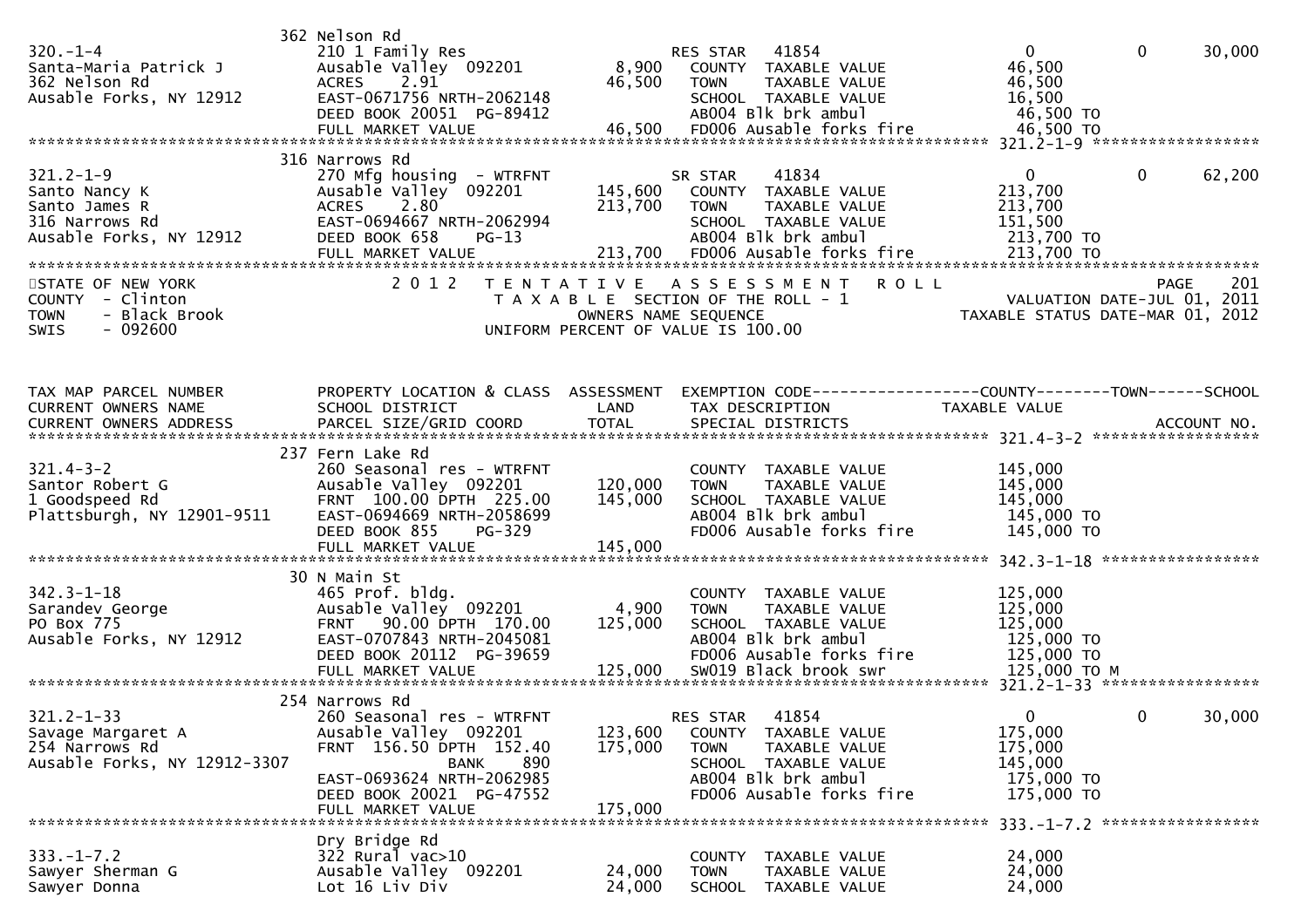```
                          362 Nelson Rd
320.-1-4                  210 1 Family Res                      RES STAR   41854                    0           0       30,000
Santa-Maria Patrick J     Ausable Valley  092201        8,900     COUNTY  TAXABLE VALUE            46,500
362 Nelson Rd             ACRES     2.91               46,500     TOWN    TAXABLE VALUE            46,500
Ausable Forks, NY 12912   EAST-0671756 NRTH-2062148               SCHOOL  TAXABLE VALUE            16,500
                          DEED BOOK 20051  PG-89412               AB004 Blk brk ambul               46,500 TO
                          FULL MARKET VALUE            46,500     FD006 Ausable forks fire          46,500 TO
******************************************************************************************************* 321.2-1-9 *****************
                          316 Narrows Rd
321.2-1-9                 270 Mfg housing  - WTRFNT             SR STAR    41834                    0           0       62,200
Santo Nancy K             Ausable Valley  092201      145,600     COUNTY  TAXABLE VALUE           213,700
Santo James R             ACRES     2.80              213,700     TOWN    TAXABLE VALUE           213,700
316 Narrows Rd            EAST-0694667 NRTH-2062994               SCHOOL  TAXABLE VALUE           151,500
Ausable Forks, NY 12912   DEED BOOK 658    PG-13                  AB004 Blk brk ambul              213,700 TO
                          FULL MARKET VALUE           213,700     FD006 Ausable forks fire         213,700 TO
************************************************************************************************************************************
STATE OF NEW YORK                2 0 1 2   T E N T A T I V E   A S S E S S M E N T   R O L L                          PAGE    201
COUNTY  - Clinton                      T A X A B L E  SECTION OF THE ROLL - 1                    VALUATION DATE-JUL 01, 2011
TOWN    - Black Brook                          OWNERS NAME SEQUENCE                          TAXABLE STATUS DATE-MAR 01, 2012
SWIS    - 092600                          UNIFORM PERCENT OF VALUE IS 100.00


TAX MAP PARCEL NUMBER       PROPERTY LOCATION & CLASS  ASSESSMENT  EXEMPTION CODE------------------COUNTY--------TOWN------SCHOOL
CURRENT OWNERS NAME         SCHOOL DISTRICT               LAND     TAX DESCRIPTION             TAXABLE VALUE
CURRENT OWNERS ADDRESS      PARCEL SIZE/GRID COORD       TOTAL     SPECIAL DISTRICTS                                  ACCOUNT NO.
******************************************************************************************************* 321.4-3-2 *****************
                          237 Fern Lake Rd
321.4-3-2                 260 Seasonal res - WTRFNT               COUNTY  TAXABLE VALUE           145,000
Santor Robert G           Ausable Valley  092201      120,000     TOWN    TAXABLE VALUE           145,000
1 Goodspeed Rd            FRNT  100.00 DPTH  225.00   145,000     SCHOOL  TAXABLE VALUE           145,000
Plattsburgh, NY 12901-9511  EAST-0694669 NRTH-2058699             AB004 Blk brk ambul              145,000 TO
                          DEED BOOK 855    PG-329                 FD006 Ausable forks fire         145,000 TO
                          FULL MARKET VALUE           145,000
******************************************************************************************************* 342.3-1-18 ****************
                          30 N Main St
342.3-1-18                465 Prof. bldg.                         COUNTY  TAXABLE VALUE           125,000
Sarandev George           Ausable Valley  092201        4,900     TOWN    TAXABLE VALUE           125,000
PO Box 775                FRNT   90.00 DPTH  170.00   125,000     SCHOOL  TAXABLE VALUE           125,000
Ausable Forks, NY 12912   EAST-0707843 NRTH-2045081               AB004 Blk brk ambul              125,000 TO
                          DEED BOOK 20112  PG-39659               FD006 Ausable forks fire         125,000 TO
                          FULL MARKET VALUE           125,000     SW019 Black brook swr            125,000 TO M
******************************************************************************************************* 321.2-1-33 ****************
                          254 Narrows Rd
321.2-1-33                260 Seasonal res - WTRFNT             RES STAR   41854                    0           0       30,000
Savage Margaret A         Ausable Valley  092201      123,600     COUNTY  TAXABLE VALUE           175,000
254 Narrows Rd            FRNT  156.50 DPTH  152.40   175,000     TOWN    TAXABLE VALUE           175,000
Ausable Forks, NY 12912-3307        BANK     890                  SCHOOL  TAXABLE VALUE           145,000
                          EAST-0693624 NRTH-2062985               AB004 Blk brk ambul              175,000 TO
                          DEED BOOK 20021  PG-47552               FD006 Ausable forks fire         175,000 TO
                          FULL MARKET VALUE           175,000
******************************************************************************************************* 333.-1-7.2 ****************
                          Dry Bridge Rd
333.-1-7.2                322 Rural vac>10                        COUNTY  TAXABLE VALUE            24,000
Sawyer Sherman G          Ausable Valley  092201       24,000     TOWN    TAXABLE VALUE            24,000
Sawyer Donna              Lot 16 Liv Div               24,000     SCHOOL  TAXABLE VALUE            24,000
```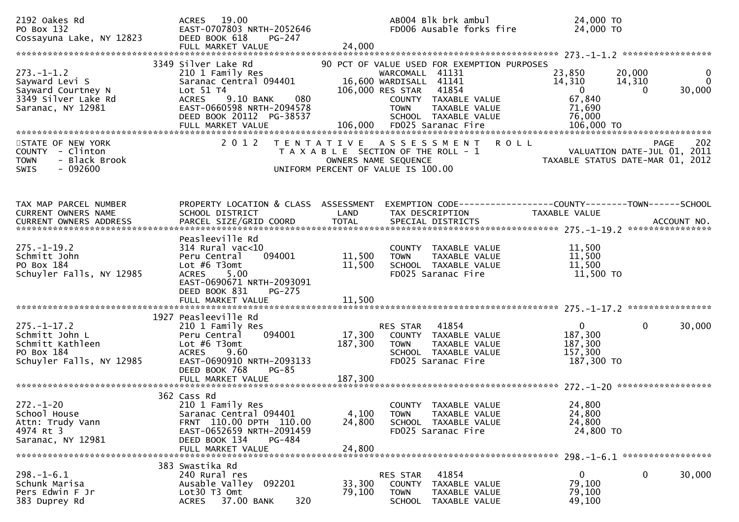```
2192 Oakes Rd                  ACRES   19.00                               AB004 Blk brk ambul                24,000 TO
PO Box 132                     EAST-0707803 NRTH-2052646                   FD006 Ausable forks fire           24,000 TO
Cossayuna Lake, NY 12823       DEED BOOK 618    PG-247
                               FULL MARKET VALUE                  24,000
******************************************************************************************************* 273.-1-1.2 *****************
                             3349 Silver Lake Rd             90 PCT OF VALUE USED FOR EXEMPTION PURPOSES
273.-1-1.2                     210 1 Family Res                     WARCOMALL  41131                  23,850      20,000           0
Sayward Levi S                 Saranac Central 094401         16,600 WARDISALL  41141                  14,310      14,310           0
Sayward Courtney N             Lot 51 T4                     106,000 RES STAR   41854                       0           0      30,000
3349 Silver Lake Rd            ACRES    9.10 BANK     080            COUNTY  TAXABLE VALUE             67,840
Saranac, NY 12981              EAST-0660598 NRTH-2094578              TOWN    TAXABLE VALUE             71,690
                               DEED BOOK 20112  PG-38537              SCHOOL  TAXABLE VALUE             76,000
                               FULL MARKET VALUE                 106,000 FD025 Saranac Fire              106,000 TO
************************************************************************************************************************************
STATE OF NEW YORK                  2 0 1 2   T E N T A T I V E   A S S E S S M E N T   R O L L                             PAGE   202
COUNTY  - Clinton                          T A X A B L E  SECTION OF THE ROLL - 1                     VALUATION DATE-JUL 01, 2011
TOWN    - Black Brook                              OWNERS NAME SEQUENCE                           TAXABLE STATUS DATE-MAR 01, 2012
SWIS    - 092600                            UNIFORM PERCENT OF VALUE IS 100.00


TAX MAP PARCEL NUMBER          PROPERTY LOCATION & CLASS  ASSESSMENT  EXEMPTION CODE------------------COUNTY--------TOWN------SCHOOL
CURRENT OWNERS NAME            SCHOOL DISTRICT               LAND      TAX DESCRIPTION             TAXABLE VALUE
CURRENT OWNERS ADDRESS         PARCEL SIZE/GRID COORD        TOTAL     SPECIAL DISTRICTS                                  ACCOUNT NO.
******************************************************************************************************* 275.-1-19.2 ****************
                               Peasleeville Rd
275.-1-19.2                    314 Rural vac<10                       COUNTY  TAXABLE VALUE             11,500
Schmitt John                   Peru Central    094001         11,500  TOWN    TAXABLE VALUE             11,500
PO Box 184                     Lot #6 T3omt                   11,500  SCHOOL  TAXABLE VALUE             11,500
Schuyler Falls, NY 12985       ACRES    5.00                          FD025 Saranac Fire                11,500 TO
                               EAST-0690671 NRTH-2093091
                               DEED BOOK 831    PG-275
                               FULL MARKET VALUE                  11,500
******************************************************************************************************* 275.-1-17.2 ****************
                             1927 Peasleeville Rd
275.-1-17.2                    210 1 Family Res                     RES STAR   41854                       0           0      30,000
Schmitt John L                 Peru Central    094001         17,300  COUNTY  TAXABLE VALUE            187,300
Schmitt Kathleen               Lot #6 T3omt                  187,300  TOWN    TAXABLE VALUE            187,300
PO Box 184                     ACRES    9.60                          SCHOOL  TAXABLE VALUE            157,300
Schuyler Falls, NY 12985       EAST-0690910 NRTH-2093133              FD025 Saranac Fire               187,300 TO
                               DEED BOOK 768    PG-85
                               FULL MARKET VALUE                 187,300
******************************************************************************************************* 272.-1-20 ******************
                              362 Cass Rd
272.-1-20                      210 1 Family Res                       COUNTY  TAXABLE VALUE             24,800
School House                   Saranac Central 094401          4,100  TOWN    TAXABLE VALUE             24,800
Attn: Trudy Vann               FRNT 110.00 DPTH 110.00        24,800  SCHOOL  TAXABLE VALUE             24,800
4974 Rt 3                      EAST-0652659 NRTH-2091459              FD025 Saranac Fire                24,800 TO
Saranac, NY 12981              DEED BOOK 134    PG-484
                               FULL MARKET VALUE                  24,800
******************************************************************************************************* 298.-1-6.1 *****************
                              383 Swastika Rd
298.-1-6.1                     240 Rural res                        RES STAR   41854                       0           0      30,000
Schunk Marisa                  Ausable Valley  092201         33,300  COUNTY  TAXABLE VALUE             79,100
Pers Edwin F Jr                Lot30 T3 Omt                   79,100  TOWN    TAXABLE VALUE             79,100
383 Duprey Rd                  ACRES   37.00 BANK     320             SCHOOL  TAXABLE VALUE             49,100
```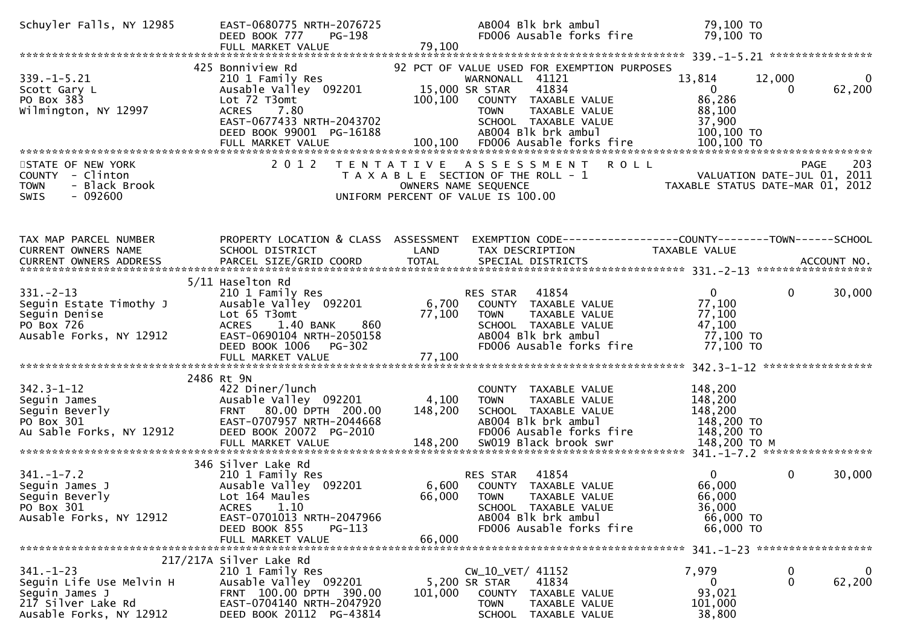```
Schuyler Falls, NY 12985       EAST-0680775 NRTH-2076725              AB004 Blk brk ambul              79,100 TO
                               DEED BOOK 777     PG-198               FD006 Ausable forks fire         79,100 TO
                               FULL MARKET VALUE               79,100
******************************************************************************************************* 339.-1-5.21 ****************
                           425 Bonniview Rd                  92 PCT OF VALUE USED FOR EXEMPTION PURPOSES
339.-1-5.21                    210 1 Family Res                       WARNONALL  41121                 13,814       12,000            0
Scott Gary L                   Ausable Valley  092201        15,000 SR STAR     41834                      0            0       62,200
PO Box 383                     Lot 72 T3omt                 100,100   COUNTY  TAXABLE VALUE            86,286
Wilmington, NY 12997           ACRES     7.80                         TOWN    TAXABLE VALUE            88,100
                               EAST-0677433 NRTH-2043702              SCHOOL  TAXABLE VALUE            37,900
                               DEED BOOK 99001  PG-16188              AB004 Blk brk ambul             100,100 TO
                               FULL MARKET VALUE              100,100 FD006 Ausable forks fire        100,100 TO
************************************************************************************************************************************
STATE OF NEW YORK                2 0 1 2   T E N T A T I V E   A S S E S S M E N T   R O L L                              PAGE    203
COUNTY  - Clinton                            T A X A B L E  SECTION OF THE ROLL - 1                       VALUATION DATE-JUL 01, 2011
TOWN    - Black Brook                           OWNERS NAME SEQUENCE                                   TAXABLE STATUS DATE-MAR 01, 2012
SWIS    - 092600                        UNIFORM PERCENT OF VALUE IS 100.00


TAX MAP PARCEL NUMBER          PROPERTY LOCATION & CLASS  ASSESSMENT  EXEMPTION CODE------------------COUNTY--------TOWN------SCHOOL
CURRENT OWNERS NAME            SCHOOL DISTRICT               LAND      TAX DESCRIPTION            TAXABLE VALUE
CURRENT OWNERS ADDRESS         PARCEL SIZE/GRID COORD       TOTAL      SPECIAL DISTRICTS                                  ACCOUNT NO.
******************************************************************************************************* 331.-2-13 ******************
                          5/11 Haselton Rd
331.-2-13                      210 1 Family Res                       RES STAR   41854                      0            0       30,000
Seguin Estate Timothy J        Ausable Valley  092201         6,700   COUNTY  TAXABLE VALUE            77,100
Seguin Denise                  Lot 65 T3omt                  77,100   TOWN    TAXABLE VALUE            77,100
PO Box 726                     ACRES     1.40 BANK     860            SCHOOL  TAXABLE VALUE            47,100
Ausable Forks, NY 12912        EAST-0690104 NRTH-2050158              AB004 Blk brk ambul              77,100 TO
                               DEED BOOK 1006    PG-302               FD006 Ausable forks fire         77,100 TO
                               FULL MARKET VALUE               77,100
******************************************************************************************************* 342.3-1-12 *****************
                          2486 Rt 9N
342.3-1-12                     422 Diner/lunch                        COUNTY  TAXABLE VALUE           148,200
Seguin James                   Ausable Valley  092201         4,100   TOWN    TAXABLE VALUE           148,200
Seguin Beverly                 FRNT    80.00 DPTH 200.00    148,200   SCHOOL  TAXABLE VALUE           148,200
PO Box 301                     EAST-0707957 NRTH-2044668              AB004 Blk brk ambul             148,200 TO
Au Sable Forks, NY 12912       DEED BOOK 20072  PG-2010               FD006 Ausable forks fire        148,200 TO
                               FULL MARKET VALUE              148,200 SW019 Black brook swr           148,200 TO M
******************************************************************************************************* 341.-1-7.2 *****************
                           346 Silver Lake Rd
341.-1-7.2                     210 1 Family Res                       RES STAR   41854                      0            0       30,000
Seguin James J                 Ausable Valley  092201         6,600   COUNTY  TAXABLE VALUE            66,000
Seguin Beverly                 Lot 164 Maules                66,000   TOWN    TAXABLE VALUE            66,000
PO Box 301                     ACRES     1.10                         SCHOOL  TAXABLE VALUE            36,000
Ausable Forks, NY 12912        EAST-0701013 NRTH-2047966              AB004 Blk brk ambul              66,000 TO
                               DEED BOOK 855     PG-113               FD006 Ausable forks fire         66,000 TO
                               FULL MARKET VALUE               66,000
******************************************************************************************************* 341.-1-23 ******************
                      217/217A Silver Lake Rd
341.-1-23                      210 1 Family Res                       CW_10_VET/ 41152                  7,979            0            0
Seguin Life Use Melvin H       Ausable Valley  092201         5,200 SR STAR     41834                      0            0       62,200
Seguin James J                 FRNT   100.00 DPTH 390.00    101,000   COUNTY  TAXABLE VALUE            93,021
217 Silver Lake Rd             EAST-0704140 NRTH-2047920              TOWN    TAXABLE VALUE           101,000
Ausable Forks, NY 12912        DEED BOOK 20112  PG-43814              SCHOOL  TAXABLE VALUE            38,800
```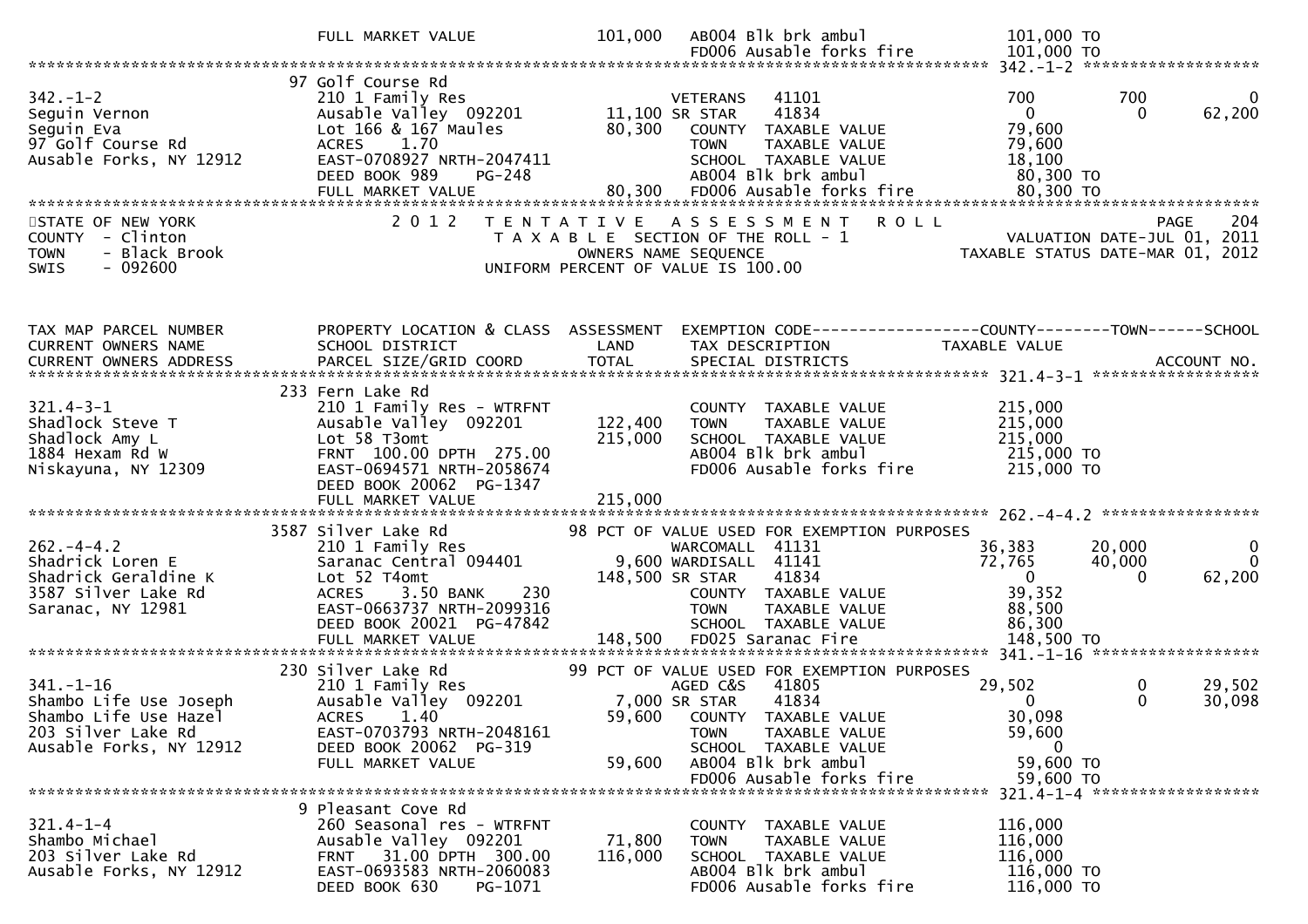```
                            FULL MARKET VALUE          101,000   AB004 Blk brk ambul             101,000 TO
                                                                 FD006 Ausable forks fire        101,000 TO
******************************************************************************************************* 342.-1-2 ******************
                            97 Golf Course Rd
342.-1-2                    210 1 Family Res                     VETERANS   41101                700         700           0
Seguin Vernon               Ausable Valley  092201       11,100 SR STAR     41834                  0           0      62,200
Seguin Eva                  Lot 166 & 167 Maules         80,300   COUNTY  TAXABLE VALUE           79,600
97 Golf Course Rd           ACRES    1.70                         TOWN    TAXABLE VALUE           79,600
Ausable Forks, NY 12912     EAST-0708927 NRTH-2047411             SCHOOL  TAXABLE VALUE           18,100
                            DEED BOOK 989    PG-248               AB004 Blk brk ambul             80,300 TO
                            FULL MARKET VALUE             80,300  FD006 Ausable forks fire        80,300 TO
************************************************************************************************************************************
STATE OF NEW YORK               2 0 1 2   T E N T A T I V E   A S S E S S M E N T   R O L L                          PAGE    204
COUNTY  - Clinton                    T A X A B L E  SECTION OF THE ROLL - 1                       VALUATION DATE-JUL 01, 2011
TOWN    - Black Brook                      OWNERS NAME SEQUENCE                             TAXABLE STATUS DATE-MAR 01, 2012
SWIS    - 092600                    UNIFORM PERCENT OF VALUE IS 100.00


TAX MAP PARCEL NUMBER       PROPERTY LOCATION & CLASS  ASSESSMENT  EXEMPTION CODE------------------COUNTY--------TOWN------SCHOOL
CURRENT OWNERS NAME         SCHOOL DISTRICT               LAND     TAX DESCRIPTION            TAXABLE VALUE
CURRENT OWNERS ADDRESS      PARCEL SIZE/GRID COORD        TOTAL    SPECIAL DISTRICTS                                ACCOUNT NO.
******************************************************************************************************* 321.4-3-1 ******************
                            233 Fern Lake Rd
321.4-3-1                   210 1 Family Res - WTRFNT             COUNTY  TAXABLE VALUE          215,000
Shadlock Steve T            Ausable Valley  092201      122,400   TOWN    TAXABLE VALUE          215,000
Shadlock Amy L              Lot 58 T3omt                215,000   SCHOOL  TAXABLE VALUE          215,000
1884 Hexam Rd W             FRNT 100.00 DPTH 275.00               AB004 Blk brk ambul             215,000 TO
Niskayuna, NY 12309         EAST-0694571 NRTH-2058674             FD006 Ausable forks fire        215,000 TO
                            DEED BOOK 20062 PG-1347
                            FULL MARKET VALUE           215,000
******************************************************************************************************* 262.-4-4.2 *****************
                            3587 Silver Lake Rd          98 PCT OF VALUE USED FOR EXEMPTION PURPOSES
262.-4-4.2                  210 1 Family Res                      WARCOMALL  41131             36,383      20,000           0
Shadrick Loren E            Saranac Central 094401        9,600 WARDISALL  41141             72,765      40,000           0
Shadrick Geraldine K        Lot 52 T4omt                148,500 SR STAR    41834                  0           0      62,200
3587 Silver Lake Rd         ACRES    3.50 BANK     230            COUNTY  TAXABLE VALUE           39,352
Saranac, NY 12981           EAST-0663737 NRTH-2099316             TOWN    TAXABLE VALUE           88,500
                            DEED BOOK 20021 PG-47842              SCHOOL  TAXABLE VALUE           86,300
                            FULL MARKET VALUE           148,500   FD025 Saranac Fire             148,500 TO
******************************************************************************************************* 341.-1-16 ******************
                            230 Silver Lake Rd           99 PCT OF VALUE USED FOR EXEMPTION PURPOSES
341.-1-16                   210 1 Family Res                      AGED C&S   41805             29,502           0      29,502
Shambo Life Use Joseph      Ausable Valley  092201        7,000 SR STAR    41834                  0           0      30,098
Shambo Life Use Hazel       ACRES    1.40                59,600   COUNTY  TAXABLE VALUE           30,098
203 Silver Lake Rd          EAST-0703793 NRTH-2048161             TOWN    TAXABLE VALUE           59,600
Ausable Forks, NY 12912     DEED BOOK 20062 PG-319                SCHOOL  TAXABLE VALUE                0
                            FULL MARKET VALUE            59,600   AB004 Blk brk ambul             59,600 TO
                                                                  FD006 Ausable forks fire        59,600 TO
******************************************************************************************************* 321.4-1-4 ******************
                            9 Pleasant Cove Rd
321.4-1-4                   260 Seasonal res - WTRFNT             COUNTY  TAXABLE VALUE          116,000
Shambo Michael              Ausable Valley  092201       71,800   TOWN    TAXABLE VALUE          116,000
203 Silver Lake Rd          FRNT  31.00 DPTH 300.00     116,000   SCHOOL  TAXABLE VALUE          116,000
Ausable Forks, NY 12912     EAST-0693583 NRTH-2060083             AB004 Blk brk ambul             116,000 TO
                            DEED BOOK 630    PG-1071              FD006 Ausable forks fire        116,000 TO
```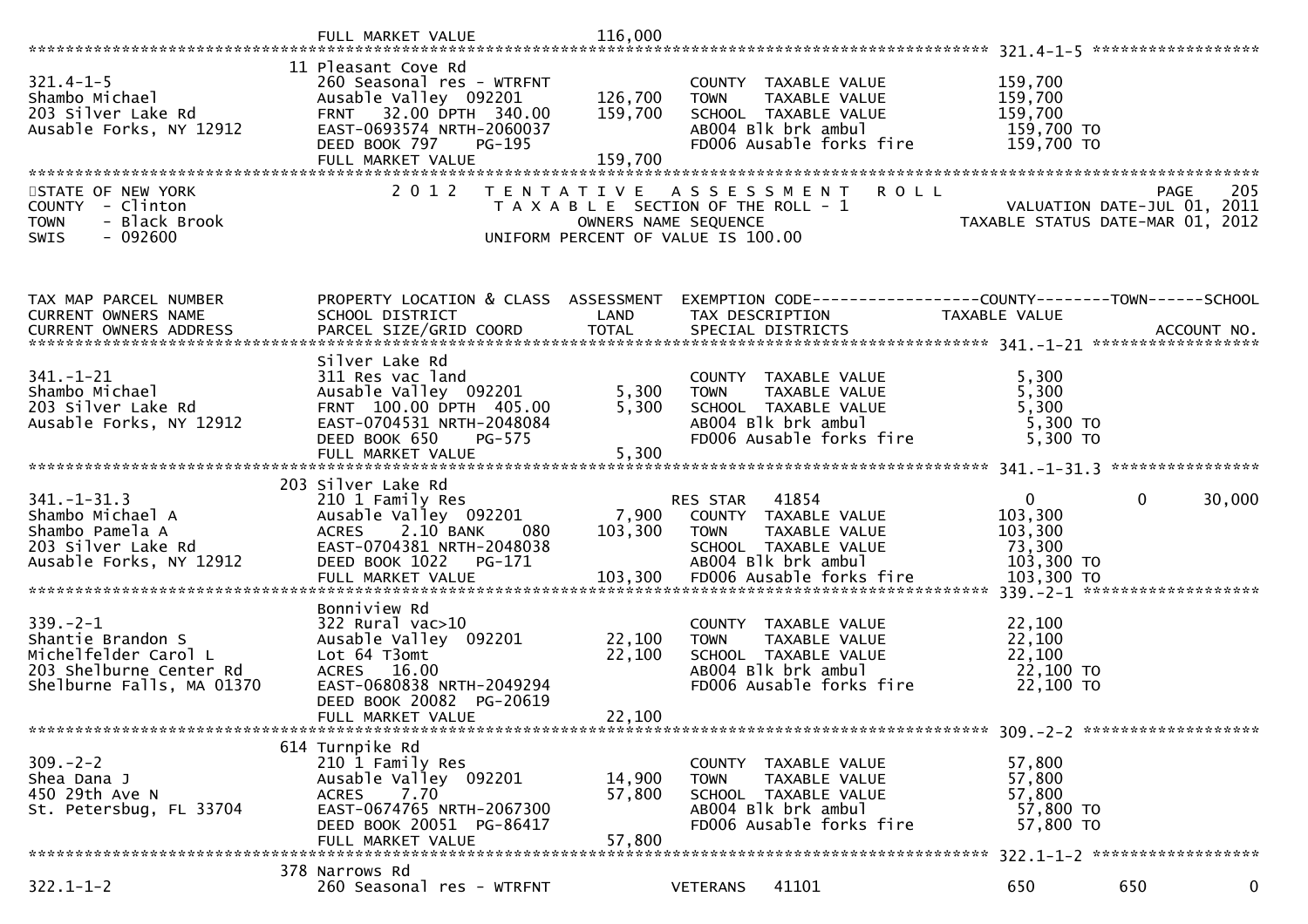FULL MARKET VALUE 116,000

******************************************************************************************************* 321.4-1-5 ******************

| | | | | |
|---|---|---|---|---|
| 321.4-1-5 | 11 Pleasant Cove Rd | | | |
| Shambo Michael | 260 Seasonal res - WTRFNT | | COUNTY TAXABLE VALUE | 159,700 |
| 203 Silver Lake Rd | Ausable Valley 092201 | 126,700 | TOWN TAXABLE VALUE | 159,700 |
| Ausable Forks, NY 12912 | FRNT 32.00 DPTH 340.00 | 159,700 | SCHOOL TAXABLE VALUE | 159,700 |
| | EAST-0693574 NRTH-2060037 | | AB004 Blk brk ambul | 159,700 TO |
| | DEED BOOK 797 PG-195 | | FD006 Ausable forks fire | 159,700 TO |
| | FULL MARKET VALUE | 159,700 | | |

STATE OF NEW YORK
COUNTY - Clinton
TOWN - Black Brook
SWIS - 092600

2 0 1 2 TENTATIVE ASSESSMENT ROLL
TAXABLE SECTION OF THE ROLL - 1
OWNERS NAME SEQUENCE
UNIFORM PERCENT OF VALUE IS 100.00

VALUATION DATE-JUL 01, 2011
TAXABLE STATUS DATE-MAR 01, 2012

| TAX MAP PARCEL NUMBER / CURRENT OWNERS NAME / CURRENT OWNERS ADDRESS | PROPERTY LOCATION & CLASS / SCHOOL DISTRICT / PARCEL SIZE/GRID COORD | ASSESSMENT LAND / TOTAL | EXEMPTION CODE / TAX DESCRIPTION / SPECIAL DISTRICTS | COUNTY TAXABLE VALUE | TOWN | SCHOOL / ACCOUNT NO. |
|---|---|---|---|---|---|---|
| **341.-1-21** | Silver Lake Rd | | | | | |
| 341.-1-21 | 311 Res vac land | | COUNTY TAXABLE VALUE | 5,300 | | |
| Shambo Michael | Ausable Valley 092201 | 5,300 | TOWN TAXABLE VALUE | 5,300 | | |
| 203 Silver Lake Rd | FRNT 100.00 DPTH 405.00 | 5,300 | SCHOOL TAXABLE VALUE | 5,300 | | |
| Ausable Forks, NY 12912 | EAST-0704531 NRTH-2048084 | | AB004 Blk brk ambul | 5,300 TO | | |
| | DEED BOOK 650 PG-575 | | FD006 Ausable forks fire | 5,300 TO | | |
| | FULL MARKET VALUE | 5,300 | | | | |
| **341.-1-31.3** | 203 Silver Lake Rd | | | | | |
| 341.-1-31.3 | 210 1 Family Res | | RES STAR 41854 | 0 | 0 | 30,000 |
| Shambo Michael A | Ausable Valley 092201 | 7,900 | COUNTY TAXABLE VALUE | 103,300 | | |
| Shambo Pamela A | ACRES 2.10 BANK 080 | 103,300 | TOWN TAXABLE VALUE | 103,300 | | |
| 203 Silver Lake Rd | EAST-0704381 NRTH-2048038 | | SCHOOL TAXABLE VALUE | 73,300 | | |
| Ausable Forks, NY 12912 | DEED BOOK 1022 PG-171 | | AB004 Blk brk ambul | 103,300 TO | | |
| | FULL MARKET VALUE | 103,300 | FD006 Ausable forks fire | 103,300 TO | | |
| **339.-2-1** | Bonniview Rd | | | | | |
| 339.-2-1 | 322 Rural vac>10 | | COUNTY TAXABLE VALUE | 22,100 | | |
| Shantie Brandon S | Ausable Valley 092201 | 22,100 | TOWN TAXABLE VALUE | 22,100 | | |
| Michelfelder Carol L | Lot 64 T3omt | 22,100 | SCHOOL TAXABLE VALUE | 22,100 | | |
| 203 Shelburne Center Rd | ACRES 16.00 | | AB004 Blk brk ambul | 22,100 TO | | |
| Shelburne Falls, MA 01370 | EAST-0680838 NRTH-2049294 | | FD006 Ausable forks fire | 22,100 TO | | |
| | DEED BOOK 20082 PG-20619 | | | | | |
| | FULL MARKET VALUE | 22,100 | | | | |
| **309.-2-2** | 614 Turnpike Rd | | | | | |
| 309.-2-2 | 210 1 Family Res | | COUNTY TAXABLE VALUE | 57,800 | | |
| Shea Dana J | Ausable Valley 092201 | 14,900 | TOWN TAXABLE VALUE | 57,800 | | |
| 450 29th Ave N | ACRES 7.70 | 57,800 | SCHOOL TAXABLE VALUE | 57,800 | | |
| St. Petersbug, FL 33704 | EAST-0674765 NRTH-2067300 | | AB004 Blk brk ambul | 57,800 TO | | |
| | DEED BOOK 20051 PG-86417 | | FD006 Ausable forks fire | 57,800 TO | | |
| | FULL MARKET VALUE | 57,800 | | | | |
| **322.1-1-2** | 378 Narrows Rd | | | | | |
| 322.1-1-2 | 260 Seasonal res - WTRFNT | | VETERANS 41101 | 650 | 650 | 0 |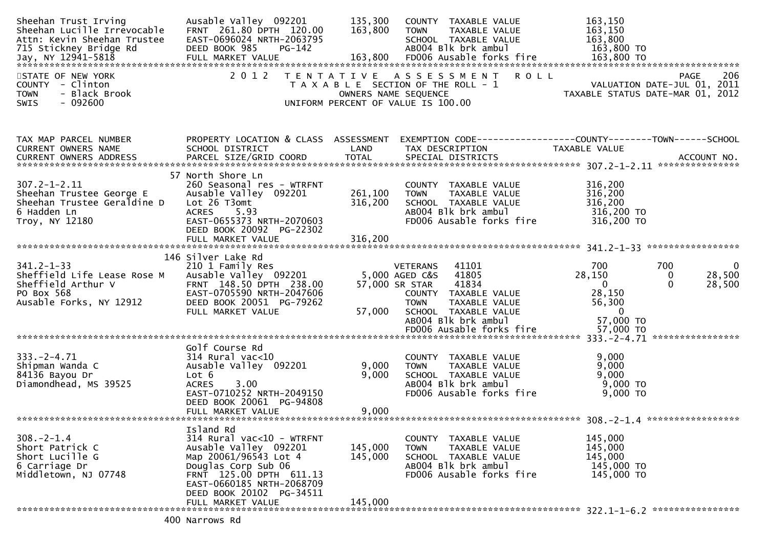```
Sheehan Trust Irving          Ausable Valley  092201         135,300   COUNTY  TAXABLE VALUE             163,150
Sheehan Lucille Irrevocable   FRNT  261.80 DPTH  120.00      163,800   TOWN    TAXABLE VALUE             163,150
Attn: Kevin Sheehan Trustee   EAST-0696024 NRTH-2063795                SCHOOL  TAXABLE VALUE             163,800
715 Stickney Bridge Rd        DEED BOOK 985    PG-142                  AB004 Blk brk ambul                163,800 TO
Jay, NY 12941-5818            FULL MARKET VALUE              163,800   FD006 Ausable forks fire           163,800 TO
******************************************************************************************************************************************
STATE OF NEW YORK                  2 0 1 2   T E N T A T I V E   A S S E S S M E N T   R O L L                          PAGE    206
COUNTY  - Clinton                          T A X A B L E SECTION OF THE ROLL - 1                          VALUATION DATE-JUL 01, 2011
TOWN    - Black Brook                           OWNERS NAME SEQUENCE                                  TAXABLE STATUS DATE-MAR 01, 2012
SWIS    - 092600                         UNIFORM PERCENT OF VALUE IS 100.00


TAX MAP PARCEL NUMBER          PROPERTY LOCATION & CLASS  ASSESSMENT  EXEMPTION CODE------------------COUNTY--------TOWN------SCHOOL
CURRENT OWNERS NAME            SCHOOL DISTRICT              LAND      TAX DESCRIPTION              TAXABLE VALUE
CURRENT OWNERS ADDRESS         PARCEL SIZE/GRID COORD       TOTAL     SPECIAL DISTRICTS                                    ACCOUNT NO.
******************************************************************************************************** 307.2-1-2.11 ***************
                               57 North Shore Ln
307.2-1-2.11                   260 Seasonal res - WTRFNT               COUNTY  TAXABLE VALUE             316,200
Sheehan Trustee George E       Ausable Valley  092201      261,100     TOWN    TAXABLE VALUE             316,200
Sheehan Trustee Geraldine D    Lot 26 T3omt                316,200     SCHOOL  TAXABLE VALUE             316,200
6 Hadden Ln                    ACRES     5.93                          AB004 Blk brk ambul                316,200 TO
Troy, NY 12180                 EAST-0655373 NRTH-2070603               FD006 Ausable forks fire           316,200 TO
                               DEED BOOK 20092  PG-22302
                               FULL MARKET VALUE           316,200
******************************************************************************************************** 341.2-1-33 *****************
                               146 Silver Lake Rd
341.2-1-33                     210 1 Family Res                        VETERANS    41101                    700          700            0
Sheffield Life Lease Rose M    Ausable Valley  092201        5,000 AGED C&S    41805                 28,150            0       28,500
Sheffield Arthur V             FRNT  148.50 DPTH  238.00    57,000 SR STAR     41834                      0            0       28,500
PO Box 568                     EAST-0705590 NRTH-2047606               COUNTY  TAXABLE VALUE              28,150
Ausable Forks, NY 12912        DEED BOOK 20051  PG-79262               TOWN    TAXABLE VALUE              56,300
                               FULL MARKET VALUE            57,000     SCHOOL  TAXABLE VALUE                   0
                                                                       AB004 Blk brk ambul                 57,000 TO
                                                                       FD006 Ausable forks fire            57,000 TO
******************************************************************************************************** 333.-2-4.71 ****************
                               Golf Course Rd
333.-2-4.71                    314 Rural vac<10                        COUNTY  TAXABLE VALUE               9,000
Shipman Wanda C                Ausable Valley  092201        9,000     TOWN    TAXABLE VALUE               9,000
84136 Bayou Dr                 Lot 6                         9,000     SCHOOL  TAXABLE VALUE               9,000
Diamondhead, MS 39525          ACRES     3.00                          AB004 Blk brk ambul                  9,000 TO
                               EAST-0710252 NRTH-2049150               FD006 Ausable forks fire             9,000 TO
                               DEED BOOK 20061  PG-94808
                               FULL MARKET VALUE             9,000
******************************************************************************************************** 308.-2-1.4 *****************
                               Island Rd
308.-2-1.4                     314 Rural vac<10 - WTRFNT               COUNTY  TAXABLE VALUE             145,000
Short Patrick C                Ausable Valley  092201      145,000     TOWN    TAXABLE VALUE             145,000
Short Lucille G                Map 20061/96543 Lot 4       145,000     SCHOOL  TAXABLE VALUE             145,000
6 Carriage Dr                  Douglas Corp Sub 06                     AB004 Blk brk ambul                145,000 TO
Middletown, NJ 07748           FRNT  125.00 DPTH  611.13               FD006 Ausable forks fire           145,000 TO
                               EAST-0660185 NRTH-2068709
                               DEED BOOK 20102  PG-34511
                               FULL MARKET VALUE           145,000
******************************************************************************************************** 322.1-1-6.2 ****************
                               400 Narrows Rd
```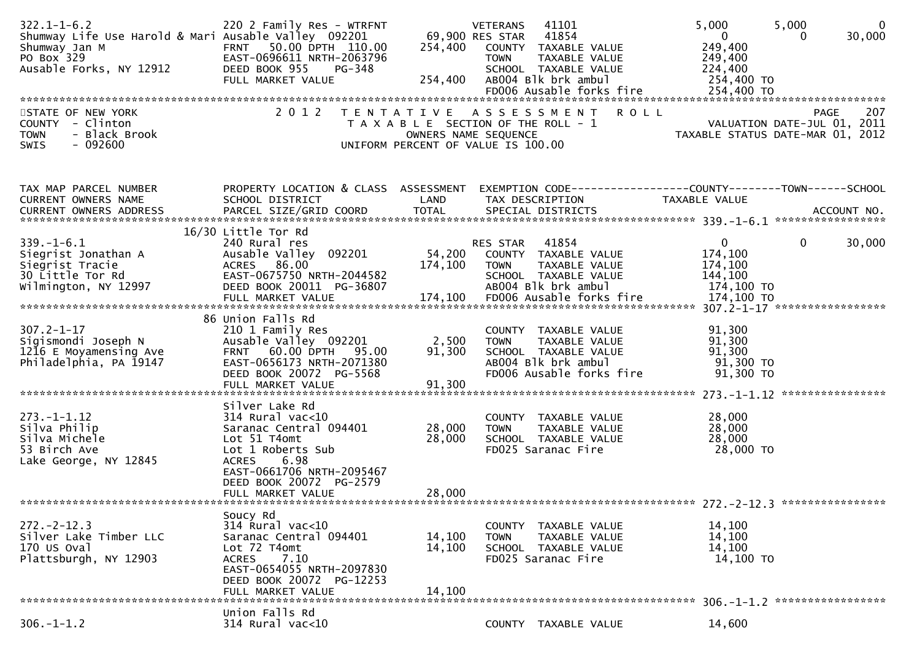```
322.1-1-6.2                      220 2 Family Res - WTRFNT            VETERANS   41101               5,000        5,000            0
Shumway Life Use Harold & Mari Ausable Valley  092201          69,900 RES STAR   41854                   0            0       30,000
Shumway Jan M                    FRNT    50.00 DPTH  110.00       254,400    COUNTY  TAXABLE VALUE          249,400
PO Box 329                       EAST-0696611 NRTH-2063796                   TOWN    TAXABLE VALUE          249,400
Ausable Forks, NY 12912          DEED BOOK 955     PG-348                    SCHOOL  TAXABLE VALUE          224,400
                                 FULL MARKET VALUE              254,400    AB004 Blk brk ambul             254,400 TO
                                                                           FD006 Ausable forks fire        254,400 TO
************************************************************************************************************************************
```

STATE OF NEW YORK — 2012 TENTATIVE ASSESSMENT ROLL — PAGE 207
COUNTY - Clinton — TAXABLE SECTION OF THE ROLL - 1 — VALUATION DATE-JUL 01, 2011
TOWN - Black Brook — OWNERS NAME SEQUENCE — TAXABLE STATUS DATE-MAR 01, 2012
SWIS - 092600 — UNIFORM PERCENT OF VALUE IS 100.00

```
TAX MAP PARCEL NUMBER          PROPERTY LOCATION & CLASS  ASSESSMENT  EXEMPTION CODE------------------COUNTY--------TOWN------SCHOOL
CURRENT OWNERS NAME            SCHOOL DISTRICT              LAND      TAX DESCRIPTION            TAXABLE VALUE
CURRENT OWNERS ADDRESS         PARCEL SIZE/GRID COORD       TOTAL     SPECIAL DISTRICTS                                  ACCOUNT NO.
************************************************************************************************ 339.-1-6.1 *****************
                         16/30 Little Tor Rd
339.-1-6.1                     240 Rural res                         RES STAR   41854                  0            0       30,000
Siegrist Jonathan A            Ausable Valley  092201        54,200    COUNTY  TAXABLE VALUE          174,100
Siegrist Tracie                ACRES   86.00                174,100    TOWN    TAXABLE VALUE          174,100
30 Little Tor Rd               EAST-0675750 NRTH-2044582                SCHOOL  TAXABLE VALUE          144,100
Wilmington, NY 12997           DEED BOOK 20011  PG-36807                AB004 Blk brk ambul             174,100 TO
                               FULL MARKET VALUE            174,100    FD006 Ausable forks fire        174,100 TO
************************************************************************************************ 307.2-1-17 *****************
                         86 Union Falls Rd
307.2-1-17                     210 1 Family Res                        COUNTY  TAXABLE VALUE           91,300
Sigismondi Joseph N            Ausable Valley  092201         2,500    TOWN    TAXABLE VALUE           91,300
1216 E Moyamensing Ave         FRNT    60.00 DPTH   95.00    91,300    SCHOOL  TAXABLE VALUE           91,300
Philadelphia, PA 19147         EAST-0656173 NRTH-2071380                AB004 Blk brk ambul              91,300 TO
                               DEED BOOK 20072  PG-5568                 FD006 Ausable forks fire         91,300 TO
                               FULL MARKET VALUE             91,300
************************************************************************************************ 273.-1-1.12 ****************
                           Silver Lake Rd
273.-1-1.12                    314 Rural vac<10                        COUNTY  TAXABLE VALUE           28,000
Silva Philip                   Saranac Central 094401        28,000    TOWN    TAXABLE VALUE           28,000
Silva Michele                  Lot 51 T4omt                  28,000    SCHOOL  TAXABLE VALUE           28,000
53 Birch Ave                   Lot 1 Roberts Sub                        FD025 Saranac Fire               28,000 TO
Lake George, NY 12845          ACRES    6.98
                               EAST-0661706 NRTH-2095467
                               DEED BOOK 20072  PG-2579
                               FULL MARKET VALUE             28,000
************************************************************************************************ 272.-2-12.3 ****************
                           Soucy Rd
272.-2-12.3                    314 Rural vac<10                        COUNTY  TAXABLE VALUE           14,100
Silver Lake Timber LLC         Saranac Central 094401        14,100    TOWN    TAXABLE VALUE           14,100
170 US Oval                    Lot 72 T4omt                  14,100    SCHOOL  TAXABLE VALUE           14,100
Plattsburgh, NY 12903          ACRES    7.10                            FD025 Saranac Fire               14,100 TO
                               EAST-0654055 NRTH-2097830
                               DEED BOOK 20072  PG-12253
                               FULL MARKET VALUE             14,100
************************************************************************************************ 306.-1-1.2 *****************
                           Union Falls Rd
306.-1-1.2                     314 Rural vac<10                        COUNTY  TAXABLE VALUE           14,600
```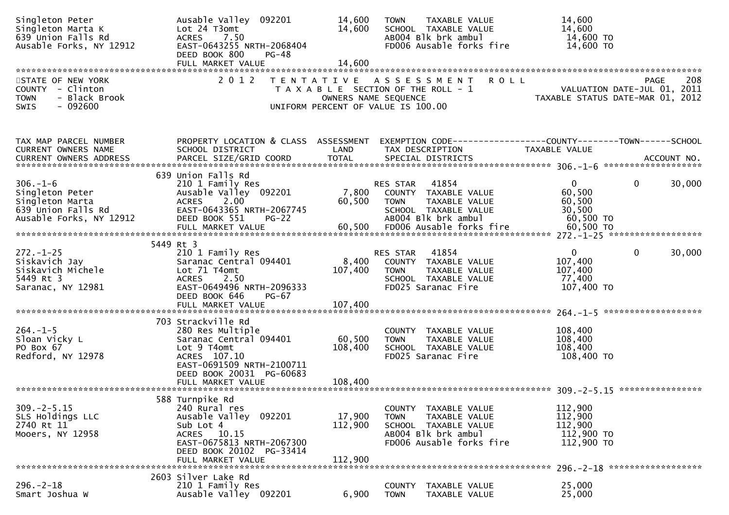```
Singleton Peter                Ausable Valley  092201        14,600   TOWN     TAXABLE VALUE              14,600
Singleton Marta K              Lot 24 T3omt                  14,600   SCHOOL   TAXABLE VALUE              14,600
639 Union Falls Rd             ACRES    7.50                          AB004 Blk brk ambul                 14,600 TO
Ausable Forks, NY 12912        EAST-0643255 NRTH-2068404              FD006 Ausable forks fire            14,600 TO
                               DEED BOOK 800     PG-48
                               FULL MARKET VALUE             14,600
******************************************************************************************************************************
```

STATE OF NEW YORK
COUNTY - Clinton
TOWN - Black Brook
SWIS - 092600

2 0 1 2 TENTATIVE ASSESSMENT ROLL
TAXABLE SECTION OF THE ROLL - 1
OWNERS NAME SEQUENCE
UNIFORM PERCENT OF VALUE IS 100.00

PAGE 208
VALUATION DATE-JUL 01, 2011
TAXABLE STATUS DATE-MAR 01, 2012

```
TAX MAP PARCEL NUMBER          PROPERTY LOCATION & CLASS  ASSESSMENT  EXEMPTION CODE------------------COUNTY--------TOWN------SCHOOL
CURRENT OWNERS NAME            SCHOOL DISTRICT               LAND     TAX DESCRIPTION             TAXABLE VALUE
CURRENT OWNERS ADDRESS         PARCEL SIZE/GRID COORD        TOTAL    SPECIAL DISTRICTS                                   ACCOUNT NO.
******************************************************************************************************** 306.-1-6 *******************
                           639 Union Falls Rd
306.-1-6                       210 1 Family Res                       RES STAR   41854                   0            0       30,000
Singleton Peter                Ausable Valley  092201         7,800   COUNTY   TAXABLE VALUE              60,500
Singleton Marta                ACRES    2.00                 60,500   TOWN     TAXABLE VALUE              60,500
639 Union Falls Rd             EAST-0643365 NRTH-2067745              SCHOOL   TAXABLE VALUE              30,500
Ausable Forks, NY 12912        DEED BOOK 551     PG-22                AB004 Blk brk ambul                 60,500 TO
                               FULL MARKET VALUE             60,500   FD006 Ausable forks fire            60,500 TO
******************************************************************************************************** 272.-1-25 ******************
                           5449 Rt 3
272.-1-25                      210 1 Family Res                       RES STAR   41854                   0            0       30,000
Siskavich Jay                  Saranac Central 094401         8,400   COUNTY   TAXABLE VALUE             107,400
Siskavich Michele              Lot 71 T4omt                 107,400   TOWN     TAXABLE VALUE             107,400
5449 Rt 3                      ACRES    2.50                          SCHOOL   TAXABLE VALUE              77,400
Saranac, NY 12981              EAST-0649496 NRTH-2096333              FD025 Saranac Fire                 107,400 TO
                               DEED BOOK 646     PG-67
                               FULL MARKET VALUE            107,400
******************************************************************************************************** 264.-1-5 *******************
                           703 Strackville Rd
264.-1-5                       280 Res Multiple                       COUNTY   TAXABLE VALUE             108,400
Sloan Vicky L                  Saranac Central 094401        60,500   TOWN     TAXABLE VALUE             108,400
PO Box 67                      Lot 9 T4omt                  108,400   SCHOOL   TAXABLE VALUE             108,400
Redford, NY 12978              ACRES  107.10                          FD025 Saranac Fire                 108,400 TO
                               EAST-0691509 NRTH-2100711
                               DEED BOOK 20031 PG-60683
                               FULL MARKET VALUE            108,400
******************************************************************************************************** 309.-2-5.15 ****************
                           588 Turnpike Rd
309.-2-5.15                    240 Rural res                          COUNTY   TAXABLE VALUE             112,900
SLS Holdings LLC               Ausable Valley  092201        17,900   TOWN     TAXABLE VALUE             112,900
2740 Rt 11                     Sub Lot 4                    112,900   SCHOOL   TAXABLE VALUE             112,900
Mooers, NY 12958               ACRES   10.15                          AB004 Blk brk ambul                112,900 TO
                               EAST-0675813 NRTH-2067300              FD006 Ausable forks fire           112,900 TO
                               DEED BOOK 20102 PG-33414
                               FULL MARKET VALUE            112,900
******************************************************************************************************** 296.-2-18 ******************
                           2603 Silver Lake Rd
296.-2-18                      210 1 Family Res                       COUNTY   TAXABLE VALUE              25,000
Smart Joshua W                 Ausable Valley  092201         6,900   TOWN     TAXABLE VALUE              25,000
```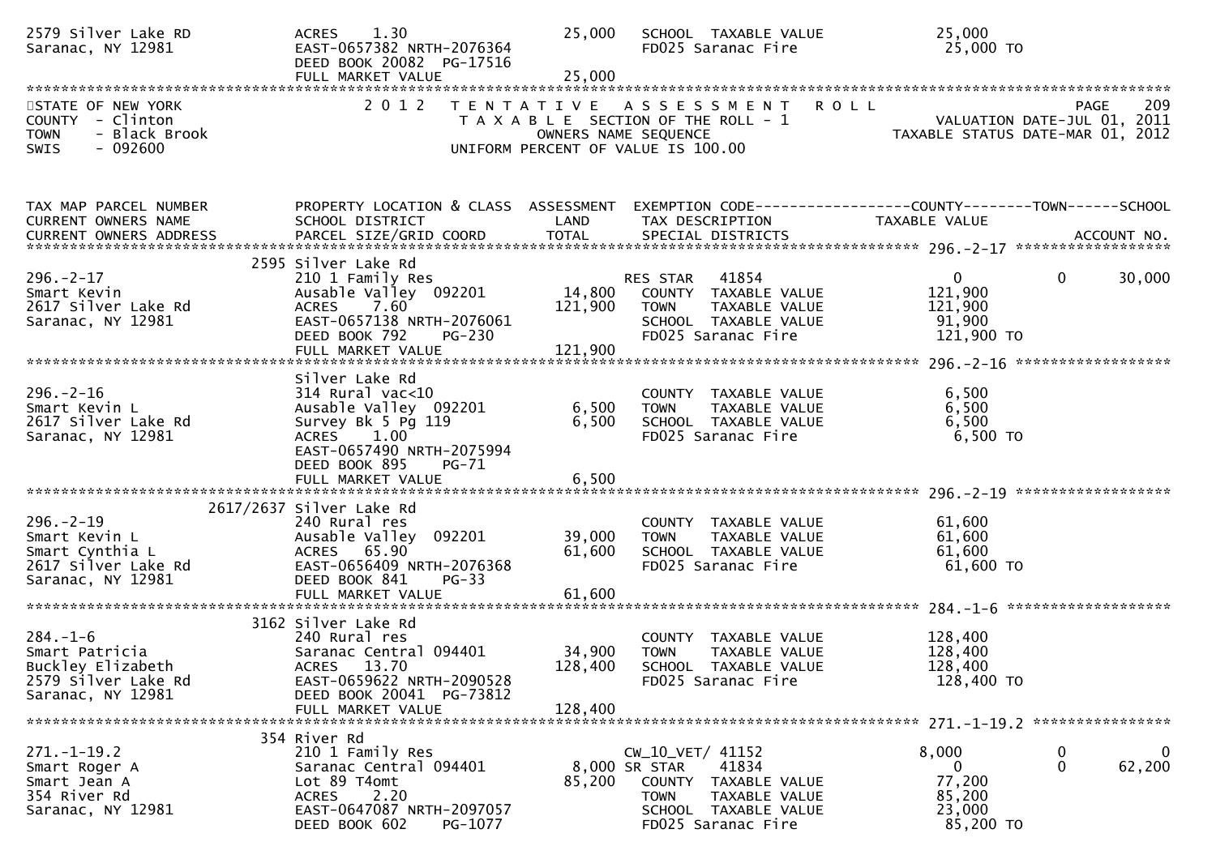| | | | | |
|---|---|---|---|---|
| 2579 Silver Lake RD<br>Saranac, NY 12981 | ACRES 1.30<br>EAST-0657382 NRTH-2076364<br>DEED BOOK 20082 PG-17516<br>FULL MARKET VALUE | 25,000<br><br><br>25,000 | SCHOOL TAXABLE VALUE<br>FD025 Saranac Fire | 25,000<br>25,000 TO |

STATE OF NEW YORK
COUNTY - Clinton
TOWN - Black Brook
SWIS - 092600

2012 TENTATIVE ASSESSMENT ROLL
TAXABLE SECTION OF THE ROLL - 1
OWNERS NAME SEQUENCE
UNIFORM PERCENT OF VALUE IS 100.00

VALUATION DATE-JUL 01, 2011
TAXABLE STATUS DATE-MAR 01, 2012

| TAX MAP PARCEL NUMBER<br>CURRENT OWNERS NAME<br>CURRENT OWNERS ADDRESS | PROPERTY LOCATION & CLASS<br>SCHOOL DISTRICT<br>PARCEL SIZE/GRID COORD | ASSESSMENT<br>LAND<br>TOTAL | EXEMPTION CODE<br>TAX DESCRIPTION<br>SPECIAL DISTRICTS | COUNTY<br>TAXABLE VALUE | TOWN | SCHOOL<br><br>ACCOUNT NO. |
|---|---|---|---|---|---|---|
| **296.-2-17** | 2595 Silver Lake Rd | | | | | |
| 296.-2-17 | 210 1 Family Res | | RES STAR 41854 | 0 | 0 | 30,000 |
| Smart Kevin | Ausable Valley 092201 | 14,800 | COUNTY TAXABLE VALUE | 121,900 | | |
| 2617 Silver Lake Rd | ACRES 7.60 | 121,900 | TOWN TAXABLE VALUE | 121,900 | | |
| Saranac, NY 12981 | EAST-0657138 NRTH-2076061 | | SCHOOL TAXABLE VALUE | 91,900 | | |
| | DEED BOOK 792 PG-230 | | FD025 Saranac Fire | 121,900 TO | | |
| | FULL MARKET VALUE | 121,900 | | | | |
| **296.-2-16** | Silver Lake Rd | | | | | |
| 296.-2-16 | 314 Rural vac<10 | | COUNTY TAXABLE VALUE | 6,500 | | |
| Smart Kevin L | Ausable Valley 092201 | 6,500 | TOWN TAXABLE VALUE | 6,500 | | |
| 2617 Silver Lake Rd | Survey Bk 5 Pg 119 | 6,500 | SCHOOL TAXABLE VALUE | 6,500 | | |
| Saranac, NY 12981 | ACRES 1.00 | | FD025 Saranac Fire | 6,500 TO | | |
| | EAST-0657490 NRTH-2075994 | | | | | |
| | DEED BOOK 895 PG-71 | | | | | |
| | FULL MARKET VALUE | 6,500 | | | | |
| **296.-2-19** | 2617/2637 Silver Lake Rd | | | | | |
| 296.-2-19 | 240 Rural res | | COUNTY TAXABLE VALUE | 61,600 | | |
| Smart Kevin L | Ausable Valley 092201 | 39,000 | TOWN TAXABLE VALUE | 61,600 | | |
| Smart Cynthia L | ACRES 65.90 | 61,600 | SCHOOL TAXABLE VALUE | 61,600 | | |
| 2617 Silver Lake Rd | EAST-0656409 NRTH-2076368 | | FD025 Saranac Fire | 61,600 TO | | |
| Saranac, NY 12981 | DEED BOOK 841 PG-33 | | | | | |
| | FULL MARKET VALUE | 61,600 | | | | |
| **284.-1-6** | 3162 Silver Lake Rd | | | | | |
| 284.-1-6 | 240 Rural res | | COUNTY TAXABLE VALUE | 128,400 | | |
| Smart Patricia | Saranac Central 094401 | 34,900 | TOWN TAXABLE VALUE | 128,400 | | |
| Buckley Elizabeth | ACRES 13.70 | 128,400 | SCHOOL TAXABLE VALUE | 128,400 | | |
| 2579 Silver Lake Rd | EAST-0659622 NRTH-2090528 | | FD025 Saranac Fire | 128,400 TO | | |
| Saranac, NY 12981 | DEED BOOK 20041 PG-73812 | | | | | |
| | FULL MARKET VALUE | 128,400 | | | | |
| **271.-1-19.2** | 354 River Rd | | | | | |
| 271.-1-19.2 | 210 1 Family Res | | CW_10_VET/ 41152 | 8,000 | 0 | 0 |
| Smart Roger A | Saranac Central 094401 | 8,000 | SR STAR 41834 | 0 | 0 | 62,200 |
| Smart Jean A | Lot 89 T4omt | 85,200 | COUNTY TAXABLE VALUE | 77,200 | | |
| 354 River Rd | ACRES 2.20 | | TOWN TAXABLE VALUE | 85,200 | | |
| Saranac, NY 12981 | EAST-0647087 NRTH-2097057 | | SCHOOL TAXABLE VALUE | 23,000 | | |
| | DEED BOOK 602 PG-1077 | | FD025 Saranac Fire | 85,200 TO | | |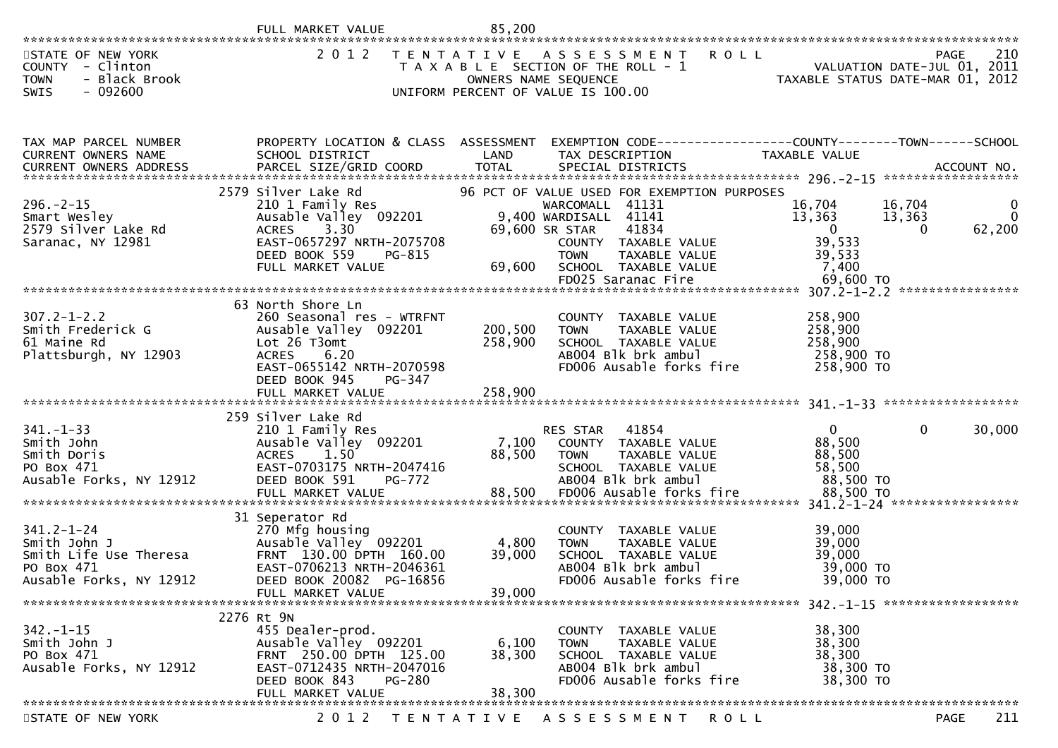FULL MARKET VALUE 85,200

STATE OF NEW YORK
COUNTY - Clinton
TOWN - Black Brook
SWIS - 092600

2012 TENTATIVE ASSESSMENT ROLL
TAXABLE SECTION OF THE ROLL - 1
OWNERS NAME SEQUENCE
UNIFORM PERCENT OF VALUE IS 100.00

VALUATION DATE-JUL 01, 2011
TAXABLE STATUS DATE-MAR 01, 2012

| TAX MAP PARCEL NUMBER / CURRENT OWNERS NAME / CURRENT OWNERS ADDRESS | PROPERTY LOCATION & CLASS / SCHOOL DISTRICT / PARCEL SIZE/GRID COORD | ASSESSMENT LAND | TOTAL | EXEMPTION CODE / TAX DESCRIPTION / SPECIAL DISTRICTS | COUNTY TAXABLE VALUE | TOWN | SCHOOL |
|---|---|---|---|---|---|---|---|
| 296.-2-15 | 2579 Silver Lake Rd | | | 96 PCT OF VALUE USED FOR EXEMPTION PURPOSES | | | |
| Smart Wesley | 210 1 Family Res | | | WARCOMALL 41131 | 16,704 | 16,704 | 0 |
| 2579 Silver Lake Rd | Ausable Valley 092201 | 9,400 | | WARDISALL 41141 | 13,363 | 13,363 | 0 |
| Saranac, NY 12981 | ACRES 3.30 | | 69,600 | SR STAR 41834 | 0 | 0 | 62,200 |
| | EAST-0657297 NRTH-2075708 | | | COUNTY TAXABLE VALUE | 39,533 | | |
| | DEED BOOK 559 PG-815 | | | TOWN TAXABLE VALUE | 39,533 | | |
| | FULL MARKET VALUE | | 69,600 | SCHOOL TAXABLE VALUE | 7,400 | | |
| | | | | FD025 Saranac Fire | 69,600 TO | | |
| 307.2-1-2.2 | 63 North Shore Ln | | | | | | |
| Smith Frederick G | 260 Seasonal res - WTRFNT | | | COUNTY TAXABLE VALUE | 258,900 | | |
| 61 Maine Rd | Ausable Valley 092201 | 200,500 | | TOWN TAXABLE VALUE | 258,900 | | |
| Plattsburgh, NY 12903 | Lot 26 T3omt | | 258,900 | SCHOOL TAXABLE VALUE | 258,900 | | |
| | ACRES 6.20 | | | AB004 Blk brk ambul | 258,900 TO | | |
| | EAST-0655142 NRTH-2070598 | | | FD006 Ausable forks fire | 258,900 TO | | |
| | DEED BOOK 945 PG-347 | | | | | | |
| | FULL MARKET VALUE | | 258,900 | | | | |
| 341.-1-33 | 259 Silver Lake Rd | | | | | | |
| Smith John | 210 1 Family Res | | | RES STAR 41854 | 0 | 0 | 30,000 |
| Smith Doris | Ausable Valley 092201 | 7,100 | | COUNTY TAXABLE VALUE | 88,500 | | |
| PO Box 471 | ACRES 1.50 | | 88,500 | TOWN TAXABLE VALUE | 88,500 | | |
| Ausable Forks, NY 12912 | EAST-0703175 NRTH-2047416 | | | SCHOOL TAXABLE VALUE | 58,500 | | |
| | DEED BOOK 591 PG-772 | | | AB004 Blk brk ambul | 88,500 TO | | |
| | FULL MARKET VALUE | | 88,500 | FD006 Ausable forks fire | 88,500 TO | | |
| 341.2-1-24 | 31 Seperator Rd | | | | | | |
| Smith John J | 270 Mfg housing | | | COUNTY TAXABLE VALUE | 39,000 | | |
| Smith Life Use Theresa | Ausable Valley 092201 | 4,800 | | TOWN TAXABLE VALUE | 39,000 | | |
| PO Box 471 | FRNT 130.00 DPTH 160.00 | | 39,000 | SCHOOL TAXABLE VALUE | 39,000 | | |
| Ausable Forks, NY 12912 | EAST-0706213 NRTH-2046361 | | | AB004 Blk brk ambul | 39,000 TO | | |
| | DEED BOOK 20082 PG-16856 | | | FD006 Ausable forks fire | 39,000 TO | | |
| | FULL MARKET VALUE | | 39,000 | | | | |
| 342.-1-15 | 2276 Rt 9N | | | | | | |
| Smith John J | 455 Dealer-prod. | | | COUNTY TAXABLE VALUE | 38,300 | | |
| PO Box 471 | Ausable Valley 092201 | 6,100 | | TOWN TAXABLE VALUE | 38,300 | | |
| Ausable Forks, NY 12912 | FRNT 250.00 DPTH 125.00 | | 38,300 | SCHOOL TAXABLE VALUE | 38,300 | | |
| | EAST-0712435 NRTH-2047016 | | | AB004 Blk brk ambul | 38,300 TO | | |
| | DEED BOOK 843 PG-280 | | | FD006 Ausable forks fire | 38,300 TO | | |
| | FULL MARKET VALUE | | 38,300 | | | | |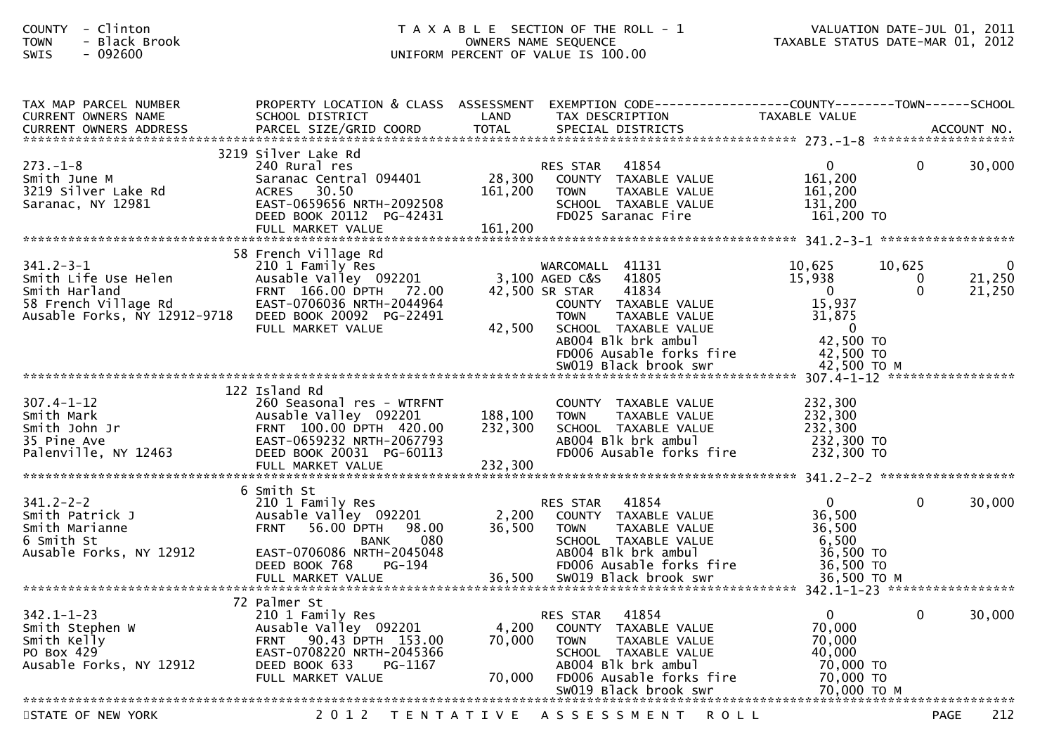COUNTY - Clinton
TOWN - Black Brook
SWIS - 092600

TAXABLE SECTION OF THE ROLL - 1
OWNERS NAME SEQUENCE
UNIFORM PERCENT OF VALUE IS 100.00

VALUATION DATE-JUL 01, 2011
TAXABLE STATUS DATE-MAR 01, 2012

| TAX MAP PARCEL NUMBER / CURRENT OWNERS NAME / CURRENT OWNERS ADDRESS | PROPERTY LOCATION & CLASS / SCHOOL DISTRICT / PARCEL SIZE/GRID COORD | ASSESSMENT LAND / TOTAL | EXEMPTION CODE / TAX DESCRIPTION / SPECIAL DISTRICTS | COUNTY TAXABLE VALUE | TOWN | SCHOOL / ACCOUNT NO. |
|---|---|---|---|---|---|---|
| **273.-1-8** | 3219 Silver Lake Rd | | | | | |
| 273.-1-8 | 240 Rural res | | RES STAR 41854 | 0 | 0 | 30,000 |
| Smith June M | Saranac Central 094401 | 28,300 | COUNTY TAXABLE VALUE | 161,200 | | |
| 3219 Silver Lake Rd | ACRES 30.50 | 161,200 | TOWN TAXABLE VALUE | 161,200 | | |
| Saranac, NY 12981 | EAST-0659656 NRTH-2092508 | | SCHOOL TAXABLE VALUE | 131,200 | | |
| | DEED BOOK 20112 PG-42431 | | FD025 Saranac Fire | 161,200 TO | | |
| | FULL MARKET VALUE | 161,200 | | | | |
| **341.2-3-1** | 58 French Village Rd | | | | | |
| 341.2-3-1 | 210 1 Family Res | | WARCOMALL 41131 | 10,625 | 10,625 | 0 |
| Smith Life Use Helen | Ausable Valley 092201 | 3,100 | AGED C&S 41805 | 15,938 | 0 | 21,250 |
| Smith Harland | FRNT 166.00 DPTH 72.00 | 42,500 | SR STAR 41834 | 0 | 0 | 21,250 |
| 58 French Village Rd | EAST-0706036 NRTH-2044964 | | COUNTY TAXABLE VALUE | 15,937 | | |
| Ausable Forks, NY 12912-9718 | DEED BOOK 20092 PG-22491 | | TOWN TAXABLE VALUE | 31,875 | | |
| | FULL MARKET VALUE | 42,500 | SCHOOL TAXABLE VALUE | 0 | | |
| | | | AB004 Blk brk ambul | 42,500 TO | | |
| | | | FD006 Ausable forks fire | 42,500 TO | | |
| | | | SW019 Black brook swr | 42,500 TO M | | |
| **307.4-1-12** | 122 Island Rd | | | | | |
| 307.4-1-12 | 260 Seasonal res - WTRFNT | | COUNTY TAXABLE VALUE | 232,300 | | |
| Smith Mark | Ausable Valley 092201 | 188,100 | TOWN TAXABLE VALUE | 232,300 | | |
| Smith John Jr | FRNT 100.00 DPTH 420.00 | 232,300 | SCHOOL TAXABLE VALUE | 232,300 | | |
| 35 Pine Ave | EAST-0659232 NRTH-2067793 | | AB004 Blk brk ambul | 232,300 TO | | |
| Palenville, NY 12463 | DEED BOOK 20031 PG-60113 | | FD006 Ausable forks fire | 232,300 TO | | |
| | FULL MARKET VALUE | 232,300 | | | | |
| **341.2-2-2** | 6 Smith St | | | | | |
| 341.2-2-2 | 210 1 Family Res | | RES STAR 41854 | 0 | 0 | 30,000 |
| Smith Patrick J | Ausable Valley 092201 | 2,200 | COUNTY TAXABLE VALUE | 36,500 | | |
| Smith Marianne | FRNT 56.00 DPTH 98.00 | 36,500 | TOWN TAXABLE VALUE | 36,500 | | |
| 6 Smith St | BANK 080 | | SCHOOL TAXABLE VALUE | 6,500 | | |
| Ausable Forks, NY 12912 | EAST-0706086 NRTH-2045048 | | AB004 Blk brk ambul | 36,500 TO | | |
| | DEED BOOK 768 PG-194 | | FD006 Ausable forks fire | 36,500 TO | | |
| | FULL MARKET VALUE | 36,500 | SW019 Black brook swr | 36,500 TO M | | |
| **342.1-1-23** | 72 Palmer St | | | | | |
| 342.1-1-23 | 210 1 Family Res | | RES STAR 41854 | 0 | 0 | 30,000 |
| Smith Stephen W | Ausable Valley 092201 | 4,200 | COUNTY TAXABLE VALUE | 70,000 | | |
| Smith Kelly | FRNT 90.43 DPTH 153.00 | 70,000 | TOWN TAXABLE VALUE | 70,000 | | |
| PO Box 429 | EAST-0708220 NRTH-2045366 | | SCHOOL TAXABLE VALUE | 40,000 | | |
| Ausable Forks, NY 12912 | DEED BOOK 633 PG-1167 | | AB004 Blk brk ambul | 70,000 TO | | |
| | FULL MARKET VALUE | 70,000 | FD006 Ausable forks fire | 70,000 TO | | |
| | | | SW019 Black brook swr | 70,000 TO M | | |

STATE OF NEW YORK — 2012 TENTATIVE ASSESSMENT ROLL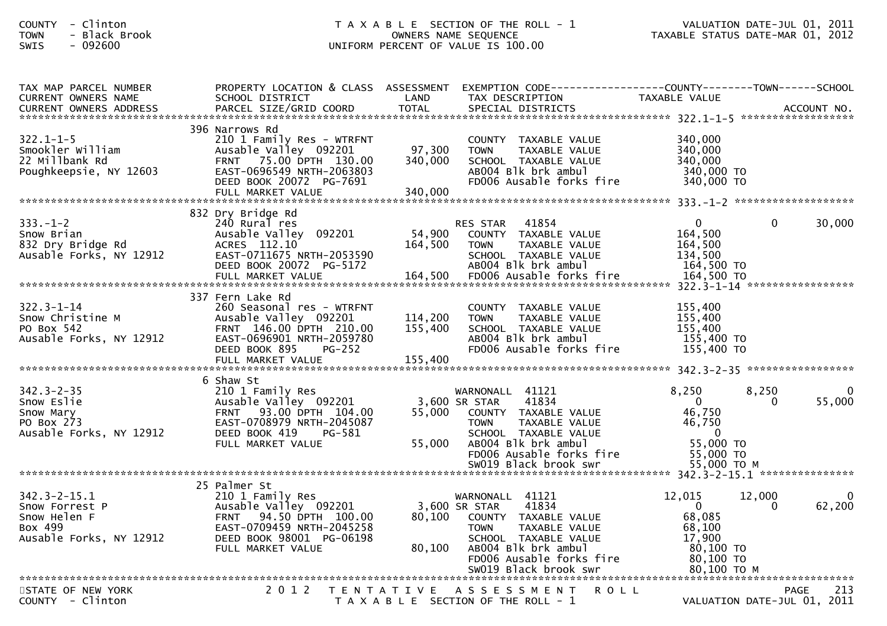COUNTY - Clinton
TOWN - Black Brook
SWIS - 092600

T A X A B L E SECTION OF THE ROLL - 1
OWNERS NAME SEQUENCE
UNIFORM PERCENT OF VALUE IS 100.00

VALUATION DATE-JUL 01, 2011
TAXABLE STATUS DATE-MAR 01, 2012

| TAX MAP PARCEL NUMBER / CURRENT OWNERS NAME / CURRENT OWNERS ADDRESS | PROPERTY LOCATION & CLASS / SCHOOL DISTRICT / PARCEL SIZE/GRID COORD | ASSESSMENT LAND / TOTAL | EXEMPTION CODE / TAX DESCRIPTION / SPECIAL DISTRICTS | COUNTY TAXABLE VALUE | TOWN | SCHOOL |
|---|---|---|---|---|---|---|
| **322.1-1-5** | 396 Narrows Rd | | | | | |
| 322.1-1-5 | 210 1 Family Res - WTRFNT | | COUNTY TAXABLE VALUE | 340,000 | | |
| Smookler William | Ausable Valley 092201 | 97,300 | TOWN TAXABLE VALUE | 340,000 | | |
| 22 Millbank Rd | FRNT 75.00 DPTH 130.00 | 340,000 | SCHOOL TAXABLE VALUE | 340,000 | | |
| Poughkeepsie, NY 12603 | EAST-0696549 NRTH-2063803 | | AB004 Blk brk ambul | 340,000 TO | | |
| | DEED BOOK 20072 PG-7691 | | FD006 Ausable forks fire | 340,000 TO | | |
| | FULL MARKET VALUE | 340,000 | | | | |
| **333.-1-2** | 832 Dry Bridge Rd | | | | | |
| 333.-1-2 | 240 Rural res | | RES STAR 41854 | 0 | 0 | 30,000 |
| Snow Brian | Ausable Valley 092201 | 54,900 | COUNTY TAXABLE VALUE | 164,500 | | |
| 832 Dry Bridge Rd | ACRES 112.10 | 164,500 | TOWN TAXABLE VALUE | 164,500 | | |
| Ausable Forks, NY 12912 | EAST-0711675 NRTH-2053590 | | SCHOOL TAXABLE VALUE | 134,500 | | |
| | DEED BOOK 20072 PG-5172 | | AB004 Blk brk ambul | 164,500 TO | | |
| | FULL MARKET VALUE | 164,500 | FD006 Ausable forks fire | 164,500 TO | | |
| **322.3-1-14** | 337 Fern Lake Rd | | | | | |
| 322.3-1-14 | 260 Seasonal res - WTRFNT | | COUNTY TAXABLE VALUE | 155,400 | | |
| Snow Christine M | Ausable Valley 092201 | 114,200 | TOWN TAXABLE VALUE | 155,400 | | |
| PO Box 542 | FRNT 146.00 DPTH 210.00 | 155,400 | SCHOOL TAXABLE VALUE | 155,400 | | |
| Ausable Forks, NY 12912 | EAST-0696901 NRTH-2059780 | | AB004 Blk brk ambul | 155,400 TO | | |
| | DEED BOOK 895 PG-252 | | FD006 Ausable forks fire | 155,400 TO | | |
| | FULL MARKET VALUE | 155,400 | | | | |
| **342.3-2-35** | 6 Shaw St | | | | | |
| 342.3-2-35 | 210 1 Family Res | | WARNONALL 41121 | 8,250 | 8,250 | 0 |
| Snow Eslie | Ausable Valley 092201 | 3,600 | SR STAR 41834 | 0 | 0 | 55,000 |
| Snow Mary | FRNT 93.00 DPTH 104.00 | 55,000 | COUNTY TAXABLE VALUE | 46,750 | | |
| PO Box 273 | EAST-0708979 NRTH-2045087 | | TOWN TAXABLE VALUE | 46,750 | | |
| Ausable Forks, NY 12912 | DEED BOOK 419 PG-581 | | SCHOOL TAXABLE VALUE | 0 | | |
| | FULL MARKET VALUE | 55,000 | AB004 Blk brk ambul | 55,000 TO | | |
| | | | FD006 Ausable forks fire | 55,000 TO | | |
| | | | SW019 Black brook swr | 55,000 TO M | | |
| **342.3-2-15.1** | 25 Palmer St | | | | | |
| 342.3-2-15.1 | 210 1 Family Res | | WARNONALL 41121 | 12,015 | 12,000 | 0 |
| Snow Forrest P | Ausable Valley 092201 | 3,600 | SR STAR 41834 | 0 | 0 | 62,200 |
| Snow Helen F | FRNT 94.50 DPTH 100.00 | 80,100 | COUNTY TAXABLE VALUE | 68,085 | | |
| Box 499 | EAST-0709459 NRTH-2045258 | | TOWN TAXABLE VALUE | 68,100 | | |
| Ausable Forks, NY 12912 | DEED BOOK 98001 PG-06198 | | SCHOOL TAXABLE VALUE | 17,900 | | |
| | FULL MARKET VALUE | 80,100 | AB004 Blk brk ambul | 80,100 TO | | |
| | | | FD006 Ausable forks fire | 80,100 TO | | |
| | | | SW019 Black brook swr | 80,100 TO M | | |

STATE OF NEW YORK
COUNTY - Clinton

2 0 1 2 T E N T A T I V E A S S E S S M E N T R O L L
T A X A B L E SECTION OF THE ROLL - 1

VALUATION DATE-JUL 01, 2011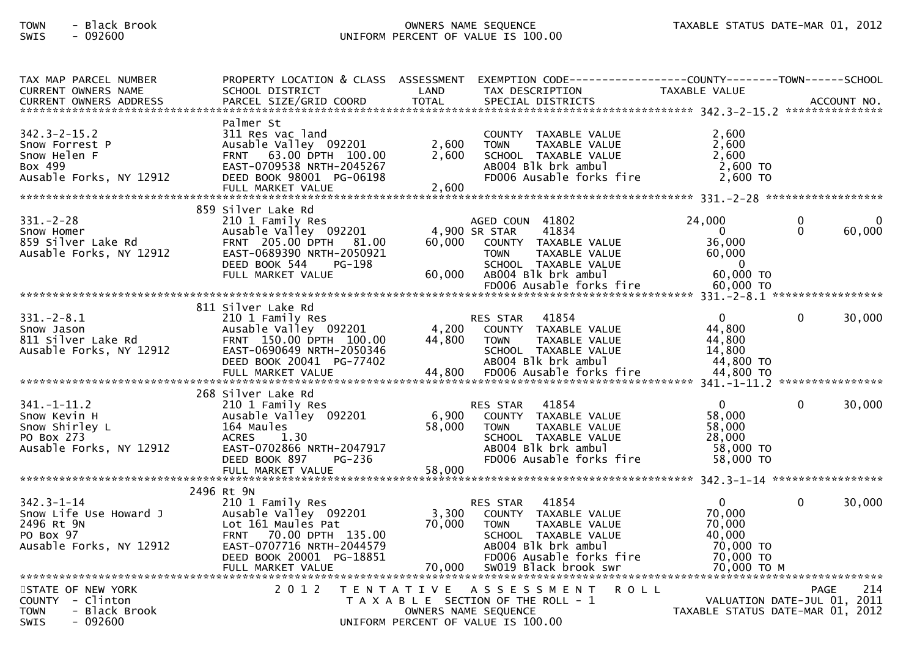| TAX MAP PARCEL NUMBER<br>CURRENT OWNERS NAME<br>CURRENT OWNERS ADDRESS | PROPERTY LOCATION & CLASS<br>SCHOOL DISTRICT<br>PARCEL SIZE/GRID COORD | ASSESSMENT<br>LAND<br>TOTAL | EXEMPTION CODE<br>TAX DESCRIPTION<br>SPECIAL DISTRICTS | COUNTY<br>TAXABLE VALUE | TOWN | SCHOOL<br>ACCOUNT NO. |
|---|---|---|---|---|---|---|
| **342.3-2-15.2** | Palmer St | | | | | |
| 342.3-2-15.2 | 311 Res vac land | | COUNTY TAXABLE VALUE | 2,600 | | |
| Snow Forrest P | Ausable Valley 092201 | 2,600 | TOWN TAXABLE VALUE | 2,600 | | |
| Snow Helen F | FRNT 63.00 DPTH 100.00 | 2,600 | SCHOOL TAXABLE VALUE | 2,600 | | |
| Box 499 | EAST-0709538 NRTH-2045267 | | AB004 Blk brk ambul | 2,600 TO | | |
| Ausable Forks, NY 12912 | DEED BOOK 98001 PG-06198 | | FD006 Ausable forks fire | 2,600 TO | | |
| | FULL MARKET VALUE | 2,600 | | | | |
| **331.-2-28** | 859 Silver Lake Rd | | | | | |
| 331.-2-28 | 210 1 Family Res | | AGED COUN 41802 | 24,000 | 0 | 0 |
| Snow Homer | Ausable Valley 092201 | 4,900 | SR STAR 41834 | 0 | 0 | 60,000 |
| 859 Silver Lake Rd | FRNT 205.00 DPTH 81.00 | 60,000 | COUNTY TAXABLE VALUE | 36,000 | | |
| Ausable Forks, NY 12912 | EAST-0689390 NRTH-2050921 | | TOWN TAXABLE VALUE | 60,000 | | |
| | DEED BOOK 544 PG-198 | | SCHOOL TAXABLE VALUE | 0 | | |
| | FULL MARKET VALUE | 60,000 | AB004 Blk brk ambul | 60,000 TO | | |
| | | | FD006 Ausable forks fire | 60,000 TO | | |
| **331.-2-8.1** | 811 Silver Lake Rd | | | | | |
| 331.-2-8.1 | 210 1 Family Res | | RES STAR 41854 | 0 | 0 | 30,000 |
| Snow Jason | Ausable Valley 092201 | 4,200 | COUNTY TAXABLE VALUE | 44,800 | | |
| 811 Silver Lake Rd | FRNT 150.00 DPTH 100.00 | 44,800 | TOWN TAXABLE VALUE | 44,800 | | |
| Ausable Forks, NY 12912 | EAST-0690649 NRTH-2050346 | | SCHOOL TAXABLE VALUE | 14,800 | | |
| | DEED BOOK 20041 PG-77402 | | AB004 Blk brk ambul | 44,800 TO | | |
| | FULL MARKET VALUE | 44,800 | FD006 Ausable forks fire | 44,800 TO | | |
| **341.-1-11.2** | 268 Silver Lake Rd | | | | | |
| 341.-1-11.2 | 210 1 Family Res | | RES STAR 41854 | 0 | 0 | 30,000 |
| Snow Kevin H | Ausable Valley 092201 | 6,900 | COUNTY TAXABLE VALUE | 58,000 | | |
| Snow Shirley L | 164 Maules | 58,000 | TOWN TAXABLE VALUE | 58,000 | | |
| PO Box 273 | ACRES 1.30 | | SCHOOL TAXABLE VALUE | 28,000 | | |
| Ausable Forks, NY 12912 | EAST-0702866 NRTH-2047917 | | AB004 Blk brk ambul | 58,000 TO | | |
| | DEED BOOK 897 PG-236 | | FD006 Ausable forks fire | 58,000 TO | | |
| | FULL MARKET VALUE | 58,000 | | | | |
| **342.3-1-14** | 2496 Rt 9N | | | | | |
| 342.3-1-14 | 210 1 Family Res | | RES STAR 41854 | 0 | 0 | 30,000 |
| Snow Life Use Howard J | Ausable Valley 092201 | 3,300 | COUNTY TAXABLE VALUE | 70,000 | | |
| 2496 Rt 9N | Lot 161 Maules Pat | 70,000 | TOWN TAXABLE VALUE | 70,000 | | |
| PO Box 97 | FRNT 70.00 DPTH 135.00 | | SCHOOL TAXABLE VALUE | 40,000 | | |
| Ausable Forks, NY 12912 | EAST-0707716 NRTH-2044579 | | AB004 Blk brk ambul | 70,000 TO | | |
| | DEED BOOK 20001 PG-18851 | | FD006 Ausable forks fire | 70,000 TO | | |
| | FULL MARKET VALUE | 70,000 | SW019 Black brook swr | 70,000 TO M | | |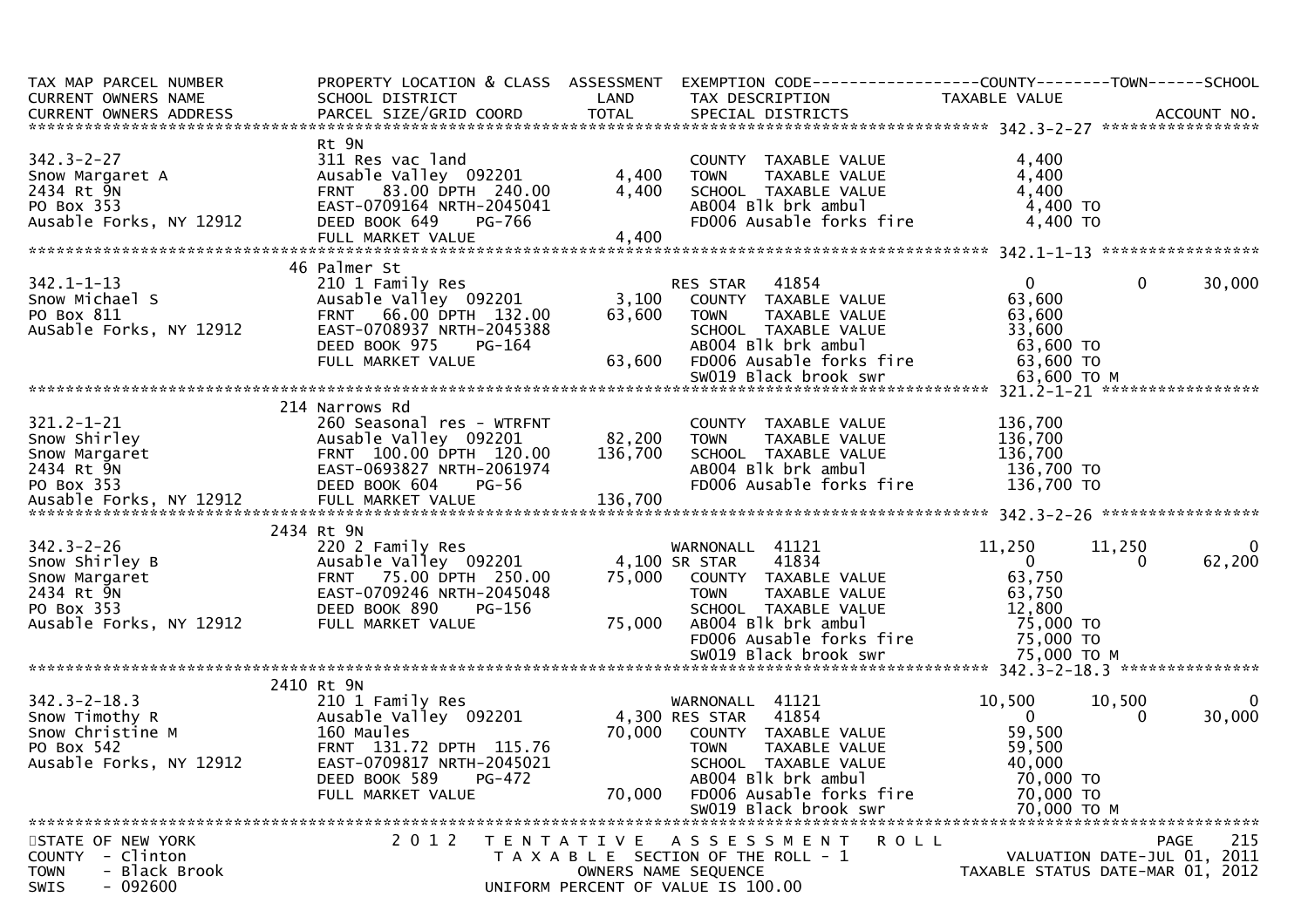```
TAX MAP PARCEL NUMBER          PROPERTY LOCATION & CLASS  ASSESSMENT  EXEMPTION CODE------------------COUNTY--------TOWN------SCHOOL
CURRENT OWNERS NAME            SCHOOL DISTRICT               LAND      TAX DESCRIPTION            TAXABLE VALUE
CURRENT OWNERS ADDRESS         PARCEL SIZE/GRID COORD        TOTAL     SPECIAL DISTRICTS                                    ACCOUNT NO.
******************************************************************************************************* 342.3-2-27 *****************
                               Rt 9N
342.3-2-27                     311 Res vac land                        COUNTY  TAXABLE VALUE            4,400
Snow Margaret A                Ausable Valley  092201        4,400     TOWN    TAXABLE VALUE            4,400
2434 Rt 9N                     FRNT   83.00 DPTH 240.00      4,400     SCHOOL  TAXABLE VALUE            4,400
PO Box 353                     EAST-0709164 NRTH-2045041               AB004 Blk brk ambul               4,400 TO
Ausable Forks, NY 12912        DEED BOOK 649    PG-766                 FD006 Ausable forks fire          4,400 TO
                               FULL MARKET VALUE             4,400
******************************************************************************************************* 342.1-1-13 *****************
                               46 Palmer St
342.1-1-13                     210 1 Family Res                        RES STAR    41854                  0            0        30,000
Snow Michael S                 Ausable Valley  092201        3,100     COUNTY  TAXABLE VALUE           63,600
PO Box 811                     FRNT   66.00 DPTH 132.00     63,600     TOWN    TAXABLE VALUE           63,600
AuSable Forks, NY 12912        EAST-0708937 NRTH-2045388               SCHOOL  TAXABLE VALUE           33,600
                               DEED BOOK 975    PG-164                 AB004 Blk brk ambul              63,600 TO
                               FULL MARKET VALUE            63,600     FD006 Ausable forks fire         63,600 TO
                                                                       SW019 Black brook swr            63,600 TO M
******************************************************************************************************* 321.2-1-21 *****************
                               214 Narrows Rd
321.2-1-21                     260 Seasonal res - WTRFNT               COUNTY  TAXABLE VALUE          136,700
Snow Shirley                   Ausable Valley  092201       82,200     TOWN    TAXABLE VALUE          136,700
Snow Margaret                  FRNT  100.00 DPTH 120.00    136,700     SCHOOL  TAXABLE VALUE          136,700
2434 Rt 9N                     EAST-0693827 NRTH-2061974               AB004 Blk brk ambul             136,700 TO
PO Box 353                     DEED BOOK 604    PG-56                  FD006 Ausable forks fire        136,700 TO
Ausable Forks, NY 12912        FULL MARKET VALUE           136,700
******************************************************************************************************* 342.3-2-26 *****************
                               2434 Rt 9N
342.3-2-26                     220 2 Family Res                        WARNONALL  41121              11,250       11,250             0
Snow Shirley B                 Ausable Valley  092201        4,100 SR STAR    41834                   0            0        62,200
Snow Margaret                  FRNT   75.00 DPTH 250.00     75,000     COUNTY  TAXABLE VALUE           63,750
2434 Rt 9N                     EAST-0709246 NRTH-2045048               TOWN    TAXABLE VALUE           63,750
PO Box 353                     DEED BOOK 890    PG-156                 SCHOOL  TAXABLE VALUE           12,800
Ausable Forks, NY 12912        FULL MARKET VALUE            75,000     AB004 Blk brk ambul              75,000 TO
                                                                       FD006 Ausable forks fire         75,000 TO
                                                                       SW019 Black brook swr            75,000 TO M
******************************************************************************************************* 342.3-2-18.3 ***************
                               2410 Rt 9N
342.3-2-18.3                   210 1 Family Res                        WARNONALL  41121              10,500       10,500             0
Snow Timothy R                 Ausable Valley  092201        4,300 RES STAR   41854                   0            0        30,000
Snow Christine M               160 Maules                   70,000     COUNTY  TAXABLE VALUE           59,500
PO Box 542                     FRNT  131.72 DPTH 115.76                TOWN    TAXABLE VALUE           59,500
Ausable Forks, NY 12912        EAST-0709817 NRTH-2045021               SCHOOL  TAXABLE VALUE           40,000
                               DEED BOOK 589    PG-472                 AB004 Blk brk ambul              70,000 TO
                               FULL MARKET VALUE            70,000     FD006 Ausable forks fire         70,000 TO
                                                                       SW019 Black brook swr            70,000 TO M
************************************************************************************************************************************
STATE OF NEW YORK                    2 0 1 2   T E N T A T I V E   A S S E S S M E N T   R O L L                              PAGE    215
COUNTY  - Clinton                          T A X A B L E  SECTION OF THE ROLL - 1                      VALUATION DATE-JUL 01, 2011
TOWN    - Black Brook                          OWNERS NAME SEQUENCE                               TAXABLE STATUS DATE-MAR 01, 2012
SWIS    - 092600                        UNIFORM PERCENT OF VALUE IS 100.00
```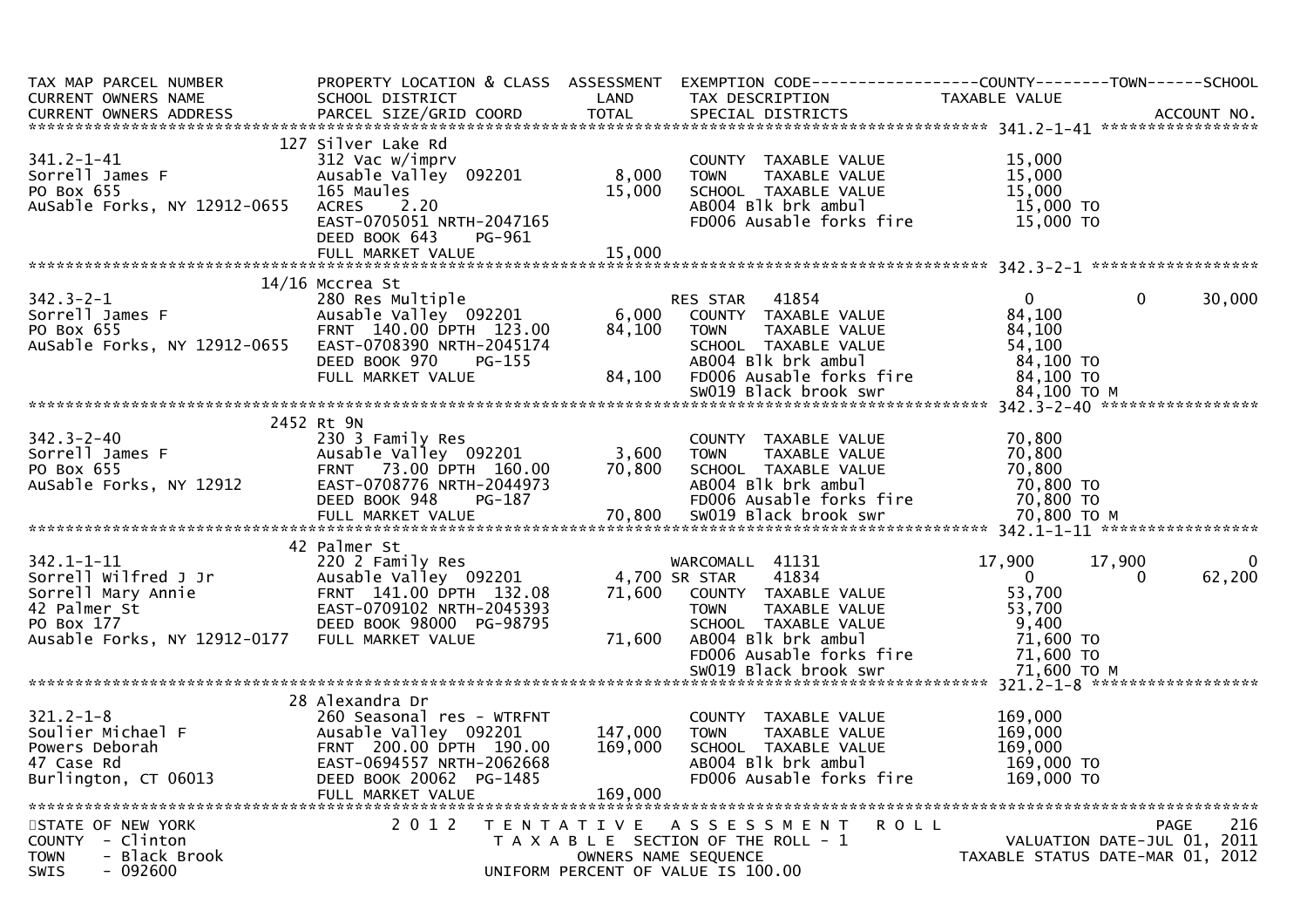```
TAX MAP PARCEL NUMBER          PROPERTY LOCATION & CLASS  ASSESSMENT  EXEMPTION CODE------------------COUNTY--------TOWN------SCHOOL
CURRENT OWNERS NAME            SCHOOL DISTRICT               LAND      TAX DESCRIPTION            TAXABLE VALUE
CURRENT OWNERS ADDRESS         PARCEL SIZE/GRID COORD       TOTAL      SPECIAL DISTRICTS                                  ACCOUNT NO.
******************************************************************************************************* 341.2-1-41 *****************
                         127 Silver Lake Rd
341.2-1-41                     312 Vac w/imprv                          COUNTY  TAXABLE VALUE          15,000
Sorrell James F                Ausable Valley  092201        8,000      TOWN    TAXABLE VALUE          15,000
PO Box 655                     165 Maules                   15,000      SCHOOL  TAXABLE VALUE          15,000
AuSable Forks, NY 12912-0655   ACRES    2.20                            AB004 Blk brk ambul             15,000 TO
                               EAST-0705051 NRTH-2047165                FD006 Ausable forks fire        15,000 TO
                               DEED BOOK 643    PG-961
                               FULL MARKET VALUE            15,000
******************************************************************************************************* 342.3-2-1 ******************
                         14/16 Mccrea St
342.3-2-1                      280 Res Multiple                         RES STAR   41854                 0            0       30,000
Sorrell James F                Ausable Valley  092201        6,000      COUNTY  TAXABLE VALUE          84,100
PO Box 655                     FRNT  140.00 DPTH  123.00    84,100      TOWN    TAXABLE VALUE          84,100
AuSable Forks, NY 12912-0655   EAST-0708390 NRTH-2045174                SCHOOL  TAXABLE VALUE          54,100
                               DEED BOOK 970    PG-155                  AB004 Blk brk ambul             84,100 TO
                               FULL MARKET VALUE            84,100      FD006 Ausable forks fire        84,100 TO
                                                                        SW019 Black brook swr           84,100 TO M
******************************************************************************************************* 342.3-2-40 *****************
                         2452 Rt 9N
342.3-2-40                     230 3 Family Res                         COUNTY  TAXABLE VALUE          70,800
Sorrell James F                Ausable Valley  092201        3,600      TOWN    TAXABLE VALUE          70,800
PO Box 655                     FRNT   73.00 DPTH  160.00    70,800      SCHOOL  TAXABLE VALUE          70,800
AuSable Forks, NY 12912        EAST-0708776 NRTH-2044973                AB004 Blk brk ambul             70,800 TO
                               DEED BOOK 948    PG-187                  FD006 Ausable forks fire        70,800 TO
                               FULL MARKET VALUE            70,800      SW019 Black brook swr           70,800 TO M
******************************************************************************************************* 342.1-1-11 *****************
                         42 Palmer St
342.1-1-11                     220 2 Family Res                         WARCOMALL  41131            17,900       17,900            0
Sorrell Wilfred J Jr           Ausable Valley  092201        4,700 SR STAR     41834                 0            0       62,200
Sorrell Mary Annie             FRNT  141.00 DPTH  132.08    71,600      COUNTY  TAXABLE VALUE          53,700
42 Palmer St                   EAST-0709102 NRTH-2045393                TOWN    TAXABLE VALUE          53,700
PO Box 177                     DEED BOOK 98000 PG-98795                 SCHOOL  TAXABLE VALUE           9,400
Ausable Forks, NY 12912-0177   FULL MARKET VALUE            71,600      AB004 Blk brk ambul             71,600 TO
                                                                        FD006 Ausable forks fire        71,600 TO
                                                                        SW019 Black brook swr           71,600 TO M
******************************************************************************************************* 321.2-1-8 ******************
                         28 Alexandra Dr
321.2-1-8                      260 Seasonal res - WTRFNT                COUNTY  TAXABLE VALUE         169,000
Soulier Michael F              Ausable Valley  092201      147,000      TOWN    TAXABLE VALUE         169,000
Powers Deborah                 FRNT  200.00 DPTH  190.00   169,000      SCHOOL  TAXABLE VALUE         169,000
47 Case Rd                     EAST-0694557 NRTH-2062668                AB004 Blk brk ambul            169,000 TO
Burlington, CT 06013           DEED BOOK 20062 PG-1485                  FD006 Ausable forks fire       169,000 TO
                               FULL MARKET VALUE           169,000
************************************************************************************************************************************
STATE OF NEW YORK                 2 0 1 2   T E N T A T I V E   A S S E S S M E N T   R O L L                          PAGE    216
COUNTY  - Clinton                           T A X A B L E  SECTION OF THE ROLL - 1                     VALUATION DATE-JUL 01, 2011
TOWN    - Black Brook                            OWNERS NAME SEQUENCE                              TAXABLE STATUS DATE-MAR 01, 2012
SWIS    - 092600                           UNIFORM PERCENT OF VALUE IS 100.00
```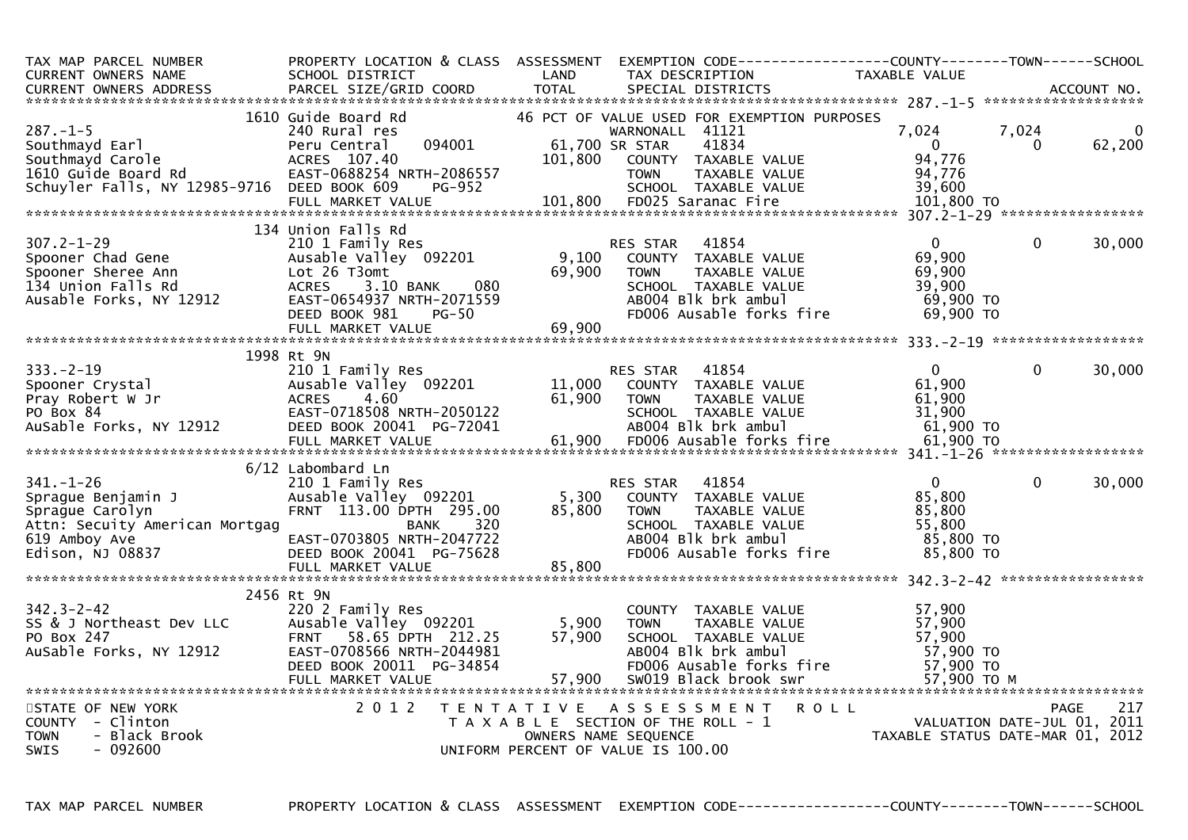```
TAX MAP PARCEL NUMBER          PROPERTY LOCATION & CLASS  ASSESSMENT  EXEMPTION CODE------------------COUNTY--------TOWN------SCHOOL
CURRENT OWNERS NAME            SCHOOL DISTRICT             LAND       TAX DESCRIPTION              TAXABLE VALUE
CURRENT OWNERS ADDRESS         PARCEL SIZE/GRID COORD      TOTAL      SPECIAL DISTRICTS                                    ACCOUNT NO.
******************************************************************************************************* 287.-1-5 *******************
                            1610 Guide Board Rd            46 PCT OF VALUE USED FOR EXEMPTION PURPOSES
287.-1-5                       240 Rural res                          WARNONALL  41121              7,024       7,024            0
Southmayd Earl                 Peru Central     094001        61,700 SR STAR    41834                  0           0       62,200
Southmayd Carole               ACRES  107.40                 101,800   COUNTY  TAXABLE VALUE           94,776
1610 Guide Board Rd            EAST-0688254 NRTH-2086557               TOWN    TAXABLE VALUE           94,776
Schuyler Falls, NY 12985-9716  DEED BOOK 609    PG-952                 SCHOOL  TAXABLE VALUE           39,600
                               FULL MARKET VALUE             101,800   FD025 Saranac Fire             101,800 TO
******************************************************************************************************* 307.2-1-29 *****************
                            134 Union Falls Rd
307.2-1-29                     210 1 Family Res                       RES STAR   41854                  0           0       30,000
Spooner Chad Gene              Ausable Valley  092201          9,100   COUNTY  TAXABLE VALUE           69,900
Spooner Sheree Ann             Lot 26 T3omt                   69,900   TOWN    TAXABLE VALUE           69,900
134 Union Falls Rd             ACRES    3.10 BANK     080              SCHOOL  TAXABLE VALUE           39,900
Ausable Forks, NY 12912        EAST-0654937 NRTH-2071559               AB004 Blk brk ambul             69,900 TO
                               DEED BOOK 981    PG-50                  FD006 Ausable forks fire        69,900 TO
                               FULL MARKET VALUE              69,900
******************************************************************************************************* 333.-2-19 ******************
                            1998 Rt 9N
333.-2-19                      210 1 Family Res                       RES STAR   41854                  0           0       30,000
Spooner Crystal                Ausable Valley  092201         11,000   COUNTY  TAXABLE VALUE           61,900
Pray Robert W Jr               ACRES    4.60                  61,900   TOWN    TAXABLE VALUE           61,900
PO Box 84                      EAST-0718508 NRTH-2050122               SCHOOL  TAXABLE VALUE           31,900
AuSable Forks, NY 12912        DEED BOOK 20041  PG-72041               AB004 Blk brk ambul             61,900 TO
                               FULL MARKET VALUE              61,900   FD006 Ausable forks fire        61,900 TO
******************************************************************************************************* 341.-1-26 ******************
                            6/12 Labombard Ln
341.-1-26                      210 1 Family Res                       RES STAR   41854                  0           0       30,000
Sprague Benjamin J             Ausable Valley  092201          5,300   COUNTY  TAXABLE VALUE           85,800
Sprague Carolyn                FRNT  113.00 DPTH  295.00      85,800   TOWN    TAXABLE VALUE           85,800
Attn: Secuity American Mortgag              BANK     320               SCHOOL  TAXABLE VALUE           55,800
619 Amboy Ave                  EAST-0703805 NRTH-2047722               AB004 Blk brk ambul             85,800 TO
Edison, NJ 08837               DEED BOOK 20041  PG-75628               FD006 Ausable forks fire        85,800 TO
                               FULL MARKET VALUE              85,800
******************************************************************************************************* 342.3-2-42 *****************
                            2456 Rt 9N
342.3-2-42                     220 2 Family Res                        COUNTY  TAXABLE VALUE           57,900
SS & J Northeast Dev LLC       Ausable Valley  092201          5,900   TOWN    TAXABLE VALUE           57,900
PO Box 247                     FRNT   58.65 DPTH  212.25      57,900   SCHOOL  TAXABLE VALUE           57,900
AuSable Forks, NY 12912        EAST-0708566 NRTH-2044981               AB004 Blk brk ambul             57,900 TO
                               DEED BOOK 20011  PG-34854               FD006 Ausable forks fire        57,900 TO
                               FULL MARKET VALUE              57,900   SW019 Black brook swr           57,900 TO M
************************************************************************************************************************************
STATE OF NEW YORK                   2 0 1 2   T E N T A T I V E   A S S E S S M E N T   R O L L                        PAGE   217
COUNTY  - Clinton                             T A X A B L E  SECTION OF THE ROLL - 1                   VALUATION DATE-JUL 01, 2011
TOWN    - Black Brook                              OWNERS NAME SEQUENCE                         TAXABLE STATUS DATE-MAR 01, 2012
SWIS    - 092600                              UNIFORM PERCENT OF VALUE IS 100.00


TAX MAP PARCEL NUMBER          PROPERTY LOCATION & CLASS  ASSESSMENT  EXEMPTION CODE------------------COUNTY--------TOWN------SCHOOL
```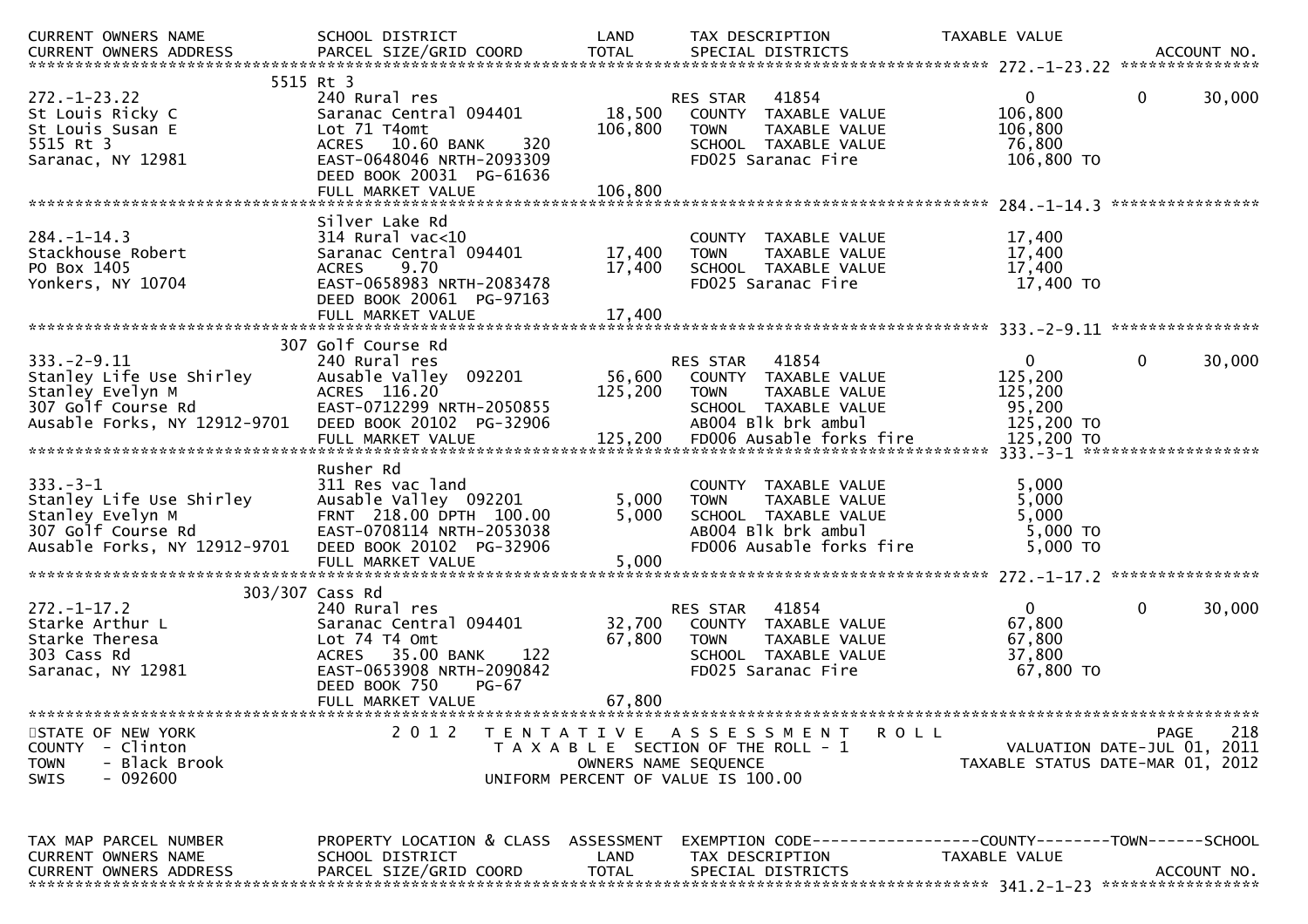```
CURRENT OWNERS NAME            SCHOOL DISTRICT               LAND      TAX DESCRIPTION            TAXABLE VALUE
CURRENT OWNERS ADDRESS         PARCEL SIZE/GRID COORD        TOTAL     SPECIAL DISTRICTS                                  ACCOUNT NO.
******************************************************************************************************* 272.-1-23.22 ***************
                       5515 Rt 3
272.-1-23.22                   240 Rural res                            RES STAR   41854                0           0       30,000
St Louis Ricky C               Saranac Central 094401        18,500    COUNTY  TAXABLE VALUE          106,800
St Louis Susan E               Lot 71 T4omt                 106,800    TOWN    TAXABLE VALUE          106,800
5515 Rt 3                      ACRES  10.60 BANK     320               SCHOOL  TAXABLE VALUE           76,800
Saranac, NY 12981              EAST-0648046 NRTH-2093309               FD025 Saranac Fire             106,800 TO
                               DEED BOOK 20031  PG-61636
                               FULL MARKET VALUE            106,800
******************************************************************************************************* 284.-1-14.3 ****************
                               Silver Lake Rd
284.-1-14.3                    314 Rural vac<10                         COUNTY  TAXABLE VALUE           17,400
Stackhouse Robert              Saranac Central 094401        17,400    TOWN    TAXABLE VALUE           17,400
PO Box 1405                    ACRES   9.70                  17,400    SCHOOL  TAXABLE VALUE           17,400
Yonkers, NY 10704              EAST-0658983 NRTH-2083478               FD025 Saranac Fire              17,400 TO
                               DEED BOOK 20061  PG-97163
                               FULL MARKET VALUE             17,400
******************************************************************************************************* 333.-2-9.11 ****************
                       307 Golf Course Rd
333.-2-9.11                    240 Rural res                            RES STAR   41854                0           0       30,000
Stanley Life Use Shirley       Ausable Valley  092201        56,600    COUNTY  TAXABLE VALUE          125,200
Stanley Evelyn M               ACRES 116.20                 125,200    TOWN    TAXABLE VALUE          125,200
307 Golf Course Rd             EAST-0712299 NRTH-2050855               SCHOOL  TAXABLE VALUE           95,200
Ausable Forks, NY 12912-9701   DEED BOOK 20102  PG-32906               AB004 Blk brk ambul            125,200 TO
                               FULL MARKET VALUE            125,200    FD006 Ausable forks fire       125,200 TO
******************************************************************************************************* 333.-3-1 *******************
                               Rusher Rd
333.-3-1                       311 Res vac land                         COUNTY  TAXABLE VALUE            5,000
Stanley Life Use Shirley       Ausable Valley  092201         5,000    TOWN    TAXABLE VALUE            5,000
Stanley Evelyn M               FRNT 218.00 DPTH 100.00        5,000    SCHOOL  TAXABLE VALUE            5,000
307 Golf Course Rd             EAST-0708114 NRTH-2053038               AB004 Blk brk ambul              5,000 TO
Ausable Forks, NY 12912-9701   DEED BOOK 20102  PG-32906               FD006 Ausable forks fire         5,000 TO
                               FULL MARKET VALUE              5,000
******************************************************************************************************* 272.-1-17.2 ****************
                     303/307 Cass Rd
272.-1-17.2                    240 Rural res                            RES STAR   41854                0           0       30,000
Starke Arthur L                Saranac Central 094401        32,700    COUNTY  TAXABLE VALUE           67,800
Starke Theresa                 Lot 74 T4 Omt                 67,800    TOWN    TAXABLE VALUE           67,800
303 Cass Rd                    ACRES  35.00 BANK     122               SCHOOL  TAXABLE VALUE           37,800
Saranac, NY 12981              EAST-0653908 NRTH-2090842               FD025 Saranac Fire              67,800 TO
                               DEED BOOK 750    PG-67
                               FULL MARKET VALUE             67,800
************************************************************************************************************************************
STATE OF NEW YORK                    2 0 1 2   T E N T A T I V E   A S S E S S M E N T   R O L L                     PAGE    218
COUNTY  - Clinton                              T A X A B L E  SECTION OF THE ROLL - 1                  VALUATION DATE-JUL 01, 2011
TOWN    - Black Brook                                OWNERS NAME SEQUENCE                        TAXABLE STATUS DATE-MAR 01, 2012
SWIS    - 092600                               UNIFORM PERCENT OF VALUE IS 100.00


TAX MAP PARCEL NUMBER          PROPERTY LOCATION & CLASS  ASSESSMENT  EXEMPTION CODE------------------COUNTY--------TOWN------SCHOOL
CURRENT OWNERS NAME            SCHOOL DISTRICT               LAND      TAX DESCRIPTION            TAXABLE VALUE
CURRENT OWNERS ADDRESS         PARCEL SIZE/GRID COORD        TOTAL     SPECIAL DISTRICTS                                  ACCOUNT NO.
******************************************************************************************************* 341.2-1-23 *****************
```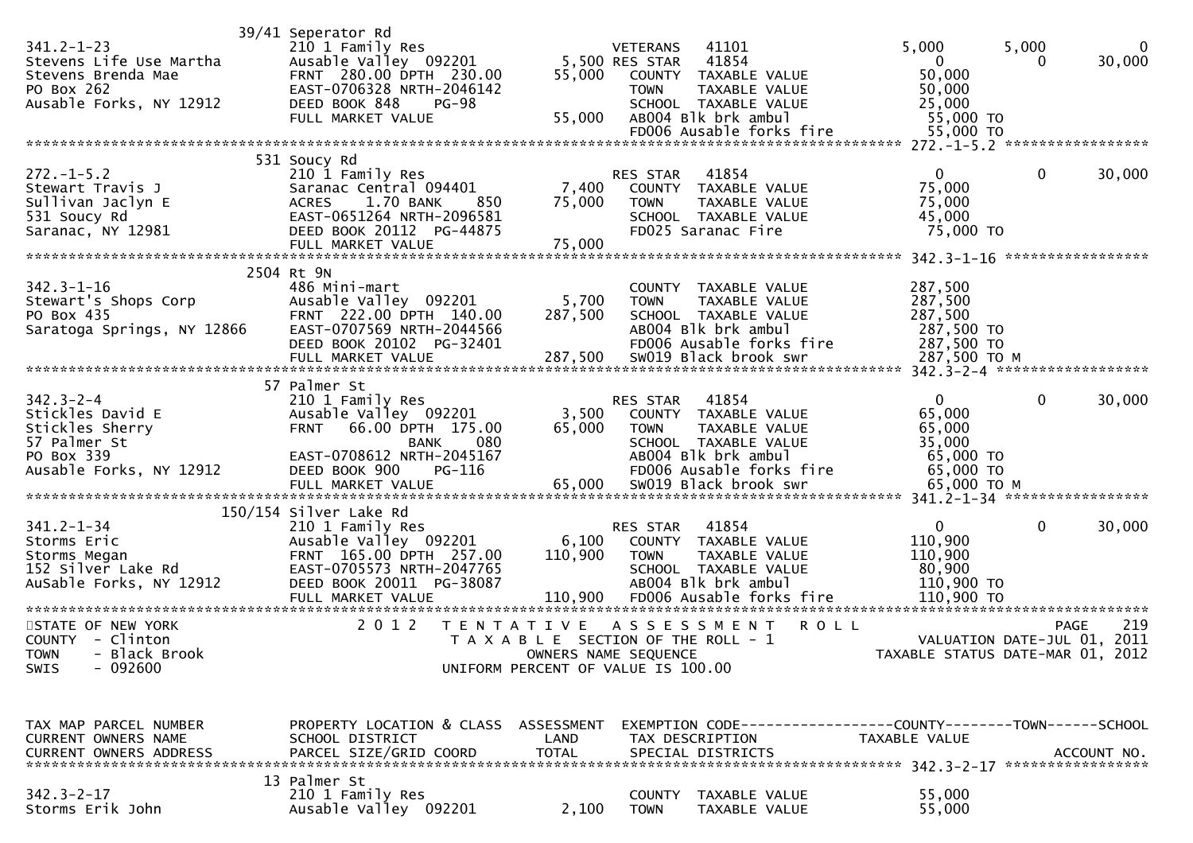```
                           39/41 Seperator Rd
341.2-1-23                 210 1 Family Res                    VETERANS    41101                5,000        5,000          0
Stevens Life Use Martha    Ausable Valley  092201        5,500 RES STAR    41854                    0            0     30,000
Stevens Brenda Mae         FRNT  280.00 DPTH  230.00    55,000    COUNTY  TAXABLE VALUE          50,000
PO Box 262                 EAST-0706328 NRTH-2046142              TOWN    TAXABLE VALUE          50,000
Ausable Forks, NY 12912    DEED BOOK 848     PG-98                SCHOOL  TAXABLE VALUE          25,000
                           FULL MARKET VALUE            55,000    AB004 Blk brk ambul             55,000 TO
                                                                  FD006 Ausable forks fire        55,000 TO
*********************************************************************************************** 272.-1-5.2 *****************
                           531 Soucy Rd
272.-1-5.2                 210 1 Family Res                    RES STAR    41854                    0            0     30,000
Stewart Travis J           Saranac Central 094401        7,400    COUNTY  TAXABLE VALUE          75,000
Sullivan Jaclyn E          ACRES     1.70 BANK     850  75,000    TOWN    TAXABLE VALUE          75,000
531 Soucy Rd               EAST-0651264 NRTH-2096581              SCHOOL  TAXABLE VALUE          45,000
Saranac, NY 12981          DEED BOOK 20112  PG-44875              FD025 Saranac Fire              75,000 TO
                           FULL MARKET VALUE            75,000
*********************************************************************************************** 342.3-1-16 *****************
                           2504 Rt 9N
342.3-1-16                 486 Mini-mart                          COUNTY  TAXABLE VALUE         287,500
Stewart's Shops Corp       Ausable Valley  092201        5,700    TOWN    TAXABLE VALUE         287,500
PO Box 435                 FRNT  222.00 DPTH  140.00   287,500    SCHOOL  TAXABLE VALUE         287,500
Saratoga Springs, NY 12866 EAST-0707569 NRTH-2044566              AB004 Blk brk ambul            287,500 TO
                           DEED BOOK 20102  PG-32401              FD006 Ausable forks fire       287,500 TO
                           FULL MARKET VALUE           287,500    SW019 Black brook swr          287,500 TO M
*********************************************************************************************** 342.3-2-4 ******************
                           57 Palmer St
342.3-2-4                  210 1 Family Res                    RES STAR    41854                    0            0     30,000
Stickles David E           Ausable Valley  092201        3,500    COUNTY  TAXABLE VALUE          65,000
Stickles Sherry            FRNT   66.00 DPTH  175.00    65,000    TOWN    TAXABLE VALUE          65,000
57 Palmer St                            BANK     080              SCHOOL  TAXABLE VALUE          35,000
PO Box 339                 EAST-0708612 NRTH-2045167              AB004 Blk brk ambul             65,000 TO
Ausable Forks, NY 12912    DEED BOOK 900     PG-116               FD006 Ausable forks fire        65,000 TO
                           FULL MARKET VALUE            65,000    SW019 Black brook swr           65,000 TO M
*********************************************************************************************** 341.2-1-34 *****************
                           150/154 Silver Lake Rd
341.2-1-34                 210 1 Family Res                    RES STAR    41854                    0            0     30,000
Storms Eric                Ausable Valley  092201        6,100    COUNTY  TAXABLE VALUE         110,900
Storms Megan               FRNT  165.00 DPTH  257.00   110,900    TOWN    TAXABLE VALUE         110,900
152 Silver Lake Rd         EAST-0705573 NRTH-2047765              SCHOOL  TAXABLE VALUE          80,900
AuSable Forks, NY 12912    DEED BOOK 20011  PG-38087              AB004 Blk brk ambul            110,900 TO
                           FULL MARKET VALUE           110,900    FD006 Ausable forks fire       110,900 TO
******************************************************************************************************************************
STATE OF NEW YORK                2 0 1 2   T E N T A T I V E   A S S E S S M E N T   R O L L                        PAGE   219
COUNTY  - Clinton                      T A X A B L E  SECTION OF THE ROLL - 1                     VALUATION DATE-JUL 01, 2011
TOWN    - Black Brook                          OWNERS NAME SEQUENCE                          TAXABLE STATUS DATE-MAR 01, 2012
SWIS    - 092600                        UNIFORM PERCENT OF VALUE IS 100.00


TAX MAP PARCEL NUMBER      PROPERTY LOCATION & CLASS  ASSESSMENT  EXEMPTION CODE------------------COUNTY--------TOWN------SCHOOL
CURRENT OWNERS NAME        SCHOOL DISTRICT               LAND     TAX DESCRIPTION              TAXABLE VALUE
CURRENT OWNERS ADDRESS     PARCEL SIZE/GRID COORD       TOTAL     SPECIAL DISTRICTS                                  ACCOUNT NO.
*********************************************************************************************** 342.3-2-17 *****************
                           13 Palmer St
342.3-2-17                 210 1 Family Res                       COUNTY  TAXABLE VALUE          55,000
Storms Erik John           Ausable Valley  092201        2,100    TOWN    TAXABLE VALUE          55,000
```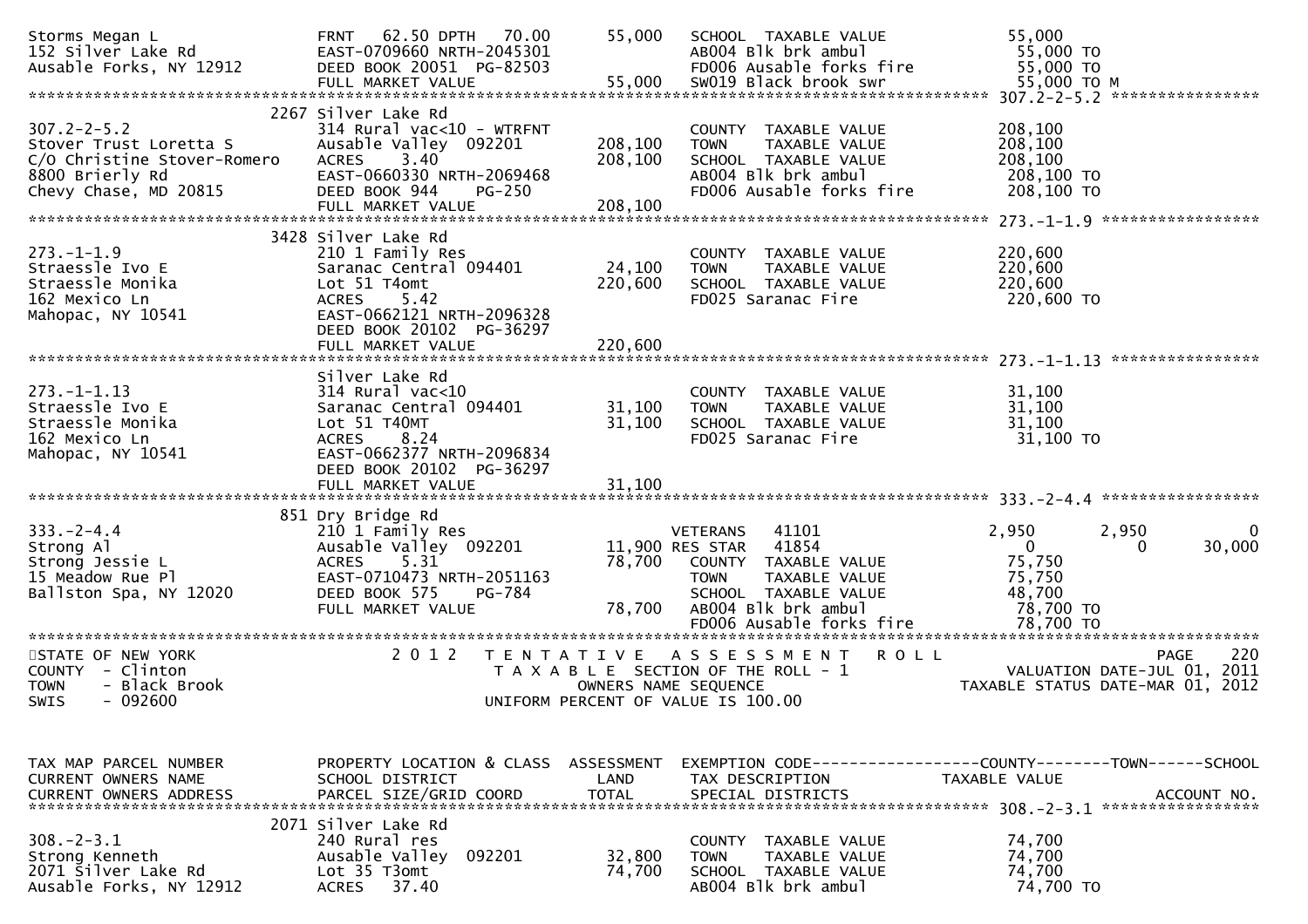```
Storms Megan L                 FRNT   62.50 DPTH   70.00      55,000   SCHOOL  TAXABLE VALUE           55,000
152 Silver Lake Rd             EAST-0709660 NRTH-2045301               AB004 Blk brk ambul              55,000 TO
Ausable Forks, NY 12912        DEED BOOK 20051 PG-82503                FD006 Ausable forks fire         55,000 TO
                               FULL MARKET VALUE              55,000   SW019 Black brook swr            55,000 TO M
******************************************************************************************************* 307.2-2-5.2 *****************
                          2267 Silver Lake Rd
307.2-2-5.2                    314 Rural vac<10 - WTRFNT               COUNTY  TAXABLE VALUE           208,100
Stover Trust Loretta S         Ausable Valley  092201        208,100   TOWN    TAXABLE VALUE           208,100
C/O Christine Stover-Romero    ACRES    3.40                 208,100   SCHOOL  TAXABLE VALUE           208,100
8800 Brierly Rd                EAST-0660330 NRTH-2069468               AB004 Blk brk ambul             208,100 TO
Chevy Chase, MD 20815          DEED BOOK 944    PG-250                 FD006 Ausable forks fire        208,100 TO
                               FULL MARKET VALUE             208,100
******************************************************************************************************* 273.-1-1.9 ******************
                          3428 Silver Lake Rd
273.-1-1.9                     210 1 Family Res                        COUNTY  TAXABLE VALUE           220,600
Straessle Ivo E                Saranac Central 094401         24,100   TOWN    TAXABLE VALUE           220,600
Straessle Monika               Lot 51 T4omt                  220,600   SCHOOL  TAXABLE VALUE           220,600
162 Mexico Ln                  ACRES    5.42                           FD025 Saranac Fire              220,600 TO
Mahopac, NY 10541              EAST-0662121 NRTH-2096328
                               DEED BOOK 20102 PG-36297
                               FULL MARKET VALUE             220,600
******************************************************************************************************* 273.-1-1.13 *****************
                               Silver Lake Rd
273.-1-1.13                    314 Rural vac<10                        COUNTY  TAXABLE VALUE            31,100
Straessle Ivo E                Saranac Central 094401         31,100   TOWN    TAXABLE VALUE            31,100
Straessle Monika               Lot 51 T40MT                   31,100   SCHOOL  TAXABLE VALUE            31,100
162 Mexico Ln                  ACRES    8.24                           FD025 Saranac Fire               31,100 TO
Mahopac, NY 10541              EAST-0662377 NRTH-2096834
                               DEED BOOK 20102 PG-36297
                               FULL MARKET VALUE              31,100
******************************************************************************************************* 333.-2-4.4 ******************
                           851 Dry Bridge Rd
333.-2-4.4                     210 1 Family Res                    VETERANS   41101             2,950        2,950            0
Strong Al                      Ausable Valley  092201         11,900 RES STAR  41854                0            0       30,000
Strong Jessie L                ACRES    5.31                  78,700   COUNTY  TAXABLE VALUE            75,750
15 Meadow Rue Pl               EAST-0710473 NRTH-2051163               TOWN    TAXABLE VALUE            75,750
Ballston Spa, NY 12020         DEED BOOK 575    PG-784                 SCHOOL  TAXABLE VALUE            48,700
                               FULL MARKET VALUE              78,700   AB004 Blk brk ambul              78,700 TO
                                                                       FD006 Ausable forks fire         78,700 TO
*************************************************************************************************************************************
STATE OF NEW YORK                  2 0 1 2   T E N T A T I V E   A S S E S S M E N T   R O L L                          PAGE    220
COUNTY  - Clinton                          T A X A B L E  SECTION OF THE ROLL - 1                       VALUATION DATE-JUL 01, 2011
TOWN    - Black Brook                            OWNERS NAME SEQUENCE                              TAXABLE STATUS DATE-MAR 01, 2012
SWIS    - 092600                         UNIFORM PERCENT OF VALUE IS 100.00


TAX MAP PARCEL NUMBER          PROPERTY LOCATION & CLASS  ASSESSMENT  EXEMPTION CODE------------------COUNTY--------TOWN------SCHOOL
CURRENT OWNERS NAME            SCHOOL DISTRICT               LAND      TAX DESCRIPTION              TAXABLE VALUE
CURRENT OWNERS ADDRESS         PARCEL SIZE/GRID COORD        TOTAL     SPECIAL DISTRICTS                                 ACCOUNT NO.
******************************************************************************************************* 308.-2-3.1 ******************
                          2071 Silver Lake Rd
308.-2-3.1                     240 Rural res                           COUNTY  TAXABLE VALUE            74,700
Strong Kenneth                 Ausable Valley  092201         32,800   TOWN    TAXABLE VALUE            74,700
2071 Silver Lake Rd            Lot 35 T3omt                   74,700   SCHOOL  TAXABLE VALUE            74,700
Ausable Forks, NY 12912        ACRES   37.40                           AB004 Blk brk ambul              74,700 TO
```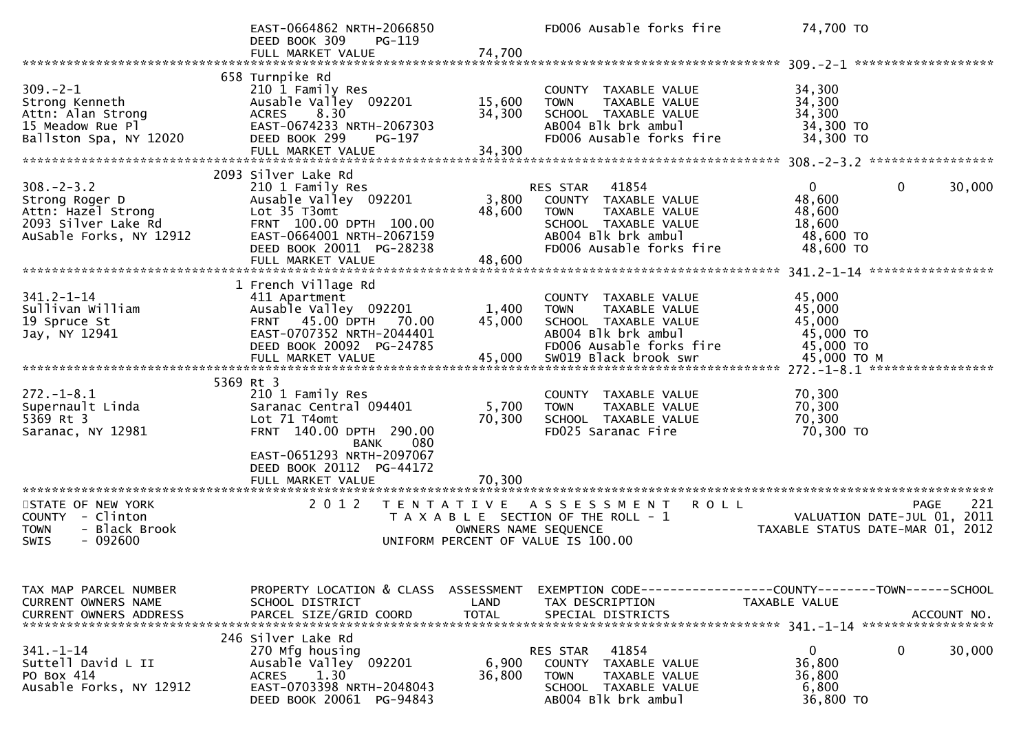```
                              EAST-0664862 NRTH-2066850              FD006 Ausable forks fire           74,700 TO
                              DEED BOOK 309    PG-119
                              FULL MARKET VALUE              74,700
******************************************************************************************************* 309.-2-1 ******************
                              658 Turnpike Rd
309.-2-1                      210 1 Family Res                       COUNTY  TAXABLE VALUE              34,300
Strong Kenneth                Ausable Valley  092201        15,600   TOWN    TAXABLE VALUE              34,300
Attn: Alan Strong             ACRES    8.30                 34,300   SCHOOL  TAXABLE VALUE              34,300
15 Meadow Rue Pl              EAST-0674233 NRTH-2067303              AB004 Blk brk ambul                 34,300 TO
Ballston Spa, NY 12020        DEED BOOK 299    PG-197                FD006 Ausable forks fire            34,300 TO
                              FULL MARKET VALUE              34,300
******************************************************************************************************* 308.-2-3.2 ****************
                              2093 Silver Lake Rd
308.-2-3.2                    210 1 Family Res                       RES STAR   41854                      0            0     30,000
Strong Roger D                Ausable Valley  092201         3,800   COUNTY  TAXABLE VALUE              48,600
Attn: Hazel Strong            Lot 35 T3omt                  48,600   TOWN    TAXABLE VALUE              48,600
2093 Silver Lake Rd           FRNT 100.00 DPTH 100.00                SCHOOL  TAXABLE VALUE              18,600
AuSable Forks, NY 12912       EAST-0664001 NRTH-2067159              AB004 Blk brk ambul                 48,600 TO
                              DEED BOOK 20011  PG-28238              FD006 Ausable forks fire            48,600 TO
                              FULL MARKET VALUE              48,600
******************************************************************************************************* 341.2-1-14 ****************
                              1 French Village Rd
341.2-1-14                    411 Apartment                          COUNTY  TAXABLE VALUE              45,000
Sullivan William              Ausable Valley  092201         1,400   TOWN    TAXABLE VALUE              45,000
19 Spruce St                  FRNT  45.00 DPTH  70.00       45,000   SCHOOL  TAXABLE VALUE              45,000
Jay, NY 12941                 EAST-0707352 NRTH-2044401              AB004 Blk brk ambul                 45,000 TO
                              DEED BOOK 20092  PG-24785              FD006 Ausable forks fire            45,000 TO
                              FULL MARKET VALUE              45,000  SW019 Black brook swr               45,000 TO M
******************************************************************************************************* 272.-1-8.1 ****************
                              5369 Rt 3
272.-1-8.1                    210 1 Family Res                       COUNTY  TAXABLE VALUE              70,300
Supernault Linda              Saranac Central 094401         5,700   TOWN    TAXABLE VALUE              70,300
5369 Rt 3                     Lot 71 T4omt                  70,300   SCHOOL  TAXABLE VALUE              70,300
Saranac, NY 12981             FRNT 140.00 DPTH 290.00                FD025 Saranac Fire                  70,300 TO
                                             BANK    080
                              EAST-0651293 NRTH-2097067
                              DEED BOOK 20112  PG-44172
                              FULL MARKET VALUE              70,300
***********************************************************************************************************************************
STATE OF NEW YORK                2 0 1 2   T E N T A T I V E   A S S E S S M E N T   R O L L                        PAGE    221
COUNTY  - Clinton                          T A X A B L E  SECTION OF THE ROLL - 1                 VALUATION DATE-JUL 01, 2011
TOWN    - Black Brook                          OWNERS NAME SEQUENCE                          TAXABLE STATUS DATE-MAR 01, 2012
SWIS    - 092600                          UNIFORM PERCENT OF VALUE IS 100.00


TAX MAP PARCEL NUMBER         PROPERTY LOCATION & CLASS  ASSESSMENT  EXEMPTION CODE------------------COUNTY--------TOWN------SCHOOL
CURRENT OWNERS NAME           SCHOOL DISTRICT               LAND     TAX DESCRIPTION            TAXABLE VALUE
CURRENT OWNERS ADDRESS        PARCEL SIZE/GRID COORD        TOTAL    SPECIAL DISTRICTS                                  ACCOUNT NO.
******************************************************************************************************* 341.-1-14 *****************
                              246 Silver Lake Rd
341.-1-14                     270 Mfg housing                        RES STAR   41854                      0            0     30,000
Suttell David L II            Ausable Valley  092201         6,900   COUNTY  TAXABLE VALUE              36,800
PO Box 414                    ACRES    1.30                 36,800   TOWN    TAXABLE VALUE              36,800
Ausable Forks, NY 12912       EAST-0703398 NRTH-2048043              SCHOOL  TAXABLE VALUE               6,800
                              DEED BOOK 20061  PG-94843              AB004 Blk brk ambul                 36,800 TO
```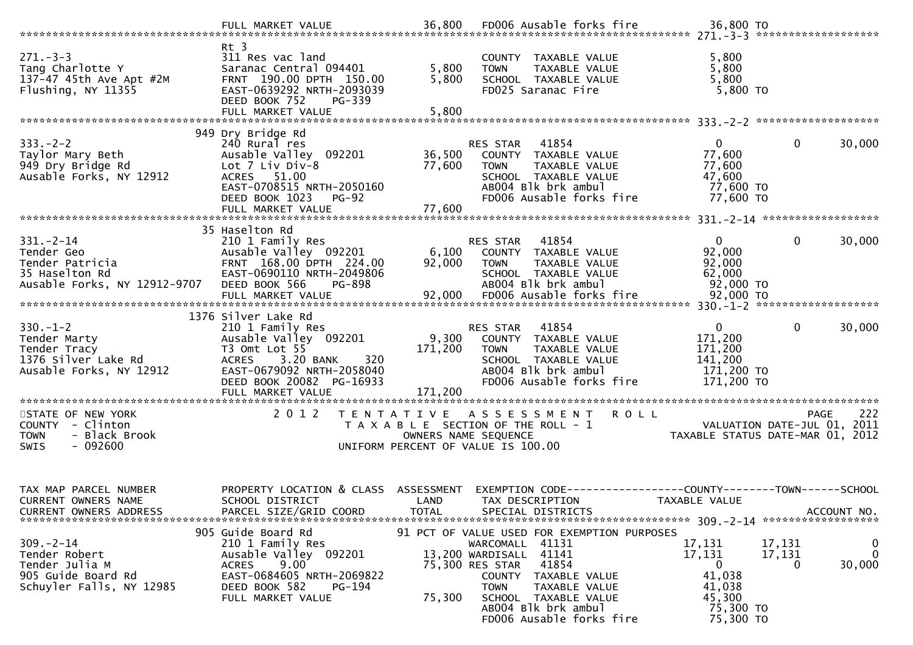```
                                     FULL MARKET VALUE              36,800   FD006 Ausable forks fire           36,800 TO
******************************************************************************************************* 271.-3-3 ********************
                                     Rt 3
271.-3-3                             311 Res vac land                        COUNTY  TAXABLE VALUE               5,800
Tang Charlotte Y                     Saranac Central 094401          5,800   TOWN    TAXABLE VALUE               5,800
137-47 45th Ave Apt #2M              FRNT  190.00 DPTH  150.00       5,800   SCHOOL  TAXABLE VALUE               5,800
Flushing, NY 11355                   EAST-0639292 NRTH-2093039               FD025 Saranac Fire                  5,800 TO
                                     DEED BOOK 752     PG-339
                                     FULL MARKET VALUE               5,800
******************************************************************************************************* 333.-2-2 ********************
                                 949 Dry Bridge Rd
333.-2-2                             240 Rural res                           RES STAR    41854                      0          0      30,000
Taylor Mary Beth                     Ausable Valley  092201         36,500   COUNTY  TAXABLE VALUE              77,600
949 Dry Bridge Rd                    Lot 7 Liv Div-8                77,600   TOWN    TAXABLE VALUE              77,600
Ausable Forks, NY 12912              ACRES   51.00                           SCHOOL  TAXABLE VALUE              47,600
                                     EAST-0708515 NRTH-2050160               AB004 Blk brk ambul                77,600 TO
                                     DEED BOOK 1023    PG-92                 FD006 Ausable forks fire           77,600 TO
                                     FULL MARKET VALUE              77,600
******************************************************************************************************* 331.-2-14 *******************
                                  35 Haselton Rd
331.-2-14                            210 1 Family Res                        RES STAR    41854                      0          0      30,000
Tender Geo                           Ausable Valley  092201          6,100   COUNTY  TAXABLE VALUE              92,000
Tender Patricia                      FRNT  168.00 DPTH  224.00      92,000   TOWN    TAXABLE VALUE              92,000
35 Haselton Rd                       EAST-0690110 NRTH-2049806               SCHOOL  TAXABLE VALUE              62,000
Ausable Forks, NY 12912-9707         DEED BOOK 566     PG-898                AB004 Blk brk ambul                92,000 TO
                                     FULL MARKET VALUE              92,000   FD006 Ausable forks fire           92,000 TO
******************************************************************************************************* 330.-1-2 ********************
                                1376 Silver Lake Rd
330.-1-2                             210 1 Family Res                        RES STAR    41854                      0          0      30,000
Tender Marty                         Ausable Valley  092201          9,300   COUNTY  TAXABLE VALUE             171,200
Tender Tracy                         T3 Omt Lot 55                 171,200   TOWN    TAXABLE VALUE             171,200
1376 Silver Lake Rd                  ACRES    3.20 BANK     320              SCHOOL  TAXABLE VALUE             141,200
Ausable Forks, NY 12912              EAST-0679092 NRTH-2058040               AB004 Blk brk ambul               171,200 TO
                                     DEED BOOK 20082  PG-16933               FD006 Ausable forks fire          171,200 TO
                                     FULL MARKET VALUE             171,200
**************************************************************************************************************************************
STATE OF NEW YORK                 2 0 1 2   T E N T A T I V E   A S S E S S M E N T   R O L L                                PAGE   222
COUNTY  - Clinton                           T A X A B L E  SECTION OF THE ROLL - 1                       VALUATION DATE-JUL 01, 2011
TOWN    - Black Brook                              OWNERS NAME SEQUENCE                             TAXABLE STATUS DATE-MAR 01, 2012
SWIS    - 092600                              UNIFORM PERCENT OF VALUE IS 100.00


TAX MAP PARCEL NUMBER            PROPERTY LOCATION & CLASS  ASSESSMENT  EXEMPTION CODE------------------COUNTY--------TOWN------SCHOOL
CURRENT OWNERS NAME              SCHOOL DISTRICT               LAND      TAX DESCRIPTION              TAXABLE VALUE
CURRENT OWNERS ADDRESS           PARCEL SIZE/GRID COORD        TOTAL     SPECIAL DISTRICTS                                 ACCOUNT NO.
******************************************************************************************************* 309.-2-14 *******************
                                 905 Guide Board Rd            91 PCT OF VALUE USED FOR EXEMPTION PURPOSES
309.-2-14                            210 1 Family Res                        WARCOMALL   41131                 17,131     17,131           0
Tender Robert                        Ausable Valley  092201         13,200   WARDISALL   41141                 17,131     17,131           0
Tender Julia M                       ACRES    9.00                  75,300   RES STAR    41854                      0          0      30,000
905 Guide Board Rd                   EAST-0684605 NRTH-2069822               COUNTY  TAXABLE VALUE              41,038
Schuyler Falls, NY 12985             DEED BOOK 582     PG-194                TOWN    TAXABLE VALUE              41,038
                                     FULL MARKET VALUE              75,300   SCHOOL  TAXABLE VALUE              45,300
                                                                             AB004 Blk brk ambul                75,300 TO
                                                                             FD006 Ausable forks fire           75,300 TO
```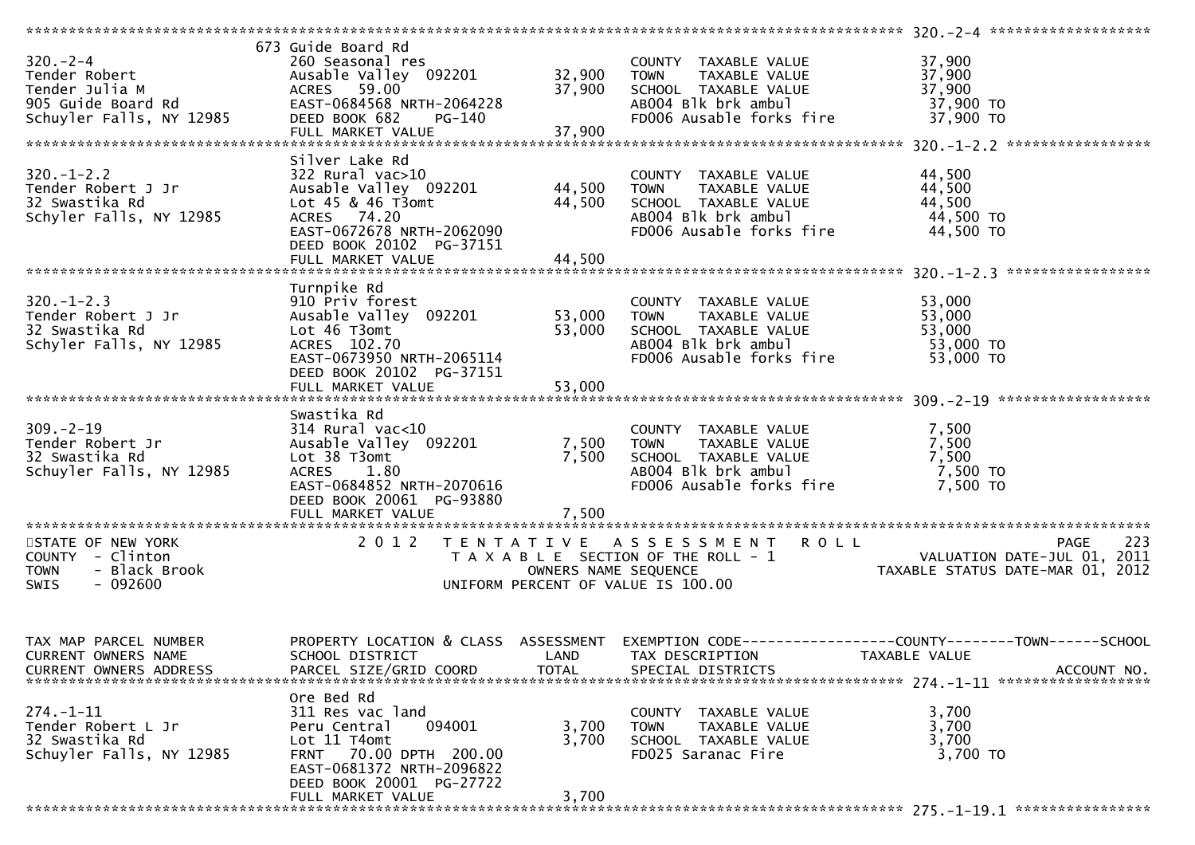```
******************************************************************************************************* 320.-2-4 ********************
                              673 Guide Board Rd
320.-2-4                      260 Seasonal res                        COUNTY  TAXABLE VALUE            37,900
Tender Robert                 Ausable Valley  092201       32,900     TOWN    TAXABLE VALUE            37,900
Tender Julia M                ACRES   59.00                37,900     SCHOOL  TAXABLE VALUE            37,900
905 Guide Board Rd            EAST-0684568 NRTH-2064228               AB004 Blk brk ambul               37,900 TO
Schuyler Falls, NY 12985      DEED BOOK 682     PG-140                FD006 Ausable forks fire          37,900 TO
                              FULL MARKET VALUE            37,900
******************************************************************************************************* 320.-1-2.2 ******************
                              Silver Lake Rd
320.-1-2.2                    322 Rural vac>10                        COUNTY  TAXABLE VALUE            44,500
Tender Robert J Jr            Ausable Valley  092201       44,500     TOWN    TAXABLE VALUE            44,500
32 Swastika Rd                Lot 45 & 46 T3omt            44,500     SCHOOL  TAXABLE VALUE            44,500
Schyler Falls, NY 12985       ACRES   74.20                           AB004 Blk brk ambul               44,500 TO
                              EAST-0672678 NRTH-2062090               FD006 Ausable forks fire          44,500 TO
                              DEED BOOK 20102  PG-37151
                              FULL MARKET VALUE            44,500
******************************************************************************************************* 320.-1-2.3 ******************
                              Turnpike Rd
320.-1-2.3                    910 Priv forest                         COUNTY  TAXABLE VALUE            53,000
Tender Robert J Jr            Ausable Valley  092201       53,000     TOWN    TAXABLE VALUE            53,000
32 Swastika Rd                Lot 46 T3omt                 53,000     SCHOOL  TAXABLE VALUE            53,000
Schyler Falls, NY 12985       ACRES  102.70                           AB004 Blk brk ambul               53,000 TO
                              EAST-0673950 NRTH-2065114               FD006 Ausable forks fire          53,000 TO
                              DEED BOOK 20102  PG-37151
                              FULL MARKET VALUE            53,000
******************************************************************************************************* 309.-2-19 *******************
                              Swastika Rd
309.-2-19                     314 Rural vac<10                        COUNTY  TAXABLE VALUE             7,500
Tender Robert Jr              Ausable Valley  092201        7,500     TOWN    TAXABLE VALUE             7,500
32 Swastika Rd                Lot 38 T3omt                  7,500     SCHOOL  TAXABLE VALUE             7,500
Schuyler Falls, NY 12985      ACRES    1.80                           AB004 Blk brk ambul                7,500 TO
                              EAST-0684852 NRTH-2070616               FD006 Ausable forks fire           7,500 TO
                              DEED BOOK 20061  PG-93880
                              FULL MARKET VALUE             7,500
************************************************************************************************************************************
STATE OF NEW YORK                 2 0 1 2   T E N T A T I V E   A S S E S S M E N T   R O L L                          PAGE    223
COUNTY  - Clinton                         T A X A B L E  SECTION OF THE ROLL - 1                     VALUATION DATE-JUL 01, 2011
TOWN    - Black Brook                            OWNERS NAME SEQUENCE                         TAXABLE STATUS DATE-MAR 01, 2012
SWIS    - 092600                          UNIFORM PERCENT OF VALUE IS 100.00


TAX MAP PARCEL NUMBER         PROPERTY LOCATION & CLASS  ASSESSMENT  EXEMPTION CODE------------------COUNTY--------TOWN------SCHOOL
CURRENT OWNERS NAME           SCHOOL DISTRICT               LAND      TAX DESCRIPTION             TAXABLE VALUE
CURRENT OWNERS ADDRESS        PARCEL SIZE/GRID COORD        TOTAL     SPECIAL DISTRICTS                                 ACCOUNT NO.
******************************************************************************************************* 274.-1-11 *******************
                              Ore Bed Rd
274.-1-11                     311 Res vac land                        COUNTY  TAXABLE VALUE             3,700
Tender Robert L Jr            Peru Central    094001        3,700     TOWN    TAXABLE VALUE             3,700
32 Swastika Rd                Lot 11 T4omt                  3,700     SCHOOL  TAXABLE VALUE             3,700
Schuyler Falls, NY 12985      FRNT   70.00 DPTH  200.00               FD025 Saranac Fire                 3,700 TO
                              EAST-0681372 NRTH-2096822
                              DEED BOOK 20001  PG-27722
                              FULL MARKET VALUE             3,700
******************************************************************************************************* 275.-1-19.1 *****************
```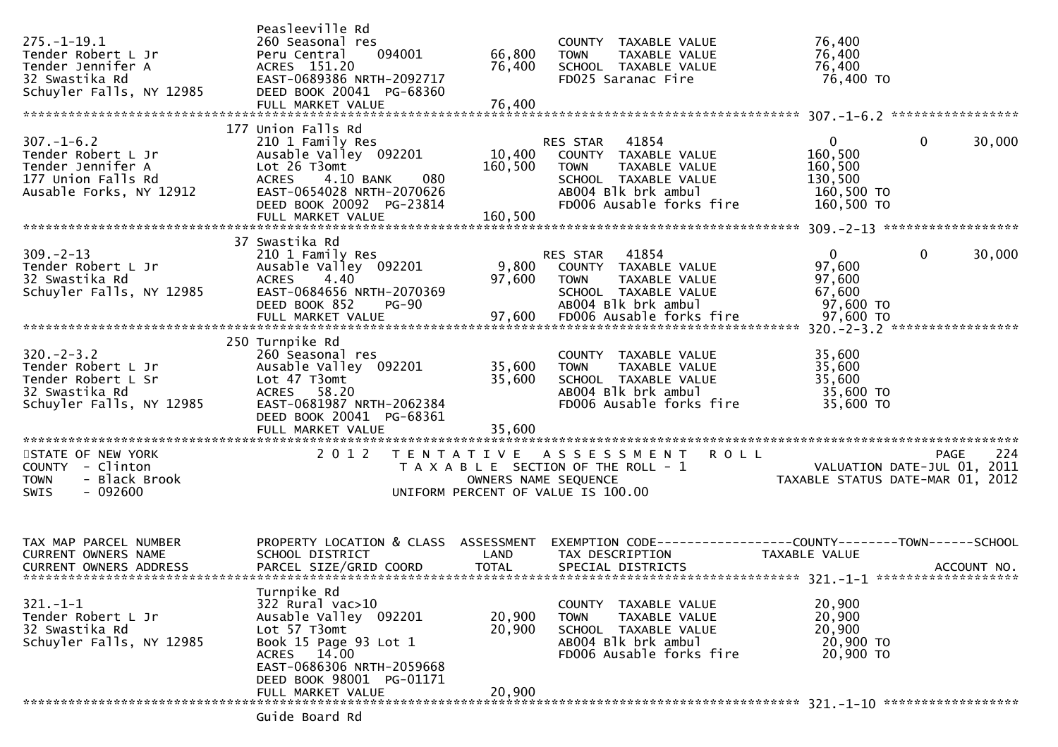```
                              Peasleeville Rd
275.-1-19.1                   260 Seasonal res                     COUNTY  TAXABLE VALUE           76,400
Tender Robert L Jr            Peru Central    094001      66,800   TOWN    TAXABLE VALUE           76,400
Tender Jennifer A             ACRES  151.20               76,400   SCHOOL  TAXABLE VALUE           76,400
32 Swastika Rd                EAST-0689386 NRTH-2092717            FD025 Saranac Fire               76,400 TO
Schuyler Falls, NY 12985      DEED BOOK 20041  PG-68360
                              FULL MARKET VALUE           76,400
******************************************************************************************************* 307.-1-6.2 *****************
                          177 Union Falls Rd
307.-1-6.2                    210 1 Family Res                     RES STAR   41854                 0            0      30,000
Tender Robert L Jr            Ausable Valley  092201      10,400   COUNTY  TAXABLE VALUE          160,500
Tender Jennifer A             Lot 26 T3omt               160,500   TOWN    TAXABLE VALUE          160,500
177 Union Falls Rd            ACRES    4.10 BANK    080            SCHOOL  TAXABLE VALUE          130,500
Ausable Forks, NY 12912       EAST-0654028 NRTH-2070626            AB004 Blk brk ambul             160,500 TO
                              DEED BOOK 20092  PG-23814            FD006 Ausable forks fire        160,500 TO
                              FULL MARKET VALUE          160,500
******************************************************************************************************* 309.-2-13 ******************
                           37 Swastika Rd
309.-2-13                     210 1 Family Res                     RES STAR   41854                 0            0      30,000
Tender Robert L Jr            Ausable Valley  092201       9,800   COUNTY  TAXABLE VALUE           97,600
32 Swastika Rd                ACRES    4.40               97,600   TOWN    TAXABLE VALUE           97,600
Schuyler Falls, NY 12985      EAST-0684656 NRTH-2070369            SCHOOL  TAXABLE VALUE           67,600
                              DEED BOOK 852    PG-90               AB004 Blk brk ambul              97,600 TO
                              FULL MARKET VALUE           97,600   FD006 Ausable forks fire         97,600 TO
******************************************************************************************************* 320.-2-3.2 *****************
                          250 Turnpike Rd
320.-2-3.2                    260 Seasonal res                     COUNTY  TAXABLE VALUE           35,600
Tender Robert L Jr            Ausable Valley  092201      35,600   TOWN    TAXABLE VALUE           35,600
Tender Robert L Sr            Lot 47 T3omt                35,600   SCHOOL  TAXABLE VALUE           35,600
32 Swastika Rd                ACRES   58.20                        AB004 Blk brk ambul              35,600 TO
Schuyler Falls, NY 12985      EAST-0681987 NRTH-2062384            FD006 Ausable forks fire         35,600 TO
                              DEED BOOK 20041  PG-68361
                              FULL MARKET VALUE           35,600
************************************************************************************************************************************
STATE OF NEW YORK                   2 0 1 2   T E N T A T I V E   A S S E S S M E N T   R O L L                     PAGE    224
COUNTY  - Clinton                          T A X A B L E  SECTION OF THE ROLL - 1                  VALUATION DATE-JUL 01, 2011
TOWN    - Black Brook                            OWNERS NAME SEQUENCE                          TAXABLE STATUS DATE-MAR 01, 2012
SWIS    - 092600                          UNIFORM PERCENT OF VALUE IS 100.00


TAX MAP PARCEL NUMBER         PROPERTY LOCATION & CLASS  ASSESSMENT  EXEMPTION CODE------------------COUNTY--------TOWN------SCHOOL
CURRENT OWNERS NAME           SCHOOL DISTRICT               LAND     TAX DESCRIPTION             TAXABLE VALUE
CURRENT OWNERS ADDRESS        PARCEL SIZE/GRID COORD       TOTAL     SPECIAL DISTRICTS                                 ACCOUNT NO.
******************************************************************************************************* 321.-1-1 *******************
                              Turnpike Rd
321.-1-1                      322 Rural vac>10                     COUNTY  TAXABLE VALUE           20,900
Tender Robert L Jr            Ausable Valley  092201      20,900   TOWN    TAXABLE VALUE           20,900
32 Swastika Rd                Lot 57 T3omt                20,900   SCHOOL  TAXABLE VALUE           20,900
Schuyler Falls, NY 12985      Book 15 Page 93 Lot 1                AB004 Blk brk ambul              20,900 TO
                              ACRES   14.00                        FD006 Ausable forks fire         20,900 TO
                              EAST-0686306 NRTH-2059668
                              DEED BOOK 98001  PG-01171
                              FULL MARKET VALUE           20,900
******************************************************************************************************* 321.-1-10 ******************
                              Guide Board Rd
```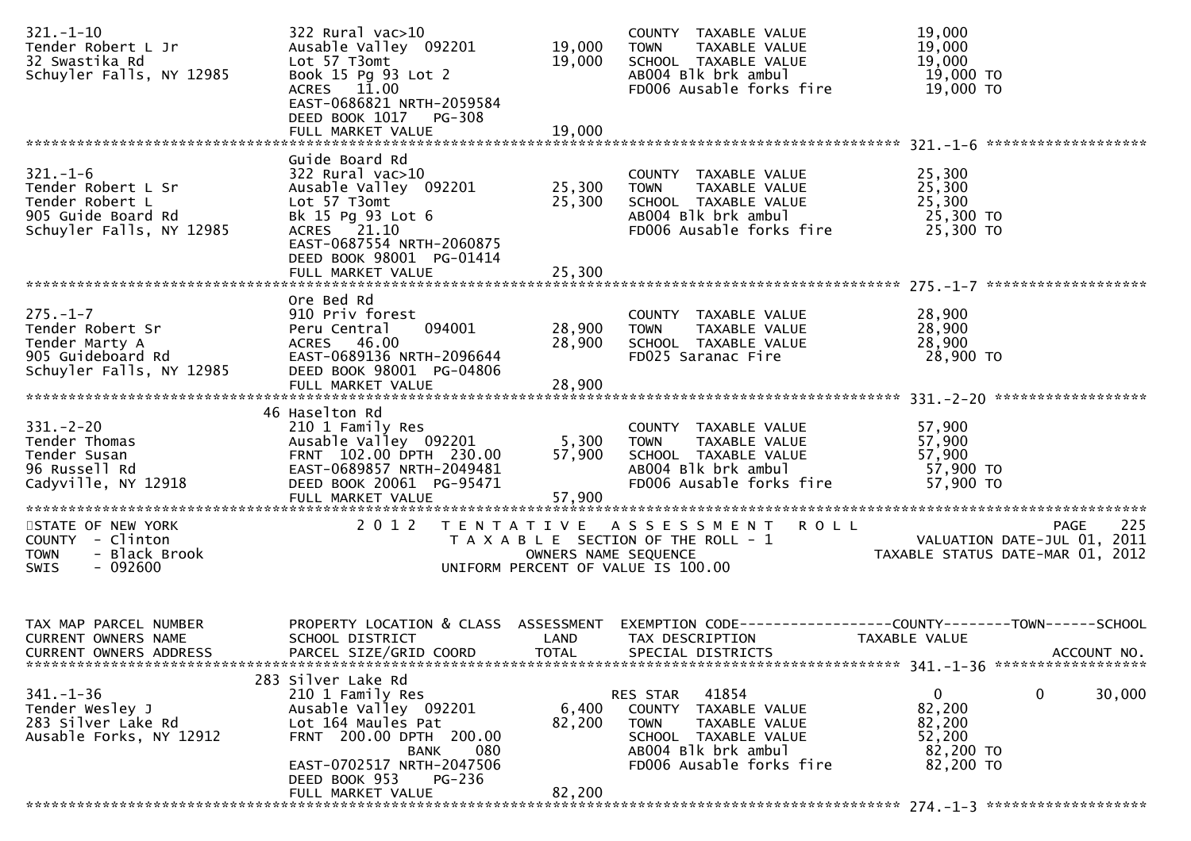```
321.-1-10                    322 Rural vac>10                      COUNTY  TAXABLE VALUE             19,000
Tender Robert L Jr           Ausable Valley  092201      19,000    TOWN    TAXABLE VALUE             19,000
32 Swastika Rd               Lot 57 T3omt                19,000    SCHOOL  TAXABLE VALUE             19,000
Schuyler Falls, NY 12985     Book 15 Pg 93 Lot 2                   AB004 Blk brk ambul                19,000 TO
                             ACRES   11.00                         FD006 Ausable forks fire           19,000 TO
                             EAST-0686821 NRTH-2059584
                             DEED BOOK 1017   PG-308
                             FULL MARKET VALUE           19,000
******************************************************************************************************* 321.-1-6 ********************
                             Guide Board Rd
321.-1-6                     322 Rural vac>10                      COUNTY  TAXABLE VALUE             25,300
Tender Robert L Sr           Ausable Valley  092201      25,300    TOWN    TAXABLE VALUE             25,300
Tender Robert L              Lot 57 T3omt                25,300    SCHOOL  TAXABLE VALUE             25,300
905 Guide Board Rd           Bk 15 Pg 93 Lot 6                     AB004 Blk brk ambul                25,300 TO
Schuyler Falls, NY 12985     ACRES   21.10                         FD006 Ausable forks fire           25,300 TO
                             EAST-0687554 NRTH-2060875
                             DEED BOOK 98001  PG-01414
                             FULL MARKET VALUE           25,300
******************************************************************************************************* 275.-1-7 ********************
                             Ore Bed Rd
275.-1-7                     910 Priv forest                       COUNTY  TAXABLE VALUE             28,900
Tender Robert Sr             Peru Central     094001     28,900    TOWN    TAXABLE VALUE             28,900
Tender Marty A               ACRES   46.00               28,900    SCHOOL  TAXABLE VALUE             28,900
905 Guideboard Rd            EAST-0689136 NRTH-2096644             FD025 Saranac Fire                 28,900 TO
Schuyler Falls, NY 12985     DEED BOOK 98001  PG-04806
                             FULL MARKET VALUE           28,900
******************************************************************************************************* 331.-2-20 *******************
                          46 Haselton Rd
331.-2-20                    210 1 Family Res                      COUNTY  TAXABLE VALUE             57,900
Tender Thomas                Ausable Valley  092201       5,300    TOWN    TAXABLE VALUE             57,900
Tender Susan                 FRNT 102.00 DPTH 230.00     57,900    SCHOOL  TAXABLE VALUE             57,900
96 Russell Rd                EAST-0689857 NRTH-2049481             AB004 Blk brk ambul                57,900 TO
Cadyville, NY 12918          DEED BOOK 20061 PG-95471              FD006 Ausable forks fire           57,900 TO
                             FULL MARKET VALUE           57,900
*************************************************************************************************************************************
STATE OF NEW YORK                2 0 1 2   T E N T A T I V E   A S S E S S M E N T   R O L L                          PAGE    225
COUNTY  - Clinton                          T A X A B L E  SECTION OF THE ROLL - 1                        VALUATION DATE-JUL 01, 2011
TOWN    - Black Brook                           OWNERS NAME SEQUENCE                                TAXABLE STATUS DATE-MAR 01, 2012
SWIS    - 092600                          UNIFORM PERCENT OF VALUE IS 100.00


TAX MAP PARCEL NUMBER          PROPERTY LOCATION & CLASS  ASSESSMENT  EXEMPTION CODE------------------COUNTY--------TOWN------SCHOOL
CURRENT OWNERS NAME            SCHOOL DISTRICT               LAND      TAX DESCRIPTION             TAXABLE VALUE
CURRENT OWNERS ADDRESS         PARCEL SIZE/GRID COORD       TOTAL      SPECIAL DISTRICTS                                  ACCOUNT NO.
******************************************************************************************************* 341.-1-36 *******************
                          283 Silver Lake Rd
341.-1-36                    210 1 Family Res                      RES STAR   41854                    0            0       30,000
Tender Wesley J              Ausable Valley  092201       6,400    COUNTY  TAXABLE VALUE             82,200
283 Silver Lake Rd           Lot 164 Maules Pat          82,200    TOWN    TAXABLE VALUE             82,200
Ausable Forks, NY 12912      FRNT 200.00 DPTH 200.00               SCHOOL  TAXABLE VALUE             52,200
                                          BANK     080             AB004 Blk brk ambul                82,200 TO
                             EAST-0702517 NRTH-2047506             FD006 Ausable forks fire           82,200 TO
                             DEED BOOK 953    PG-236
                             FULL MARKET VALUE           82,200
******************************************************************************************************* 274.-1-3 ********************
```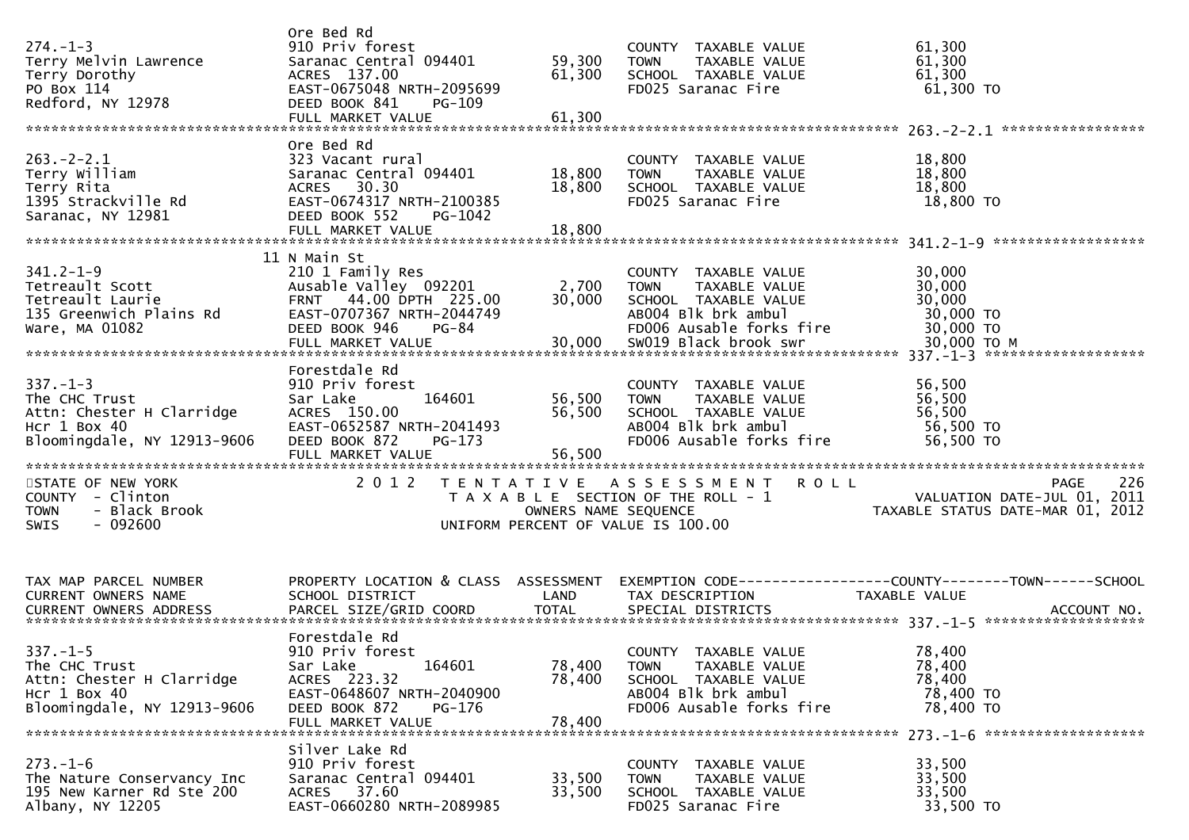| TAX MAP PARCEL NUMBER / CURRENT OWNERS NAME / CURRENT OWNERS ADDRESS | PROPERTY LOCATION & CLASS / SCHOOL DISTRICT / PARCEL SIZE/GRID COORD | ASSESSMENT LAND / TOTAL | EXEMPTION CODE / TAX DESCRIPTION / SPECIAL DISTRICTS | COUNTY / TOWN / SCHOOL TAXABLE VALUE |
|---|---|---|---|---|
| 274.-1-3 | Ore Bed Rd | | | |
| Terry Melvin Lawrence | 910 Priv forest | | COUNTY TAXABLE VALUE | 61,300 |
| Terry Dorothy | Saranac Central 094401 | 59,300 | TOWN TAXABLE VALUE | 61,300 |
| PO Box 114 | ACRES 137.00 | 61,300 | SCHOOL TAXABLE VALUE | 61,300 |
| Redford, NY 12978 | EAST-0675048 NRTH-2095699 | | FD025 Saranac Fire | 61,300 TO |
| | DEED BOOK 841 PG-109 | | | |
| | FULL MARKET VALUE | 61,300 | | |
| 263.-2-2.1 | Ore Bed Rd | | | |
| Terry William | 323 Vacant rural | | COUNTY TAXABLE VALUE | 18,800 |
| Terry Rita | Saranac Central 094401 | 18,800 | TOWN TAXABLE VALUE | 18,800 |
| 1395 Strackville Rd | ACRES 30.30 | 18,800 | SCHOOL TAXABLE VALUE | 18,800 |
| Saranac, NY 12981 | EAST-0674317 NRTH-2100385 | | FD025 Saranac Fire | 18,800 TO |
| | DEED BOOK 552 PG-1042 | | | |
| | FULL MARKET VALUE | 18,800 | | |
| 341.2-1-9 | 11 N Main St | | | |
| Tetreault Scott | 210 1 Family Res | | COUNTY TAXABLE VALUE | 30,000 |
| Tetreault Laurie | Ausable Valley 092201 | 2,700 | TOWN TAXABLE VALUE | 30,000 |
| 135 Greenwich Plains Rd | FRNT 44.00 DPTH 225.00 | 30,000 | SCHOOL TAXABLE VALUE | 30,000 |
| Ware, MA 01082 | EAST-0707367 NRTH-2044749 | | AB004 Blk brk ambul | 30,000 TO |
| | DEED BOOK 946 PG-84 | | FD006 Ausable forks fire | 30,000 TO |
| | FULL MARKET VALUE | 30,000 | SW019 Black brook swr | 30,000 TO M |
| 337.-1-3 | Forestdale Rd | | | |
| The CHC Trust | 910 Priv forest | | COUNTY TAXABLE VALUE | 56,500 |
| Attn: Chester H Clarridge | Sar Lake 164601 | 56,500 | TOWN TAXABLE VALUE | 56,500 |
| Hcr 1 Box 40 | ACRES 150.00 | 56,500 | SCHOOL TAXABLE VALUE | 56,500 |
| Bloomingdale, NY 12913-9606 | EAST-0652587 NRTH-2041493 | | AB004 Blk brk ambul | 56,500 TO |
| | DEED BOOK 872 PG-173 | | FD006 Ausable forks fire | 56,500 TO |
| | FULL MARKET VALUE | 56,500 | | |

STATE OF NEW YORK — 2012 TENTATIVE ASSESSMENT ROLL
COUNTY - Clinton — TAXABLE SECTION OF THE ROLL - 1 — VALUATION DATE-JUL 01, 2011
TOWN - Black Brook — OWNERS NAME SEQUENCE — TAXABLE STATUS DATE-MAR 01, 2012
SWIS - 092600 — UNIFORM PERCENT OF VALUE IS 100.00

| TAX MAP PARCEL NUMBER / CURRENT OWNERS NAME / CURRENT OWNERS ADDRESS | PROPERTY LOCATION & CLASS / SCHOOL DISTRICT / PARCEL SIZE/GRID COORD | ASSESSMENT LAND / TOTAL | EXEMPTION CODE / TAX DESCRIPTION / SPECIAL DISTRICTS | COUNTY / TOWN / SCHOOL TAXABLE VALUE / ACCOUNT NO. |
|---|---|---|---|---|
| 337.-1-5 | Forestdale Rd | | | |
| The CHC Trust | 910 Priv forest | | COUNTY TAXABLE VALUE | 78,400 |
| Attn: Chester H Clarridge | Sar Lake 164601 | 78,400 | TOWN TAXABLE VALUE | 78,400 |
| Hcr 1 Box 40 | ACRES 223.32 | 78,400 | SCHOOL TAXABLE VALUE | 78,400 |
| Bloomingdale, NY 12913-9606 | EAST-0648607 NRTH-2040900 | | AB004 Blk brk ambul | 78,400 TO |
| | DEED BOOK 872 PG-176 | | FD006 Ausable forks fire | 78,400 TO |
| | FULL MARKET VALUE | 78,400 | | |
| 273.-1-6 | Silver Lake Rd | | | |
| The Nature Conservancy Inc | 910 Priv forest | | COUNTY TAXABLE VALUE | 33,500 |
| 195 New Karner Rd Ste 200 | Saranac Central 094401 | 33,500 | TOWN TAXABLE VALUE | 33,500 |
| Albany, NY 12205 | ACRES 37.60 | 33,500 | SCHOOL TAXABLE VALUE | 33,500 |
| | EAST-0660280 NRTH-2089985 | | FD025 Saranac Fire | 33,500 TO |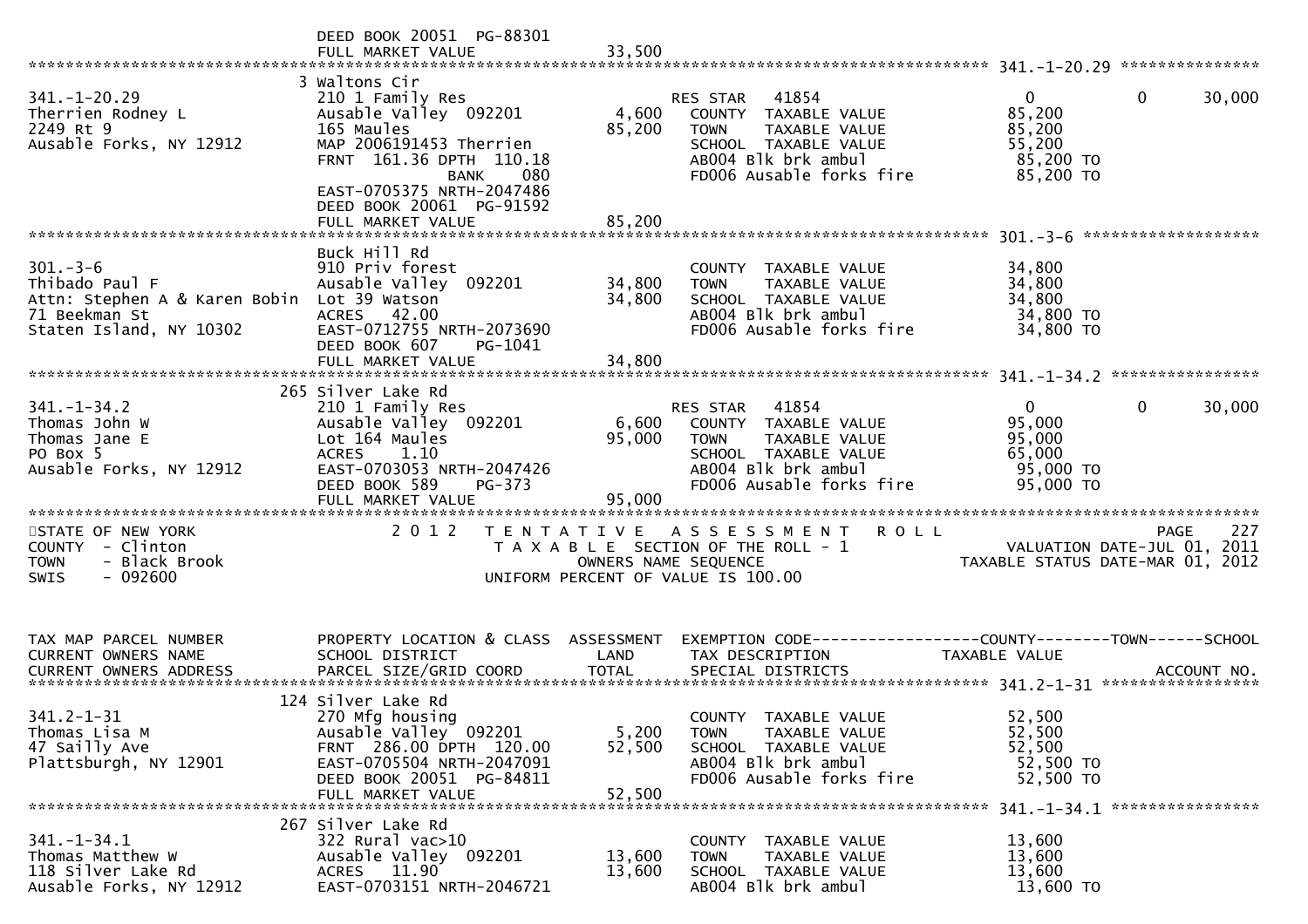```
                              DEED BOOK 20051  PG-88301
                              FULL MARKET VALUE              33,500
******************************************************************************************************* 341.-1-20.29 ***************
                            3 Waltons Cir
341.-1-20.29                 210 1 Family Res                     RES STAR   41854                    0          0      30,000
Therrien Rodney L            Ausable Valley  092201        4,600   COUNTY  TAXABLE VALUE            85,200
2249 Rt 9                    165 Maules                   85,200   TOWN    TAXABLE VALUE            85,200
Ausable Forks, NY 12912      MAP 2006191453 Therrien               SCHOOL  TAXABLE VALUE            55,200
                             FRNT 161.36 DPTH 110.18               AB004 Blk brk ambul               85,200 TO
                                        BANK    080                FD006 Ausable forks fire          85,200 TO
                             EAST-0705375 NRTH-2047486
                             DEED BOOK 20061  PG-91592
                             FULL MARKET VALUE              85,200
******************************************************************************************************* 301.-3-6 *******************
                             Buck Hill Rd
301.-3-6                     910 Priv forest                       COUNTY  TAXABLE VALUE            34,800
Thibado Paul F               Ausable Valley  092201       34,800   TOWN    TAXABLE VALUE            34,800
Attn: Stephen A & Karen Bobin Lot 39 Watson               34,800   SCHOOL  TAXABLE VALUE            34,800
71 Beekman St                ACRES   42.00                         AB004 Blk brk ambul               34,800 TO
Staten Island, NY 10302      EAST-0712755 NRTH-2073690             FD006 Ausable forks fire          34,800 TO
                             DEED BOOK 607    PG-1041
                             FULL MARKET VALUE              34,800
******************************************************************************************************* 341.-1-34.2 ****************
                           265 Silver Lake Rd
341.-1-34.2                  210 1 Family Res                     RES STAR   41854                    0          0      30,000
Thomas John W                Ausable Valley  092201        6,600   COUNTY  TAXABLE VALUE            95,000
Thomas Jane E                Lot 164 Maules               95,000   TOWN    TAXABLE VALUE            95,000
PO Box 5                     ACRES    1.10                         SCHOOL  TAXABLE VALUE            65,000
Ausable Forks, NY 12912      EAST-0703053 NRTH-2047426             AB004 Blk brk ambul               95,000 TO
                             DEED BOOK 589    PG-373               FD006 Ausable forks fire          95,000 TO
                             FULL MARKET VALUE              95,000
************************************************************************************************************************************
STATE OF NEW YORK                2 0 1 2   T E N T A T I V E   A S S E S S M E N T   R O L L                          PAGE     227
COUNTY  - Clinton                          T A X A B L E  SECTION OF THE ROLL - 1                      VALUATION DATE-JUL 01, 2011
TOWN    - Black Brook                              OWNERS NAME SEQUENCE                           TAXABLE STATUS DATE-MAR 01, 2012
SWIS    - 092600                           UNIFORM PERCENT OF VALUE IS 100.00


TAX MAP PARCEL NUMBER        PROPERTY LOCATION & CLASS  ASSESSMENT  EXEMPTION CODE------------------COUNTY--------TOWN------SCHOOL
CURRENT OWNERS NAME          SCHOOL DISTRICT               LAND      TAX DESCRIPTION              TAXABLE VALUE
CURRENT OWNERS ADDRESS       PARCEL SIZE/GRID COORD        TOTAL     SPECIAL DISTRICTS                                  ACCOUNT NO.
******************************************************************************************************* 341.2-1-31 *****************
                           124 Silver Lake Rd
341.2-1-31                   270 Mfg housing                       COUNTY  TAXABLE VALUE            52,500
Thomas Lisa M                Ausable Valley  092201        5,200   TOWN    TAXABLE VALUE            52,500
47 Sailly Ave                FRNT 286.00 DPTH 120.00      52,500   SCHOOL  TAXABLE VALUE            52,500
Plattsburgh, NY 12901        EAST-0705504 NRTH-2047091             AB004 Blk brk ambul               52,500 TO
                             DEED BOOK 20051  PG-84811             FD006 Ausable forks fire          52,500 TO
                             FULL MARKET VALUE              52,500
******************************************************************************************************* 341.-1-34.1 ****************
                           267 Silver Lake Rd
341.-1-34.1                  322 Rural vac>10                      COUNTY  TAXABLE VALUE            13,600
Thomas Matthew W             Ausable Valley  092201       13,600   TOWN    TAXABLE VALUE            13,600
118 Silver Lake Rd           ACRES   11.90                13,600   SCHOOL  TAXABLE VALUE            13,600
Ausable Forks, NY 12912      EAST-0703151 NRTH-2046721             AB004 Blk brk ambul               13,600 TO
```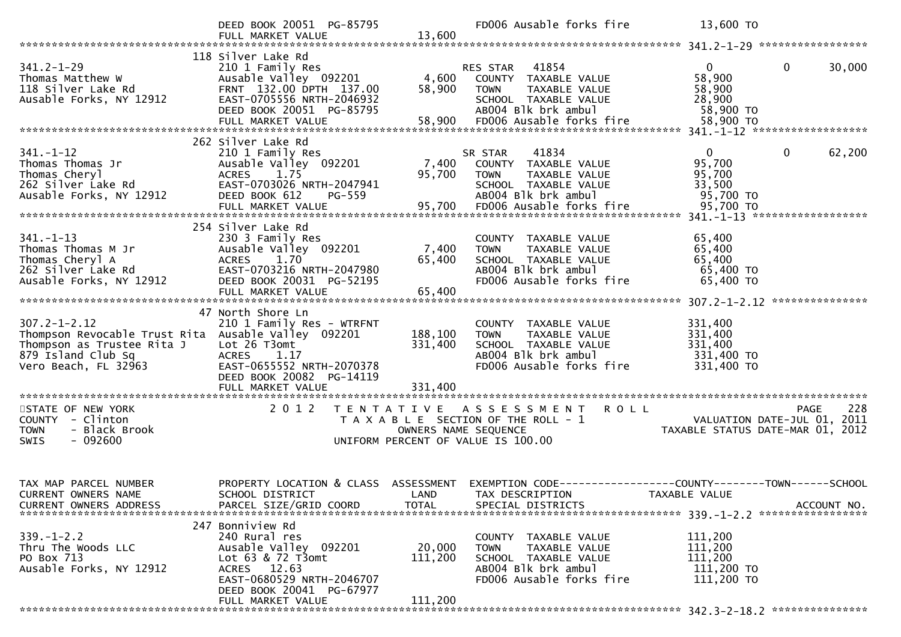```
                               DEED BOOK 20051  PG-85795                  FD006 Ausable forks fire          13,600 TO
                               FULL MARKET VALUE               13,600
******************************************************************************************************* 341.2-1-29 *****************
                           118 Silver Lake Rd
341.2-1-29                     210 1 Family Res                     RES STAR    41854                 0            0       30,000
Thomas Matthew W               Ausable Valley  092201        4,600    COUNTY  TAXABLE VALUE           58,900
118 Silver Lake Rd             FRNT  132.00 DPTH  137.00    58,900    TOWN    TAXABLE VALUE           58,900
Ausable Forks, NY 12912        EAST-0705556 NRTH-2046932              SCHOOL  TAXABLE VALUE           28,900
                               DEED BOOK 20051  PG-85795              AB004 Blk brk ambul              58,900 TO
                               FULL MARKET VALUE              58,900  FD006 Ausable forks fire         58,900 TO
******************************************************************************************************* 341.-1-12 ******************
                           262 Silver Lake Rd
341.-1-12                      210 1 Family Res                     SR STAR     41834                 0            0       62,200
Thomas Thomas Jr               Ausable Valley  092201        7,400    COUNTY  TAXABLE VALUE           95,700
Thomas Cheryl                  ACRES    1.75                95,700    TOWN    TAXABLE VALUE           95,700
262 Silver Lake Rd             EAST-0703026 NRTH-2047941              SCHOOL  TAXABLE VALUE           33,500
Ausable Forks, NY 12912        DEED BOOK 612     PG-559               AB004 Blk brk ambul              95,700 TO
                               FULL MARKET VALUE              95,700  FD006 Ausable forks fire         95,700 TO
******************************************************************************************************* 341.-1-13 ******************
                           254 Silver Lake Rd
341.-1-13                      230 3 Family Res                       COUNTY  TAXABLE VALUE           65,400
Thomas Thomas M Jr             Ausable Valley  092201        7,400    TOWN    TAXABLE VALUE           65,400
Thomas Cheryl A                ACRES    1.70                65,400    SCHOOL  TAXABLE VALUE           65,400
262 Silver Lake Rd             EAST-0703216 NRTH-2047980              AB004 Blk brk ambul              65,400 TO
Ausable Forks, NY 12912        DEED BOOK 20031  PG-52195              FD006 Ausable forks fire         65,400 TO
                               FULL MARKET VALUE              65,400
******************************************************************************************************* 307.2-1-2.12 ***************
                            47 North Shore Ln
307.2-1-2.12                   210 1 Family Res - WTRFNT              COUNTY  TAXABLE VALUE          331,400
Thompson Revocable Trust Rita  Ausable Valley  092201      188,100    TOWN    TAXABLE VALUE          331,400
Thompson as Trustee Rita J     Lot 26 T3omt                331,400    SCHOOL  TAXABLE VALUE          331,400
879 Island Club Sq             ACRES    1.17                          AB004 Blk brk ambul             331,400 TO
Vero Beach, FL 32963           EAST-0655552 NRTH-2070378              FD006 Ausable forks fire        331,400 TO
                               DEED BOOK 20082  PG-14119
                               FULL MARKET VALUE             331,400
************************************************************************************************************************************
STATE OF NEW YORK                  2 0 1 2   T E N T A T I V E   A S S E S S M E N T   R O L L                               PAGE    228
COUNTY  - Clinton                              T A X A B L E  SECTION OF THE ROLL - 1                       VALUATION DATE-JUL 01, 2011
TOWN    - Black Brook                              OWNERS NAME SEQUENCE                                  TAXABLE STATUS DATE-MAR 01, 2012
SWIS    - 092600                               UNIFORM PERCENT OF VALUE IS 100.00


TAX MAP PARCEL NUMBER          PROPERTY LOCATION & CLASS  ASSESSMENT  EXEMPTION CODE------------------COUNTY--------TOWN------SCHOOL
CURRENT OWNERS NAME            SCHOOL DISTRICT               LAND      TAX DESCRIPTION              TAXABLE VALUE
CURRENT OWNERS ADDRESS         PARCEL SIZE/GRID COORD        TOTAL     SPECIAL DISTRICTS                                  ACCOUNT NO.
******************************************************************************************************* 339.-1-2.2 *****************
                           247 Bonniview Rd
339.-1-2.2                     240 Rural res                          COUNTY  TAXABLE VALUE          111,200
Thru The Woods LLC             Ausable Valley  092201       20,000    TOWN    TAXABLE VALUE          111,200
PO Box 713                     Lot 63 & 72 T3omt           111,200    SCHOOL  TAXABLE VALUE          111,200
Ausable Forks, NY 12912        ACRES   12.63                          AB004 Blk brk ambul             111,200 TO
                               EAST-0680529 NRTH-2046707              FD006 Ausable forks fire        111,200 TO
                               DEED BOOK 20041  PG-67977
                               FULL MARKET VALUE             111,200
******************************************************************************************************* 342.3-2-18.2 ***************
```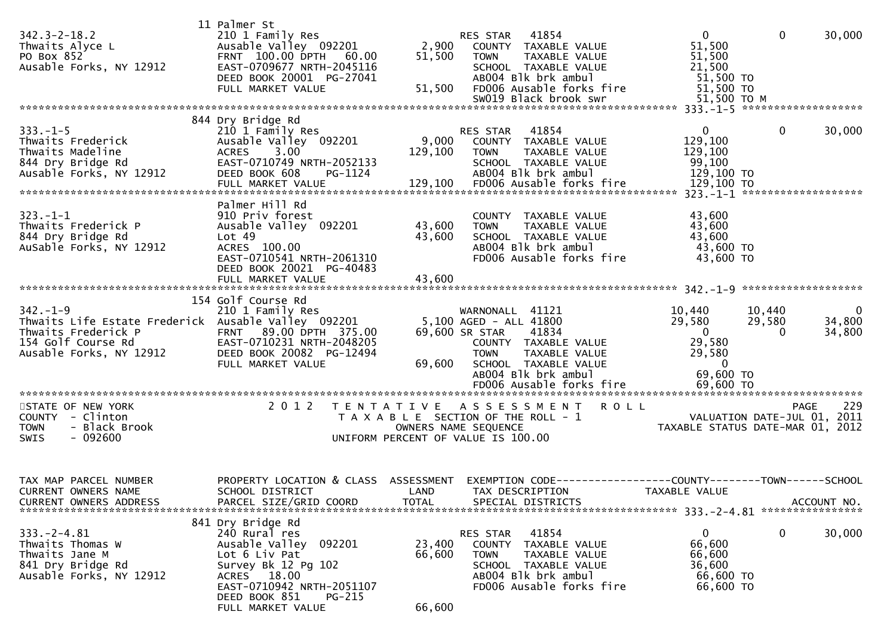```
                               11 Palmer St
342.3-2-18.2                   210 1 Family Res                      RES STAR    41854                  0           0        30,000
Thwaits Alyce L                Ausable Valley  092201        2,900     COUNTY  TAXABLE VALUE           51,500
PO Box 852                     FRNT  100.00 DPTH   60.00    51,500     TOWN    TAXABLE VALUE           51,500
Ausable Forks, NY 12912        EAST-0709677 NRTH-2045116               SCHOOL  TAXABLE VALUE           21,500
                               DEED BOOK 20001  PG-27041               AB004 Blk brk ambul              51,500 TO
                               FULL MARKET VALUE            51,500     FD006 Ausable forks fire         51,500 TO
                                                                       SW019 Black brook swr            51,500 TO M
******************************************************************************************************* 333.-1-5 ******************
                               844 Dry Bridge Rd
333.-1-5                       210 1 Family Res                      RES STAR    41854                  0           0        30,000
Thwaits Frederick              Ausable Valley  092201        9,000     COUNTY  TAXABLE VALUE          129,100
Thwaits Madeline               ACRES     3.00              129,100     TOWN    TAXABLE VALUE          129,100
844 Dry Bridge Rd              EAST-0710749 NRTH-2052133               SCHOOL  TAXABLE VALUE           99,100
Ausable Forks, NY 12912        DEED BOOK 608     PG-1124               AB004 Blk brk ambul             129,100 TO
                               FULL MARKET VALUE           129,100     FD006 Ausable forks fire        129,100 TO
******************************************************************************************************* 323.-1-1 ******************
                               Palmer Hill Rd
323.-1-1                       910 Priv forest                         COUNTY  TAXABLE VALUE           43,600
Thwaits Frederick P            Ausable Valley  092201       43,600     TOWN    TAXABLE VALUE           43,600
844 Dry Bridge Rd              Lot 49                       43,600     SCHOOL  TAXABLE VALUE           43,600
AuSable Forks, NY 12912        ACRES  100.00                           AB004 Blk brk ambul              43,600 TO
                               EAST-0710541 NRTH-2061310               FD006 Ausable forks fire         43,600 TO
                               DEED BOOK 20021  PG-40483
                               FULL MARKET VALUE            43,600
******************************************************************************************************* 342.-1-9 ******************
                               154 Golf Course Rd
342.-1-9                       210 1 Family Res                      WARNONALL   41121              10,440      10,440            0
Thwaits Life Estate Frederick  Ausable Valley  092201        5,100 AGED - ALL 41800                 29,580      29,580       34,800
Thwaits Frederick P            FRNT   89.00 DPTH  375.00    69,600 SR STAR    41834                      0           0       34,800
154 Golf Course Rd             EAST-0710231 NRTH-2048205               COUNTY  TAXABLE VALUE           29,580
Ausable Forks, NY 12912        DEED BOOK 20082  PG-12494               TOWN    TAXABLE VALUE           29,580
                               FULL MARKET VALUE            69,600     SCHOOL  TAXABLE VALUE                0
                                                                       AB004 Blk brk ambul              69,600 TO
                                                                       FD006 Ausable forks fire         69,600 TO
************************************************************************************************************************************
STATE OF NEW YORK                2 0 1 2   T E N T A T I V E   A S S E S S M E N T   R O L L                           PAGE    229
COUNTY  - Clinton                          T A X A B L E  SECTION OF THE ROLL - 1                   VALUATION DATE-JUL 01, 2011
TOWN    - Black Brook                          OWNERS NAME SEQUENCE                            TAXABLE STATUS DATE-MAR 01, 2012
SWIS    - 092600                         UNIFORM PERCENT OF VALUE IS 100.00


TAX MAP PARCEL NUMBER          PROPERTY LOCATION & CLASS  ASSESSMENT  EXEMPTION CODE------------------COUNTY--------TOWN------SCHOOL
CURRENT OWNERS NAME            SCHOOL DISTRICT               LAND      TAX DESCRIPTION             TAXABLE VALUE
CURRENT OWNERS ADDRESS         PARCEL SIZE/GRID COORD        TOTAL     SPECIAL DISTRICTS                                ACCOUNT NO.
******************************************************************************************************* 333.-2-4.81 ****************
                               841 Dry Bridge Rd
333.-2-4.81                    240 Rural res                         RES STAR    41854                  0           0        30,000
Thwaits Thomas W               Ausable Valley  092201       23,400     COUNTY  TAXABLE VALUE           66,600
Thwaits Jane M                 Lot 6 Liv Pat                66,600     TOWN    TAXABLE VALUE           66,600
841 Dry Bridge Rd              Survey Bk 12 Pg 102                     SCHOOL  TAXABLE VALUE           36,600
Ausable Forks, NY 12912        ACRES   18.00                           AB004 Blk brk ambul              66,600 TO
                               EAST-0710942 NRTH-2051107               FD006 Ausable forks fire         66,600 TO
                               DEED BOOK 851     PG-215
                               FULL MARKET VALUE            66,600
```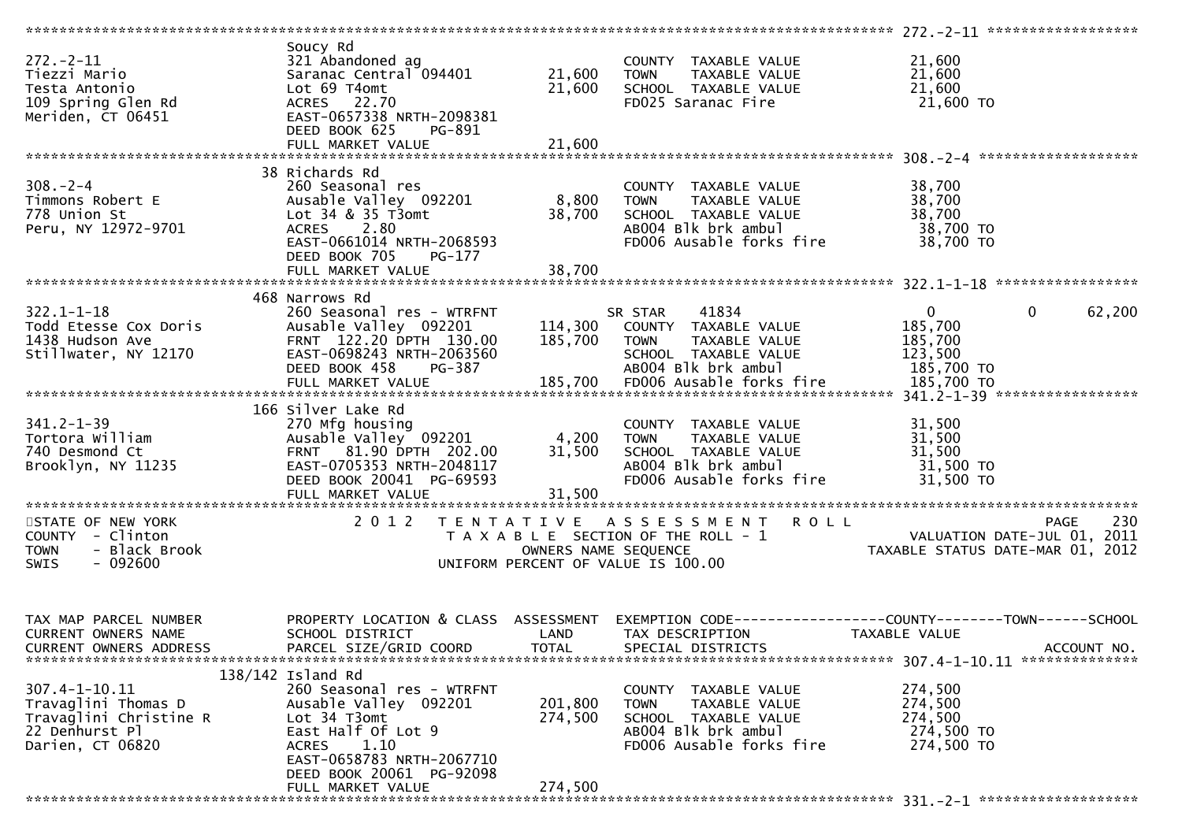```
******************************************************************************************************* 272.-2-11 *****************
                               Soucy Rd
272.-2-11                      321 Abandoned ag                        COUNTY  TAXABLE VALUE            21,600
Tiezzi Mario                   Saranac Central 094401    21,600        TOWN    TAXABLE VALUE            21,600
Testa Antonio                  Lot 69 T4omt              21,600        SCHOOL  TAXABLE VALUE            21,600
109 Spring Glen Rd             ACRES   22.70                           FD025 Saranac Fire                21,600 TO
Meriden, CT 06451              EAST-0657338 NRTH-2098381
                               DEED BOOK 625    PG-891
                               FULL MARKET VALUE         21,600
******************************************************************************************************* 308.-2-4 ******************
                            38 Richards Rd
308.-2-4                       260 Seasonal res                        COUNTY  TAXABLE VALUE            38,700
Timmons Robert E               Ausable Valley  092201     8,800        TOWN    TAXABLE VALUE            38,700
778 Union St                   Lot 34 & 35 T3omt         38,700        SCHOOL  TAXABLE VALUE            38,700
Peru, NY 12972-9701            ACRES    2.80                           AB004 Blk brk ambul               38,700 TO
                               EAST-0661014 NRTH-2068593               FD006 Ausable forks fire          38,700 TO
                               DEED BOOK 705    PG-177
                               FULL MARKET VALUE         38,700
******************************************************************************************************* 322.1-1-18 ****************
                           468 Narrows Rd
322.1-1-18                     260 Seasonal res - WTRFNT               SR STAR     41834                  0          0     62,200
Todd Etesse Cox Doris          Ausable Valley  092201   114,300        COUNTY  TAXABLE VALUE           185,700
1438 Hudson Ave                FRNT 122.20 DPTH 130.00  185,700        TOWN    TAXABLE VALUE           185,700
Stillwater, NY 12170           EAST-0698243 NRTH-2063560               SCHOOL  TAXABLE VALUE           123,500
                               DEED BOOK 458    PG-387                 AB004 Blk brk ambul              185,700 TO
                               FULL MARKET VALUE        185,700        FD006 Ausable forks fire         185,700 TO
******************************************************************************************************* 341.2-1-39 ****************
                           166 Silver Lake Rd
341.2-1-39                     270 Mfg housing                         COUNTY  TAXABLE VALUE            31,500
Tortora William                Ausable Valley  092201     4,200        TOWN    TAXABLE VALUE            31,500
740 Desmond Ct                 FRNT  81.90 DPTH 202.00   31,500        SCHOOL  TAXABLE VALUE            31,500
Brooklyn, NY 11235             EAST-0705353 NRTH-2048117               AB004 Blk brk ambul               31,500 TO
                               DEED BOOK 20041 PG-69593                FD006 Ausable forks fire          31,500 TO
                               FULL MARKET VALUE         31,500
************************************************************************************************************************************
STATE OF NEW YORK                  2 0 1 2   T E N T A T I V E   A S S E S S M E N T   R O L L                          PAGE    230
COUNTY  - Clinton                          T A X A B L E  SECTION OF THE ROLL - 1                        VALUATION DATE-JUL 01, 2011
TOWN    - Black Brook                           OWNERS NAME SEQUENCE                              TAXABLE STATUS DATE-MAR 01, 2012
SWIS    - 092600                           UNIFORM PERCENT OF VALUE IS 100.00


TAX MAP PARCEL NUMBER          PROPERTY LOCATION & CLASS  ASSESSMENT  EXEMPTION CODE------------------COUNTY--------TOWN------SCHOOL
CURRENT OWNERS NAME            SCHOOL DISTRICT              LAND      TAX DESCRIPTION             TAXABLE VALUE
CURRENT OWNERS ADDRESS         PARCEL SIZE/GRID COORD      TOTAL      SPECIAL DISTRICTS                                   ACCOUNT NO.
******************************************************************************************************* 307.4-1-10.11 *************
                       138/142 Island Rd
307.4-1-10.11                  260 Seasonal res - WTRFNT               COUNTY  TAXABLE VALUE           274,500
Travaglini Thomas D            Ausable Valley  092201   201,800        TOWN    TAXABLE VALUE           274,500
Travaglini Christine R         Lot 34 T3omt             274,500        SCHOOL  TAXABLE VALUE           274,500
22 Denhurst Pl                 East Half Of Lot 9                      AB004 Blk brk ambul              274,500 TO
Darien, CT 06820               ACRES    1.10                           FD006 Ausable forks fire         274,500 TO
                               EAST-0658783 NRTH-2067710
                               DEED BOOK 20061 PG-92098
                               FULL MARKET VALUE        274,500
******************************************************************************************************* 331.-2-1 ******************
```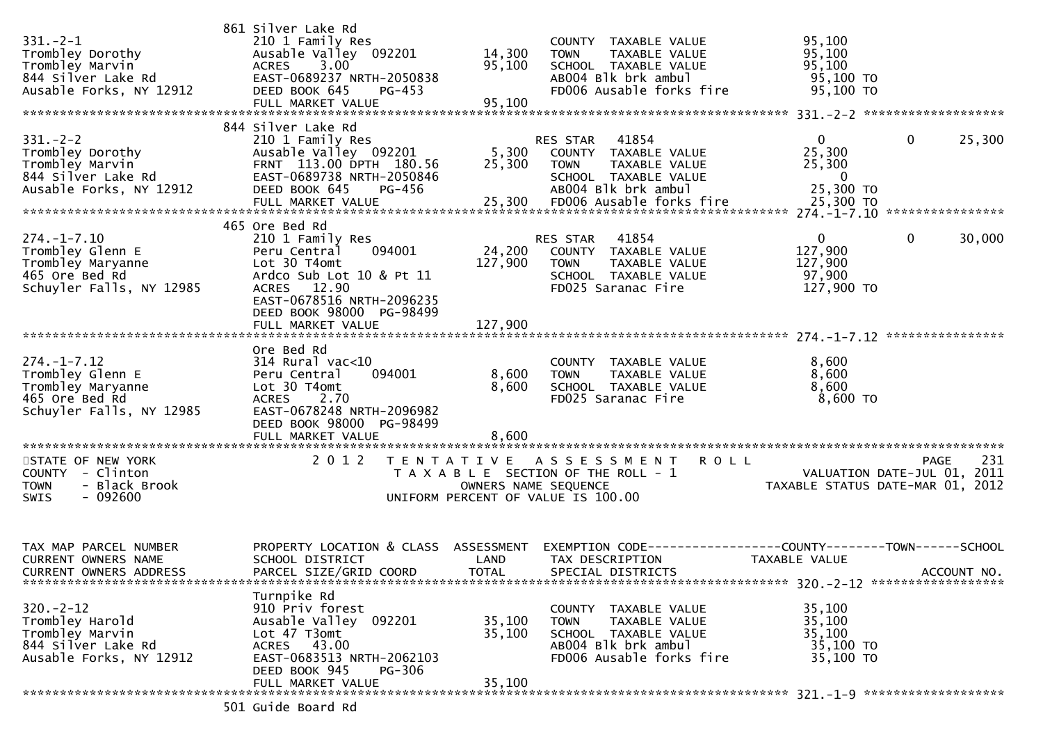```
                                 861 Silver Lake Rd
331.-2-1                         210 1 Family Res                          COUNTY  TAXABLE VALUE            95,100
Trombley Dorothy                 Ausable Valley  092201        14,300      TOWN    TAXABLE VALUE            95,100
Trombley Marvin                  ACRES    3.00                 95,100      SCHOOL  TAXABLE VALUE            95,100
844 Silver Lake Rd               EAST-0689237 NRTH-2050838                 AB004 Blk brk ambul               95,100 TO
Ausable Forks, NY 12912          DEED BOOK 645    PG-453                   FD006 Ausable forks fire          95,100 TO
                                 FULL MARKET VALUE             95,100
******************************************************************************************************* 331.-2-2 ******************
                                 844 Silver Lake Rd
331.-2-2                         210 1 Family Res                          RES STAR   41854                 0            0     25,300
Trombley Dorothy                 Ausable Valley  092201         5,300      COUNTY  TAXABLE VALUE            25,300
Trombley Marvin                  FRNT  113.00 DPTH  180.56     25,300      TOWN    TAXABLE VALUE            25,300
844 Silver Lake Rd               EAST-0689738 NRTH-2050846                 SCHOOL  TAXABLE VALUE                 0
Ausable Forks, NY 12912          DEED BOOK 645    PG-456                   AB004 Blk brk ambul               25,300 TO
                                 FULL MARKET VALUE             25,300      FD006 Ausable forks fire          25,300 TO
******************************************************************************************************* 274.-1-7.10 ***************
                                 465 Ore Bed Rd
274.-1-7.10                      210 1 Family Res                          RES STAR   41854                 0            0     30,000
Trombley Glenn E                 Peru Central     094001       24,200      COUNTY  TAXABLE VALUE           127,900
Trombley Maryanne                Lot 30 T4omt                 127,900      TOWN    TAXABLE VALUE           127,900
465 Ore Bed Rd                   Ardco Sub Lot 10 & Pt 11                  SCHOOL  TAXABLE VALUE            97,900
Schuyler Falls, NY 12985         ACRES   12.90                             FD025 Saranac Fire               127,900 TO
                                 EAST-0678516 NRTH-2096235
                                 DEED BOOK 98000  PG-98499
                                 FULL MARKET VALUE            127,900
******************************************************************************************************* 274.-1-7.12 ***************
                                 Ore Bed Rd
274.-1-7.12                      314 Rural vac<10                          COUNTY  TAXABLE VALUE             8,600
Trombley Glenn E                 Peru Central     094001        8,600      TOWN    TAXABLE VALUE             8,600
Trombley Maryanne                Lot 30 T4omt                   8,600      SCHOOL  TAXABLE VALUE             8,600
465 Ore Bed Rd                   ACRES    2.70                             FD025 Saranac Fire                 8,600 TO
Schuyler Falls, NY 12985         EAST-0678248 NRTH-2096982
                                 DEED BOOK 98000  PG-98499
                                 FULL MARKET VALUE              8,600
************************************************************************************************************************************
STATE OF NEW YORK                  2 0 1 2   T E N T A T I V E   A S S E S S M E N T   R O L L                          PAGE   231
COUNTY  - Clinton                          T A X A B L E  SECTION OF THE ROLL - 1                      VALUATION DATE-JUL 01, 2011
TOWN    - Black Brook                             OWNERS NAME SEQUENCE                            TAXABLE STATUS DATE-MAR 01, 2012
SWIS    - 092600                           UNIFORM PERCENT OF VALUE IS 100.00


TAX MAP PARCEL NUMBER            PROPERTY LOCATION & CLASS  ASSESSMENT  EXEMPTION CODE------------------COUNTY--------TOWN------SCHOOL
CURRENT OWNERS NAME              SCHOOL DISTRICT               LAND      TAX DESCRIPTION             TAXABLE VALUE
CURRENT OWNERS ADDRESS           PARCEL SIZE/GRID COORD        TOTAL     SPECIAL DISTRICTS                                 ACCOUNT NO.
******************************************************************************************************* 320.-2-12 *****************
                                 Turnpike Rd
320.-2-12                        910 Priv forest                           COUNTY  TAXABLE VALUE            35,100
Trombley Harold                  Ausable Valley  092201        35,100      TOWN    TAXABLE VALUE            35,100
Trombley Marvin                  Lot 47 T3omt                  35,100      SCHOOL  TAXABLE VALUE            35,100
844 Silver Lake Rd               ACRES   43.00                             AB004 Blk brk ambul               35,100 TO
Ausable Forks, NY 12912          EAST-0683513 NRTH-2062103                 FD006 Ausable forks fire          35,100 TO
                                 DEED BOOK 945    PG-306
                                 FULL MARKET VALUE             35,100
******************************************************************************************************* 321.-1-9 ******************
                                 501 Guide Board Rd
```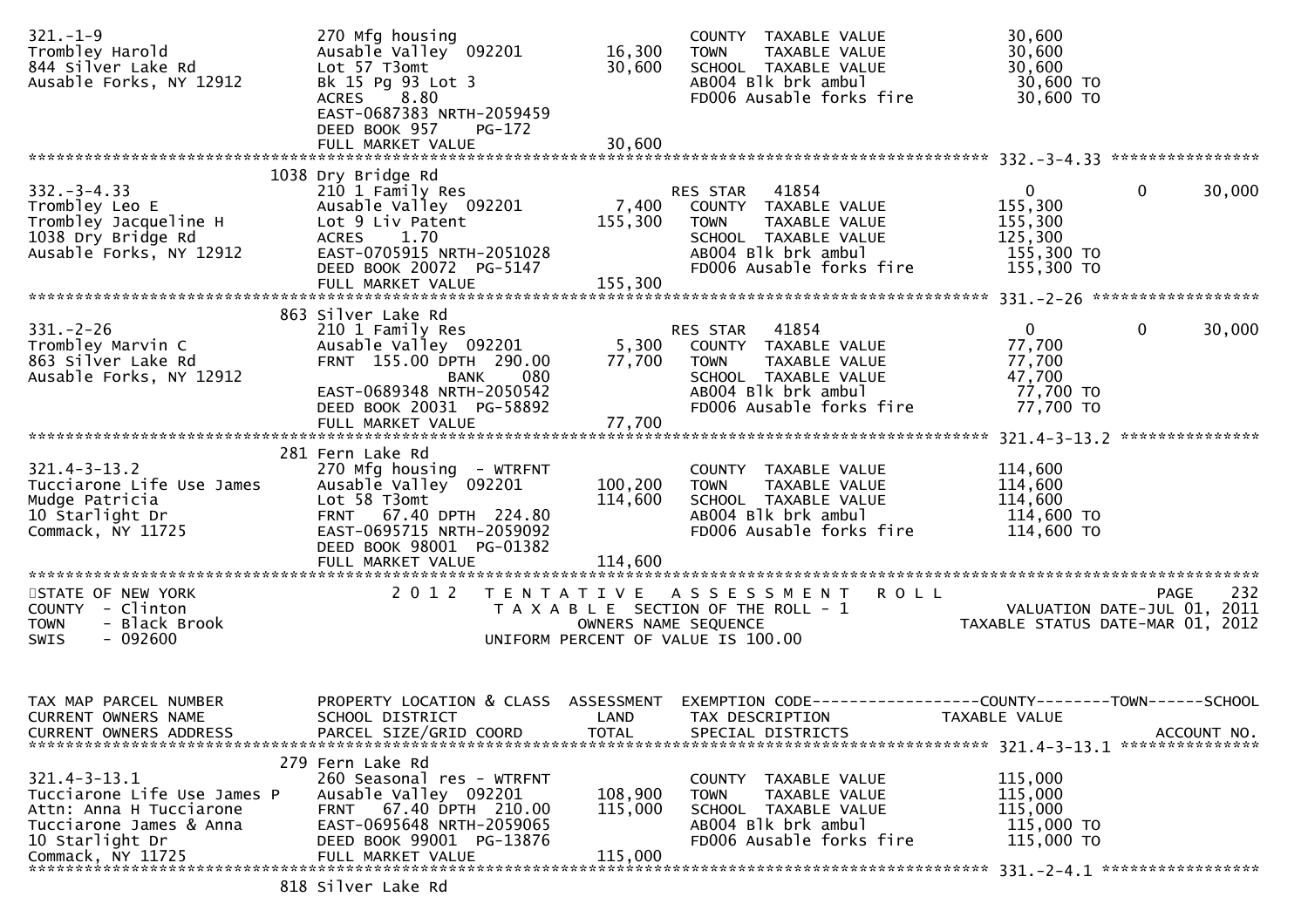```
321.-1-9                       270 Mfg housing                          COUNTY  TAXABLE VALUE            30,600
Trombley Harold                Ausable Valley  092201       16,300      TOWN    TAXABLE VALUE            30,600
844 Silver Lake Rd             Lot 57 T3omt                 30,600      SCHOOL  TAXABLE VALUE            30,600
Ausable Forks, NY 12912        Bk 15 Pg 93 Lot 3                        AB004 Blk brk ambul               30,600 TO
                               ACRES    8.80                            FD006 Ausable forks fire          30,600 TO
                               EAST-0687383 NRTH-2059459
                               DEED BOOK 957     PG-172
                               FULL MARKET VALUE            30,600
******************************************************************************************************* 332.-3-4.33 ****************
                             1038 Dry Bridge Rd
332.-3-4.33                    210 1 Family Res                         RES STAR   41854                      0             0     30,000
Trombley Leo E                 Ausable Valley  092201        7,400      COUNTY  TAXABLE VALUE           155,300
Trombley Jacqueline H          Lot 9 Liv Patent             155,300     TOWN    TAXABLE VALUE           155,300
1038 Dry Bridge Rd             ACRES    1.70                            SCHOOL  TAXABLE VALUE           125,300
Ausable Forks, NY 12912        EAST-0705915 NRTH-2051028                AB004 Blk brk ambul              155,300 TO
                               DEED BOOK 20072  PG-5147                 FD006 Ausable forks fire         155,300 TO
                               FULL MARKET VALUE           155,300
******************************************************************************************************* 331.-2-26 ******************
                             863 Silver Lake Rd
331.-2-26                      210 1 Family Res                         RES STAR   41854                      0             0     30,000
Trombley Marvin C              Ausable Valley  092201        5,300      COUNTY  TAXABLE VALUE            77,700
863 Silver Lake Rd             FRNT  155.00 DPTH  290.00    77,700      TOWN    TAXABLE VALUE            77,700
Ausable Forks, NY 12912                    BANK     080                 SCHOOL  TAXABLE VALUE            47,700
                               EAST-0689348 NRTH-2050542                AB004 Blk brk ambul               77,700 TO
                               DEED BOOK 20031  PG-58892                FD006 Ausable forks fire          77,700 TO
                               FULL MARKET VALUE            77,700
******************************************************************************************************* 321.4-3-13.2 ***************
                             281 Fern Lake Rd
321.4-3-13.2                   270 Mfg housing  - WTRFNT                COUNTY  TAXABLE VALUE           114,600
Tucciarone Life Use James      Ausable Valley  092201      100,200      TOWN    TAXABLE VALUE           114,600
Mudge Patricia                 Lot 58 T3omt                114,600      SCHOOL  TAXABLE VALUE           114,600
10 Starlight Dr                FRNT   67.40 DPTH  224.80                AB004 Blk brk ambul              114,600 TO
Commack, NY 11725              EAST-0695715 NRTH-2059092                FD006 Ausable forks fire         114,600 TO
                               DEED BOOK 98001  PG-01382
                               FULL MARKET VALUE           114,600
************************************************************************************************************************************
STATE OF NEW YORK                  2 0 1 2   T E N T A T I V E   A S S E S S M E N T   R O L L                             PAGE    232
COUNTY  - Clinton                           T A X A B L E  SECTION OF THE ROLL - 1                         VALUATION DATE-JUL 01, 2011
TOWN    - Black Brook                          OWNERS NAME SEQUENCE                                   TAXABLE STATUS DATE-MAR 01, 2012
SWIS    - 092600                            UNIFORM PERCENT OF VALUE IS 100.00


TAX MAP PARCEL NUMBER          PROPERTY LOCATION & CLASS  ASSESSMENT  EXEMPTION CODE------------------COUNTY--------TOWN------SCHOOL
CURRENT OWNERS NAME            SCHOOL DISTRICT              LAND      TAX DESCRIPTION              TAXABLE VALUE
CURRENT OWNERS ADDRESS         PARCEL SIZE/GRID COORD       TOTAL     SPECIAL DISTRICTS                                    ACCOUNT NO.
******************************************************************************************************* 321.4-3-13.1 ***************
                             279 Fern Lake Rd
321.4-3-13.1                   260 Seasonal res - WTRFNT                COUNTY  TAXABLE VALUE           115,000
Tucciarone Life Use James P    Ausable Valley  092201      108,900      TOWN    TAXABLE VALUE           115,000
Attn: Anna H Tucciarone        FRNT   67.40 DPTH  210.00   115,000      SCHOOL  TAXABLE VALUE           115,000
Tucciarone James & Anna        EAST-0695648 NRTH-2059065                AB004 Blk brk ambul              115,000 TO
10 Starlight Dr                DEED BOOK 99001  PG-13876                FD006 Ausable forks fire         115,000 TO
Commack, NY 11725              FULL MARKET VALUE           115,000
******************************************************************************************************* 331.-2-4.1 *****************
                             818 Silver Lake Rd
```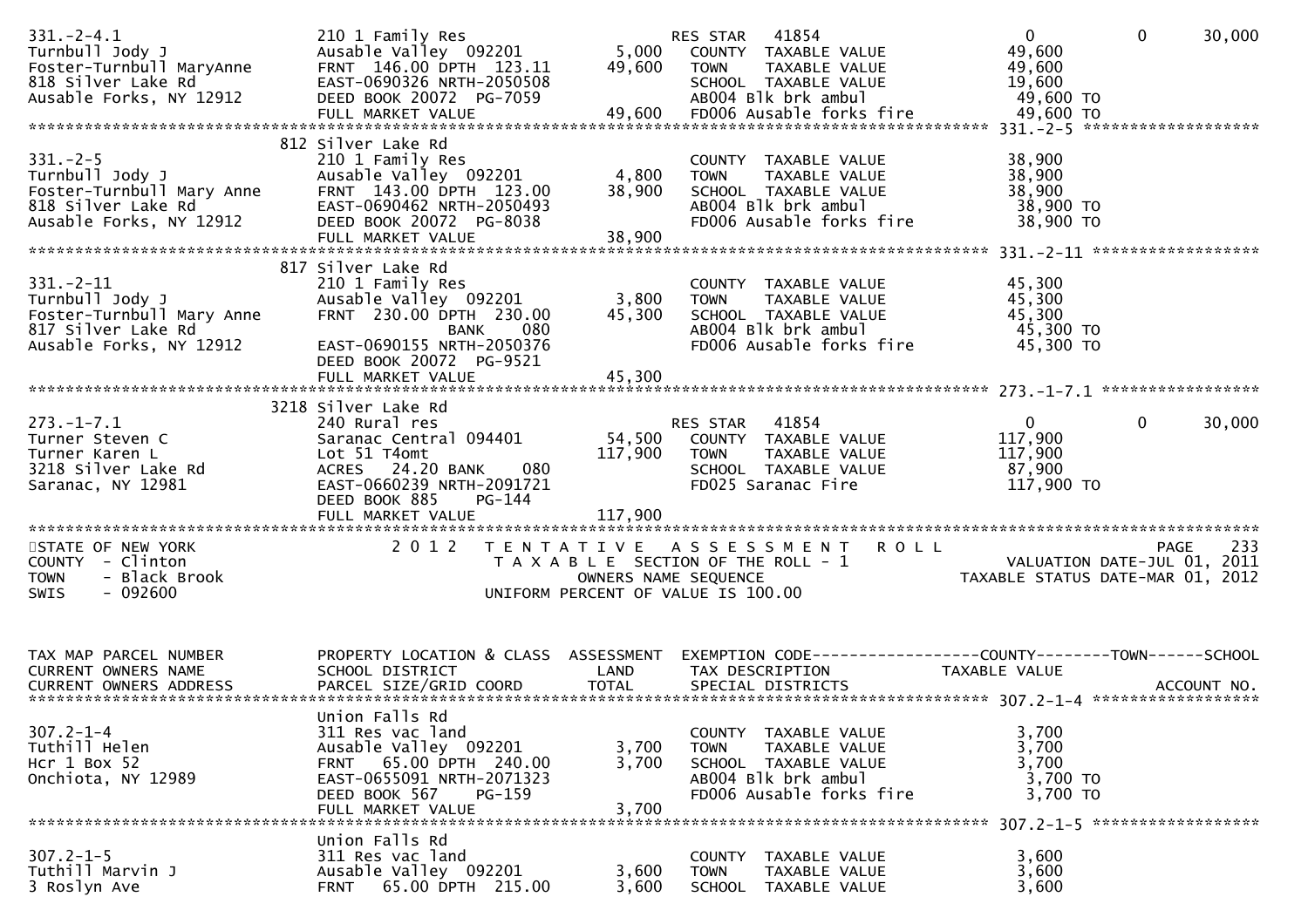```
331.-2-4.1                     210 1 Family Res                     RES STAR   41854                  0           0        30,000
Turnbull Jody J                Ausable Valley  092201       5,000    COUNTY  TAXABLE VALUE          49,600
Foster-Turnbull MaryAnne       FRNT 146.00 DPTH 123.11     49,600    TOWN    TAXABLE VALUE          49,600
818 Silver Lake Rd             EAST-0690326 NRTH-2050508             SCHOOL  TAXABLE VALUE          19,600
Ausable Forks, NY 12912        DEED BOOK 20072  PG-7059              AB004 Blk brk ambul             49,600 TO
                               FULL MARKET VALUE           49,600    FD006 Ausable forks fire        49,600 TO
******************************************************************************************************* 331.-2-5 ******************
                               812 Silver Lake Rd
331.-2-5                       210 1 Family Res                      COUNTY  TAXABLE VALUE          38,900
Turnbull Jody J                Ausable Valley  092201       4,800    TOWN    TAXABLE VALUE          38,900
Foster-Turnbull Mary Anne      FRNT 143.00 DPTH 123.00     38,900    SCHOOL  TAXABLE VALUE          38,900
818 Silver Lake Rd             EAST-0690462 NRTH-2050493             AB004 Blk brk ambul             38,900 TO
Ausable Forks, NY 12912        DEED BOOK 20072  PG-8038              FD006 Ausable forks fire        38,900 TO
                               FULL MARKET VALUE           38,900
******************************************************************************************************* 331.-2-11 *****************
                               817 Silver Lake Rd
331.-2-11                      210 1 Family Res                      COUNTY  TAXABLE VALUE          45,300
Turnbull Jody J                Ausable Valley  092201       3,800    TOWN    TAXABLE VALUE          45,300
Foster-Turnbull Mary Anne      FRNT 230.00 DPTH 230.00     45,300    SCHOOL  TAXABLE VALUE          45,300
817 Silver Lake Rd                         BANK     080              AB004 Blk brk ambul             45,300 TO
Ausable Forks, NY 12912        EAST-0690155 NRTH-2050376             FD006 Ausable forks fire        45,300 TO
                               DEED BOOK 20072  PG-9521
                               FULL MARKET VALUE           45,300
******************************************************************************************************* 273.-1-7.1 ****************
                               3218 Silver Lake Rd
273.-1-7.1                     240 Rural res                        RES STAR   41854                  0           0        30,000
Turner Steven C                Saranac Central 094401      54,500    COUNTY  TAXABLE VALUE         117,900
Turner Karen L                 Lot 51 T4omt               117,900    TOWN    TAXABLE VALUE         117,900
3218 Silver Lake Rd            ACRES   24.20 BANK   080              SCHOOL  TAXABLE VALUE          87,900
Saranac, NY 12981              EAST-0660239 NRTH-2091721             FD025 Saranac Fire             117,900 TO
                               DEED BOOK 885    PG-144
                               FULL MARKET VALUE          117,900
*************************************************************************************************************************************
STATE OF NEW YORK                   2 0 1 2   T E N T A T I V E   A S S E S S M E N T   R O L L                              PAGE  233
COUNTY  - Clinton                           T A X A B L E  SECTION OF THE ROLL - 1                    VALUATION DATE-JUL 01, 2011
TOWN    - Black Brook                           OWNERS NAME SEQUENCE                             TAXABLE STATUS DATE-MAR 01, 2012
SWIS    - 092600                         UNIFORM PERCENT OF VALUE IS 100.00


TAX MAP PARCEL NUMBER          PROPERTY LOCATION & CLASS  ASSESSMENT  EXEMPTION CODE------------------COUNTY--------TOWN------SCHOOL
CURRENT OWNERS NAME            SCHOOL DISTRICT               LAND     TAX DESCRIPTION            TAXABLE VALUE
CURRENT OWNERS ADDRESS         PARCEL SIZE/GRID COORD        TOTAL    SPECIAL DISTRICTS                                   ACCOUNT NO.
******************************************************************************************************* 307.2-1-4 *****************
                               Union Falls Rd
307.2-1-4                      311 Res vac land                      COUNTY  TAXABLE VALUE           3,700
Tuthill Helen                  Ausable Valley  092201       3,700    TOWN    TAXABLE VALUE           3,700
Hcr 1 Box 52                   FRNT  65.00 DPTH 240.00      3,700    SCHOOL  TAXABLE VALUE           3,700
Onchiota, NY 12989             EAST-0655091 NRTH-2071323             AB004 Blk brk ambul              3,700 TO
                               DEED BOOK 567    PG-159               FD006 Ausable forks fire         3,700 TO
                               FULL MARKET VALUE            3,700
******************************************************************************************************* 307.2-1-5 *****************
                               Union Falls Rd
307.2-1-5                      311 Res vac land                      COUNTY  TAXABLE VALUE           3,600
Tuthill Marvin J               Ausable Valley  092201       3,600    TOWN    TAXABLE VALUE           3,600
3 Roslyn Ave                   FRNT  65.00 DPTH 215.00      3,600    SCHOOL  TAXABLE VALUE           3,600
```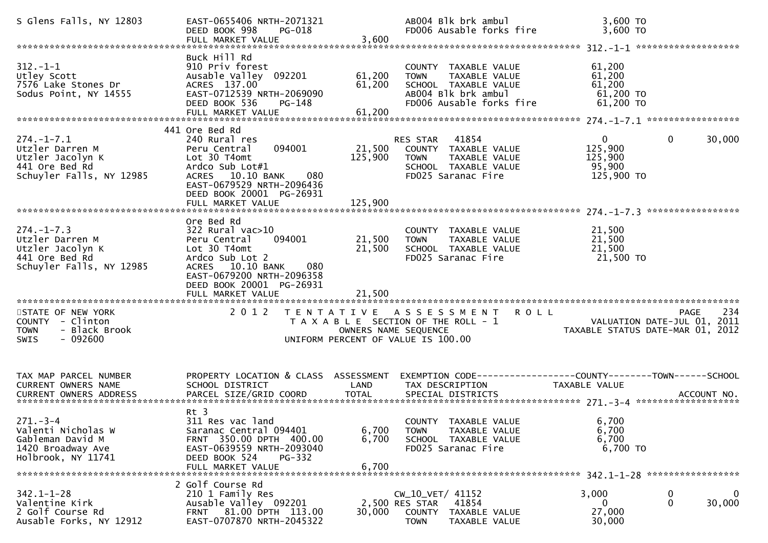```
S Glens Falls, NY 12803        EAST-0655406 NRTH-2071321              AB004 Blk brk ambul                3,600 TO
                               DEED BOOK 998     PG-018               FD006 Ausable forks fire           3,600 TO
                               FULL MARKET VALUE              3,600
******************************************************************************************************* 312.-1-1 ******************
                               Buck Hill Rd
312.-1-1                       910 Priv forest                        COUNTY  TAXABLE VALUE              61,200
Utley Scott                    Ausable Valley  092201        61,200   TOWN    TAXABLE VALUE              61,200
7576 Lake Stones Dr            ACRES  137.00                 61,200   SCHOOL  TAXABLE VALUE              61,200
Sodus Point, NY 14555          EAST-0712539 NRTH-2069090              AB004 Blk brk ambul                61,200 TO
                               DEED BOOK 536     PG-148               FD006 Ausable forks fire           61,200 TO
                               FULL MARKET VALUE             61,200
******************************************************************************************************* 274.-1-7.1 ****************
                           441 Ore Bed Rd
274.-1-7.1                     240 Rural res                          RES STAR   41854                    0            0      30,000
Utzler Darren M                Peru Central    094001        21,500   COUNTY  TAXABLE VALUE             125,900
Utzler Jacolyn K               Lot 30 T4omt                 125,900   TOWN    TAXABLE VALUE             125,900
441 Ore Bed Rd                 Ardco Sub Lot#1                        SCHOOL  TAXABLE VALUE              95,900
Schuyler Falls, NY 12985       ACRES   10.10 BANK     080             FD025 Saranac Fire                125,900 TO
                               EAST-0679529 NRTH-2096436
                               DEED BOOK 20001  PG-26931
                               FULL MARKET VALUE            125,900
******************************************************************************************************* 274.-1-7.3 ****************
                               Ore Bed Rd
274.-1-7.3                     322 Rural vac>10                       COUNTY  TAXABLE VALUE              21,500
Utzler Darren M                Peru Central    094001        21,500   TOWN    TAXABLE VALUE              21,500
Utzler Jacolyn K               Lot 30 T4omt                  21,500   SCHOOL  TAXABLE VALUE              21,500
441 Ore Bed Rd                 Ardco Sub Lot 2                        FD025 Saranac Fire                 21,500 TO
Schuyler Falls, NY 12985       ACRES   10.10 BANK     080
                               EAST-0679200 NRTH-2096358
                               DEED BOOK 20001  PG-26931
                               FULL MARKET VALUE             21,500
************************************************************************************************************************************
STATE OF NEW YORK                 2 0 1 2   T E N T A T I V E   A S S E S S M E N T   R O L L                          PAGE    234
COUNTY  - Clinton                      T A X A B L E  SECTION OF THE ROLL - 1                   VALUATION DATE-JUL 01, 2011
TOWN    - Black Brook                         OWNERS NAME SEQUENCE                       TAXABLE STATUS DATE-MAR 01, 2012
SWIS    - 092600                       UNIFORM PERCENT OF VALUE IS 100.00


TAX MAP PARCEL NUMBER          PROPERTY LOCATION & CLASS  ASSESSMENT  EXEMPTION CODE------------------COUNTY--------TOWN------SCHOOL
CURRENT OWNERS NAME            SCHOOL DISTRICT               LAND      TAX DESCRIPTION            TAXABLE VALUE
CURRENT OWNERS ADDRESS         PARCEL SIZE/GRID COORD        TOTAL     SPECIAL DISTRICTS                                 ACCOUNT NO.
******************************************************************************************************* 271.-3-4 ******************
                               Rt 3
271.-3-4                       311 Res vac land                       COUNTY  TAXABLE VALUE               6,700
Valenti Nicholas W             Saranac Central 094401         6,700   TOWN    TAXABLE VALUE               6,700
Gableman David M               FRNT  350.00 DPTH  400.00      6,700   SCHOOL  TAXABLE VALUE               6,700
1420 Broadway Ave              EAST-0639559 NRTH-2093040              FD025 Saranac Fire                  6,700 TO
Holbrook, NY 11741             DEED BOOK 524     PG-332
                               FULL MARKET VALUE              6,700
******************************************************************************************************* 342.1-1-28 ****************
                             2 Golf Course Rd
342.1-1-28                     210 1 Family Res                       CW_10_VET/ 41152                3,000            0           0
Valentine Kirk                 Ausable Valley  092201         2,500 RES STAR   41854                    0            0      30,000
2 Golf Course Rd               FRNT   81.00 DPTH  113.00     30,000   COUNTY  TAXABLE VALUE              27,000
Ausable Forks, NY 12912        EAST-0707870 NRTH-2045322              TOWN    TAXABLE VALUE              30,000
```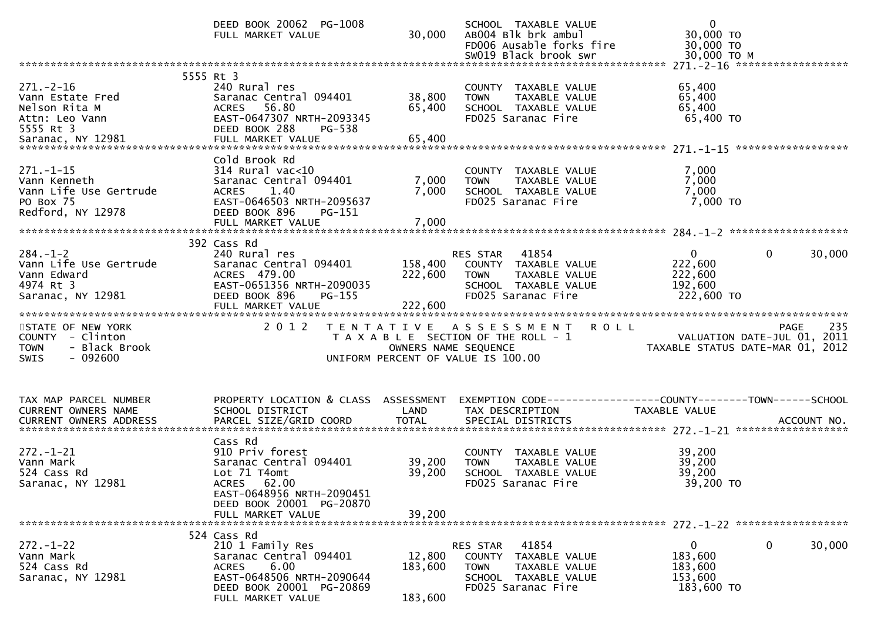```
                            DEED BOOK 20062  PG-1008                 SCHOOL  TAXABLE VALUE                  0
                            FULL MARKET VALUE              30,000    AB004 Blk brk ambul               30,000 TO
                                                                     FD006 Ausable forks fire          30,000 TO
                                                                     SW019 Black brook swr             30,000 TO M
******************************************************************************************************* 271.-2-16 ******************
                          5555 Rt 3
271.-2-16                   240 Rural res                            COUNTY  TAXABLE VALUE             65,400
Vann Estate Fred            Saranac Central 094401      38,800       TOWN    TAXABLE VALUE             65,400
Nelson Rita M               ACRES   56.80               65,400       SCHOOL  TAXABLE VALUE             65,400
Attn: Leo Vann              EAST-0647307 NRTH-2093345                FD025 Saranac Fire                65,400 TO
5555 Rt 3                   DEED BOOK 288    PG-538
Saranac, NY 12981           FULL MARKET VALUE              65,400
******************************************************************************************************* 271.-1-15 ******************
                            Cold Brook Rd
271.-1-15                   314 Rural vac<10                         COUNTY  TAXABLE VALUE              7,000
Vann Kenneth                Saranac Central 094401       7,000       TOWN    TAXABLE VALUE              7,000
Vann Life Use Gertrude      ACRES    1.40                7,000       SCHOOL  TAXABLE VALUE              7,000
PO Box 75                   EAST-0646503 NRTH-2095637                FD025 Saranac Fire                 7,000 TO
Redford, NY 12978           DEED BOOK 896    PG-151
                            FULL MARKET VALUE               7,000
******************************************************************************************************* 284.-1-2 *******************
                          392 Cass Rd
284.-1-2                    240 Rural res                            RES STAR   41854                       0          0     30,000
Vann Life Use Gertrude      Saranac Central 094401     158,400       COUNTY  TAXABLE VALUE            222,600
Vann Edward                 ACRES  479.00              222,600       TOWN    TAXABLE VALUE            222,600
4974 Rt 3                   EAST-0651356 NRTH-2090035                SCHOOL  TAXABLE VALUE            192,600
Saranac, NY 12981           DEED BOOK 896    PG-155                  FD025 Saranac Fire               222,600 TO
                            FULL MARKET VALUE             222,600
************************************************************************************************************************************
STATE OF NEW YORK                 2 0 1 2   T E N T A T I V E   A S S E S S M E N T   R O L L                          PAGE    235
COUNTY  - Clinton                            T A X A B L E  SECTION OF THE ROLL - 1                    VALUATION DATE-JUL 01, 2011
TOWN    - Black Brook                             OWNERS NAME SEQUENCE                           TAXABLE STATUS DATE-MAR 01, 2012
SWIS    - 092600                           UNIFORM PERCENT OF VALUE IS 100.00


TAX MAP PARCEL NUMBER       PROPERTY LOCATION & CLASS  ASSESSMENT  EXEMPTION CODE------------------COUNTY--------TOWN------SCHOOL
CURRENT OWNERS NAME         SCHOOL DISTRICT               LAND      TAX DESCRIPTION                 TAXABLE VALUE
CURRENT OWNERS ADDRESS      PARCEL SIZE/GRID COORD        TOTAL     SPECIAL DISTRICTS                                   ACCOUNT NO.
******************************************************************************************************* 272.-1-21 ******************
                            Cass Rd
272.-1-21                   910 Priv forest                          COUNTY  TAXABLE VALUE             39,200
Vann Mark                   Saranac Central 094401      39,200       TOWN    TAXABLE VALUE             39,200
524 Cass Rd                 Lot 71 T4omt                39,200       SCHOOL  TAXABLE VALUE             39,200
Saranac, NY 12981           ACRES   62.00                            FD025 Saranac Fire                39,200 TO
                            EAST-0648956 NRTH-2090451
                            DEED BOOK 20001  PG-20870
                            FULL MARKET VALUE              39,200
******************************************************************************************************* 272.-1-22 ******************
                          524 Cass Rd
272.-1-22                   210 1 Family Res                         RES STAR   41854                       0          0     30,000
Vann Mark                   Saranac Central 094401      12,800       COUNTY  TAXABLE VALUE            183,600
524 Cass Rd                 ACRES    6.00              183,600       TOWN    TAXABLE VALUE            183,600
Saranac, NY 12981           EAST-0648506 NRTH-2090644                SCHOOL  TAXABLE VALUE            153,600
                            DEED BOOK 20001  PG-20869                FD025 Saranac Fire               183,600 TO
                            FULL MARKET VALUE             183,600
```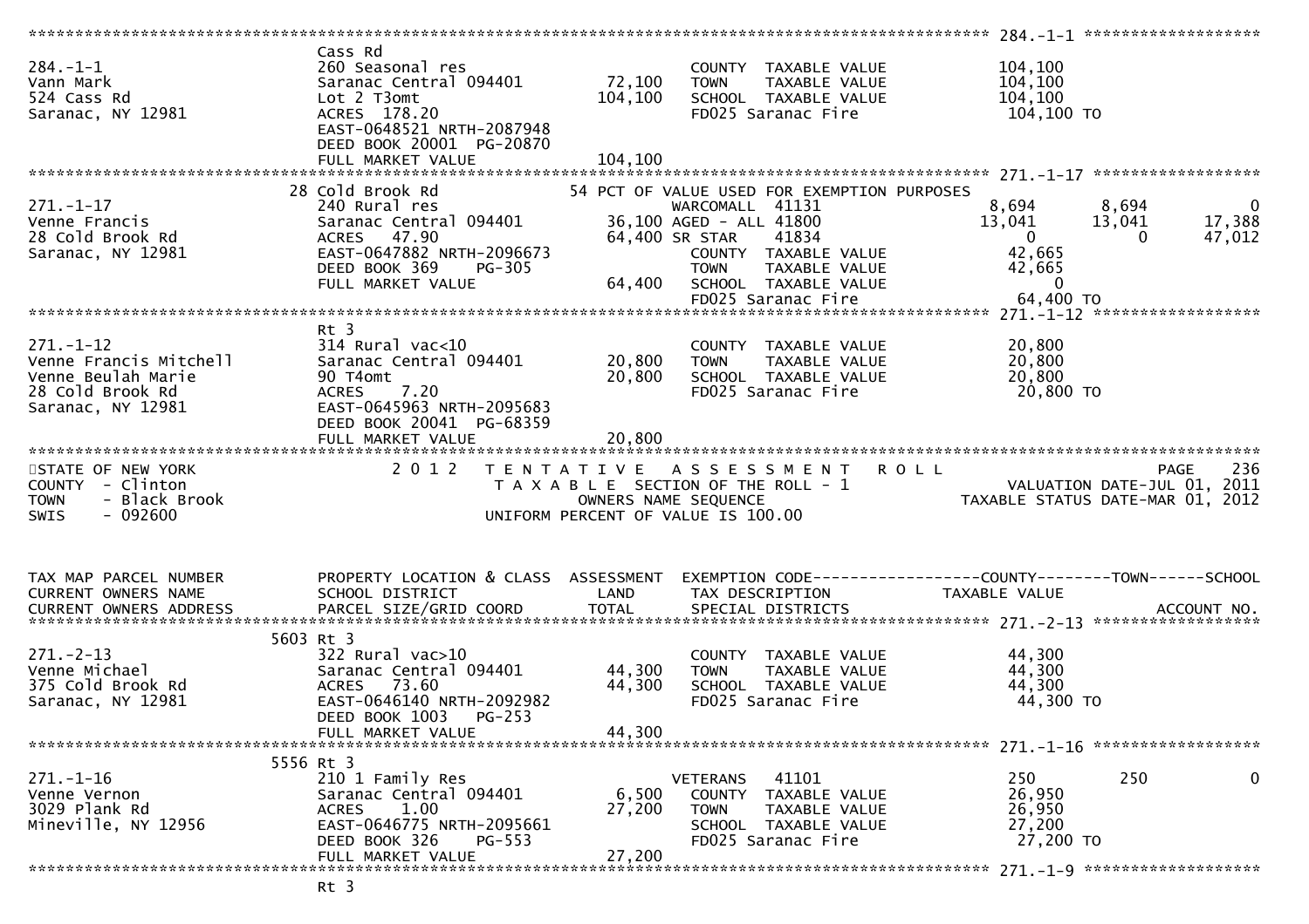```
******************************************************************************************************* 284.-1-1 ******************
                                Cass Rd
284.-1-1                        260 Seasonal res                         COUNTY  TAXABLE VALUE           104,100
Vann Mark                       Saranac Central 094401        72,100     TOWN    TAXABLE VALUE           104,100
524 Cass Rd                     Lot 2 T3omt                  104,100     SCHOOL  TAXABLE VALUE           104,100
Saranac, NY 12981               ACRES 178.20                             FD025 Saranac Fire               104,100 TO
                                EAST-0648521 NRTH-2087948
                                DEED BOOK 20001 PG-20870
                                FULL MARKET VALUE            104,100
******************************************************************************************************* 271.-1-17 *****************
                              28 Cold Brook Rd                   54 PCT OF VALUE USED FOR EXEMPTION PURPOSES
271.-1-17                       240 Rural res                            WARCOMALL  41131                8,694      8,694           0
Venne Francis                   Saranac Central 094401        36,100 AGED - ALL 41800                   13,041     13,041      17,388
28 Cold Brook Rd                ACRES  47.90                  64,400 SR STAR    41834                        0          0      47,012
Saranac, NY 12981               EAST-0647882 NRTH-2096673                COUNTY  TAXABLE VALUE            42,665
                                DEED BOOK 369     PG-305                 TOWN    TAXABLE VALUE            42,665
                                FULL MARKET VALUE             64,400     SCHOOL  TAXABLE VALUE                 0
                                                                         FD025 Saranac Fire                64,400 TO
******************************************************************************************************* 271.-1-12 *****************
                                Rt 3
271.-1-12                       314 Rural vac<10                         COUNTY  TAXABLE VALUE            20,800
Venne Francis Mitchell          Saranac Central 094401        20,800     TOWN    TAXABLE VALUE            20,800
Venne Beulah Marie              90 T4omt                      20,800     SCHOOL  TAXABLE VALUE            20,800
28 Cold Brook Rd                ACRES   7.20                             FD025 Saranac Fire                20,800 TO
Saranac, NY 12981               EAST-0645963 NRTH-2095683
                                DEED BOOK 20041 PG-68359
                                FULL MARKET VALUE             20,800
************************************************************************************************************************************
STATE OF NEW YORK                2 0 1 2   T E N T A T I V E   A S S E S S M E N T   R O L L                              PAGE   236
COUNTY  - Clinton                          T A X A B L E SECTION OF THE ROLL - 1                      VALUATION DATE-JUL 01, 2011
TOWN    - Black Brook                        OWNERS NAME SEQUENCE                               TAXABLE STATUS DATE-MAR 01, 2012
SWIS    - 092600                         UNIFORM PERCENT OF VALUE IS 100.00


TAX MAP PARCEL NUMBER          PROPERTY LOCATION & CLASS  ASSESSMENT  EXEMPTION CODE------------------COUNTY--------TOWN------SCHOOL
CURRENT OWNERS NAME            SCHOOL DISTRICT               LAND     TAX DESCRIPTION              TAXABLE VALUE
CURRENT OWNERS ADDRESS         PARCEL SIZE/GRID COORD        TOTAL    SPECIAL DISTRICTS                                  ACCOUNT NO.
******************************************************************************************************* 271.-2-13 *****************
                            5603 Rt 3
271.-2-13                       322 Rural vac>10                         COUNTY  TAXABLE VALUE            44,300
Venne Michael                   Saranac Central 094401        44,300     TOWN    TAXABLE VALUE            44,300
375 Cold Brook Rd               ACRES  73.60                  44,300     SCHOOL  TAXABLE VALUE            44,300
Saranac, NY 12981               EAST-0646140 NRTH-2092982                FD025 Saranac Fire                44,300 TO
                                DEED BOOK 1003    PG-253
                                FULL MARKET VALUE             44,300
******************************************************************************************************* 271.-1-16 *****************
                            5556 Rt 3
271.-1-16                       210 1 Family Res                         VETERANS   41101                   250        250           0
Venne Vernon                    Saranac Central 094401         6,500     COUNTY  TAXABLE VALUE            26,950
3029 Plank Rd                   ACRES   1.00                  27,200     TOWN    TAXABLE VALUE            26,950
Mineville, NY 12956             EAST-0646775 NRTH-2095661                SCHOOL  TAXABLE VALUE            27,200
                                DEED BOOK 326     PG-553                 FD025 Saranac Fire                27,200 TO
                                FULL MARKET VALUE             27,200
******************************************************************************************************* 271.-1-9 ******************
                                Rt 3
```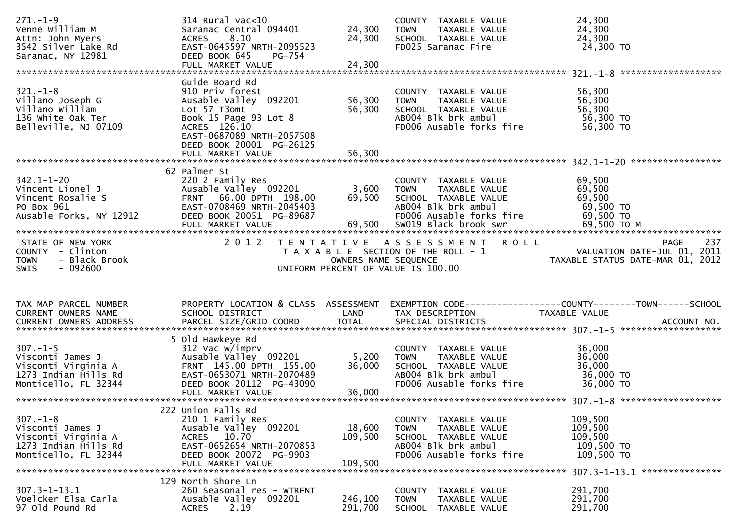```
271.-1-9                       314 Rural vac<10                           COUNTY  TAXABLE VALUE           24,300
Venne William M                Saranac Central 094401     24,300      TOWN    TAXABLE VALUE           24,300
Attn: John Myers               ACRES     8.10                     24,300      SCHOOL  TAXABLE VALUE           24,300
3542 Silver Lake Rd            EAST-0645597 NRTH-2095523                  FD025 Saranac Fire               24,300 TO
Saranac, NY 12981              DEED BOOK 645     PG-754
                               FULL MARKET VALUE                  24,300
******************************************************************************************************* 321.-1-8 ******************
                               Guide Board Rd
321.-1-8                       910 Priv forest                            COUNTY  TAXABLE VALUE           56,300
Villano Joseph G               Ausable Valley  092201     56,300      TOWN    TAXABLE VALUE           56,300
Villano William                Lot 57 T3omt                       56,300      SCHOOL  TAXABLE VALUE           56,300
136 White Oak Ter              Book 15 Page 93 Lot 8                      AB004 Blk brk ambul              56,300 TO
Belleville, NJ 07109           ACRES  126.10                              FD006 Ausable forks fire         56,300 TO
                               EAST-0687089 NRTH-2057508
                               DEED BOOK 20001  PG-26125
                               FULL MARKET VALUE                  56,300
******************************************************************************************************* 342.1-1-20 ****************
                               62 Palmer St
342.1-1-20                     220 2 Family Res                           COUNTY  TAXABLE VALUE           69,500
Vincent Lionel J               Ausable Valley  092201      3,600      TOWN    TAXABLE VALUE           69,500
Vincent Rosalie S              FRNT   66.00 DPTH 198.00       69,500      SCHOOL  TAXABLE VALUE           69,500
PO Box 961                     EAST-0708469 NRTH-2045403                  AB004 Blk brk ambul              69,500 TO
Ausable Forks, NY 12912        DEED BOOK 20051  PG-89687                  FD006 Ausable forks fire         69,500 TO
                               FULL MARKET VALUE                  69,500  SW019 Black brook swr            69,500 TO M
************************************************************************************************************************************
STATE OF NEW YORK                  2 0 1 2   T E N T A T I V E   A S S E S S M E N T   R O L L                      PAGE    237
COUNTY  - Clinton                            T A X A B L E  SECTION OF THE ROLL - 1                  VALUATION DATE-JUL 01, 2011
TOWN    - Black Brook                              OWNERS NAME SEQUENCE                        TAXABLE STATUS DATE-MAR 01, 2012
SWIS    - 092600                              UNIFORM PERCENT OF VALUE IS 100.00


TAX MAP PARCEL NUMBER          PROPERTY LOCATION & CLASS  ASSESSMENT  EXEMPTION CODE-----------------COUNTY--------TOWN------SCHOOL
CURRENT OWNERS NAME            SCHOOL DISTRICT               LAND     TAX DESCRIPTION              TAXABLE VALUE
CURRENT OWNERS ADDRESS         PARCEL SIZE/GRID COORD        TOTAL    SPECIAL DISTRICTS                                  ACCOUNT NO.
******************************************************************************************************* 307.-1-5 ******************
                               5 Old Hawkeye Rd
307.-1-5                       312 Vac w/imprv                            COUNTY  TAXABLE VALUE           36,000
Visconti James J               Ausable Valley  092201      5,200      TOWN    TAXABLE VALUE           36,000
Visconti Virginia A            FRNT  145.00 DPTH 155.00       36,000      SCHOOL  TAXABLE VALUE           36,000
1273 Indian Hills Rd           EAST-0653071 NRTH-2070489                  AB004 Blk brk ambul              36,000 TO
Monticello, FL 32344           DEED BOOK 20112  PG-43090                  FD006 Ausable forks fire         36,000 TO
                               FULL MARKET VALUE                  36,000
******************************************************************************************************* 307.-1-8 ******************
                               222 Union Falls Rd
307.-1-8                       210 1 Family Res                           COUNTY  TAXABLE VALUE          109,500
Visconti James J               Ausable Valley  092201     18,600      TOWN    TAXABLE VALUE          109,500
Visconti Virginia A            ACRES    10.70                    109,500      SCHOOL  TAXABLE VALUE          109,500
1273 Indian Hills Rd           EAST-0652654 NRTH-2070853                  AB004 Blk brk ambul             109,500 TO
Monticello, FL 32344           DEED BOOK 20072  PG-9903                   FD006 Ausable forks fire        109,500 TO
                               FULL MARKET VALUE                 109,500
******************************************************************************************************* 307.3-1-13.1 **************
                               129 North Shore Ln
307.3-1-13.1                   260 Seasonal res - WTRFNT                  COUNTY  TAXABLE VALUE          291,700
Voelcker Elsa Carla            Ausable Valley  092201    246,100      TOWN    TAXABLE VALUE          291,700
97 Old Pound Rd                ACRES     2.19                    291,700      SCHOOL  TAXABLE VALUE          291,700
```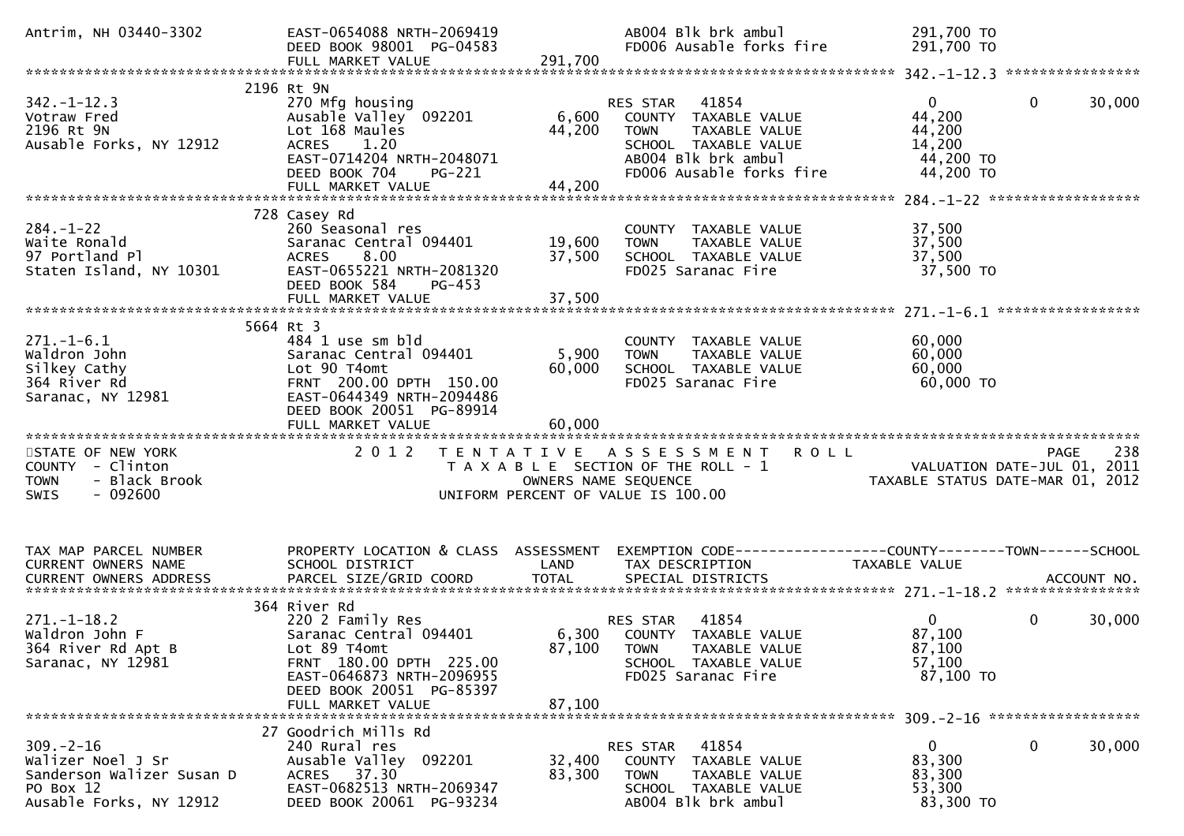```
Antrim, NH 03440-3302          EAST-0654088 NRTH-2069419              AB004 Blk brk ambul              291,700 TO
                               DEED BOOK 98001  PG-04583              FD006 Ausable forks fire         291,700 TO
                               FULL MARKET VALUE            291,700
******************************************************************************************************* 342.-1-12.3 ****************
                           2196 Rt 9N
342.-1-12.3                    270 Mfg housing                        RES STAR   41854                       0           0      30,000
Votraw Fred                    Ausable Valley  092201         6,600   COUNTY  TAXABLE VALUE             44,200
2196 Rt 9N                     Lot 168 Maules                44,200   TOWN    TAXABLE VALUE             44,200
Ausable Forks, NY 12912        ACRES    1.20                          SCHOOL  TAXABLE VALUE             14,200
                               EAST-0714204 NRTH-2048071              AB004 Blk brk ambul               44,200 TO
                               DEED BOOK 704    PG-221                FD006 Ausable forks fire          44,200 TO
                               FULL MARKET VALUE             44,200
******************************************************************************************************* 284.-1-22 ******************
                           728 Casey Rd
284.-1-22                      260 Seasonal res                       COUNTY  TAXABLE VALUE             37,500
Waite Ronald                   Saranac Central 094401        19,600   TOWN    TAXABLE VALUE             37,500
97 Portland Pl                 ACRES    8.00                 37,500   SCHOOL  TAXABLE VALUE             37,500
Staten Island, NY 10301        EAST-0655221 NRTH-2081320              FD025 Saranac Fire                37,500 TO
                               DEED BOOK 584    PG-453
                               FULL MARKET VALUE             37,500
******************************************************************************************************* 271.-1-6.1 *****************
                           5664 Rt 3
271.-1-6.1                     484 1 use sm bld                       COUNTY  TAXABLE VALUE             60,000
Waldron John                   Saranac Central 094401         5,900   TOWN    TAXABLE VALUE             60,000
Silkey Cathy                   Lot 90 T4omt                  60,000   SCHOOL  TAXABLE VALUE             60,000
364 River Rd                   FRNT  200.00 DPTH  150.00              FD025 Saranac Fire                60,000 TO
Saranac, NY 12981              EAST-0644349 NRTH-2094486
                               DEED BOOK 20051  PG-89914
                               FULL MARKET VALUE             60,000
************************************************************************************************************************************
STATE OF NEW YORK                    2 0 1 2   T E N T A T I V E   A S S E S S M E N T   R O L L                          PAGE    238
COUNTY  - Clinton                           T A X A B L E  SECTION OF THE ROLL - 1                        VALUATION DATE-JUL 01, 2011
TOWN    - Black Brook                            OWNERS NAME SEQUENCE                                TAXABLE STATUS DATE-MAR 01, 2012
SWIS    - 092600                          UNIFORM PERCENT OF VALUE IS 100.00


TAX MAP PARCEL NUMBER          PROPERTY LOCATION & CLASS  ASSESSMENT  EXEMPTION CODE------------------COUNTY--------TOWN------SCHOOL
CURRENT OWNERS NAME            SCHOOL DISTRICT               LAND     TAX DESCRIPTION              TAXABLE VALUE
CURRENT OWNERS ADDRESS         PARCEL SIZE/GRID COORD        TOTAL    SPECIAL DISTRICTS                                 ACCOUNT NO.
******************************************************************************************************* 271.-1-18.2 ****************
                           364 River Rd
271.-1-18.2                    220 2 Family Res                       RES STAR   41854                       0           0      30,000
Waldron John F                 Saranac Central 094401         6,300   COUNTY  TAXABLE VALUE             87,100
364 River Rd Apt B             Lot 89 T4omt                  87,100   TOWN    TAXABLE VALUE             87,100
Saranac, NY 12981              FRNT  180.00 DPTH  225.00              SCHOOL  TAXABLE VALUE             57,100
                               EAST-0646873 NRTH-2096955              FD025 Saranac Fire                87,100 TO
                               DEED BOOK 20051  PG-85397
                               FULL MARKET VALUE             87,100
******************************************************************************************************* 309.-2-16 ******************
                           27 Goodrich Mills Rd
309.-2-16                      240 Rural res                          RES STAR   41854                       0           0      30,000
Walizer Noel J Sr              Ausable Valley  092201        32,400   COUNTY  TAXABLE VALUE             83,300
Sanderson Walizer Susan D      ACRES   37.30                 83,300   TOWN    TAXABLE VALUE             83,300
PO Box 12                      EAST-0682513 NRTH-2069347              SCHOOL  TAXABLE VALUE             53,300
Ausable Forks, NY 12912        DEED BOOK 20061  PG-93234              AB004 Blk brk ambul               83,300 TO
```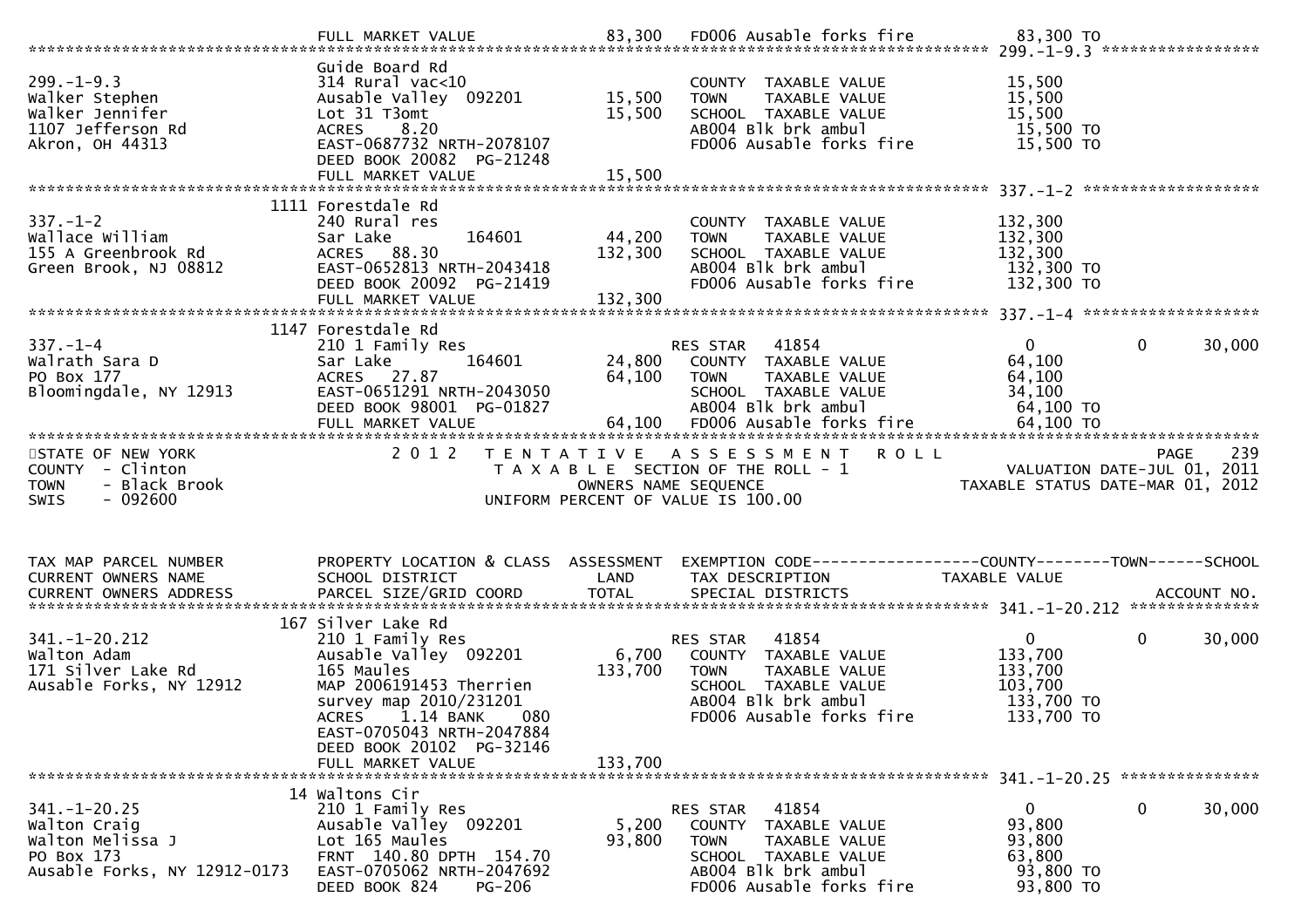| | | | | | | |
|---|---|---|---|---|---|---|
| | FULL MARKET VALUE | 83,300 | FD006 Ausable forks fire | 83,300 TO | | |

**299.-1-9.3**

| | | | | | | |
|---|---|---|---|---|---|---|
| 299.-1-9.3 | Guide Board Rd | | | | | |
| Walker Stephen | 314 Rural vac<10 | | COUNTY TAXABLE VALUE | 15,500 | | |
| Walker Jennifer | Ausable Valley 092201 | 15,500 | TOWN TAXABLE VALUE | 15,500 | | |
| 1107 Jefferson Rd | Lot 31 T3omt | 15,500 | SCHOOL TAXABLE VALUE | 15,500 | | |
| Akron, OH 44313 | ACRES 8.20 | | AB004 Blk brk ambul | 15,500 TO | | |
| | EAST-0687732 NRTH-2078107 | | FD006 Ausable forks fire | 15,500 TO | | |
| | DEED BOOK 20082 PG-21248 | | | | | |
| | FULL MARKET VALUE | 15,500 | | | | |

**337.-1-2**

| | | | | | | |
|---|---|---|---|---|---|---|
| 337.-1-2 | 1111 Forestdale Rd | | | | | |
| Wallace William | 240 Rural res | | COUNTY TAXABLE VALUE | 132,300 | | |
| 155 A Greenbrook Rd | Sar Lake 164601 | 44,200 | TOWN TAXABLE VALUE | 132,300 | | |
| Green Brook, NJ 08812 | ACRES 88.30 | 132,300 | SCHOOL TAXABLE VALUE | 132,300 | | |
| | EAST-0652813 NRTH-2043418 | | AB004 Blk brk ambul | 132,300 TO | | |
| | DEED BOOK 20092 PG-21419 | | FD006 Ausable forks fire | 132,300 TO | | |
| | FULL MARKET VALUE | 132,300 | | | | |

**337.-1-4**

| | | | | | | |
|---|---|---|---|---|---|---|
| 337.-1-4 | 1147 Forestdale Rd | | | | | |
| Walrath Sara D | 210 1 Family Res | | RES STAR 41854 | 0 | 0 | 30,000 |
| PO Box 177 | Sar Lake 164601 | 24,800 | COUNTY TAXABLE VALUE | 64,100 | | |
| Bloomingdale, NY 12913 | ACRES 27.87 | 64,100 | TOWN TAXABLE VALUE | 64,100 | | |
| | EAST-0651291 NRTH-2043050 | | SCHOOL TAXABLE VALUE | 34,100 | | |
| | DEED BOOK 98001 PG-01827 | | AB004 Blk brk ambul | 64,100 TO | | |
| | FULL MARKET VALUE | 64,100 | FD006 Ausable forks fire | 64,100 TO | | |

STATE OF NEW YORK
COUNTY - Clinton
TOWN - Black Brook
SWIS - 092600

2 0 1 2 T E N T A T I V E A S S E S S M E N T R O L L
T A X A B L E SECTION OF THE ROLL - 1
OWNERS NAME SEQUENCE
UNIFORM PERCENT OF VALUE IS 100.00

PAGE 239
VALUATION DATE-JUL 01, 2011
TAXABLE STATUS DATE-MAR 01, 2012

| TAX MAP PARCEL NUMBER / CURRENT OWNERS NAME / CURRENT OWNERS ADDRESS | PROPERTY LOCATION & CLASS / SCHOOL DISTRICT / PARCEL SIZE/GRID COORD | ASSESSMENT LAND / TOTAL | EXEMPTION CODE / TAX DESCRIPTION / SPECIAL DISTRICTS | COUNTY TAXABLE VALUE | TOWN | SCHOOL / ACCOUNT NO. |
|---|---|---|---|---|---|---|
| **341.-1-20.212** | | | | | | |
| 341.-1-20.212 | 167 Silver Lake Rd | | | | | |
| Walton Adam | 210 1 Family Res | | RES STAR 41854 | 0 | 0 | 30,000 |
| 171 Silver Lake Rd | Ausable Valley 092201 | 6,700 | COUNTY TAXABLE VALUE | 133,700 | | |
| Ausable Forks, NY 12912 | 165 Maules | 133,700 | TOWN TAXABLE VALUE | 133,700 | | |
| | MAP 2006191453 Therrien | | SCHOOL TAXABLE VALUE | 103,700 | | |
| | survey map 2010/231201 | | AB004 Blk brk ambul | 133,700 TO | | |
| | ACRES 1.14 BANK 080 | | FD006 Ausable forks fire | 133,700 TO | | |
| | EAST-0705043 NRTH-2047884 | | | | | |
| | DEED BOOK 20102 PG-32146 | | | | | |
| | FULL MARKET VALUE | 133,700 | | | | |
| **341.-1-20.25** | | | | | | |
| 341.-1-20.25 | 14 Waltons Cir | | | | | |
| Walton Craig | 210 1 Family Res | | RES STAR 41854 | 0 | 0 | 30,000 |
| Walton Melissa J | Ausable Valley 092201 | 5,200 | COUNTY TAXABLE VALUE | 93,800 | | |
| PO Box 173 | Lot 165 Maules | 93,800 | TOWN TAXABLE VALUE | 93,800 | | |
| Ausable Forks, NY 12912-0173 | FRNT 140.80 DPTH 154.70 | | SCHOOL TAXABLE VALUE | 63,800 | | |
| | EAST-0705062 NRTH-2047692 | | AB004 Blk brk ambul | 93,800 TO | | |
| | DEED BOOK 824 PG-206 | | FD006 Ausable forks fire | 93,800 TO | | |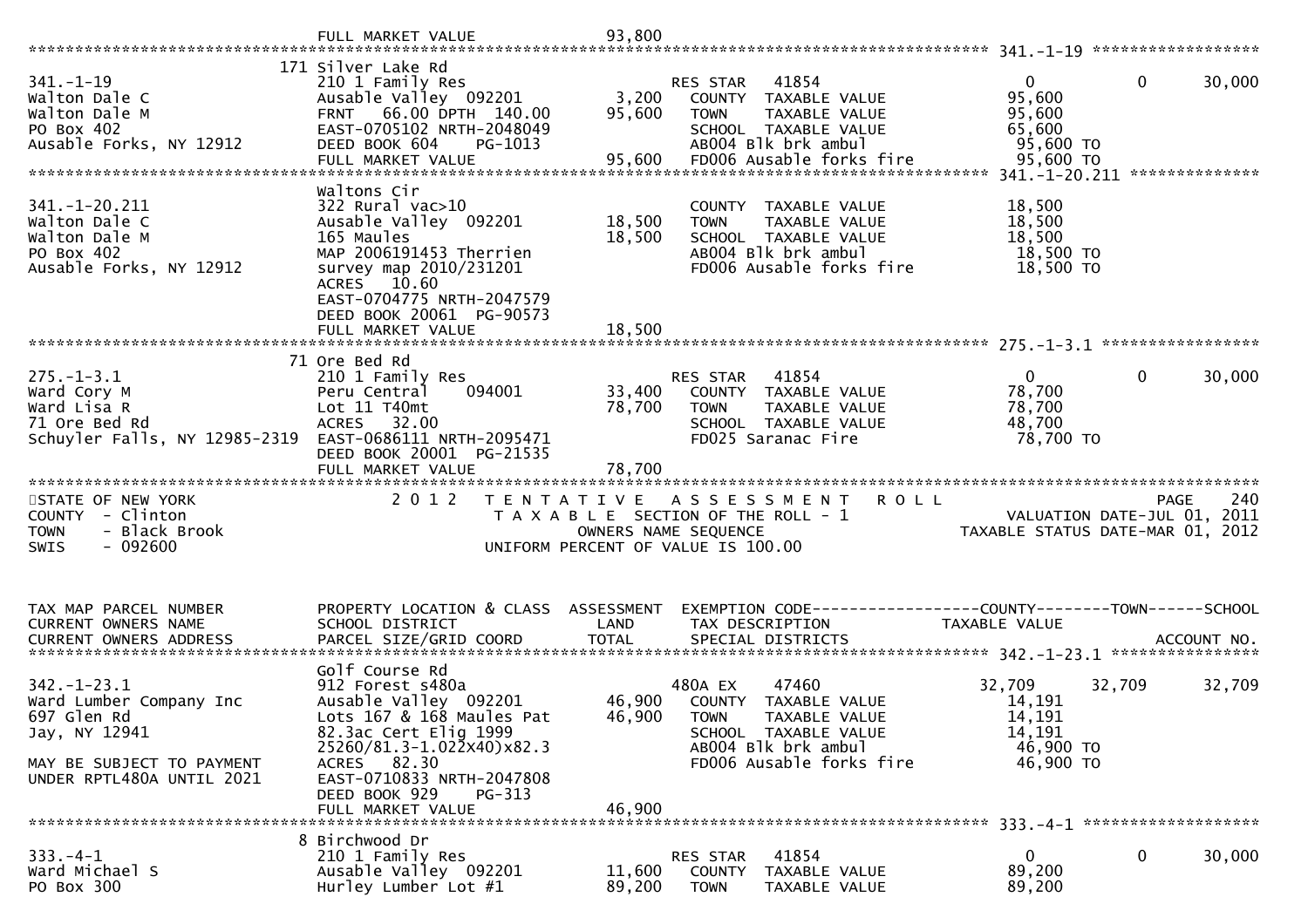FULL MARKET VALUE 93,800

**341.-1-19**

| TAX MAP PARCEL NUMBER / CURRENT OWNERS NAME / CURRENT OWNERS ADDRESS | PROPERTY LOCATION & CLASS / SCHOOL DISTRICT / PARCEL SIZE/GRID COORD | ASSESSMENT LAND / TOTAL | EXEMPTION CODE / TAX DESCRIPTION / SPECIAL DISTRICTS | COUNTY TAXABLE VALUE | TOWN | SCHOOL |
|---|---|---|---|---|---|---|
| 341.-1-19 | 171 Silver Lake Rd | | | | | |
| | 210 1 Family Res | | RES STAR 41854 | 0 | 0 | 30,000 |
| Walton Dale C | Ausable Valley 092201 | 3,200 | COUNTY TAXABLE VALUE | 95,600 | | |
| Walton Dale M | FRNT 66.00 DPTH 140.00 | 95,600 | TOWN TAXABLE VALUE | 95,600 | | |
| PO Box 402 | EAST-0705102 NRTH-2048049 | | SCHOOL TAXABLE VALUE | 65,600 | | |
| Ausable Forks, NY 12912 | DEED BOOK 604 PG-1013 | | AB004 Blk brk ambul | 95,600 TO | | |
| | FULL MARKET VALUE | 95,600 | FD006 Ausable forks fire | 95,600 TO | | |
| 341.-1-20.211 | Waltons Cir | | | | | |
| | 322 Rural vac>10 | | COUNTY TAXABLE VALUE | 18,500 | | |
| Walton Dale C | Ausable Valley 092201 | 18,500 | TOWN TAXABLE VALUE | 18,500 | | |
| Walton Dale M | 165 Maules | 18,500 | SCHOOL TAXABLE VALUE | 18,500 | | |
| PO Box 402 | MAP 2006191453 Therrien | | AB004 Blk brk ambul | 18,500 TO | | |
| Ausable Forks, NY 12912 | survey map 2010/231201 | | FD006 Ausable forks fire | 18,500 TO | | |
| | ACRES 10.60 | | | | | |
| | EAST-0704775 NRTH-2047579 | | | | | |
| | DEED BOOK 20061 PG-90573 | | | | | |
| | FULL MARKET VALUE | 18,500 | | | | |
| 275.-1-3.1 | 71 Ore Bed Rd | | | | | |
| | 210 1 Family Res | | RES STAR 41854 | 0 | 0 | 30,000 |
| Ward Cory M | Peru Central 094001 | 33,400 | COUNTY TAXABLE VALUE | 78,700 | | |
| Ward Lisa R | Lot 11 T40mt | 78,700 | TOWN TAXABLE VALUE | 78,700 | | |
| 71 Ore Bed Rd | ACRES 32.00 | | SCHOOL TAXABLE VALUE | 48,700 | | |
| Schuyler Falls, NY 12985-2319 | EAST-0686111 NRTH-2095471 | | FD025 Saranac Fire | 78,700 TO | | |
| | DEED BOOK 20001 PG-21535 | | | | | |
| | FULL MARKET VALUE | 78,700 | | | | |

STATE OF NEW YORK
COUNTY - Clinton
TOWN - Black Brook
SWIS - 092600

2012 TENTATIVE ASSESSMENT ROLL
TAXABLE SECTION OF THE ROLL - 1
OWNERS NAME SEQUENCE
UNIFORM PERCENT OF VALUE IS 100.00

VALUATION DATE-JUL 01, 2011
TAXABLE STATUS DATE-MAR 01, 2012

| TAX MAP PARCEL NUMBER / CURRENT OWNERS NAME / CURRENT OWNERS ADDRESS | PROPERTY LOCATION & CLASS / SCHOOL DISTRICT / PARCEL SIZE/GRID COORD | ASSESSMENT LAND / TOTAL | EXEMPTION CODE / TAX DESCRIPTION / SPECIAL DISTRICTS | COUNTY TAXABLE VALUE | TOWN | SCHOOL ACCOUNT NO. |
|---|---|---|---|---|---|---|
| 342.-1-23.1 | Golf Course Rd | | | | | |
| | 912 Forest s480a | | 480A EX 47460 | 32,709 | 32,709 | 32,709 |
| Ward Lumber Company Inc | Ausable Valley 092201 | 46,900 | COUNTY TAXABLE VALUE | 14,191 | | |
| 697 Glen Rd | Lots 167 & 168 Maules Pat | 46,900 | TOWN TAXABLE VALUE | 14,191 | | |
| Jay, NY 12941 | 82.3ac Cert Elig 1999 | | SCHOOL TAXABLE VALUE | 14,191 | | |
| | 25260/81.3-1.022X40)x82.3 | | AB004 Blk brk ambul | 46,900 TO | | |
| MAY BE SUBJECT TO PAYMENT | ACRES 82.30 | | FD006 Ausable forks fire | 46,900 TO | | |
| UNDER RPTL480A UNTIL 2021 | EAST-0710833 NRTH-2047808 | | | | | |
| | DEED BOOK 929 PG-313 | | | | | |
| | FULL MARKET VALUE | 46,900 | | | | |
| 333.-4-1 | 8 Birchwood Dr | | | | | |
| | 210 1 Family Res | | RES STAR 41854 | 0 | 0 | 30,000 |
| Ward Michael S | Ausable Valley 092201 | 11,600 | COUNTY TAXABLE VALUE | 89,200 | | |
| PO Box 300 | Hurley Lumber Lot #1 | 89,200 | TOWN TAXABLE VALUE | 89,200 | | |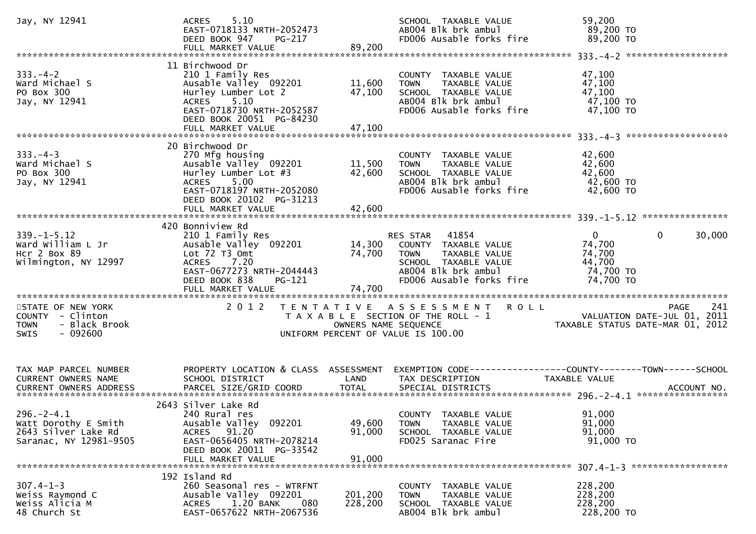```
Jay, NY 12941                  ACRES     5.10                              SCHOOL  TAXABLE VALUE             59,200
                               EAST-0718133 NRTH-2052473                   AB004 Blk brk ambul                89,200 TO
                               DEED BOOK 947     PG-217                    FD006 Ausable forks fire           89,200 TO
                               FULL MARKET VALUE                89,200
******************************************************************************************************* 333.-4-2 *******************
                               11 Birchwood Dr
333.-4-2                       210 1 Family Res                            COUNTY  TAXABLE VALUE             47,100
Ward Michael S                 Ausable Valley  092201         11,600       TOWN    TAXABLE VALUE             47,100
PO Box 300                     Hurley Lumber Lot 2            47,100       SCHOOL  TAXABLE VALUE             47,100
Jay, NY 12941                  ACRES     5.10                              AB004 Blk brk ambul                47,100 TO
                               EAST-0718730 NRTH-2052587                   FD006 Ausable forks fire           47,100 TO
                               DEED BOOK 20051  PG-84230
                               FULL MARKET VALUE                47,100
******************************************************************************************************* 333.-4-3 *******************
                               20 Birchwood Dr
333.-4-3                       270 Mfg housing                             COUNTY  TAXABLE VALUE             42,600
Ward Michael S                 Ausable Valley  092201         11,500       TOWN    TAXABLE VALUE             42,600
PO Box 300                     Hurley Lumber Lot #3           42,600       SCHOOL  TAXABLE VALUE             42,600
Jay, NY 12941                  ACRES     5.00                              AB004 Blk brk ambul                42,600 TO
                               EAST-0718197 NRTH-2052080                   FD006 Ausable forks fire           42,600 TO
                               DEED BOOK 20102  PG-31213
                               FULL MARKET VALUE                42,600
******************************************************************************************************* 339.-1-5.12 ****************
                               420 Bonniview Rd
339.-1-5.12                    210 1 Family Res                            RES STAR   41854                       0            0        30,000
Ward William L Jr              Ausable Valley  092201         14,300       COUNTY  TAXABLE VALUE             74,700
Hcr 2 Box 89                   Lot 72 T3 Omt                  74,700       TOWN    TAXABLE VALUE             74,700
Wilmington, NY 12997           ACRES     7.20                              SCHOOL  TAXABLE VALUE             44,700
                               EAST-0677273 NRTH-2044443                   AB004 Blk brk ambul                74,700 TO
                               DEED BOOK 838     PG-121                    FD006 Ausable forks fire           74,700 TO
                               FULL MARKET VALUE                74,700
************************************************************************************************************************************
STATE OF NEW YORK                  2 0 1 2   T E N T A T I V E   A S S E S S M E N T   R O L L                                PAGE    241
COUNTY  - Clinton                          T A X A B L E  SECTION OF THE ROLL - 1                         VALUATION DATE-JUL 01, 2011
TOWN    - Black Brook                            OWNERS NAME SEQUENCE                                 TAXABLE STATUS DATE-MAR 01, 2012
SWIS    - 092600                         UNIFORM PERCENT OF VALUE IS 100.00


TAX MAP PARCEL NUMBER          PROPERTY LOCATION & CLASS  ASSESSMENT  EXEMPTION CODE------------------COUNTY--------TOWN------SCHOOL
CURRENT OWNERS NAME            SCHOOL DISTRICT               LAND      TAX DESCRIPTION              TAXABLE VALUE
CURRENT OWNERS ADDRESS         PARCEL SIZE/GRID COORD        TOTAL     SPECIAL DISTRICTS                                    ACCOUNT NO.
******************************************************************************************************* 296.-2-4.1 *****************
                               2643 Silver Lake Rd
296.-2-4.1                     240 Rural res                               COUNTY  TAXABLE VALUE             91,000
Watt Dorothy E Smith           Ausable Valley  092201         49,600       TOWN    TAXABLE VALUE             91,000
2643 Silver Lake Rd            ACRES    91.20                 91,000       SCHOOL  TAXABLE VALUE             91,000
Saranac, NY 12981-9505         EAST-0656405 NRTH-2078214                   FD025 Saranac Fire                 91,000 TO
                               DEED BOOK 20011  PG-33542
                               FULL MARKET VALUE                91,000
******************************************************************************************************* 307.4-1-3 ******************
                               192 Island Rd
307.4-1-3                      260 Seasonal res - WTRFNT                   COUNTY  TAXABLE VALUE            228,200
Weiss Raymond C                Ausable Valley  092201        201,200       TOWN    TAXABLE VALUE            228,200
Weiss Alicia M                 ACRES     1.20 BANK     080   228,200       SCHOOL  TAXABLE VALUE            228,200
48 Church St                   EAST-0657622 NRTH-2067536                   AB004 Blk brk ambul               228,200 TO
```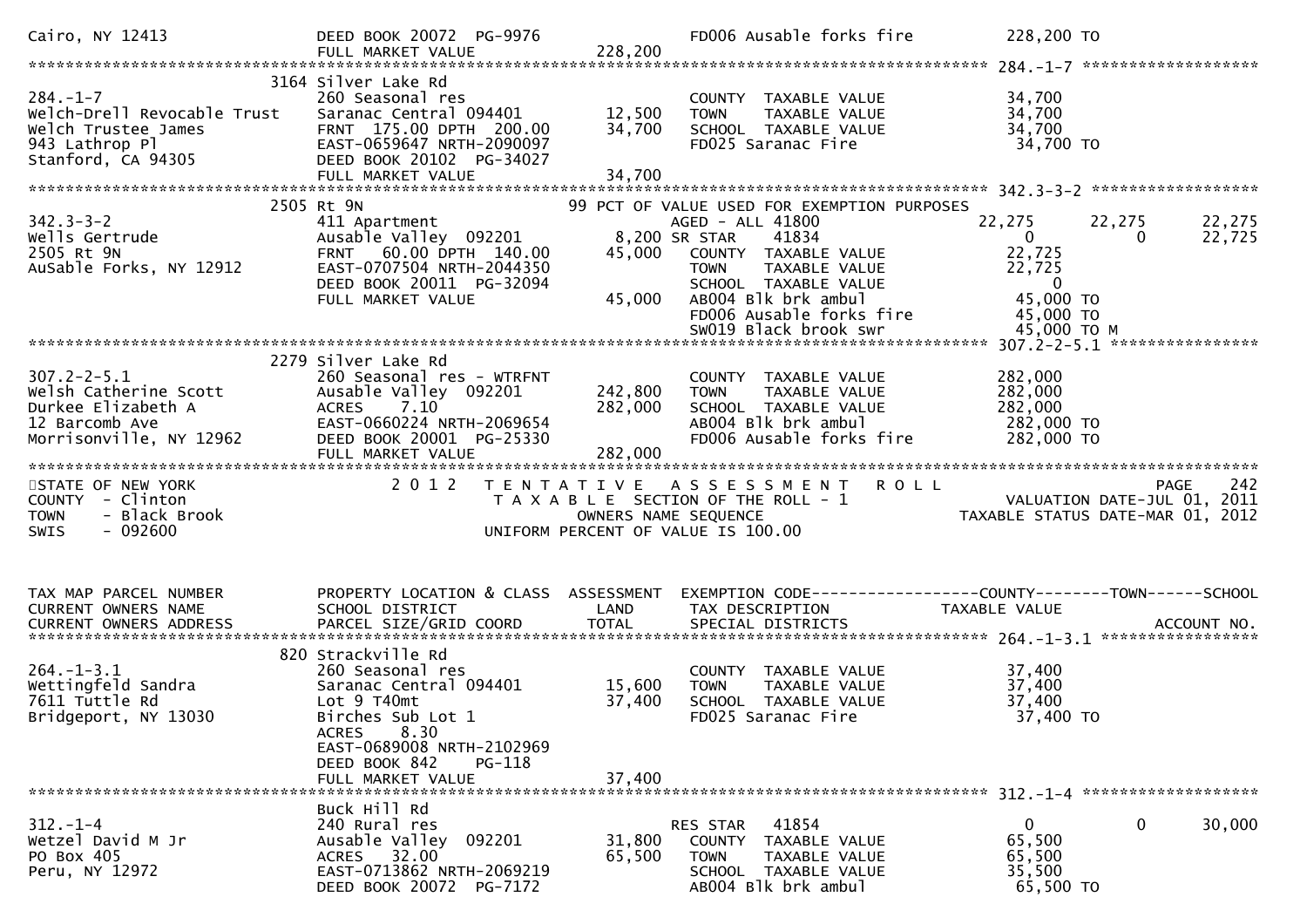```
Cairo, NY 12413                DEED BOOK 20072  PG-9976              FD006 Ausable forks fire        228,200 TO
                               FULL MARKET VALUE             228,200
******************************************************************************************************* 284.-1-7 ******************
                          3164 Silver Lake Rd
284.-1-7                       260 Seasonal res                      COUNTY  TAXABLE VALUE            34,700
Welch-Drell Revocable Trust    Saranac Central 094401       12,500   TOWN    TAXABLE VALUE            34,700
Welch Trustee James            FRNT 175.00 DPTH 200.00      34,700   SCHOOL  TAXABLE VALUE            34,700
943 Lathrop Pl                 EAST-0659647 NRTH-2090097             FD025 Saranac Fire                34,700 TO
Stanford, CA 94305             DEED BOOK 20102  PG-34027
                               FULL MARKET VALUE             34,700
******************************************************************************************************* 342.3-3-2 *****************
                          2505 Rt 9N                          99 PCT OF VALUE USED FOR EXEMPTION PURPOSES
342.3-3-2                      411 Apartment                         AGED - ALL 41800                22,275       22,275      22,275
Wells Gertrude                 Ausable Valley  092201        8,200 SR STAR     41834                  0            0         22,725
2505 Rt 9N                     FRNT  60.00 DPTH 140.00      45,000   COUNTY  TAXABLE VALUE            22,725
AuSable Forks, NY 12912        EAST-0707504 NRTH-2044350             TOWN    TAXABLE VALUE            22,725
                               DEED BOOK 20011  PG-32094             SCHOOL  TAXABLE VALUE                 0
                               FULL MARKET VALUE             45,000  AB004 Blk brk ambul              45,000 TO
                                                                     FD006 Ausable forks fire         45,000 TO
                                                                     SW019 Black brook swr            45,000 TO M
******************************************************************************************************* 307.2-2-5.1 ***************
                          2279 Silver Lake Rd
307.2-2-5.1                    260 Seasonal res - WTRFNT             COUNTY  TAXABLE VALUE           282,000
Welsh Catherine Scott          Ausable Valley  092201      242,800   TOWN    TAXABLE VALUE           282,000
Durkee Elizabeth A             ACRES    7.10               282,000   SCHOOL  TAXABLE VALUE           282,000
12 Barcomb Ave                 EAST-0660224 NRTH-2069654             AB004 Blk brk ambul             282,000 TO
Morrisonville, NY 12962        DEED BOOK 20001  PG-25330             FD006 Ausable forks fire        282,000 TO
                               FULL MARKET VALUE            282,000
************************************************************************************************************************************
STATE OF NEW YORK                   2 0 1 2   T E N T A T I V E   A S S E S S M E N T   R O L L                         PAGE   242
COUNTY  - Clinton                             T A X A B L E  SECTION OF THE ROLL - 1                   VALUATION DATE-JUL 01, 2011
TOWN    - Black Brook                              OWNERS NAME SEQUENCE                           TAXABLE STATUS DATE-MAR 01, 2012
SWIS    - 092600                           UNIFORM PERCENT OF VALUE IS 100.00


TAX MAP PARCEL NUMBER          PROPERTY LOCATION & CLASS  ASSESSMENT  EXEMPTION CODE------------------COUNTY--------TOWN------SCHOOL
CURRENT OWNERS NAME            SCHOOL DISTRICT               LAND     TAX DESCRIPTION                 TAXABLE VALUE
CURRENT OWNERS ADDRESS         PARCEL SIZE/GRID COORD        TOTAL    SPECIAL DISTRICTS                                   ACCOUNT NO.
******************************************************************************************************* 264.-1-3.1 ****************
                           820 Strackville Rd
264.-1-3.1                     260 Seasonal res                      COUNTY  TAXABLE VALUE            37,400
Wettingfeld Sandra             Saranac Central 094401       15,600   TOWN    TAXABLE VALUE            37,400
7611 Tuttle Rd                 Lot 9 T40mt                  37,400   SCHOOL  TAXABLE VALUE            37,400
Bridgeport, NY 13030           Birches Sub Lot 1                     FD025 Saranac Fire                37,400 TO
                               ACRES    8.30
                               EAST-0689008 NRTH-2102969
                               DEED BOOK 842    PG-118
                               FULL MARKET VALUE             37,400
******************************************************************************************************* 312.-1-4 ******************
                               Buck Hill Rd
312.-1-4                       240 Rural res                         RES STAR    41854                 0            0         30,000
Wetzel David M Jr              Ausable Valley  092201       31,800   COUNTY  TAXABLE VALUE            65,500
PO Box 405                     ACRES   32.00                65,500   TOWN    TAXABLE VALUE            65,500
Peru, NY 12972                 EAST-0713862 NRTH-2069219             SCHOOL  TAXABLE VALUE            35,500
                               DEED BOOK 20072  PG-7172              AB004 Blk brk ambul              65,500 TO
```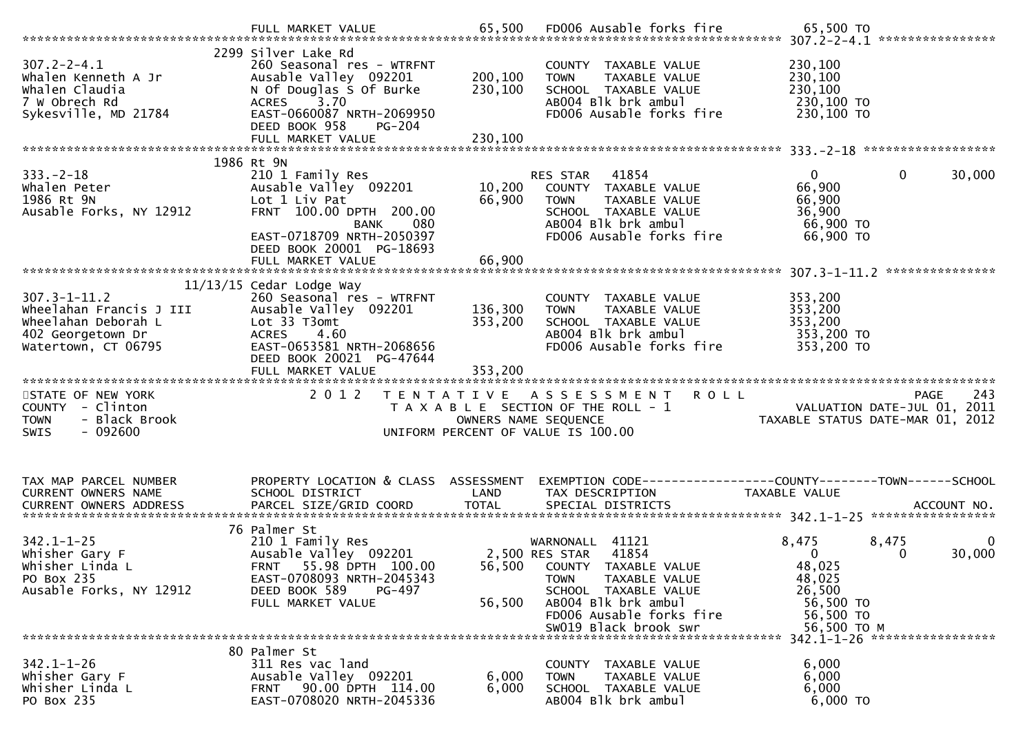| | FULL MARKET VALUE | 65,500 | FD006 Ausable forks fire | 65,500 TO |
|---|---|---|---|---|

************************************************************************************************************ 307.2-2-4.1 ****************

| TAX MAP PARCEL / OWNER | PROPERTY LOCATION & CLASS | LAND / TOTAL | TAX DESCRIPTION | TAXABLE VALUE |
|---|---|---|---|---|
| | 2299 Silver Lake Rd | | | |
| 307.2-2-4.1 | 260 Seasonal res - WTRFNT | | COUNTY TAXABLE VALUE | 230,100 |
| Whalen Kenneth A Jr | Ausable Valley 092201 | 200,100 | TOWN TAXABLE VALUE | 230,100 |
| Whalen Claudia | N Of Douglas S Of Burke | 230,100 | SCHOOL TAXABLE VALUE | 230,100 |
| 7 W Obrech Rd | ACRES 3.70 | | AB004 Blk brk ambul | 230,100 TO |
| Sykesville, MD 21784 | EAST-0660087 NRTH-2069950 | | FD006 Ausable forks fire | 230,100 TO |
| | DEED BOOK 958 PG-204 | | | |
| | FULL MARKET VALUE | 230,100 | | |

************************************************************************************************************ 333.-2-18 ******************

| TAX MAP PARCEL / OWNER | PROPERTY LOCATION & CLASS | LAND / TOTAL | EXEMPTION / TAX DESCRIPTION | COUNTY | TOWN | SCHOOL |
|---|---|---|---|---|---|---|
| | 1986 Rt 9N | | | | | |
| 333.-2-18 | 210 1 Family Res | | RES STAR 41854 | 0 | 0 | 30,000 |
| Whalen Peter | Ausable Valley 092201 | 10,200 | COUNTY TAXABLE VALUE | 66,900 | | |
| 1986 Rt 9N | Lot 1 Liv Pat | 66,900 | TOWN TAXABLE VALUE | 66,900 | | |
| Ausable Forks, NY 12912 | FRNT 100.00 DPTH 200.00 | | SCHOOL TAXABLE VALUE | 36,900 | | |
| | BANK 080 | | AB004 Blk brk ambul | 66,900 TO | | |
| | EAST-0718709 NRTH-2050397 | | FD006 Ausable forks fire | 66,900 TO | | |
| | DEED BOOK 20001 PG-18693 | | | | | |
| | FULL MARKET VALUE | 66,900 | | | | |

************************************************************************************************************ 307.3-1-11.2 ***************

| TAX MAP PARCEL / OWNER | PROPERTY LOCATION & CLASS | LAND / TOTAL | TAX DESCRIPTION | TAXABLE VALUE |
|---|---|---|---|---|
| | 11/13/15 Cedar Lodge Way | | | |
| 307.3-1-11.2 | 260 Seasonal res - WTRFNT | | COUNTY TAXABLE VALUE | 353,200 |
| Wheelahan Francis J III | Ausable Valley 092201 | 136,300 | TOWN TAXABLE VALUE | 353,200 |
| Wheelahan Deborah L | Lot 33 T3omt | 353,200 | SCHOOL TAXABLE VALUE | 353,200 |
| 402 Georgetown Dr | ACRES 4.60 | | AB004 Blk brk ambul | 353,200 TO |
| Watertown, CT 06795 | EAST-0653581 NRTH-2068656 | | FD006 Ausable forks fire | 353,200 TO |
| | DEED BOOK 20021 PG-47644 | | | |
| | FULL MARKET VALUE | 353,200 | | |

************************************************************************************************************************************************

STATE OF NEW YORK — 2012 TENTATIVE ASSESSMENT ROLL — PAGE 243
COUNTY - Clinton — TAXABLE SECTION OF THE ROLL - 1 — VALUATION DATE-JUL 01, 2011
TOWN - Black Brook — OWNERS NAME SEQUENCE — TAXABLE STATUS DATE-MAR 01, 2012
SWIS - 092600 — UNIFORM PERCENT OF VALUE IS 100.00

| TAX MAP PARCEL NUMBER<br>CURRENT OWNERS NAME<br>CURRENT OWNERS ADDRESS | PROPERTY LOCATION & CLASS<br>SCHOOL DISTRICT<br>PARCEL SIZE/GRID COORD | ASSESSMENT<br>LAND<br>TOTAL | EXEMPTION CODE<br>TAX DESCRIPTION<br>SPECIAL DISTRICTS | COUNTY<br>TAXABLE VALUE | TOWN | SCHOOL<br>ACCOUNT NO. |
|---|---|---|---|---|---|---|
| | 76 Palmer St | | | | | |
| 342.1-1-25 | 210 1 Family Res | | WARNONALL 41121 | 8,475 | 8,475 | 0 |
| Whisher Gary F | Ausable Valley 092201 | 2,500 | RES STAR 41854 | 0 | 0 | 30,000 |
| Whisher Linda L | FRNT 55.98 DPTH 100.00 | 56,500 | COUNTY TAXABLE VALUE | 48,025 | | |
| PO Box 235 | EAST-0708093 NRTH-2045343 | | TOWN TAXABLE VALUE | 48,025 | | |
| Ausable Forks, NY 12912 | DEED BOOK 589 PG-497 | | SCHOOL TAXABLE VALUE | 26,500 | | |
| | FULL MARKET VALUE | 56,500 | AB004 Blk brk ambul | 56,500 TO | | |
| | | | FD006 Ausable forks fire | 56,500 TO | | |
| | | | SW019 Black brook swr | 56,500 TO M | | |

************************************************************************************************************ 342.1-1-26 *****************

| TAX MAP PARCEL / OWNER | PROPERTY LOCATION & CLASS | LAND / TOTAL | TAX DESCRIPTION | TAXABLE VALUE |
|---|---|---|---|---|
| | 80 Palmer St | | | |
| 342.1-1-26 | 311 Res vac land | | COUNTY TAXABLE VALUE | 6,000 |
| Whisher Gary F | Ausable Valley 092201 | 6,000 | TOWN TAXABLE VALUE | 6,000 |
| Whisher Linda L | FRNT 90.00 DPTH 114.00 | 6,000 | SCHOOL TAXABLE VALUE | 6,000 |
| PO Box 235 | EAST-0708020 NRTH-2045336 | | AB004 Blk brk ambul | 6,000 TO |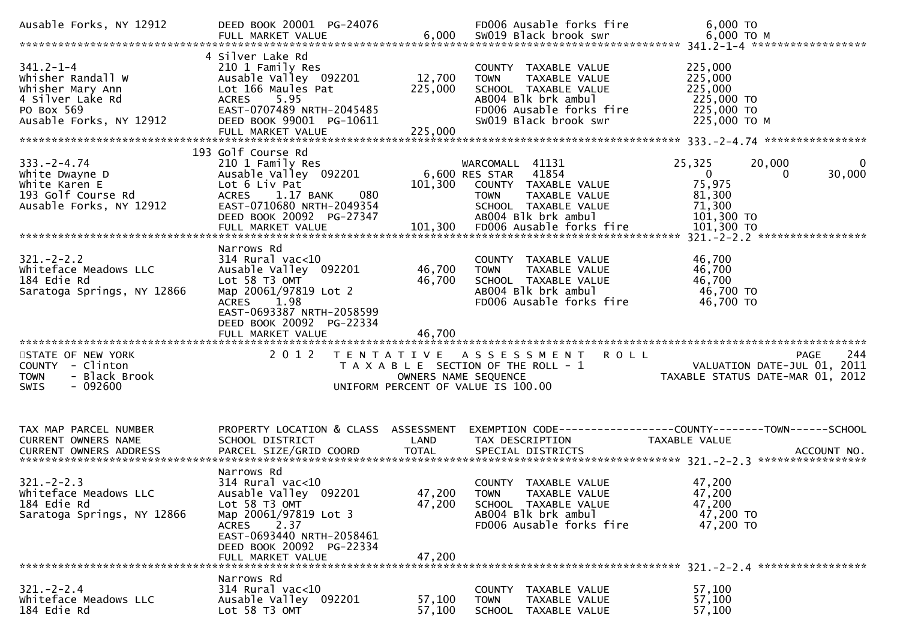```
Ausable Forks, NY 12912        DEED BOOK 20001  PG-24076                   FD006 Ausable forks fire              6,000 TO
                               FULL MARKET VALUE               6,000   SW019 Black brook swr                 6,000 TO M
******************************************************************************************************* 341.2-1-4 *****************
                               4 Silver Lake Rd
341.2-1-4                      210 1 Family Res                            COUNTY  TAXABLE VALUE             225,000
Whisher Randall W              Ausable Valley  092201          12,700      TOWN    TAXABLE VALUE             225,000
Whisher Mary Ann               Lot 166 Maules Pat             225,000      SCHOOL  TAXABLE VALUE             225,000
4 Silver Lake Rd               ACRES     5.95                              AB004 Blk brk ambul                225,000 TO
PO Box 569                     EAST-0707489 NRTH-2045485                   FD006 Ausable forks fire           225,000 TO
Ausable Forks, NY 12912        DEED BOOK 99001  PG-10611                   SW019 Black brook swr              225,000 TO M
                               FULL MARKET VALUE              225,000
******************************************************************************************************* 333.-2-4.74 ***************
                               193 Golf Course Rd
333.-2-4.74                    210 1 Family Res                            WARCOMALL  41131          25,325      20,000          0
White Dwayne D                 Ausable Valley  092201           6,600 RES STAR   41854                 0           0        30,000
White Karen E                  Lot 6 Liv Pat                  101,300      COUNTY  TAXABLE VALUE              75,975
193 Golf Course Rd             ACRES     1.17 BANK     080                 TOWN    TAXABLE VALUE              81,300
Ausable Forks, NY 12912        EAST-0710680 NRTH-2049354                   SCHOOL  TAXABLE VALUE              71,300
                               DEED BOOK 20092  PG-27347                   AB004 Blk brk ambul                101,300 TO
                               FULL MARKET VALUE              101,300   FD006 Ausable forks fire           101,300 TO
******************************************************************************************************* 321.-2-2.2 ****************
                               Narrows Rd
321.-2-2.2                     314 Rural vac<10                            COUNTY  TAXABLE VALUE              46,700
Whiteface Meadows LLC          Ausable Valley  092201          46,700      TOWN    TAXABLE VALUE              46,700
184 Edie Rd                    Lot 58 T3 OMT                   46,700      SCHOOL  TAXABLE VALUE              46,700
Saratoga Springs, NY 12866     Map 20061/97819 Lot 2                       AB004 Blk brk ambul                 46,700 TO
                               ACRES     1.98                              FD006 Ausable forks fire            46,700 TO
                               EAST-0693387 NRTH-2058599
                               DEED BOOK 20092  PG-22334
                               FULL MARKET VALUE               46,700
************************************************************************************************************************************
STATE OF NEW YORK              2 0 1 2   T E N T A T I V E   A S S E S S M E N T   R O L L                            PAGE    244
COUNTY  - Clinton                        T A X A B L E  SECTION OF THE ROLL - 1                       VALUATION DATE-JUL 01, 2011
TOWN    - Black Brook                          OWNERS NAME SEQUENCE                               TAXABLE STATUS DATE-MAR 01, 2012
SWIS    - 092600                         UNIFORM PERCENT OF VALUE IS 100.00


TAX MAP PARCEL NUMBER          PROPERTY LOCATION & CLASS  ASSESSMENT  EXEMPTION CODE------------------COUNTY--------TOWN------SCHOOL
CURRENT OWNERS NAME            SCHOOL DISTRICT               LAND      TAX DESCRIPTION               TAXABLE VALUE
CURRENT OWNERS ADDRESS         PARCEL SIZE/GRID COORD        TOTAL     SPECIAL DISTRICTS                                   ACCOUNT NO.
******************************************************************************************************* 321.-2-2.3 ****************
                               Narrows Rd
321.-2-2.3                     314 Rural vac<10                            COUNTY  TAXABLE VALUE              47,200
Whiteface Meadows LLC          Ausable Valley  092201          47,200      TOWN    TAXABLE VALUE              47,200
184 Edie Rd                    Lot 58 T3 OMT                   47,200      SCHOOL  TAXABLE VALUE              47,200
Saratoga Springs, NY 12866     Map 20061/97819 Lot 3                       AB004 Blk brk ambul                 47,200 TO
                               ACRES     2.37                              FD006 Ausable forks fire            47,200 TO
                               EAST-0693440 NRTH-2058461
                               DEED BOOK 20092  PG-22334
                               FULL MARKET VALUE               47,200
******************************************************************************************************* 321.-2-2.4 ****************
                               Narrows Rd
321.-2-2.4                     314 Rural vac<10                            COUNTY  TAXABLE VALUE              57,100
Whiteface Meadows LLC          Ausable Valley  092201          57,100      TOWN    TAXABLE VALUE              57,100
184 Edie Rd                    Lot 58 T3 OMT                   57,100      SCHOOL  TAXABLE VALUE              57,100
```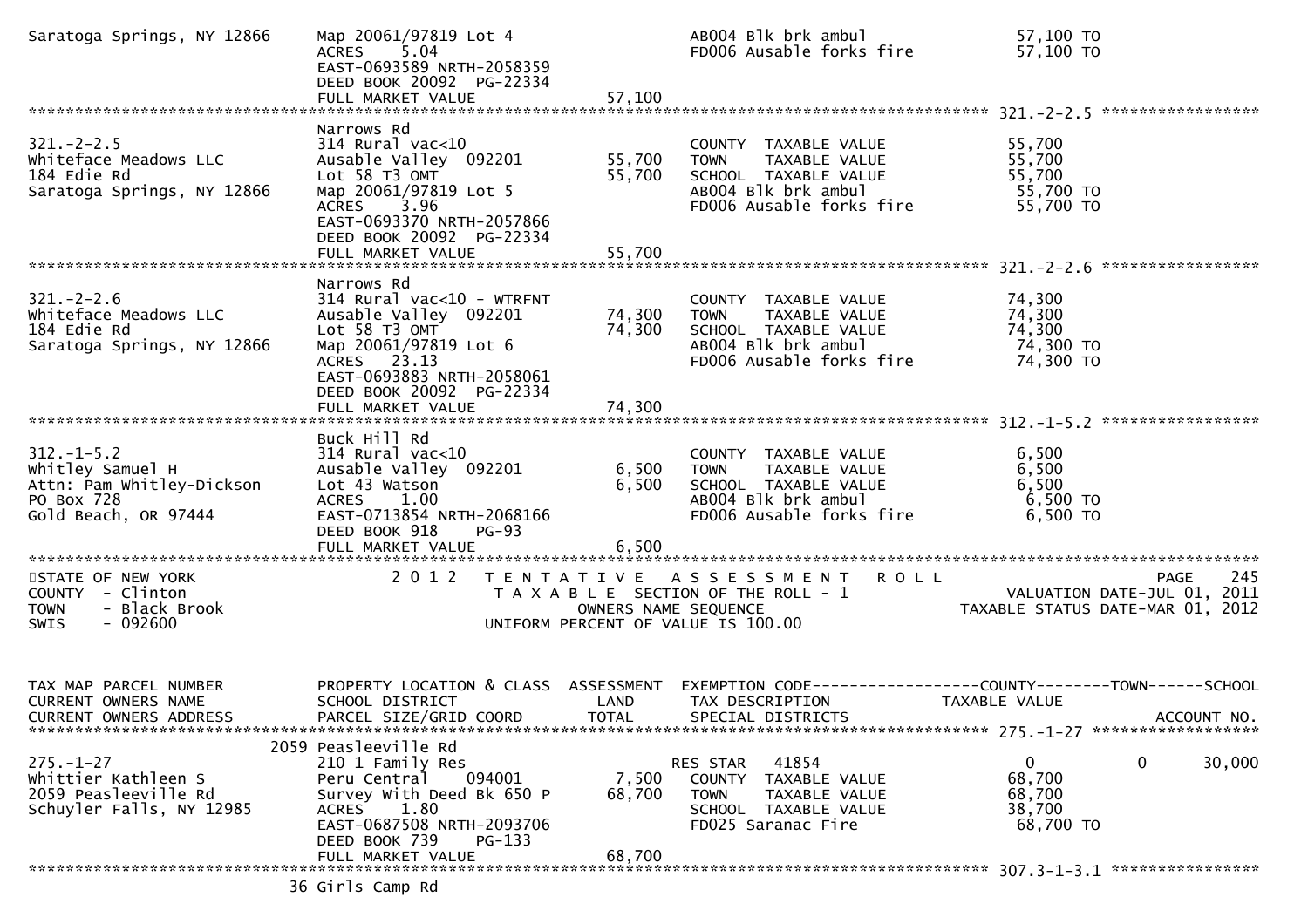```
Saratoga Springs, NY 12866    Map 20061/97819 Lot 4                  AB004 Blk brk ambul             57,100 TO
                              ACRES    5.04                          FD006 Ausable forks fire        57,100 TO
                              EAST-0693589 NRTH-2058359
                              DEED BOOK 20092  PG-22334
                              FULL MARKET VALUE              57,100
******************************************************************************************************* 321.-2-2.5 *****************
                              Narrows Rd
321.-2-2.5                    314 Rural vac<10                       COUNTY  TAXABLE VALUE           55,700
Whiteface Meadows LLC         Ausable Valley  092201         55,700  TOWN    TAXABLE VALUE           55,700
184 Edie Rd                   Lot 58 T3 OMT                  55,700  SCHOOL  TAXABLE VALUE           55,700
Saratoga Springs, NY 12866    Map 20061/97819 Lot 5                  AB004 Blk brk ambul             55,700 TO
                              ACRES    3.96                          FD006 Ausable forks fire        55,700 TO
                              EAST-0693370 NRTH-2057866
                              DEED BOOK 20092  PG-22334
                              FULL MARKET VALUE              55,700
******************************************************************************************************* 321.-2-2.6 *****************
                              Narrows Rd
321.-2-2.6                    314 Rural vac<10 - WTRFNT              COUNTY  TAXABLE VALUE           74,300
Whiteface Meadows LLC         Ausable Valley  092201         74,300  TOWN    TAXABLE VALUE           74,300
184 Edie Rd                   Lot 58 T3 OMT                  74,300  SCHOOL  TAXABLE VALUE           74,300
Saratoga Springs, NY 12866    Map 20061/97819 Lot 6                  AB004 Blk brk ambul             74,300 TO
                              ACRES   23.13                          FD006 Ausable forks fire        74,300 TO
                              EAST-0693883 NRTH-2058061
                              DEED BOOK 20092  PG-22334
                              FULL MARKET VALUE              74,300
******************************************************************************************************* 312.-1-5.2 *****************
                              Buck Hill Rd
312.-1-5.2                    314 Rural vac<10                       COUNTY  TAXABLE VALUE            6,500
Whitley Samuel H              Ausable Valley  092201          6,500  TOWN    TAXABLE VALUE            6,500
Attn: Pam Whitley-Dickson     Lot 43 Watson                   6,500  SCHOOL  TAXABLE VALUE            6,500
PO Box 728                    ACRES    1.00                          AB004 Blk brk ambul              6,500 TO
Gold Beach, OR 97444          EAST-0713854 NRTH-2068166              FD006 Ausable forks fire         6,500 TO
                              DEED BOOK 918     PG-93
                              FULL MARKET VALUE               6,500
************************************************************************************************************************************
STATE OF NEW YORK                2 0 1 2   T E N T A T I V E   A S S E S S M E N T   R O L L                          PAGE     245
COUNTY  - Clinton                          T A X A B L E  SECTION OF THE ROLL - 1                     VALUATION DATE-JUL 01, 2011
TOWN    - Black Brook                              OWNERS NAME SEQUENCE                          TAXABLE STATUS DATE-MAR 01, 2012
SWIS    - 092600                           UNIFORM PERCENT OF VALUE IS 100.00


TAX MAP PARCEL NUMBER         PROPERTY LOCATION & CLASS  ASSESSMENT  EXEMPTION CODE------------------COUNTY--------TOWN------SCHOOL
CURRENT OWNERS NAME           SCHOOL DISTRICT               LAND     TAX DESCRIPTION             TAXABLE VALUE
CURRENT OWNERS ADDRESS        PARCEL SIZE/GRID COORD        TOTAL    SPECIAL DISTRICTS                                ACCOUNT NO.
******************************************************************************************************* 275.-1-27 ******************
                         2059 Peasleeville Rd
275.-1-27                     210 1 Family Res                       RES STAR   41854                 0            0      30,000
Whittier Kathleen S           Peru Central    094001          7,500  COUNTY  TAXABLE VALUE           68,700
2059 Peasleeville Rd          Survey With Deed Bk 650 P      68,700  TOWN    TAXABLE VALUE           68,700
Schuyler Falls, NY 12985      ACRES    1.80                          SCHOOL  TAXABLE VALUE           38,700
                              EAST-0687508 NRTH-2093706              FD025 Saranac Fire              68,700 TO
                              DEED BOOK 739     PG-133
                              FULL MARKET VALUE              68,700
******************************************************************************************************* 307.3-1-3.1 ****************
                           36 Girls Camp Rd
```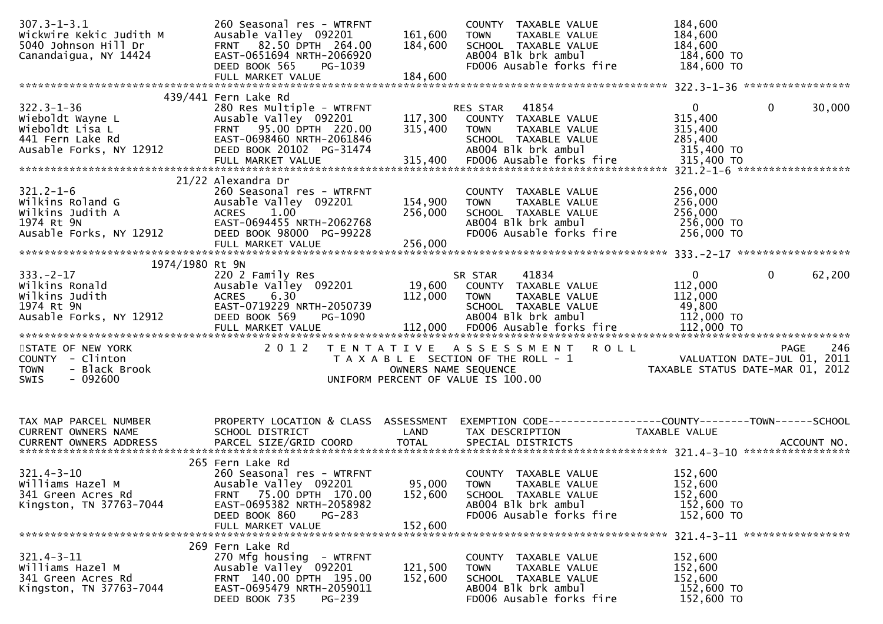```
307.3-1-3.1                 260 Seasonal res - WTRFNT              COUNTY  TAXABLE VALUE          184,600
Wickwire Kekic Judith M     Ausable Valley  092201      161,600    TOWN    TAXABLE VALUE          184,600
5040 Johnson Hill Dr        FRNT   82.50 DPTH  264.00   184,600    SCHOOL  TAXABLE VALUE          184,600
Canandaigua, NY 14424       EAST-0651694 NRTH-2066920              AB004 Blk brk ambul             184,600 TO
                            DEED BOOK 565     PG-1039              FD006 Ausable forks fire        184,600 TO
                            FULL MARKET VALUE           184,600
******************************************************************************************************* 322.3-1-36 *****************
                    439/441 Fern Lake Rd
322.3-1-36                  280 Res Multiple - WTRFNT              RES STAR   41854                  0             0       30,000
Wieboldt Wayne L            Ausable Valley  092201      117,300    COUNTY  TAXABLE VALUE          315,400
Wieboldt Lisa L             FRNT   95.00 DPTH  220.00   315,400    TOWN    TAXABLE VALUE          315,400
441 Fern Lake Rd            EAST-0698460 NRTH-2061846              SCHOOL  TAXABLE VALUE          285,400
Ausable Forks, NY 12912     DEED BOOK 20102  PG-31474              AB004 Blk brk ambul             315,400 TO
                            FULL MARKET VALUE           315,400    FD006 Ausable forks fire        315,400 TO
******************************************************************************************************* 321.2-1-6 ******************
                    21/22 Alexandra Dr
321.2-1-6                   260 Seasonal res - WTRFNT              COUNTY  TAXABLE VALUE          256,000
Wilkins Roland G            Ausable Valley  092201      154,900    TOWN    TAXABLE VALUE          256,000
Wilkins Judith A            ACRES    1.00               256,000    SCHOOL  TAXABLE VALUE          256,000
1974 Rt 9N                  EAST-0694455 NRTH-2062768              AB004 Blk brk ambul             256,000 TO
Ausable Forks, NY 12912     DEED BOOK 98000  PG-99228              FD006 Ausable forks fire        256,000 TO
                            FULL MARKET VALUE           256,000
******************************************************************************************************* 333.-2-17 ******************
               1974/1980 Rt 9N
333.-2-17                   220 2 Family Res                       SR STAR    41834                  0             0       62,200
Wilkins Ronald              Ausable Valley  092201       19,600    COUNTY  TAXABLE VALUE          112,000
Wilkins Judith              ACRES    6.30               112,000    TOWN    TAXABLE VALUE          112,000
1974 Rt 9N                  EAST-0719229 NRTH-2050739              SCHOOL  TAXABLE VALUE           49,800
Ausable Forks, NY 12912     DEED BOOK 569     PG-1090              AB004 Blk brk ambul             112,000 TO
                            FULL MARKET VALUE           112,000    FD006 Ausable forks fire        112,000 TO
************************************************************************************************************************************
STATE OF NEW YORK               2 0 1 2   T E N T A T I V E   A S S E S S M E N T   R O L L                          PAGE    246
COUNTY  - Clinton                         T A X A B L E  SECTION OF THE ROLL - 1                      VALUATION DATE-JUL 01, 2011
TOWN    - Black Brook                          OWNERS NAME SEQUENCE                             TAXABLE STATUS DATE-MAR 01, 2012
SWIS    - 092600                         UNIFORM PERCENT OF VALUE IS 100.00


TAX MAP PARCEL NUMBER       PROPERTY LOCATION & CLASS  ASSESSMENT  EXEMPTION CODE------------------COUNTY--------TOWN------SCHOOL
CURRENT OWNERS NAME         SCHOOL DISTRICT              LAND      TAX DESCRIPTION             TAXABLE VALUE
CURRENT OWNERS ADDRESS      PARCEL SIZE/GRID COORD      TOTAL      SPECIAL DISTRICTS                                   ACCOUNT NO.
******************************************************************************************************* 321.4-3-10 *****************
                        265 Fern Lake Rd
321.4-3-10                  260 Seasonal res - WTRFNT              COUNTY  TAXABLE VALUE          152,600
Williams Hazel M            Ausable Valley  092201       95,000    TOWN    TAXABLE VALUE          152,600
341 Green Acres Rd          FRNT   75.00 DPTH  170.00   152,600    SCHOOL  TAXABLE VALUE          152,600
Kingston, TN 37763-7044     EAST-0695382 NRTH-2058982              AB004 Blk brk ambul             152,600 TO
                            DEED BOOK 860     PG-283               FD006 Ausable forks fire        152,600 TO
                            FULL MARKET VALUE           152,600
******************************************************************************************************* 321.4-3-11 *****************
                        269 Fern Lake Rd
321.4-3-11                  270 Mfg housing  - WTRFNT              COUNTY  TAXABLE VALUE          152,600
Williams Hazel M            Ausable Valley  092201      121,500    TOWN    TAXABLE VALUE          152,600
341 Green Acres Rd          FRNT  140.00 DPTH  195.00   152,600    SCHOOL  TAXABLE VALUE          152,600
Kingston, TN 37763-7044     EAST-0695479 NRTH-2059011              AB004 Blk brk ambul             152,600 TO
                            DEED BOOK 735     PG-239               FD006 Ausable forks fire        152,600 TO
```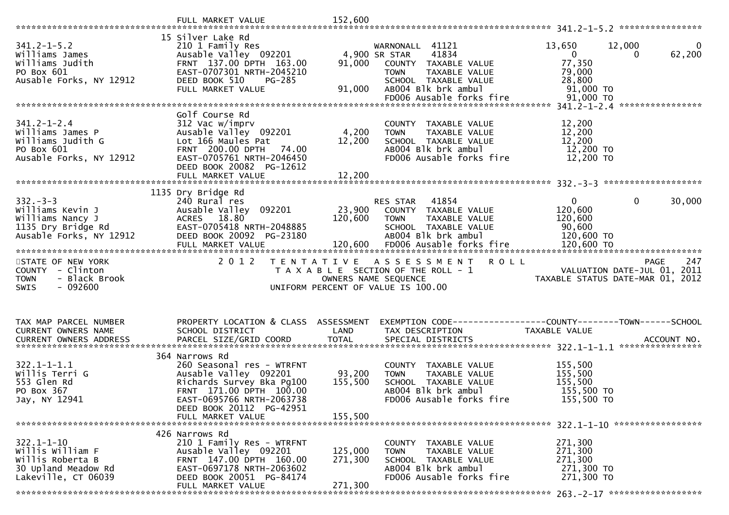```
                                 FULL MARKET VALUE            152,600
******************************************************************************************************* 341.2-1-5.2 ****************
                                15 Silver Lake Rd
341.2-1-5.2                     210 1 Family Res                  WARNONALL  41121              13,650      12,000            0
Williams James                  Ausable Valley  092201      4,900 SR STAR     41834                  0           0       62,200
Williams Judith                 FRNT 137.00 DPTH 163.00    91,000   COUNTY  TAXABLE VALUE        77,350
PO Box 601                      EAST-0707301 NRTH-2045210            TOWN    TAXABLE VALUE        79,000
Ausable Forks, NY 12912         DEED BOOK 510    PG-285              SCHOOL  TAXABLE VALUE        28,800
                                FULL MARKET VALUE          91,000   AB004 Blk brk ambul           91,000 TO
                                                                     FD006 Ausable forks fire      91,000 TO
******************************************************************************************************* 341.2-1-2.4 ****************
                                Golf Course Rd
341.2-1-2.4                     312 Vac w/imprv                      COUNTY  TAXABLE VALUE        12,200
Williams James P                Ausable Valley  092201      4,200   TOWN    TAXABLE VALUE        12,200
Williams Judith G               Lot 166 Maules Pat         12,200   SCHOOL  TAXABLE VALUE        12,200
PO Box 601                      FRNT 200.00 DPTH  74.00              AB004 Blk brk ambul           12,200 TO
Ausable Forks, NY 12912         EAST-0705761 NRTH-2046450            FD006 Ausable forks fire      12,200 TO
                                DEED BOOK 20082 PG-12612
                                FULL MARKET VALUE          12,200
******************************************************************************************************* 332.-3-3 ******************
                              1135 Dry Bridge Rd
332.-3-3                        240 Rural res                     RES STAR   41854                   0           0       30,000
Williams Kevin J                Ausable Valley  092201     23,900   COUNTY  TAXABLE VALUE       120,600
Williams Nancy J                ACRES  18.80              120,600   TOWN    TAXABLE VALUE       120,600
1135 Dry Bridge Rd              EAST-0705418 NRTH-2048885            SCHOOL  TAXABLE VALUE        90,600
Ausable Forks, NY 12912         DEED BOOK 20092 PG-23180             AB004 Blk brk ambul          120,600 TO
                                FULL MARKET VALUE         120,600   FD006 Ausable forks fire     120,600 TO
*******************************************************************************************************************************
STATE OF NEW YORK                   2 0 1 2   T E N T A T I V E   A S S E S S M E N T   R O L L                        PAGE   247
COUNTY  - Clinton                          T A X A B L E  SECTION OF THE ROLL - 1                  VALUATION DATE-JUL 01, 2011
TOWN    - Black Brook                            OWNERS NAME SEQUENCE                          TAXABLE STATUS DATE-MAR 01, 2012
SWIS    - 092600                            UNIFORM PERCENT OF VALUE IS 100.00


TAX MAP PARCEL NUMBER           PROPERTY LOCATION & CLASS  ASSESSMENT  EXEMPTION CODE------------------COUNTY--------TOWN------SCHOOL
CURRENT OWNERS NAME             SCHOOL DISTRICT               LAND      TAX DESCRIPTION              TAXABLE VALUE
CURRENT OWNERS ADDRESS          PARCEL SIZE/GRID COORD        TOTAL     SPECIAL DISTRICTS                                 ACCOUNT NO.
******************************************************************************************************* 322.1-1-1.1 ****************
                               364 Narrows Rd
322.1-1-1.1                     260 Seasonal res - WTRFNT            COUNTY  TAXABLE VALUE       155,500
Willis Terri G                  Ausable Valley  092201     93,200   TOWN    TAXABLE VALUE       155,500
553 Glen Rd                     Richards Survey Bka Pg100 155,500   SCHOOL  TAXABLE VALUE       155,500
PO Box 367                      FRNT 171.00 DPTH 100.00              AB004 Blk brk ambul          155,500 TO
Jay, NY 12941                   EAST-0695766 NRTH-2063738            FD006 Ausable forks fire     155,500 TO
                                DEED BOOK 20112 PG-42951
                                FULL MARKET VALUE         155,500
******************************************************************************************************* 322.1-1-10 *****************
                               426 Narrows Rd
322.1-1-10                      210 1 Family Res - WTRFNT            COUNTY  TAXABLE VALUE       271,300
Willis William F                Ausable Valley  092201    125,000   TOWN    TAXABLE VALUE       271,300
Willis Roberta B                FRNT 147.00 DPTH 160.00   271,300   SCHOOL  TAXABLE VALUE       271,300
30 Upland Meadow Rd             EAST-0697178 NRTH-2063602            AB004 Blk brk ambul          271,300 TO
Lakeville, CT 06039             DEED BOOK 20051 PG-84174             FD006 Ausable forks fire     271,300 TO
                                FULL MARKET VALUE         271,300
******************************************************************************************************* 263.-2-17 ******************
```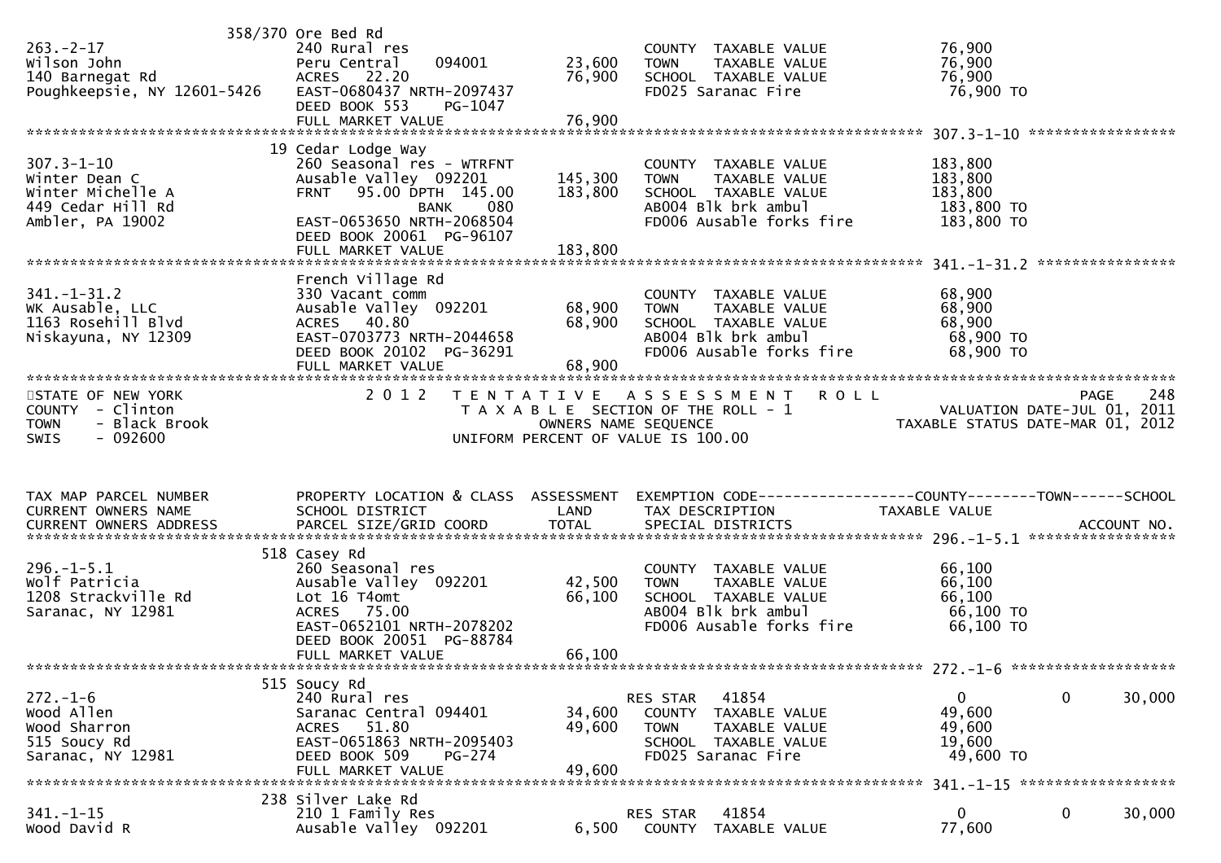```
                      358/370 Ore Bed Rd
263.-2-17                    240 Rural res                              COUNTY  TAXABLE VALUE             76,900
Wilson John                  Peru Central    094001         23,600      TOWN    TAXABLE VALUE             76,900
140 Barnegat Rd              ACRES  22.20                   76,900      SCHOOL  TAXABLE VALUE             76,900
Poughkeepsie, NY 12601-5426  EAST-0680437 NRTH-2097437                  FD025 Saranac Fire                 76,900 TO
                             DEED BOOK 553     PG-1047
                             FULL MARKET VALUE              76,900
******************************************************************************************************* 307.3-1-10 *****************
                      19 Cedar Lodge Way
307.3-1-10                   260 Seasonal res - WTRFNT                  COUNTY  TAXABLE VALUE            183,800
Winter Dean C                Ausable Valley  092201        145,300      TOWN    TAXABLE VALUE            183,800
Winter Michelle A            FRNT   95.00 DPTH  145.00     183,800      SCHOOL  TAXABLE VALUE            183,800
449 Cedar Hill Rd                          BANK     080                 AB004 Blk brk ambul                183,800 TO
Ambler, PA 19002             EAST-0653650 NRTH-2068504                  FD006 Ausable forks fire           183,800 TO
                             DEED BOOK 20061  PG-96107
                             FULL MARKET VALUE             183,800
******************************************************************************************************* 341.-1-31.2 ****************
                         French Village Rd
341.-1-31.2                  330 Vacant comm                            COUNTY  TAXABLE VALUE             68,900
WK Ausable, LLC              Ausable Valley  092201         68,900      TOWN    TAXABLE VALUE             68,900
1163 Rosehill Blvd           ACRES  40.80                   68,900      SCHOOL  TAXABLE VALUE             68,900
Niskayuna, NY 12309          EAST-0703773 NRTH-2044658                  AB004 Blk brk ambul                 68,900 TO
                             DEED BOOK 20102  PG-36291                  FD006 Ausable forks fire            68,900 TO
                             FULL MARKET VALUE              68,900
************************************************************************************************************************************
STATE OF NEW YORK                   2 0 1 2   T E N T A T I V E   A S S E S S M E N T   R O L L                          PAGE   248
COUNTY  - Clinton                            T A X A B L E  SECTION OF THE ROLL - 1                    VALUATION DATE-JUL 01, 2011
TOWN    - Black Brook                              OWNERS NAME SEQUENCE                          TAXABLE STATUS DATE-MAR 01, 2012
SWIS    - 092600                               UNIFORM PERCENT OF VALUE IS 100.00


TAX MAP PARCEL NUMBER        PROPERTY LOCATION & CLASS  ASSESSMENT  EXEMPTION CODE------------------COUNTY--------TOWN------SCHOOL
CURRENT OWNERS NAME          SCHOOL DISTRICT               LAND      TAX DESCRIPTION              TAXABLE VALUE
CURRENT OWNERS ADDRESS       PARCEL SIZE/GRID COORD        TOTAL     SPECIAL DISTRICTS                                    ACCOUNT NO.
******************************************************************************************************* 296.-1-5.1 *****************
                      518 Casey Rd
296.-1-5.1                   260 Seasonal res                           COUNTY  TAXABLE VALUE             66,100
Wolf Patricia                Ausable Valley  092201         42,500      TOWN    TAXABLE VALUE             66,100
1208 Strackville Rd          Lot 16 T4omt                   66,100      SCHOOL  TAXABLE VALUE             66,100
Saranac, NY 12981            ACRES  75.00                               AB004 Blk brk ambul                 66,100 TO
                             EAST-0652101 NRTH-2078202                  FD006 Ausable forks fire            66,100 TO
                             DEED BOOK 20051  PG-88784
                             FULL MARKET VALUE              66,100
******************************************************************************************************* 272.-1-6 *******************
                      515 Soucy Rd
272.-1-6                     240 Rural res                              RES STAR   41854                   0             0      30,000
Wood Allen                   Saranac Central 094401         34,600      COUNTY  TAXABLE VALUE             49,600
Wood Sharron                 ACRES  51.80                   49,600      TOWN    TAXABLE VALUE             49,600
515 Soucy Rd                 EAST-0651863 NRTH-2095403                  SCHOOL  TAXABLE VALUE             19,600
Saranac, NY 12981            DEED BOOK 509     PG-274                   FD025 Saranac Fire                 49,600 TO
                             FULL MARKET VALUE              49,600
******************************************************************************************************* 341.-1-15 ******************
                      238 Silver Lake Rd
341.-1-15                    210 1 Family Res                           RES STAR   41854                   0             0      30,000
Wood David R                 Ausable Valley  092201          6,500      COUNTY  TAXABLE VALUE             77,600
```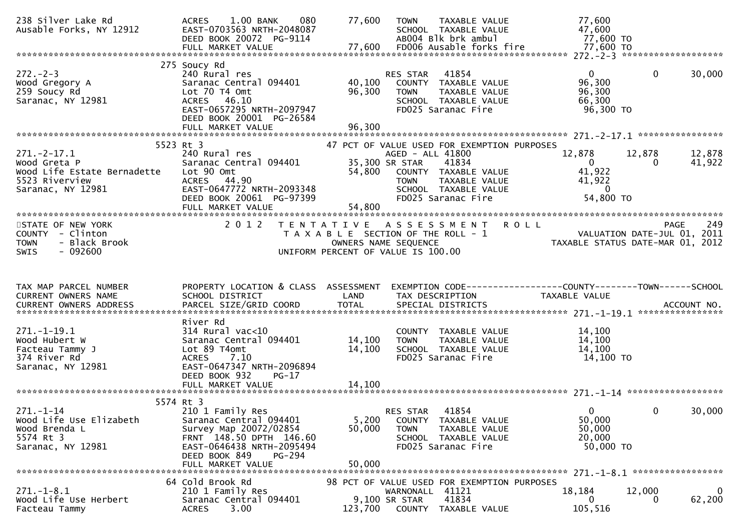```
238 Silver Lake Rd             ACRES    1.00 BANK    080      77,600   TOWN     TAXABLE VALUE               77,600
Ausable Forks, NY 12912        EAST-0703563 NRTH-2048087                SCHOOL   TAXABLE VALUE               47,600
                               DEED BOOK 20072  PG-9114                 AB004 Blk brk ambul                  77,600 TO
                               FULL MARKET VALUE             77,600     FD006 Ausable forks fire             77,600 TO
******************************************************************************************************* 272.-2-3 *******************
                           275 Soucy Rd
272.-2-3                       240 Rural res                            RES STAR   41854                    0           0       30,000
Wood Gregory A                 Saranac Central 094401        40,100     COUNTY   TAXABLE VALUE              96,300
259 Soucy Rd                   Lot 70 T4 Omt                 96,300     TOWN     TAXABLE VALUE              96,300
Saranac, NY 12981              ACRES   46.10                            SCHOOL   TAXABLE VALUE              66,300
                               EAST-0657295 NRTH-2097947                FD025 Saranac Fire                   96,300 TO
                               DEED BOOK 20001  PG-26584
                               FULL MARKET VALUE             96,300
******************************************************************************************************* 271.-2-17.1 ****************
                          5523 Rt 3                              47 PCT OF VALUE USED FOR EXEMPTION PURPOSES
271.-2-17.1                    240 Rural res                            AGED - ALL 41800                12,878      12,878      12,878
Wood Greta P                   Saranac Central 094401        35,300 SR STAR    41834                    0           0       41,922
Wood Life Estate Bernadette    Lot 90 Omt                    54,800     COUNTY   TAXABLE VALUE              41,922
5523 Riverview                 ACRES   44.90                            TOWN     TAXABLE VALUE              41,922
Saranac, NY 12981              EAST-0647772 NRTH-2093348                SCHOOL   TAXABLE VALUE                   0
                               DEED BOOK 20061  PG-97399                FD025 Saranac Fire                   54,800 TO
                               FULL MARKET VALUE             54,800
************************************************************************************************************************************
STATE OF NEW YORK                  2 0 1 2   T E N T A T I V E   A S S E S S M E N T   R O L L                         PAGE    249
COUNTY  - Clinton                           T A X A B L E  SECTION OF THE ROLL - 1                     VALUATION DATE-JUL 01, 2011
TOWN    - Black Brook                               OWNERS NAME SEQUENCE                            TAXABLE STATUS DATE-MAR 01, 2012
SWIS    - 092600                                UNIFORM PERCENT OF VALUE IS 100.00


TAX MAP PARCEL NUMBER          PROPERTY LOCATION & CLASS  ASSESSMENT  EXEMPTION CODE------------------COUNTY--------TOWN------SCHOOL
CURRENT OWNERS NAME            SCHOOL DISTRICT               LAND      TAX DESCRIPTION            TAXABLE VALUE
CURRENT OWNERS ADDRESS         PARCEL SIZE/GRID COORD        TOTAL     SPECIAL DISTRICTS                                  ACCOUNT NO.
******************************************************************************************************* 271.-1-19.1 ****************
                               River Rd
271.-1-19.1                    314 Rural vac<10                         COUNTY   TAXABLE VALUE              14,100
Wood Hubert W                  Saranac Central 094401        14,100     TOWN     TAXABLE VALUE              14,100
Facteau Tammy J                Lot 89 T4omt                  14,100     SCHOOL   TAXABLE VALUE              14,100
374 River Rd                   ACRES    7.10                            FD025 Saranac Fire                   14,100 TO
Saranac, NY 12981              EAST-0647347 NRTH-2096894
                               DEED BOOK 932    PG-17
                               FULL MARKET VALUE             14,100
******************************************************************************************************* 271.-1-14 ******************
                          5574 Rt 3
271.-1-14                      210 1 Family Res                         RES STAR   41854                    0           0       30,000
Wood Life Use Elizabeth        Saranac Central 094401         5,200     COUNTY   TAXABLE VALUE              50,000
Wood Brenda L                  Survey Map 20072/02854        50,000     TOWN     TAXABLE VALUE              50,000
5574 Rt 3                      FRNT 148.50 DPTH 146.60                  SCHOOL   TAXABLE VALUE              20,000
Saranac, NY 12981              EAST-0646438 NRTH-2095494                FD025 Saranac Fire                   50,000 TO
                               DEED BOOK 849    PG-294
                               FULL MARKET VALUE             50,000
******************************************************************************************************* 271.-1-8.1 *****************
                            64 Cold Brook Rd                     98 PCT OF VALUE USED FOR EXEMPTION PURPOSES
271.-1-8.1                     210 1 Family Res                         WARNONALL  41121                18,184      12,000           0
Wood Life Use Herbert          Saranac Central 094401         9,100 SR STAR    41834                    0           0       62,200
Facteau Tammy                  ACRES    3.00                123,700     COUNTY   TAXABLE VALUE             105,516
```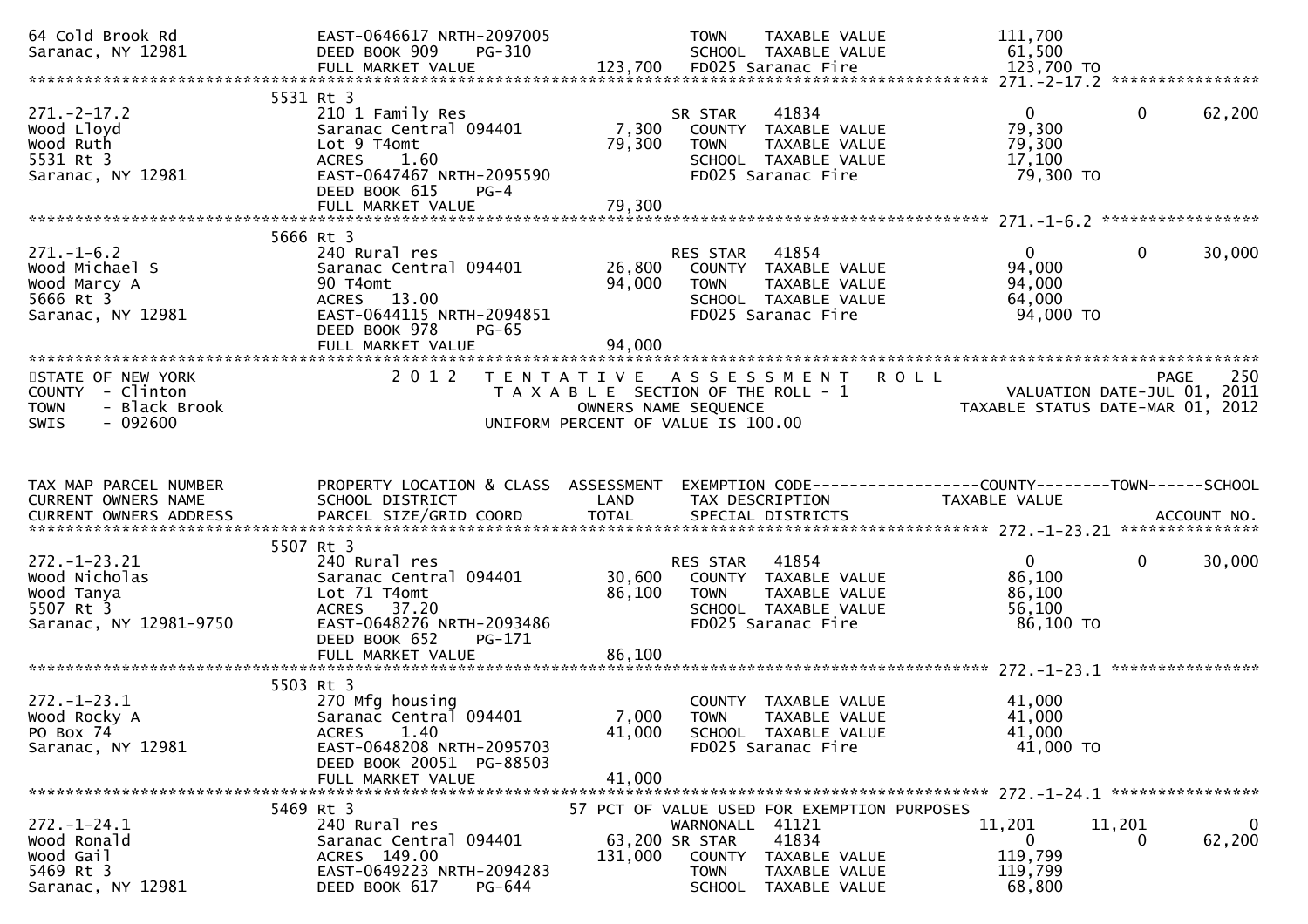```
64 Cold Brook Rd                    EAST-0646617 NRTH-2097005                TOWN    TAXABLE VALUE              111,700
Saranac, NY 12981                   DEED BOOK 909    PG-310                  SCHOOL  TAXABLE VALUE               61,500
                                    FULL MARKET VALUE            123,700     FD025 Saranac Fire                 123,700 TO
******************************************************************************************************* 271.-2-17.2 ****************
                          5531 Rt 3
271.-2-17.2                         210 1 Family Res                         SR STAR     41834                     0            0      62,200
Wood Lloyd                          Saranac Central 094401         7,300     COUNTY  TAXABLE VALUE               79,300
Wood Ruth                           Lot 9 T4omt                   79,300     TOWN    TAXABLE VALUE               79,300
5531 Rt 3                           ACRES     1.60                           SCHOOL  TAXABLE VALUE               17,100
Saranac, NY 12981                   EAST-0647467 NRTH-2095590                FD025 Saranac Fire                  79,300 TO
                                    DEED BOOK 615    PG-4
                                    FULL MARKET VALUE             79,300
******************************************************************************************************* 271.-1-6.2 *****************
                          5666 Rt 3
271.-1-6.2                          240 Rural res                            RES STAR    41854                     0            0      30,000
Wood Michael S                      Saranac Central 094401        26,800     COUNTY  TAXABLE VALUE               94,000
Wood Marcy A                        90 T4omt                      94,000     TOWN    TAXABLE VALUE               94,000
5666 Rt 3                           ACRES    13.00                           SCHOOL  TAXABLE VALUE               64,000
Saranac, NY 12981                   EAST-0644115 NRTH-2094851                FD025 Saranac Fire                  94,000 TO
                                    DEED BOOK 978    PG-65
                                    FULL MARKET VALUE             94,000
************************************************************************************************************************************
STATE OF NEW YORK                  2 0 1 2   T E N T A T I V E   A S S E S S M E N T   R O L L                                 PAGE    250
COUNTY  - Clinton                            T A X A B L E  SECTION OF THE ROLL - 1                       VALUATION DATE-JUL 01, 2011
TOWN    - Black Brook                               OWNERS NAME SEQUENCE                             TAXABLE STATUS DATE-MAR 01, 2012
SWIS    - 092600                            UNIFORM PERCENT OF VALUE IS 100.00


TAX MAP PARCEL NUMBER               PROPERTY LOCATION & CLASS  ASSESSMENT  EXEMPTION CODE------------------COUNTY--------TOWN------SCHOOL
CURRENT OWNERS NAME                 SCHOOL DISTRICT               LAND      TAX DESCRIPTION              TAXABLE VALUE
CURRENT OWNERS ADDRESS              PARCEL SIZE/GRID COORD        TOTAL     SPECIAL DISTRICTS                                    ACCOUNT NO.
******************************************************************************************************* 272.-1-23.21 ***************
                          5507 Rt 3
272.-1-23.21                        240 Rural res                            RES STAR    41854                     0            0      30,000
Wood Nicholas                       Saranac Central 094401        30,600     COUNTY  TAXABLE VALUE               86,100
Wood Tanya                          Lot 71 T4omt                  86,100     TOWN    TAXABLE VALUE               86,100
5507 Rt 3                           ACRES    37.20                           SCHOOL  TAXABLE VALUE               56,100
Saranac, NY 12981-9750              EAST-0648276 NRTH-2093486                FD025 Saranac Fire                  86,100 TO
                                    DEED BOOK 652    PG-171
                                    FULL MARKET VALUE             86,100
******************************************************************************************************* 272.-1-23.1 ****************
                          5503 Rt 3
272.-1-23.1                         270 Mfg housing                          COUNTY  TAXABLE VALUE               41,000
Wood Rocky A                        Saranac Central 094401         7,000     TOWN    TAXABLE VALUE               41,000
PO Box 74                           ACRES     1.40                41,000     SCHOOL  TAXABLE VALUE               41,000
Saranac, NY 12981                   EAST-0648208 NRTH-2095703                FD025 Saranac Fire                  41,000 TO
                                    DEED BOOK 20051  PG-88503
                                    FULL MARKET VALUE             41,000
******************************************************************************************************* 272.-1-24.1 ****************
                          5469 Rt 3                        57 PCT OF VALUE USED FOR EXEMPTION PURPOSES
272.-1-24.1                         240 Rural res                            WARNONALL   41121                11,201       11,201           0
Wood Ronald                         Saranac Central 094401        63,200 SR STAR     41834                     0            0      62,200
Wood Gail                           ACRES   149.00               131,000     COUNTY  TAXABLE VALUE              119,799
5469 Rt 3                           EAST-0649223 NRTH-2094283                TOWN    TAXABLE VALUE              119,799
Saranac, NY 12981                   DEED BOOK 617    PG-644                  SCHOOL  TAXABLE VALUE               68,800
```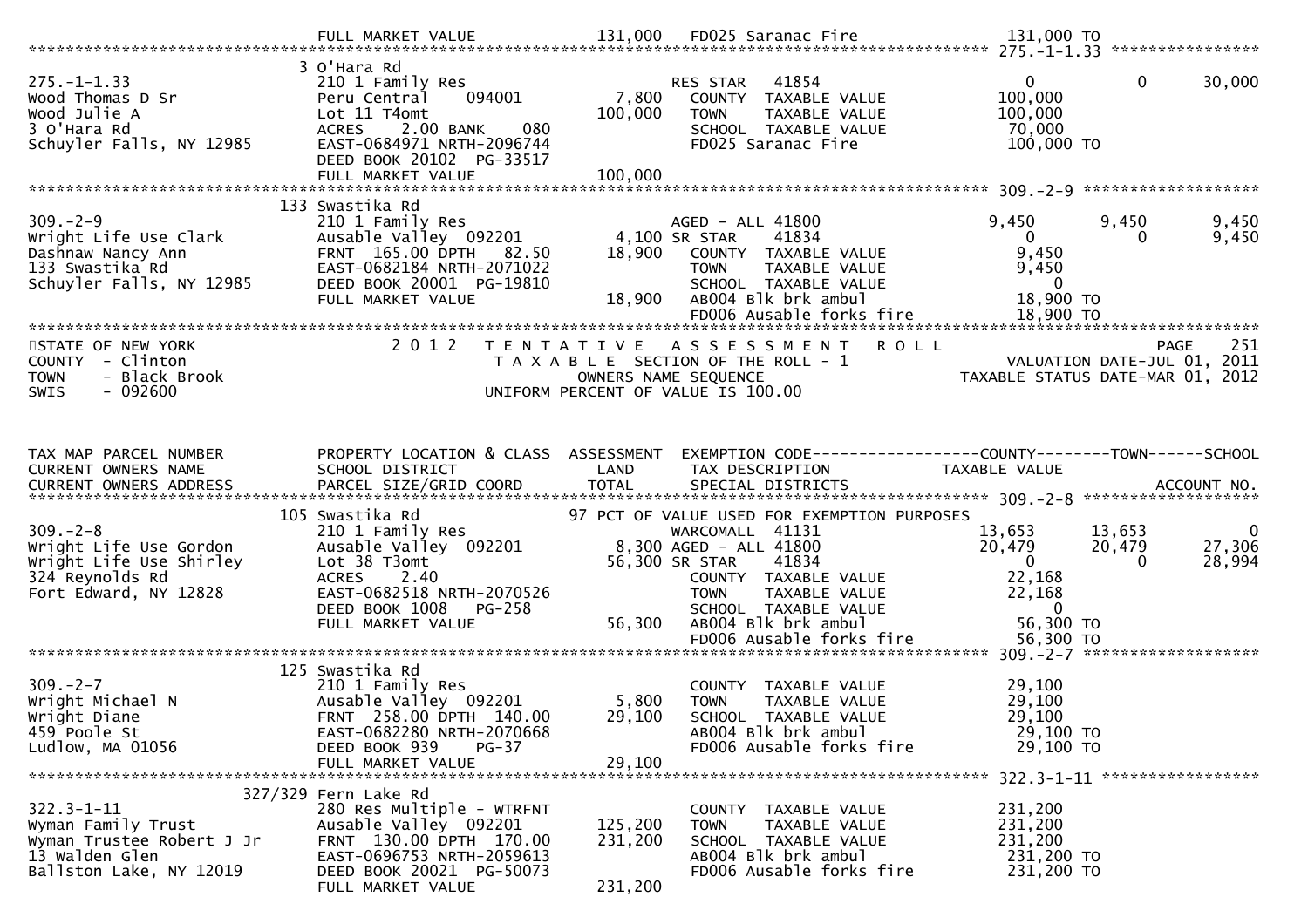```
                              FULL MARKET VALUE             131,000   FD025 Saranac Fire                      131,000 TO
******************************************************************************************************* 275.-1-1.33 ****************
                            3 O'Hara Rd
275.-1-1.33                 210 1 Family Res                          RES STAR   41854                          0             0        30,000
Wood Thomas D Sr            Peru Central    094001          7,800     COUNTY  TAXABLE VALUE                100,000
Wood Julie A                Lot 11 T4omt                  100,000     TOWN    TAXABLE VALUE                100,000
3 O'Hara Rd                 ACRES    2.00 BANK    080                 SCHOOL  TAXABLE VALUE                 70,000
Schuyler Falls, NY 12985    EAST-0684971 NRTH-2096744                 FD025 Saranac Fire                   100,000 TO
                            DEED BOOK 20102 PG-33517
                            FULL MARKET VALUE             100,000
******************************************************************************************************* 309.-2-9 *******************
                          133 Swastika Rd
309.-2-9                    210 1 Family Res                          AGED - ALL 41800                      9,450         9,450         9,450
Wright Life Use Clark       Ausable Valley  092201          4,100 SR STAR    41834                              0             0         9,450
Dashnaw Nancy Ann           FRNT  165.00 DPTH   82.50      18,900     COUNTY  TAXABLE VALUE                  9,450
133 Swastika Rd             EAST-0682184 NRTH-2071022                 TOWN    TAXABLE VALUE                  9,450
Schuyler Falls, NY 12985    DEED BOOK 20001 PG-19810                  SCHOOL  TAXABLE VALUE                      0
                            FULL MARKET VALUE              18,900     AB004 Blk brk ambul                   18,900 TO
                                                                      FD006 Ausable forks fire              18,900 TO
************************************************************************************************************************************
STATE OF NEW YORK                 2 0 1 2   T E N T A T I V E   A S S E S S M E N T   R O L L                                 PAGE    251
COUNTY  - Clinton                               T A X A B L E  SECTION OF THE ROLL - 1                       VALUATION DATE-JUL 01, 2011
TOWN    - Black Brook                                 OWNERS NAME SEQUENCE                              TAXABLE STATUS DATE-MAR 01, 2012
SWIS    - 092600                                UNIFORM PERCENT OF VALUE IS 100.00


TAX MAP PARCEL NUMBER       PROPERTY LOCATION & CLASS  ASSESSMENT  EXEMPTION CODE------------------COUNTY--------TOWN------SCHOOL
CURRENT OWNERS NAME         SCHOOL DISTRICT               LAND      TAX DESCRIPTION                  TAXABLE VALUE
CURRENT OWNERS ADDRESS      PARCEL SIZE/GRID COORD        TOTAL     SPECIAL DISTRICTS                                        ACCOUNT NO.
******************************************************************************************************* 309.-2-8 *******************
                          105 Swastika Rd                97 PCT OF VALUE USED FOR EXEMPTION PURPOSES
309.-2-8                    210 1 Family Res                          WARCOMALL  41131                     13,653        13,653             0
Wright Life Use Gordon      Ausable Valley  092201          8,300 AGED - ALL 41800                     20,479        20,479        27,306
Wright Life Use Shirley     Lot 38 T3omt                   56,300 SR STAR    41834                          0             0        28,994
324 Reynolds Rd             ACRES    2.40                             COUNTY  TAXABLE VALUE                 22,168
Fort Edward, NY 12828       EAST-0682518 NRTH-2070526                 TOWN    TAXABLE VALUE                 22,168
                            DEED BOOK 1008    PG-258                  SCHOOL  TAXABLE VALUE                      0
                            FULL MARKET VALUE              56,300     AB004 Blk brk ambul                   56,300 TO
                                                                      FD006 Ausable forks fire              56,300 TO
******************************************************************************************************* 309.-2-7 *******************
                          125 Swastika Rd
309.-2-7                    210 1 Family Res                          COUNTY  TAXABLE VALUE                 29,100
Wright Michael N            Ausable Valley  092201          5,800     TOWN    TAXABLE VALUE                 29,100
Wright Diane                FRNT  258.00 DPTH  140.00      29,100     SCHOOL  TAXABLE VALUE                 29,100
459 Poole St                EAST-0682280 NRTH-2070668                 AB004 Blk brk ambul                   29,100 TO
Ludlow, MA 01056            DEED BOOK 939     PG-37                   FD006 Ausable forks fire              29,100 TO
                            FULL MARKET VALUE              29,100
******************************************************************************************************* 322.3-1-11 *****************
                      327/329 Fern Lake Rd
322.3-1-11                  280 Res Multiple - WTRFNT                 COUNTY  TAXABLE VALUE                231,200
Wyman Family Trust          Ausable Valley  092201        125,200     TOWN    TAXABLE VALUE                231,200
Wyman Trustee Robert J Jr   FRNT  130.00 DPTH  170.00     231,200     SCHOOL  TAXABLE VALUE                231,200
13 Walden Glen              EAST-0696753 NRTH-2059613                 AB004 Blk brk ambul                  231,200 TO
Ballston Lake, NY 12019     DEED BOOK 20021 PG-50073                  FD006 Ausable forks fire             231,200 TO
                            FULL MARKET VALUE             231,200
```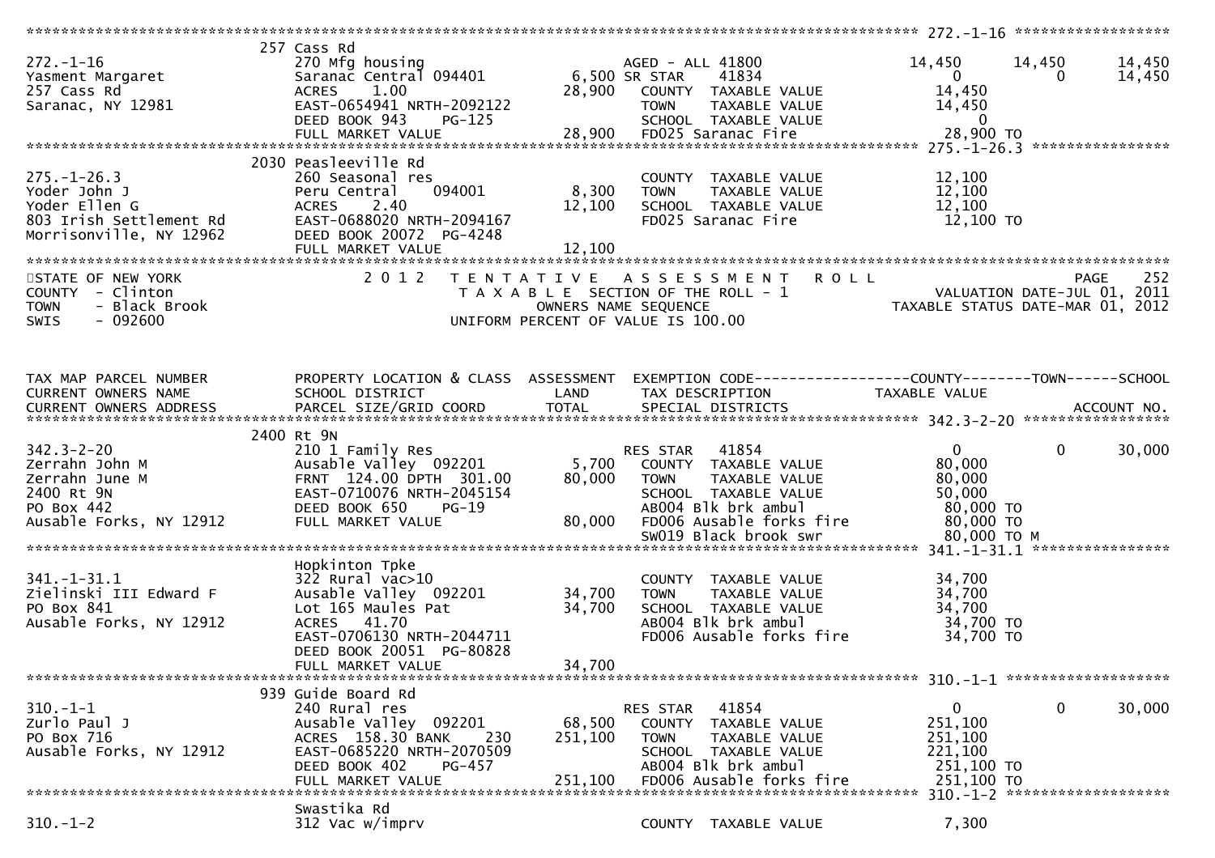```
******************************************************************************************************* 272.-1-16 ******************
                              257 Cass Rd
272.-1-16                     270 Mfg housing                          AGED - ALL 41800             14,450     14,450      14,450
Yasment Margaret              Saranac Central 094401         6,500 SR STAR     41834                      0          0      14,450
257 Cass Rd                   ACRES     1.00                  28,900    COUNTY  TAXABLE VALUE           14,450
Saranac, NY 12981             EAST-0654941 NRTH-2092122                 TOWN    TAXABLE VALUE           14,450
                              DEED BOOK 943    PG-125                   SCHOOL  TAXABLE VALUE                0
                              FULL MARKET VALUE              28,900    FD025 Saranac Fire               28,900 TO
******************************************************************************************************* 275.-1-26.3 ****************
                              2030 Peasleeville Rd
275.-1-26.3                   260 Seasonal res                          COUNTY  TAXABLE VALUE           12,100
Yoder John J                  Peru Central      094001        8,300    TOWN    TAXABLE VALUE           12,100
Yoder Ellen G                 ACRES     2.40                  12,100    SCHOOL  TAXABLE VALUE           12,100
803 Irish Settlement Rd       EAST-0688020 NRTH-2094167                 FD025 Saranac Fire               12,100 TO
Morrisonville, NY 12962       DEED BOOK 20072 PG-4248
                              FULL MARKET VALUE              12,100
************************************************************************************************************************************
STATE OF NEW YORK                  2 0 1 2   T E N T A T I V E   A S S E S S M E N T   R O L L                              PAGE    252
COUNTY  - Clinton                            T A X A B L E  SECTION OF THE ROLL - 1                         VALUATION DATE-JUL 01, 2011
TOWN    - Black Brook                            OWNERS NAME SEQUENCE                                   TAXABLE STATUS DATE-MAR 01, 2012
SWIS    - 092600                              UNIFORM PERCENT OF VALUE IS 100.00


TAX MAP PARCEL NUMBER         PROPERTY LOCATION & CLASS  ASSESSMENT  EXEMPTION CODE------------------COUNTY--------TOWN------SCHOOL
CURRENT OWNERS NAME           SCHOOL DISTRICT               LAND      TAX DESCRIPTION              TAXABLE VALUE
CURRENT OWNERS ADDRESS        PARCEL SIZE/GRID COORD        TOTAL     SPECIAL DISTRICTS                                  ACCOUNT NO.
******************************************************************************************************* 342.3-2-20 *****************
                              2400 Rt 9N
342.3-2-20                    210 1 Family Res                         RES STAR    41854                  0          0      30,000
Zerrahn John M                Ausable Valley  092201         5,700    COUNTY  TAXABLE VALUE           80,000
Zerrahn June M                FRNT  124.00 DPTH  301.00      80,000    TOWN    TAXABLE VALUE           80,000
2400 Rt 9N                    EAST-0710076 NRTH-2045154                 SCHOOL  TAXABLE VALUE           50,000
PO Box 442                    DEED BOOK 650    PG-19                    AB004 Blk brk ambul              80,000 TO
Ausable Forks, NY 12912       FULL MARKET VALUE              80,000    FD006 Ausable forks fire         80,000 TO
                                                                        SW019 Black brook swr            80,000 TO M
******************************************************************************************************* 341.-1-31.1 ****************
                              Hopkinton Tpke
341.-1-31.1                   322 Rural vac>10                          COUNTY  TAXABLE VALUE           34,700
Zielinski III Edward F        Ausable Valley  092201        34,700    TOWN    TAXABLE VALUE           34,700
PO Box 841                    Lot 165 Maules Pat             34,700    SCHOOL  TAXABLE VALUE           34,700
Ausable Forks, NY 12912       ACRES    41.70                            AB004 Blk brk ambul              34,700 TO
                              EAST-0706130 NRTH-2044711                 FD006 Ausable forks fire         34,700 TO
                              DEED BOOK 20051 PG-80828
                              FULL MARKET VALUE              34,700
******************************************************************************************************* 310.-1-1 *******************
                              939 Guide Board Rd
310.-1-1                      240 Rural res                            RES STAR    41854                  0          0      30,000
Zurlo Paul J                  Ausable Valley  092201        68,500    COUNTY  TAXABLE VALUE          251,100
PO Box 716                    ACRES  158.30 BANK     230    251,100    TOWN    TAXABLE VALUE          251,100
Ausable Forks, NY 12912       EAST-0685220 NRTH-2070509                 SCHOOL  TAXABLE VALUE          221,100
                              DEED BOOK 402    PG-457                   AB004 Blk brk ambul             251,100 TO
                              FULL MARKET VALUE             251,100    FD006 Ausable forks fire        251,100 TO
******************************************************************************************************* 310.-1-2 *******************
                              Swastika Rd
310.-1-2                      312 Vac w/imprv                           COUNTY  TAXABLE VALUE            7,300
```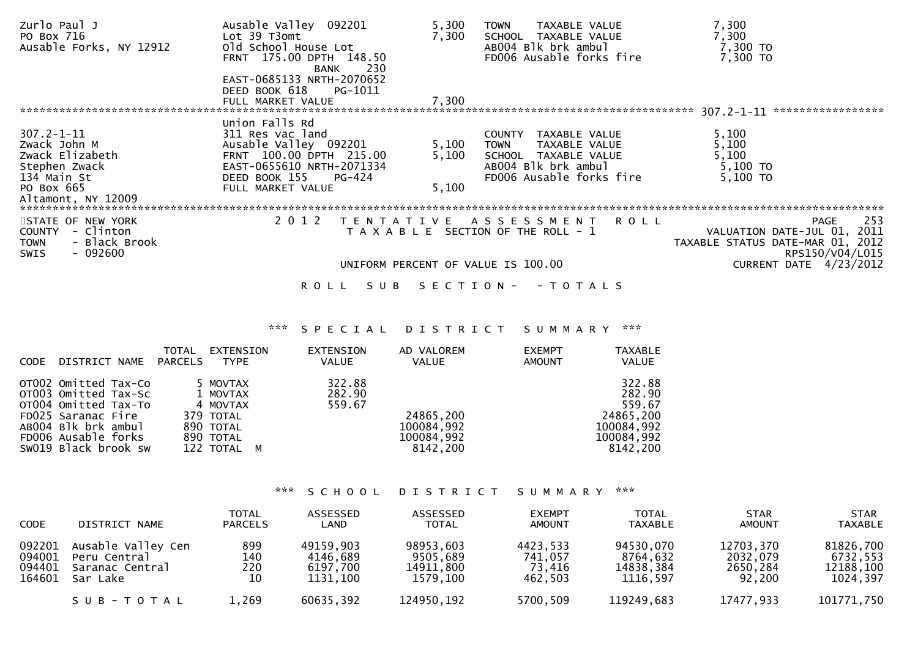```
Zurlo Paul J                    Ausable Valley  092201        5,300   TOWN    TAXABLE VALUE              7,300
PO Box 716                      Lot 39 T3omt                  7,300   SCHOOL  TAXABLE VALUE              7,300
Ausable Forks, NY 12912         Old School House Lot                  AB004 Blk brk ambul                7,300 TO
                                FRNT 175.00 DPTH 148.50               FD006 Ausable forks fire           7,300 TO
                                              BANK    230
                                EAST-0685133 NRTH-2070652
                                DEED BOOK 618    PG-1011
                                FULL MARKET VALUE             7,300
******************************************************************************************************* 307.2-1-11 *****************
                                Union Falls Rd
307.2-1-11                      311 Res vac land                      COUNTY  TAXABLE VALUE              5,100
Zwack John M                    Ausable Valley  092201        5,100   TOWN    TAXABLE VALUE              5,100
Zwack Elizabeth                 FRNT 100.00 DPTH 215.00       5,100   SCHOOL  TAXABLE VALUE              5,100
Stephen Zwack                   EAST-0655610 NRTH-2071334             AB004 Blk brk ambul                5,100 TO
134 Main St                     DEED BOOK 155    PG-424               FD006 Ausable forks fire           5,100 TO
PO Box 665                      FULL MARKET VALUE             5,100
Altamont, NY 12009
************************************************************************************************************************************
```

STATE OF NEW YORK — 2012 TENTATIVE ASSESSMENT ROLL
COUNTY - Clinton — TAXABLE SECTION OF THE ROLL - 1
TOWN - Black Brook
SWIS - 092600

VALUATION DATE-JUL 01, 2011
TAXABLE STATUS DATE-MAR 01, 2012
RPS150/V04/L015
CURRENT DATE 4/23/2012

UNIFORM PERCENT OF VALUE IS 100.00

ROLL SUB SECTION- - TOTALS

*** SPECIAL DISTRICT SUMMARY ***

| CODE | DISTRICT NAME | TOTAL PARCELS | EXTENSION TYPE | EXTENSION VALUE | AD VALOREM VALUE | EXEMPT AMOUNT | TAXABLE VALUE |
|---|---|---|---|---|---|---|---|
| OT002 | Omitted Tax-Co | | 5 MOVTAX | 322.88 | | | 322.88 |
| OT003 | Omitted Tax-Sc | | 1 MOVTAX | 282.90 | | | 282.90 |
| OT004 | Omitted Tax-To | | 4 MOVTAX | 559.67 | | | 559.67 |
| FD025 | Saranac Fire | | 379 TOTAL | | 24865,200 | | 24865,200 |
| AB004 | Blk brk ambul | | 890 TOTAL | | 100084,992 | | 100084,992 |
| FD006 | Ausable forks | | 890 TOTAL | | 100084,992 | | 100084,992 |
| SW019 | Black brook sw | | 122 TOTAL M | | 8142,200 | | 8142,200 |

*** SCHOOL DISTRICT SUMMARY ***

| CODE | DISTRICT NAME | TOTAL PARCELS | ASSESSED LAND | ASSESSED TOTAL | EXEMPT AMOUNT | TOTAL TAXABLE | STAR AMOUNT | STAR TAXABLE |
|---|---|---|---|---|---|---|---|---|
| 092201 | Ausable Valley Cen | 899 | 49159,903 | 98953,603 | 4423,533 | 94530,070 | 12703,370 | 81826,700 |
| 094001 | Peru Central | 140 | 4146,689 | 9505,689 | 741,057 | 8764,632 | 2032,079 | 6732,553 |
| 094401 | Saranac Central | 220 | 6197,700 | 14911,800 | 73,416 | 14838,384 | 2650,284 | 12188,100 |
| 164601 | Sar Lake | 10 | 1131,100 | 1579,100 | 462,503 | 1116,597 | 92,200 | 1024,397 |
| | S U B - T O T A L | 1,269 | 60635,392 | 124950,192 | 5700,509 | 119249,683 | 17477,933 | 101771,750 |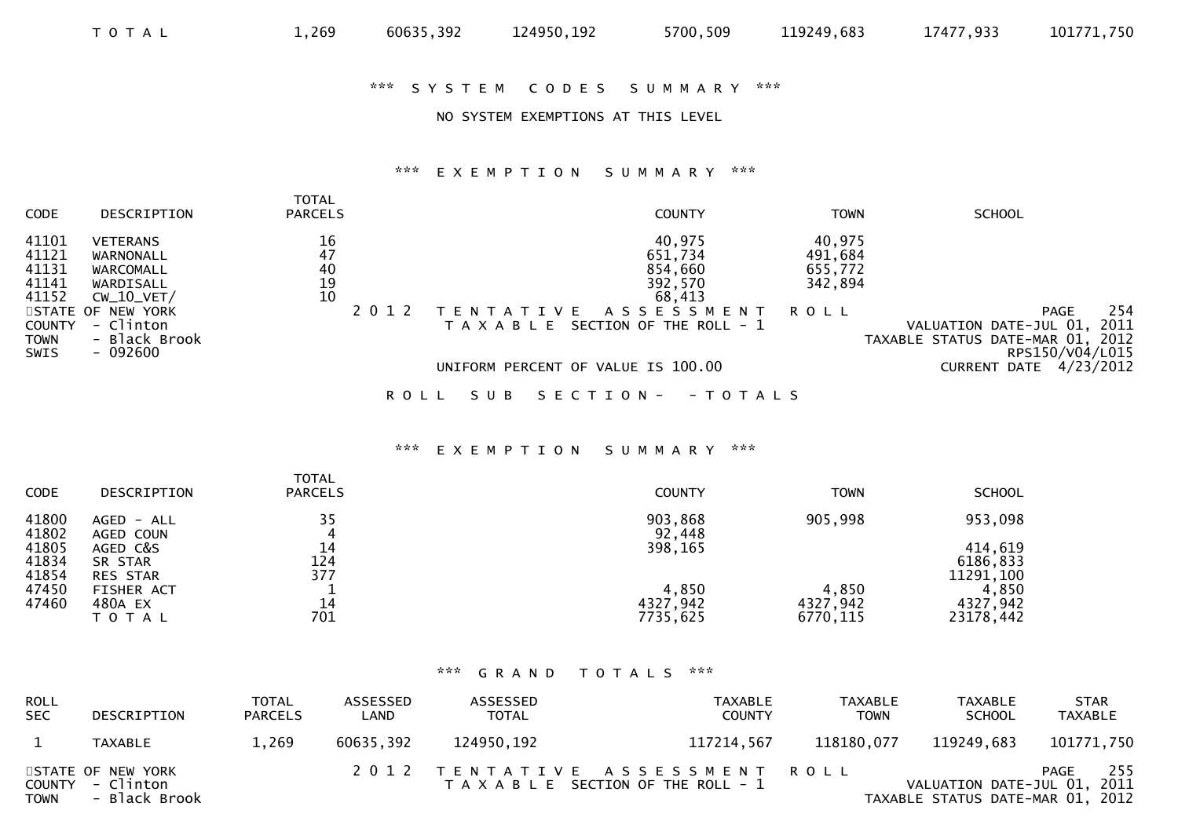| | | | | | | | |
|---|---|---|---|---|---|---|---|
| T O T A L | 1,269 | 60635,392 | 124950,192 | 5700,509 | 119249,683 | 17477,933 | 101771,750 |

*** S Y S T E M   C O D E S   S U M M A R Y ***

NO SYSTEM EXEMPTIONS AT THIS LEVEL

*** E X E M P T I O N   S U M M A R Y ***

| CODE | DESCRIPTION | TOTAL PARCELS | COUNTY | TOWN | SCHOOL |
|---|---|---|---|---|---|
| 41101 | VETERANS | 16 | 40,975 | 40,975 | |
| 41121 | WARNONALL | 47 | 651,734 | 491,684 | |
| 41131 | WARCOMALL | 40 | 854,660 | 655,772 | |
| 41141 | WARDISALL | 19 | 392,570 | 342,894 | |
| 41152 | CW_10_VET/ | 10 | 68,413 | | |

STATE OF NEW YORK
COUNTY - Clinton
TOWN - Black Brook
SWIS - 092600

2 0 1 2   T E N T A T I V E   A S S E S S M E N T   R O L L
T A X A B L E   SECTION OF THE ROLL - 1

UNIFORM PERCENT OF VALUE IS 100.00

PAGE 254
VALUATION DATE-JUL 01, 2011
TAXABLE STATUS DATE-MAR 01, 2012
RPS150/V04/L015
CURRENT DATE 4/23/2012

R O L L   S U B   S E C T I O N -   - T O T A L S

*** E X E M P T I O N   S U M M A R Y ***

| CODE | DESCRIPTION | TOTAL PARCELS | COUNTY | TOWN | SCHOOL |
|---|---|---|---|---|---|
| 41800 | AGED - ALL | 35 | 903,868 | 905,998 | 953,098 |
| 41802 | AGED COUN | 4 | 92,448 | | |
| 41805 | AGED C&S | 14 | 398,165 | | 414,619 |
| 41834 | SR STAR | 124 | | | 6186,833 |
| 41854 | RES STAR | 377 | | | 11291,100 |
| 47450 | FISHER ACT | 1 | 4,850 | 4,850 | 4,850 |
| 47460 | 480A EX | 14 | 4327,942 | 4327,942 | 4327,942 |
| | T O T A L | 701 | 7735,625 | 6770,115 | 23178,442 |

*** G R A N D   T O T A L S ***

| ROLL SEC | DESCRIPTION | TOTAL PARCELS | ASSESSED LAND | ASSESSED TOTAL | TAXABLE COUNTY | TAXABLE TOWN | TAXABLE SCHOOL | STAR TAXABLE |
|---|---|---|---|---|---|---|---|---|
| 1 | TAXABLE | 1,269 | 60635,392 | 124950,192 | 117214,567 | 118180,077 | 119249,683 | 101771,750 |

STATE OF NEW YORK
COUNTY - Clinton
TOWN - Black Brook

2 0 1 2   T E N T A T I V E   A S S E S S M E N T   R O L L
T A X A B L E   SECTION OF THE ROLL - 1

PAGE 255
VALUATION DATE-JUL 01, 2011
TAXABLE STATUS DATE-MAR 01, 2012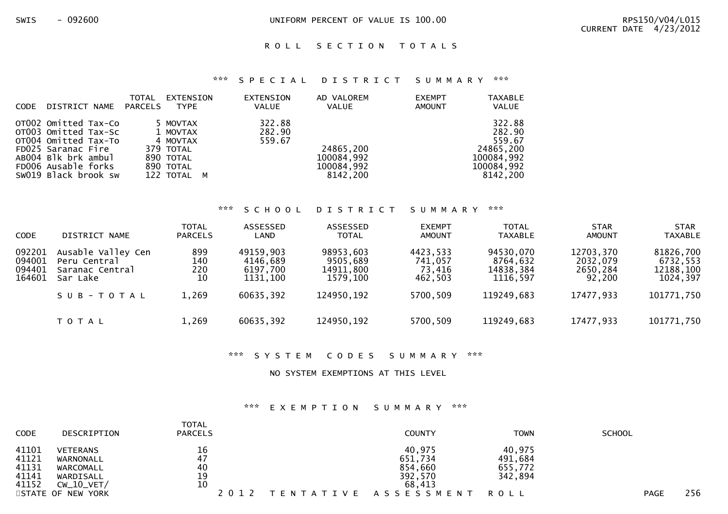SWIS - 092600 UNIFORM PERCENT OF VALUE IS 100.00 RPS150/V04/L015
CURRENT DATE 4/23/2012

## R O L L S E C T I O N T O T A L S

### *** S P E C I A L D I S T R I C T S U M M A R Y ***

| CODE | DISTRICT NAME | TOTAL PARCELS | EXTENSION TYPE | EXTENSION VALUE | AD VALOREM VALUE | EXEMPT AMOUNT | TAXABLE VALUE |
|---|---|---|---|---|---|---|---|
| OT002 | Omitted Tax-Co | 5 | MOVTAX | 322.88 | | | 322.88 |
| OT003 | Omitted Tax-Sc | 1 | MOVTAX | 282.90 | | | 282.90 |
| OT004 | Omitted Tax-To | 4 | MOVTAX | 559.67 | | | 559.67 |
| FD025 | Saranac Fire | 379 | TOTAL | | 24865,200 | | 24865,200 |
| AB004 | Blk brk ambul | 890 | TOTAL | | 100084,992 | | 100084,992 |
| FD006 | Ausable forks | 890 | TOTAL | | 100084,992 | | 100084,992 |
| SW019 | Black brook sw | 122 | TOTAL M | | 8142,200 | | 8142,200 |

### *** S C H O O L D I S T R I C T S U M M A R Y ***

| CODE | DISTRICT NAME | TOTAL PARCELS | ASSESSED LAND | ASSESSED TOTAL | EXEMPT AMOUNT | TOTAL TAXABLE | STAR AMOUNT | STAR TAXABLE |
|---|---|---|---|---|---|---|---|---|
| 092201 | Ausable Valley Cen | 899 | 49159,903 | 98953,603 | 4423,533 | 94530,070 | 12703,370 | 81826,700 |
| 094001 | Peru Central | 140 | 4146,689 | 9505,689 | 741,057 | 8764,632 | 2032,079 | 6732,553 |
| 094401 | Saranac Central | 220 | 6197,700 | 14911,800 | 73,416 | 14838,384 | 2650,284 | 12188,100 |
| 164601 | Sar Lake | 10 | 1131,100 | 1579,100 | 462,503 | 1116,597 | 92,200 | 1024,397 |
| | S U B - T O T A L | 1,269 | 60635,392 | 124950,192 | 5700,509 | 119249,683 | 17477,933 | 101771,750 |
| | T O T A L | 1,269 | 60635,392 | 124950,192 | 5700,509 | 119249,683 | 17477,933 | 101771,750 |

### *** S Y S T E M C O D E S S U M M A R Y ***

NO SYSTEM EXEMPTIONS AT THIS LEVEL

### *** E X E M P T I O N S U M M A R Y ***

| CODE | DESCRIPTION | TOTAL PARCELS | COUNTY | TOWN | SCHOOL |
|---|---|---|---|---|---|
| 41101 | VETERANS | 16 | 40,975 | 40,975 | |
| 41121 | WARNONALL | 47 | 651,734 | 491,684 | |
| 41131 | WARCOMALL | 40 | 854,660 | 655,772 | |
| 41141 | WARDISALL | 19 | 392,570 | 342,894 | |
| 41152 | CW_10_VET/ | 10 | 68,413 | | |

STATE OF NEW YORK 2 0 1 2 T E N T A T I V E A S S E S S M E N T R O L L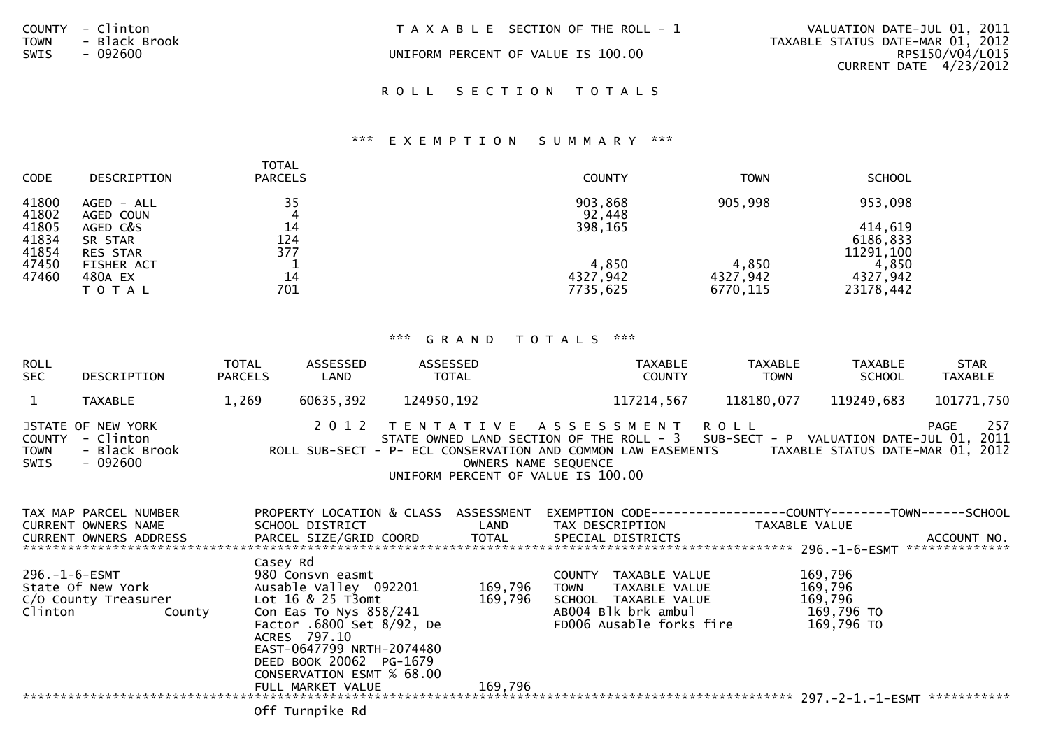COUNTY - Clinton
TOWN - Black Brook
SWIS - 092600

T A X A B L E SECTION OF THE ROLL - 1

UNIFORM PERCENT OF VALUE IS 100.00

VALUATION DATE-JUL 01, 2011
TAXABLE STATUS DATE-MAR 01, 2012
RPS150/V04/L015
CURRENT DATE 4/23/2012

## R O L L S E C T I O N T O T A L S

### *** E X E M P T I O N S U M M A R Y ***

| CODE | DESCRIPTION | TOTAL PARCELS | COUNTY | TOWN | SCHOOL |
|---|---|---|---|---|---|
| 41800 | AGED - ALL | 35 | 903,868 | 905,998 | 953,098 |
| 41802 | AGED COUN | 4 | 92,448 | | |
| 41805 | AGED C&S | 14 | 398,165 | | 414,619 |
| 41834 | SR STAR | 124 | | | 6186,833 |
| 41854 | RES STAR | 377 | | | 11291,100 |
| 47450 | FISHER ACT | 1 | 4,850 | 4,850 | 4,850 |
| 47460 | 480A EX | 14 | 4327,942 | 4327,942 | 4327,942 |
| | T O T A L | 701 | 7735,625 | 6770,115 | 23178,442 |

### *** G R A N D T O T A L S ***

| ROLL SEC | DESCRIPTION | TOTAL PARCELS | ASSESSED LAND | ASSESSED TOTAL | TAXABLE COUNTY | TAXABLE TOWN | TAXABLE SCHOOL | STAR TAXABLE |
|---|---|---|---|---|---|---|---|---|
| 1 | TAXABLE | 1,269 | 60635,392 | 124950,192 | 117214,567 | 118180,077 | 119249,683 | 101771,750 |

STATE OF NEW YORK
COUNTY - Clinton
TOWN - Black Brook
SWIS - 092600

2 0 1 2 T E N T A T I V E A S S E S S M E N T R O L L
STATE OWNED LAND SECTION OF THE ROLL - 3 SUB-SECT - P
ROLL SUB-SECT - P- ECL CONSERVATION AND COMMON LAW EASEMENTS
OWNERS NAME SEQUENCE
UNIFORM PERCENT OF VALUE IS 100.00

PAGE 257
VALUATION DATE-JUL 01, 2011
TAXABLE STATUS DATE-MAR 01, 2012

| TAX MAP PARCEL NUMBER / CURRENT OWNERS NAME / CURRENT OWNERS ADDRESS | PROPERTY LOCATION & CLASS / SCHOOL DISTRICT / PARCEL SIZE/GRID COORD | ASSESSMENT LAND / TOTAL | EXEMPTION CODE / TAX DESCRIPTION / SPECIAL DISTRICTS | TAXABLE VALUE (COUNTY--TOWN--SCHOOL) | ACCOUNT NO. |
|---|---|---|---|---|---|
| ********** 296.-1-6-ESMT ********** | | | | | |
| | Casey Rd | | | | |
| 296.-1-6-ESMT | 980 Consvn easmt | | COUNTY TAXABLE VALUE | 169,796 | |
| State Of New York | Ausable Valley 092201 | 169,796 | TOWN TAXABLE VALUE | 169,796 | |
| C/O County Treasurer | Lot 16 & 25 T3omt | 169,796 | SCHOOL TAXABLE VALUE | 169,796 | |
| Clinton County | Con Eas To Nys 858/241 | | AB004 Blk brk ambul | 169,796 TO | |
| | Factor .6800 Set 8/92, De | | FD006 Ausable forks fire | 169,796 TO | |
| | ACRES 797.10 | | | | |
| | EAST-0647799 NRTH-2074480 | | | | |
| | DEED BOOK 20062 PG-1679 | | | | |
| | CONSERVATION ESMT % 68.00 | | | | |
| | FULL MARKET VALUE | 169,796 | | | |
| ********** 297.-2-1.-1-ESMT ********** | | | | | |
| | Off Turnpike Rd | | | | |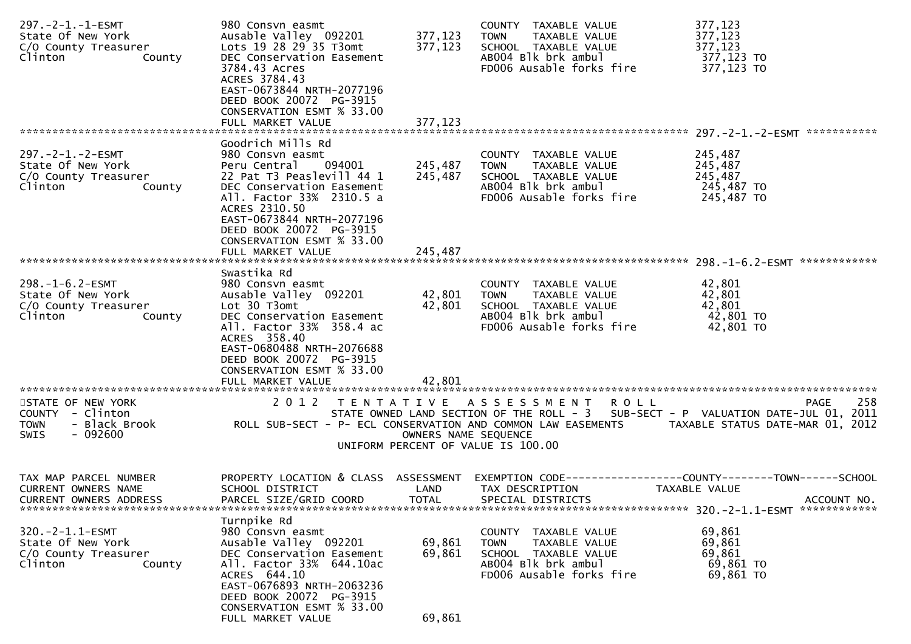```
297.-2-1.-1-ESMT              980 Consvn easmt                        COUNTY  TAXABLE VALUE            377,123
State Of New York             Ausable Valley  092201     377,123      TOWN    TAXABLE VALUE            377,123
C/O County Treasurer          Lots 19 28 29 35 T3omt     377,123      SCHOOL  TAXABLE VALUE            377,123
Clinton           County      DEC Conservation Easement               AB004 Blk brk ambul               377,123 TO
                              3784.43 Acres                           FD006 Ausable forks fire          377,123 TO
                              ACRES 3784.43
                              EAST-0673844 NRTH-2077196
                              DEED BOOK 20072  PG-3915
                              CONSERVATION ESMT % 33.00
                              FULL MARKET VALUE          377,123
******************************************************************************************** 297.-2-1.-2-ESMT ***********
                              Goodrich Mills Rd
297.-2-1.-2-ESMT              980 Consvn easmt                        COUNTY  TAXABLE VALUE            245,487
State Of New York             Peru Central    094001     245,487      TOWN    TAXABLE VALUE            245,487
C/O County Treasurer          22 Pat T3 Peaslevill 44 1  245,487      SCHOOL  TAXABLE VALUE            245,487
Clinton           County      DEC Conservation Easement               AB004 Blk brk ambul               245,487 TO
                              All. Factor 33%  2310.5 a               FD006 Ausable forks fire          245,487 TO
                              ACRES 2310.50
                              EAST-0673844 NRTH-2077196
                              DEED BOOK 20072  PG-3915
                              CONSERVATION ESMT % 33.00
                              FULL MARKET VALUE          245,487
******************************************************************************************** 298.-1-6.2-ESMT ************
                              Swastika Rd
298.-1-6.2-ESMT               980 Consvn easmt                        COUNTY  TAXABLE VALUE             42,801
State Of New York             Ausable Valley  092201      42,801      TOWN    TAXABLE VALUE             42,801
C/O County Treasurer          Lot 30 T3omt                42,801      SCHOOL  TAXABLE VALUE             42,801
Clinton           County      DEC Conservation Easement               AB004 Blk brk ambul                42,801 TO
                              All. Factor 33%  358.4 ac               FD006 Ausable forks fire           42,801 TO
                              ACRES  358.40
                              EAST-0680488 NRTH-2076688
                              DEED BOOK 20072  PG-3915
                              CONSERVATION ESMT % 33.00
                              FULL MARKET VALUE           42,801
**************************************************************************************************************************
STATE OF NEW YORK                   2 0 1 2   T E N T A T I V E   A S S E S S M E N T   R O L L                   PAGE    258
COUNTY  - Clinton                          STATE OWNED LAND SECTION OF THE ROLL - 3   SUB-SECT - P  VALUATION DATE-JUL 01, 2011
TOWN    - Black Brook        ROLL SUB-SECT - P- ECL CONSERVATION AND COMMON LAW EASEMENTS      TAXABLE STATUS DATE-MAR 01, 2012
SWIS    - 092600                                       OWNERS NAME SEQUENCE
                                                 UNIFORM PERCENT OF VALUE IS 100.00


TAX MAP PARCEL NUMBER         PROPERTY LOCATION & CLASS  ASSESSMENT  EXEMPTION CODE------------------COUNTY--------TOWN------SCHOOL
CURRENT OWNERS NAME           SCHOOL DISTRICT               LAND      TAX DESCRIPTION            TAXABLE VALUE
CURRENT OWNERS ADDRESS        PARCEL SIZE/GRID COORD       TOTAL      SPECIAL DISTRICTS                                  ACCOUNT NO.
******************************************************************************************** 320.-2-1.1-ESMT ************
                              Turnpike Rd
320.-2-1.1-ESMT               980 Consvn easmt                        COUNTY  TAXABLE VALUE             69,861
State Of New York             Ausable Valley  092201      69,861      TOWN    TAXABLE VALUE             69,861
C/O County Treasurer          DEC Conservation Easement   69,861      SCHOOL  TAXABLE VALUE             69,861
Clinton           County      All. Factor 33%  644.10ac               AB004 Blk brk ambul                69,861 TO
                              ACRES  644.10                           FD006 Ausable forks fire           69,861 TO
                              EAST-0676893 NRTH-2063236
                              DEED BOOK 20072  PG-3915
                              CONSERVATION ESMT % 33.00
                              FULL MARKET VALUE           69,861
```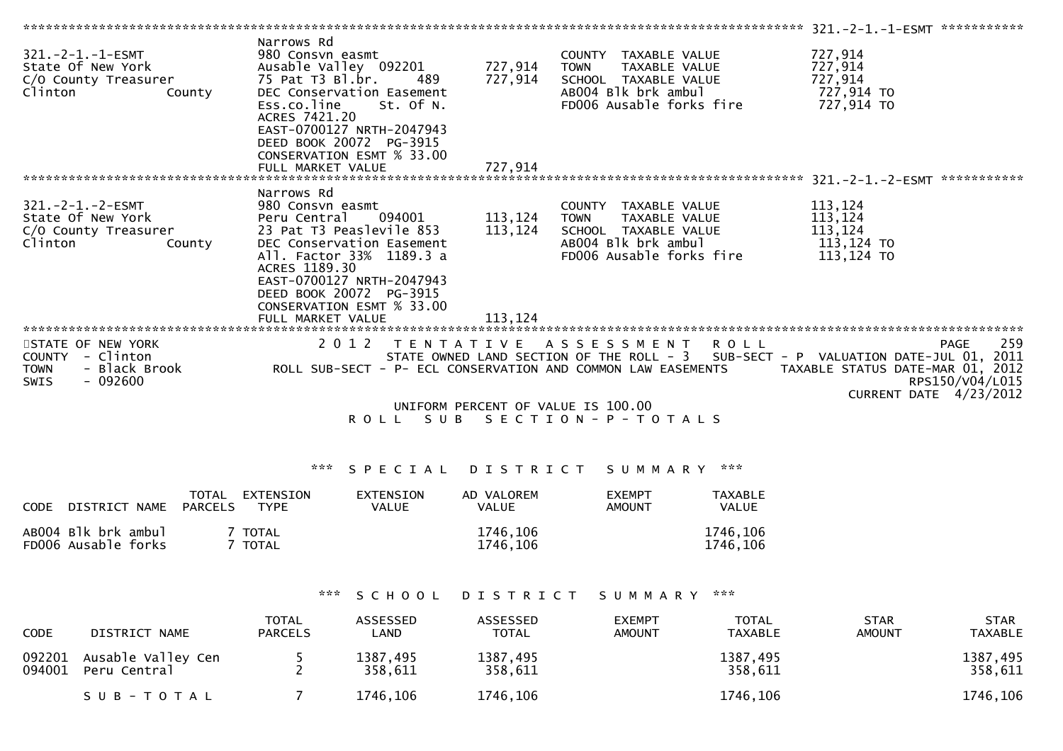```
******************************************************************************************************* 321.-2-1.-1-ESMT ***********
                                   Narrows Rd
321.-2-1.-1-ESMT                   980 Consvn easmt                            COUNTY  TAXABLE VALUE              727,914
State Of New York                  Ausable Valley  092201         727,914      TOWN    TAXABLE VALUE              727,914
C/O County Treasurer               75 Pat T3 Bl.br.     489       727,914      SCHOOL  TAXABLE VALUE              727,914
Clinton              County        DEC Conservation Easement                   AB004 Blk brk ambul                 727,914 TO
                                   Ess.co.line     St. Of N.                   FD006 Ausable forks fire            727,914 TO
                                   ACRES 7421.20
                                   EAST-0700127 NRTH-2047943
                                   DEED BOOK 20072  PG-3915
                                   CONSERVATION ESMT % 33.00
                                   FULL MARKET VALUE              727,914
******************************************************************************************************* 321.-2-1.-2-ESMT ***********
                                   Narrows Rd
321.-2-1.-2-ESMT                   980 Consvn easmt                            COUNTY  TAXABLE VALUE              113,124
State Of New York                  Peru Central     094001        113,124      TOWN    TAXABLE VALUE              113,124
C/O County Treasurer               23 Pat T3 Peaslevile 853       113,124      SCHOOL  TAXABLE VALUE              113,124
Clinton              County        DEC Conservation Easement                   AB004 Blk brk ambul                 113,124 TO
                                   All. Factor 33%  1189.3 a                   FD006 Ausable forks fire            113,124 TO
                                   ACRES 1189.30
                                   EAST-0700127 NRTH-2047943
                                   DEED BOOK 20072  PG-3915
                                   CONSERVATION ESMT % 33.00
                                   FULL MARKET VALUE              113,124
************************************************************************************************************************************
STATE OF NEW YORK                    2 0 1 2   T E N T A T I V E   A S S E S S M E N T   R O L L                            PAGE   259
COUNTY  - Clinton                         STATE OWNED LAND SECTION OF THE ROLL - 3   SUB-SECT - P  VALUATION DATE-JUL 01, 2011
TOWN    - Black Brook              ROLL SUB-SECT - P- ECL CONSERVATION AND COMMON LAW EASEMENTS       TAXABLE STATUS DATE-MAR 01, 2012
SWIS    - 092600                                                                                                   RPS150/V04/L015
                                                                                                           CURRENT DATE  4/23/2012
                                             UNIFORM PERCENT OF VALUE IS 100.00
                                            R O L L   S U B   S E C T I O N - P - T O T A L S
```

*** S P E C I A L   D I S T R I C T   S U M M A R Y ***

| CODE DISTRICT NAME | TOTAL PARCELS | EXTENSION TYPE | EXTENSION VALUE | AD VALOREM VALUE | EXEMPT AMOUNT | TAXABLE VALUE |
|---|---|---|---|---|---|---|
| AB004 Blk brk ambul | 7 | TOTAL | | 1746,106 | | 1746,106 |
| FD006 Ausable forks | 7 | TOTAL | | 1746,106 | | 1746,106 |

*** S C H O O L   D I S T R I C T   S U M M A R Y ***

| CODE | DISTRICT NAME | TOTAL PARCELS | ASSESSED LAND | ASSESSED TOTAL | EXEMPT AMOUNT | TOTAL TAXABLE | STAR AMOUNT | STAR TAXABLE |
|---|---|---|---|---|---|---|---|---|
| 092201 | Ausable Valley Cen | 5 | 1387,495 | 1387,495 | | 1387,495 | | 1387,495 |
| 094001 | Peru Central | 2 | 358,611 | 358,611 | | 358,611 | | 358,611 |
| | S U B - T O T A L | 7 | 1746,106 | 1746,106 | | 1746,106 | | 1746,106 |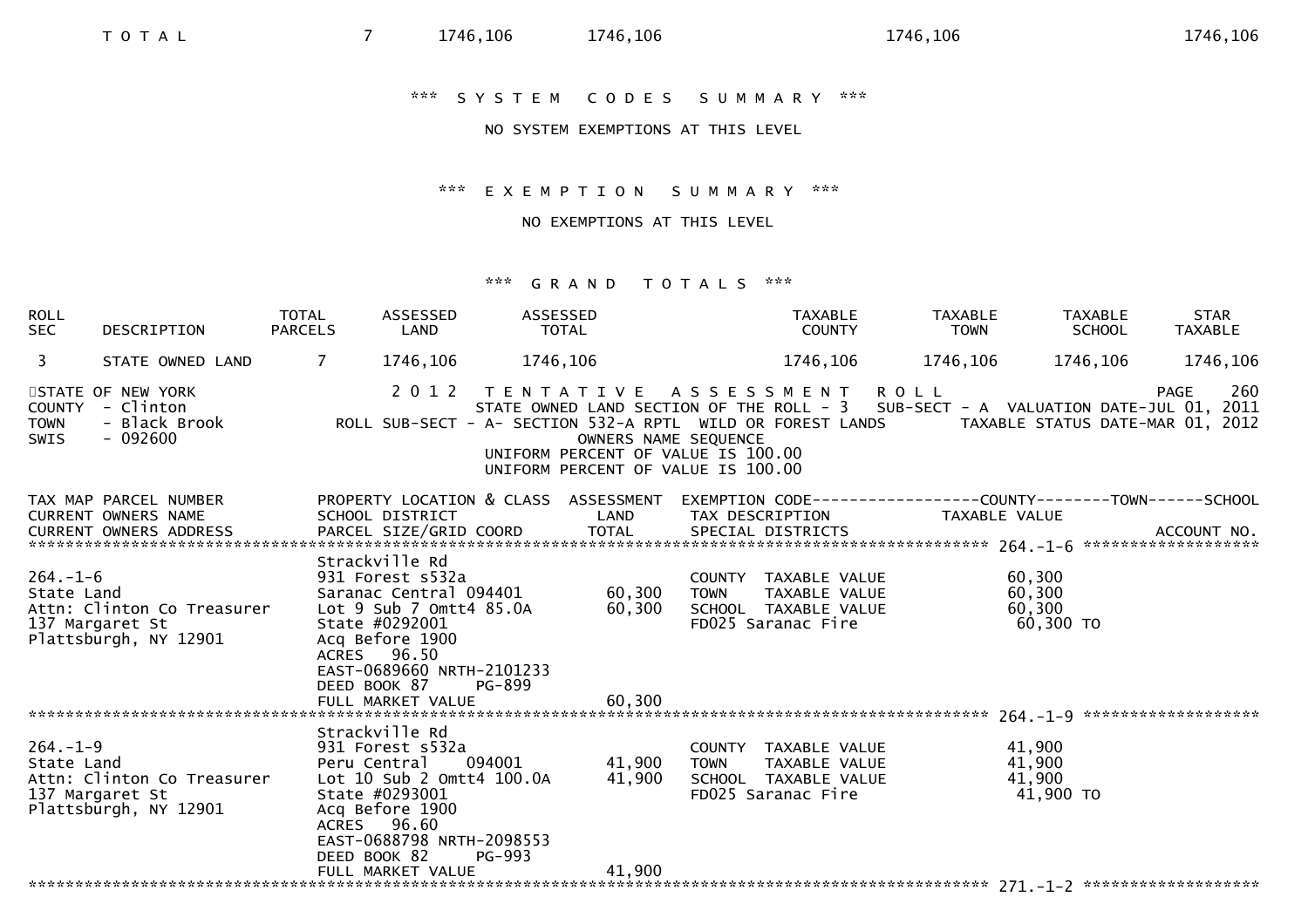| TOTAL | 7 | 1746,106 | 1746,106 | 1746,106 | 1746,106 |
|---|---|---|---|---|---|

*** SYSTEM CODES SUMMARY ***

NO SYSTEM EXEMPTIONS AT THIS LEVEL

*** EXEMPTION SUMMARY ***

NO EXEMPTIONS AT THIS LEVEL

*** GRAND TOTALS ***

| ROLL SEC | DESCRIPTION | TOTAL PARCELS | ASSESSED LAND | ASSESSED TOTAL | TAXABLE COUNTY | TAXABLE TOWN | TAXABLE SCHOOL | STAR TAXABLE |
|---|---|---|---|---|---|---|---|---|
| 3 | STATE OWNED LAND | 7 | 1746,106 | 1746,106 | 1746,106 | 1746,106 | 1746,106 | 1746,106 |

STATE OF NEW YORK — 2012 TENTATIVE ASSESSMENT ROLL — PAGE 260
COUNTY - Clinton — STATE OWNED LAND SECTION OF THE ROLL - 3 SUB-SECT - A VALUATION DATE-JUL 01, 2011
TOWN - Black Brook — ROLL SUB-SECT - A- SECTION 532-A RPTL WILD OR FOREST LANDS — TAXABLE STATUS DATE-MAR 01, 2012
SWIS - 092600 — OWNERS NAME SEQUENCE
UNIFORM PERCENT OF VALUE IS 100.00
UNIFORM PERCENT OF VALUE IS 100.00

| TAX MAP PARCEL NUMBER / CURRENT OWNERS NAME / CURRENT OWNERS ADDRESS | PROPERTY LOCATION & CLASS / SCHOOL DISTRICT / PARCEL SIZE/GRID COORD | ASSESSMENT LAND / TOTAL | EXEMPTION CODE / TAX DESCRIPTION / SPECIAL DISTRICTS | COUNTY / TOWN / SCHOOL TAXABLE VALUE | ACCOUNT NO. |
|---|---|---|---|---|---|
| **264.-1-6** | | | | | |
| 264.-1-6 | Strackville Rd | | | | |
| State Land | 931 Forest s532a | | COUNTY TAXABLE VALUE | 60,300 | |
| Attn: Clinton Co Treasurer | Saranac Central 094401 | 60,300 | TOWN TAXABLE VALUE | 60,300 | |
| 137 Margaret St | Lot 9 Sub 7 Omtt4 85.0A | 60,300 | SCHOOL TAXABLE VALUE | 60,300 | |
| Plattsburgh, NY 12901 | State #0292001 | | FD025 Saranac Fire | 60,300 TO | |
| | Acq Before 1900 | | | | |
| | ACRES 96.50 | | | | |
| | EAST-0689660 NRTH-2101233 | | | | |
| | DEED BOOK 87 PG-899 | | | | |
| | FULL MARKET VALUE | 60,300 | | | |
| **264.-1-9** | | | | | |
| 264.-1-9 | Strackville Rd | | | | |
| State Land | 931 Forest s532a | | COUNTY TAXABLE VALUE | 41,900 | |
| Attn: Clinton Co Treasurer | Peru Central 094001 | 41,900 | TOWN TAXABLE VALUE | 41,900 | |
| 137 Margaret St | Lot 10 Sub 2 Omtt4 100.0A | 41,900 | SCHOOL TAXABLE VALUE | 41,900 | |
| Plattsburgh, NY 12901 | State #0293001 | | FD025 Saranac Fire | 41,900 TO | |
| | Acq Before 1900 | | | | |
| | ACRES 96.60 | | | | |
| | EAST-0688798 NRTH-2098553 | | | | |
| | DEED BOOK 82 PG-993 | | | | |
| | FULL MARKET VALUE | 41,900 | | | |
| **271.-1-2** | | | | | |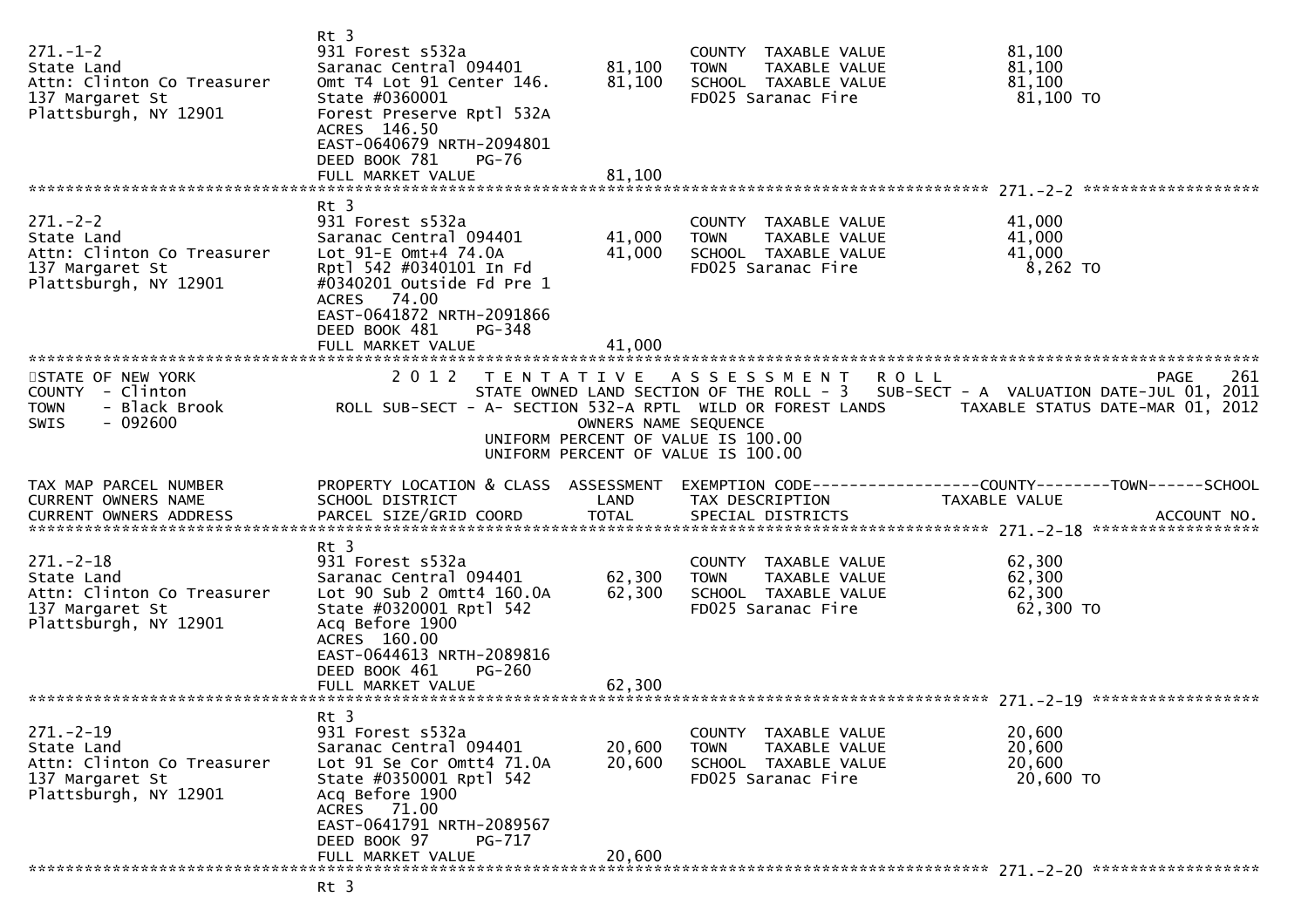| TAX MAP PARCEL NUMBER / CURRENT OWNERS NAME / CURRENT OWNERS ADDRESS | PROPERTY LOCATION & CLASS / SCHOOL DISTRICT / PARCEL SIZE/GRID COORD | ASSESSMENT LAND | ASSESSMENT TOTAL | EXEMPTION CODE / TAX DESCRIPTION / SPECIAL DISTRICTS | TAXABLE VALUE | ACCOUNT NO. |
|---|---|---|---|---|---|---|
| 271.-1-2<br>State Land<br>Attn: Clinton Co Treasurer<br>137 Margaret St<br>Plattsburgh, NY 12901 | Rt 3<br>931 Forest s532a<br>Saranac Central 094401<br>Omt T4 Lot 91 Center 146.<br>State #0360001<br>Forest Preserve Rptl 532A<br>ACRES 146.50<br>EAST-0640679 NRTH-2094801<br>DEED BOOK 781 PG-76<br>FULL MARKET VALUE | 81,100 | 81,100<br><br><br><br><br><br><br><br><br>81,100 | COUNTY TAXABLE VALUE<br>TOWN TAXABLE VALUE<br>SCHOOL TAXABLE VALUE<br>FD025 Saranac Fire | 81,100<br>81,100<br>81,100<br>81,100 TO | |
| 271.-2-2<br>State Land<br>Attn: Clinton Co Treasurer<br>137 Margaret St<br>Plattsburgh, NY 12901 | Rt 3<br>931 Forest s532a<br>Saranac Central 094401<br>Lot 91-E Omt+4 74.0A<br>Rptl 542 #0340101 In Fd<br>#0340201 Outside Fd Pre 1<br>ACRES 74.00<br>EAST-0641872 NRTH-2091866<br>DEED BOOK 481 PG-348<br>FULL MARKET VALUE | 41,000 | 41,000<br><br><br><br><br><br><br><br><br>41,000 | COUNTY TAXABLE VALUE<br>TOWN TAXABLE VALUE<br>SCHOOL TAXABLE VALUE<br>FD025 Saranac Fire | 41,000<br>41,000<br>41,000<br>8,262 TO | |

STATE OF NEW YORK
COUNTY - Clinton
TOWN - Black Brook
SWIS - 092600

2 0 1 2 T E N T A T I V E A S S E S S M E N T R O L L

STATE OWNED LAND SECTION OF THE ROLL - 3 SUB-SECT - A VALUATION DATE-JUL 01, 2011

ROLL SUB-SECT - A- SECTION 532-A RPTL WILD OR FOREST LANDS TAXABLE STATUS DATE-MAR 01, 2012

OWNERS NAME SEQUENCE

UNIFORM PERCENT OF VALUE IS 100.00

UNIFORM PERCENT OF VALUE IS 100.00

| TAX MAP PARCEL NUMBER / CURRENT OWNERS NAME / CURRENT OWNERS ADDRESS | PROPERTY LOCATION & CLASS / SCHOOL DISTRICT / PARCEL SIZE/GRID COORD | ASSESSMENT LAND | ASSESSMENT TOTAL | EXEMPTION CODE / TAX DESCRIPTION / SPECIAL DISTRICTS | TAXABLE VALUE | ACCOUNT NO. |
|---|---|---|---|---|---|---|
| 271.-2-18<br>State Land<br>Attn: Clinton Co Treasurer<br>137 Margaret St<br>Plattsburgh, NY 12901 | Rt 3<br>931 Forest s532a<br>Saranac Central 094401<br>Lot 90 Sub 2 Omtt4 160.0A<br>State #0320001 Rptl 542<br>Acq Before 1900<br>ACRES 160.00<br>EAST-0644613 NRTH-2089816<br>DEED BOOK 461 PG-260<br>FULL MARKET VALUE | 62,300 | 62,300<br><br><br><br><br><br><br><br><br>62,300 | COUNTY TAXABLE VALUE<br>TOWN TAXABLE VALUE<br>SCHOOL TAXABLE VALUE<br>FD025 Saranac Fire | 62,300<br>62,300<br>62,300<br>62,300 TO | |
| 271.-2-19<br>State Land<br>Attn: Clinton Co Treasurer<br>137 Margaret St<br>Plattsburgh, NY 12901 | Rt 3<br>931 Forest s532a<br>Saranac Central 094401<br>Lot 91 Se Cor Omtt4 71.0A<br>State #0350001 Rptl 542<br>Acq Before 1900<br>ACRES 71.00<br>EAST-0641791 NRTH-2089567<br>DEED BOOK 97 PG-717<br>FULL MARKET VALUE | 20,600 | 20,600<br><br><br><br><br><br><br><br><br>20,600 | COUNTY TAXABLE VALUE<br>TOWN TAXABLE VALUE<br>SCHOOL TAXABLE VALUE<br>FD025 Saranac Fire | 20,600<br>20,600<br>20,600<br>20,600 TO | |
| 271.-2-20 | Rt 3 | | | | | |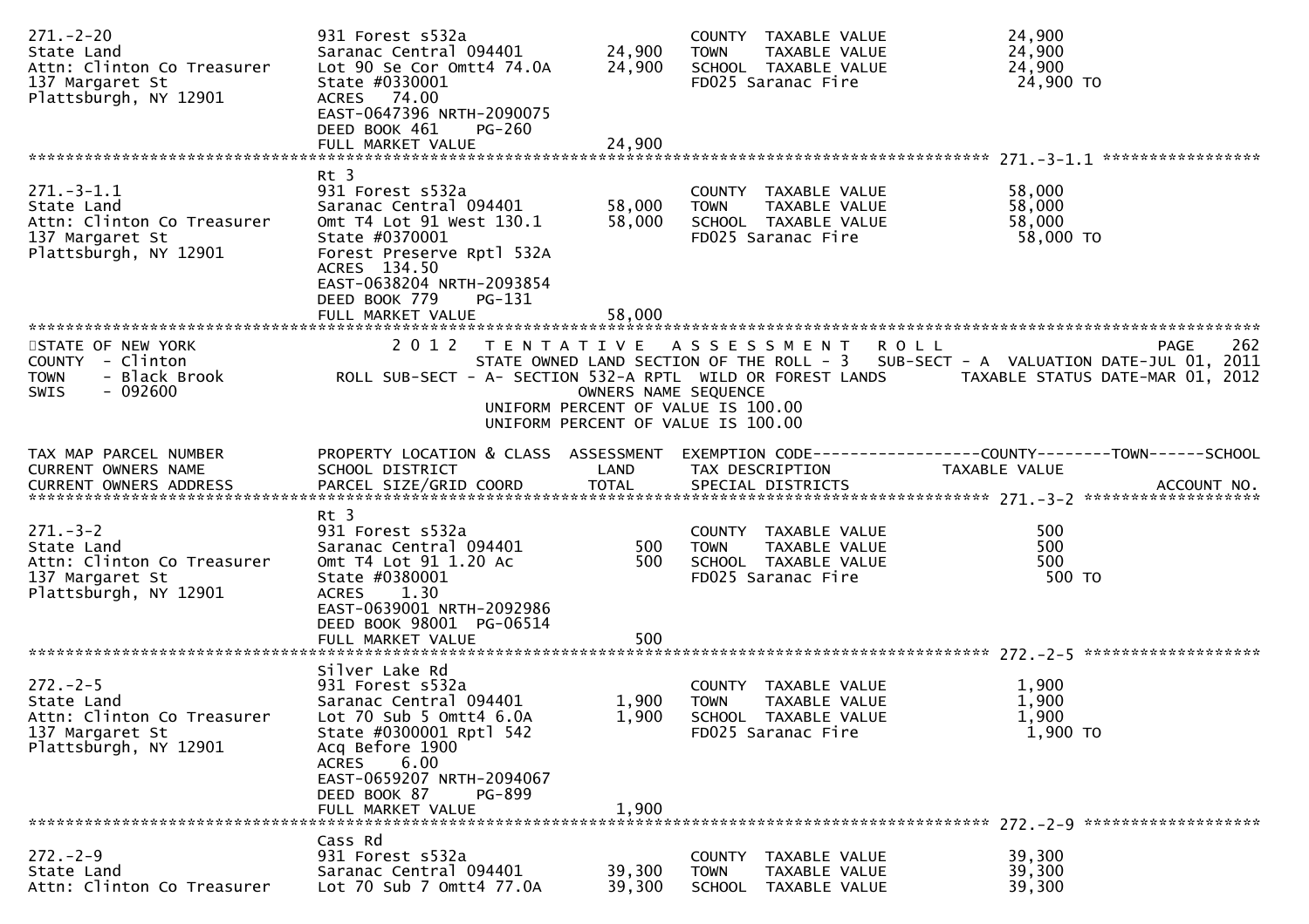```
271.-2-20                      931 Forest s532a                          COUNTY  TAXABLE VALUE            24,900
State Land                     Saranac Central 094401       24,900       TOWN    TAXABLE VALUE            24,900
Attn: Clinton Co Treasurer     Lot 90 Se Cor Omtt4 74.0A    24,900       SCHOOL  TAXABLE VALUE            24,900
137 Margaret St                State #0330001                            FD025 Saranac Fire                24,900 TO
Plattsburgh, NY 12901          ACRES   74.00
                               EAST-0647396 NRTH-2090075
                               DEED BOOK 461    PG-260
                               FULL MARKET VALUE            24,900
******************************************************************************************************* 271.-3-1.1 *****************
                               Rt 3
271.-3-1.1                     931 Forest s532a                          COUNTY  TAXABLE VALUE            58,000
State Land                     Saranac Central 094401       58,000       TOWN    TAXABLE VALUE            58,000
Attn: Clinton Co Treasurer     Omt T4 Lot 91 West 130.1     58,000       SCHOOL  TAXABLE VALUE            58,000
137 Margaret St                State #0370001                            FD025 Saranac Fire                58,000 TO
Plattsburgh, NY 12901          Forest Preserve Rptl 532A
                               ACRES  134.50
                               EAST-0638204 NRTH-2093854
                               DEED BOOK 779    PG-131
                               FULL MARKET VALUE            58,000
************************************************************************************************************************************
STATE OF NEW YORK                  2 0 1 2   T E N T A T I V E   A S S E S S M E N T   R O L L                                PAGE   262
COUNTY  - Clinton                          STATE OWNED LAND SECTION OF THE ROLL - 3   SUB-SECT - A  VALUATION DATE-JUL 01, 2011
TOWN    - Black Brook           ROLL SUB-SECT - A- SECTION 532-A RPTL  WILD OR FOREST LANDS        TAXABLE STATUS DATE-MAR 01, 2012
SWIS    - 092600                                      OWNERS NAME SEQUENCE
                                                 UNIFORM PERCENT OF VALUE IS 100.00
                                                 UNIFORM PERCENT OF VALUE IS 100.00

TAX MAP PARCEL NUMBER          PROPERTY LOCATION & CLASS  ASSESSMENT  EXEMPTION CODE------------------COUNTY--------TOWN------SCHOOL
CURRENT OWNERS NAME            SCHOOL DISTRICT               LAND      TAX DESCRIPTION            TAXABLE VALUE
CURRENT OWNERS ADDRESS         PARCEL SIZE/GRID COORD       TOTAL      SPECIAL DISTRICTS                                   ACCOUNT NO.
******************************************************************************************************* 271.-3-2 *******************
                               Rt 3
271.-3-2                       931 Forest s532a                          COUNTY  TAXABLE VALUE               500
State Land                     Saranac Central 094401          500       TOWN    TAXABLE VALUE               500
Attn: Clinton Co Treasurer     Omt T4 Lot 91 1.20 Ac           500       SCHOOL  TAXABLE VALUE               500
137 Margaret St                State #0380001                            FD025 Saranac Fire                   500 TO
Plattsburgh, NY 12901          ACRES    1.30
                               EAST-0639001 NRTH-2092986
                               DEED BOOK 98001  PG-06514
                               FULL MARKET VALUE               500
******************************************************************************************************* 272.-2-5 *******************
                               Silver Lake Rd
272.-2-5                       931 Forest s532a                          COUNTY  TAXABLE VALUE             1,900
State Land                     Saranac Central 094401        1,900       TOWN    TAXABLE VALUE             1,900
Attn: Clinton Co Treasurer     Lot 70 Sub 5 Omtt4 6.0A       1,900       SCHOOL  TAXABLE VALUE             1,900
137 Margaret St                State #0300001 Rptl 542                   FD025 Saranac Fire                 1,900 TO
Plattsburgh, NY 12901          Acq Before 1900
                               ACRES    6.00
                               EAST-0659207 NRTH-2094067
                               DEED BOOK 87     PG-899
                               FULL MARKET VALUE             1,900
******************************************************************************************************* 272.-2-9 *******************
                               Cass Rd
272.-2-9                       931 Forest s532a                          COUNTY  TAXABLE VALUE            39,300
State Land                     Saranac Central 094401       39,300       TOWN    TAXABLE VALUE            39,300
Attn: Clinton Co Treasurer     Lot 70 Sub 7 Omtt4 77.0A     39,300       SCHOOL  TAXABLE VALUE            39,300
```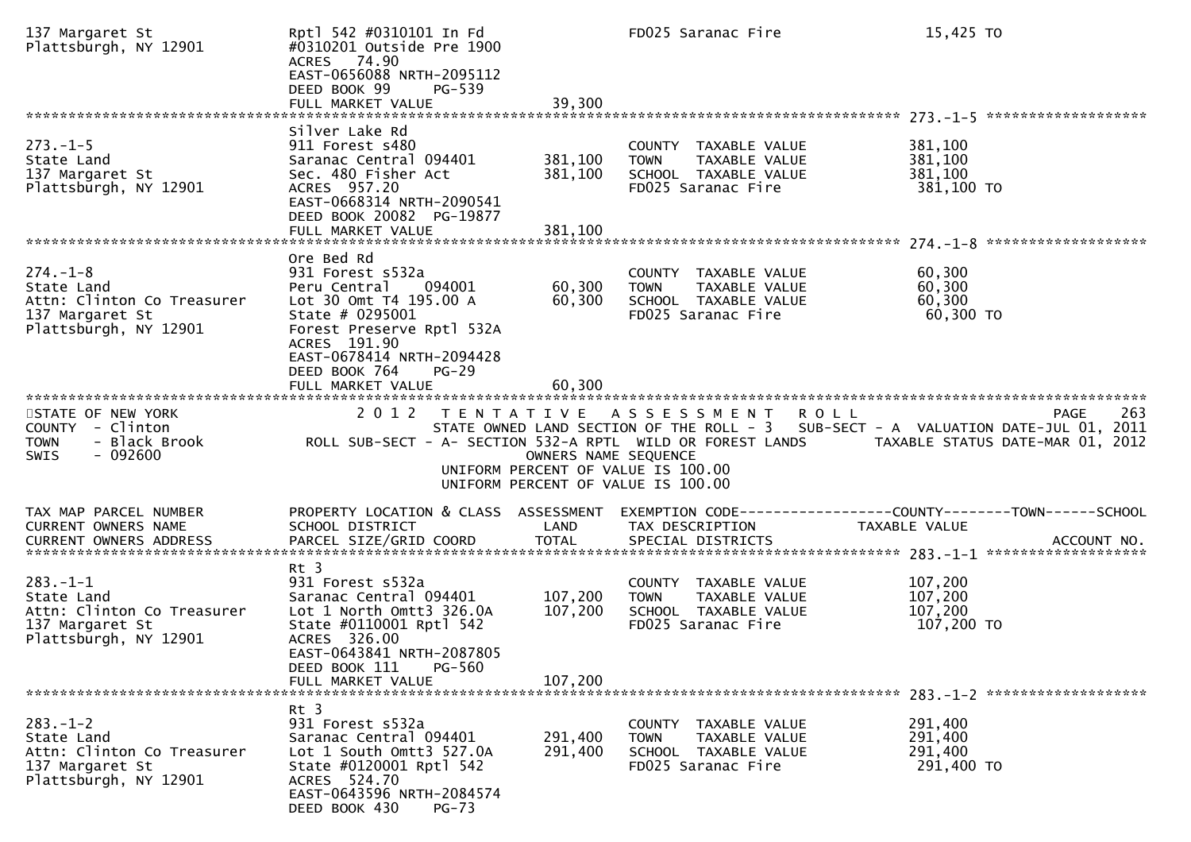```
137 Margaret St                 Rptl 542 #0310101 In Fd                  FD025 Saranac Fire                15,425 TO
Plattsburgh, NY 12901           #0310201 Outside Pre 1900
                                ACRES  74.90
                                EAST-0656088 NRTH-2095112
                                DEED BOOK 99     PG-539
                                FULL MARKET VALUE              39,300
******************************************************************************************************* 273.-1-5 *****************
                                Silver Lake Rd
273.-1-5                        911 Forest s480                          COUNTY  TAXABLE VALUE             381,100
State Land                      Saranac Central 094401       381,100     TOWN    TAXABLE VALUE             381,100
137 Margaret St                 Sec. 480 Fisher Act          381,100     SCHOOL  TAXABLE VALUE             381,100
Plattsburgh, NY 12901           ACRES  957.20                            FD025 Saranac Fire                381,100 TO
                                EAST-0668314 NRTH-2090541
                                DEED BOOK 20082  PG-19877
                                FULL MARKET VALUE             381,100
******************************************************************************************************* 274.-1-8 *****************
                                Ore Bed Rd
274.-1-8                        931 Forest s532a                         COUNTY  TAXABLE VALUE              60,300
State Land                      Peru Central    094001        60,300     TOWN    TAXABLE VALUE              60,300
Attn: Clinton Co Treasurer      Lot 30 Omt T4 195.00 A        60,300     SCHOOL  TAXABLE VALUE              60,300
137 Margaret St                 State # 0295001                          FD025 Saranac Fire                 60,300 TO
Plattsburgh, NY 12901           Forest Preserve Rptl 532A
                                ACRES  191.90
                                EAST-0678414 NRTH-2094428
                                DEED BOOK 764    PG-29
                                FULL MARKET VALUE              60,300
************************************************************************************************************************************
STATE OF NEW YORK                  2 0 1 2   T E N T A T I V E   A S S E S S M E N T   R O L L                           PAGE    263
COUNTY  - Clinton                       STATE OWNED LAND SECTION OF THE ROLL - 3   SUB-SECT - A  VALUATION DATE-JUL 01, 2011
TOWN    - Black Brook          ROLL SUB-SECT - A- SECTION 532-A RPTL  WILD OR FOREST LANDS       TAXABLE STATUS DATE-MAR 01, 2012
SWIS    - 092600                                     OWNERS NAME SEQUENCE
                                               UNIFORM PERCENT OF VALUE IS 100.00
                                               UNIFORM PERCENT OF VALUE IS 100.00

TAX MAP PARCEL NUMBER           PROPERTY LOCATION & CLASS  ASSESSMENT  EXEMPTION CODE------------------COUNTY--------TOWN------SCHOOL
CURRENT OWNERS NAME             SCHOOL DISTRICT               LAND     TAX DESCRIPTION              TAXABLE VALUE
CURRENT OWNERS ADDRESS          PARCEL SIZE/GRID COORD        TOTAL    SPECIAL DISTRICTS                                 ACCOUNT NO.
******************************************************************************************************* 283.-1-1 *****************
                                Rt 3
283.-1-1                        931 Forest s532a                         COUNTY  TAXABLE VALUE             107,200
State Land                      Saranac Central 094401       107,200     TOWN    TAXABLE VALUE             107,200
Attn: Clinton Co Treasurer      Lot 1 North Omtt3 326.0A     107,200     SCHOOL  TAXABLE VALUE             107,200
137 Margaret St                 State #0110001 Rptl 542                  FD025 Saranac Fire                107,200 TO
Plattsburgh, NY 12901           ACRES  326.00
                                EAST-0643841 NRTH-2087805
                                DEED BOOK 111    PG-560
                                FULL MARKET VALUE             107,200
******************************************************************************************************* 283.-1-2 *****************
                                Rt 3
283.-1-2                        931 Forest s532a                         COUNTY  TAXABLE VALUE             291,400
State Land                      Saranac Central 094401       291,400     TOWN    TAXABLE VALUE             291,400
Attn: Clinton Co Treasurer      Lot 1 South Omtt3 527.0A     291,400     SCHOOL  TAXABLE VALUE             291,400
137 Margaret St                 State #0120001 Rptl 542                  FD025 Saranac Fire                291,400 TO
Plattsburgh, NY 12901           ACRES  524.70
                                EAST-0643596 NRTH-2084574
                                DEED BOOK 430    PG-73
```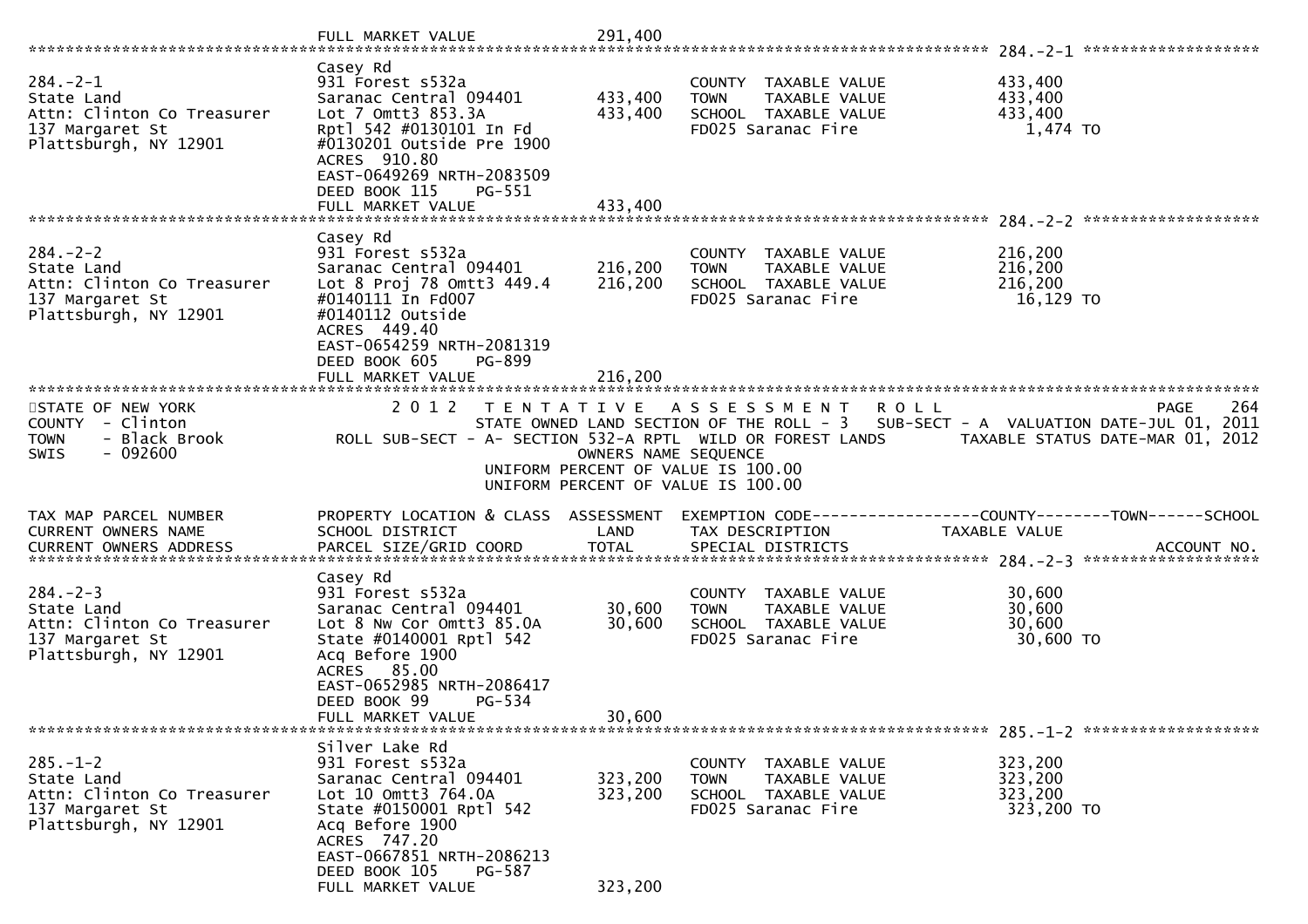FULL MARKET VALUE 291,400

| TAX MAP PARCEL NUMBER / CURRENT OWNERS NAME / CURRENT OWNERS ADDRESS | PROPERTY LOCATION & CLASS / SCHOOL DISTRICT / PARCEL SIZE/GRID COORD | ASSESSMENT LAND | ASSESSMENT TOTAL | EXEMPTION CODE / TAX DESCRIPTION / SPECIAL DISTRICTS | TAXABLE VALUE |
|---|---|---|---|---|---|
| 284.-2-1 | Casey Rd | | | | |
| State Land | 931 Forest s532a | | | COUNTY TAXABLE VALUE | 433,400 |
| Attn: Clinton Co Treasurer | Saranac Central 094401 | 433,400 | | TOWN TAXABLE VALUE | 433,400 |
| 137 Margaret St | Lot 7 Omtt3 853.3A | | 433,400 | SCHOOL TAXABLE VALUE | 433,400 |
| Plattsburgh, NY 12901 | Rptl 542 #0130101 In Fd | | | FD025 Saranac Fire | 1,474 TO |
| | #0130201 Outside Pre 1900 | | | | |
| | ACRES 910.80 | | | | |
| | EAST-0649269 NRTH-2083509 | | | | |
| | DEED BOOK 115 PG-551 | | | | |
| | FULL MARKET VALUE | | 433,400 | | |
| 284.-2-2 | Casey Rd | | | | |
| State Land | 931 Forest s532a | | | COUNTY TAXABLE VALUE | 216,200 |
| Attn: Clinton Co Treasurer | Saranac Central 094401 | 216,200 | | TOWN TAXABLE VALUE | 216,200 |
| 137 Margaret St | Lot 8 Proj 78 Omtt3 449.4 | | 216,200 | SCHOOL TAXABLE VALUE | 216,200 |
| Plattsburgh, NY 12901 | #0140111 In Fd007 | | | FD025 Saranac Fire | 16,129 TO |
| | #0140112 Outside | | | | |
| | ACRES 449.40 | | | | |
| | EAST-0654259 NRTH-2081319 | | | | |
| | DEED BOOK 605 PG-899 | | | | |
| | FULL MARKET VALUE | | 216,200 | | |

STATE OF NEW YORK
COUNTY - Clinton
TOWN - Black Brook
SWIS - 092600

2012 TENTATIVE ASSESSMENT ROLL — PAGE 264
STATE OWNED LAND SECTION OF THE ROLL - 3 SUB-SECT - A VALUATION DATE-JUL 01, 2011
ROLL SUB-SECT - A- SECTION 532-A RPTL WILD OR FOREST LANDS TAXABLE STATUS DATE-MAR 01, 2012
OWNERS NAME SEQUENCE
UNIFORM PERCENT OF VALUE IS 100.00
UNIFORM PERCENT OF VALUE IS 100.00

| TAX MAP PARCEL NUMBER / CURRENT OWNERS NAME / CURRENT OWNERS ADDRESS | PROPERTY LOCATION & CLASS / SCHOOL DISTRICT / PARCEL SIZE/GRID COORD | ASSESSMENT LAND | ASSESSMENT TOTAL | EXEMPTION CODE---COUNTY---TOWN---SCHOOL / TAX DESCRIPTION / SPECIAL DISTRICTS | TAXABLE VALUE / ACCOUNT NO. |
|---|---|---|---|---|---|
| 284.-2-3 | Casey Rd | | | | |
| State Land | 931 Forest s532a | | | COUNTY TAXABLE VALUE | 30,600 |
| Attn: Clinton Co Treasurer | Saranac Central 094401 | 30,600 | | TOWN TAXABLE VALUE | 30,600 |
| 137 Margaret St | Lot 8 Nw Cor Omtt3 85.0A | | 30,600 | SCHOOL TAXABLE VALUE | 30,600 |
| Plattsburgh, NY 12901 | State #0140001 Rptl 542 | | | FD025 Saranac Fire | 30,600 TO |
| | Acq Before 1900 | | | | |
| | ACRES 85.00 | | | | |
| | EAST-0652985 NRTH-2086417 | | | | |
| | DEED BOOK 99 PG-534 | | | | |
| | FULL MARKET VALUE | | 30,600 | | |
| 285.-1-2 | Silver Lake Rd | | | | |
| State Land | 931 Forest s532a | | | COUNTY TAXABLE VALUE | 323,200 |
| Attn: Clinton Co Treasurer | Saranac Central 094401 | 323,200 | | TOWN TAXABLE VALUE | 323,200 |
| 137 Margaret St | Lot 10 Omtt3 764.0A | | 323,200 | SCHOOL TAXABLE VALUE | 323,200 |
| Plattsburgh, NY 12901 | State #0150001 Rptl 542 | | | FD025 Saranac Fire | 323,200 TO |
| | Acq Before 1900 | | | | |
| | ACRES 747.20 | | | | |
| | EAST-0667851 NRTH-2086213 | | | | |
| | DEED BOOK 105 PG-587 | | | | |
| | FULL MARKET VALUE | | 323,200 | | |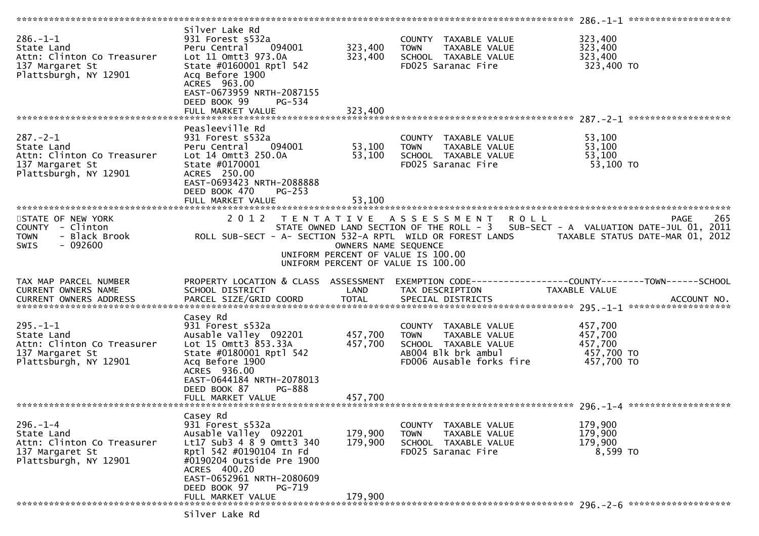```
******************************************************************************************************* 286.-1-1 ******************
                               Silver Lake Rd
286.-1-1                       931 Forest s532a                        COUNTY  TAXABLE VALUE            323,400
State Land                     Peru Central     094001     323,400     TOWN    TAXABLE VALUE            323,400
Attn: Clinton Co Treasurer     Lot 11 Omtt3 973.0A         323,400     SCHOOL  TAXABLE VALUE            323,400
137 Margaret St                State #0160001 Rptl 542                 FD025 Saranac Fire                323,400 TO
Plattsburgh, NY 12901          Acq Before 1900
                               ACRES  963.00
                               EAST-0673959 NRTH-2087155
                               DEED BOOK 99      PG-534
                               FULL MARKET VALUE           323,400
******************************************************************************************************* 287.-2-1 ******************
                               Peasleeville Rd
287.-2-1                       931 Forest s532a                        COUNTY  TAXABLE VALUE             53,100
State Land                     Peru Central     094001      53,100     TOWN    TAXABLE VALUE             53,100
Attn: Clinton Co Treasurer     Lot 14 Omtt3 250.0A          53,100     SCHOOL  TAXABLE VALUE             53,100
137 Margaret St                State #0170001                          FD025 Saranac Fire                 53,100 TO
Plattsburgh, NY 12901          ACRES  250.00
                               EAST-0693423 NRTH-2088888
                               DEED BOOK 470     PG-253
                               FULL MARKET VALUE            53,100
************************************************************************************************************************************
STATE OF NEW YORK                 2 0 1 2   T E N T A T I V E   A S S E S S M E N T   R O L L                          PAGE    265
COUNTY  - Clinton                     STATE OWNED LAND SECTION OF THE ROLL - 3   SUB-SECT - A  VALUATION DATE-JUL 01, 2011
TOWN    - Black Brook        ROLL SUB-SECT - A- SECTION 532-A RPTL  WILD OR FOREST LANDS        TAXABLE STATUS DATE-MAR 01, 2012
SWIS    - 092600                                    OWNERS NAME SEQUENCE
                                              UNIFORM PERCENT OF VALUE IS 100.00
                                              UNIFORM PERCENT OF VALUE IS 100.00

TAX MAP PARCEL NUMBER          PROPERTY LOCATION & CLASS  ASSESSMENT  EXEMPTION CODE------------------COUNTY--------TOWN------SCHOOL
CURRENT OWNERS NAME            SCHOOL DISTRICT               LAND      TAX DESCRIPTION            TAXABLE VALUE
CURRENT OWNERS ADDRESS         PARCEL SIZE/GRID COORD        TOTAL     SPECIAL DISTRICTS                                 ACCOUNT NO.
******************************************************************************************************* 295.-1-1 ******************
                               Casey Rd
295.-1-1                       931 Forest s532a                        COUNTY  TAXABLE VALUE            457,700
State Land                     Ausable Valley  092201      457,700     TOWN    TAXABLE VALUE            457,700
Attn: Clinton Co Treasurer     Lot 15 Omtt3 853.33A        457,700     SCHOOL  TAXABLE VALUE            457,700
137 Margaret St                State #0180001 Rptl 542                 AB004 Blk brk ambul               457,700 TO
Plattsburgh, NY 12901          Acq Before 1900                         FD006 Ausable forks fire          457,700 TO
                               ACRES  936.00
                               EAST-0644184 NRTH-2078013
                               DEED BOOK 87      PG-888
                               FULL MARKET VALUE           457,700
******************************************************************************************************* 296.-1-4 ******************
                               Casey Rd
296.-1-4                       931 Forest s532a                        COUNTY  TAXABLE VALUE            179,900
State Land                     Ausable Valley  092201      179,900     TOWN    TAXABLE VALUE            179,900
Attn: Clinton Co Treasurer     Lt17 Sub3 4 8 9 Omtt3 340   179,900     SCHOOL  TAXABLE VALUE            179,900
137 Margaret St                Rptl 542 #0190104 In Fd                 FD025 Saranac Fire                  8,599 TO
Plattsburgh, NY 12901          #0190204 Outside Pre 1900
                               ACRES  400.20
                               EAST-0652961 NRTH-2080609
                               DEED BOOK 97      PG-719
                               FULL MARKET VALUE           179,900
******************************************************************************************************* 296.-2-6 ******************
                               Silver Lake Rd
```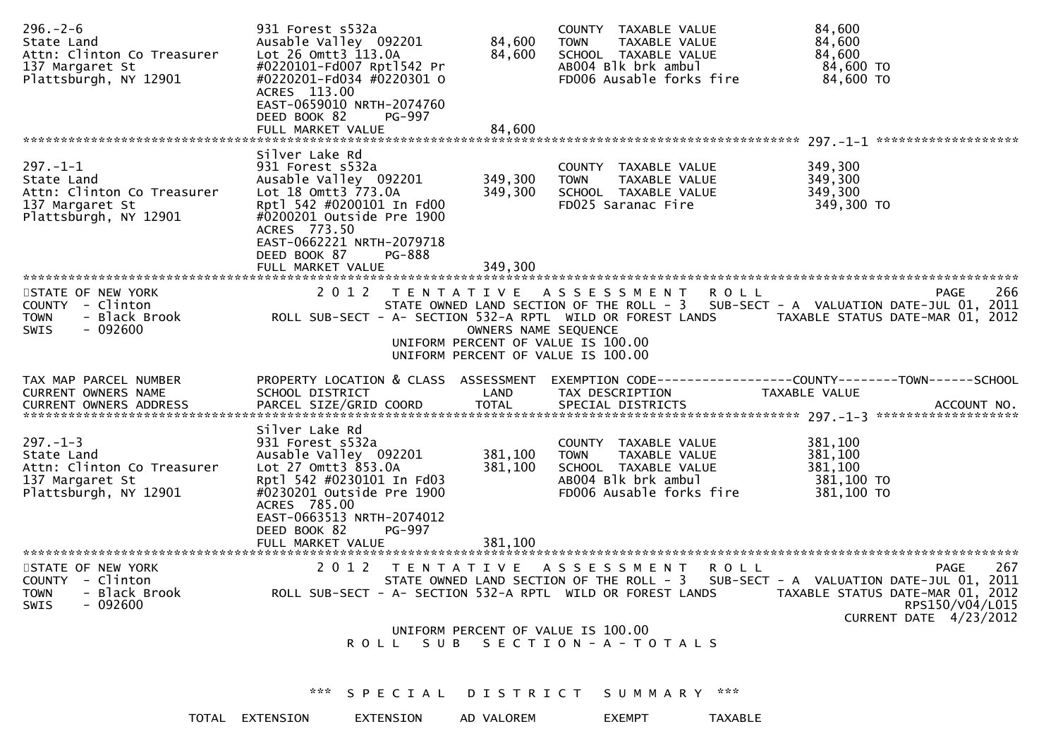```
296.-2-6                     931 Forest s532a                            COUNTY  TAXABLE VALUE           84,600
State Land                   Ausable Valley  092201       84,600         TOWN    TAXABLE VALUE           84,600
Attn: Clinton Co Treasurer   Lot 26 Omtt3 113.0A          84,600         SCHOOL  TAXABLE VALUE           84,600
137 Margaret St              #0220101-Fd007 Rptl542 Pr                   AB004 Blk brk ambul              84,600 TO
Plattsburgh, NY 12901        #0220201-Fd034 #0220301 O                   FD006 Ausable forks fire         84,600 TO
                             ACRES  113.00
                             EAST-0659010 NRTH-2074760
                             DEED BOOK 82     PG-997
                             FULL MARKET VALUE            84,600
******************************************************************************************************* 297.-1-1 ******************
                             Silver Lake Rd
297.-1-1                     931 Forest s532a                            COUNTY  TAXABLE VALUE          349,300
State Land                   Ausable Valley  092201      349,300         TOWN    TAXABLE VALUE          349,300
Attn: Clinton Co Treasurer   Lot 18 Omtt3 773.0A         349,300         SCHOOL  TAXABLE VALUE          349,300
137 Margaret St              Rptl 542 #0200101 In Fd00                   FD025 Saranac Fire              349,300 TO
Plattsburgh, NY 12901        #0200201 Outside Pre 1900
                             ACRES  773.50
                             EAST-0662221 NRTH-2079718
                             DEED BOOK 87     PG-888
                             FULL MARKET VALUE           349,300
************************************************************************************************************************************
STATE OF NEW YORK                2 0 1 2   T E N T A T I V E   A S S E S S M E N T   R O L L                                PAGE    266
COUNTY  - Clinton                          STATE OWNED LAND SECTION OF THE ROLL - 3   SUB-SECT - A  VALUATION DATE-JUL 01, 2011
TOWN    - Black Brook         ROLL SUB-SECT - A- SECTION 532-A RPTL  WILD OR FOREST LANDS        TAXABLE STATUS DATE-MAR 01, 2012
SWIS    - 092600                                          OWNERS NAME SEQUENCE
                                                 UNIFORM PERCENT OF VALUE IS 100.00
                                                 UNIFORM PERCENT OF VALUE IS 100.00

TAX MAP PARCEL NUMBER        PROPERTY LOCATION & CLASS  ASSESSMENT  EXEMPTION CODE------------------COUNTY--------TOWN------SCHOOL
CURRENT OWNERS NAME          SCHOOL DISTRICT              LAND       TAX DESCRIPTION             TAXABLE VALUE
CURRENT OWNERS ADDRESS       PARCEL SIZE/GRID COORD       TOTAL      SPECIAL DISTRICTS                                   ACCOUNT NO.
******************************************************************************************************* 297.-1-3 ******************
                             Silver Lake Rd
297.-1-3                     931 Forest s532a                            COUNTY  TAXABLE VALUE          381,100
State Land                   Ausable Valley  092201      381,100         TOWN    TAXABLE VALUE          381,100
Attn: Clinton Co Treasurer   Lot 27 Omtt3 853.0A         381,100         SCHOOL  TAXABLE VALUE          381,100
137 Margaret St              Rptl 542 #0230101 In Fd03                   AB004 Blk brk ambul             381,100 TO
Plattsburgh, NY 12901        #0230201 Outside Pre 1900                   FD006 Ausable forks fire        381,100 TO
                             ACRES  785.00
                             EAST-0663513 NRTH-2074012
                             DEED BOOK 82     PG-997
                             FULL MARKET VALUE           381,100
************************************************************************************************************************************
STATE OF NEW YORK                2 0 1 2   T E N T A T I V E   A S S E S S M E N T   R O L L                                PAGE    267
COUNTY  - Clinton                          STATE OWNED LAND SECTION OF THE ROLL - 3   SUB-SECT - A  VALUATION DATE-JUL 01, 2011
TOWN    - Black Brook         ROLL SUB-SECT - A- SECTION 532-A RPTL  WILD OR FOREST LANDS        TAXABLE STATUS DATE-MAR 01, 2012
SWIS    - 092600                                                                                                 RPS150/V04/L015
                                                                                                            CURRENT DATE  4/23/2012
                                                 UNIFORM PERCENT OF VALUE IS 100.00
                                           R O L L   S U B   S E C T I O N - A - T O T A L S


                                    ***  S P E C I A L   D I S T R I C T   S U M M A R Y  ***

                     TOTAL  EXTENSION       EXTENSION      AD VALOREM          EXEMPT         TAXABLE
```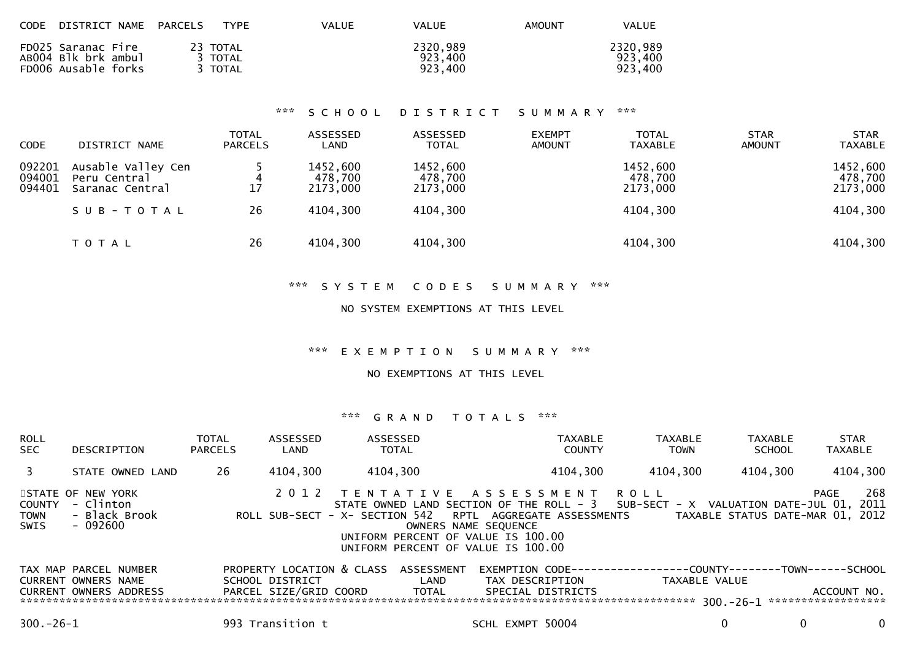| CODE | DISTRICT NAME | PARCELS | TYPE | VALUE | VALUE | AMOUNT | VALUE |
|---|---|---|---|---|---|---|---|
| FD025 | Saranac Fire | 23 | TOTAL | | 2320,989 | | 2320,989 |
| AB004 | Blk brk ambul | 3 | TOTAL | | 923,400 | | 923,400 |
| FD006 | Ausable forks | 3 | TOTAL | | 923,400 | | 923,400 |

### *** SCHOOL DISTRICT SUMMARY ***

| CODE | DISTRICT NAME | TOTAL PARCELS | ASSESSED LAND | ASSESSED TOTAL | EXEMPT AMOUNT | TOTAL TAXABLE | STAR AMOUNT | STAR TAXABLE |
|---|---|---|---|---|---|---|---|---|
| 092201 | Ausable Valley Cen | 5 | 1452,600 | 1452,600 | | 1452,600 | | 1452,600 |
| 094001 | Peru Central | 4 | 478,700 | 478,700 | | 478,700 | | 478,700 |
| 094401 | Saranac Central | 17 | 2173,000 | 2173,000 | | 2173,000 | | 2173,000 |
| | SUB-TOTAL | 26 | 4104,300 | 4104,300 | | 4104,300 | | 4104,300 |
| | TOTAL | 26 | 4104,300 | 4104,300 | | 4104,300 | | 4104,300 |

### *** SYSTEM CODES SUMMARY ***

NO SYSTEM EXEMPTIONS AT THIS LEVEL

### *** EXEMPTION SUMMARY ***

NO EXEMPTIONS AT THIS LEVEL

### *** GRAND TOTALS ***

| ROLL SEC | DESCRIPTION | TOTAL PARCELS | ASSESSED LAND | ASSESSED TOTAL | TAXABLE COUNTY | TAXABLE TOWN | TAXABLE SCHOOL | STAR TAXABLE |
|---|---|---|---|---|---|---|---|---|
| 3 | STATE OWNED LAND | 26 | 4104,300 | 4104,300 | 4104,300 | 4104,300 | 4104,300 | 4104,300 |

STATE OF NEW YORK — 2012 TENTATIVE ASSESSMENT ROLL — PAGE 268
COUNTY - Clinton — STATE OWNED LAND SECTION OF THE ROLL - 3 SUB-SECT - X VALUATION DATE-JUL 01, 2011
TOWN - Black Brook — ROLL SUB-SECT - X- SECTION 542 RPTL AGGREGATE ASSESSMENTS — TAXABLE STATUS DATE-MAR 01, 2012
SWIS - 092600 — OWNERS NAME SEQUENCE
UNIFORM PERCENT OF VALUE IS 100.00
UNIFORM PERCENT OF VALUE IS 100.00

| TAX MAP PARCEL NUMBER / CURRENT OWNERS NAME / CURRENT OWNERS ADDRESS | PROPERTY LOCATION & CLASS / SCHOOL DISTRICT / PARCEL SIZE/GRID COORD | ASSESSMENT LAND / TOTAL | EXEMPTION CODE / TAX DESCRIPTION / SPECIAL DISTRICTS | COUNTY (TAXABLE VALUE) | TOWN | SCHOOL (ACCOUNT NO.) |
|---|---|---|---|---|---|---|
| ****** 300.-26-1 ****** | | | | | | |
| 300.-26-1 | 993 Transition t | | SCHL EXMPT 50004 | 0 | 0 | 0 |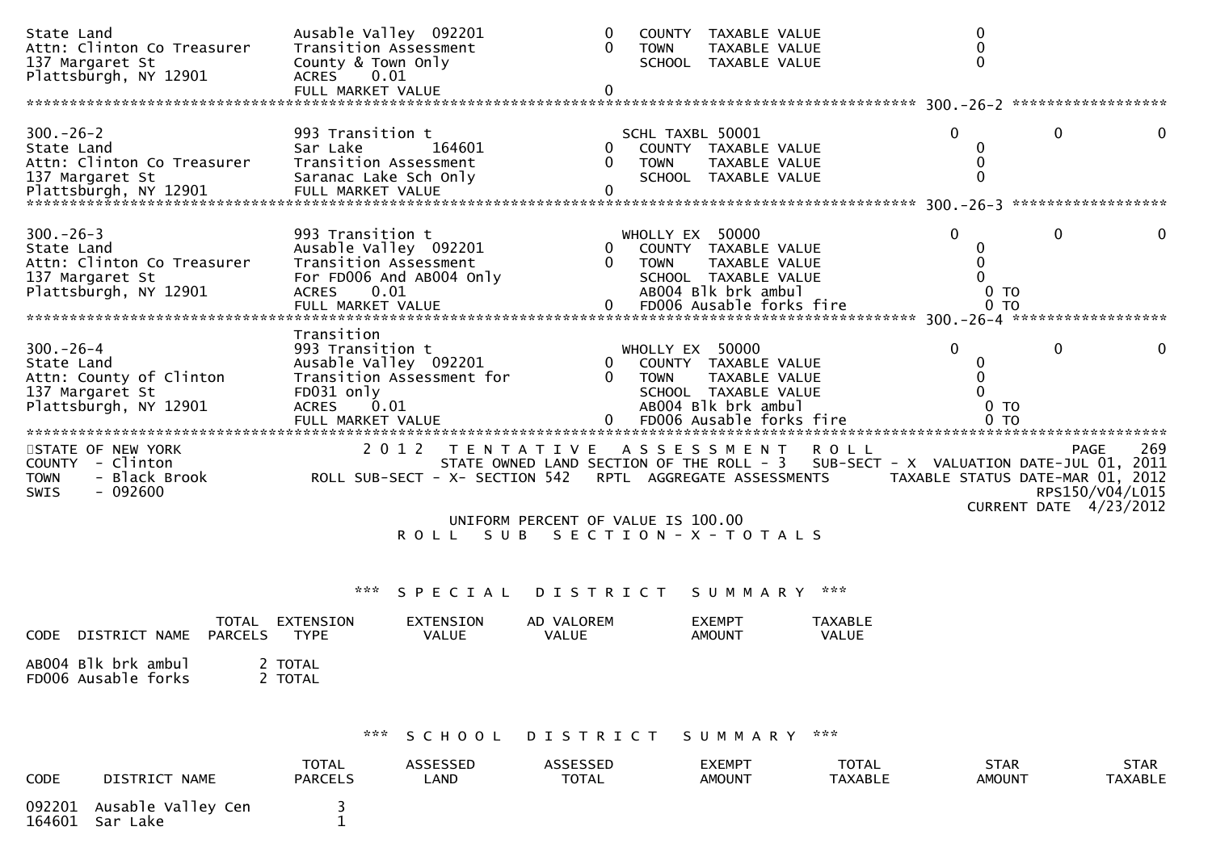```
State Land                     Ausable Valley  092201          0   COUNTY  TAXABLE VALUE                     0
Attn: Clinton Co Treasurer     Transition Assessment           0   TOWN    TAXABLE VALUE                     0
137 Margaret St                County & Town Only                  SCHOOL  TAXABLE VALUE                     0
Plattsburgh, NY 12901          ACRES    0.01
                               FULL MARKET VALUE               0
******************************************************************************************** 300.-26-2 ******************

300.-26-2                      993 Transition t                    SCHL TAXBL 50001                  0            0            0
State Land                     Sar Lake          164601        0   COUNTY  TAXABLE VALUE                     0
Attn: Clinton Co Treasurer     Transition Assessment           0   TOWN    TAXABLE VALUE                     0
137 Margaret St                Saranac Lake Sch Only               SCHOOL  TAXABLE VALUE                     0
Plattsburgh, NY 12901          FULL MARKET VALUE               0
******************************************************************************************** 300.-26-3 ******************

300.-26-3                      993 Transition t                    WHOLLY EX  50000                  0            0            0
State Land                     Ausable Valley  092201          0   COUNTY  TAXABLE VALUE                     0
Attn: Clinton Co Treasurer     Transition Assessment           0   TOWN    TAXABLE VALUE                     0
137 Margaret St                For FD006 And AB004 Only            SCHOOL  TAXABLE VALUE                     0
Plattsburgh, NY 12901          ACRES    0.01                       AB004 Blk brk ambul                       0 TO
                               FULL MARKET VALUE               0   FD006 Ausable forks fire                  0 TO
******************************************************************************************** 300.-26-4 ******************
                               Transition
300.-26-4                      993 Transition t                    WHOLLY EX  50000                  0            0            0
State Land                     Ausable Valley  092201          0   COUNTY  TAXABLE VALUE                     0
Attn: County of Clinton        Transition Assessment for       0   TOWN    TAXABLE VALUE                     0
137 Margaret St                FD031 only                          SCHOOL  TAXABLE VALUE                     0
Plattsburgh, NY 12901          ACRES    0.01                       AB004 Blk brk ambul                       0 TO
                               FULL MARKET VALUE               0   FD006 Ausable forks fire                  0 TO
*********************************************************************************************************************************
```

STATE OF NEW YORK — 2 0 1 2 T E N T A T I V E A S S E S S M E N T R O L L — PAGE 269

COUNTY - Clinton — STATE OWNED LAND SECTION OF THE ROLL - 3 SUB-SECT - X VALUATION DATE-JUL 01, 2011

TOWN - Black Brook — ROLL SUB-SECT - X- SECTION 542 RPTL AGGREGATE ASSESSMENTS — TAXABLE STATUS DATE-MAR 01, 2012

SWIS - 092600 — RPS150/V04/L015 — CURRENT DATE 4/23/2012

UNIFORM PERCENT OF VALUE IS 100.00

R O L L S U B S E C T I O N - X - T O T A L S

### *** S P E C I A L D I S T R I C T S U M M A R Y ***

| CODE | DISTRICT NAME | TOTAL PARCELS | EXTENSION TYPE | EXTENSION VALUE | AD VALOREM VALUE | EXEMPT AMOUNT | TAXABLE VALUE |
|---|---|---|---|---|---|---|---|
| AB004 | Blk brk ambul | 2 | TOTAL | | | | |
| FD006 | Ausable forks | 2 | TOTAL | | | | |

### *** S C H O O L D I S T R I C T S U M M A R Y ***

| CODE | DISTRICT NAME | TOTAL PARCELS | ASSESSED LAND | ASSESSED TOTAL | EXEMPT AMOUNT | TOTAL TAXABLE | STAR AMOUNT | STAR TAXABLE |
|---|---|---|---|---|---|---|---|---|
| 092201 | Ausable Valley Cen | 3 | | | | | | |
| 164601 | Sar Lake | 1 | | | | | | |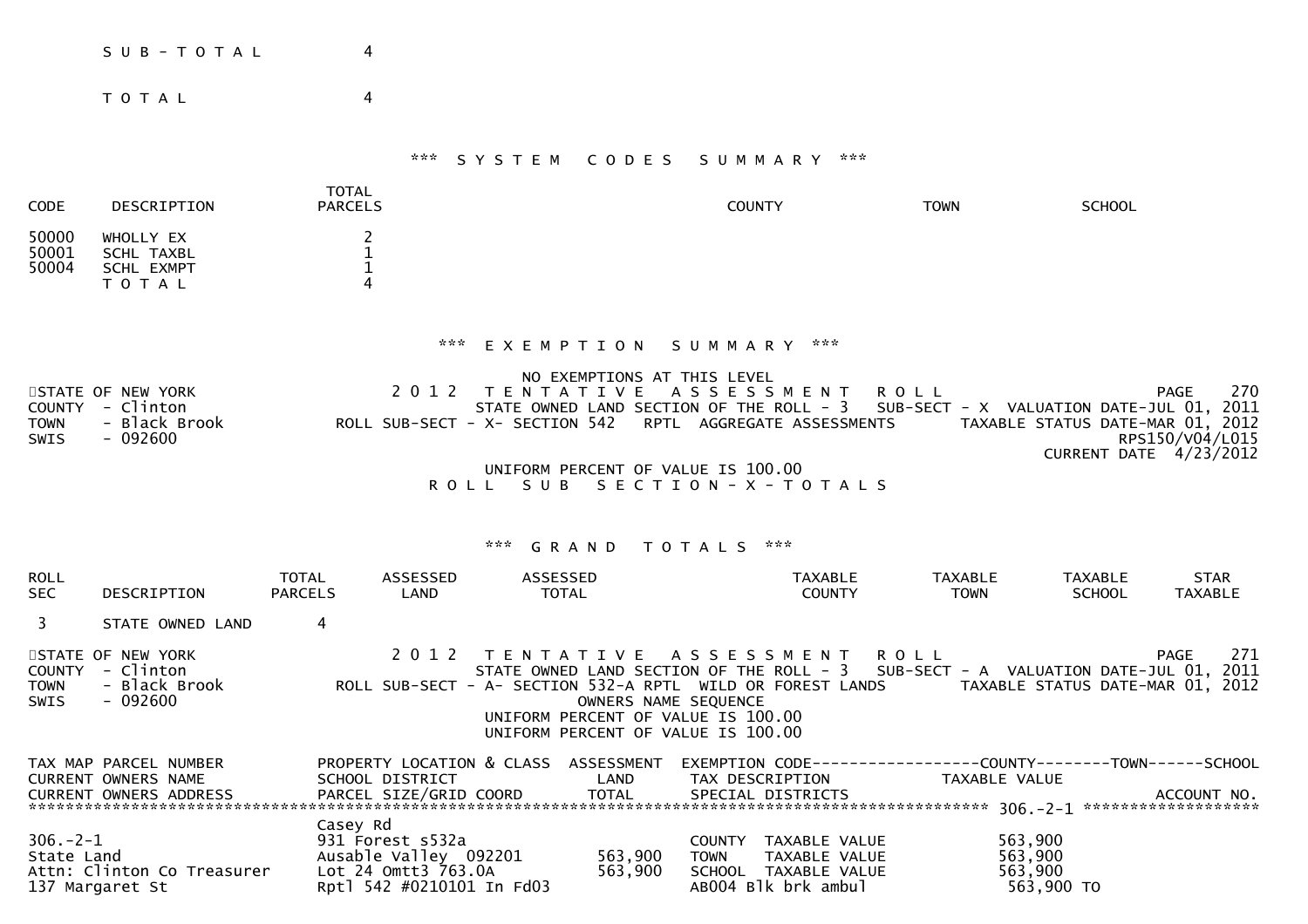S U B - T O T A L 4

T O T A L 4

*** S Y S T E M C O D E S S U M M A R Y ***

| CODE | DESCRIPTION | TOTAL PARCELS | COUNTY | TOWN | SCHOOL |
|---|---|---|---|---|---|
| 50000 | WHOLLY EX | 2 | | | |
| 50001 | SCHL TAXBL | 1 | | | |
| 50004 | SCHL EXMPT | 1 | | | |
| | T O T A L | 4 | | | |

*** E X E M P T I O N S U M M A R Y ***

NO EXEMPTIONS AT THIS LEVEL

STATE OF NEW YORK
COUNTY - Clinton
TOWN - Black Brook
SWIS - 092600

2 0 1 2 T E N T A T I V E A S S E S S M E N T R O L L
STATE OWNED LAND SECTION OF THE ROLL - 3 SUB-SECT - X VALUATION DATE-JUL 01, 2011
ROLL SUB-SECT - X- SECTION 542 RPTL AGGREGATE ASSESSMENTS TAXABLE STATUS DATE-MAR 01, 2012
RPS150/V04/L015
CURRENT DATE 4/23/2012

UNIFORM PERCENT OF VALUE IS 100.00
R O L L S U B S E C T I O N - X - T O T A L S

*** G R A N D T O T A L S ***

| ROLL SEC | DESCRIPTION | TOTAL PARCELS | ASSESSED LAND | ASSESSED TOTAL | TAXABLE COUNTY | TAXABLE TOWN | TAXABLE SCHOOL | STAR TAXABLE |
|---|---|---|---|---|---|---|---|---|
| 3 | STATE OWNED LAND | 4 | | | | | | |

STATE OF NEW YORK
COUNTY - Clinton
TOWN - Black Brook
SWIS - 092600

2 0 1 2 T E N T A T I V E A S S E S S M E N T R O L L
STATE OWNED LAND SECTION OF THE ROLL - 3 SUB-SECT - A VALUATION DATE-JUL 01, 2011
ROLL SUB-SECT - A- SECTION 532-A RPTL WILD OR FOREST LANDS TAXABLE STATUS DATE-MAR 01, 2012
OWNERS NAME SEQUENCE
UNIFORM PERCENT OF VALUE IS 100.00
UNIFORM PERCENT OF VALUE IS 100.00

| TAX MAP PARCEL NUMBER / CURRENT OWNERS NAME / CURRENT OWNERS ADDRESS | PROPERTY LOCATION & CLASS / SCHOOL DISTRICT / PARCEL SIZE/GRID COORD | ASSESSMENT LAND / TOTAL | EXEMPTION CODE / TAX DESCRIPTION / SPECIAL DISTRICTS | COUNTY--------TOWN------SCHOOL / TAXABLE VALUE / ACCOUNT NO. |
|---|---|---|---|---|
| ***** 306.-2-1 ***** | | | | |
| | Casey Rd | | | |
| 306.-2-1 | 931 Forest s532a | | COUNTY TAXABLE VALUE | 563,900 |
| State Land | Ausable Valley 092201 | 563,900 | TOWN TAXABLE VALUE | 563,900 |
| Attn: Clinton Co Treasurer | Lot 24 Omtt3 763.0A | 563,900 | SCHOOL TAXABLE VALUE | 563,900 |
| 137 Margaret St | Rptl 542 #0210101 In Fd03 | | AB004 Blk brk ambul | 563,900 TO |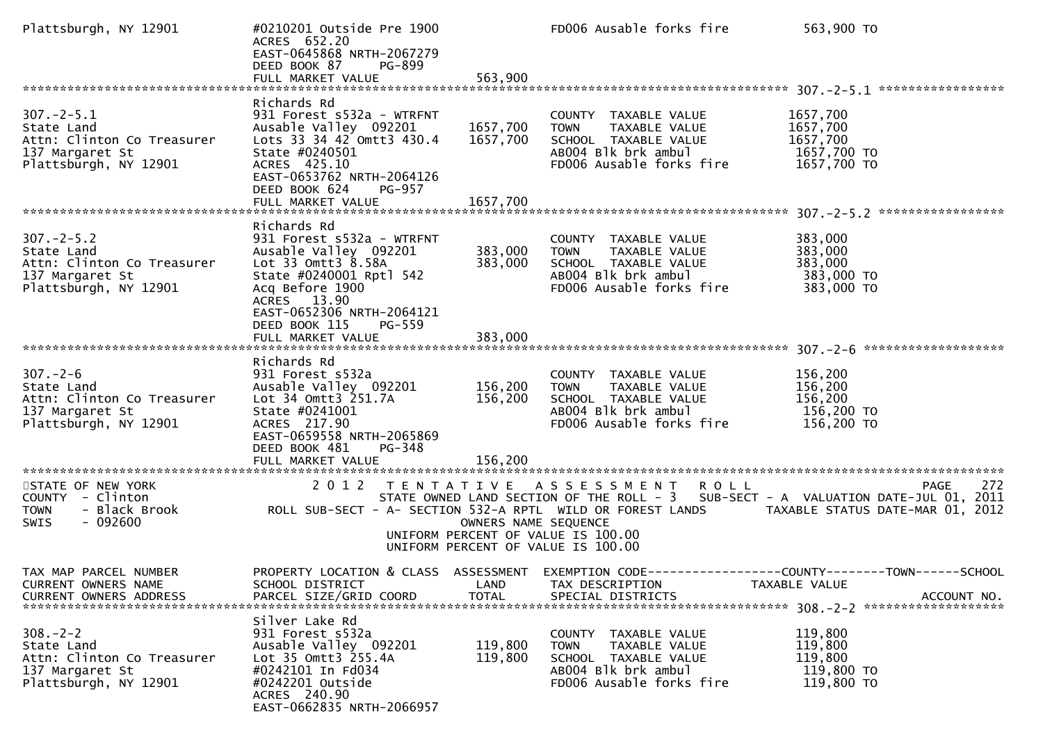```
Plattsburgh, NY 12901          #0210201 Outside Pre 1900              FD006 Ausable forks fire          563,900 TO
                               ACRES 652.20
                               EAST-0645868 NRTH-2067279
                               DEED BOOK 87     PG-899
                               FULL MARKET VALUE              563,900
******************************************************************************************************* 307.-2-5.1 *****************
                               Richards Rd
307.-2-5.1                     931 Forest s532a - WTRFNT              COUNTY  TAXABLE VALUE          1657,700
State Land                     Ausable Valley  092201        1657,700  TOWN    TAXABLE VALUE          1657,700
Attn: Clinton Co Treasurer     Lots 33 34 42 Omtt3 430.4     1657,700  SCHOOL  TAXABLE VALUE          1657,700
137 Margaret St                State #0240501                         AB004 Blk brk ambul               1657,700 TO
Plattsburgh, NY 12901          ACRES 425.10                           FD006 Ausable forks fire          1657,700 TO
                               EAST-0653762 NRTH-2064126
                               DEED BOOK 624    PG-957
                               FULL MARKET VALUE             1657,700
******************************************************************************************************* 307.-2-5.2 *****************
                               Richards Rd
307.-2-5.2                     931 Forest s532a - WTRFNT              COUNTY  TAXABLE VALUE           383,000
State Land                     Ausable Valley  092201         383,000  TOWN    TAXABLE VALUE           383,000
Attn: Clinton Co Treasurer     Lot 33 Omtt3 8.58A             383,000  SCHOOL  TAXABLE VALUE           383,000
137 Margaret St                State #0240001 Rptl 542                AB004 Blk brk ambul                383,000 TO
Plattsburgh, NY 12901          Acq Before 1900                        FD006 Ausable forks fire           383,000 TO
                               ACRES  13.90
                               EAST-0652306 NRTH-2064121
                               DEED BOOK 115    PG-559
                               FULL MARKET VALUE              383,000
******************************************************************************************************* 307.-2-6 *******************
                               Richards Rd
307.-2-6                       931 Forest s532a                       COUNTY  TAXABLE VALUE           156,200
State Land                     Ausable Valley  092201         156,200  TOWN    TAXABLE VALUE           156,200
Attn: Clinton Co Treasurer     Lot 34 Omtt3 251.7A            156,200  SCHOOL  TAXABLE VALUE           156,200
137 Margaret St                State #0241001                         AB004 Blk brk ambul                156,200 TO
Plattsburgh, NY 12901          ACRES 217.90                           FD006 Ausable forks fire           156,200 TO
                               EAST-0659558 NRTH-2065869
                               DEED BOOK 481    PG-348
                               FULL MARKET VALUE              156,200
************************************************************************************************************************************
STATE OF NEW YORK                2 0 1 2   T E N T A T I V E   A S S E S S M E N T   R O L L                               PAGE    272
COUNTY  - Clinton                   STATE OWNED LAND SECTION OF THE ROLL - 3   SUB-SECT - A  VALUATION DATE-JUL 01, 2011
TOWN    - Black Brook        ROLL SUB-SECT - A- SECTION 532-A RPTL  WILD OR FOREST LANDS        TAXABLE STATUS DATE-MAR 01, 2012
SWIS    - 092600                                  OWNERS NAME SEQUENCE
                                          UNIFORM PERCENT OF VALUE IS 100.00
                                          UNIFORM PERCENT OF VALUE IS 100.00

TAX MAP PARCEL NUMBER          PROPERTY LOCATION & CLASS  ASSESSMENT  EXEMPTION CODE------------------COUNTY--------TOWN------SCHOOL
CURRENT OWNERS NAME            SCHOOL DISTRICT               LAND      TAX DESCRIPTION            TAXABLE VALUE
CURRENT OWNERS ADDRESS         PARCEL SIZE/GRID COORD        TOTAL     SPECIAL DISTRICTS                                 ACCOUNT NO.
******************************************************************************************************* 308.-2-2 *******************
                               Silver Lake Rd
308.-2-2                       931 Forest s532a                       COUNTY  TAXABLE VALUE           119,800
State Land                     Ausable Valley  092201         119,800  TOWN    TAXABLE VALUE           119,800
Attn: Clinton Co Treasurer     Lot 35 Omtt3 255.4A            119,800  SCHOOL  TAXABLE VALUE           119,800
137 Margaret St                #0242101 In Fd034                      AB004 Blk brk ambul                119,800 TO
Plattsburgh, NY 12901          #0242201 Outside                       FD006 Ausable forks fire           119,800 TO
                               ACRES 240.90
                               EAST-0662835 NRTH-2066957
```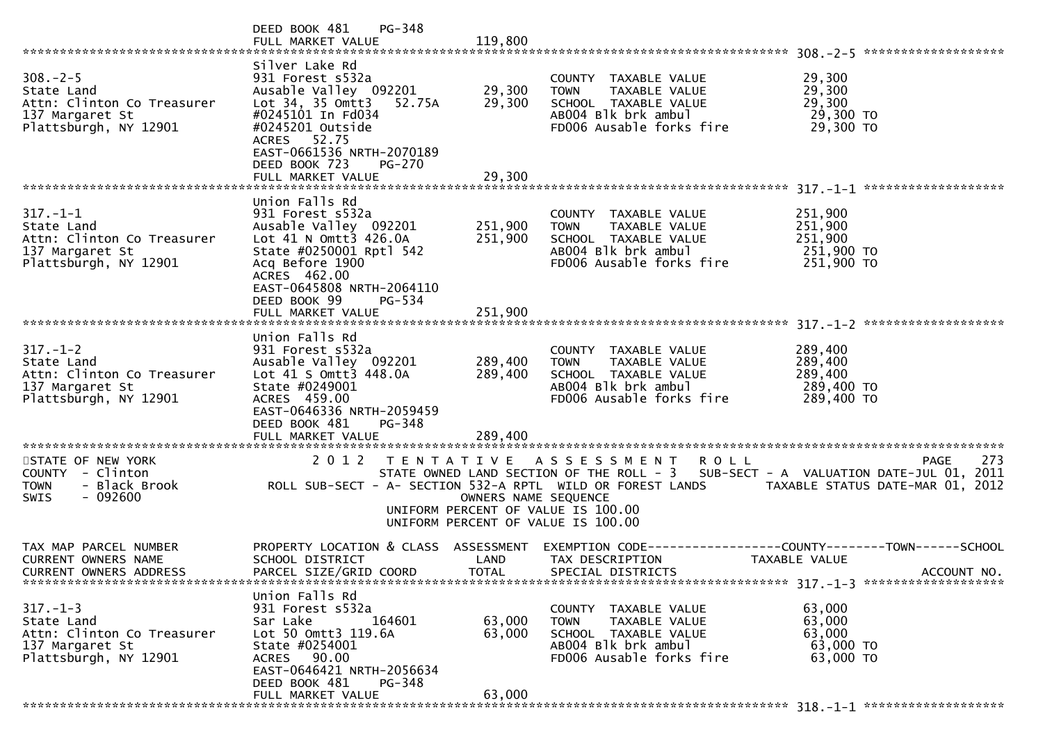DEED BOOK 481 PG-348
FULL MARKET VALUE 119,800

**308.-2-5**

| | | | | |
|---|---|---|---|---|
| 308.-2-5 | Silver Lake Rd | | | |
| State Land | 931 Forest s532a | | COUNTY TAXABLE VALUE | 29,300 |
| Attn: Clinton Co Treasurer | Ausable Valley 092201 | 29,300 | TOWN TAXABLE VALUE | 29,300 |
| 137 Margaret St | Lot 34, 35 Omtt3 52.75A | 29,300 | SCHOOL TAXABLE VALUE | 29,300 |
| Plattsburgh, NY 12901 | #0245101 In Fd034 | | AB004 Blk brk ambul | 29,300 TO |
| | #0245201 Outside | | FD006 Ausable forks fire | 29,300 TO |
| | ACRES 52.75 | | | |
| | EAST-0661536 NRTH-2070189 | | | |
| | DEED BOOK 723 PG-270 | | | |
| | FULL MARKET VALUE | 29,300 | | |

**317.-1-1**

| | | | | |
|---|---|---|---|---|
| 317.-1-1 | Union Falls Rd | | | |
| State Land | 931 Forest s532a | | COUNTY TAXABLE VALUE | 251,900 |
| Attn: Clinton Co Treasurer | Ausable Valley 092201 | 251,900 | TOWN TAXABLE VALUE | 251,900 |
| 137 Margaret St | Lot 41 N Omtt3 426.0A | 251,900 | SCHOOL TAXABLE VALUE | 251,900 |
| Plattsburgh, NY 12901 | State #0250001 Rptl 542 | | AB004 Blk brk ambul | 251,900 TO |
| | Acq Before 1900 | | FD006 Ausable forks fire | 251,900 TO |
| | ACRES 462.00 | | | |
| | EAST-0645808 NRTH-2064110 | | | |
| | DEED BOOK 99 PG-534 | | | |
| | FULL MARKET VALUE | 251,900 | | |

**317.-1-2**

| | | | | |
|---|---|---|---|---|
| 317.-1-2 | Union Falls Rd | | | |
| State Land | 931 Forest s532a | | COUNTY TAXABLE VALUE | 289,400 |
| Attn: Clinton Co Treasurer | Ausable Valley 092201 | 289,400 | TOWN TAXABLE VALUE | 289,400 |
| 137 Margaret St | Lot 41 S Omtt3 448.0A | 289,400 | SCHOOL TAXABLE VALUE | 289,400 |
| Plattsburgh, NY 12901 | State #0249001 | | AB004 Blk brk ambul | 289,400 TO |
| | ACRES 459.00 | | FD006 Ausable forks fire | 289,400 TO |
| | EAST-0646336 NRTH-2059459 | | | |
| | DEED BOOK 481 PG-348 | | | |
| | FULL MARKET VALUE | 289,400 | | |

STATE OF NEW YORK
COUNTY - Clinton
TOWN - Black Brook
SWIS - 092600

2012 TENTATIVE ASSESSMENT ROLL — PAGE 273
STATE OWNED LAND SECTION OF THE ROLL - 3 SUB-SECT - A VALUATION DATE-JUL 01, 2011
ROLL SUB-SECT - A- SECTION 532-A RPTL WILD OR FOREST LANDS TAXABLE STATUS DATE-MAR 01, 2012
OWNERS NAME SEQUENCE
UNIFORM PERCENT OF VALUE IS 100.00
UNIFORM PERCENT OF VALUE IS 100.00

| TAX MAP PARCEL NUMBER / CURRENT OWNERS NAME / CURRENT OWNERS ADDRESS | PROPERTY LOCATION & CLASS / SCHOOL DISTRICT / PARCEL SIZE/GRID COORD | ASSESSMENT LAND / TOTAL | EXEMPTION CODE / TAX DESCRIPTION / SPECIAL DISTRICTS | COUNTY--------TOWN------SCHOOL TAXABLE VALUE / ACCOUNT NO. |
|---|---|---|---|---|
| 317.-1-3 | Union Falls Rd | | | |
| State Land | 931 Forest s532a | | COUNTY TAXABLE VALUE | 63,000 |
| Attn: Clinton Co Treasurer | Sar Lake 164601 | 63,000 | TOWN TAXABLE VALUE | 63,000 |
| 137 Margaret St | Lot 50 Omtt3 119.6A | 63,000 | SCHOOL TAXABLE VALUE | 63,000 |
| Plattsburgh, NY 12901 | State #0254001 | | AB004 Blk brk ambul | 63,000 TO |
| | ACRES 90.00 | | FD006 Ausable forks fire | 63,000 TO |
| | EAST-0646421 NRTH-2056634 | | | |
| | DEED BOOK 481 PG-348 | | | |
| | FULL MARKET VALUE | 63,000 | | |

**318.-1-1**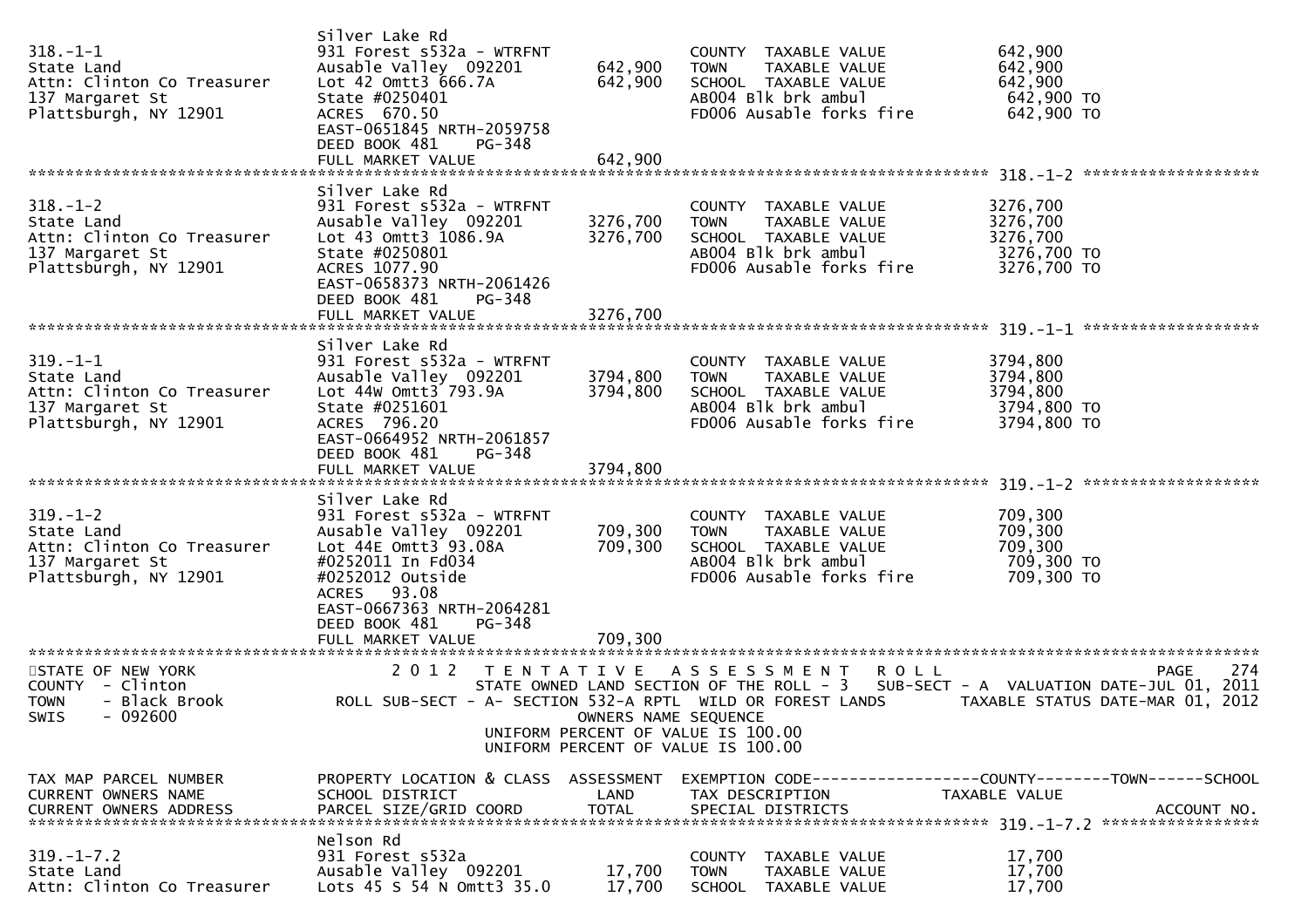| TAX MAP PARCEL NUMBER / CURRENT OWNERS NAME / CURRENT OWNERS ADDRESS | PROPERTY LOCATION & CLASS / SCHOOL DISTRICT / PARCEL SIZE/GRID COORD | ASSESSMENT LAND | ASSESSMENT TOTAL | TAX DESCRIPTION / SPECIAL DISTRICTS | TAXABLE VALUE |
|---|---|---|---|---|---|
| 318.-1-1 | Silver Lake Rd | | | | |
| State Land | 931 Forest s532a - WTRFNT | | | COUNTY TAXABLE VALUE | 642,900 |
| Attn: Clinton Co Treasurer | Ausable Valley 092201 | 642,900 | | TOWN TAXABLE VALUE | 642,900 |
| 137 Margaret St | Lot 42 Omtt3 666.7A | | 642,900 | SCHOOL TAXABLE VALUE | 642,900 |
| Plattsburgh, NY 12901 | State #0250401 | | | AB004 Blk brk ambul | 642,900 TO |
| | ACRES 670.50 | | | FD006 Ausable forks fire | 642,900 TO |
| | EAST-0651845 NRTH-2059758 | | | | |
| | DEED BOOK 481 PG-348 | | | | |
| | FULL MARKET VALUE | | 642,900 | | |
| 318.-1-2 | Silver Lake Rd | | | | |
| State Land | 931 Forest s532a - WTRFNT | | | COUNTY TAXABLE VALUE | 3276,700 |
| Attn: Clinton Co Treasurer | Ausable Valley 092201 | 3276,700 | | TOWN TAXABLE VALUE | 3276,700 |
| 137 Margaret St | Lot 43 Omtt3 1086.9A | | 3276,700 | SCHOOL TAXABLE VALUE | 3276,700 |
| Plattsburgh, NY 12901 | State #0250801 | | | AB004 Blk brk ambul | 3276,700 TO |
| | ACRES 1077.90 | | | FD006 Ausable forks fire | 3276,700 TO |
| | EAST-0658373 NRTH-2061426 | | | | |
| | DEED BOOK 481 PG-348 | | | | |
| | FULL MARKET VALUE | | 3276,700 | | |
| 319.-1-1 | Silver Lake Rd | | | | |
| State Land | 931 Forest s532a - WTRFNT | | | COUNTY TAXABLE VALUE | 3794,800 |
| Attn: Clinton Co Treasurer | Ausable Valley 092201 | 3794,800 | | TOWN TAXABLE VALUE | 3794,800 |
| 137 Margaret St | Lot 44W Omtt3 793.9A | | 3794,800 | SCHOOL TAXABLE VALUE | 3794,800 |
| Plattsburgh, NY 12901 | State #0251601 | | | AB004 Blk brk ambul | 3794,800 TO |
| | ACRES 796.20 | | | FD006 Ausable forks fire | 3794,800 TO |
| | EAST-0664952 NRTH-2061857 | | | | |
| | DEED BOOK 481 PG-348 | | | | |
| | FULL MARKET VALUE | | 3794,800 | | |
| 319.-1-2 | Silver Lake Rd | | | | |
| State Land | 931 Forest s532a - WTRFNT | | | COUNTY TAXABLE VALUE | 709,300 |
| Attn: Clinton Co Treasurer | Ausable Valley 092201 | 709,300 | | TOWN TAXABLE VALUE | 709,300 |
| 137 Margaret St | Lot 44E Omtt3 93.08A | | 709,300 | SCHOOL TAXABLE VALUE | 709,300 |
| Plattsburgh, NY 12901 | #0252011 In Fd034 | | | AB004 Blk brk ambul | 709,300 TO |
| | #0252012 Outside | | | FD006 Ausable forks fire | 709,300 TO |
| | ACRES 93.08 | | | | |
| | EAST-0667363 NRTH-2064281 | | | | |
| | DEED BOOK 481 PG-348 | | | | |
| | FULL MARKET VALUE | | 709,300 | | |

STATE OF NEW YORK
COUNTY - Clinton
TOWN - Black Brook
SWIS - 092600

2012 TENTATIVE ASSESSMENT ROLL
STATE OWNED LAND SECTION OF THE ROLL - 3 SUB-SECT - A VALUATION DATE-JUL 01, 2011
ROLL SUB-SECT - A- SECTION 532-A RPTL WILD OR FOREST LANDS TAXABLE STATUS DATE-MAR 01, 2012
OWNERS NAME SEQUENCE
UNIFORM PERCENT OF VALUE IS 100.00
UNIFORM PERCENT OF VALUE IS 100.00

| TAX MAP PARCEL NUMBER / CURRENT OWNERS NAME / CURRENT OWNERS ADDRESS | PROPERTY LOCATION & CLASS / SCHOOL DISTRICT / PARCEL SIZE/GRID COORD | ASSESSMENT LAND | ASSESSMENT TOTAL | EXEMPTION CODE / TAX DESCRIPTION / SPECIAL DISTRICTS | TAXABLE VALUE (COUNTY / TOWN / SCHOOL) / ACCOUNT NO. |
|---|---|---|---|---|---|
| 319.-1-7.2 | Nelson Rd | | | | |
| State Land | 931 Forest s532a | | | COUNTY TAXABLE VALUE | 17,700 |
| Attn: Clinton Co Treasurer | Ausable Valley 092201 | 17,700 | | TOWN TAXABLE VALUE | 17,700 |
| | Lots 45 S 54 N Omtt3 35.0 | | 17,700 | SCHOOL TAXABLE VALUE | 17,700 |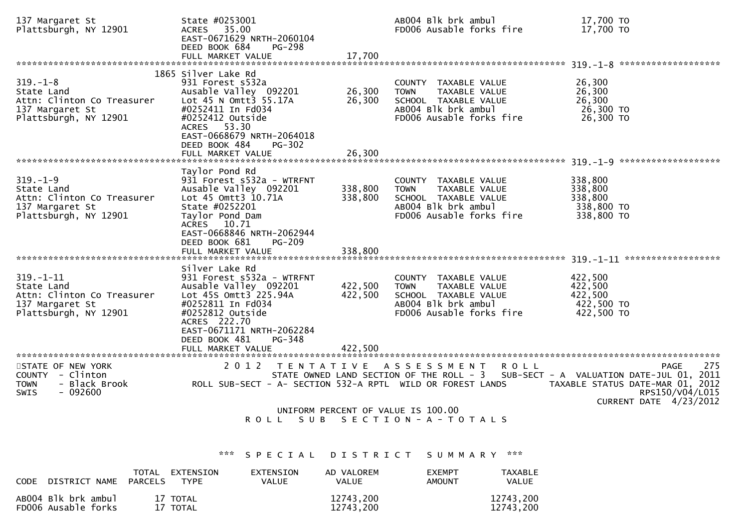```
137 Margaret St                 State #0253001                               AB004 Blk brk ambul               17,700 TO
Plattsburgh, NY 12901           ACRES   35.00                                FD006 Ausable forks fire          17,700 TO
                                EAST-0671629 NRTH-2060104
                                DEED BOOK 684    PG-298
                                FULL MARKET VALUE              17,700
******************************************************************************************************* 319.-1-8 ******************
                          1865 Silver Lake Rd
319.-1-8                        931 Forest s532a                             COUNTY  TAXABLE VALUE             26,300
State Land                      Ausable Valley  092201         26,300        TOWN    TAXABLE VALUE             26,300
Attn: Clinton Co Treasurer      Lot 45 N Omtt3 55.17A          26,300        SCHOOL  TAXABLE VALUE             26,300
137 Margaret St                 #0252411 In Fd034                            AB004 Blk brk ambul               26,300 TO
Plattsburgh, NY 12901           #0252412 Outside                             FD006 Ausable forks fire          26,300 TO
                                ACRES   53.30
                                EAST-0668679 NRTH-2064018
                                DEED BOOK 484    PG-302
                                FULL MARKET VALUE              26,300
******************************************************************************************************* 319.-1-9 ******************
                                Taylor Pond Rd
319.-1-9                        931 Forest s532a - WTRFNT                    COUNTY  TAXABLE VALUE            338,800
State Land                      Ausable Valley  092201        338,800        TOWN    TAXABLE VALUE            338,800
Attn: Clinton Co Treasurer      Lot 45 Omtt3 10.71A           338,800        SCHOOL  TAXABLE VALUE            338,800
137 Margaret St                 State #0252201                               AB004 Blk brk ambul              338,800 TO
Plattsburgh, NY 12901           Taylor Pond Dam                              FD006 Ausable forks fire         338,800 TO
                                ACRES   10.71
                                EAST-0668846 NRTH-2062944
                                DEED BOOK 681    PG-209
                                FULL MARKET VALUE             338,800
******************************************************************************************************* 319.-1-11 *****************
                                Silver Lake Rd
319.-1-11                       931 Forest s532a - WTRFNT                    COUNTY  TAXABLE VALUE            422,500
State Land                      Ausable Valley  092201        422,500        TOWN    TAXABLE VALUE            422,500
Attn: Clinton Co Treasurer      Lot 45S Omtt3 225.94A         422,500        SCHOOL  TAXABLE VALUE            422,500
137 Margaret St                 #0252811 In Fd034                            AB004 Blk brk ambul              422,500 TO
Plattsburgh, NY 12901           #0252812 Outside                             FD006 Ausable forks fire         422,500 TO
                                ACRES  222.70
                                EAST-0671171 NRTH-2062284
                                DEED BOOK 481    PG-348
                                FULL MARKET VALUE             422,500
************************************************************************************************************************************
STATE OF NEW YORK                    2 0 1 2   T E N T A T I V E   A S S E S S M E N T   R O L L                          PAGE   275
COUNTY  - Clinton                         STATE OWNED LAND SECTION OF THE ROLL - 3   SUB-SECT - A  VALUATION DATE-JUL 01, 2011
TOWN    - Black Brook           ROLL SUB-SECT - A- SECTION 532-A RPTL  WILD OR FOREST LANDS        TAXABLE STATUS DATE-MAR 01, 2012
SWIS    - 092600                                                                                                   RPS150/V04/L015
                                                                                                           CURRENT DATE  4/23/2012
                                            UNIFORM PERCENT OF VALUE IS 100.00
                                      R O L L   S U B   S E C T I O N - A - T O T A L S


                                 *** S P E C I A L   D I S T R I C T   S U M M A R Y ***
```

| CODE | DISTRICT NAME | TOTAL PARCELS | EXTENSION TYPE | EXTENSION VALUE | AD VALOREM VALUE | EXEMPT AMOUNT | TAXABLE VALUE |
|---|---|---|---|---|---|---|---|
| AB004 | Blk brk ambul | 17 | TOTAL | | 12743,200 | | 12743,200 |
| FD006 | Ausable forks | 17 | TOTAL | | 12743,200 | | 12743,200 |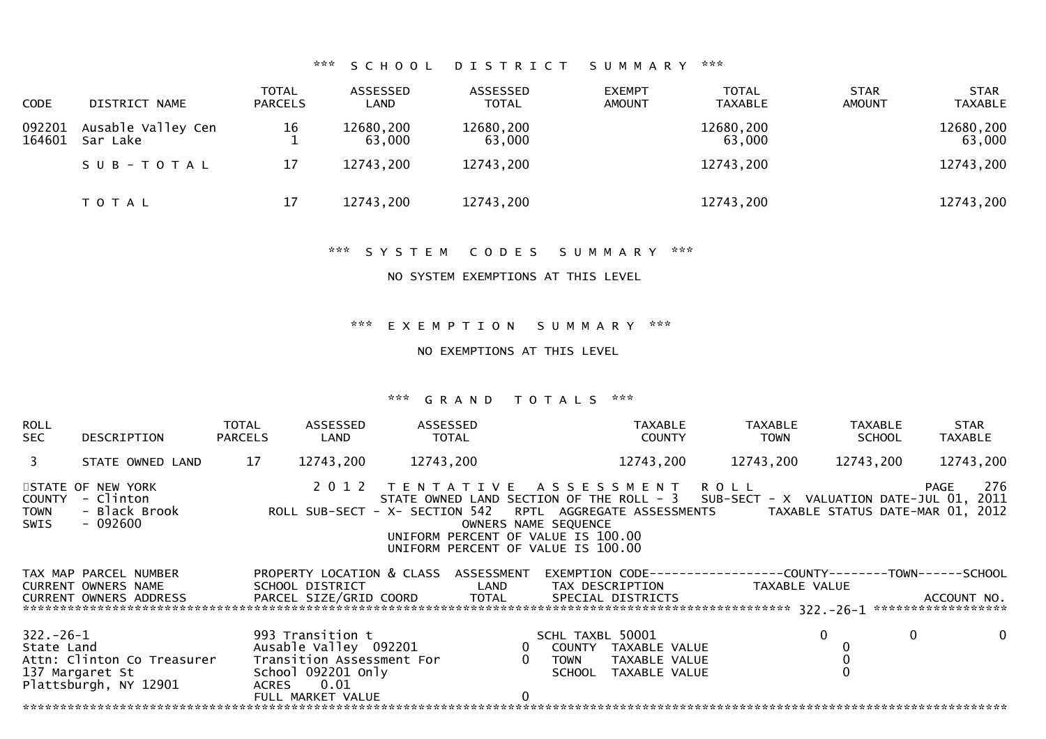### *** SCHOOL DISTRICT SUMMARY ***

| CODE | DISTRICT NAME | TOTAL PARCELS | ASSESSED LAND | ASSESSED TOTAL | EXEMPT AMOUNT | TOTAL TAXABLE | STAR AMOUNT | STAR TAXABLE |
|---|---|---|---|---|---|---|---|---|
| 092201 | Ausable Valley Cen | 16 | 12680,200 | 12680,200 | | 12680,200 | | 12680,200 |
| 164601 | Sar Lake | 1 | 63,000 | 63,000 | | 63,000 | | 63,000 |
| | SUB-TOTAL | 17 | 12743,200 | 12743,200 | | 12743,200 | | 12743,200 |
| | TOTAL | 17 | 12743,200 | 12743,200 | | 12743,200 | | 12743,200 |

### *** SYSTEM CODES SUMMARY ***

NO SYSTEM EXEMPTIONS AT THIS LEVEL

### *** EXEMPTION SUMMARY ***

NO EXEMPTIONS AT THIS LEVEL

### *** GRAND TOTALS ***

| ROLL SEC | DESCRIPTION | TOTAL PARCELS | ASSESSED LAND | ASSESSED TOTAL | TAXABLE COUNTY | TAXABLE TOWN | TAXABLE SCHOOL | STAR TAXABLE |
|---|---|---|---|---|---|---|---|---|
| 3 | STATE OWNED LAND | 17 | 12743,200 | 12743,200 | 12743,200 | 12743,200 | 12743,200 | 12743,200 |

STATE OF NEW YORK
COUNTY - Clinton
TOWN - Black Brook
SWIS - 092600

2012 TENTATIVE ASSESSMENT ROLL
STATE OWNED LAND SECTION OF THE ROLL - 3 SUB-SECT - X VALUATION DATE-JUL 01, 2011
ROLL SUB-SECT - X- SECTION 542 RPTL AGGREGATE ASSESSMENTS TAXABLE STATUS DATE-MAR 01, 2012
OWNERS NAME SEQUENCE
UNIFORM PERCENT OF VALUE IS 100.00
UNIFORM PERCENT OF VALUE IS 100.00

| TAX MAP PARCEL NUMBER / CURRENT OWNERS NAME / CURRENT OWNERS ADDRESS | PROPERTY LOCATION & CLASS / SCHOOL DISTRICT / PARCEL SIZE/GRID COORD | ASSESSMENT LAND / TOTAL | EXEMPTION CODE / TAX DESCRIPTION / SPECIAL DISTRICTS | COUNTY | TOWN | SCHOOL |
|---|---|---|---|---|---|---|
| **322.-26-1** | | | | | | |
| 322.-26-1 | 993 Transition t | | SCHL TAXBL 50001 | 0 | 0 | 0 |
| State Land | Ausable Valley 092201 | 0 | COUNTY TAXABLE VALUE | 0 | | |
| Attn: Clinton Co Treasurer | Transition Assessment For | 0 | TOWN TAXABLE VALUE | 0 | | |
| 137 Margaret St | School 092201 Only | | SCHOOL TAXABLE VALUE | 0 | | |
| Plattsburgh, NY 12901 | ACRES 0.01 | | | | | |
| | FULL MARKET VALUE | 0 | | | | |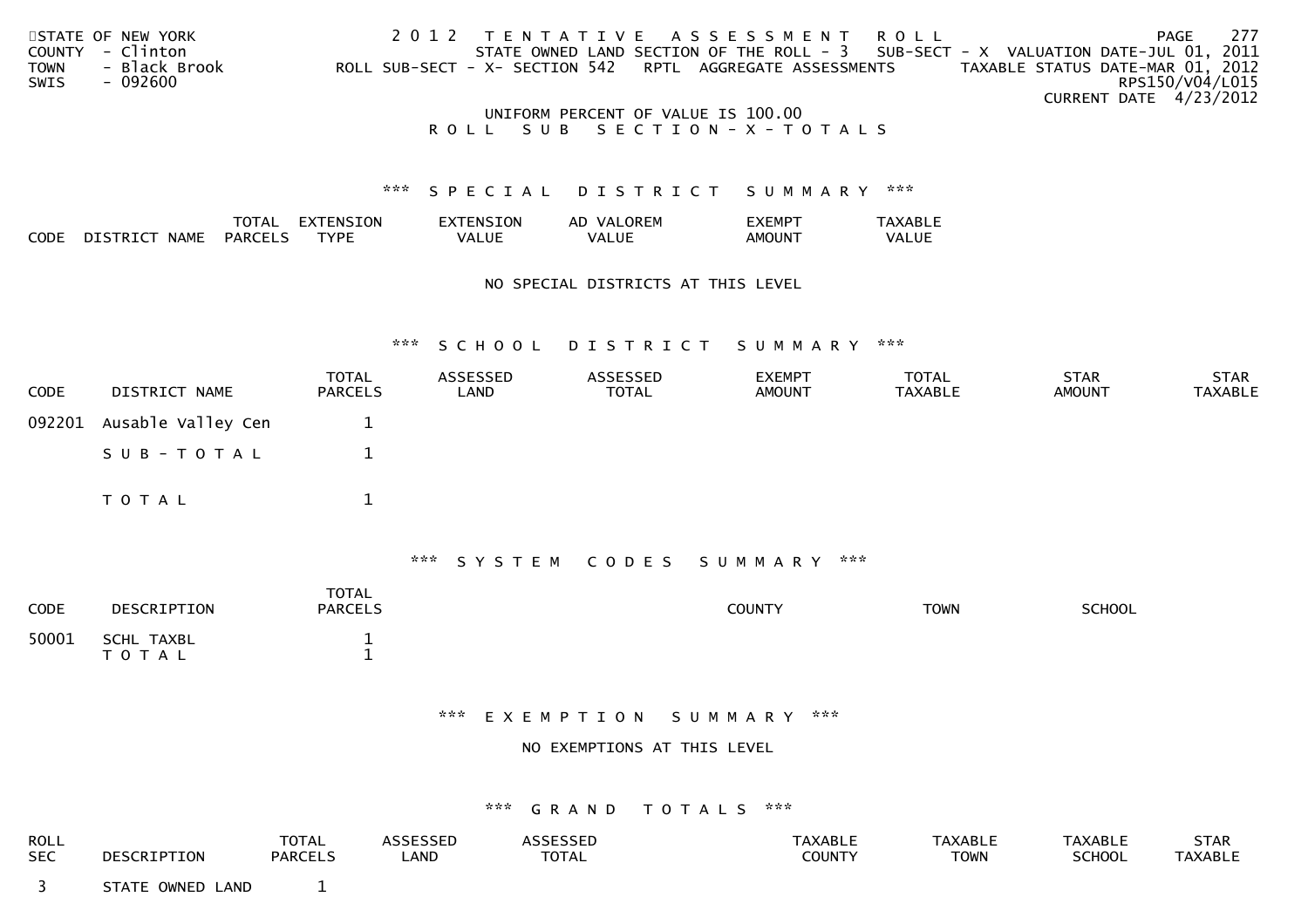STATE OF NEW YORK
COUNTY - Clinton
TOWN - Black Brook
SWIS - 092600

2 0 1 2 T E N T A T I V E A S S E S S M E N T R O L L
STATE OWNED LAND SECTION OF THE ROLL - 3 SUB-SECT - X VALUATION DATE-JUL 01, 2011
ROLL SUB-SECT - X- SECTION 542 RPTL AGGREGATE ASSESSMENTS TAXABLE STATUS DATE-MAR 01, 2012
RPS150/V04/L015
CURRENT DATE 4/23/2012

UNIFORM PERCENT OF VALUE IS 100.00

R O L L S U B S E C T I O N - X - T O T A L S

### *** S P E C I A L D I S T R I C T S U M M A R Y ***

| CODE | DISTRICT NAME | TOTAL PARCELS | EXTENSION TYPE | EXTENSION VALUE | AD VALOREM VALUE | EXEMPT AMOUNT | TAXABLE VALUE |
|---|---|---|---|---|---|---|---|

NO SPECIAL DISTRICTS AT THIS LEVEL

### *** S C H O O L D I S T R I C T S U M M A R Y ***

| CODE | DISTRICT NAME | TOTAL PARCELS | ASSESSED LAND | ASSESSED TOTAL | EXEMPT AMOUNT | TOTAL TAXABLE | STAR AMOUNT | STAR TAXABLE |
|---|---|---|---|---|---|---|---|---|
| 092201 | Ausable Valley Cen | 1 | | | | | | |
| | S U B - T O T A L | 1 | | | | | | |
| | T O T A L | 1 | | | | | | |

### *** S Y S T E M C O D E S S U M M A R Y ***

| CODE | DESCRIPTION | TOTAL PARCELS | COUNTY | TOWN | SCHOOL |
|---|---|---|---|---|---|
| 50001 | SCHL TAXBL | 1 | | | |
| | T O T A L | 1 | | | |

### *** E X E M P T I O N S U M M A R Y ***

NO EXEMPTIONS AT THIS LEVEL

### *** G R A N D T O T A L S ***

| ROLL SEC | DESCRIPTION | TOTAL PARCELS | ASSESSED LAND | ASSESSED TOTAL | TAXABLE COUNTY | TAXABLE TOWN | TAXABLE SCHOOL | STAR TAXABLE |
|---|---|---|---|---|---|---|---|---|
| 3 | STATE OWNED LAND | 1 | | | | | | |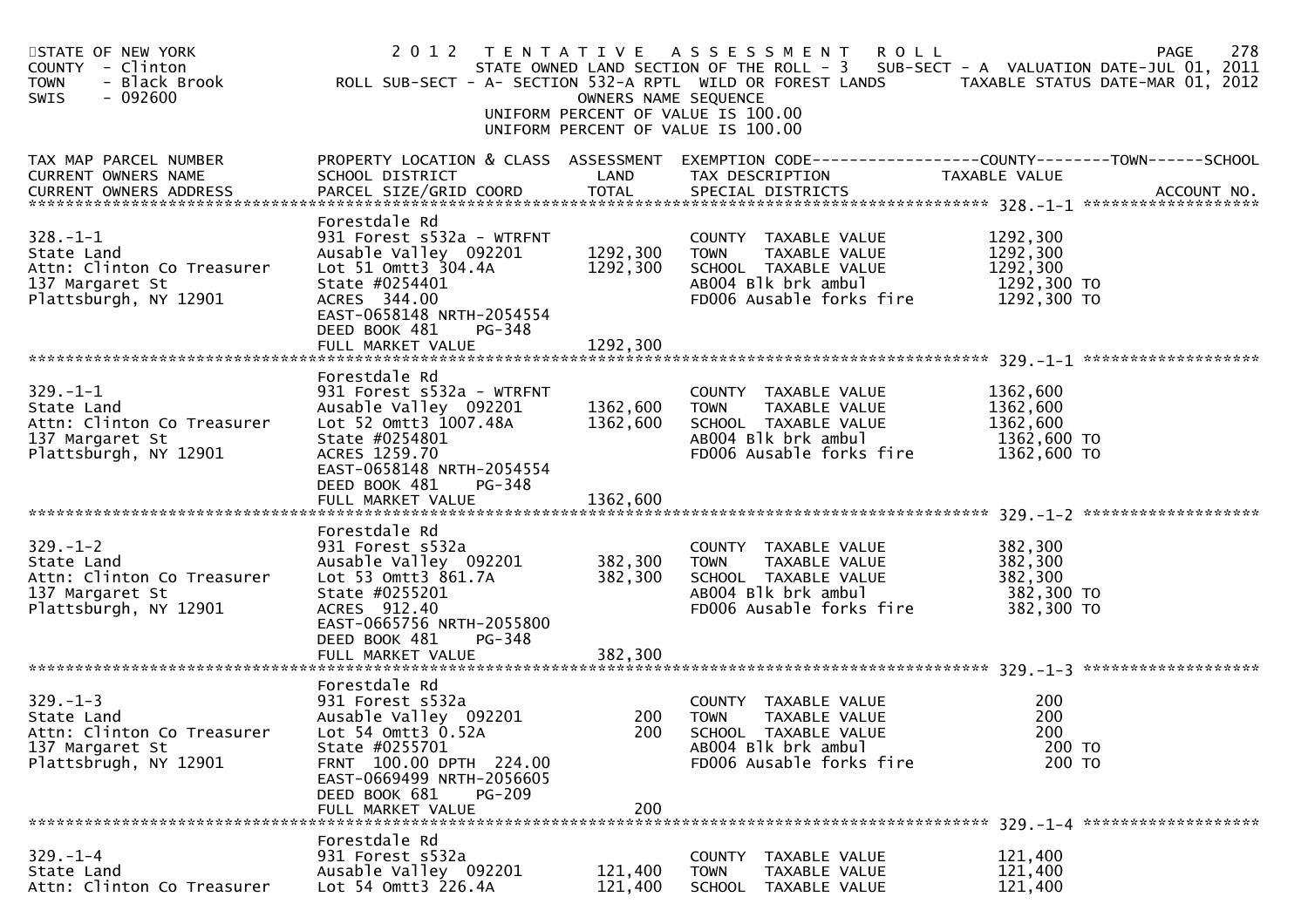STATE OF NEW YORK
COUNTY - Clinton
TOWN - Black Brook
SWIS - 092600

# 2012 TENTATIVE ASSESSMENT ROLL

STATE OWNED LAND SECTION OF THE ROLL - 3 SUB-SECT - A VALUATION DATE-JUL 01, 2011
ROLL SUB-SECT - A- SECTION 532-A RPTL WILD OR FOREST LANDS TAXABLE STATUS DATE-MAR 01, 2012
OWNERS NAME SEQUENCE
UNIFORM PERCENT OF VALUE IS 100.00
UNIFORM PERCENT OF VALUE IS 100.00

| TAX MAP PARCEL NUMBER / CURRENT OWNERS NAME / CURRENT OWNERS ADDRESS | PROPERTY LOCATION & CLASS / SCHOOL DISTRICT / PARCEL SIZE/GRID COORD | ASSESSMENT LAND | TOTAL | EXEMPTION CODE / TAX DESCRIPTION / SPECIAL DISTRICTS | TAXABLE VALUE (COUNTY / TOWN / SCHOOL) | ACCOUNT NO. |
|---|---|---|---|---|---|---|
| **328.-1-1** | Forestdale Rd | | | | | |
| 328.-1-1 | 931 Forest s532a - WTRFNT | | | COUNTY TAXABLE VALUE | 1292,300 | |
| State Land | Ausable Valley 092201 | 1292,300 | | TOWN TAXABLE VALUE | 1292,300 | |
| Attn: Clinton Co Treasurer | Lot 51 Omtt3 304.4A | | 1292,300 | SCHOOL TAXABLE VALUE | 1292,300 | |
| 137 Margaret St | State #0254401 | | | AB004 Blk brk ambul | 1292,300 TO | |
| Plattsburgh, NY 12901 | ACRES 344.00 | | | FD006 Ausable forks fire | 1292,300 TO | |
| | EAST-0658148 NRTH-2054554 | | | | | |
| | DEED BOOK 481 PG-348 | | | | | |
| | FULL MARKET VALUE | | 1292,300 | | | |
| **329.-1-1** | Forestdale Rd | | | | | |
| 329.-1-1 | 931 Forest s532a - WTRFNT | | | COUNTY TAXABLE VALUE | 1362,600 | |
| State Land | Ausable Valley 092201 | 1362,600 | | TOWN TAXABLE VALUE | 1362,600 | |
| Attn: Clinton Co Treasurer | Lot 52 Omtt3 1007.48A | | 1362,600 | SCHOOL TAXABLE VALUE | 1362,600 | |
| 137 Margaret St | State #0254801 | | | AB004 Blk brk ambul | 1362,600 TO | |
| Plattsburgh, NY 12901 | ACRES 1259.70 | | | FD006 Ausable forks fire | 1362,600 TO | |
| | EAST-0658148 NRTH-2054554 | | | | | |
| | DEED BOOK 481 PG-348 | | | | | |
| | FULL MARKET VALUE | | 1362,600 | | | |
| **329.-1-2** | Forestdale Rd | | | | | |
| 329.-1-2 | 931 Forest s532a | | | COUNTY TAXABLE VALUE | 382,300 | |
| State Land | Ausable Valley 092201 | 382,300 | | TOWN TAXABLE VALUE | 382,300 | |
| Attn: Clinton Co Treasurer | Lot 53 Omtt3 861.7A | | 382,300 | SCHOOL TAXABLE VALUE | 382,300 | |
| 137 Margaret St | State #0255201 | | | AB004 Blk brk ambul | 382,300 TO | |
| Plattsburgh, NY 12901 | ACRES 912.40 | | | FD006 Ausable forks fire | 382,300 TO | |
| | EAST-0665756 NRTH-2055800 | | | | | |
| | DEED BOOK 481 PG-348 | | | | | |
| | FULL MARKET VALUE | | 382,300 | | | |
| **329.-1-3** | Forestdale Rd | | | | | |
| 329.-1-3 | 931 Forest s532a | | | COUNTY TAXABLE VALUE | 200 | |
| State Land | Ausable Valley 092201 | 200 | | TOWN TAXABLE VALUE | 200 | |
| Attn: Clinton Co Treasurer | Lot 54 Omtt3 0.52A | | 200 | SCHOOL TAXABLE VALUE | 200 | |
| 137 Margaret St | State #0255701 | | | AB004 Blk brk ambul | 200 TO | |
| Plattsbrugh, NY 12901 | FRNT 100.00 DPTH 224.00 | | | FD006 Ausable forks fire | 200 TO | |
| | EAST-0669499 NRTH-2056605 | | | | | |
| | DEED BOOK 681 PG-209 | | | | | |
| | FULL MARKET VALUE | | 200 | | | |
| **329.-1-4** | Forestdale Rd | | | | | |
| 329.-1-4 | 931 Forest s532a | | | COUNTY TAXABLE VALUE | 121,400 | |
| State Land | Ausable Valley 092201 | 121,400 | | TOWN TAXABLE VALUE | 121,400 | |
| Attn: Clinton Co Treasurer | Lot 54 Omtt3 226.4A | | 121,400 | SCHOOL TAXABLE VALUE | 121,400 | |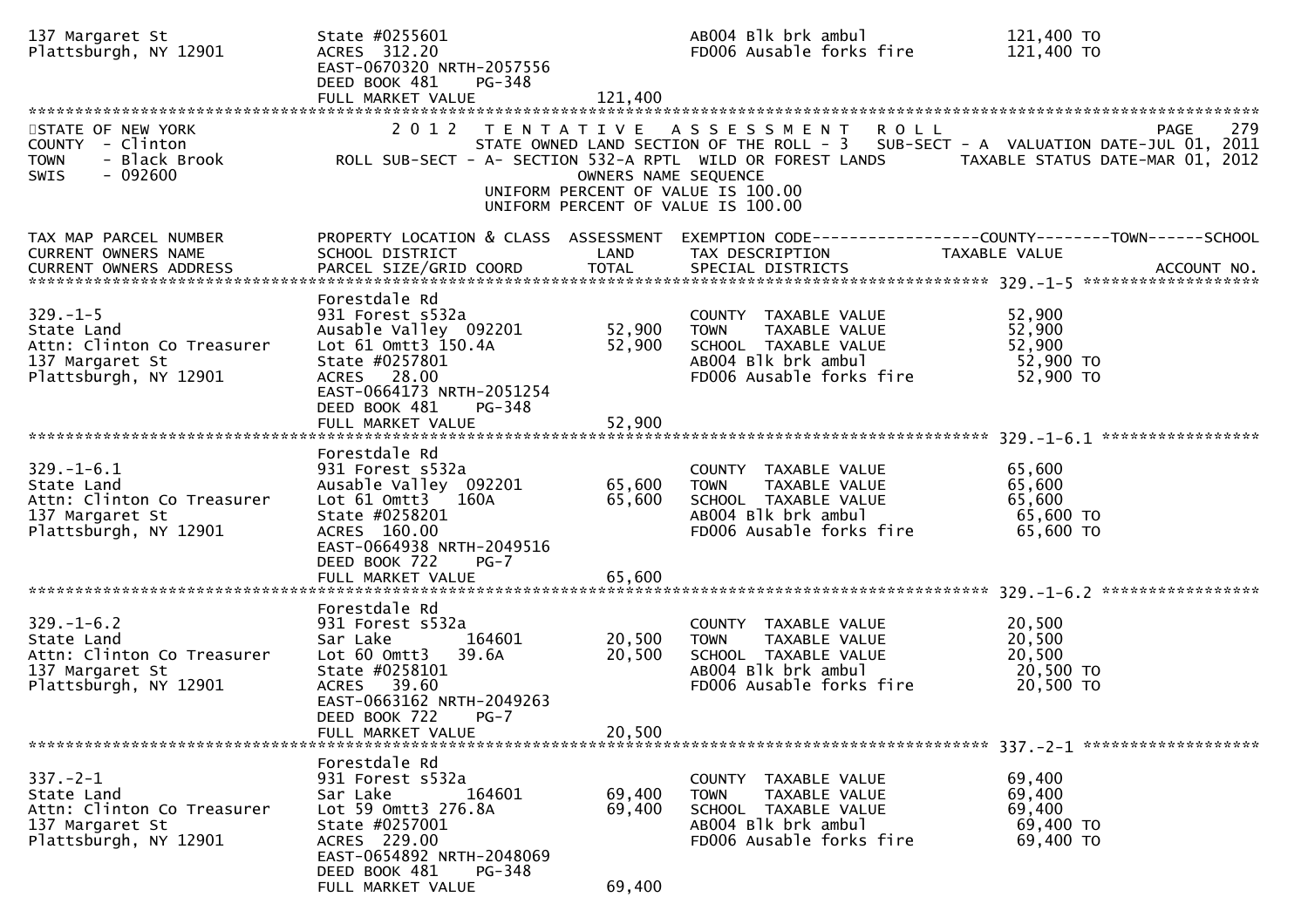```
137 Margaret St                State #0255601                          AB004 Blk brk ambul              121,400 TO
Plattsburgh, NY 12901          ACRES  312.20                           FD006 Ausable forks fire         121,400 TO
                               EAST-0670320 NRTH-2057556
                               DEED BOOK 481    PG-348
                               FULL MARKET VALUE              121,400
******************************************************************************************************************************************
STATE OF NEW YORK                2 0 1 2   T E N T A T I V E   A S S E S S M E N T   R O L L                                   PAGE    279
COUNTY  - Clinton                     STATE OWNED LAND SECTION OF THE ROLL - 3   SUB-SECT - A  VALUATION DATE-JUL 01, 2011
TOWN    - Black Brook          ROLL SUB-SECT - A- SECTION 532-A RPTL  WILD OR FOREST LANDS        TAXABLE STATUS DATE-MAR 01, 2012
SWIS    - 092600                                      OWNERS NAME SEQUENCE
                                               UNIFORM PERCENT OF VALUE IS 100.00
                                               UNIFORM PERCENT OF VALUE IS 100.00

TAX MAP PARCEL NUMBER          PROPERTY LOCATION & CLASS  ASSESSMENT  EXEMPTION CODE------------------COUNTY--------TOWN------SCHOOL
CURRENT OWNERS NAME            SCHOOL DISTRICT               LAND      TAX DESCRIPTION              TAXABLE VALUE
CURRENT OWNERS ADDRESS         PARCEL SIZE/GRID COORD        TOTAL     SPECIAL DISTRICTS                                   ACCOUNT NO.
****************************************************************************************************** 329.-1-5 *******************
                               Forestdale Rd
329.-1-5                       931 Forest s532a                        COUNTY  TAXABLE VALUE             52,900
State Land                     Ausable Valley  092201         52,900   TOWN    TAXABLE VALUE             52,900
Attn: Clinton Co Treasurer     Lot 61 Omtt3 150.4A            52,900   SCHOOL  TAXABLE VALUE             52,900
137 Margaret St                State #0257801                          AB004 Blk brk ambul                52,900 TO
Plattsburgh, NY 12901          ACRES   28.00                           FD006 Ausable forks fire           52,900 TO
                               EAST-0664173 NRTH-2051254
                               DEED BOOK 481    PG-348
                               FULL MARKET VALUE               52,900
****************************************************************************************************** 329.-1-6.1 *****************
                               Forestdale Rd
329.-1-6.1                     931 Forest s532a                        COUNTY  TAXABLE VALUE             65,600
State Land                     Ausable Valley  092201         65,600   TOWN    TAXABLE VALUE             65,600
Attn: Clinton Co Treasurer     Lot 61 Omtt3   160A            65,600   SCHOOL  TAXABLE VALUE             65,600
137 Margaret St                State #0258201                          AB004 Blk brk ambul                65,600 TO
Plattsburgh, NY 12901          ACRES  160.00                           FD006 Ausable forks fire           65,600 TO
                               EAST-0664938 NRTH-2049516
                               DEED BOOK 722    PG-7
                               FULL MARKET VALUE               65,600
****************************************************************************************************** 329.-1-6.2 *****************
                               Forestdale Rd
329.-1-6.2                     931 Forest s532a                        COUNTY  TAXABLE VALUE             20,500
State Land                     Sar Lake        164601         20,500   TOWN    TAXABLE VALUE             20,500
Attn: Clinton Co Treasurer     Lot 60 Omtt3   39.6A           20,500   SCHOOL  TAXABLE VALUE             20,500
137 Margaret St                State #0258101                          AB004 Blk brk ambul                20,500 TO
Plattsburgh, NY 12901          ACRES   39.60                           FD006 Ausable forks fire           20,500 TO
                               EAST-0663162 NRTH-2049263
                               DEED BOOK 722    PG-7
                               FULL MARKET VALUE               20,500
****************************************************************************************************** 337.-2-1 *******************
                               Forestdale Rd
337.-2-1                       931 Forest s532a                        COUNTY  TAXABLE VALUE             69,400
State Land                     Sar Lake        164601         69,400   TOWN    TAXABLE VALUE             69,400
Attn: Clinton Co Treasurer     Lot 59 Omtt3 276.8A            69,400   SCHOOL  TAXABLE VALUE             69,400
137 Margaret St                State #0257001                          AB004 Blk brk ambul                69,400 TO
Plattsburgh, NY 12901          ACRES  229.00                           FD006 Ausable forks fire           69,400 TO
                               EAST-0654892 NRTH-2048069
                               DEED BOOK 481    PG-348
                               FULL MARKET VALUE               69,400
```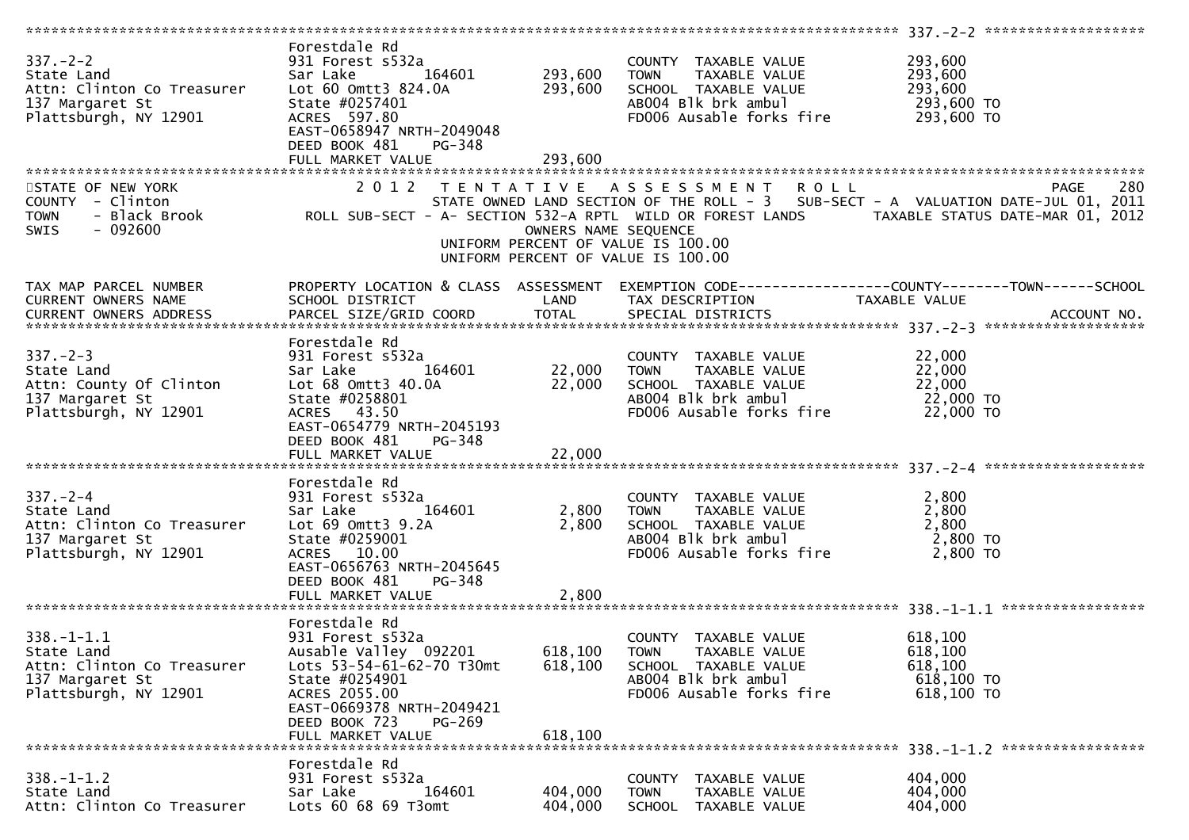```
******************************************************************************************************* 337.-2-2 ******************
                              Forestdale Rd
337.-2-2                      931 Forest s532a                         COUNTY  TAXABLE VALUE          293,600
State Land                    Sar Lake         164601      293,600     TOWN    TAXABLE VALUE          293,600
Attn: Clinton Co Treasurer    Lot 60 Omtt3 824.0A          293,600     SCHOOL  TAXABLE VALUE          293,600
137 Margaret St               State #0257401                           AB004 Blk brk ambul             293,600 TO
Plattsburgh, NY 12901         ACRES  597.80                            FD006 Ausable forks fire        293,600 TO
                              EAST-0658947 NRTH-2049048
                              DEED BOOK 481    PG-348
                              FULL MARKET VALUE            293,600
************************************************************************************************************************************
STATE OF NEW YORK                  2 0 1 2   T E N T A T I V E   A S S E S S M E N T   R O L L                              PAGE   280
COUNTY  - Clinton                        STATE OWNED LAND SECTION OF THE ROLL - 3   SUB-SECT - A  VALUATION DATE-JUL 01, 2011
TOWN    - Black Brook          ROLL SUB-SECT - A- SECTION 532-A RPTL  WILD OR FOREST LANDS        TAXABLE STATUS DATE-MAR 01, 2012
SWIS    - 092600                                       OWNERS NAME SEQUENCE
                                                 UNIFORM PERCENT OF VALUE IS 100.00
                                                 UNIFORM PERCENT OF VALUE IS 100.00

TAX MAP PARCEL NUMBER         PROPERTY LOCATION & CLASS  ASSESSMENT  EXEMPTION CODE------------------COUNTY--------TOWN------SCHOOL
CURRENT OWNERS NAME           SCHOOL DISTRICT               LAND      TAX DESCRIPTION            TAXABLE VALUE
CURRENT OWNERS ADDRESS        PARCEL SIZE/GRID COORD       TOTAL      SPECIAL DISTRICTS                                    ACCOUNT NO.
******************************************************************************************************* 337.-2-3 ******************
                              Forestdale Rd
337.-2-3                      931 Forest s532a                         COUNTY  TAXABLE VALUE           22,000
State Land                    Sar Lake         164601       22,000     TOWN    TAXABLE VALUE           22,000
Attn: County Of Clinton       Lot 68 Omtt3 40.0A            22,000     SCHOOL  TAXABLE VALUE           22,000
137 Margaret St               State #0258801                           AB004 Blk brk ambul              22,000 TO
Plattsburgh, NY 12901         ACRES   43.50                            FD006 Ausable forks fire         22,000 TO
                              EAST-0654779 NRTH-2045193
                              DEED BOOK 481    PG-348
                              FULL MARKET VALUE             22,000
******************************************************************************************************* 337.-2-4 ******************
                              Forestdale Rd
337.-2-4                      931 Forest s532a                         COUNTY  TAXABLE VALUE            2,800
State Land                    Sar Lake         164601        2,800     TOWN    TAXABLE VALUE            2,800
Attn: Clinton Co Treasurer    Lot 69 Omtt3 9.2A              2,800     SCHOOL  TAXABLE VALUE            2,800
137 Margaret St               State #0259001                           AB004 Blk brk ambul               2,800 TO
Plattsburgh, NY 12901         ACRES   10.00                            FD006 Ausable forks fire          2,800 TO
                              EAST-0656763 NRTH-2045645
                              DEED BOOK 481    PG-348
                              FULL MARKET VALUE              2,800
******************************************************************************************************* 338.-1-1.1 ****************
                              Forestdale Rd
338.-1-1.1                    931 Forest s532a                         COUNTY  TAXABLE VALUE          618,100
State Land                    Ausable Valley  092201       618,100     TOWN    TAXABLE VALUE          618,100
Attn: Clinton Co Treasurer    Lots 53-54-61-62-70 T30mt    618,100     SCHOOL  TAXABLE VALUE          618,100
137 Margaret St               State #0254901                           AB004 Blk brk ambul             618,100 TO
Plattsburgh, NY 12901         ACRES 2055.00                            FD006 Ausable forks fire        618,100 TO
                              EAST-0669378 NRTH-2049421
                              DEED BOOK 723    PG-269
                              FULL MARKET VALUE            618,100
******************************************************************************************************* 338.-1-1.2 ****************
                              Forestdale Rd
338.-1-1.2                    931 Forest s532a                         COUNTY  TAXABLE VALUE          404,000
State Land                    Sar Lake         164601      404,000     TOWN    TAXABLE VALUE          404,000
Attn: Clinton Co Treasurer    Lots 60 68 69 T3omt          404,000     SCHOOL  TAXABLE VALUE          404,000
```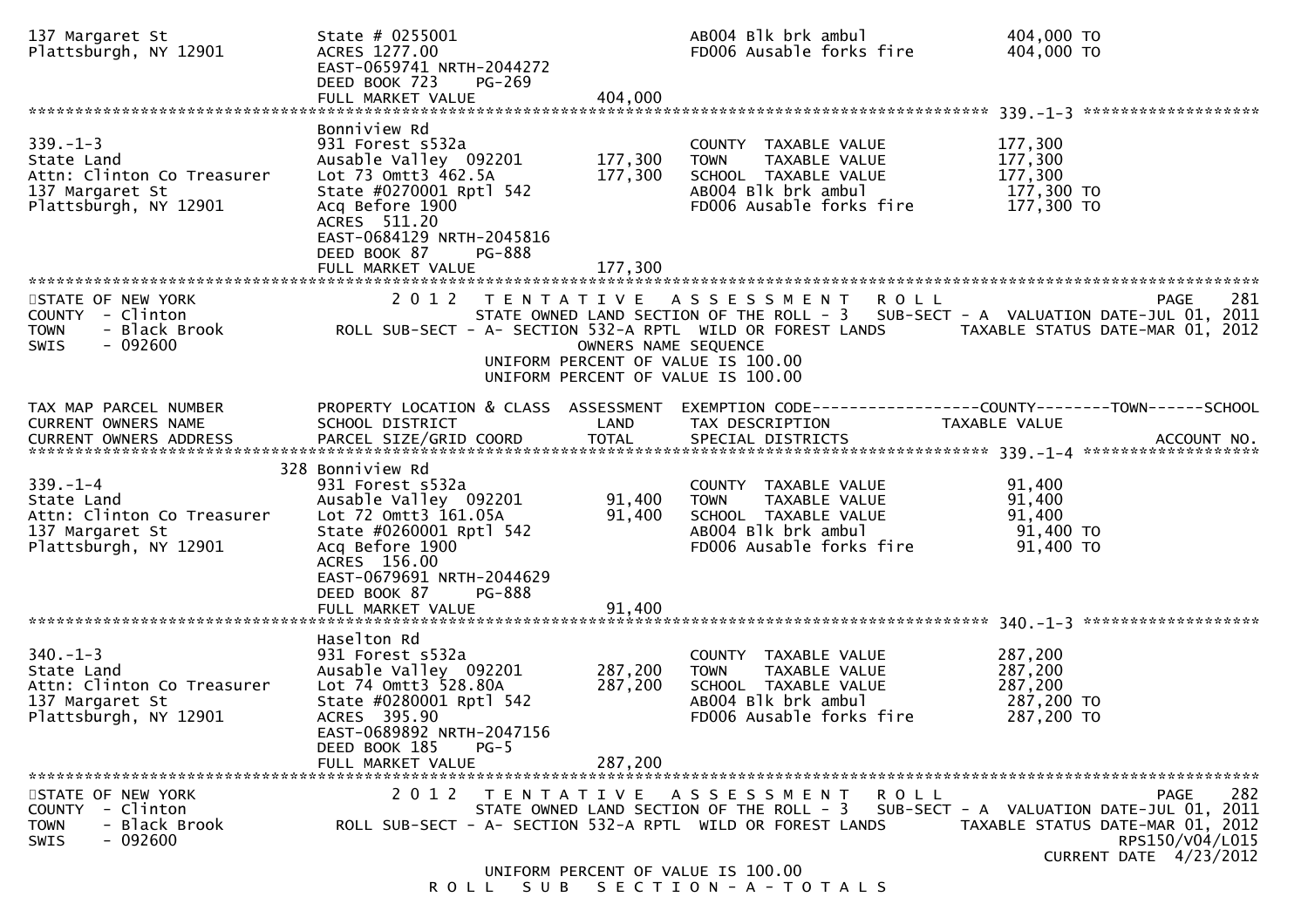```
137 Margaret St                State # 0255001                        AB004 Blk brk ambul              404,000 TO
Plattsburgh, NY 12901          ACRES 1277.00                          FD006 Ausable forks fire         404,000 TO
                               EAST-0659741 NRTH-2044272
                               DEED BOOK 723    PG-269
                               FULL MARKET VALUE             404,000
******************************************************************************************************* 339.-1-3 ******************
                               Bonniview Rd
339.-1-3                       931 Forest s532a                       COUNTY  TAXABLE VALUE            177,300
State Land                     Ausable Valley  092201        177,300  TOWN    TAXABLE VALUE            177,300
Attn: Clinton Co Treasurer     Lot 73 Omtt3 462.5A           177,300  SCHOOL  TAXABLE VALUE            177,300
137 Margaret St                State #0270001 Rptl 542                AB004 Blk brk ambul              177,300 TO
Plattsburgh, NY 12901          Acq Before 1900                        FD006 Ausable forks fire         177,300 TO
                               ACRES  511.20
                               EAST-0684129 NRTH-2045816
                               DEED BOOK 87     PG-888
                               FULL MARKET VALUE             177,300
***********************************************************************************************************************************
STATE OF NEW YORK                2 0 1 2   T E N T A T I V E   A S S E S S M E N T   R O L L                              PAGE    281
COUNTY  - Clinton                          STATE OWNED LAND SECTION OF THE ROLL - 3   SUB-SECT - A  VALUATION DATE-JUL 01, 2011
TOWN    - Black Brook          ROLL SUB-SECT - A- SECTION 532-A RPTL  WILD OR FOREST LANDS        TAXABLE STATUS DATE-MAR 01, 2012
SWIS    - 092600                                        OWNERS NAME SEQUENCE
                                                UNIFORM PERCENT OF VALUE IS 100.00
                                                UNIFORM PERCENT OF VALUE IS 100.00

TAX MAP PARCEL NUMBER          PROPERTY LOCATION & CLASS  ASSESSMENT  EXEMPTION CODE------------------COUNTY--------TOWN------SCHOOL
CURRENT OWNERS NAME            SCHOOL DISTRICT                LAND    TAX DESCRIPTION              TAXABLE VALUE
CURRENT OWNERS ADDRESS         PARCEL SIZE/GRID COORD         TOTAL   SPECIAL DISTRICTS                                  ACCOUNT NO.
******************************************************************************************************* 339.-1-4 ******************
                           328 Bonniview Rd
339.-1-4                       931 Forest s532a                       COUNTY  TAXABLE VALUE             91,400
State Land                     Ausable Valley  092201         91,400  TOWN    TAXABLE VALUE             91,400
Attn: Clinton Co Treasurer     Lot 72 Omtt3 161.05A           91,400  SCHOOL  TAXABLE VALUE             91,400
137 Margaret St                State #0260001 Rptl 542                AB004 Blk brk ambul               91,400 TO
Plattsburgh, NY 12901          Acq Before 1900                        FD006 Ausable forks fire          91,400 TO
                               ACRES  156.00
                               EAST-0679691 NRTH-2044629
                               DEED BOOK 87     PG-888
                               FULL MARKET VALUE              91,400
******************************************************************************************************* 340.-1-3 ******************
                               Haselton Rd
340.-1-3                       931 Forest s532a                       COUNTY  TAXABLE VALUE            287,200
State Land                     Ausable Valley  092201        287,200  TOWN    TAXABLE VALUE            287,200
Attn: Clinton Co Treasurer     Lot 74 Omtt3 528.80A          287,200  SCHOOL  TAXABLE VALUE            287,200
137 Margaret St                State #0280001 Rptl 542                AB004 Blk brk ambul              287,200 TO
Plattsburgh, NY 12901          ACRES  395.90                          FD006 Ausable forks fire         287,200 TO
                               EAST-0689892 NRTH-2047156
                               DEED BOOK 185    PG-5
                               FULL MARKET VALUE             287,200
***********************************************************************************************************************************
STATE OF NEW YORK                2 0 1 2   T E N T A T I V E   A S S E S S M E N T   R O L L                              PAGE    282
COUNTY  - Clinton                          STATE OWNED LAND SECTION OF THE ROLL - 3   SUB-SECT - A  VALUATION DATE-JUL 01, 2011
TOWN    - Black Brook          ROLL SUB-SECT - A- SECTION 532-A RPTL  WILD OR FOREST LANDS        TAXABLE STATUS DATE-MAR 01, 2012
SWIS    - 092600                                                                                                  RPS150/V04/L015
                                                                                                           CURRENT DATE  4/23/2012
                                                UNIFORM PERCENT OF VALUE IS 100.00
                                          R O L L   S U B   S E C T I O N - A - T O T A L S
```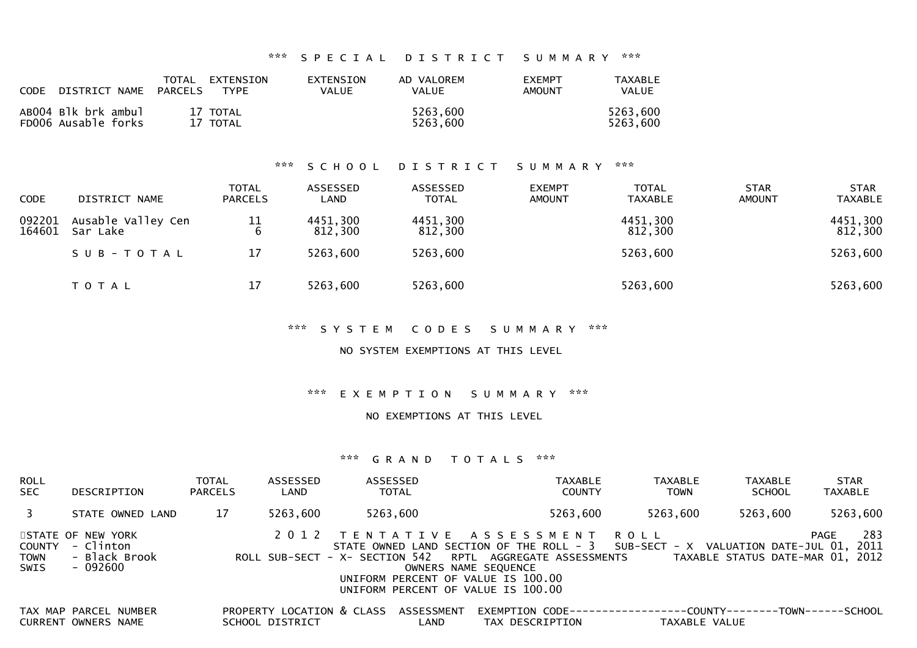### *** SPECIAL DISTRICT SUMMARY ***

| CODE | DISTRICT NAME | TOTAL PARCELS | EXTENSION TYPE | EXTENSION VALUE | AD VALOREM VALUE | EXEMPT AMOUNT | TAXABLE VALUE |
|---|---|---|---|---|---|---|---|
| AB004 | Blk brk ambul | 17 | TOTAL | | 5263,600 | | 5263,600 |
| FD006 | Ausable forks | 17 | TOTAL | | 5263,600 | | 5263,600 |

### *** SCHOOL DISTRICT SUMMARY ***

| CODE | DISTRICT NAME | TOTAL PARCELS | ASSESSED LAND | ASSESSED TOTAL | EXEMPT AMOUNT | TOTAL TAXABLE | STAR AMOUNT | STAR TAXABLE |
|---|---|---|---|---|---|---|---|---|
| 092201 | Ausable Valley Cen | 11 | 4451,300 | 4451,300 | | 4451,300 | | 4451,300 |
| 164601 | Sar Lake | 6 | 812,300 | 812,300 | | 812,300 | | 812,300 |
| | SUB-TOTAL | 17 | 5263,600 | 5263,600 | | 5263,600 | | 5263,600 |
| | TOTAL | 17 | 5263,600 | 5263,600 | | 5263,600 | | 5263,600 |

### *** SYSTEM CODES SUMMARY ***

NO SYSTEM EXEMPTIONS AT THIS LEVEL

### *** EXEMPTION SUMMARY ***

NO EXEMPTIONS AT THIS LEVEL

### *** GRAND TOTALS ***

| ROLL SEC | DESCRIPTION | TOTAL PARCELS | ASSESSED LAND | ASSESSED TOTAL | TAXABLE COUNTY | TAXABLE TOWN | TAXABLE SCHOOL | STAR TAXABLE |
|---|---|---|---|---|---|---|---|---|
| 3 | STATE OWNED LAND | 17 | 5263,600 | 5263,600 | 5263,600 | 5263,600 | 5263,600 | 5263,600 |

STATE OF NEW YORK
COUNTY - Clinton
TOWN - Black Brook
SWIS - 092600

2 0 1 2 TENTATIVE ASSESSMENT ROLL
STATE OWNED LAND SECTION OF THE ROLL - 3 SUB-SECT - X VALUATION DATE-JUL 01, 2011
ROLL SUB-SECT - X- SECTION 542 RPTL AGGREGATE ASSESSMENTS TAXABLE STATUS DATE-MAR 01, 2012
OWNERS NAME SEQUENCE
UNIFORM PERCENT OF VALUE IS 100.00
UNIFORM PERCENT OF VALUE IS 100.00

| TAX MAP PARCEL NUMBER | PROPERTY LOCATION & CLASS | ASSESSMENT | EXEMPTION CODE------------------COUNTY--------TOWN------SCHOOL |
|---|---|---|---|
| CURRENT OWNERS NAME | SCHOOL DISTRICT | LAND | TAX DESCRIPTION TAXABLE VALUE |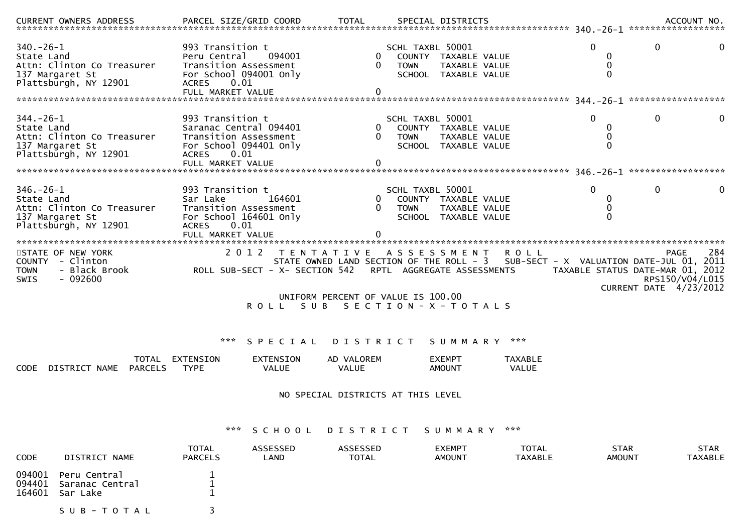CURRENT OWNERS ADDRESS | PARCEL SIZE/GRID COORD | TOTAL | SPECIAL DISTRICTS | ACCOUNT NO.

******************************************************************************************** 340.-26-1 ******************

| | | | | | | |
|---|---|---|---|---|---|---|
| 340.-26-1 | 993 Transition t | | SCHL TAXBL 50001 | 0 | 0 | 0 |
| State Land | Peru Central 094001 | 0 | COUNTY TAXABLE VALUE | 0 | | |
| Attn: Clinton Co Treasurer | Transition Assessment | 0 | TOWN TAXABLE VALUE | 0 | | |
| 137 Margaret St | For School 094001 Only | | SCHOOL TAXABLE VALUE | 0 | | |
| Plattsburgh, NY 12901 | ACRES 0.01 | | | | | |
| | FULL MARKET VALUE | 0 | | | | |

******************************************************************************************** 344.-26-1 ******************

| | | | | | | |
|---|---|---|---|---|---|---|
| 344.-26-1 | 993 Transition t | | SCHL TAXBL 50001 | 0 | 0 | 0 |
| State Land | Saranac Central 094401 | 0 | COUNTY TAXABLE VALUE | 0 | | |
| Attn: Clinton Co Treasurer | Transition Assessment | 0 | TOWN TAXABLE VALUE | 0 | | |
| 137 Margaret St | For School 094401 Only | | SCHOOL TAXABLE VALUE | 0 | | |
| Plattsburgh, NY 12901 | ACRES 0.01 | | | | | |
| | FULL MARKET VALUE | 0 | | | | |

******************************************************************************************** 346.-26-1 ******************

| | | | | | | |
|---|---|---|---|---|---|---|
| 346.-26-1 | 993 Transition t | | SCHL TAXBL 50001 | 0 | 0 | 0 |
| State Land | Sar Lake 164601 | 0 | COUNTY TAXABLE VALUE | 0 | | |
| Attn: Clinton Co Treasurer | Transition Assessment | 0 | TOWN TAXABLE VALUE | 0 | | |
| 137 Margaret St | For School 164601 Only | | SCHOOL TAXABLE VALUE | 0 | | |
| Plattsburgh, NY 12901 | ACRES 0.01 | | | | | |
| | FULL MARKET VALUE | 0 | | | | |

************************************************************************************************************************************

STATE OF NEW YORK | 2 0 1 2 T E N T A T I V E A S S E S S M E N T R O L L | PAGE 284
COUNTY - Clinton | STATE OWNED LAND SECTION OF THE ROLL - 3 SUB-SECT - X VALUATION DATE-JUL 01, 2011
TOWN - Black Brook | ROLL SUB-SECT - X- SECTION 542 RPTL AGGREGATE ASSESSMENTS | TAXABLE STATUS DATE-MAR 01, 2012
SWIS - 092600 | RPS150/V04/L015
CURRENT DATE 4/23/2012

UNIFORM PERCENT OF VALUE IS 100.00

R O L L S U B S E C T I O N - X - T O T A L S

*** S P E C I A L D I S T R I C T S U M M A R Y ***

| CODE | DISTRICT NAME | TOTAL PARCELS | EXTENSION TYPE | EXTENSION VALUE | AD VALOREM VALUE | EXEMPT AMOUNT | TAXABLE VALUE |
|---|---|---|---|---|---|---|---|

NO SPECIAL DISTRICTS AT THIS LEVEL

*** S C H O O L D I S T R I C T S U M M A R Y ***

| CODE | DISTRICT NAME | TOTAL PARCELS | ASSESSED LAND | ASSESSED TOTAL | EXEMPT AMOUNT | TOTAL TAXABLE | STAR AMOUNT | STAR TAXABLE |
|---|---|---|---|---|---|---|---|---|
| 094001 | Peru Central | 1 | | | | | | |
| 094401 | Saranac Central | 1 | | | | | | |
| 164601 | Sar Lake | 1 | | | | | | |
| | S U B - T O T A L | 3 | | | | | | |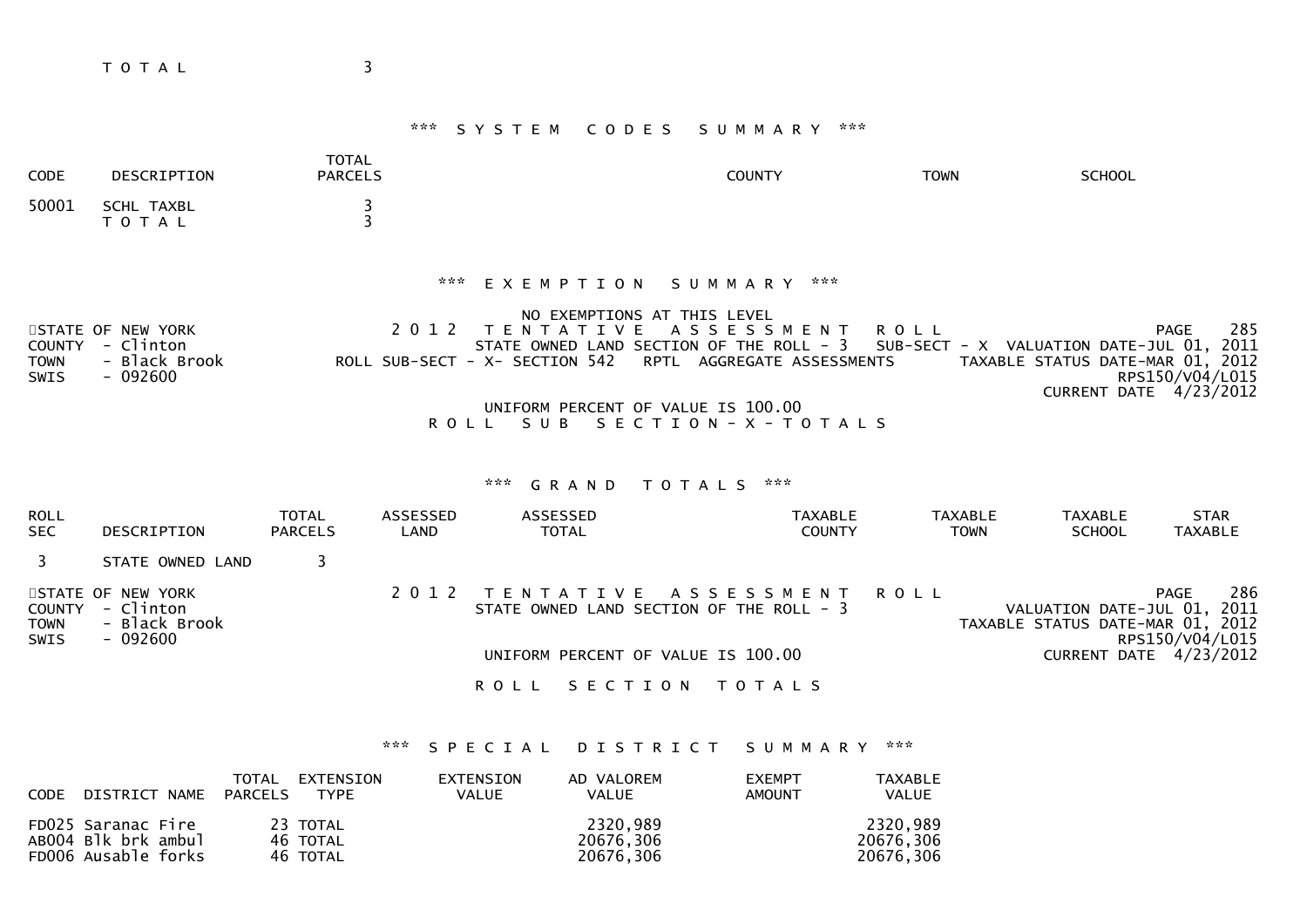T O T A L 3

*** S Y S T E M C O D E S S U M M A R Y ***

| CODE | DESCRIPTION | TOTAL PARCELS | COUNTY | TOWN | SCHOOL |
|---|---|---|---|---|---|
| 50001 | SCHL TAXBL | 3 | | | |
| | T O T A L | 3 | | | |

*** E X E M P T I O N S U M M A R Y ***

NO EXEMPTIONS AT THIS LEVEL

STATE OF NEW YORK
COUNTY - Clinton
TOWN - Black Brook
SWIS - 092600

2 0 1 2 T E N T A T I V E A S S E S S M E N T R O L L
STATE OWNED LAND SECTION OF THE ROLL - 3 SUB-SECT - X VALUATION DATE-JUL 01, 2011
ROLL SUB-SECT - X- SECTION 542 RPTL AGGREGATE ASSESSMENTS TAXABLE STATUS DATE-MAR 01, 2012
RPS150/V04/L015
CURRENT DATE 4/23/2012
PAGE 285

UNIFORM PERCENT OF VALUE IS 100.00

R O L L S U B S E C T I O N - X - T O T A L S

*** G R A N D T O T A L S ***

| ROLL SEC | DESCRIPTION | TOTAL PARCELS | ASSESSED LAND | ASSESSED TOTAL | TAXABLE COUNTY | TAXABLE TOWN | TAXABLE SCHOOL | STAR TAXABLE |
|---|---|---|---|---|---|---|---|---|
| 3 | STATE OWNED LAND | 3 | | | | | | |

STATE OF NEW YORK
COUNTY - Clinton
TOWN - Black Brook
SWIS - 092600

2 0 1 2 T E N T A T I V E A S S E S S M E N T R O L L
STATE OWNED LAND SECTION OF THE ROLL - 3
VALUATION DATE-JUL 01, 2011
TAXABLE STATUS DATE-MAR 01, 2012
RPS150/V04/L015
CURRENT DATE 4/23/2012
PAGE 286

UNIFORM PERCENT OF VALUE IS 100.00

R O L L S E C T I O N T O T A L S

*** S P E C I A L D I S T R I C T S U M M A R Y ***

| CODE | DISTRICT NAME | TOTAL PARCELS | EXTENSION TYPE | EXTENSION VALUE | AD VALOREM VALUE | EXEMPT AMOUNT | TAXABLE VALUE |
|---|---|---|---|---|---|---|---|
| FD025 | Saranac Fire | 23 | TOTAL | | 2320,989 | | 2320,989 |
| AB004 | Blk brk ambul | 46 | TOTAL | | 20676,306 | | 20676,306 |
| FD006 | Ausable forks | 46 | TOTAL | | 20676,306 | | 20676,306 |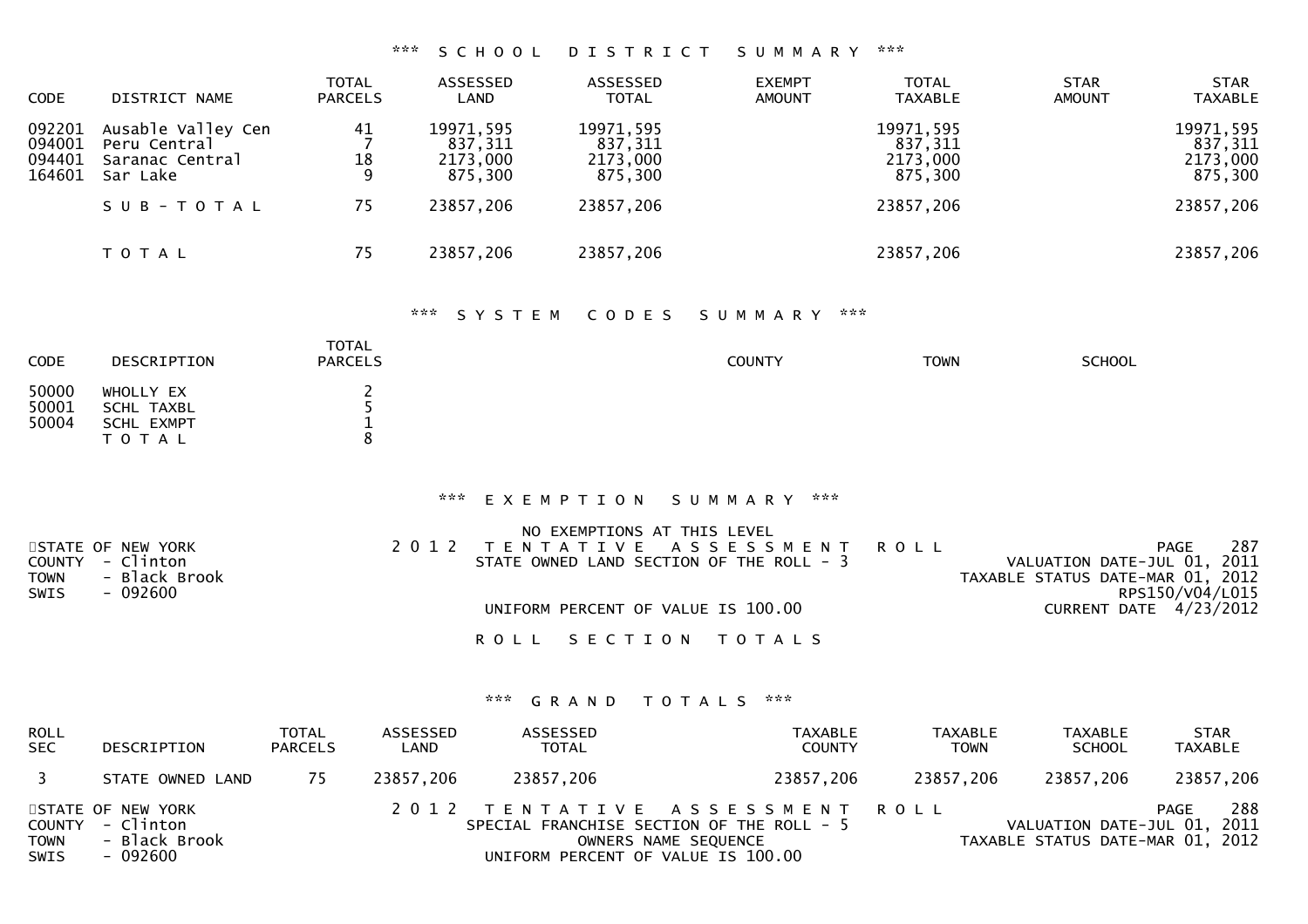### *** SCHOOL DISTRICT SUMMARY ***

| CODE | DISTRICT NAME | TOTAL PARCELS | ASSESSED LAND | ASSESSED TOTAL | EXEMPT AMOUNT | TOTAL TAXABLE | STAR AMOUNT | STAR TAXABLE |
|---|---|---|---|---|---|---|---|---|
| 092201 | Ausable Valley Cen | 41 | 19971,595 | 19971,595 | | 19971,595 | | 19971,595 |
| 094001 | Peru Central | 7 | 837,311 | 837,311 | | 837,311 | | 837,311 |
| 094401 | Saranac Central | 18 | 2173,000 | 2173,000 | | 2173,000 | | 2173,000 |
| 164601 | Sar Lake | 9 | 875,300 | 875,300 | | 875,300 | | 875,300 |
| | S U B - T O T A L | 75 | 23857,206 | 23857,206 | | 23857,206 | | 23857,206 |
| | T O T A L | 75 | 23857,206 | 23857,206 | | 23857,206 | | 23857,206 |

### *** SYSTEM CODES SUMMARY ***

| CODE | DESCRIPTION | TOTAL PARCELS | COUNTY | TOWN | SCHOOL |
|---|---|---|---|---|---|
| 50000 | WHOLLY EX | 2 | | | |
| 50001 | SCHL TAXBL | 5 | | | |
| 50004 | SCHL EXMPT | 1 | | | |
| | T O T A L | 8 | | | |

### *** EXEMPTION SUMMARY ***

NO EXEMPTIONS AT THIS LEVEL

STATE OF NEW YORK
COUNTY - Clinton
TOWN - Black Brook
SWIS - 092600

2 0 1 2 T E N T A T I V E A S S E S S M E N T R O L L
STATE OWNED LAND SECTION OF THE ROLL - 3

UNIFORM PERCENT OF VALUE IS 100.00

PAGE 287
VALUATION DATE-JUL 01, 2011
TAXABLE STATUS DATE-MAR 01, 2012
RPS150/V04/L015
CURRENT DATE 4/23/2012

### R O L L S E C T I O N T O T A L S

### *** GRAND TOTALS ***

| ROLL SEC | DESCRIPTION | TOTAL PARCELS | ASSESSED LAND | ASSESSED TOTAL | TAXABLE COUNTY | TAXABLE TOWN | TAXABLE SCHOOL | STAR TAXABLE |
|---|---|---|---|---|---|---|---|---|
| 3 | STATE OWNED LAND | 75 | 23857,206 | 23857,206 | 23857,206 | 23857,206 | 23857,206 | 23857,206 |

STATE OF NEW YORK
COUNTY - Clinton
TOWN - Black Brook
SWIS - 092600

2 0 1 2 T E N T A T I V E A S S E S S M E N T R O L L
SPECIAL FRANCHISE SECTION OF THE ROLL - 5
OWNERS NAME SEQUENCE
UNIFORM PERCENT OF VALUE IS 100.00

PAGE 288
VALUATION DATE-JUL 01, 2011
TAXABLE STATUS DATE-MAR 01, 2012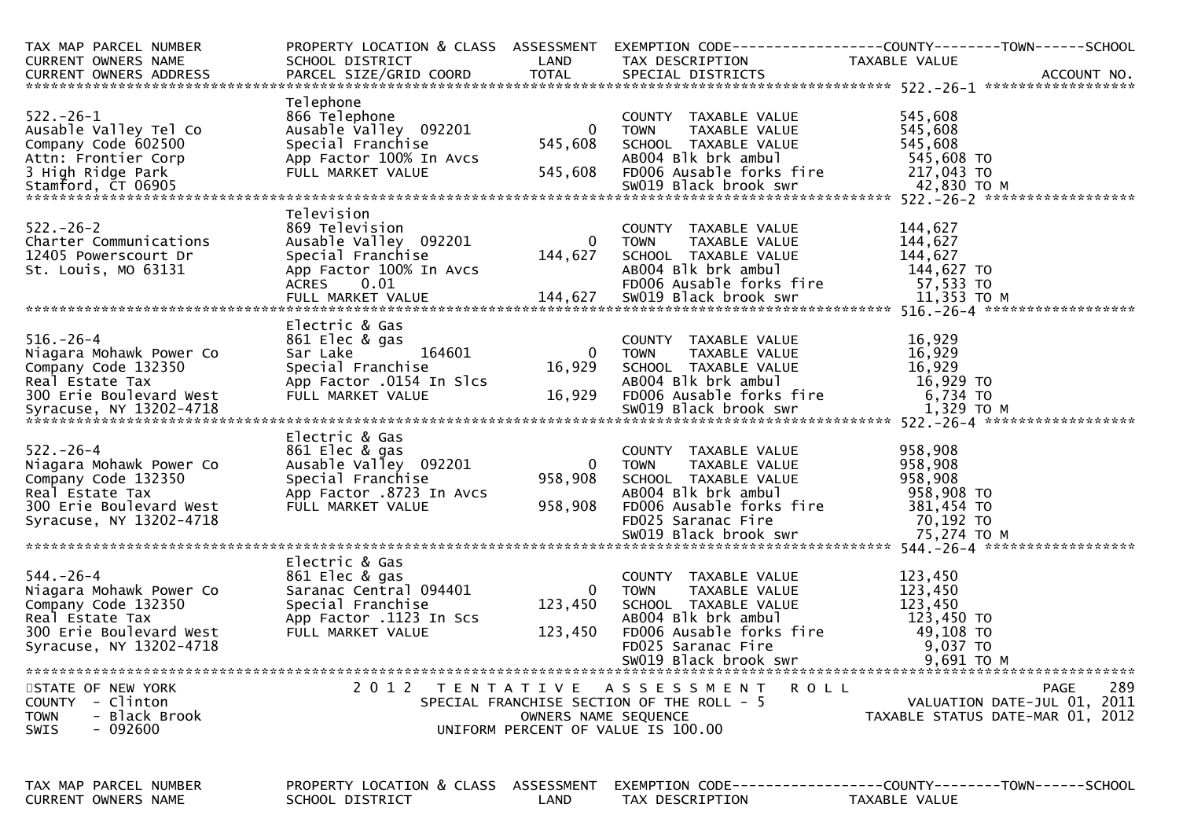| TAX MAP PARCEL NUMBER | PROPERTY LOCATION & CLASS | ASSESSMENT | EXEMPTION CODE------------------COUNTY--------TOWN------SCHOOL | |
|---|---|---|---|---|
| CURRENT OWNERS NAME | SCHOOL DISTRICT | LAND | TAX DESCRIPTION | TAXABLE VALUE |
| CURRENT OWNERS ADDRESS | PARCEL SIZE/GRID COORD | TOTAL | SPECIAL DISTRICTS | ACCOUNT NO. |
| **522.-26-1** | | | | |
| | Telephone | | | |
| 522.-26-1 | 866 Telephone | | COUNTY TAXABLE VALUE | 545,608 |
| Ausable Valley Tel Co | Ausable Valley 092201 | 0 | TOWN TAXABLE VALUE | 545,608 |
| Company Code 602500 | Special Franchise | 545,608 | SCHOOL TAXABLE VALUE | 545,608 |
| Attn: Frontier Corp | App Factor 100% In Avcs | | AB004 Blk brk ambul | 545,608 TO |
| 3 High Ridge Park | FULL MARKET VALUE | 545,608 | FD006 Ausable forks fire | 217,043 TO |
| Stamford, CT 06905 | | | SW019 Black brook swr | 42,830 TO M |
| **522.-26-2** | | | | |
| | Television | | | |
| 522.-26-2 | 869 Television | | COUNTY TAXABLE VALUE | 144,627 |
| Charter Communications | Ausable Valley 092201 | 0 | TOWN TAXABLE VALUE | 144,627 |
| 12405 Powerscourt Dr | Special Franchise | 144,627 | SCHOOL TAXABLE VALUE | 144,627 |
| St. Louis, MO 63131 | App Factor 100% In Avcs | | AB004 Blk brk ambul | 144,627 TO |
| | ACRES 0.01 | | FD006 Ausable forks fire | 57,533 TO |
| | FULL MARKET VALUE | 144,627 | SW019 Black brook swr | 11,353 TO M |
| **516.-26-4** | | | | |
| | Electric & Gas | | | |
| 516.-26-4 | 861 Elec & gas | | COUNTY TAXABLE VALUE | 16,929 |
| Niagara Mohawk Power Co | Sar Lake 164601 | 0 | TOWN TAXABLE VALUE | 16,929 |
| Company Code 132350 | Special Franchise | 16,929 | SCHOOL TAXABLE VALUE | 16,929 |
| Real Estate Tax | App Factor .0154 In Slcs | | AB004 Blk brk ambul | 16,929 TO |
| 300 Erie Boulevard West | FULL MARKET VALUE | 16,929 | FD006 Ausable forks fire | 6,734 TO |
| Syracuse, NY 13202-4718 | | | SW019 Black brook swr | 1,329 TO M |
| **522.-26-4** | | | | |
| | Electric & Gas | | | |
| 522.-26-4 | 861 Elec & gas | | COUNTY TAXABLE VALUE | 958,908 |
| Niagara Mohawk Power Co | Ausable Valley 092201 | 0 | TOWN TAXABLE VALUE | 958,908 |
| Company Code 132350 | Special Franchise | 958,908 | SCHOOL TAXABLE VALUE | 958,908 |
| Real Estate Tax | App Factor .8723 In Avcs | | AB004 Blk brk ambul | 958,908 TO |
| 300 Erie Boulevard West | FULL MARKET VALUE | 958,908 | FD006 Ausable forks fire | 381,454 TO |
| Syracuse, NY 13202-4718 | | | FD025 Saranac Fire | 70,192 TO |
| | | | SW019 Black brook swr | 75,274 TO M |
| **544.-26-4** | | | | |
| | Electric & Gas | | | |
| 544.-26-4 | 861 Elec & gas | | COUNTY TAXABLE VALUE | 123,450 |
| Niagara Mohawk Power Co | Saranac Central 094401 | 0 | TOWN TAXABLE VALUE | 123,450 |
| Company Code 132350 | Special Franchise | 123,450 | SCHOOL TAXABLE VALUE | 123,450 |
| Real Estate Tax | App Factor .1123 In Scs | | AB004 Blk brk ambul | 123,450 TO |
| 300 Erie Boulevard West | FULL MARKET VALUE | 123,450 | FD006 Ausable forks fire | 49,108 TO |
| Syracuse, NY 13202-4718 | | | FD025 Saranac Fire | 9,037 TO |
| | | | SW019 Black brook swr | 9,691 TO M |

STATE OF NEW YORK
COUNTY - Clinton
TOWN - Black Brook
SWIS - 092600

2012 TENTATIVE ASSESSMENT ROLL
SPECIAL FRANCHISE SECTION OF THE ROLL - 5
OWNERS NAME SEQUENCE
UNIFORM PERCENT OF VALUE IS 100.00

VALUATION DATE-JUL 01, 2011
TAXABLE STATUS DATE-MAR 01, 2012

| TAX MAP PARCEL NUMBER | PROPERTY LOCATION & CLASS | ASSESSMENT | EXEMPTION CODE------------------COUNTY--------TOWN------SCHOOL | |
|---|---|---|---|---|
| CURRENT OWNERS NAME | SCHOOL DISTRICT | LAND | TAX DESCRIPTION | TAXABLE VALUE |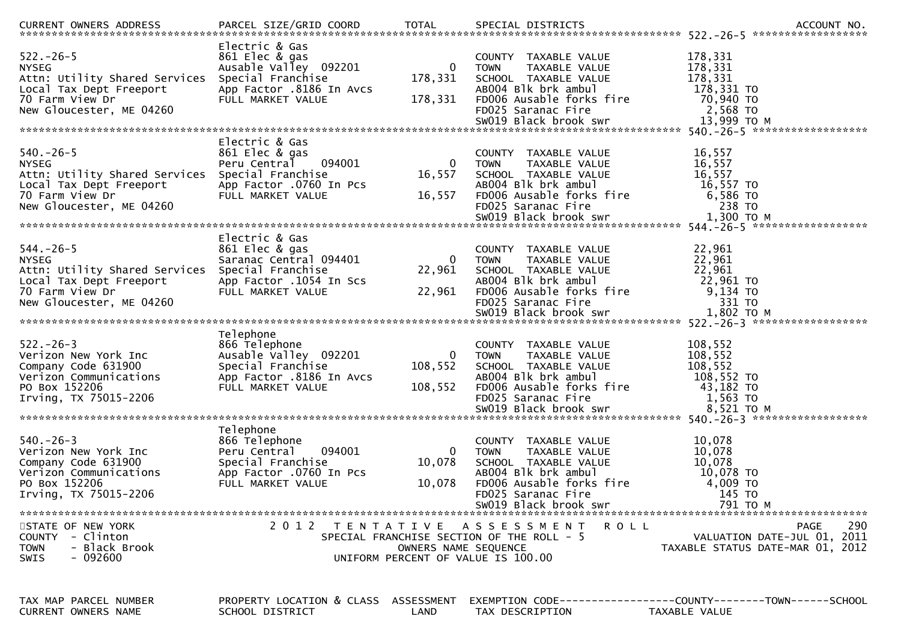| CURRENT OWNERS ADDRESS | PARCEL SIZE/GRID COORD | TOTAL | SPECIAL DISTRICTS | | ACCOUNT NO. |
|---|---|---|---|---|---|
| | Electric & Gas | | | | 522.-26-5 |
| 522.-26-5 | 861 Elec & gas | | COUNTY TAXABLE VALUE | 178,331 | |
| NYSEG | Ausable Valley 092201 | 0 | TOWN TAXABLE VALUE | 178,331 | |
| Attn: Utility Shared Services | Special Franchise | 178,331 | SCHOOL TAXABLE VALUE | 178,331 | |
| Local Tax Dept Freeport | App Factor .8186 In Avcs | | AB004 Blk brk ambul | 178,331 TO | |
| 70 Farm View Dr | FULL MARKET VALUE | 178,331 | FD006 Ausable forks fire | 70,940 TO | |
| New Gloucester, ME 04260 | | | FD025 Saranac Fire | 2,568 TO | |
| | | | SW019 Black brook swr | 13,999 TO M | |
| | Electric & Gas | | | | 540.-26-5 |
| 540.-26-5 | 861 Elec & gas | | COUNTY TAXABLE VALUE | 16,557 | |
| NYSEG | Peru Central 094001 | 0 | TOWN TAXABLE VALUE | 16,557 | |
| Attn: Utility Shared Services | Special Franchise | 16,557 | SCHOOL TAXABLE VALUE | 16,557 | |
| Local Tax Dept Freeport | App Factor .0760 In Pcs | | AB004 Blk brk ambul | 16,557 TO | |
| 70 Farm View Dr | FULL MARKET VALUE | 16,557 | FD006 Ausable forks fire | 6,586 TO | |
| New Gloucester, ME 04260 | | | FD025 Saranac Fire | 238 TO | |
| | | | SW019 Black brook swr | 1,300 TO M | |
| | Electric & Gas | | | | 544.-26-5 |
| 544.-26-5 | 861 Elec & gas | | COUNTY TAXABLE VALUE | 22,961 | |
| NYSEG | Saranac Central 094401 | 0 | TOWN TAXABLE VALUE | 22,961 | |
| Attn: Utility Shared Services | Special Franchise | 22,961 | SCHOOL TAXABLE VALUE | 22,961 | |
| Local Tax Dept Freeport | App Factor .1054 In Scs | | AB004 Blk brk ambul | 22,961 TO | |
| 70 Farm View Dr | FULL MARKET VALUE | 22,961 | FD006 Ausable forks fire | 9,134 TO | |
| New Gloucester, ME 04260 | | | FD025 Saranac Fire | 331 TO | |
| | | | SW019 Black brook swr | 1,802 TO M | |
| | Telephone | | | | 522.-26-3 |
| 522.-26-3 | 866 Telephone | | COUNTY TAXABLE VALUE | 108,552 | |
| Verizon New York Inc | Ausable Valley 092201 | 0 | TOWN TAXABLE VALUE | 108,552 | |
| Company Code 631900 | Special Franchise | 108,552 | SCHOOL TAXABLE VALUE | 108,552 | |
| Verizon Communications | App Factor .8186 In Avcs | | AB004 Blk brk ambul | 108,552 TO | |
| PO Box 152206 | FULL MARKET VALUE | 108,552 | FD006 Ausable forks fire | 43,182 TO | |
| Irving, TX 75015-2206 | | | FD025 Saranac Fire | 1,563 TO | |
| | | | SW019 Black brook swr | 8,521 TO M | |
| | Telephone | | | | 540.-26-3 |
| 540.-26-3 | 866 Telephone | | COUNTY TAXABLE VALUE | 10,078 | |
| Verizon New York Inc | Peru Central 094001 | 0 | TOWN TAXABLE VALUE | 10,078 | |
| Company Code 631900 | Special Franchise | 10,078 | SCHOOL TAXABLE VALUE | 10,078 | |
| Verizon Communications | App Factor .0760 In Pcs | | AB004 Blk brk ambul | 10,078 TO | |
| PO Box 152206 | FULL MARKET VALUE | 10,078 | FD006 Ausable forks fire | 4,009 TO | |
| Irving, TX 75015-2206 | | | FD025 Saranac Fire | 145 TO | |
| | | | SW019 Black brook swr | 791 TO M | |

STATE OF NEW YORK
COUNTY - Clinton
TOWN - Black Brook
SWIS - 092600

2012 TENTATIVE ASSESSMENT ROLL
SPECIAL FRANCHISE SECTION OF THE ROLL - 5
OWNERS NAME SEQUENCE
UNIFORM PERCENT OF VALUE IS 100.00

VALUATION DATE-JUL 01, 2011
TAXABLE STATUS DATE-MAR 01, 2012

| TAX MAP PARCEL NUMBER | PROPERTY LOCATION & CLASS | ASSESSMENT | EXEMPTION CODE------------------COUNTY--------TOWN------SCHOOL |
|---|---|---|---|
| CURRENT OWNERS NAME | SCHOOL DISTRICT | LAND | TAX DESCRIPTION TAXABLE VALUE |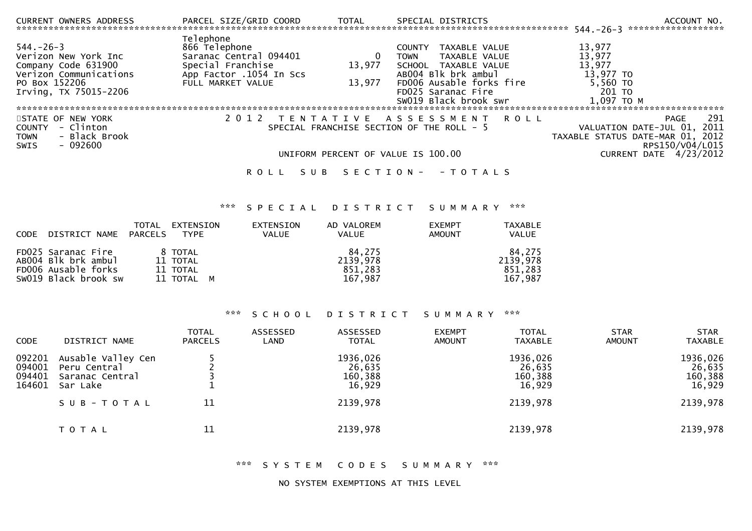| CURRENT OWNERS ADDRESS | PARCEL SIZE/GRID COORD | TOTAL | SPECIAL DISTRICTS | | ACCOUNT NO. |
|---|---|---|---|---|---|
| 544.-26-3 | | | | | |
| 544.-26-3 | Telephone | | | | |
| Verizon New York Inc | 866 Telephone | | COUNTY TAXABLE VALUE | 13,977 | |
| Company Code 631900 | Saranac Central 094401 | 0 | TOWN TAXABLE VALUE | 13,977 | |
| Verizon Communications | Special Franchise | 13,977 | SCHOOL TAXABLE VALUE | 13,977 | |
| PO Box 152206 | App Factor .1054 In Scs | | AB004 Blk brk ambul | 13,977 TO | |
| Irving, TX 75015-2206 | FULL MARKET VALUE | 13,977 | FD006 Ausable forks fire | 5,560 TO | |
| | | | FD025 Saranac Fire | 201 TO | |
| | | | SW019 Black brook swr | 1,097 TO M | |

STATE OF NEW YORK
COUNTY - Clinton
TOWN - Black Brook
SWIS - 092600

2 0 1 2 T E N T A T I V E A S S E S S M E N T R O L L
SPECIAL FRANCHISE SECTION OF THE ROLL - 5

VALUATION DATE-JUL 01, 2011
TAXABLE STATUS DATE-MAR 01, 2012
RPS150/V04/L015
CURRENT DATE 4/23/2012

UNIFORM PERCENT OF VALUE IS 100.00

R O L L S U B S E C T I O N - - T O T A L S

*** S P E C I A L D I S T R I C T S U M M A R Y ***

| CODE | DISTRICT NAME | TOTAL PARCELS | EXTENSION TYPE | EXTENSION VALUE | AD VALOREM VALUE | EXEMPT AMOUNT | TAXABLE VALUE |
|---|---|---|---|---|---|---|---|
| FD025 | Saranac Fire | 8 | TOTAL | | 84,275 | | 84,275 |
| AB004 | Blk brk ambul | 11 | TOTAL | | 2139,978 | | 2139,978 |
| FD006 | Ausable forks | 11 | TOTAL | | 851,283 | | 851,283 |
| SW019 | Black brook sw | 11 | TOTAL M | | 167,987 | | 167,987 |

*** S C H O O L D I S T R I C T S U M M A R Y ***

| CODE | DISTRICT NAME | TOTAL PARCELS | ASSESSED LAND | ASSESSED TOTAL | EXEMPT AMOUNT | TOTAL TAXABLE | STAR AMOUNT | STAR TAXABLE |
|---|---|---|---|---|---|---|---|---|
| 092201 | Ausable Valley Cen | 5 | | 1936,026 | | 1936,026 | | 1936,026 |
| 094001 | Peru Central | 2 | | 26,635 | | 26,635 | | 26,635 |
| 094401 | Saranac Central | 3 | | 160,388 | | 160,388 | | 160,388 |
| 164601 | Sar Lake | 1 | | 16,929 | | 16,929 | | 16,929 |
| | S U B - T O T A L | 11 | | 2139,978 | | 2139,978 | | 2139,978 |
| | T O T A L | 11 | | 2139,978 | | 2139,978 | | 2139,978 |

*** S Y S T E M C O D E S S U M M A R Y ***

NO SYSTEM EXEMPTIONS AT THIS LEVEL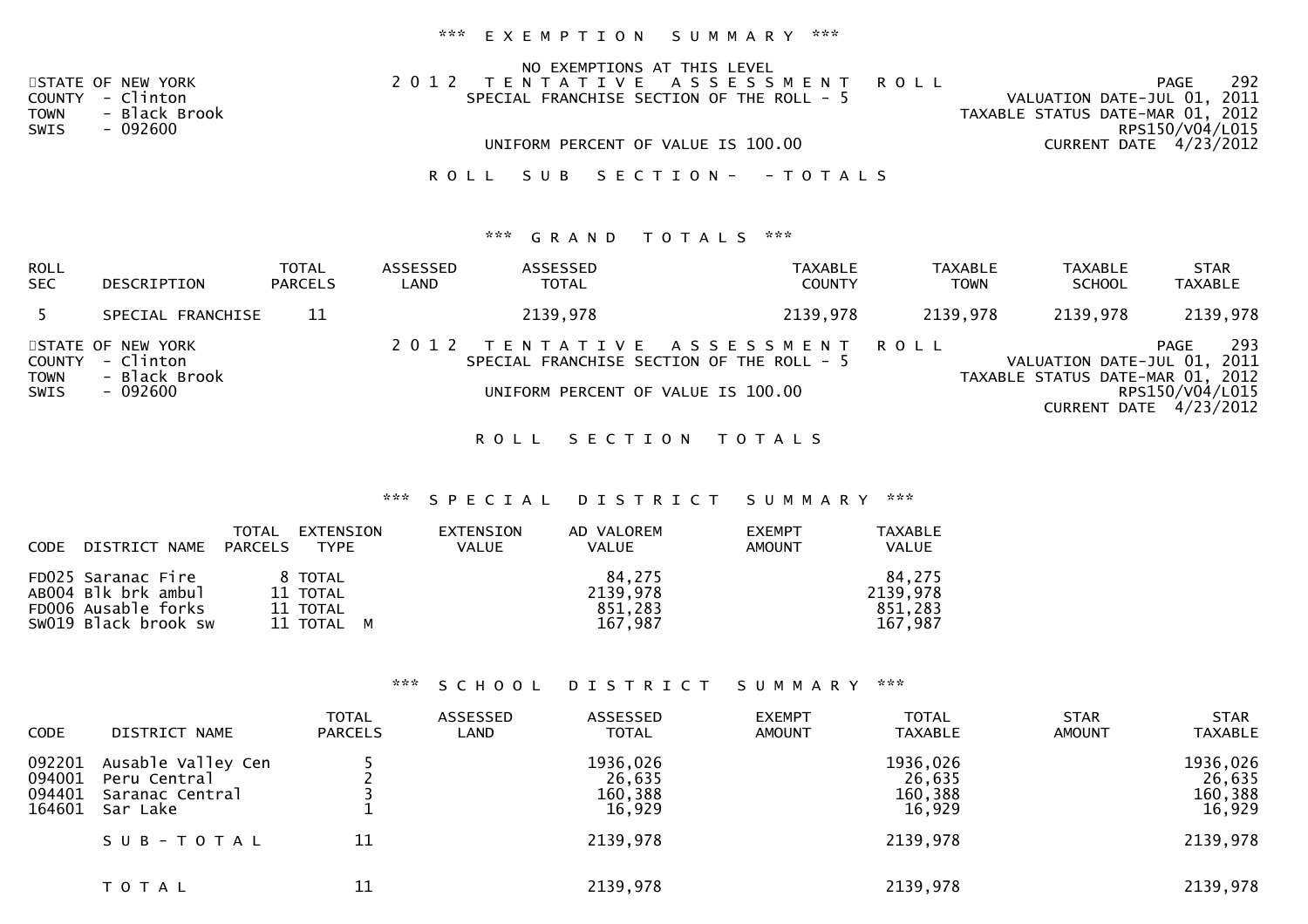*** EXEMPTION SUMMARY ***

NO EXEMPTIONS AT THIS LEVEL

STATE OF NEW YORK
COUNTY - Clinton
TOWN - Black Brook
SWIS - 092600

2012 TENTATIVE ASSESSMENT ROLL
SPECIAL FRANCHISE SECTION OF THE ROLL - 5

UNIFORM PERCENT OF VALUE IS 100.00

PAGE 292
VALUATION DATE-JUL 01, 2011
TAXABLE STATUS DATE-MAR 01, 2012
RPS150/V04/L015
CURRENT DATE 4/23/2012

ROLL SUB SECTION- - TOTALS

*** GRAND TOTALS ***

| ROLL SEC | DESCRIPTION | TOTAL PARCELS | ASSESSED LAND | ASSESSED TOTAL | TAXABLE COUNTY | TAXABLE TOWN | TAXABLE SCHOOL | STAR TAXABLE |
|---|---|---|---|---|---|---|---|---|
| 5 | SPECIAL FRANCHISE | 11 | | 2139,978 | 2139,978 | 2139,978 | 2139,978 | 2139,978 |

STATE OF NEW YORK
COUNTY - Clinton
TOWN - Black Brook
SWIS - 092600

2012 TENTATIVE ASSESSMENT ROLL
SPECIAL FRANCHISE SECTION OF THE ROLL - 5

UNIFORM PERCENT OF VALUE IS 100.00

PAGE 293
VALUATION DATE-JUL 01, 2011
TAXABLE STATUS DATE-MAR 01, 2012
RPS150/V04/L015
CURRENT DATE 4/23/2012

ROLL SECTION TOTALS

*** SPECIAL DISTRICT SUMMARY ***

| CODE | DISTRICT NAME | TOTAL PARCELS | EXTENSION TYPE | EXTENSION VALUE | AD VALOREM VALUE | EXEMPT AMOUNT | TAXABLE VALUE |
|---|---|---|---|---|---|---|---|
| FD025 | Saranac Fire | 8 | TOTAL | | 84,275 | | 84,275 |
| AB004 | Blk brk ambul | 11 | TOTAL | | 2139,978 | | 2139,978 |
| FD006 | Ausable forks | 11 | TOTAL | | 851,283 | | 851,283 |
| SW019 | Black brook sw | 11 | TOTAL M | | 167,987 | | 167,987 |

*** SCHOOL DISTRICT SUMMARY ***

| CODE | DISTRICT NAME | TOTAL PARCELS | ASSESSED LAND | ASSESSED TOTAL | EXEMPT AMOUNT | TOTAL TAXABLE | STAR AMOUNT | STAR TAXABLE |
|---|---|---|---|---|---|---|---|---|
| 092201 | Ausable Valley Cen | 5 | | 1936,026 | | 1936,026 | | 1936,026 |
| 094001 | Peru Central | 2 | | 26,635 | | 26,635 | | 26,635 |
| 094401 | Saranac Central | 3 | | 160,388 | | 160,388 | | 160,388 |
| 164601 | Sar Lake | 1 | | 16,929 | | 16,929 | | 16,929 |
| | SUB-TOTAL | 11 | | 2139,978 | | 2139,978 | | 2139,978 |
| | TOTAL | 11 | | 2139,978 | | 2139,978 | | 2139,978 |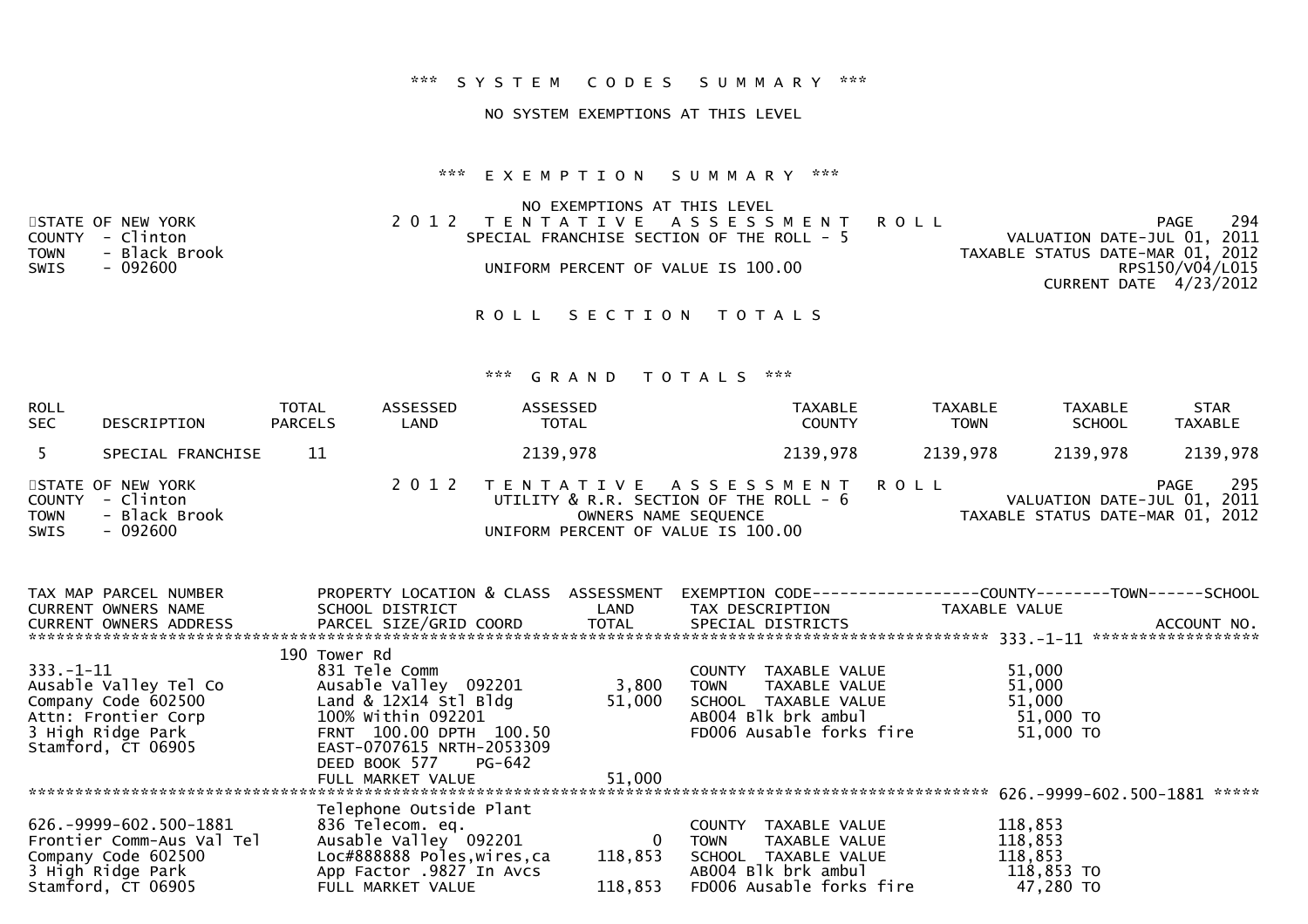*** SYSTEM CODES SUMMARY ***

NO SYSTEM EXEMPTIONS AT THIS LEVEL

*** EXEMPTION SUMMARY ***

NO EXEMPTIONS AT THIS LEVEL

STATE OF NEW YORK
COUNTY - Clinton
TOWN - Black Brook
SWIS - 092600

2012 TENTATIVE ASSESSMENT ROLL
SPECIAL FRANCHISE SECTION OF THE ROLL - 5
UNIFORM PERCENT OF VALUE IS 100.00

PAGE 294
VALUATION DATE-JUL 01, 2011
TAXABLE STATUS DATE-MAR 01, 2012
RPS150/V04/L015
CURRENT DATE 4/23/2012

ROLL SECTION TOTALS

*** GRAND TOTALS ***

| ROLL SEC | DESCRIPTION | TOTAL PARCELS | ASSESSED LAND | ASSESSED TOTAL | TAXABLE COUNTY | TAXABLE TOWN | TAXABLE SCHOOL | STAR TAXABLE |
|---|---|---|---|---|---|---|---|---|
| 5 | SPECIAL FRANCHISE | 11 | | 2139,978 | 2139,978 | 2139,978 | 2139,978 | 2139,978 |

STATE OF NEW YORK
COUNTY - Clinton
TOWN - Black Brook
SWIS - 092600

2012 TENTATIVE ASSESSMENT ROLL
UTILITY & R.R. SECTION OF THE ROLL - 6
OWNERS NAME SEQUENCE
UNIFORM PERCENT OF VALUE IS 100.00

PAGE 295
VALUATION DATE-JUL 01, 2011
TAXABLE STATUS DATE-MAR 01, 2012

| TAX MAP PARCEL NUMBER / CURRENT OWNERS NAME / CURRENT OWNERS ADDRESS | PROPERTY LOCATION & CLASS / SCHOOL DISTRICT / PARCEL SIZE/GRID COORD | ASSESSMENT LAND / TOTAL | EXEMPTION CODE / TAX DESCRIPTION / SPECIAL DISTRICTS | COUNTY--------TOWN------SCHOOL TAXABLE VALUE / ACCOUNT NO. |
|---|---|---|---|---|
| **333.-1-11** | 190 Tower Rd | | | |
| 333.-1-11 | 831 Tele Comm | | COUNTY TAXABLE VALUE | 51,000 |
| Ausable Valley Tel Co | Ausable Valley 092201 | 3,800 | TOWN TAXABLE VALUE | 51,000 |
| Company Code 602500 | Land & 12X14 Stl Bldg | 51,000 | SCHOOL TAXABLE VALUE | 51,000 |
| Attn: Frontier Corp | 100% Within 092201 | | AB004 Blk brk ambul | 51,000 TO |
| 3 High Ridge Park | FRNT 100.00 DPTH 100.50 | | FD006 Ausable forks fire | 51,000 TO |
| Stamford, CT 06905 | EAST-0707615 NRTH-2053309 | | | |
| | DEED BOOK 577 PG-642 | | | |
| | FULL MARKET VALUE | 51,000 | | |
| **626.-9999-602.500-1881** | Telephone Outside Plant | | | |
| 626.-9999-602.500-1881 | 836 Telecom. eq. | | COUNTY TAXABLE VALUE | 118,853 |
| Frontier Comm-Aus Val Tel | Ausable Valley 092201 | 0 | TOWN TAXABLE VALUE | 118,853 |
| Company Code 602500 | Loc#888888 Poles,wires,ca | 118,853 | SCHOOL TAXABLE VALUE | 118,853 |
| 3 High Ridge Park | App Factor .9827 In Avcs | | AB004 Blk brk ambul | 118,853 TO |
| Stamford, CT 06905 | FULL MARKET VALUE | 118,853 | FD006 Ausable forks fire | 47,280 TO |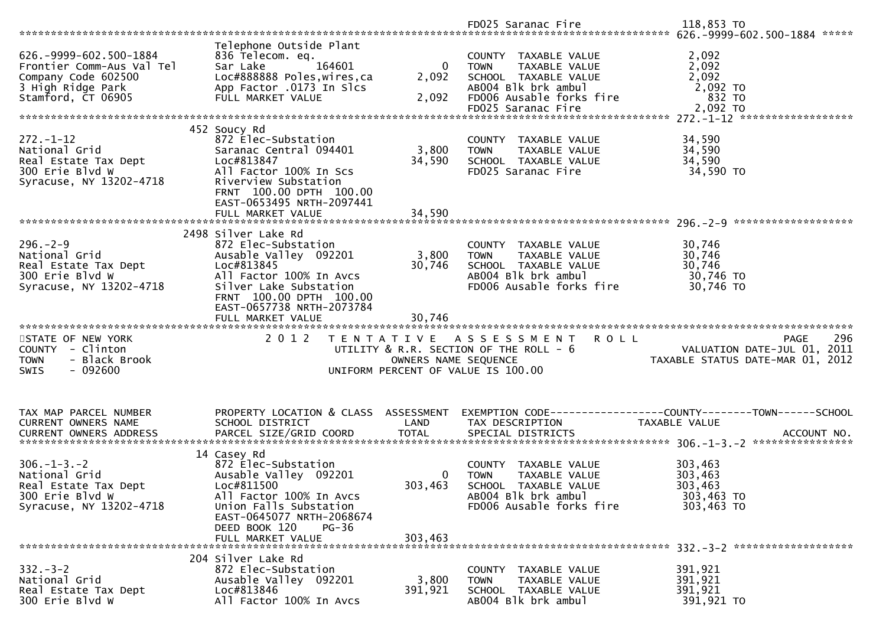| | | | FD025 Saranac Fire | 118,853 TO |
|---|---|---|---|---|

******************************************************************************************************* 626.-9999-602.500-1884 *****

| | | | | |
|---|---|---|---|---|
| 626.-9999-602.500-1884 | Telephone Outside Plant<br>836 Telecom. eq. | | COUNTY TAXABLE VALUE | 2,092 |
| Frontier Comm-Aus Val Tel | Sar Lake 164601 | 0 | TOWN TAXABLE VALUE | 2,092 |
| Company Code 602500 | Loc#888888 Poles,wires,ca | 2,092 | SCHOOL TAXABLE VALUE | 2,092 |
| 3 High Ridge Park | App Factor .0173 In Slcs | | AB004 Blk brk ambul | 2,092 TO |
| Stamford, CT 06905 | FULL MARKET VALUE | 2,092 | FD006 Ausable forks fire | 832 TO |
| | | | FD025 Saranac Fire | 2,092 TO |

******************************************************************************************************* 272.-1-12 *****************

| | | | | |
|---|---|---|---|---|
| 272.-1-12 | 452 Soucy Rd<br>872 Elec-Substation | | COUNTY TAXABLE VALUE | 34,590 |
| National Grid | Saranac Central 094401 | 3,800 | TOWN TAXABLE VALUE | 34,590 |
| Real Estate Tax Dept | Loc#813847 | 34,590 | SCHOOL TAXABLE VALUE | 34,590 |
| 300 Erie Blvd W | All Factor 100% In Scs | | FD025 Saranac Fire | 34,590 TO |
| Syracuse, NY 13202-4718 | Riverview Substation | | | |
| | FRNT 100.00 DPTH 100.00 | | | |
| | EAST-0653495 NRTH-2097441 | | | |
| | FULL MARKET VALUE | 34,590 | | |

******************************************************************************************************* 296.-2-9 ******************

| | | | | |
|---|---|---|---|---|
| 296.-2-9 | 2498 Silver Lake Rd<br>872 Elec-Substation | | COUNTY TAXABLE VALUE | 30,746 |
| National Grid | Ausable Valley 092201 | 3,800 | TOWN TAXABLE VALUE | 30,746 |
| Real Estate Tax Dept | Loc#813845 | 30,746 | SCHOOL TAXABLE VALUE | 30,746 |
| 300 Erie Blvd W | All Factor 100% In Avcs | | AB004 Blk brk ambul | 30,746 TO |
| Syracuse, NY 13202-4718 | Silver Lake Substation | | FD006 Ausable forks fire | 30,746 TO |
| | FRNT 100.00 DPTH 100.00 | | | |
| | EAST-0657738 NRTH-2073784 | | | |
| | FULL MARKET VALUE | 30,746 | | |

*******************************************************************************************************************************

STATE OF NEW YORK — 2012 TENTATIVE ASSESSMENT ROLL — PAGE 296
COUNTY - Clinton — UTILITY & R.R. SECTION OF THE ROLL - 6 — VALUATION DATE-JUL 01, 2011
TOWN - Black Brook — OWNERS NAME SEQUENCE — TAXABLE STATUS DATE-MAR 01, 2012
SWIS - 092600 — UNIFORM PERCENT OF VALUE IS 100.00

| TAX MAP PARCEL NUMBER<br>CURRENT OWNERS NAME<br>CURRENT OWNERS ADDRESS | PROPERTY LOCATION & CLASS<br>SCHOOL DISTRICT<br>PARCEL SIZE/GRID COORD | ASSESSMENT<br>LAND<br>TOTAL | EXEMPTION CODE------------------COUNTY--------TOWN------SCHOOL<br>TAX DESCRIPTION<br>SPECIAL DISTRICTS | TAXABLE VALUE<br><br>ACCOUNT NO. |
|---|---|---|---|---|

******************************************************************************************************* 306.-1-3.-2 ****************

| | | | | |
|---|---|---|---|---|
| 306.-1-3.-2 | 14 Casey Rd<br>872 Elec-Substation | | COUNTY TAXABLE VALUE | 303,463 |
| National Grid | Ausable Valley 092201 | 0 | TOWN TAXABLE VALUE | 303,463 |
| Real Estate Tax Dept | Loc#811500 | 303,463 | SCHOOL TAXABLE VALUE | 303,463 |
| 300 Erie Blvd W | All Factor 100% In Avcs | | AB004 Blk brk ambul | 303,463 TO |
| Syracuse, NY 13202-4718 | Union Falls Substation | | FD006 Ausable forks fire | 303,463 TO |
| | EAST-0645077 NRTH-2068674 | | | |
| | DEED BOOK 120 PG-36 | | | |
| | FULL MARKET VALUE | 303,463 | | |

******************************************************************************************************* 332.-3-2 ******************

| | | | | |
|---|---|---|---|---|
| 332.-3-2 | 204 Silver Lake Rd<br>872 Elec-Substation | | COUNTY TAXABLE VALUE | 391,921 |
| National Grid | Ausable Valley 092201 | 3,800 | TOWN TAXABLE VALUE | 391,921 |
| Real Estate Tax Dept | Loc#813846 | 391,921 | SCHOOL TAXABLE VALUE | 391,921 |
| 300 Erie Blvd W | All Factor 100% In Avcs | | AB004 Blk brk ambul | 391,921 TO |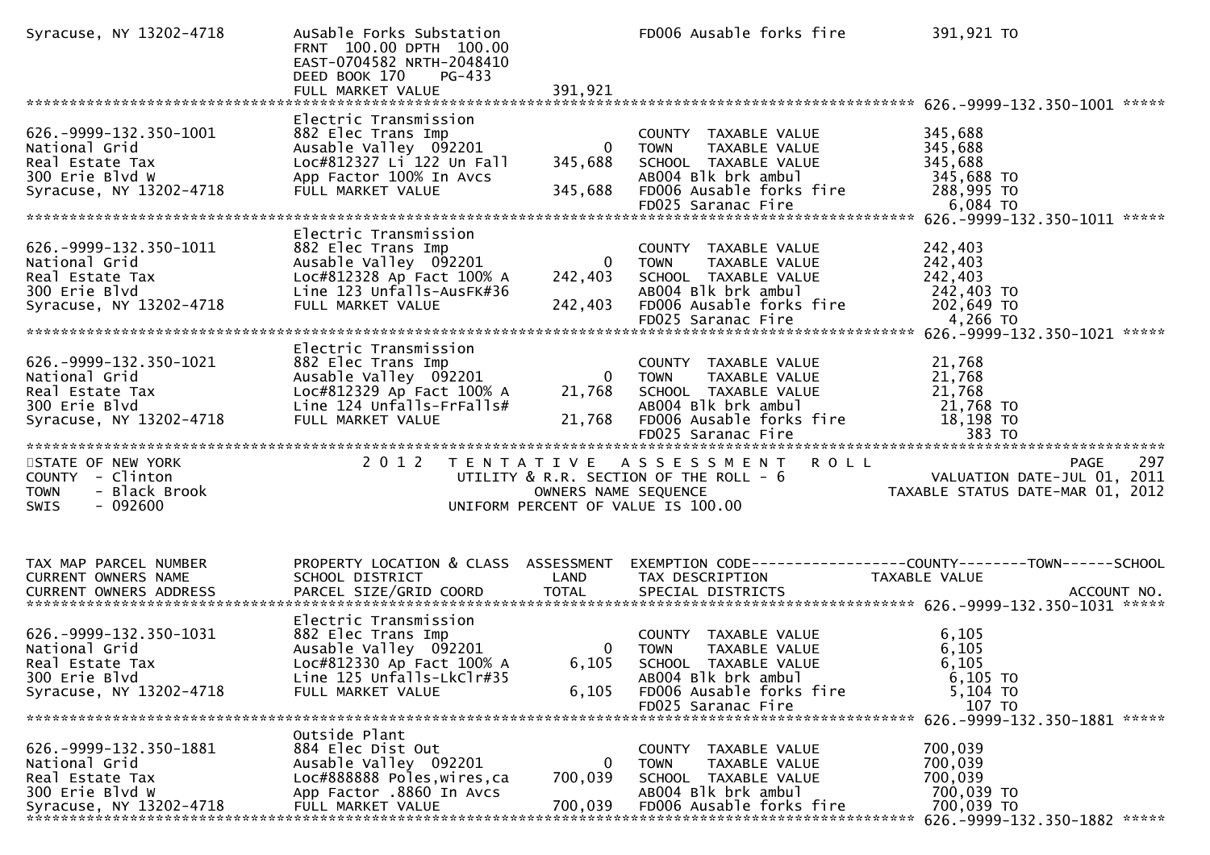```
Syracuse, NY 13202-4718        AuSable Forks Substation                  FD006 Ausable forks fire          391,921 TO
                               FRNT 100.00 DPTH 100.00
                               EAST-0704582 NRTH-2048410
                               DEED BOOK 170    PG-433
                               FULL MARKET VALUE            391,921
******************************************************************************************************* 626.-9999-132.350-1001 *****
                               Electric Transmission
626.-9999-132.350-1001         882 Elec Trans Imp                        COUNTY  TAXABLE VALUE             345,688
National Grid                  Ausable Valley  092201            0       TOWN    TAXABLE VALUE             345,688
Real Estate Tax                Loc#812327 Li 122 Un Fall   345,688       SCHOOL  TAXABLE VALUE             345,688
300 Erie Blvd W                App Factor 100% In Avcs                   AB004 Blk brk ambul                345,688 TO
Syracuse, NY 13202-4718        FULL MARKET VALUE           345,688       FD006 Ausable forks fire           288,995 TO
                                                                         FD025 Saranac Fire                   6,084 TO
******************************************************************************************************* 626.-9999-132.350-1011 *****
                               Electric Transmission
626.-9999-132.350-1011         882 Elec Trans Imp                        COUNTY  TAXABLE VALUE             242,403
National Grid                  Ausable Valley  092201            0       TOWN    TAXABLE VALUE             242,403
Real Estate Tax                Loc#812328 Ap Fact 100% A   242,403       SCHOOL  TAXABLE VALUE             242,403
300 Erie Blvd                  Line 123 Unfalls-AusFK#36                 AB004 Blk brk ambul                242,403 TO
Syracuse, NY 13202-4718        FULL MARKET VALUE           242,403       FD006 Ausable forks fire           202,649 TO
                                                                         FD025 Saranac Fire                   4,266 TO
******************************************************************************************************* 626.-9999-132.350-1021 *****
                               Electric Transmission
626.-9999-132.350-1021         882 Elec Trans Imp                        COUNTY  TAXABLE VALUE              21,768
National Grid                  Ausable Valley  092201            0       TOWN    TAXABLE VALUE              21,768
Real Estate Tax                Loc#812329 Ap Fact 100% A    21,768       SCHOOL  TAXABLE VALUE              21,768
300 Erie Blvd                  Line 124 Unfalls-FrFalls#                 AB004 Blk brk ambul                 21,768 TO
Syracuse, NY 13202-4718        FULL MARKET VALUE            21,768       FD006 Ausable forks fire            18,198 TO
                                                                         FD025 Saranac Fire                     383 TO
************************************************************************************************************************************
STATE OF NEW YORK                  2 0 1 2   T E N T A T I V E   A S S E S S M E N T   R O L L                         PAGE   297
COUNTY  - Clinton                          UTILITY & R.R. SECTION OF THE ROLL - 6                     VALUATION DATE-JUL 01, 2011
TOWN    - Black Brook                              OWNERS NAME SEQUENCE                           TAXABLE STATUS DATE-MAR 01, 2012
SWIS    - 092600                           UNIFORM PERCENT OF VALUE IS 100.00


TAX MAP PARCEL NUMBER          PROPERTY LOCATION & CLASS  ASSESSMENT  EXEMPTION CODE------------------COUNTY--------TOWN------SCHOOL
CURRENT OWNERS NAME            SCHOOL DISTRICT               LAND     TAX DESCRIPTION              TAXABLE VALUE
CURRENT OWNERS ADDRESS         PARCEL SIZE/GRID COORD       TOTAL     SPECIAL DISTRICTS                                ACCOUNT NO.
******************************************************************************************************* 626.-9999-132.350-1031 *****
                               Electric Transmission
626.-9999-132.350-1031         882 Elec Trans Imp                        COUNTY  TAXABLE VALUE               6,105
National Grid                  Ausable Valley  092201            0       TOWN    TAXABLE VALUE               6,105
Real Estate Tax                Loc#812330 Ap Fact 100% A     6,105       SCHOOL  TAXABLE VALUE               6,105
300 Erie Blvd                  Line 125 Unfalls-LkClr#35                 AB004 Blk brk ambul                  6,105 TO
Syracuse, NY 13202-4718        FULL MARKET VALUE             6,105       FD006 Ausable forks fire             5,104 TO
                                                                         FD025 Saranac Fire                     107 TO
******************************************************************************************************* 626.-9999-132.350-1881 *****
                               Outside Plant
626.-9999-132.350-1881         884 Elec Dist Out                         COUNTY  TAXABLE VALUE             700,039
National Grid                  Ausable Valley  092201            0       TOWN    TAXABLE VALUE             700,039
Real Estate Tax                Loc#888888 Poles,wires,ca   700,039       SCHOOL  TAXABLE VALUE             700,039
300 Erie Blvd W                App Factor .8860 In Avcs                  AB004 Blk brk ambul                700,039 TO
Syracuse, NY 13202-4718        FULL MARKET VALUE           700,039       FD006 Ausable forks fire           700,039 TO
******************************************************************************************************* 626.-9999-132.350-1882 *****
```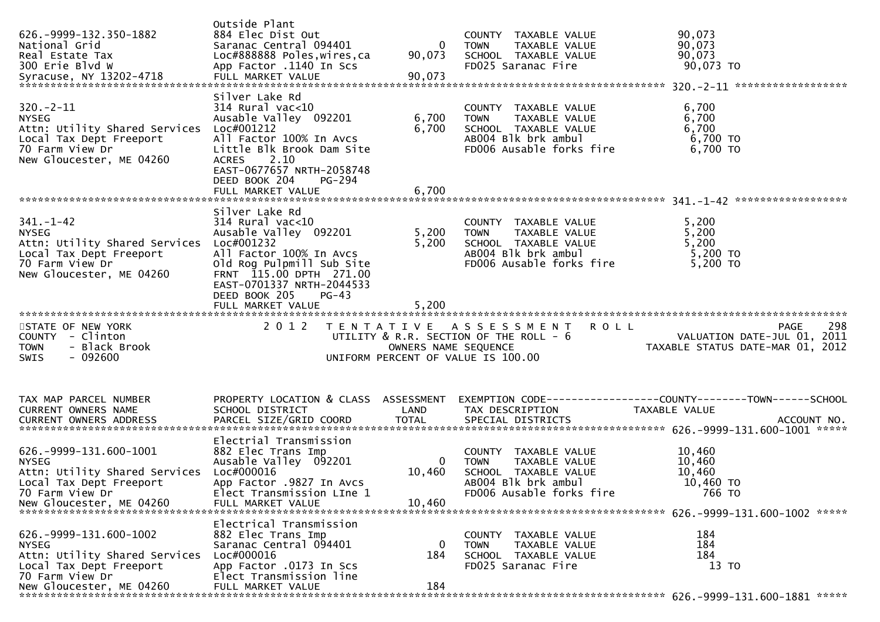```
                               Outside Plant
626.-9999-132.350-1882         884 Elec Dist Out                    COUNTY  TAXABLE VALUE            90,073
National Grid                  Saranac Central 094401        0      TOWN    TAXABLE VALUE            90,073
Real Estate Tax                Loc#888888 Poles,wires,ca    90,073  SCHOOL  TAXABLE VALUE            90,073
300 Erie Blvd W                App Factor .1140 In Scs              FD025 Saranac Fire                90,073 TO
Syracuse, NY 13202-4718        FULL MARKET VALUE            90,073
******************************************************************************************** 320.-2-11 *****************
                               Silver Lake Rd
320.-2-11                      314 Rural vac<10                     COUNTY  TAXABLE VALUE             6,700
NYSEG                          Ausable Valley  092201        6,700  TOWN    TAXABLE VALUE             6,700
Attn: Utility Shared Services  Loc#001212                    6,700  SCHOOL  TAXABLE VALUE             6,700
Local Tax Dept Freeport        All Factor 100% In Avcs              AB004 Blk brk ambul                6,700 TO
70 Farm View Dr                Little Blk Brook Dam Site            FD006 Ausable forks fire           6,700 TO
New Gloucester, ME 04260       ACRES     2.10
                               EAST-0677657 NRTH-2058748
                               DEED BOOK 204    PG-294
                               FULL MARKET VALUE             6,700
******************************************************************************************** 341.-1-42 *****************
                               Silver Lake Rd
341.-1-42                      314 Rural vac<10                     COUNTY  TAXABLE VALUE             5,200
NYSEG                          Ausable Valley  092201        5,200  TOWN    TAXABLE VALUE             5,200
Attn: Utility Shared Services  Loc#001232                    5,200  SCHOOL  TAXABLE VALUE             5,200
Local Tax Dept Freeport        All Factor 100% In Avcs              AB004 Blk brk ambul                5,200 TO
70 Farm View Dr                Old Rog Pulpmill Sub Site            FD006 Ausable forks fire           5,200 TO
New Gloucester, ME 04260       FRNT 115.00 DPTH 271.00
                               EAST-0701337 NRTH-2044533
                               DEED BOOK 205    PG-43
                               FULL MARKET VALUE             5,200
************************************************************************************************************************
STATE OF NEW YORK                 2 0 1 2   T E N T A T I V E   A S S E S S M E N T   R O L L                    PAGE    298
COUNTY  - Clinton                        UTILITY & R.R. SECTION OF THE ROLL - 6                 VALUATION DATE-JUL 01, 2011
TOWN    - Black Brook                           OWNERS NAME SEQUENCE                         TAXABLE STATUS DATE-MAR 01, 2012
SWIS    - 092600                          UNIFORM PERCENT OF VALUE IS 100.00


TAX MAP PARCEL NUMBER          PROPERTY LOCATION & CLASS  ASSESSMENT  EXEMPTION CODE-----------------COUNTY--------TOWN------SCHOOL
CURRENT OWNERS NAME            SCHOOL DISTRICT               LAND     TAX DESCRIPTION             TAXABLE VALUE
CURRENT OWNERS ADDRESS         PARCEL SIZE/GRID COORD        TOTAL    SPECIAL DISTRICTS                                   ACCOUNT NO.
******************************************************************************************** 626.-9999-131.600-1001 *****
                               Electrial Transmission
626.-9999-131.600-1001         882 Elec Trans Imp                   COUNTY  TAXABLE VALUE            10,460
NYSEG                          Ausable Valley  092201        0      TOWN    TAXABLE VALUE            10,460
Attn: Utility Shared Services  Loc#000016                   10,460  SCHOOL  TAXABLE VALUE            10,460
Local Tax Dept Freeport        App Factor .9827 In Avcs             AB004 Blk brk ambul               10,460 TO
70 Farm View Dr                Elect Transmission LIne 1            FD006 Ausable forks fire             766 TO
New Gloucester, ME 04260       FULL MARKET VALUE            10,460
******************************************************************************************** 626.-9999-131.600-1002 *****
                               Electrical Transmission
626.-9999-131.600-1002         882 Elec Trans Imp                   COUNTY  TAXABLE VALUE               184
NYSEG                          Saranac Central 094401        0      TOWN    TAXABLE VALUE               184
Attn: Utility Shared Services  Loc#000016                      184  SCHOOL  TAXABLE VALUE               184
Local Tax Dept Freeport        App Factor .0173 In Scs              FD025 Saranac Fire                    13 TO
70 Farm View Dr                Elect Transmission line
New Gloucester, ME 04260       FULL MARKET VALUE               184
******************************************************************************************** 626.-9999-131.600-1881 *****
```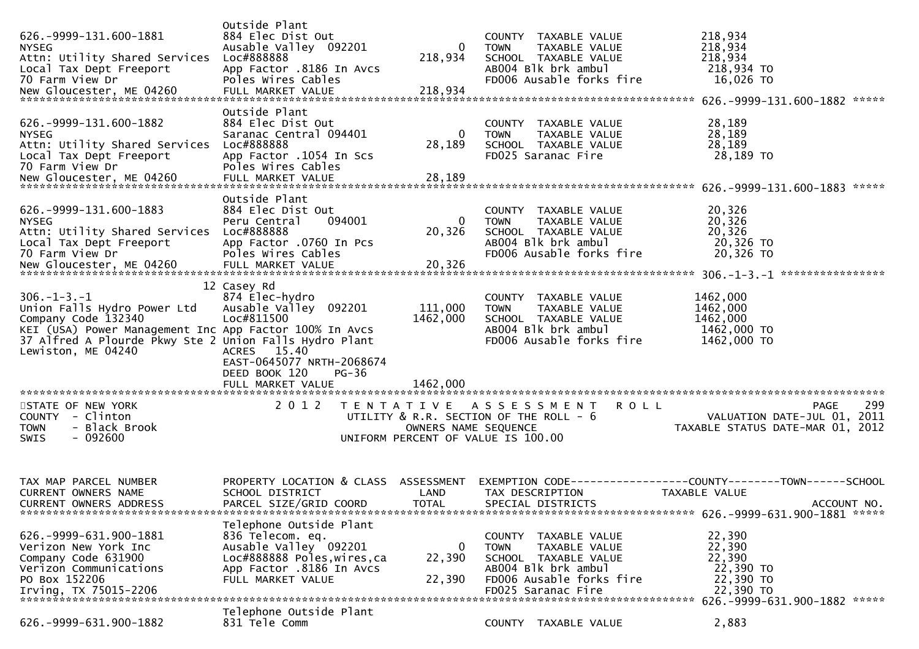```
                                Outside Plant
626.-9999-131.600-1881          884 Elec Dist Out                             COUNTY  TAXABLE VALUE           218,934
NYSEG                           Ausable Valley  092201            0           TOWN    TAXABLE VALUE           218,934
Attn: Utility Shared Services   Loc#888888                  218,934           SCHOOL  TAXABLE VALUE           218,934
Local Tax Dept Freeport         App Factor .8186 In Avcs                      AB004 Blk brk ambul              218,934 TO
70 Farm View Dr                 Poles Wires Cables                            FD006 Ausable forks fire          16,026 TO
New Gloucester, ME 04260        FULL MARKET VALUE           218,934
*********************************************************************************************** 626.-9999-131.600-1882 *****
                                Outside Plant
626.-9999-131.600-1882          884 Elec Dist Out                             COUNTY  TAXABLE VALUE            28,189
NYSEG                           Saranac Central 094401            0           TOWN    TAXABLE VALUE            28,189
Attn: Utility Shared Services   Loc#888888                   28,189           SCHOOL  TAXABLE VALUE            28,189
Local Tax Dept Freeport         App Factor .1054 In Scs                       FD025 Saranac Fire                28,189 TO
70 Farm View Dr                 Poles Wires Cables
New Gloucester, ME 04260        FULL MARKET VALUE            28,189
*********************************************************************************************** 626.-9999-131.600-1883 *****
                                Outside Plant
626.-9999-131.600-1883          884 Elec Dist Out                             COUNTY  TAXABLE VALUE            20,326
NYSEG                           Peru Central    094001            0           TOWN    TAXABLE VALUE            20,326
Attn: Utility Shared Services   Loc#888888                   20,326           SCHOOL  TAXABLE VALUE            20,326
Local Tax Dept Freeport         App Factor .0760 In Pcs                       AB004 Blk brk ambul               20,326 TO
70 Farm View Dr                 Poles Wires Cables                            FD006 Ausable forks fire          20,326 TO
New Gloucester, ME 04260        FULL MARKET VALUE            20,326
*********************************************************************************************** 306.-1-3.-1 ****************
                             12 Casey Rd
306.-1-3.-1                     874 Elec-hydro                                COUNTY  TAXABLE VALUE          1462,000
Union Falls Hydro Power Ltd     Ausable Valley  092201      111,000           TOWN    TAXABLE VALUE          1462,000
Company Code 132340             Loc#811500                 1462,000           SCHOOL  TAXABLE VALUE          1462,000
KEI (USA) Power Management Inc App Factor 100% In Avcs                        AB004 Blk brk ambul             1462,000 TO
37 Alfred A Plourde Pkwy Ste 2 Union Falls Hydro Plant                        FD006 Ausable forks fire        1462,000 TO
Lewiston, ME 04240              ACRES   15.40
                                EAST-0645077 NRTH-2068674
                                DEED BOOK 120    PG-36
                                FULL MARKET VALUE          1462,000
****************************************************************************************************************************
STATE OF NEW YORK                2 0 1 2   T E N T A T I V E   A S S E S S M E N T   R O L L                    PAGE     299
COUNTY  - Clinton                         UTILITY & R.R. SECTION OF THE ROLL - 6                   VALUATION DATE-JUL 01, 2011
TOWN    - Black Brook                           OWNERS NAME SEQUENCE                          TAXABLE STATUS DATE-MAR 01, 2012
SWIS    - 092600                          UNIFORM PERCENT OF VALUE IS 100.00


TAX MAP PARCEL NUMBER           PROPERTY LOCATION & CLASS  ASSESSMENT  EXEMPTION CODE------------------COUNTY--------TOWN------SCHOOL
CURRENT OWNERS NAME             SCHOOL DISTRICT               LAND      TAX DESCRIPTION            TAXABLE VALUE
CURRENT OWNERS ADDRESS          PARCEL SIZE/GRID COORD        TOTAL     SPECIAL DISTRICTS                                 ACCOUNT NO.
*********************************************************************************************** 626.-9999-631.900-1881 *****
                                Telephone Outside Plant
626.-9999-631.900-1881          836 Telecom. eq.                              COUNTY  TAXABLE VALUE            22,390
Verizon New York Inc            Ausable Valley  092201            0           TOWN    TAXABLE VALUE            22,390
Company Code 631900             Loc#888888 Poles,wires,ca    22,390           SCHOOL  TAXABLE VALUE            22,390
Verizon Communications          App Factor .8186 In Avcs                      AB004 Blk brk ambul               22,390 TO
PO Box 152206                   FULL MARKET VALUE            22,390           FD006 Ausable forks fire          22,390 TO
Irving, TX 75015-2206                                                         FD025 Saranac Fire                22,390 TO
*********************************************************************************************** 626.-9999-631.900-1882 *****
                                Telephone Outside Plant
626.-9999-631.900-1882          831 Tele Comm                                 COUNTY  TAXABLE VALUE             2,883
```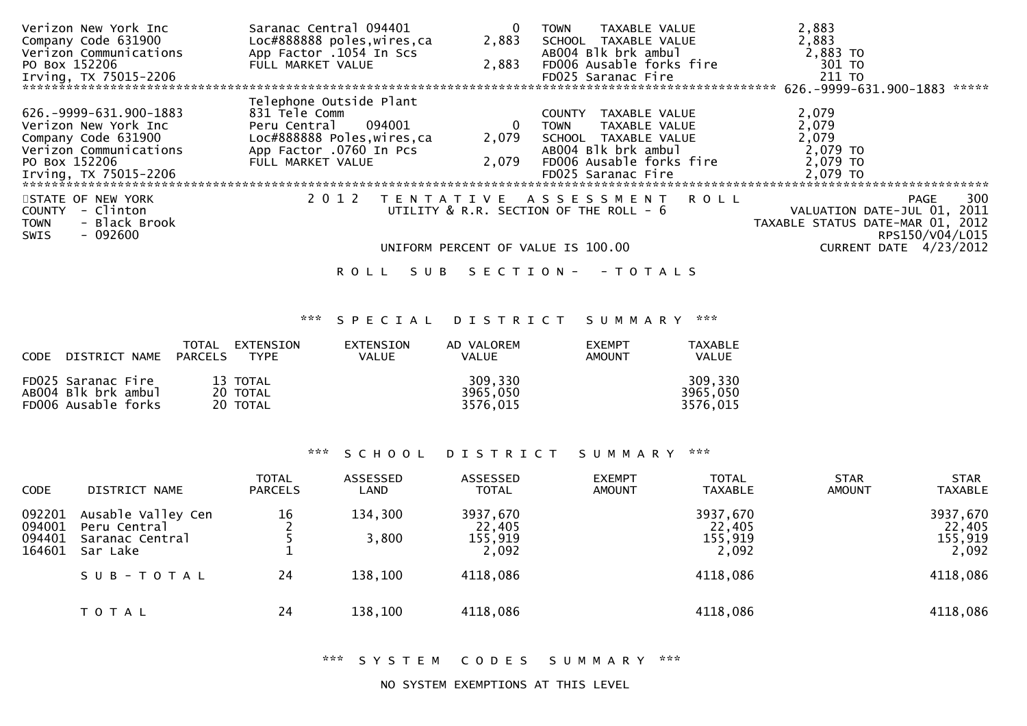```
Verizon New York Inc            Saranac Central 094401           0   TOWN    TAXABLE VALUE              2,883
Company Code 631900             Loc#888888 poles,wires,ca    2,883   SCHOOL  TAXABLE VALUE              2,883
Verizon Communications          App Factor .1054 In Scs              AB004 Blk brk ambul                2,883 TO
PO Box 152206                   FULL MARKET VALUE            2,883   FD006 Ausable forks fire             301 TO
Irving, TX 75015-2206                                                FD025 Saranac Fire                   211 TO
******************************************************************************************** 626.-9999-631.900-1883 *****
                                Telephone Outside Plant
626.-9999-631.900-1883          831 Tele Comm                        COUNTY  TAXABLE VALUE              2,079
Verizon New York Inc            Peru Central    094001           0   TOWN    TAXABLE VALUE              2,079
Company Code 631900             Loc#888888 Poles,wires,ca    2,079   SCHOOL  TAXABLE VALUE              2,079
Verizon Communications          App Factor .0760 In Pcs              AB004 Blk brk ambul                2,079 TO
PO Box 152206                   FULL MARKET VALUE            2,079   FD006 Ausable forks fire           2,079 TO
Irving, TX 75015-2206                                                FD025 Saranac Fire                 2,079 TO
*************************************************************************************************************************
```

STATE OF NEW YORK
COUNTY - Clinton
TOWN - Black Brook
SWIS - 092600

2 0 1 2 T E N T A T I V E A S S E S S M E N T R O L L
UTILITY & R.R. SECTION OF THE ROLL - 6

UNIFORM PERCENT OF VALUE IS 100.00

PAGE 300
VALUATION DATE-JUL 01, 2011
TAXABLE STATUS DATE-MAR 01, 2012
RPS150/V04/L015
CURRENT DATE 4/23/2012

R O L L S U B S E C T I O N - - T O T A L S

*** S P E C I A L D I S T R I C T S U M M A R Y ***

| CODE DISTRICT NAME | TOTAL PARCELS | EXTENSION TYPE | EXTENSION VALUE | AD VALOREM VALUE | EXEMPT AMOUNT | TAXABLE VALUE |
|---|---|---|---|---|---|---|
| FD025 Saranac Fire | 13 | TOTAL | | 309,330 | | 309,330 |
| AB004 Blk brk ambul | 20 | TOTAL | | 3965,050 | | 3965,050 |
| FD006 Ausable forks | 20 | TOTAL | | 3576,015 | | 3576,015 |

*** S C H O O L D I S T R I C T S U M M A R Y ***

| CODE | DISTRICT NAME | TOTAL PARCELS | ASSESSED LAND | ASSESSED TOTAL | EXEMPT AMOUNT | TOTAL TAXABLE | STAR AMOUNT | STAR TAXABLE |
|---|---|---|---|---|---|---|---|---|
| 092201 | Ausable Valley Cen | 16 | 134,300 | 3937,670 | | 3937,670 | | 3937,670 |
| 094001 | Peru Central | 2 | | 22,405 | | 22,405 | | 22,405 |
| 094401 | Saranac Central | 5 | 3,800 | 155,919 | | 155,919 | | 155,919 |
| 164601 | Sar Lake | 1 | | 2,092 | | 2,092 | | 2,092 |
| | S U B - T O T A L | 24 | 138,100 | 4118,086 | | 4118,086 | | 4118,086 |
| | T O T A L | 24 | 138,100 | 4118,086 | | 4118,086 | | 4118,086 |

*** S Y S T E M C O D E S S U M M A R Y ***

NO SYSTEM EXEMPTIONS AT THIS LEVEL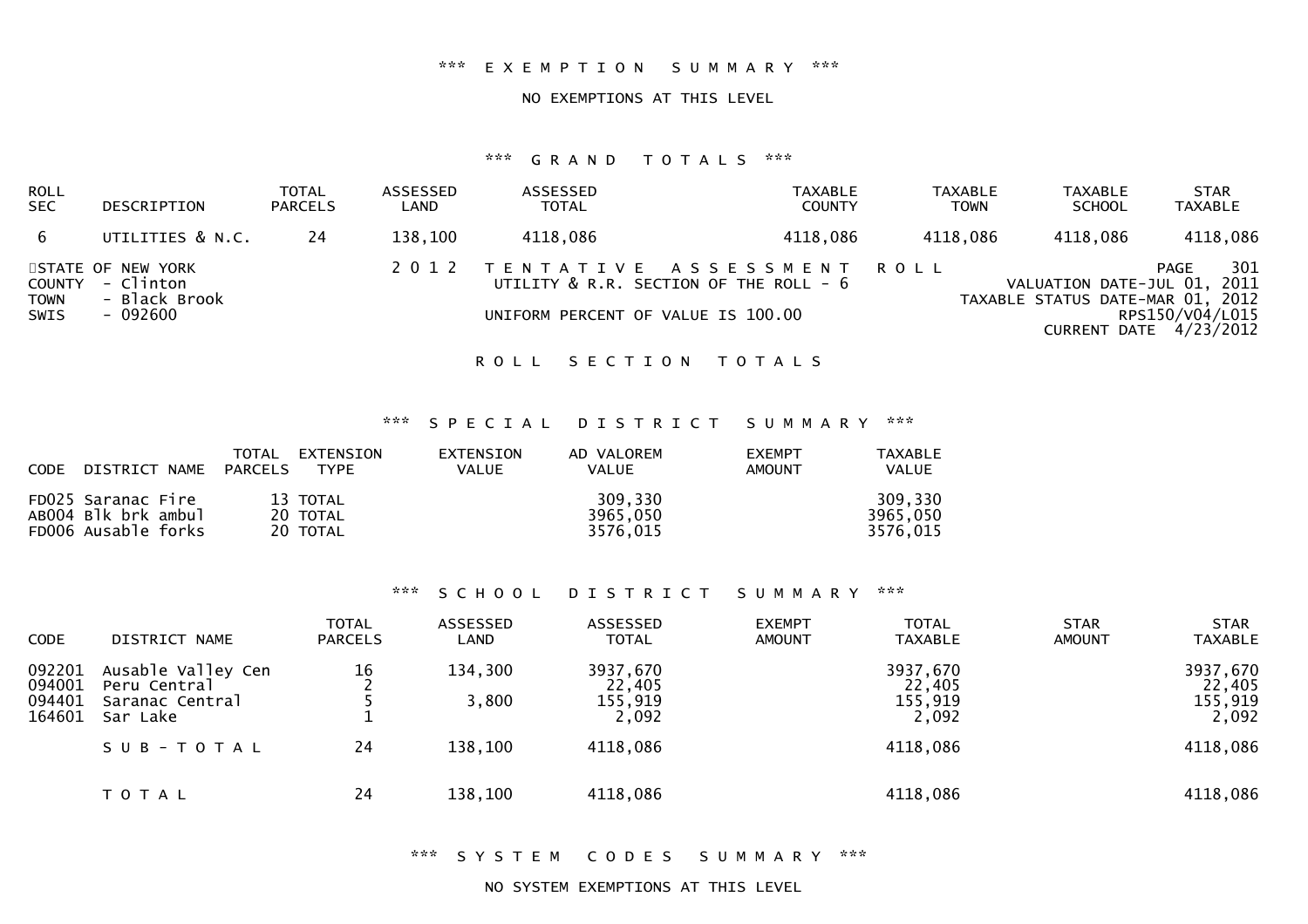### *** EXEMPTION SUMMARY ***

NO EXEMPTIONS AT THIS LEVEL

### *** GRAND TOTALS ***

| ROLL SEC | DESCRIPTION | TOTAL PARCELS | ASSESSED LAND | ASSESSED TOTAL | TAXABLE COUNTY | TAXABLE TOWN | TAXABLE SCHOOL | STAR TAXABLE |
|---|---|---|---|---|---|---|---|---|
| 6 | UTILITIES & N.C. | 24 | 138,100 | 4118,086 | 4118,086 | 4118,086 | 4118,086 | 4118,086 |

STATE OF NEW YORK
COUNTY - Clinton
TOWN - Black Brook
SWIS - 092600

2012 TENTATIVE ASSESSMENT ROLL
UTILITY & R.R. SECTION OF THE ROLL - 6
UNIFORM PERCENT OF VALUE IS 100.00

PAGE 301
VALUATION DATE-JUL 01, 2011
TAXABLE STATUS DATE-MAR 01, 2012
RPS150/V04/L015
CURRENT DATE 4/23/2012

## ROLL SECTION TOTALS

### *** SPECIAL DISTRICT SUMMARY ***

| CODE | DISTRICT NAME | TOTAL PARCELS | EXTENSION TYPE | EXTENSION VALUE | AD VALOREM VALUE | EXEMPT AMOUNT | TAXABLE VALUE |
|---|---|---|---|---|---|---|---|
| FD025 | Saranac Fire | 13 | TOTAL | | 309,330 | | 309,330 |
| AB004 | Blk brk ambul | 20 | TOTAL | | 3965,050 | | 3965,050 |
| FD006 | Ausable forks | 20 | TOTAL | | 3576,015 | | 3576,015 |

### *** SCHOOL DISTRICT SUMMARY ***

| CODE | DISTRICT NAME | TOTAL PARCELS | ASSESSED LAND | ASSESSED TOTAL | EXEMPT AMOUNT | TOTAL TAXABLE | STAR AMOUNT | STAR TAXABLE |
|---|---|---|---|---|---|---|---|---|
| 092201 | Ausable Valley Cen | 16 | 134,300 | 3937,670 | | 3937,670 | | 3937,670 |
| 094001 | Peru Central | 2 | | 22,405 | | 22,405 | | 22,405 |
| 094401 | Saranac Central | 5 | 3,800 | 155,919 | | 155,919 | | 155,919 |
| 164601 | Sar Lake | 1 | | 2,092 | | 2,092 | | 2,092 |
| | SUB-TOTAL | 24 | 138,100 | 4118,086 | | 4118,086 | | 4118,086 |
| | TOTAL | 24 | 138,100 | 4118,086 | | 4118,086 | | 4118,086 |

### *** SYSTEM CODES SUMMARY ***

NO SYSTEM EXEMPTIONS AT THIS LEVEL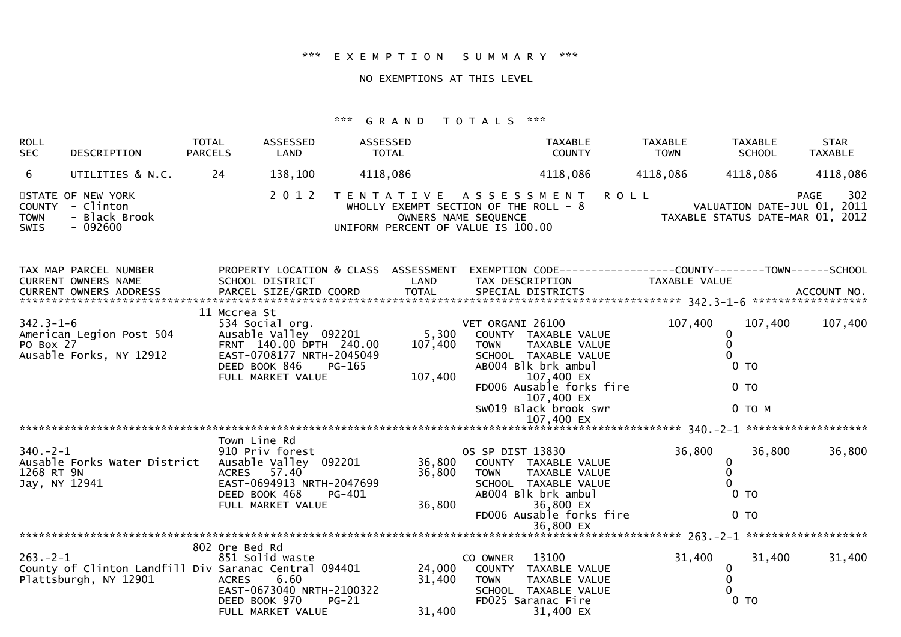*** EXEMPTION SUMMARY ***

NO EXEMPTIONS AT THIS LEVEL

*** GRAND TOTALS ***

| ROLL SEC | DESCRIPTION | TOTAL PARCELS | ASSESSED LAND | ASSESSED TOTAL | TAXABLE COUNTY | TAXABLE TOWN | TAXABLE SCHOOL | STAR TAXABLE |
|---|---|---|---|---|---|---|---|---|
| 6 | UTILITIES & N.C. | 24 | 138,100 | 4118,086 | 4118,086 | 4118,086 | 4118,086 | 4118,086 |

STATE OF NEW YORK
COUNTY - Clinton
TOWN - Black Brook
SWIS - 092600

2012 TENTATIVE ASSESSMENT ROLL
WHOLLY EXEMPT SECTION OF THE ROLL - 8
OWNERS NAME SEQUENCE
UNIFORM PERCENT OF VALUE IS 100.00

PAGE 302
VALUATION DATE-JUL 01, 2011
TAXABLE STATUS DATE-MAR 01, 2012

| TAX MAP PARCEL NUMBER / CURRENT OWNERS NAME / CURRENT OWNERS ADDRESS | PROPERTY LOCATION & CLASS / SCHOOL DISTRICT / PARCEL SIZE/GRID COORD | ASSESSMENT LAND / TOTAL | EXEMPTION CODE / TAX DESCRIPTION / SPECIAL DISTRICTS | COUNTY TAXABLE VALUE | TOWN | SCHOOL |
|---|---|---|---|---|---|---|
| **342.3-1-6** | 11 Mccrea St | | | | | |
| 342.3-1-6 | 534 Social org. | | VET ORGANI 26100 | 107,400 | 107,400 | 107,400 |
| American Legion Post 504 | Ausable Valley 092201 | 5,300 | COUNTY TAXABLE VALUE | 0 | | |
| PO Box 27 | FRNT 140.00 DPTH 240.00 | 107,400 | TOWN TAXABLE VALUE | 0 | | |
| Ausable Forks, NY 12912 | EAST-0708177 NRTH-2045049 | | SCHOOL TAXABLE VALUE | 0 | | |
| | DEED BOOK 846 PG-165 | | AB004 Blk brk ambul | 0 TO | | |
| | FULL MARKET VALUE | 107,400 | 107,400 EX | | | |
| | | | FD006 Ausable forks fire | 0 TO | | |
| | | | 107,400 EX | | | |
| | | | SW019 Black brook swr | 0 TO M | | |
| | | | 107,400 EX | | | |
| **340.-2-1** | Town Line Rd | | | | | |
| 340.-2-1 | 910 Priv forest | | OS SP DIST 13830 | 36,800 | 36,800 | 36,800 |
| Ausable Forks Water District | Ausable Valley 092201 | 36,800 | COUNTY TAXABLE VALUE | 0 | | |
| 1268 RT 9N | ACRES 57.40 | 36,800 | TOWN TAXABLE VALUE | 0 | | |
| Jay, NY 12941 | EAST-0694913 NRTH-2047699 | | SCHOOL TAXABLE VALUE | 0 | | |
| | DEED BOOK 468 PG-401 | | AB004 Blk brk ambul | 0 TO | | |
| | FULL MARKET VALUE | 36,800 | 36,800 EX | | | |
| | | | FD006 Ausable forks fire | 0 TO | | |
| | | | 36,800 EX | | | |
| **263.-2-1** | 802 Ore Bed Rd | | | | | |
| 263.-2-1 | 851 Solid waste | | CO OWNER 13100 | 31,400 | 31,400 | 31,400 |
| County of Clinton Landfill Div | Saranac Central 094401 | 24,000 | COUNTY TAXABLE VALUE | 0 | | |
| Plattsburgh, NY 12901 | ACRES 6.60 | 31,400 | TOWN TAXABLE VALUE | 0 | | |
| | EAST-0673040 NRTH-2100322 | | SCHOOL TAXABLE VALUE | 0 | | |
| | DEED BOOK 970 PG-21 | | FD025 Saranac Fire | 0 TO | | |
| | FULL MARKET VALUE | 31,400 | 31,400 EX | | | |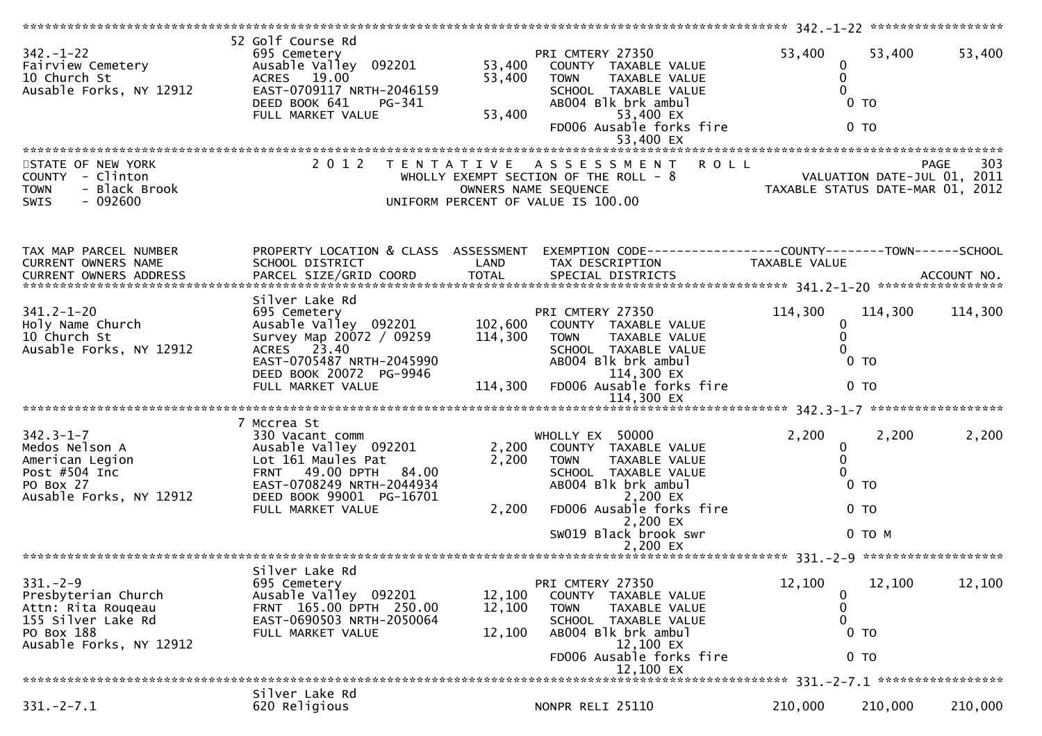******************************************************************************************************* 342.-1-22 ******************

| | | | | | | |
|---|---|---|---|---|---|---|
| 342.-1-22<br>Fairview Cemetery<br>10 Church St<br>Ausable Forks, NY 12912 | 52 Golf Course Rd<br>695 Cemetery<br>Ausable Valley 092201<br>ACRES 19.00<br>EAST-0709117 NRTH-2046159<br>DEED BOOK 641 PG-341<br>FULL MARKET VALUE | <br><br>53,400<br>53,400<br><br><br>53,400 | PRI CMTERY 27350<br>COUNTY TAXABLE VALUE<br>TOWN TAXABLE VALUE<br>SCHOOL TAXABLE VALUE<br>AB004 Blk brk ambul<br>53,400 EX<br>FD006 Ausable forks fire<br>53,400 EX | 53,400<br>0<br>0<br>0<br>0 TO<br><br>0 TO | 53,400 | 53,400 |

STATE OF NEW YORK
COUNTY - Clinton
TOWN - Black Brook
SWIS - 092600

2012 TENTATIVE ASSESSMENT ROLL
WHOLLY EXEMPT SECTION OF THE ROLL - 8
OWNERS NAME SEQUENCE
UNIFORM PERCENT OF VALUE IS 100.00

PAGE 303
VALUATION DATE-JUL 01, 2011
TAXABLE STATUS DATE-MAR 01, 2012

| TAX MAP PARCEL NUMBER<br>CURRENT OWNERS NAME<br>CURRENT OWNERS ADDRESS | PROPERTY LOCATION & CLASS<br>SCHOOL DISTRICT<br>PARCEL SIZE/GRID COORD | ASSESSMENT<br>LAND<br>TOTAL | EXEMPTION CODE<br>TAX DESCRIPTION<br>SPECIAL DISTRICTS | COUNTY<br>TAXABLE VALUE | TOWN | SCHOOL<br><br>ACCOUNT NO. |
|---|---|---|---|---|---|---|
| **341.2-1-20** | | | | | | |
| 341.2-1-20<br>Holy Name Church<br>10 Church St<br>Ausable Forks, NY 12912 | Silver Lake Rd<br>695 Cemetery<br>Ausable Valley 092201<br>Survey Map 20072 / 09259<br>ACRES 23.40<br>EAST-0705487 NRTH-2045990<br>DEED BOOK 20072 PG-9946<br>FULL MARKET VALUE | <br><br>102,600<br>114,300<br><br><br><br>114,300 | PRI CMTERY 27350<br>COUNTY TAXABLE VALUE<br>TOWN TAXABLE VALUE<br>SCHOOL TAXABLE VALUE<br>AB004 Blk brk ambul<br>114,300 EX<br>FD006 Ausable forks fire<br>114,300 EX | 114,300<br>0<br>0<br>0<br>0 TO<br><br>0 TO | 114,300 | 114,300 |
| **342.3-1-7** | | | | | | |
| 342.3-1-7<br>Medos Nelson A<br>American Legion<br>Post #504 Inc<br>PO Box 27<br>Ausable Forks, NY 12912 | 7 Mccrea St<br>330 Vacant comm<br>Ausable Valley 092201<br>Lot 161 Maules Pat<br>FRNT 49.00 DPTH 84.00<br>EAST-0708249 NRTH-2044934<br>DEED BOOK 99001 PG-16701<br>FULL MARKET VALUE | <br><br>2,200<br>2,200<br><br><br><br>2,200 | WHOLLY EX 50000<br>COUNTY TAXABLE VALUE<br>TOWN TAXABLE VALUE<br>SCHOOL TAXABLE VALUE<br>AB004 Blk brk ambul<br>2,200 EX<br>FD006 Ausable forks fire<br>2,200 EX<br>SW019 Black brook swr<br>2,200 EX | 2,200<br>0<br>0<br>0<br>0 TO<br><br>0 TO<br><br>0 TO M | 2,200 | 2,200 |
| **331.-2-9** | | | | | | |
| 331.-2-9<br>Presbyterian Church<br>Attn: Rita Rouqeau<br>155 Silver Lake Rd<br>PO Box 188<br>Ausable Forks, NY 12912 | Silver Lake Rd<br>695 Cemetery<br>Ausable Valley 092201<br>FRNT 165.00 DPTH 250.00<br>EAST-0690503 NRTH-2050064<br>FULL MARKET VALUE | <br><br>12,100<br>12,100<br><br>12,100 | PRI CMTERY 27350<br>COUNTY TAXABLE VALUE<br>TOWN TAXABLE VALUE<br>SCHOOL TAXABLE VALUE<br>AB004 Blk brk ambul<br>12,100 EX<br>FD006 Ausable forks fire<br>12,100 EX | 12,100<br>0<br>0<br>0<br>0 TO<br><br>0 TO | 12,100 | 12,100 |
| **331.-2-7.1** | | | | | | |
| 331.-2-7.1 | Silver Lake Rd<br>620 Religious | | NONPR RELI 25110 | 210,000 | 210,000 | 210,000 |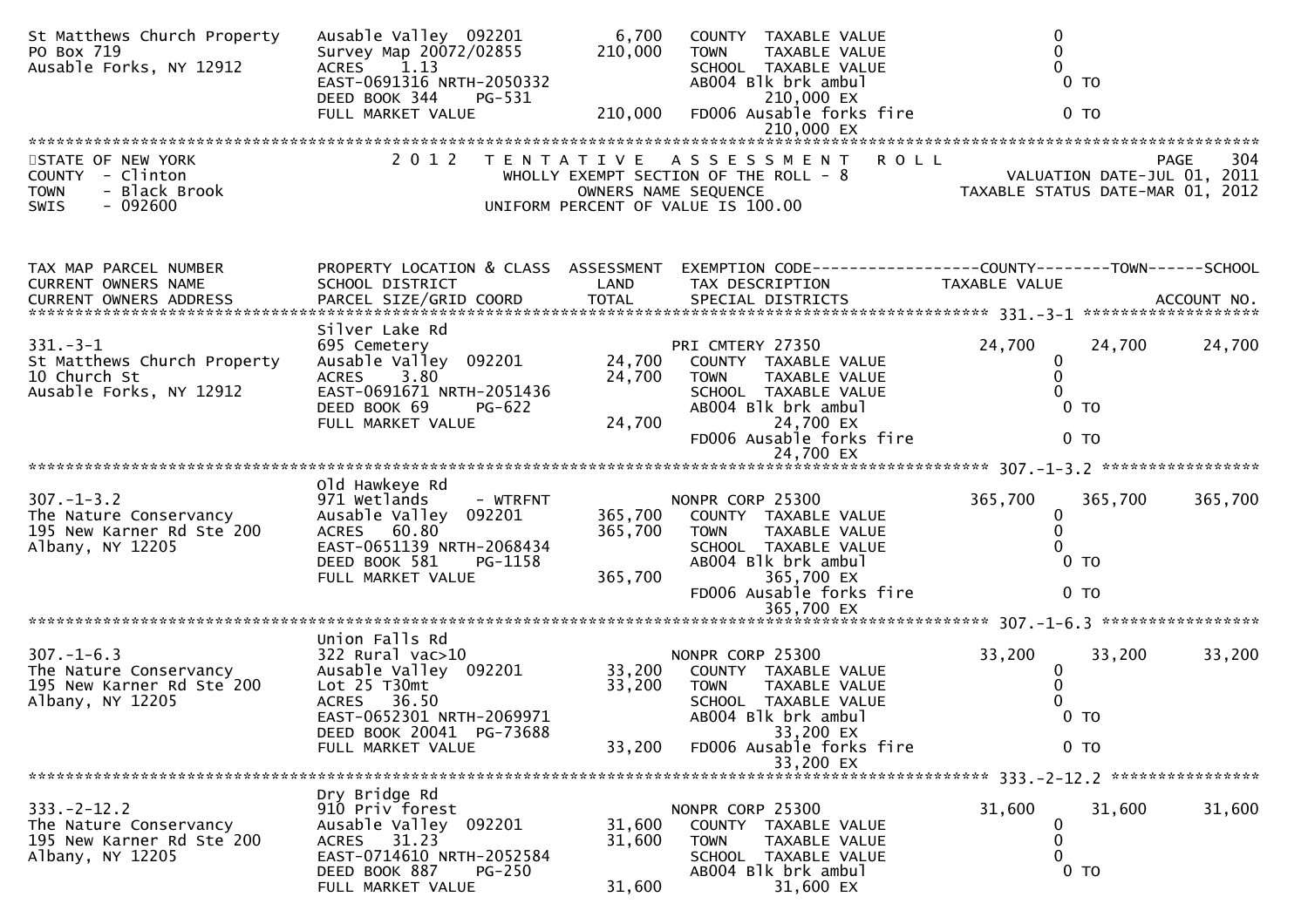```
St Matthews Church Property    Ausable Valley  092201         6,700   COUNTY  TAXABLE VALUE                  0
PO Box 719                     Survey Map 20072/02855       210,000   TOWN    TAXABLE VALUE                  0
Ausable Forks, NY 12912        ACRES    1.13                          SCHOOL  TAXABLE VALUE                  0
                               EAST-0691316 NRTH-2050332              AB004 Blk brk ambul                    0 TO
                               DEED BOOK 344    PG-531                      210,000 EX
                               FULL MARKET VALUE            210,000   FD006 Ausable forks fire               0 TO
                                                                            210,000 EX
******************************************************************************************************************************
STATE OF NEW YORK                  2 0 1 2   T E N T A T I V E   A S S E S S M E N T   R O L L                      PAGE    304
COUNTY  - Clinton                        WHOLLY EXEMPT SECTION OF THE ROLL - 8                 VALUATION DATE-JUL 01, 2011
TOWN    - Black Brook                          OWNERS NAME SEQUENCE                        TAXABLE STATUS DATE-MAR 01, 2012
SWIS    - 092600                        UNIFORM PERCENT OF VALUE IS 100.00


TAX MAP PARCEL NUMBER          PROPERTY LOCATION & CLASS  ASSESSMENT  EXEMPTION CODE------------------COUNTY--------TOWN------SCHOOL
CURRENT OWNERS NAME            SCHOOL DISTRICT               LAND      TAX DESCRIPTION              TAXABLE VALUE
CURRENT OWNERS ADDRESS         PARCEL SIZE/GRID COORD        TOTAL     SPECIAL DISTRICTS                                  ACCOUNT NO.
**************************************************************************************************** 331.-3-1 *******************
                               Silver Lake Rd
331.-3-1                       695 Cemetery                            PRI CMTERY 27350              24,700      24,700      24,700
St Matthews Church Property    Ausable Valley  092201        24,700   COUNTY  TAXABLE VALUE                  0
10 Church St                   ACRES    3.80                 24,700   TOWN    TAXABLE VALUE                  0
Ausable Forks, NY 12912        EAST-0691671 NRTH-2051436              SCHOOL  TAXABLE VALUE                  0
                               DEED BOOK 69     PG-622                AB004 Blk brk ambul                    0 TO
                               FULL MARKET VALUE             24,700         24,700 EX
                                                                      FD006 Ausable forks fire               0 TO
                                                                            24,700 EX
**************************************************************************************************** 307.-1-3.2 *****************
                               Old Hawkeye Rd
307.-1-3.2                     971 Wetlands      - WTRFNT              NONPR CORP 25300             365,700     365,700     365,700
The Nature Conservancy         Ausable Valley  092201       365,700   COUNTY  TAXABLE VALUE                  0
195 New Karner Rd Ste 200      ACRES   60.80                365,700   TOWN    TAXABLE VALUE                  0
Albany, NY 12205               EAST-0651139 NRTH-2068434              SCHOOL  TAXABLE VALUE                  0
                               DEED BOOK 581    PG-1158               AB004 Blk brk ambul                    0 TO
                               FULL MARKET VALUE            365,700         365,700 EX
                                                                      FD006 Ausable forks fire               0 TO
                                                                            365,700 EX
**************************************************************************************************** 307.-1-6.3 *****************
                               Union Falls Rd
307.-1-6.3                     322 Rural vac>10                        NONPR CORP 25300              33,200      33,200      33,200
The Nature Conservancy         Ausable Valley  092201        33,200   COUNTY  TAXABLE VALUE                  0
195 New Karner Rd Ste 200      Lot 25 T30mt                  33,200   TOWN    TAXABLE VALUE                  0
Albany, NY 12205               ACRES   36.50                          SCHOOL  TAXABLE VALUE                  0
                               EAST-0652301 NRTH-2069971              AB004 Blk brk ambul                    0 TO
                               DEED BOOK 20041  PG-73688                    33,200 EX
                               FULL MARKET VALUE             33,200   FD006 Ausable forks fire               0 TO
                                                                            33,200 EX
**************************************************************************************************** 333.-2-12.2 ****************
                               Dry Bridge Rd
333.-2-12.2                    910 Priv forest                         NONPR CORP 25300              31,600      31,600      31,600
The Nature Conservancy         Ausable Valley  092201        31,600   COUNTY  TAXABLE VALUE                  0
195 New Karner Rd Ste 200      ACRES   31.23                 31,600   TOWN    TAXABLE VALUE                  0
Albany, NY 12205               EAST-0714610 NRTH-2052584              SCHOOL  TAXABLE VALUE                  0
                               DEED BOOK 887    PG-250                AB004 Blk brk ambul                    0 TO
                               FULL MARKET VALUE             31,600         31,600 EX
```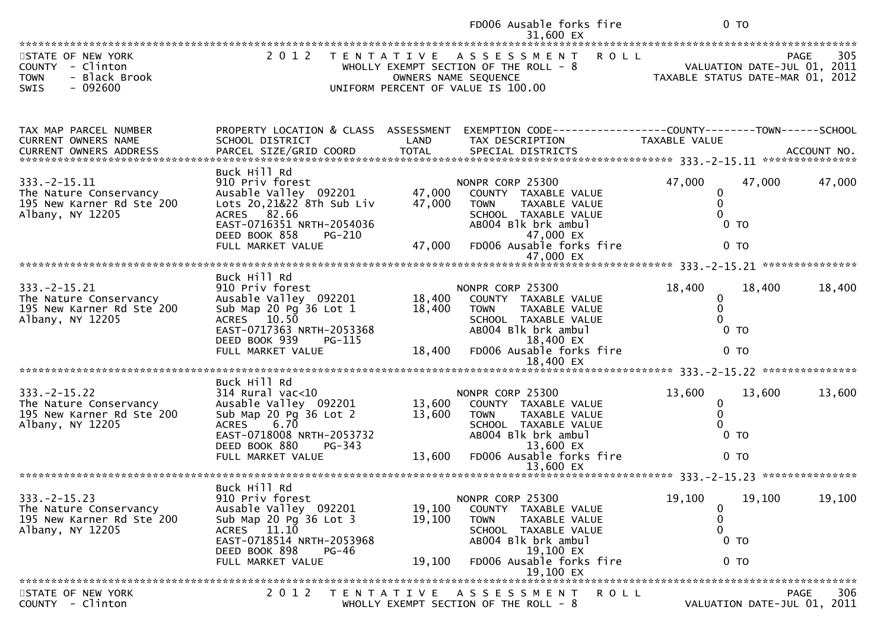| | | | FD006 Ausable forks fire | 0 TO | | |
|---|---|---|---|---|---|---|
| | | | 31,600 EX | | | |

STATE OF NEW YORK
COUNTY - Clinton
TOWN - Black Brook
SWIS - 092600

2012 TENTATIVE ASSESSMENT ROLL
WHOLLY EXEMPT SECTION OF THE ROLL - 8
OWNERS NAME SEQUENCE
UNIFORM PERCENT OF VALUE IS 100.00

VALUATION DATE-JUL 01, 2011
TAXABLE STATUS DATE-MAR 01, 2012

| TAX MAP PARCEL NUMBER / CURRENT OWNERS NAME / CURRENT OWNERS ADDRESS | PROPERTY LOCATION & CLASS / SCHOOL DISTRICT / PARCEL SIZE/GRID COORD | ASSESSMENT LAND / TOTAL | EXEMPTION CODE / TAX DESCRIPTION / SPECIAL DISTRICTS | COUNTY TAXABLE VALUE | TOWN | SCHOOL / ACCOUNT NO. |
|---|---|---|---|---|---|---|
| **333.-2-15.11** | Buck Hill Rd | | | | | |
| 333.-2-15.11 | 910 Priv forest | | NONPR CORP 25300 | 47,000 | 47,000 | 47,000 |
| The Nature Conservancy | Ausable Valley 092201 | 47,000 | COUNTY TAXABLE VALUE | 0 | | |
| 195 New Karner Rd Ste 200 | Lots 20,21&22 8Th Sub Liv | 47,000 | TOWN TAXABLE VALUE | 0 | | |
| Albany, NY 12205 | ACRES 82.66 | | SCHOOL TAXABLE VALUE | 0 | | |
| | EAST-0716351 NRTH-2054036 | | AB004 Blk brk ambul | 0 TO | | |
| | DEED BOOK 858 PG-210 | | 47,000 EX | | | |
| | FULL MARKET VALUE | 47,000 | FD006 Ausable forks fire | 0 TO | | |
| | | | 47,000 EX | | | |
| **333.-2-15.21** | Buck Hill Rd | | | | | |
| 333.-2-15.21 | 910 Priv forest | | NONPR CORP 25300 | 18,400 | 18,400 | 18,400 |
| The Nature Conservancy | Ausable Valley 092201 | 18,400 | COUNTY TAXABLE VALUE | 0 | | |
| 195 New Karner Rd Ste 200 | Sub Map 20 Pg 36 Lot 1 | 18,400 | TOWN TAXABLE VALUE | 0 | | |
| Albany, NY 12205 | ACRES 10.50 | | SCHOOL TAXABLE VALUE | 0 | | |
| | EAST-0717363 NRTH-2053368 | | AB004 Blk brk ambul | 0 TO | | |
| | DEED BOOK 939 PG-115 | | 18,400 EX | | | |
| | FULL MARKET VALUE | 18,400 | FD006 Ausable forks fire | 0 TO | | |
| | | | 18,400 EX | | | |
| **333.-2-15.22** | Buck Hill Rd | | | | | |
| 333.-2-15.22 | 314 Rural vac<10 | | NONPR CORP 25300 | 13,600 | 13,600 | 13,600 |
| The Nature Conservancy | Ausable Valley 092201 | 13,600 | COUNTY TAXABLE VALUE | 0 | | |
| 195 New Karner Rd Ste 200 | Sub Map 20 Pg 36 Lot 2 | 13,600 | TOWN TAXABLE VALUE | 0 | | |
| Albany, NY 12205 | ACRES 6.70 | | SCHOOL TAXABLE VALUE | 0 | | |
| | EAST-0718008 NRTH-2053732 | | AB004 Blk brk ambul | 0 TO | | |
| | DEED BOOK 880 PG-343 | | 13,600 EX | | | |
| | FULL MARKET VALUE | 13,600 | FD006 Ausable forks fire | 0 TO | | |
| | | | 13,600 EX | | | |
| **333.-2-15.23** | Buck Hill Rd | | | | | |
| 333.-2-15.23 | 910 Priv forest | | NONPR CORP 25300 | 19,100 | 19,100 | 19,100 |
| The Nature Conservancy | Ausable Valley 092201 | 19,100 | COUNTY TAXABLE VALUE | 0 | | |
| 195 New Karner Rd Ste 200 | Sub Map 20 Pg 36 Lot 3 | 19,100 | TOWN TAXABLE VALUE | 0 | | |
| Albany, NY 12205 | ACRES 11.10 | | SCHOOL TAXABLE VALUE | 0 | | |
| | EAST-0718514 NRTH-2053968 | | AB004 Blk brk ambul | 0 TO | | |
| | DEED BOOK 898 PG-46 | | 19,100 EX | | | |
| | FULL MARKET VALUE | 19,100 | FD006 Ausable forks fire | 0 TO | | |
| | | | 19,100 EX | | | |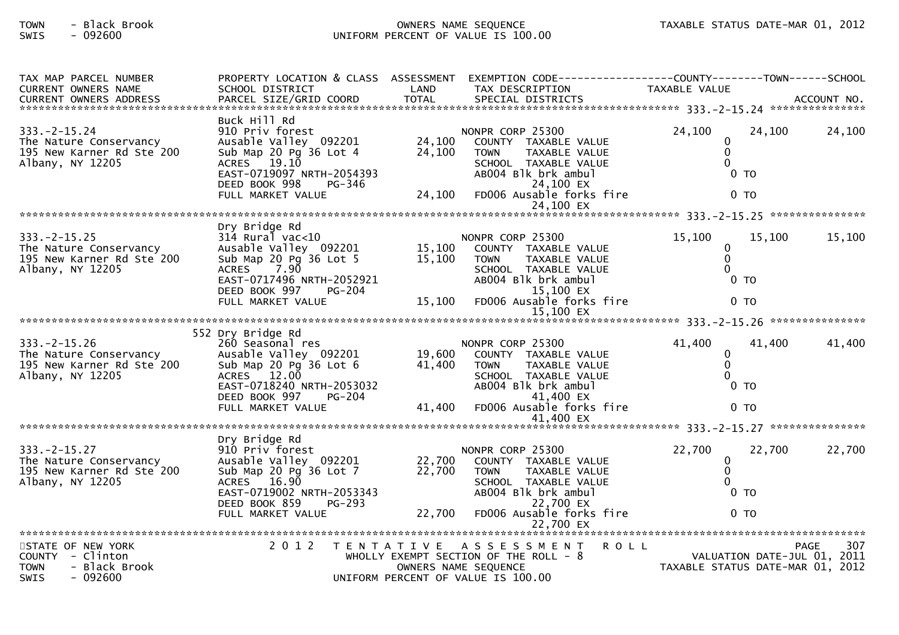| TAX MAP PARCEL NUMBER<br>CURRENT OWNERS NAME<br>CURRENT OWNERS ADDRESS | PROPERTY LOCATION & CLASS<br>SCHOOL DISTRICT<br>PARCEL SIZE/GRID COORD | ASSESSMENT<br>LAND<br>TOTAL | EXEMPTION CODE<br>TAX DESCRIPTION<br>SPECIAL DISTRICTS | COUNTY<br>TAXABLE VALUE | TOWN | SCHOOL<br>ACCOUNT NO. |
|---|---|---|---|---|---|---|
| **333.-2-15.24** | | | | | | |
| 333.-2-15.24 | Buck Hill Rd<br>910 Priv forest | | NONPR CORP 25300 | 24,100 | 24,100 | 24,100 |
| The Nature Conservancy | Ausable Valley 092201 | 24,100 | COUNTY TAXABLE VALUE | 0 | | |
| 195 New Karner Rd Ste 200 | Sub Map 20 Pg 36 Lot 4 | 24,100 | TOWN TAXABLE VALUE | 0 | | |
| Albany, NY 12205 | ACRES 19.10 | | SCHOOL TAXABLE VALUE | 0 | | |
| | EAST-0719097 NRTH-2054393 | | AB004 Blk brk ambul | 0 TO | | |
| | DEED BOOK 998 PG-346 | | 24,100 EX | | | |
| | FULL MARKET VALUE | 24,100 | FD006 Ausable forks fire | 0 TO | | |
| | | | 24,100 EX | | | |
| **333.-2-15.25** | | | | | | |
| 333.-2-15.25 | Dry Bridge Rd<br>314 Rural vac<10 | | NONPR CORP 25300 | 15,100 | 15,100 | 15,100 |
| The Nature Conservancy | Ausable Valley 092201 | 15,100 | COUNTY TAXABLE VALUE | 0 | | |
| 195 New Karner Rd Ste 200 | Sub Map 20 Pg 36 Lot 5 | 15,100 | TOWN TAXABLE VALUE | 0 | | |
| Albany, NY 12205 | ACRES 7.90 | | SCHOOL TAXABLE VALUE | 0 | | |
| | EAST-0717496 NRTH-2052921 | | AB004 Blk brk ambul | 0 TO | | |
| | DEED BOOK 997 PG-204 | | 15,100 EX | | | |
| | FULL MARKET VALUE | 15,100 | FD006 Ausable forks fire | 0 TO | | |
| | | | 15,100 EX | | | |
| **333.-2-15.26** | | | | | | |
| 333.-2-15.26 | 552 Dry Bridge Rd<br>260 Seasonal res | | NONPR CORP 25300 | 41,400 | 41,400 | 41,400 |
| The Nature Conservancy | Ausable Valley 092201 | 19,600 | COUNTY TAXABLE VALUE | 0 | | |
| 195 New Karner Rd Ste 200 | Sub Map 20 Pg 36 Lot 6 | 41,400 | TOWN TAXABLE VALUE | 0 | | |
| Albany, NY 12205 | ACRES 12.00 | | SCHOOL TAXABLE VALUE | 0 | | |
| | EAST-0718240 NRTH-2053032 | | AB004 Blk brk ambul | 0 TO | | |
| | DEED BOOK 997 PG-204 | | 41,400 EX | | | |
| | FULL MARKET VALUE | 41,400 | FD006 Ausable forks fire | 0 TO | | |
| | | | 41,400 EX | | | |
| **333.-2-15.27** | | | | | | |
| 333.-2-15.27 | Dry Bridge Rd<br>910 Priv forest | | NONPR CORP 25300 | 22,700 | 22,700 | 22,700 |
| The Nature Conservancy | Ausable Valley 092201 | 22,700 | COUNTY TAXABLE VALUE | 0 | | |
| 195 New Karner Rd Ste 200 | Sub Map 20 Pg 36 Lot 7 | 22,700 | TOWN TAXABLE VALUE | 0 | | |
| Albany, NY 12205 | ACRES 16.90 | | SCHOOL TAXABLE VALUE | 0 | | |
| | EAST-0719002 NRTH-2053343 | | AB004 Blk brk ambul | 0 TO | | |
| | DEED BOOK 859 PG-293 | | 22,700 EX | | | |
| | FULL MARKET VALUE | 22,700 | FD006 Ausable forks fire | 0 TO | | |
| | | | 22,700 EX | | | |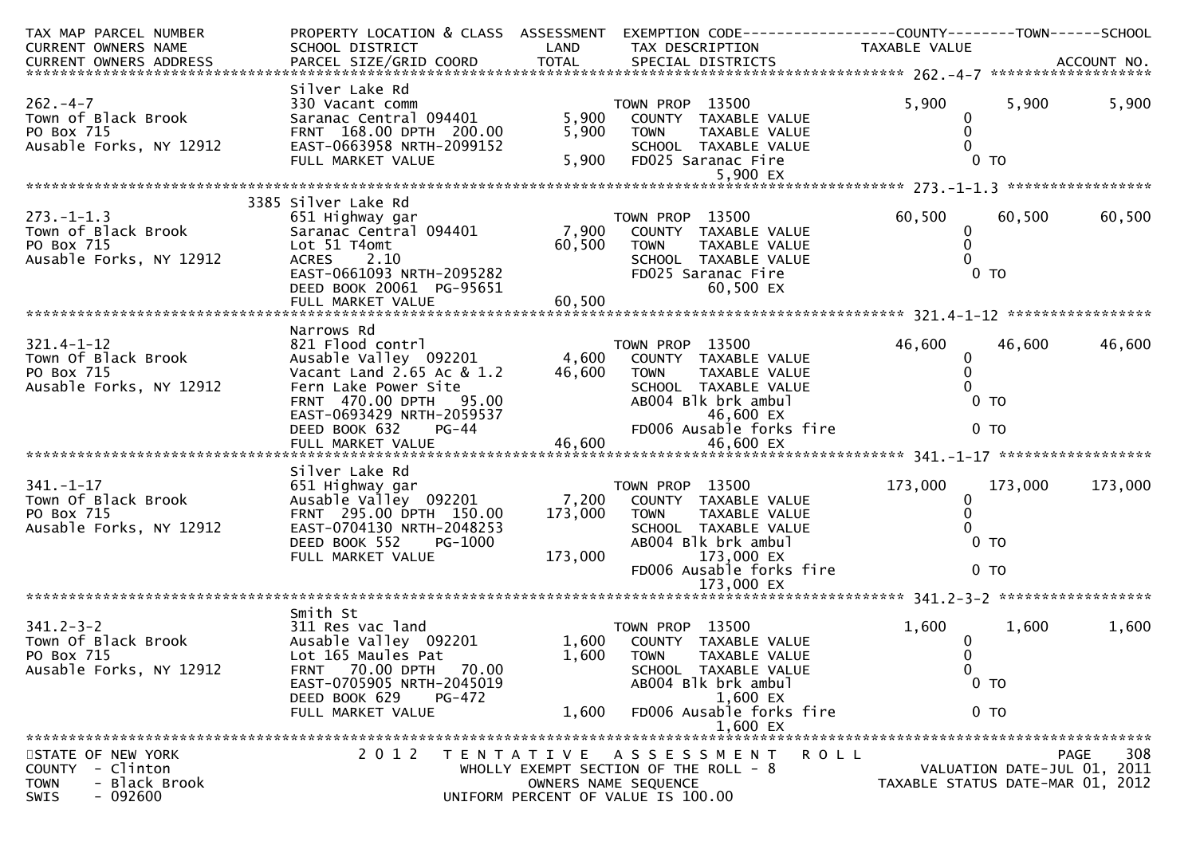| TAX MAP PARCEL NUMBER<br>CURRENT OWNERS NAME<br>CURRENT OWNERS ADDRESS | PROPERTY LOCATION & CLASS<br>SCHOOL DISTRICT<br>PARCEL SIZE/GRID COORD | ASSESSMENT<br>LAND<br>TOTAL | EXEMPTION CODE<br>TAX DESCRIPTION<br>SPECIAL DISTRICTS | COUNTY<br>TAXABLE VALUE | TOWN | SCHOOL<br>ACCOUNT NO. |
|---|---|---|---|---|---|---|
| **262.-4-7** | Silver Lake Rd | | | | | |
| 262.-4-7 | 330 Vacant comm | | TOWN PROP 13500 | 5,900 | 5,900 | 5,900 |
| Town of Black Brook | Saranac Central 094401 | 5,900 | COUNTY TAXABLE VALUE | 0 | | |
| PO Box 715 | FRNT 168.00 DPTH 200.00 | 5,900 | TOWN TAXABLE VALUE | 0 | | |
| Ausable Forks, NY 12912 | EAST-0663958 NRTH-2099152 | | SCHOOL TAXABLE VALUE | 0 | | |
| | FULL MARKET VALUE | 5,900 | FD025 Saranac Fire | 0 TO | | |
| | | | 5,900 EX | | | |
| **273.-1-1.3** | 3385 Silver Lake Rd | | | | | |
| 273.-1-1.3 | 651 Highway gar | | TOWN PROP 13500 | 60,500 | 60,500 | 60,500 |
| Town of Black Brook | Saranac Central 094401 | 7,900 | COUNTY TAXABLE VALUE | 0 | | |
| PO Box 715 | Lot 51 T4omt | 60,500 | TOWN TAXABLE VALUE | 0 | | |
| Ausable Forks, NY 12912 | ACRES 2.10 | | SCHOOL TAXABLE VALUE | 0 | | |
| | EAST-0661093 NRTH-2095282 | | FD025 Saranac Fire | 0 TO | | |
| | DEED BOOK 20061 PG-95651 | | 60,500 EX | | | |
| | FULL MARKET VALUE | 60,500 | | | | |
| **321.4-1-12** | Narrows Rd | | | | | |
| 321.4-1-12 | 821 Flood contrl | | TOWN PROP 13500 | 46,600 | 46,600 | 46,600 |
| Town Of Black Brook | Ausable Valley 092201 | 4,600 | COUNTY TAXABLE VALUE | 0 | | |
| PO Box 715 | Vacant Land 2.65 Ac & 1.2 | 46,600 | TOWN TAXABLE VALUE | 0 | | |
| Ausable Forks, NY 12912 | Fern Lake Power Site | | SCHOOL TAXABLE VALUE | 0 | | |
| | FRNT 470.00 DPTH 95.00 | | AB004 Blk brk ambul | 0 TO | | |
| | EAST-0693429 NRTH-2059537 | | 46,600 EX | | | |
| | DEED BOOK 632 PG-44 | | FD006 Ausable forks fire | 0 TO | | |
| | FULL MARKET VALUE | 46,600 | 46,600 EX | | | |
| **341.-1-17** | Silver Lake Rd | | | | | |
| 341.-1-17 | 651 Highway gar | | TOWN PROP 13500 | 173,000 | 173,000 | 173,000 |
| Town Of Black Brook | Ausable Valley 092201 | 7,200 | COUNTY TAXABLE VALUE | 0 | | |
| PO Box 715 | FRNT 295.00 DPTH 150.00 | 173,000 | TOWN TAXABLE VALUE | 0 | | |
| Ausable Forks, NY 12912 | EAST-0704130 NRTH-2048253 | | SCHOOL TAXABLE VALUE | 0 | | |
| | DEED BOOK 552 PG-1000 | | AB004 Blk brk ambul | 0 TO | | |
| | FULL MARKET VALUE | 173,000 | 173,000 EX | | | |
| | | | FD006 Ausable forks fire | 0 TO | | |
| | | | 173,000 EX | | | |
| **341.2-3-2** | Smith St | | | | | |
| 341.2-3-2 | 311 Res vac land | | TOWN PROP 13500 | 1,600 | 1,600 | 1,600 |
| Town Of Black Brook | Ausable Valley 092201 | 1,600 | COUNTY TAXABLE VALUE | 0 | | |
| PO Box 715 | Lot 165 Maules Pat | 1,600 | TOWN TAXABLE VALUE | 0 | | |
| Ausable Forks, NY 12912 | FRNT 70.00 DPTH 70.00 | | SCHOOL TAXABLE VALUE | 0 | | |
| | EAST-0705905 NRTH-2045019 | | AB004 Blk brk ambul | 0 TO | | |
| | DEED BOOK 629 PG-472 | | 1,600 EX | | | |
| | FULL MARKET VALUE | 1,600 | FD006 Ausable forks fire | 0 TO | | |
| | | | 1,600 EX | | | |

STATE OF NEW YORK
COUNTY - Clinton
TOWN - Black Brook
SWIS - 092600

2012 TENTATIVE ASSESSMENT ROLL
WHOLLY EXEMPT SECTION OF THE ROLL - 8
OWNERS NAME SEQUENCE
UNIFORM PERCENT OF VALUE IS 100.00

VALUATION DATE-JUL 01, 2011
TAXABLE STATUS DATE-MAR 01, 2012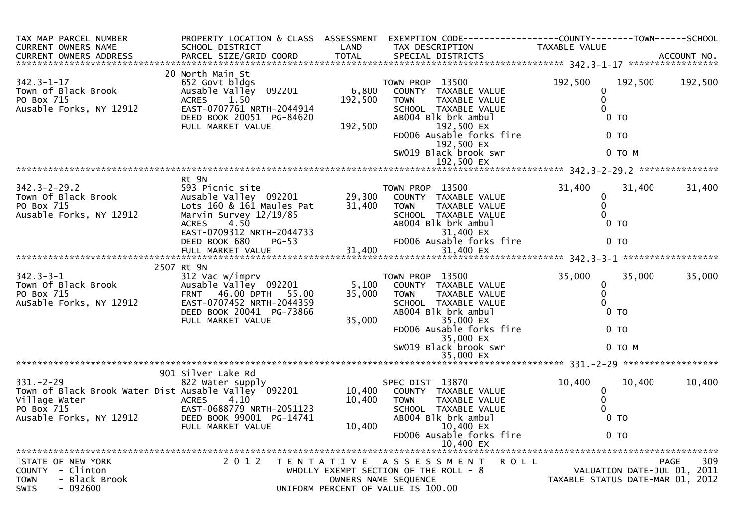| TAX MAP PARCEL NUMBER<br>CURRENT OWNERS NAME<br>CURRENT OWNERS ADDRESS | PROPERTY LOCATION & CLASS<br>SCHOOL DISTRICT<br>PARCEL SIZE/GRID COORD | ASSESSMENT<br>LAND<br>TOTAL | EXEMPTION CODE<br>TAX DESCRIPTION<br>SPECIAL DISTRICTS | COUNTY<br>TAXABLE VALUE | TOWN | SCHOOL<br>ACCOUNT NO. |
|---|---|---|---|---|---|---|
| **342.3-1-17** | | | | | | |
| | 20 North Main St | | | | | |
| 342.3-1-17 | 652 Govt bldgs | | TOWN PROP 13500 | 192,500 | 192,500 | 192,500 |
| Town of Black Brook | Ausable Valley 092201 | 6,800 | COUNTY TAXABLE VALUE | 0 | | |
| PO Box 715 | ACRES 1.50 | 192,500 | TOWN TAXABLE VALUE | 0 | | |
| Ausable Forks, NY 12912 | EAST-0707761 NRTH-2044914 | | SCHOOL TAXABLE VALUE | 0 | | |
| | DEED BOOK 20051 PG-84620 | | AB004 Blk brk ambul | 0 TO | | |
| | FULL MARKET VALUE | 192,500 | 192,500 EX | | | |
| | | | FD006 Ausable forks fire | 0 TO | | |
| | | | 192,500 EX | | | |
| | | | SW019 Black brook swr | 0 TO M | | |
| | | | 192,500 EX | | | |
| **342.3-2-29.2** | | | | | | |
| | Rt 9N | | | | | |
| 342.3-2-29.2 | 593 Picnic site | | TOWN PROP 13500 | 31,400 | 31,400 | 31,400 |
| Town Of Black Brook | Ausable Valley 092201 | 29,300 | COUNTY TAXABLE VALUE | 0 | | |
| PO Box 715 | Lots 160 & 161 Maules Pat | 31,400 | TOWN TAXABLE VALUE | 0 | | |
| Ausable Forks, NY 12912 | Marvin Survey 12/19/85 | | SCHOOL TAXABLE VALUE | 0 | | |
| | ACRES 4.50 | | AB004 Blk brk ambul | 0 TO | | |
| | EAST-0709312 NRTH-2044733 | | 31,400 EX | | | |
| | DEED BOOK 680 PG-53 | | FD006 Ausable forks fire | 0 TO | | |
| | FULL MARKET VALUE | 31,400 | 31,400 EX | | | |
| **342.3-3-1** | | | | | | |
| | 2507 Rt 9N | | | | | |
| 342.3-3-1 | 312 Vac w/imprv | | TOWN PROP 13500 | 35,000 | 35,000 | 35,000 |
| Town Of Black Brook | Ausable Valley 092201 | 5,100 | COUNTY TAXABLE VALUE | 0 | | |
| PO Box 715 | FRNT 46.00 DPTH 55.00 | 35,000 | TOWN TAXABLE VALUE | 0 | | |
| AuSable Forks, NY 12912 | EAST-0707452 NRTH-2044359 | | SCHOOL TAXABLE VALUE | 0 | | |
| | DEED BOOK 20041 PG-73866 | | AB004 Blk brk ambul | 0 TO | | |
| | FULL MARKET VALUE | 35,000 | 35,000 EX | | | |
| | | | FD006 Ausable forks fire | 0 TO | | |
| | | | 35,000 EX | | | |
| | | | SW019 Black brook swr | 0 TO M | | |
| | | | 35,000 EX | | | |
| **331.-2-29** | | | | | | |
| | 901 Silver Lake Rd | | | | | |
| 331.-2-29 | 822 Water supply | | SPEC DIST 13870 | 10,400 | 10,400 | 10,400 |
| Town of Black Brook Water Dist | Ausable Valley 092201 | 10,400 | COUNTY TAXABLE VALUE | 0 | | |
| Village Water | ACRES 4.10 | 10,400 | TOWN TAXABLE VALUE | 0 | | |
| PO Box 715 | EAST-0688779 NRTH-2051123 | | SCHOOL TAXABLE VALUE | 0 | | |
| Ausable Forks, NY 12912 | DEED BOOK 99001 PG-14741 | | AB004 Blk brk ambul | 0 TO | | |
| | FULL MARKET VALUE | 10,400 | 10,400 EX | | | |
| | | | FD006 Ausable forks fire | 0 TO | | |
| | | | 10,400 EX | | | |

STATE OF NEW YORK — 2012 TENTATIVE ASSESSMENT ROLL
COUNTY - Clinton — WHOLLY EXEMPT SECTION OF THE ROLL - 8 — VALUATION DATE-JUL 01, 2011
TOWN - Black Brook — OWNERS NAME SEQUENCE — TAXABLE STATUS DATE-MAR 01, 2012
SWIS - 092600 — UNIFORM PERCENT OF VALUE IS 100.00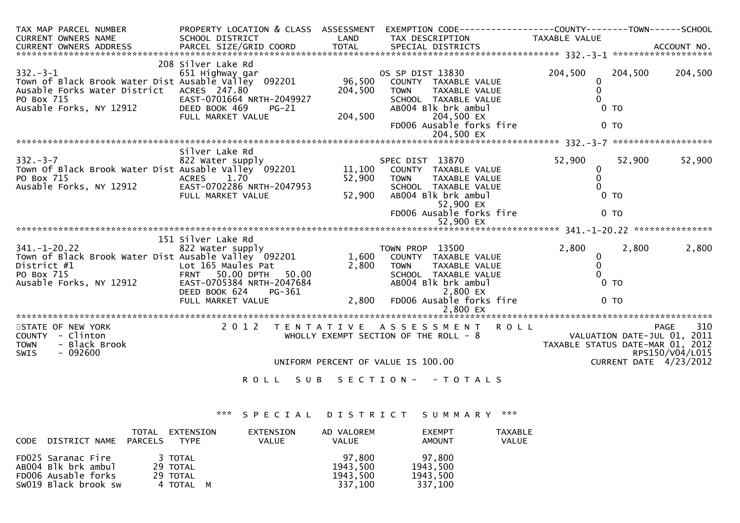```
TAX MAP PARCEL NUMBER          PROPERTY LOCATION & CLASS  ASSESSMENT  EXEMPTION CODE------------------COUNTY--------TOWN------SCHOOL
CURRENT OWNERS NAME            SCHOOL DISTRICT               LAND      TAX DESCRIPTION            TAXABLE VALUE
CURRENT OWNERS ADDRESS         PARCEL SIZE/GRID COORD        TOTAL     SPECIAL DISTRICTS                                   ACCOUNT NO.
******************************************************************************************************* 332.-3-1 ******************
                               208 Silver Lake Rd
332.-3-1                       651 Highway gar                        OS SP DIST 13830            204,500     204,500     204,500
Town of Black Brook Water Dist Ausable Valley  092201       96,500    COUNTY  TAXABLE VALUE            0
Ausable Forks Water District   ACRES 247.80               204,500    TOWN    TAXABLE VALUE            0
PO Box 715                     EAST-0701664 NRTH-2049927              SCHOOL  TAXABLE VALUE            0
Ausable Forks, NY 12912        DEED BOOK 469    PG-21                 AB004 Blk brk ambul               0 TO
                               FULL MARKET VALUE          204,500          204,500 EX
                                                                      FD006 Ausable forks fire          0 TO
                                                                           204,500 EX
******************************************************************************************************* 332.-3-7 ******************
                               Silver Lake Rd
332.-3-7                       822 Water supply                       SPEC DIST  13870             52,900      52,900      52,900
Town Of Black Brook Water Dist Ausable Valley  092201       11,100    COUNTY  TAXABLE VALUE            0
PO Box 715                     ACRES    1.70               52,900    TOWN    TAXABLE VALUE            0
Ausable Forks, NY 12912        EAST-0702286 NRTH-2047953              SCHOOL  TAXABLE VALUE            0
                               FULL MARKET VALUE           52,900    AB004 Blk brk ambul               0 TO
                                                                           52,900 EX
                                                                      FD006 Ausable forks fire          0 TO
                                                                           52,900 EX
******************************************************************************************************* 341.-1-20.22 **************
                               151 Silver Lake Rd
341.-1-20.22                   822 Water supply                       TOWN PROP  13500              2,800       2,800       2,800
Town of Black Brook Water Dist Ausable Valley  092201        1,600    COUNTY  TAXABLE VALUE            0
District #1                    Lot 165 Maules Pat           2,800    TOWN    TAXABLE VALUE            0
PO Box 715                     FRNT   50.00 DPTH   50.00              SCHOOL  TAXABLE VALUE            0
Ausable Forks, NY 12912        EAST-0705384 NRTH-2047684              AB004 Blk brk ambul               0 TO
                               DEED BOOK 624    PG-361                     2,800 EX
                               FULL MARKET VALUE            2,800    FD006 Ausable forks fire          0 TO
                                                                           2,800 EX
***********************************************************************************************************************************
```

STATE OF NEW YORK — 2012 TENTATIVE ASSESSMENT ROLL
COUNTY - Clinton — WHOLLY EXEMPT SECTION OF THE ROLL - 8 — VALUATION DATE-JUL 01, 2011
TOWN - Black Brook — TAXABLE STATUS DATE-MAR 01, 2012
SWIS - 092600 — RPS150/V04/L015
UNIFORM PERCENT OF VALUE IS 100.00 — CURRENT DATE 4/23/2012

ROLL SUB SECTION- - TOTALS

*** SPECIAL DISTRICT SUMMARY ***

| CODE DISTRICT NAME | TOTAL PARCELS | EXTENSION TYPE | EXTENSION VALUE | AD VALOREM VALUE | EXEMPT AMOUNT | TAXABLE VALUE |
|---|---|---|---|---|---|---|
| FD025 Saranac fire | 3 | TOTAL | | 97,800 | 97,800 | |
| AB004 Blk brk ambul | 29 | TOTAL | | 1943,500 | 1943,500 | |
| FD006 Ausable forks | 29 | TOTAL | | 1943,500 | 1943,500 | |
| SW019 Black brook sw | 4 | TOTAL M | | 337,100 | 337,100 | |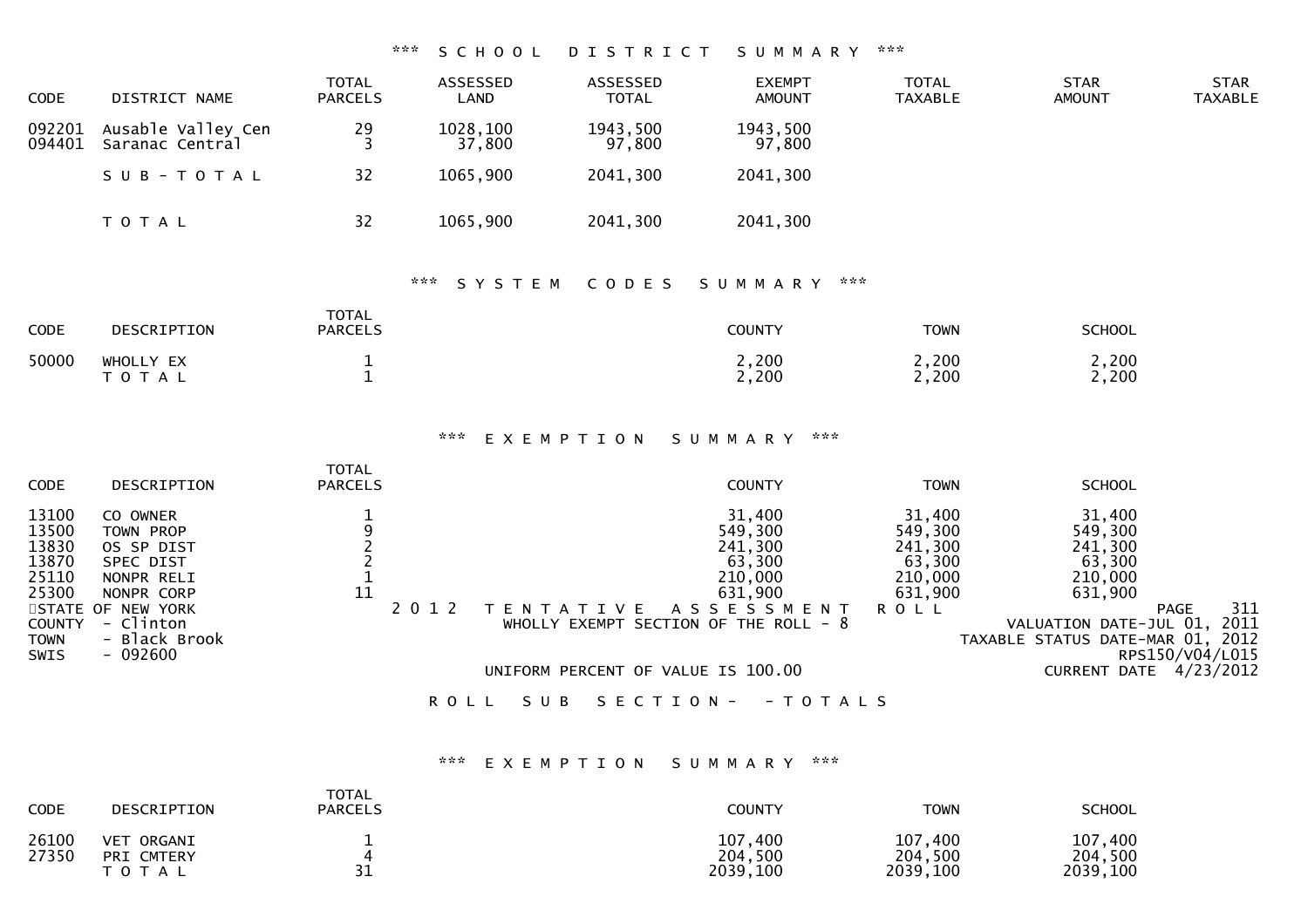### *** SCHOOL DISTRICT SUMMARY ***

| CODE | DISTRICT NAME | TOTAL PARCELS | ASSESSED LAND | ASSESSED TOTAL | EXEMPT AMOUNT | TOTAL TAXABLE | STAR AMOUNT | STAR TAXABLE |
|---|---|---|---|---|---|---|---|---|
| 092201 | Ausable Valley Cen | 29 | 1028,100 | 1943,500 | 1943,500 | | | |
| 094401 | Saranac Central | 3 | 37,800 | 97,800 | 97,800 | | | |
| | S U B - T O T A L | 32 | 1065,900 | 2041,300 | 2041,300 | | | |
| | T O T A L | 32 | 1065,900 | 2041,300 | 2041,300 | | | |

### *** SYSTEM CODES SUMMARY ***

| CODE | DESCRIPTION | TOTAL PARCELS | COUNTY | TOWN | SCHOOL |
|---|---|---|---|---|---|
| 50000 | WHOLLY EX | 1 | 2,200 | 2,200 | 2,200 |
| | T O T A L | 1 | 2,200 | 2,200 | 2,200 |

### *** EXEMPTION SUMMARY ***

| CODE | DESCRIPTION | TOTAL PARCELS | COUNTY | TOWN | SCHOOL |
|---|---|---|---|---|---|
| 13100 | CO OWNER | 1 | 31,400 | 31,400 | 31,400 |
| 13500 | TOWN PROP | 9 | 549,300 | 549,300 | 549,300 |
| 13830 | OS SP DIST | 2 | 241,300 | 241,300 | 241,300 |
| 13870 | SPEC DIST | 2 | 63,300 | 63,300 | 63,300 |
| 25110 | NONPR RELI | 1 | 210,000 | 210,000 | 210,000 |
| 25300 | NONPR CORP | 11 | 631,900 | 631,900 | 631,900 |

STATE OF NEW YORK
COUNTY - Clinton
TOWN - Black Brook
SWIS - 092600

2 0 1 2 T E N T A T I V E A S S E S S M E N T R O L L
WHOLLY EXEMPT SECTION OF THE ROLL - 8

UNIFORM PERCENT OF VALUE IS 100.00

PAGE 311
VALUATION DATE-JUL 01, 2011
TAXABLE STATUS DATE-MAR 01, 2012
RPS150/V04/L015
CURRENT DATE 4/23/2012

R O L L S U B S E C T I O N - - T O T A L S

### *** EXEMPTION SUMMARY ***

| CODE | DESCRIPTION | TOTAL PARCELS | COUNTY | TOWN | SCHOOL |
|---|---|---|---|---|---|
| 26100 | VET ORGANI | 1 | 107,400 | 107,400 | 107,400 |
| 27350 | PRI CMTERY | 4 | 204,500 | 204,500 | 204,500 |
| | T O T A L | 31 | 2039,100 | 2039,100 | 2039,100 |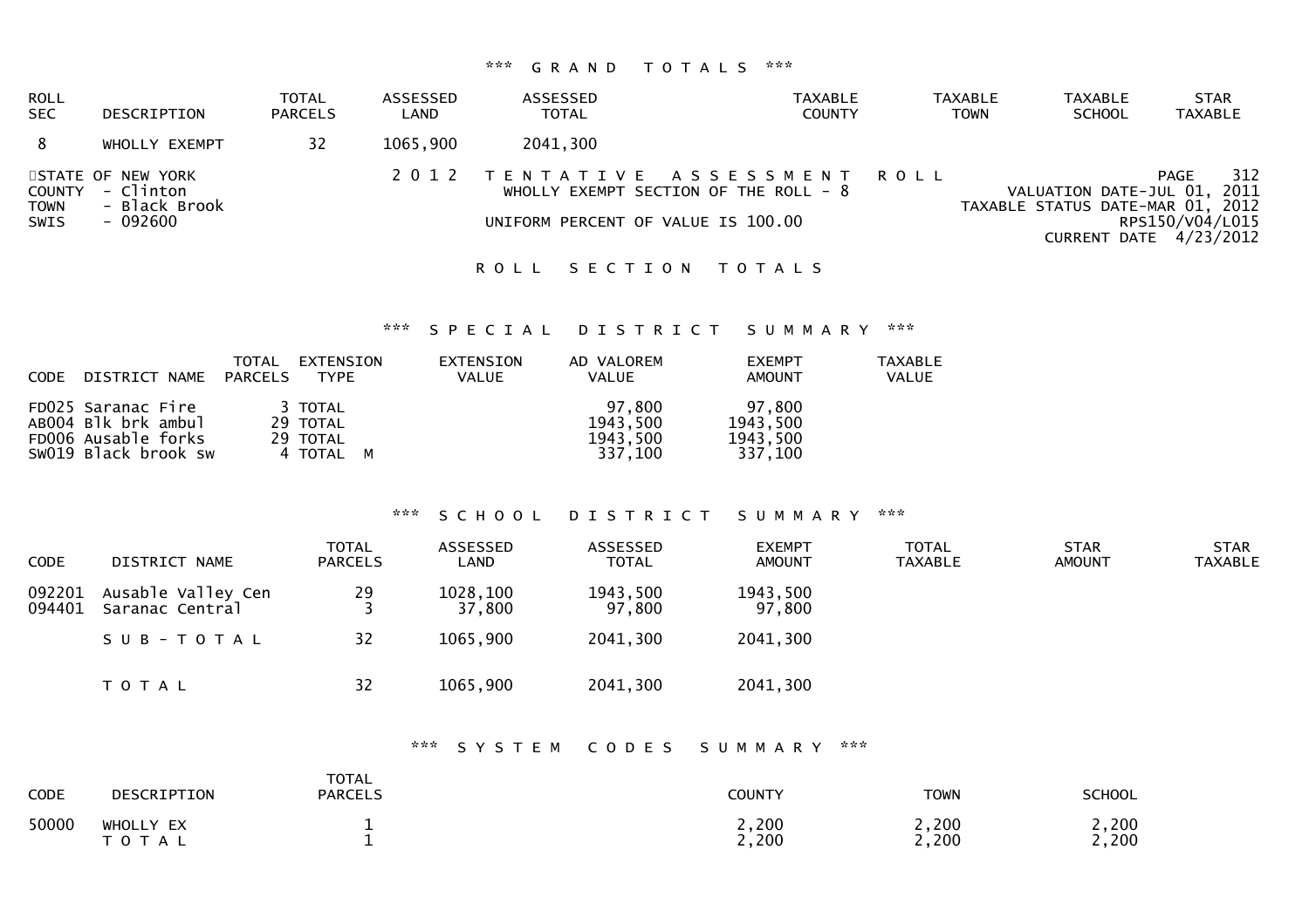*** GRAND TOTALS ***

| ROLL SEC | DESCRIPTION | TOTAL PARCELS | ASSESSED LAND | ASSESSED TOTAL | TAXABLE COUNTY | TAXABLE TOWN | TAXABLE SCHOOL | STAR TAXABLE |
|---|---|---|---|---|---|---|---|---|
| 8 | WHOLLY EXEMPT | 32 | 1065,900 | 2041,300 | | | | |

STATE OF NEW YORK
COUNTY - Clinton
TOWN - Black Brook
SWIS - 092600

2012 TENTATIVE ASSESSMENT ROLL
WHOLLY EXEMPT SECTION OF THE ROLL - 8

UNIFORM PERCENT OF VALUE IS 100.00

PAGE 312
VALUATION DATE-JUL 01, 2011
TAXABLE STATUS DATE-MAR 01, 2012
RPS150/V04/L015
CURRENT DATE 4/23/2012

ROLL SECTION TOTALS

*** SPECIAL DISTRICT SUMMARY ***

| CODE | DISTRICT NAME | TOTAL PARCELS | EXTENSION TYPE | EXTENSION VALUE | AD VALOREM VALUE | EXEMPT AMOUNT | TAXABLE VALUE |
|---|---|---|---|---|---|---|---|
| FD025 | Saranac Fire | 3 | TOTAL | | 97,800 | 97,800 | |
| AB004 | Blk brk ambul | 29 | TOTAL | | 1943,500 | 1943,500 | |
| FD006 | Ausable forks | 29 | TOTAL | | 1943,500 | 1943,500 | |
| SW019 | Black brook sw | 4 | TOTAL M | | 337,100 | 337,100 | |

*** SCHOOL DISTRICT SUMMARY ***

| CODE | DISTRICT NAME | TOTAL PARCELS | ASSESSED LAND | ASSESSED TOTAL | EXEMPT AMOUNT | TOTAL TAXABLE | STAR AMOUNT | STAR TAXABLE |
|---|---|---|---|---|---|---|---|---|
| 092201 | Ausable Valley Cen | 29 | 1028,100 | 1943,500 | 1943,500 | | | |
| 094401 | Saranac Central | 3 | 37,800 | 97,800 | 97,800 | | | |
| | SUB-TOTAL | 32 | 1065,900 | 2041,300 | 2041,300 | | | |
| | TOTAL | 32 | 1065,900 | 2041,300 | 2041,300 | | | |

*** SYSTEM CODES SUMMARY ***

| CODE | DESCRIPTION | TOTAL PARCELS | COUNTY | TOWN | SCHOOL |
|---|---|---|---|---|---|
| 50000 | WHOLLY EX | 1 | 2,200 | 2,200 | 2,200 |
| | TOTAL | 1 | 2,200 | 2,200 | 2,200 |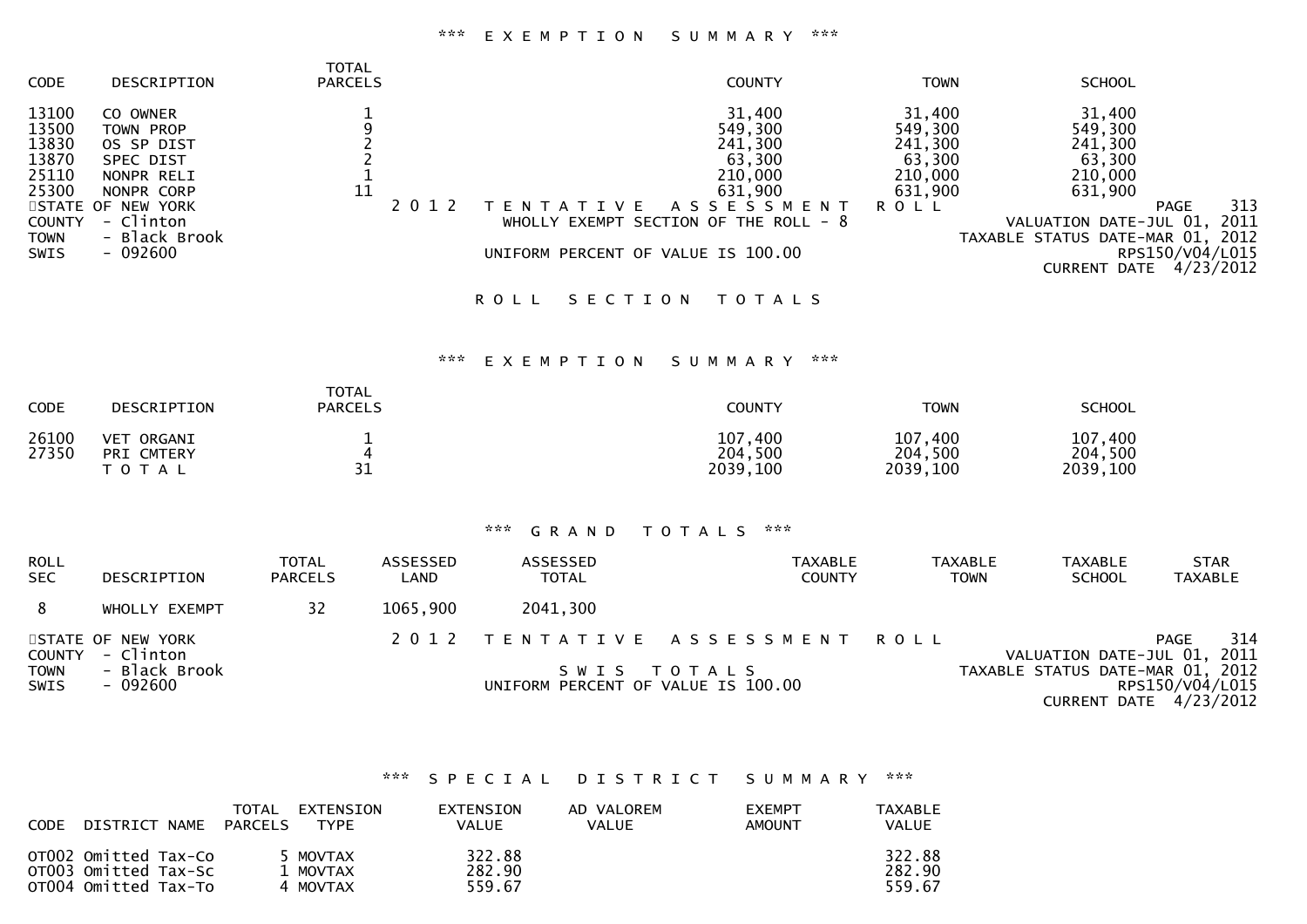*** EXEMPTION SUMMARY ***

| CODE | DESCRIPTION | TOTAL PARCELS | COUNTY | TOWN | SCHOOL |
|---|---|---|---|---|---|
| 13100 | CO OWNER | 1 | 31,400 | 31,400 | 31,400 |
| 13500 | TOWN PROP | 9 | 549,300 | 549,300 | 549,300 |
| 13830 | OS SP DIST | 2 | 241,300 | 241,300 | 241,300 |
| 13870 | SPEC DIST | 2 | 63,300 | 63,300 | 63,300 |
| 25110 | NONPR RELI | 1 | 210,000 | 210,000 | 210,000 |
| 25300 | NONPR CORP | 11 | 631,900 | 631,900 | 631,900 |

STATE OF NEW YORK — 2012 TENTATIVE ASSESSMENT ROLL — PAGE 313
COUNTY - Clinton — WHOLLY EXEMPT SECTION OF THE ROLL - 8 — VALUATION DATE-JUL 01, 2011
TOWN - Black Brook — TAXABLE STATUS DATE-MAR 01, 2012
SWIS - 092600 — UNIFORM PERCENT OF VALUE IS 100.00 — RPS150/V04/L015
CURRENT DATE 4/23/2012

ROLL SECTION TOTALS

*** EXEMPTION SUMMARY ***

| CODE | DESCRIPTION | TOTAL PARCELS | COUNTY | TOWN | SCHOOL |
|---|---|---|---|---|---|
| 26100 | VET ORGANI | 1 | 107,400 | 107,400 | 107,400 |
| 27350 | PRI CMTERY | 4 | 204,500 | 204,500 | 204,500 |
| | TOTAL | 31 | 2039,100 | 2039,100 | 2039,100 |

*** GRAND TOTALS ***

| ROLL SEC | DESCRIPTION | TOTAL PARCELS | ASSESSED LAND | ASSESSED TOTAL | TAXABLE COUNTY | TAXABLE TOWN | TAXABLE SCHOOL | STAR TAXABLE |
|---|---|---|---|---|---|---|---|---|
| 8 | WHOLLY EXEMPT | 32 | 1065,900 | 2041,300 | | | | |

STATE OF NEW YORK — 2012 TENTATIVE ASSESSMENT ROLL — PAGE 314
COUNTY - Clinton — VALUATION DATE-JUL 01, 2011
TOWN - Black Brook — SWIS TOTALS — TAXABLE STATUS DATE-MAR 01, 2012
SWIS - 092600 — UNIFORM PERCENT OF VALUE IS 100.00 — RPS150/V04/L015
CURRENT DATE 4/23/2012

*** SPECIAL DISTRICT SUMMARY ***

| CODE | DISTRICT NAME | TOTAL PARCELS | EXTENSION TYPE | EXTENSION VALUE | AD VALOREM VALUE | EXEMPT AMOUNT | TAXABLE VALUE |
|---|---|---|---|---|---|---|---|
| OT002 | Omitted Tax-Co | 5 | MOVTAX | 322.88 | | | 322.88 |
| OT003 | Omitted Tax-Sc | 1 | MOVTAX | 282.90 | | | 282.90 |
| OT004 | Omitted Tax-To | 4 | MOVTAX | 559.67 | | | 559.67 |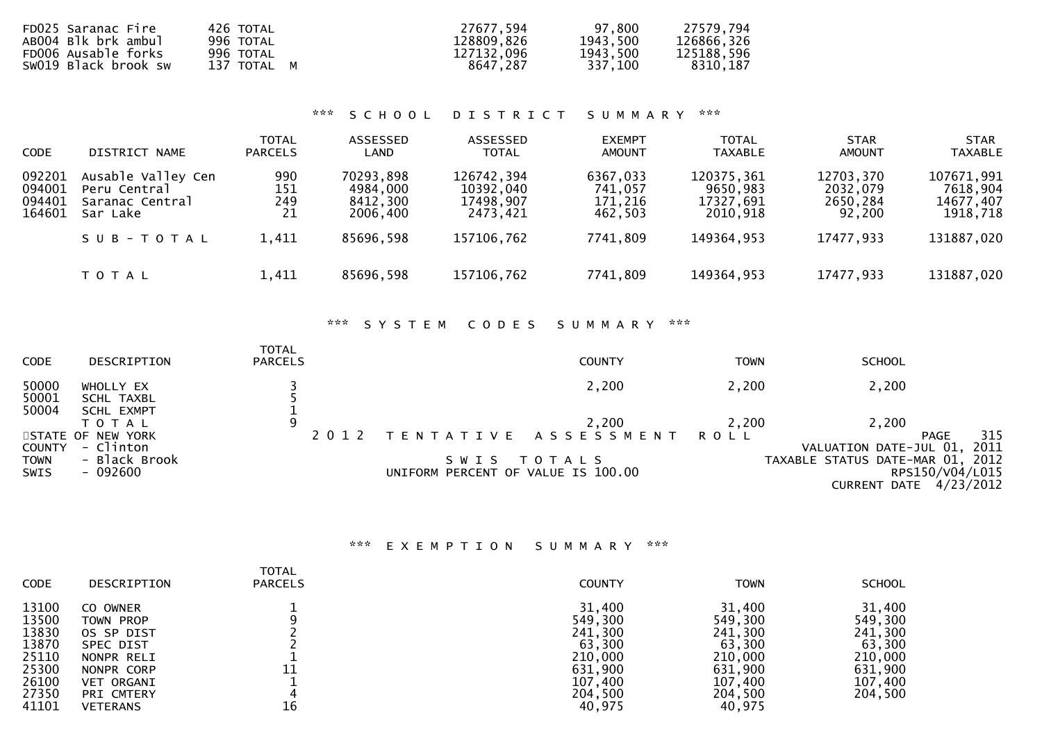| | | | | |
|---|---|---|---|---|
| FD025 Saranac Fire | 426 TOTAL | 27677,594 | 97,800 | 27579,794 |
| AB004 Blk brk ambul | 996 TOTAL | 128809,826 | 1943,500 | 126866,326 |
| FD006 Ausable forks | 996 TOTAL | 127132,096 | 1943,500 | 125188,596 |
| SW019 Black brook sw | 137 TOTAL M | 8647,287 | 337,100 | 8310,187 |

### *** S C H O O L   D I S T R I C T   S U M M A R Y ***

| CODE | DISTRICT NAME | TOTAL PARCELS | ASSESSED LAND | ASSESSED TOTAL | EXEMPT AMOUNT | TOTAL TAXABLE | STAR AMOUNT | STAR TAXABLE |
|---|---|---|---|---|---|---|---|---|
| 092201 | Ausable Valley Cen | 990 | 70293,898 | 126742,394 | 6367,033 | 120375,361 | 12703,370 | 107671,991 |
| 094001 | Peru Central | 151 | 4984,000 | 10392,040 | 741,057 | 9650,983 | 2032,079 | 7618,904 |
| 094401 | Saranac Central | 249 | 8412,300 | 17498,907 | 171,216 | 17327,691 | 2650,284 | 14677,407 |
| 164601 | Sar Lake | 21 | 2006,400 | 2473,421 | 462,503 | 2010,918 | 92,200 | 1918,718 |
| | S U B - T O T A L | 1,411 | 85696,598 | 157106,762 | 7741,809 | 149364,953 | 17477,933 | 131887,020 |
| | T O T A L | 1,411 | 85696,598 | 157106,762 | 7741,809 | 149364,953 | 17477,933 | 131887,020 |

### *** S Y S T E M   C O D E S   S U M M A R Y ***

| CODE | DESCRIPTION | TOTAL PARCELS | COUNTY | TOWN | SCHOOL |
|---|---|---|---|---|---|
| 50000 | WHOLLY EX | 3 | 2,200 | 2,200 | 2,200 |
| 50001 | SCHL TAXBL | 5 | | | |
| 50004 | SCHL EXMPT | 1 | | | |
| | T O T A L | 9 | 2,200 | 2,200 | 2,200 |

STATE OF NEW YORK
COUNTY - Clinton
TOWN - Black Brook
SWIS - 092600

2 0 1 2   T E N T A T I V E   A S S E S S M E N T   R O L L

S W I S   T O T A L S

UNIFORM PERCENT OF VALUE IS 100.00

VALUATION DATE-JUL 01, 2011
TAXABLE STATUS DATE-MAR 01, 2012
RPS150/V04/L015
CURRENT DATE 4/23/2012

### *** E X E M P T I O N   S U M M A R Y ***

| CODE | DESCRIPTION | TOTAL PARCELS | COUNTY | TOWN | SCHOOL |
|---|---|---|---|---|---|
| 13100 | CO OWNER | 1 | 31,400 | 31,400 | 31,400 |
| 13500 | TOWN PROP | 9 | 549,300 | 549,300 | 549,300 |
| 13830 | OS SP DIST | 2 | 241,300 | 241,300 | 241,300 |
| 13870 | SPEC DIST | 2 | 63,300 | 63,300 | 63,300 |
| 25110 | NONPR RELI | 1 | 210,000 | 210,000 | 210,000 |
| 25300 | NONPR CORP | 11 | 631,900 | 631,900 | 631,900 |
| 26100 | VET ORGANI | 1 | 107,400 | 107,400 | 107,400 |
| 27350 | PRI CMTERY | 4 | 204,500 | 204,500 | 204,500 |
| 41101 | VETERANS | 16 | 40,975 | 40,975 | |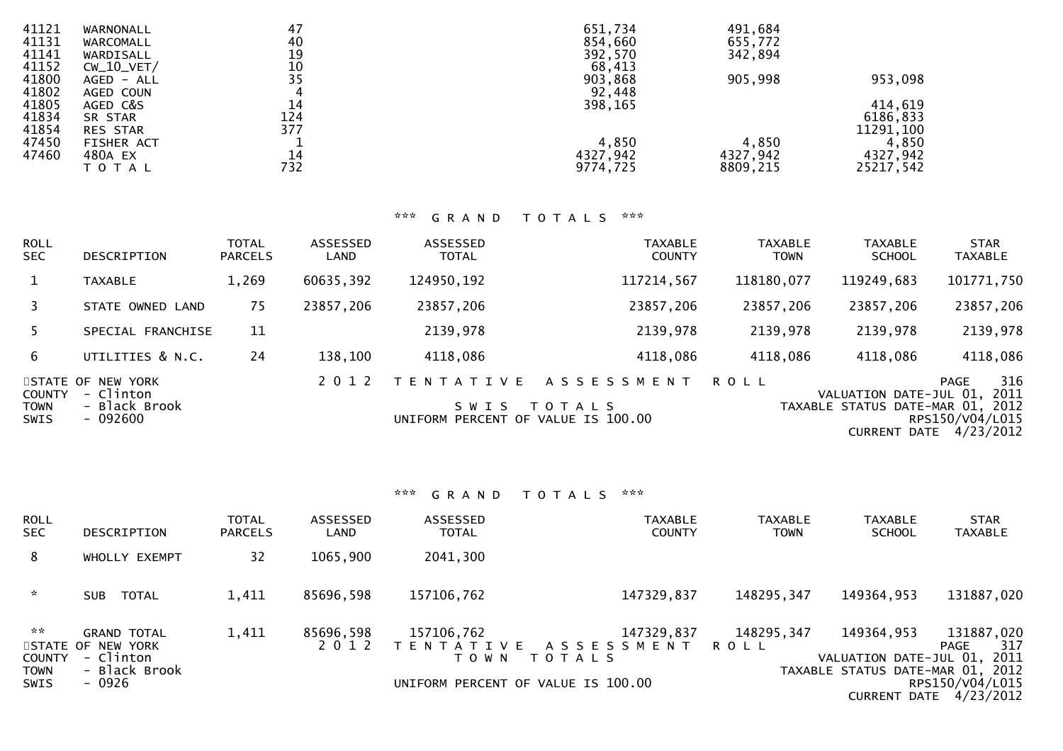| CODE | DESCRIPTION | TOTAL PARCELS | COUNTY | TOWN | SCHOOL |
|---|---|---|---|---|---|
| 41121 | WARNONALL | 47 | 651,734 | 491,684 | |
| 41131 | WARCOMALL | 40 | 854,660 | 655,772 | |
| 41141 | WARDISALL | 19 | 392,570 | 342,894 | |
| 41152 | CW_10_VET/ | 10 | 68,413 | | |
| 41800 | AGED - ALL | 35 | 903,868 | 905,998 | 953,098 |
| 41802 | AGED COUN | 4 | 92,448 | | |
| 41805 | AGED C&S | 14 | 398,165 | | 414,619 |
| 41834 | SR STAR | 124 | | | 6186,833 |
| 41854 | RES STAR | 377 | | | 11291,100 |
| 47450 | FISHER ACT | 1 | 4,850 | 4,850 | 4,850 |
| 47460 | 480A EX | 14 | 4327,942 | 4327,942 | 4327,942 |
| | T O T A L | 732 | 9774,725 | 8809,215 | 25217,542 |

*** G R A N D  T O T A L S ***

| ROLL SEC | DESCRIPTION | TOTAL PARCELS | ASSESSED LAND | ASSESSED TOTAL | TAXABLE COUNTY | TAXABLE TOWN | TAXABLE SCHOOL | STAR TAXABLE |
|---|---|---|---|---|---|---|---|---|
| 1 | TAXABLE | 1,269 | 60635,392 | 124950,192 | 117214,567 | 118180,077 | 119249,683 | 101771,750 |
| 3 | STATE OWNED LAND | 75 | 23857,206 | 23857,206 | 23857,206 | 23857,206 | 23857,206 | 23857,206 |
| 5 | SPECIAL FRANCHISE | 11 | | 2139,978 | 2139,978 | 2139,978 | 2139,978 | 2139,978 |
| 6 | UTILITIES & N.C. | 24 | 138,100 | 4118,086 | 4118,086 | 4118,086 | 4118,086 | 4118,086 |

STATE OF NEW YORK — 2 0 1 2 T E N T A T I V E A S S E S S M E N T R O L L
COUNTY - Clinton
TOWN - Black Brook
SWIS - 092600
S W I S T O T A L S
UNIFORM PERCENT OF VALUE IS 100.00
VALUATION DATE-JUL 01, 2011
TAXABLE STATUS DATE-MAR 01, 2012
RPS150/V04/L015
CURRENT DATE 4/23/2012

*** G R A N D  T O T A L S ***

| ROLL SEC | DESCRIPTION | TOTAL PARCELS | ASSESSED LAND | ASSESSED TOTAL | TAXABLE COUNTY | TAXABLE TOWN | TAXABLE SCHOOL | STAR TAXABLE |
|---|---|---|---|---|---|---|---|---|
| 8 | WHOLLY EXEMPT | 32 | 1065,900 | 2041,300 | | | | |
| * | SUB TOTAL | 1,411 | 85696,598 | 157106,762 | 147329,837 | 148295,347 | 149364,953 | 131887,020 |
| ** | GRAND TOTAL | 1,411 | 85696,598 | 157106,762 | 147329,837 | 148295,347 | 149364,953 | 131887,020 |

STATE OF NEW YORK — 2 0 1 2 T E N T A T I V E A S S E S S M E N T R O L L
COUNTY - Clinton
TOWN - Black Brook
SWIS - 0926
T O W N T O T A L S
UNIFORM PERCENT OF VALUE IS 100.00
VALUATION DATE-JUL 01, 2011
TAXABLE STATUS DATE-MAR 01, 2012
RPS150/V04/L015
CURRENT DATE 4/23/2012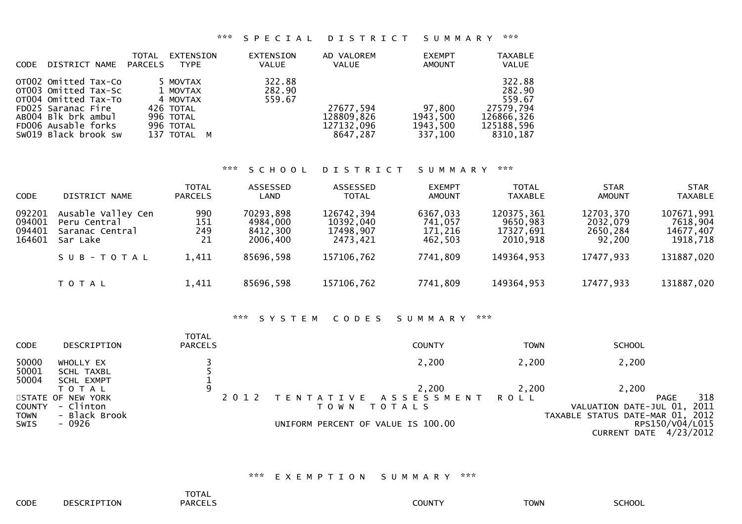## *** SPECIAL DISTRICT SUMMARY ***

| CODE | DISTRICT NAME | TOTAL PARCELS | EXTENSION TYPE | EXTENSION VALUE | AD VALOREM VALUE | EXEMPT AMOUNT | TAXABLE VALUE |
|---|---|---|---|---|---|---|---|
| OT002 | Omitted Tax-Co | 5 | MOVTAX | 322.88 | | | 322.88 |
| OT003 | Omitted Tax-Sc | 1 | MOVTAX | 282.90 | | | 282.90 |
| OT004 | Omitted Tax-To | 4 | MOVTAX | 559.67 | | | 559.67 |
| FD025 | Saranac Fire | 426 | TOTAL | | 27677,594 | 97,800 | 27579,794 |
| AB004 | Blk brk ambul | 996 | TOTAL | | 128809,826 | 1943,500 | 126866,326 |
| FD006 | Ausable forks | 996 | TOTAL | | 127132,096 | 1943,500 | 125188,596 |
| SW019 | Black brook sw | 137 | TOTAL M | | 8647,287 | 337,100 | 8310,187 |

## *** SCHOOL DISTRICT SUMMARY ***

| CODE | DISTRICT NAME | TOTAL PARCELS | ASSESSED LAND | ASSESSED TOTAL | EXEMPT AMOUNT | TOTAL TAXABLE | STAR AMOUNT | STAR TAXABLE |
|---|---|---|---|---|---|---|---|---|
| 092201 | Ausable Valley Cen | 990 | 70293,898 | 126742,394 | 6367,033 | 120375,361 | 12703,370 | 107671,991 |
| 094001 | Peru Central | 151 | 4984,000 | 10392,040 | 741,057 | 9650,983 | 2032,079 | 7618,904 |
| 094401 | Saranac Central | 249 | 8412,300 | 17498,907 | 171,216 | 17327,691 | 2650,284 | 14677,407 |
| 164601 | Sar Lake | 21 | 2006,400 | 2473,421 | 462,503 | 2010,918 | 92,200 | 1918,718 |
| | SUB-TOTAL | 1,411 | 85696,598 | 157106,762 | 7741,809 | 149364,953 | 17477,933 | 131887,020 |
| | TOTAL | 1,411 | 85696,598 | 157106,762 | 7741,809 | 149364,953 | 17477,933 | 131887,020 |

## *** SYSTEM CODES SUMMARY ***

| CODE | DESCRIPTION | TOTAL PARCELS | COUNTY | TOWN | SCHOOL |
|---|---|---|---|---|---|
| 50000 | WHOLLY EX | 3 | 2,200 | 2,200 | 2,200 |
| 50001 | SCHL TAXBL | 5 | | | |
| 50004 | SCHL EXMPT | 1 | | | |
| | TOTAL | 9 | 2,200 | 2,200 | 2,200 |

STATE OF NEW YORK
COUNTY - Clinton
TOWN - Black Brook
SWIS - 0926

2012 TENTATIVE ASSESSMENT ROLL
TOWN TOTALS
UNIFORM PERCENT OF VALUE IS 100.00

PAGE 318
VALUATION DATE-JUL 01, 2011
TAXABLE STATUS DATE-MAR 01, 2012
RPS150/V04/L015
CURRENT DATE 4/23/2012

## *** EXEMPTION SUMMARY ***

| CODE | DESCRIPTION | TOTAL PARCELS | COUNTY | TOWN | SCHOOL |
|---|---|---|---|---|---|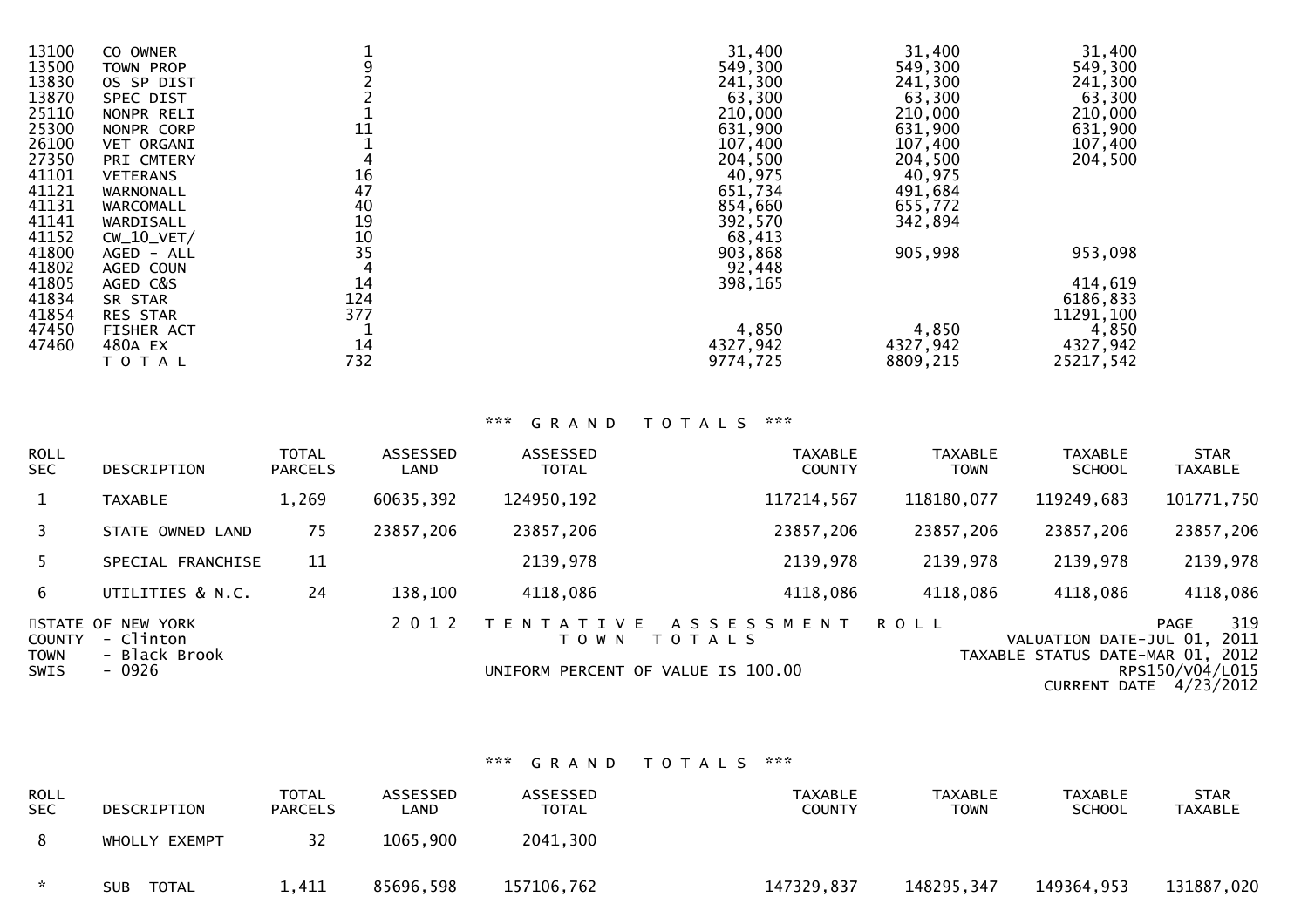| CODE | DESCRIPTION | TOTAL PARCELS | COUNTY | TOWN | SCHOOL |
|---|---|---|---|---|---|
| 13100 | CO OWNER | 1 | 31,400 | 31,400 | 31,400 |
| 13500 | TOWN PROP | 9 | 549,300 | 549,300 | 549,300 |
| 13830 | OS SP DIST | 2 | 241,300 | 241,300 | 241,300 |
| 13870 | SPEC DIST | 2 | 63,300 | 63,300 | 63,300 |
| 25110 | NONPR RELI | 1 | 210,000 | 210,000 | 210,000 |
| 25300 | NONPR CORP | 11 | 631,900 | 631,900 | 631,900 |
| 26100 | VET ORGANI | 1 | 107,400 | 107,400 | 107,400 |
| 27350 | PRI CMTERY | 4 | 204,500 | 204,500 | 204,500 |
| 41101 | VETERANS | 16 | 40,975 | 40,975 | |
| 41121 | WARNONALL | 47 | 651,734 | 491,684 | |
| 41131 | WARCOMALL | 40 | 854,660 | 655,772 | |
| 41141 | WARDISALL | 19 | 392,570 | 342,894 | |
| 41152 | CW_10_VET/ | 10 | 68,413 | | |
| 41800 | AGED - ALL | 35 | 903,868 | 905,998 | 953,098 |
| 41802 | AGED COUN | 4 | 92,448 | | |
| 41805 | AGED C&S | 14 | 398,165 | | 414,619 |
| 41834 | SR STAR | 124 | | | 6186,833 |
| 41854 | RES STAR | 377 | | | 11291,100 |
| 47450 | FISHER ACT | 1 | 4,850 | 4,850 | 4,850 |
| 47460 | 480A EX | 14 | 4327,942 | 4327,942 | 4327,942 |
| | T O T A L | 732 | 9774,725 | 8809,215 | 25217,542 |

\*\*\* G R A N D T O T A L S \*\*\*

| ROLL SEC | DESCRIPTION | TOTAL PARCELS | ASSESSED LAND | ASSESSED TOTAL | TAXABLE COUNTY | TAXABLE TOWN | TAXABLE SCHOOL | STAR TAXABLE |
|---|---|---|---|---|---|---|---|---|
| 1 | TAXABLE | 1,269 | 60635,392 | 124950,192 | 117214,567 | 118180,077 | 119249,683 | 101771,750 |
| 3 | STATE OWNED LAND | 75 | 23857,206 | 23857,206 | 23857,206 | 23857,206 | 23857,206 | 23857,206 |
| 5 | SPECIAL FRANCHISE | 11 | | 2139,978 | 2139,978 | 2139,978 | 2139,978 | 2139,978 |
| 6 | UTILITIES & N.C. | 24 | 138,100 | 4118,086 | 4118,086 | 4118,086 | 4118,086 | 4118,086 |

STATE OF NEW YORK — 2 0 1 2 T E N T A T I V E A S S E S S M E N T R O L L — PAGE 319
COUNTY - Clinton — T O W N T O T A L S — VALUATION DATE-JUL 01, 2011
TOWN - Black Brook — TAXABLE STATUS DATE-MAR 01, 2012
SWIS - 0926 — UNIFORM PERCENT OF VALUE IS 100.00 — RPS150/V04/L015
CURRENT DATE 4/23/2012

\*\*\* G R A N D T O T A L S \*\*\*

| ROLL SEC | DESCRIPTION | TOTAL PARCELS | ASSESSED LAND | ASSESSED TOTAL | TAXABLE COUNTY | TAXABLE TOWN | TAXABLE SCHOOL | STAR TAXABLE |
|---|---|---|---|---|---|---|---|---|
| 8 | WHOLLY EXEMPT | 32 | 1065,900 | 2041,300 | | | | |
| * | SUB TOTAL | 1,411 | 85696,598 | 157106,762 | 147329,837 | 148295,347 | 149364,953 | 131887,020 |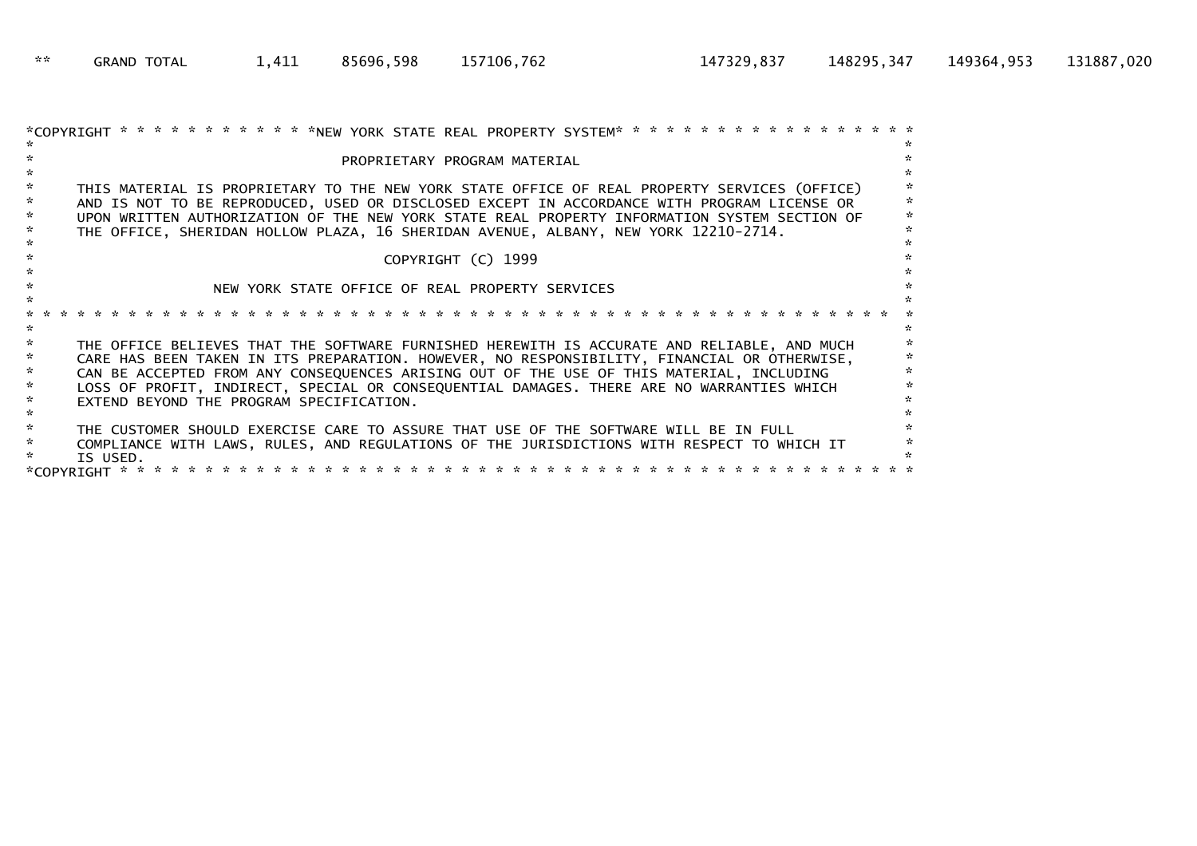| | | | | | | | | |
|---|---|---|---|---|---|---|---|---|
| ** | GRAND TOTAL | 1,411 | 85696,598 | 157106,762 | 147329,837 | 148295,347 | 149364,953 | 131887,020 |

```
*COPYRIGHT * * * * * * * * * * * *NEW YORK STATE REAL PROPERTY SYSTEM* * * * * * * * * * * * * * * * * *
*                                                                                                         *
*                                    PROPRIETARY PROGRAM MATERIAL                                         *
*                                                                                                         *
*     THIS MATERIAL IS PROPRIETARY TO THE NEW YORK STATE OFFICE OF REAL PROPERTY SERVICES (OFFICE)        *
*     AND IS NOT TO BE REPRODUCED, USED OR DISCLOSED EXCEPT IN ACCORDANCE WITH PROGRAM LICENSE OR         *
*     UPON WRITTEN AUTHORIZATION OF THE NEW YORK STATE REAL PROPERTY INFORMATION SYSTEM SECTION OF        *
*     THE OFFICE, SHERIDAN HOLLOW PLAZA, 16 SHERIDAN AVENUE, ALBANY, NEW YORK 12210-2714.                 *
*                                                                                                         *
*                                         COPYRIGHT (C) 1999                                              *
*                                                                                                         *
*                         NEW YORK STATE OFFICE OF REAL PROPERTY SERVICES                                 *
*                                                                                                         *
* * * * * * * * * * * * * * * * * * * * * * * * * * * * * * * * * * * * * * * * * * * * * * * * * * * * * *
*                                                                                                         *
*     THE OFFICE BELIEVES THAT THE SOFTWARE FURNISHED HEREWITH IS ACCURATE AND RELIABLE, AND MUCH          *
*     CARE HAS BEEN TAKEN IN ITS PREPARATION. HOWEVER, NO RESPONSIBILITY, FINANCIAL OR OTHERWISE,         *
*     CAN BE ACCEPTED FROM ANY CONSEQUENCES ARISING OUT OF THE USE OF THIS MATERIAL, INCLUDING            *
*     LOSS OF PROFIT, INDIRECT, SPECIAL OR CONSEQUENTIAL DAMAGES. THERE ARE NO WARRANTIES WHICH           *
*     EXTEND BEYOND THE PROGRAM SPECIFICATION.                                                            *
*                                                                                                         *
*     THE CUSTOMER SHOULD EXERCISE CARE TO ASSURE THAT USE OF THE SOFTWARE WILL BE IN FULL                *
*     COMPLIANCE WITH LAWS, RULES, AND REGULATIONS OF THE JURISDICTIONS WITH RESPECT TO WHICH IT           *
*     IS USED.                                                                                            *
*COPYRIGHT * * * * * * * * * * * * * * * * * * * * * * * * * * * * * * * * * * * * * * * * * * * * * * *
```